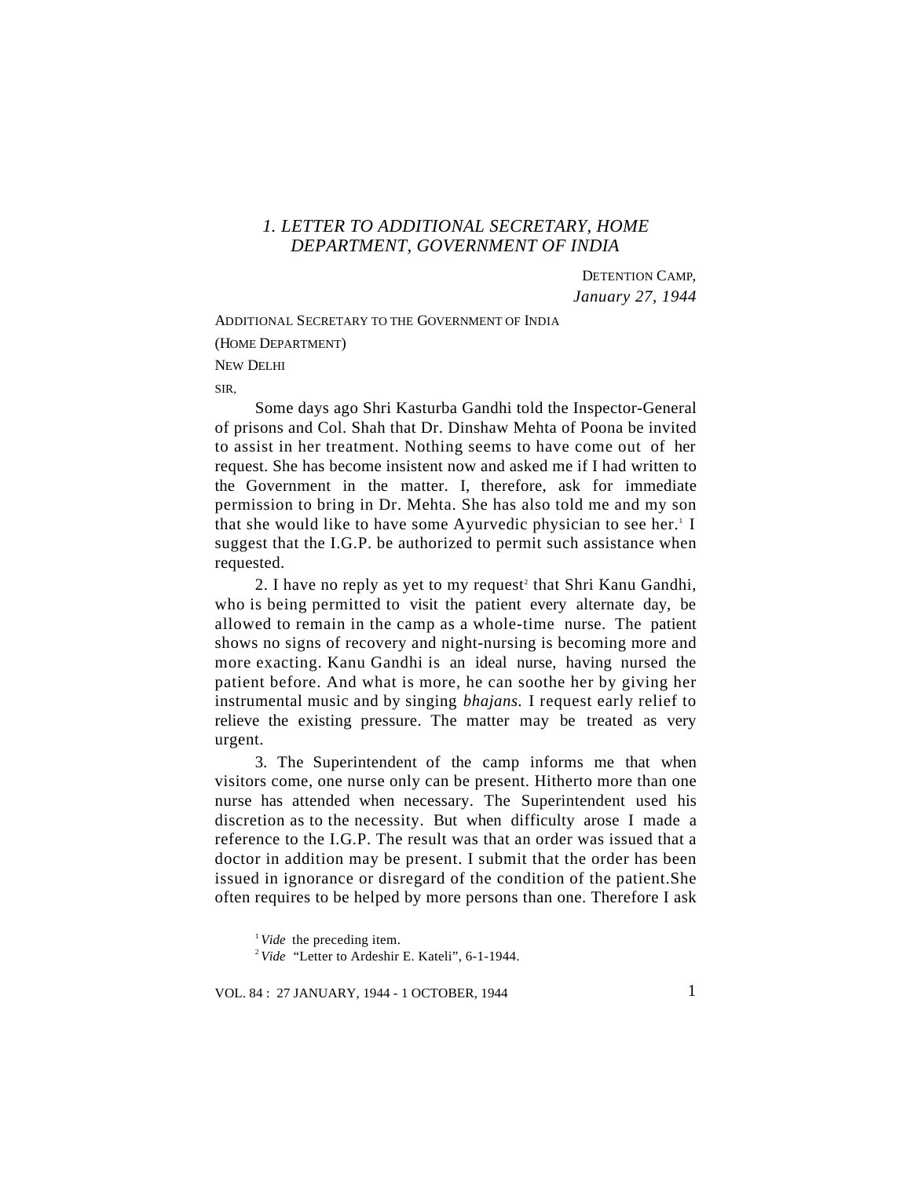## *1. LETTER TO ADDITIONAL SECRETARY, HOME DEPARTMENT, GOVERNMENT OF INDIA*

DETENTION CAMP,
*January 27, 1944*

ADDITIONAL SECRETARY TO THE GOVERNMENT OF INDIA
(HOME DEPARTMENT)
NEW DELHI

SIR,

Some days ago Shri Kasturba Gandhi told the Inspector-General of prisons and Col. Shah that Dr. Dinshaw Mehta of Poona be invited to assist in her treatment. Nothing seems to have come out of her request. She has become insistent now and asked me if I had written to the Government in the matter. I, therefore, ask for immediate permission to bring in Dr. Mehta. She has also told me and my son that she would like to have some Ayurvedic physician to see her.[1] I suggest that the I.G.P. be authorized to permit such assistance when requested.

2. I have no reply as yet to my request[2] that Shri Kanu Gandhi, who is being permitted to visit the patient every alternate day, be allowed to remain in the camp as a whole-time nurse. The patient shows no signs of recovery and night-nursing is becoming more and more exacting. Kanu Gandhi is an ideal nurse, having nursed the patient before. And what is more, he can soothe her by giving her instrumental music and by singing *bhajans.* I request early relief to relieve the existing pressure. The matter may be treated as very urgent.

3. The Superintendent of the camp informs me that when visitors come, one nurse only can be present. Hitherto more than one nurse has attended when necessary. The Superintendent used his discretion as to the necessity. But when difficulty arose I made a reference to the I.G.P. The result was that an order was issued that a doctor in addition may be present. I submit that the order has been issued in ignorance or disregard of the condition of the patient.She often requires to be helped by more persons than one. Therefore I ask

[1] *Vide* the preceding item.

[2] *Vide* "Letter to Ardeshir E. Kateli", 6-1-1944.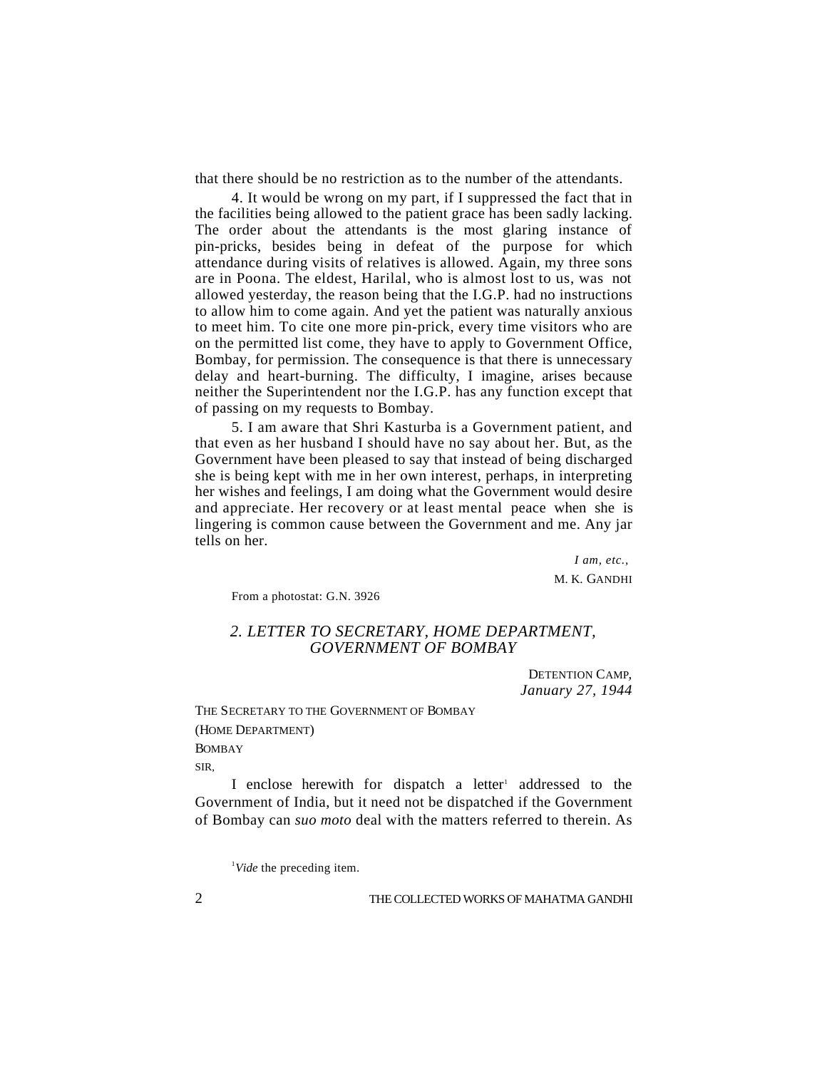that there should be no restriction as to the number of the attendants.

4. It would be wrong on my part, if I suppressed the fact that in the facilities being allowed to the patient grace has been sadly lacking. The order about the attendants is the most glaring instance of pin-pricks, besides being in defeat of the purpose for which attendance during visits of relatives is allowed. Again, my three sons are in Poona. The eldest, Harilal, who is almost lost to us, was not allowed yesterday, the reason being that the I.G.P. had no instructions to allow him to come again. And yet the patient was naturally anxious to meet him. To cite one more pin-prick, every time visitors who are on the permitted list come, they have to apply to Government Office, Bombay, for permission. The consequence is that there is unnecessary delay and heart-burning. The difficulty, I imagine, arises because neither the Superintendent nor the I.G.P. has any function except that of passing on my requests to Bombay.

5. I am aware that Shri Kasturba is a Government patient, and that even as her husband I should have no say about her. But, as the Government have been pleased to say that instead of being discharged she is being kept with me in her own interest, perhaps, in interpreting her wishes and feelings, I am doing what the Government would desire and appreciate. Her recovery or at least mental peace when she is lingering is common cause between the Government and me. Any jar tells on her.

*I am, etc.,*
M. K. GANDHI

From a photostat: G.N. 3926

## *2. LETTER TO SECRETARY, HOME DEPARTMENT, GOVERNMENT OF BOMBAY*

DETENTION CAMP,
*January 27, 1944*

THE SECRETARY TO THE GOVERNMENT OF BOMBAY
(HOME DEPARTMENT)
BOMBAY

SIR,

I enclose herewith for dispatch a letter[1] addressed to the Government of India, but it need not be dispatched if the Government of Bombay can *suo moto* deal with the matters referred to therein. As

[1] *Vide* the preceding item.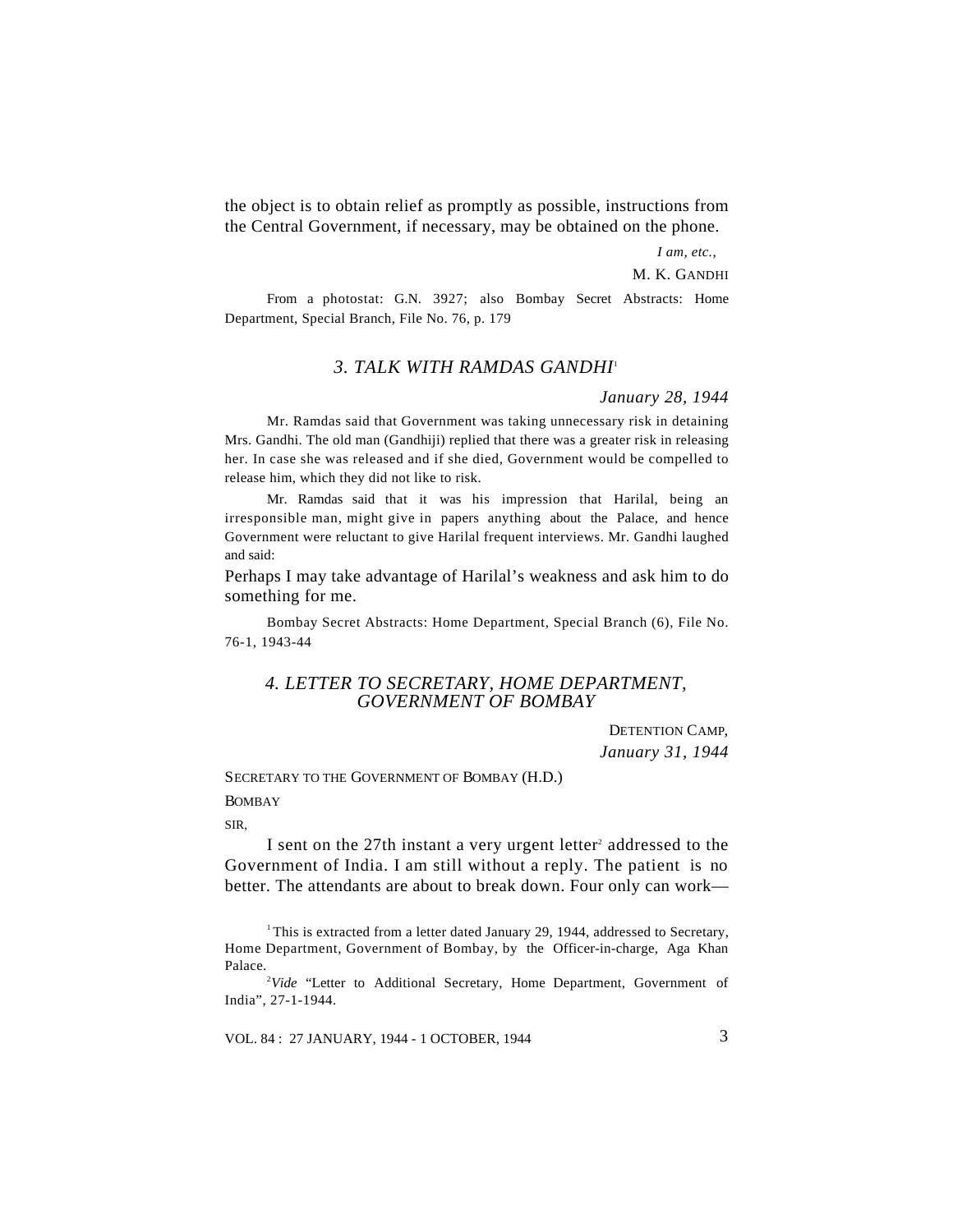the object is to obtain relief as promptly as possible, instructions from the Central Government, if necessary, may be obtained on the phone.

*I am, etc.,*

M. K. GANDHI

From a photostat: G.N. 3927; also Bombay Secret Abstracts: Home Department, Special Branch, File No. 76, p. 179

### *3. TALK WITH RAMDAS GANDHI*[1]

*January 28, 1944*

Mr. Ramdas said that Government was taking unnecessary risk in detaining Mrs. Gandhi. The old man (Gandhiji) replied that there was a greater risk in releasing her. In case she was released and if she died, Government would be compelled to release him, which they did not like to risk.

Mr. Ramdas said that it was his impression that Harilal, being an irresponsible man, might give in papers anything about the Palace, and hence Government were reluctant to give Harilal frequent interviews. Mr. Gandhi laughed and said:

Perhaps I may take advantage of Harilal's weakness and ask him to do something for me.

Bombay Secret Abstracts: Home Department, Special Branch (6), File No. 76-1, 1943-44

### *4. LETTER TO SECRETARY, HOME DEPARTMENT, GOVERNMENT OF BOMBAY*

DETENTION CAMP,
*January 31, 1944*

SECRETARY TO THE GOVERNMENT OF BOMBAY (H.D.)

BOMBAY

SIR,

I sent on the 27th instant a very urgent letter[2] addressed to the Government of India. I am still without a reply. The patient is no better. The attendants are about to break down. Four only can work—

---

[1] This is extracted from a letter dated January 29, 1944, addressed to Secretary, Home Department, Government of Bombay, by the Officer-in-charge, Aga Khan Palace.

[2] *Vide* "Letter to Additional Secretary, Home Department, Government of India", 27-1-1944.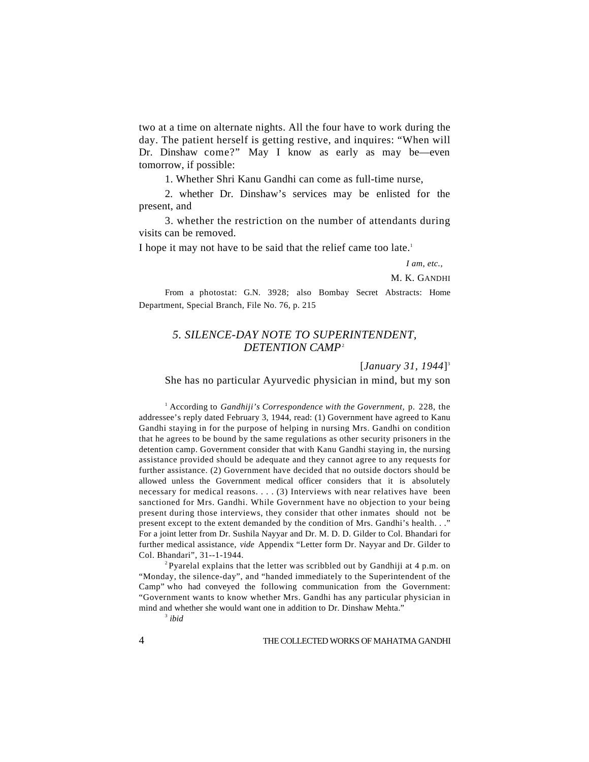two at a time on alternate nights. All the four have to work during the day. The patient herself is getting restive, and inquires: "When will Dr. Dinshaw come?" May I know as early as may be—even tomorrow, if possible:

1. Whether Shri Kanu Gandhi can come as full-time nurse,

2. whether Dr. Dinshaw's services may be enlisted for the present, and

3. whether the restriction on the number of attendants during visits can be removed.

I hope it may not have to be said that the relief came too late.[1]

*I am, etc.,*

M. K. GANDHI

From a photostat: G.N. 3928; also Bombay Secret Abstracts: Home Department, Special Branch, File No. 76, p. 215

## 5. SILENCE-DAY NOTE TO SUPERINTENDENT, DETENTION CAMP[2]

[*January 31, 1944*][3]

She has no particular Ayurvedic physician in mind, but my son

---

[1] According to *Gandhiji's Correspondence with the Government,* p. 228, the addressee's reply dated February 3, 1944, read: (1) Government have agreed to Kanu Gandhi staying in for the purpose of helping in nursing Mrs. Gandhi on condition that he agrees to be bound by the same regulations as other security prisoners in the detention camp. Government consider that with Kanu Gandhi staying in, the nursing assistance provided should be adequate and they cannot agree to any requests for further assistance. (2) Government have decided that no outside doctors should be allowed unless the Government medical officer considers that it is absolutely necessary for medical reasons. . . . (3) Interviews with near relatives have been sanctioned for Mrs. Gandhi. While Government have no objection to your being present during those interviews, they consider that other inmates should not be present except to the extent demanded by the condition of Mrs. Gandhi's health. . ." For a joint letter from Dr. Sushila Nayyar and Dr. M. D. D. Gilder to Col. Bhandari for further medical assistance, *vide* Appendix "Letter form Dr. Nayyar and Dr. Gilder to Col. Bhandari", 31--1-1944.

[2] Pyarelal explains that the letter was scribbled out by Gandhiji at 4 p.m. on "Monday, the silence-day", and "handed immediately to the Superintendent of the Camp" who had conveyed the following communication from the Government: "Government wants to know whether Mrs. Gandhi has any particular physician in mind and whether she would want one in addition to Dr. Dinshaw Mehta."

[3] *ibid*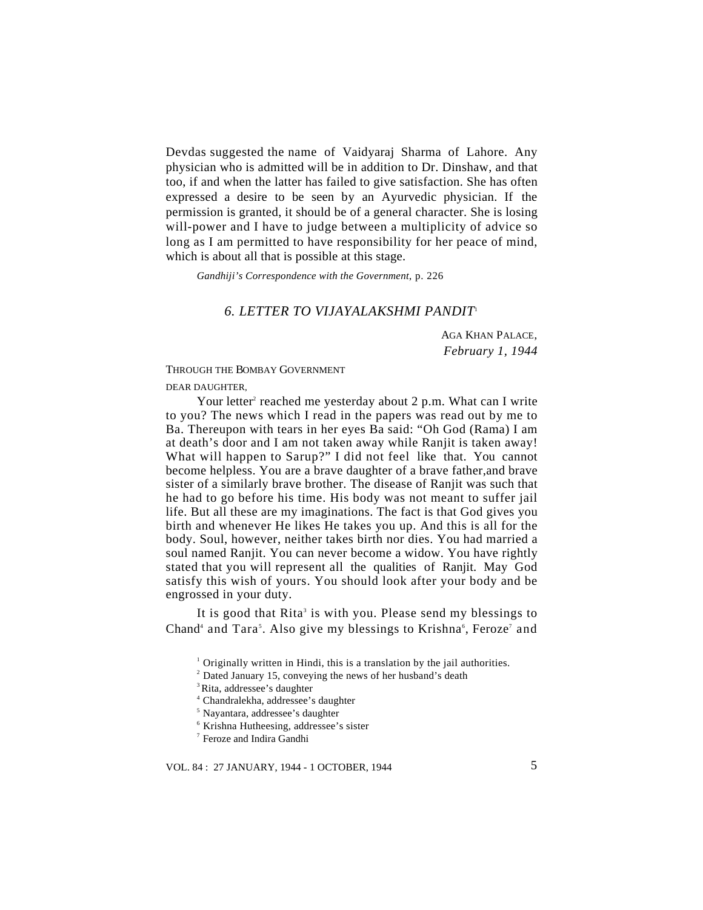Devdas suggested the name of Vaidyaraj Sharma of Lahore. Any physician who is admitted will be in addition to Dr. Dinshaw, and that too, if and when the latter has failed to give satisfaction. She has often expressed a desire to be seen by an Ayurvedic physician. If the permission is granted, it should be of a general character. She is losing will-power and I have to judge between a multiplicity of advice so long as I am permitted to have responsibility for her peace of mind, which is about all that is possible at this stage.

*Gandhiji's Correspondence with the Government*, p. 226

## *6. LETTER TO VIJAYALAKSHMI PANDIT*[1]

AGA KHAN PALACE,
*February 1, 1944*

THROUGH THE BOMBAY GOVERNMENT

DEAR DAUGHTER,

Your letter[2] reached me yesterday about 2 p.m. What can I write to you? The news which I read in the papers was read out by me to Ba. Thereupon with tears in her eyes Ba said: "Oh God (Rama) I am at death's door and I am not taken away while Ranjit is taken away! What will happen to Sarup?" I did not feel like that. You cannot become helpless. You are a brave daughter of a brave father,and brave sister of a similarly brave brother. The disease of Ranjit was such that he had to go before his time. His body was not meant to suffer jail life. But all these are my imaginations. The fact is that God gives you birth and whenever He likes He takes you up. And this is all for the body. Soul, however, neither takes birth nor dies. You had married a soul named Ranjit. You can never become a widow. You have rightly stated that you will represent all the qualities of Ranjit. May God satisfy this wish of yours. You should look after your body and be engrossed in your duty.

It is good that Rita[3] is with you. Please send my blessings to Chand[4] and Tara[5]. Also give my blessings to Krishna[6], Feroze[7] and

[1] Originally written in Hindi, this is a translation by the jail authorities.

[2] Dated January 15, conveying the news of her husband's death

[3] Rita, addressee's daughter

[4] Chandralekha, addressee's daughter

[5] Nayantara, addressee's daughter

[6] Krishna Hutheesing, addressee's sister

[7] Feroze and Indira Gandhi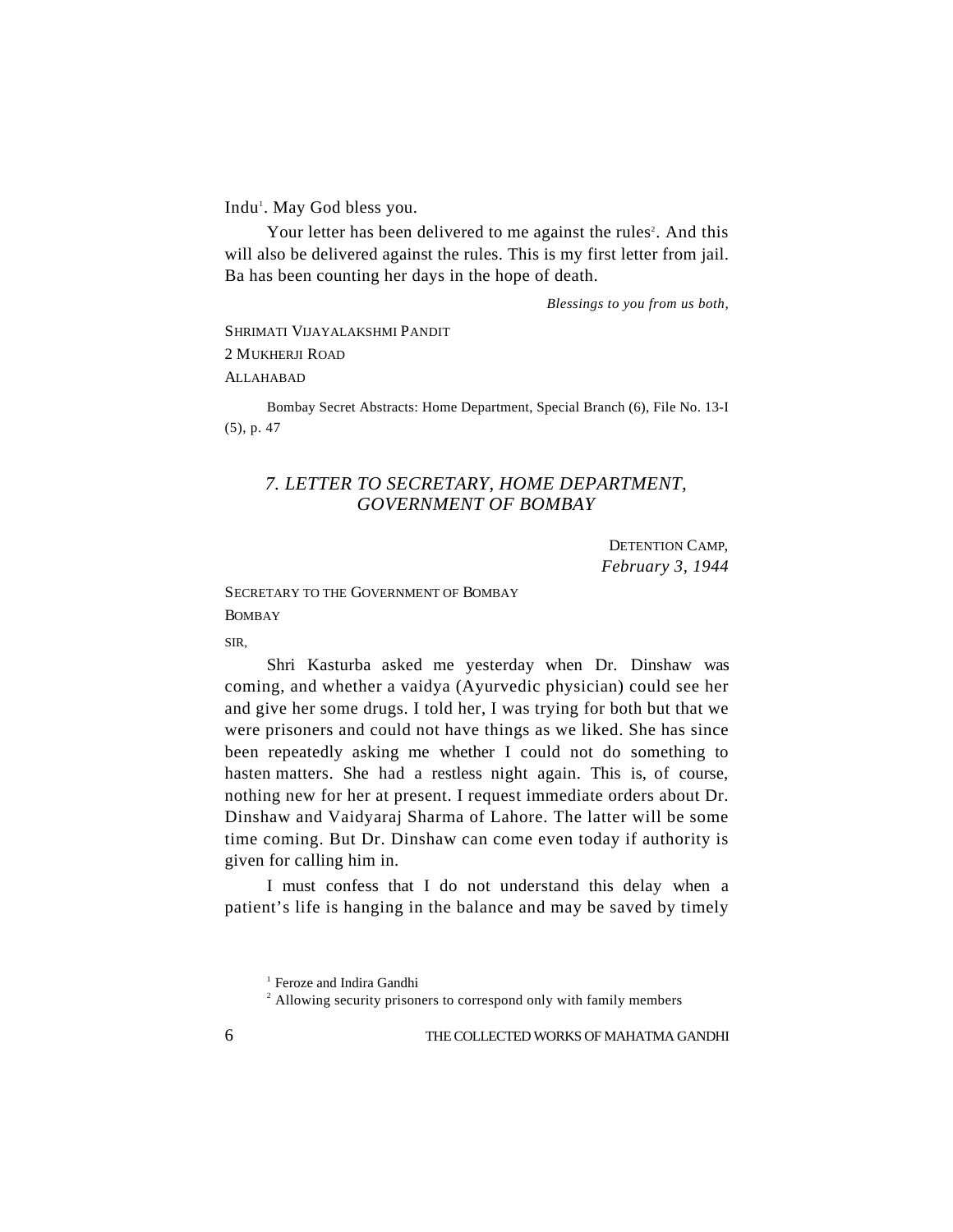Indu[1]. May God bless you.

Your letter has been delivered to me against the rules[2]. And this will also be delivered against the rules. This is my first letter from jail. Ba has been counting her days in the hope of death.

*Blessings to you from us both,*

SHRIMATI VIJAYALAKSHMI PANDIT
2 MUKHERJI ROAD
ALLAHABAD

Bombay Secret Abstracts: Home Department, Special Branch (6), File No. 13-I (5), p. 47

## *7. LETTER TO SECRETARY, HOME DEPARTMENT, GOVERNMENT OF BOMBAY*

DETENTION CAMP,
*February 3, 1944*

SECRETARY TO THE GOVERNMENT OF BOMBAY
BOMBAY

SIR,

Shri Kasturba asked me yesterday when Dr. Dinshaw was coming, and whether a vaidya (Ayurvedic physician) could see her and give her some drugs. I told her, I was trying for both but that we were prisoners and could not have things as we liked. She has since been repeatedly asking me whether I could not do something to hasten matters. She had a restless night again. This is, of course, nothing new for her at present. I request immediate orders about Dr. Dinshaw and Vaidyaraj Sharma of Lahore. The latter will be some time coming. But Dr. Dinshaw can come even today if authority is given for calling him in.

I must confess that I do not understand this delay when a patient's life is hanging in the balance and may be saved by timely

---

[1] Feroze and Indira Gandhi

[2] Allowing security prisoners to correspond only with family members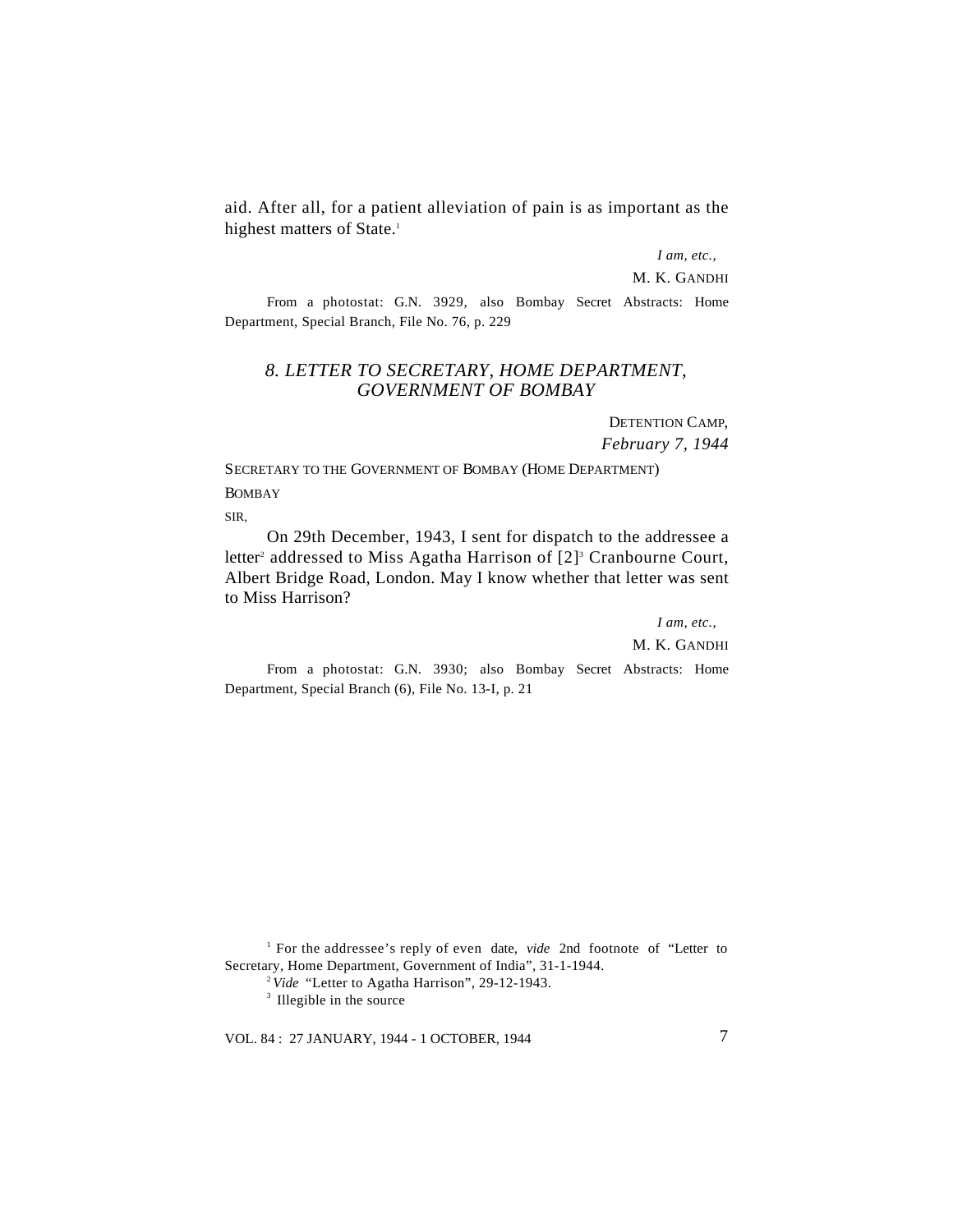aid. After all, for a patient alleviation of pain is as important as the highest matters of State.[1]

*I am, etc.,*

M. K. GANDHI

From a photostat: G.N. 3929, also Bombay Secret Abstracts: Home Department, Special Branch, File No. 76, p. 229

## *8. LETTER TO SECRETARY, HOME DEPARTMENT, GOVERNMENT OF BOMBAY*

DETENTION CAMP,
*February 7, 1944*

SECRETARY TO THE GOVERNMENT OF BOMBAY (HOME DEPARTMENT)
BOMBAY

SIR,

On 29th December, 1943, I sent for dispatch to the addressee a letter[2] addressed to Miss Agatha Harrison of [2][3] Cranbourne Court, Albert Bridge Road, London. May I know whether that letter was sent to Miss Harrison?

*I am, etc.,*

M. K. GANDHI

From a photostat: G.N. 3930; also Bombay Secret Abstracts: Home Department, Special Branch (6), File No. 13-I, p. 21

---

[1] For the addressee's reply of even date, *vide* 2nd footnote of "Letter to Secretary, Home Department, Government of India", 31-1-1944.

[2] *Vide* "Letter to Agatha Harrison", 29-12-1943.

[3] Illegible in the source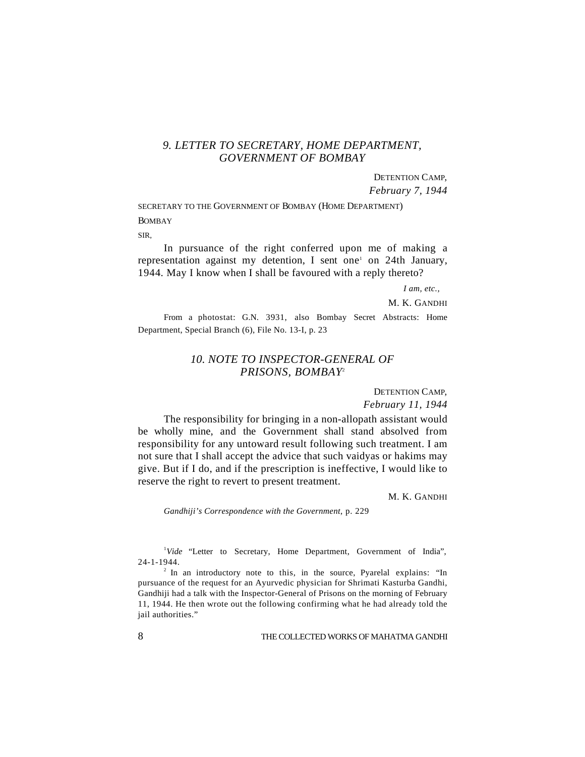## *9. LETTER TO SECRETARY, HOME DEPARTMENT, GOVERNMENT OF BOMBAY*

DETENTION CAMP,
*February 7, 1944*

SECRETARY TO THE GOVERNMENT OF BOMBAY (HOME DEPARTMENT)

BOMBAY

SIR,

In pursuance of the right conferred upon me of making a representation against my detention, I sent one[1] on 24th January, 1944. May I know when I shall be favoured with a reply thereto?

*I am, etc.,*

M. K. GANDHI

From a photostat: G.N. 3931, also Bombay Secret Abstracts: Home Department, Special Branch (6), File No. 13-I, p. 23

## *10. NOTE TO INSPECTOR-GENERAL OF PRISONS, BOMBAY*[2]

DETENTION CAMP,
*February 11, 1944*

The responsibility for bringing in a non-allopath assistant would be wholly mine, and the Government shall stand absolved from responsibility for any untoward result following such treatment. I am not sure that I shall accept the advice that such vaidyas or hakims may give. But if I do, and if the prescription is ineffective, I would like to reserve the right to revert to present treatment.

M. K. GANDHI

*Gandhiji's Correspondence with the Government*, p. 229

---

[1] *Vide* "Letter to Secretary, Home Department, Government of India", 24-1-1944.

[2] In an introductory note to this, in the source, Pyarelal explains: "In pursuance of the request for an Ayurvedic physician for Shrimati Kasturba Gandhi, Gandhiji had a talk with the Inspector-General of Prisons on the morning of February 11, 1944. He then wrote out the following confirming what he had already told the jail authorities."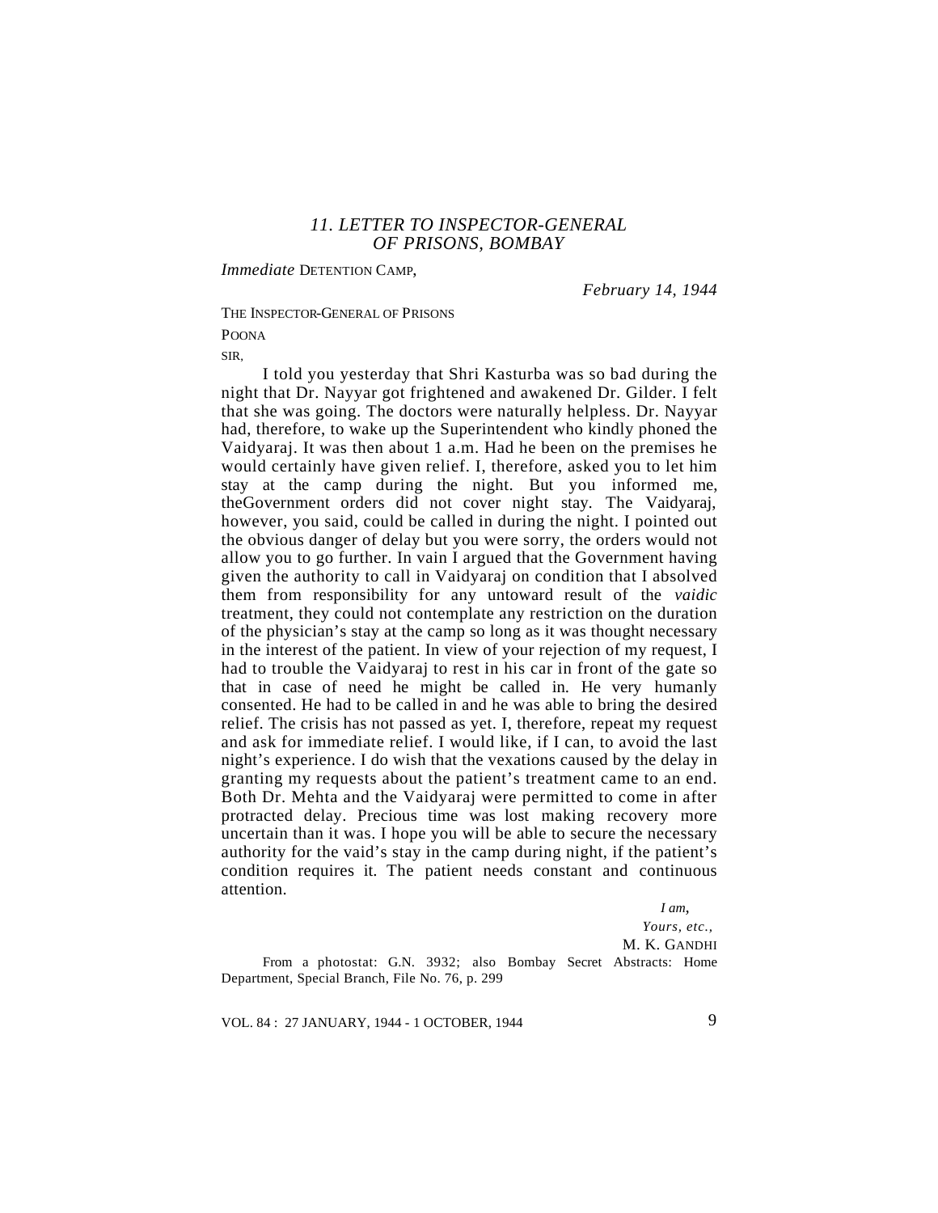## *11. LETTER TO INSPECTOR-GENERAL OF PRISONS, BOMBAY*

*Immediate* DETENTION CAMP,

*February 14, 1944*

THE INSPECTOR-GENERAL OF PRISONS

POONA

SIR,

I told you yesterday that Shri Kasturba was so bad during the night that Dr. Nayyar got frightened and awakened Dr. Gilder. I felt that she was going. The doctors were naturally helpless. Dr. Nayyar had, therefore, to wake up the Superintendent who kindly phoned the Vaidyaraj. It was then about 1 a.m. Had he been on the premises he would certainly have given relief. I, therefore, asked you to let him stay at the camp during the night. But you informed me, theGovernment orders did not cover night stay. The Vaidyaraj, however, you said, could be called in during the night. I pointed out the obvious danger of delay but you were sorry, the orders would not allow you to go further. In vain I argued that the Government having given the authority to call in Vaidyaraj on condition that I absolved them from responsibility for any untoward result of the *vaidic* treatment, they could not contemplate any restriction on the duration of the physician's stay at the camp so long as it was thought necessary in the interest of the patient. In view of your rejection of my request, I had to trouble the Vaidyaraj to rest in his car in front of the gate so that in case of need he might be called in. He very humanly consented. He had to be called in and he was able to bring the desired relief. The crisis has not passed as yet. I, therefore, repeat my request and ask for immediate relief. I would like, if I can, to avoid the last night's experience. I do wish that the vexations caused by the delay in granting my requests about the patient's treatment came to an end. Both Dr. Mehta and the Vaidyaraj were permitted to come in after protracted delay. Precious time was lost making recovery more uncertain than it was. I hope you will be able to secure the necessary authority for the vaid's stay in the camp during night, if the patient's condition requires it. The patient needs constant and continuous attention.

*I am,*
*Yours, etc.,*
M. K. GANDHI

From a photostat: G.N. 3932; also Bombay Secret Abstracts: Home Department, Special Branch, File No. 76, p. 299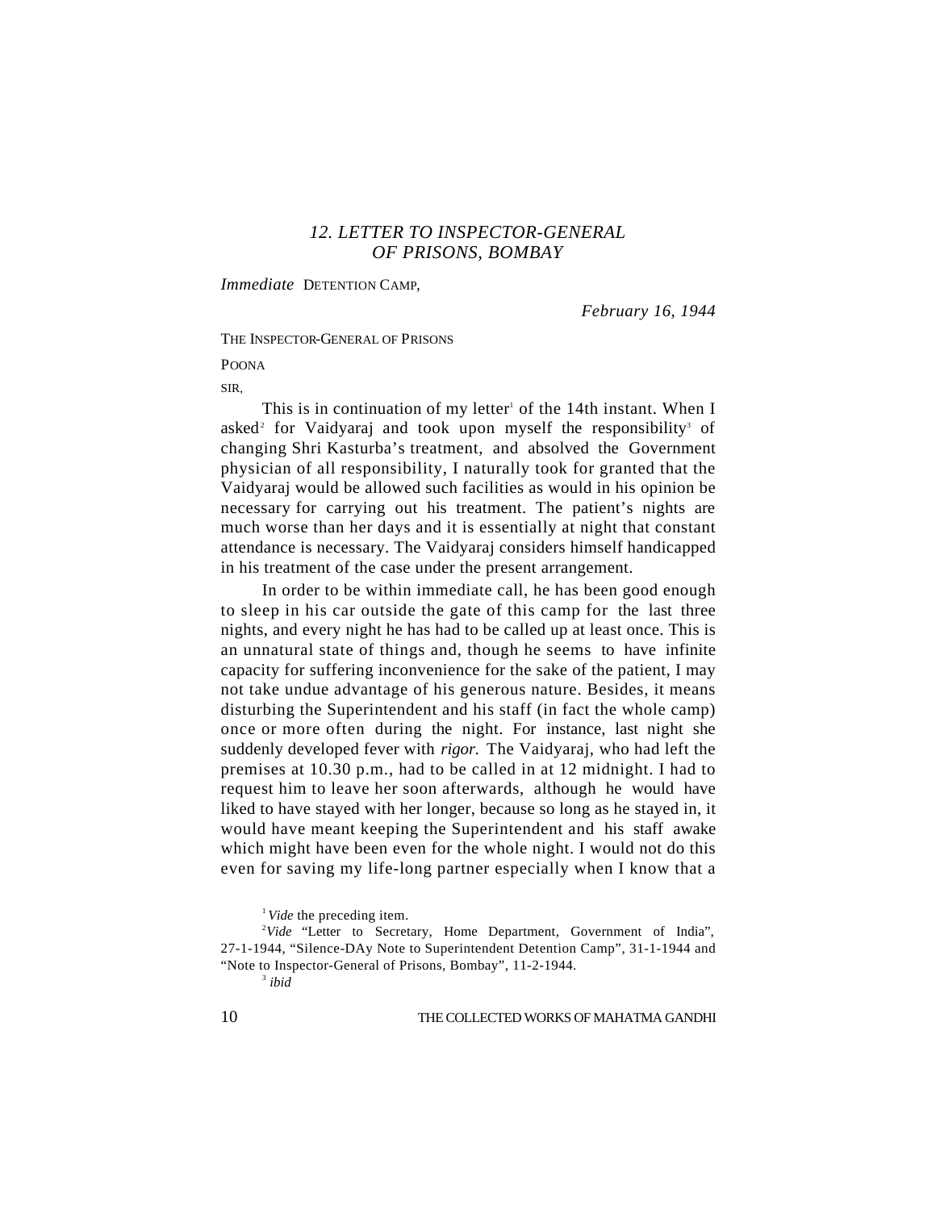## *12. LETTER TO INSPECTOR-GENERAL OF PRISONS, BOMBAY*

*Immediate* DETENTION CAMP,

*February 16, 1944*

THE INSPECTOR-GENERAL OF PRISONS

POONA

SIR,

This is in continuation of my letter[1] of the 14th instant. When I asked[2] for Vaidyaraj and took upon myself the responsibility[3] of changing Shri Kasturba's treatment, and absolved the Government physician of all responsibility, I naturally took for granted that the Vaidyaraj would be allowed such facilities as would in his opinion be necessary for carrying out his treatment. The patient's nights are much worse than her days and it is essentially at night that constant attendance is necessary. The Vaidyaraj considers himself handicapped in his treatment of the case under the present arrangement.

In order to be within immediate call, he has been good enough to sleep in his car outside the gate of this camp for the last three nights, and every night he has had to be called up at least once. This is an unnatural state of things and, though he seems to have infinite capacity for suffering inconvenience for the sake of the patient, I may not take undue advantage of his generous nature. Besides, it means disturbing the Superintendent and his staff (in fact the whole camp) once or more often during the night. For instance, last night she suddenly developed fever with *rigor.* The Vaidyaraj, who had left the premises at 10.30 p.m., had to be called in at 12 midnight. I had to request him to leave her soon afterwards, although he would have liked to have stayed with her longer, because so long as he stayed in, it would have meant keeping the Superintendent and his staff awake which might have been even for the whole night. I would not do this even for saving my life-long partner especially when I know that a

---

[1] *Vide* the preceding item.

[2] *Vide* "Letter to Secretary, Home Department, Government of India", 27-1-1944, "Silence-DAy Note to Superintendent Detention Camp", 31-1-1944 and "Note to Inspector-General of Prisons, Bombay", 11-2-1944.

[3] *ibid*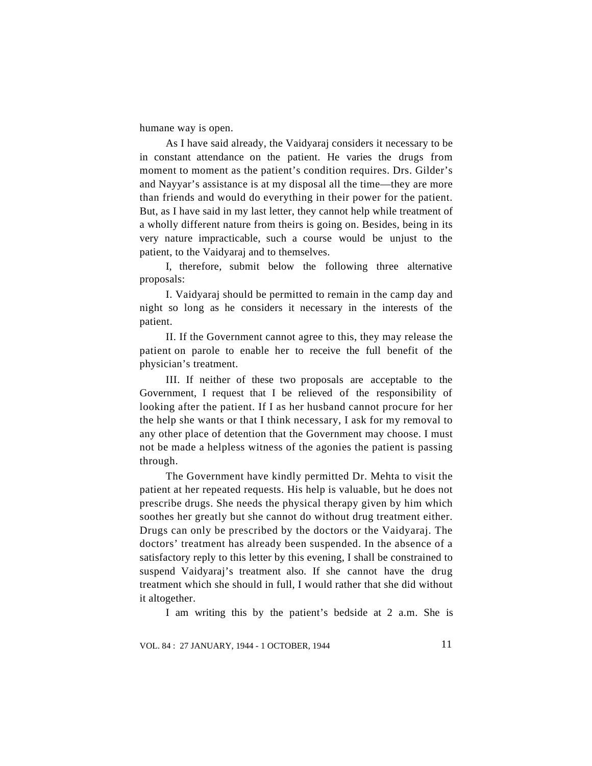humane way is open.

As I have said already, the Vaidyaraj considers it necessary to be in constant attendance on the patient. He varies the drugs from moment to moment as the patient's condition requires. Drs. Gilder's and Nayyar's assistance is at my disposal all the time—they are more than friends and would do everything in their power for the patient. But, as I have said in my last letter, they cannot help while treatment of a wholly different nature from theirs is going on. Besides, being in its very nature impracticable, such a course would be unjust to the patient, to the Vaidyaraj and to themselves.

I, therefore, submit below the following three alternative proposals:

I. Vaidyaraj should be permitted to remain in the camp day and night so long as he considers it necessary in the interests of the patient.

II. If the Government cannot agree to this, they may release the patient on parole to enable her to receive the full benefit of the physician's treatment.

III. If neither of these two proposals are acceptable to the Government, I request that I be relieved of the responsibility of looking after the patient. If I as her husband cannot procure for her the help she wants or that I think necessary, I ask for my removal to any other place of detention that the Government may choose. I must not be made a helpless witness of the agonies the patient is passing through.

The Government have kindly permitted Dr. Mehta to visit the patient at her repeated requests. His help is valuable, but he does not prescribe drugs. She needs the physical therapy given by him which soothes her greatly but she cannot do without drug treatment either. Drugs can only be prescribed by the doctors or the Vaidyaraj. The doctors' treatment has already been suspended. In the absence of a satisfactory reply to this letter by this evening, I shall be constrained to suspend Vaidyaraj's treatment also. If she cannot have the drug treatment which she should in full, I would rather that she did without it altogether.

I am writing this by the patient's bedside at 2 a.m. She is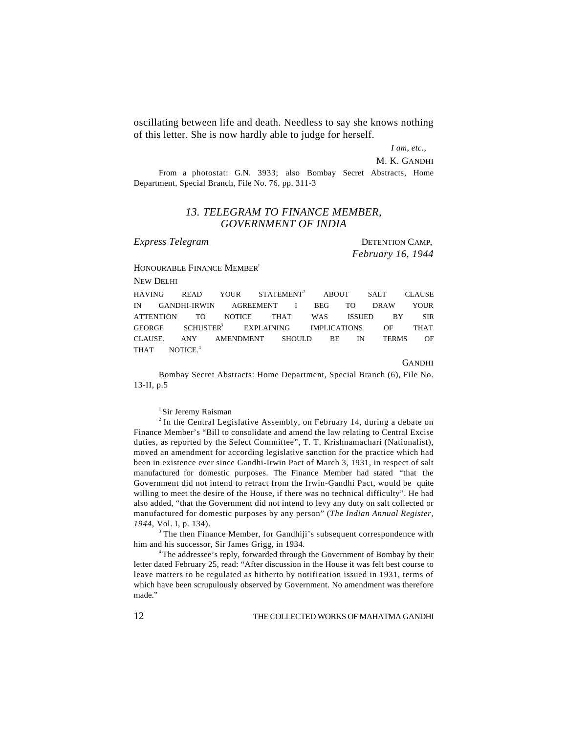oscillating between life and death. Needless to say she knows nothing of this letter. She is now hardly able to judge for herself.

*I am, etc.,*

M. K. GANDHI

From a photostat: G.N. 3933; also Bombay Secret Abstracts, Home Department, Special Branch, File No. 76, pp. 311-3

## *13. TELEGRAM TO FINANCE MEMBER, GOVERNMENT OF INDIA*

*Express Telegram*

DETENTION CAMP,
*February 16, 1944*

HONOURABLE FINANCE MEMBER[1]

NEW DELHI

HAVING READ YOUR STATEMENT[2] ABOUT SALT CLAUSE IN GANDHI-IRWIN AGREEMENT I BEG TO DRAW YOUR ATTENTION TO NOTICE THAT WAS ISSUED BY SIR GEORGE SCHUSTER[3] EXPLAINING IMPLICATIONS OF THAT CLAUSE. ANY AMENDMENT SHOULD BE IN TERMS OF THAT NOTICE.[4]

GANDHI

Bombay Secret Abstracts: Home Department, Special Branch (6), File No. 13-II, p.5

[1] Sir Jeremy Raisman

[2] In the Central Legislative Assembly, on February 14, during a debate on Finance Member's "Bill to consolidate and amend the law relating to Central Excise duties, as reported by the Select Committee", T. T. Krishnamachari (Nationalist), moved an amendment for according legislative sanction for the practice which had been in existence ever since Gandhi-Irwin Pact of March 3, 1931, in respect of salt manufactured for domestic purposes. The Finance Member had stated "that the Government did not intend to retract from the Irwin-Gandhi Pact, would be quite willing to meet the desire of the House, if there was no technical difficulty". He had also added, "that the Government did not intend to levy any duty on salt collected or manufactured for domestic purposes by any person" (*The Indian Annual Register, 1944,* Vol. I, p. 134).

[3] The then Finance Member, for Gandhiji's subsequent correspondence with him and his successor, Sir James Grigg, in 1934.

[4] The addressee's reply, forwarded through the Government of Bombay by their letter dated February 25, read: "After discussion in the House it was felt best course to leave matters to be regulated as hitherto by notification issued in 1931, terms of which have been scrupulously observed by Government. No amendment was therefore made."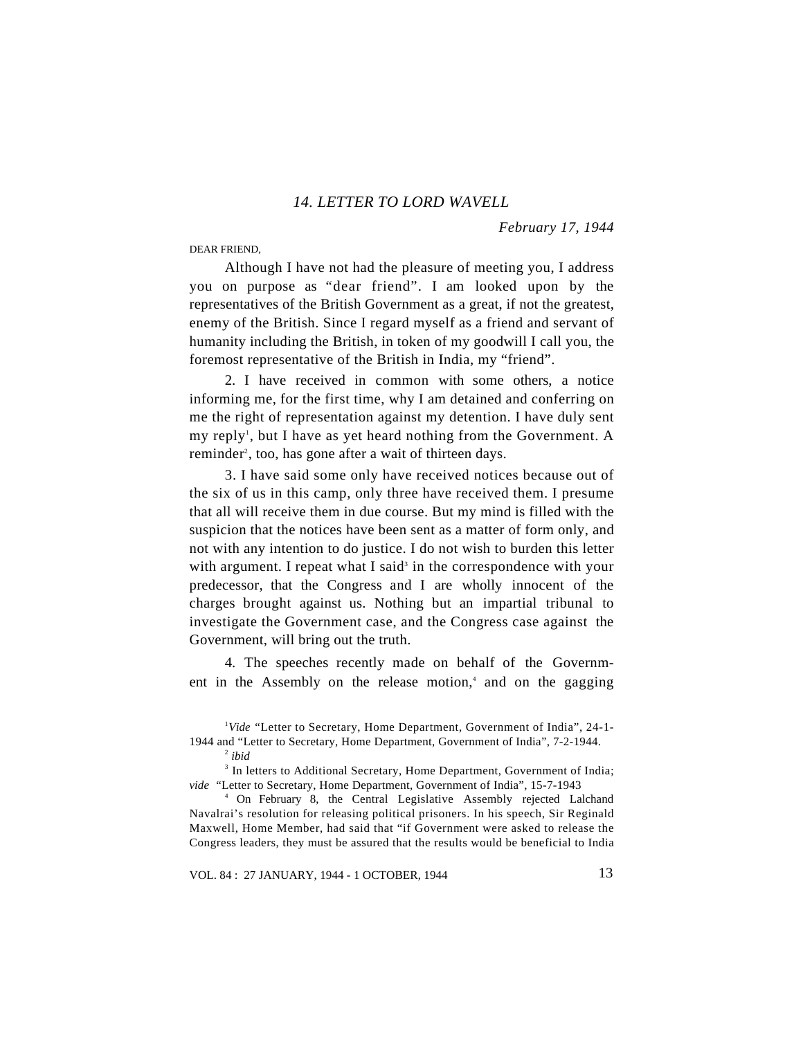## *14. LETTER TO LORD WAVELL*

*February 17, 1944*

DEAR FRIEND,

Although I have not had the pleasure of meeting you, I address you on purpose as "dear friend". I am looked upon by the representatives of the British Government as a great, if not the greatest, enemy of the British. Since I regard myself as a friend and servant of humanity including the British, in token of my goodwill I call you, the foremost representative of the British in India, my "friend".

2. I have received in common with some others, a notice informing me, for the first time, why I am detained and conferring on me the right of representation against my detention. I have duly sent my reply[1], but I have as yet heard nothing from the Government. A reminder[2], too, has gone after a wait of thirteen days.

3. I have said some only have received notices because out of the six of us in this camp, only three have received them. I presume that all will receive them in due course. But my mind is filled with the suspicion that the notices have been sent as a matter of form only, and not with any intention to do justice. I do not wish to burden this letter with argument. I repeat what I said[3] in the correspondence with your predecessor, that the Congress and I are wholly innocent of the charges brought against us. Nothing but an impartial tribunal to investigate the Government case, and the Congress case against the Government, will bring out the truth.

4. The speeches recently made on behalf of the Government in the Assembly on the release motion,[4] and on the gagging

---

[1] *Vide* "Letter to Secretary, Home Department, Government of India", 24-1-1944 and "Letter to Secretary, Home Department, Government of India", 7-2-1944.

[2] *ibid*

[3] In letters to Additional Secretary, Home Department, Government of India; *vide* "Letter to Secretary, Home Department, Government of India", 15-7-1943

[4] On February 8, the Central Legislative Assembly rejected Lalchand Navalrai's resolution for releasing political prisoners. In his speech, Sir Reginald Maxwell, Home Member, had said that "if Government were asked to release the Congress leaders, they must be assured that the results would be beneficial to India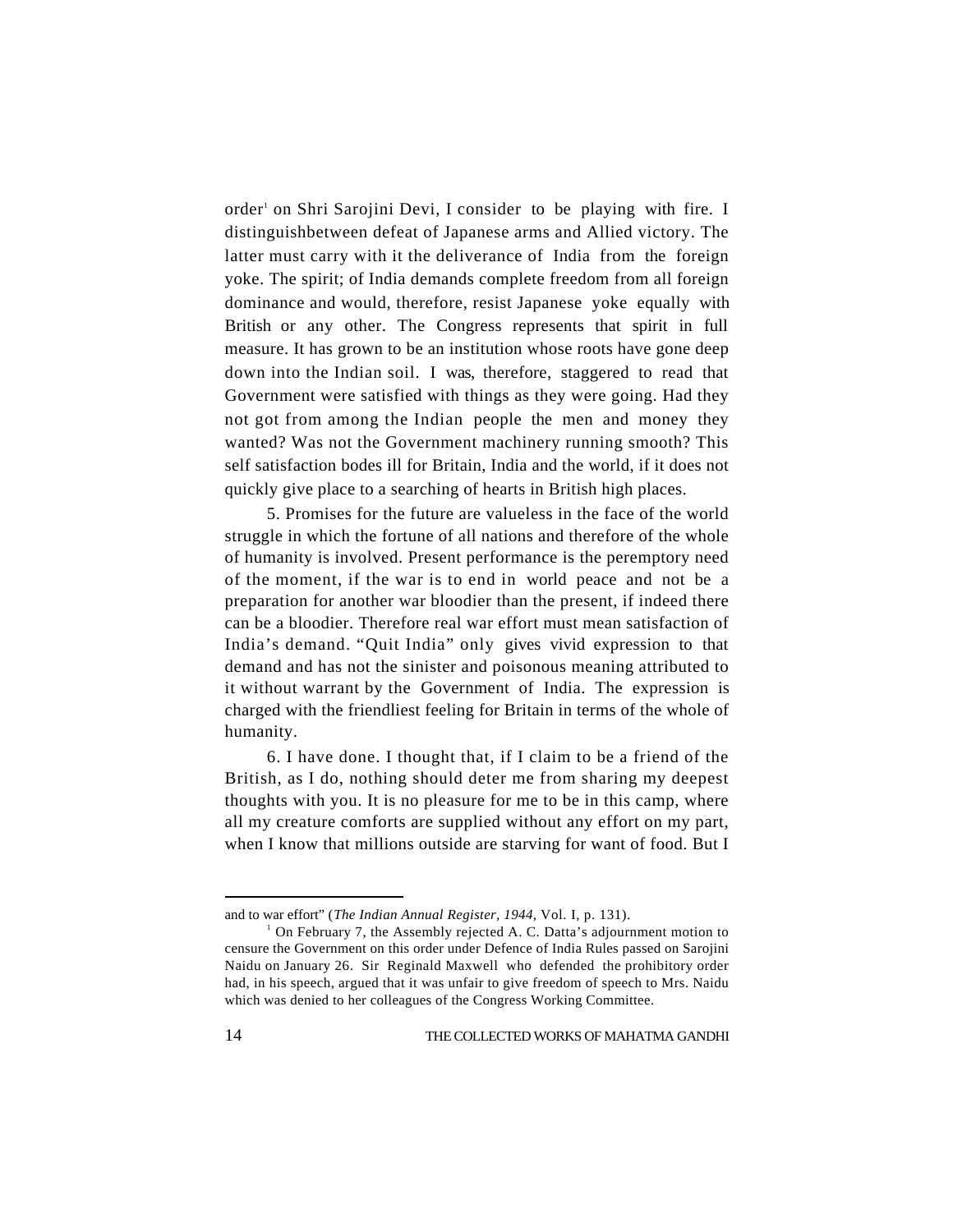order[1] on Shri Sarojini Devi, I consider to be playing with fire. I distinguishbetween defeat of Japanese arms and Allied victory. The latter must carry with it the deliverance of India from the foreign yoke. The spirit; of India demands complete freedom from all foreign dominance and would, therefore, resist Japanese yoke equally with British or any other. The Congress represents that spirit in full measure. It has grown to be an institution whose roots have gone deep down into the Indian soil. I was, therefore, staggered to read that Government were satisfied with things as they were going. Had they not got from among the Indian people the men and money they wanted? Was not the Government machinery running smooth? This self satisfaction bodes ill for Britain, India and the world, if it does not quickly give place to a searching of hearts in British high places.

5. Promises for the future are valueless in the face of the world struggle in which the fortune of all nations and therefore of the whole of humanity is involved. Present performance is the peremptory need of the moment, if the war is to end in world peace and not be a preparation for another war bloodier than the present, if indeed there can be a bloodier. Therefore real war effort must mean satisfaction of India's demand. "Quit India" only gives vivid expression to that demand and has not the sinister and poisonous meaning attributed to it without warrant by the Government of India. The expression is charged with the friendliest feeling for Britain in terms of the whole of humanity.

6. I have done. I thought that, if I claim to be a friend of the British, as I do, nothing should deter me from sharing my deepest thoughts with you. It is no pleasure for me to be in this camp, where all my creature comforts are supplied without any effort on my part, when I know that millions outside are starving for want of food. But I

---

and to war effort" (*The Indian Annual Register, 1944*, Vol. I, p. 131).

[1] On February 7, the Assembly rejected A. C. Datta's adjournment motion to censure the Government on this order under Defence of India Rules passed on Sarojini Naidu on January 26. Sir Reginald Maxwell who defended the prohibitory order had, in his speech, argued that it was unfair to give freedom of speech to Mrs. Naidu which was denied to her colleagues of the Congress Working Committee.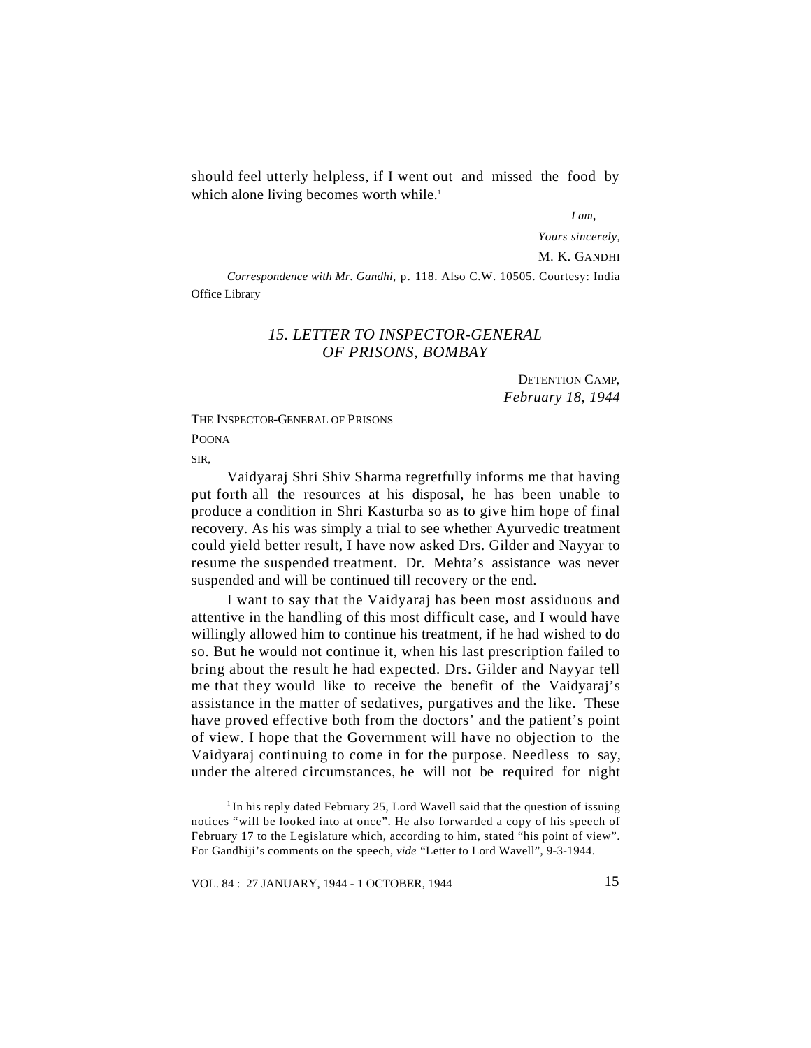should feel utterly helpless, if I went out and missed the food by which alone living becomes worth while.[1]

*I am,*

*Yours sincerely,*

M. K. GANDHI

*Correspondence with Mr. Gandhi,* p. 118. Also C.W. 10505. Courtesy: India Office Library

## *15. LETTER TO INSPECTOR-GENERAL OF PRISONS, BOMBAY*

DETENTION CAMP,
*February 18, 1944*

THE INSPECTOR-GENERAL OF PRISONS
POONA

SIR,

Vaidyaraj Shri Shiv Sharma regretfully informs me that having put forth all the resources at his disposal, he has been unable to produce a condition in Shri Kasturba so as to give him hope of final recovery. As his was simply a trial to see whether Ayurvedic treatment could yield better result, I have now asked Drs. Gilder and Nayyar to resume the suspended treatment. Dr. Mehta's assistance was never suspended and will be continued till recovery or the end.

I want to say that the Vaidyaraj has been most assiduous and attentive in the handling of this most difficult case, and I would have willingly allowed him to continue his treatment, if he had wished to do so. But he would not continue it, when his last prescription failed to bring about the result he had expected. Drs. Gilder and Nayyar tell me that they would like to receive the benefit of the Vaidyaraj's assistance in the matter of sedatives, purgatives and the like. These have proved effective both from the doctors' and the patient's point of view. I hope that the Government will have no objection to the Vaidyaraj continuing to come in for the purpose. Needless to say, under the altered circumstances, he will not be required for night

[1] In his reply dated February 25, Lord Wavell said that the question of issuing notices "will be looked into at once". He also forwarded a copy of his speech of February 17 to the Legislature which, according to him, stated "his point of view". For Gandhiji's comments on the speech, *vide* "Letter to Lord Wavell", 9-3-1944.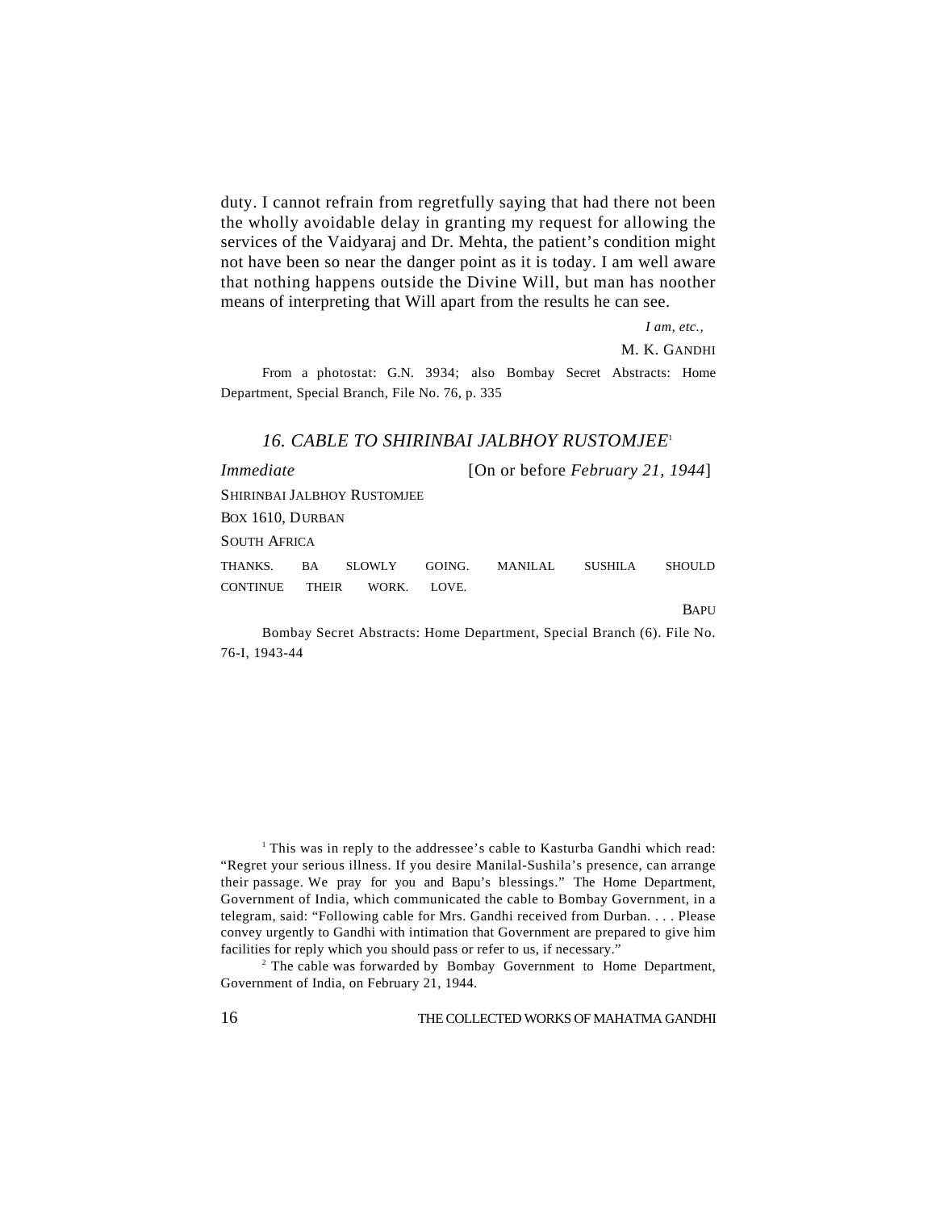duty. I cannot refrain from regretfully saying that had there not been the wholly avoidable delay in granting my request for allowing the services of the Vaidyaraj and Dr. Mehta, the patient's condition might not have been so near the danger point as it is today. I am well aware that nothing happens outside the Divine Will, but man has noother means of interpreting that Will apart from the results he can see.

*I am, etc.,*

M. K. GANDHI

From a photostat: G.N. 3934; also Bombay Secret Abstracts: Home Department, Special Branch, File No. 76, p. 335

## *16. CABLE TO SHIRINBAI JALBHOY RUSTOMJEE*[1]

*Immediate* [On or before *February 21, 1944*]

SHIRINBAI JALBHOY RUSTOMJEE

BOX 1610, DURBAN

SOUTH AFRICA

THANKS. BA SLOWLY GOING. MANILAL SUSHILA SHOULD CONTINUE THEIR WORK. LOVE.

BAPU

Bombay Secret Abstracts: Home Department, Special Branch (6). File No. 76-I, 1943-44

---

[1] This was in reply to the addressee's cable to Kasturba Gandhi which read: "Regret your serious illness. If you desire Manilal-Sushila's presence, can arrange their passage. We pray for you and Bapu's blessings." The Home Department, Government of India, which communicated the cable to Bombay Government, in a telegram, said: "Following cable for Mrs. Gandhi received from Durban. . . . Please convey urgently to Gandhi with intimation that Government are prepared to give him facilities for reply which you should pass or refer to us, if necessary."

[2] The cable was forwarded by Bombay Government to Home Department, Government of India, on February 21, 1944.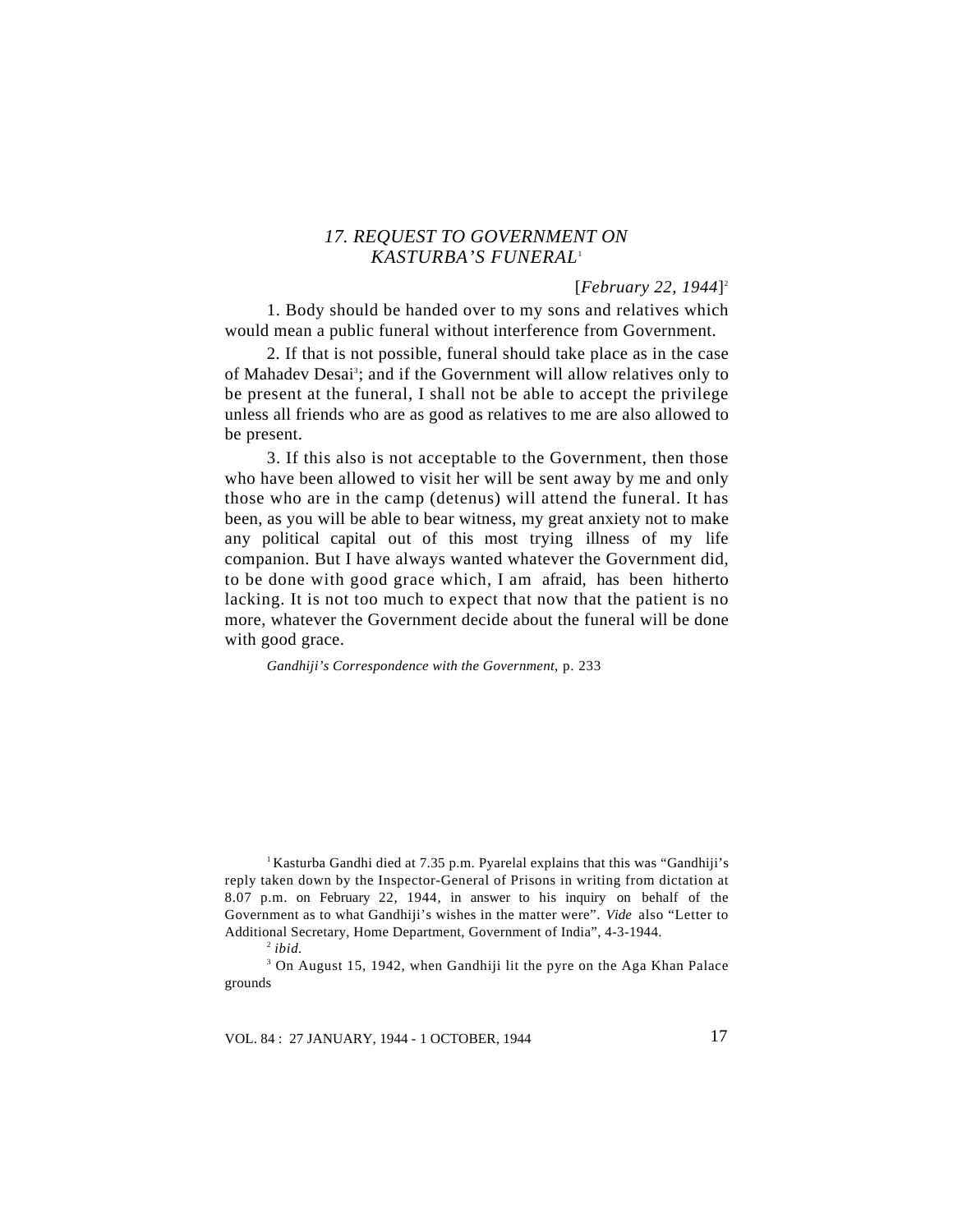## *17. REQUEST TO GOVERNMENT ON KASTURBA'S FUNERAL*[1]

[*February 22, 1944*][2]

1. Body should be handed over to my sons and relatives which would mean a public funeral without interference from Government.

2. If that is not possible, funeral should take place as in the case of Mahadev Desai[3]; and if the Government will allow relatives only to be present at the funeral, I shall not be able to accept the privilege unless all friends who are as good as relatives to me are also allowed to be present.

3. If this also is not acceptable to the Government, then those who have been allowed to visit her will be sent away by me and only those who are in the camp (detenus) will attend the funeral. It has been, as you will be able to bear witness, my great anxiety not to make any political capital out of this most trying illness of my life companion. But I have always wanted whatever the Government did, to be done with good grace which, I am afraid, has been hitherto lacking. It is not too much to expect that now that the patient is no more, whatever the Government decide about the funeral will be done with good grace.

*Gandhiji's Correspondence with the Government*, p. 233

---

[1] Kasturba Gandhi died at 7.35 p.m. Pyarelal explains that this was "Gandhiji's reply taken down by the Inspector-General of Prisons in writing from dictation at 8.07 p.m. on February 22, 1944, in answer to his inquiry on behalf of the Government as to what Gandhiji's wishes in the matter were". *Vide* also "Letter to Additional Secretary, Home Department, Government of India", 4-3-1944.

[2] *ibid.*

[3] On August 15, 1942, when Gandhiji lit the pyre on the Aga Khan Palace grounds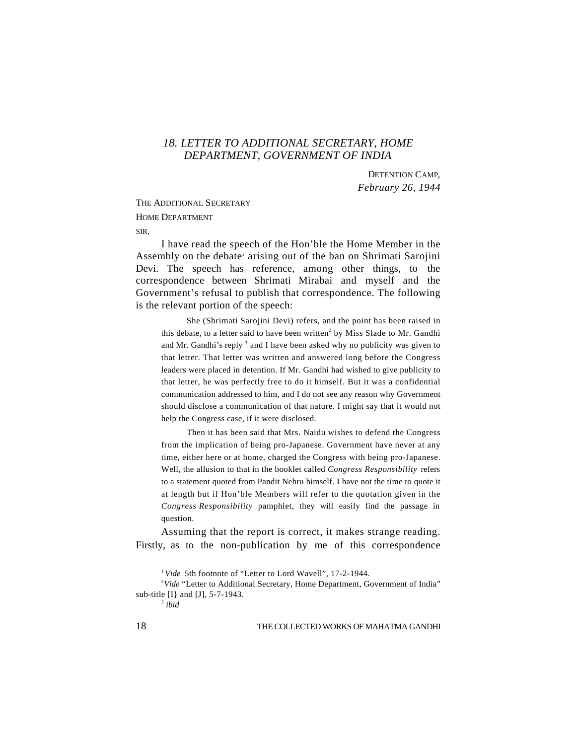## *18. LETTER TO ADDITIONAL SECRETARY, HOME DEPARTMENT, GOVERNMENT OF INDIA*

DETENTION CAMP,
*February 26, 1944*

THE ADDITIONAL SECRETARY
HOME DEPARTMENT
SIR,

I have read the speech of the Hon'ble the Home Member in the Assembly on the debate[1] arising out of the ban on Shrimati Sarojini Devi. The speech has reference, among other things, to the correspondence between Shrimati Mirabai and myself and the Government's refusal to publish that correspondence. The following is the relevant portion of the speech:

> She (Shrimati Sarojini Devi) refers, and the point has been raised in this debate, to a letter said to have been written[2] by Miss Slade to Mr. Gandhi and Mr. Gandhi's reply [3] and I have been asked why no publicity was given to that letter. That letter was written and answered long before the Congress leaders were placed in detention. If Mr. Gandhi had wished to give publicity to that letter, he was perfectly free to do it himself. But it was a confidential communication addressed to him, and I do not see any reason why Government should disclose a communication of that nature. I might say that it would not help the Congress case, if it were disclosed.
>
> Then it has been said that Mrs. Naidu wishes to defend the Congress from the implication of being pro-Japanese. Government have never at any time, either here or at home, charged the Congress with being pro-Japanese. Well, the allusion to that in the booklet called *Congress Responsibility* refers to a statement quoted from Pandit Nehru himself. I have not the time to quote it at length but if Hon'ble Members will refer to the quotation given in the *Congress Responsibility* pamphlet, they will easily find the passage in question.

Assuming that the report is correct, it makes strange reading. Firstly, as to the non-publication by me of this correspondence

---

[1] *Vide* 5th footnote of "Letter to Lord Wavell", 17-2-1944.

[2] *Vide* "Letter to Additional Secretary, Home Department, Government of India" sub-title [I} and [J], 5-7-1943.

[3] *ibid*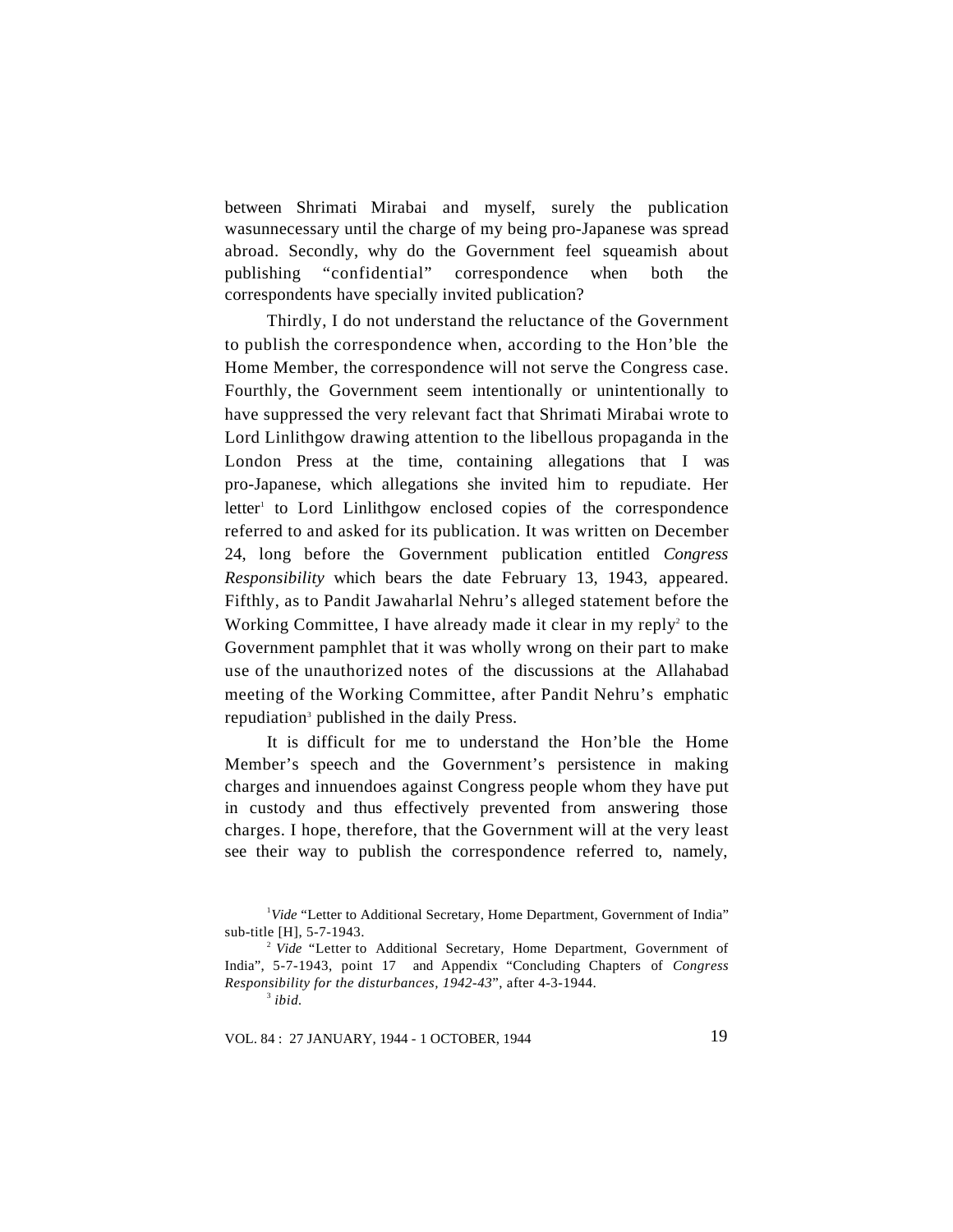between Shrimati Mirabai and myself, surely the publication wasunnecessary until the charge of my being pro-Japanese was spread abroad. Secondly, why do the Government feel squeamish about publishing "confidential" correspondence when both the correspondents have specially invited publication?

Thirdly, I do not understand the reluctance of the Government to publish the correspondence when, according to the Hon'ble the Home Member, the correspondence will not serve the Congress case. Fourthly, the Government seem intentionally or unintentionally to have suppressed the very relevant fact that Shrimati Mirabai wrote to Lord Linlithgow drawing attention to the libellous propaganda in the London Press at the time, containing allegations that I was pro-Japanese, which allegations she invited him to repudiate. Her letter[1] to Lord Linlithgow enclosed copies of the correspondence referred to and asked for its publication. It was written on December 24, long before the Government publication entitled *Congress Responsibility* which bears the date February 13, 1943, appeared. Fifthly, as to Pandit Jawaharlal Nehru's alleged statement before the Working Committee, I have already made it clear in my reply[2] to the Government pamphlet that it was wholly wrong on their part to make use of the unauthorized notes of the discussions at the Allahabad meeting of the Working Committee, after Pandit Nehru's emphatic repudiation[3] published in the daily Press.

It is difficult for me to understand the Hon'ble the Home Member's speech and the Government's persistence in making charges and innuendoes against Congress people whom they have put in custody and thus effectively prevented from answering those charges. I hope, therefore, that the Government will at the very least see their way to publish the correspondence referred to, namely,

---

[1] *Vide* "Letter to Additional Secretary, Home Department, Government of India" sub-title [H], 5-7-1943.

[2] *Vide* "Letter to Additional Secretary, Home Department, Government of India", 5-7-1943, point 17 and Appendix "Concluding Chapters of *Congress Responsibility for the disturbances, 1942-43*", after 4-3-1944.

[3] *ibid.*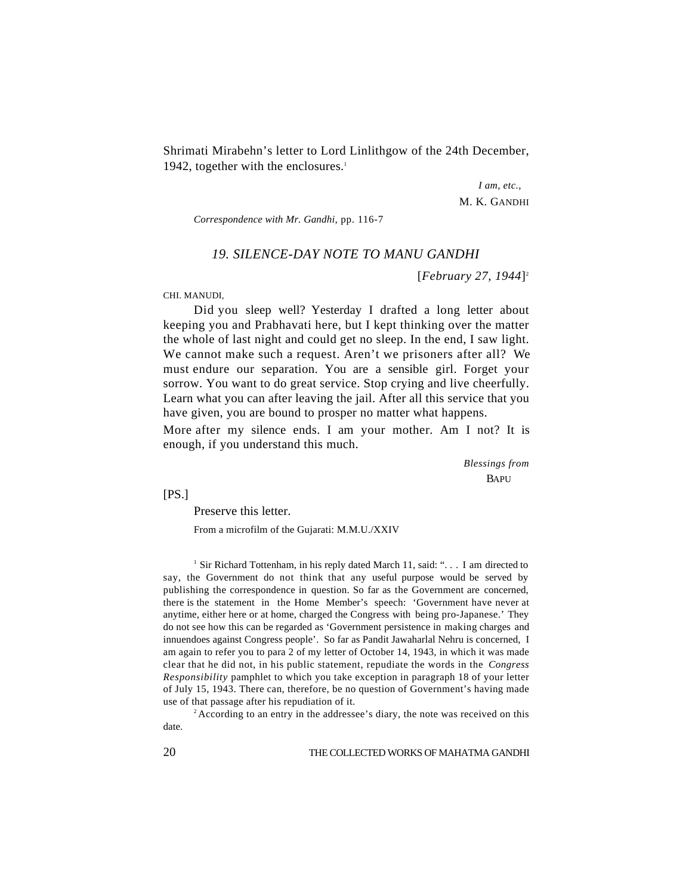Shrimati Mirabehn's letter to Lord Linlithgow of the 24th December, 1942, together with the enclosures.[1]

*I am, etc.,*
M. K. GANDHI

*Correspondence with Mr. Gandhi*, pp. 116-7

## 19. SILENCE-DAY NOTE TO MANU GANDHI

[*February 27, 1944*][2]

CHI. MANUDI,

Did you sleep well? Yesterday I drafted a long letter about keeping you and Prabhavati here, but I kept thinking over the matter the whole of last night and could get no sleep. In the end, I saw light. We cannot make such a request. Aren't we prisoners after all? We must endure our separation. You are a sensible girl. Forget your sorrow. You want to do great service. Stop crying and live cheerfully. Learn what you can after leaving the jail. After all this service that you have given, you are bound to prosper no matter what happens.

More after my silence ends. I am your mother. Am I not? It is enough, if you understand this much.

*Blessings from*
BAPU

[PS.]

Preserve this letter.

From a microfilm of the Gujarati: M.M.U./XXIV

---

[1] Sir Richard Tottenham, in his reply dated March 11, said: ". . . I am directed to say, the Government do not think that any useful purpose would be served by publishing the correspondence in question. So far as the Government are concerned, there is the statement in the Home Member's speech: 'Government have never at anytime, either here or at home, charged the Congress with being pro-Japanese.' They do not see how this can be regarded as 'Government persistence in making charges and innuendoes against Congress people'. So far as Pandit Jawaharlal Nehru is concerned, I am again to refer you to para 2 of my letter of October 14, 1943, in which it was made clear that he did not, in his public statement, repudiate the words in the *Congress Responsibility* pamphlet to which you take exception in paragraph 18 of your letter of July 15, 1943. There can, therefore, be no question of Government's having made use of that passage after his repudiation of it.

[2] According to an entry in the addressee's diary, the note was received on this date.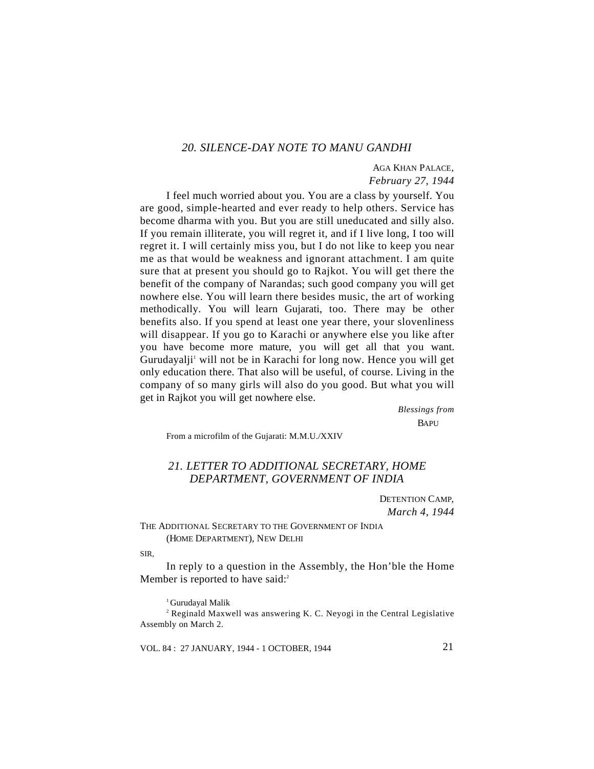## *20. SILENCE-DAY NOTE TO MANU GANDHI*

AGA KHAN PALACE,
*February 27, 1944*

I feel much worried about you. You are a class by yourself. You are good, simple-hearted and ever ready to help others. Service has become dharma with you. But you are still uneducated and silly also. If you remain illiterate, you will regret it, and if I live long, I too will regret it. I will certainly miss you, but I do not like to keep you near me as that would be weakness and ignorant attachment. I am quite sure that at present you should go to Rajkot. You will get there the benefit of the company of Narandas; such good company you will get nowhere else. You will learn there besides music, the art of working methodically. You will learn Gujarati, too. There may be other benefits also. If you spend at least one year there, your slovenliness will disappear. If you go to Karachi or anywhere else you like after you have become more mature, you will get all that you want. Gurudayalji[1] will not be in Karachi for long now. Hence you will get only education there. That also will be useful, of course. Living in the company of so many girls will also do you good. But what you will get in Rajkot you will get nowhere else.

*Blessings from*
BAPU

From a microfilm of the Gujarati: M.M.U./XXIV

## *21. LETTER TO ADDITIONAL SECRETARY, HOME DEPARTMENT, GOVERNMENT OF INDIA*

DETENTION CAMP,
*March 4, 1944*

THE ADDITIONAL SECRETARY TO THE GOVERNMENT OF INDIA
(HOME DEPARTMENT), NEW DELHI

SIR,

In reply to a question in the Assembly, the Hon'ble the Home Member is reported to have said:[2]

---

[1] Gurudayal Malik

[2] Reginald Maxwell was answering K. C. Neyogi in the Central Legislative Assembly on March 2.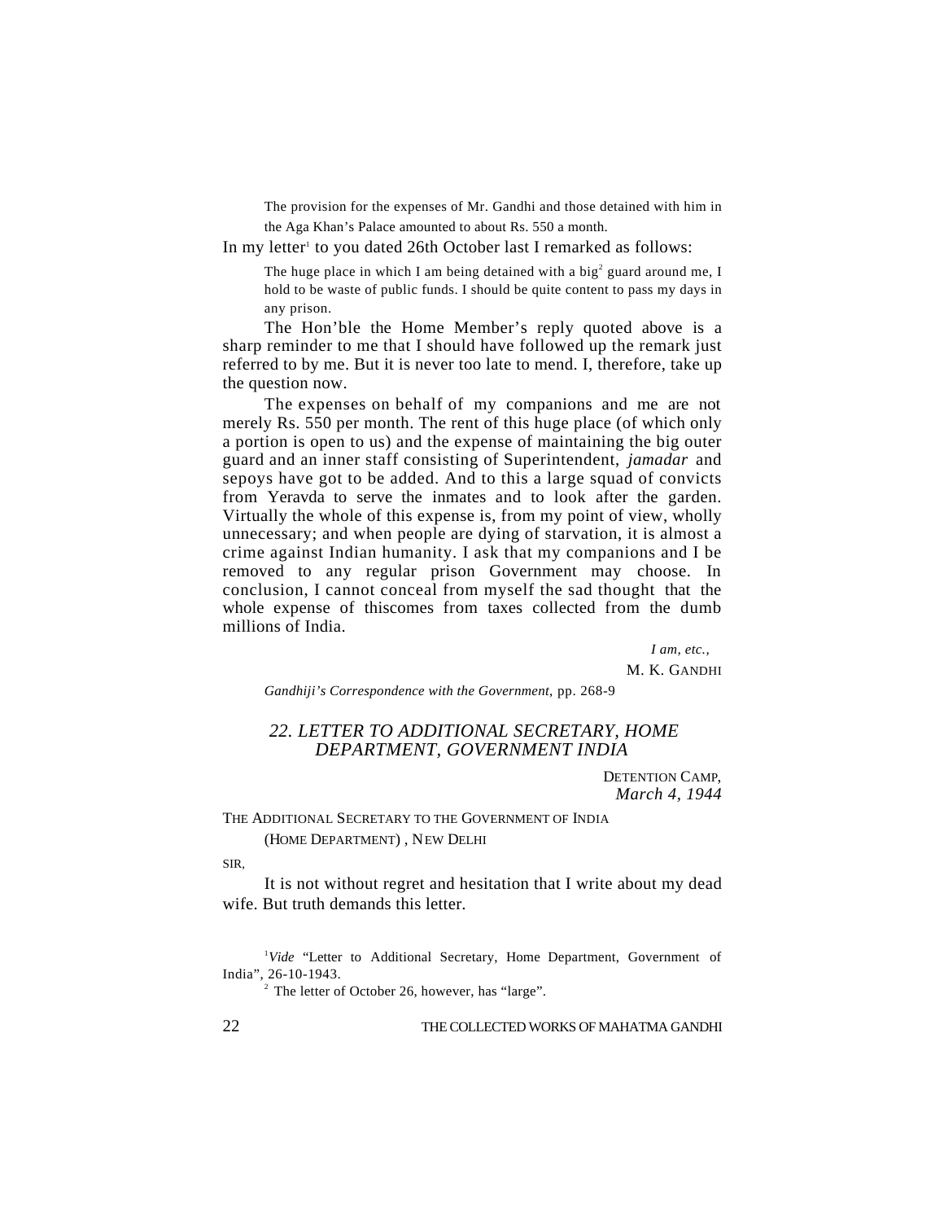> The provision for the expenses of Mr. Gandhi and those detained with him in the Aga Khan's Palace amounted to about Rs. 550 a month.

In my letter[1] to you dated 26th October last I remarked as follows:

> The huge place in which I am being detained with a big[2] guard around me, I hold to be waste of public funds. I should be quite content to pass my days in any prison.

The Hon'ble the Home Member's reply quoted above is a sharp reminder to me that I should have followed up the remark just referred to by me. But it is never too late to mend. I, therefore, take up the question now.

The expenses on behalf of my companions and me are not merely Rs. 550 per month. The rent of this huge place (of which only a portion is open to us) and the expense of maintaining the big outer guard and an inner staff consisting of Superintendent, *jamadar* and sepoys have got to be added. And to this a large squad of convicts from Yeravda to serve the inmates and to look after the garden. Virtually the whole of this expense is, from my point of view, wholly unnecessary; and when people are dying of starvation, it is almost a crime against Indian humanity. I ask that my companions and I be removed to any regular prison Government may choose. In conclusion, I cannot conceal from myself the sad thought that the whole expense of thiscomes from taxes collected from the dumb millions of India.

*I am, etc.,*
M. K. GANDHI

*Gandhiji's Correspondence with the Government*, pp. 268-9

## 22. LETTER TO ADDITIONAL SECRETARY, HOME DEPARTMENT, GOVERNMENT INDIA

DETENTION CAMP,
*March 4, 1944*

THE ADDITIONAL SECRETARY TO THE GOVERNMENT OF INDIA
(HOME DEPARTMENT), NEW DELHI

SIR,

It is not without regret and hesitation that I write about my dead wife. But truth demands this letter.

---

[1] *Vide* "Letter to Additional Secretary, Home Department, Government of India", 26-10-1943.

[2] The letter of October 26, however, has "large".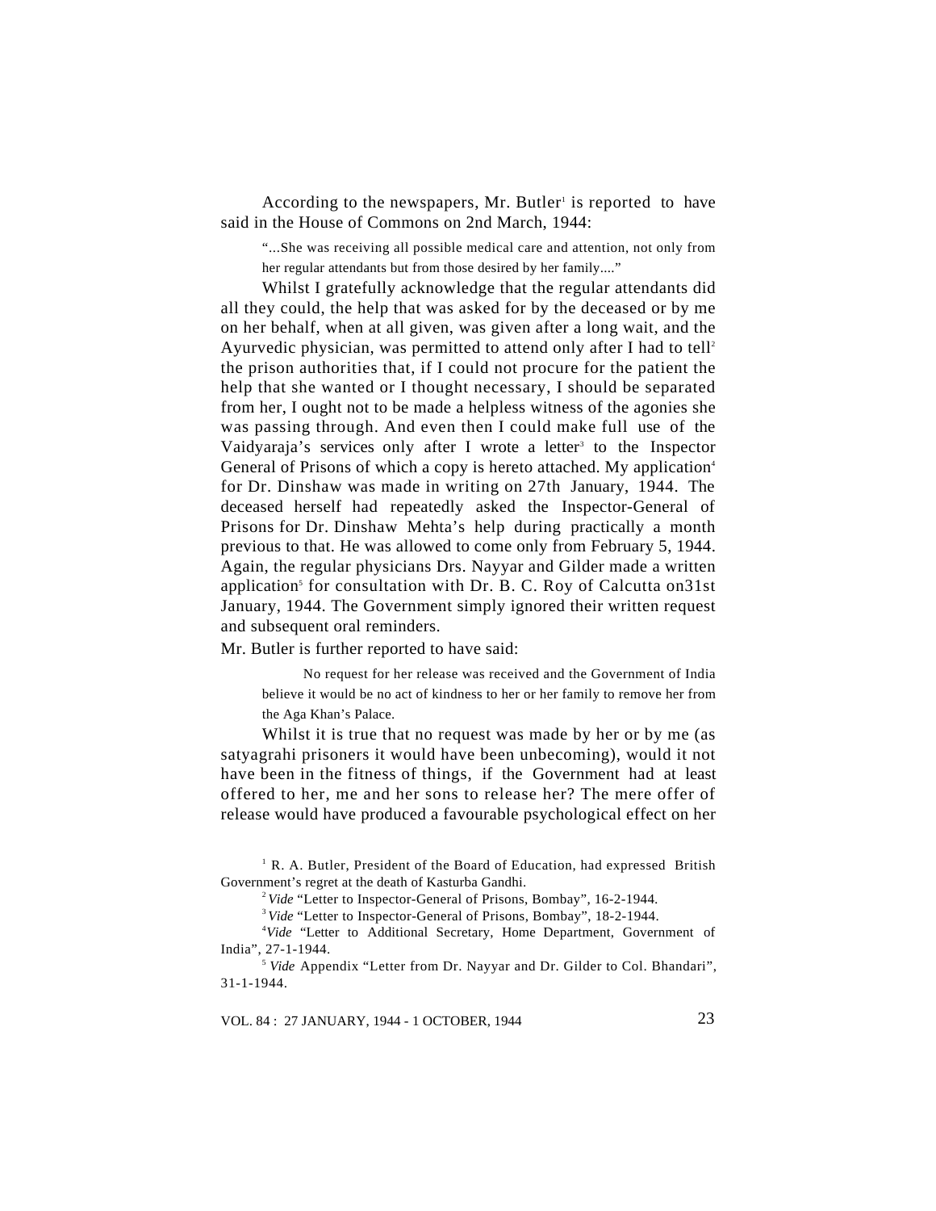According to the newspapers, Mr. Butler[1] is reported to have said in the House of Commons on 2nd March, 1944:

> "...She was receiving all possible medical care and attention, not only from her regular attendants but from those desired by her family...."

Whilst I gratefully acknowledge that the regular attendants did all they could, the help that was asked for by the deceased or by me on her behalf, when at all given, was given after a long wait, and the Ayurvedic physician, was permitted to attend only after I had to tell[2] the prison authorities that, if I could not procure for the patient the help that she wanted or I thought necessary, I should be separated from her, I ought not to be made a helpless witness of the agonies she was passing through. And even then I could make full use of the Vaidyaraja's services only after I wrote a letter[3] to the Inspector General of Prisons of which a copy is hereto attached. My application[4] for Dr. Dinshaw was made in writing on 27th January, 1944. The deceased herself had repeatedly asked the Inspector-General of Prisons for Dr. Dinshaw Mehta's help during practically a month previous to that. He was allowed to come only from February 5, 1944. Again, the regular physicians Drs. Nayyar and Gilder made a written application[5] for consultation with Dr. B. C. Roy of Calcutta on31st January, 1944. The Government simply ignored their written request and subsequent oral reminders.

Mr. Butler is further reported to have said:

> No request for her release was received and the Government of India believe it would be no act of kindness to her or her family to remove her from the Aga Khan's Palace.

Whilst it is true that no request was made by her or by me (as satyagrahi prisoners it would have been unbecoming), would it not have been in the fitness of things, if the Government had at least offered to her, me and her sons to release her? The mere offer of release would have produced a favourable psychological effect on her

---

[1] R. A. Butler, President of the Board of Education, had expressed British Government's regret at the death of Kasturba Gandhi.

[2] *Vide* "Letter to Inspector-General of Prisons, Bombay", 16-2-1944.

[3] *Vide* "Letter to Inspector-General of Prisons, Bombay", 18-2-1944.

[4] *Vide* "Letter to Additional Secretary, Home Department, Government of India", 27-1-1944.

[5] *Vide* Appendix "Letter from Dr. Nayyar and Dr. Gilder to Col. Bhandari", 31-1-1944.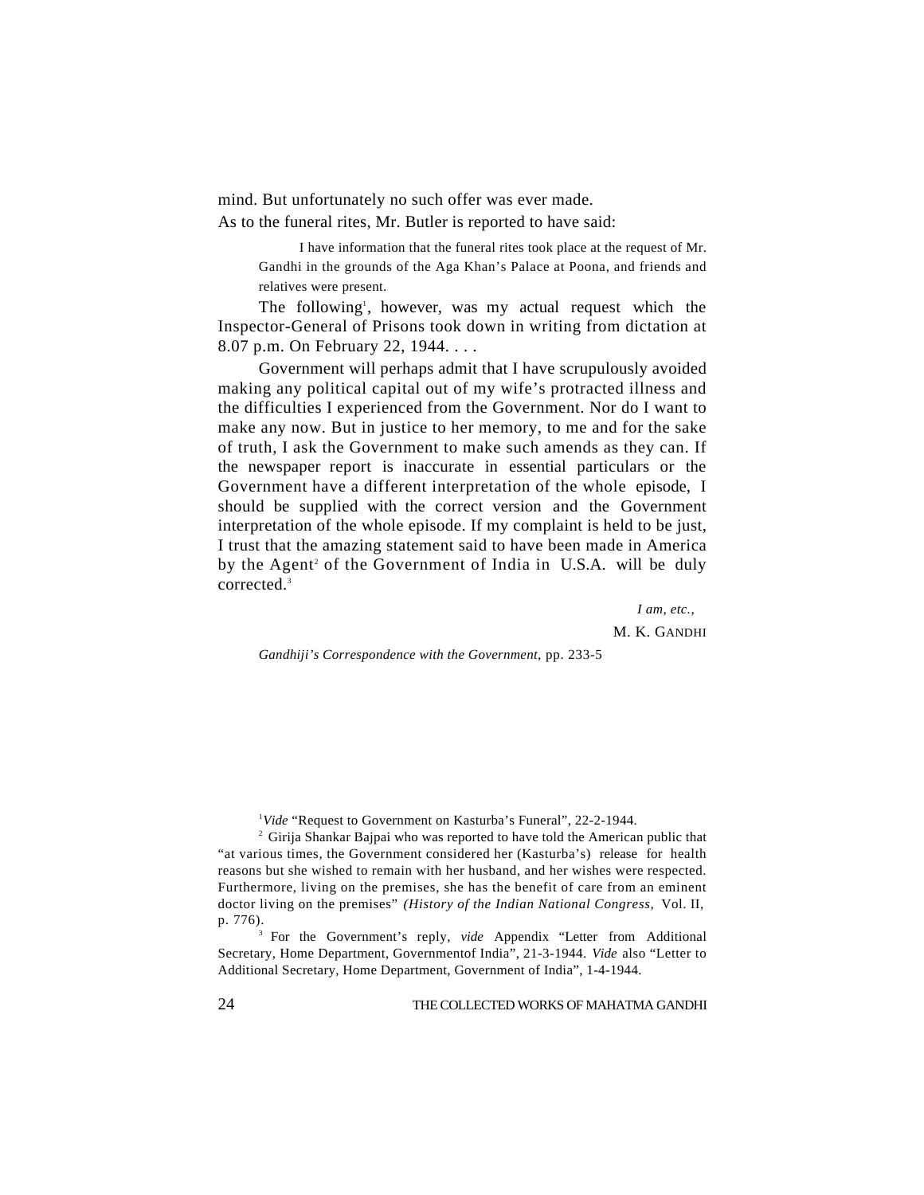mind. But unfortunately no such offer was ever made.

As to the funeral rites, Mr. Butler is reported to have said:

> I have information that the funeral rites took place at the request of Mr. Gandhi in the grounds of the Aga Khan's Palace at Poona, and friends and relatives were present.

The following[1], however, was my actual request which the Inspector-General of Prisons took down in writing from dictation at 8.07 p.m. On February 22, 1944. . . .

Government will perhaps admit that I have scrupulously avoided making any political capital out of my wife's protracted illness and the difficulties I experienced from the Government. Nor do I want to make any now. But in justice to her memory, to me and for the sake of truth, I ask the Government to make such amends as they can. If the newspaper report is inaccurate in essential particulars or the Government have a different interpretation of the whole episode, I should be supplied with the correct version and the Government interpretation of the whole episode. If my complaint is held to be just, I trust that the amazing statement said to have been made in America by the Agent[2] of the Government of India in U.S.A. will be duly corrected.[3]

*I am, etc.,*

M. K. GANDHI

*Gandhiji's Correspondence with the Government*, pp. 233-5

---

[1] *Vide* "Request to Government on Kasturba's Funeral", 22-2-1944.

[2] Girija Shankar Bajpai who was reported to have told the American public that "at various times, the Government considered her (Kasturba's) release for health reasons but she wished to remain with her husband, and her wishes were respected. Furthermore, living on the premises, she has the benefit of care from an eminent doctor living on the premises" *(History of the Indian National Congress,* Vol. II, p. 776).

[3] For the Government's reply, *vide* Appendix "Letter from Additional Secretary, Home Department, Governmentof India", 21-3-1944. *Vide* also "Letter to Additional Secretary, Home Department, Government of India", 1-4-1944.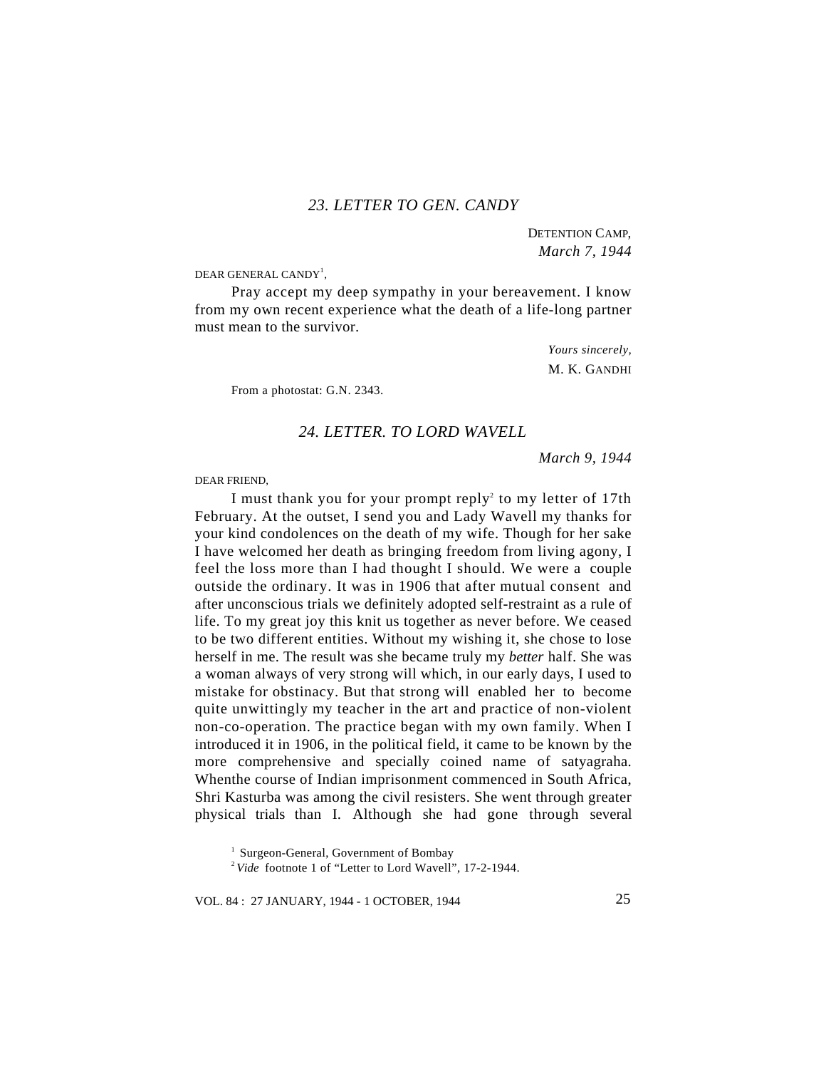## *23. LETTER TO GEN. CANDY*

DETENTION CAMP,
*March 7, 1944*

DEAR GENERAL CANDY[1],

Pray accept my deep sympathy in your bereavement. I know from my own recent experience what the death of a life-long partner must mean to the survivor.

*Yours sincerely,*
M. K. GANDHI

From a photostat: G.N. 2343.

## *24. LETTER. TO LORD WAVELL*

*March 9, 1944*

DEAR FRIEND,

I must thank you for your prompt reply[2] to my letter of 17th February. At the outset, I send you and Lady Wavell my thanks for your kind condolences on the death of my wife. Though for her sake I have welcomed her death as bringing freedom from living agony, I feel the loss more than I had thought I should. We were a couple outside the ordinary. It was in 1906 that after mutual consent and after unconscious trials we definitely adopted self-restraint as a rule of life. To my great joy this knit us together as never before. We ceased to be two different entities. Without my wishing it, she chose to lose herself in me. The result was she became truly my *better* half. She was a woman always of very strong will which, in our early days, I used to mistake for obstinacy. But that strong will enabled her to become quite unwittingly my teacher in the art and practice of non-violent non-co-operation. The practice began with my own family. When I introduced it in 1906, in the political field, it came to be known by the more comprehensive and specially coined name of satyagraha. Whenthe course of Indian imprisonment commenced in South Africa, Shri Kasturba was among the civil resisters. She went through greater physical trials than I. Although she had gone through several

[1] Surgeon-General, Government of Bombay

[2] *Vide* footnote 1 of "Letter to Lord Wavell", 17-2-1944.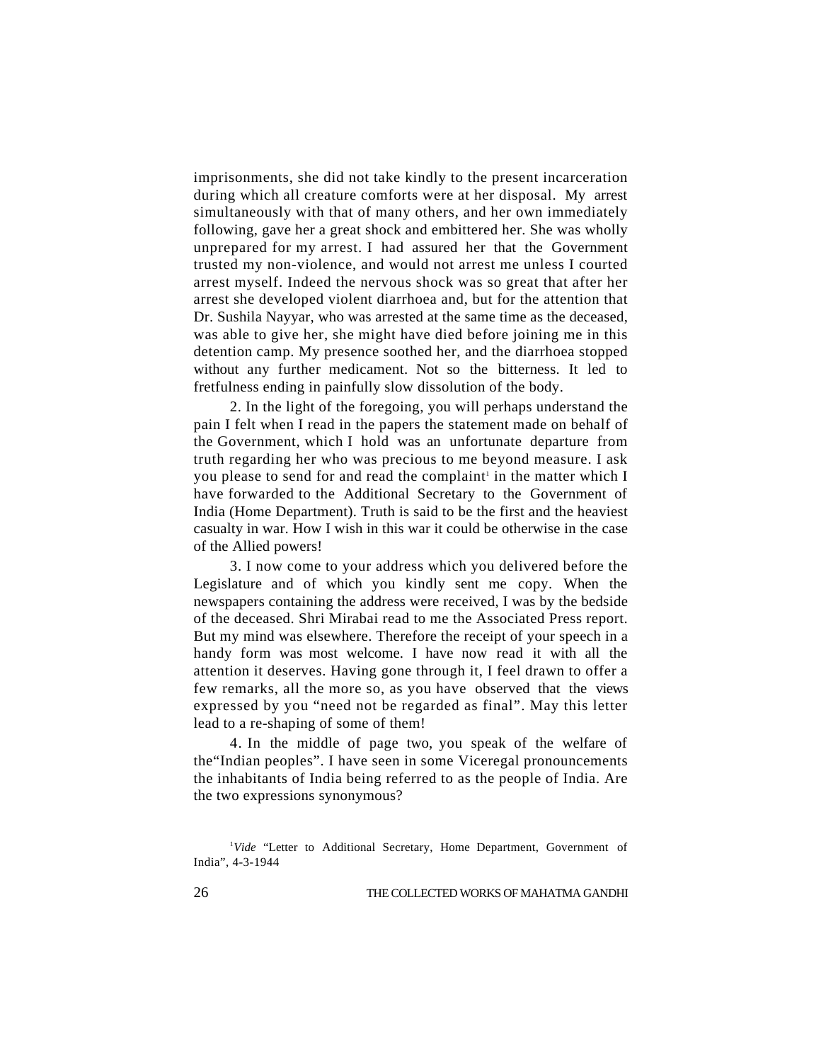imprisonments, she did not take kindly to the present incarceration during which all creature comforts were at her disposal. My arrest simultaneously with that of many others, and her own immediately following, gave her a great shock and embittered her. She was wholly unprepared for my arrest. I had assured her that the Government trusted my non-violence, and would not arrest me unless I courted arrest myself. Indeed the nervous shock was so great that after her arrest she developed violent diarrhoea and, but for the attention that Dr. Sushila Nayyar, who was arrested at the same time as the deceased, was able to give her, she might have died before joining me in this detention camp. My presence soothed her, and the diarrhoea stopped without any further medicament. Not so the bitterness. It led to fretfulness ending in painfully slow dissolution of the body.

2. In the light of the foregoing, you will perhaps understand the pain I felt when I read in the papers the statement made on behalf of the Government, which I hold was an unfortunate departure from truth regarding her who was precious to me beyond measure. I ask you please to send for and read the complaint[1] in the matter which I have forwarded to the Additional Secretary to the Government of India (Home Department). Truth is said to be the first and the heaviest casualty in war. How I wish in this war it could be otherwise in the case of the Allied powers!

3. I now come to your address which you delivered before the Legislature and of which you kindly sent me copy. When the newspapers containing the address were received, I was by the bedside of the deceased. Shri Mirabai read to me the Associated Press report. But my mind was elsewhere. Therefore the receipt of your speech in a handy form was most welcome. I have now read it with all the attention it deserves. Having gone through it, I feel drawn to offer a few remarks, all the more so, as you have observed that the views expressed by you "need not be regarded as final". May this letter lead to a re-shaping of some of them!

4. In the middle of page two, you speak of the welfare of the"Indian peoples". I have seen in some Viceregal pronouncements the inhabitants of India being referred to as the people of India. Are the two expressions synonymous?

[1] *Vide* "Letter to Additional Secretary, Home Department, Government of India", 4-3-1944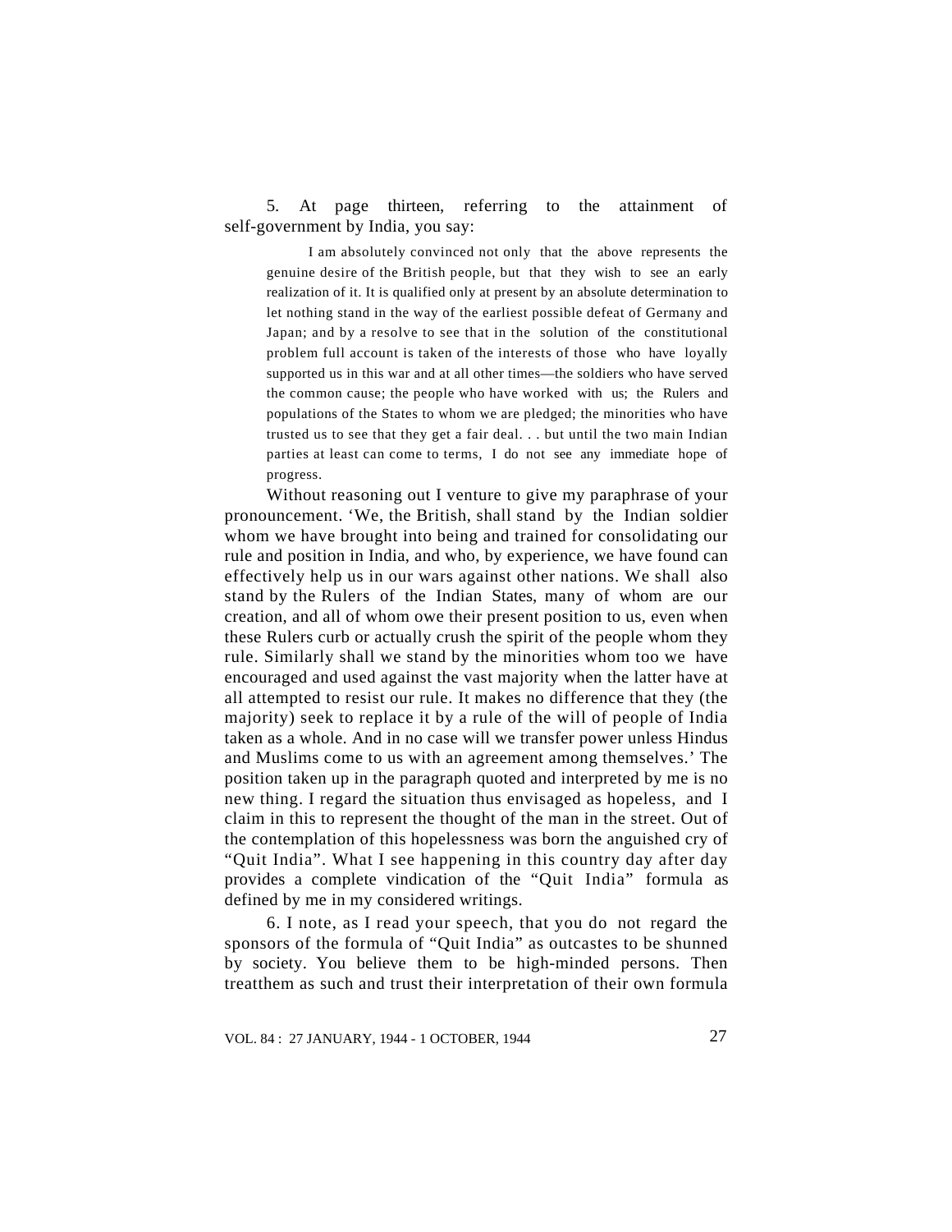5. At page thirteen, referring to the attainment of self-government by India, you say:

> I am absolutely convinced not only that the above represents the genuine desire of the British people, but that they wish to see an early realization of it. It is qualified only at present by an absolute determination to let nothing stand in the way of the earliest possible defeat of Germany and Japan; and by a resolve to see that in the solution of the constitutional problem full account is taken of the interests of those who have loyally supported us in this war and at all other times—the soldiers who have served the common cause; the people who have worked with us; the Rulers and populations of the States to whom we are pledged; the minorities who have trusted us to see that they get a fair deal. . . but until the two main Indian parties at least can come to terms, I do not see any immediate hope of progress.

Without reasoning out I venture to give my paraphrase of your pronouncement. 'We, the British, shall stand by the Indian soldier whom we have brought into being and trained for consolidating our rule and position in India, and who, by experience, we have found can effectively help us in our wars against other nations. We shall also stand by the Rulers of the Indian States, many of whom are our creation, and all of whom owe their present position to us, even when these Rulers curb or actually crush the spirit of the people whom they rule. Similarly shall we stand by the minorities whom too we have encouraged and used against the vast majority when the latter have at all attempted to resist our rule. It makes no difference that they (the majority) seek to replace it by a rule of the will of people of India taken as a whole. And in no case will we transfer power unless Hindus and Muslims come to us with an agreement among themselves.' The position taken up in the paragraph quoted and interpreted by me is no new thing. I regard the situation thus envisaged as hopeless, and I claim in this to represent the thought of the man in the street. Out of the contemplation of this hopelessness was born the anguished cry of "Quit India". What I see happening in this country day after day provides a complete vindication of the "Quit India" formula as defined by me in my considered writings.

6. I note, as I read your speech, that you do not regard the sponsors of the formula of "Quit India" as outcastes to be shunned by society. You believe them to be high-minded persons. Then treatthem as such and trust their interpretation of their own formula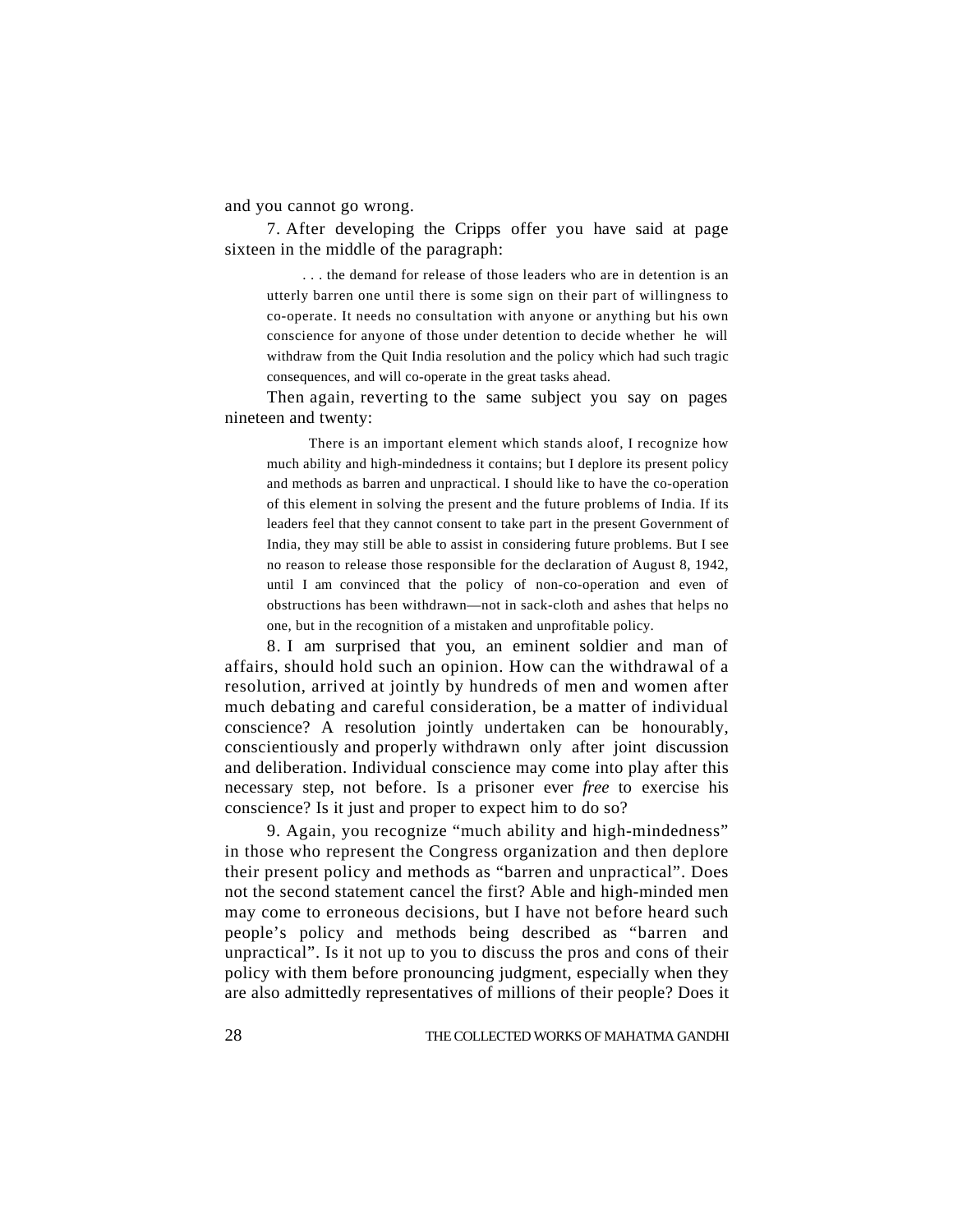and you cannot go wrong.

7. After developing the Cripps offer you have said at page sixteen in the middle of the paragraph:

> . . . the demand for release of those leaders who are in detention is an utterly barren one until there is some sign on their part of willingness to co-operate. It needs no consultation with anyone or anything but his own conscience for anyone of those under detention to decide whether he will withdraw from the Quit India resolution and the policy which had such tragic consequences, and will co-operate in the great tasks ahead.

Then again, reverting to the same subject you say on pages nineteen and twenty:

> There is an important element which stands aloof, I recognize how much ability and high-mindedness it contains; but I deplore its present policy and methods as barren and unpractical. I should like to have the co-operation of this element in solving the present and the future problems of India. If its leaders feel that they cannot consent to take part in the present Government of India, they may still be able to assist in considering future problems. But I see no reason to release those responsible for the declaration of August 8, 1942, until I am convinced that the policy of non-co-operation and even of obstructions has been withdrawn—not in sack-cloth and ashes that helps no one, but in the recognition of a mistaken and unprofitable policy.

8. I am surprised that you, an eminent soldier and man of affairs, should hold such an opinion. How can the withdrawal of a resolution, arrived at jointly by hundreds of men and women after much debating and careful consideration, be a matter of individual conscience? A resolution jointly undertaken can be honourably, conscientiously and properly withdrawn only after joint discussion and deliberation. Individual conscience may come into play after this necessary step, not before. Is a prisoner ever *free* to exercise his conscience? Is it just and proper to expect him to do so?

9. Again, you recognize "much ability and high-mindedness" in those who represent the Congress organization and then deplore their present policy and methods as "barren and unpractical". Does not the second statement cancel the first? Able and high-minded men may come to erroneous decisions, but I have not before heard such people's policy and methods being described as "barren and unpractical". Is it not up to you to discuss the pros and cons of their policy with them before pronouncing judgment, especially when they are also admittedly representatives of millions of their people? Does it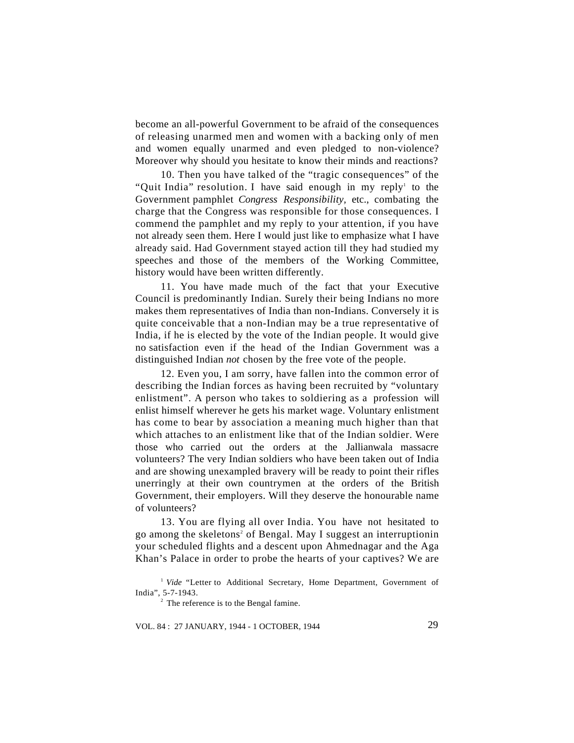become an all-powerful Government to be afraid of the consequences of releasing unarmed men and women with a backing only of men and women equally unarmed and even pledged to non-violence? Moreover why should you hesitate to know their minds and reactions?

10. Then you have talked of the "tragic consequences" of the "Quit India" resolution. I have said enough in my reply[1] to the Government pamphlet *Congress Responsibility*, etc., combating the charge that the Congress was responsible for those consequences. I commend the pamphlet and my reply to your attention, if you have not already seen them. Here I would just like to emphasize what I have already said. Had Government stayed action till they had studied my speeches and those of the members of the Working Committee, history would have been written differently.

11. You have made much of the fact that your Executive Council is predominantly Indian. Surely their being Indians no more makes them representatives of India than non-Indians. Conversely it is quite conceivable that a non-Indian may be a true representative of India, if he is elected by the vote of the Indian people. It would give no satisfaction even if the head of the Indian Government was a distinguished Indian *not* chosen by the free vote of the people.

12. Even you, I am sorry, have fallen into the common error of describing the Indian forces as having been recruited by "voluntary enlistment". A person who takes to soldiering as a profession will enlist himself wherever he gets his market wage. Voluntary enlistment has come to bear by association a meaning much higher than that which attaches to an enlistment like that of the Indian soldier. Were those who carried out the orders at the Jallianwala massacre volunteers? The very Indian soldiers who have been taken out of India and are showing unexampled bravery will be ready to point their rifles unerringly at their own countrymen at the orders of the British Government, their employers. Will they deserve the honourable name of volunteers?

13. You are flying all over India. You have not hesitated to go among the skeletons[2] of Bengal. May I suggest an interruptionin your scheduled flights and a descent upon Ahmednagar and the Aga Khan's Palace in order to probe the hearts of your captives? We are

[1] *Vide* "Letter to Additional Secretary, Home Department, Government of India", 5-7-1943.

[2] The reference is to the Bengal famine.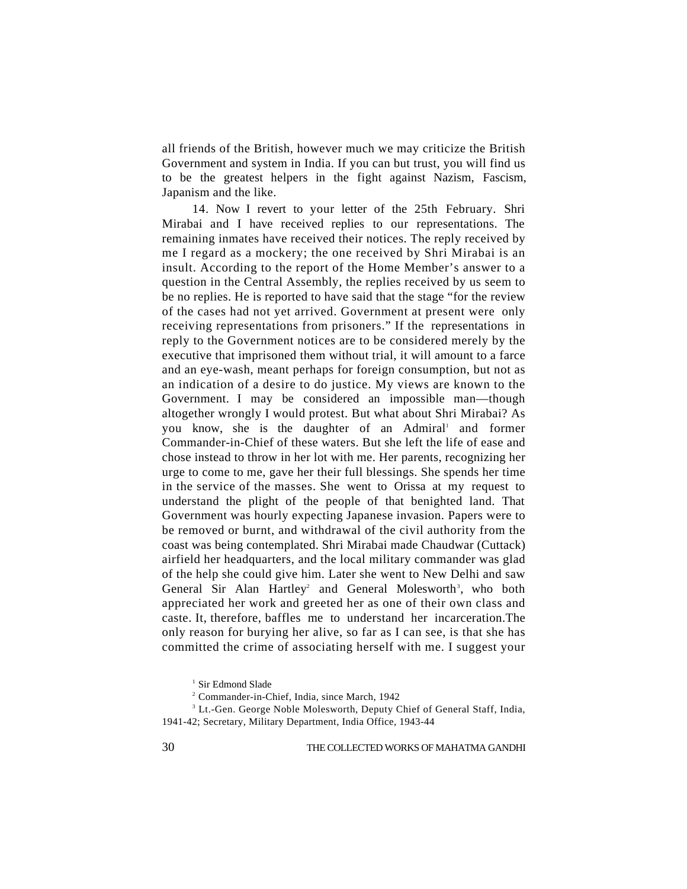all friends of the British, however much we may criticize the British Government and system in India. If you can but trust, you will find us to be the greatest helpers in the fight against Nazism, Fascism, Japanism and the like.

14. Now I revert to your letter of the 25th February. Shri Mirabai and I have received replies to our representations. The remaining inmates have received their notices. The reply received by me I regard as a mockery; the one received by Shri Mirabai is an insult. According to the report of the Home Member's answer to a question in the Central Assembly, the replies received by us seem to be no replies. He is reported to have said that the stage "for the review of the cases had not yet arrived. Government at present were only receiving representations from prisoners." If the representations in reply to the Government notices are to be considered merely by the executive that imprisoned them without trial, it will amount to a farce and an eye-wash, meant perhaps for foreign consumption, but not as an indication of a desire to do justice. My views are known to the Government. I may be considered an impossible man—though altogether wrongly I would protest. But what about Shri Mirabai? As you know, she is the daughter of an Admiral[1] and former Commander-in-Chief of these waters. But she left the life of ease and chose instead to throw in her lot with me. Her parents, recognizing her urge to come to me, gave her their full blessings. She spends her time in the service of the masses. She went to Orissa at my request to understand the plight of the people of that benighted land. That Government was hourly expecting Japanese invasion. Papers were to be removed or burnt, and withdrawal of the civil authority from the coast was being contemplated. Shri Mirabai made Chaudwar (Cuttack) airfield her headquarters, and the local military commander was glad of the help she could give him. Later she went to New Delhi and saw General Sir Alan Hartley[2] and General Molesworth[3], who both appreciated her work and greeted her as one of their own class and caste. It, therefore, baffles me to understand her incarceration.The only reason for burying her alive, so far as I can see, is that she has committed the crime of associating herself with me. I suggest your

[1] Sir Edmond Slade

[2] Commander-in-Chief, India, since March, 1942

[3] Lt.-Gen. George Noble Molesworth, Deputy Chief of General Staff, India, 1941-42; Secretary, Military Department, India Office, 1943-44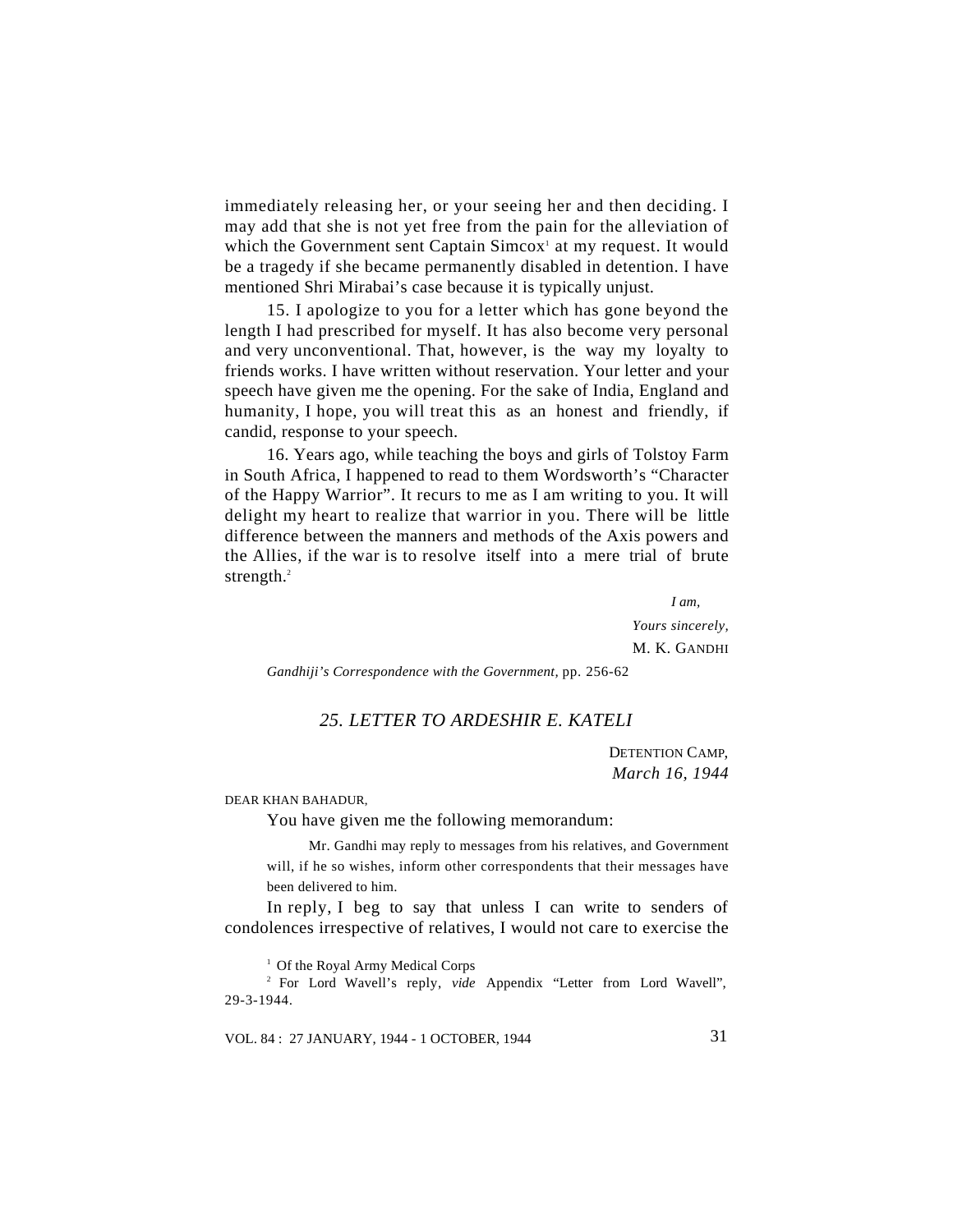immediately releasing her, or your seeing her and then deciding. I may add that she is not yet free from the pain for the alleviation of which the Government sent Captain Simcox[1] at my request. It would be a tragedy if she became permanently disabled in detention. I have mentioned Shri Mirabai's case because it is typically unjust.

15. I apologize to you for a letter which has gone beyond the length I had prescribed for myself. It has also become very personal and very unconventional. That, however, is the way my loyalty to friends works. I have written without reservation. Your letter and your speech have given me the opening. For the sake of India, England and humanity, I hope, you will treat this as an honest and friendly, if candid, response to your speech.

16. Years ago, while teaching the boys and girls of Tolstoy Farm in South Africa, I happened to read to them Wordsworth's "Character of the Happy Warrior". It recurs to me as I am writing to you. It will delight my heart to realize that warrior in you. There will be little difference between the manners and methods of the Axis powers and the Allies, if the war is to resolve itself into a mere trial of brute strength.[2]

*I am,*

*Yours sincerely,*

M. K. GANDHI

*Gandhiji's Correspondence with the Government,* pp. 256-62

## *25. LETTER TO ARDESHIR E. KATELI*

DETENTION CAMP,
*March 16, 1944*

DEAR KHAN BAHADUR,

You have given me the following memorandum:

> Mr. Gandhi may reply to messages from his relatives, and Government will, if he so wishes, inform other correspondents that their messages have been delivered to him.

In reply, I beg to say that unless I can write to senders of condolences irrespective of relatives, I would not care to exercise the

---

[1] Of the Royal Army Medical Corps

[2] For Lord Wavell's reply, *vide* Appendix "Letter from Lord Wavell", 29-3-1944.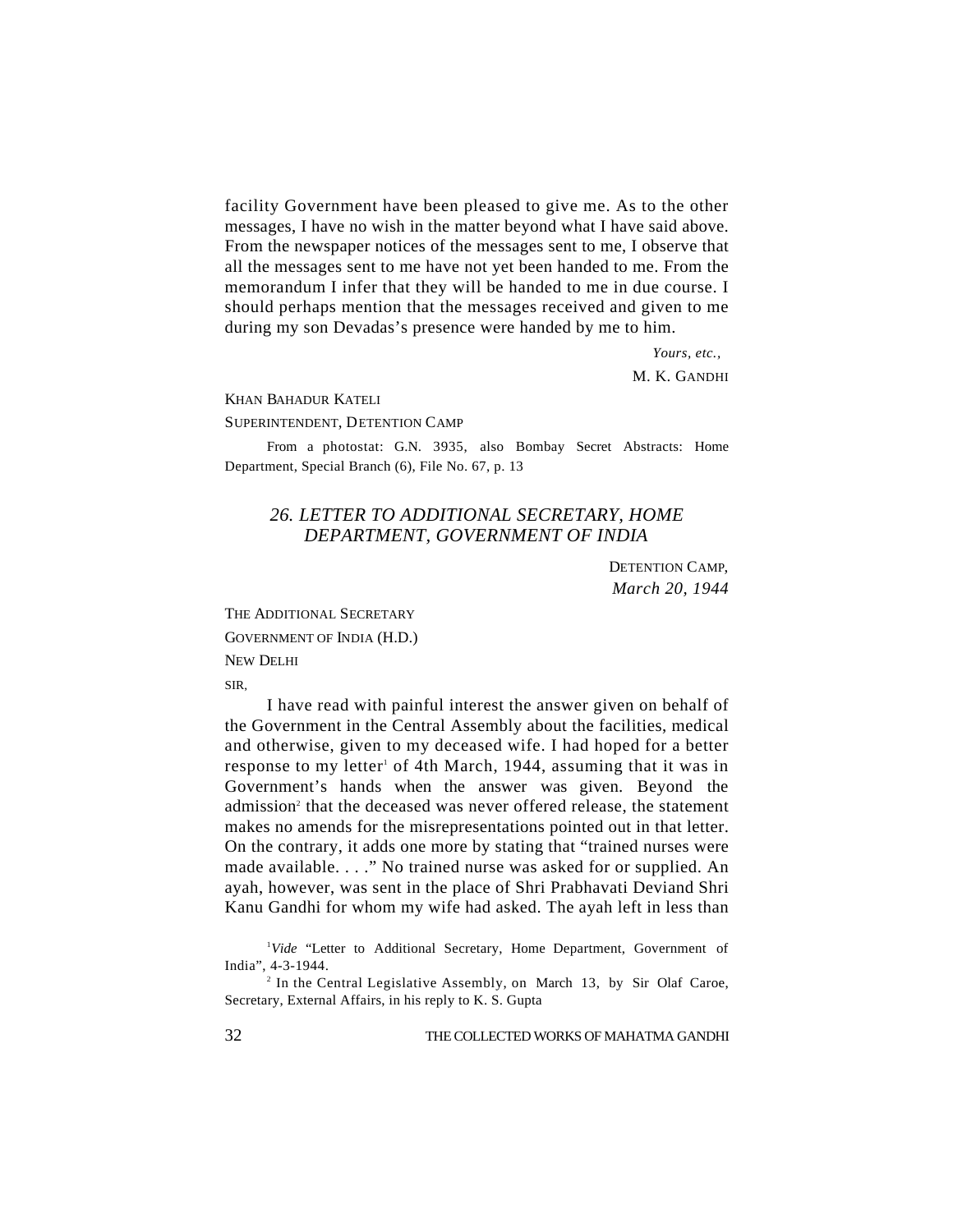facility Government have been pleased to give me. As to the other messages, I have no wish in the matter beyond what I have said above. From the newspaper notices of the messages sent to me, I observe that all the messages sent to me have not yet been handed to me. From the memorandum I infer that they will be handed to me in due course. I should perhaps mention that the messages received and given to me during my son Devadas's presence were handed by me to him.

*Yours, etc.,*

M. K. GANDHI

KHAN BAHADUR KATELI

SUPERINTENDENT, DETENTION CAMP

From a photostat: G.N. 3935, also Bombay Secret Abstracts: Home Department, Special Branch (6), File No. 67, p. 13

## *26. LETTER TO ADDITIONAL SECRETARY, HOME DEPARTMENT, GOVERNMENT OF INDIA*

DETENTION CAMP,
*March 20, 1944*

THE ADDITIONAL SECRETARY

GOVERNMENT OF INDIA (H.D.)

NEW DELHI

SIR,

I have read with painful interest the answer given on behalf of the Government in the Central Assembly about the facilities, medical and otherwise, given to my deceased wife. I had hoped for a better response to my letter[1] of 4th March, 1944, assuming that it was in Government's hands when the answer was given. Beyond the admission[2] that the deceased was never offered release, the statement makes no amends for the misrepresentations pointed out in that letter. On the contrary, it adds one more by stating that "trained nurses were made available. . . ." No trained nurse was asked for or supplied. An ayah, however, was sent in the place of Shri Prabhavati Deviand Shri Kanu Gandhi for whom my wife had asked. The ayah left in less than

[1] *Vide* "Letter to Additional Secretary, Home Department, Government of India", 4-3-1944.

[2] In the Central Legislative Assembly, on March 13, by Sir Olaf Caroe, Secretary, External Affairs, in his reply to K. S. Gupta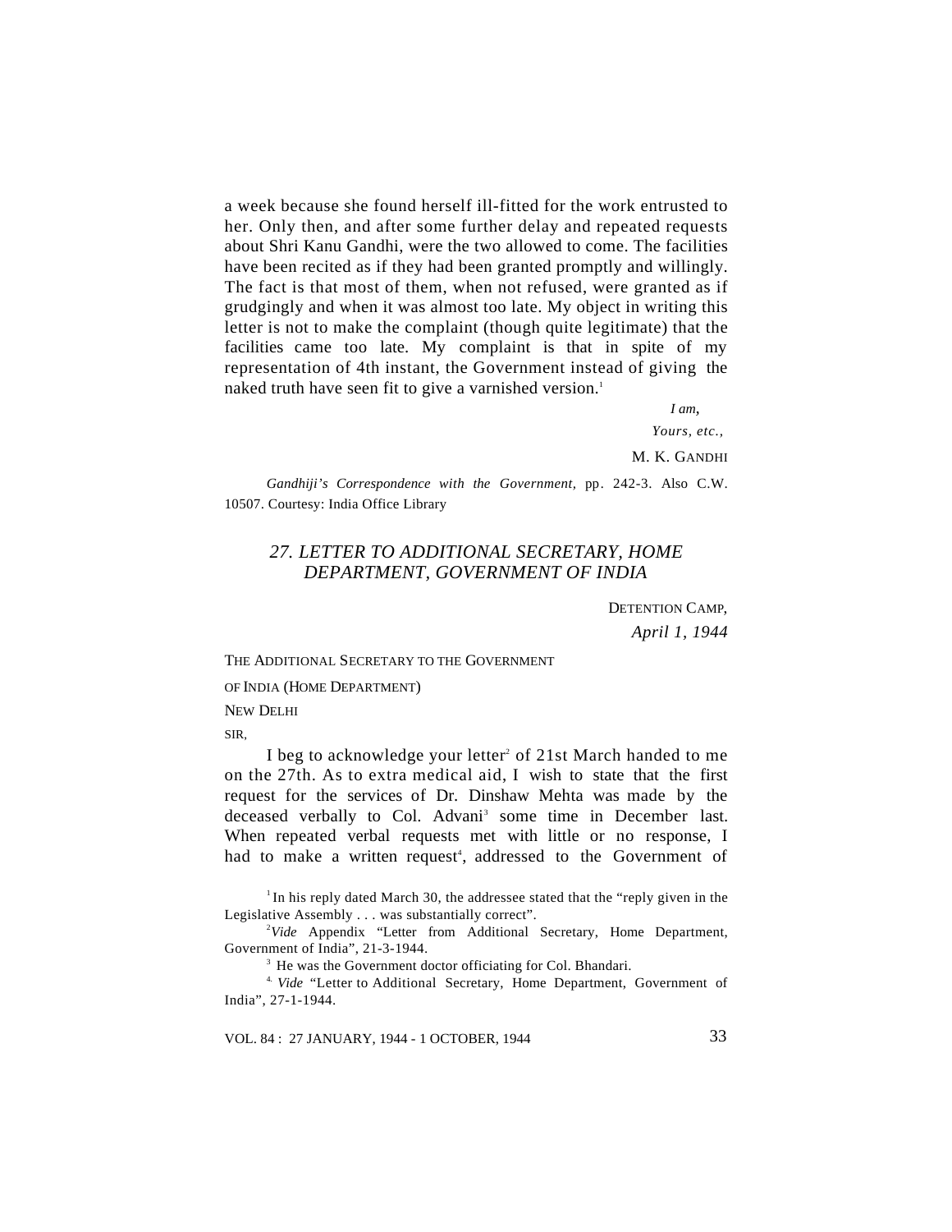a week because she found herself ill-fitted for the work entrusted to her. Only then, and after some further delay and repeated requests about Shri Kanu Gandhi, were the two allowed to come. The facilities have been recited as if they had been granted promptly and willingly. The fact is that most of them, when not refused, were granted as if grudgingly and when it was almost too late. My object in writing this letter is not to make the complaint (though quite legitimate) that the facilities came too late. My complaint is that in spite of my representation of 4th instant, the Government instead of giving the naked truth have seen fit to give a varnished version.[1]

*I am,*

*Yours, etc.,*

M. K. GANDHI

*Gandhiji's Correspondence with the Government*, pp. 242-3. Also C.W. 10507. Courtesy: India Office Library

## *27. LETTER TO ADDITIONAL SECRETARY, HOME DEPARTMENT, GOVERNMENT OF INDIA*

DETENTION CAMP,

*April 1, 1944*

THE ADDITIONAL SECRETARY TO THE GOVERNMENT

OF INDIA (HOME DEPARTMENT)

NEW DELHI

SIR,

I beg to acknowledge your letter[2] of 21st March handed to me on the 27th. As to extra medical aid, I wish to state that the first request for the services of Dr. Dinshaw Mehta was made by the deceased verbally to Col. Advani[3] some time in December last. When repeated verbal requests met with little or no response, I had to make a written request[4], addressed to the Government of

---

[1] In his reply dated March 30, the addressee stated that the "reply given in the Legislative Assembly . . . was substantially correct".

[2] *Vide* Appendix "Letter from Additional Secretary, Home Department, Government of India", 21-3-1944.

[3] He was the Government doctor officiating for Col. Bhandari.

[4] *Vide* "Letter to Additional Secretary, Home Department, Government of India", 27-1-1944.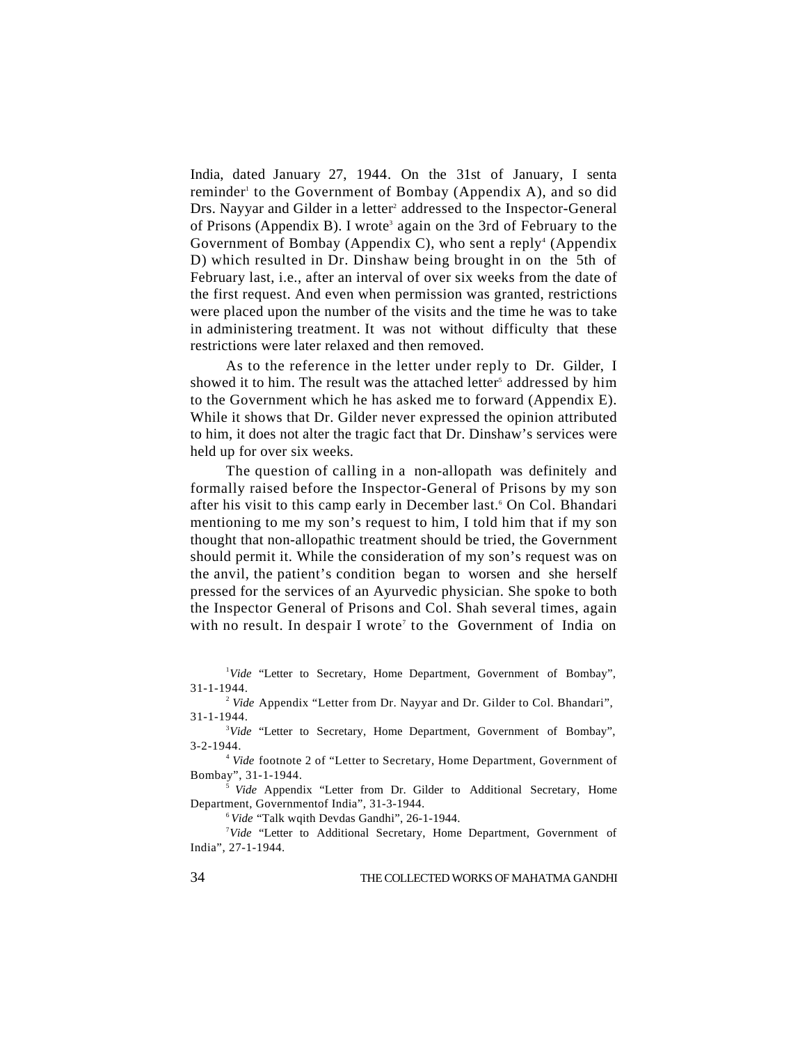India, dated January 27, 1944. On the 31st of January, I senta reminder[1] to the Government of Bombay (Appendix A), and so did Drs. Nayyar and Gilder in a letter[2] addressed to the Inspector-General of Prisons (Appendix B). I wrote[3] again on the 3rd of February to the Government of Bombay (Appendix C), who sent a reply[4] (Appendix D) which resulted in Dr. Dinshaw being brought in on the 5th of February last, i.e., after an interval of over six weeks from the date of the first request. And even when permission was granted, restrictions were placed upon the number of the visits and the time he was to take in administering treatment. It was not without difficulty that these restrictions were later relaxed and then removed.

As to the reference in the letter under reply to Dr. Gilder, I showed it to him. The result was the attached letter[5] addressed by him to the Government which he has asked me to forward (Appendix E). While it shows that Dr. Gilder never expressed the opinion attributed to him, it does not alter the tragic fact that Dr. Dinshaw's services were held up for over six weeks.

The question of calling in a non-allopath was definitely and formally raised before the Inspector-General of Prisons by my son after his visit to this camp early in December last.[6] On Col. Bhandari mentioning to me my son's request to him, I told him that if my son thought that non-allopathic treatment should be tried, the Government should permit it. While the consideration of my son's request was on the anvil, the patient's condition began to worsen and she herself pressed for the services of an Ayurvedic physician. She spoke to both the Inspector General of Prisons and Col. Shah several times, again with no result. In despair I wrote[7] to the Government of India on

---

[1] *Vide* "Letter to Secretary, Home Department, Government of Bombay", 31-1-1944.

[2] *Vide* Appendix "Letter from Dr. Nayyar and Dr. Gilder to Col. Bhandari", 31-1-1944.

[3] *Vide* "Letter to Secretary, Home Department, Government of Bombay", 3-2-1944.

[4] *Vide* footnote 2 of "Letter to Secretary, Home Department, Government of Bombay", 31-1-1944.

[5] *Vide* Appendix "Letter from Dr. Gilder to Additional Secretary, Home Department, Governmentof India", 31-3-1944.

[6] *Vide* "Talk wqith Devdas Gandhi", 26-1-1944.

[7] *Vide* "Letter to Additional Secretary, Home Department, Government of India", 27-1-1944.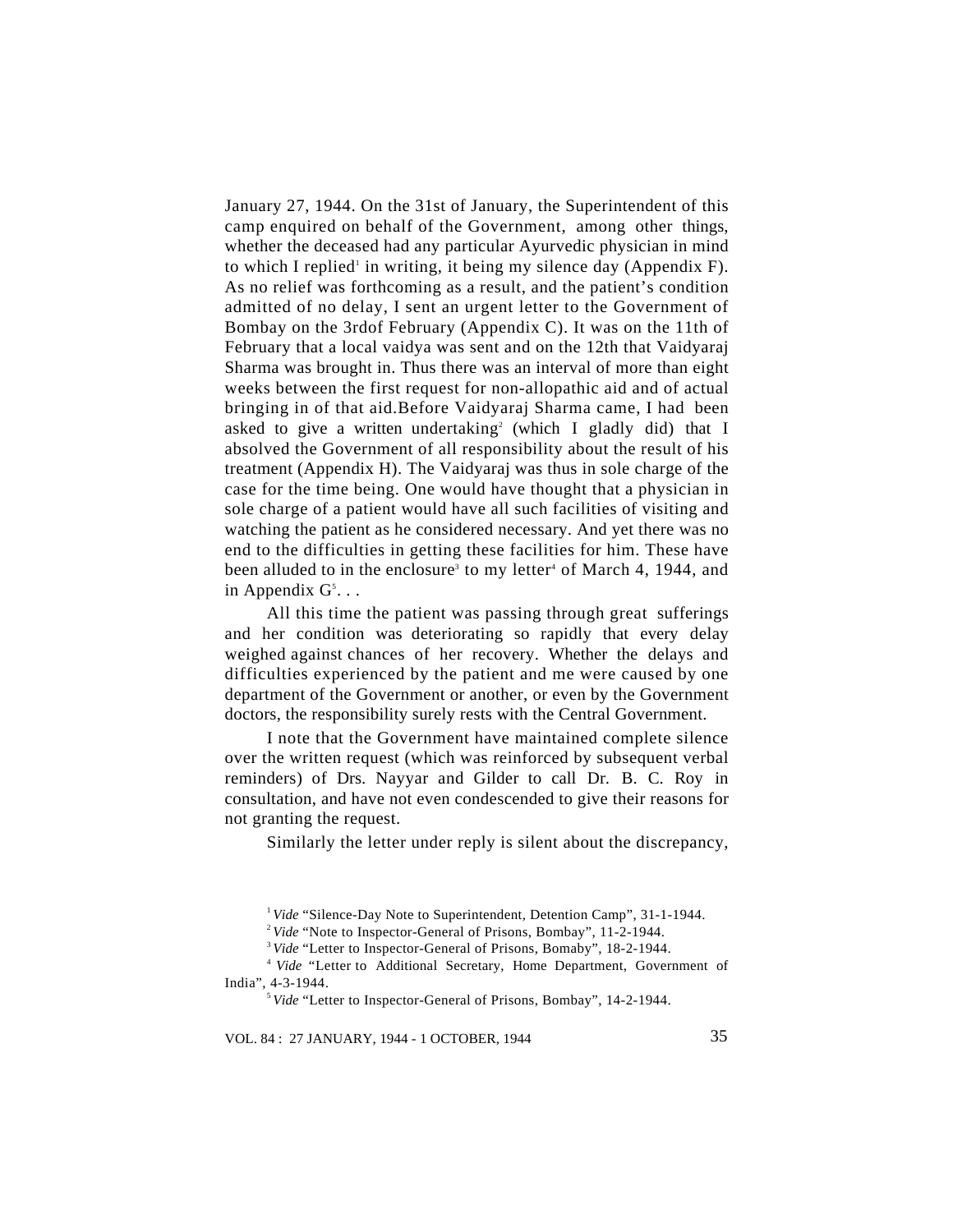January 27, 1944. On the 31st of January, the Superintendent of this camp enquired on behalf of the Government, among other things, whether the deceased had any particular Ayurvedic physician in mind to which I replied[1] in writing, it being my silence day (Appendix F). As no relief was forthcoming as a result, and the patient's condition admitted of no delay, I sent an urgent letter to the Government of Bombay on the 3rdof February (Appendix C). It was on the 11th of February that a local vaidya was sent and on the 12th that Vaidyaraj Sharma was brought in. Thus there was an interval of more than eight weeks between the first request for non-allopathic aid and of actual bringing in of that aid.Before Vaidyaraj Sharma came, I had been asked to give a written undertaking[2] (which I gladly did) that I absolved the Government of all responsibility about the result of his treatment (Appendix H). The Vaidyaraj was thus in sole charge of the case for the time being. One would have thought that a physician in sole charge of a patient would have all such facilities of visiting and watching the patient as he considered necessary. And yet there was no end to the difficulties in getting these facilities for him. These have been alluded to in the enclosure[3] to my letter[4] of March 4, 1944, and in Appendix G[5]. . .

All this time the patient was passing through great sufferings and her condition was deteriorating so rapidly that every delay weighed against chances of her recovery. Whether the delays and difficulties experienced by the patient and me were caused by one department of the Government or another, or even by the Government doctors, the responsibility surely rests with the Central Government.

I note that the Government have maintained complete silence over the written request (which was reinforced by subsequent verbal reminders) of Drs. Nayyar and Gilder to call Dr. B. C. Roy in consultation, and have not even condescended to give their reasons for not granting the request.

Similarly the letter under reply is silent about the discrepancy,

---

[1] *Vide* "Silence-Day Note to Superintendent, Detention Camp", 31-1-1944.

[2] *Vide* "Note to Inspector-General of Prisons, Bombay", 11-2-1944.

[3] *Vide* "Letter to Inspector-General of Prisons, Bomaby", 18-2-1944.

[4] *Vide* "Letter to Additional Secretary, Home Department, Government of India", 4-3-1944.

[5] *Vide* "Letter to Inspector-General of Prisons, Bombay", 14-2-1944.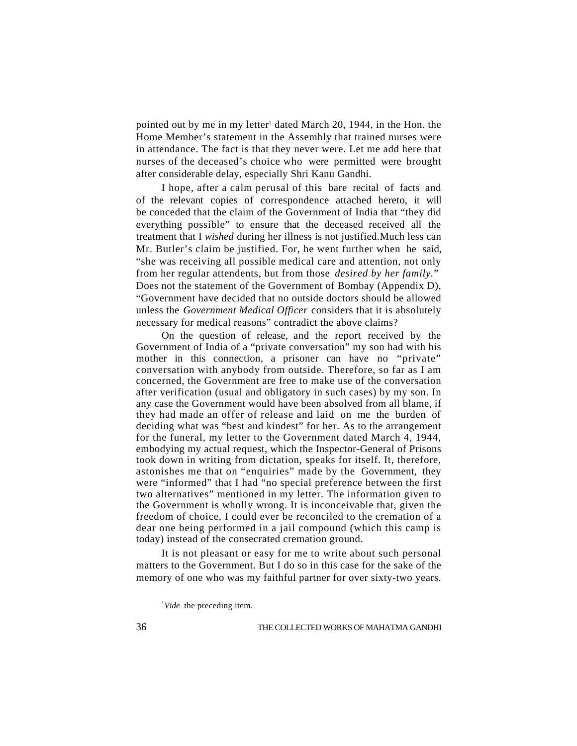pointed out by me in my letter[1] dated March 20, 1944, in the Hon. the Home Member's statement in the Assembly that trained nurses were in attendance. The fact is that they never were. Let me add here that nurses of the deceased's choice who were permitted were brought after considerable delay, especially Shri Kanu Gandhi.

I hope, after a calm perusal of this bare recital of facts and of the relevant copies of correspondence attached hereto, it will be conceded that the claim of the Government of India that "they did everything possible" to ensure that the deceased received all the treatment that I *wished* during her illness is not justified.Much less can Mr. Butler's claim be justified. For, he went further when he said, "she was receiving all possible medical care and attention, not only from her regular attendents, but from those *desired by her family*." Does not the statement of the Government of Bombay (Appendix D), "Government have decided that no outside doctors should be allowed unless the *Government Medical Officer* considers that it is absolutely necessary for medical reasons" contradict the above claims?

On the question of release, and the report received by the Government of India of a "private conversation" my son had with his mother in this connection, a prisoner can have no "private" conversation with anybody from outside. Therefore, so far as I am concerned, the Government are free to make use of the conversation after verification (usual and obligatory in such cases) by my son. In any case the Government would have been absolved from all blame, if they had made an offer of release and laid on me the burden of deciding what was "best and kindest" for her. As to the arrangement for the funeral, my letter to the Government dated March 4, 1944, embodying my actual request, which the Inspector-General of Prisons took down in writing from dictation, speaks for itself. It, therefore, astonishes me that on "enquiries" made by the Government, they were "informed" that I had "no special preference between the first two alternatives" mentioned in my letter. The information given to the Government is wholly wrong. It is inconceivable that, given the freedom of choice, I could ever be reconciled to the cremation of a dear one being performed in a jail compound (which this camp is today) instead of the consecrated cremation ground.

It is not pleasant or easy for me to write about such personal matters to the Government. But I do so in this case for the sake of the memory of one who was my faithful partner for over sixty-two years.

[1] *Vide* the preceding item.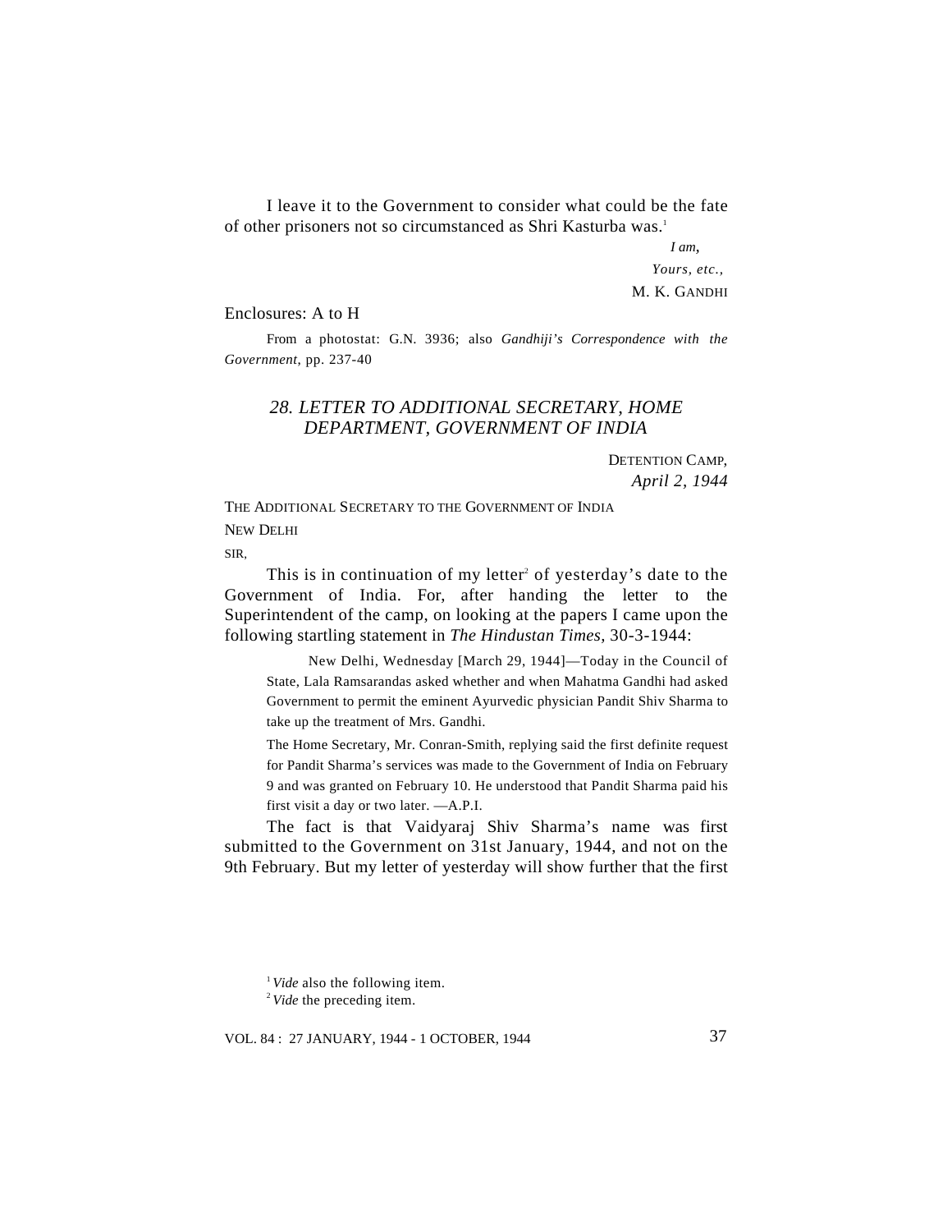I leave it to the Government to consider what could be the fate of other prisoners not so circumstanced as Shri Kasturba was.[1]

*I am,*
*Yours, etc.,*
M. K. GANDHI

Enclosures: A to H

From a photostat: G.N. 3936; also *Gandhiji's Correspondence with the Government*, pp. 237-40

## *28. LETTER TO ADDITIONAL SECRETARY, HOME DEPARTMENT, GOVERNMENT OF INDIA*

DETENTION CAMP,
*April 2, 1944*

THE ADDITIONAL SECRETARY TO THE GOVERNMENT OF INDIA
NEW DELHI

SIR,

This is in continuation of my letter[2] of yesterday's date to the Government of India. For, after handing the letter to the Superintendent of the camp, on looking at the papers I came upon the following startling statement in *The Hindustan Times*, 30-3-1944:

> New Delhi, Wednesday [March 29, 1944]—Today in the Council of State, Lala Ramsarandas asked whether and when Mahatma Gandhi had asked Government to permit the eminent Ayurvedic physician Pandit Shiv Sharma to take up the treatment of Mrs. Gandhi.
>
> The Home Secretary, Mr. Conran-Smith, replying said the first definite request for Pandit Sharma's services was made to the Government of India on February 9 and was granted on February 10. He understood that Pandit Sharma paid his first visit a day or two later. —A.P.I.

The fact is that Vaidyaraj Shiv Sharma's name was first submitted to the Government on 31st January, 1944, and not on the 9th February. But my letter of yesterday will show further that the first

[1] *Vide* also the following item.
[2] *Vide* the preceding item.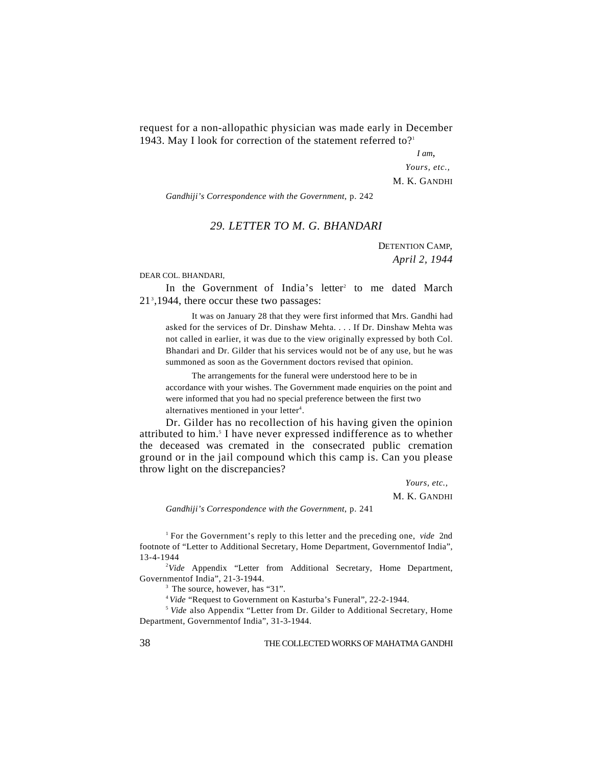request for a non-allopathic physician was made early in December 1943. May I look for correction of the statement referred to?[1]

*I am,*
*Yours, etc.,*
M. K. GANDHI

*Gandhiji's Correspondence with the Government*, p. 242

## 29. LETTER TO M. G. BHANDARI

DETENTION CAMP,
*April 2, 1944*

DEAR COL. BHANDARI,

In the Government of India's letter[2] to me dated March 21[3],1944, there occur these two passages:

> It was on January 28 that they were first informed that Mrs. Gandhi had asked for the services of Dr. Dinshaw Mehta. . . . If Dr. Dinshaw Mehta was not called in earlier, it was due to the view originally expressed by both Col. Bhandari and Dr. Gilder that his services would not be of any use, but he was summoned as soon as the Government doctors revised that opinion.
>
> The arrangements for the funeral were understood here to be in accordance with your wishes. The Government made enquiries on the point and were informed that you had no special preference between the first two alternatives mentioned in your letter[4].

Dr. Gilder has no recollection of his having given the opinion attributed to him.[5] I have never expressed indifference as to whether the deceased was cremated in the consecrated public cremation ground or in the jail compound which this camp is. Can you please throw light on the discrepancies?

*Yours, etc.,*
M. K. GANDHI

*Gandhiji's Correspondence with the Government*, p. 241

---

[1] For the Government's reply to this letter and the preceding one, *vide* 2nd footnote of "Letter to Additional Secretary, Home Department, Governmentof India", 13-4-1944

[2] *Vide* Appendix "Letter from Additional Secretary, Home Department, Governmentof India", 21-3-1944.

[3] The source, however, has "31".

[4] *Vide* "Request to Government on Kasturba's Funeral", 22-2-1944.

[5] *Vide* also Appendix "Letter from Dr. Gilder to Additional Secretary, Home Department, Governmentof India", 31-3-1944.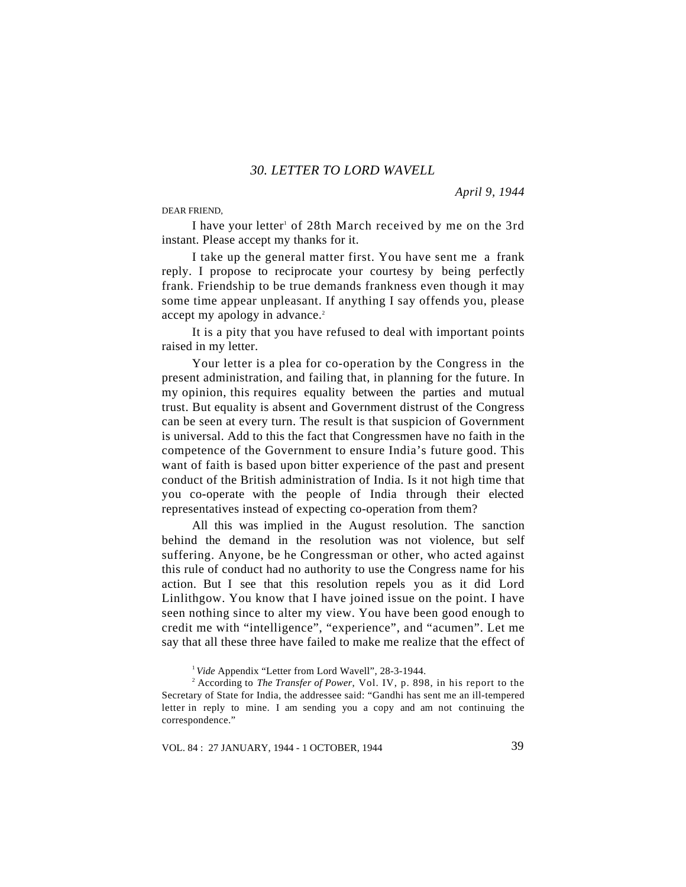## *30. LETTER TO LORD WAVELL*

*April 9, 1944*

DEAR FRIEND,

I have your letter[1] of 28th March received by me on the 3rd instant. Please accept my thanks for it.

I take up the general matter first. You have sent me a frank reply. I propose to reciprocate your courtesy by being perfectly frank. Friendship to be true demands frankness even though it may some time appear unpleasant. If anything I say offends you, please accept my apology in advance.[2]

It is a pity that you have refused to deal with important points raised in my letter.

Your letter is a plea for co-operation by the Congress in the present administration, and failing that, in planning for the future. In my opinion, this requires equality between the parties and mutual trust. But equality is absent and Government distrust of the Congress can be seen at every turn. The result is that suspicion of Government is universal. Add to this the fact that Congressmen have no faith in the competence of the Government to ensure India's future good. This want of faith is based upon bitter experience of the past and present conduct of the British administration of India. Is it not high time that you co-operate with the people of India through their elected representatives instead of expecting co-operation from them?

All this was implied in the August resolution. The sanction behind the demand in the resolution was not violence, but self suffering. Anyone, be he Congressman or other, who acted against this rule of conduct had no authority to use the Congress name for his action. But I see that this resolution repels you as it did Lord Linlithgow. You know that I have joined issue on the point. I have seen nothing since to alter my view. You have been good enough to credit me with "intelligence", "experience", and "acumen". Let me say that all these three have failed to make me realize that the effect of

---

[1] *Vide* Appendix "Letter from Lord Wavell", 28-3-1944.

[2] According to *The Transfer of Power,* Vol. IV, p. 898, in his report to the Secretary of State for India, the addressee said: "Gandhi has sent me an ill-tempered letter in reply to mine. I am sending you a copy and am not continuing the correspondence."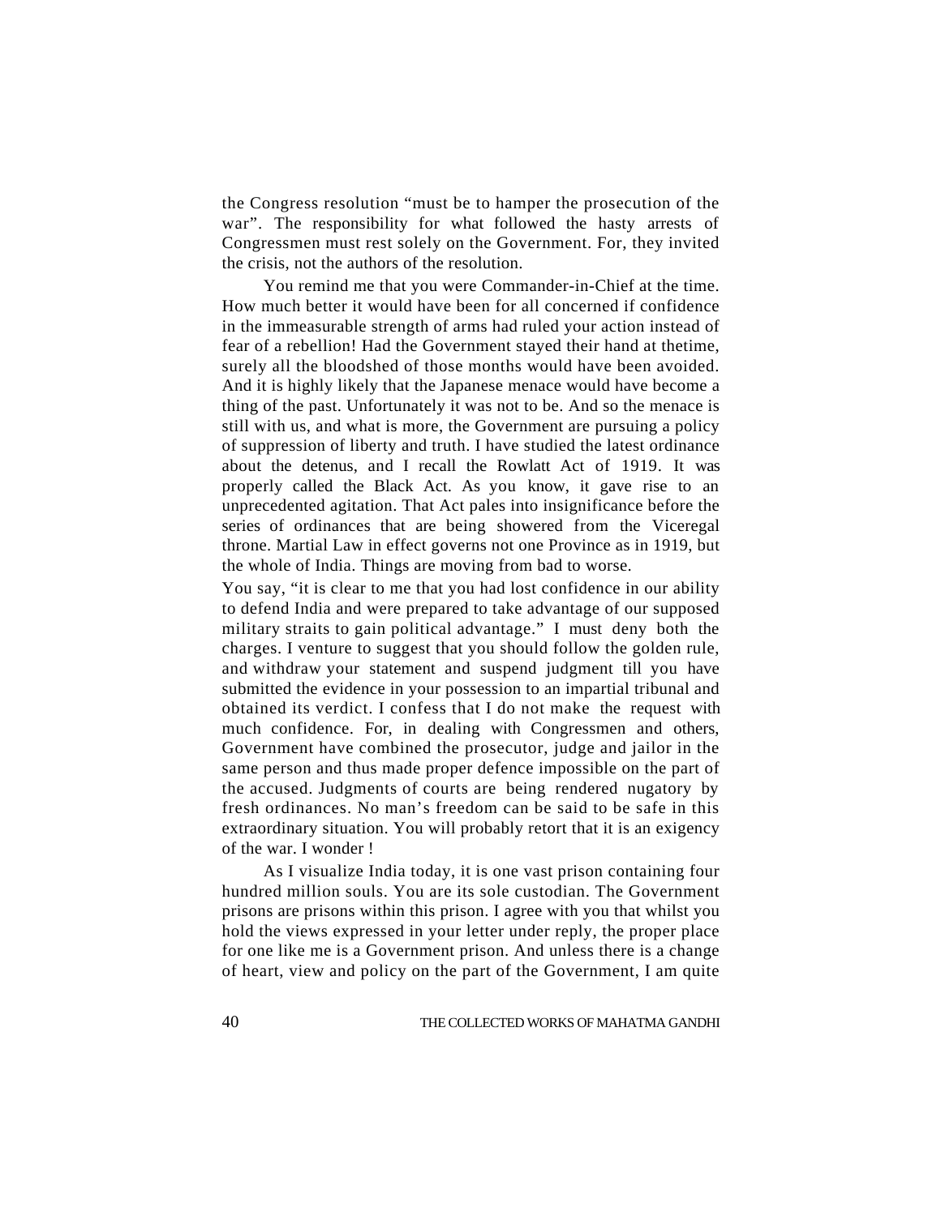the Congress resolution "must be to hamper the prosecution of the war". The responsibility for what followed the hasty arrests of Congressmen must rest solely on the Government. For, they invited the crisis, not the authors of the resolution.

You remind me that you were Commander-in-Chief at the time. How much better it would have been for all concerned if confidence in the immeasurable strength of arms had ruled your action instead of fear of a rebellion! Had the Government stayed their hand at thetime, surely all the bloodshed of those months would have been avoided. And it is highly likely that the Japanese menace would have become a thing of the past. Unfortunately it was not to be. And so the menace is still with us, and what is more, the Government are pursuing a policy of suppression of liberty and truth. I have studied the latest ordinance about the detenus, and I recall the Rowlatt Act of 1919. It was properly called the Black Act. As you know, it gave rise to an unprecedented agitation. That Act pales into insignificance before the series of ordinances that are being showered from the Viceregal throne. Martial Law in effect governs not one Province as in 1919, but the whole of India. Things are moving from bad to worse.

You say, "it is clear to me that you had lost confidence in our ability to defend India and were prepared to take advantage of our supposed military straits to gain political advantage." I must deny both the charges. I venture to suggest that you should follow the golden rule, and withdraw your statement and suspend judgment till you have submitted the evidence in your possession to an impartial tribunal and obtained its verdict. I confess that I do not make the request with much confidence. For, in dealing with Congressmen and others, Government have combined the prosecutor, judge and jailor in the same person and thus made proper defence impossible on the part of the accused. Judgments of courts are being rendered nugatory by fresh ordinances. No man's freedom can be said to be safe in this extraordinary situation. You will probably retort that it is an exigency of the war. I wonder !

As I visualize India today, it is one vast prison containing four hundred million souls. You are its sole custodian. The Government prisons are prisons within this prison. I agree with you that whilst you hold the views expressed in your letter under reply, the proper place for one like me is a Government prison. And unless there is a change of heart, view and policy on the part of the Government, I am quite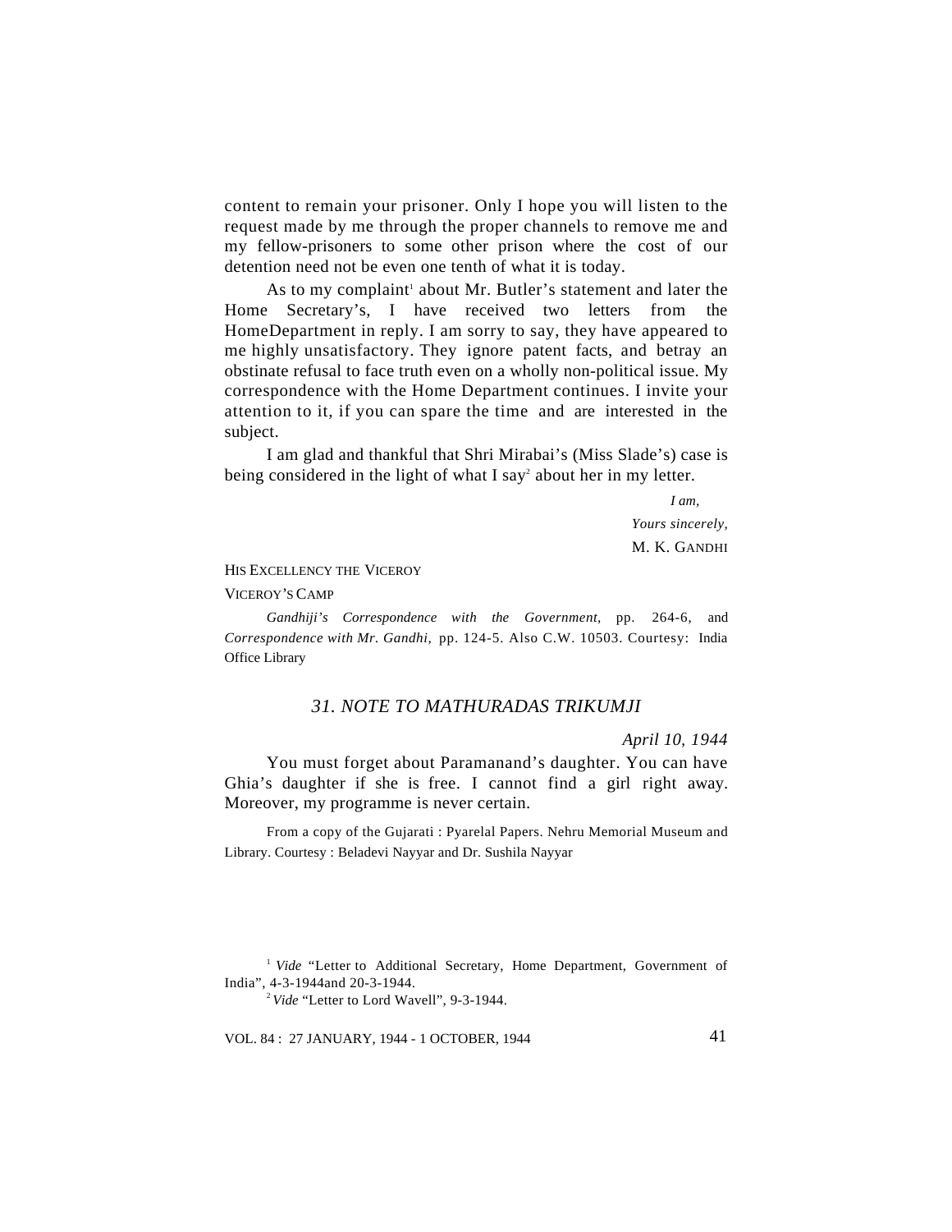content to remain your prisoner. Only I hope you will listen to the request made by me through the proper channels to remove me and my fellow-prisoners to some other prison where the cost of our detention need not be even one tenth of what it is today.

As to my complaint[1] about Mr. Butler's statement and later the Home Secretary's, I have received two letters from the HomeDepartment in reply. I am sorry to say, they have appeared to me highly unsatisfactory. They ignore patent facts, and betray an obstinate refusal to face truth even on a wholly non-political issue. My correspondence with the Home Department continues. I invite your attention to it, if you can spare the time and are interested in the subject.

I am glad and thankful that Shri Mirabai's (Miss Slade's) case is being considered in the light of what I say[2] about her in my letter.

*I am,*

*Yours sincerely,*

M. K. GANDHI

HIS EXCELLENCY THE VICEROY

VICEROY'S CAMP

*Gandhiji's Correspondence with the Government*, pp. 264-6, and *Correspondence with Mr. Gandhi,* pp. 124-5. Also C.W. 10503. Courtesy: India Office Library

## *31. NOTE TO MATHURADAS TRIKUMJI*

*April 10, 1944*

You must forget about Paramanand's daughter. You can have Ghia's daughter if she is free. I cannot find a girl right away. Moreover, my programme is never certain.

From a copy of the Gujarati : Pyarelal Papers. Nehru Memorial Museum and Library. Courtesy : Beladevi Nayyar and Dr. Sushila Nayyar

---

[1] *Vide* "Letter to Additional Secretary, Home Department, Government of India", 4-3-1944and 20-3-1944.

[2] *Vide* "Letter to Lord Wavell", 9-3-1944.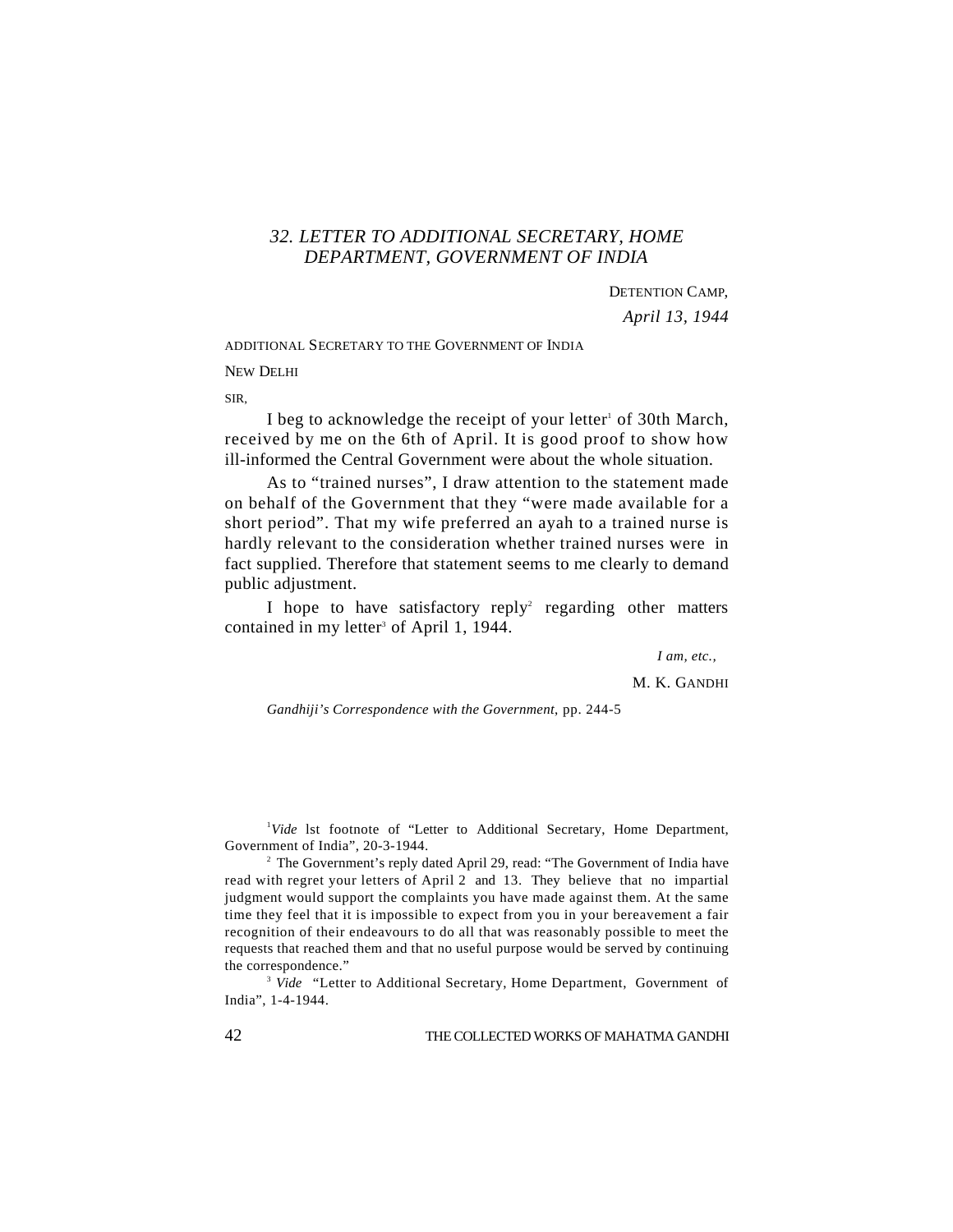## *32. LETTER TO ADDITIONAL SECRETARY, HOME DEPARTMENT, GOVERNMENT OF INDIA*

DETENTION CAMP,

*April 13, 1944*

ADDITIONAL SECRETARY TO THE GOVERNMENT OF INDIA

NEW DELHI

SIR,

I beg to acknowledge the receipt of your letter[1] of 30th March, received by me on the 6th of April. It is good proof to show how ill-informed the Central Government were about the whole situation.

As to "trained nurses", I draw attention to the statement made on behalf of the Government that they "were made available for a short period". That my wife preferred an ayah to a trained nurse is hardly relevant to the consideration whether trained nurses were in fact supplied. Therefore that statement seems to me clearly to demand public adjustment.

I hope to have satisfactory reply[2] regarding other matters contained in my letter[3] of April 1, 1944.

*I am, etc.,*

M. K. GANDHI

*Gandhiji's Correspondence with the Government*, pp. 244-5

---

[1] *Vide* lst footnote of "Letter to Additional Secretary, Home Department, Government of India", 20-3-1944.

[2] The Government's reply dated April 29, read: "The Government of India have read with regret your letters of April 2 and 13. They believe that no impartial judgment would support the complaints you have made against them. At the same time they feel that it is impossible to expect from you in your bereavement a fair recognition of their endeavours to do all that was reasonably possible to meet the requests that reached them and that no useful purpose would be served by continuing the correspondence."

[3] *Vide* "Letter to Additional Secretary, Home Department, Government of India", 1-4-1944.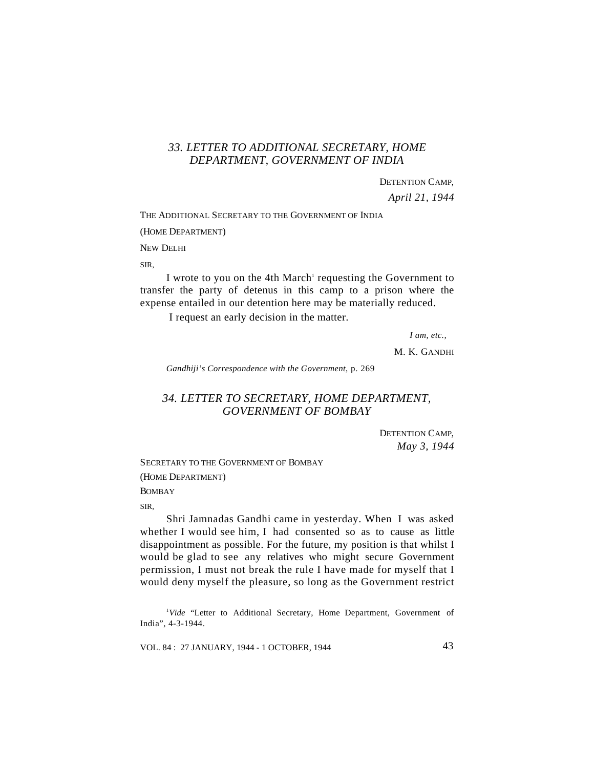## 33. LETTER TO ADDITIONAL SECRETARY, HOME DEPARTMENT, GOVERNMENT OF INDIA

DETENTION CAMP,
*April 21, 1944*

THE ADDITIONAL SECRETARY TO THE GOVERNMENT OF INDIA

(HOME DEPARTMENT)

NEW DELHI

SIR,

I wrote to you on the 4th March[1] requesting the Government to transfer the party of detenus in this camp to a prison where the expense entailed in our detention here may be materially reduced.

I request an early decision in the matter.

*I am, etc.,*

M. K. GANDHI

*Gandhiji's Correspondence with the Government*, p. 269

## 34. LETTER TO SECRETARY, HOME DEPARTMENT, GOVERNMENT OF BOMBAY

DETENTION CAMP,
*May 3, 1944*

SECRETARY TO THE GOVERNMENT OF BOMBAY

(HOME DEPARTMENT)

BOMBAY

SIR,

Shri Jamnadas Gandhi came in yesterday. When I was asked whether I would see him, I had consented so as to cause as little disappointment as possible. For the future, my position is that whilst I would be glad to see any relatives who might secure Government permission, I must not break the rule I have made for myself that I would deny myself the pleasure, so long as the Government restrict

[1] *Vide* "Letter to Additional Secretary, Home Department, Government of India", 4-3-1944.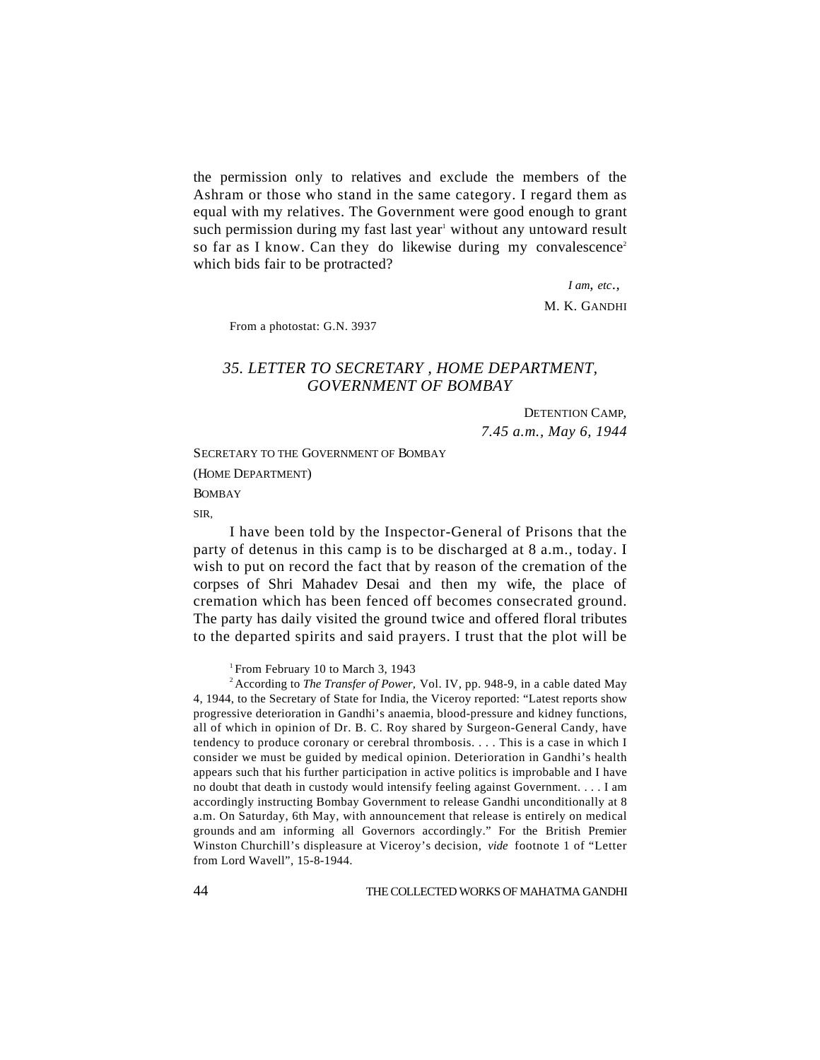the permission only to relatives and exclude the members of the Ashram or those who stand in the same category. I regard them as equal with my relatives. The Government were good enough to grant such permission during my fast last year[1] without any untoward result so far as I know. Can they do likewise during my convalescence[2] which bids fair to be protracted?

*I am, etc.*,

M. K. GANDHI

From a photostat: G.N. 3937

## *35. LETTER TO SECRETARY , HOME DEPARTMENT, GOVERNMENT OF BOMBAY*

DETENTION CAMP,

*7.45 a.m., May 6, 1944*

SECRETARY TO THE GOVERNMENT OF BOMBAY

(HOME DEPARTMENT)

BOMBAY

SIR,

I have been told by the Inspector-General of Prisons that the party of detenus in this camp is to be discharged at 8 a.m., today. I wish to put on record the fact that by reason of the cremation of the corpses of Shri Mahadev Desai and then my wife, the place of cremation which has been fenced off becomes consecrated ground. The party has daily visited the ground twice and offered floral tributes to the departed spirits and said prayers. I trust that the plot will be

[1] From February 10 to March 3, 1943

[2] According to *The Transfer of Power,* Vol. IV, pp. 948-9, in a cable dated May 4, 1944, to the Secretary of State for India, the Viceroy reported: "Latest reports show progressive deterioration in Gandhi's anaemia, blood-pressure and kidney functions, all of which in opinion of Dr. B. C. Roy shared by Surgeon-General Candy, have tendency to produce coronary or cerebral thrombosis. . . . This is a case in which I consider we must be guided by medical opinion. Deterioration in Gandhi's health appears such that his further participation in active politics is improbable and I have no doubt that death in custody would intensify feeling against Government. . . . I am accordingly instructing Bombay Government to release Gandhi unconditionally at 8 a.m. On Saturday, 6th May, with announcement that release is entirely on medical grounds and am informing all Governors accordingly." For the British Premier Winston Churchill's displeasure at Viceroy's decision, *vide* footnote 1 of "Letter from Lord Wavell", 15-8-1944.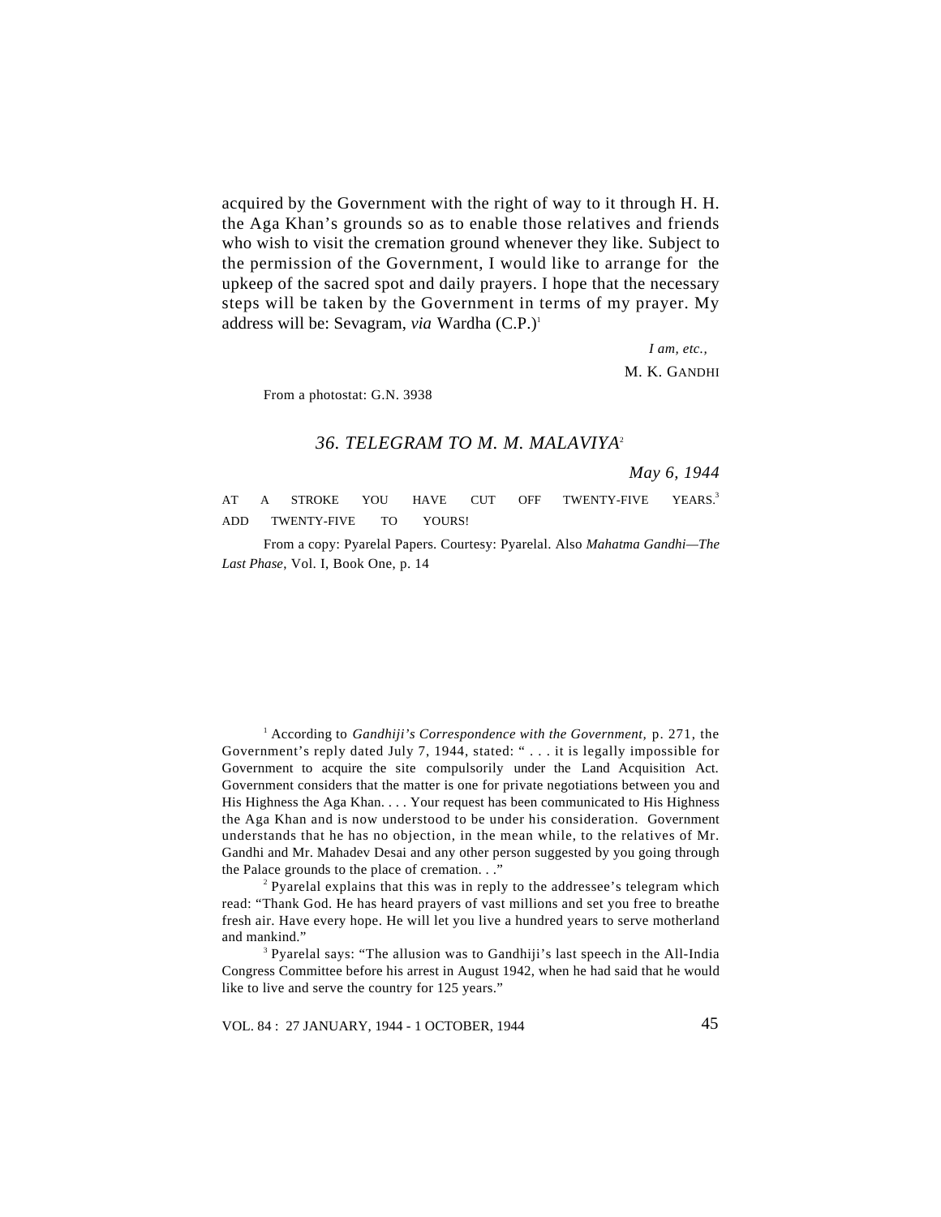acquired by the Government with the right of way to it through H. H. the Aga Khan's grounds so as to enable those relatives and friends who wish to visit the cremation ground whenever they like. Subject to the permission of the Government, I would like to arrange for the upkeep of the sacred spot and daily prayers. I hope that the necessary steps will be taken by the Government in terms of my prayer. My address will be: Sevagram, *via* Wardha (C.P.)[1]

*I am, etc.,*

M. K. GANDHI

From a photostat: G.N. 3938

### *36. TELEGRAM TO M. M. MALAVIYA*[2]

*May 6, 1944*

AT A STROKE YOU HAVE CUT OFF TWENTY-FIVE YEARS.[3] ADD TWENTY-FIVE TO YOURS!

From a copy: Pyarelal Papers. Courtesy: Pyarelal. Also *Mahatma Gandhi—The Last Phase*, Vol. I, Book One, p. 14

---

[1] According to *Gandhiji's Correspondence with the Government*, p. 271, the Government's reply dated July 7, 1944, stated: " . . . it is legally impossible for Government to acquire the site compulsorily under the Land Acquisition Act. Government considers that the matter is one for private negotiations between you and His Highness the Aga Khan. . . . Your request has been communicated to His Highness the Aga Khan and is now understood to be under his consideration. Government understands that he has no objection, in the mean while, to the relatives of Mr. Gandhi and Mr. Mahadev Desai and any other person suggested by you going through the Palace grounds to the place of cremation. . ."

[2] Pyarelal explains that this was in reply to the addressee's telegram which read: "Thank God. He has heard prayers of vast millions and set you free to breathe fresh air. Have every hope. He will let you live a hundred years to serve motherland and mankind."

[3] Pyarelal says: "The allusion was to Gandhiji's last speech in the All-India Congress Committee before his arrest in August 1942, when he had said that he would like to live and serve the country for 125 years."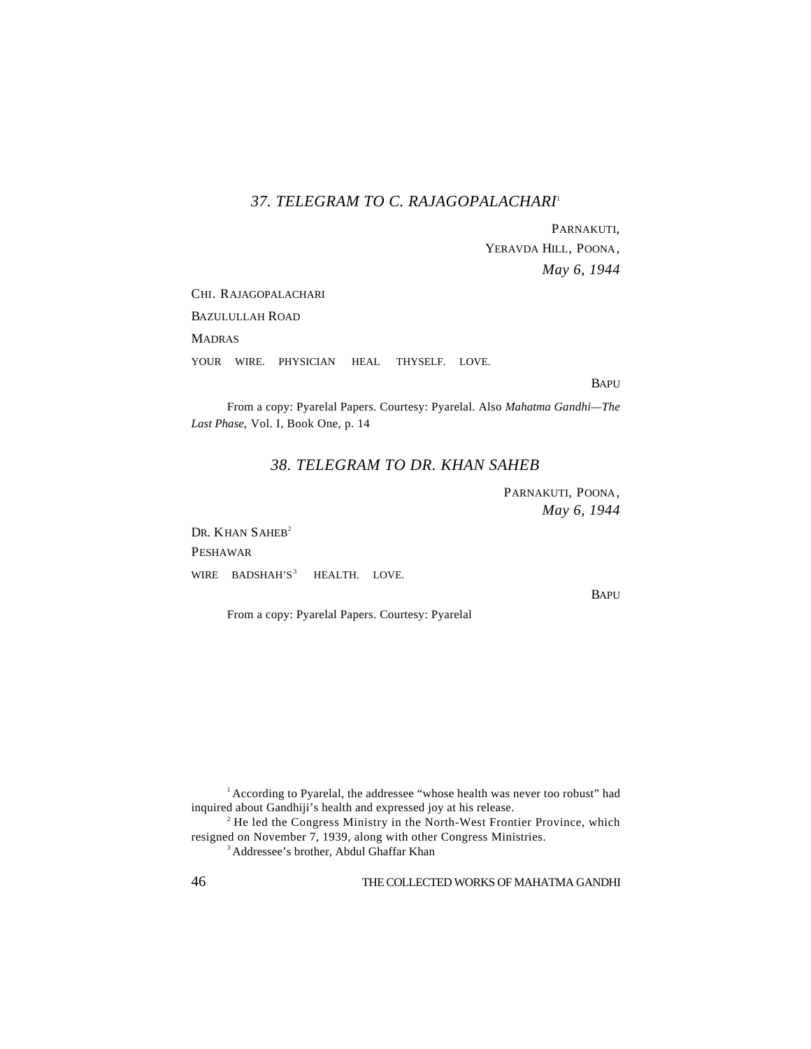### *37. TELEGRAM TO C. RAJAGOPALACHARI*[1]

PARNAKUTI,
YERAVDA HILL, POONA,
*May 6, 1944*

CHI. RAJAGOPALACHARI
BAZULULLAH ROAD
MADRAS

YOUR WIRE. PHYSICIAN HEAL THYSELF. LOVE.

BAPU

From a copy: Pyarelal Papers. Courtesy: Pyarelal. Also *Mahatma Gandhi—The Last Phase,* Vol. I, Book One, p. 14

### *38. TELEGRAM TO DR. KHAN SAHEB*

PARNAKUTI, POONA,
*May 6, 1944*

DR. KHAN SAHEB[2]
PESHAWAR

WIRE BADSHAH'S[3] HEALTH. LOVE.

BAPU

From a copy: Pyarelal Papers. Courtesy: Pyarelal

---

[1] According to Pyarelal, the addressee "whose health was never too robust" had inquired about Gandhiji's health and expressed joy at his release.

[2] He led the Congress Ministry in the North-West Frontier Province, which resigned on November 7, 1939, along with other Congress Ministries.

[3] Addressee's brother, Abdul Ghaffar Khan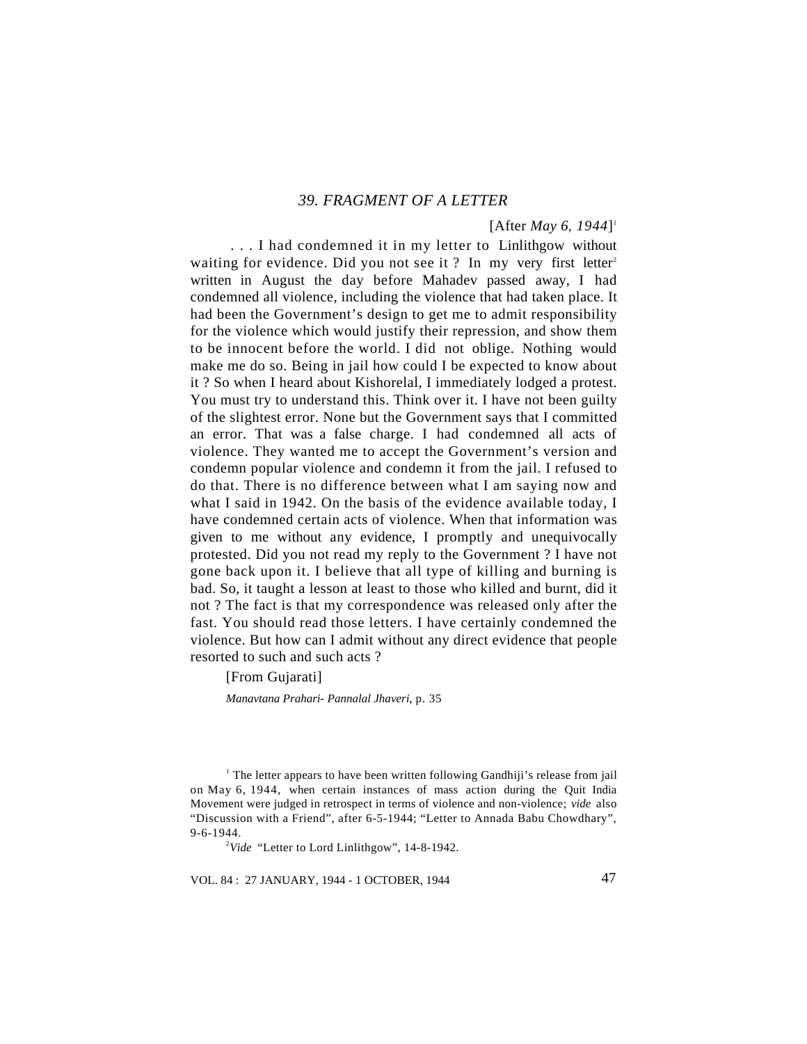## 39. FRAGMENT OF A LETTER

[After *May 6, 1944*][1]

. . . I had condemned it in my letter to Linlithgow without waiting for evidence. Did you not see it ? In my very first letter[2] written in August the day before Mahadev passed away, I had condemned all violence, including the violence that had taken place. It had been the Government's design to get me to admit responsibility for the violence which would justify their repression, and show them to be innocent before the world. I did not oblige. Nothing would make me do so. Being in jail how could I be expected to know about it ? So when I heard about Kishorelal, I immediately lodged a protest. You must try to understand this. Think over it. I have not been guilty of the slightest error. None but the Government says that I committed an error. That was a false charge. I had condemned all acts of violence. They wanted me to accept the Government's version and condemn popular violence and condemn it from the jail. I refused to do that. There is no difference between what I am saying now and what I said in 1942. On the basis of the evidence available today, I have condemned certain acts of violence. When that information was given to me without any evidence, I promptly and unequivocally protested. Did you not read my reply to the Government ? I have not gone back upon it. I believe that all type of killing and burning is bad. So, it taught a lesson at least to those who killed and burnt, did it not ? The fact is that my correspondence was released only after the fast. You should read those letters. I have certainly condemned the violence. But how can I admit without any direct evidence that people resorted to such and such acts ?

[From Gujarati]

*Manavtana Prahari- Pannalal Jhaveri*, p. 35

---

[1] The letter appears to have been written following Gandhiji's release from jail on May 6, 1944, when certain instances of mass action during the Quit India Movement were judged in retrospect in terms of violence and non-violence; *vide* also "Discussion with a Friend", after 6-5-1944; "Letter to Annada Babu Chowdhary", 9-6-1944.

[2] *Vide* "Letter to Lord Linlithgow", 14-8-1942.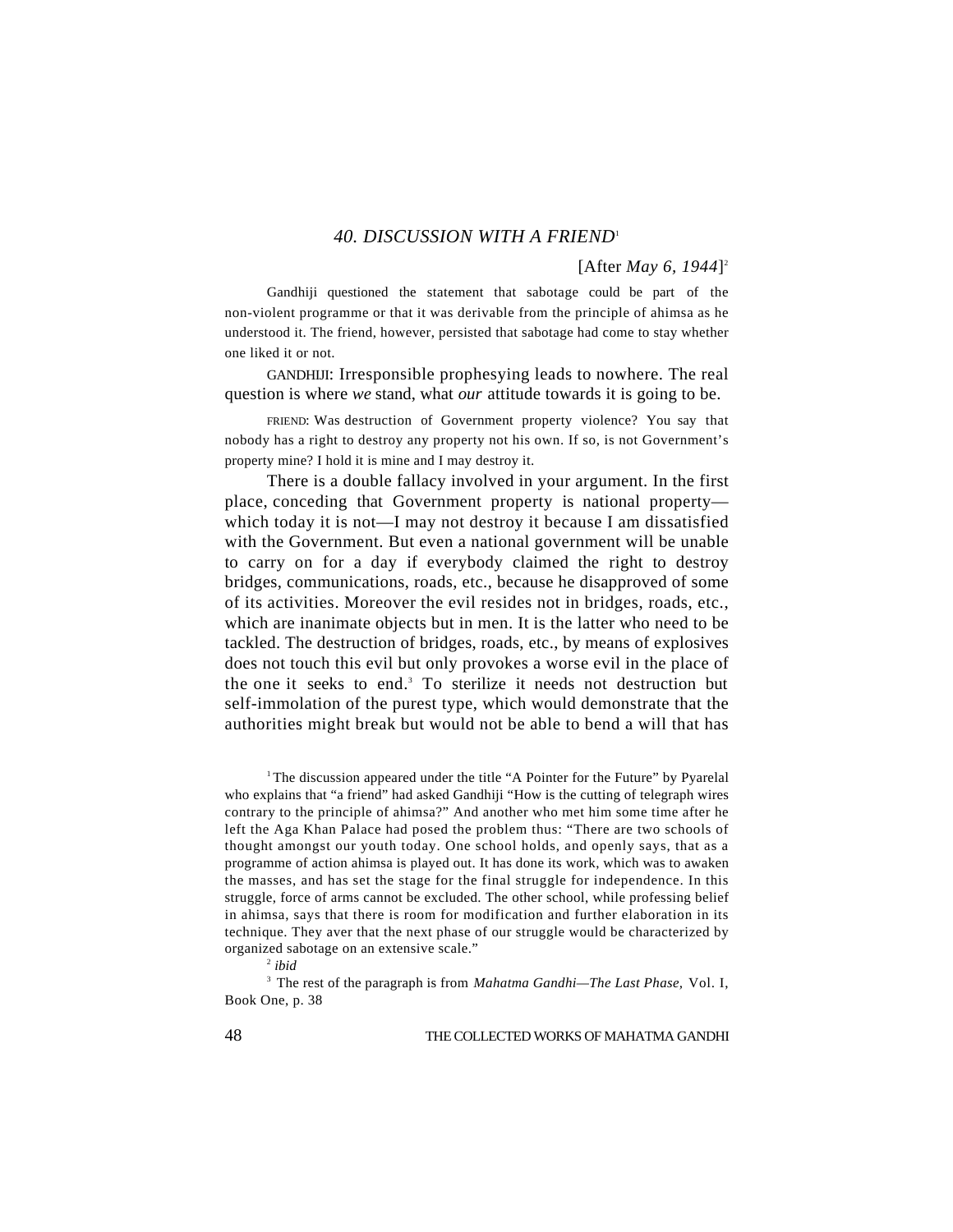## *40. DISCUSSION WITH A FRIEND*[1]

[After *May 6, 1944*][2]

Gandhiji questioned the statement that sabotage could be part of the non-violent programme or that it was derivable from the principle of ahimsa as he understood it. The friend, however, persisted that sabotage had come to stay whether one liked it or not.

GANDHIJI: Irresponsible prophesying leads to nowhere. The real question is where *we* stand, what *our* attitude towards it is going to be.

FRIEND: Was destruction of Government property violence? You say that nobody has a right to destroy any property not his own. If so, is not Government's property mine? I hold it is mine and I may destroy it.

There is a double fallacy involved in your argument. In the first place, conceding that Government property is national property—which today it is not—I may not destroy it because I am dissatisfied with the Government. But even a national government will be unable to carry on for a day if everybody claimed the right to destroy bridges, communications, roads, etc., because he disapproved of some of its activities. Moreover the evil resides not in bridges, roads, etc., which are inanimate objects but in men. It is the latter who need to be tackled. The destruction of bridges, roads, etc., by means of explosives does not touch this evil but only provokes a worse evil in the place of the one it seeks to end.[3] To sterilize it needs not destruction but self-immolation of the purest type, which would demonstrate that the authorities might break but would not be able to bend a will that has

---

[1] The discussion appeared under the title "A Pointer for the Future" by Pyarelal who explains that "a friend" had asked Gandhiji "How is the cutting of telegraph wires contrary to the principle of ahimsa?" And another who met him some time after he left the Aga Khan Palace had posed the problem thus: "There are two schools of thought amongst our youth today. One school holds, and openly says, that as a programme of action ahimsa is played out. It has done its work, which was to awaken the masses, and has set the stage for the final struggle for independence. In this struggle, force of arms cannot be excluded. The other school, while professing belief in ahimsa, says that there is room for modification and further elaboration in its technique. They aver that the next phase of our struggle would be characterized by organized sabotage on an extensive scale."

[2] *ibid*

[3] The rest of the paragraph is from *Mahatma Gandhi—The Last Phase,* Vol. I, Book One, p. 38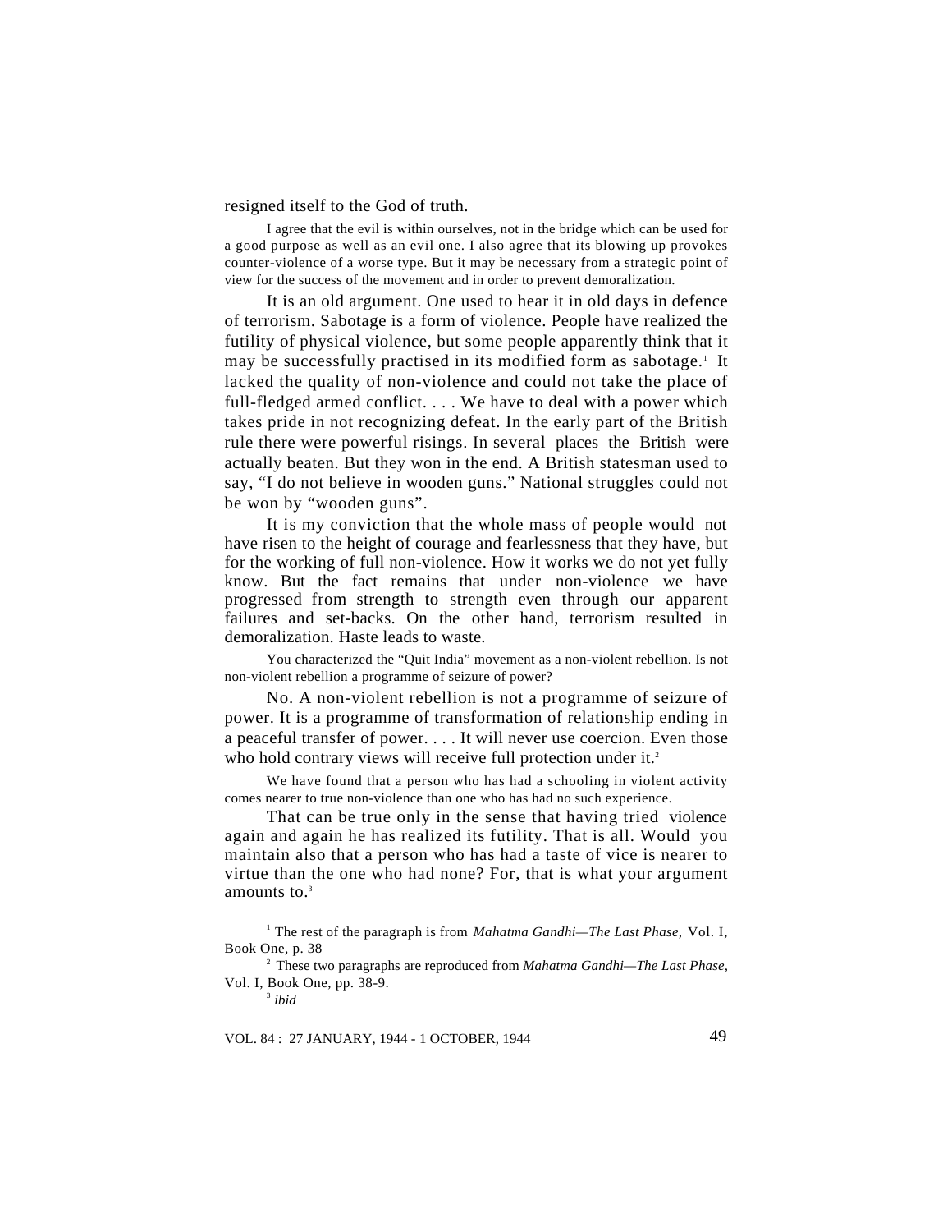resigned itself to the God of truth.

I agree that the evil is within ourselves, not in the bridge which can be used for a good purpose as well as an evil one. I also agree that its blowing up provokes counter-violence of a worse type. But it may be necessary from a strategic point of view for the success of the movement and in order to prevent demoralization.

It is an old argument. One used to hear it in old days in defence of terrorism. Sabotage is a form of violence. People have realized the futility of physical violence, but some people apparently think that it may be successfully practised in its modified form as sabotage.[1] It lacked the quality of non-violence and could not take the place of full-fledged armed conflict. . . . We have to deal with a power which takes pride in not recognizing defeat. In the early part of the British rule there were powerful risings. In several places the British were actually beaten. But they won in the end. A British statesman used to say, "I do not believe in wooden guns." National struggles could not be won by "wooden guns".

It is my conviction that the whole mass of people would not have risen to the height of courage and fearlessness that they have, but for the working of full non-violence. How it works we do not yet fully know. But the fact remains that under non-violence we have progressed from strength to strength even through our apparent failures and set-backs. On the other hand, terrorism resulted in demoralization. Haste leads to waste.

You characterized the "Quit India" movement as a non-violent rebellion. Is not non-violent rebellion a programme of seizure of power?

No. A non-violent rebellion is not a programme of seizure of power. It is a programme of transformation of relationship ending in a peaceful transfer of power. . . . It will never use coercion. Even those who hold contrary views will receive full protection under it.[2]

We have found that a person who has had a schooling in violent activity comes nearer to true non-violence than one who has had no such experience.

That can be true only in the sense that having tried violence again and again he has realized its futility. That is all. Would you maintain also that a person who has had a taste of vice is nearer to virtue than the one who had none? For, that is what your argument amounts to.[3]

---

[1] The rest of the paragraph is from *Mahatma Gandhi—The Last Phase,* Vol. I, Book One, p. 38

[2] These two paragraphs are reproduced from *Mahatma Gandhi—The Last Phase,* Vol. I, Book One, pp. 38-9.

[3] *ibid*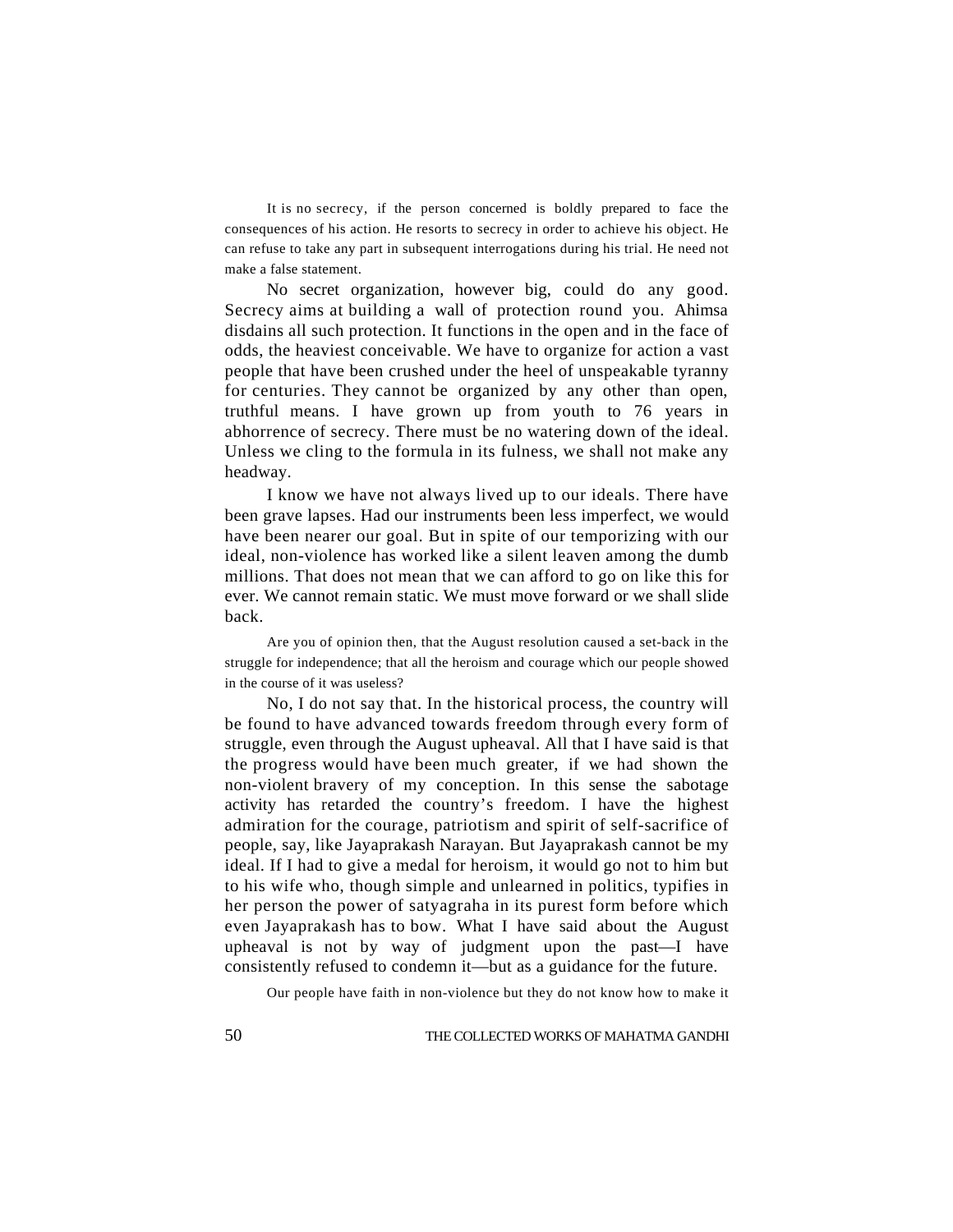It is no secrecy, if the person concerned is boldly prepared to face the consequences of his action. He resorts to secrecy in order to achieve his object. He can refuse to take any part in subsequent interrogations during his trial. He need not make a false statement.

No secret organization, however big, could do any good. Secrecy aims at building a wall of protection round you. Ahimsa disdains all such protection. It functions in the open and in the face of odds, the heaviest conceivable. We have to organize for action a vast people that have been crushed under the heel of unspeakable tyranny for centuries. They cannot be organized by any other than open, truthful means. I have grown up from youth to 76 years in abhorrence of secrecy. There must be no watering down of the ideal. Unless we cling to the formula in its fulness, we shall not make any headway.

I know we have not always lived up to our ideals. There have been grave lapses. Had our instruments been less imperfect, we would have been nearer our goal. But in spite of our temporizing with our ideal, non-violence has worked like a silent leaven among the dumb millions. That does not mean that we can afford to go on like this for ever. We cannot remain static. We must move forward or we shall slide back.

Are you of opinion then, that the August resolution caused a set-back in the struggle for independence; that all the heroism and courage which our people showed in the course of it was useless?

No, I do not say that. In the historical process, the country will be found to have advanced towards freedom through every form of struggle, even through the August upheaval. All that I have said is that the progress would have been much greater, if we had shown the non-violent bravery of my conception. In this sense the sabotage activity has retarded the country's freedom. I have the highest admiration for the courage, patriotism and spirit of self-sacrifice of people, say, like Jayaprakash Narayan. But Jayaprakash cannot be my ideal. If I had to give a medal for heroism, it would go not to him but to his wife who, though simple and unlearned in politics, typifies in her person the power of satyagraha in its purest form before which even Jayaprakash has to bow. What I have said about the August upheaval is not by way of judgment upon the past—I have consistently refused to condemn it—but as a guidance for the future.

Our people have faith in non-violence but they do not know how to make it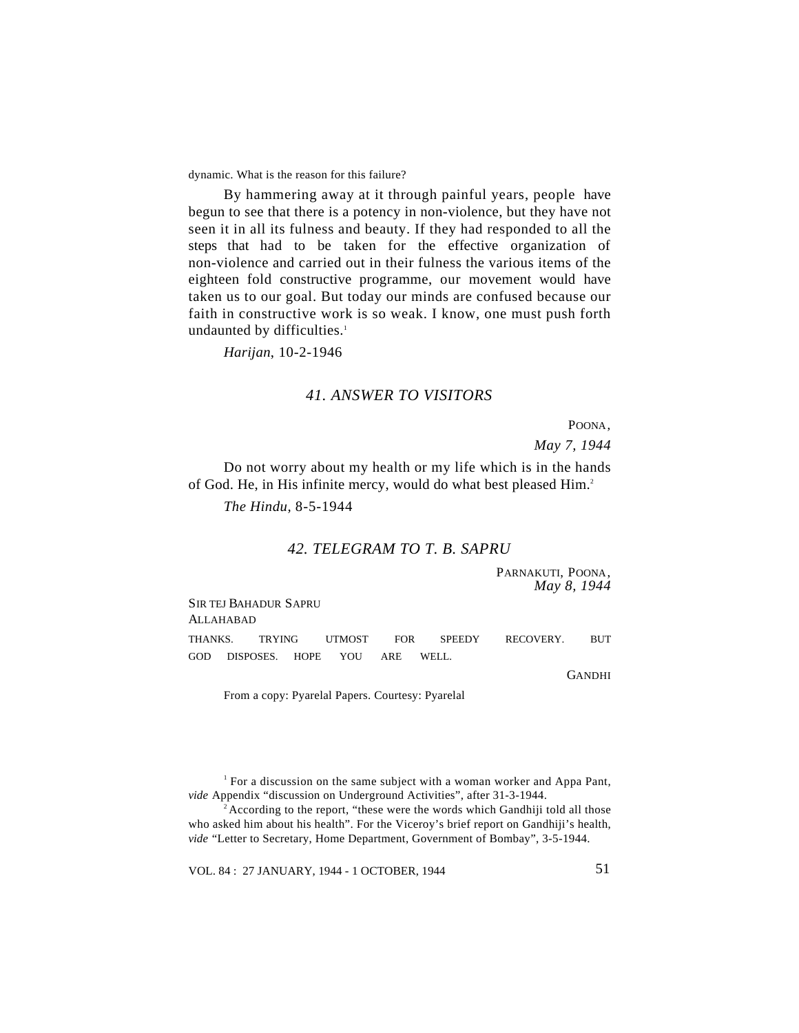dynamic. What is the reason for this failure?

By hammering away at it through painful years, people have begun to see that there is a potency in non-violence, but they have not seen it in all its fulness and beauty. If they had responded to all the steps that had to be taken for the effective organization of non-violence and carried out in their fulness the various items of the eighteen fold constructive programme, our movement would have taken us to our goal. But today our minds are confused because our faith in constructive work is so weak. I know, one must push forth undaunted by difficulties.[1]

*Harijan*, 10-2-1946

## *41. ANSWER TO VISITORS*

POONA,
*May 7, 1944*

Do not worry about my health or my life which is in the hands of God. He, in His infinite mercy, would do what best pleased Him.[2]

*The Hindu*, 8-5-1944

## *42. TELEGRAM TO T. B. SAPRU*

PARNAKUTI, POONA,
*May 8, 1944*

SIR TEJ BAHADUR SAPRU
ALLAHABAD

THANKS. TRYING UTMOST FOR SPEEDY RECOVERY. BUT GOD DISPOSES. HOPE YOU ARE WELL.

GANDHI

From a copy: Pyarelal Papers. Courtesy: Pyarelal

---

[1] For a discussion on the same subject with a woman worker and Appa Pant, *vide* Appendix "discussion on Underground Activities", after 31-3-1944.

[2] According to the report, "these were the words which Gandhiji told all those who asked him about his health". For the Viceroy's brief report on Gandhiji's health, *vide* "Letter to Secretary, Home Department, Government of Bombay", 3-5-1944.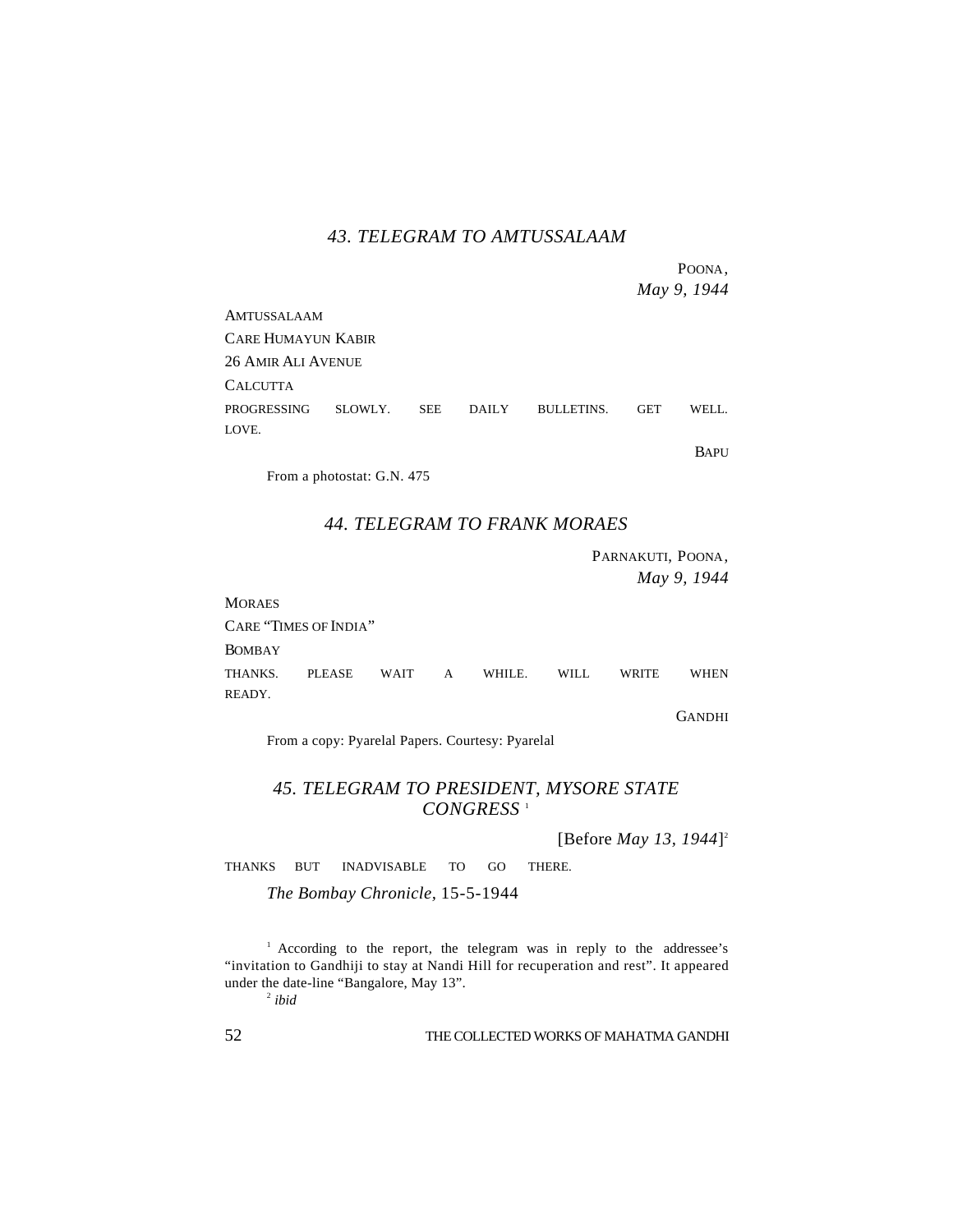### *43. TELEGRAM TO AMTUSSALAAM*

POONA,
*May 9, 1944*

AMTUSSALAAM
CARE HUMAYUN KABIR
26 AMIR ALI AVENUE
CALCUTTA

PROGRESSING SLOWLY. SEE DAILY BULLETINS. GET WELL. LOVE.

BAPU

From a photostat: G.N. 475

### *44. TELEGRAM TO FRANK MORAES*

PARNAKUTI, POONA,
*May 9, 1944*

MORAES
CARE "TIMES OF INDIA"
BOMBAY

THANKS. PLEASE WAIT A WHILE. WILL WRITE WHEN READY.

GANDHI

From a copy: Pyarelal Papers. Courtesy: Pyarelal

### *45. TELEGRAM TO PRESIDENT, MYSORE STATE CONGRESS*[1]

[Before *May 13, 1944*][2]

THANKS BUT INADVISABLE TO GO THERE.

*The Bombay Chronicle*, 15-5-1944

---

[1] According to the report, the telegram was in reply to the addressee's "invitation to Gandhiji to stay at Nandi Hill for recuperation and rest". It appeared under the date-line "Bangalore, May 13".

[2] *ibid*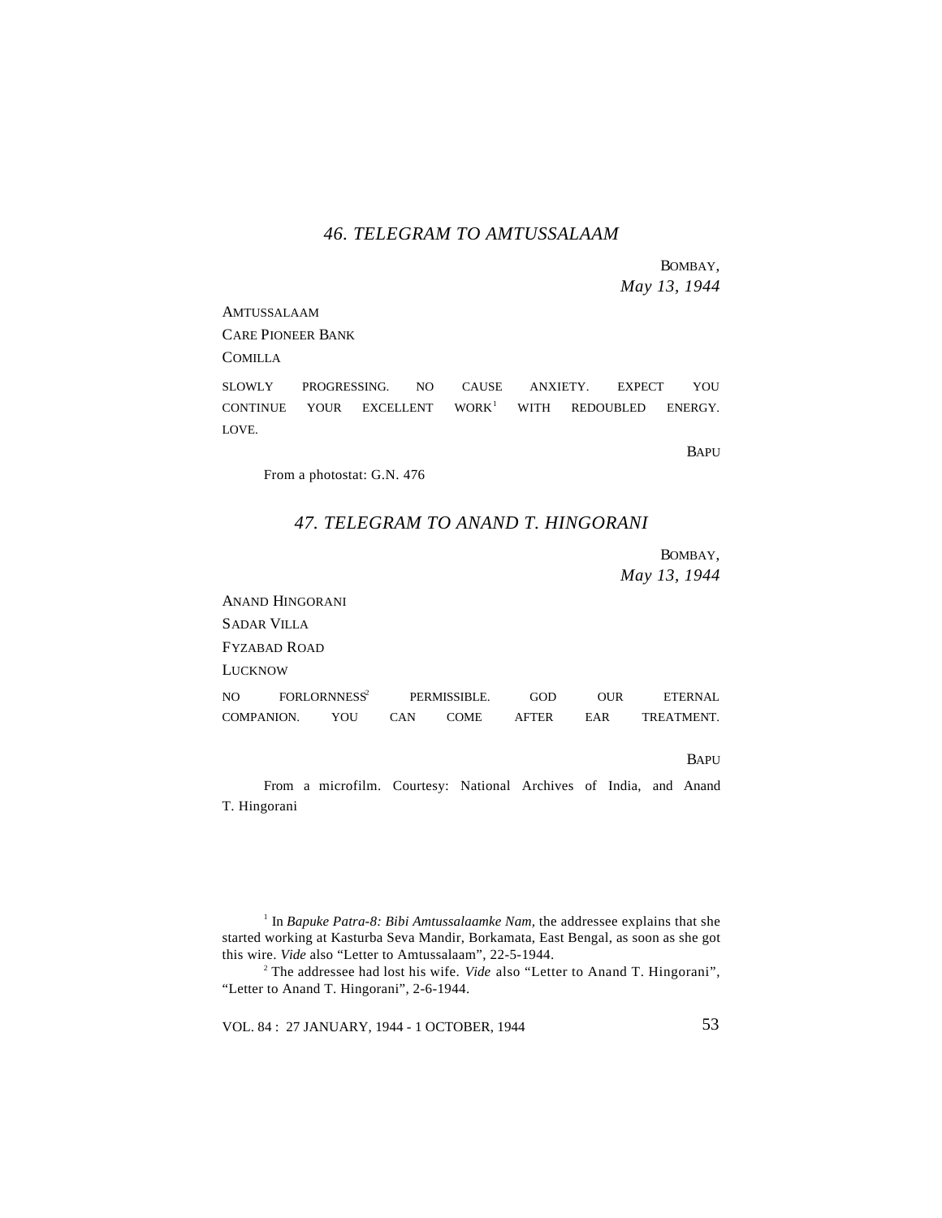## *46. TELEGRAM TO AMTUSSALAAM*

BOMBAY,
*May 13, 1944*

AMTUSSALAAM
CARE PIONEER BANK
COMILLA

SLOWLY PROGRESSING. NO CAUSE ANXIETY. EXPECT YOU CONTINUE YOUR EXCELLENT WORK[1] WITH REDOUBLED ENERGY. LOVE.

BAPU

From a photostat: G.N. 476

## *47. TELEGRAM TO ANAND T. HINGORANI*

BOMBAY,
*May 13, 1944*

ANAND HINGORANI
SADAR VILLA
FYZABAD ROAD
LUCKNOW

NO FORLORNNESS[2] PERMISSIBLE. GOD OUR ETERNAL COMPANION. YOU CAN COME AFTER EAR TREATMENT.

BAPU

From a microfilm. Courtesy: National Archives of India, and Anand T. Hingorani

---

[1] In *Bapuke Patra-8: Bibi Amtussalaamke Nam*, the addressee explains that she started working at Kasturba Seva Mandir, Borkamata, East Bengal, as soon as she got this wire. *Vide* also "Letter to Amtussalaam", 22-5-1944.

[2] The addressee had lost his wife. *Vide* also "Letter to Anand T. Hingorani", "Letter to Anand T. Hingorani", 2-6-1944.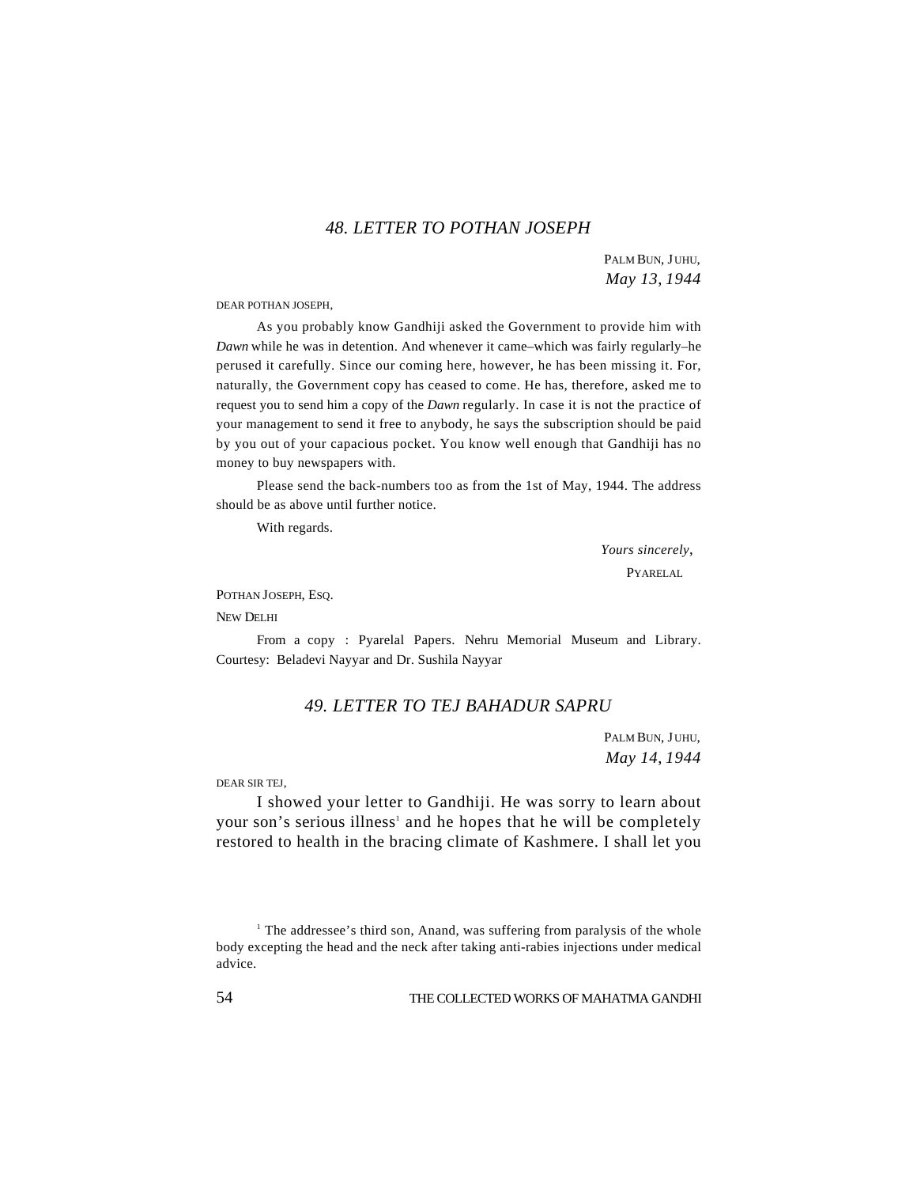## 48. LETTER TO POTHAN JOSEPH

PALM BUN, JUHU,
*May 13, 1944*

DEAR POTHAN JOSEPH,

As you probably know Gandhiji asked the Government to provide him with *Dawn* while he was in detention. And whenever it came–which was fairly regularly–he perused it carefully. Since our coming here, however, he has been missing it. For, naturally, the Government copy has ceased to come. He has, therefore, asked me to request you to send him a copy of the *Dawn* regularly. In case it is not the practice of your management to send it free to anybody, he says the subscription should be paid by you out of your capacious pocket. You know well enough that Gandhiji has no money to buy newspapers with.

Please send the back-numbers too as from the 1st of May, 1944. The address should be as above until further notice.

With regards.

*Yours sincerely*,
PYARELAL

POTHAN JOSEPH, ESQ.
NEW DELHI

From a copy : Pyarelal Papers. Nehru Memorial Museum and Library. Courtesy: Beladevi Nayyar and Dr. Sushila Nayyar

## 49. LETTER TO TEJ BAHADUR SAPRU

PALM BUN, JUHU,
*May 14, 1944*

DEAR SIR TEJ,

I showed your letter to Gandhiji. He was sorry to learn about your son's serious illness[1] and he hopes that he will be completely restored to health in the bracing climate of Kashmere. I shall let you

[1] The addressee's third son, Anand, was suffering from paralysis of the whole body excepting the head and the neck after taking anti-rabies injections under medical advice.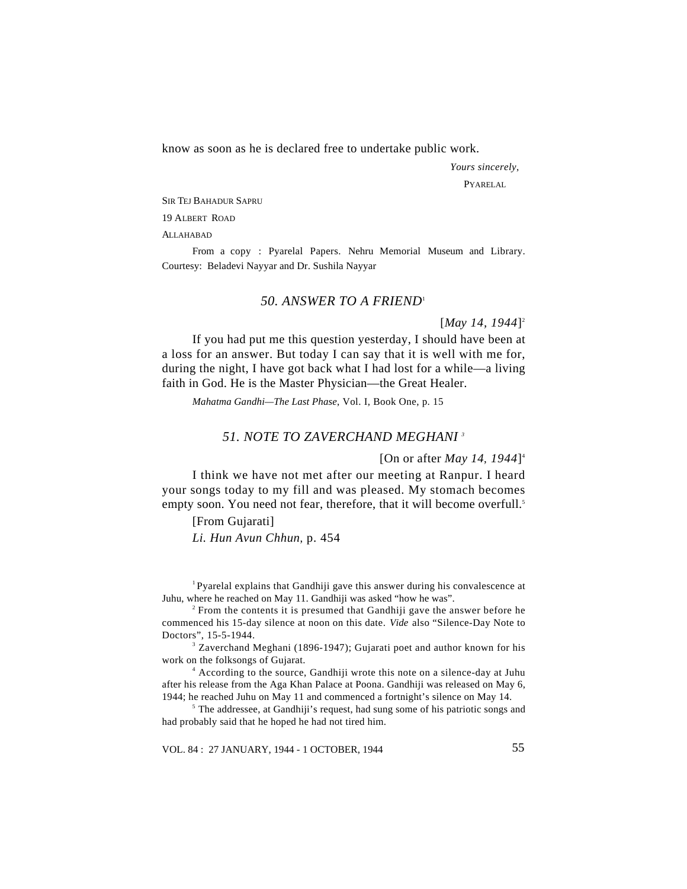know as soon as he is declared free to undertake public work.

*Yours sincerely*,

PYARELAL

SIR TEJ BAHADUR SAPRU

19 ALBERT ROAD

ALLAHABAD

From a copy : Pyarelal Papers. Nehru Memorial Museum and Library. Courtesy: Beladevi Nayyar and Dr. Sushila Nayyar

## *50. ANSWER TO A FRIEND*[1]

[*May 14, 1944*][2]

If you had put me this question yesterday, I should have been at a loss for an answer. But today I can say that it is well with me for, during the night, I have got back what I had lost for a while—a living faith in God. He is the Master Physician—the Great Healer.

*Mahatma Gandhi—The Last Phase*, Vol. I, Book One, p. 15

## *51. NOTE TO ZAVERCHAND MEGHANI*[3]

[On or after *May 14, 1944*][4]

I think we have not met after our meeting at Ranpur. I heard your songs today to my fill and was pleased. My stomach becomes empty soon. You need not fear, therefore, that it will become overfull.[5]

[From Gujarati]

*Li. Hun Avun Chhun*, p. 454

---

[1] Pyarelal explains that Gandhiji gave this answer during his convalescence at Juhu, where he reached on May 11. Gandhiji was asked "how he was".

[2] From the contents it is presumed that Gandhiji gave the answer before he commenced his 15-day silence at noon on this date. *Vide* also "Silence-Day Note to Doctors", 15-5-1944.

[3] Zaverchand Meghani (1896-1947); Gujarati poet and author known for his work on the folksongs of Gujarat.

[4] According to the source, Gandhiji wrote this note on a silence-day at Juhu after his release from the Aga Khan Palace at Poona. Gandhiji was released on May 6, 1944; he reached Juhu on May 11 and commenced a fortnight's silence on May 14.

[5] The addressee, at Gandhiji's request, had sung some of his patriotic songs and had probably said that he hoped he had not tired him.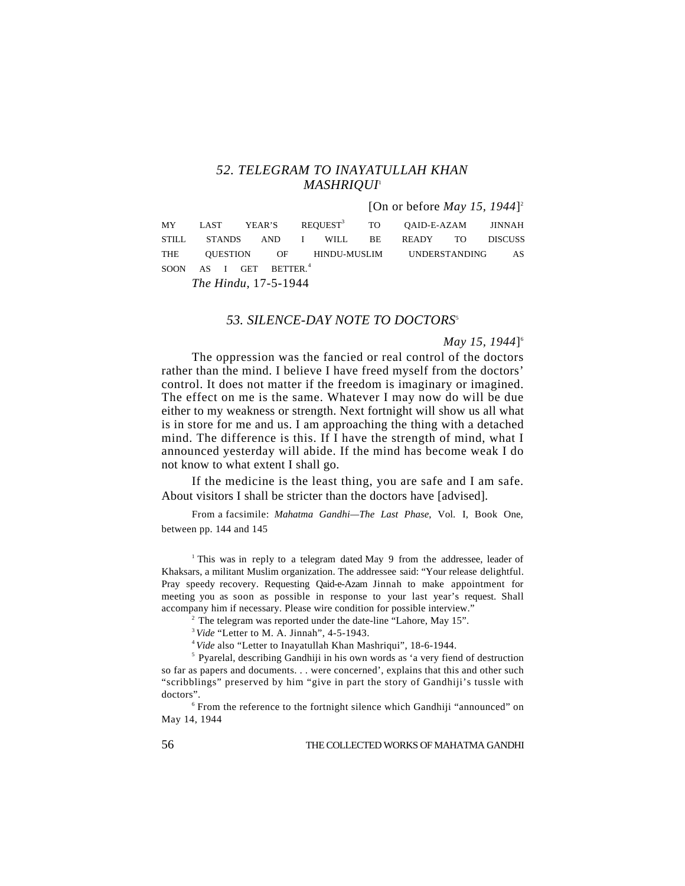## 52. TELEGRAM TO INAYATULLAH KHAN MASHRIQUI[1]

[On or before *May 15, 1944*][2]

MY LAST YEAR'S REQUEST[3] TO QAID-E-AZAM JINNAH STILL STANDS AND I WILL BE READY TO DISCUSS THE QUESTION OF HINDU-MUSLIM UNDERSTANDING AS SOON AS I GET BETTER.[4]

*The Hindu*, 17-5-1944

## 53. SILENCE-DAY NOTE TO DOCTORS[5]

*May 15, 1944*][6]

The oppression was the fancied or real control of the doctors rather than the mind. I believe I have freed myself from the doctors' control. It does not matter if the freedom is imaginary or imagined. The effect on me is the same. Whatever I may now do will be due either to my weakness or strength. Next fortnight will show us all what is in store for me and us. I am approaching the thing with a detached mind. The difference is this. If I have the strength of mind, what I announced yesterday will abide. If the mind has become weak I do not know to what extent I shall go.

If the medicine is the least thing, you are safe and I am safe. About visitors I shall be stricter than the doctors have [advised].

From a facsimile: *Mahatma Gandhi—The Last Phase*, Vol. I, Book One, between pp. 144 and 145

---

[1] This was in reply to a telegram dated May 9 from the addressee, leader of Khaksars, a militant Muslim organization. The addressee said: "Your release delightful. Pray speedy recovery. Requesting Qaid-e-Azam Jinnah to make appointment for meeting you as soon as possible in response to your last year's request. Shall accompany him if necessary. Please wire condition for possible interview."

[2] The telegram was reported under the date-line "Lahore, May 15".

[3] *Vide* "Letter to M. A. Jinnah", 4-5-1943.

[4] *Vide* also "Letter to Inayatullah Khan Mashriqui", 18-6-1944.

[5] Pyarelal, describing Gandhiji in his own words as 'a very fiend of destruction so far as papers and documents. . . were concerned', explains that this and other such "scribblings" preserved by him "give in part the story of Gandhiji's tussle with doctors".

[6] From the reference to the fortnight silence which Gandhiji "announced" on May 14, 1944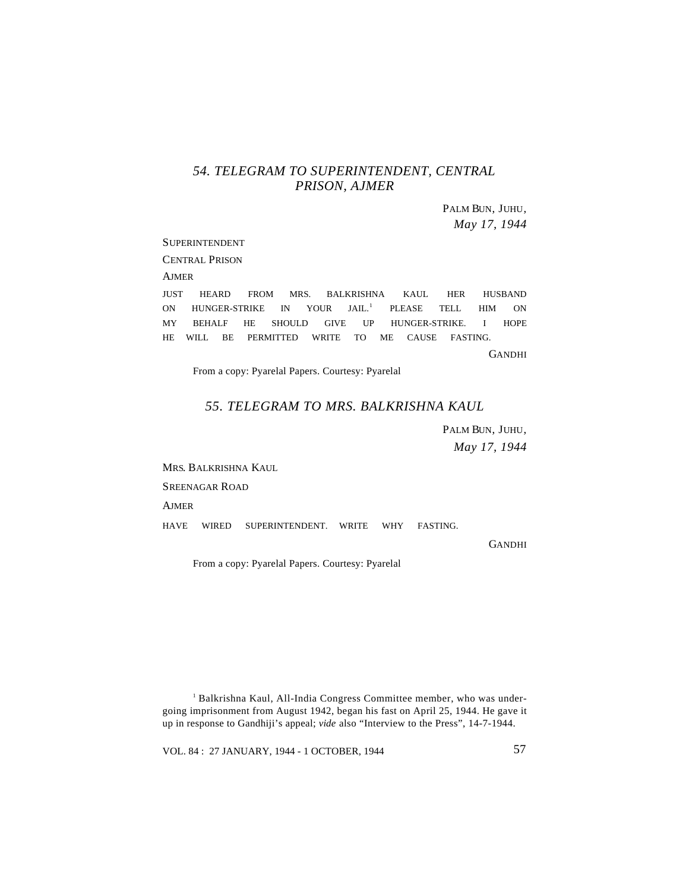## *54. TELEGRAM TO SUPERINTENDENT, CENTRAL PRISON, AJMER*

PALM BUN, JUHU,
*May 17, 1944*

SUPERINTENDENT

CENTRAL PRISON

AJMER

JUST HEARD FROM MRS. BALKRISHNA KAUL HER HUSBAND ON HUNGER-STRIKE IN YOUR JAIL.[1] PLEASE TELL HIM ON MY BEHALF HE SHOULD GIVE UP HUNGER-STRIKE. I HOPE HE WILL BE PERMITTED WRITE TO ME CAUSE FASTING.

GANDHI

From a copy: Pyarelal Papers. Courtesy: Pyarelal

## *55. TELEGRAM TO MRS. BALKRISHNA KAUL*

PALM BUN, JUHU,
*May 17, 1944*

MRS. BALKRISHNA KAUL

SREENAGAR ROAD

AJMER

HAVE WIRED SUPERINTENDENT. WRITE WHY FASTING.

GANDHI

From a copy: Pyarelal Papers. Courtesy: Pyarelal

[1] Balkrishna Kaul, All-India Congress Committee member, who was undergoing imprisonment from August 1942, began his fast on April 25, 1944. He gave it up in response to Gandhiji's appeal; *vide* also "Interview to the Press", 14-7-1944.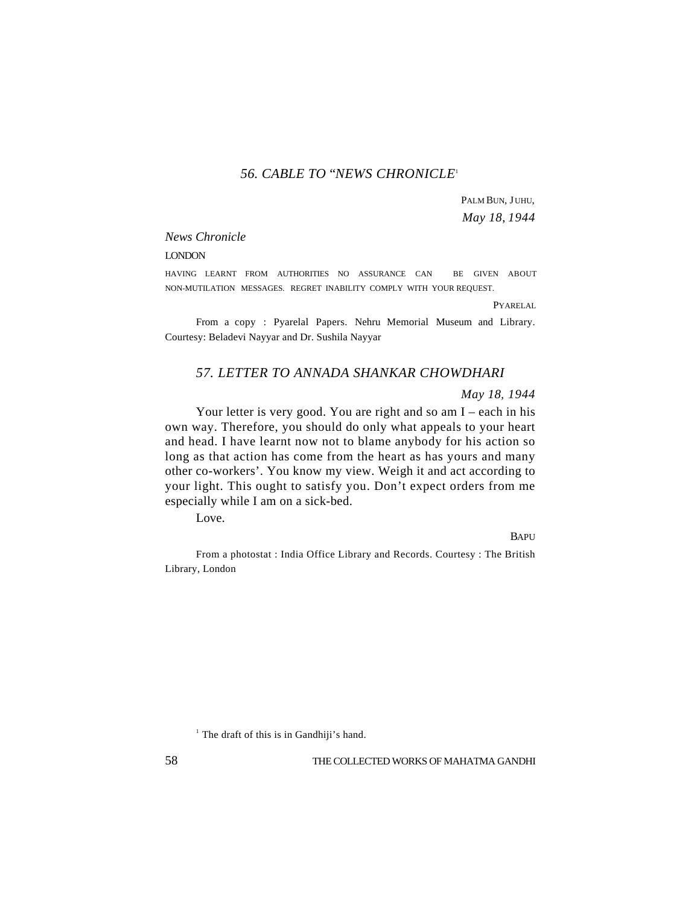## 56. CABLE TO "NEWS CHRONICLE[1]

PALM BUN, JUHU,
*May 18, 1944*

*News Chronicle*

LONDON

HAVING LEARNT FROM AUTHORITIES NO ASSURANCE CAN BE GIVEN ABOUT NON-MUTILATION MESSAGES. REGRET INABILITY COMPLY WITH YOUR REQUEST.

PYARELAL

From a copy : Pyarelal Papers. Nehru Memorial Museum and Library. Courtesy: Beladevi Nayyar and Dr. Sushila Nayyar

## 57. LETTER TO ANNADA SHANKAR CHOWDHARI

*May 18, 1944*

Your letter is very good. You are right and so am I – each in his own way. Therefore, you should do only what appeals to your heart and head. I have learnt now not to blame anybody for his action so long as that action has come from the heart as has yours and many other co-workers'. You know my view. Weigh it and act according to your light. This ought to satisfy you. Don't expect orders from me especially while I am on a sick-bed.

Love.

BAPU

From a photostat : India Office Library and Records. Courtesy : The British Library, London

[1] The draft of this is in Gandhiji's hand.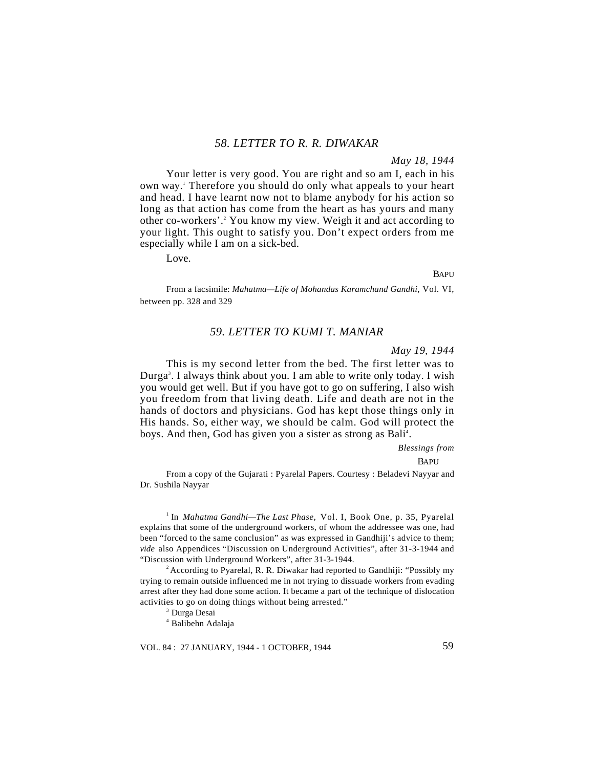## *58. LETTER TO R. R. DIWAKAR*

*May 18, 1944*

Your letter is very good. You are right and so am I, each in his own way.[1] Therefore you should do only what appeals to your heart and head. I have learnt now not to blame anybody for his action so long as that action has come from the heart as has yours and many other co-workers'.[2] You know my view. Weigh it and act according to your light. This ought to satisfy you. Don't expect orders from me especially while I am on a sick-bed.

Love.

BAPU

From a facsimile: *Mahatma—Life of Mohandas Karamchand Gandhi*, Vol. VI, between pp. 328 and 329

## *59. LETTER TO KUMI T. MANIAR*

*May 19, 1944*

This is my second letter from the bed. The first letter was to Durga[3]. I always think about you. I am able to write only today. I wish you would get well. But if you have got to go on suffering, I also wish you freedom from that living death. Life and death are not in the hands of doctors and physicians. God has kept those things only in His hands. So, either way, we should be calm. God will protect the boys. And then, God has given you a sister as strong as Bali[4].

*Blessings from*

BAPU

From a copy of the Gujarati : Pyarelal Papers. Courtesy : Beladevi Nayyar and Dr. Sushila Nayyar

---

[1] In *Mahatma Gandhi—The Last Phase,* Vol. I, Book One, p. 35, Pyarelal explains that some of the underground workers, of whom the addressee was one, had been "forced to the same conclusion" as was expressed in Gandhiji's advice to them; *vide* also Appendices "Discussion on Underground Activities", after 31-3-1944 and "Discussion with Underground Workers", after 31-3-1944.

[2] According to Pyarelal, R. R. Diwakar had reported to Gandhiji: "Possibly my trying to remain outside influenced me in not trying to dissuade workers from evading arrest after they had done some action. It became a part of the technique of dislocation activities to go on doing things without being arrested."

[3] Durga Desai

[4] Balibehn Adalaja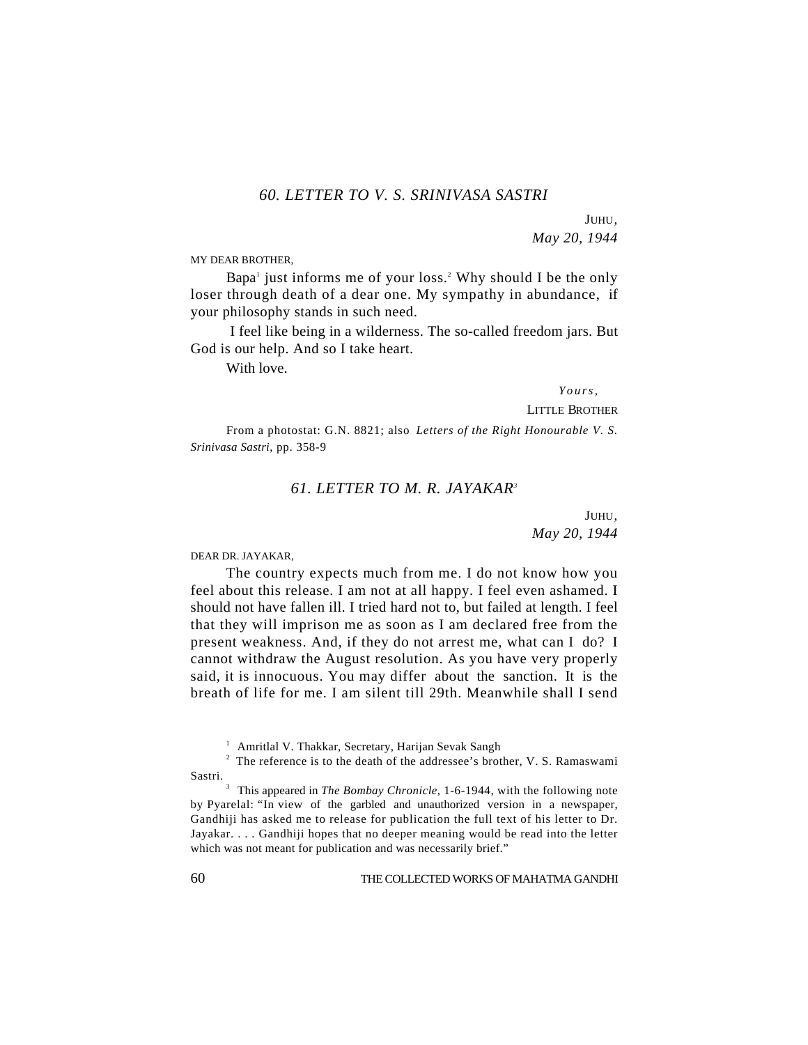## 60. LETTER TO V. S. SRINIVASA SASTRI

JUHU,
*May 20, 1944*

MY DEAR BROTHER,

Bapa[1] just informs me of your loss.[2] Why should I be the only loser through death of a dear one. My sympathy in abundance, if your philosophy stands in such need.

I feel like being in a wilderness. The so-called freedom jars. But God is our help. And so I take heart.

With love.

*Yours,*
LITTLE BROTHER

From a photostat: G.N. 8821; also *Letters of the Right Honourable V. S. Srinivasa Sastri*, pp. 358-9

## 61. LETTER TO M. R. JAYAKAR[3]

JUHU,
*May 20, 1944*

DEAR DR. JAYAKAR,

The country expects much from me. I do not know how you feel about this release. I am not at all happy. I feel even ashamed. I should not have fallen ill. I tried hard not to, but failed at length. I feel that they will imprison me as soon as I am declared free from the present weakness. And, if they do not arrest me, what can I do? I cannot withdraw the August resolution. As you have very properly said, it is innocuous. You may differ about the sanction. It is the breath of life for me. I am silent till 29th. Meanwhile shall I send

---

[1] Amritlal V. Thakkar, Secretary, Harijan Sevak Sangh

[2] The reference is to the death of the addressee's brother, V. S. Ramaswami Sastri.

[3] This appeared in *The Bombay Chronicle*, 1-6-1944, with the following note by Pyarelal: "In view of the garbled and unauthorized version in a newspaper, Gandhiji has asked me to release for publication the full text of his letter to Dr. Jayakar. . . . Gandhiji hopes that no deeper meaning would be read into the letter which was not meant for publication and was necessarily brief."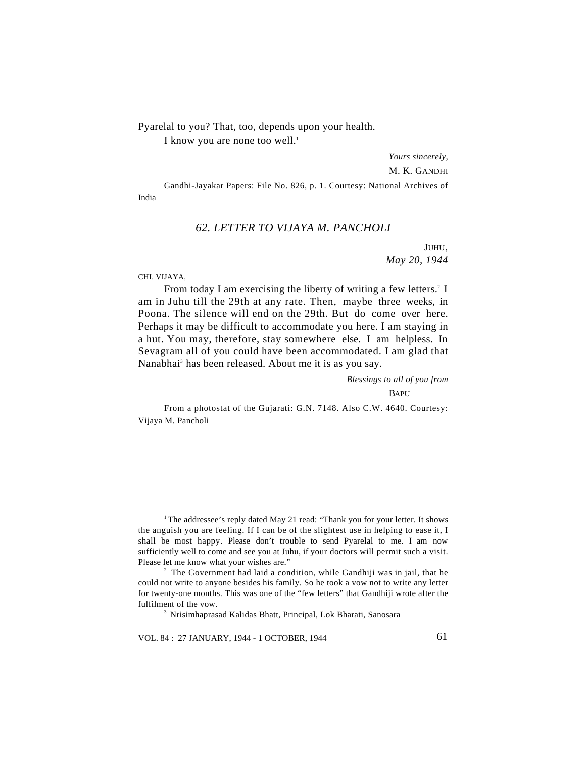Pyarelal to you? That, too, depends upon your health.

I know you are none too well.[1]

*Yours sincerely,*

M. K. GANDHI

Gandhi-Jayakar Papers: File No. 826, p. 1. Courtesy: National Archives of India

## *62. LETTER TO VIJAYA M. PANCHOLI*

JUHU,
*May 20, 1944*

CHI. VIJAYA,

From today I am exercising the liberty of writing a few letters.[2] I am in Juhu till the 29th at any rate. Then, maybe three weeks, in Poona. The silence will end on the 29th. But do come over here. Perhaps it may be difficult to accommodate you here. I am staying in a hut. You may, therefore, stay somewhere else. I am helpless. In Sevagram all of you could have been accommodated. I am glad that Nanabhai[3] has been released. About me it is as you say.

*Blessings to all of you from*

BAPU

From a photostat of the Gujarati: G.N. 7148. Also C.W. 4640. Courtesy: Vijaya M. Pancholi

---

[1] The addressee's reply dated May 21 read: "Thank you for your letter. It shows the anguish you are feeling. If I can be of the slightest use in helping to ease it, I shall be most happy. Please don't trouble to send Pyarelal to me. I am now sufficiently well to come and see you at Juhu, if your doctors will permit such a visit. Please let me know what your wishes are."

[2] The Government had laid a condition, while Gandhiji was in jail, that he could not write to anyone besides his family. So he took a vow not to write any letter for twenty-one months. This was one of the "few letters" that Gandhiji wrote after the fulfilment of the vow.

[3] Nrisimhaprasad Kalidas Bhatt, Principal, Lok Bharati, Sanosara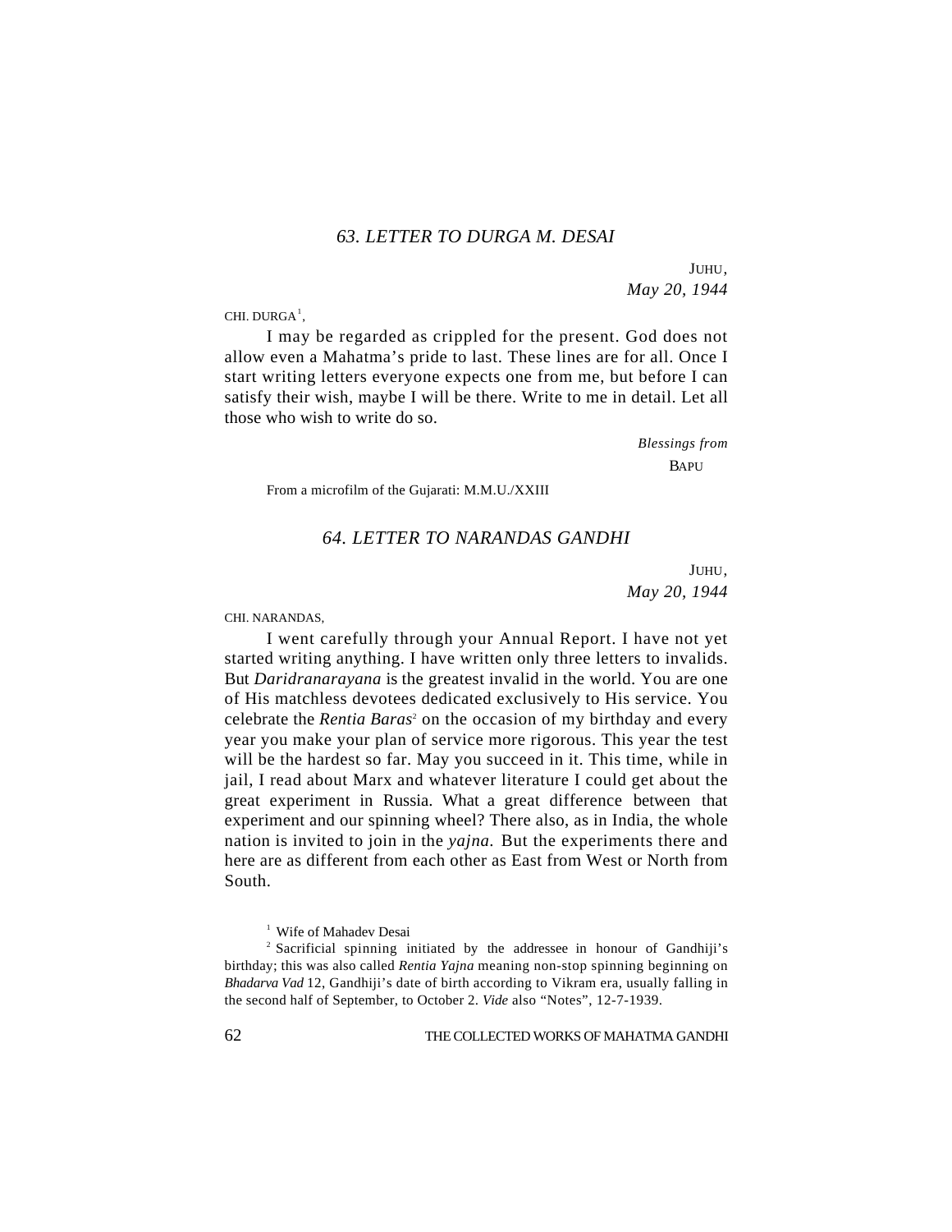### *63. LETTER TO DURGA M. DESAI*

JUHU,
*May 20, 1944*

CHI. DURGA[1],

I may be regarded as crippled for the present. God does not allow even a Mahatma's pride to last. These lines are for all. Once I start writing letters everyone expects one from me, but before I can satisfy their wish, maybe I will be there. Write to me in detail. Let all those who wish to write do so.

*Blessings from*
BAPU

From a microfilm of the Gujarati: M.M.U./XXIII

### *64. LETTER TO NARANDAS GANDHI*

JUHU,
*May 20, 1944*

CHI. NARANDAS,

I went carefully through your Annual Report. I have not yet started writing anything. I have written only three letters to invalids. But *Daridranarayana* is the greatest invalid in the world. You are one of His matchless devotees dedicated exclusively to His service. You celebrate the *Rentia Baras*[2] on the occasion of my birthday and every year you make your plan of service more rigorous. This year the test will be the hardest so far. May you succeed in it. This time, while in jail, I read about Marx and whatever literature I could get about the great experiment in Russia. What a great difference between that experiment and our spinning wheel? There also, as in India, the whole nation is invited to join in the *yajna.* But the experiments there and here are as different from each other as East from West or North from South.

---

[1] Wife of Mahadev Desai

[2] Sacrificial spinning initiated by the addressee in honour of Gandhiji's birthday; this was also called *Rentia Yajna* meaning non-stop spinning beginning on *Bhadarva Vad* 12, Gandhiji's date of birth according to Vikram era, usually falling in the second half of September, to October 2. *Vide* also "Notes", 12-7-1939.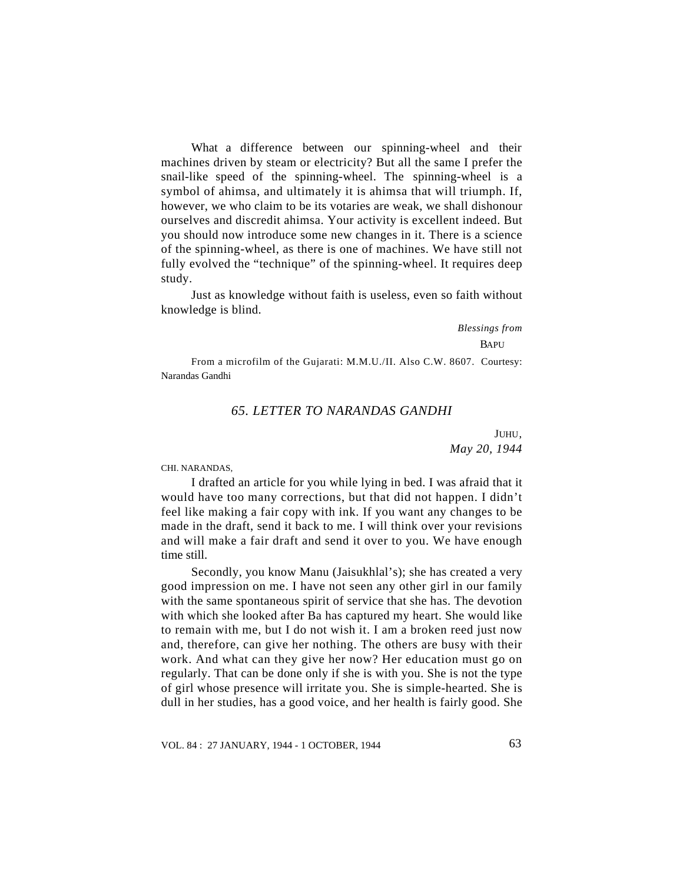What a difference between our spinning-wheel and their machines driven by steam or electricity? But all the same I prefer the snail-like speed of the spinning-wheel. The spinning-wheel is a symbol of ahimsa, and ultimately it is ahimsa that will triumph. If, however, we who claim to be its votaries are weak, we shall dishonour ourselves and discredit ahimsa. Your activity is excellent indeed. But you should now introduce some new changes in it. There is a science of the spinning-wheel, as there is one of machines. We have still not fully evolved the "technique" of the spinning-wheel. It requires deep study.

Just as knowledge without faith is useless, even so faith without knowledge is blind.

*Blessings from*

BAPU

From a microfilm of the Gujarati: M.M.U./II. Also C.W. 8607. Courtesy: Narandas Gandhi

## *65. LETTER TO NARANDAS GANDHI*

JUHU,
*May 20, 1944*

CHI. NARANDAS,

I drafted an article for you while lying in bed. I was afraid that it would have too many corrections, but that did not happen. I didn't feel like making a fair copy with ink. If you want any changes to be made in the draft, send it back to me. I will think over your revisions and will make a fair draft and send it over to you. We have enough time still.

Secondly, you know Manu (Jaisukhlal's); she has created a very good impression on me. I have not seen any other girl in our family with the same spontaneous spirit of service that she has. The devotion with which she looked after Ba has captured my heart. She would like to remain with me, but I do not wish it. I am a broken reed just now and, therefore, can give her nothing. The others are busy with their work. And what can they give her now? Her education must go on regularly. That can be done only if she is with you. She is not the type of girl whose presence will irritate you. She is simple-hearted. She is dull in her studies, has a good voice, and her health is fairly good. She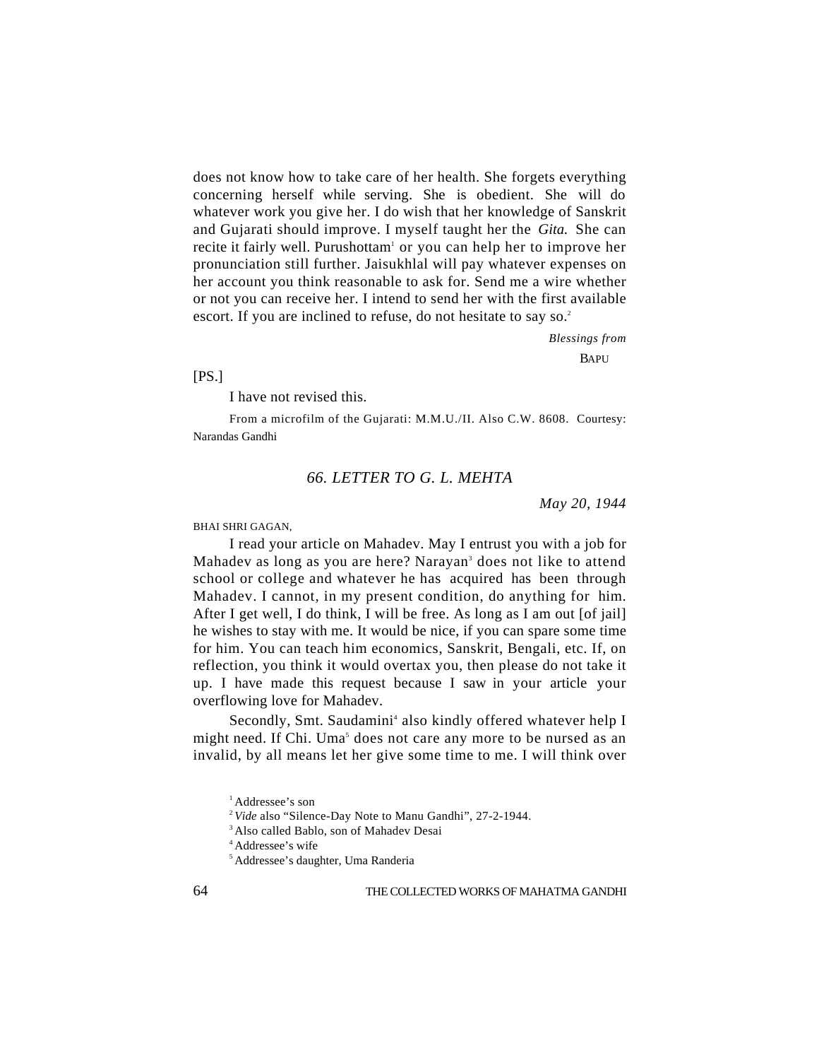does not know how to take care of her health. She forgets everything concerning herself while serving. She is obedient. She will do whatever work you give her. I do wish that her knowledge of Sanskrit and Gujarati should improve. I myself taught her the *Gita.* She can recite it fairly well. Purushottam[1] or you can help her to improve her pronunciation still further. Jaisukhlal will pay whatever expenses on her account you think reasonable to ask for. Send me a wire whether or not you can receive her. I intend to send her with the first available escort. If you are inclined to refuse, do not hesitate to say so.[2]

*Blessings from*

BAPU

[PS.]

I have not revised this.

From a microfilm of the Gujarati: M.M.U./II. Also C.W. 8608. Courtesy: Narandas Gandhi

## *66. LETTER TO G. L. MEHTA*

*May 20, 1944*

BHAI SHRI GAGAN,

I read your article on Mahadev. May I entrust you with a job for Mahadev as long as you are here? Narayan[3] does not like to attend school or college and whatever he has acquired has been through Mahadev. I cannot, in my present condition, do anything for him. After I get well, I do think, I will be free. As long as I am out [of jail] he wishes to stay with me. It would be nice, if you can spare some time for him. You can teach him economics, Sanskrit, Bengali, etc. If, on reflection, you think it would overtax you, then please do not take it up. I have made this request because I saw in your article your overflowing love for Mahadev.

Secondly, Smt. Saudamini[4] also kindly offered whatever help I might need. If Chi. Uma[5] does not care any more to be nursed as an invalid, by all means let her give some time to me. I will think over

---

[1] Addressee's son

[2] *Vide* also "Silence-Day Note to Manu Gandhi", 27-2-1944.

[3] Also called Bablo, son of Mahadev Desai

[4] Addressee's wife

[5] Addressee's daughter, Uma Randeria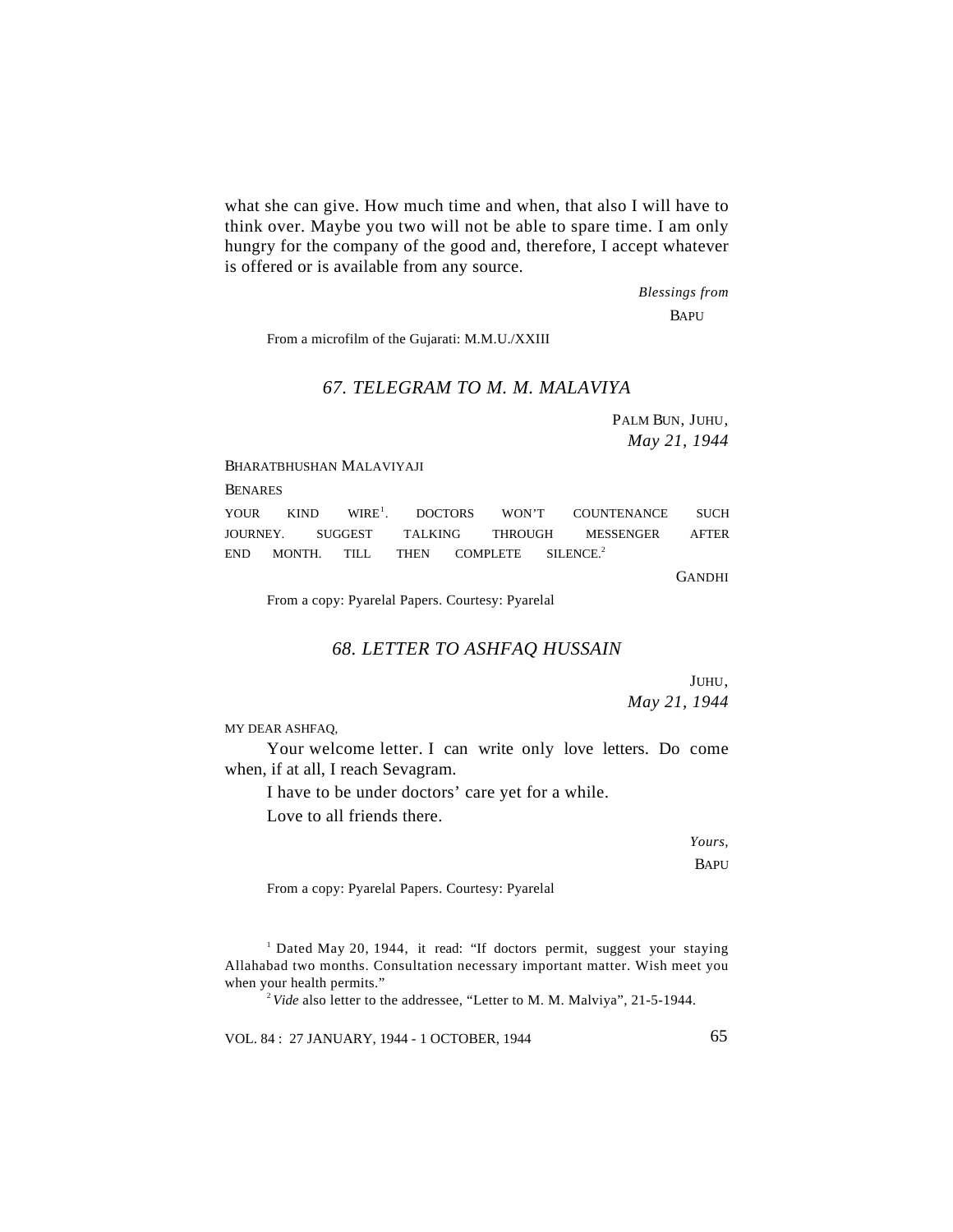what she can give. How much time and when, that also I will have to think over. Maybe you two will not be able to spare time. I am only hungry for the company of the good and, therefore, I accept whatever is offered or is available from any source.

*Blessings from*

BAPU

From a microfilm of the Gujarati: M.M.U./XXIII

## *67. TELEGRAM TO M. M. MALAVIYA*

PALM BUN, JUHU,
*May 21, 1944*

BHARATBHUSHAN MALAVIYAJI

BENARES

YOUR KIND WIRE[1]. DOCTORS WON'T COUNTENANCE SUCH JOURNEY. SUGGEST TALKING THROUGH MESSENGER AFTER END MONTH. TILL THEN COMPLETE SILENCE.[2]

GANDHI

From a copy: Pyarelal Papers. Courtesy: Pyarelal

## *68. LETTER TO ASHFAQ HUSSAIN*

JUHU,
*May 21, 1944*

MY DEAR ASHFAQ,

Your welcome letter. I can write only love letters. Do come when, if at all, I reach Sevagram.

I have to be under doctors' care yet for a while.

Love to all friends there.

*Yours,*

BAPU

From a copy: Pyarelal Papers. Courtesy: Pyarelal

[1] Dated May 20, 1944, it read: "If doctors permit, suggest your staying Allahabad two months. Consultation necessary important matter. Wish meet you when your health permits."

[2] *Vide* also letter to the addressee, "Letter to M. M. Malviya", 21-5-1944.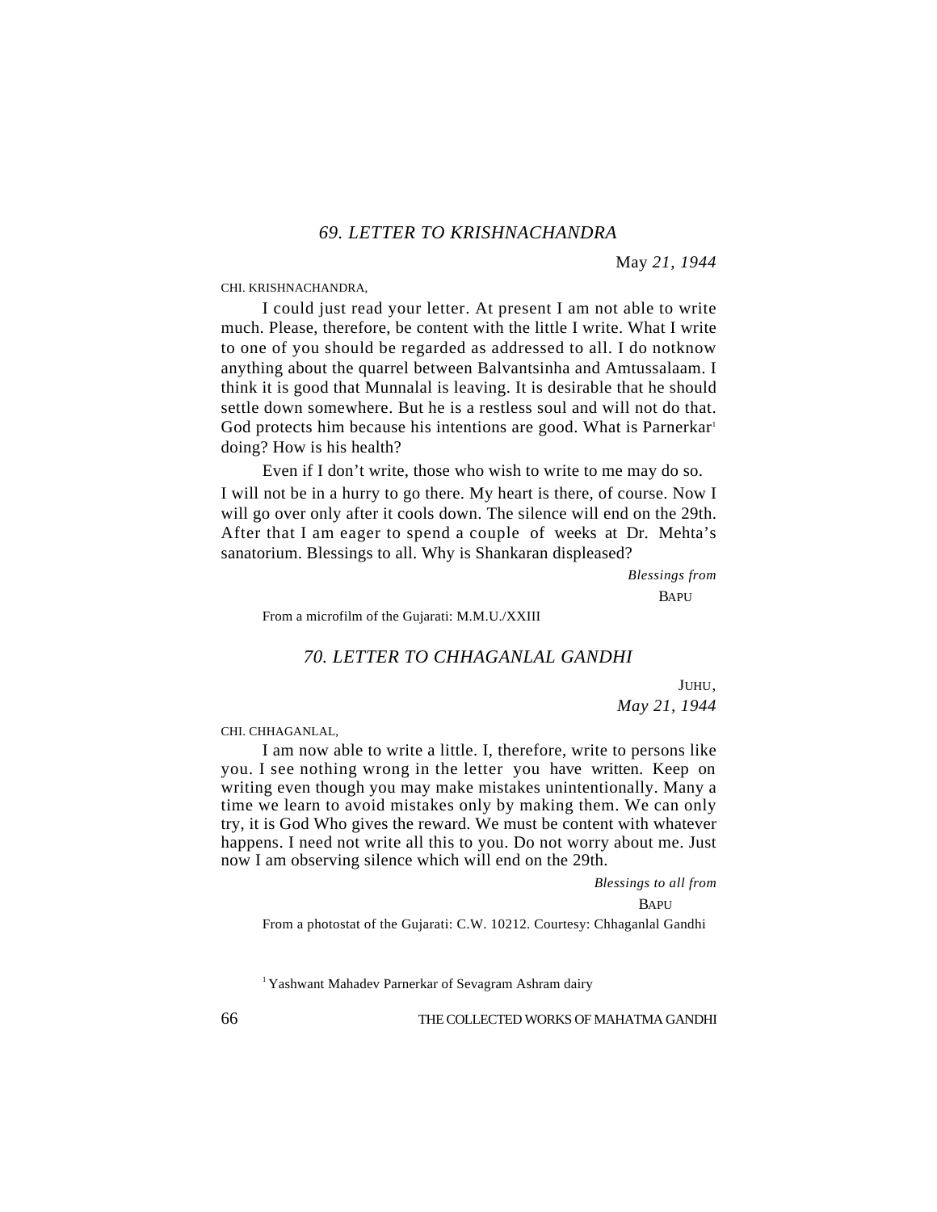### 69. LETTER TO KRISHNACHANDRA

May *21, 1944*

CHI. KRISHNACHANDRA,

I could just read your letter. At present I am not able to write much. Please, therefore, be content with the little I write. What I write to one of you should be regarded as addressed to all. I do notknow anything about the quarrel between Balvantsinha and Amtussalaam. I think it is good that Munnalal is leaving. It is desirable that he should settle down somewhere. But he is a restless soul and will not do that. God protects him because his intentions are good. What is Parnerkar[1] doing? How is his health?

Even if I don't write, those who wish to write to me may do so. I will not be in a hurry to go there. My heart is there, of course. Now I will go over only after it cools down. The silence will end on the 29th. After that I am eager to spend a couple of weeks at Dr. Mehta's sanatorium. Blessings to all. Why is Shankaran displeased?

*Blessings from*

BAPU

From a microfilm of the Gujarati: M.M.U./XXIII

### 70. LETTER TO CHHAGANLAL GANDHI

JUHU,
*May 21, 1944*

CHI. CHHAGANLAL,

I am now able to write a little. I, therefore, write to persons like you. I see nothing wrong in the letter you have written. Keep on writing even though you may make mistakes unintentionally. Many a time we learn to avoid mistakes only by making them. We can only try, it is God Who gives the reward. We must be content with whatever happens. I need not write all this to you. Do not worry about me. Just now I am observing silence which will end on the 29th.

*Blessings to all from*

BAPU

From a photostat of the Gujarati: C.W. 10212. Courtesy: Chhaganlal Gandhi

[1] Yashwant Mahadev Parnerkar of Sevagram Ashram dairy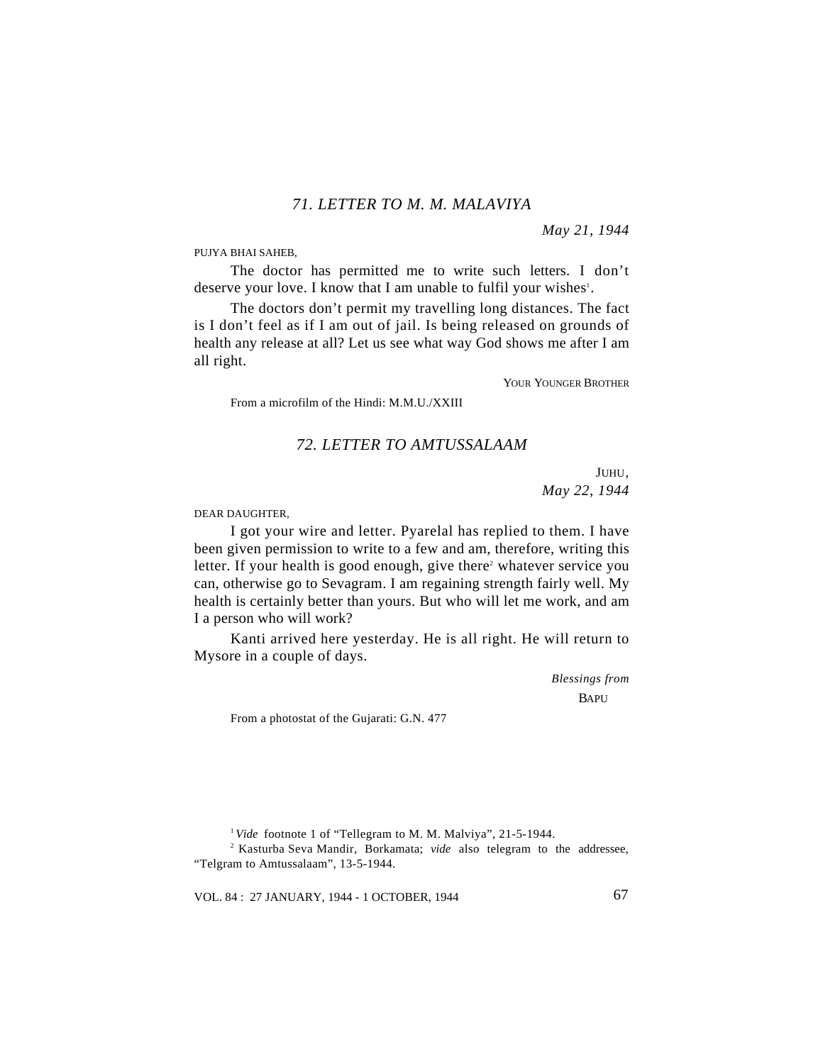## *71. LETTER TO M. M. MALAVIYA*

*May 21, 1944*

PUJYA BHAI SAHEB,

The doctor has permitted me to write such letters. I don't deserve your love. I know that I am unable to fulfil your wishes[1].

The doctors don't permit my travelling long distances. The fact is I don't feel as if I am out of jail. Is being released on grounds of health any release at all? Let us see what way God shows me after I am all right.

YOUR YOUNGER BROTHER

From a microfilm of the Hindi: M.M.U./XXIII

## *72. LETTER TO AMTUSSALAAM*

JUHU,
*May 22, 1944*

DEAR DAUGHTER,

I got your wire and letter. Pyarelal has replied to them. I have been given permission to write to a few and am, therefore, writing this letter. If your health is good enough, give there[2] whatever service you can, otherwise go to Sevagram. I am regaining strength fairly well. My health is certainly better than yours. But who will let me work, and am I a person who will work?

Kanti arrived here yesterday. He is all right. He will return to Mysore in a couple of days.

*Blessings from*
BAPU

From a photostat of the Gujarati: G.N. 477

---

[1] *Vide* footnote 1 of "Tellegram to M. M. Malviya", 21-5-1944.

[2] Kasturba Seva Mandir, Borkamata; *vide* also telegram to the addressee, "Telgram to Amtussalaam", 13-5-1944.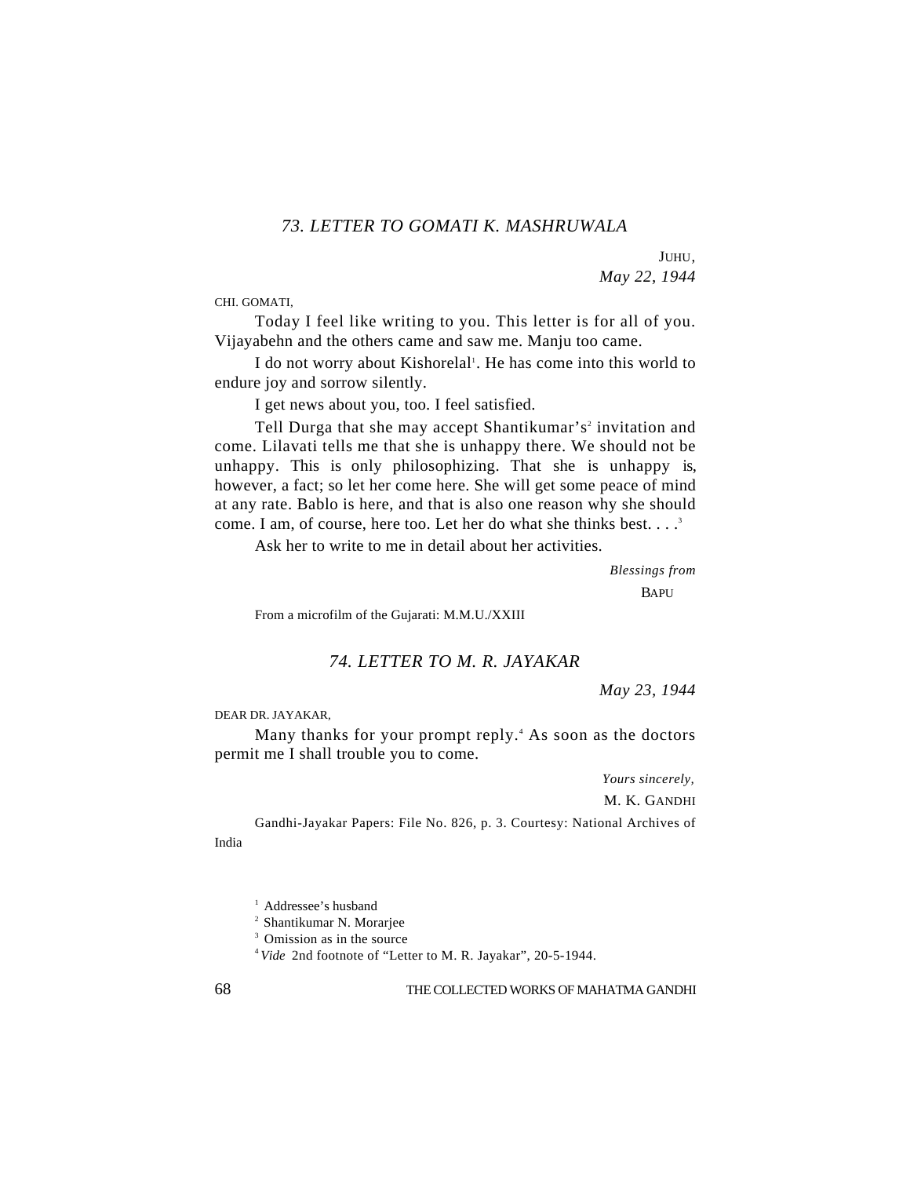### 73. LETTER TO GOMATI K. MASHRUWALA

JUHU,
*May 22, 1944*

CHI. GOMATI,

Today I feel like writing to you. This letter is for all of you. Vijayabehn and the others came and saw me. Manju too came.

I do not worry about Kishorelal[1]. He has come into this world to endure joy and sorrow silently.

I get news about you, too. I feel satisfied.

Tell Durga that she may accept Shantikumar's[2] invitation and come. Lilavati tells me that she is unhappy there. We should not be unhappy. This is only philosophizing. That she is unhappy is, however, a fact; so let her come here. She will get some peace of mind at any rate. Bablo is here, and that is also one reason why she should come. I am, of course, here too. Let her do what she thinks best. . . .[3]

Ask her to write to me in detail about her activities.

*Blessings from*
BAPU

From a microfilm of the Gujarati: M.M.U./XXIII

### 74. LETTER TO M. R. JAYAKAR

*May 23, 1944*

DEAR DR. JAYAKAR,

Many thanks for your prompt reply.[4] As soon as the doctors permit me I shall trouble you to come.

*Yours sincerely,*
M. K. GANDHI

Gandhi-Jayakar Papers: File No. 826, p. 3. Courtesy: National Archives of India

---

[1] Addressee's husband

[2] Shantikumar N. Morarjee

[3] Omission as in the source

[4] *Vide* 2nd footnote of "Letter to M. R. Jayakar", 20-5-1944.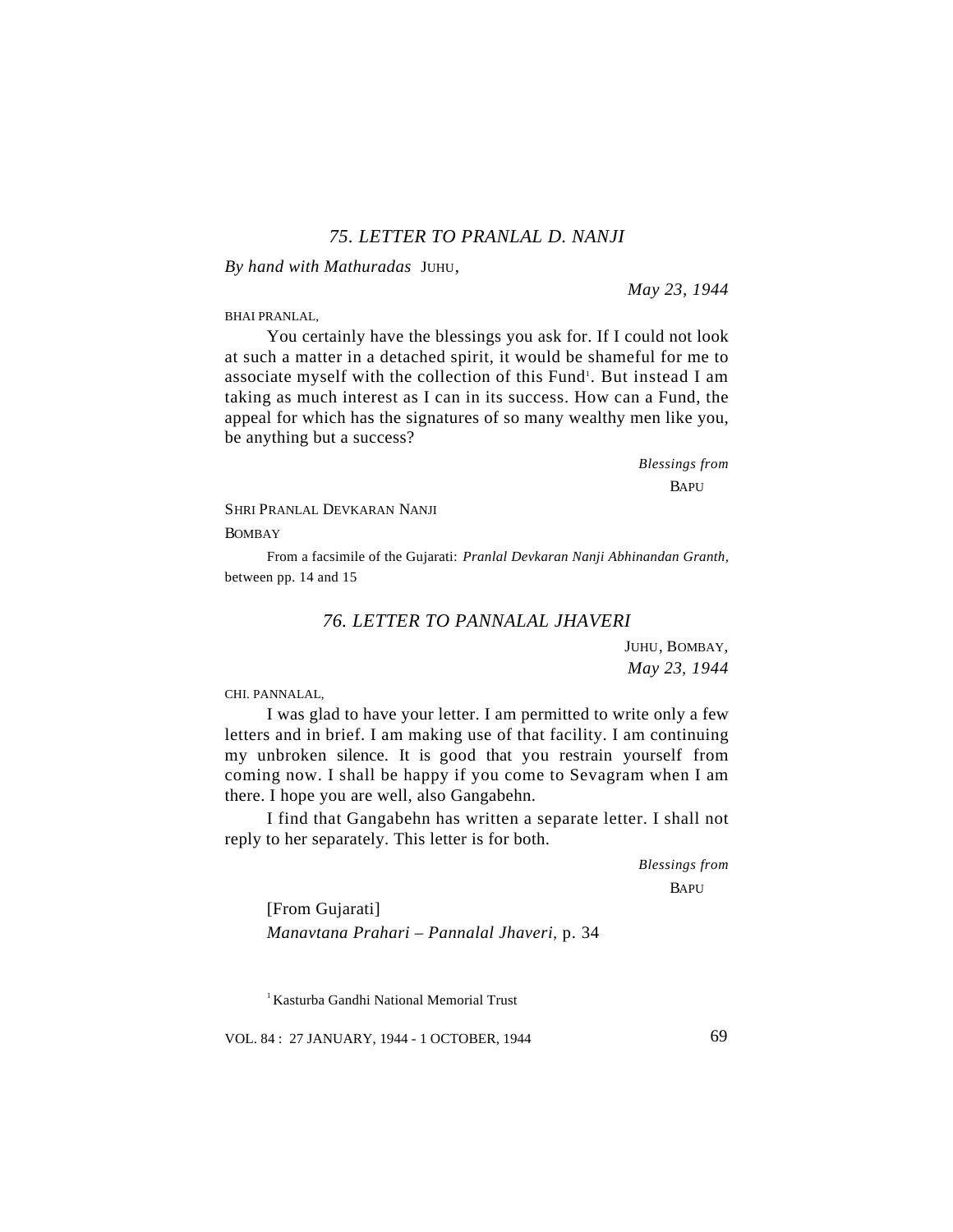## *75. LETTER TO PRANLAL D. NANJI*

*By hand with Mathuradas* JUHU,

*May 23, 1944*

BHAI PRANLAL,

You certainly have the blessings you ask for. If I could not look at such a matter in a detached spirit, it would be shameful for me to associate myself with the collection of this Fund[1]. But instead I am taking as much interest as I can in its success. How can a Fund, the appeal for which has the signatures of so many wealthy men like you, be anything but a success?

*Blessings from*

BAPU

SHRI PRANLAL DEVKARAN NANJI

BOMBAY

From a facsimile of the Gujarati: *Pranlal Devkaran Nanji Abhinandan Granth,* between pp. 14 and 15

## *76. LETTER TO PANNALAL JHAVERI*

JUHU, BOMBAY,

*May 23, 1944*

CHI. PANNALAL,

I was glad to have your letter. I am permitted to write only a few letters and in brief. I am making use of that facility. I am continuing my unbroken silence. It is good that you restrain yourself from coming now. I shall be happy if you come to Sevagram when I am there. I hope you are well, also Gangabehn.

I find that Gangabehn has written a separate letter. I shall not reply to her separately. This letter is for both.

*Blessings from*

BAPU

[From Gujarati]

*Manavtana Prahari – Pannalal Jhaveri*, p. 34

[1] Kasturba Gandhi National Memorial Trust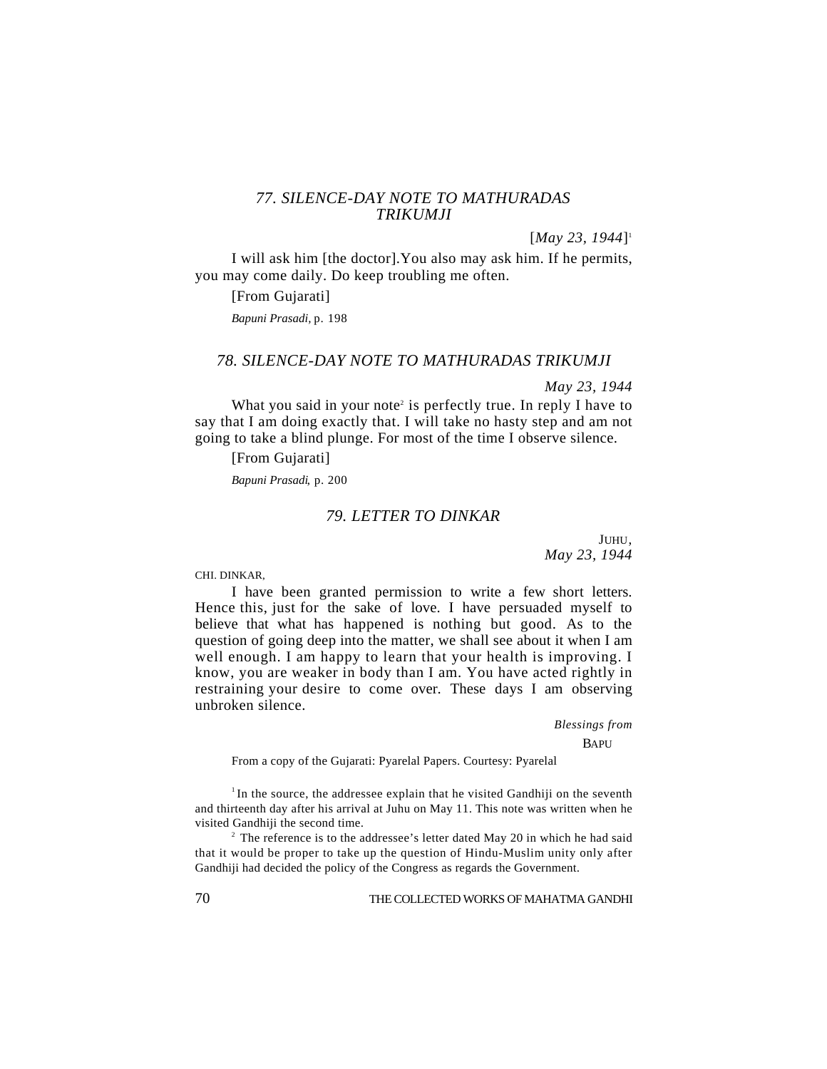## *77. SILENCE-DAY NOTE TO MATHURADAS TRIKUMJI*

[*May 23, 1944*][1]

I will ask him [the doctor].You also may ask him. If he permits, you may come daily. Do keep troubling me often.

[From Gujarati]

*Bapuni Prasadi*, p. 198

## *78. SILENCE-DAY NOTE TO MATHURADAS TRIKUMJI*

*May 23, 1944*

What you said in your note[2] is perfectly true. In reply I have to say that I am doing exactly that. I will take no hasty step and am not going to take a blind plunge. For most of the time I observe silence.

[From Gujarati]

*Bapuni Prasadi*, p. 200

## *79. LETTER TO DINKAR*

JUHU,
*May 23, 1944*

CHI. DINKAR,

I have been granted permission to write a few short letters. Hence this, just for the sake of love. I have persuaded myself to believe that what has happened is nothing but good. As to the question of going deep into the matter, we shall see about it when I am well enough. I am happy to learn that your health is improving. I know, you are weaker in body than I am. You have acted rightly in restraining your desire to come over. These days I am observing unbroken silence.

*Blessings from*
BAPU

From a copy of the Gujarati: Pyarelal Papers. Courtesy: Pyarelal

---

[1] In the source, the addressee explain that he visited Gandhiji on the seventh and thirteenth day after his arrival at Juhu on May 11. This note was written when he visited Gandhiji the second time.

[2] The reference is to the addressee's letter dated May 20 in which he had said that it would be proper to take up the question of Hindu-Muslim unity only after Gandhiji had decided the policy of the Congress as regards the Government.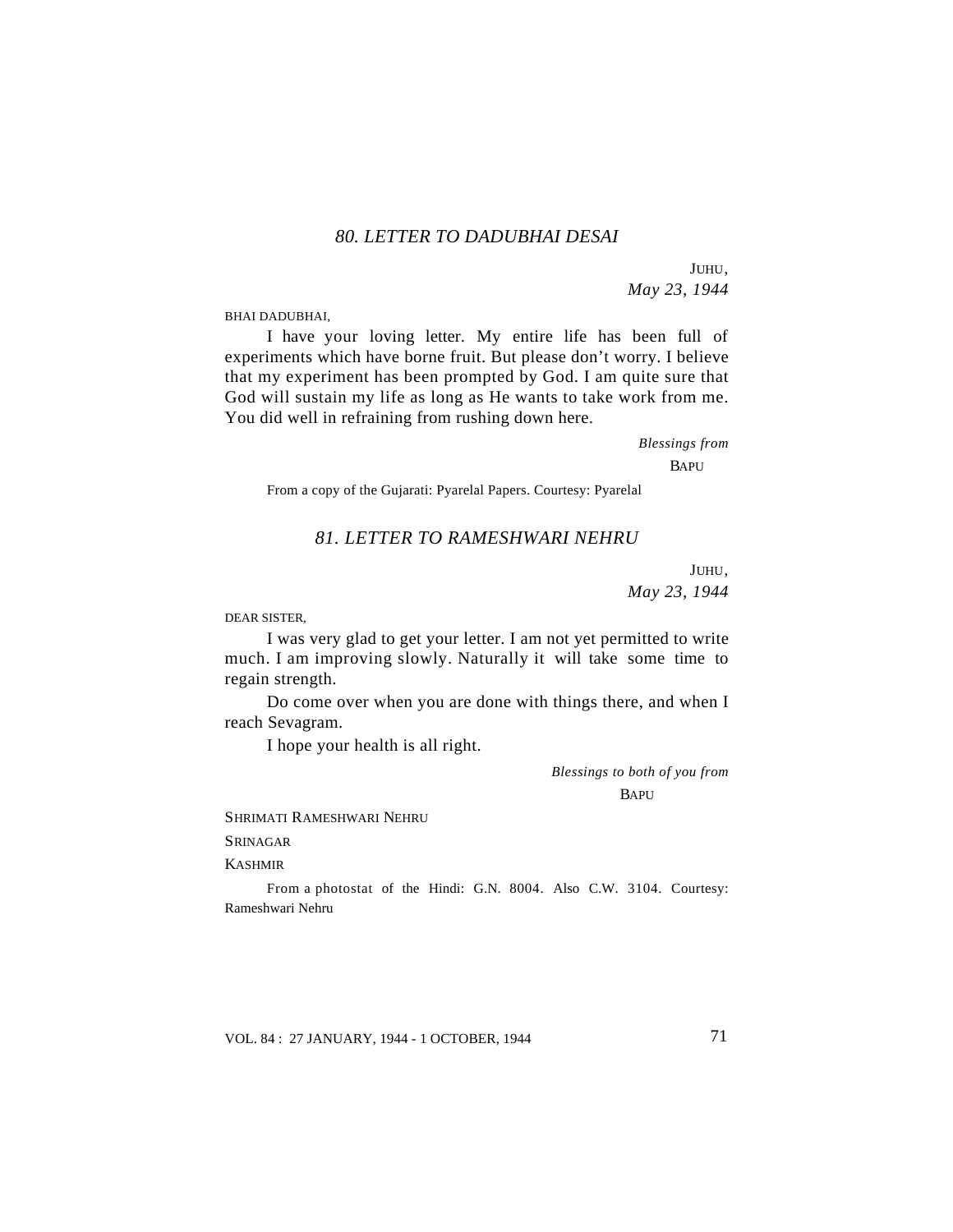## *80. LETTER TO DADUBHAI DESAI*

JUHU,
*May 23, 1944*

BHAI DADUBHAI,

I have your loving letter. My entire life has been full of experiments which have borne fruit. But please don't worry. I believe that my experiment has been prompted by God. I am quite sure that God will sustain my life as long as He wants to take work from me. You did well in refraining from rushing down here.

*Blessings from*
BAPU

From a copy of the Gujarati: Pyarelal Papers. Courtesy: Pyarelal

## *81. LETTER TO RAMESHWARI NEHRU*

JUHU,
*May 23, 1944*

DEAR SISTER,

I was very glad to get your letter. I am not yet permitted to write much. I am improving slowly. Naturally it will take some time to regain strength.

Do come over when you are done with things there, and when I reach Sevagram.

I hope your health is all right.

*Blessings to both of you from*
BAPU

SHRIMATI RAMESHWARI NEHRU
SRINAGAR
KASHMIR

From a photostat of the Hindi: G.N. 8004. Also C.W. 3104. Courtesy: Rameshwari Nehru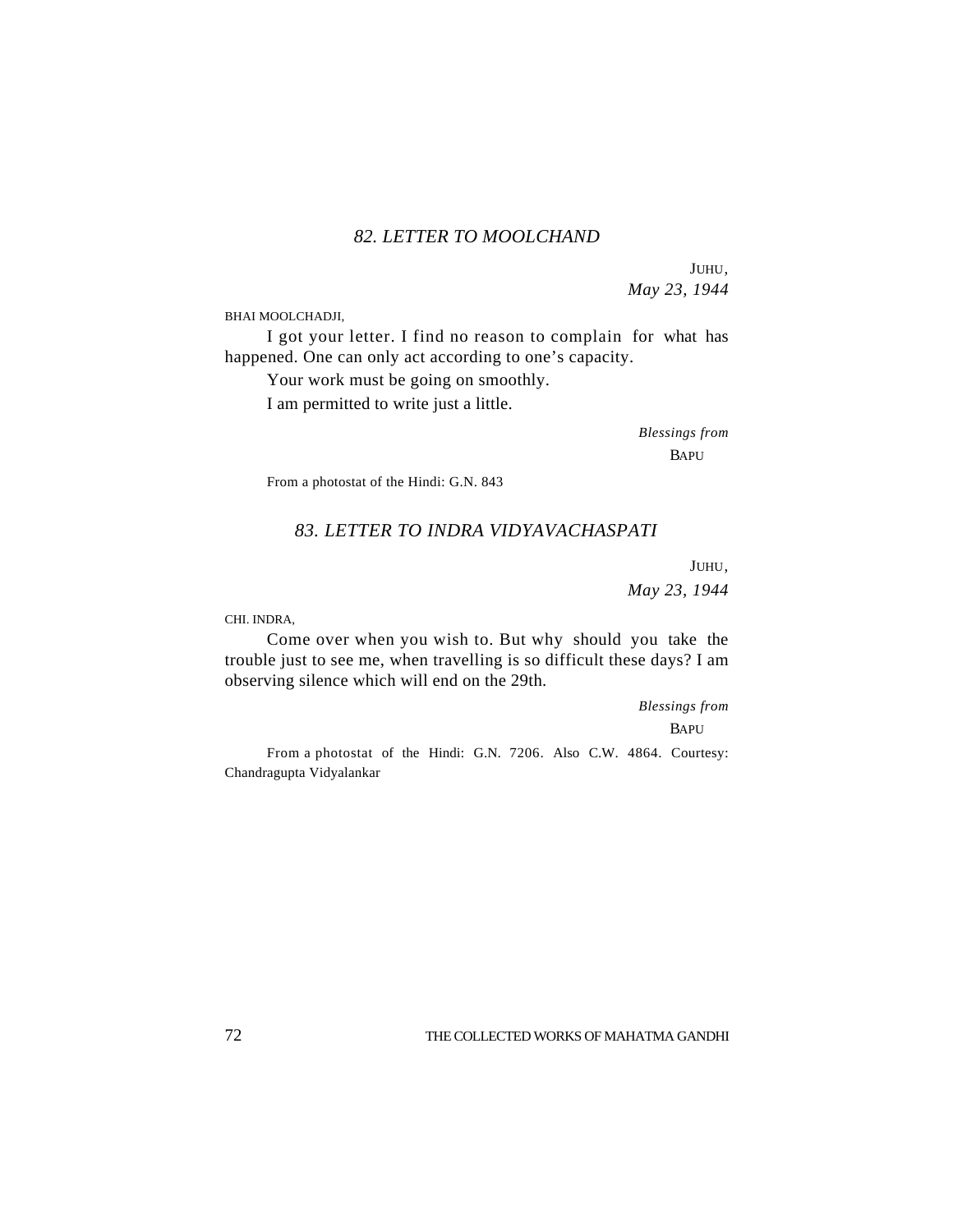## *82. LETTER TO MOOLCHAND*

JUHU,
*May 23, 1944*

BHAI MOOLCHADJI,

I got your letter. I find no reason to complain for what has happened. One can only act according to one's capacity.

Your work must be going on smoothly.

I am permitted to write just a little.

*Blessings from*
BAPU

From a photostat of the Hindi: G.N. 843

## *83. LETTER TO INDRA VIDYAVACHASPATI*

JUHU,
*May 23, 1944*

CHI. INDRA,

Come over when you wish to. But why should you take the trouble just to see me, when travelling is so difficult these days? I am observing silence which will end on the 29th.

*Blessings from*
BAPU

From a photostat of the Hindi: G.N. 7206. Also C.W. 4864. Courtesy: Chandragupta Vidyalankar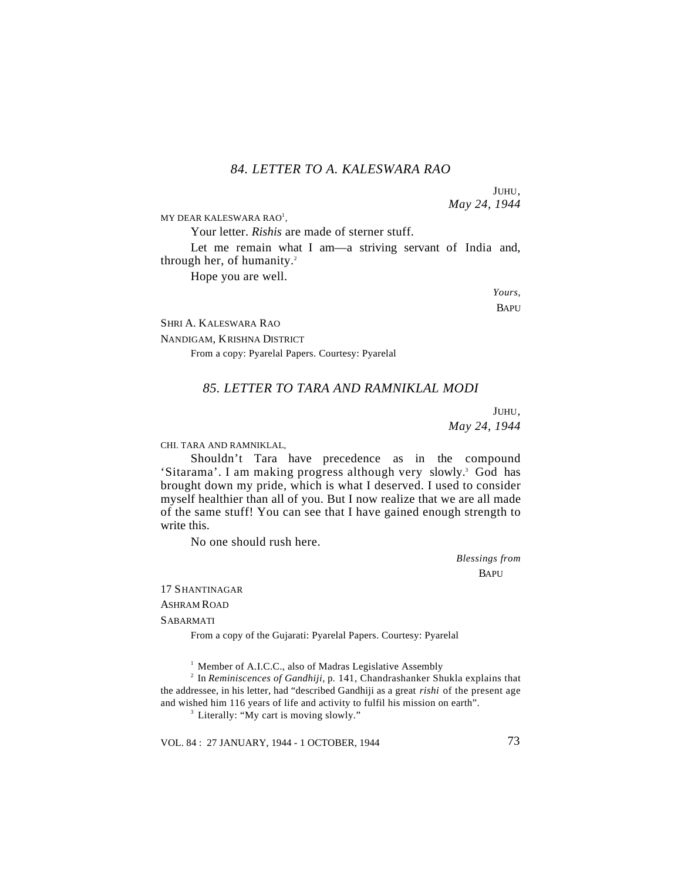## *84. LETTER TO A. KALESWARA RAO*

JUHU,
*May 24, 1944*

MY DEAR KALESWARA RAO[1],

Your letter. *Rishis* are made of sterner stuff.

Let me remain what I am—a striving servant of India and, through her, of humanity.[2]

Hope you are well.

*Yours,*
BAPU

SHRI A. KALESWARA RAO
NANDIGAM, KRISHNA DISTRICT

From a copy: Pyarelal Papers. Courtesy: Pyarelal

## *85. LETTER TO TARA AND RAMNIKLAL MODI*

JUHU,
*May 24, 1944*

CHI. TARA AND RAMNIKLAL,

Shouldn't Tara have precedence as in the compound 'Sitarama'. I am making progress although very slowly.[3] God has brought down my pride, which is what I deserved. I used to consider myself healthier than all of you. But I now realize that we are all made of the same stuff! You can see that I have gained enough strength to write this.

No one should rush here.

*Blessings from*
BAPU

17 SHANTINAGAR
ASHRAM ROAD
SABARMATI

From a copy of the Gujarati: Pyarelal Papers. Courtesy: Pyarelal

---

[1] Member of A.I.C.C., also of Madras Legislative Assembly

[2] In *Reminiscences of Gandhiji*, p. 141, Chandrashanker Shukla explains that the addressee, in his letter, had "described Gandhiji as a great *rishi* of the present age and wished him 116 years of life and activity to fulfil his mission on earth".

[3] Literally: "My cart is moving slowly."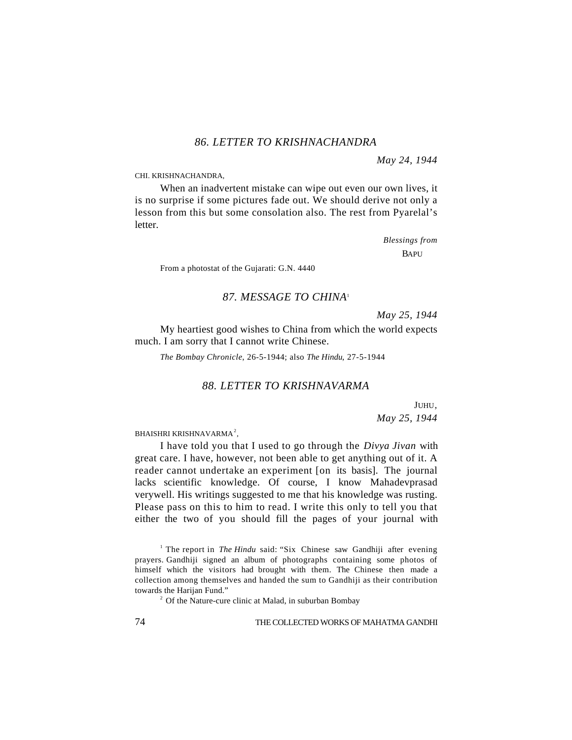## *86. LETTER TO KRISHNACHANDRA*

*May 24, 1944*

CHI. KRISHNACHANDRA,

When an inadvertent mistake can wipe out even our own lives, it is no surprise if some pictures fade out. We should derive not only a lesson from this but some consolation also. The rest from Pyarelal's letter.

*Blessings from*
BAPU

From a photostat of the Gujarati: G.N. 4440

## *87. MESSAGE TO CHINA*[1]

*May 25, 1944*

My heartiest good wishes to China from which the world expects much. I am sorry that I cannot write Chinese.

*The Bombay Chronicle*, 26-5-1944; also *The Hindu*, 27-5-1944

## *88. LETTER TO KRISHNAVARMA*

JUHU,
*May 25, 1944*

BHAISHRI KRISHNAVARMA[2],

I have told you that I used to go through the *Divya Jivan* with great care. I have, however, not been able to get anything out of it. A reader cannot undertake an experiment [on its basis]. The journal lacks scientific knowledge. Of course, I know Mahadevprasad verywell. His writings suggested to me that his knowledge was rusting. Please pass on this to him to read. I write this only to tell you that either the two of you should fill the pages of your journal with

---

[1] The report in *The Hindu* said: "Six Chinese saw Gandhiji after evening prayers. Gandhiji signed an album of photographs containing some photos of himself which the visitors had brought with them. The Chinese then made a collection among themselves and handed the sum to Gandhiji as their contribution towards the Harijan Fund."

[2] Of the Nature-cure clinic at Malad, in suburban Bombay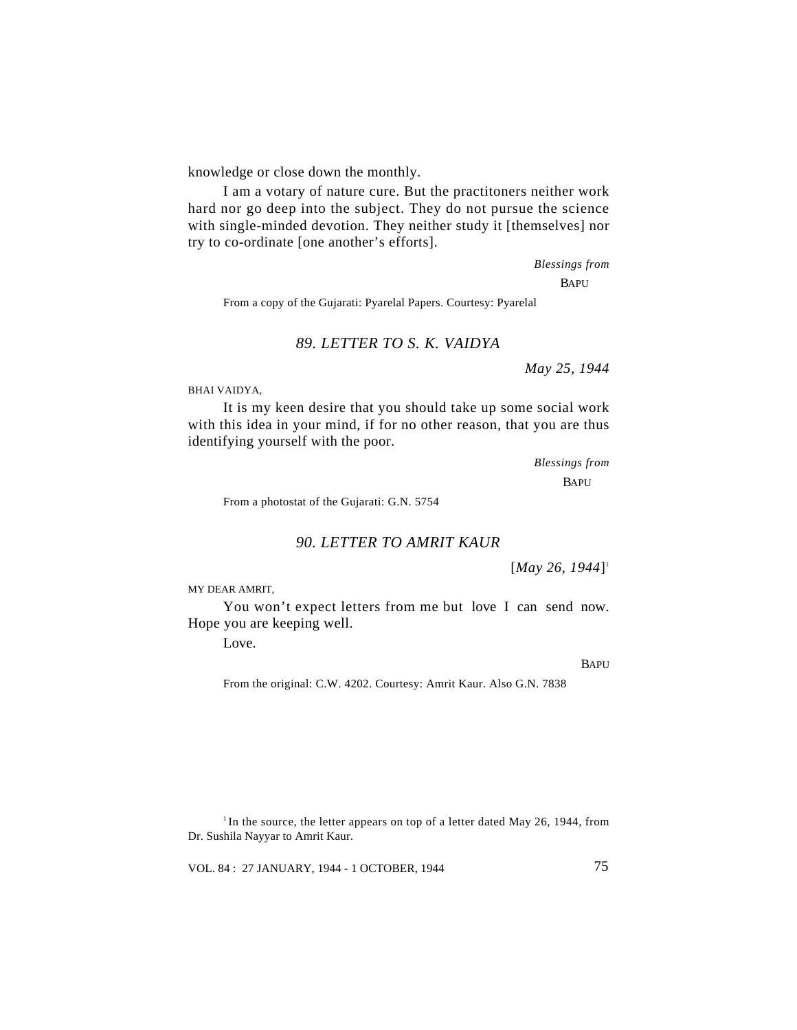knowledge or close down the monthly.

I am a votary of nature cure. But the practitoners neither work hard nor go deep into the subject. They do not pursue the science with single-minded devotion. They neither study it [themselves] nor try to co-ordinate [one another's efforts].

*Blessings from*

BAPU

From a copy of the Gujarati: Pyarelal Papers. Courtesy: Pyarelal

## *89. LETTER TO S. K. VAIDYA*

*May 25, 1944*

BHAI VAIDYA,

It is my keen desire that you should take up some social work with this idea in your mind, if for no other reason, that you are thus identifying yourself with the poor.

*Blessings from*

BAPU

From a photostat of the Gujarati: G.N. 5754

## *90. LETTER TO AMRIT KAUR*

[*May 26, 1944*][1]

MY DEAR AMRIT,

You won't expect letters from me but love I can send now. Hope you are keeping well.

Love.

BAPU

From the original: C.W. 4202. Courtesy: Amrit Kaur. Also G.N. 7838

[1] In the source, the letter appears on top of a letter dated May 26, 1944, from Dr. Sushila Nayyar to Amrit Kaur.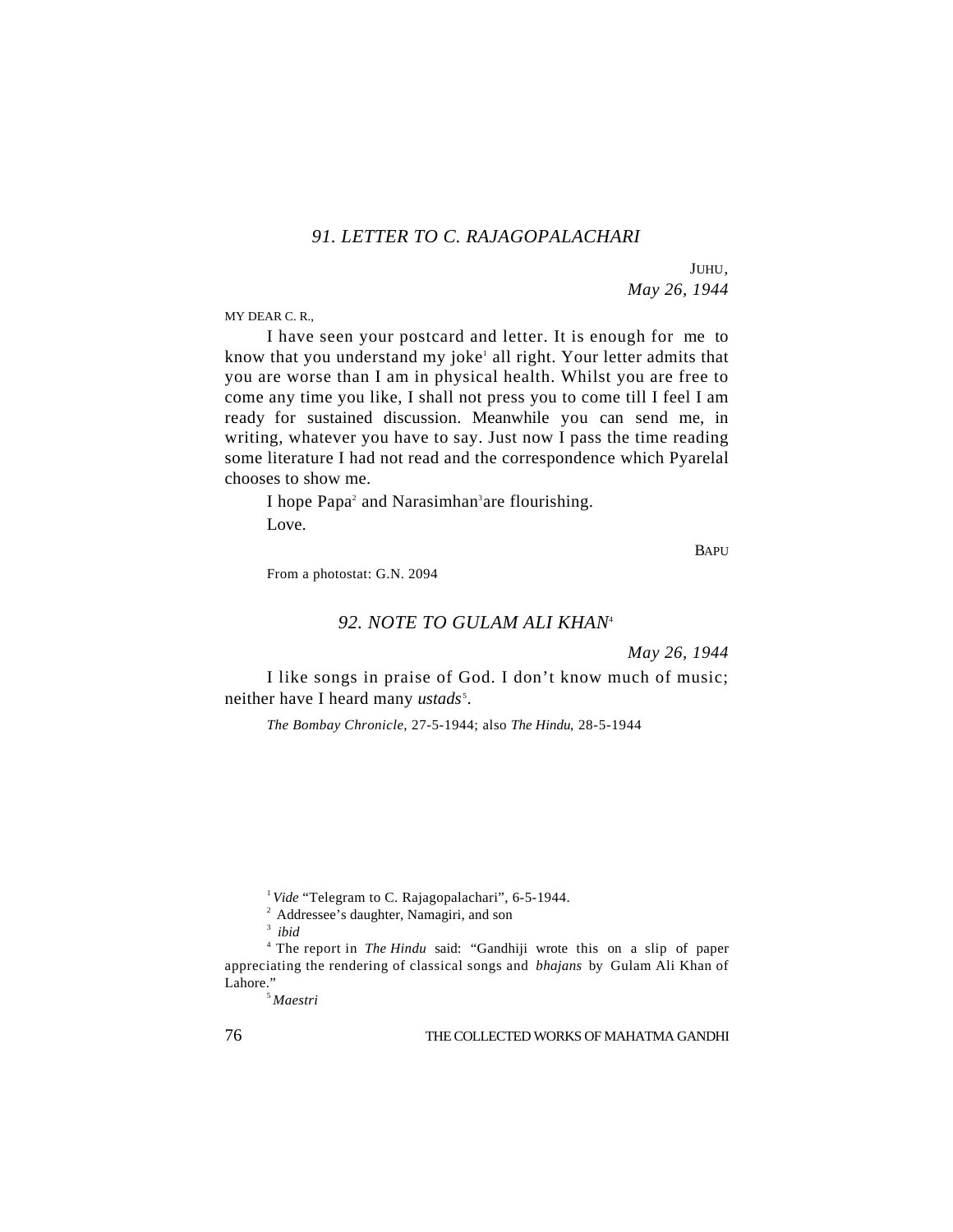## *91. LETTER TO C. RAJAGOPALACHARI*

JUHU,
*May 26, 1944*

MY DEAR C. R.,

I have seen your postcard and letter. It is enough for me to know that you understand my joke[1] all right. Your letter admits that you are worse than I am in physical health. Whilst you are free to come any time you like, I shall not press you to come till I feel I am ready for sustained discussion. Meanwhile you can send me, in writing, whatever you have to say. Just now I pass the time reading some literature I had not read and the correspondence which Pyarelal chooses to show me.

I hope Papa[2] and Narasimhan[3] are flourishing.

Love.

BAPU

From a photostat: G.N. 2094

## *92. NOTE TO GULAM ALI KHAN*[4]

*May 26, 1944*

I like songs in praise of God. I don't know much of music; neither have I heard many *ustads*[5].

*The Bombay Chronicle*, 27-5-1944; also *The Hindu*, 28-5-1944

---

[1] *Vide* "Telegram to C. Rajagopalachari", 6-5-1944.

[2] Addressee's daughter, Namagiri, and son

[3] *ibid*

[4] The report in *The Hindu* said: "Gandhiji wrote this on a slip of paper appreciating the rendering of classical songs and *bhajans* by Gulam Ali Khan of Lahore."

[5] *Maestri*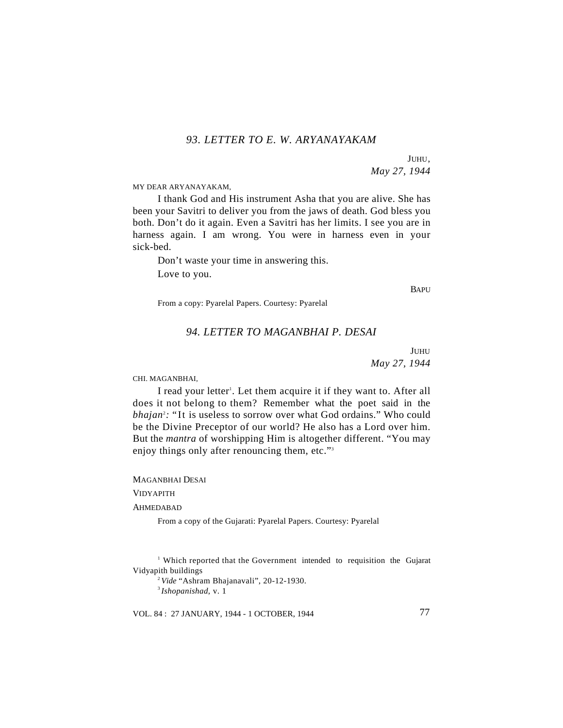## *93. LETTER TO E. W. ARYANAYAKAM*

JUHU,
*May 27, 1944*

MY DEAR ARYANAYAKAM,

I thank God and His instrument Asha that you are alive. She has been your Savitri to deliver you from the jaws of death. God bless you both. Don't do it again. Even a Savitri has her limits. I see you are in harness again. I am wrong. You were in harness even in your sick-bed.

Don't waste your time in answering this.

Love to you.

BAPU

From a copy: Pyarelal Papers. Courtesy: Pyarelal

## *94. LETTER TO MAGANBHAI P. DESAI*

JUHU
*May 27, 1944*

CHI. MAGANBHAI,

I read your letter[1]. Let them acquire it if they want to. After all does it not belong to them? Remember what the poet said in the *bhajan*[2]*:* "It is useless to sorrow over what God ordains." Who could be the Divine Preceptor of our world? He also has a Lord over him. But the *mantra* of worshipping Him is altogether different. "You may enjoy things only after renouncing them, etc."[3]

MAGANBHAI DESAI
VIDYAPITH
AHMEDABAD

From a copy of the Gujarati: Pyarelal Papers. Courtesy: Pyarelal

---

[1] Which reported that the Government intended to requisition the Gujarat Vidyapith buildings

[2] *Vide* "Ashram Bhajanavali", 20-12-1930.

[3] *Ishopanishad*, v. 1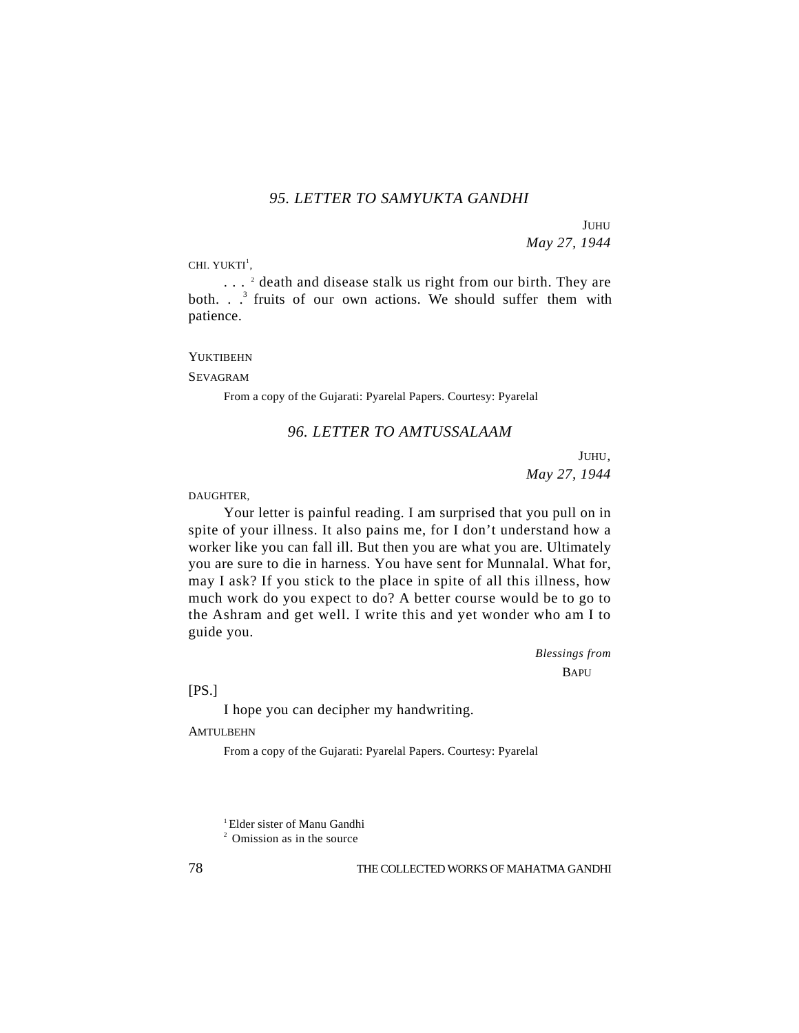### *95. LETTER TO SAMYUKTA GANDHI*

JUHU
*May 27, 1944*

CHI. YUKTI[1],

. . . [2] death and disease stalk us right from our birth. They are both. . .[3] fruits of our own actions. We should suffer them with patience.

YUKTIBEHN
SEVAGRAM

From a copy of the Gujarati: Pyarelal Papers. Courtesy: Pyarelal

### *96. LETTER TO AMTUSSALAAM*

JUHU,
*May 27, 1944*

DAUGHTER,

Your letter is painful reading. I am surprised that you pull on in spite of your illness. It also pains me, for I don't understand how a worker like you can fall ill. But then you are what you are. Ultimately you are sure to die in harness. You have sent for Munnalal. What for, may I ask? If you stick to the place in spite of all this illness, how much work do you expect to do? A better course would be to go to the Ashram and get well. I write this and yet wonder who am I to guide you.

*Blessings from*
BAPU

[PS.]

I hope you can decipher my handwriting.

AMTULBEHN

From a copy of the Gujarati: Pyarelal Papers. Courtesy: Pyarelal

---

[1] Elder sister of Manu Gandhi

[2] Omission as in the source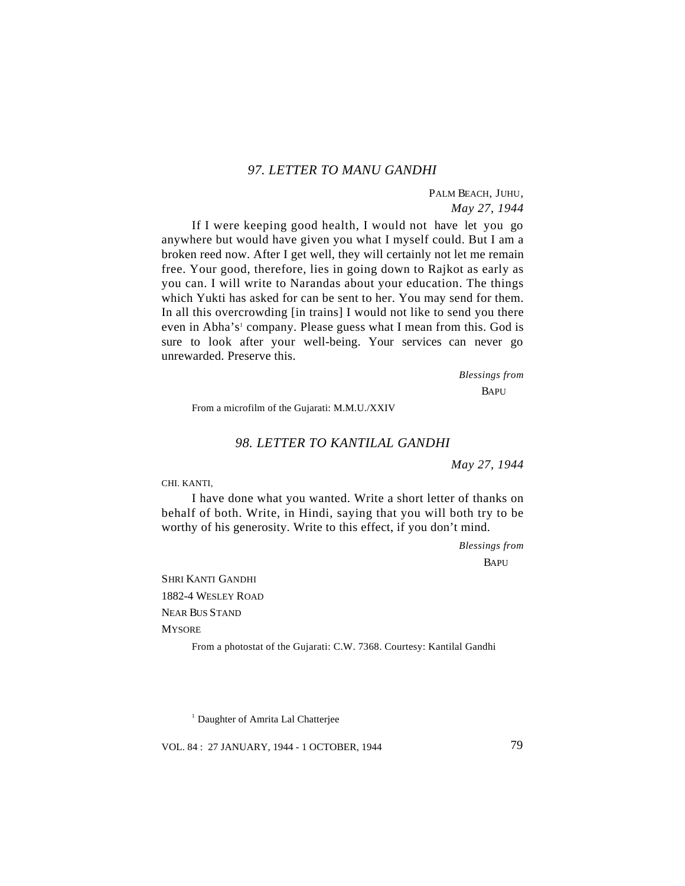## *97. LETTER TO MANU GANDHI*

PALM BEACH, JUHU,
*May 27, 1944*

If I were keeping good health, I would not have let you go anywhere but would have given you what I myself could. But I am a broken reed now. After I get well, they will certainly not let me remain free. Your good, therefore, lies in going down to Rajkot as early as you can. I will write to Narandas about your education. The things which Yukti has asked for can be sent to her. You may send for them. In all this overcrowding [in trains] I would not like to send you there even in Abha's[1] company. Please guess what I mean from this. God is sure to look after your well-being. Your services can never go unrewarded. Preserve this.

*Blessings from*
BAPU

From a microfilm of the Gujarati: M.M.U./XXIV

## *98. LETTER TO KANTILAL GANDHI*

*May 27, 1944*

CHI. KANTI,

I have done what you wanted. Write a short letter of thanks on behalf of both. Write, in Hindi, saying that you will both try to be worthy of his generosity. Write to this effect, if you don't mind.

*Blessings from*
BAPU

SHRI KANTI GANDHI
1882-4 WESLEY ROAD
NEAR BUS STAND
MYSORE

From a photostat of the Gujarati: C.W. 7368. Courtesy: Kantilal Gandhi

[1] Daughter of Amrita Lal Chatterjee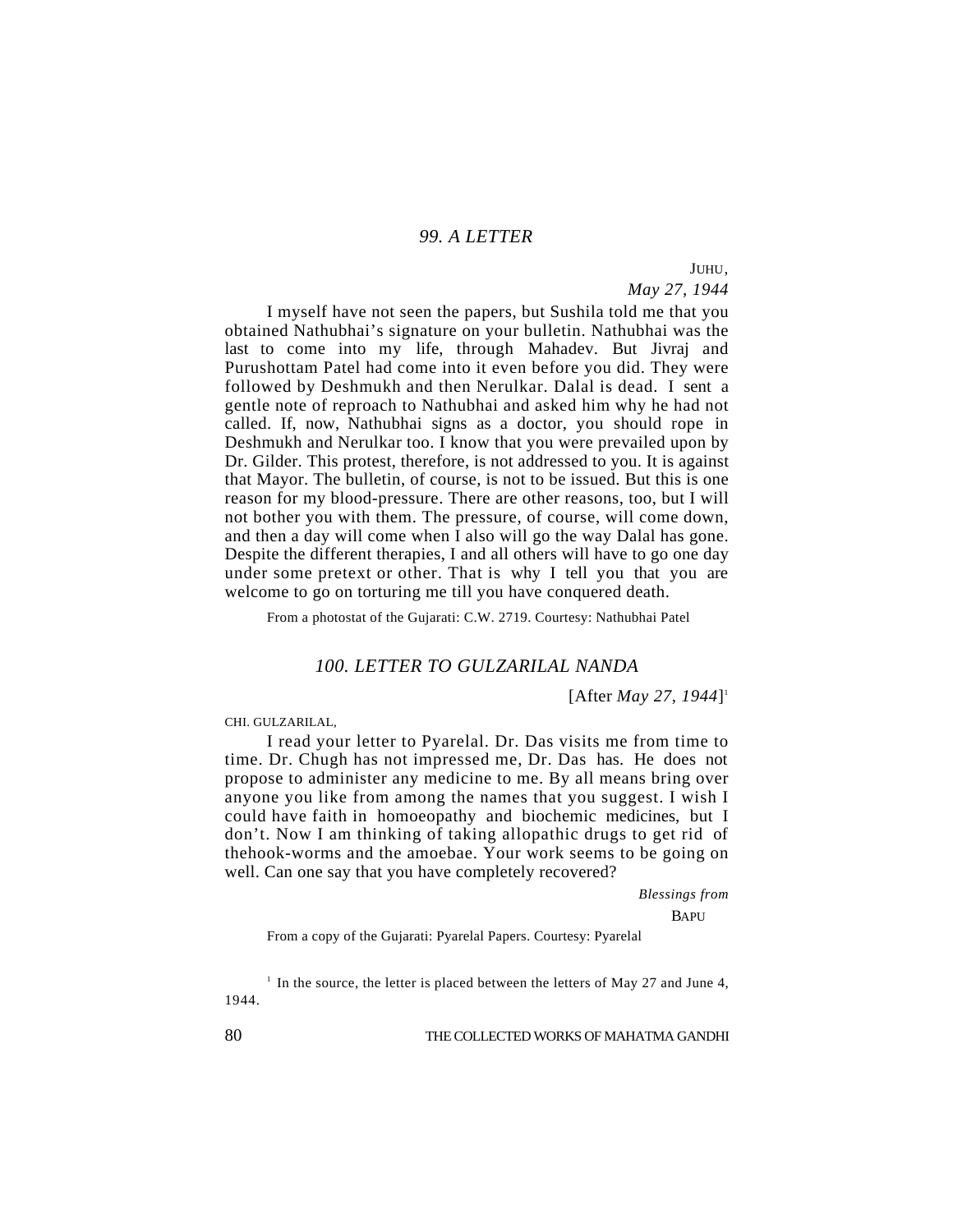## *99. A LETTER*

JUHU,
*May 27, 1944*

I myself have not seen the papers, but Sushila told me that you obtained Nathubhai's signature on your bulletin. Nathubhai was the last to come into my life, through Mahadev. But Jivraj and Purushottam Patel had come into it even before you did. They were followed by Deshmukh and then Nerulkar. Dalal is dead. I sent a gentle note of reproach to Nathubhai and asked him why he had not called. If, now, Nathubhai signs as a doctor, you should rope in Deshmukh and Nerulkar too. I know that you were prevailed upon by Dr. Gilder. This protest, therefore, is not addressed to you. It is against that Mayor. The bulletin, of course, is not to be issued. But this is one reason for my blood-pressure. There are other reasons, too, but I will not bother you with them. The pressure, of course, will come down, and then a day will come when I also will go the way Dalal has gone. Despite the different therapies, I and all others will have to go one day under some pretext or other. That is why I tell you that you are welcome to go on torturing me till you have conquered death.

From a photostat of the Gujarati: C.W. 2719. Courtesy: Nathubhai Patel

## *100. LETTER TO GULZARILAL NANDA*

[After *May 27, 1944*][1]

CHI. GULZARILAL,

I read your letter to Pyarelal. Dr. Das visits me from time to time. Dr. Chugh has not impressed me, Dr. Das has. He does not propose to administer any medicine to me. By all means bring over anyone you like from among the names that you suggest. I wish I could have faith in homoeopathy and biochemic medicines, but I don't. Now I am thinking of taking allopathic drugs to get rid of thehook-worms and the amoebae. Your work seems to be going on well. Can one say that you have completely recovered?

*Blessings from*
BAPU

From a copy of the Gujarati: Pyarelal Papers. Courtesy: Pyarelal

[1] In the source, the letter is placed between the letters of May 27 and June 4, 1944.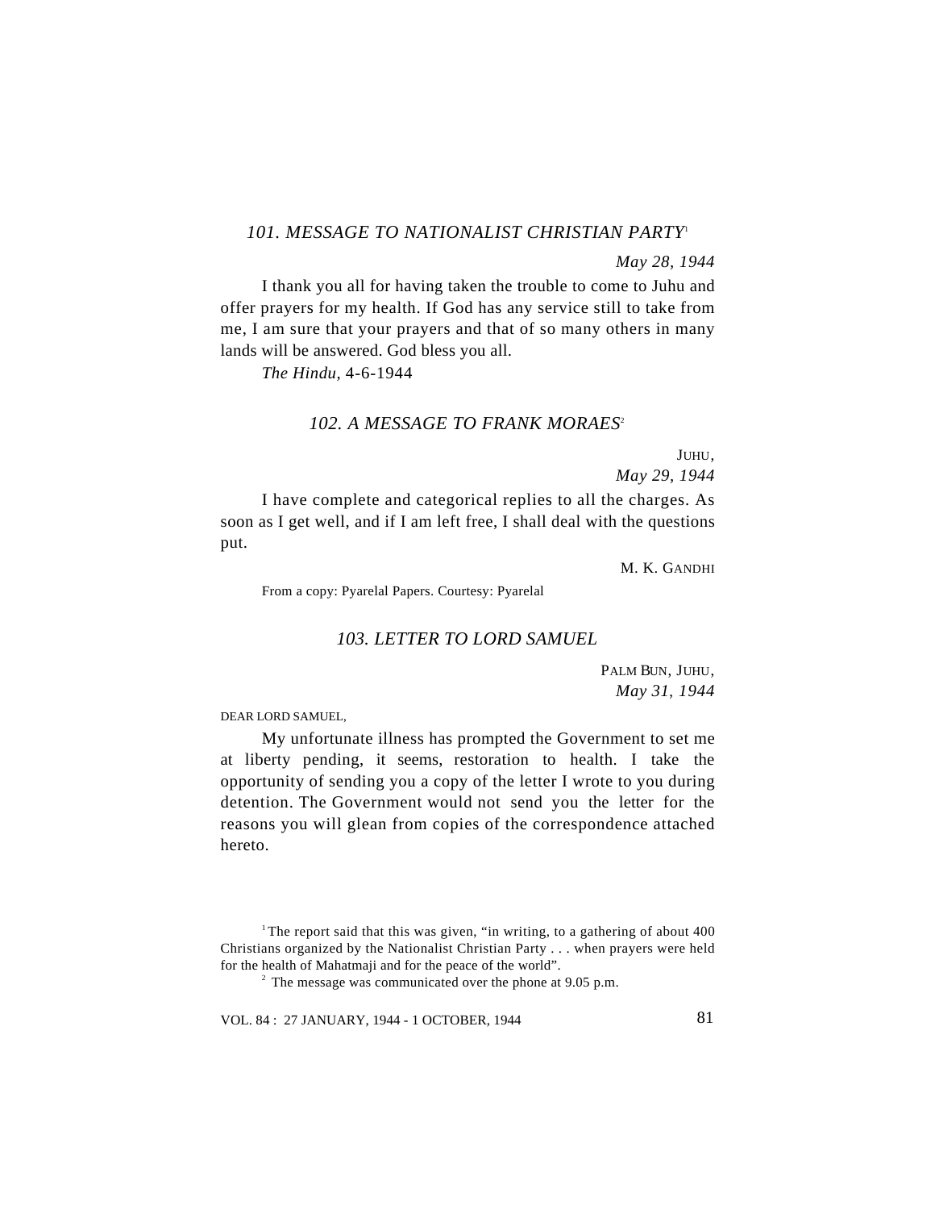### *101. MESSAGE TO NATIONALIST CHRISTIAN PARTY*[1]

*May 28, 1944*

I thank you all for having taken the trouble to come to Juhu and offer prayers for my health. If God has any service still to take from me, I am sure that your prayers and that of so many others in many lands will be answered. God bless you all.

*The Hindu*, 4-6-1944

### *102. A MESSAGE TO FRANK MORAES*[2]

JUHU,
*May 29, 1944*

I have complete and categorical replies to all the charges. As soon as I get well, and if I am left free, I shall deal with the questions put.

M. K. GANDHI

From a copy: Pyarelal Papers. Courtesy: Pyarelal

### *103. LETTER TO LORD SAMUEL*

PALM BUN, JUHU,
*May 31, 1944*

DEAR LORD SAMUEL,

My unfortunate illness has prompted the Government to set me at liberty pending, it seems, restoration to health. I take the opportunity of sending you a copy of the letter I wrote to you during detention. The Government would not send you the letter for the reasons you will glean from copies of the correspondence attached hereto.

---

[1] The report said that this was given, "in writing, to a gathering of about 400 Christians organized by the Nationalist Christian Party . . . when prayers were held for the health of Mahatmaji and for the peace of the world".

[2] The message was communicated over the phone at 9.05 p.m.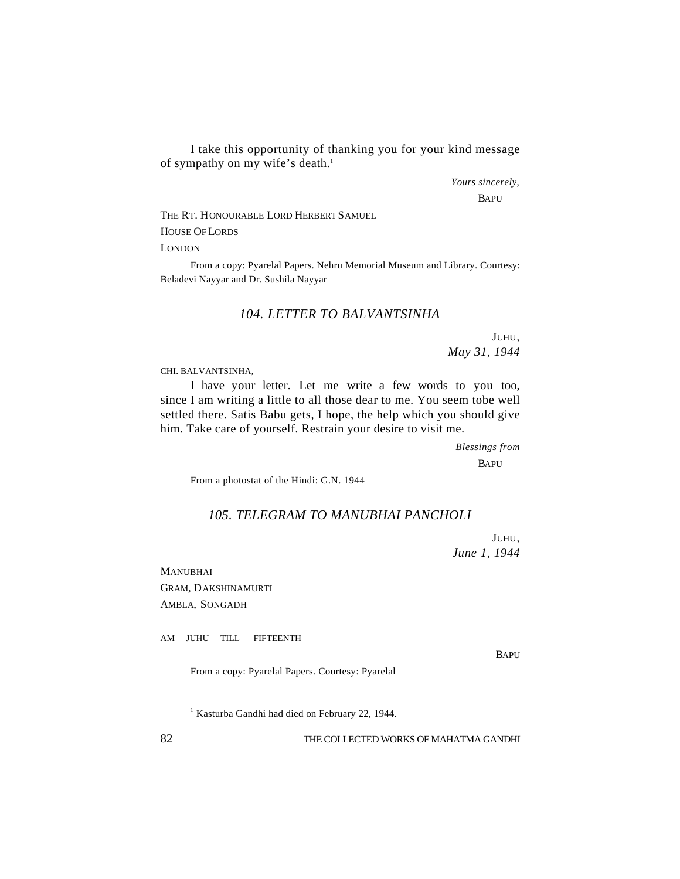I take this opportunity of thanking you for your kind message of sympathy on my wife's death.[1]

*Yours sincerely,*

BAPU

THE RT. HONOURABLE LORD HERBERT SAMUEL
HOUSE OF LORDS
LONDON

From a copy: Pyarelal Papers. Nehru Memorial Museum and Library. Courtesy: Beladevi Nayyar and Dr. Sushila Nayyar

## *104. LETTER TO BALVANTSINHA*

JUHU,
*May 31, 1944*

CHI. BALVANTSINHA,

I have your letter. Let me write a few words to you too, since I am writing a little to all those dear to me. You seem tobe well settled there. Satis Babu gets, I hope, the help which you should give him. Take care of yourself. Restrain your desire to visit me.

*Blessings from*

BAPU

From a photostat of the Hindi: G.N. 1944

## *105. TELEGRAM TO MANUBHAI PANCHOLI*

JUHU,
*June 1, 1944*

MANUBHAI
GRAM, DAKSHINAMURTI
AMBLA, SONGADH

AM JUHU TILL FIFTEENTH

BAPU

From a copy: Pyarelal Papers. Courtesy: Pyarelal

[1] Kasturba Gandhi had died on February 22, 1944.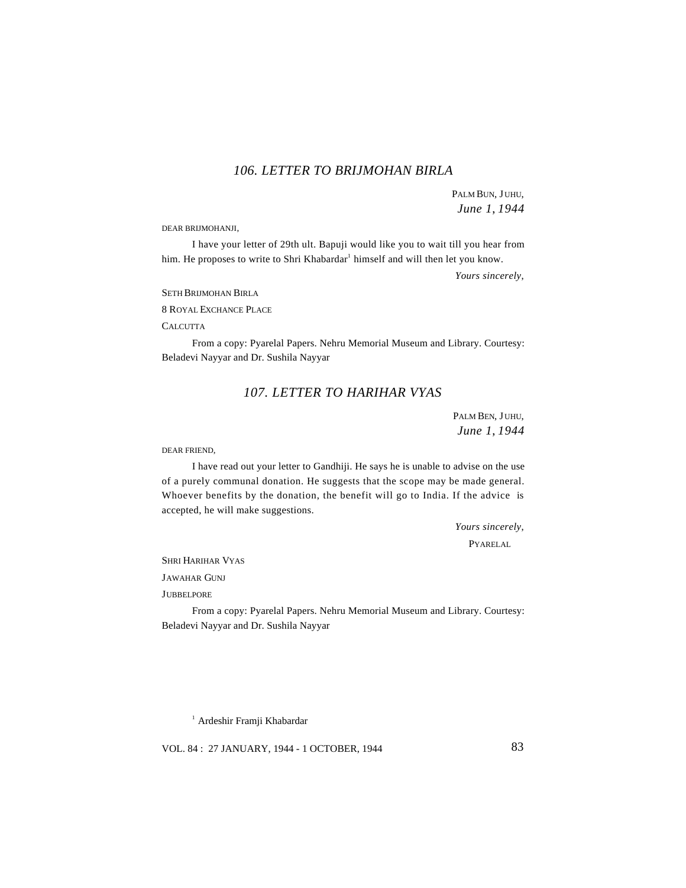## 106. LETTER TO BRIJMOHAN BIRLA

PALM BUN, JUHU,
*June 1, 1944*

DEAR BRIJMOHANJI,

I have your letter of 29th ult. Bapuji would like you to wait till you hear from him. He proposes to write to Shri Khabardar[1] himself and will then let you know.

*Yours sincerely*,

SETH BRIJMOHAN BIRLA
8 ROYAL EXCHANCE PLACE
CALCUTTA

From a copy: Pyarelal Papers. Nehru Memorial Museum and Library. Courtesy: Beladevi Nayyar and Dr. Sushila Nayyar

## 107. LETTER TO HARIHAR VYAS

PALM BEN, JUHU,
*June 1, 1944*

DEAR FRIEND,

I have read out your letter to Gandhiji. He says he is unable to advise on the use of a purely communal donation. He suggests that the scope may be made general. Whoever benefits by the donation, the benefit will go to India. If the advice is accepted, he will make suggestions.

*Yours sincerely*,
PYARELAL

SHRI HARIHAR VYAS
JAWAHAR GUNJ
JUBBELPORE

From a copy: Pyarelal Papers. Nehru Memorial Museum and Library. Courtesy: Beladevi Nayyar and Dr. Sushila Nayyar

[1] Ardeshir Framji Khabardar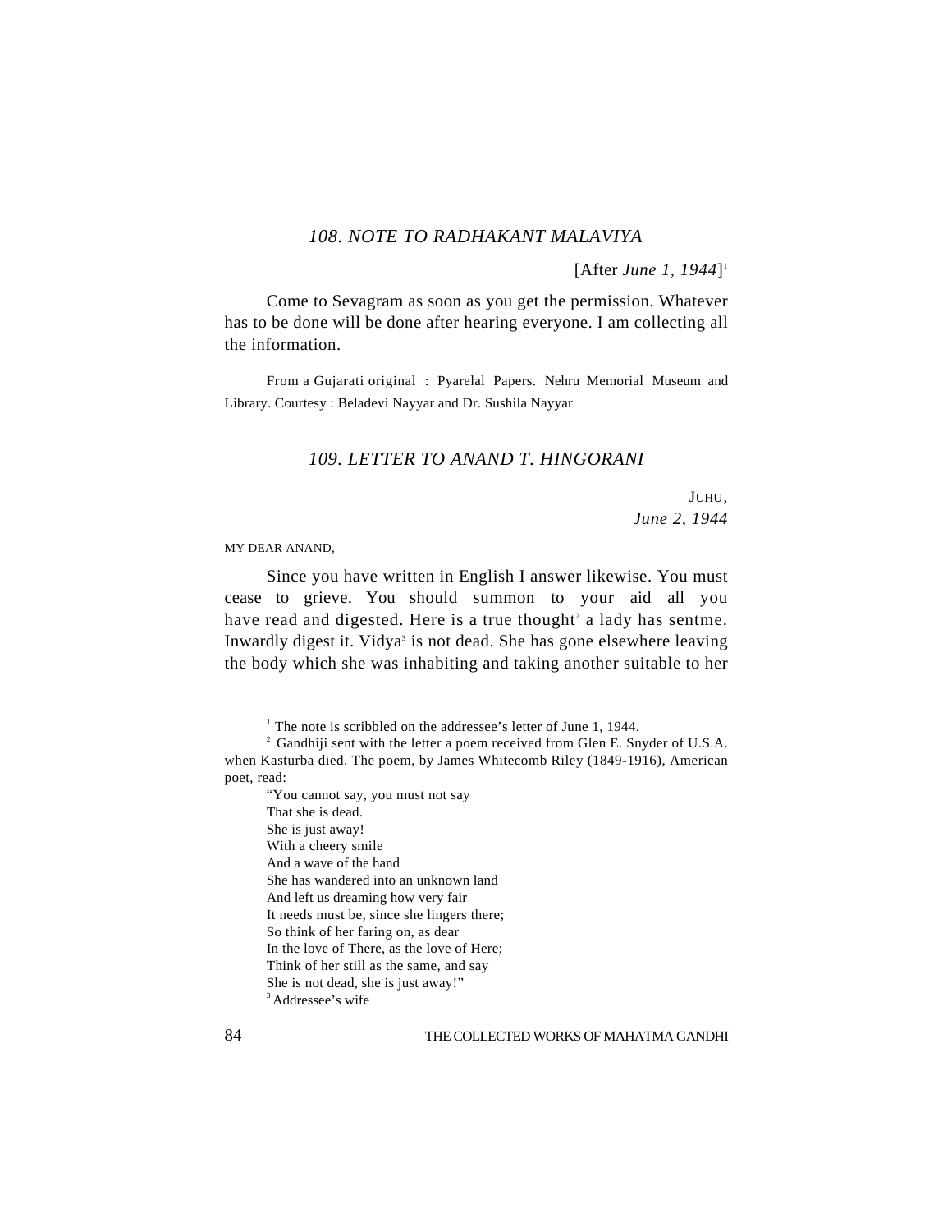### *108. NOTE TO RADHAKANT MALAVIYA*

[After *June 1, 1944*][1]

Come to Sevagram as soon as you get the permission. Whatever has to be done will be done after hearing everyone. I am collecting all the information.

From a Gujarati original : Pyarelal Papers. Nehru Memorial Museum and Library. Courtesy : Beladevi Nayyar and Dr. Sushila Nayyar

### *109. LETTER TO ANAND T. HINGORANI*

JUHU,
*June 2, 1944*

MY DEAR ANAND,

Since you have written in English I answer likewise. You must cease to grieve. You should summon to your aid all you have read and digested. Here is a true thought[2] a lady has sentme. Inwardly digest it. Vidya[3] is not dead. She has gone elsewhere leaving the body which she was inhabiting and taking another suitable to her

---

[1] The note is scribbled on the addressee's letter of June 1, 1944.

[2] Gandhiji sent with the letter a poem received from Glen E. Snyder of U.S.A. when Kasturba died. The poem, by James Whitecomb Riley (1849-1916), American poet, read:

"You cannot say, you must not say
That she is dead.
She is just away!
With a cheery smile
And a wave of the hand
She has wandered into an unknown land
And left us dreaming how very fair
It needs must be, since she lingers there;
So think of her faring on, as dear
In the love of There, as the love of Here;
Think of her still as the same, and say
She is not dead, she is just away!"

[3] Addressee's wife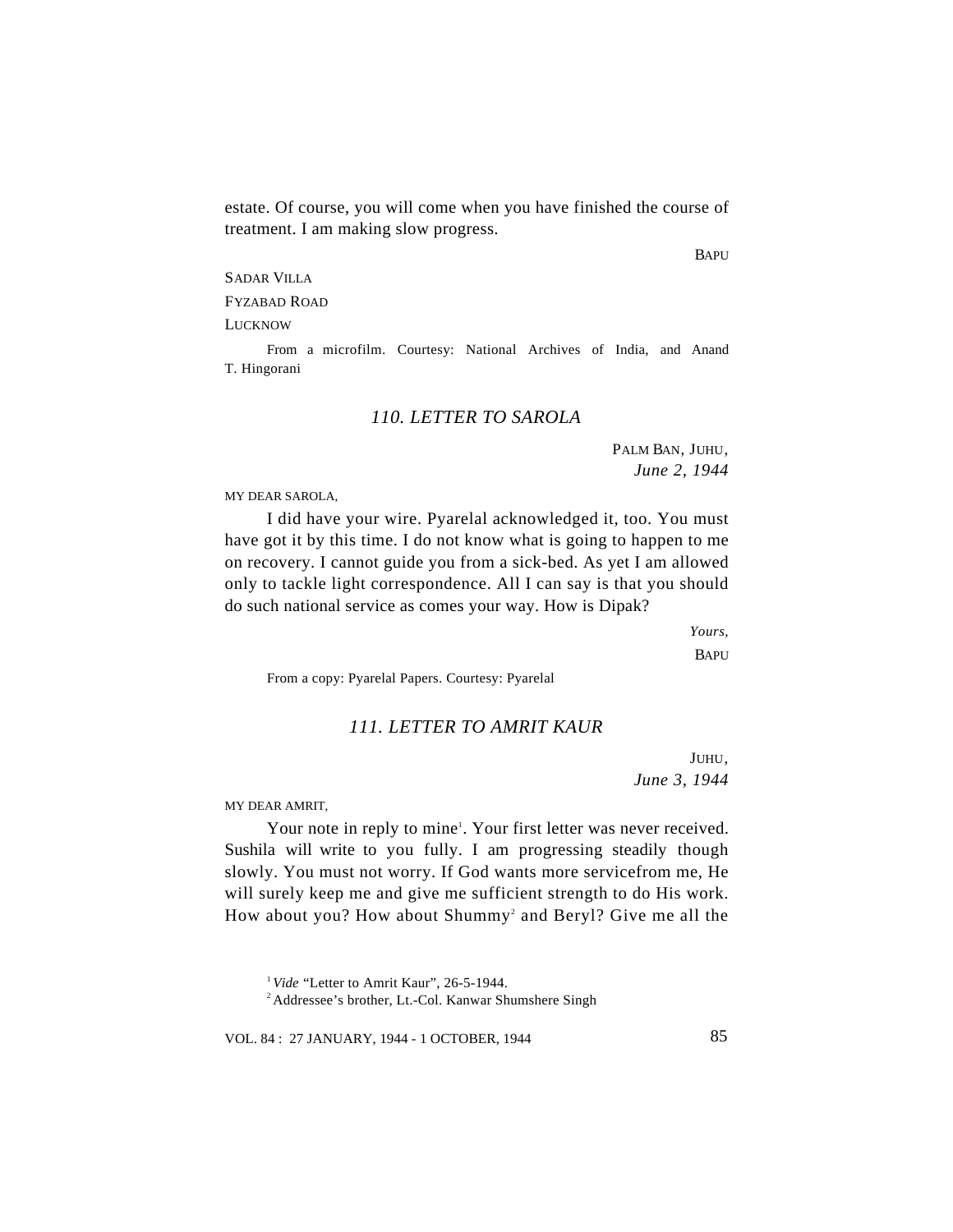estate. Of course, you will come when you have finished the course of treatment. I am making slow progress.

BAPU

SADAR VILLA

FYZABAD ROAD

LUCKNOW

From a microfilm. Courtesy: National Archives of India, and Anand T. Hingorani

### *110. LETTER TO SAROLA*

PALM BAN, JUHU,
*June 2, 1944*

MY DEAR SAROLA,

I did have your wire. Pyarelal acknowledged it, too. You must have got it by this time. I do not know what is going to happen to me on recovery. I cannot guide you from a sick-bed. As yet I am allowed only to tackle light correspondence. All I can say is that you should do such national service as comes your way. How is Dipak?

*Yours,*

BAPU

From a copy: Pyarelal Papers. Courtesy: Pyarelal

### *111. LETTER TO AMRIT KAUR*

JUHU,
*June 3, 1944*

MY DEAR AMRIT,

Your note in reply to mine[1]. Your first letter was never received. Sushila will write to you fully. I am progressing steadily though slowly. You must not worry. If God wants more servicefrom me, He will surely keep me and give me sufficient strength to do His work. How about you? How about Shummy[2] and Beryl? Give me all the

[1] *Vide* "Letter to Amrit Kaur", 26-5-1944.

[2] Addressee's brother, Lt.-Col. Kanwar Shumshere Singh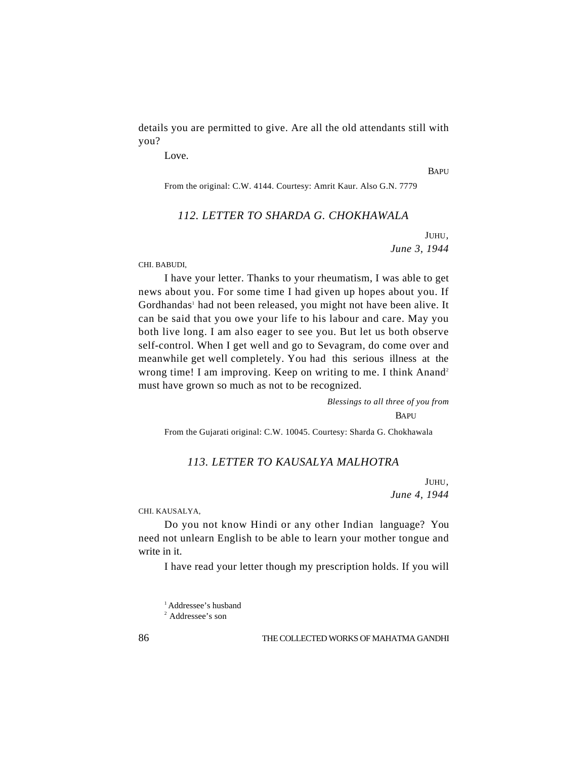details you are permitted to give. Are all the old attendants still with you?

Love.

BAPU

From the original: C.W. 4144. Courtesy: Amrit Kaur. Also G.N. 7779

## *112. LETTER TO SHARDA G. CHOKHAWALA*

JUHU,
*June 3, 1944*

CHI. BABUDI,

I have your letter. Thanks to your rheumatism, I was able to get news about you. For some time I had given up hopes about you. If Gordhandas[1] had not been released, you might not have been alive. It can be said that you owe your life to his labour and care. May you both live long. I am also eager to see you. But let us both observe self-control. When I get well and go to Sevagram, do come over and meanwhile get well completely. You had this serious illness at the wrong time! I am improving. Keep on writing to me. I think Anand[2] must have grown so much as not to be recognized.

*Blessings to all three of you from*
BAPU

From the Gujarati original: C.W. 10045. Courtesy: Sharda G. Chokhawala

## *113. LETTER TO KAUSALYA MALHOTRA*

JUHU,
*June 4, 1944*

CHI. KAUSALYA,

Do you not know Hindi or any other Indian language? You need not unlearn English to be able to learn your mother tongue and write in it.

I have read your letter though my prescription holds. If you will

[1] Addressee's husband
[2] Addressee's son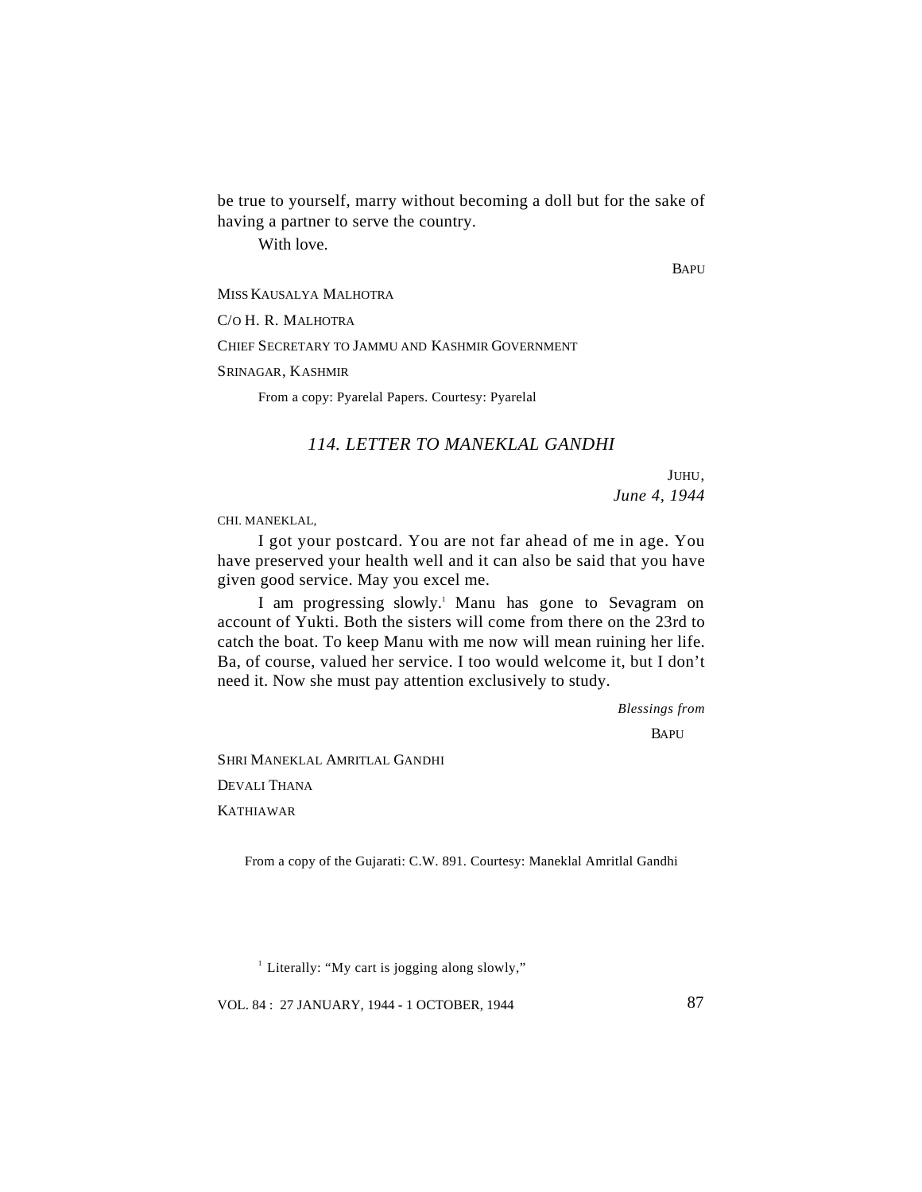be true to yourself, marry without becoming a doll but for the sake of having a partner to serve the country.

With love.

BAPU

MISS KAUSALYA MALHOTRA

C/O H. R. MALHOTRA

CHIEF SECRETARY TO JAMMU AND KASHMIR GOVERNMENT

SRINAGAR, KASHMIR

From a copy: Pyarelal Papers. Courtesy: Pyarelal

## *114. LETTER TO MANEKLAL GANDHI*

JUHU,
*June 4, 1944*

CHI. MANEKLAL,

I got your postcard. You are not far ahead of me in age. You have preserved your health well and it can also be said that you have given good service. May you excel me.

I am progressing slowly.[1] Manu has gone to Sevagram on account of Yukti. Both the sisters will come from there on the 23rd to catch the boat. To keep Manu with me now will mean ruining her life. Ba, of course, valued her service. I too would welcome it, but I don't need it. Now she must pay attention exclusively to study.

*Blessings from*

BAPU

SHRI MANEKLAL AMRITLAL GANDHI

DEVALI THANA

KATHIAWAR

From a copy of the Gujarati: C.W. 891. Courtesy: Maneklal Amritlal Gandhi

[1] Literally: "My cart is jogging along slowly,"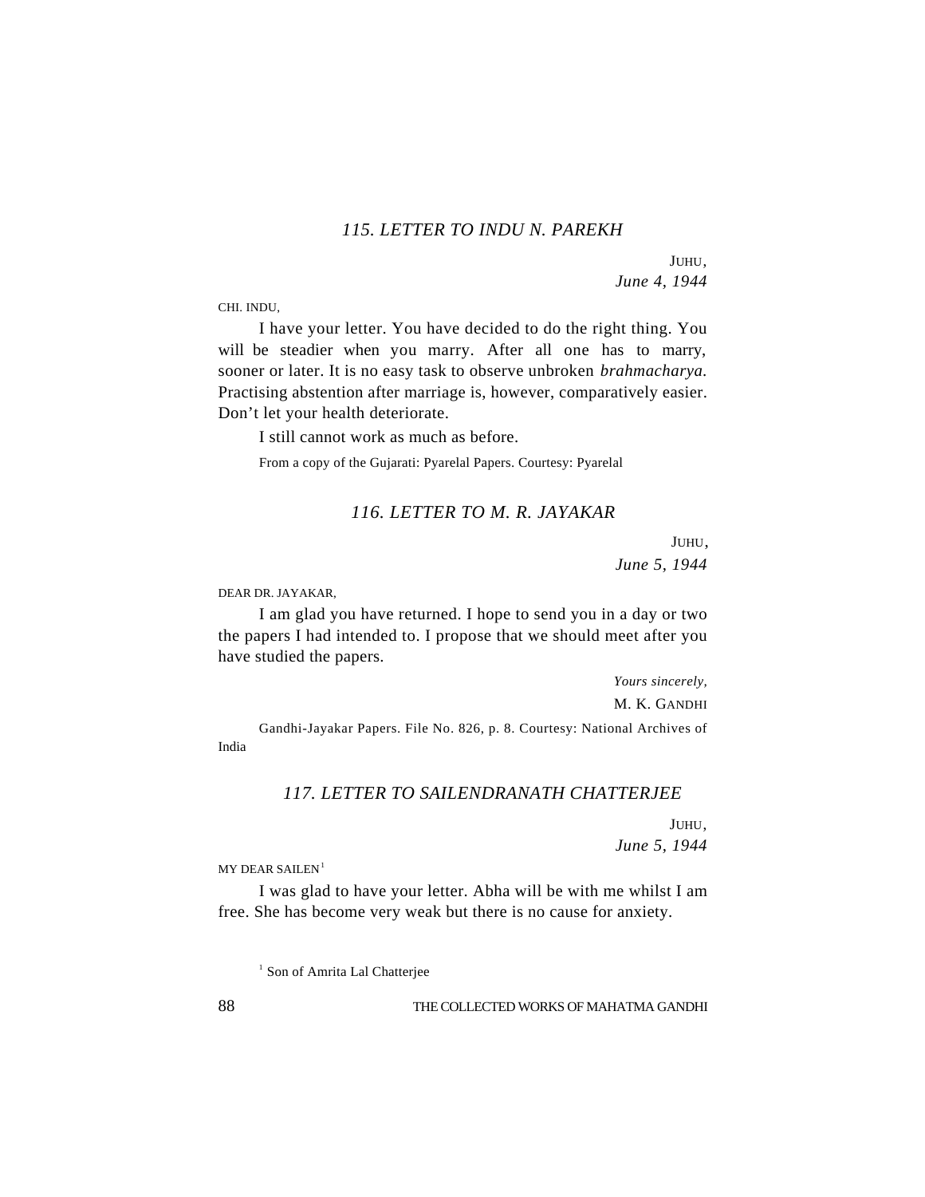### *115. LETTER TO INDU N. PAREKH*

JUHU,
*June 4, 1944*

CHI. INDU,

I have your letter. You have decided to do the right thing. You will be steadier when you marry. After all one has to marry, sooner or later. It is no easy task to observe unbroken *brahmacharya.* Practising abstention after marriage is, however, comparatively easier. Don't let your health deteriorate.

I still cannot work as much as before.

From a copy of the Gujarati: Pyarelal Papers. Courtesy: Pyarelal

### *116. LETTER TO M. R. JAYAKAR*

JUHU,
*June 5, 1944*

DEAR DR. JAYAKAR,

I am glad you have returned. I hope to send you in a day or two the papers I had intended to. I propose that we should meet after you have studied the papers.

*Yours sincerely,*
M. K. GANDHI

Gandhi-Jayakar Papers. File No. 826, p. 8. Courtesy: National Archives of India

### *117. LETTER TO SAILENDRANATH CHATTERJEE*

JUHU,
*June 5, 1944*

MY DEAR SAILEN[1]

I was glad to have your letter. Abha will be with me whilst I am free. She has become very weak but there is no cause for anxiety.

[1] Son of Amrita Lal Chatterjee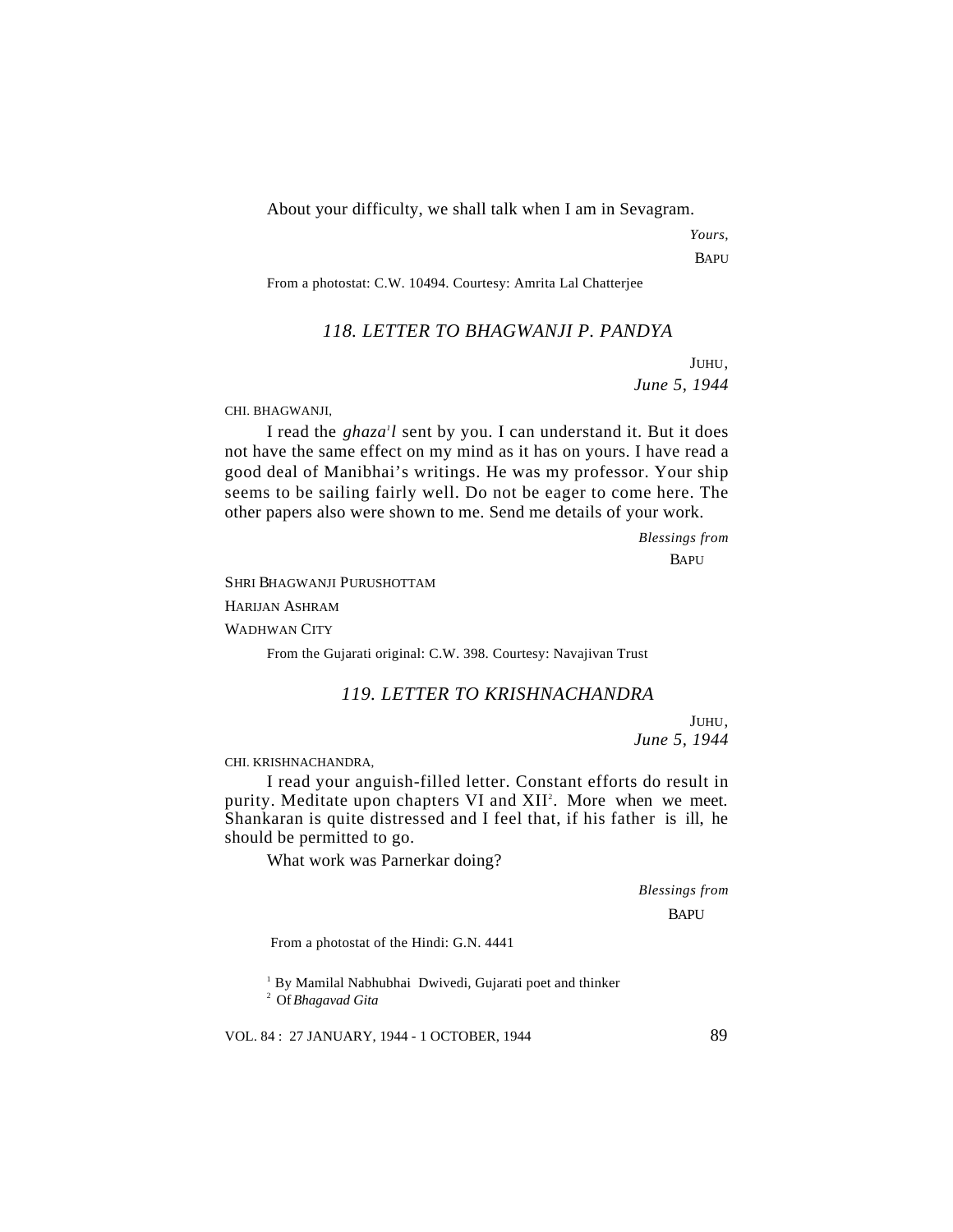About your difficulty, we shall talk when I am in Sevagram.

*Yours,*

BAPU

From a photostat: C.W. 10494. Courtesy: Amrita Lal Chatterjee

### *118. LETTER TO BHAGWANJI P. PANDYA*

JUHU,

*June 5, 1944*

CHI. BHAGWANJI,

I read the *ghazal*[1] sent by you. I can understand it. But it does not have the same effect on my mind as it has on yours. I have read a good deal of Manibhai's writings. He was my professor. Your ship seems to be sailing fairly well. Do not be eager to come here. The other papers also were shown to me. Send me details of your work.

*Blessings from*

BAPU

SHRI BHAGWANJI PURUSHOTTAM

HARIJAN ASHRAM

WADHWAN CITY

From the Gujarati original: C.W. 398. Courtesy: Navajivan Trust

### *119. LETTER TO KRISHNACHANDRA*

JUHU,

*June 5, 1944*

CHI. KRISHNACHANDRA,

I read your anguish-filled letter. Constant efforts do result in purity. Meditate upon chapters VI and XII[2]. More when we meet. Shankaran is quite distressed and I feel that, if his father is ill, he should be permitted to go.

What work was Parnerkar doing?

*Blessings from*

BAPU

From a photostat of the Hindi: G.N. 4441

[1] By Mamilal Nabhubhai Dwivedi, Gujarati poet and thinker

[2] Of *Bhagavad Gita*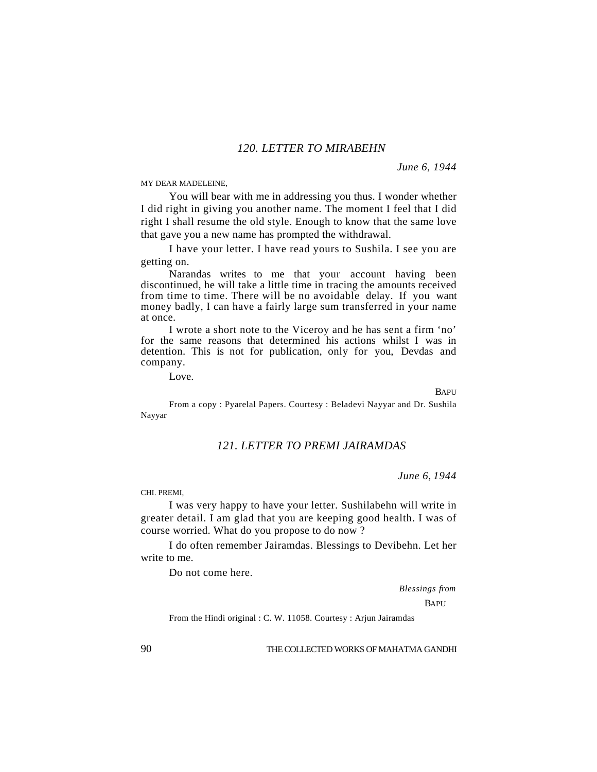## *120. LETTER TO MIRABEHN*

*June 6, 1944*

MY DEAR MADELEINE,

You will bear with me in addressing you thus. I wonder whether I did right in giving you another name. The moment I feel that I did right I shall resume the old style. Enough to know that the same love that gave you a new name has prompted the withdrawal.

I have your letter. I have read yours to Sushila. I see you are getting on.

Narandas writes to me that your account having been discontinued, he will take a little time in tracing the amounts received from time to time. There will be no avoidable delay. If you want money badly, I can have a fairly large sum transferred in your name at once.

I wrote a short note to the Viceroy and he has sent a firm 'no' for the same reasons that determined his actions whilst I was in detention. This is not for publication, only for you, Devdas and company.

Love.

BAPU

From a copy : Pyarelal Papers. Courtesy : Beladevi Nayyar and Dr. Sushila Nayyar

## *121. LETTER TO PREMI JAIRAMDAS*

*June 6, 1944*

CHI. PREMI,

I was very happy to have your letter. Sushilabehn will write in greater detail. I am glad that you are keeping good health. I was of course worried. What do you propose to do now ?

I do often remember Jairamdas. Blessings to Devibehn. Let her write to me.

Do not come here.

*Blessings from*

BAPU

From the Hindi original : C. W. 11058. Courtesy : Arjun Jairamdas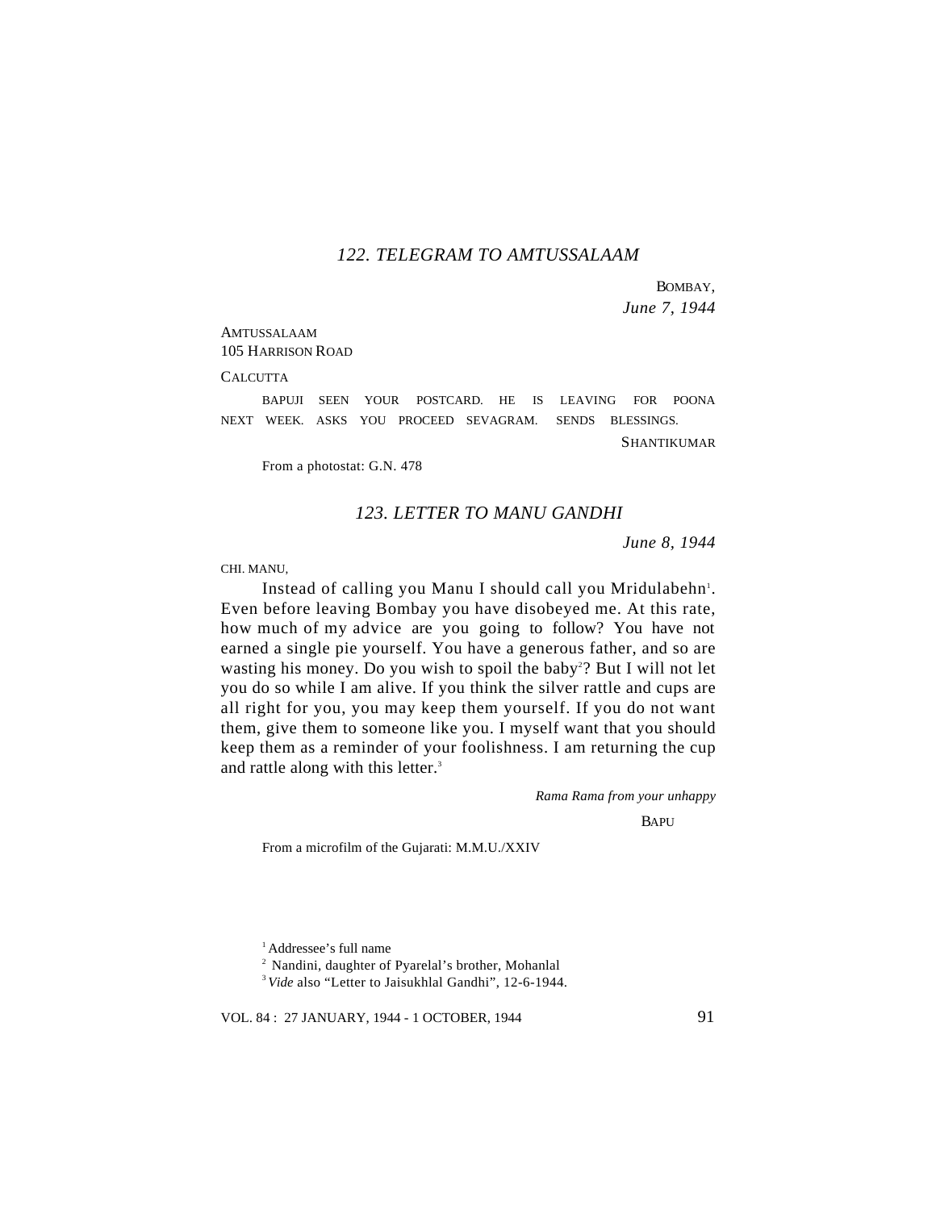## *122. TELEGRAM TO AMTUSSALAAM*

BOMBAY,
*June 7, 1944*

AMTUSSALAAM
105 HARRISON ROAD
CALCUTTA

BAPUJI SEEN YOUR POSTCARD. HE IS LEAVING FOR POONA NEXT WEEK. ASKS YOU PROCEED SEVAGRAM. SENDS BLESSINGS.

SHANTIKUMAR

From a photostat: G.N. 478

## *123. LETTER TO MANU GANDHI*

*June 8, 1944*

CHI. MANU,

Instead of calling you Manu I should call you Mridulabehn[1]. Even before leaving Bombay you have disobeyed me. At this rate, how much of my advice are you going to follow? You have not earned a single pie yourself. You have a generous father, and so are wasting his money. Do you wish to spoil the baby[2]? But I will not let you do so while I am alive. If you think the silver rattle and cups are all right for you, you may keep them yourself. If you do not want them, give them to someone like you. I myself want that you should keep them as a reminder of your foolishness. I am returning the cup and rattle along with this letter.[3]

*Rama Rama from your unhappy*

BAPU

From a microfilm of the Gujarati: M.M.U./XXIV

[1] Addressee's full name

[2] Nandini, daughter of Pyarelal's brother, Mohanlal

[3] *Vide* also "Letter to Jaisukhlal Gandhi", 12-6-1944.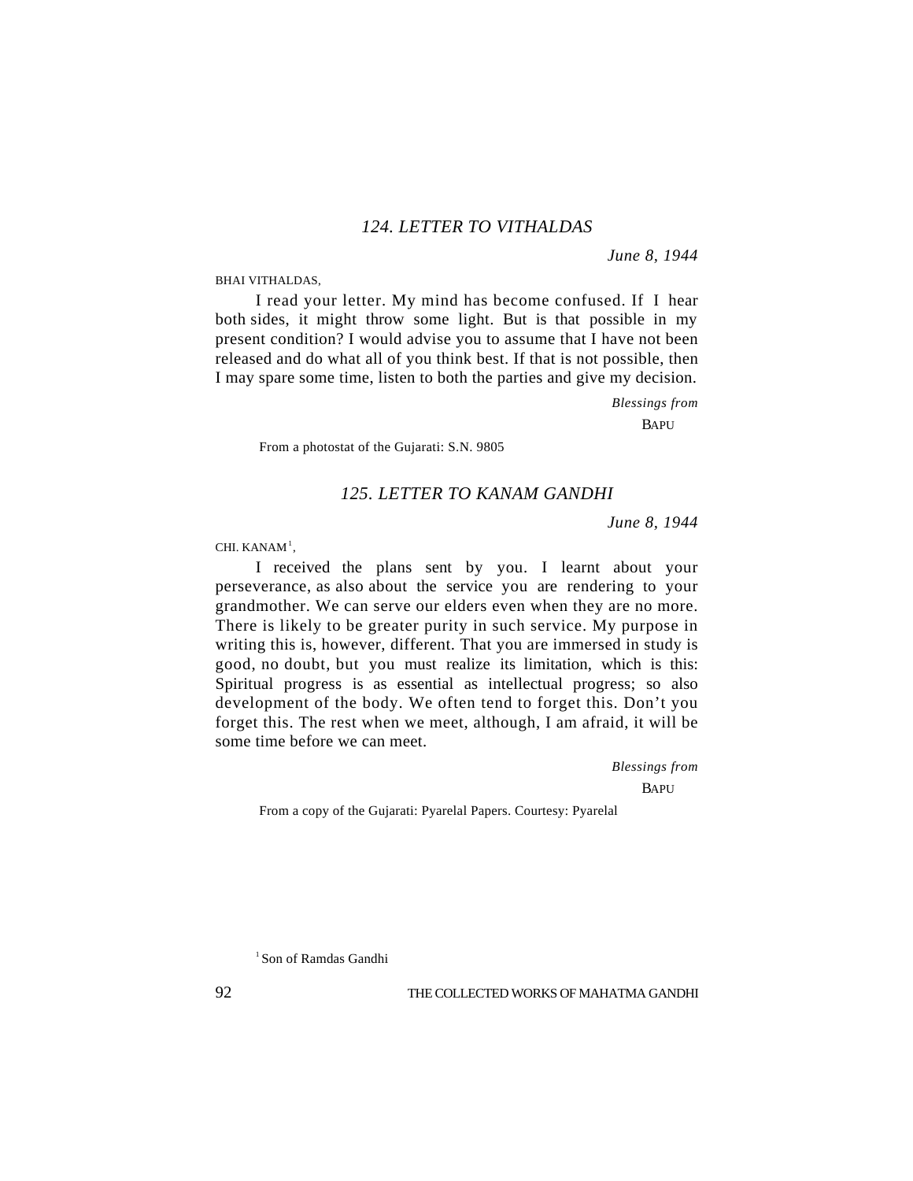## *124. LETTER TO VITHALDAS*

*June 8, 1944*

BHAI VITHALDAS,

I read your letter. My mind has become confused. If I hear both sides, it might throw some light. But is that possible in my present condition? I would advise you to assume that I have not been released and do what all of you think best. If that is not possible, then I may spare some time, listen to both the parties and give my decision.

*Blessings from*

BAPU

From a photostat of the Gujarati: S.N. 9805

## *125. LETTER TO KANAM GANDHI*

*June 8, 1944*

CHI. KANAM[1],

I received the plans sent by you. I learnt about your perseverance, as also about the service you are rendering to your grandmother. We can serve our elders even when they are no more. There is likely to be greater purity in such service. My purpose in writing this is, however, different. That you are immersed in study is good, no doubt, but you must realize its limitation, which is this: Spiritual progress is as essential as intellectual progress; so also development of the body. We often tend to forget this. Don't you forget this. The rest when we meet, although, I am afraid, it will be some time before we can meet.

*Blessings from*

BAPU

From a copy of the Gujarati: Pyarelal Papers. Courtesy: Pyarelal

[1] Son of Ramdas Gandhi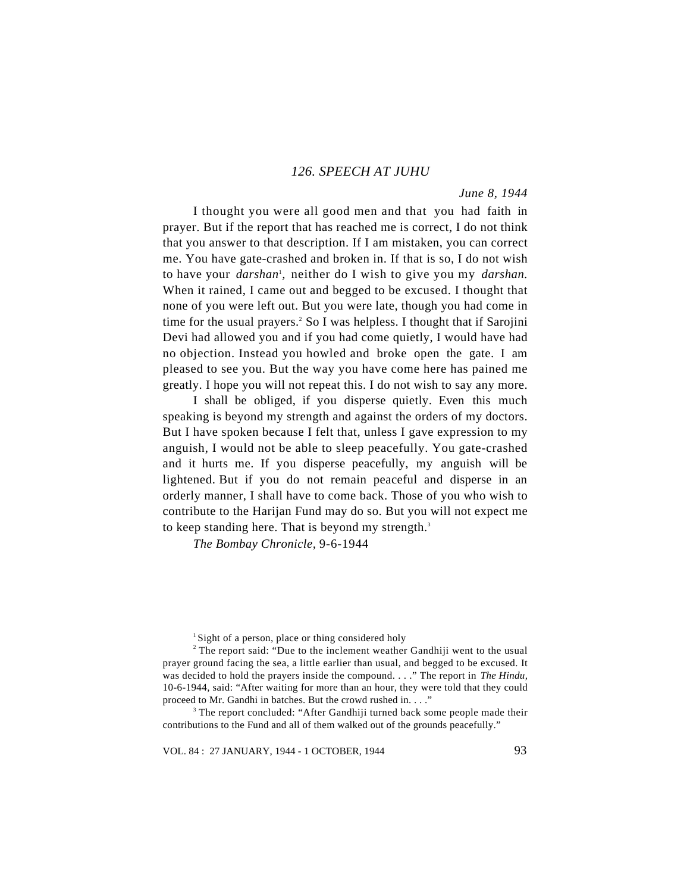## *126. SPEECH AT JUHU*

*June 8, 1944*

I thought you were all good men and that you had faith in prayer. But if the report that has reached me is correct, I do not think that you answer to that description. If I am mistaken, you can correct me. You have gate-crashed and broken in. If that is so, I do not wish to have your *darshan*[1], neither do I wish to give you my *darshan.* When it rained, I came out and begged to be excused. I thought that none of you were left out. But you were late, though you had come in time for the usual prayers.[2] So I was helpless. I thought that if Sarojini Devi had allowed you and if you had come quietly, I would have had no objection. Instead you howled and broke open the gate. I am pleased to see you. But the way you have come here has pained me greatly. I hope you will not repeat this. I do not wish to say any more.

I shall be obliged, if you disperse quietly. Even this much speaking is beyond my strength and against the orders of my doctors. But I have spoken because I felt that, unless I gave expression to my anguish, I would not be able to sleep peacefully. You gate-crashed and it hurts me. If you disperse peacefully, my anguish will be lightened. But if you do not remain peaceful and disperse in an orderly manner, I shall have to come back. Those of you who wish to contribute to the Harijan Fund may do so. But you will not expect me to keep standing here. That is beyond my strength.[3]

*The Bombay Chronicle*, 9-6-1944

---

[1] Sight of a person, place or thing considered holy

[2] The report said: "Due to the inclement weather Gandhiji went to the usual prayer ground facing the sea, a little earlier than usual, and begged to be excused. It was decided to hold the prayers inside the compound. . . ." The report in *The Hindu*, 10-6-1944, said: "After waiting for more than an hour, they were told that they could proceed to Mr. Gandhi in batches. But the crowd rushed in. . . ."

[3] The report concluded: "After Gandhiji turned back some people made their contributions to the Fund and all of them walked out of the grounds peacefully."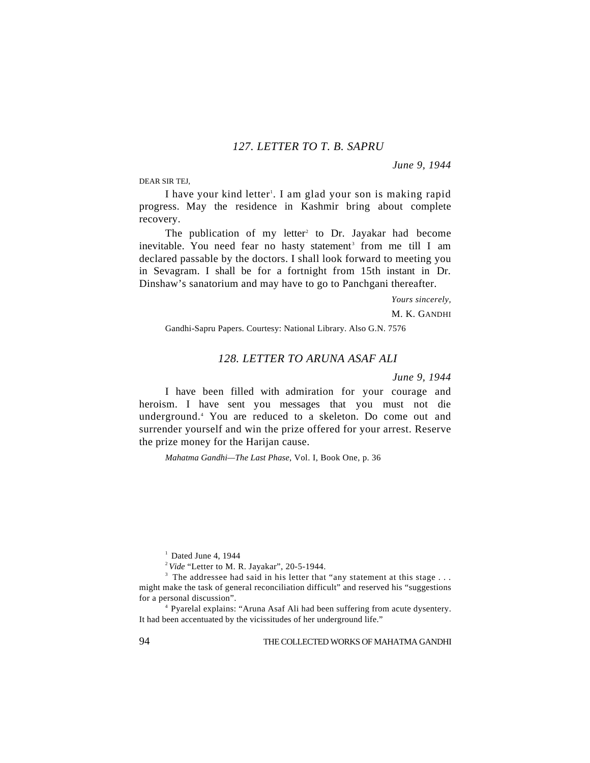## *127. LETTER TO T. B. SAPRU*

*June 9, 1944*

DEAR SIR TEJ,

I have your kind letter[1]. I am glad your son is making rapid progress. May the residence in Kashmir bring about complete recovery.

The publication of my letter[2] to Dr. Jayakar had become inevitable. You need fear no hasty statement[3] from me till I am declared passable by the doctors. I shall look forward to meeting you in Sevagram. I shall be for a fortnight from 15th instant in Dr. Dinshaw's sanatorium and may have to go to Panchgani thereafter.

*Yours sincerely,*

M. K. GANDHI

Gandhi-Sapru Papers. Courtesy: National Library. Also G.N. 7576

## *128. LETTER TO ARUNA ASAF ALI*

*June 9, 1944*

I have been filled with admiration for your courage and heroism. I have sent you messages that you must not die underground.[4] You are reduced to a skeleton. Do come out and surrender yourself and win the prize offered for your arrest. Reserve the prize money for the Harijan cause.

*Mahatma Gandhi—The Last Phase*, Vol. I, Book One, p. 36

---

[1] Dated June 4, 1944

[2] *Vide* "Letter to M. R. Jayakar", 20-5-1944.

[3] The addressee had said in his letter that "any statement at this stage . . . might make the task of general reconciliation difficult" and reserved his "suggestions for a personal discussion".

[4] Pyarelal explains: "Aruna Asaf Ali had been suffering from acute dysentery. It had been accentuated by the vicissitudes of her underground life."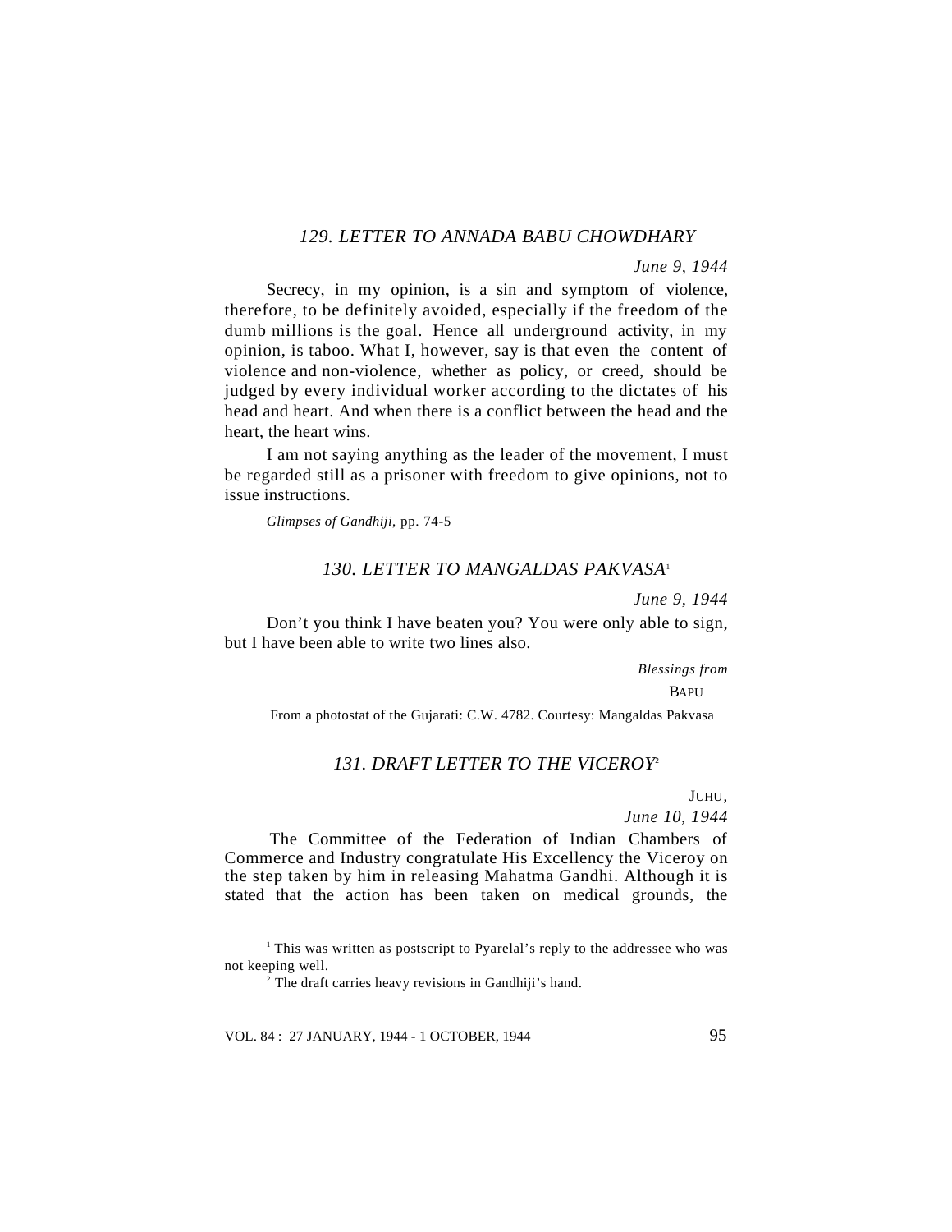### *129. LETTER TO ANNADA BABU CHOWDHARY*

*June 9, 1944*

Secrecy, in my opinion, is a sin and symptom of violence, therefore, to be definitely avoided, especially if the freedom of the dumb millions is the goal. Hence all underground activity, in my opinion, is taboo. What I, however, say is that even the content of violence and non-violence, whether as policy, or creed, should be judged by every individual worker according to the dictates of his head and heart. And when there is a conflict between the head and the heart, the heart wins.

I am not saying anything as the leader of the movement, I must be regarded still as a prisoner with freedom to give opinions, not to issue instructions.

*Glimpses of Gandhiji*, pp. 74-5

### *130. LETTER TO MANGALDAS PAKVASA*[1]

*June 9, 1944*

Don't you think I have beaten you? You were only able to sign, but I have been able to write two lines also.

*Blessings from*

BAPU

From a photostat of the Gujarati: C.W. 4782. Courtesy: Mangaldas Pakvasa

### *131. DRAFT LETTER TO THE VICEROY*[2]

JUHU,

*June 10, 1944*

The Committee of the Federation of Indian Chambers of Commerce and Industry congratulate His Excellency the Viceroy on the step taken by him in releasing Mahatma Gandhi. Although it is stated that the action has been taken on medical grounds, the

---

[1] This was written as postscript to Pyarelal's reply to the addressee who was not keeping well.

[2] The draft carries heavy revisions in Gandhiji's hand.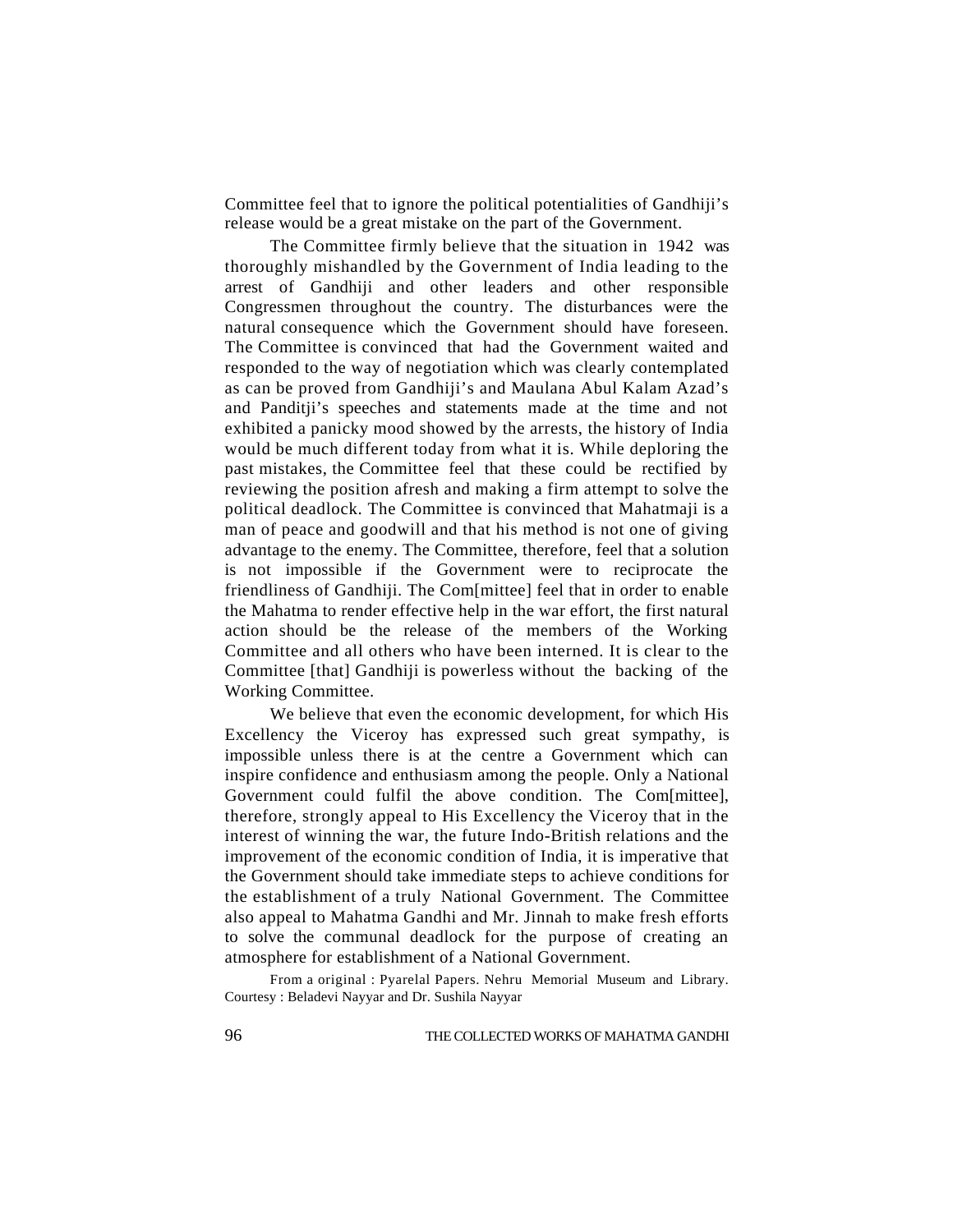Committee feel that to ignore the political potentialities of Gandhiji's release would be a great mistake on the part of the Government.

The Committee firmly believe that the situation in 1942 was thoroughly mishandled by the Government of India leading to the arrest of Gandhiji and other leaders and other responsible Congressmen throughout the country. The disturbances were the natural consequence which the Government should have foreseen. The Committee is convinced that had the Government waited and responded to the way of negotiation which was clearly contemplated as can be proved from Gandhiji's and Maulana Abul Kalam Azad's and Panditji's speeches and statements made at the time and not exhibited a panicky mood showed by the arrests, the history of India would be much different today from what it is. While deploring the past mistakes, the Committee feel that these could be rectified by reviewing the position afresh and making a firm attempt to solve the political deadlock. The Committee is convinced that Mahatmaji is a man of peace and goodwill and that his method is not one of giving advantage to the enemy. The Committee, therefore, feel that a solution is not impossible if the Government were to reciprocate the friendliness of Gandhiji. The Com[mittee] feel that in order to enable the Mahatma to render effective help in the war effort, the first natural action should be the release of the members of the Working Committee and all others who have been interned. It is clear to the Committee [that] Gandhiji is powerless without the backing of the Working Committee.

We believe that even the economic development, for which His Excellency the Viceroy has expressed such great sympathy, is impossible unless there is at the centre a Government which can inspire confidence and enthusiasm among the people. Only a National Government could fulfil the above condition. The Com[mittee], therefore, strongly appeal to His Excellency the Viceroy that in the interest of winning the war, the future Indo-British relations and the improvement of the economic condition of India, it is imperative that the Government should take immediate steps to achieve conditions for the establishment of a truly National Government. The Committee also appeal to Mahatma Gandhi and Mr. Jinnah to make fresh efforts to solve the communal deadlock for the purpose of creating an atmosphere for establishment of a National Government.

From a original : Pyarelal Papers. Nehru Memorial Museum and Library. Courtesy : Beladevi Nayyar and Dr. Sushila Nayyar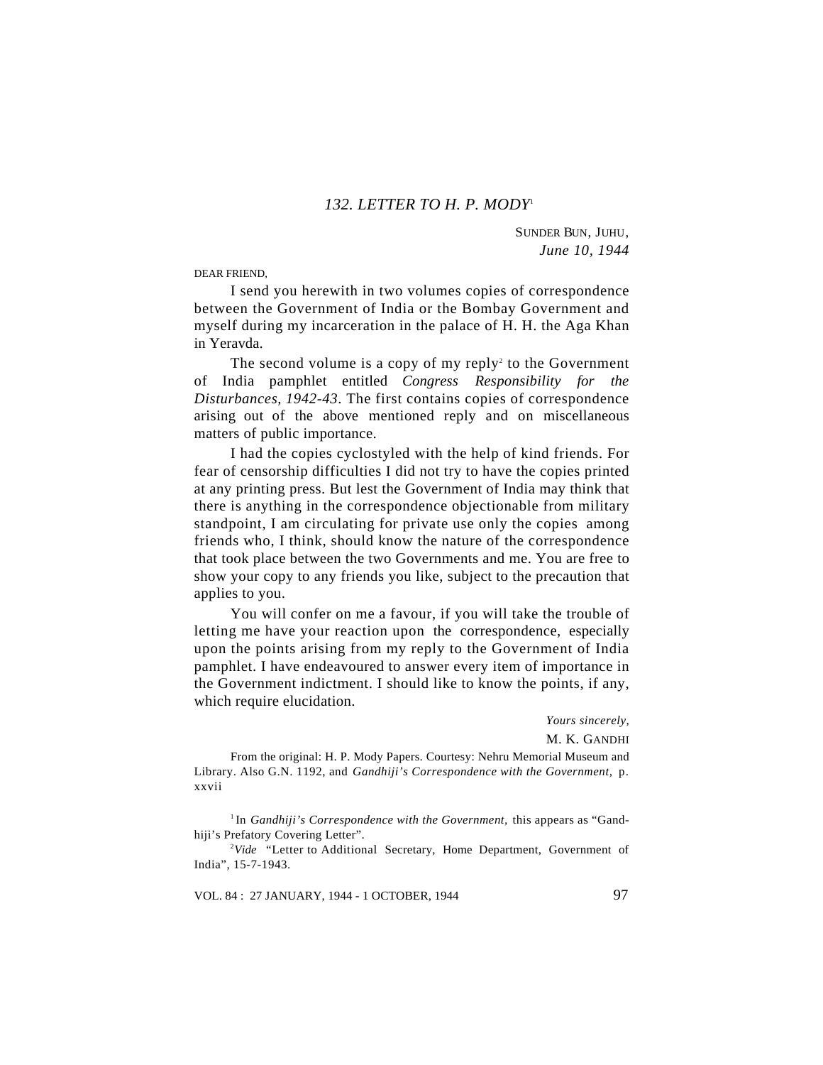### *132. LETTER TO H. P. MODY*[1]

SUNDER BUN, JUHU,
*June 10, 1944*

DEAR FRIEND,

I send you herewith in two volumes copies of correspondence between the Government of India or the Bombay Government and myself during my incarceration in the palace of H. H. the Aga Khan in Yeravda.

The second volume is a copy of my reply[2] to the Government of India pamphlet entitled *Congress Responsibility for the Disturbances, 1942-43*. The first contains copies of correspondence arising out of the above mentioned reply and on miscellaneous matters of public importance.

I had the copies cyclostyled with the help of kind friends. For fear of censorship difficulties I did not try to have the copies printed at any printing press. But lest the Government of India may think that there is anything in the correspondence objectionable from military standpoint, I am circulating for private use only the copies among friends who, I think, should know the nature of the correspondence that took place between the two Governments and me. You are free to show your copy to any friends you like, subject to the precaution that applies to you.

You will confer on me a favour, if you will take the trouble of letting me have your reaction upon the correspondence, especially upon the points arising from my reply to the Government of India pamphlet. I have endeavoured to answer every item of importance in the Government indictment. I should like to know the points, if any, which require elucidation.

*Yours sincerely,*
M. K. GANDHI

From the original: H. P. Mody Papers. Courtesy: Nehru Memorial Museum and Library. Also G.N. 1192, and *Gandhiji's Correspondence with the Government,* p. xxvii

[1] In *Gandhiji's Correspondence with the Government,* this appears as "Gandhiji's Prefatory Covering Letter".

[2] *Vide* "Letter to Additional Secretary, Home Department, Government of India", 15-7-1943.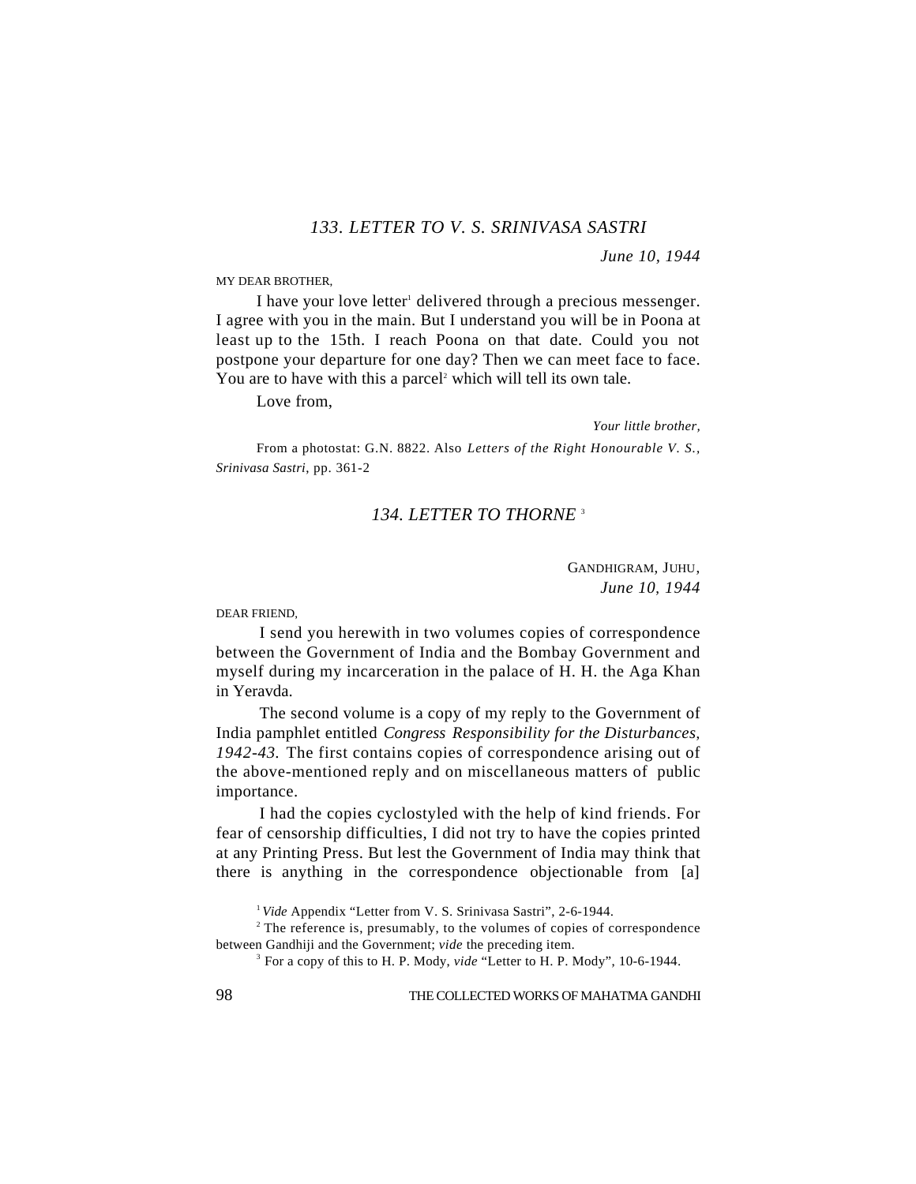### *133. LETTER TO V. S. SRINIVASA SASTRI*

*June 10, 1944*

MY DEAR BROTHER,

I have your love letter[1] delivered through a precious messenger. I agree with you in the main. But I understand you will be in Poona at least up to the 15th. I reach Poona on that date. Could you not postpone your departure for one day? Then we can meet face to face. You are to have with this a parcel[2] which will tell its own tale.

Love from,

*Your little brother,*

From a photostat: G.N. 8822. Also *Letters of the Right Honourable V. S., Srinivasa Sastri*, pp. 361-2

### *134. LETTER TO THORNE* [3]

GANDHIGRAM, JUHU,
*June 10, 1944*

DEAR FRIEND,

I send you herewith in two volumes copies of correspondence between the Government of India and the Bombay Government and myself during my incarceration in the palace of H. H. the Aga Khan in Yeravda.

The second volume is a copy of my reply to the Government of India pamphlet entitled *Congress Responsibility for the Disturbances, 1942-43.* The first contains copies of correspondence arising out of the above-mentioned reply and on miscellaneous matters of public importance.

I had the copies cyclostyled with the help of kind friends. For fear of censorship difficulties, I did not try to have the copies printed at any Printing Press. But lest the Government of India may think that there is anything in the correspondence objectionable from [a]

---

[1] *Vide* Appendix "Letter from V. S. Srinivasa Sastri", 2-6-1944.

[2] The reference is, presumably, to the volumes of copies of correspondence between Gandhiji and the Government; *vide* the preceding item.

[3] For a copy of this to H. P. Mody, *vide* "Letter to H. P. Mody", 10-6-1944.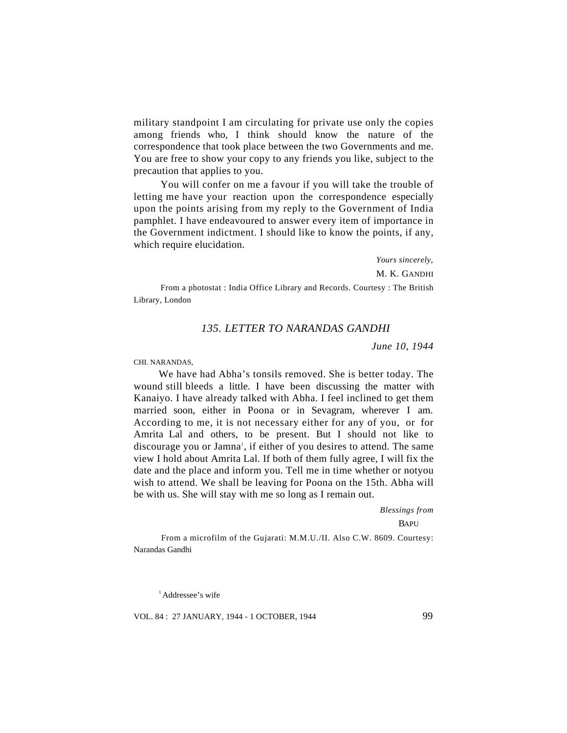military standpoint I am circulating for private use only the copies among friends who, I think should know the nature of the correspondence that took place between the two Governments and me. You are free to show your copy to any friends you like, subject to the precaution that applies to you.

You will confer on me a favour if you will take the trouble of letting me have your reaction upon the correspondence especially upon the points arising from my reply to the Government of India pamphlet. I have endeavoured to answer every item of importance in the Government indictment. I should like to know the points, if any, which require elucidation.

*Yours sincerely,*

M. K. GANDHI

From a photostat : India Office Library and Records. Courtesy : The British Library, London

## *135. LETTER TO NARANDAS GANDHI*

*June 10, 1944*

CHI. NARANDAS,

We have had Abha's tonsils removed. She is better today. The wound still bleeds a little. I have been discussing the matter with Kanaiyo. I have already talked with Abha. I feel inclined to get them married soon, either in Poona or in Sevagram, wherever I am. According to me, it is not necessary either for any of you, or for Amrita Lal and others, to be present. But I should not like to discourage you or Jamna[1], if either of you desires to attend. The same view I hold about Amrita Lal. If both of them fully agree, I will fix the date and the place and inform you. Tell me in time whether or notyou wish to attend. We shall be leaving for Poona on the 15th. Abha will be with us. She will stay with me so long as I remain out.

*Blessings from*

BAPU

From a microfilm of the Gujarati: M.M.U./II. Also C.W. 8609. Courtesy: Narandas Gandhi

[1] Addressee's wife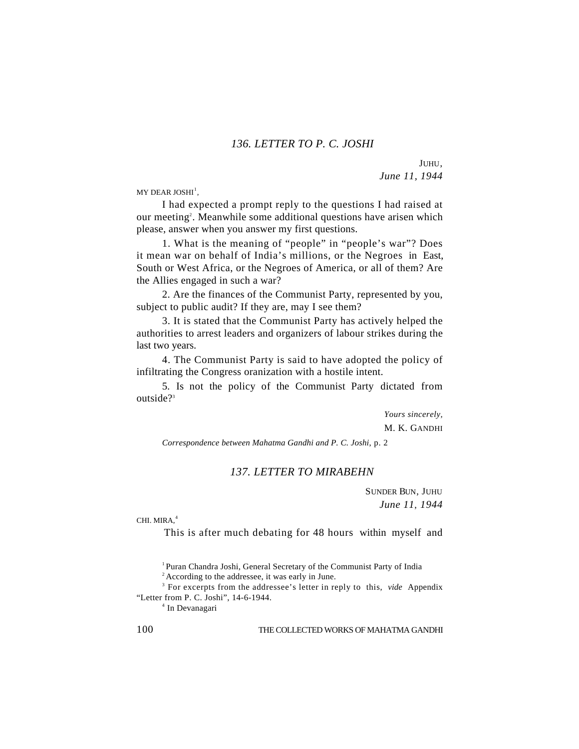## 136. LETTER TO P. C. JOSHI

JUHU,
*June 11, 1944*

MY DEAR JOSHI[1],

I had expected a prompt reply to the questions I had raised at our meeting[2]. Meanwhile some additional questions have arisen which please, answer when you answer my first questions.

1. What is the meaning of "people" in "people's war"? Does it mean war on behalf of India's millions, or the Negroes in East, South or West Africa, or the Negroes of America, or all of them? Are the Allies engaged in such a war?

2. Are the finances of the Communist Party, represented by you, subject to public audit? If they are, may I see them?

3. It is stated that the Communist Party has actively helped the authorities to arrest leaders and organizers of labour strikes during the last two years.

4. The Communist Party is said to have adopted the policy of infiltrating the Congress oranization with a hostile intent.

5. Is not the policy of the Communist Party dictated from outside?[3]

*Yours sincerely,*
M. K. GANDHI

*Correspondence between Mahatma Gandhi and P. C. Joshi*, p. 2

## 137. LETTER TO MIRABEHN

SUNDER BUN, JUHU
*June 11, 1944*

CHI. MIRA,[4]

This is after much debating for 48 hours within myself and

[1] Puran Chandra Joshi, General Secretary of the Communist Party of India

[2] According to the addressee, it was early in June.

[3] For excerpts from the addressee's letter in reply to this, *vide* Appendix "Letter from P. C. Joshi", 14-6-1944.

[4] In Devanagari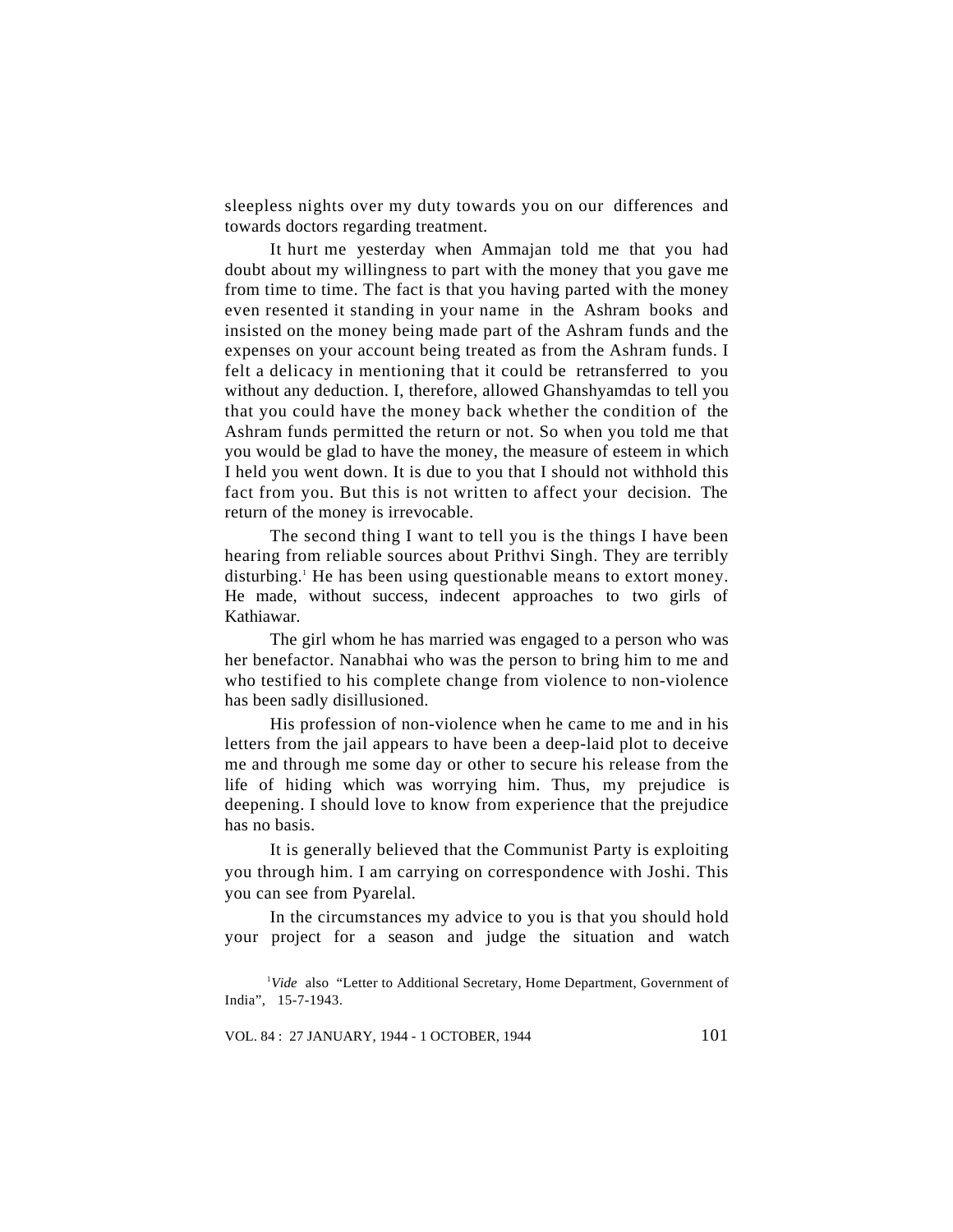sleepless nights over my duty towards you on our differences and towards doctors regarding treatment.

It hurt me yesterday when Ammajan told me that you had doubt about my willingness to part with the money that you gave me from time to time. The fact is that you having parted with the money even resented it standing in your name in the Ashram books and insisted on the money being made part of the Ashram funds and the expenses on your account being treated as from the Ashram funds. I felt a delicacy in mentioning that it could be retransferred to you without any deduction. I, therefore, allowed Ghanshyamdas to tell you that you could have the money back whether the condition of the Ashram funds permitted the return or not. So when you told me that you would be glad to have the money, the measure of esteem in which I held you went down. It is due to you that I should not withhold this fact from you. But this is not written to affect your decision. The return of the money is irrevocable.

The second thing I want to tell you is the things I have been hearing from reliable sources about Prithvi Singh. They are terribly disturbing.[1] He has been using questionable means to extort money. He made, without success, indecent approaches to two girls of Kathiawar.

The girl whom he has married was engaged to a person who was her benefactor. Nanabhai who was the person to bring him to me and who testified to his complete change from violence to non-violence has been sadly disillusioned.

His profession of non-violence when he came to me and in his letters from the jail appears to have been a deep-laid plot to deceive me and through me some day or other to secure his release from the life of hiding which was worrying him. Thus, my prejudice is deepening. I should love to know from experience that the prejudice has no basis.

It is generally believed that the Communist Party is exploiting you through him. I am carrying on correspondence with Joshi. This you can see from Pyarelal.

In the circumstances my advice to you is that you should hold your project for a season and judge the situation and watch

[1] *Vide* also "Letter to Additional Secretary, Home Department, Government of India", 15-7-1943.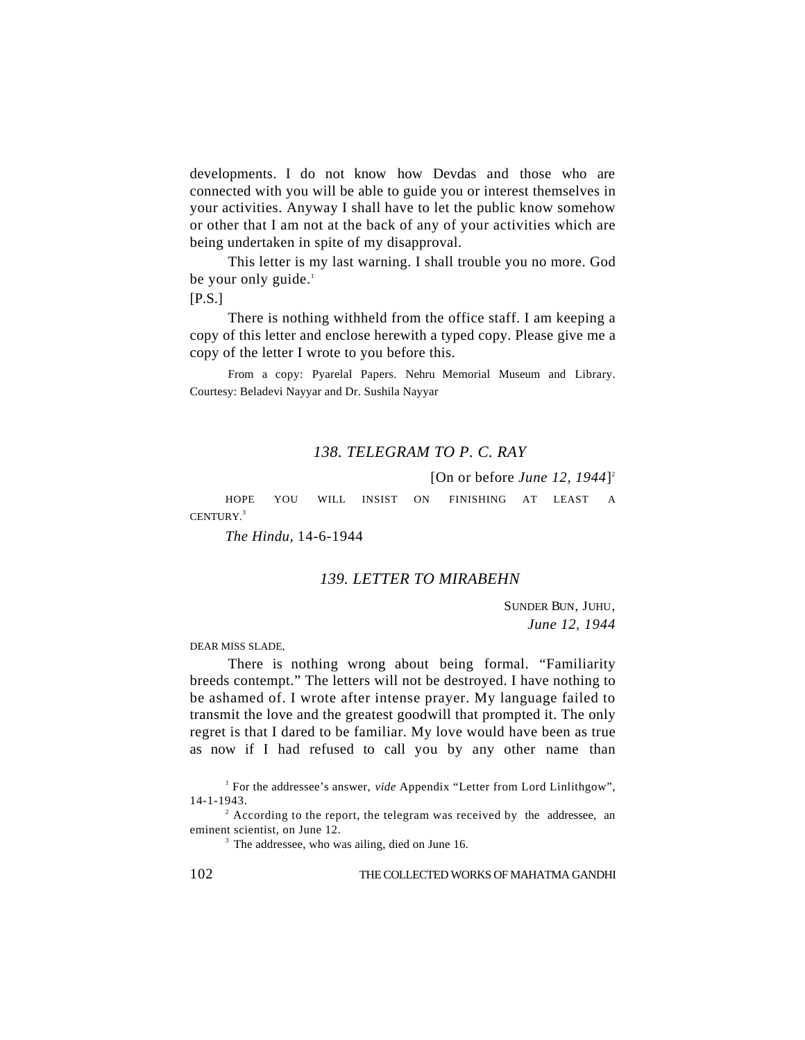developments. I do not know how Devdas and those who are connected with you will be able to guide you or interest themselves in your activities. Anyway I shall have to let the public know somehow or other that I am not at the back of any of your activities which are being undertaken in spite of my disapproval.

This letter is my last warning. I shall trouble you no more. God be your only guide.[1]

[P.S.]

There is nothing withheld from the office staff. I am keeping a copy of this letter and enclose herewith a typed copy. Please give me a copy of the letter I wrote to you before this.

From a copy: Pyarelal Papers. Nehru Memorial Museum and Library. Courtesy: Beladevi Nayyar and Dr. Sushila Nayyar

### *138. TELEGRAM TO P. C. RAY*

[On or before *June 12, 1944*][2]

HOPE YOU WILL INSIST ON FINISHING AT LEAST A CENTURY.[3]

*The Hindu*, 14-6-1944

### *139. LETTER TO MIRABEHN*

SUNDER BUN, JUHU,
*June 12, 1944*

DEAR MISS SLADE,

There is nothing wrong about being formal. "Familiarity breeds contempt." The letters will not be destroyed. I have nothing to be ashamed of. I wrote after intense prayer. My language failed to transmit the love and the greatest goodwill that prompted it. The only regret is that I dared to be familiar. My love would have been as true as now if I had refused to call you by any other name than

---

[1] For the addressee's answer, *vide* Appendix "Letter from Lord Linlithgow", 14-1-1943.

[2] According to the report, the telegram was received by the addressee, an eminent scientist, on June 12.

[3] The addressee, who was ailing, died on June 16.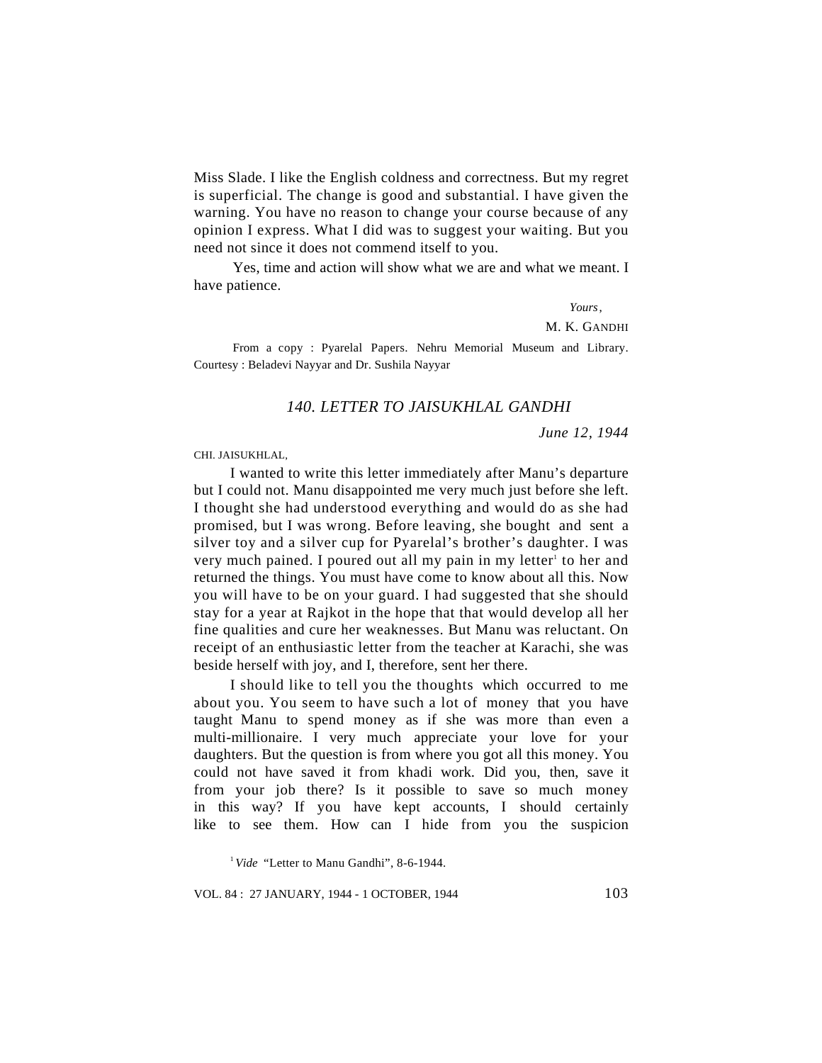Miss Slade. I like the English coldness and correctness. But my regret is superficial. The change is good and substantial. I have given the warning. You have no reason to change your course because of any opinion I express. What I did was to suggest your waiting. But you need not since it does not commend itself to you.

Yes, time and action will show what we are and what we meant. I have patience.

*Yours,*

M. K. GANDHI

From a copy : Pyarelal Papers. Nehru Memorial Museum and Library. Courtesy : Beladevi Nayyar and Dr. Sushila Nayyar

## *140. LETTER TO JAISUKHLAL GANDHI*

*June 12, 1944*

CHI. JAISUKHLAL,

I wanted to write this letter immediately after Manu's departure but I could not. Manu disappointed me very much just before she left. I thought she had understood everything and would do as she had promised, but I was wrong. Before leaving, she bought and sent a silver toy and a silver cup for Pyarelal's brother's daughter. I was very much pained. I poured out all my pain in my letter[1] to her and returned the things. You must have come to know about all this. Now you will have to be on your guard. I had suggested that she should stay for a year at Rajkot in the hope that that would develop all her fine qualities and cure her weaknesses. But Manu was reluctant. On receipt of an enthusiastic letter from the teacher at Karachi, she was beside herself with joy, and I, therefore, sent her there.

I should like to tell you the thoughts which occurred to me about you. You seem to have such a lot of money that you have taught Manu to spend money as if she was more than even a multi-millionaire. I very much appreciate your love for your daughters. But the question is from where you got all this money. You could not have saved it from khadi work. Did you, then, save it from your job there? Is it possible to save so much money in this way? If you have kept accounts, I should certainly like to see them. How can I hide from you the suspicion

[1] *Vide* "Letter to Manu Gandhi", 8-6-1944.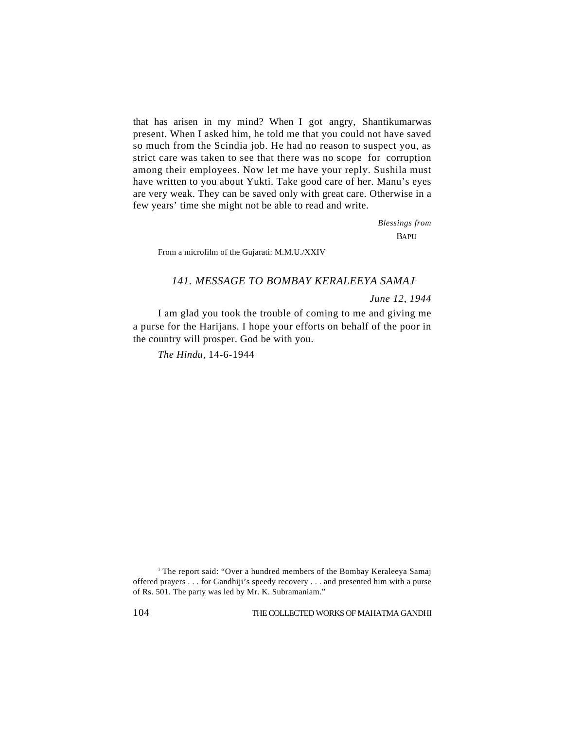that has arisen in my mind? When I got angry, Shantikumarwas present. When I asked him, he told me that you could not have saved so much from the Scindia job. He had no reason to suspect you, as strict care was taken to see that there was no scope for corruption among their employees. Now let me have your reply. Sushila must have written to you about Yukti. Take good care of her. Manu's eyes are very weak. They can be saved only with great care. Otherwise in a few years' time she might not be able to read and write.

*Blessings from*

BAPU

From a microfilm of the Gujarati: M.M.U./XXIV

### *141. MESSAGE TO BOMBAY KERALEEYA SAMAJ*[1]

*June 12, 1944*

I am glad you took the trouble of coming to me and giving me a purse for the Harijans. I hope your efforts on behalf of the poor in the country will prosper. God be with you.

*The Hindu*, 14-6-1944

[1] The report said: "Over a hundred members of the Bombay Keraleeya Samaj offered prayers . . . for Gandhiji's speedy recovery . . . and presented him with a purse of Rs. 501. The party was led by Mr. K. Subramaniam."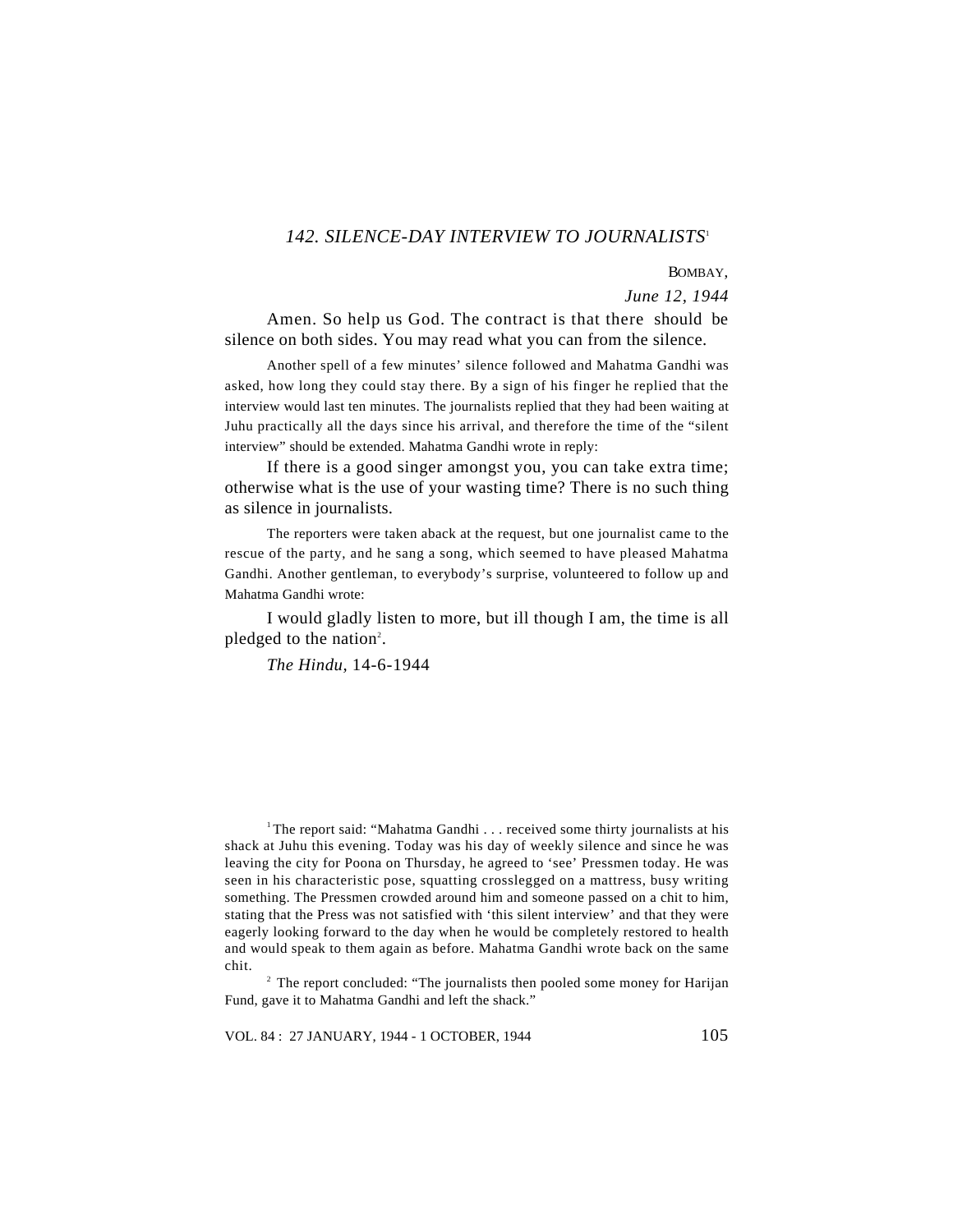### *142. SILENCE-DAY INTERVIEW TO JOURNALISTS*[1]

BOMBAY,

*June 12, 1944*

Amen. So help us God. The contract is that there should be silence on both sides. You may read what you can from the silence.

Another spell of a few minutes' silence followed and Mahatma Gandhi was asked, how long they could stay there. By a sign of his finger he replied that the interview would last ten minutes. The journalists replied that they had been waiting at Juhu practically all the days since his arrival, and therefore the time of the "silent interview" should be extended. Mahatma Gandhi wrote in reply:

If there is a good singer amongst you, you can take extra time; otherwise what is the use of your wasting time? There is no such thing as silence in journalists.

The reporters were taken aback at the request, but one journalist came to the rescue of the party, and he sang a song, which seemed to have pleased Mahatma Gandhi. Another gentleman, to everybody's surprise, volunteered to follow up and Mahatma Gandhi wrote:

I would gladly listen to more, but ill though I am, the time is all pledged to the nation[2].

*The Hindu*, 14-6-1944

---

[1] The report said: "Mahatma Gandhi . . . received some thirty journalists at his shack at Juhu this evening. Today was his day of weekly silence and since he was leaving the city for Poona on Thursday, he agreed to 'see' Pressmen today. He was seen in his characteristic pose, squatting crosslegged on a mattress, busy writing something. The Pressmen crowded around him and someone passed on a chit to him, stating that the Press was not satisfied with 'this silent interview' and that they were eagerly looking forward to the day when he would be completely restored to health and would speak to them again as before. Mahatma Gandhi wrote back on the same chit.

[2] The report concluded: "The journalists then pooled some money for Harijan Fund, gave it to Mahatma Gandhi and left the shack."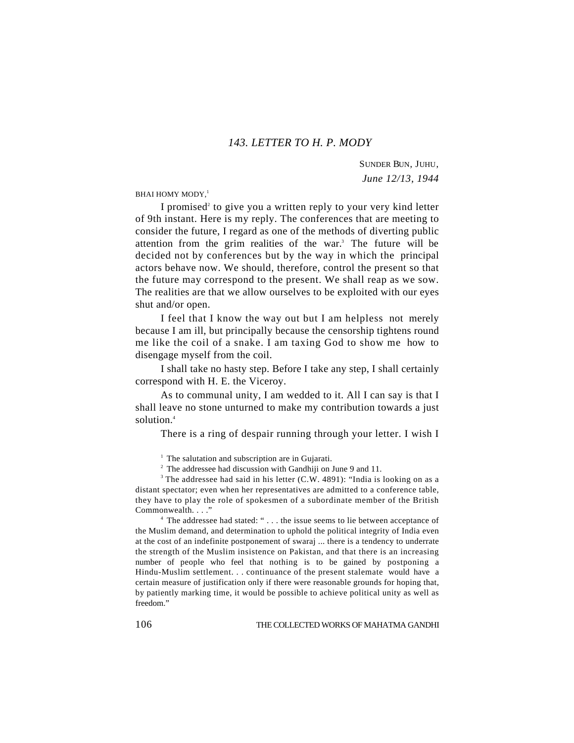## *143. LETTER TO H. P. MODY*

SUNDER BUN, JUHU,
*June 12/13, 1944*

BHAI HOMY MODY,[1]

I promised[2] to give you a written reply to your very kind letter of 9th instant. Here is my reply. The conferences that are meeting to consider the future, I regard as one of the methods of diverting public attention from the grim realities of the war.[3] The future will be decided not by conferences but by the way in which the principal actors behave now. We should, therefore, control the present so that the future may correspond to the present. We shall reap as we sow. The realities are that we allow ourselves to be exploited with our eyes shut and/or open.

I feel that I know the way out but I am helpless not merely because I am ill, but principally because the censorship tightens round me like the coil of a snake. I am taxing God to show me how to disengage myself from the coil.

I shall take no hasty step. Before I take any step, I shall certainly correspond with H. E. the Viceroy.

As to communal unity, I am wedded to it. All I can say is that I shall leave no stone unturned to make my contribution towards a just solution.[4]

There is a ring of despair running through your letter. I wish I

---

[1] The salutation and subscription are in Gujarati.

[2] The addressee had discussion with Gandhiji on June 9 and 11.

[3] The addressee had said in his letter (C.W. 4891): "India is looking on as a distant spectator; even when her representatives are admitted to a conference table, they have to play the role of spokesmen of a subordinate member of the British Commonwealth. . . ."

[4] The addressee had stated: " . . . the issue seems to lie between acceptance of the Muslim demand, and determination to uphold the political integrity of India even at the cost of an indefinite postponement of swaraj ... there is a tendency to underrate the strength of the Muslim insistence on Pakistan, and that there is an increasing number of people who feel that nothing is to be gained by postponing a Hindu-Muslim settlement. . . continuance of the present stalemate would have a certain measure of justification only if there were reasonable grounds for hoping that, by patiently marking time, it would be possible to achieve political unity as well as freedom."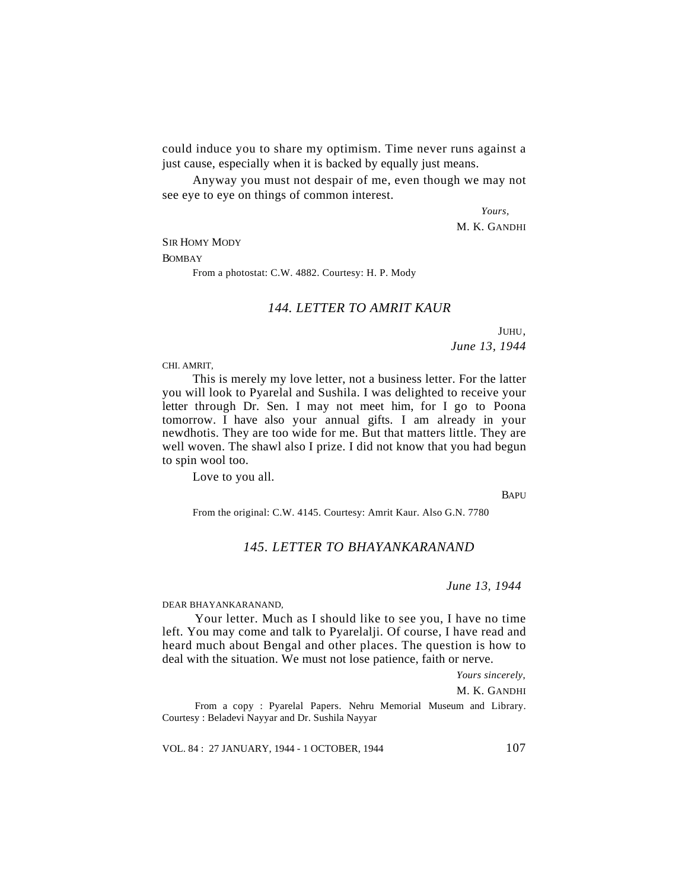could induce you to share my optimism. Time never runs against a just cause, especially when it is backed by equally just means.

Anyway you must not despair of me, even though we may not see eye to eye on things of common interest.

*Yours,*
M. K. GANDHI

SIR HOMY MODY
BOMBAY

From a photostat: C.W. 4882. Courtesy: H. P. Mody

### *144. LETTER TO AMRIT KAUR*

JUHU,
*June 13, 1944*

CHI. AMRIT,

This is merely my love letter, not a business letter. For the latter you will look to Pyarelal and Sushila. I was delighted to receive your letter through Dr. Sen. I may not meet him, for I go to Poona tomorrow. I have also your annual gifts. I am already in your newdhotis. They are too wide for me. But that matters little. They are well woven. The shawl also I prize. I did not know that you had begun to spin wool too.

Love to you all.

BAPU

From the original: C.W. 4145. Courtesy: Amrit Kaur. Also G.N. 7780

### *145. LETTER TO BHAYANKARANAND*

*June 13, 1944*

DEAR BHAYANKARANAND,

Your letter. Much as I should like to see you, I have no time left. You may come and talk to Pyarelalji. Of course, I have read and heard much about Bengal and other places. The question is how to deal with the situation. We must not lose patience, faith or nerve.

*Yours sincerely,*
M. K. GANDHI

From a copy : Pyarelal Papers. Nehru Memorial Museum and Library. Courtesy : Beladevi Nayyar and Dr. Sushila Nayyar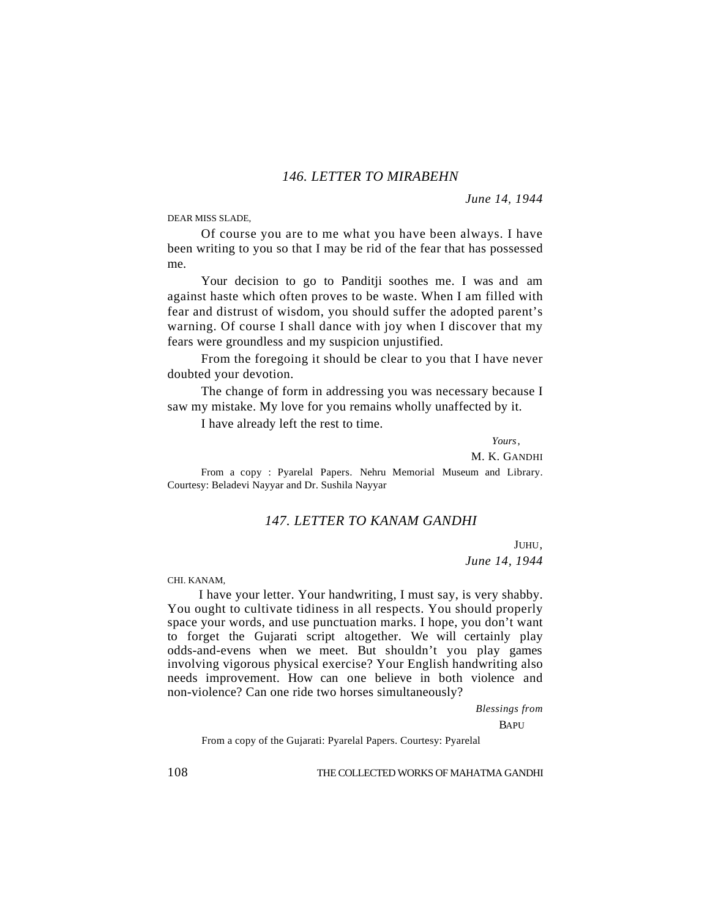## *146. LETTER TO MIRABEHN*

*June 14, 1944*

DEAR MISS SLADE,

Of course you are to me what you have been always. I have been writing to you so that I may be rid of the fear that has possessed me.

Your decision to go to Panditji soothes me. I was and am against haste which often proves to be waste. When I am filled with fear and distrust of wisdom, you should suffer the adopted parent's warning. Of course I shall dance with joy when I discover that my fears were groundless and my suspicion unjustified.

From the foregoing it should be clear to you that I have never doubted your devotion.

The change of form in addressing you was necessary because I saw my mistake. My love for you remains wholly unaffected by it.

I have already left the rest to time.

*Yours,*

M. K. GANDHI

From a copy : Pyarelal Papers. Nehru Memorial Museum and Library. Courtesy: Beladevi Nayyar and Dr. Sushila Nayyar

## *147. LETTER TO KANAM GANDHI*

JUHU,
*June 14, 1944*

CHI. KANAM,

I have your letter. Your handwriting, I must say, is very shabby. You ought to cultivate tidiness in all respects. You should properly space your words, and use punctuation marks. I hope, you don't want to forget the Gujarati script altogether. We will certainly play odds-and-evens when we meet. But shouldn't you play games involving vigorous physical exercise? Your English handwriting also needs improvement. How can one believe in both violence and non-violence? Can one ride two horses simultaneously?

*Blessings from*

BAPU

From a copy of the Gujarati: Pyarelal Papers. Courtesy: Pyarelal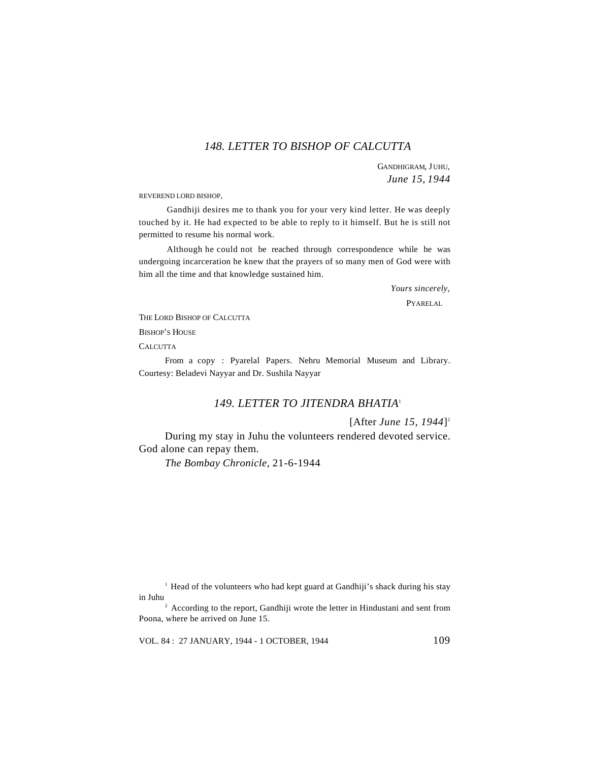## 148. LETTER TO BISHOP OF CALCUTTA

GANDHIGRAM, JUHU,
*June 15, 1944*

REVEREND LORD BISHOP,

Gandhiji desires me to thank you for your very kind letter. He was deeply touched by it. He had expected to be able to reply to it himself. But he is still not permitted to resume his normal work.

Although he could not be reached through correspondence while he was undergoing incarceration he knew that the prayers of so many men of God were with him all the time and that knowledge sustained him.

*Yours sincerely*,
PYARELAL

THE LORD BISHOP OF CALCUTTA
BISHOP'S HOUSE
CALCUTTA

From a copy : Pyarelal Papers. Nehru Memorial Museum and Library. Courtesy: Beladevi Nayyar and Dr. Sushila Nayyar

## 149. LETTER TO JITENDRA BHATIA[1]

[After *June 15, 1944*][2]

During my stay in Juhu the volunteers rendered devoted service. God alone can repay them.

*The Bombay Chronicle*, 21-6-1944

---

[1] Head of the volunteers who had kept guard at Gandhiji's shack during his stay in Juhu

[2] According to the report, Gandhiji wrote the letter in Hindustani and sent from Poona, where he arrived on June 15.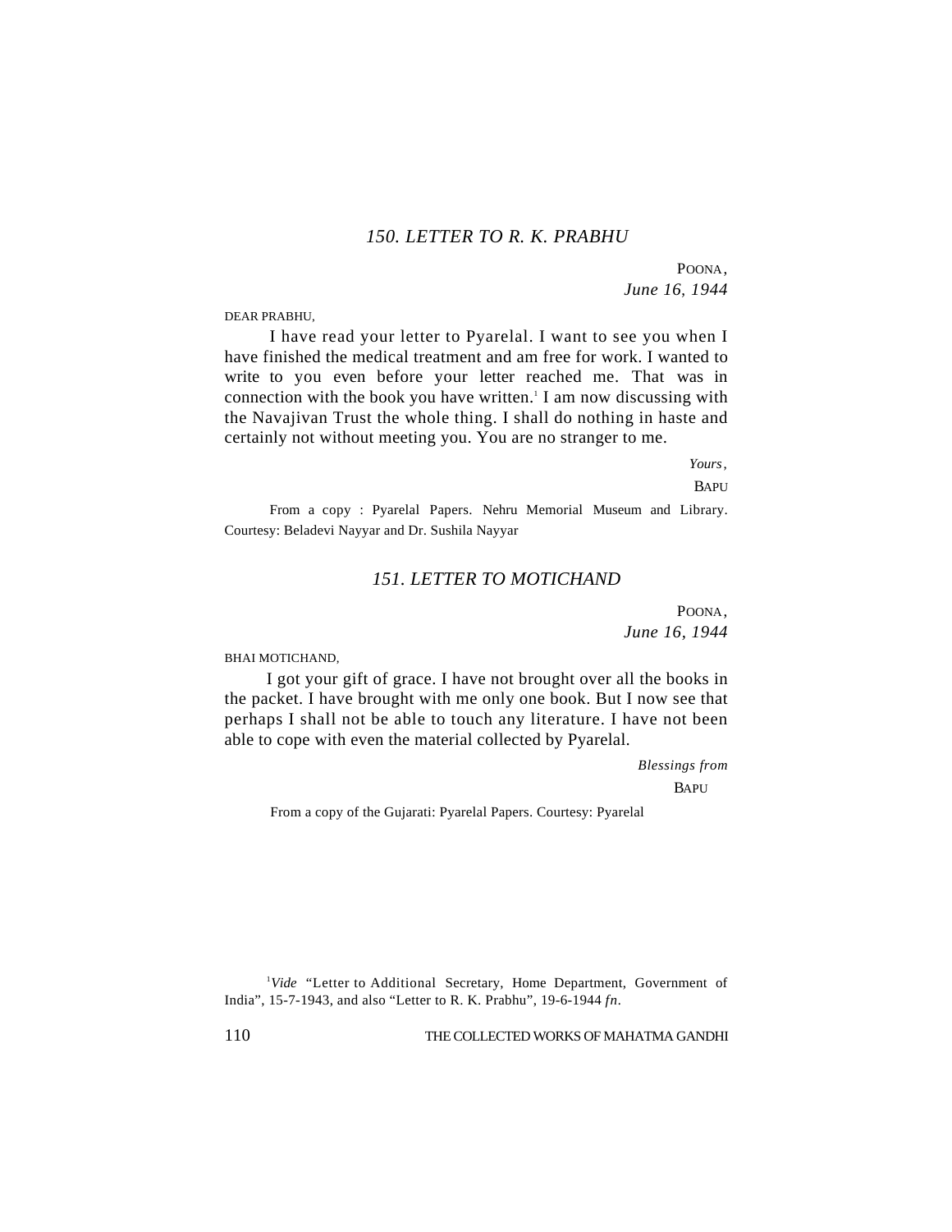## *150. LETTER TO R. K. PRABHU*

POONA,
*June 16, 1944*

DEAR PRABHU,

I have read your letter to Pyarelal. I want to see you when I have finished the medical treatment and am free for work. I wanted to write to you even before your letter reached me. That was in connection with the book you have written.[1] I am now discussing with the Navajivan Trust the whole thing. I shall do nothing in haste and certainly not without meeting you. You are no stranger to me.

*Yours*,

BAPU

From a copy : Pyarelal Papers. Nehru Memorial Museum and Library. Courtesy: Beladevi Nayyar and Dr. Sushila Nayyar

## *151. LETTER TO MOTICHAND*

POONA,
*June 16, 1944*

BHAI MOTICHAND,

I got your gift of grace. I have not brought over all the books in the packet. I have brought with me only one book. But I now see that perhaps I shall not be able to touch any literature. I have not been able to cope with even the material collected by Pyarelal.

*Blessings from*

BAPU

From a copy of the Gujarati: Pyarelal Papers. Courtesy: Pyarelal

[1] *Vide* "Letter to Additional Secretary, Home Department, Government of India", 15-7-1943, and also "Letter to R. K. Prabhu", 19-6-1944 *fn*.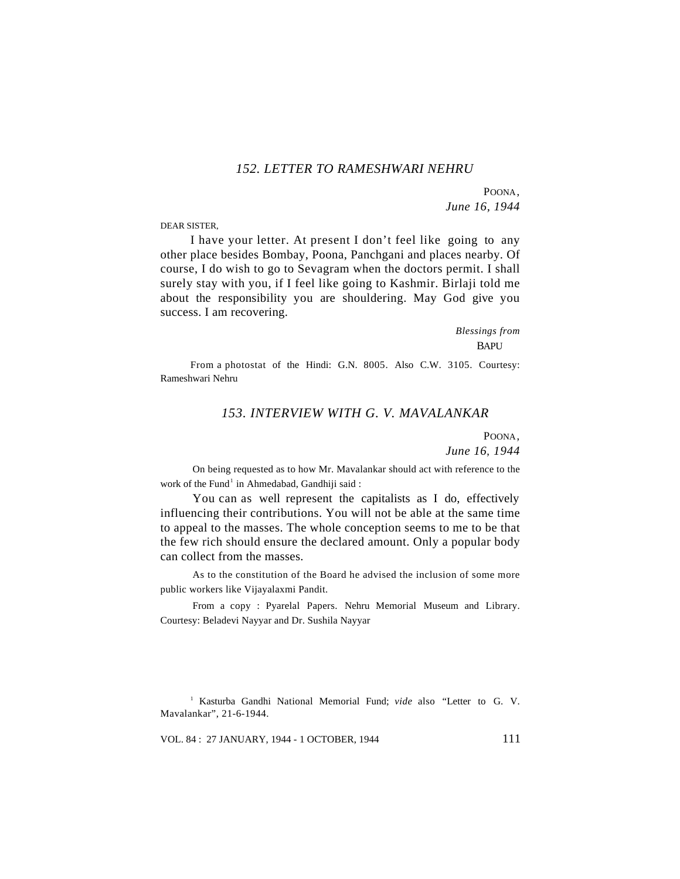### *152. LETTER TO RAMESHWARI NEHRU*

POONA,
*June 16, 1944*

DEAR SISTER,

I have your letter. At present I don't feel like going to any other place besides Bombay, Poona, Panchgani and places nearby. Of course, I do wish to go to Sevagram when the doctors permit. I shall surely stay with you, if I feel like going to Kashmir. Birlaji told me about the responsibility you are shouldering. May God give you success. I am recovering.

*Blessings from*
BAPU

From a photostat of the Hindi: G.N. 8005. Also C.W. 3105. Courtesy: Rameshwari Nehru

### *153. INTERVIEW WITH G. V. MAVALANKAR*

POONA,
*June 16, 1944*

On being requested as to how Mr. Mavalankar should act with reference to the work of the Fund[1] in Ahmedabad, Gandhiji said :

You can as well represent the capitalists as I do, effectively influencing their contributions. You will not be able at the same time to appeal to the masses. The whole conception seems to me to be that the few rich should ensure the declared amount. Only a popular body can collect from the masses.

As to the constitution of the Board he advised the inclusion of some more public workers like Vijayalaxmi Pandit.

From a copy : Pyarelal Papers. Nehru Memorial Museum and Library. Courtesy: Beladevi Nayyar and Dr. Sushila Nayyar

---

[1] Kasturba Gandhi National Memorial Fund; *vide* also "Letter to G. V. Mavalankar", 21-6-1944.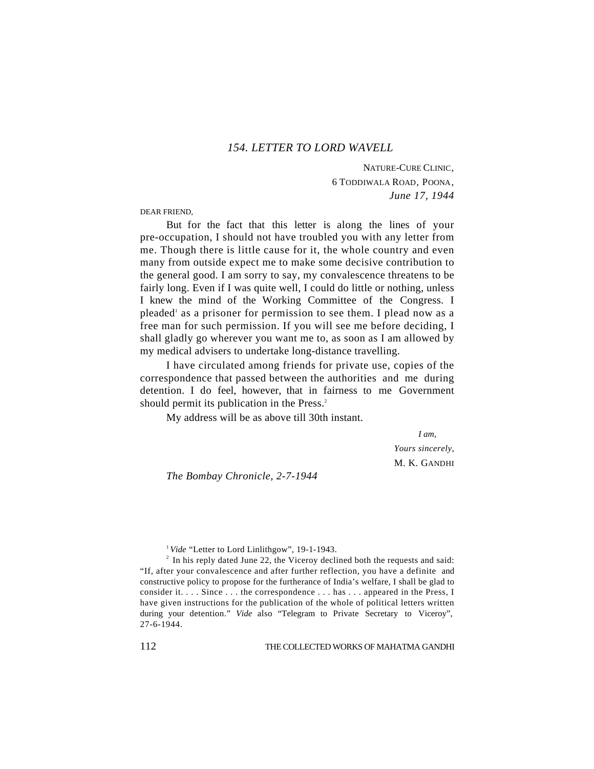## 154. LETTER TO LORD WAVELL

NATURE-CURE CLINIC,
6 TODDIWALA ROAD, POONA,
*June 17, 1944*

DEAR FRIEND,

But for the fact that this letter is along the lines of your pre-occupation, I should not have troubled you with any letter from me. Though there is little cause for it, the whole country and even many from outside expect me to make some decisive contribution to the general good. I am sorry to say, my convalescence threatens to be fairly long. Even if I was quite well, I could do little or nothing, unless I knew the mind of the Working Committee of the Congress. I pleaded[1] as a prisoner for permission to see them. I plead now as a free man for such permission. If you will see me before deciding, I shall gladly go wherever you want me to, as soon as I am allowed by my medical advisers to undertake long-distance travelling.

I have circulated among friends for private use, copies of the correspondence that passed between the authorities and me during detention. I do feel, however, that in fairness to me Government should permit its publication in the Press.[2]

My address will be as above till 30th instant.

*I am,*
*Yours sincerely,*
M. K. GANDHI

*The Bombay Chronicle*, 2-7-1944

---

[1] *Vide* "Letter to Lord Linlithgow", 19-1-1943.

[2] In his reply dated June 22, the Viceroy declined both the requests and said: "If, after your convalescence and after further reflection, you have a definite and constructive policy to propose for the furtherance of India's welfare, I shall be glad to consider it. . . . Since . . . the correspondence . . . has . . . appeared in the Press, I have given instructions for the publication of the whole of political letters written during your detention." *Vide* also "Telegram to Private Secretary to Viceroy", 27-6-1944.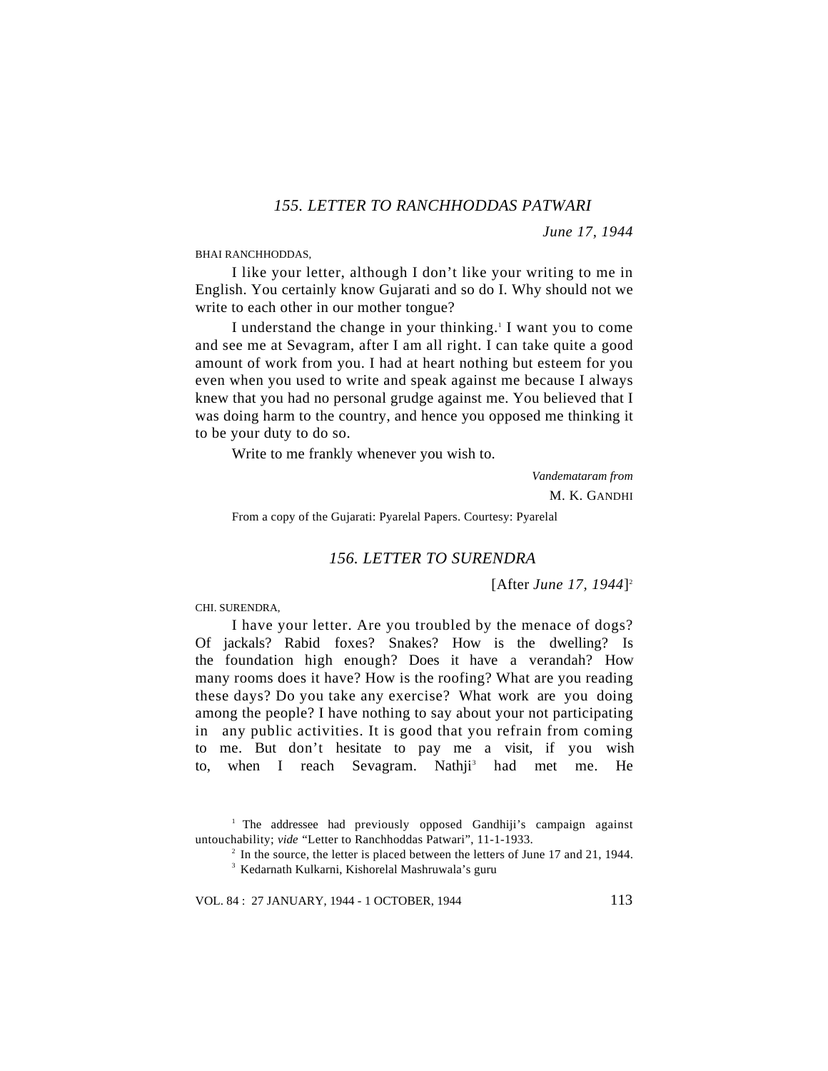### *155. LETTER TO RANCHHODDAS PATWARI*

*June 17, 1944*

BHAI RANCHHODDAS,

I like your letter, although I don't like your writing to me in English. You certainly know Gujarati and so do I. Why should not we write to each other in our mother tongue?

I understand the change in your thinking.[1] I want you to come and see me at Sevagram, after I am all right. I can take quite a good amount of work from you. I had at heart nothing but esteem for you even when you used to write and speak against me because I always knew that you had no personal grudge against me. You believed that I was doing harm to the country, and hence you opposed me thinking it to be your duty to do so.

Write to me frankly whenever you wish to.

*Vandemataram from*

M. K. GANDHI

From a copy of the Gujarati: Pyarelal Papers. Courtesy: Pyarelal

### *156. LETTER TO SURENDRA*

[After *June 17, 1944*][2]

CHI. SURENDRA,

I have your letter. Are you troubled by the menace of dogs? Of jackals? Rabid foxes? Snakes? How is the dwelling? Is the foundation high enough? Does it have a verandah? How many rooms does it have? How is the roofing? What are you reading these days? Do you take any exercise? What work are you doing among the people? I have nothing to say about your not participating in any public activities. It is good that you refrain from coming to me. But don't hesitate to pay me a visit, if you wish to, when I reach Sevagram. Nathji[3] had met me. He

---

[1] The addressee had previously opposed Gandhiji's campaign against untouchability; *vide* "Letter to Ranchhoddas Patwari", 11-1-1933.

[2] In the source, the letter is placed between the letters of June 17 and 21, 1944.

[3] Kedarnath Kulkarni, Kishorelal Mashruwala's guru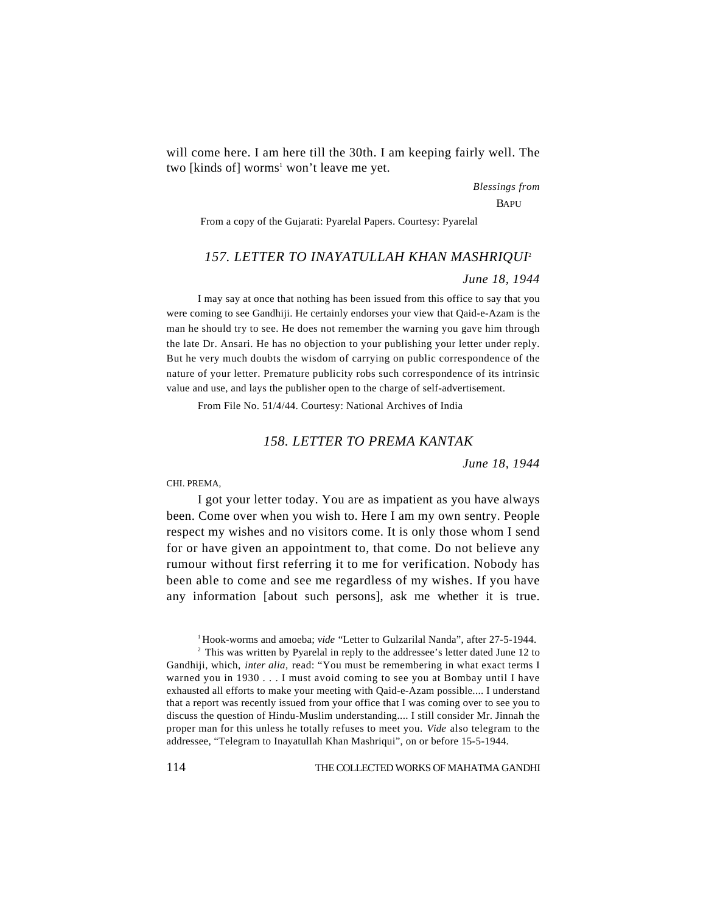will come here. I am here till the 30th. I am keeping fairly well. The two [kinds of] worms[1] won't leave me yet.

*Blessings from*

BAPU

From a copy of the Gujarati: Pyarelal Papers. Courtesy: Pyarelal

### *157. LETTER TO INAYATULLAH KHAN MASHRIQUI*[2]

*June 18, 1944*

I may say at once that nothing has been issued from this office to say that you were coming to see Gandhiji. He certainly endorses your view that Qaid-e-Azam is the man he should try to see. He does not remember the warning you gave him through the late Dr. Ansari. He has no objection to your publishing your letter under reply. But he very much doubts the wisdom of carrying on public correspondence of the nature of your letter. Premature publicity robs such correspondence of its intrinsic value and use, and lays the publisher open to the charge of self-advertisement.

From File No. 51/4/44. Courtesy: National Archives of India

### *158. LETTER TO PREMA KANTAK*

*June 18, 1944*

CHI. PREMA,

I got your letter today. You are as impatient as you have always been. Come over when you wish to. Here I am my own sentry. People respect my wishes and no visitors come. It is only those whom I send for or have given an appointment to, that come. Do not believe any rumour without first referring it to me for verification. Nobody has been able to come and see me regardless of my wishes. If you have any information [about such persons], ask me whether it is true.

[1] Hook-worms and amoeba; *vide* "Letter to Gulzarilal Nanda", after 27-5-1944.

[2] This was written by Pyarelal in reply to the addressee's letter dated June 12 to Gandhiji, which, *inter alia*, read: "You must be remembering in what exact terms I warned you in 1930 . . . I must avoid coming to see you at Bombay until I have exhausted all efforts to make your meeting with Qaid-e-Azam possible.... I understand that a report was recently issued from your office that I was coming over to see you to discuss the question of Hindu-Muslim understanding.... I still consider Mr. Jinnah the proper man for this unless he totally refuses to meet you. *Vide* also telegram to the addressee, "Telegram to Inayatullah Khan Mashriqui", on or before 15-5-1944.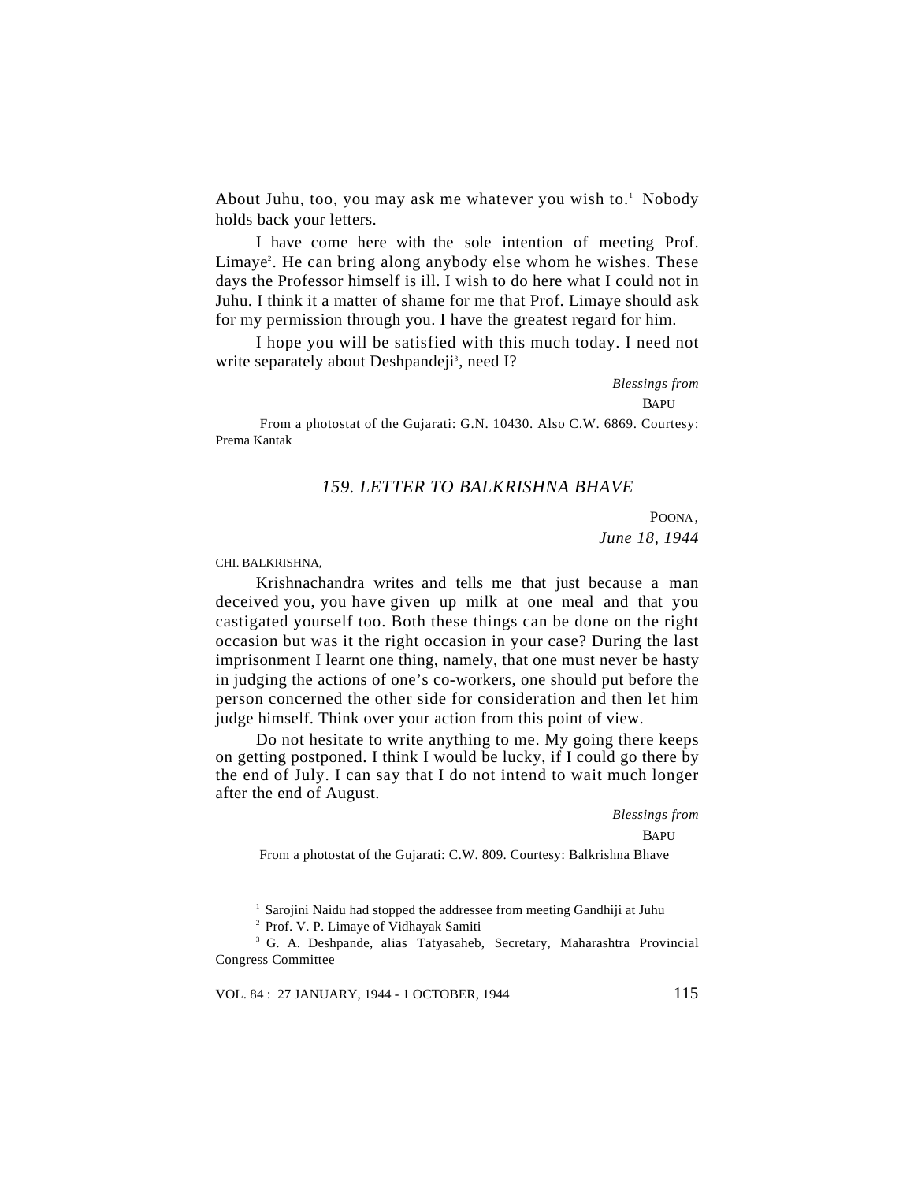About Juhu, too, you may ask me whatever you wish to.[1] Nobody holds back your letters.

I have come here with the sole intention of meeting Prof. Limaye[2]. He can bring along anybody else whom he wishes. These days the Professor himself is ill. I wish to do here what I could not in Juhu. I think it a matter of shame for me that Prof. Limaye should ask for my permission through you. I have the greatest regard for him.

I hope you will be satisfied with this much today. I need not write separately about Deshpandeji[3], need I?

*Blessings from*

BAPU

From a photostat of the Gujarati: G.N. 10430. Also C.W. 6869. Courtesy: Prema Kantak

## *159. LETTER TO BALKRISHNA BHAVE*

POONA,
*June 18, 1944*

CHI. BALKRISHNA,

Krishnachandra writes and tells me that just because a man deceived you, you have given up milk at one meal and that you castigated yourself too. Both these things can be done on the right occasion but was it the right occasion in your case? During the last imprisonment I learnt one thing, namely, that one must never be hasty in judging the actions of one's co-workers, one should put before the person concerned the other side for consideration and then let him judge himself. Think over your action from this point of view.

Do not hesitate to write anything to me. My going there keeps on getting postponed. I think I would be lucky, if I could go there by the end of July. I can say that I do not intend to wait much longer after the end of August.

*Blessings from*

BAPU

From a photostat of the Gujarati: C.W. 809. Courtesy: Balkrishna Bhave

[1] Sarojini Naidu had stopped the addressee from meeting Gandhiji at Juhu

[2] Prof. V. P. Limaye of Vidhayak Samiti

[3] G. A. Deshpande, alias Tatyasaheb, Secretary, Maharashtra Provincial Congress Committee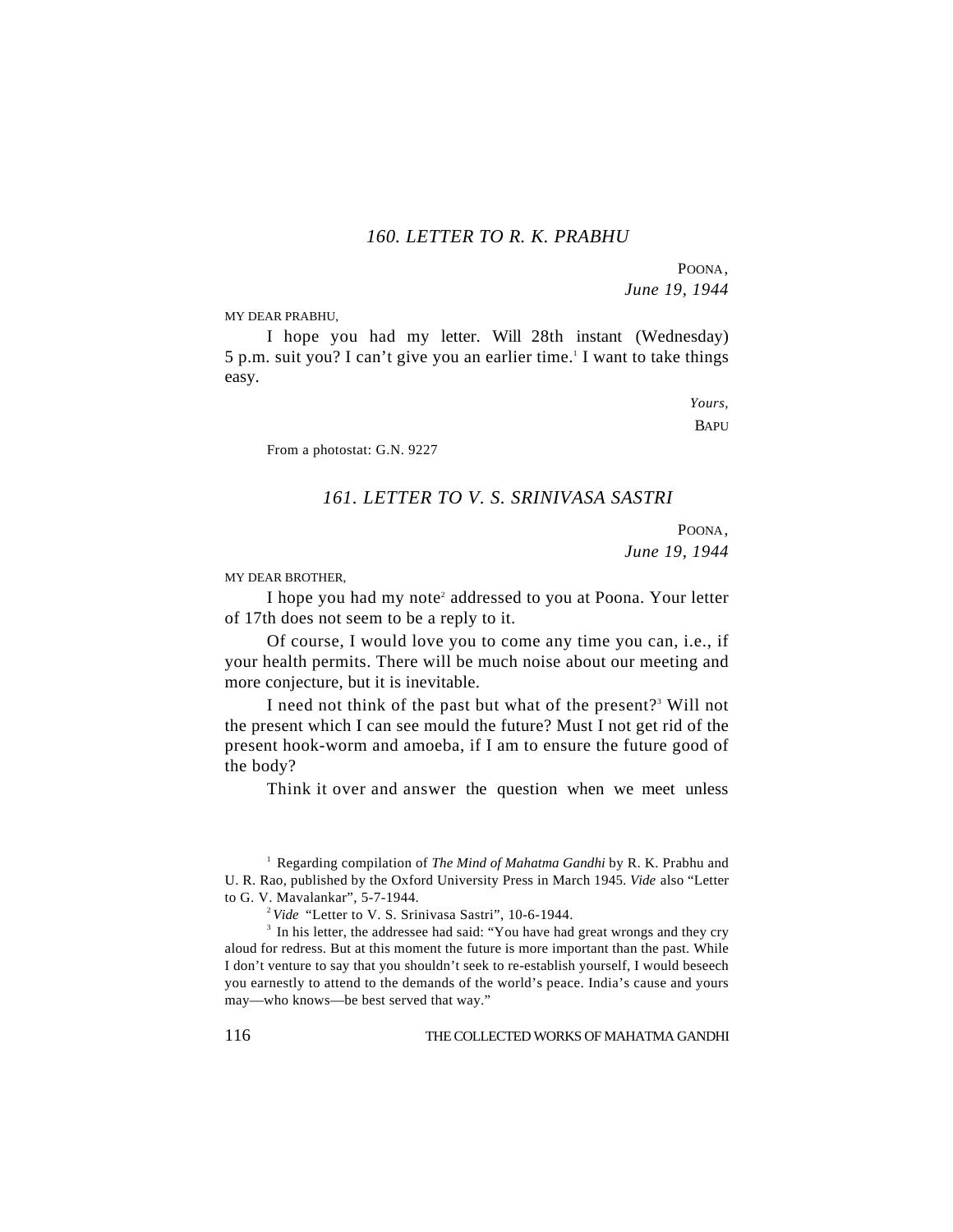### 160. LETTER TO R. K. PRABHU

POONA,
*June 19, 1944*

MY DEAR PRABHU,

I hope you had my letter. Will 28th instant (Wednesday) 5 p.m. suit you? I can't give you an earlier time.[1] I want to take things easy.

*Yours,*
BAPU

From a photostat: G.N. 9227

### 161. LETTER TO V. S. SRINIVASA SASTRI

POONA,
*June 19, 1944*

MY DEAR BROTHER,

I hope you had my note[2] addressed to you at Poona. Your letter of 17th does not seem to be a reply to it.

Of course, I would love you to come any time you can, i.e., if your health permits. There will be much noise about our meeting and more conjecture, but it is inevitable.

I need not think of the past but what of the present?[3] Will not the present which I can see mould the future? Must I not get rid of the present hook-worm and amoeba, if I am to ensure the future good of the body?

Think it over and answer the question when we meet unless

---

[1] Regarding compilation of *The Mind of Mahatma Gandhi* by R. K. Prabhu and U. R. Rao, published by the Oxford University Press in March 1945. *Vide* also "Letter to G. V. Mavalankar", 5-7-1944.

[2] *Vide* "Letter to V. S. Srinivasa Sastri", 10-6-1944.

[3] In his letter, the addressee had said: "You have had great wrongs and they cry aloud for redress. But at this moment the future is more important than the past. While I don't venture to say that you shouldn't seek to re-establish yourself, I would beseech you earnestly to attend to the demands of the world's peace. India's cause and yours may—who knows—be best served that way."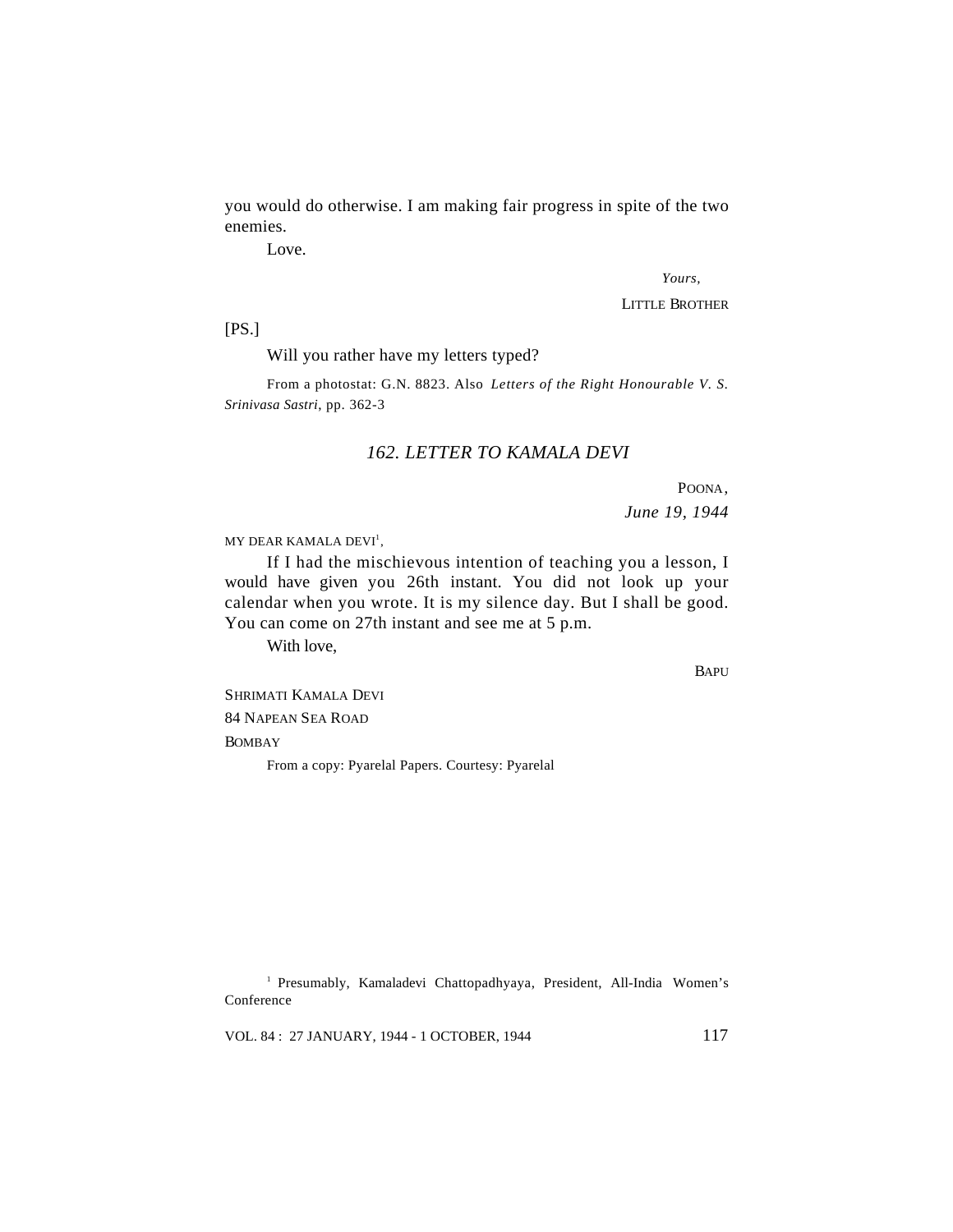you would do otherwise. I am making fair progress in spite of the two enemies.

Love.

*Yours,*

LITTLE BROTHER

[PS.]

Will you rather have my letters typed?

From a photostat: G.N. 8823. Also *Letters of the Right Honourable V. S. Srinivasa Sastri*, pp. 362-3

## *162. LETTER TO KAMALA DEVI*

POONA,

*June 19, 1944*

MY DEAR KAMALA DEVI[1],

If I had the mischievous intention of teaching you a lesson, I would have given you 26th instant. You did not look up your calendar when you wrote. It is my silence day. But I shall be good. You can come on 27th instant and see me at 5 p.m.

With love,

BAPU

SHRIMATI KAMALA DEVI
84 NAPEAN SEA ROAD
BOMBAY

From a copy: Pyarelal Papers. Courtesy: Pyarelal

---

[1] Presumably, Kamaladevi Chattopadhyaya, President, All-India Women's Conference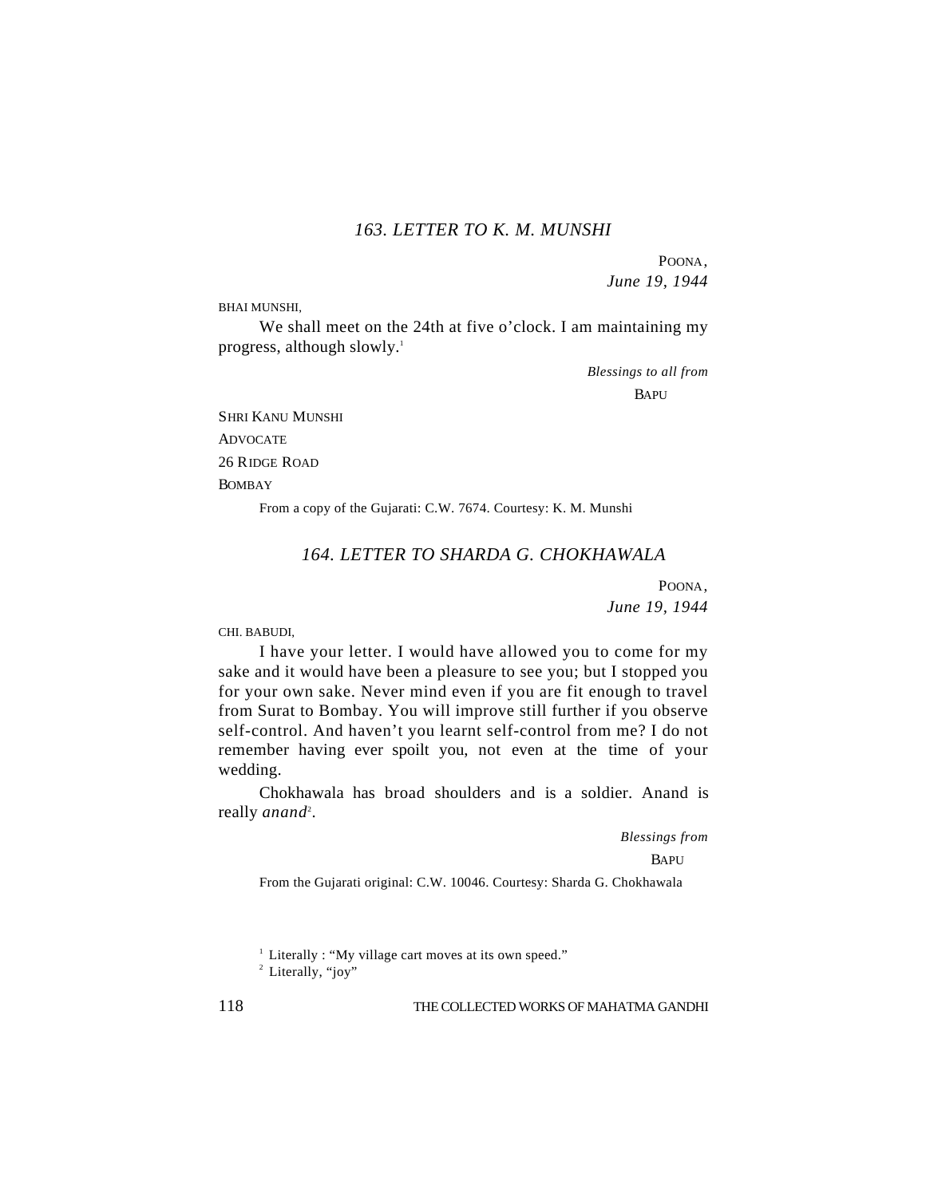### *163. LETTER TO K. M. MUNSHI*

POONA,
*June 19, 1944*

BHAI MUNSHI,

We shall meet on the 24th at five o'clock. I am maintaining my progress, although slowly.[1]

*Blessings to all from*
BAPU

SHRI KANU MUNSHI
ADVOCATE
26 RIDGE ROAD
BOMBAY

From a copy of the Gujarati: C.W. 7674. Courtesy: K. M. Munshi

### *164. LETTER TO SHARDA G. CHOKHAWALA*

POONA,
*June 19, 1944*

CHI. BABUDI,

I have your letter. I would have allowed you to come for my sake and it would have been a pleasure to see you; but I stopped you for your own sake. Never mind even if you are fit enough to travel from Surat to Bombay. You will improve still further if you observe self-control. And haven't you learnt self-control from me? I do not remember having ever spoilt you, not even at the time of your wedding.

Chokhawala has broad shoulders and is a soldier. Anand is really *anand*[2].

*Blessings from*
BAPU

From the Gujarati original: C.W. 10046. Courtesy: Sharda G. Chokhawala

[1] Literally : "My village cart moves at its own speed."
[2] Literally, "joy"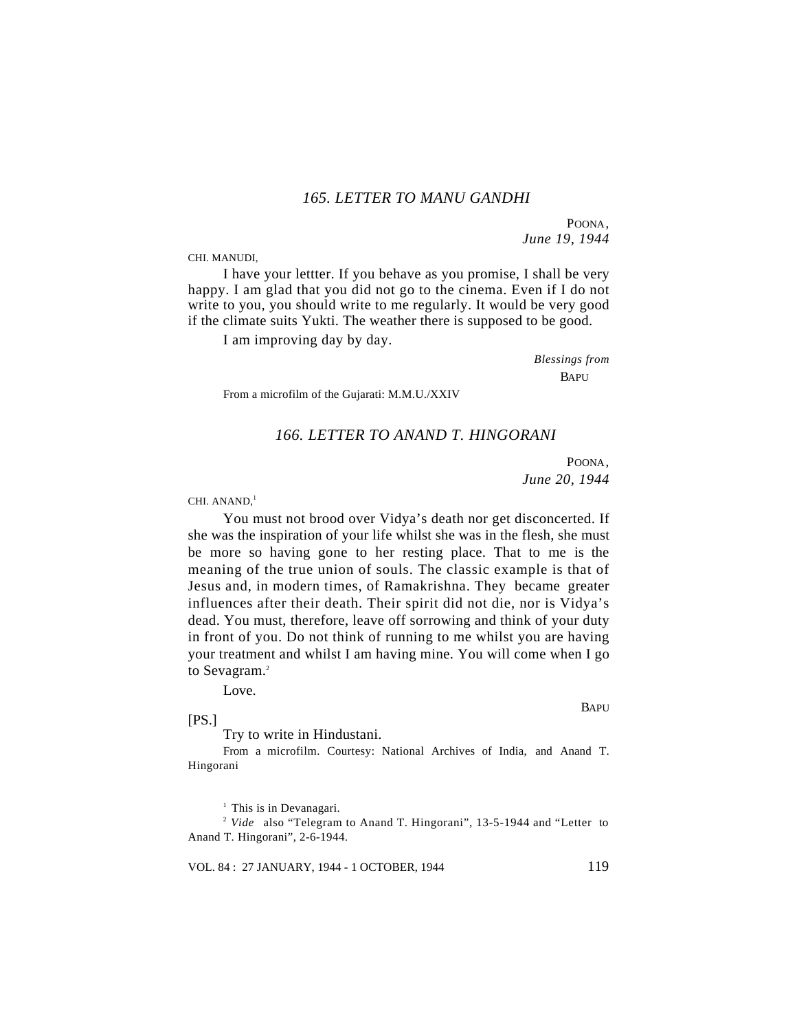## 165. LETTER TO MANU GANDHI

POONA,
*June 19, 1944*

CHI. MANUDI,

I have your lettter. If you behave as you promise, I shall be very happy. I am glad that you did not go to the cinema. Even if I do not write to you, you should write to me regularly. It would be very good if the climate suits Yukti. The weather there is supposed to be good.

I am improving day by day.

*Blessings from*
BAPU

From a microfilm of the Gujarati: M.M.U./XXIV

## 166. LETTER TO ANAND T. HINGORANI

POONA,
*June 20, 1944*

CHI. ANAND,[1]

You must not brood over Vidya's death nor get disconcerted. If she was the inspiration of your life whilst she was in the flesh, she must be more so having gone to her resting place. That to me is the meaning of the true union of souls. The classic example is that of Jesus and, in modern times, of Ramakrishna. They became greater influences after their death. Their spirit did not die, nor is Vidya's dead. You must, therefore, leave off sorrowing and think of your duty in front of you. Do not think of running to me whilst you are having your treatment and whilst I am having mine. You will come when I go to Sevagram.[2]

Love.

BAPU

[PS.]

Try to write in Hindustani.

From a microfilm. Courtesy: National Archives of India, and Anand T. Hingorani

[1] This is in Devanagari.

[2] *Vide* also "Telegram to Anand T. Hingorani", 13-5-1944 and "Letter to Anand T. Hingorani", 2-6-1944.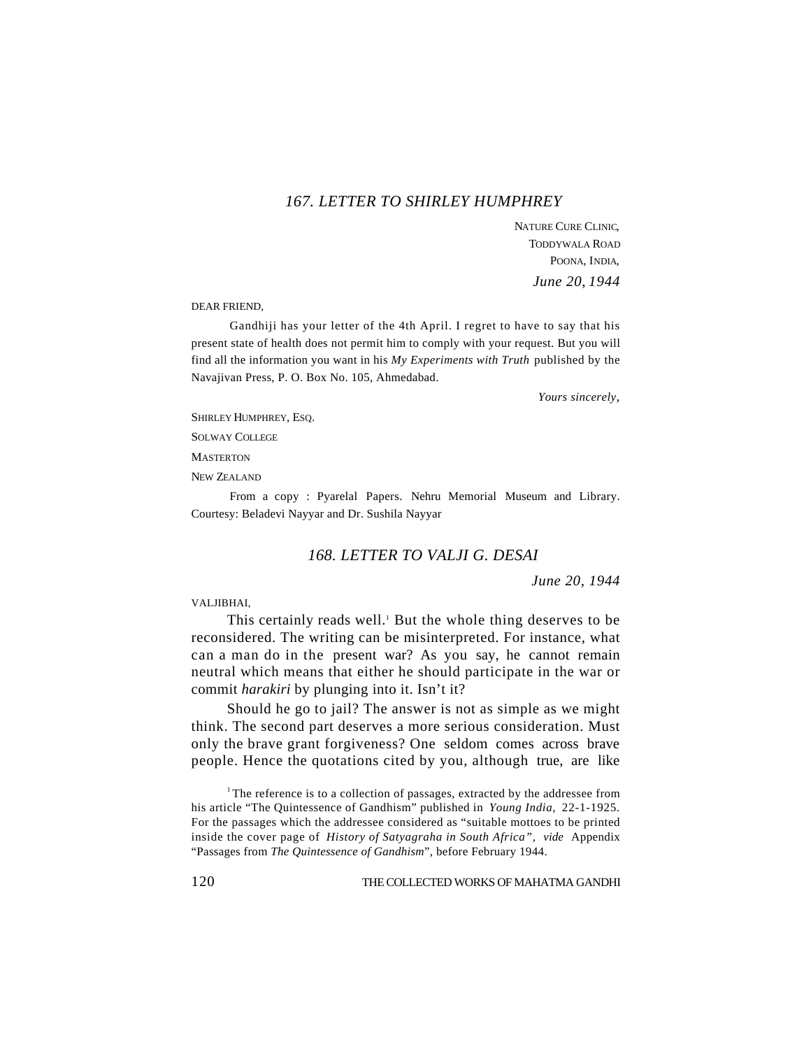## 167. LETTER TO SHIRLEY HUMPHREY

NATURE CURE CLINIC,  
TODDYWALA ROAD  
POONA, INDIA,  
*June 20, 1944*

DEAR FRIEND,

Gandhiji has your letter of the 4th April. I regret to have to say that his present state of health does not permit him to comply with your request. But you will find all the information you want in his *My Experiments with Truth* published by the Navajivan Press, P. O. Box No. 105, Ahmedabad.

*Yours sincerely,*

SHIRLEY HUMPHREY, ESQ.  
SOLWAY COLLEGE  
MASTERTON  
NEW ZEALAND

From a copy : Pyarelal Papers. Nehru Memorial Museum and Library. Courtesy: Beladevi Nayyar and Dr. Sushila Nayyar

## 168. LETTER TO VALJI G. DESAI

*June 20, 1944*

VALJIBHAI,

This certainly reads well.[1] But the whole thing deserves to be reconsidered. The writing can be misinterpreted. For instance, what can a man do in the present war? As you say, he cannot remain neutral which means that either he should participate in the war or commit *harakiri* by plunging into it. Isn't it?

Should he go to jail? The answer is not as simple as we might think. The second part deserves a more serious consideration. Must only the brave grant forgiveness? One seldom comes across brave people. Hence the quotations cited by you, although true, are like

[1] The reference is to a collection of passages, extracted by the addressee from his article "The Quintessence of Gandhism" published in *Young India,* 22-1-1925. For the passages which the addressee considered as "suitable mottoes to be printed inside the cover page of *History of Satyagraha in South Africa", vide* Appendix "Passages from *The Quintessence of Gandhism*", before February 1944.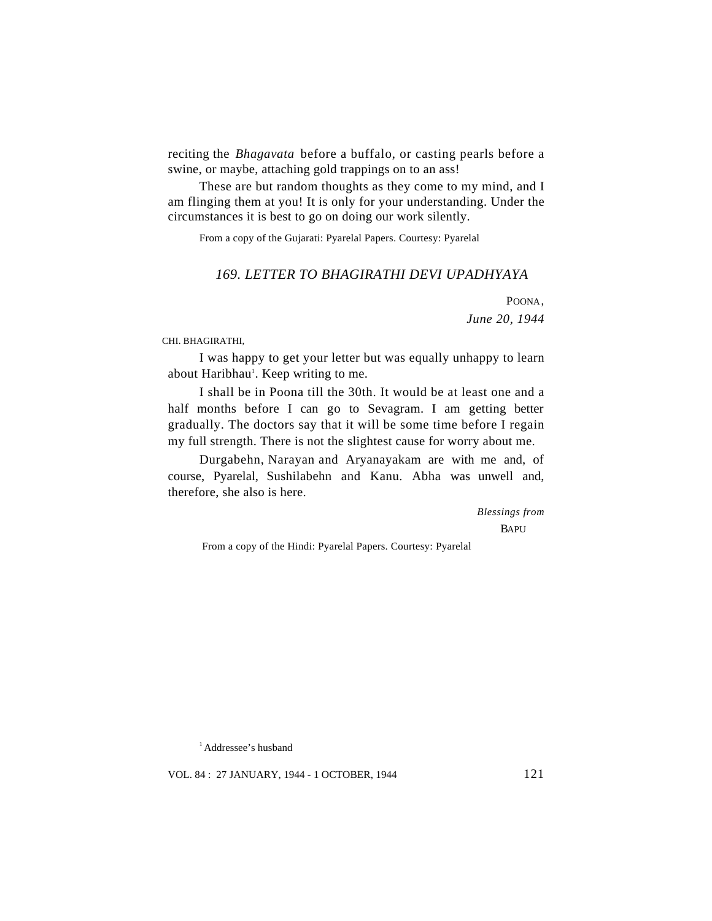reciting the *Bhagavata* before a buffalo, or casting pearls before a swine, or maybe, attaching gold trappings on to an ass!

These are but random thoughts as they come to my mind, and I am flinging them at you! It is only for your understanding. Under the circumstances it is best to go on doing our work silently.

From a copy of the Gujarati: Pyarelal Papers. Courtesy: Pyarelal

### *169. LETTER TO BHAGIRATHI DEVI UPADHYAYA*

POONA,
*June 20, 1944*

CHI. BHAGIRATHI,

I was happy to get your letter but was equally unhappy to learn about Haribhau[1]. Keep writing to me.

I shall be in Poona till the 30th. It would be at least one and a half months before I can go to Sevagram. I am getting better gradually. The doctors say that it will be some time before I regain my full strength. There is not the slightest cause for worry about me.

Durgabehn, Narayan and Aryanayakam are with me and, of course, Pyarelal, Sushilabehn and Kanu. Abha was unwell and, therefore, she also is here.

*Blessings from*
BAPU

From a copy of the Hindi: Pyarelal Papers. Courtesy: Pyarelal

[1] Addressee's husband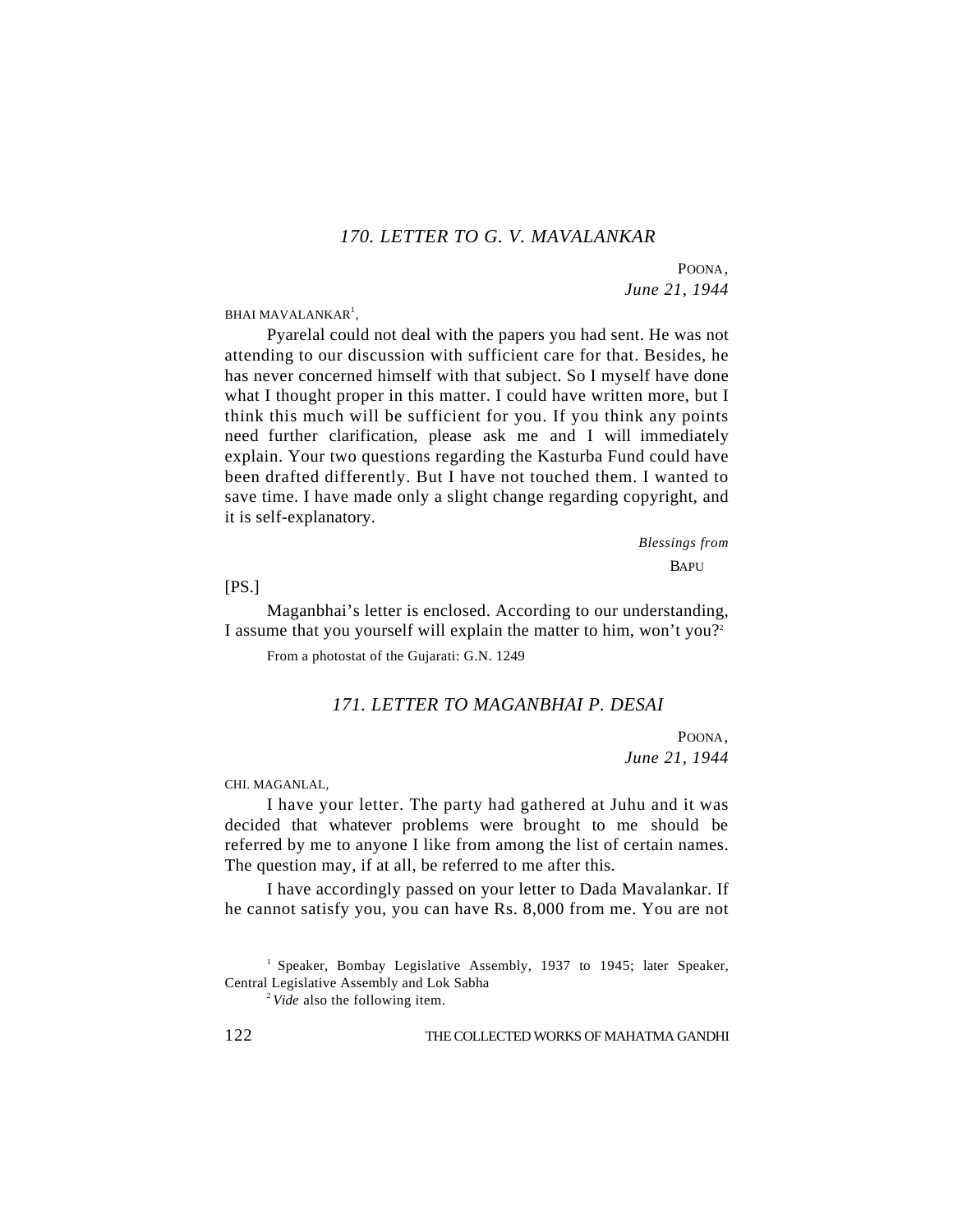## *170. LETTER TO G. V. MAVALANKAR*

POONA,
*June 21, 1944*

BHAI MAVALANKAR[1],

Pyarelal could not deal with the papers you had sent. He was not attending to our discussion with sufficient care for that. Besides, he has never concerned himself with that subject. So I myself have done what I thought proper in this matter. I could have written more, but I think this much will be sufficient for you. If you think any points need further clarification, please ask me and I will immediately explain. Your two questions regarding the Kasturba Fund could have been drafted differently. But I have not touched them. I wanted to save time. I have made only a slight change regarding copyright, and it is self-explanatory.

*Blessings from*
BAPU

[PS.]

Maganbhai's letter is enclosed. According to our understanding, I assume that you yourself will explain the matter to him, won't you?[2]

From a photostat of the Gujarati: G.N. 1249

## *171. LETTER TO MAGANBHAI P. DESAI*

POONA,
*June 21, 1944*

CHI. MAGANLAL,

I have your letter. The party had gathered at Juhu and it was decided that whatever problems were brought to me should be referred by me to anyone I like from among the list of certain names. The question may, if at all, be referred to me after this.

I have accordingly passed on your letter to Dada Mavalankar. If he cannot satisfy you, you can have Rs. 8,000 from me. You are not

---

[1] Speaker, Bombay Legislative Assembly, 1937 to 1945; later Speaker, Central Legislative Assembly and Lok Sabha

[2] *Vide* also the following item.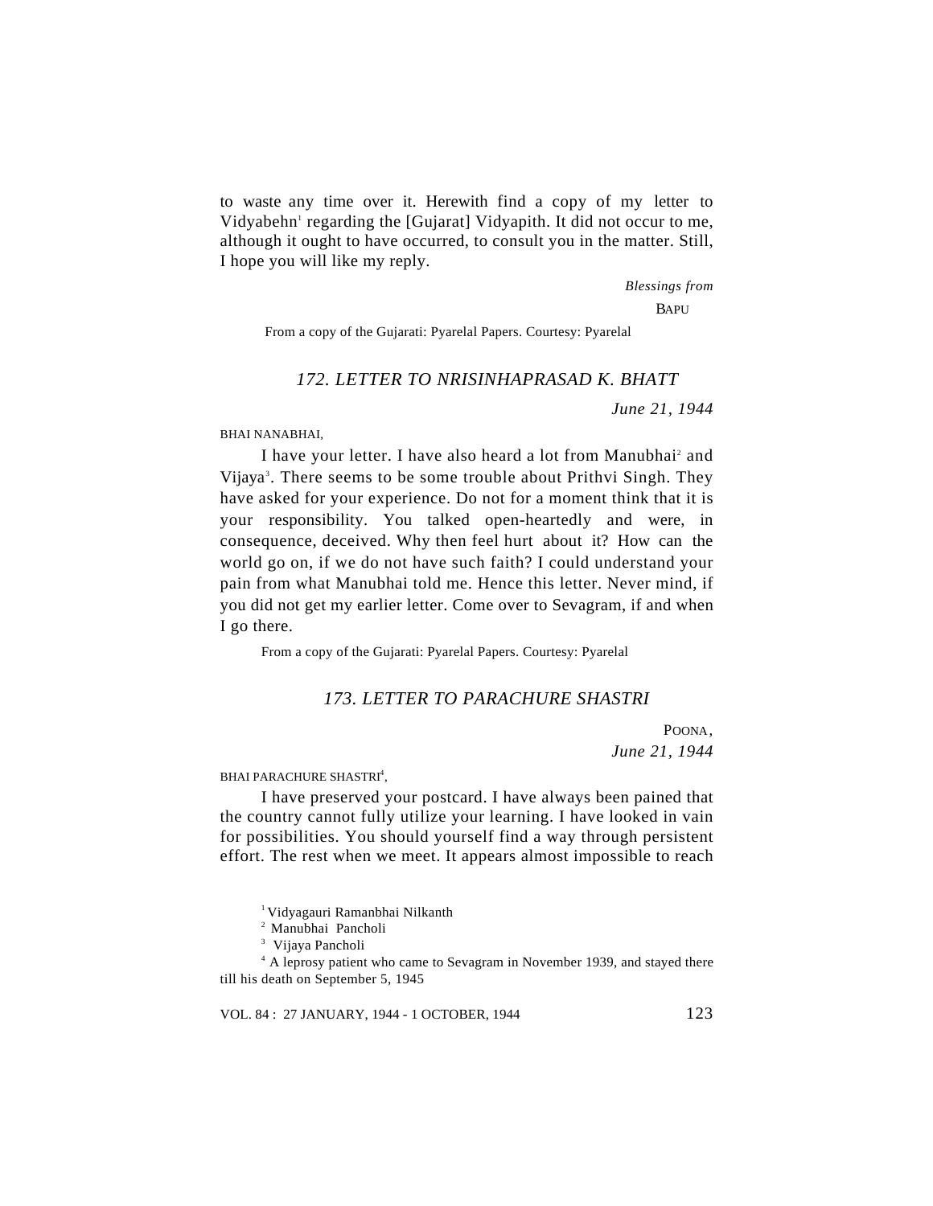to waste any time over it. Herewith find a copy of my letter to Vidyabehn[1] regarding the [Gujarat] Vidyapith. It did not occur to me, although it ought to have occurred, to consult you in the matter. Still, I hope you will like my reply.

*Blessings from*

BAPU

From a copy of the Gujarati: Pyarelal Papers. Courtesy: Pyarelal

## *172. LETTER TO NRISINHAPRASAD K. BHATT*

*June 21, 1944*

BHAI NANABHAI,

I have your letter. I have also heard a lot from Manubhai[2] and Vijaya[3]. There seems to be some trouble about Prithvi Singh. They have asked for your experience. Do not for a moment think that it is your responsibility. You talked open-heartedly and were, in consequence, deceived. Why then feel hurt about it? How can the world go on, if we do not have such faith? I could understand your pain from what Manubhai told me. Hence this letter. Never mind, if you did not get my earlier letter. Come over to Sevagram, if and when I go there.

From a copy of the Gujarati: Pyarelal Papers. Courtesy: Pyarelal

## *173. LETTER TO PARACHURE SHASTRI*

POONA,
*June 21, 1944*

BHAI PARACHURE SHASTRI[4],

I have preserved your postcard. I have always been pained that the country cannot fully utilize your learning. I have looked in vain for possibilities. You should yourself find a way through persistent effort. The rest when we meet. It appears almost impossible to reach

---

[1] Vidyagauri Ramanbhai Nilkanth

[2] Manubhai Pancholi

[3] Vijaya Pancholi

[4] A leprosy patient who came to Sevagram in November 1939, and stayed there till his death on September 5, 1945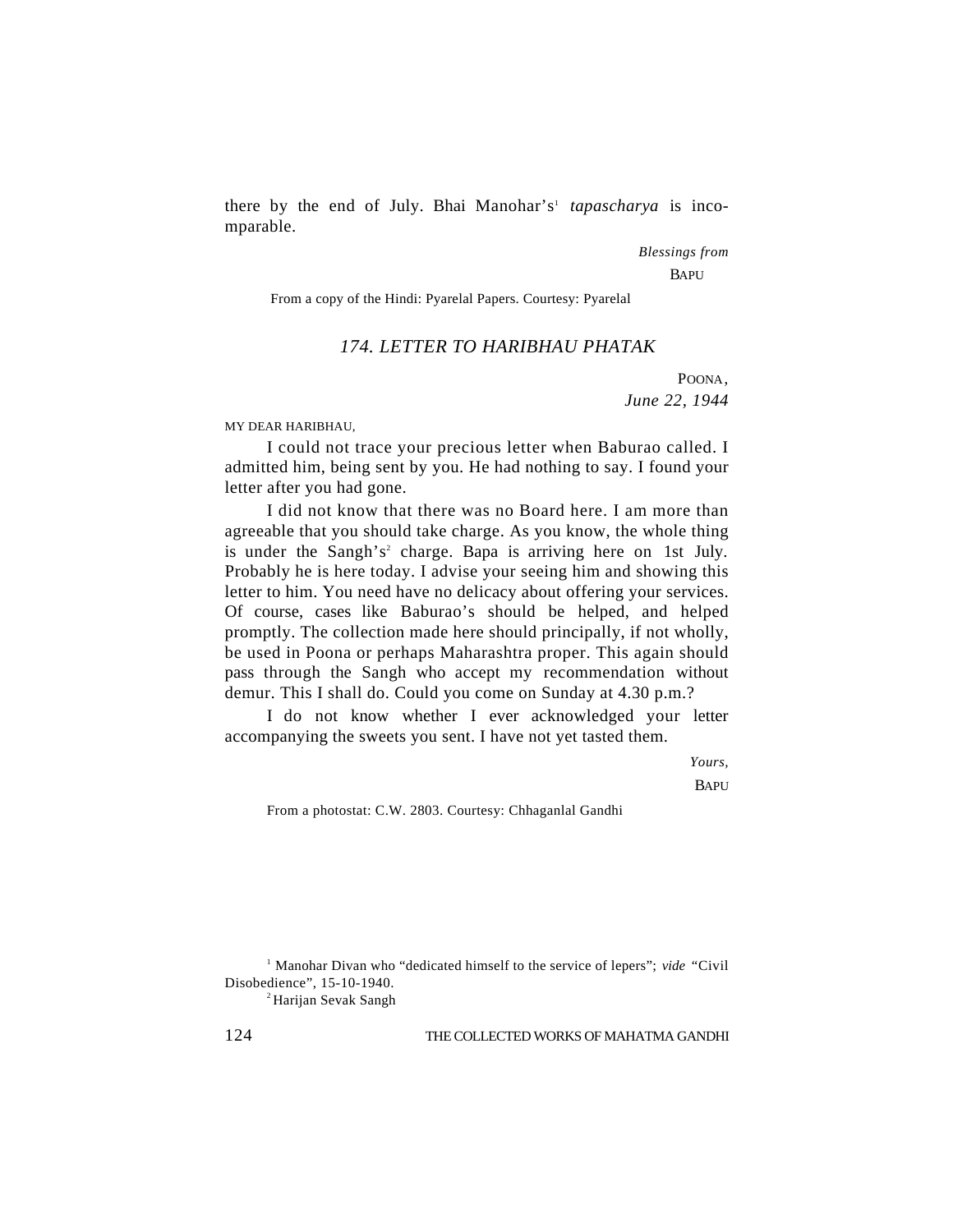there by the end of July. Bhai Manohar's[1] *tapascharya* is incomparable.

*Blessings from*

BAPU

From a copy of the Hindi: Pyarelal Papers. Courtesy: Pyarelal

### *174. LETTER TO HARIBHAU PHATAK*

POONA,
*June 22, 1944*

MY DEAR HARIBHAU,

I could not trace your precious letter when Baburao called. I admitted him, being sent by you. He had nothing to say. I found your letter after you had gone.

I did not know that there was no Board here. I am more than agreeable that you should take charge. As you know, the whole thing is under the Sangh's[2] charge. Bapa is arriving here on 1st July. Probably he is here today. I advise your seeing him and showing this letter to him. You need have no delicacy about offering your services. Of course, cases like Baburao's should be helped, and helped promptly. The collection made here should principally, if not wholly, be used in Poona or perhaps Maharashtra proper. This again should pass through the Sangh who accept my recommendation without demur. This I shall do. Could you come on Sunday at 4.30 p.m.?

I do not know whether I ever acknowledged your letter accompanying the sweets you sent. I have not yet tasted them.

*Yours,*

BAPU

From a photostat: C.W. 2803. Courtesy: Chhaganlal Gandhi

[1] Manohar Divan who "dedicated himself to the service of lepers"; *vide* "Civil Disobedience", 15-10-1940.

[2] Harijan Sevak Sangh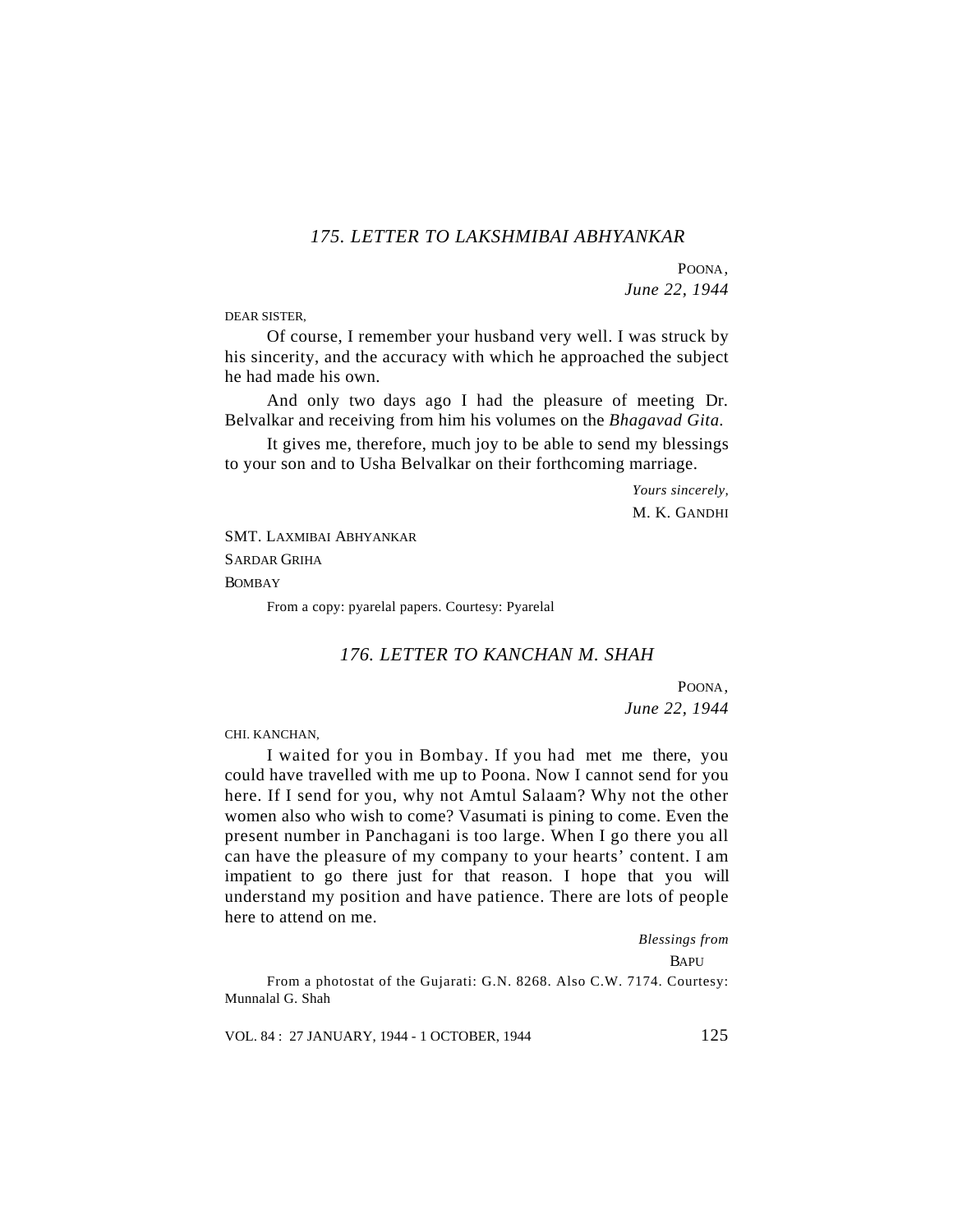## *175. LETTER TO LAKSHMIBAI ABHYANKAR*

POONA,
*June 22, 1944*

DEAR SISTER,

Of course, I remember your husband very well. I was struck by his sincerity, and the accuracy with which he approached the subject he had made his own.

And only two days ago I had the pleasure of meeting Dr. Belvalkar and receiving from him his volumes on the *Bhagavad Gita.*

It gives me, therefore, much joy to be able to send my blessings to your son and to Usha Belvalkar on their forthcoming marriage.

*Yours sincerely,*
M. K. GANDHI

SMT. LAXMIBAI ABHYANKAR
SARDAR GRIHA
BOMBAY

From a copy: pyarelal papers. Courtesy: Pyarelal

## *176. LETTER TO KANCHAN M. SHAH*

POONA,
*June 22, 1944*

CHI. KANCHAN,

I waited for you in Bombay. If you had met me there, you could have travelled with me up to Poona. Now I cannot send for you here. If I send for you, why not Amtul Salaam? Why not the other women also who wish to come? Vasumati is pining to come. Even the present number in Panchagani is too large. When I go there you all can have the pleasure of my company to your hearts' content. I am impatient to go there just for that reason. I hope that you will understand my position and have patience. There are lots of people here to attend on me.

*Blessings from*
BAPU

From a photostat of the Gujarati: G.N. 8268. Also C.W. 7174. Courtesy: Munnalal G. Shah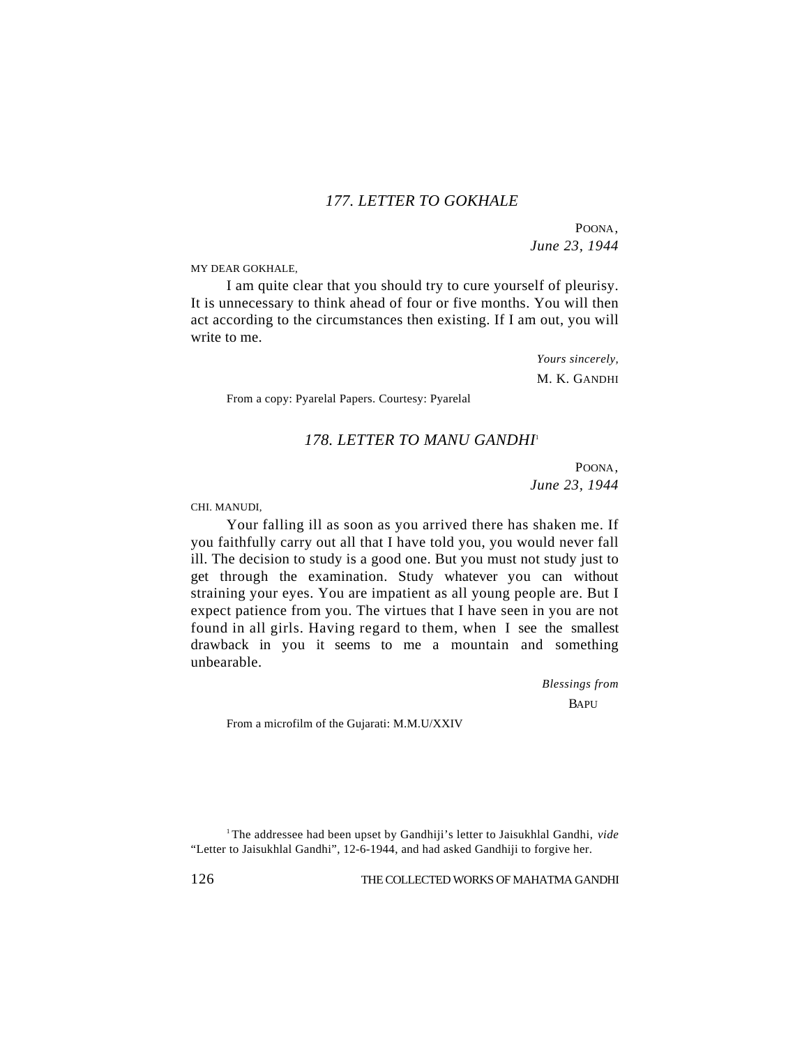### *177. LETTER TO GOKHALE*

POONA,
*June 23, 1944*

MY DEAR GOKHALE,

I am quite clear that you should try to cure yourself of pleurisy. It is unnecessary to think ahead of four or five months. You will then act according to the circumstances then existing. If I am out, you will write to me.

*Yours sincerely,*
M. K. GANDHI

From a copy: Pyarelal Papers. Courtesy: Pyarelal

### *178. LETTER TO MANU GANDHI*[1]

POONA,
*June 23, 1944*

CHI. MANUDI,

Your falling ill as soon as you arrived there has shaken me. If you faithfully carry out all that I have told you, you would never fall ill. The decision to study is a good one. But you must not study just to get through the examination. Study whatever you can without straining your eyes. You are impatient as all young people are. But I expect patience from you. The virtues that I have seen in you are not found in all girls. Having regard to them, when I see the smallest drawback in you it seems to me a mountain and something unbearable.

*Blessings from*
BAPU

From a microfilm of the Gujarati: M.M.U/XXIV

[1] The addressee had been upset by Gandhiji's letter to Jaisukhlal Gandhi, *vide* "Letter to Jaisukhlal Gandhi", 12-6-1944, and had asked Gandhiji to forgive her.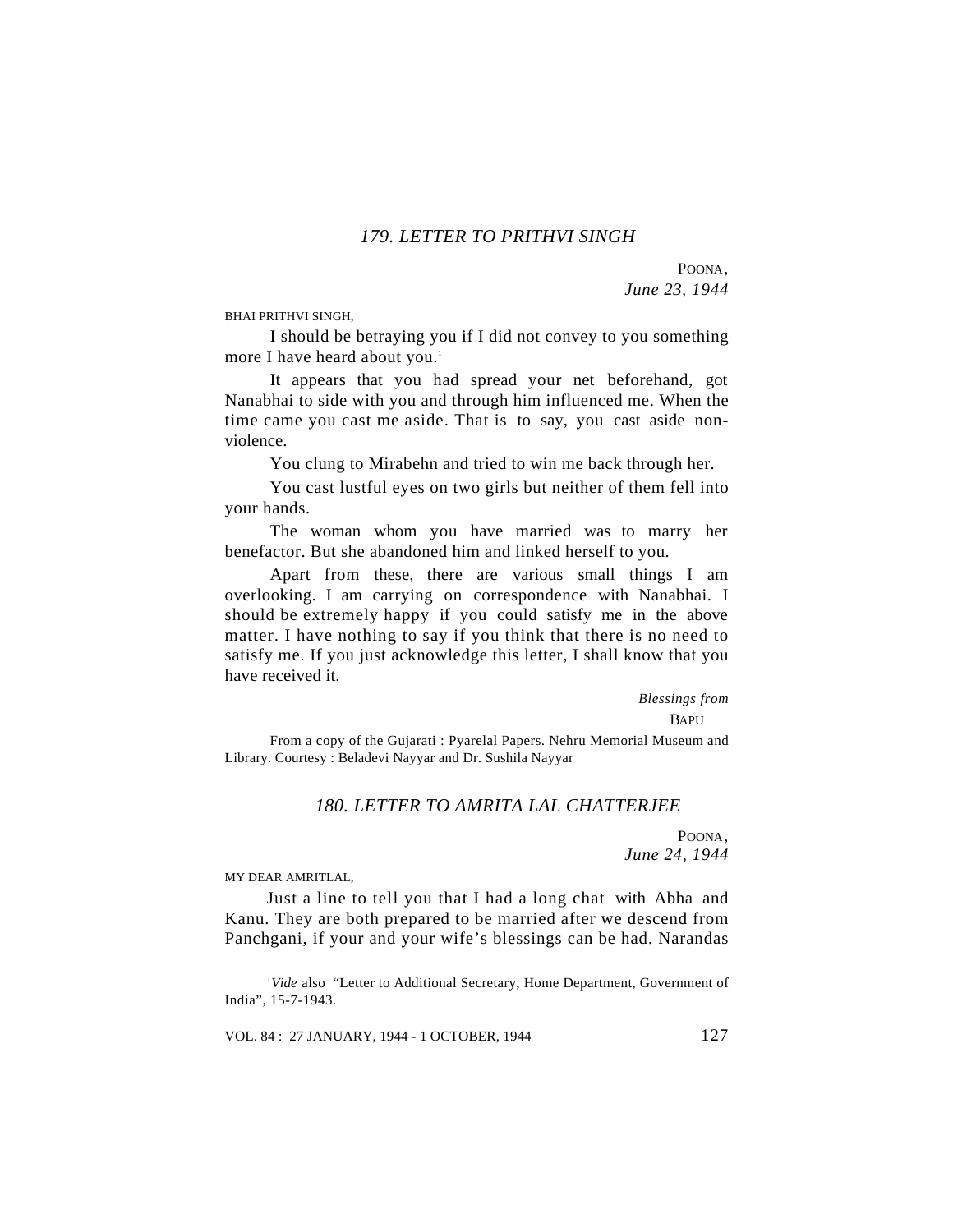## *179. LETTER TO PRITHVI SINGH*

POONA,
*June 23, 1944*

BHAI PRITHVI SINGH,

I should be betraying you if I did not convey to you something more I have heard about you.[1]

It appears that you had spread your net beforehand, got Nanabhai to side with you and through him influenced me. When the time came you cast me aside. That is to say, you cast aside non-violence.

You clung to Mirabehn and tried to win me back through her.

You cast lustful eyes on two girls but neither of them fell into your hands.

The woman whom you have married was to marry her benefactor. But she abandoned him and linked herself to you.

Apart from these, there are various small things I am overlooking. I am carrying on correspondence with Nanabhai. I should be extremely happy if you could satisfy me in the above matter. I have nothing to say if you think that there is no need to satisfy me. If you just acknowledge this letter, I shall know that you have received it.

*Blessings from*
BAPU

From a copy of the Gujarati : Pyarelal Papers. Nehru Memorial Museum and Library. Courtesy : Beladevi Nayyar and Dr. Sushila Nayyar

## *180. LETTER TO AMRITA LAL CHATTERJEE*

POONA,
*June 24, 1944*

MY DEAR AMRITLAL,

Just a line to tell you that I had a long chat with Abha and Kanu. They are both prepared to be married after we descend from Panchgani, if your and your wife's blessings can be had. Narandas

[1] *Vide* also "Letter to Additional Secretary, Home Department, Government of India", 15-7-1943.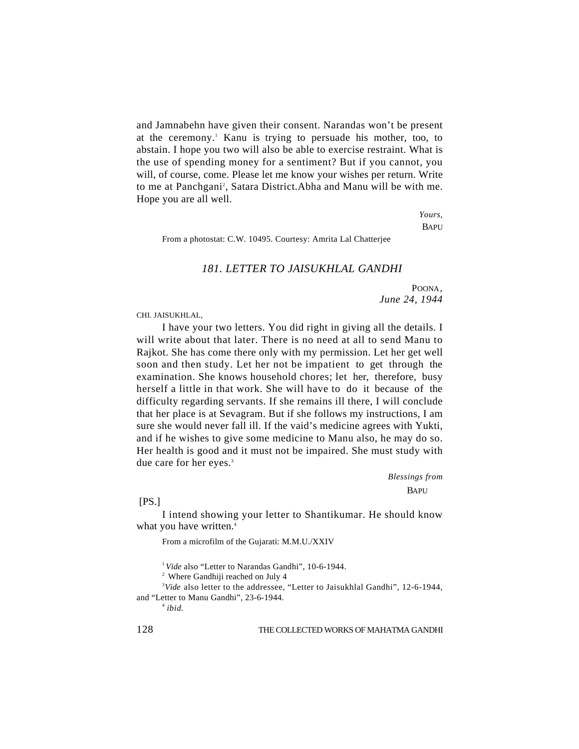and Jamnabehn have given their consent. Narandas won't be present at the ceremony.[1] Kanu is trying to persuade his mother, too, to abstain. I hope you two will also be able to exercise restraint. What is the use of spending money for a sentiment? But if you cannot, you will, of course, come. Please let me know your wishes per return. Write to me at Panchgani[2], Satara District.Abha and Manu will be with me. Hope you are all well.

*Yours,*
BAPU

From a photostat: C.W. 10495. Courtesy: Amrita Lal Chatterjee

### *181. LETTER TO JAISUKHLAL GANDHI*

POONA,
*June 24, 1944*

CHI. JAISUKHLAL,

I have your two letters. You did right in giving all the details. I will write about that later. There is no need at all to send Manu to Rajkot. She has come there only with my permission. Let her get well soon and then study. Let her not be impatient to get through the examination. She knows household chores; let her, therefore, busy herself a little in that work. She will have to do it because of the difficulty regarding servants. If she remains ill there, I will conclude that her place is at Sevagram. But if she follows my instructions, I am sure she would never fall ill. If the vaid's medicine agrees with Yukti, and if he wishes to give some medicine to Manu also, he may do so. Her health is good and it must not be impaired. She must study with due care for her eyes.[3]

*Blessings from*
BAPU

[PS.]

I intend showing your letter to Shantikumar. He should know what you have written.[4]

From a microfilm of the Gujarati: M.M.U./XXIV

---

[1] *Vide* also "Letter to Narandas Gandhi", 10-6-1944.

[2] Where Gandhiji reached on July 4

[3] *Vide* also letter to the addressee, "Letter to Jaisukhlal Gandhi", 12-6-1944, and "Letter to Manu Gandhi", 23-6-1944.

[4] *ibid.*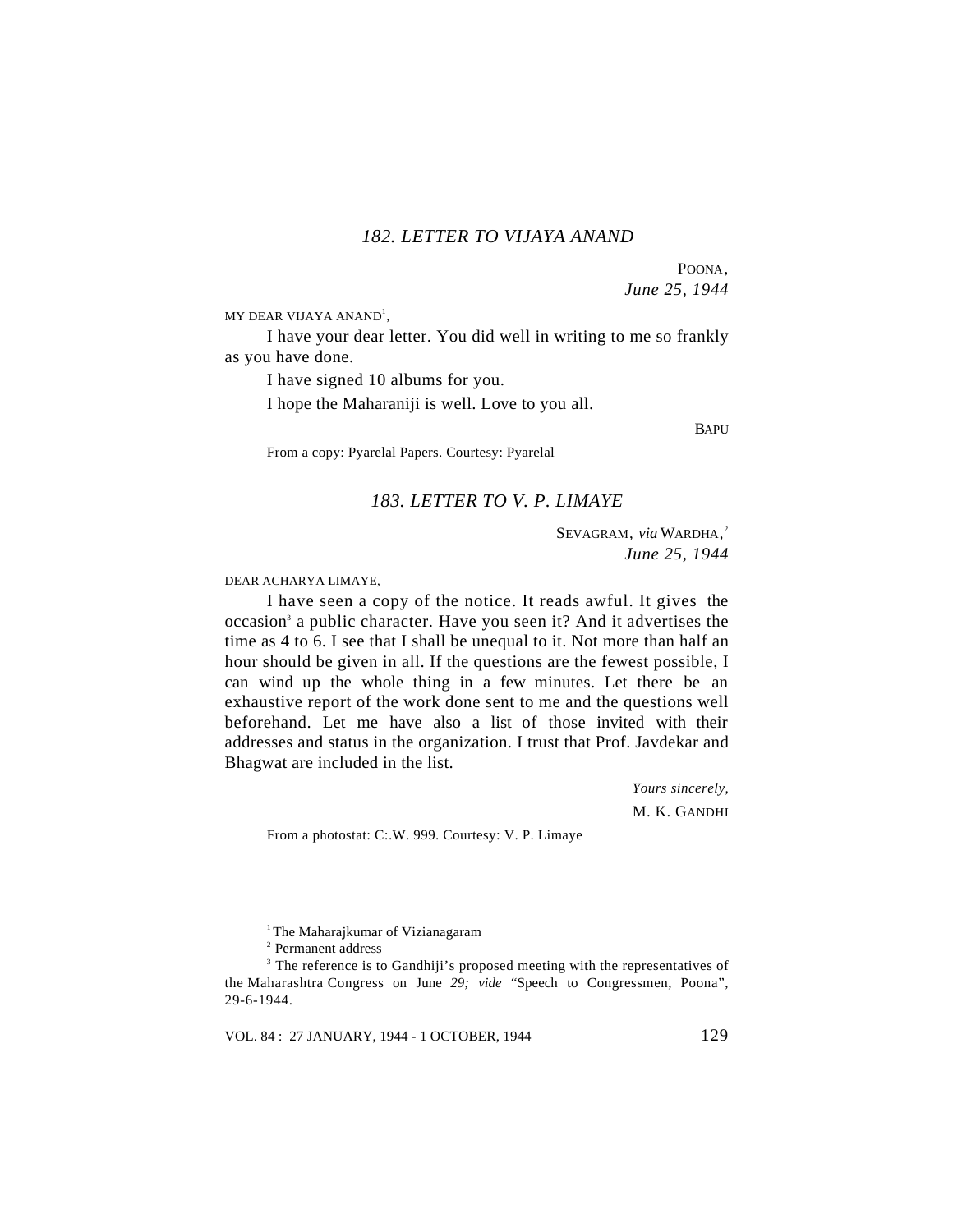## *182. LETTER TO VIJAYA ANAND*

POONA,
*June 25, 1944*

MY DEAR VIJAYA ANAND[1],

I have your dear letter. You did well in writing to me so frankly as you have done.

I have signed 10 albums for you.

I hope the Maharaniji is well. Love to you all.

BAPU

From a copy: Pyarelal Papers. Courtesy: Pyarelal

## *183. LETTER TO V. P. LIMAYE*

SEVAGRAM, *via* WARDHA,[2]
*June 25, 1944*

DEAR ACHARYA LIMAYE,

I have seen a copy of the notice. It reads awful. It gives the occasion[3] a public character. Have you seen it? And it advertises the time as 4 to 6. I see that I shall be unequal to it. Not more than half an hour should be given in all. If the questions are the fewest possible, I can wind up the whole thing in a few minutes. Let there be an exhaustive report of the work done sent to me and the questions well beforehand. Let me have also a list of those invited with their addresses and status in the organization. I trust that Prof. Javdekar and Bhagwat are included in the list.

*Yours sincerely,*
M. K. GANDHI

From a photostat: C:.W. 999. Courtesy: V. P. Limaye

---

[1] The Maharajkumar of Vizianagaram

[2] Permanent address

[3] The reference is to Gandhiji's proposed meeting with the representatives of the Maharashtra Congress on June *29; vide* "Speech to Congressmen, Poona", 29-6-1944.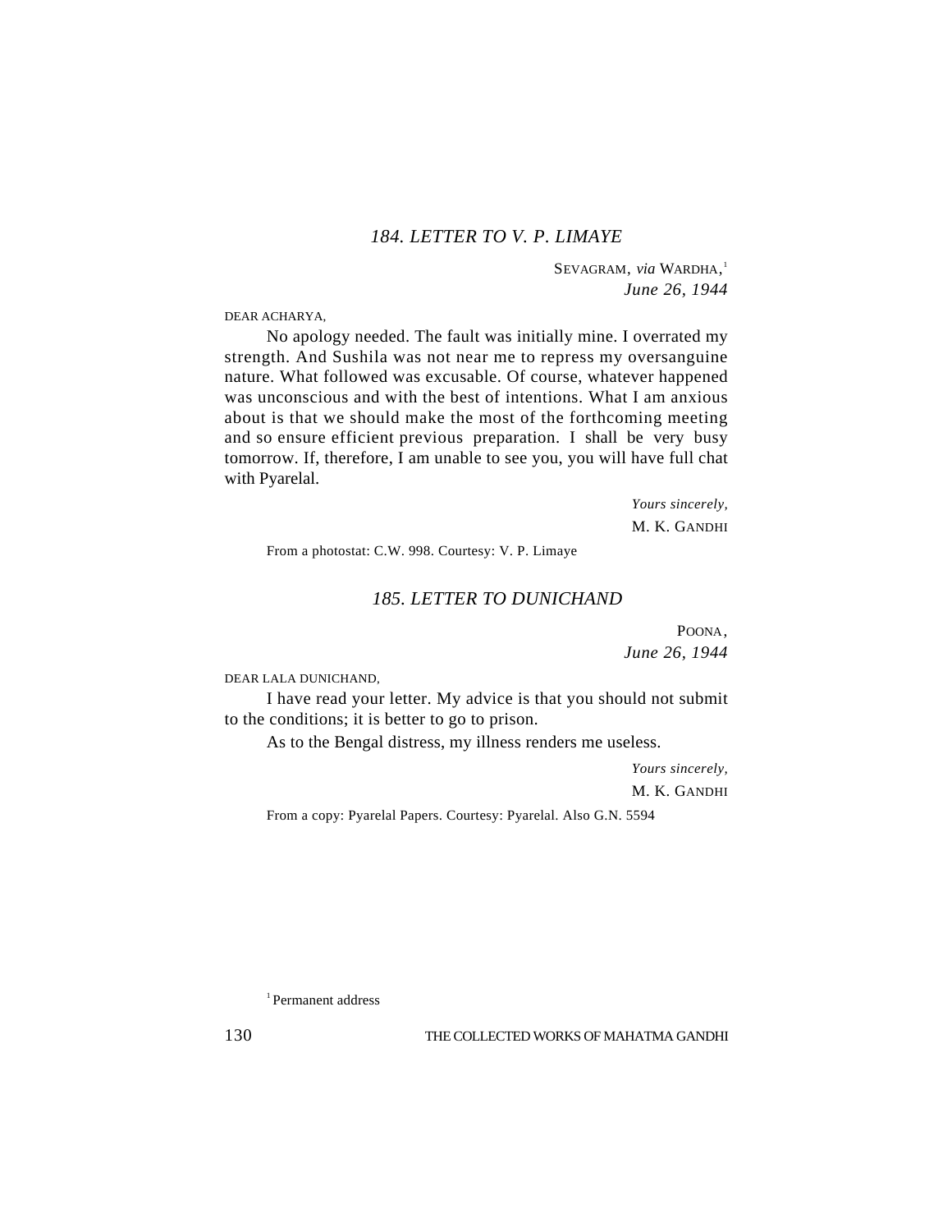### 184. LETTER TO V. P. LIMAYE

SEVAGRAM, *via* WARDHA,[1]
*June 26, 1944*

DEAR ACHARYA,

No apology needed. The fault was initially mine. I overrated my strength. And Sushila was not near me to repress my oversanguine nature. What followed was excusable. Of course, whatever happened was unconscious and with the best of intentions. What I am anxious about is that we should make the most of the forthcoming meeting and so ensure efficient previous preparation. I shall be very busy tomorrow. If, therefore, I am unable to see you, you will have full chat with Pyarelal.

*Yours sincerely,*
M. K. GANDHI

From a photostat: C.W. 998. Courtesy: V. P. Limaye

### 185. LETTER TO DUNICHAND

POONA,
*June 26, 1944*

DEAR LALA DUNICHAND,

I have read your letter. My advice is that you should not submit to the conditions; it is better to go to prison.

As to the Bengal distress, my illness renders me useless.

*Yours sincerely,*
M. K. GANDHI

From a copy: Pyarelal Papers. Courtesy: Pyarelal. Also G.N. 5594

[1] Permanent address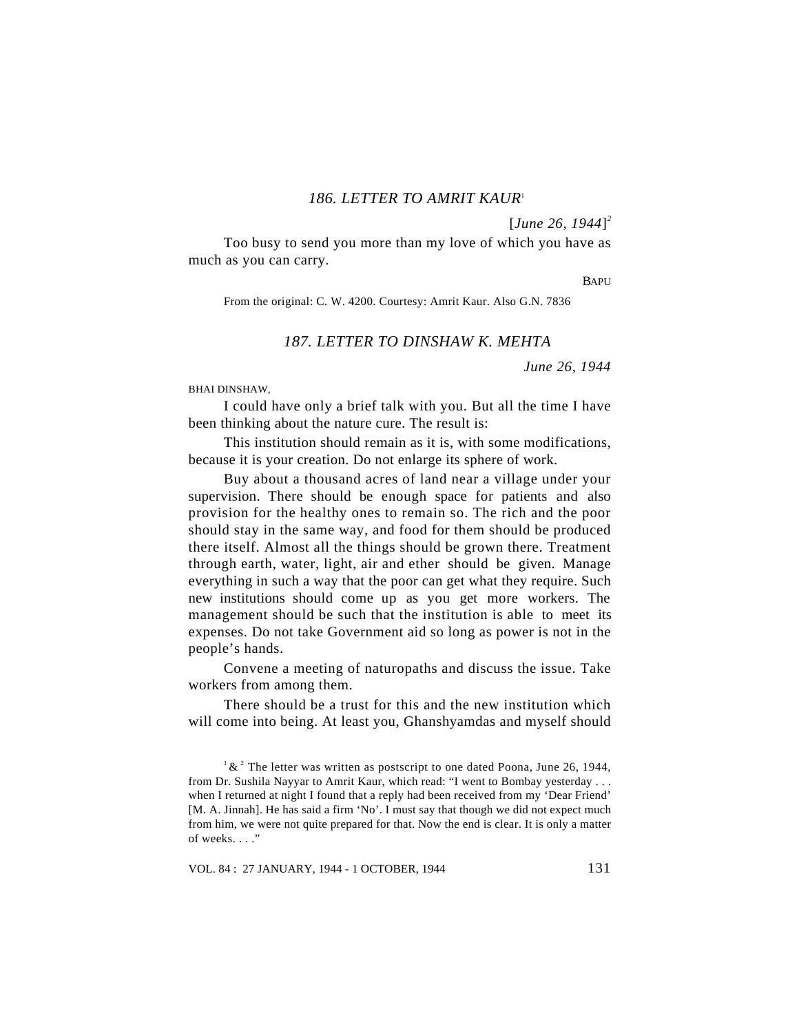### *186. LETTER TO AMRIT KAUR*[1]

[*June 26, 1944*][2]

Too busy to send you more than my love of which you have as much as you can carry.

BAPU

From the original: C. W. 4200. Courtesy: Amrit Kaur. Also G.N. 7836

### *187. LETTER TO DINSHAW K. MEHTA*

*June 26, 1944*

BHAI DINSHAW,

I could have only a brief talk with you. But all the time I have been thinking about the nature cure. The result is:

This institution should remain as it is, with some modifications, because it is your creation. Do not enlarge its sphere of work.

Buy about a thousand acres of land near a village under your supervision. There should be enough space for patients and also provision for the healthy ones to remain so. The rich and the poor should stay in the same way, and food for them should be produced there itself. Almost all the things should be grown there. Treatment through earth, water, light, air and ether should be given. Manage everything in such a way that the poor can get what they require. Such new institutions should come up as you get more workers. The management should be such that the institution is able to meet its expenses. Do not take Government aid so long as power is not in the people's hands.

Convene a meeting of naturopaths and discuss the issue. Take workers from among them.

There should be a trust for this and the new institution which will come into being. At least you, Ghanshyamdas and myself should

---

[1] & [2] The letter was written as postscript to one dated Poona, June 26, 1944, from Dr. Sushila Nayyar to Amrit Kaur, which read: "I went to Bombay yesterday . . . when I returned at night I found that a reply had been received from my 'Dear Friend' [M. A. Jinnah]. He has said a firm 'No'. I must say that though we did not expect much from him, we were not quite prepared for that. Now the end is clear. It is only a matter of weeks. . . ."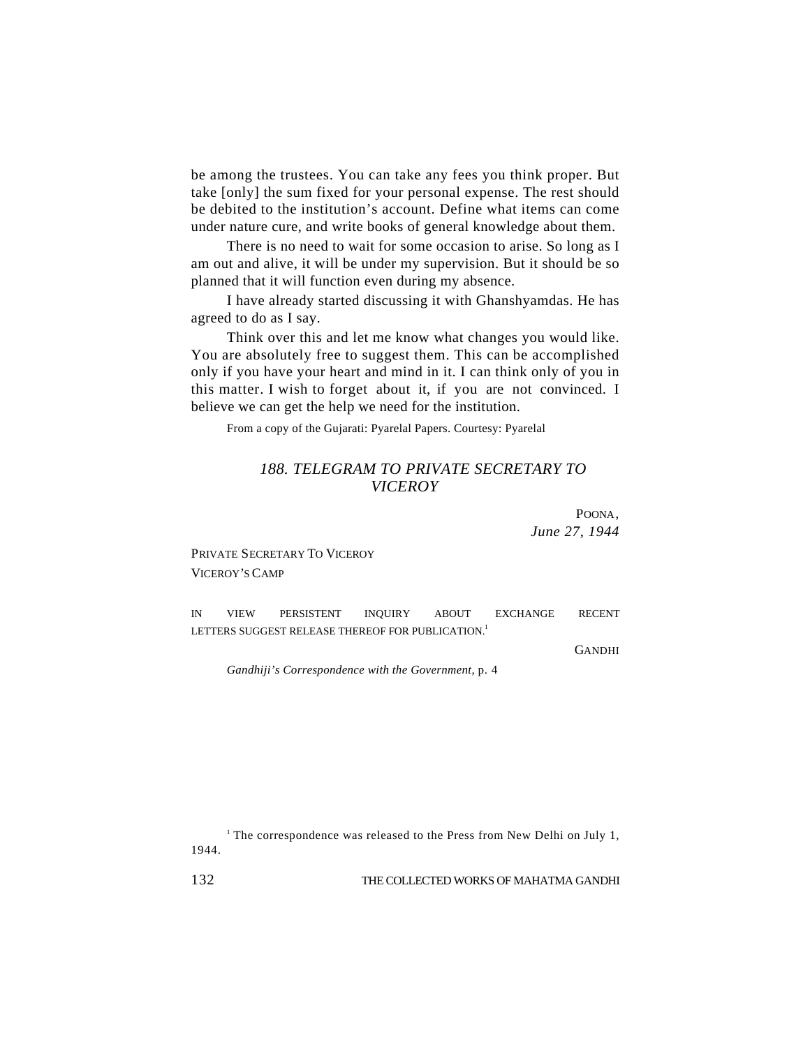be among the trustees. You can take any fees you think proper. But take [only] the sum fixed for your personal expense. The rest should be debited to the institution's account. Define what items can come under nature cure, and write books of general knowledge about them.

There is no need to wait for some occasion to arise. So long as I am out and alive, it will be under my supervision. But it should be so planned that it will function even during my absence.

I have already started discussing it with Ghanshyamdas. He has agreed to do as I say.

Think over this and let me know what changes you would like. You are absolutely free to suggest them. This can be accomplished only if you have your heart and mind in it. I can think only of you in this matter. I wish to forget about it, if you are not convinced. I believe we can get the help we need for the institution.

From a copy of the Gujarati: Pyarelal Papers. Courtesy: Pyarelal

## *188. TELEGRAM TO PRIVATE SECRETARY TO VICEROY*

POONA,
*June 27, 1944*

PRIVATE SECRETARY TO VICEROY
VICEROY'S CAMP

IN VIEW PERSISTENT INQUIRY ABOUT EXCHANGE RECENT LETTERS SUGGEST RELEASE THEREOF FOR PUBLICATION.[1]

GANDHI

*Gandhiji's Correspondence with the Government,* p. 4

[1] The correspondence was released to the Press from New Delhi on July 1, 1944.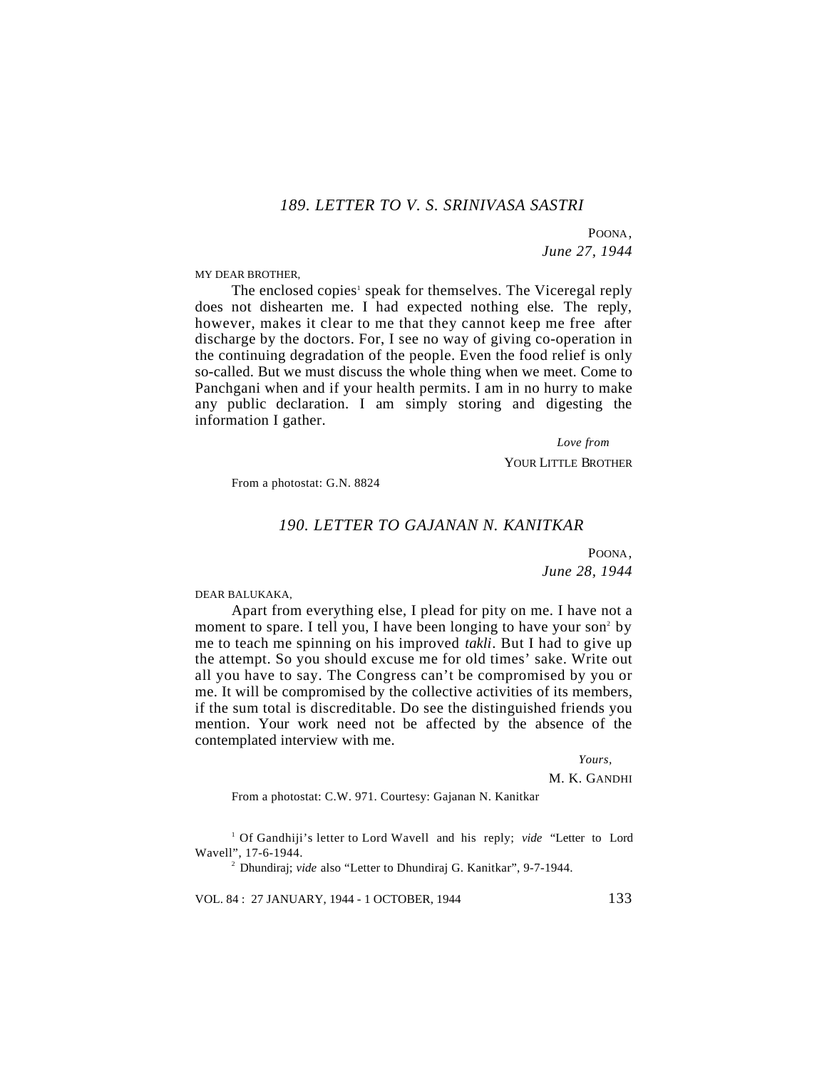### *189. LETTER TO V. S. SRINIVASA SASTRI*

POONA,
*June 27, 1944*

MY DEAR BROTHER,

The enclosed copies[1] speak for themselves. The Viceregal reply does not dishearten me. I had expected nothing else. The reply, however, makes it clear to me that they cannot keep me free after discharge by the doctors. For, I see no way of giving co-operation in the continuing degradation of the people. Even the food relief is only so-called. But we must discuss the whole thing when we meet. Come to Panchgani when and if your health permits. I am in no hurry to make any public declaration. I am simply storing and digesting the information I gather.

*Love from*
YOUR LITTLE BROTHER

From a photostat: G.N. 8824

### *190. LETTER TO GAJANAN N. KANITKAR*

POONA,
*June 28, 1944*

DEAR BALUKAKA,

Apart from everything else, I plead for pity on me. I have not a moment to spare. I tell you, I have been longing to have your son[2] by me to teach me spinning on his improved *takli*. But I had to give up the attempt. So you should excuse me for old times' sake. Write out all you have to say. The Congress can't be compromised by you or me. It will be compromised by the collective activities of its members, if the sum total is discreditable. Do see the distinguished friends you mention. Your work need not be affected by the absence of the contemplated interview with me.

*Yours,*
M. K. GANDHI

From a photostat: C.W. 971. Courtesy: Gajanan N. Kanitkar

[1] Of Gandhiji's letter to Lord Wavell and his reply; *vide* "Letter to Lord Wavell", 17-6-1944.

[2] Dhundiraj; *vide* also "Letter to Dhundiraj G. Kanitkar", 9-7-1944.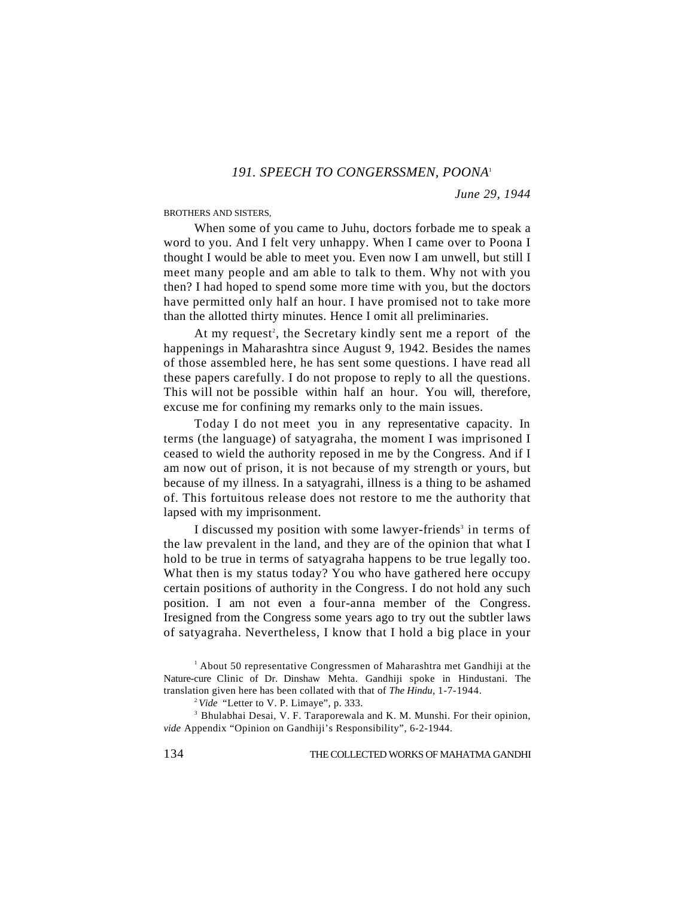### 191. SPEECH TO CONGERSSMEN, POONA[1]

*June 29, 1944*

BROTHERS AND SISTERS,

When some of you came to Juhu, doctors forbade me to speak a word to you. And I felt very unhappy. When I came over to Poona I thought I would be able to meet you. Even now I am unwell, but still I meet many people and am able to talk to them. Why not with you then? I had hoped to spend some more time with you, but the doctors have permitted only half an hour. I have promised not to take more than the allotted thirty minutes. Hence I omit all preliminaries.

At my request[2], the Secretary kindly sent me a report of the happenings in Maharashtra since August 9, 1942. Besides the names of those assembled here, he has sent some questions. I have read all these papers carefully. I do not propose to reply to all the questions. This will not be possible within half an hour. You will, therefore, excuse me for confining my remarks only to the main issues.

Today I do not meet you in any representative capacity. In terms (the language) of satyagraha, the moment I was imprisoned I ceased to wield the authority reposed in me by the Congress. And if I am now out of prison, it is not because of my strength or yours, but because of my illness. In a satyagrahi, illness is a thing to be ashamed of. This fortuitous release does not restore to me the authority that lapsed with my imprisonment.

I discussed my position with some lawyer-friends[3] in terms of the law prevalent in the land, and they are of the opinion that what I hold to be true in terms of satyagraha happens to be true legally too. What then is my status today? You who have gathered here occupy certain positions of authority in the Congress. I do not hold any such position. I am not even a four-anna member of the Congress. Iresigned from the Congress some years ago to try out the subtler laws of satyagraha. Nevertheless, I know that I hold a big place in your

[1] About 50 representative Congressmen of Maharashtra met Gandhiji at the Nature-cure Clinic of Dr. Dinshaw Mehta. Gandhiji spoke in Hindustani. The translation given here has been collated with that of *The Hindu*, 1-7-1944.

[2] *Vide* "Letter to V. P. Limaye", p. 333.

[3] Bhulabhai Desai, V. F. Taraporewala and K. M. Munshi. For their opinion, *vide* Appendix "Opinion on Gandhiji's Responsibility", 6-2-1944.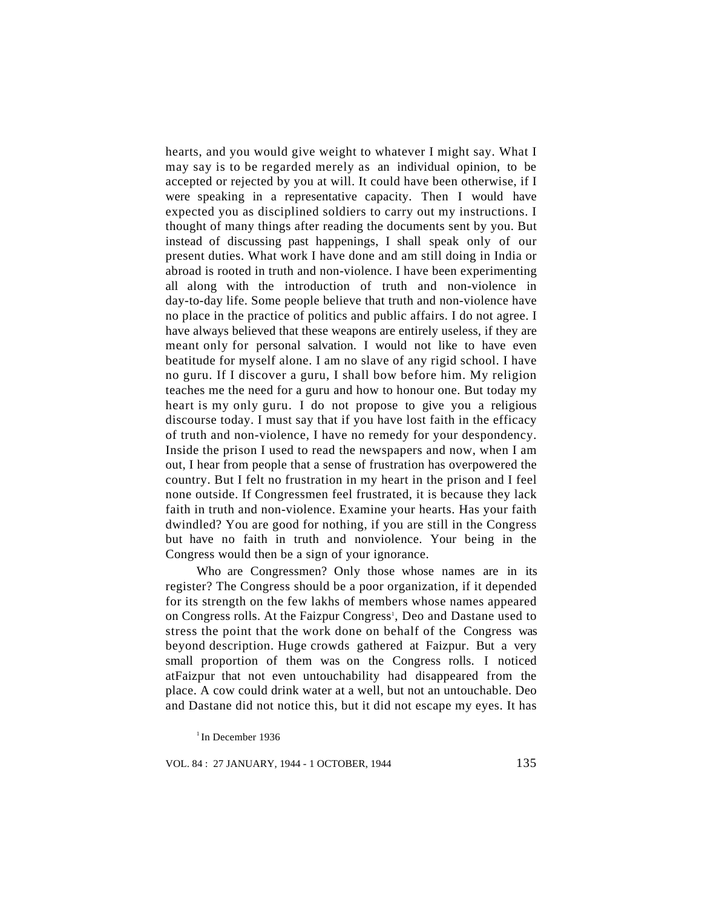hearts, and you would give weight to whatever I might say. What I may say is to be regarded merely as an individual opinion, to be accepted or rejected by you at will. It could have been otherwise, if I were speaking in a representative capacity. Then I would have expected you as disciplined soldiers to carry out my instructions. I thought of many things after reading the documents sent by you. But instead of discussing past happenings, I shall speak only of our present duties. What work I have done and am still doing in India or abroad is rooted in truth and non-violence. I have been experimenting all along with the introduction of truth and non-violence in day-to-day life. Some people believe that truth and non-violence have no place in the practice of politics and public affairs. I do not agree. I have always believed that these weapons are entirely useless, if they are meant only for personal salvation. I would not like to have even beatitude for myself alone. I am no slave of any rigid school. I have no guru. If I discover a guru, I shall bow before him. My religion teaches me the need for a guru and how to honour one. But today my heart is my only guru. I do not propose to give you a religious discourse today. I must say that if you have lost faith in the efficacy of truth and non-violence, I have no remedy for your despondency. Inside the prison I used to read the newspapers and now, when I am out, I hear from people that a sense of frustration has overpowered the country. But I felt no frustration in my heart in the prison and I feel none outside. If Congressmen feel frustrated, it is because they lack faith in truth and non-violence. Examine your hearts. Has your faith dwindled? You are good for nothing, if you are still in the Congress but have no faith in truth and nonviolence. Your being in the Congress would then be a sign of your ignorance.

Who are Congressmen? Only those whose names are in its register? The Congress should be a poor organization, if it depended for its strength on the few lakhs of members whose names appeared on Congress rolls. At the Faizpur Congress[1], Deo and Dastane used to stress the point that the work done on behalf of the Congress was beyond description. Huge crowds gathered at Faizpur. But a very small proportion of them was on the Congress rolls. I noticed atFaizpur that not even untouchability had disappeared from the place. A cow could drink water at a well, but not an untouchable. Deo and Dastane did not notice this, but it did not escape my eyes. It has

[1] In December 1936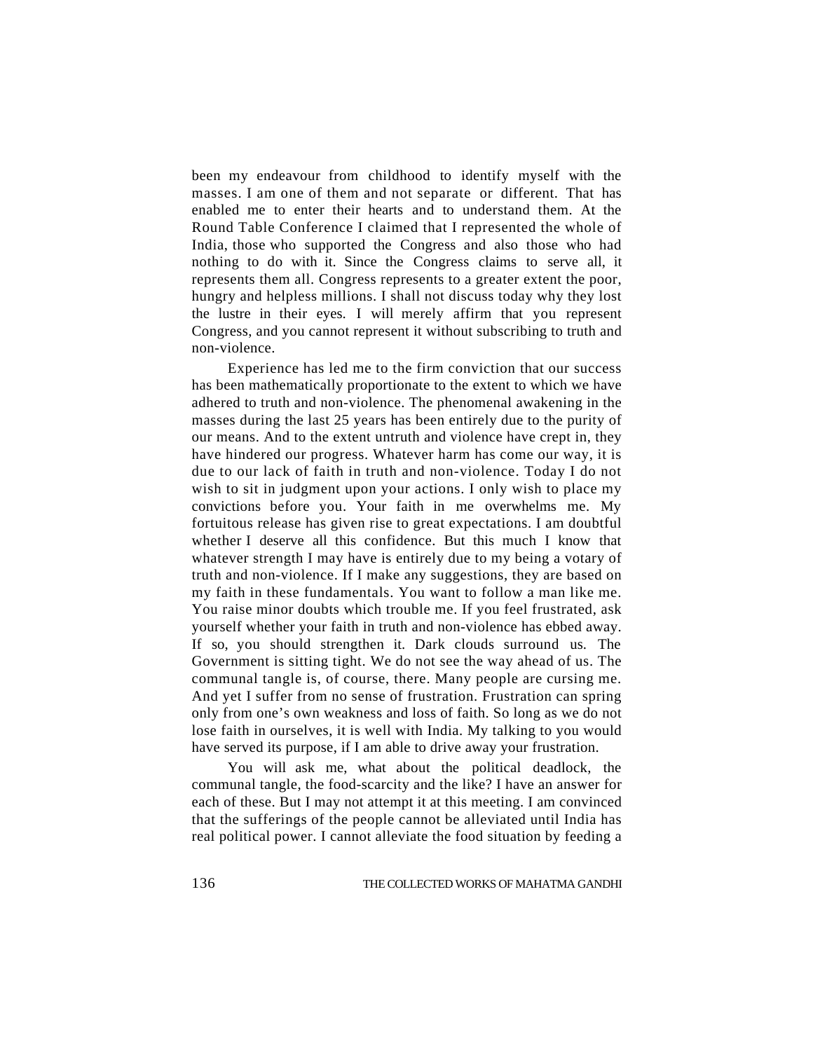been my endeavour from childhood to identify myself with the masses. I am one of them and not separate or different. That has enabled me to enter their hearts and to understand them. At the Round Table Conference I claimed that I represented the whole of India, those who supported the Congress and also those who had nothing to do with it. Since the Congress claims to serve all, it represents them all. Congress represents to a greater extent the poor, hungry and helpless millions. I shall not discuss today why they lost the lustre in their eyes. I will merely affirm that you represent Congress, and you cannot represent it without subscribing to truth and non-violence.

Experience has led me to the firm conviction that our success has been mathematically proportionate to the extent to which we have adhered to truth and non-violence. The phenomenal awakening in the masses during the last 25 years has been entirely due to the purity of our means. And to the extent untruth and violence have crept in, they have hindered our progress. Whatever harm has come our way, it is due to our lack of faith in truth and non-violence. Today I do not wish to sit in judgment upon your actions. I only wish to place my convictions before you. Your faith in me overwhelms me. My fortuitous release has given rise to great expectations. I am doubtful whether I deserve all this confidence. But this much I know that whatever strength I may have is entirely due to my being a votary of truth and non-violence. If I make any suggestions, they are based on my faith in these fundamentals. You want to follow a man like me. You raise minor doubts which trouble me. If you feel frustrated, ask yourself whether your faith in truth and non-violence has ebbed away. If so, you should strengthen it. Dark clouds surround us. The Government is sitting tight. We do not see the way ahead of us. The communal tangle is, of course, there. Many people are cursing me. And yet I suffer from no sense of frustration. Frustration can spring only from one's own weakness and loss of faith. So long as we do not lose faith in ourselves, it is well with India. My talking to you would have served its purpose, if I am able to drive away your frustration.

You will ask me, what about the political deadlock, the communal tangle, the food-scarcity and the like? I have an answer for each of these. But I may not attempt it at this meeting. I am convinced that the sufferings of the people cannot be alleviated until India has real political power. I cannot alleviate the food situation by feeding a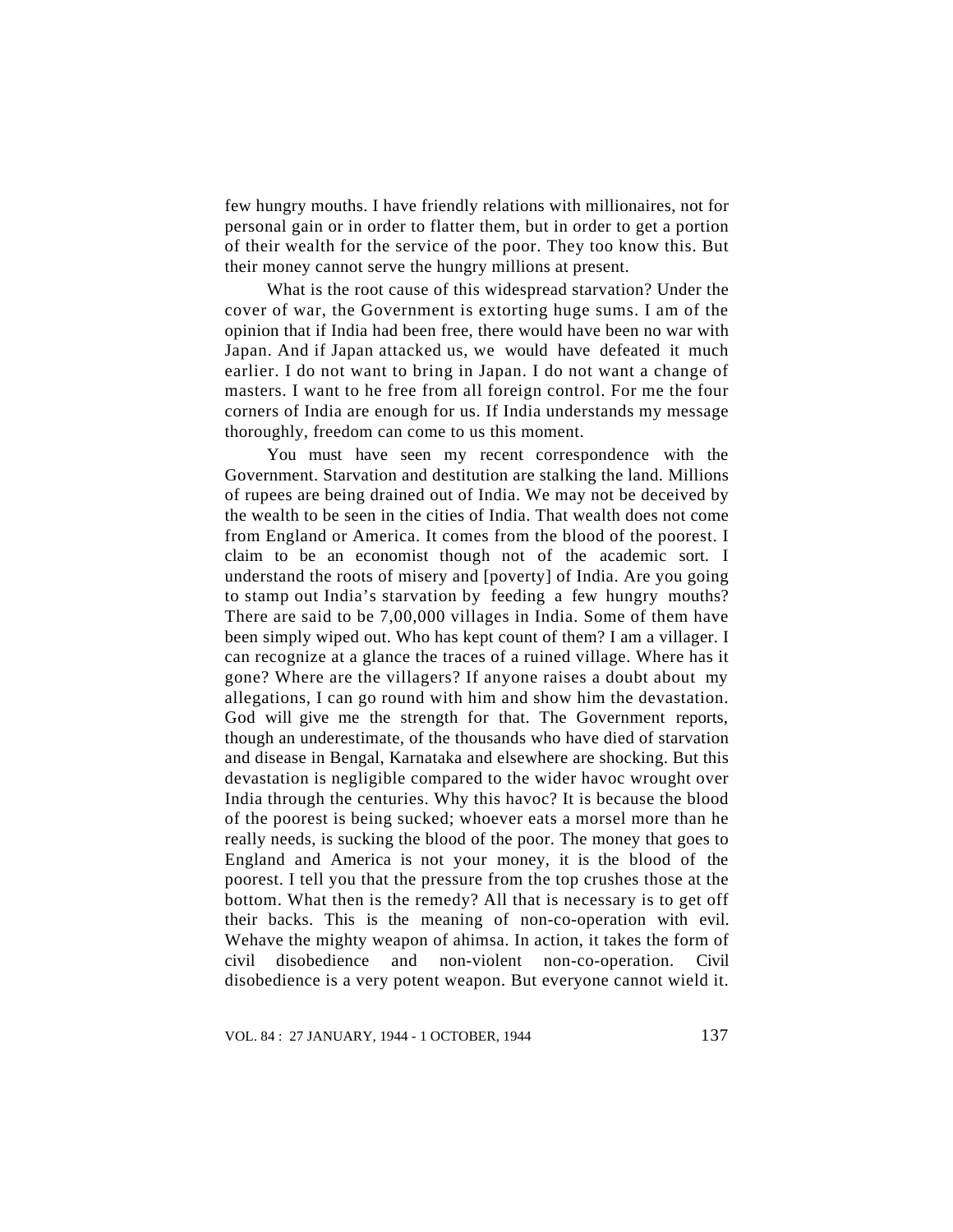few hungry mouths. I have friendly relations with millionaires, not for personal gain or in order to flatter them, but in order to get a portion of their wealth for the service of the poor. They too know this. But their money cannot serve the hungry millions at present.

What is the root cause of this widespread starvation? Under the cover of war, the Government is extorting huge sums. I am of the opinion that if India had been free, there would have been no war with Japan. And if Japan attacked us, we would have defeated it much earlier. I do not want to bring in Japan. I do not want a change of masters. I want to he free from all foreign control. For me the four corners of India are enough for us. If India understands my message thoroughly, freedom can come to us this moment.

You must have seen my recent correspondence with the Government. Starvation and destitution are stalking the land. Millions of rupees are being drained out of India. We may not be deceived by the wealth to be seen in the cities of India. That wealth does not come from England or America. It comes from the blood of the poorest. I claim to be an economist though not of the academic sort. I understand the roots of misery and [poverty] of India. Are you going to stamp out India's starvation by feeding a few hungry mouths? There are said to be 7,00,000 villages in India. Some of them have been simply wiped out. Who has kept count of them? I am a villager. I can recognize at a glance the traces of a ruined village. Where has it gone? Where are the villagers? If anyone raises a doubt about my allegations, I can go round with him and show him the devastation. God will give me the strength for that. The Government reports, though an underestimate, of the thousands who have died of starvation and disease in Bengal, Karnataka and elsewhere are shocking. But this devastation is negligible compared to the wider havoc wrought over India through the centuries. Why this havoc? It is because the blood of the poorest is being sucked; whoever eats a morsel more than he really needs, is sucking the blood of the poor. The money that goes to England and America is not your money, it is the blood of the poorest. I tell you that the pressure from the top crushes those at the bottom. What then is the remedy? All that is necessary is to get off their backs. This is the meaning of non-co-operation with evil. Wehave the mighty weapon of ahimsa. In action, it takes the form of civil disobedience and non-violent non-co-operation. Civil disobedience is a very potent weapon. But everyone cannot wield it.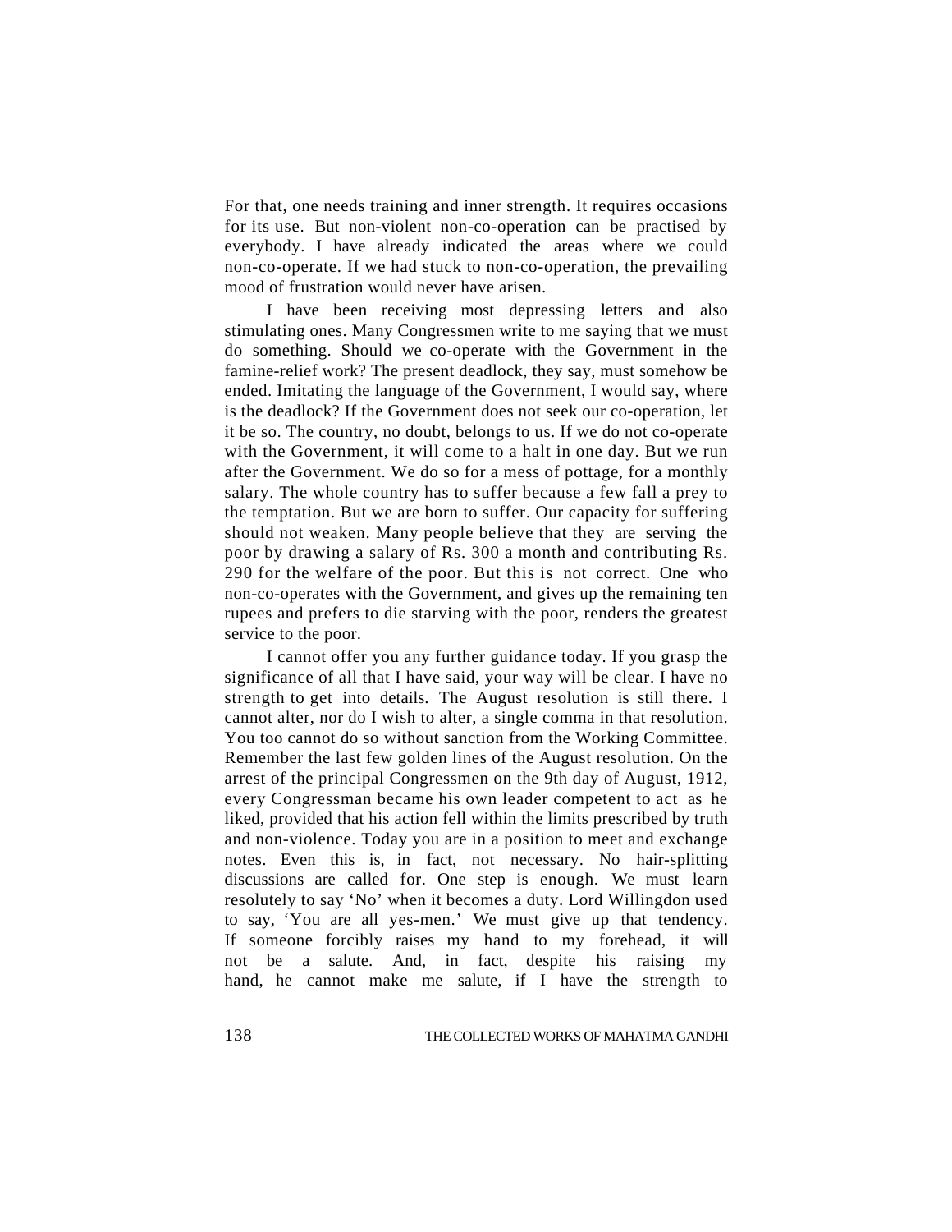For that, one needs training and inner strength. It requires occasions for its use. But non-violent non-co-operation can be practised by everybody. I have already indicated the areas where we could non-co-operate. If we had stuck to non-co-operation, the prevailing mood of frustration would never have arisen.

I have been receiving most depressing letters and also stimulating ones. Many Congressmen write to me saying that we must do something. Should we co-operate with the Government in the famine-relief work? The present deadlock, they say, must somehow be ended. Imitating the language of the Government, I would say, where is the deadlock? If the Government does not seek our co-operation, let it be so. The country, no doubt, belongs to us. If we do not co-operate with the Government, it will come to a halt in one day. But we run after the Government. We do so for a mess of pottage, for a monthly salary. The whole country has to suffer because a few fall a prey to the temptation. But we are born to suffer. Our capacity for suffering should not weaken. Many people believe that they are serving the poor by drawing a salary of Rs. 300 a month and contributing Rs. 290 for the welfare of the poor. But this is not correct. One who non-co-operates with the Government, and gives up the remaining ten rupees and prefers to die starving with the poor, renders the greatest service to the poor.

I cannot offer you any further guidance today. If you grasp the significance of all that I have said, your way will be clear. I have no strength to get into details. The August resolution is still there. I cannot alter, nor do I wish to alter, a single comma in that resolution. You too cannot do so without sanction from the Working Committee. Remember the last few golden lines of the August resolution. On the arrest of the principal Congressmen on the 9th day of August, 1912, every Congressman became his own leader competent to act as he liked, provided that his action fell within the limits prescribed by truth and non-violence. Today you are in a position to meet and exchange notes. Even this is, in fact, not necessary. No hair-splitting discussions are called for. One step is enough. We must learn resolutely to say 'No' when it becomes a duty. Lord Willingdon used to say, 'You are all yes-men.' We must give up that tendency. If someone forcibly raises my hand to my forehead, it will not be a salute. And, in fact, despite his raising my hand, he cannot make me salute, if I have the strength to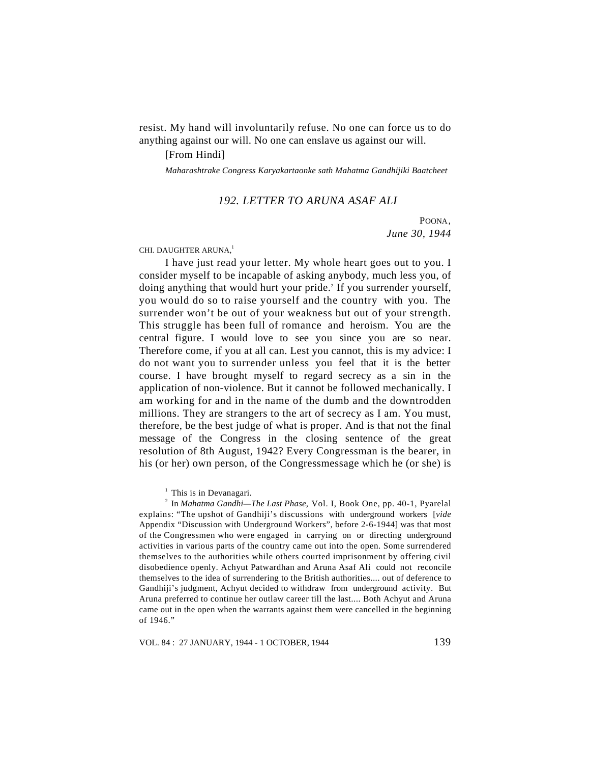resist. My hand will involuntarily refuse. No one can force us to do anything against our will. No one can enslave us against our will.

[From Hindi]

*Maharashtrake Congress Karyakartaonke sath Mahatma Gandhijiki Baatcheet*

### *192. LETTER TO ARUNA ASAF ALI*

POONA,
*June 30, 1944*

CHI. DAUGHTER ARUNA,[1]

I have just read your letter. My whole heart goes out to you. I consider myself to be incapable of asking anybody, much less you, of doing anything that would hurt your pride.[2] If you surrender yourself, you would do so to raise yourself and the country with you. The surrender won't be out of your weakness but out of your strength. This struggle has been full of romance and heroism. You are the central figure. I would love to see you since you are so near. Therefore come, if you at all can. Lest you cannot, this is my advice: I do not want you to surrender unless you feel that it is the better course. I have brought myself to regard secrecy as a sin in the application of non-violence. But it cannot be followed mechanically. I am working for and in the name of the dumb and the downtrodden millions. They are strangers to the art of secrecy as I am. You must, therefore, be the best judge of what is proper. And is that not the final message of the Congress in the closing sentence of the great resolution of 8th August, 1942? Every Congressman is the bearer, in his (or her) own person, of the Congressmessage which he (or she) is

---

[1] This is in Devanagari.

[2] In *Mahatma Gandhi—The Last Phase,* Vol. I, Book One, pp. 40-1, Pyarelal explains: "The upshot of Gandhiji's discussions with underground workers [*vide* Appendix "Discussion with Underground Workers", before 2-6-1944] was that most of the Congressmen who were engaged in carrying on or directing underground activities in various parts of the country came out into the open. Some surrendered themselves to the authorities while others courted imprisonment by offering civil disobedience openly. Achyut Patwardhan and Aruna Asaf Ali could not reconcile themselves to the idea of surrendering to the British authorities.... out of deference to Gandhiji's judgment, Achyut decided to withdraw from underground activity. But Aruna preferred to continue her outlaw career till the last.... Both Achyut and Aruna came out in the open when the warrants against them were cancelled in the beginning of 1946."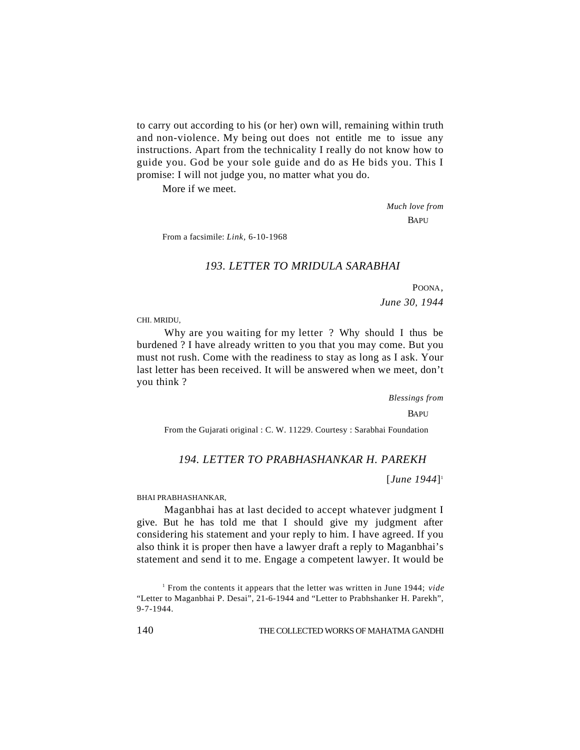to carry out according to his (or her) own will, remaining within truth and non-violence. My being out does not entitle me to issue any instructions. Apart from the technicality I really do not know how to guide you. God be your sole guide and do as He bids you. This I promise: I will not judge you, no matter what you do.

More if we meet.

*Much love from*

BAPU

From a facsimile: *Link*, 6-10-1968

## *193. LETTER TO MRIDULA SARABHAI*

POONA,

*June 30, 1944*

CHI. MRIDU,

Why are you waiting for my letter ? Why should I thus be burdened ? I have already written to you that you may come. But you must not rush. Come with the readiness to stay as long as I ask. Your last letter has been received. It will be answered when we meet, don't you think ?

*Blessings from*

BAPU

From the Gujarati original : C. W. 11229. Courtesy : Sarabhai Foundation

## *194. LETTER TO PRABHASHANKAR H. PAREKH*

[*June 1944*][1]

BHAI PRABHASHANKAR,

Maganbhai has at last decided to accept whatever judgment I give. But he has told me that I should give my judgment after considering his statement and your reply to him. I have agreed. If you also think it is proper then have a lawyer draft a reply to Maganbhai's statement and send it to me. Engage a competent lawyer. It would be

[1] From the contents it appears that the letter was written in June 1944; *vide* "Letter to Maganbhai P. Desai", 21-6-1944 and "Letter to Prabhshanker H. Parekh", 9-7-1944.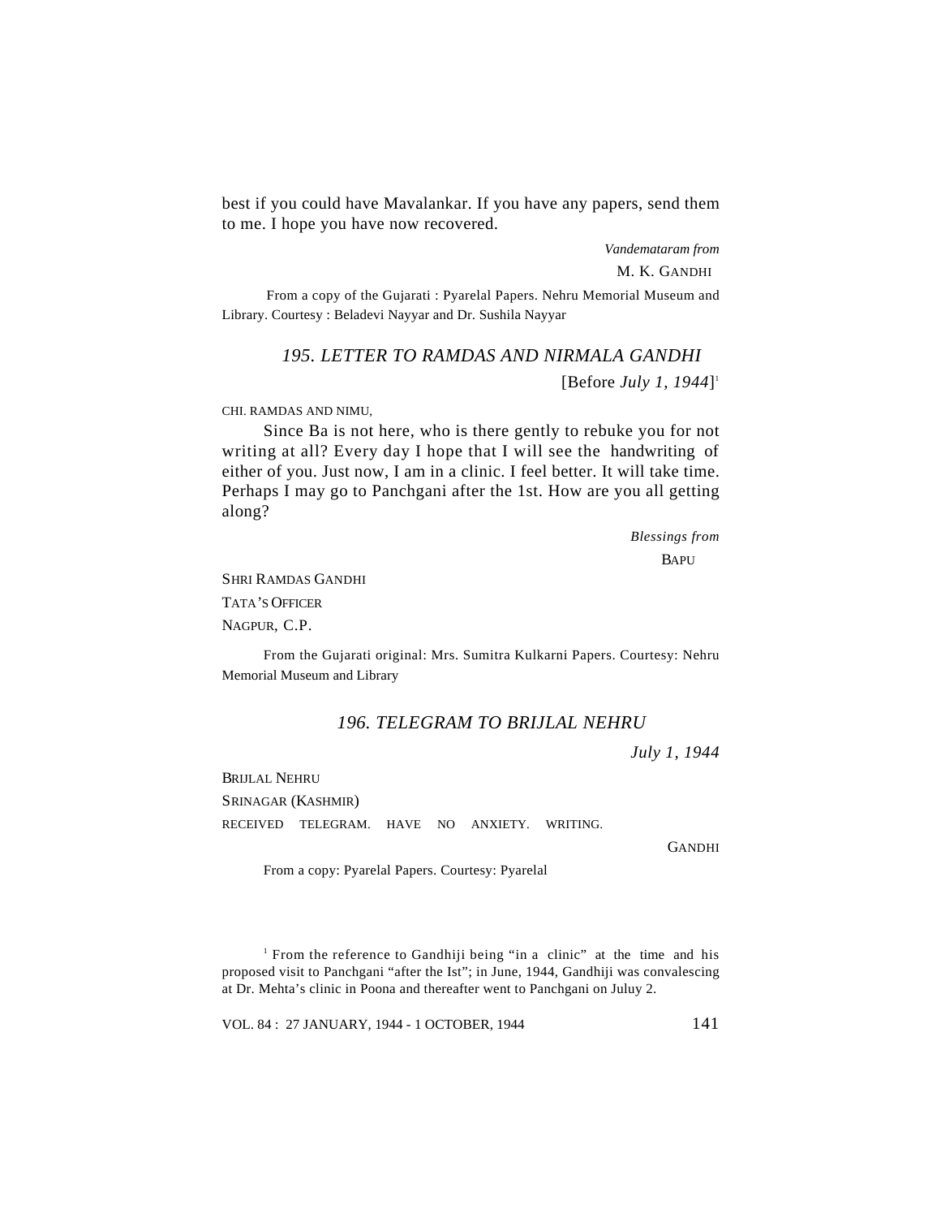best if you could have Mavalankar. If you have any papers, send them to me. I hope you have now recovered.

*Vandemataram from*
M. K. GANDHI

From a copy of the Gujarati : Pyarelal Papers. Nehru Memorial Museum and Library. Courtesy : Beladevi Nayyar and Dr. Sushila Nayyar

## *195. LETTER TO RAMDAS AND NIRMALA GANDHI*

[Before *July 1, 1944*][1]

CHI. RAMDAS AND NIMU,

Since Ba is not here, who is there gently to rebuke you for not writing at all? Every day I hope that I will see the handwriting of either of you. Just now, I am in a clinic. I feel better. It will take time. Perhaps I may go to Panchgani after the 1st. How are you all getting along?

*Blessings from*
BAPU

SHRI RAMDAS GANDHI
TATA'S OFFICER
NAGPUR, C.P.

From the Gujarati original: Mrs. Sumitra Kulkarni Papers. Courtesy: Nehru Memorial Museum and Library

## *196. TELEGRAM TO BRIJLAL NEHRU*

*July 1, 1944*

BRIJLAL NEHRU
SRINAGAR (KASHMIR)

RECEIVED TELEGRAM. HAVE NO ANXIETY. WRITING.

GANDHI

From a copy: Pyarelal Papers. Courtesy: Pyarelal

[1] From the reference to Gandhiji being "in a clinic" at the time and his proposed visit to Panchgani "after the Ist"; in June, 1944, Gandhiji was convalescing at Dr. Mehta's clinic in Poona and thereafter went to Panchgani on Juluy 2.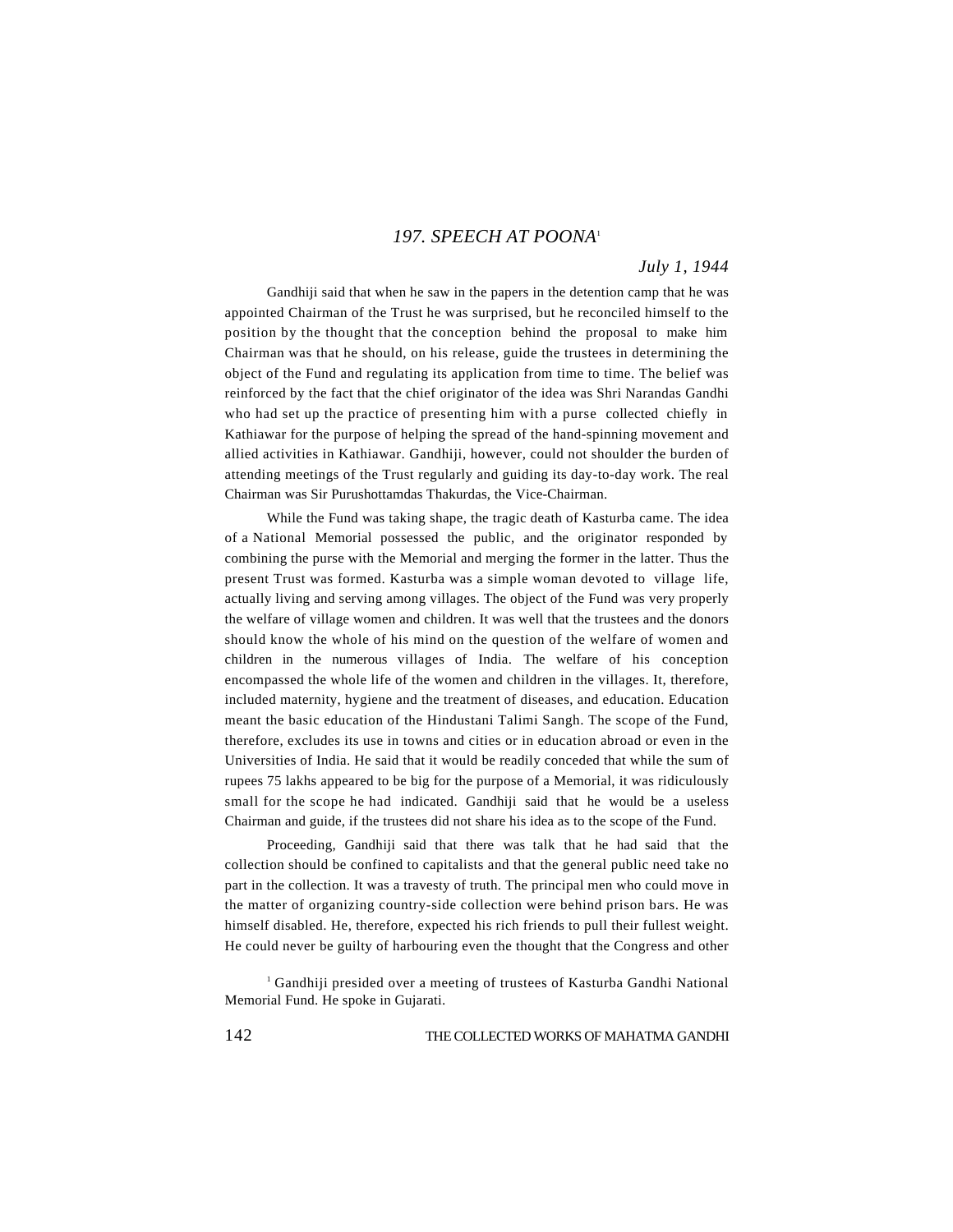## *197. SPEECH AT POONA*[1]

*July 1, 1944*

Gandhiji said that when he saw in the papers in the detention camp that he was appointed Chairman of the Trust he was surprised, but he reconciled himself to the position by the thought that the conception behind the proposal to make him Chairman was that he should, on his release, guide the trustees in determining the object of the Fund and regulating its application from time to time. The belief was reinforced by the fact that the chief originator of the idea was Shri Narandas Gandhi who had set up the practice of presenting him with a purse collected chiefly in Kathiawar for the purpose of helping the spread of the hand-spinning movement and allied activities in Kathiawar. Gandhiji, however, could not shoulder the burden of attending meetings of the Trust regularly and guiding its day-to-day work. The real Chairman was Sir Purushottamdas Thakurdas, the Vice-Chairman.

While the Fund was taking shape, the tragic death of Kasturba came. The idea of a National Memorial possessed the public, and the originator responded by combining the purse with the Memorial and merging the former in the latter. Thus the present Trust was formed. Kasturba was a simple woman devoted to village life, actually living and serving among villages. The object of the Fund was very properly the welfare of village women and children. It was well that the trustees and the donors should know the whole of his mind on the question of the welfare of women and children in the numerous villages of India. The welfare of his conception encompassed the whole life of the women and children in the villages. It, therefore, included maternity, hygiene and the treatment of diseases, and education. Education meant the basic education of the Hindustani Talimi Sangh. The scope of the Fund, therefore, excludes its use in towns and cities or in education abroad or even in the Universities of India. He said that it would be readily conceded that while the sum of rupees 75 lakhs appeared to be big for the purpose of a Memorial, it was ridiculously small for the scope he had indicated. Gandhiji said that he would be a useless Chairman and guide, if the trustees did not share his idea as to the scope of the Fund.

Proceeding, Gandhiji said that there was talk that he had said that the collection should be confined to capitalists and that the general public need take no part in the collection. It was a travesty of truth. The principal men who could move in the matter of organizing country-side collection were behind prison bars. He was himself disabled. He, therefore, expected his rich friends to pull their fullest weight. He could never be guilty of harbouring even the thought that the Congress and other

[1] Gandhiji presided over a meeting of trustees of Kasturba Gandhi National Memorial Fund. He spoke in Gujarati.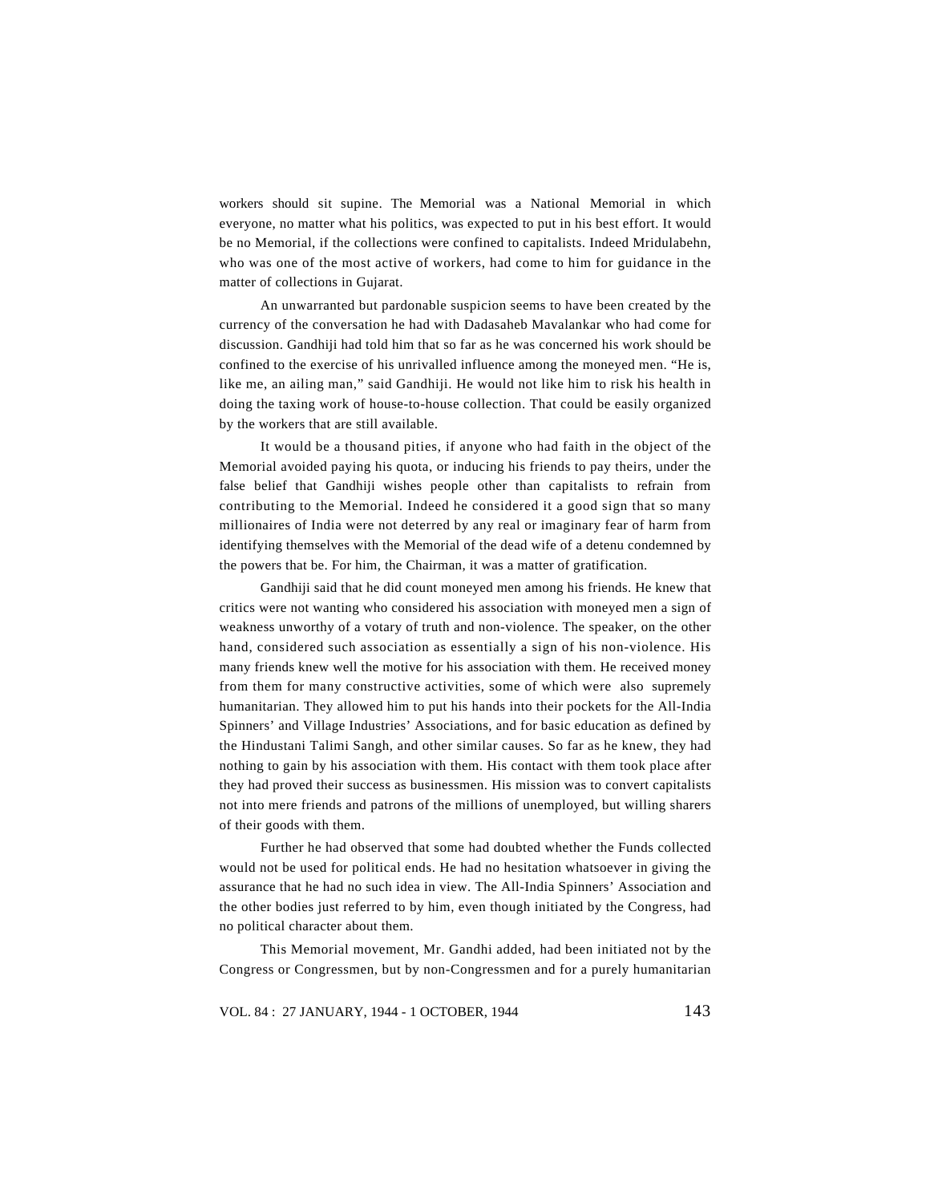workers should sit supine. The Memorial was a National Memorial in which everyone, no matter what his politics, was expected to put in his best effort. It would be no Memorial, if the collections were confined to capitalists. Indeed Mridulabehn, who was one of the most active of workers, had come to him for guidance in the matter of collections in Gujarat.

An unwarranted but pardonable suspicion seems to have been created by the currency of the conversation he had with Dadasaheb Mavalankar who had come for discussion. Gandhiji had told him that so far as he was concerned his work should be confined to the exercise of his unrivalled influence among the moneyed men. "He is, like me, an ailing man," said Gandhiji. He would not like him to risk his health in doing the taxing work of house-to-house collection. That could be easily organized by the workers that are still available.

It would be a thousand pities, if anyone who had faith in the object of the Memorial avoided paying his quota, or inducing his friends to pay theirs, under the false belief that Gandhiji wishes people other than capitalists to refrain from contributing to the Memorial. Indeed he considered it a good sign that so many millionaires of India were not deterred by any real or imaginary fear of harm from identifying themselves with the Memorial of the dead wife of a detenu condemned by the powers that be. For him, the Chairman, it was a matter of gratification.

Gandhiji said that he did count moneyed men among his friends. He knew that critics were not wanting who considered his association with moneyed men a sign of weakness unworthy of a votary of truth and non-violence. The speaker, on the other hand, considered such association as essentially a sign of his non-violence. His many friends knew well the motive for his association with them. He received money from them for many constructive activities, some of which were also supremely humanitarian. They allowed him to put his hands into their pockets for the All-India Spinners' and Village Industries' Associations, and for basic education as defined by the Hindustani Talimi Sangh, and other similar causes. So far as he knew, they had nothing to gain by his association with them. His contact with them took place after they had proved their success as businessmen. His mission was to convert capitalists not into mere friends and patrons of the millions of unemployed, but willing sharers of their goods with them.

Further he had observed that some had doubted whether the Funds collected would not be used for political ends. He had no hesitation whatsoever in giving the assurance that he had no such idea in view. The All-India Spinners' Association and the other bodies just referred to by him, even though initiated by the Congress, had no political character about them.

This Memorial movement, Mr. Gandhi added, had been initiated not by the Congress or Congressmen, but by non-Congressmen and for a purely humanitarian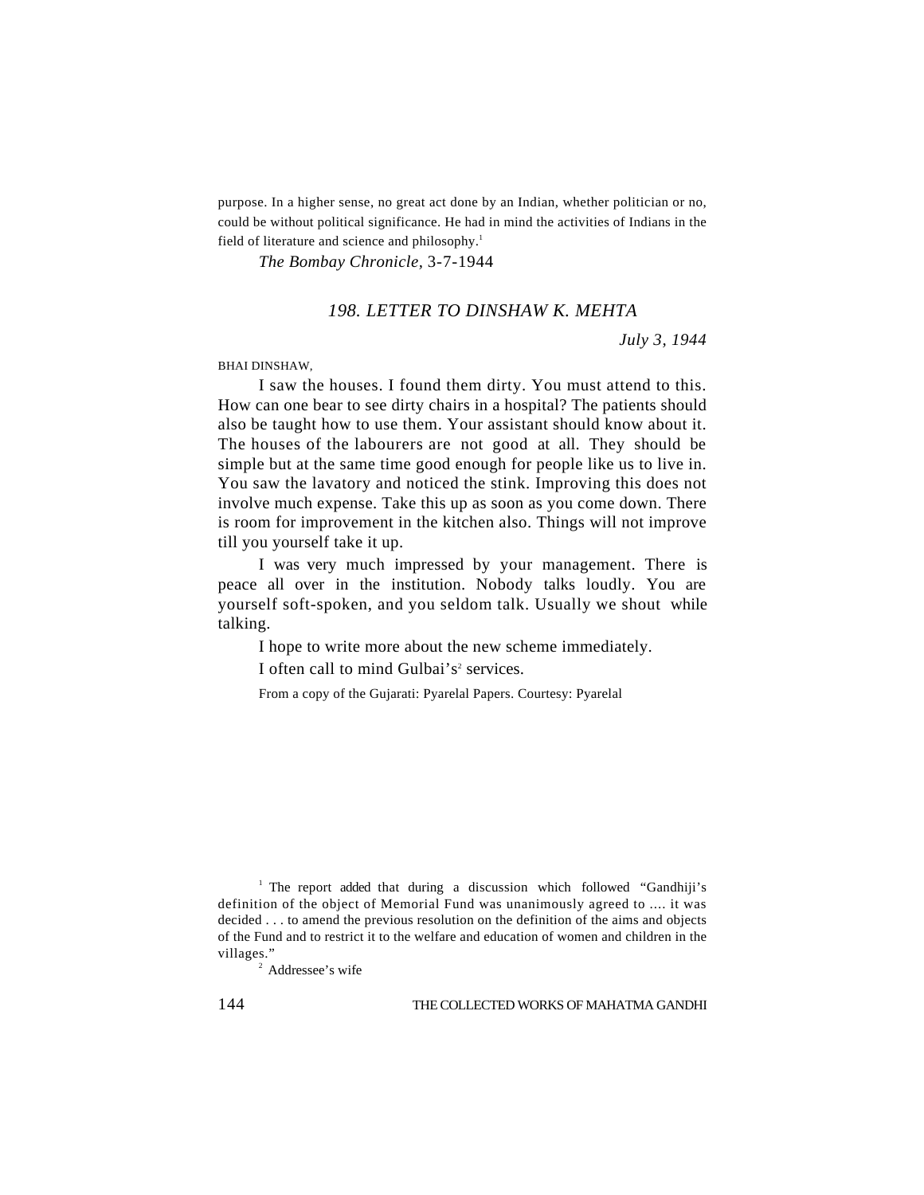purpose. In a higher sense, no great act done by an Indian, whether politician or no, could be without political significance. He had in mind the activities of Indians in the field of literature and science and philosophy.[1]

*The Bombay Chronicle*, 3-7-1944

## *198. LETTER TO DINSHAW K. MEHTA*

*July 3, 1944*

BHAI DINSHAW,

I saw the houses. I found them dirty. You must attend to this. How can one bear to see dirty chairs in a hospital? The patients should also be taught how to use them. Your assistant should know about it. The houses of the labourers are not good at all. They should be simple but at the same time good enough for people like us to live in. You saw the lavatory and noticed the stink. Improving this does not involve much expense. Take this up as soon as you come down. There is room for improvement in the kitchen also. Things will not improve till you yourself take it up.

I was very much impressed by your management. There is peace all over in the institution. Nobody talks loudly. You are yourself soft-spoken, and you seldom talk. Usually we shout while talking.

I hope to write more about the new scheme immediately.

I often call to mind Gulbai's[2] services.

From a copy of the Gujarati: Pyarelal Papers. Courtesy: Pyarelal

---

[1] The report added that during a discussion which followed "Gandhiji's definition of the object of Memorial Fund was unanimously agreed to .... it was decided . . . to amend the previous resolution on the definition of the aims and objects of the Fund and to restrict it to the welfare and education of women and children in the villages."

[2] Addressee's wife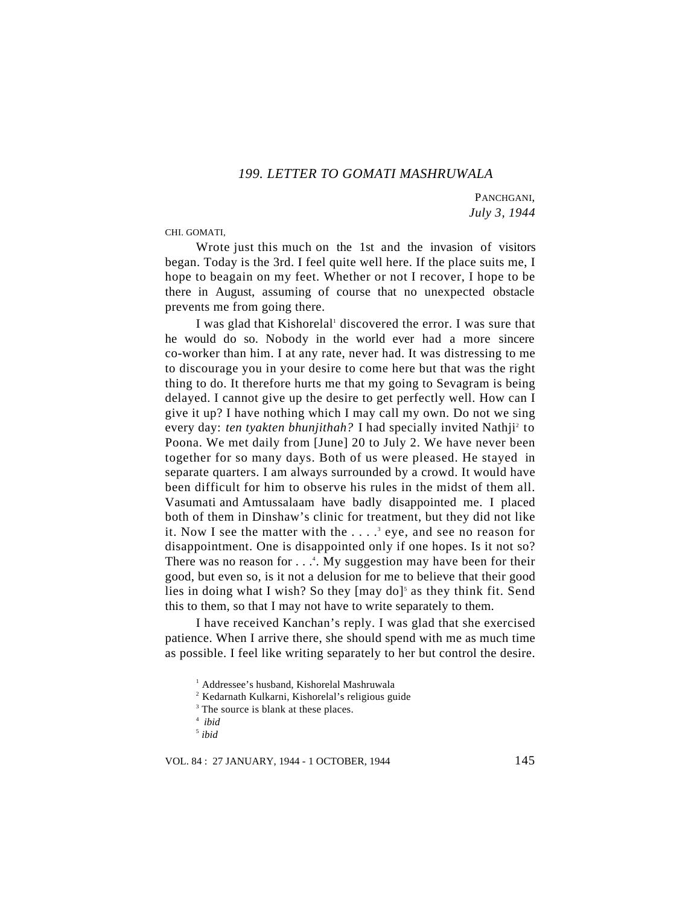## *199. LETTER TO GOMATI MASHRUWALA*

PANCHGANI,
*July 3, 1944*

CHI. GOMATI,

Wrote just this much on the 1st and the invasion of visitors began. Today is the 3rd. I feel quite well here. If the place suits me, I hope to beagain on my feet. Whether or not I recover, I hope to be there in August, assuming of course that no unexpected obstacle prevents me from going there.

I was glad that Kishorelal[1] discovered the error. I was sure that he would do so. Nobody in the world ever had a more sincere co-worker than him. I at any rate, never had. It was distressing to me to discourage you in your desire to come here but that was the right thing to do. It therefore hurts me that my going to Sevagram is being delayed. I cannot give up the desire to get perfectly well. How can I give it up? I have nothing which I may call my own. Do not we sing every day: *ten tyakten bhunjithah?* I had specially invited Nathji[2] to Poona. We met daily from [June] 20 to July 2. We have never been together for so many days. Both of us were pleased. He stayed in separate quarters. I am always surrounded by a crowd. It would have been difficult for him to observe his rules in the midst of them all. Vasumati and Amtussalaam have badly disappointed me. I placed both of them in Dinshaw's clinic for treatment, but they did not like it. Now I see the matter with the . . . .[3] eye, and see no reason for disappointment. One is disappointed only if one hopes. Is it not so? There was no reason for . . .[4]. My suggestion may have been for their good, but even so, is it not a delusion for me to believe that their good lies in doing what I wish? So they [may do][5] as they think fit. Send this to them, so that I may not have to write separately to them.

I have received Kanchan's reply. I was glad that she exercised patience. When I arrive there, she should spend with me as much time as possible. I feel like writing separately to her but control the desire.

---

[1] Addressee's husband, Kishorelal Mashruwala

[2] Kedarnath Kulkarni, Kishorelal's religious guide

[3] The source is blank at these places.

[4] *ibid*

[5] *ibid*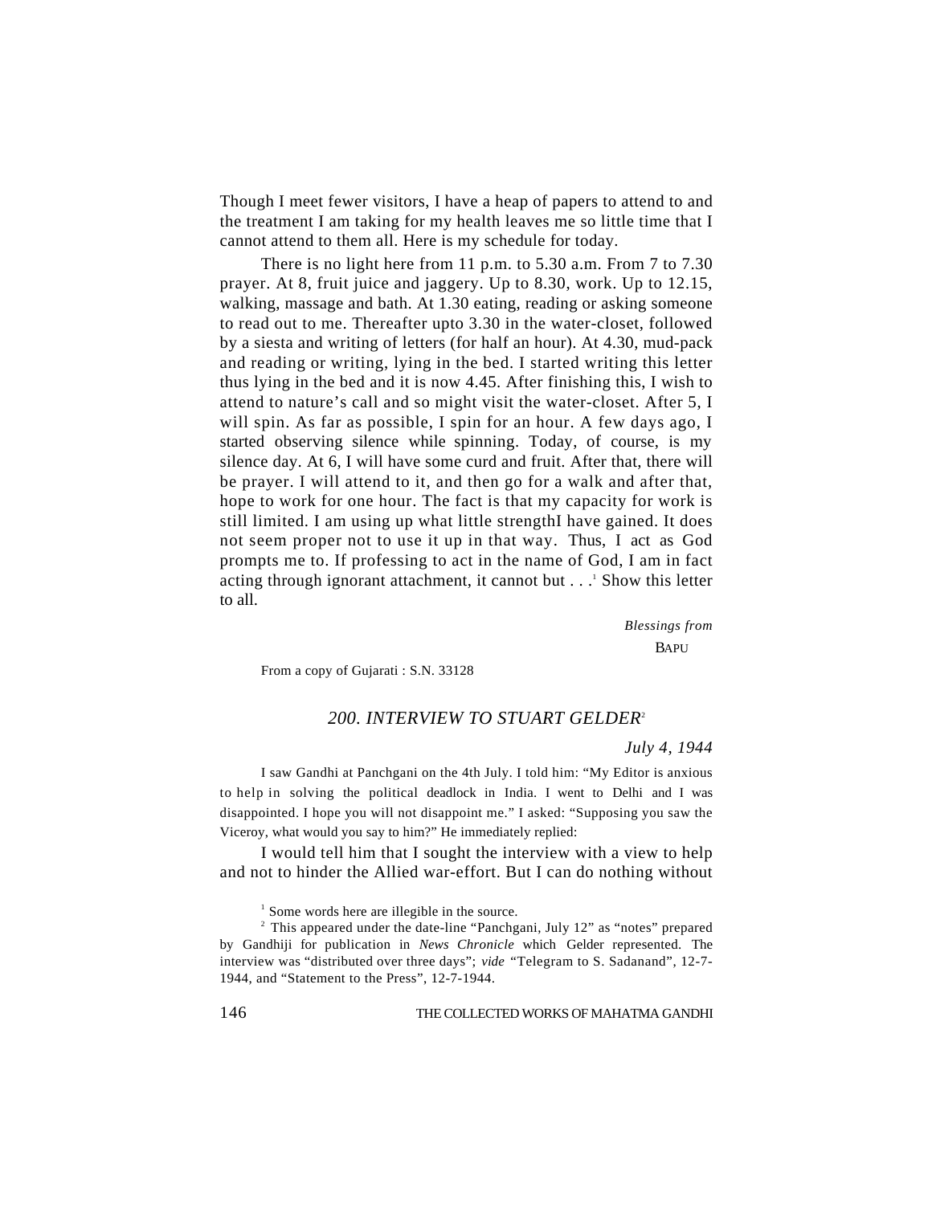Though I meet fewer visitors, I have a heap of papers to attend to and the treatment I am taking for my health leaves me so little time that I cannot attend to them all. Here is my schedule for today.

There is no light here from 11 p.m. to 5.30 a.m. From 7 to 7.30 prayer. At 8, fruit juice and jaggery. Up to 8.30, work. Up to 12.15, walking, massage and bath. At 1.30 eating, reading or asking someone to read out to me. Thereafter upto 3.30 in the water-closet, followed by a siesta and writing of letters (for half an hour). At 4.30, mud-pack and reading or writing, lying in the bed. I started writing this letter thus lying in the bed and it is now 4.45. After finishing this, I wish to attend to nature's call and so might visit the water-closet. After 5, I will spin. As far as possible, I spin for an hour. A few days ago, I started observing silence while spinning. Today, of course, is my silence day. At 6, I will have some curd and fruit. After that, there will be prayer. I will attend to it, and then go for a walk and after that, hope to work for one hour. The fact is that my capacity for work is still limited. I am using up what little strengthI have gained. It does not seem proper not to use it up in that way. Thus, I act as God prompts me to. If professing to act in the name of God, I am in fact acting through ignorant attachment, it cannot but . . .[1] Show this letter to all.

*Blessings from*
BAPU

From a copy of Gujarati : S.N. 33128

## *200. INTERVIEW TO STUART GELDER*[2]

*July 4, 1944*

I saw Gandhi at Panchgani on the 4th July. I told him: "My Editor is anxious to help in solving the political deadlock in India. I went to Delhi and I was disappointed. I hope you will not disappoint me." I asked: "Supposing you saw the Viceroy, what would you say to him?" He immediately replied:

I would tell him that I sought the interview with a view to help and not to hinder the Allied war-effort. But I can do nothing without

[1] Some words here are illegible in the source.

[2] This appeared under the date-line "Panchgani, July 12" as "notes" prepared by Gandhiji for publication in *News Chronicle* which Gelder represented. The interview was "distributed over three days"; *vide* "Telegram to S. Sadanand", 12-7-1944, and "Statement to the Press", 12-7-1944.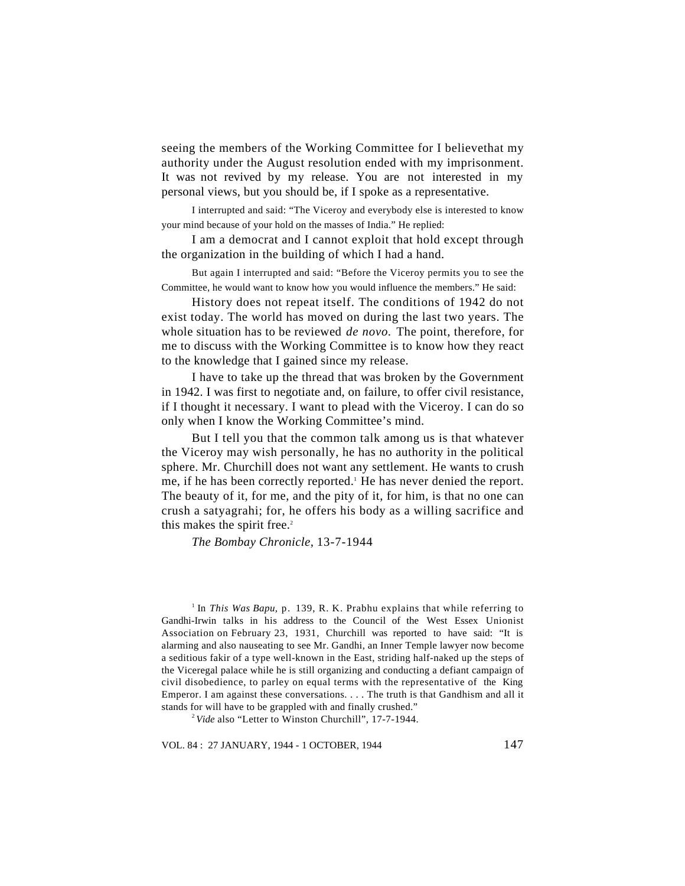seeing the members of the Working Committee for I believethat my authority under the August resolution ended with my imprisonment. It was not revived by my release. You are not interested in my personal views, but you should be, if I spoke as a representative.

I interrupted and said: "The Viceroy and everybody else is interested to know your mind because of your hold on the masses of India." He replied:

I am a democrat and I cannot exploit that hold except through the organization in the building of which I had a hand.

But again I interrupted and said: "Before the Viceroy permits you to see the Committee, he would want to know how you would influence the members." He said:

History does not repeat itself. The conditions of 1942 do not exist today. The world has moved on during the last two years. The whole situation has to be reviewed *de novo.* The point, therefore, for me to discuss with the Working Committee is to know how they react to the knowledge that I gained since my release.

I have to take up the thread that was broken by the Government in 1942. I was first to negotiate and, on failure, to offer civil resistance, if I thought it necessary. I want to plead with the Viceroy. I can do so only when I know the Working Committee's mind.

But I tell you that the common talk among us is that whatever the Viceroy may wish personally, he has no authority in the political sphere. Mr. Churchill does not want any settlement. He wants to crush me, if he has been correctly reported.[1] He has never denied the report. The beauty of it, for me, and the pity of it, for him, is that no one can crush a satyagrahi; for, he offers his body as a willing sacrifice and this makes the spirit free.[2]

*The Bombay Chronicle,* 13-7-1944

---

[1] In *This Was Bapu,* p. 139, R. K. Prabhu explains that while referring to Gandhi-Irwin talks in his address to the Council of the West Essex Unionist Association on February 23, 1931, Churchill was reported to have said: "It is alarming and also nauseating to see Mr. Gandhi, an Inner Temple lawyer now become a seditious fakir of a type well-known in the East, striding half-naked up the steps of the Viceregal palace while he is still organizing and conducting a defiant campaign of civil disobedience, to parley on equal terms with the representative of the King Emperor. I am against these conversations. . . . The truth is that Gandhism and all it stands for will have to be grappled with and finally crushed."

[2] *Vide* also "Letter to Winston Churchill", 17-7-1944.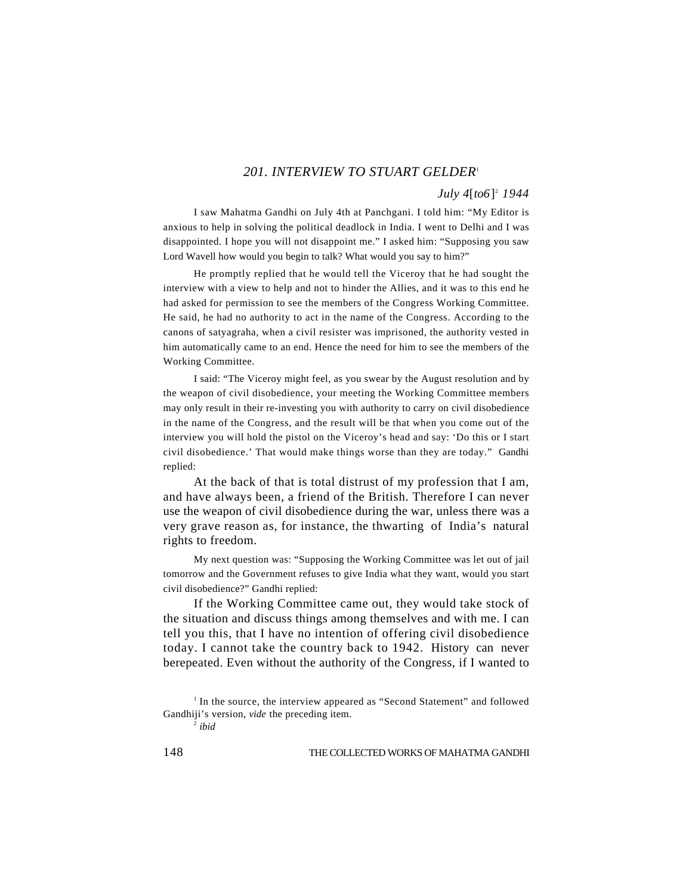## *201. INTERVIEW TO STUART GELDER*[1]

*July 4*[*to6*][2] *1944*

I saw Mahatma Gandhi on July 4th at Panchgani. I told him: "My Editor is anxious to help in solving the political deadlock in India. I went to Delhi and I was disappointed. I hope you will not disappoint me." I asked him: "Supposing you saw Lord Wavell how would you begin to talk? What would you say to him?"

He promptly replied that he would tell the Viceroy that he had sought the interview with a view to help and not to hinder the Allies, and it was to this end he had asked for permission to see the members of the Congress Working Committee. He said, he had no authority to act in the name of the Congress. According to the canons of satyagraha, when a civil resister was imprisoned, the authority vested in him automatically came to an end. Hence the need for him to see the members of the Working Committee.

I said: "The Viceroy might feel, as you swear by the August resolution and by the weapon of civil disobedience, your meeting the Working Committee members may only result in their re-investing you with authority to carry on civil disobedience in the name of the Congress, and the result will be that when you come out of the interview you will hold the pistol on the Viceroy's head and say: 'Do this or I start civil disobedience.' That would make things worse than they are today." Gandhi replied:

At the back of that is total distrust of my profession that I am, and have always been, a friend of the British. Therefore I can never use the weapon of civil disobedience during the war, unless there was a very grave reason as, for instance, the thwarting of India's natural rights to freedom.

My next question was: "Supposing the Working Committee was let out of jail tomorrow and the Government refuses to give India what they want, would you start civil disobedience?" Gandhi replied:

If the Working Committee came out, they would take stock of the situation and discuss things among themselves and with me. I can tell you this, that I have no intention of offering civil disobedience today. I cannot take the country back to 1942. History can never berepeated. Even without the authority of the Congress, if I wanted to

---

[1] In the source, the interview appeared as "Second Statement" and followed Gandhiji's version, *vide* the preceding item.

[2] *ibid*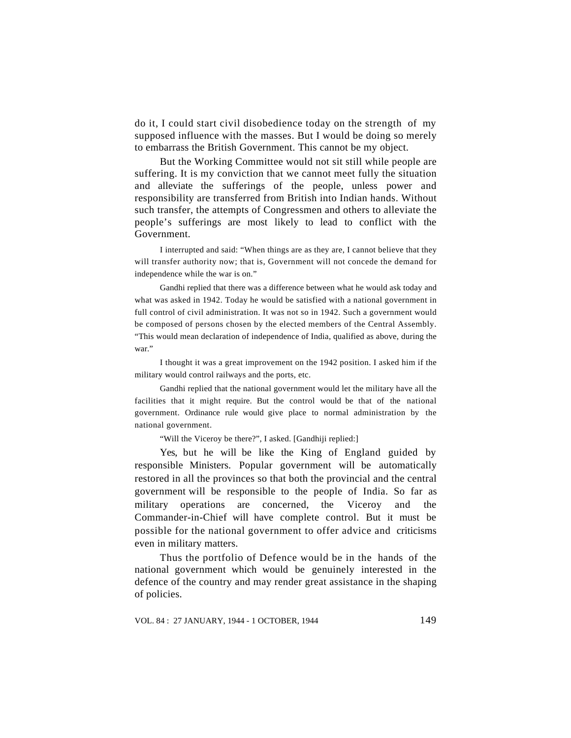do it, I could start civil disobedience today on the strength of my supposed influence with the masses. But I would be doing so merely to embarrass the British Government. This cannot be my object.

But the Working Committee would not sit still while people are suffering. It is my conviction that we cannot meet fully the situation and alleviate the sufferings of the people, unless power and responsibility are transferred from British into Indian hands. Without such transfer, the attempts of Congressmen and others to alleviate the people's sufferings are most likely to lead to conflict with the Government.

I interrupted and said: "When things are as they are, I cannot believe that they will transfer authority now; that is, Government will not concede the demand for independence while the war is on."

Gandhi replied that there was a difference between what he would ask today and what was asked in 1942. Today he would be satisfied with a national government in full control of civil administration. It was not so in 1942. Such a government would be composed of persons chosen by the elected members of the Central Assembly. "This would mean declaration of independence of India, qualified as above, during the war."

I thought it was a great improvement on the 1942 position. I asked him if the military would control railways and the ports, etc.

Gandhi replied that the national government would let the military have all the facilities that it might require. But the control would be that of the national government. Ordinance rule would give place to normal administration by the national government.

"Will the Viceroy be there?", I asked. [Gandhiji replied:]

Yes, but he will be like the King of England guided by responsible Ministers. Popular government will be automatically restored in all the provinces so that both the provincial and the central government will be responsible to the people of India. So far as military operations are concerned, the Viceroy and the Commander-in-Chief will have complete control. But it must be possible for the national government to offer advice and criticisms even in military matters.

Thus the portfolio of Defence would be in the hands of the national government which would be genuinely interested in the defence of the country and may render great assistance in the shaping of policies.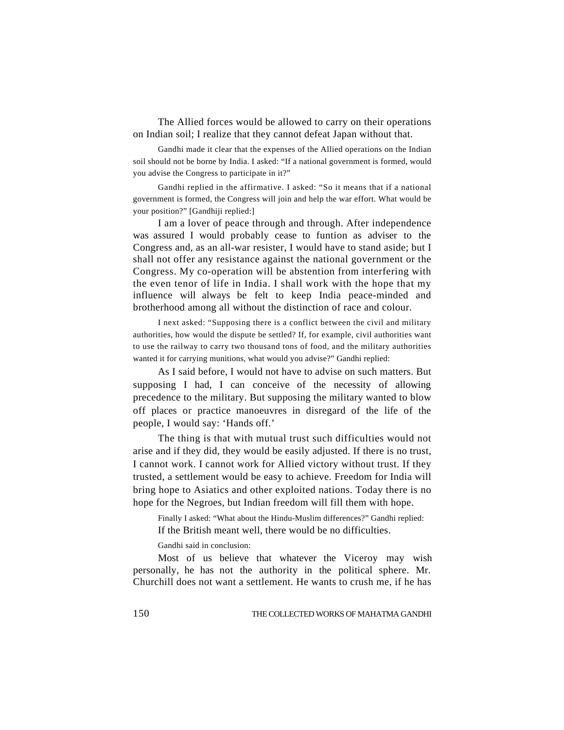The Allied forces would be allowed to carry on their operations on Indian soil; I realize that they cannot defeat Japan without that.

Gandhi made it clear that the expenses of the Allied operations on the Indian soil should not be borne by India. I asked: "If a national government is formed, would you advise the Congress to participate in it?"

Gandhi replied in the affirmative. I asked: "So it means that if a national government is formed, the Congress will join and help the war effort. What would be your position?" [Gandhiji replied:]

I am a lover of peace through and through. After independence was assured I would probably cease to funtion as adviser to the Congress and, as an all-war resister, I would have to stand aside; but I shall not offer any resistance against the national government or the Congress. My co-operation will be abstention from interfering with the even tenor of life in India. I shall work with the hope that my influence will always be felt to keep India peace-minded and brotherhood among all without the distinction of race and colour.

I next asked: "Supposing there is a conflict between the civil and military authorities, how would the dispute be settled? If, for example, civil authorities want to use the railway to carry two thousand tons of food, and the military authorities wanted it for carrying munitions, what would you advise?" Gandhi replied:

As I said before, I would not have to advise on such matters. But supposing I had, I can conceive of the necessity of allowing precedence to the military. But supposing the military wanted to blow off places or practice manoeuvres in disregard of the life of the people, I would say: 'Hands off.'

The thing is that with mutual trust such difficulties would not arise and if they did, they would be easily adjusted. If there is no trust, I cannot work. I cannot work for Allied victory without trust. If they trusted, a settlement would be easy to achieve. Freedom for India will bring hope to Asiatics and other exploited nations. Today there is no hope for the Negroes, but Indian freedom will fill them with hope.

Finally I asked: "What about the Hindu-Muslim differences?" Gandhi replied:

If the British meant well, there would be no difficulties.

Gandhi said in conclusion:

Most of us believe that whatever the Viceroy may wish personally, he has not the authority in the political sphere. Mr. Churchill does not want a settlement. He wants to crush me, if he has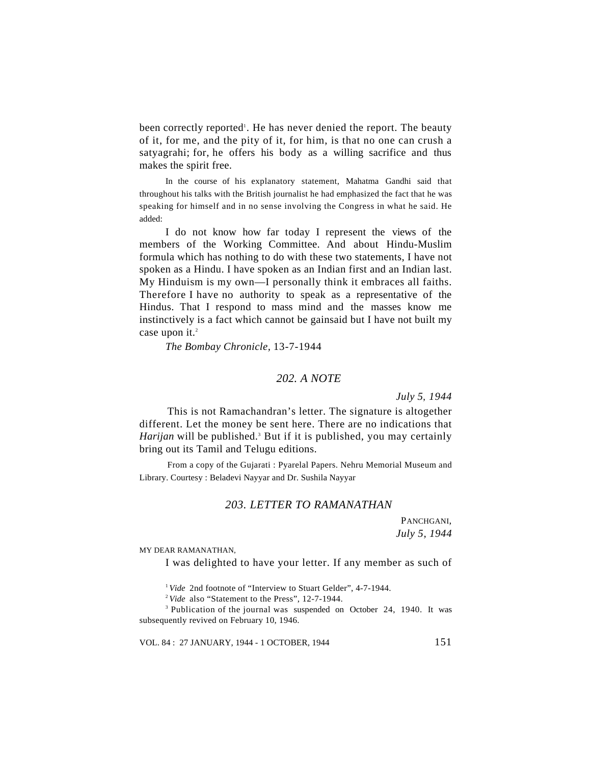been correctly reported[1]. He has never denied the report. The beauty of it, for me, and the pity of it, for him, is that no one can crush a satyagrahi; for, he offers his body as a willing sacrifice and thus makes the spirit free.

In the course of his explanatory statement, Mahatma Gandhi said that throughout his talks with the British journalist he had emphasized the fact that he was speaking for himself and in no sense involving the Congress in what he said. He added:

I do not know how far today I represent the views of the members of the Working Committee. And about Hindu-Muslim formula which has nothing to do with these two statements, I have not spoken as a Hindu. I have spoken as an Indian first and an Indian last. My Hinduism is my own—I personally think it embraces all faiths. Therefore I have no authority to speak as a representative of the Hindus. That I respond to mass mind and the masses know me instinctively is a fact which cannot be gainsaid but I have not built my case upon it.[2]

*The Bombay Chronicle*, 13-7-1944

## *202. A NOTE*

*July 5, 1944*

This is not Ramachandran's letter. The signature is altogether different. Let the money be sent here. There are no indications that *Harijan* will be published.[3] But if it is published, you may certainly bring out its Tamil and Telugu editions.

From a copy of the Gujarati : Pyarelal Papers. Nehru Memorial Museum and Library. Courtesy : Beladevi Nayyar and Dr. Sushila Nayyar

## *203. LETTER TO RAMANATHAN*

PANCHGANI,
*July 5, 1944*

MY DEAR RAMANATHAN,

I was delighted to have your letter. If any member as such of

---

[1] *Vide* 2nd footnote of "Interview to Stuart Gelder", 4-7-1944.

[2] *Vide* also "Statement to the Press", 12-7-1944.

[3] Publication of the journal was suspended on October 24, 1940. It was subsequently revived on February 10, 1946.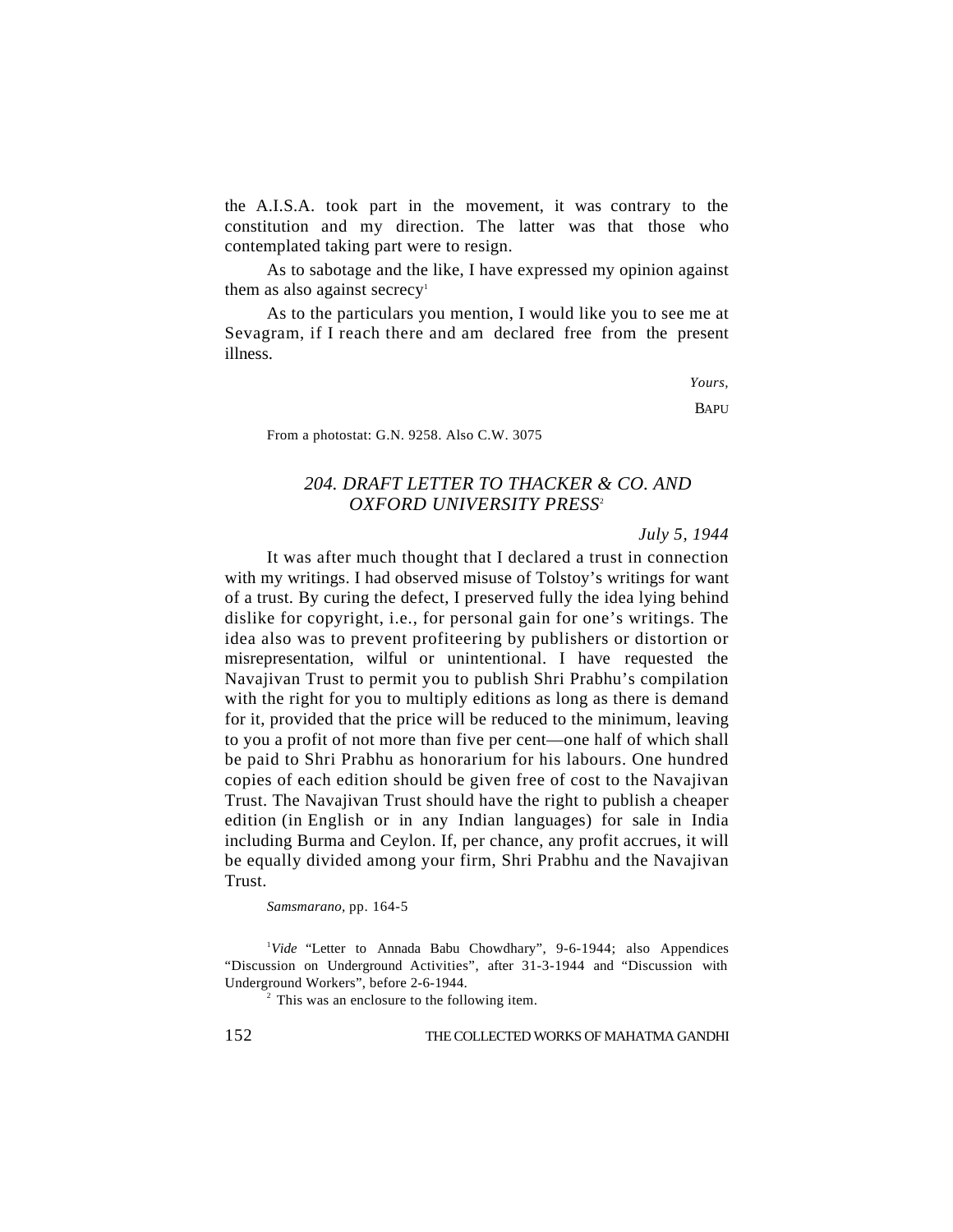the A.I.S.A. took part in the movement, it was contrary to the constitution and my direction. The latter was that those who contemplated taking part were to resign.

As to sabotage and the like, I have expressed my opinion against them as also against secrecy[1]

As to the particulars you mention, I would like you to see me at Sevagram, if I reach there and am declared free from the present illness.

*Yours,*

BAPU

From a photostat: G.N. 9258. Also C.W. 3075

### *204. DRAFT LETTER TO THACKER & CO. AND OXFORD UNIVERSITY PRESS*[2]

*July 5, 1944*

It was after much thought that I declared a trust in connection with my writings. I had observed misuse of Tolstoy's writings for want of a trust. By curing the defect, I preserved fully the idea lying behind dislike for copyright, i.e., for personal gain for one's writings. The idea also was to prevent profiteering by publishers or distortion or misrepresentation, wilful or unintentional. I have requested the Navajivan Trust to permit you to publish Shri Prabhu's compilation with the right for you to multiply editions as long as there is demand for it, provided that the price will be reduced to the minimum, leaving to you a profit of not more than five per cent—one half of which shall be paid to Shri Prabhu as honorarium for his labours. One hundred copies of each edition should be given free of cost to the Navajivan Trust. The Navajivan Trust should have the right to publish a cheaper edition (in English or in any Indian languages) for sale in India including Burma and Ceylon. If, per chance, any profit accrues, it will be equally divided among your firm, Shri Prabhu and the Navajivan Trust.

*Samsmarano*, pp. 164-5

[1] *Vide* "Letter to Annada Babu Chowdhary", 9-6-1944; also Appendices "Discussion on Underground Activities", after 31-3-1944 and "Discussion with Underground Workers", before 2-6-1944.

[2] This was an enclosure to the following item.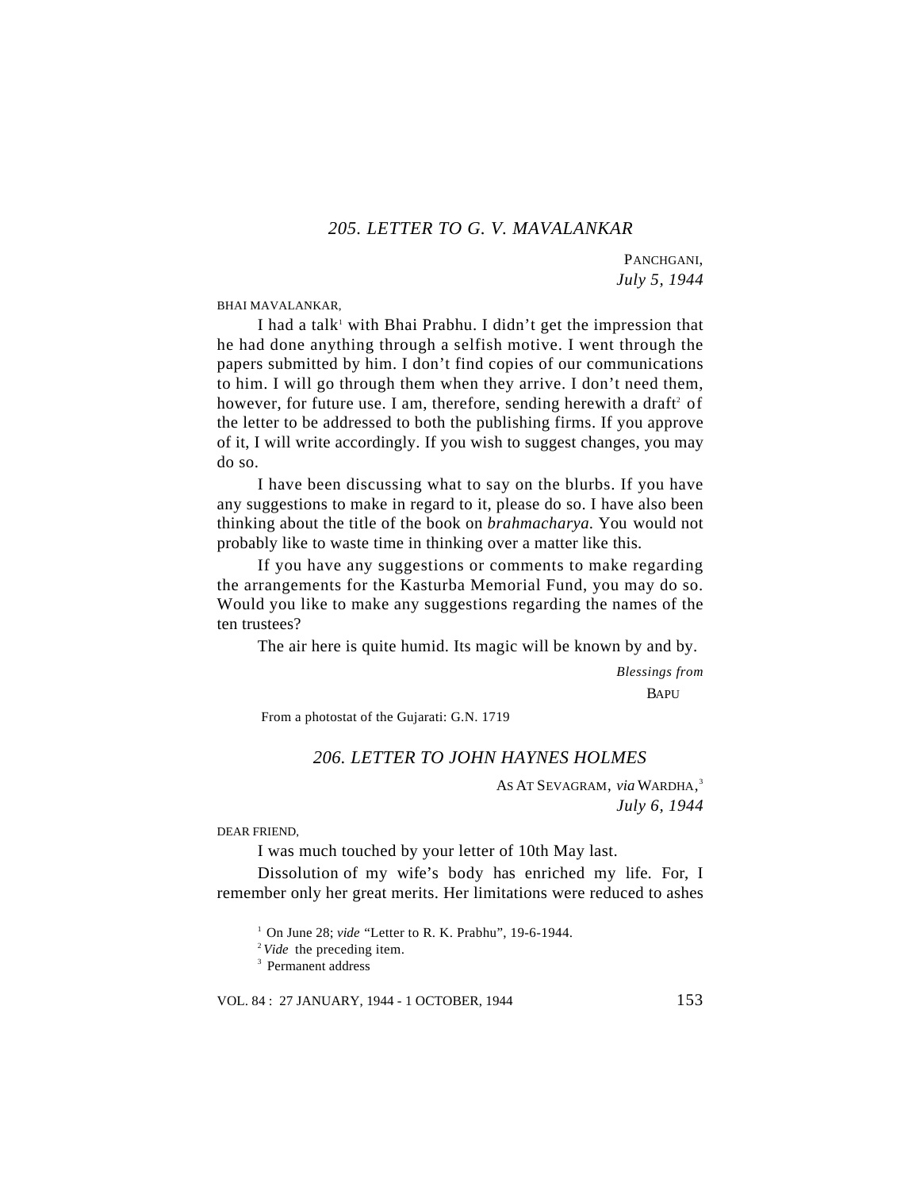## 205. LETTER TO G. V. MAVALANKAR

PANCHGANI,
*July 5, 1944*

BHAI MAVALANKAR,

I had a talk[1] with Bhai Prabhu. I didn't get the impression that he had done anything through a selfish motive. I went through the papers submitted by him. I don't find copies of our communications to him. I will go through them when they arrive. I don't need them, however, for future use. I am, therefore, sending herewith a draft[2] of the letter to be addressed to both the publishing firms. If you approve of it, I will write accordingly. If you wish to suggest changes, you may do so.

I have been discussing what to say on the blurbs. If you have any suggestions to make in regard to it, please do so. I have also been thinking about the title of the book on *brahmacharya.* You would not probably like to waste time in thinking over a matter like this.

If you have any suggestions or comments to make regarding the arrangements for the Kasturba Memorial Fund, you may do so. Would you like to make any suggestions regarding the names of the ten trustees?

The air here is quite humid. Its magic will be known by and by.

*Blessings from*
BAPU

From a photostat of the Gujarati: G.N. 1719

## 206. LETTER TO JOHN HAYNES HOLMES

AS AT SEVAGRAM, *via* WARDHA,[3]
*July 6, 1944*

DEAR FRIEND,

I was much touched by your letter of 10th May last.

Dissolution of my wife's body has enriched my life. For, I remember only her great merits. Her limitations were reduced to ashes

---

[1] On June 28; *vide* "Letter to R. K. Prabhu", 19-6-1944.

[2] *Vide* the preceding item.

[3] Permanent address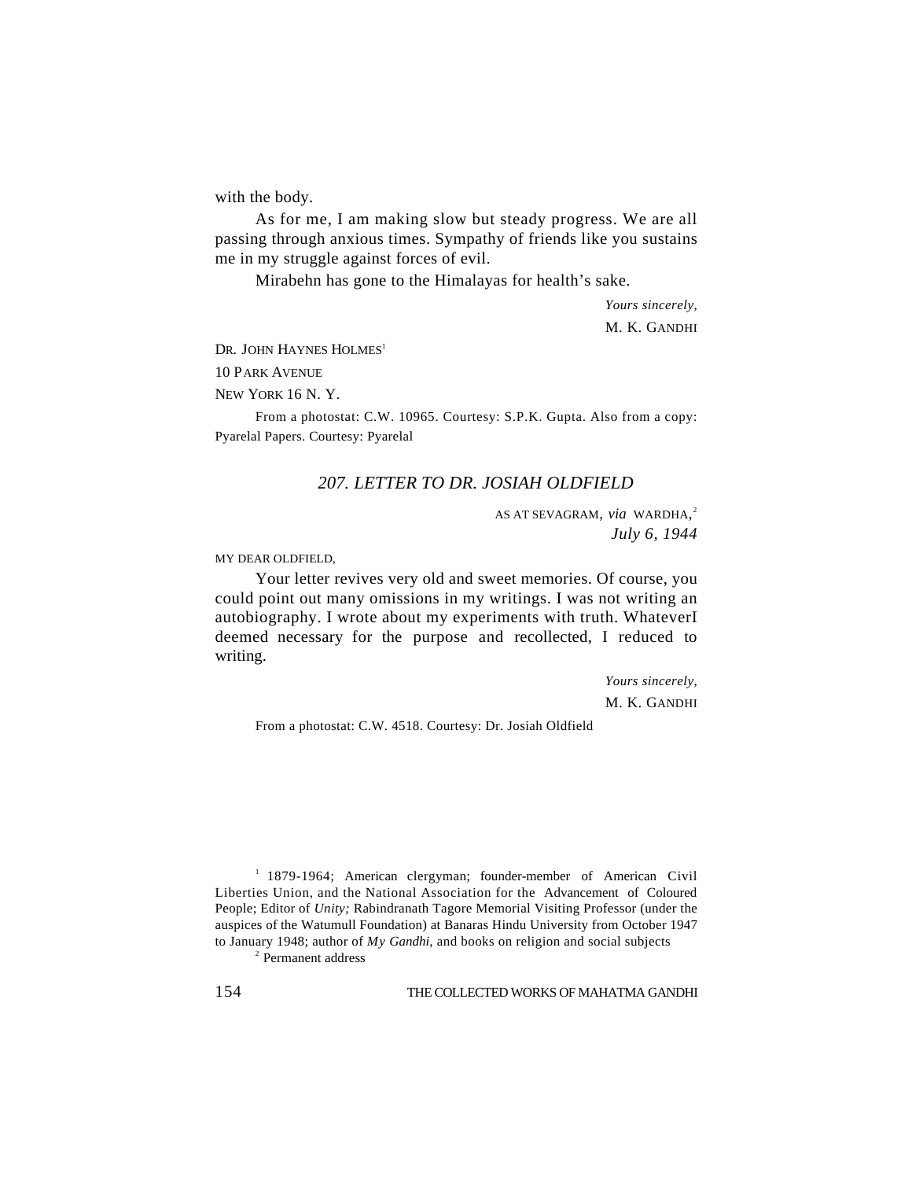with the body.

As for me, I am making slow but steady progress. We are all passing through anxious times. Sympathy of friends like you sustains me in my struggle against forces of evil.

Mirabehn has gone to the Himalayas for health's sake.

*Yours sincerely,*
M. K. GANDHI

DR. JOHN HAYNES HOLMES[1]
10 PARK AVENUE
NEW YORK 16 N. Y.

From a photostat: C.W. 10965. Courtesy: S.P.K. Gupta. Also from a copy: Pyarelal Papers. Courtesy: Pyarelal

## *207. LETTER TO DR. JOSIAH OLDFIELD*

AS AT SEVAGRAM, *via* WARDHA,[2]
*July 6, 1944*

MY DEAR OLDFIELD,

Your letter revives very old and sweet memories. Of course, you could point out many omissions in my writings. I was not writing an autobiography. I wrote about my experiments with truth. WhateverI deemed necessary for the purpose and recollected, I reduced to writing.

*Yours sincerely,*
M. K. GANDHI

From a photostat: C.W. 4518. Courtesy: Dr. Josiah Oldfield

---

[1] 1879-1964; American clergyman; founder-member of American Civil Liberties Union, and the National Association for the Advancement of Coloured People; Editor of *Unity;* Rabindranath Tagore Memorial Visiting Professor (under the auspices of the Watumull Foundation) at Banaras Hindu University from October 1947 to January 1948; author of *My Gandhi,* and books on religion and social subjects

[2] Permanent address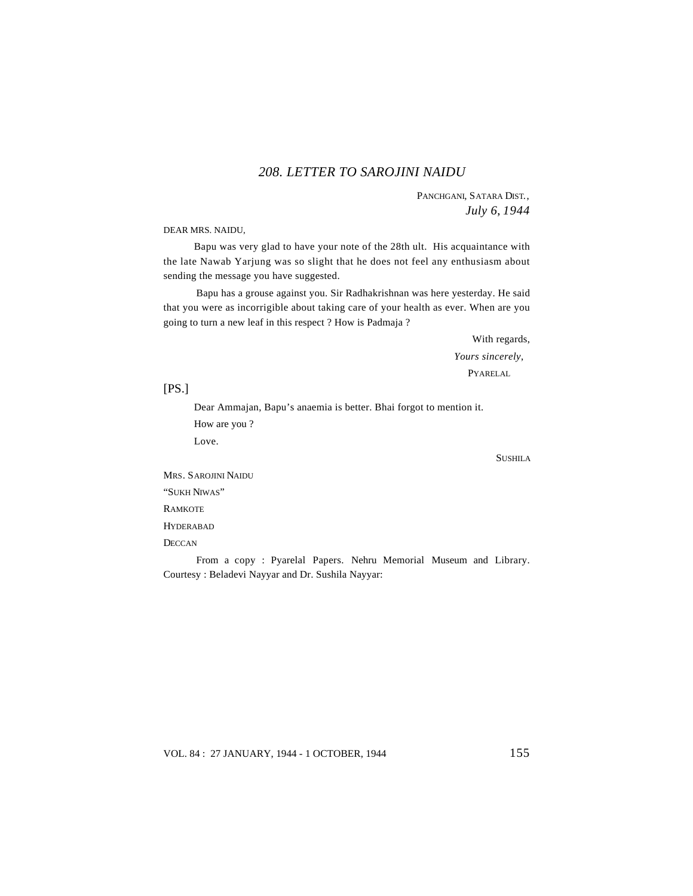## *208. LETTER TO SAROJINI NAIDU*

PANCHGANI, SATARA DIST.,
*July 6, 1944*

DEAR MRS. NAIDU,

Bapu was very glad to have your note of the 28th ult. His acquaintance with the late Nawab Yarjung was so slight that he does not feel any enthusiasm about sending the message you have suggested.

Bapu has a grouse against you. Sir Radhakrishnan was here yesterday. He said that you were as incorrigible about taking care of your health as ever. When are you going to turn a new leaf in this respect ? How is Padmaja ?

With regards,
*Yours sincerely*,
PYARELAL

[PS.]

Dear Ammajan, Bapu's anaemia is better. Bhai forgot to mention it.

How are you ?

Love.

SUSHILA

MRS. SAROJINI NAIDU
"SUKH NIWAS"
RAMKOTE
HYDERABAD
DECCAN

From a copy : Pyarelal Papers. Nehru Memorial Museum and Library. Courtesy : Beladevi Nayyar and Dr. Sushila Nayyar: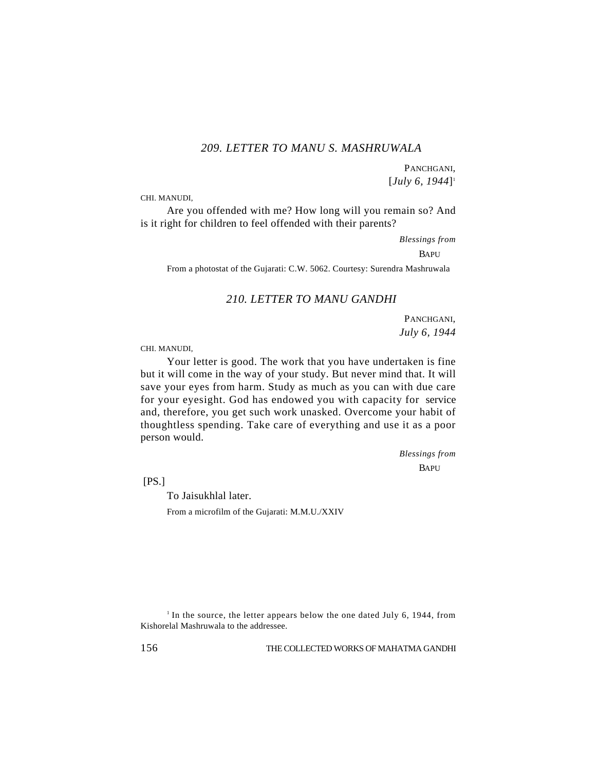## *209. LETTER TO MANU S. MASHRUWALA*

PANCHGANI,
[*July 6, 1944*][1]

CHI. MANUDI,

Are you offended with me? How long will you remain so? And is it right for children to feel offended with their parents?

*Blessings from*
BAPU

From a photostat of the Gujarati: C.W. 5062. Courtesy: Surendra Mashruwala

## *210. LETTER TO MANU GANDHI*

PANCHGANI,
*July 6, 1944*

CHI. MANUDI,

Your letter is good. The work that you have undertaken is fine but it will come in the way of your study. But never mind that. It will save your eyes from harm. Study as much as you can with due care for your eyesight. God has endowed you with capacity for service and, therefore, you get such work unasked. Overcome your habit of thoughtless spending. Take care of everything and use it as a poor person would.

*Blessings from*
BAPU

[PS.]

To Jaisukhlal later.

From a microfilm of the Gujarati: M.M.U./XXIV

[1] In the source, the letter appears below the one dated July 6, 1944, from Kishorelal Mashruwala to the addressee.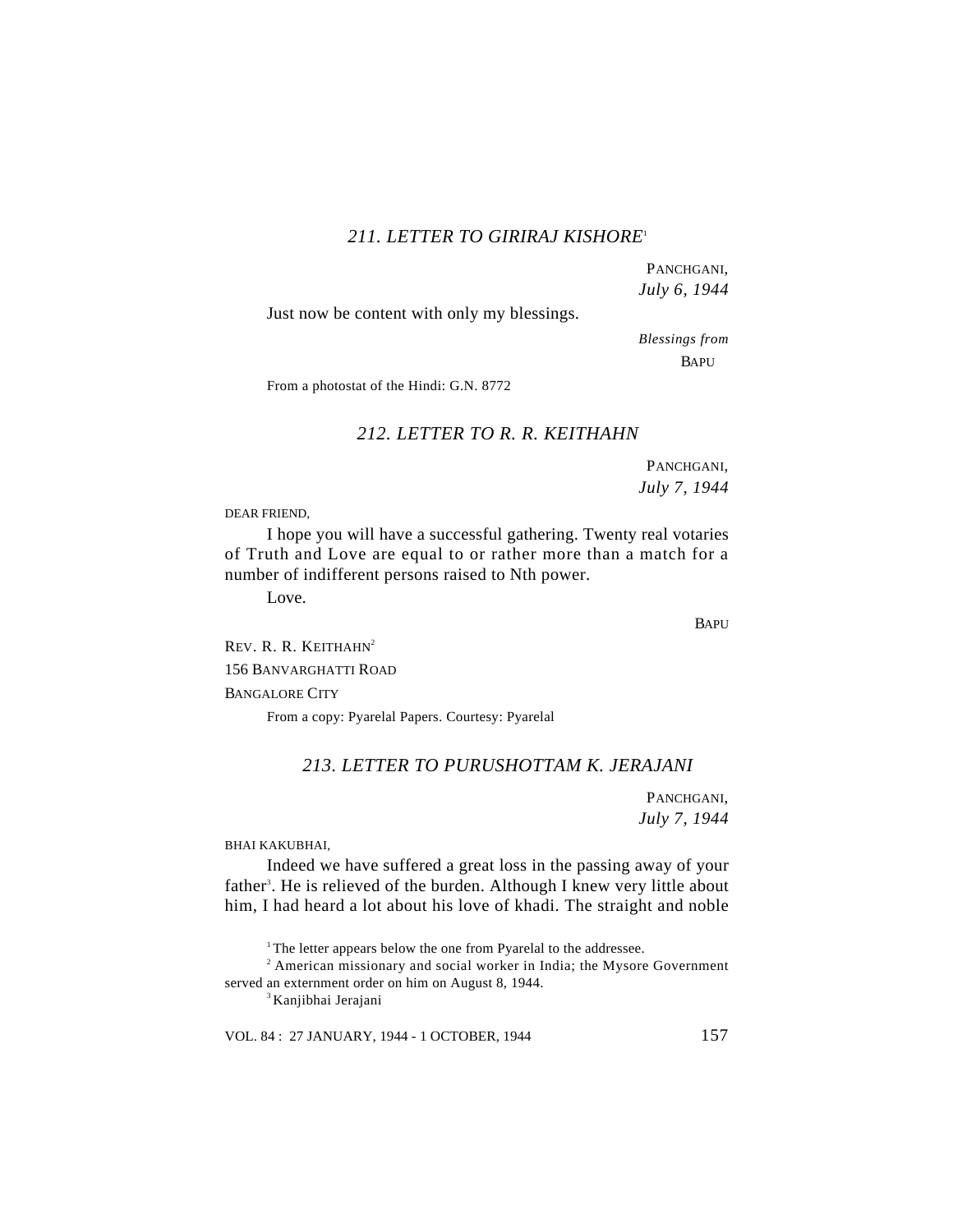### *211. LETTER TO GIRIRAJ KISHORE*[1]

PANCHGANI,
*July 6, 1944*

Just now be content with only my blessings.

*Blessings from*
BAPU

From a photostat of the Hindi: G.N. 8772

### *212. LETTER TO R. R. KEITHAHN*

PANCHGANI,
*July 7, 1944*

DEAR FRIEND,

I hope you will have a successful gathering. Twenty real votaries of Truth and Love are equal to or rather more than a match for a number of indifferent persons raised to Nth power.

Love.

BAPU

REV. R. R. KEITHAHN[2]
156 BANVARGHATTI ROAD
BANGALORE CITY

From a copy: Pyarelal Papers. Courtesy: Pyarelal

### *213. LETTER TO PURUSHOTTAM K. JERAJANI*

PANCHGANI,
*July 7, 1944*

BHAI KAKUBHAI,

Indeed we have suffered a great loss in the passing away of your father[3]. He is relieved of the burden. Although I knew very little about him, I had heard a lot about his love of khadi. The straight and noble

---

[1] The letter appears below the one from Pyarelal to the addressee.

[2] American missionary and social worker in India; the Mysore Government served an externment order on him on August 8, 1944.

[3] Kanjibhai Jerajani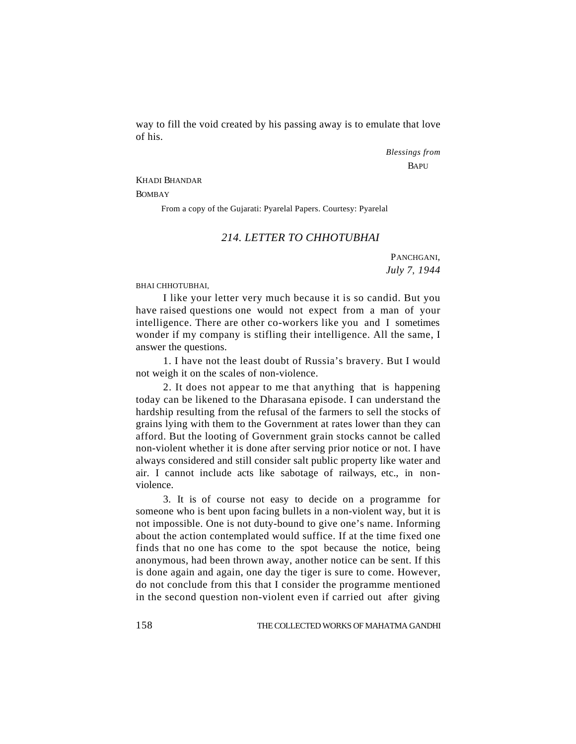way to fill the void created by his passing away is to emulate that love of his.

*Blessings from*
BAPU

KHADI BHANDAR
BOMBAY

From a copy of the Gujarati: Pyarelal Papers. Courtesy: Pyarelal

## *214. LETTER TO CHHOTUBHAI*

PANCHGANI,
*July 7, 1944*

BHAI CHHOTUBHAI,

I like your letter very much because it is so candid. But you have raised questions one would not expect from a man of your intelligence. There are other co-workers like you and I sometimes wonder if my company is stifling their intelligence. All the same, I answer the questions.

1. I have not the least doubt of Russia's bravery. But I would not weigh it on the scales of non-violence.

2. It does not appear to me that anything that is happening today can be likened to the Dharasana episode. I can understand the hardship resulting from the refusal of the farmers to sell the stocks of grains lying with them to the Government at rates lower than they can afford. But the looting of Government grain stocks cannot be called non-violent whether it is done after serving prior notice or not. I have always considered and still consider salt public property like water and air. I cannot include acts like sabotage of railways, etc., in non-violence.

3. It is of course not easy to decide on a programme for someone who is bent upon facing bullets in a non-violent way, but it is not impossible. One is not duty-bound to give one's name. Informing about the action contemplated would suffice. If at the time fixed one finds that no one has come to the spot because the notice, being anonymous, had been thrown away, another notice can be sent. If this is done again and again, one day the tiger is sure to come. However, do not conclude from this that I consider the programme mentioned in the second question non-violent even if carried out after giving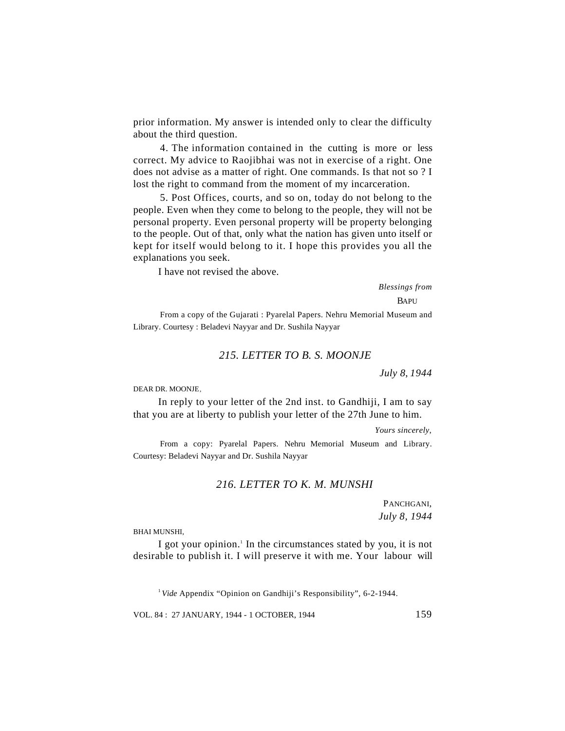prior information. My answer is intended only to clear the difficulty about the third question.

4. The information contained in the cutting is more or less correct. My advice to Raojibhai was not in exercise of a right. One does not advise as a matter of right. One commands. Is that not so ? I lost the right to command from the moment of my incarceration.

5. Post Offices, courts, and so on, today do not belong to the people. Even when they come to belong to the people, they will not be personal property. Even personal property will be property belonging to the people. Out of that, only what the nation has given unto itself or kept for itself would belong to it. I hope this provides you all the explanations you seek.

I have not revised the above.

*Blessings from*

BAPU

From a copy of the Gujarati : Pyarelal Papers. Nehru Memorial Museum and Library. Courtesy : Beladevi Nayyar and Dr. Sushila Nayyar

### *215. LETTER TO B. S. MOONJE*

*July 8, 1944*

DEAR DR. MOONJE,

In reply to your letter of the 2nd inst. to Gandhiji, I am to say that you are at liberty to publish your letter of the 27th June to him.

*Yours sincerely,*

From a copy: Pyarelal Papers. Nehru Memorial Museum and Library. Courtesy: Beladevi Nayyar and Dr. Sushila Nayyar

### *216. LETTER TO K. M. MUNSHI*

PANCHGANI,
*July 8, 1944*

BHAI MUNSHI,

I got your opinion.[1] In the circumstances stated by you, it is not desirable to publish it. I will preserve it with me. Your labour will

[1] *Vide* Appendix "Opinion on Gandhiji's Responsibility", 6-2-1944.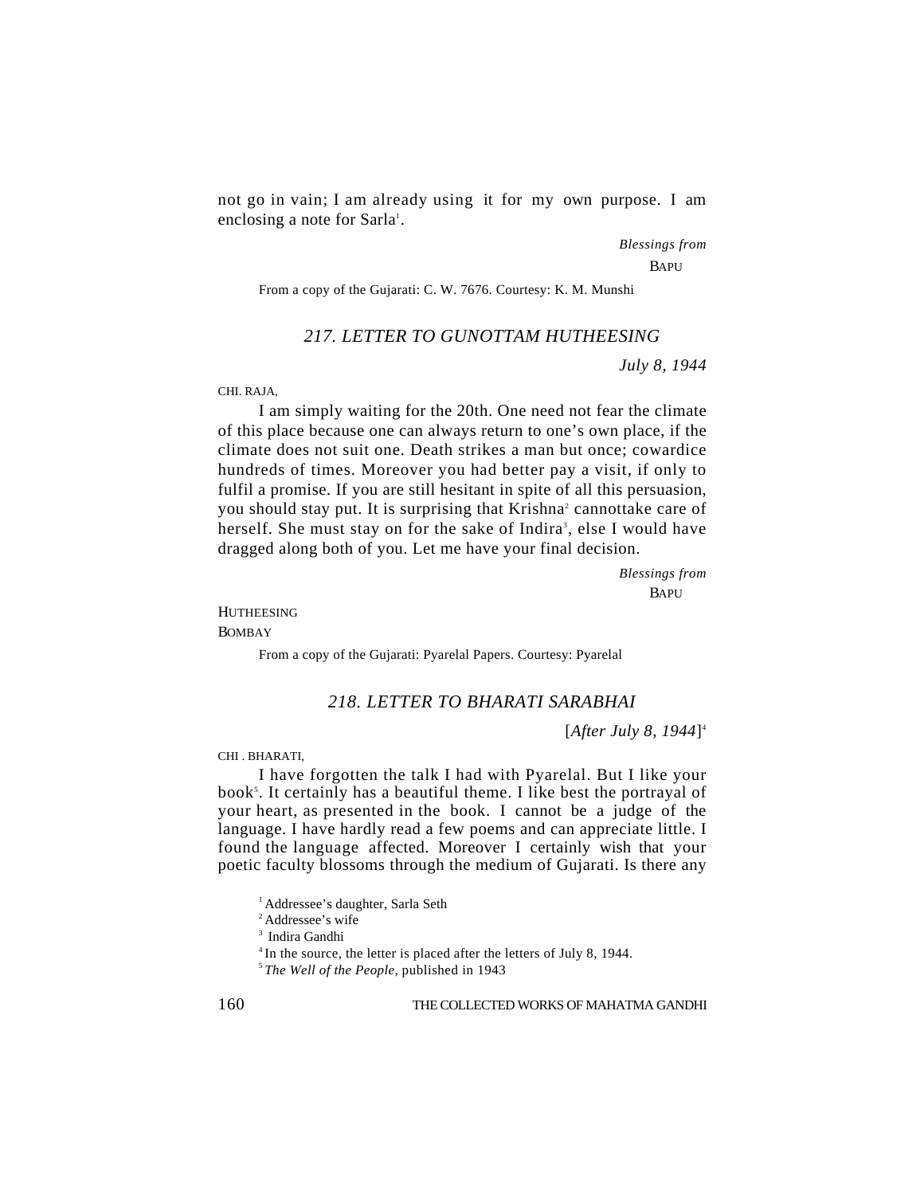not go in vain; I am already using it for my own purpose. I am enclosing a note for Sarla[1].

*Blessings from*
BAPU

From a copy of the Gujarati: C. W. 7676. Courtesy: K. M. Munshi

## *217. LETTER TO GUNOTTAM HUTHEESING*

*July 8, 1944*

CHI. RAJA,

I am simply waiting for the 20th. One need not fear the climate of this place because one can always return to one's own place, if the climate does not suit one. Death strikes a man but once; cowardice hundreds of times. Moreover you had better pay a visit, if only to fulfil a promise. If you are still hesitant in spite of all this persuasion, you should stay put. It is surprising that Krishna[2] cannottake care of herself. She must stay on for the sake of Indira[3], else I would have dragged along both of you. Let me have your final decision.

*Blessings from*
BAPU

HUTHEESING
BOMBAY

From a copy of the Gujarati: Pyarelal Papers. Courtesy: Pyarelal

## *218. LETTER TO BHARATI SARABHAI*

[*After July 8, 1944*][4]

CHI . BHARATI,

I have forgotten the talk I had with Pyarelal. But I like your book[5]. It certainly has a beautiful theme. I like best the portrayal of your heart, as presented in the book. I cannot be a judge of the language. I have hardly read a few poems and can appreciate little. I found the language affected. Moreover I certainly wish that your poetic faculty blossoms through the medium of Gujarati. Is there any

[1] Addressee's daughter, Sarla Seth
[2] Addressee's wife
[3] Indira Gandhi
[4] In the source, the letter is placed after the letters of July 8, 1944.
[5] *The Well of the People*, published in 1943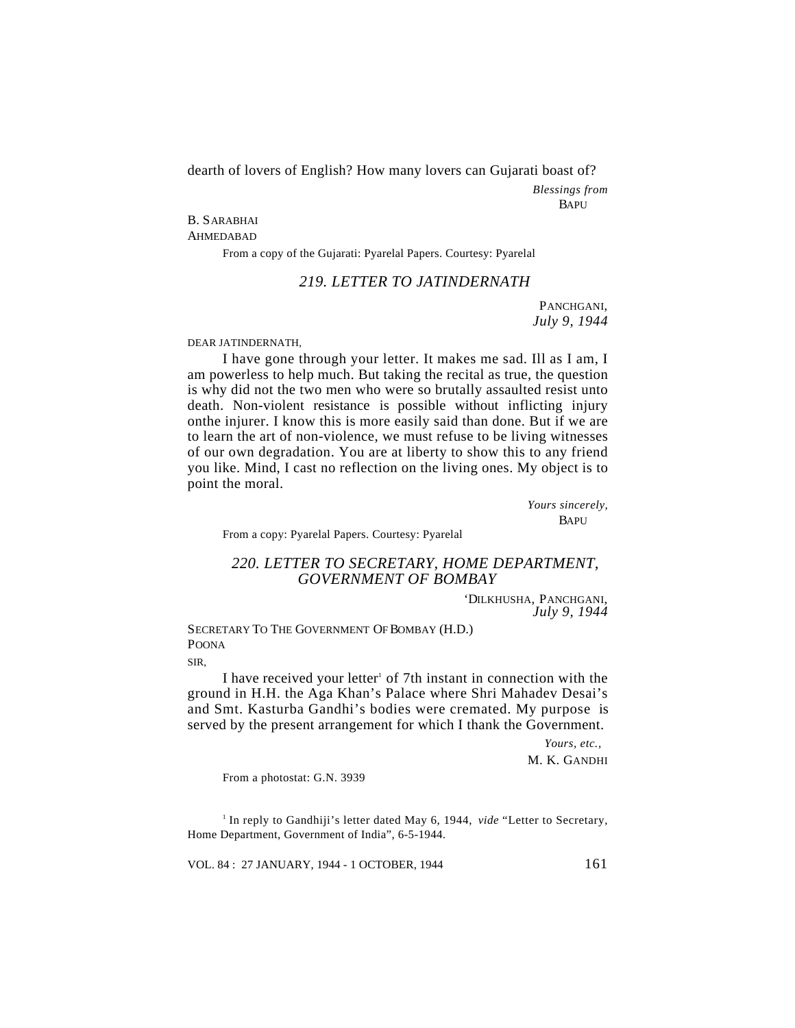dearth of lovers of English? How many lovers can Gujarati boast of?

*Blessings from*
BAPU

B. SARABHAI
AHMEDABAD

From a copy of the Gujarati: Pyarelal Papers. Courtesy: Pyarelal

## *219. LETTER TO JATINDERNATH*

PANCHGANI,
*July 9, 1944*

DEAR JATINDERNATH,

I have gone through your letter. It makes me sad. Ill as I am, I am powerless to help much. But taking the recital as true, the question is why did not the two men who were so brutally assaulted resist unto death. Non-violent resistance is possible without inflicting injury onthe injurer. I know this is more easily said than done. But if we are to learn the art of non-violence, we must refuse to be living witnesses of our own degradation. You are at liberty to show this to any friend you like. Mind, I cast no reflection on the living ones. My object is to point the moral.

*Yours sincerely,*
BAPU

From a copy: Pyarelal Papers. Courtesy: Pyarelal

## *220. LETTER TO SECRETARY, HOME DEPARTMENT, GOVERNMENT OF BOMBAY*

'DILKHUSHA, PANCHGANI,
*July 9, 1944*

SECRETARY TO THE GOVERNMENT OF BOMBAY (H.D.)
POONA

SIR,

I have received your letter[1] of 7th instant in connection with the ground in H.H. the Aga Khan's Palace where Shri Mahadev Desai's and Smt. Kasturba Gandhi's bodies were cremated. My purpose is served by the present arrangement for which I thank the Government.

*Yours, etc.,*
M. K. GANDHI

From a photostat: G.N. 3939

[1] In reply to Gandhiji's letter dated May 6, 1944, *vide* "Letter to Secretary, Home Department, Government of India", 6-5-1944.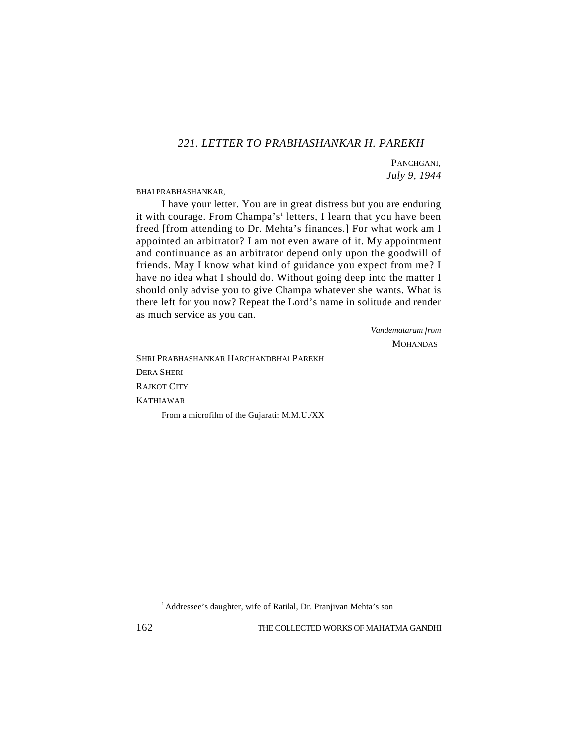## *221. LETTER TO PRABHASHANKAR H. PAREKH*

PANCHGANI,
*July 9, 1944*

BHAI PRABHASHANKAR,

I have your letter. You are in great distress but you are enduring it with courage. From Champa's[1] letters, I learn that you have been freed [from attending to Dr. Mehta's finances.] For what work am I appointed an arbitrator? I am not even aware of it. My appointment and continuance as an arbitrator depend only upon the goodwill of friends. May I know what kind of guidance you expect from me? I have no idea what I should do. Without going deep into the matter I should only advise you to give Champa whatever she wants. What is there left for you now? Repeat the Lord's name in solitude and render as much service as you can.

*Vandemataram from*
MOHANDAS

SHRI PRABHASHANKAR HARCHANDBHAI PAREKH
DERA SHERI
RAJKOT CITY
KATHIAWAR

From a microfilm of the Gujarati: M.M.U./XX

[1] Addressee's daughter, wife of Ratilal, Dr. Pranjivan Mehta's son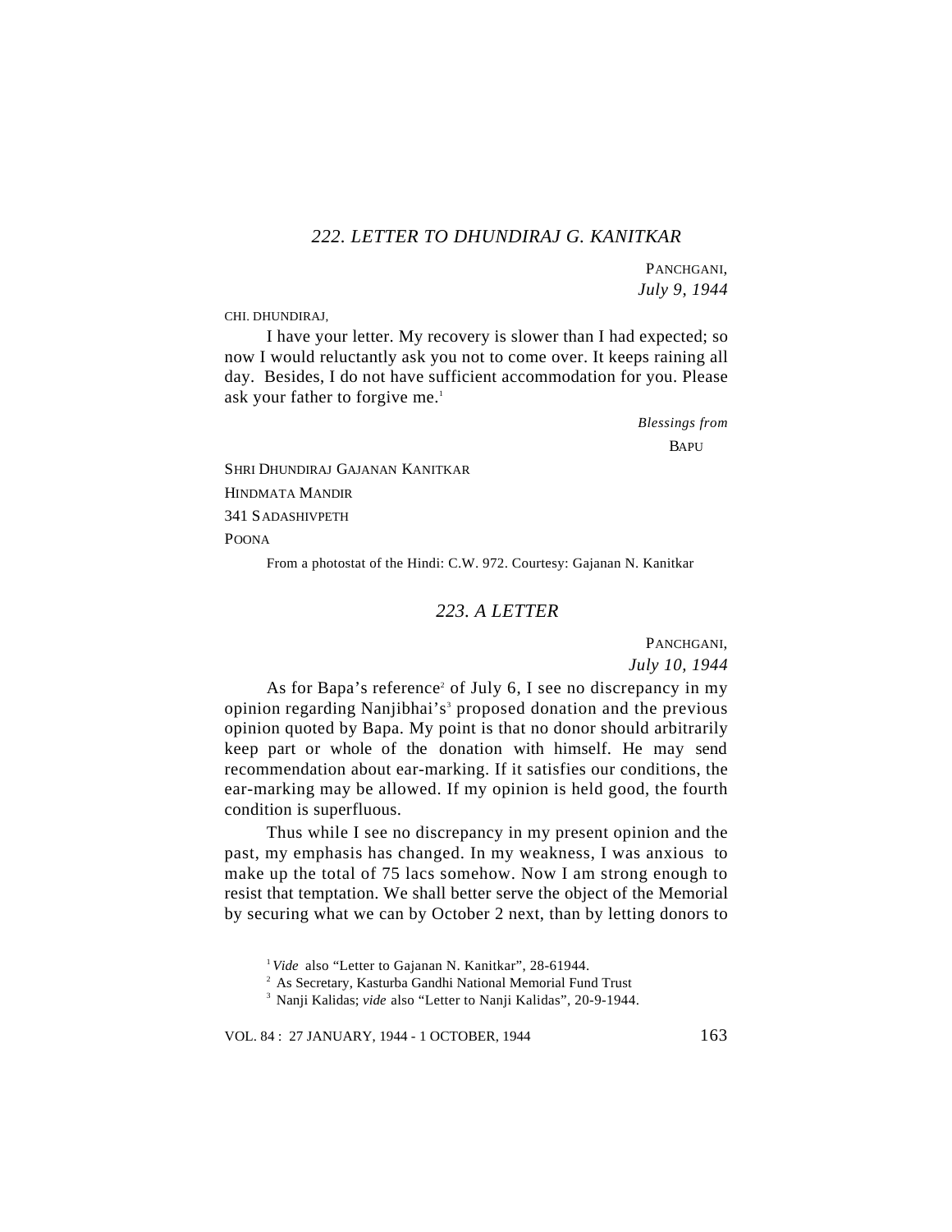## *222. LETTER TO DHUNDIRAJ G. KANITKAR*

PANCHGANI,
*July 9, 1944*

CHI. DHUNDIRAJ,

I have your letter. My recovery is slower than I had expected; so now I would reluctantly ask you not to come over. It keeps raining all day. Besides, I do not have sufficient accommodation for you. Please ask your father to forgive me.[1]

*Blessings from*
BAPU

SHRI DHUNDIRAJ GAJANAN KANITKAR
HINDMATA MANDIR
341 SADASHIVPETH
POONA

From a photostat of the Hindi: C.W. 972. Courtesy: Gajanan N. Kanitkar

## *223. A LETTER*

PANCHGANI,
*July 10, 1944*

As for Bapa's reference[2] of July 6, I see no discrepancy in my opinion regarding Nanjibhai's[3] proposed donation and the previous opinion quoted by Bapa. My point is that no donor should arbitrarily keep part or whole of the donation with himself. He may send recommendation about ear-marking. If it satisfies our conditions, the ear-marking may be allowed. If my opinion is held good, the fourth condition is superfluous.

Thus while I see no discrepancy in my present opinion and the past, my emphasis has changed. In my weakness, I was anxious to make up the total of 75 lacs somehow. Now I am strong enough to resist that temptation. We shall better serve the object of the Memorial by securing what we can by October 2 next, than by letting donors to

---

[1] *Vide* also "Letter to Gajanan N. Kanitkar", 28-61944.

[2] As Secretary, Kasturba Gandhi National Memorial Fund Trust

[3] Nanji Kalidas; *vide* also "Letter to Nanji Kalidas", 20-9-1944.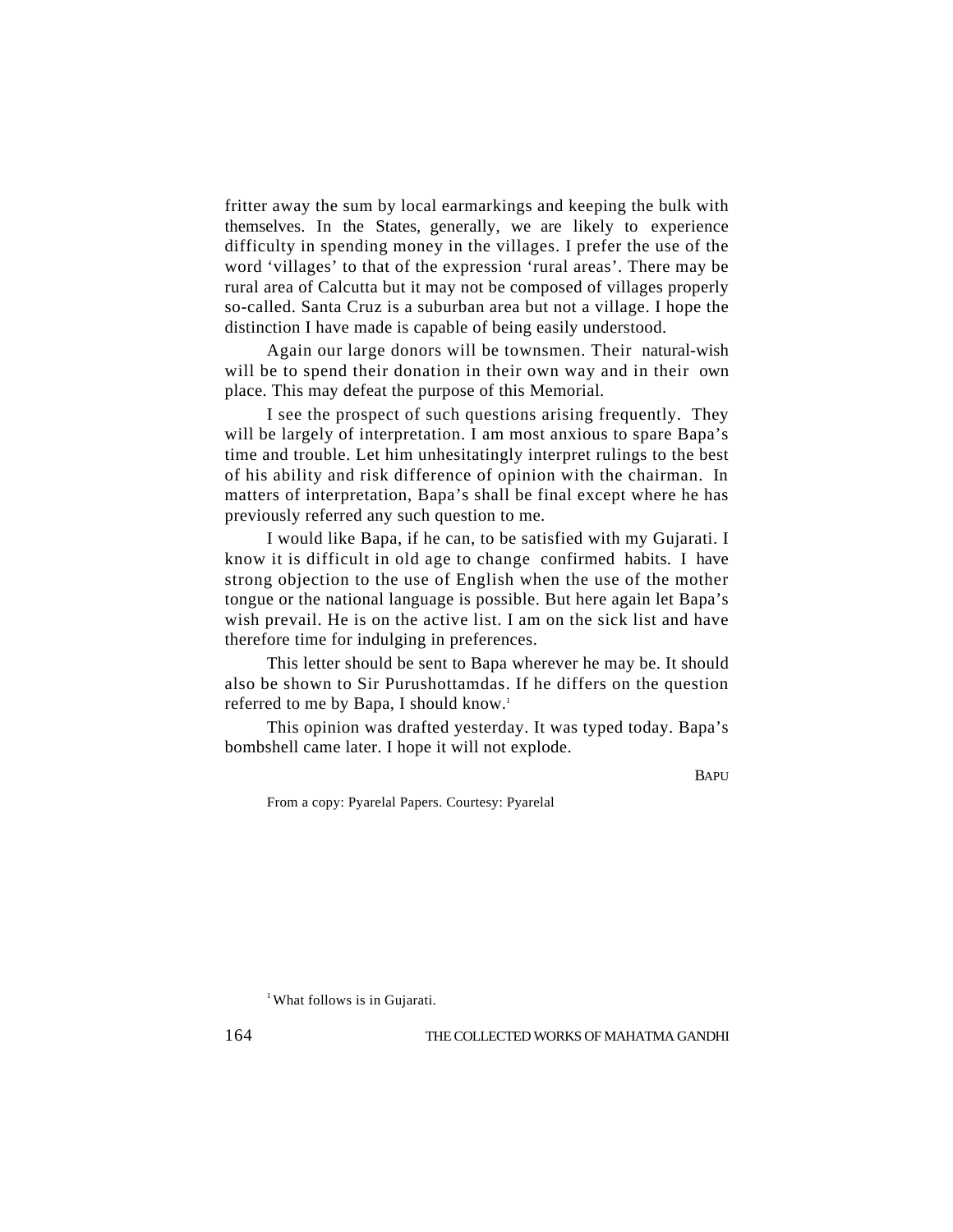fritter away the sum by local earmarkings and keeping the bulk with themselves. In the States, generally, we are likely to experience difficulty in spending money in the villages. I prefer the use of the word 'villages' to that of the expression 'rural areas'. There may be rural area of Calcutta but it may not be composed of villages properly so-called. Santa Cruz is a suburban area but not a village. I hope the distinction I have made is capable of being easily understood.

Again our large donors will be townsmen. Their natural-wish will be to spend their donation in their own way and in their own place. This may defeat the purpose of this Memorial.

I see the prospect of such questions arising frequently. They will be largely of interpretation. I am most anxious to spare Bapa's time and trouble. Let him unhesitatingly interpret rulings to the best of his ability and risk difference of opinion with the chairman. In matters of interpretation, Bapa's shall be final except where he has previously referred any such question to me.

I would like Bapa, if he can, to be satisfied with my Gujarati. I know it is difficult in old age to change confirmed habits. I have strong objection to the use of English when the use of the mother tongue or the national language is possible. But here again let Bapa's wish prevail. He is on the active list. I am on the sick list and have therefore time for indulging in preferences.

This letter should be sent to Bapa wherever he may be. It should also be shown to Sir Purushottamdas. If he differs on the question referred to me by Bapa, I should know.[1]

This opinion was drafted yesterday. It was typed today. Bapa's bombshell came later. I hope it will not explode.

BAPU

From a copy: Pyarelal Papers. Courtesy: Pyarelal

[1] What follows is in Gujarati.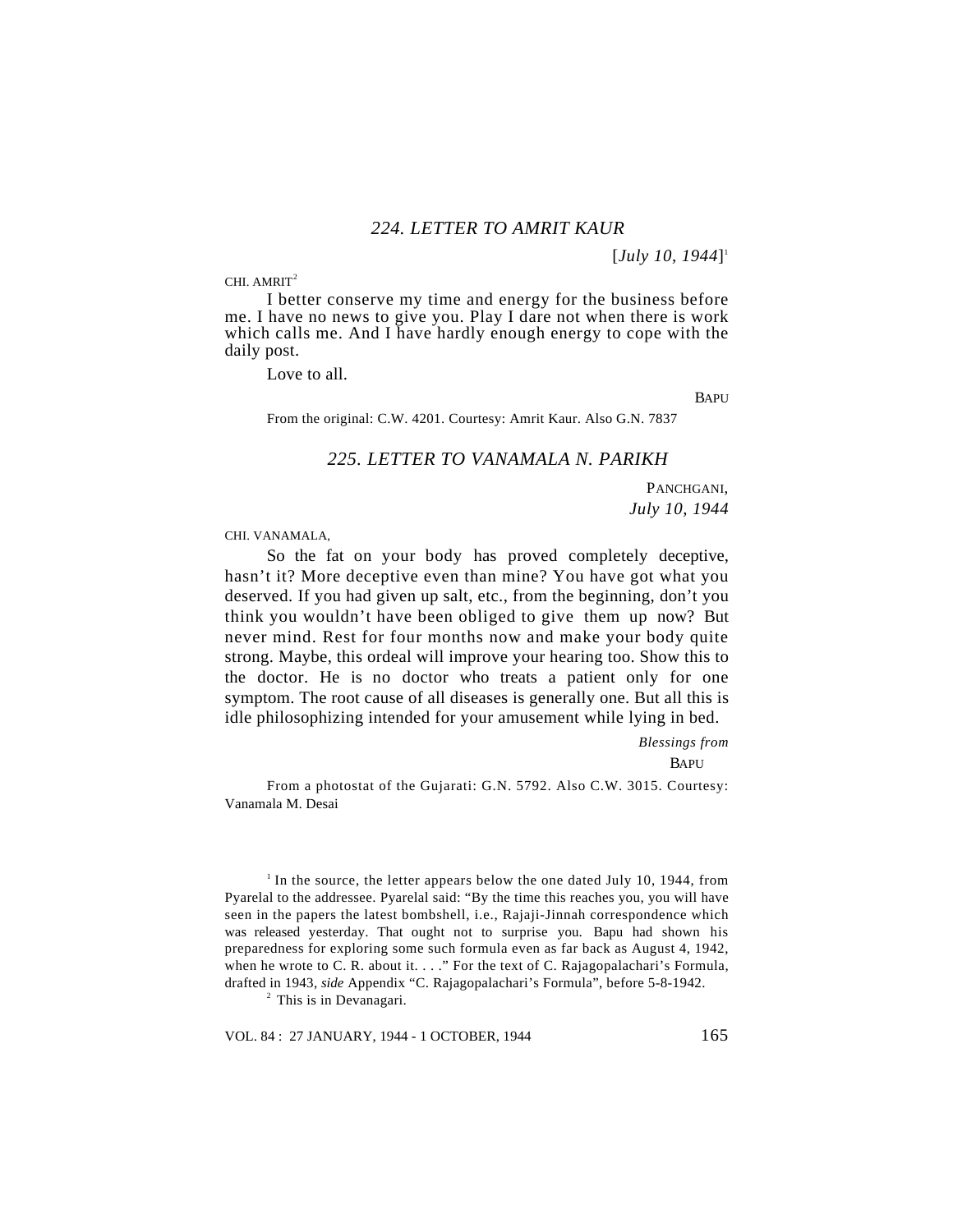### *224. LETTER TO AMRIT KAUR*

[*July 10, 1944*][1]

CHI. AMRIT[2]

I better conserve my time and energy for the business before me. I have no news to give you. Play I dare not when there is work which calls me. And I have hardly enough energy to cope with the daily post.

Love to all.

BAPU

From the original: C.W. 4201. Courtesy: Amrit Kaur. Also G.N. 7837

### *225. LETTER TO VANAMALA N. PARIKH*

PANCHGANI,
*July 10, 1944*

CHI. VANAMALA,

So the fat on your body has proved completely deceptive, hasn't it? More deceptive even than mine? You have got what you deserved. If you had given up salt, etc., from the beginning, don't you think you wouldn't have been obliged to give them up now? But never mind. Rest for four months now and make your body quite strong. Maybe, this ordeal will improve your hearing too. Show this to the doctor. He is no doctor who treats a patient only for one symptom. The root cause of all diseases is generally one. But all this is idle philosophizing intended for your amusement while lying in bed.

*Blessings from*
BAPU

From a photostat of the Gujarati: G.N. 5792. Also C.W. 3015. Courtesy: Vanamala M. Desai

---

[1] In the source, the letter appears below the one dated July 10, 1944, from Pyarelal to the addressee. Pyarelal said: "By the time this reaches you, you will have seen in the papers the latest bombshell, i.e., Rajaji-Jinnah correspondence which was released yesterday. That ought not to surprise you. Bapu had shown his preparedness for exploring some such formula even as far back as August 4, 1942, when he wrote to C. R. about it. . . ." For the text of C. Rajagopalachari's Formula, drafted in 1943, *side* Appendix "C. Rajagopalachari's Formula", before 5-8-1942.

[2] This is in Devanagari.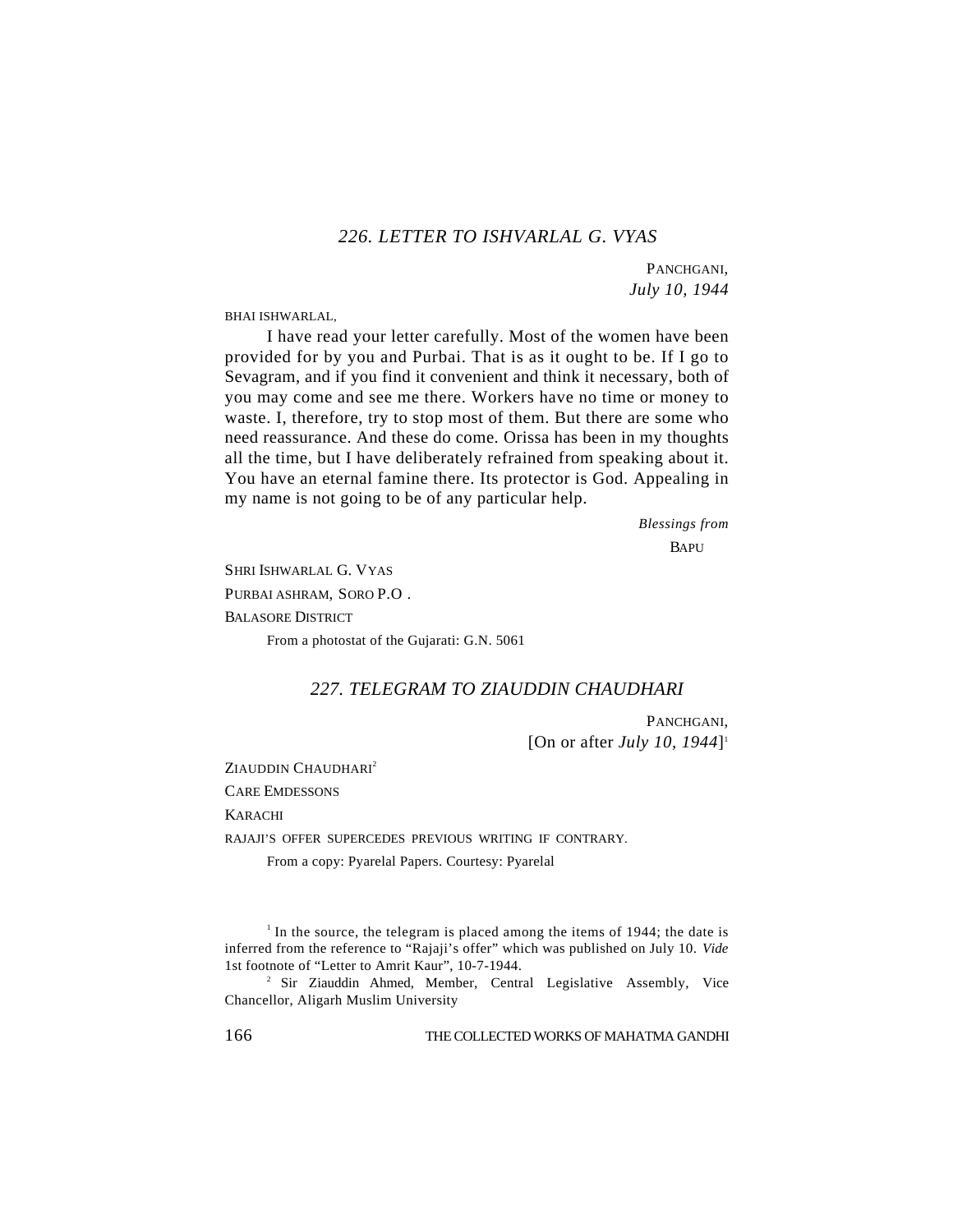## *226. LETTER TO ISHVARLAL G. VYAS*

PANCHGANI,
*July 10, 1944*

BHAI ISHWARLAL,

I have read your letter carefully. Most of the women have been provided for by you and Purbai. That is as it ought to be. If I go to Sevagram, and if you find it convenient and think it necessary, both of you may come and see me there. Workers have no time or money to waste. I, therefore, try to stop most of them. But there are some who need reassurance. And these do come. Orissa has been in my thoughts all the time, but I have deliberately refrained from speaking about it. You have an eternal famine there. Its protector is God. Appealing in my name is not going to be of any particular help.

*Blessings from*
BAPU

SHRI ISHWARLAL G. VYAS
PURBAI ASHRAM, SORO P.O .
BALASORE DISTRICT

From a photostat of the Gujarati: G.N. 5061

## *227. TELEGRAM TO ZIAUDDIN CHAUDHARI*

PANCHGANI,
[On or after *July 10, 1944*][1]

ZIAUDDIN CHAUDHARI[2]
CARE EMDESSONS
KARACHI

RAJAJI'S OFFER SUPERCEDES PREVIOUS WRITING IF CONTRARY.

From a copy: Pyarelal Papers. Courtesy: Pyarelal

[1] In the source, the telegram is placed among the items of 1944; the date is inferred from the reference to "Rajaji's offer" which was published on July 10. *Vide* 1st footnote of "Letter to Amrit Kaur", 10-7-1944.

[2] Sir Ziauddin Ahmed, Member, Central Legislative Assembly, Vice Chancellor, Aligarh Muslim University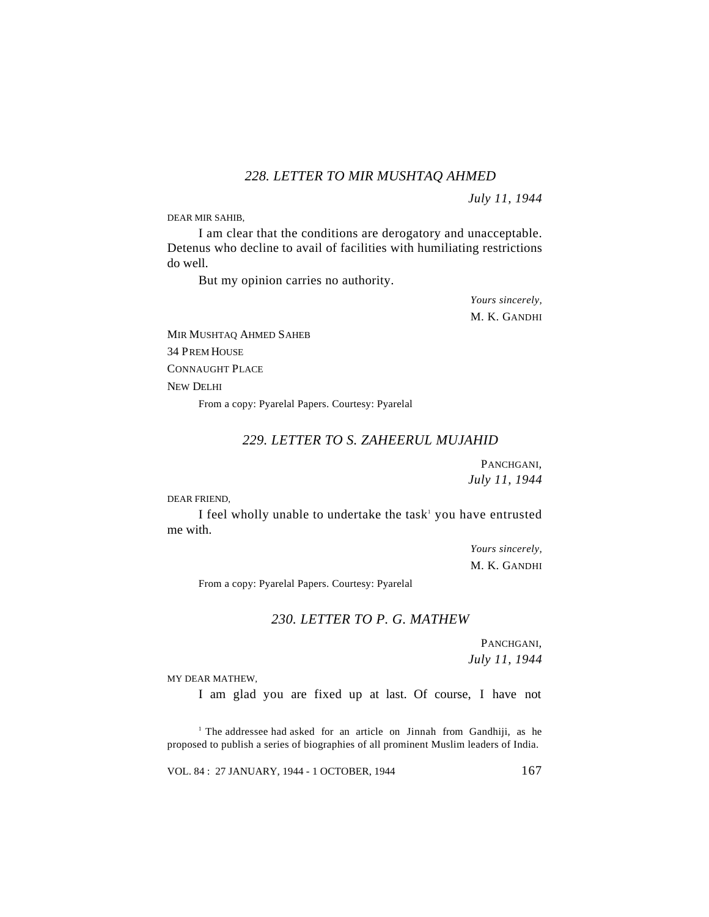### *228. LETTER TO MIR MUSHTAQ AHMED*

*July 11, 1944*

DEAR MIR SAHIB,

I am clear that the conditions are derogatory and unacceptable. Detenus who decline to avail of facilities with humiliating restrictions do well.

But my opinion carries no authority.

*Yours sincerely,*
M. K. GANDHI

MIR MUSHTAQ AHMED SAHEB
34 PREM HOUSE
CONNAUGHT PLACE
NEW DELHI

From a copy: Pyarelal Papers. Courtesy: Pyarelal

### *229. LETTER TO S. ZAHEERUL MUJAHID*

PANCHGANI,
*July 11, 1944*

DEAR FRIEND,

I feel wholly unable to undertake the task[1] you have entrusted me with.

*Yours sincerely,*
M. K. GANDHI

From a copy: Pyarelal Papers. Courtesy: Pyarelal

### *230. LETTER TO P. G. MATHEW*

PANCHGANI,
*July 11, 1944*

MY DEAR MATHEW,

I am glad you are fixed up at last. Of course, I have not

[1] The addressee had asked for an article on Jinnah from Gandhiji, as he proposed to publish a series of biographies of all prominent Muslim leaders of India.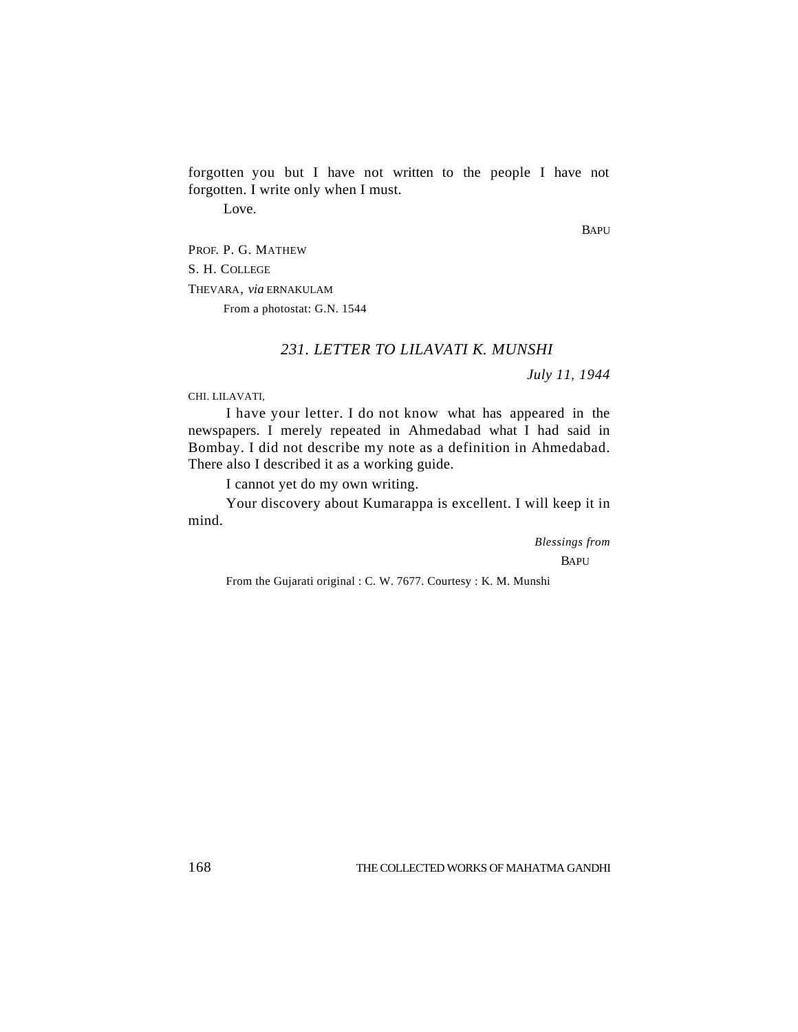forgotten you but I have not written to the people I have not forgotten. I write only when I must.

Love.

BAPU

PROF. P. G. MATHEW
S. H. COLLEGE
THEVARA, *via* ERNAKULAM

From a photostat: G.N. 1544

### *231. LETTER TO LILAVATI K. MUNSHI*

*July 11, 1944*

CHI. LILAVATI,

I have your letter. I do not know what has appeared in the newspapers. I merely repeated in Ahmedabad what I had said in Bombay. I did not describe my note as a definition in Ahmedabad. There also I described it as a working guide.

I cannot yet do my own writing.

Your discovery about Kumarappa is excellent. I will keep it in mind.

*Blessings from*
BAPU

From the Gujarati original : C. W. 7677. Courtesy : K. M. Munshi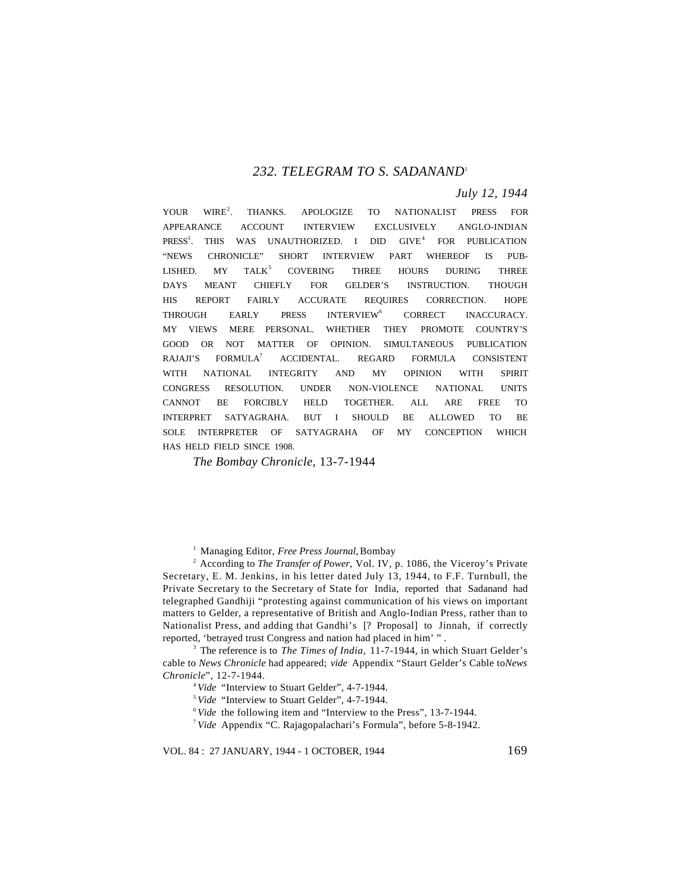## 232. TELEGRAM TO S. SADANAND[1]

*July 12, 1944*

YOUR WIRE[2]. THANKS. APOLOGIZE TO NATIONALIST PRESS FOR APPEARANCE ACCOUNT INTERVIEW EXCLUSIVELY ANGLO-INDIAN PRESS[3]. THIS WAS UNAUTHORIZED. I DID GIVE[4] FOR PUBLICATION "NEWS CHRONICLE" SHORT INTERVIEW PART WHEREOF IS PUBLISHED. MY TALK[5] COVERING THREE HOURS DURING THREE DAYS MEANT CHIEFLY FOR GELDER'S INSTRUCTION. THOUGH HIS REPORT FAIRLY ACCURATE REQUIRES CORRECTION. HOPE THROUGH EARLY PRESS INTERVIEW[6] CORRECT INACCURACY. MY VIEWS MERE PERSONAL. WHETHER THEY PROMOTE COUNTRY'S GOOD OR NOT MATTER OF OPINION. SIMULTANEOUS PUBLICATION RAJAJI'S FORMULA[7] ACCIDENTAL. REGARD FORMULA CONSISTENT WITH NATIONAL INTEGRITY AND MY OPINION WITH SPIRIT CONGRESS RESOLUTION. UNDER NON-VIOLENCE NATIONAL UNITS CANNOT BE FORCIBLY HELD TOGETHER. ALL ARE FREE TO INTERPRET SATYAGRAHA. BUT I SHOULD BE ALLOWED TO BE SOLE INTERPRETER OF SATYAGRAHA OF MY CONCEPTION WHICH HAS HELD FIELD SINCE 1908.

*The Bombay Chronicle*, 13-7-1944

---

[1] Managing Editor, *Free Press Journal,* Bombay

[2] According to *The Transfer of Power*, Vol. IV, p. 1086, the Viceroy's Private Secretary, E. M. Jenkins, in his letter dated July 13, 1944, to F.F. Turnbull, the Private Secretary to the Secretary of State for India, reported that Sadanand had telegraphed Gandhiji "protesting against communication of his views on important matters to Gelder, a representative of British and Anglo-Indian Press, rather than to Nationalist Press, and adding that Gandhi's [? Proposal] to Jinnah, if correctly reported, 'betrayed trust Congress and nation had placed in him' " .

[3] The reference is to *The Times of India,* 11-7-1944, in which Stuart Gelder's cable to *News Chronicle* had appeared; *vide* Appendix "Staurt Gelder's Cable to *News Chronicle*", 12-7-1944.

[4] *Vide* "Interview to Stuart Gelder", 4-7-1944.

[5] *Vide* "Interview to Stuart Gelder", 4-7-1944.

[6] *Vide* the following item and "Interview to the Press", 13-7-1944.

[7] *Vide* Appendix "C. Rajagopalachari's Formula", before 5-8-1942.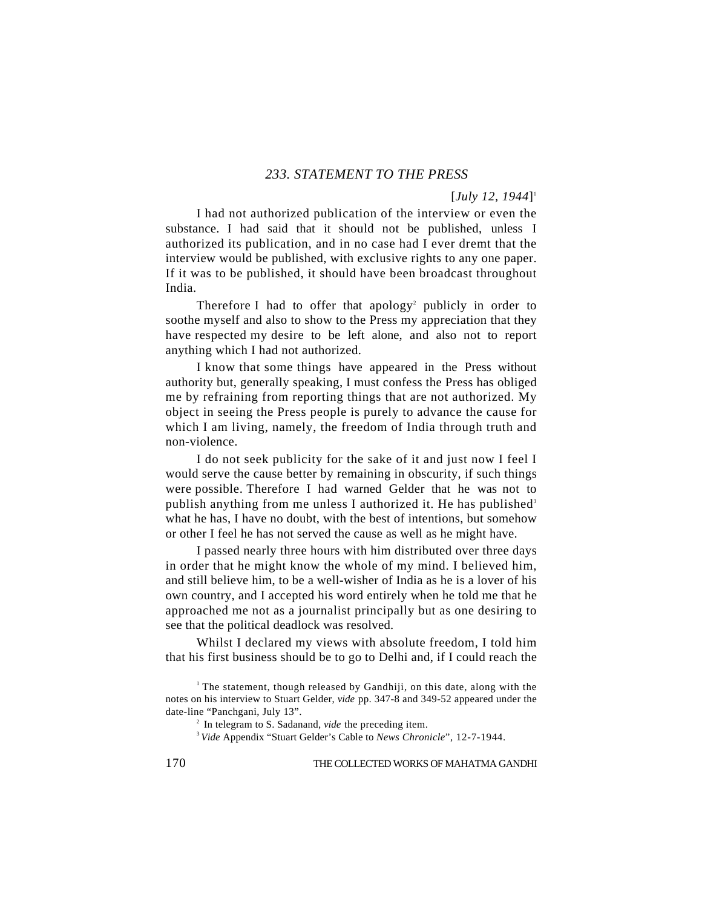## *233. STATEMENT TO THE PRESS*

[*July 12, 1944*][1]

I had not authorized publication of the interview or even the substance. I had said that it should not be published, unless I authorized its publication, and in no case had I ever dremt that the interview would be published, with exclusive rights to any one paper. If it was to be published, it should have been broadcast throughout India.

Therefore I had to offer that apology[2] publicly in order to soothe myself and also to show to the Press my appreciation that they have respected my desire to be left alone, and also not to report anything which I had not authorized.

I know that some things have appeared in the Press without authority but, generally speaking, I must confess the Press has obliged me by refraining from reporting things that are not authorized. My object in seeing the Press people is purely to advance the cause for which I am living, namely, the freedom of India through truth and non-violence.

I do not seek publicity for the sake of it and just now I feel I would serve the cause better by remaining in obscurity, if such things were possible. Therefore I had warned Gelder that he was not to publish anything from me unless I authorized it. He has published[3] what he has, I have no doubt, with the best of intentions, but somehow or other I feel he has not served the cause as well as he might have.

I passed nearly three hours with him distributed over three days in order that he might know the whole of my mind. I believed him, and still believe him, to be a well-wisher of India as he is a lover of his own country, and I accepted his word entirely when he told me that he approached me not as a journalist principally but as one desiring to see that the political deadlock was resolved.

Whilst I declared my views with absolute freedom, I told him that his first business should be to go to Delhi and, if I could reach the

---

[1] The statement, though released by Gandhiji, on this date, along with the notes on his interview to Stuart Gelder, *vide* pp. 347-8 and 349-52 appeared under the date-line "Panchgani, July 13".

[2] In telegram to S. Sadanand, *vide* the preceding item.

[3] *Vide* Appendix "Stuart Gelder's Cable to *News Chronicle*", 12-7-1944.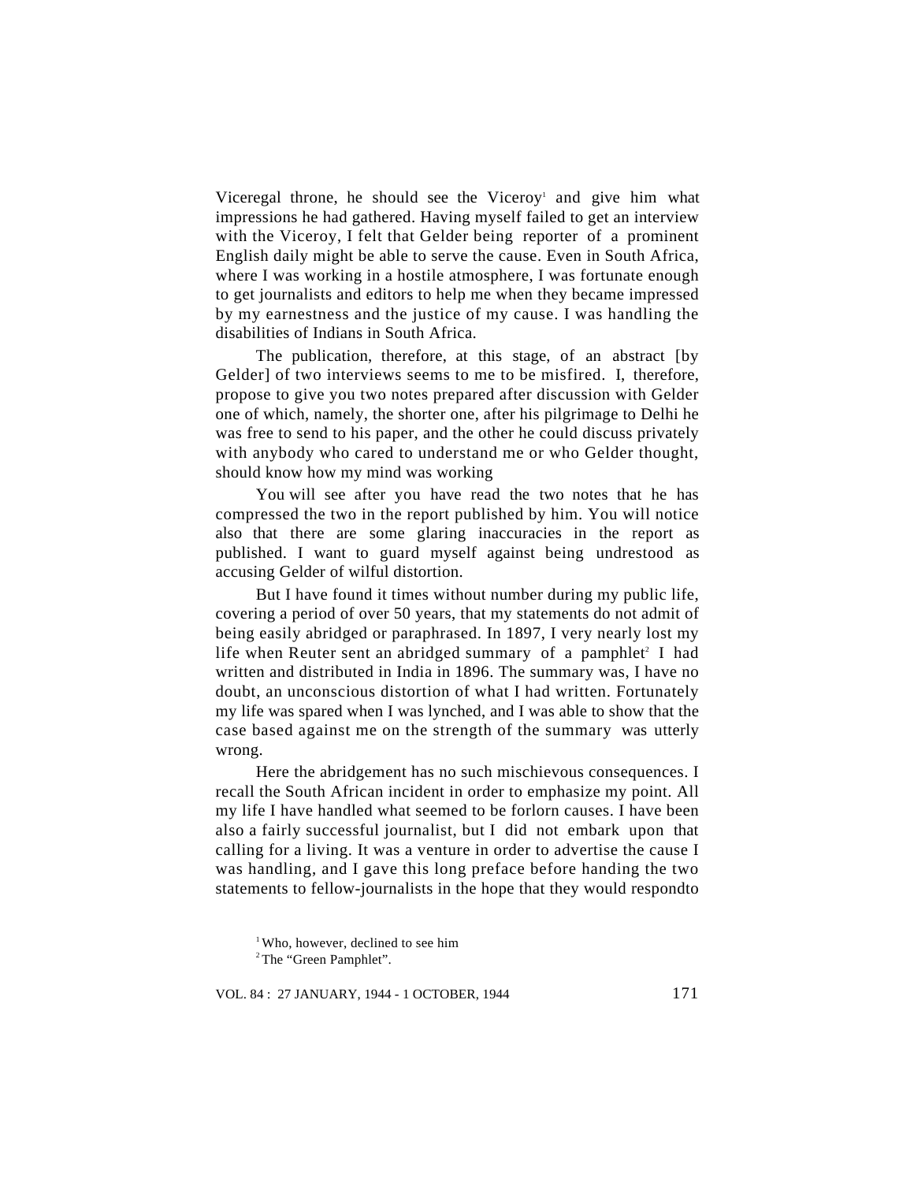Viceregal throne, he should see the Viceroy[1] and give him what impressions he had gathered. Having myself failed to get an interview with the Viceroy, I felt that Gelder being reporter of a prominent English daily might be able to serve the cause. Even in South Africa, where I was working in a hostile atmosphere, I was fortunate enough to get journalists and editors to help me when they became impressed by my earnestness and the justice of my cause. I was handling the disabilities of Indians in South Africa.

The publication, therefore, at this stage, of an abstract [by Gelder] of two interviews seems to me to be misfired. I, therefore, propose to give you two notes prepared after discussion with Gelder one of which, namely, the shorter one, after his pilgrimage to Delhi he was free to send to his paper, and the other he could discuss privately with anybody who cared to understand me or who Gelder thought, should know how my mind was working

You will see after you have read the two notes that he has compressed the two in the report published by him. You will notice also that there are some glaring inaccuracies in the report as published. I want to guard myself against being undrestood as accusing Gelder of wilful distortion.

But I have found it times without number during my public life, covering a period of over 50 years, that my statements do not admit of being easily abridged or paraphrased. In 1897, I very nearly lost my life when Reuter sent an abridged summary of a pamphlet[2] I had written and distributed in India in 1896. The summary was, I have no doubt, an unconscious distortion of what I had written. Fortunately my life was spared when I was lynched, and I was able to show that the case based against me on the strength of the summary was utterly wrong.

Here the abridgement has no such mischievous consequences. I recall the South African incident in order to emphasize my point. All my life I have handled what seemed to be forlorn causes. I have been also a fairly successful journalist, but I did not embark upon that calling for a living. It was a venture in order to advertise the cause I was handling, and I gave this long preface before handing the two statements to fellow-journalists in the hope that they would respondto

[1] Who, however, declined to see him

[2] The "Green Pamphlet".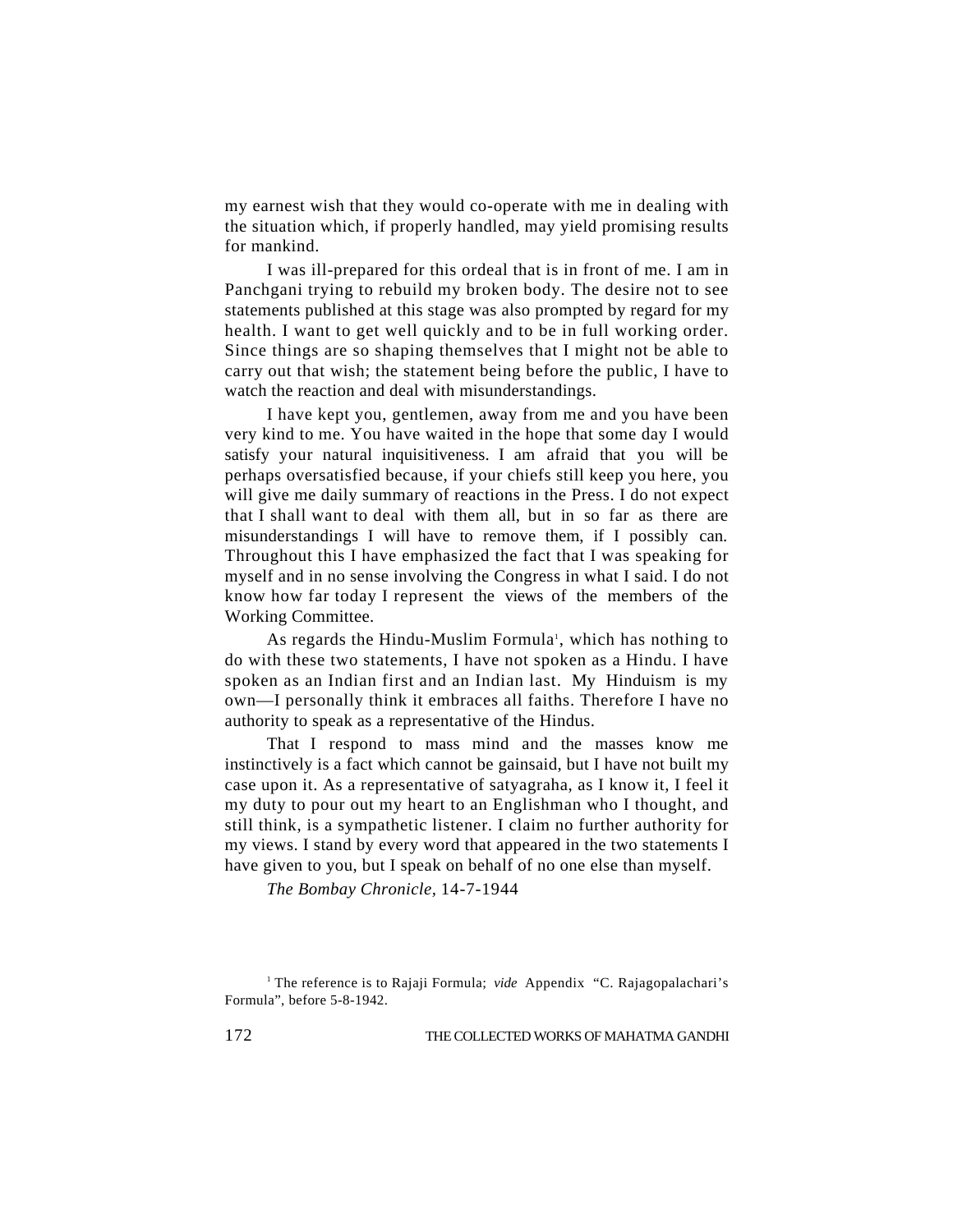my earnest wish that they would co-operate with me in dealing with the situation which, if properly handled, may yield promising results for mankind.

I was ill-prepared for this ordeal that is in front of me. I am in Panchgani trying to rebuild my broken body. The desire not to see statements published at this stage was also prompted by regard for my health. I want to get well quickly and to be in full working order. Since things are so shaping themselves that I might not be able to carry out that wish; the statement being before the public, I have to watch the reaction and deal with misunderstandings.

I have kept you, gentlemen, away from me and you have been very kind to me. You have waited in the hope that some day I would satisfy your natural inquisitiveness. I am afraid that you will be perhaps oversatisfied because, if your chiefs still keep you here, you will give me daily summary of reactions in the Press. I do not expect that I shall want to deal with them all, but in so far as there are misunderstandings I will have to remove them, if I possibly can. Throughout this I have emphasized the fact that I was speaking for myself and in no sense involving the Congress in what I said. I do not know how far today I represent the views of the members of the Working Committee.

As regards the Hindu-Muslim Formula[1], which has nothing to do with these two statements, I have not spoken as a Hindu. I have spoken as an Indian first and an Indian last. My Hinduism is my own—I personally think it embraces all faiths. Therefore I have no authority to speak as a representative of the Hindus.

That I respond to mass mind and the masses know me instinctively is a fact which cannot be gainsaid, but I have not built my case upon it. As a representative of satyagraha, as I know it, I feel it my duty to pour out my heart to an Englishman who I thought, and still think, is a sympathetic listener. I claim no further authority for my views. I stand by every word that appeared in the two statements I have given to you, but I speak on behalf of no one else than myself.

*The Bombay Chronicle*, 14-7-1944

[1] The reference is to Rajaji Formula; *vide* Appendix "C. Rajagopalachari's Formula", before 5-8-1942.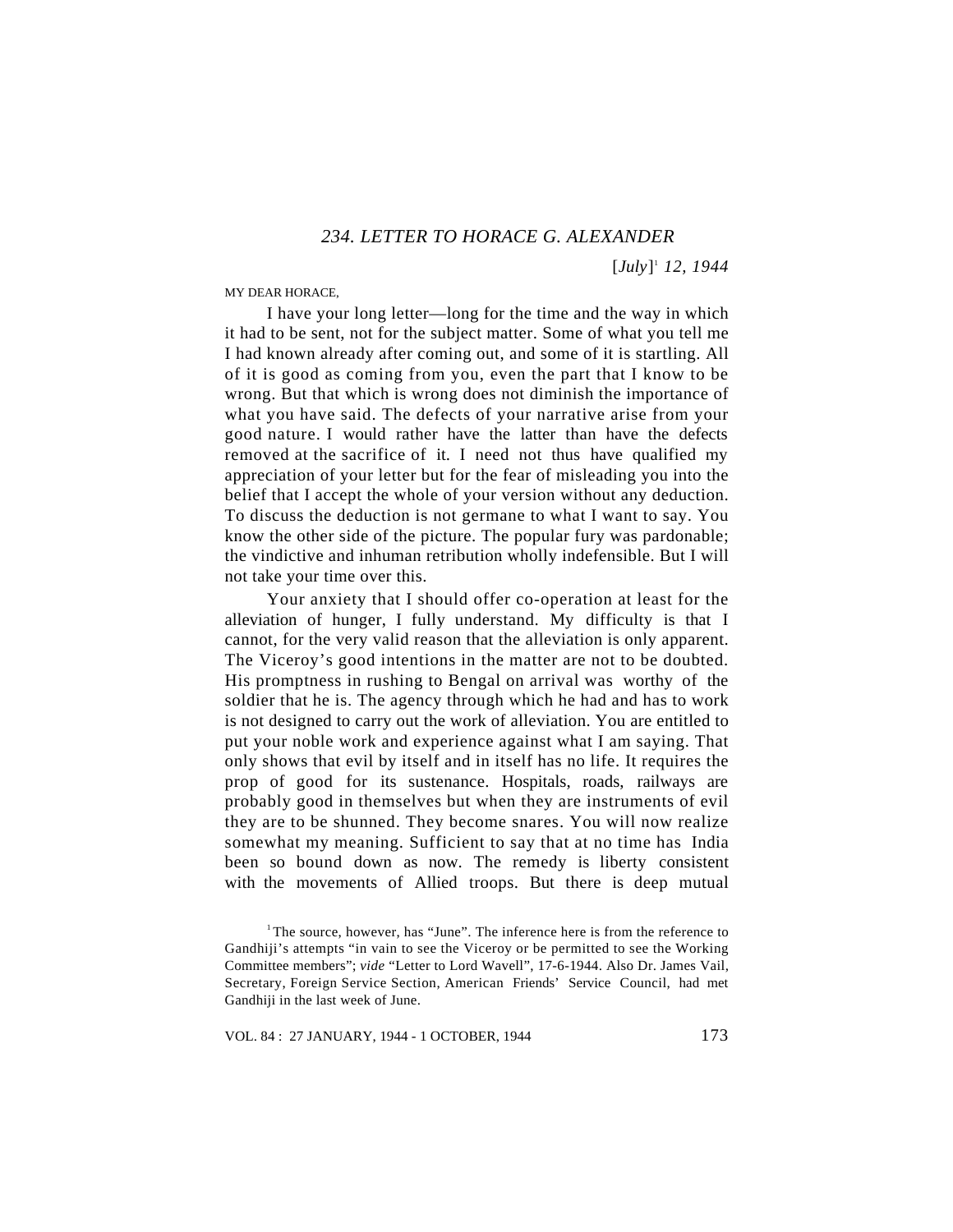## 234. LETTER TO HORACE G. ALEXANDER

[*July*][1] *12, 1944*

MY DEAR HORACE,

I have your long letter—long for the time and the way in which it had to be sent, not for the subject matter. Some of what you tell me I had known already after coming out, and some of it is startling. All of it is good as coming from you, even the part that I know to be wrong. But that which is wrong does not diminish the importance of what you have said. The defects of your narrative arise from your good nature. I would rather have the latter than have the defects removed at the sacrifice of it. I need not thus have qualified my appreciation of your letter but for the fear of misleading you into the belief that I accept the whole of your version without any deduction. To discuss the deduction is not germane to what I want to say. You know the other side of the picture. The popular fury was pardonable; the vindictive and inhuman retribution wholly indefensible. But I will not take your time over this.

Your anxiety that I should offer co-operation at least for the alleviation of hunger, I fully understand. My difficulty is that I cannot, for the very valid reason that the alleviation is only apparent. The Viceroy's good intentions in the matter are not to be doubted. His promptness in rushing to Bengal on arrival was worthy of the soldier that he is. The agency through which he had and has to work is not designed to carry out the work of alleviation. You are entitled to put your noble work and experience against what I am saying. That only shows that evil by itself and in itself has no life. It requires the prop of good for its sustenance. Hospitals, roads, railways are probably good in themselves but when they are instruments of evil they are to be shunned. They become snares. You will now realize somewhat my meaning. Sufficient to say that at no time has India been so bound down as now. The remedy is liberty consistent with the movements of Allied troops. But there is deep mutual

[1] The source, however, has "June". The inference here is from the reference to Gandhiji's attempts "in vain to see the Viceroy or be permitted to see the Working Committee members"; *vide* "Letter to Lord Wavell", 17-6-1944. Also Dr. James Vail, Secretary, Foreign Service Section, American Friends' Service Council, had met Gandhiji in the last week of June.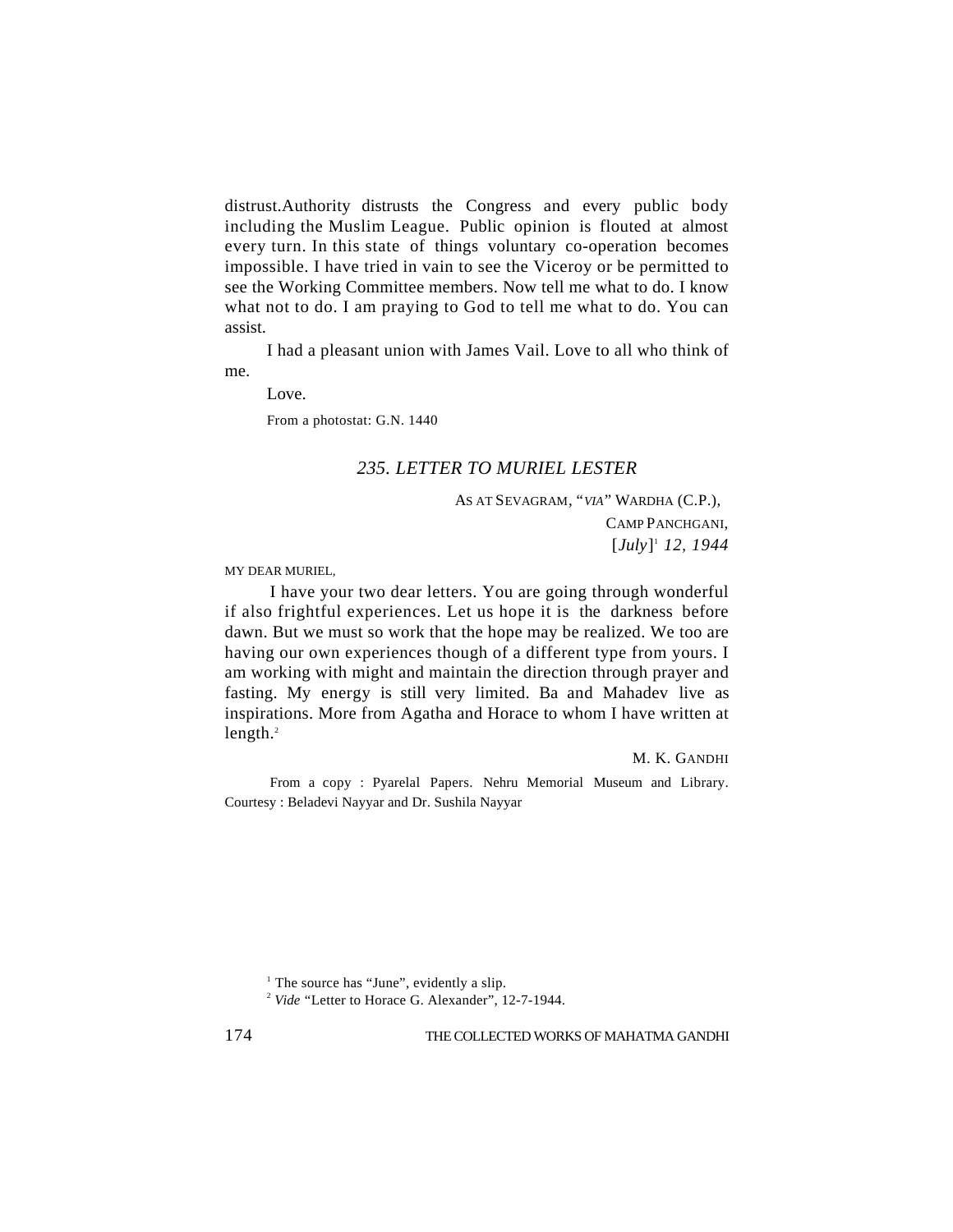distrust.Authority distrusts the Congress and every public body including the Muslim League. Public opinion is flouted at almost every turn. In this state of things voluntary co-operation becomes impossible. I have tried in vain to see the Viceroy or be permitted to see the Working Committee members. Now tell me what to do. I know what not to do. I am praying to God to tell me what to do. You can assist.

I had a pleasant union with James Vail. Love to all who think of me.

Love.

From a photostat: G.N. 1440

### *235. LETTER TO MURIEL LESTER*

AS AT SEVAGRAM, "*VIA*" WARDHA (C.P.),
CAMP PANCHGANI,
[*July*][1] *12, 1944*

MY DEAR MURIEL,

I have your two dear letters. You are going through wonderful if also frightful experiences. Let us hope it is the darkness before dawn. But we must so work that the hope may be realized. We too are having our own experiences though of a different type from yours. I am working with might and maintain the direction through prayer and fasting. My energy is still very limited. Ba and Mahadev live as inspirations. More from Agatha and Horace to whom I have written at length.[2]

M. K. GANDHI

From a copy : Pyarelal Papers. Nehru Memorial Museum and Library. Courtesy : Beladevi Nayyar and Dr. Sushila Nayyar

---

[1] The source has "June", evidently a slip.

[2] *Vide* "Letter to Horace G. Alexander", 12-7-1944.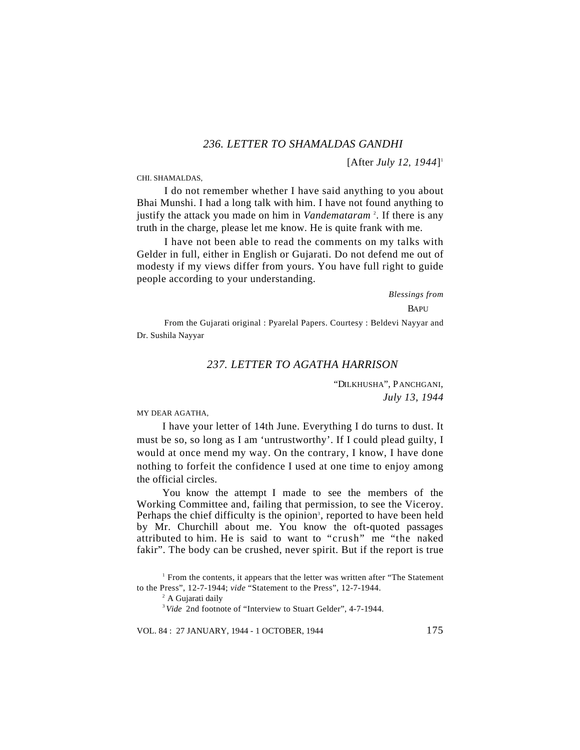## *236. LETTER TO SHAMALDAS GANDHI*

[After *July 12, 1944*][1]

CHI. SHAMALDAS,

I do not remember whether I have said anything to you about Bhai Munshi. I had a long talk with him. I have not found anything to justify the attack you made on him in *Vandemataram*[2]. If there is any truth in the charge, please let me know. He is quite frank with me.

I have not been able to read the comments on my talks with Gelder in full, either in English or Gujarati. Do not defend me out of modesty if my views differ from yours. You have full right to guide people according to your understanding.

*Blessings from*

BAPU

From the Gujarati original : Pyarelal Papers. Courtesy : Beldevi Nayyar and Dr. Sushila Nayyar

## *237. LETTER TO AGATHA HARRISON*

"DILKHUSHA", PANCHGANI,
*July 13, 1944*

MY DEAR AGATHA,

I have your letter of 14th June. Everything I do turns to dust. It must be so, so long as I am 'untrustworthy'. If I could plead guilty, I would at once mend my way. On the contrary, I know, I have done nothing to forfeit the confidence I used at one time to enjoy among the official circles.

You know the attempt I made to see the members of the Working Committee and, failing that permission, to see the Viceroy. Perhaps the chief difficulty is the opinion[3], reported to have been held by Mr. Churchill about me. You know the oft-quoted passages attributed to him. He is said to want to "crush" me "the naked fakir". The body can be crushed, never spirit. But if the report is true

---

[1] From the contents, it appears that the letter was written after "The Statement to the Press", 12-7-1944; *vide* "Statement to the Press", 12-7-1944.

[2] A Gujarati daily

[3] *Vide* 2nd footnote of "Interview to Stuart Gelder", 4-7-1944.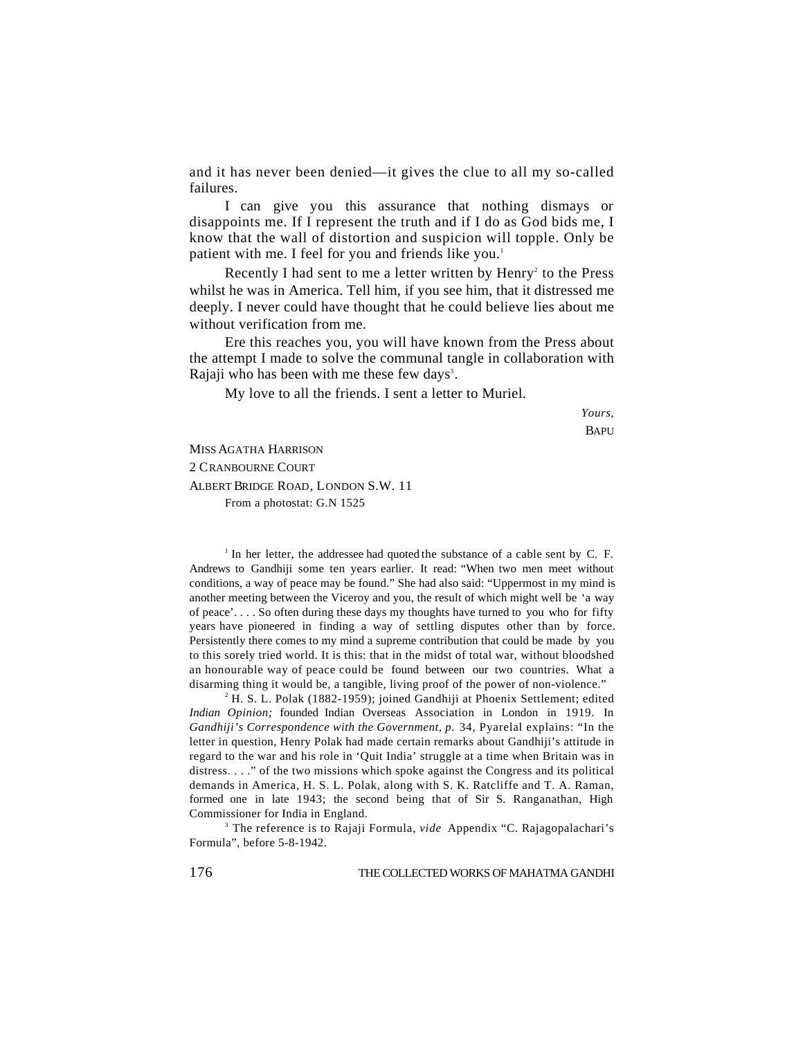and it has never been denied—it gives the clue to all my so-called failures.

I can give you this assurance that nothing dismays or disappoints me. If I represent the truth and if I do as God bids me, I know that the wall of distortion and suspicion will topple. Only be patient with me. I feel for you and friends like you.[1]

Recently I had sent to me a letter written by Henry[2] to the Press whilst he was in America. Tell him, if you see him, that it distressed me deeply. I never could have thought that he could believe lies about me without verification from me.

Ere this reaches you, you will have known from the Press about the attempt I made to solve the communal tangle in collaboration with Rajaji who has been with me these few days[3].

My love to all the friends. I sent a letter to Muriel.

*Yours,*
BAPU

MISS AGATHA HARRISON
2 CRANBOURNE COURT
ALBERT BRIDGE ROAD, LONDON S.W. 11

From a photostat: G.N 1525

---

[1] In her letter, the addressee had quoted the substance of a cable sent by C. F. Andrews to Gandhiji some ten years earlier. It read: "When two men meet without conditions, a way of peace may be found." She had also said: "Uppermost in my mind is another meeting between the Viceroy and you, the result of which might well be 'a way of peace'. . . . So often during these days my thoughts have turned to you who for fifty years have pioneered in finding a way of settling disputes other than by force. Persistently there comes to my mind a supreme contribution that could be made by you to this sorely tried world. It is this: that in the midst of total war, without bloodshed an honourable way of peace could be found between our two countries. What a disarming thing it would be, a tangible, living proof of the power of non-violence."

[2] H. S. L. Polak (1882-1959); joined Gandhiji at Phoenix Settlement; edited *Indian Opinion;* founded Indian Overseas Association in London in 1919. In *Gandhiji's Correspondence with the Government, p.* 34, Pyarelal explains: "In the letter in question, Henry Polak had made certain remarks about Gandhiji's attitude in regard to the war and his role in 'Quit India' struggle at a time when Britain was in distress. . . ." of the two missions which spoke against the Congress and its political demands in America, H. S. L. Polak, along with S. K. Ratcliffe and T. A. Raman, formed one in late 1943; the second being that of Sir S. Ranganathan, High Commissioner for India in England.

[3] The reference is to Rajaji Formula, *vide* Appendix "C. Rajagopalachari's Formula", before 5-8-1942.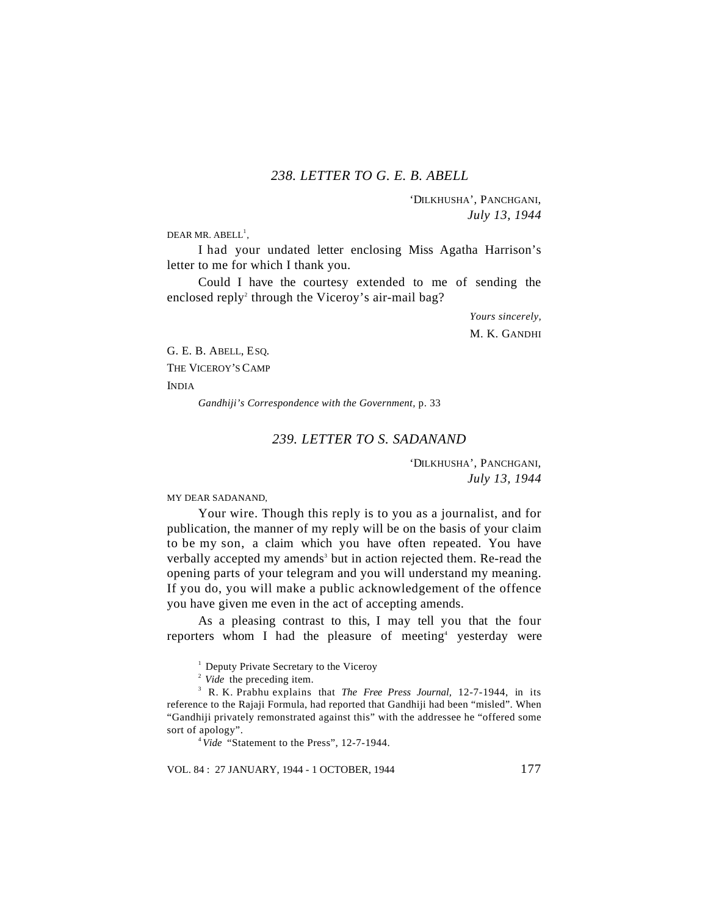## *238. LETTER TO G. E. B. ABELL*

'DILKHUSHA', PANCHGANI,
*July 13, 1944*

DEAR MR. ABELL[1],

I had your undated letter enclosing Miss Agatha Harrison's letter to me for which I thank you.

Could I have the courtesy extended to me of sending the enclosed reply[2] through the Viceroy's air-mail bag?

*Yours sincerely,*
M. K. GANDHI

G. E. B. ABELL, ESQ.
THE VICEROY'S CAMP
INDIA

*Gandhiji's Correspondence with the Government,* p. 33

## *239. LETTER TO S. SADANAND*

'DILKHUSHA', PANCHGANI,
*July 13, 1944*

MY DEAR SADANAND,

Your wire. Though this reply is to you as a journalist, and for publication, the manner of my reply will be on the basis of your claim to be my son, a claim which you have often repeated. You have verbally accepted my amends[3] but in action rejected them. Re-read the opening parts of your telegram and you will understand my meaning. If you do, you will make a public acknowledgement of the offence you have given me even in the act of accepting amends.

As a pleasing contrast to this, I may tell you that the four reporters whom I had the pleasure of meeting[4] yesterday were

---

[1] Deputy Private Secretary to the Viceroy

[2] *Vide* the preceding item.

[3] R. K. Prabhu explains that *The Free Press Journal*, 12-7-1944, in its reference to the Rajaji Formula, had reported that Gandhiji had been "misled". When "Gandhiji privately remonstrated against this" with the addressee he "offered some sort of apology".

[4] *Vide* "Statement to the Press", 12-7-1944.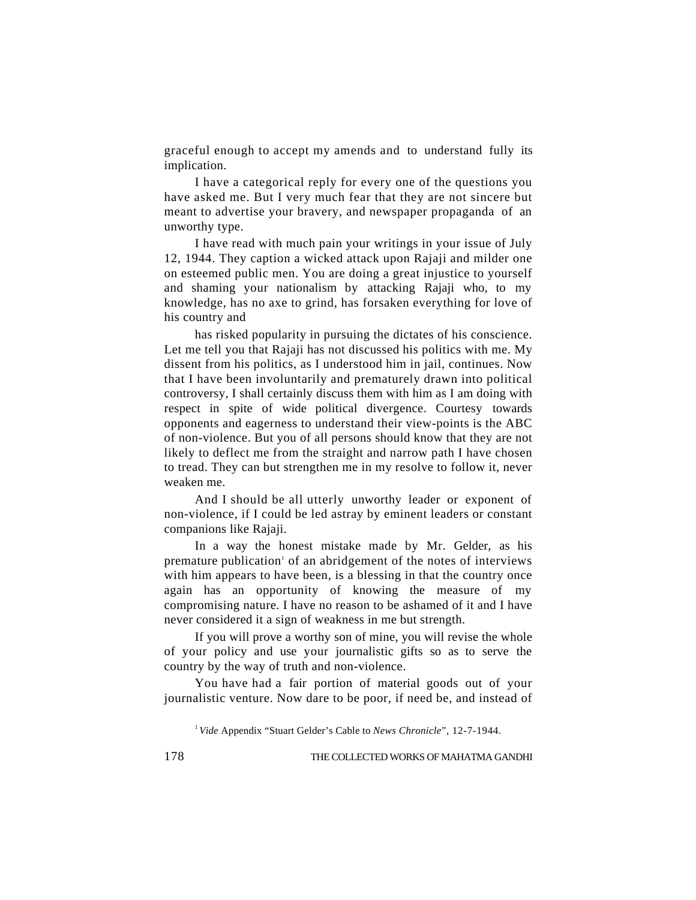graceful enough to accept my amends and to understand fully its implication.

I have a categorical reply for every one of the questions you have asked me. But I very much fear that they are not sincere but meant to advertise your bravery, and newspaper propaganda of an unworthy type.

I have read with much pain your writings in your issue of July 12, 1944. They caption a wicked attack upon Rajaji and milder one on esteemed public men. You are doing a great injustice to yourself and shaming your nationalism by attacking Rajaji who, to my knowledge, has no axe to grind, has forsaken everything for love of his country and

has risked popularity in pursuing the dictates of his conscience. Let me tell you that Rajaji has not discussed his politics with me. My dissent from his politics, as I understood him in jail, continues. Now that I have been involuntarily and prematurely drawn into political controversy, I shall certainly discuss them with him as I am doing with respect in spite of wide political divergence. Courtesy towards opponents and eagerness to understand their view-points is the ABC of non-violence. But you of all persons should know that they are not likely to deflect me from the straight and narrow path I have chosen to tread. They can but strengthen me in my resolve to follow it, never weaken me.

And I should be all utterly unworthy leader or exponent of non-violence, if I could be led astray by eminent leaders or constant companions like Rajaji.

In a way the honest mistake made by Mr. Gelder, as his premature publication[1] of an abridgement of the notes of interviews with him appears to have been, is a blessing in that the country once again has an opportunity of knowing the measure of my compromising nature. I have no reason to be ashamed of it and I have never considered it a sign of weakness in me but strength.

If you will prove a worthy son of mine, you will revise the whole of your policy and use your journalistic gifts so as to serve the country by the way of truth and non-violence.

You have had a fair portion of material goods out of your journalistic venture. Now dare to be poor, if need be, and instead of

[1] *Vide* Appendix "Stuart Gelder's Cable to *News Chronicle*", 12-7-1944.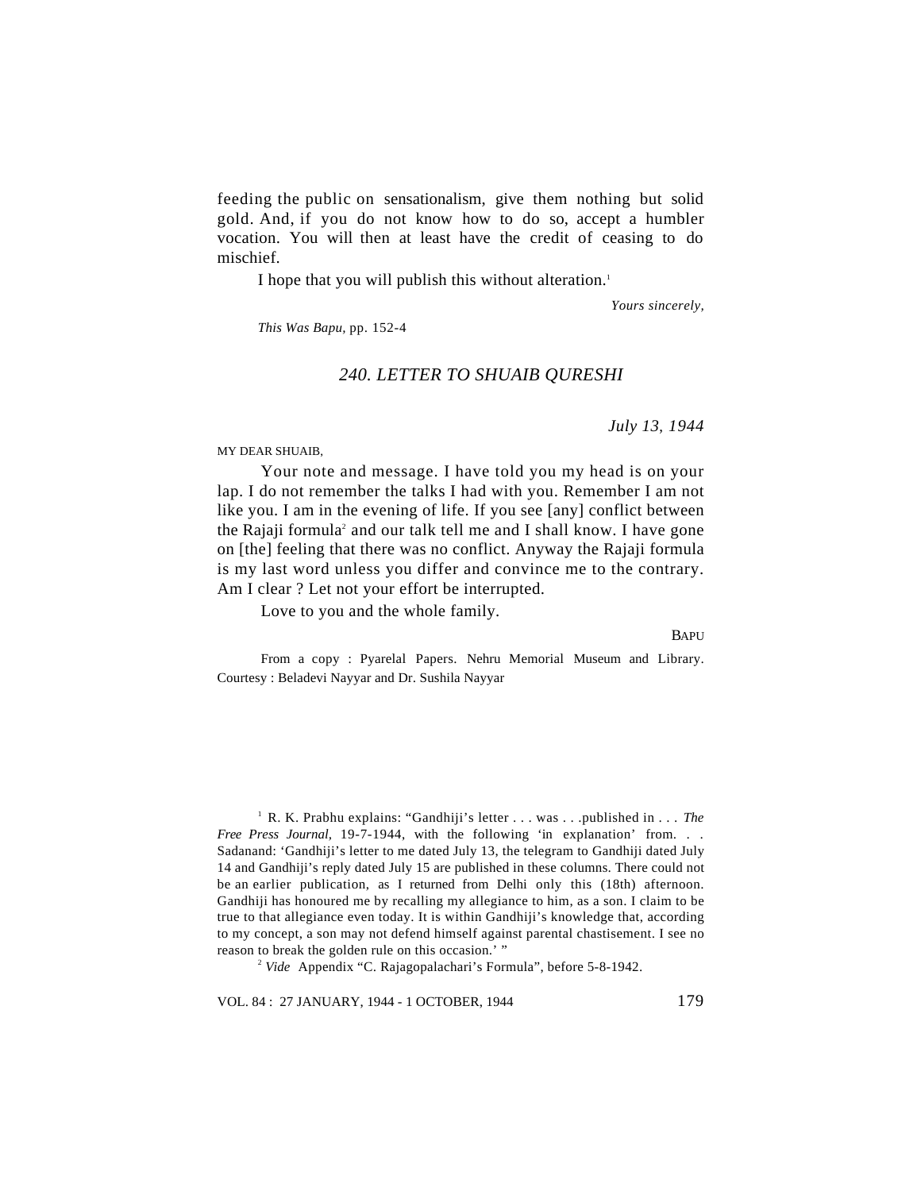feeding the public on sensationalism, give them nothing but solid gold. And, if you do not know how to do so, accept a humbler vocation. You will then at least have the credit of ceasing to do mischief.

I hope that you will publish this without alteration.[1]

*Yours sincerely,*

*This Was Bapu*, pp. 152-4

## *240. LETTER TO SHUAIB QURESHI*

*July 13, 1944*

MY DEAR SHUAIB,

Your note and message. I have told you my head is on your lap. I do not remember the talks I had with you. Remember I am not like you. I am in the evening of life. If you see [any] conflict between the Rajaji formula[2] and our talk tell me and I shall know. I have gone on [the] feeling that there was no conflict. Anyway the Rajaji formula is my last word unless you differ and convince me to the contrary. Am I clear ? Let not your effort be interrupted.

Love to you and the whole family.

BAPU

From a copy : Pyarelal Papers. Nehru Memorial Museum and Library. Courtesy : Beladevi Nayyar and Dr. Sushila Nayyar

---

[1] R. K. Prabhu explains: "Gandhiji's letter . . . was . . .published in . . . *The Free Press Journal*, 19-7-1944, with the following 'in explanation' from. . . Sadanand: 'Gandhiji's letter to me dated July 13, the telegram to Gandhiji dated July 14 and Gandhiji's reply dated July 15 are published in these columns. There could not be an earlier publication, as I returned from Delhi only this (18th) afternoon. Gandhiji has honoured me by recalling my allegiance to him, as a son. I claim to be true to that allegiance even today. It is within Gandhiji's knowledge that, according to my concept, a son may not defend himself against parental chastisement. I see no reason to break the golden rule on this occasion.' "

[2] *Vide* Appendix "C. Rajagopalachari's Formula", before 5-8-1942.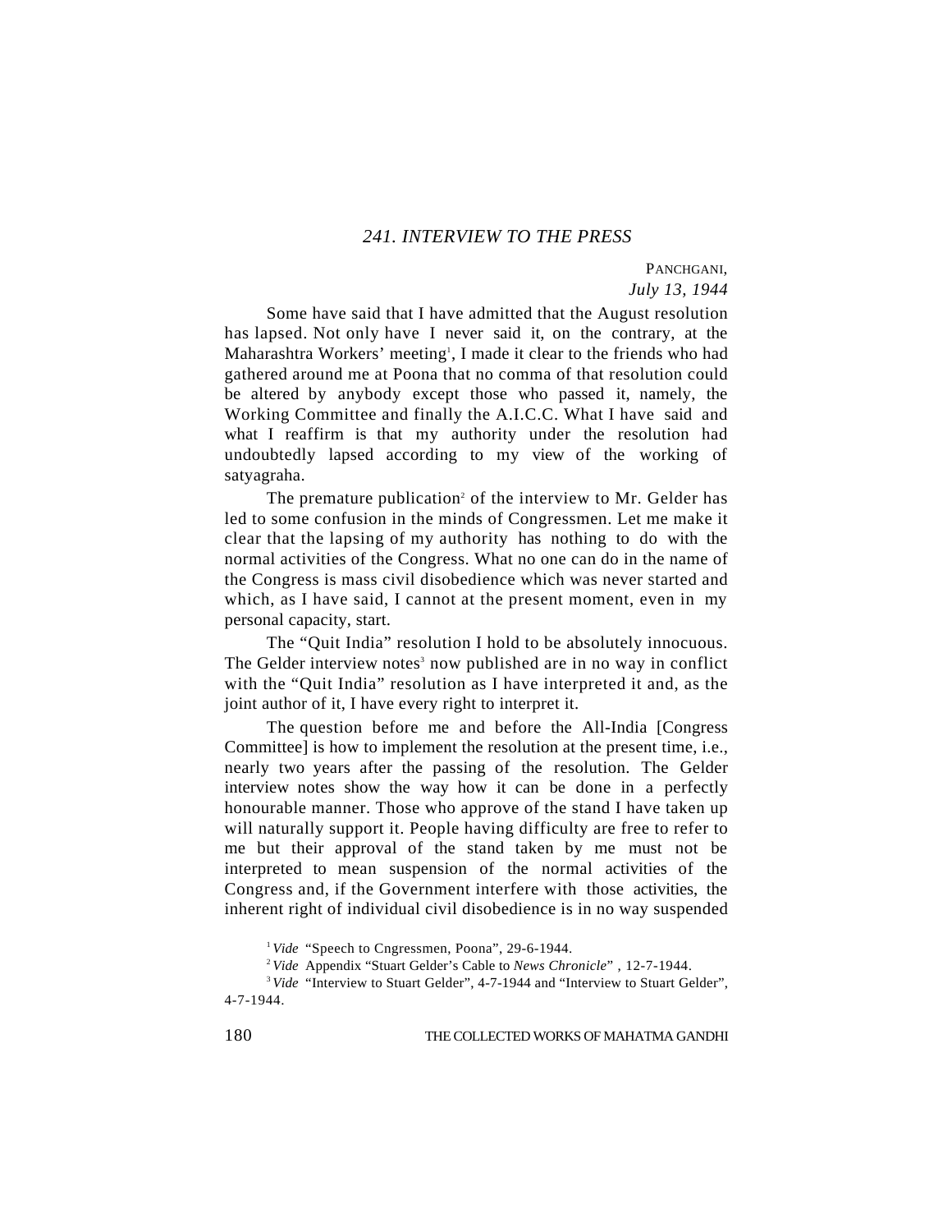## *241. INTERVIEW TO THE PRESS*

PANCHGANI,
*July 13, 1944*

Some have said that I have admitted that the August resolution has lapsed. Not only have I never said it, on the contrary, at the Maharashtra Workers' meeting[1], I made it clear to the friends who had gathered around me at Poona that no comma of that resolution could be altered by anybody except those who passed it, namely, the Working Committee and finally the A.I.C.C. What I have said and what I reaffirm is that my authority under the resolution had undoubtedly lapsed according to my view of the working of satyagraha.

The premature publication[2] of the interview to Mr. Gelder has led to some confusion in the minds of Congressmen. Let me make it clear that the lapsing of my authority has nothing to do with the normal activities of the Congress. What no one can do in the name of the Congress is mass civil disobedience which was never started and which, as I have said, I cannot at the present moment, even in my personal capacity, start.

The "Quit India" resolution I hold to be absolutely innocuous. The Gelder interview notes[3] now published are in no way in conflict with the "Quit India" resolution as I have interpreted it and, as the joint author of it, I have every right to interpret it.

The question before me and before the All-India [Congress Committee] is how to implement the resolution at the present time, i.e., nearly two years after the passing of the resolution. The Gelder interview notes show the way how it can be done in a perfectly honourable manner. Those who approve of the stand I have taken up will naturally support it. People having difficulty are free to refer to me but their approval of the stand taken by me must not be interpreted to mean suspension of the normal activities of the Congress and, if the Government interfere with those activities, the inherent right of individual civil disobedience is in no way suspended

---

[1] *Vide* "Speech to Cngressmen, Poona", 29-6-1944.

[2] *Vide* Appendix "Stuart Gelder's Cable to *News Chronicle*" , 12-7-1944.

[3] *Vide* "Interview to Stuart Gelder", 4-7-1944 and "Interview to Stuart Gelder", 4-7-1944.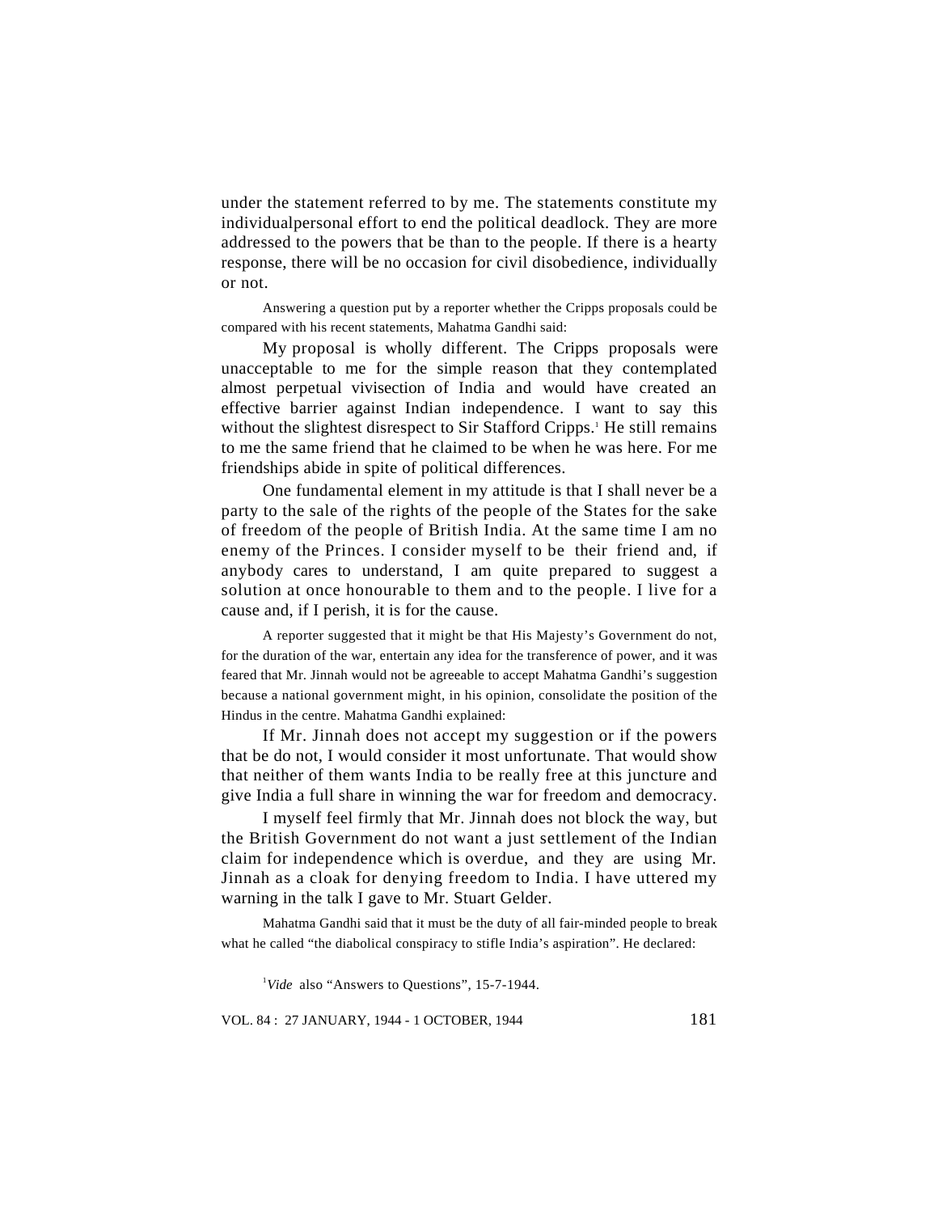under the statement referred to by me. The statements constitute my individualpersonal effort to end the political deadlock. They are more addressed to the powers that be than to the people. If there is a hearty response, there will be no occasion for civil disobedience, individually or not.

Answering a question put by a reporter whether the Cripps proposals could be compared with his recent statements, Mahatma Gandhi said:

My proposal is wholly different. The Cripps proposals were unacceptable to me for the simple reason that they contemplated almost perpetual vivisection of India and would have created an effective barrier against Indian independence. I want to say this without the slightest disrespect to Sir Stafford Cripps.[1] He still remains to me the same friend that he claimed to be when he was here. For me friendships abide in spite of political differences.

One fundamental element in my attitude is that I shall never be a party to the sale of the rights of the people of the States for the sake of freedom of the people of British India. At the same time I am no enemy of the Princes. I consider myself to be their friend and, if anybody cares to understand, I am quite prepared to suggest a solution at once honourable to them and to the people. I live for a cause and, if I perish, it is for the cause.

A reporter suggested that it might be that His Majesty's Government do not, for the duration of the war, entertain any idea for the transference of power, and it was feared that Mr. Jinnah would not be agreeable to accept Mahatma Gandhi's suggestion because a national government might, in his opinion, consolidate the position of the Hindus in the centre. Mahatma Gandhi explained:

If Mr. Jinnah does not accept my suggestion or if the powers that be do not, I would consider it most unfortunate. That would show that neither of them wants India to be really free at this juncture and give India a full share in winning the war for freedom and democracy.

I myself feel firmly that Mr. Jinnah does not block the way, but the British Government do not want a just settlement of the Indian claim for independence which is overdue, and they are using Mr. Jinnah as a cloak for denying freedom to India. I have uttered my warning in the talk I gave to Mr. Stuart Gelder.

Mahatma Gandhi said that it must be the duty of all fair-minded people to break what he called "the diabolical conspiracy to stifle India's aspiration". He declared:

[1] *Vide* also "Answers to Questions", 15-7-1944.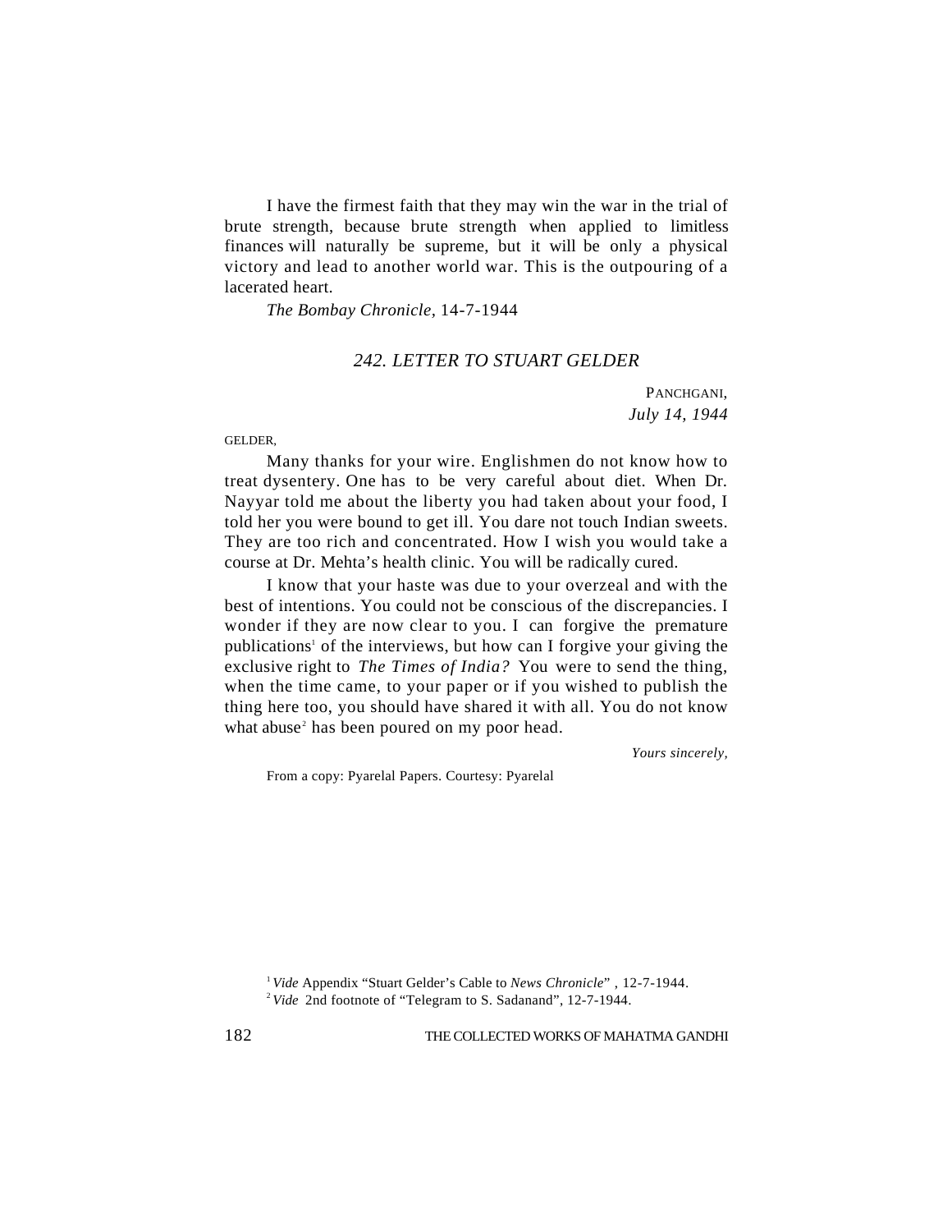I have the firmest faith that they may win the war in the trial of brute strength, because brute strength when applied to limitless finances will naturally be supreme, but it will be only a physical victory and lead to another world war. This is the outpouring of a lacerated heart.

*The Bombay Chronicle*, 14-7-1944

## *242. LETTER TO STUART GELDER*

PANCHGANI,
*July 14, 1944*

GELDER,

Many thanks for your wire. Englishmen do not know how to treat dysentery. One has to be very careful about diet. When Dr. Nayyar told me about the liberty you had taken about your food, I told her you were bound to get ill. You dare not touch Indian sweets. They are too rich and concentrated. How I wish you would take a course at Dr. Mehta's health clinic. You will be radically cured.

I know that your haste was due to your overzeal and with the best of intentions. You could not be conscious of the discrepancies. I wonder if they are now clear to you. I can forgive the premature publications[1] of the interviews, but how can I forgive your giving the exclusive right to *The Times of India?* You were to send the thing, when the time came, to your paper or if you wished to publish the thing here too, you should have shared it with all. You do not know what abuse[2] has been poured on my poor head.

*Yours sincerely,*

From a copy: Pyarelal Papers. Courtesy: Pyarelal

---

[1] *Vide* Appendix "Stuart Gelder's Cable to *News Chronicle*", 12-7-1944.

[2] *Vide* 2nd footnote of "Telegram to S. Sadanand", 12-7-1944.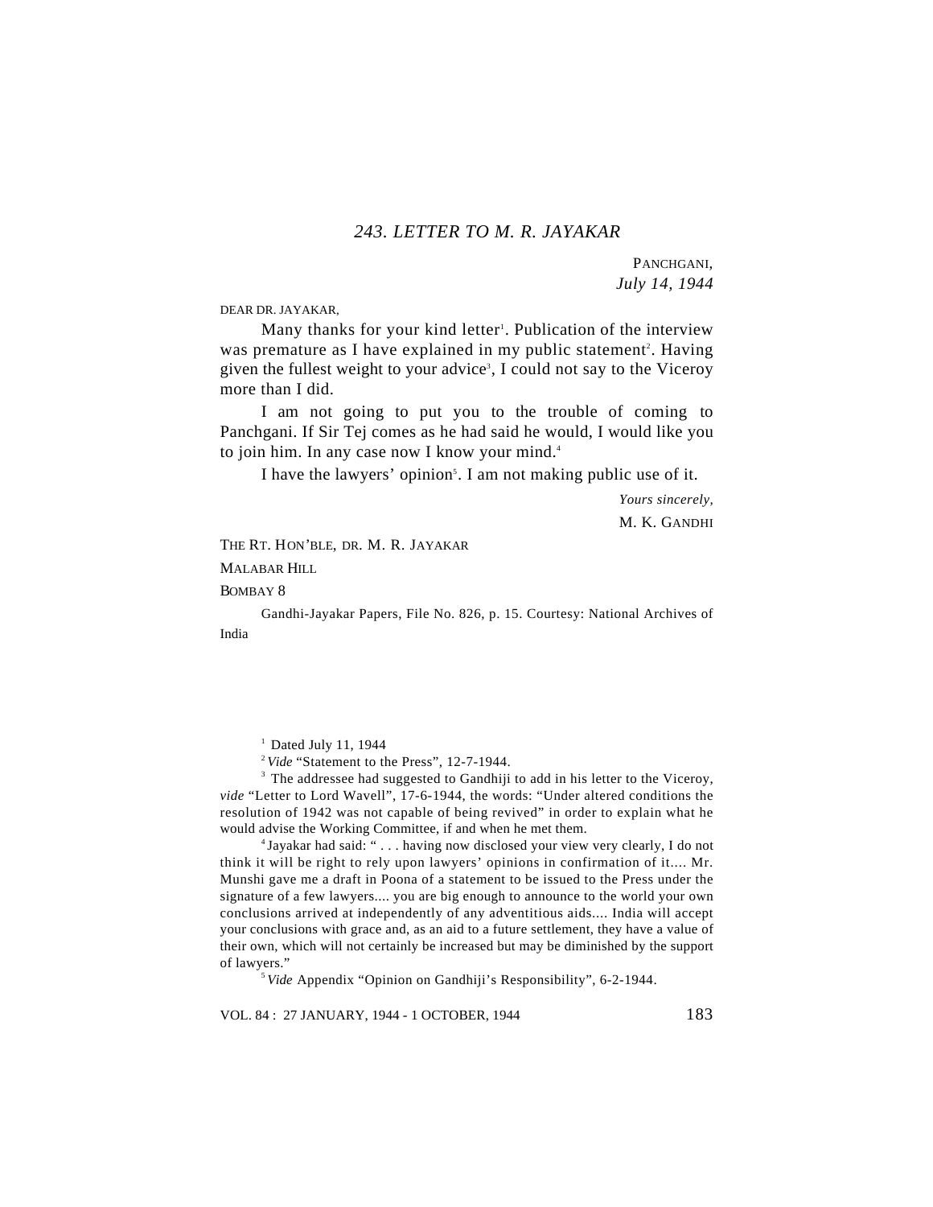## *243. LETTER TO M. R. JAYAKAR*

PANCHGANI,
*July 14, 1944*

DEAR DR. JAYAKAR,

Many thanks for your kind letter[1]. Publication of the interview was premature as I have explained in my public statement[2]. Having given the fullest weight to your advice[3], I could not say to the Viceroy more than I did.

I am not going to put you to the trouble of coming to Panchgani. If Sir Tej comes as he had said he would, I would like you to join him. In any case now I know your mind.[4]

I have the lawyers' opinion[5]. I am not making public use of it.

*Yours sincerely,*
M. K. GANDHI

THE RT. HON'BLE, DR. M. R. JAYAKAR
MALABAR HILL
BOMBAY 8

Gandhi-Jayakar Papers, File No. 826, p. 15. Courtesy: National Archives of India

---

[1] Dated July 11, 1944

[2] *Vide* "Statement to the Press", 12-7-1944.

[3] The addressee had suggested to Gandhiji to add in his letter to the Viceroy, *vide* "Letter to Lord Wavell", 17-6-1944, the words: "Under altered conditions the resolution of 1942 was not capable of being revived" in order to explain what he would advise the Working Committee, if and when he met them.

[4] Jayakar had said: " . . . having now disclosed your view very clearly, I do not think it will be right to rely upon lawyers' opinions in confirmation of it.... Mr. Munshi gave me a draft in Poona of a statement to be issued to the Press under the signature of a few lawyers.... you are big enough to announce to the world your own conclusions arrived at independently of any adventitious aids.... India will accept your conclusions with grace and, as an aid to a future settlement, they have a value of their own, which will not certainly be increased but may be diminished by the support of lawyers."

[5] *Vide* Appendix "Opinion on Gandhiji's Responsibility", 6-2-1944.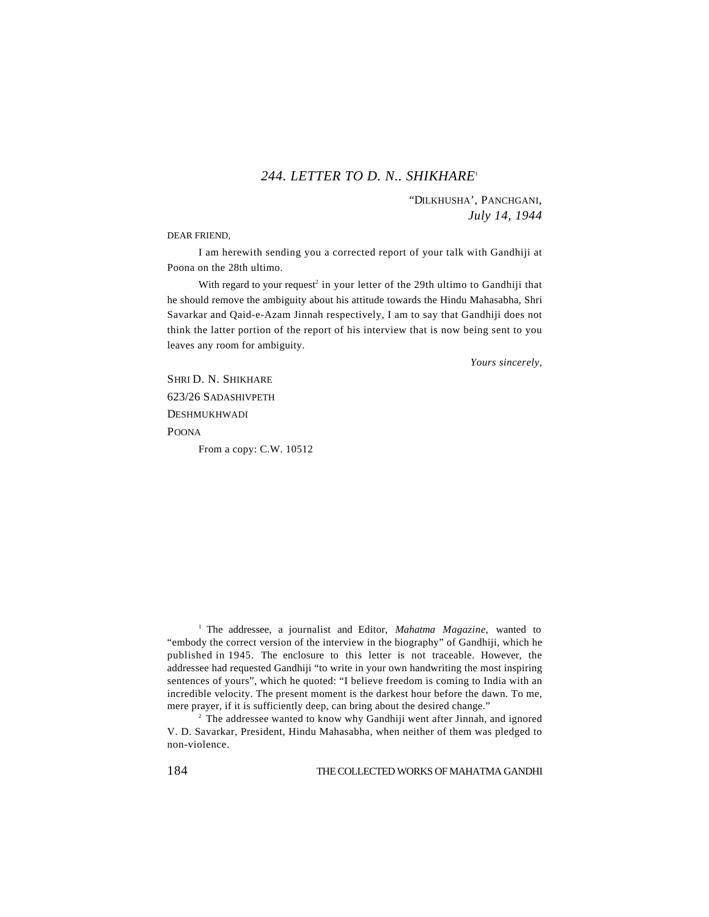## *244. LETTER TO D. N.. SHIKHARE*[1]

“DILKHUSHA’, PANCHGANI,
*July 14, 1944*

DEAR FRIEND,

I am herewith sending you a corrected report of your talk with Gandhiji at Poona on the 28th ultimo.

With regard to your request[2] in your letter of the 29th ultimo to Gandhiji that he should remove the ambiguity about his attitude towards the Hindu Mahasabha, Shri Savarkar and Qaid-e-Azam Jinnah respectively, I am to say that Gandhiji does not think the latter portion of the report of his interview that is now being sent to you leaves any room for ambiguity.

*Yours sincerely,*

SHRI D. N. SHIKHARE
623/26 SADASHIVPETH
DESHMUKHWADI
POONA

From a copy: C.W. 10512

---

[1] The addressee, a journalist and Editor, *Mahatma Magazine,* wanted to “embody the correct version of the interview in the biography” of Gandhiji, which he published in 1945. The enclosure to this letter is not traceable. However, the addressee had requested Gandhiji “to write in your own handwriting the most inspiring sentences of yours”, which he quoted: “I believe freedom is coming to India with an incredible velocity. The present moment is the darkest hour before the dawn. To me, mere prayer, if it is sufficiently deep, can bring about the desired change.”

[2] The addressee wanted to know why Gandhiji went after Jinnah, and ignored V. D. Savarkar, President, Hindu Mahasabha, when neither of them was pledged to non-violence.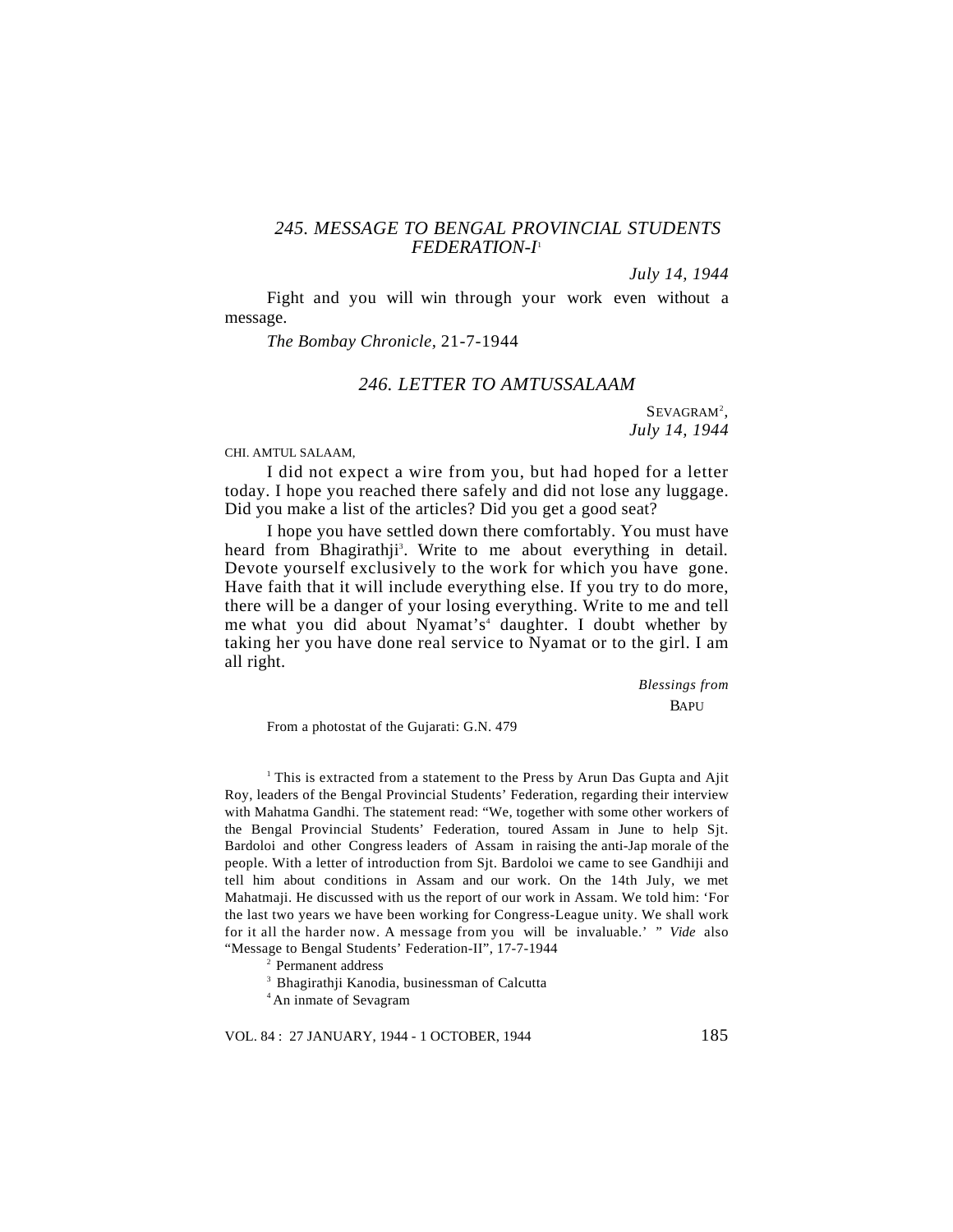## *245. MESSAGE TO BENGAL PROVINCIAL STUDENTS FEDERATION-I*[1]

*July 14, 1944*

Fight and you will win through your work even without a message.

*The Bombay Chronicle*, 21-7-1944

## *246. LETTER TO AMTUSSALAAM*

SEVAGRAM[2],
*July 14, 1944*

CHI. AMTUL SALAAM,

I did not expect a wire from you, but had hoped for a letter today. I hope you reached there safely and did not lose any luggage. Did you make a list of the articles? Did you get a good seat?

I hope you have settled down there comfortably. You must have heard from Bhagirathji[3]. Write to me about everything in detail. Devote yourself exclusively to the work for which you have gone. Have faith that it will include everything else. If you try to do more, there will be a danger of your losing everything. Write to me and tell me what you did about Nyamat's[4] daughter. I doubt whether by taking her you have done real service to Nyamat or to the girl. I am all right.

*Blessings from*
BAPU

From a photostat of the Gujarati: G.N. 479

---

[1] This is extracted from a statement to the Press by Arun Das Gupta and Ajit Roy, leaders of the Bengal Provincial Students' Federation, regarding their interview with Mahatma Gandhi. The statement read: "We, together with some other workers of the Bengal Provincial Students' Federation, toured Assam in June to help Sjt. Bardoloi and other Congress leaders of Assam in raising the anti-Jap morale of the people. With a letter of introduction from Sjt. Bardoloi we came to see Gandhiji and tell him about conditions in Assam and our work. On the 14th July, we met Mahatmaji. He discussed with us the report of our work in Assam. We told him: 'For the last two years we have been working for Congress-League unity. We shall work for it all the harder now. A message from you will be invaluable.' " *Vide* also "Message to Bengal Students' Federation-II", 17-7-1944

[2] Permanent address

[3] Bhagirathji Kanodia, businessman of Calcutta

[4] An inmate of Sevagram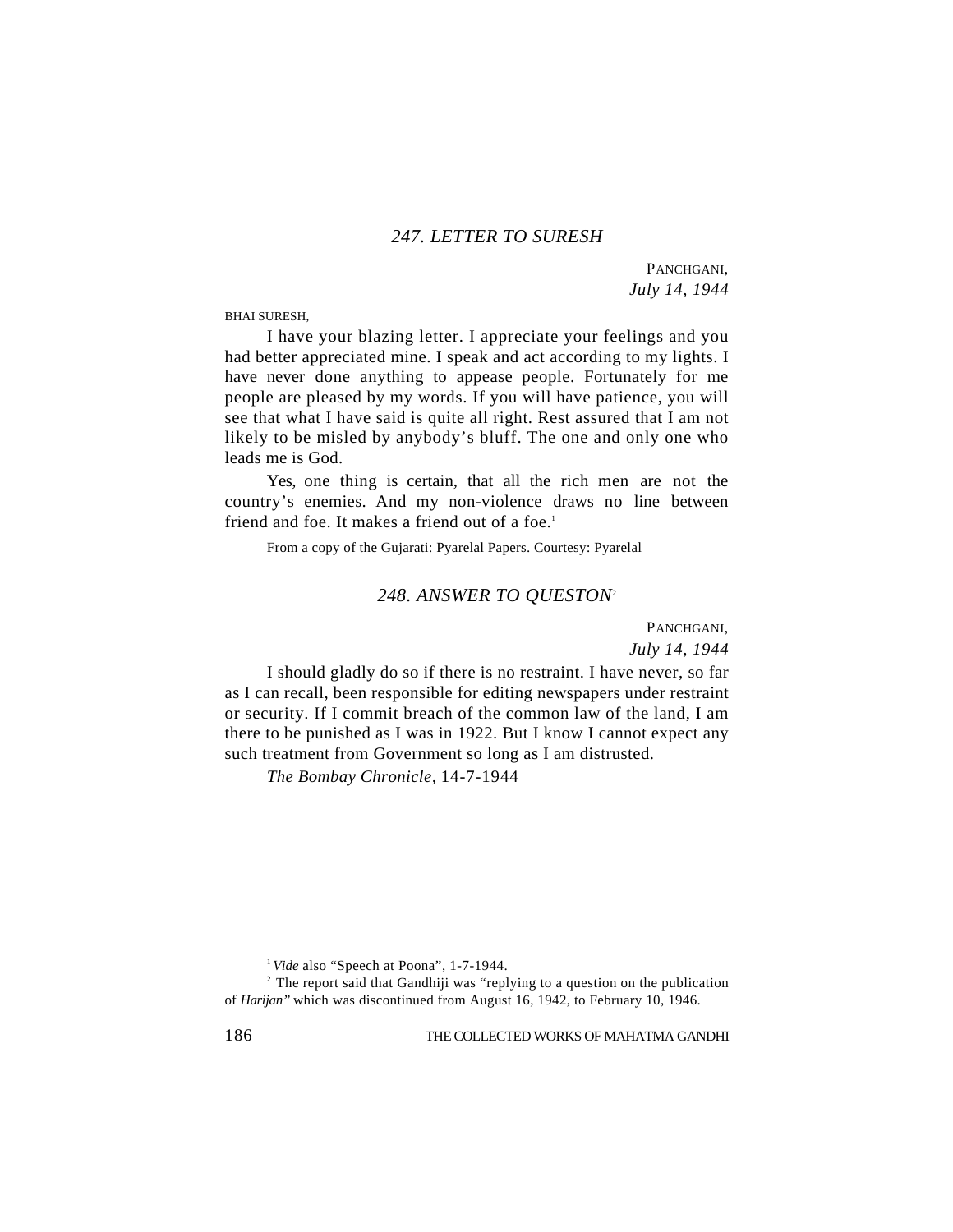## 247. LETTER TO SURESH

PANCHGANI,
*July 14, 1944*

BHAI SURESH,

I have your blazing letter. I appreciate your feelings and you had better appreciated mine. I speak and act according to my lights. I have never done anything to appease people. Fortunately for me people are pleased by my words. If you will have patience, you will see that what I have said is quite all right. Rest assured that I am not likely to be misled by anybody's bluff. The one and only one who leads me is God.

Yes, one thing is certain, that all the rich men are not the country's enemies. And my non-violence draws no line between friend and foe. It makes a friend out of a foe.[1]

From a copy of the Gujarati: Pyarelal Papers. Courtesy: Pyarelal

## 248. ANSWER TO QUESTON[2]

PANCHGANI,
*July 14, 1944*

I should gladly do so if there is no restraint. I have never, so far as I can recall, been responsible for editing newspapers under restraint or security. If I commit breach of the common law of the land, I am there to be punished as I was in 1922. But I know I cannot expect any such treatment from Government so long as I am distrusted.

*The Bombay Chronicle*, 14-7-1944

---

[1] *Vide* also "Speech at Poona", 1-7-1944.

[2] The report said that Gandhiji was "replying to a question on the publication of *Harijan*" which was discontinued from August 16, 1942, to February 10, 1946.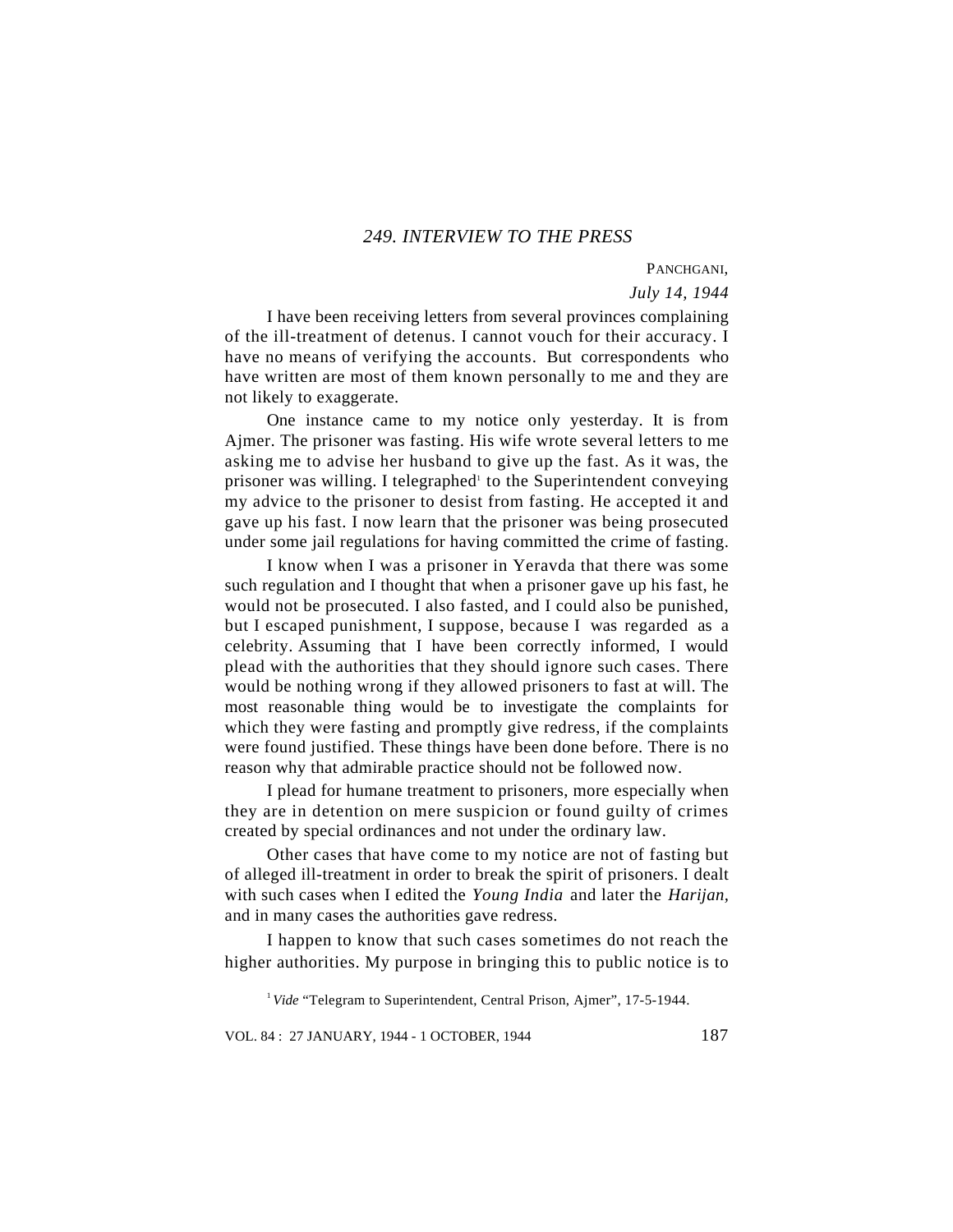## *249. INTERVIEW TO THE PRESS*

PANCHGANI,

*July 14, 1944*

I have been receiving letters from several provinces complaining of the ill-treatment of detenus. I cannot vouch for their accuracy. I have no means of verifying the accounts. But correspondents who have written are most of them known personally to me and they are not likely to exaggerate.

One instance came to my notice only yesterday. It is from Ajmer. The prisoner was fasting. His wife wrote several letters to me asking me to advise her husband to give up the fast. As it was, the prisoner was willing. I telegraphed[1] to the Superintendent conveying my advice to the prisoner to desist from fasting. He accepted it and gave up his fast. I now learn that the prisoner was being prosecuted under some jail regulations for having committed the crime of fasting.

I know when I was a prisoner in Yeravda that there was some such regulation and I thought that when a prisoner gave up his fast, he would not be prosecuted. I also fasted, and I could also be punished, but I escaped punishment, I suppose, because I was regarded as a celebrity. Assuming that I have been correctly informed, I would plead with the authorities that they should ignore such cases. There would be nothing wrong if they allowed prisoners to fast at will. The most reasonable thing would be to investigate the complaints for which they were fasting and promptly give redress, if the complaints were found justified. These things have been done before. There is no reason why that admirable practice should not be followed now.

I plead for humane treatment to prisoners, more especially when they are in detention on mere suspicion or found guilty of crimes created by special ordinances and not under the ordinary law.

Other cases that have come to my notice are not of fasting but of alleged ill-treatment in order to break the spirit of prisoners. I dealt with such cases when I edited the *Young India* and later the *Harijan*, and in many cases the authorities gave redress.

I happen to know that such cases sometimes do not reach the higher authorities. My purpose in bringing this to public notice is to

[1] *Vide* "Telegram to Superintendent, Central Prison, Ajmer", 17-5-1944.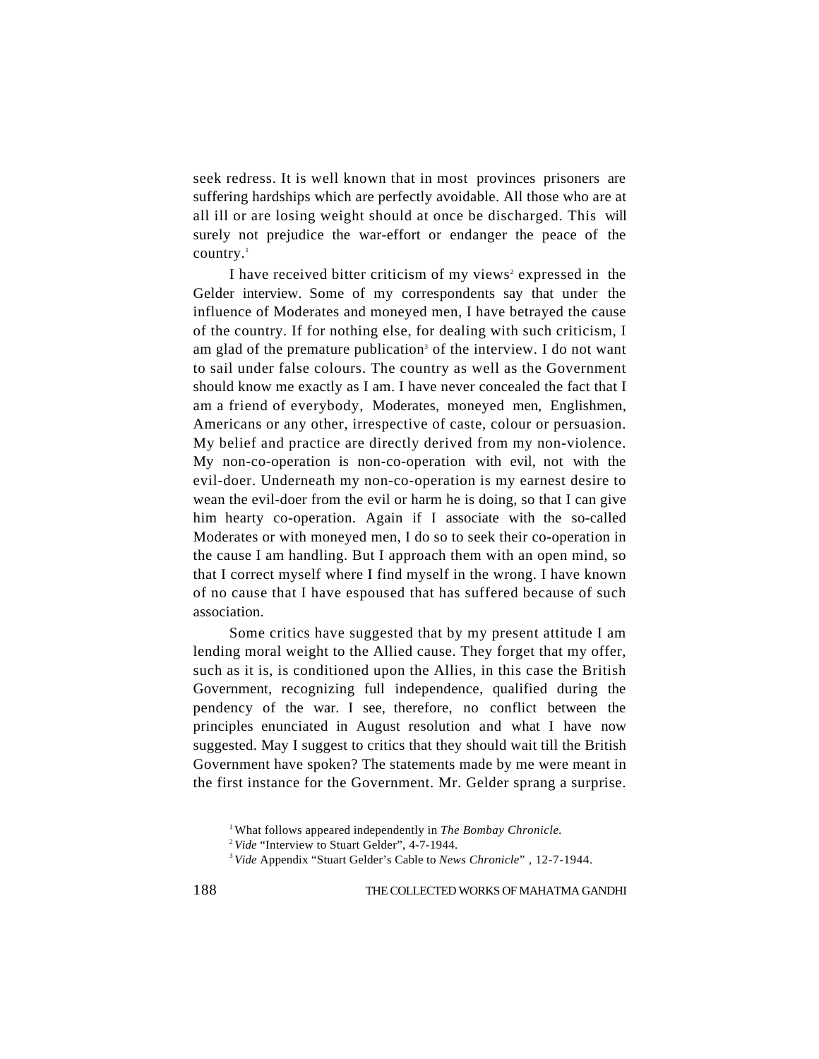seek redress. It is well known that in most provinces prisoners are suffering hardships which are perfectly avoidable. All those who are at all ill or are losing weight should at once be discharged. This will surely not prejudice the war-effort or endanger the peace of the country.[1]

I have received bitter criticism of my views[2] expressed in the Gelder interview. Some of my correspondents say that under the influence of Moderates and moneyed men, I have betrayed the cause of the country. If for nothing else, for dealing with such criticism, I am glad of the premature publication[3] of the interview. I do not want to sail under false colours. The country as well as the Government should know me exactly as I am. I have never concealed the fact that I am a friend of everybody, Moderates, moneyed men, Englishmen, Americans or any other, irrespective of caste, colour or persuasion. My belief and practice are directly derived from my non-violence. My non-co-operation is non-co-operation with evil, not with the evil-doer. Underneath my non-co-operation is my earnest desire to wean the evil-doer from the evil or harm he is doing, so that I can give him hearty co-operation. Again if I associate with the so-called Moderates or with moneyed men, I do so to seek their co-operation in the cause I am handling. But I approach them with an open mind, so that I correct myself where I find myself in the wrong. I have known of no cause that I have espoused that has suffered because of such association.

Some critics have suggested that by my present attitude I am lending moral weight to the Allied cause. They forget that my offer, such as it is, is conditioned upon the Allies, in this case the British Government, recognizing full independence, qualified during the pendency of the war. I see, therefore, no conflict between the principles enunciated in August resolution and what I have now suggested. May I suggest to critics that they should wait till the British Government have spoken? The statements made by me were meant in the first instance for the Government. Mr. Gelder sprang a surprise.

[1] What follows appeared independently in *The Bombay Chronicle*.

[2] *Vide* "Interview to Stuart Gelder", 4-7-1944.

[3] *Vide* Appendix "Stuart Gelder's Cable to *News Chronicle*" , 12-7-1944.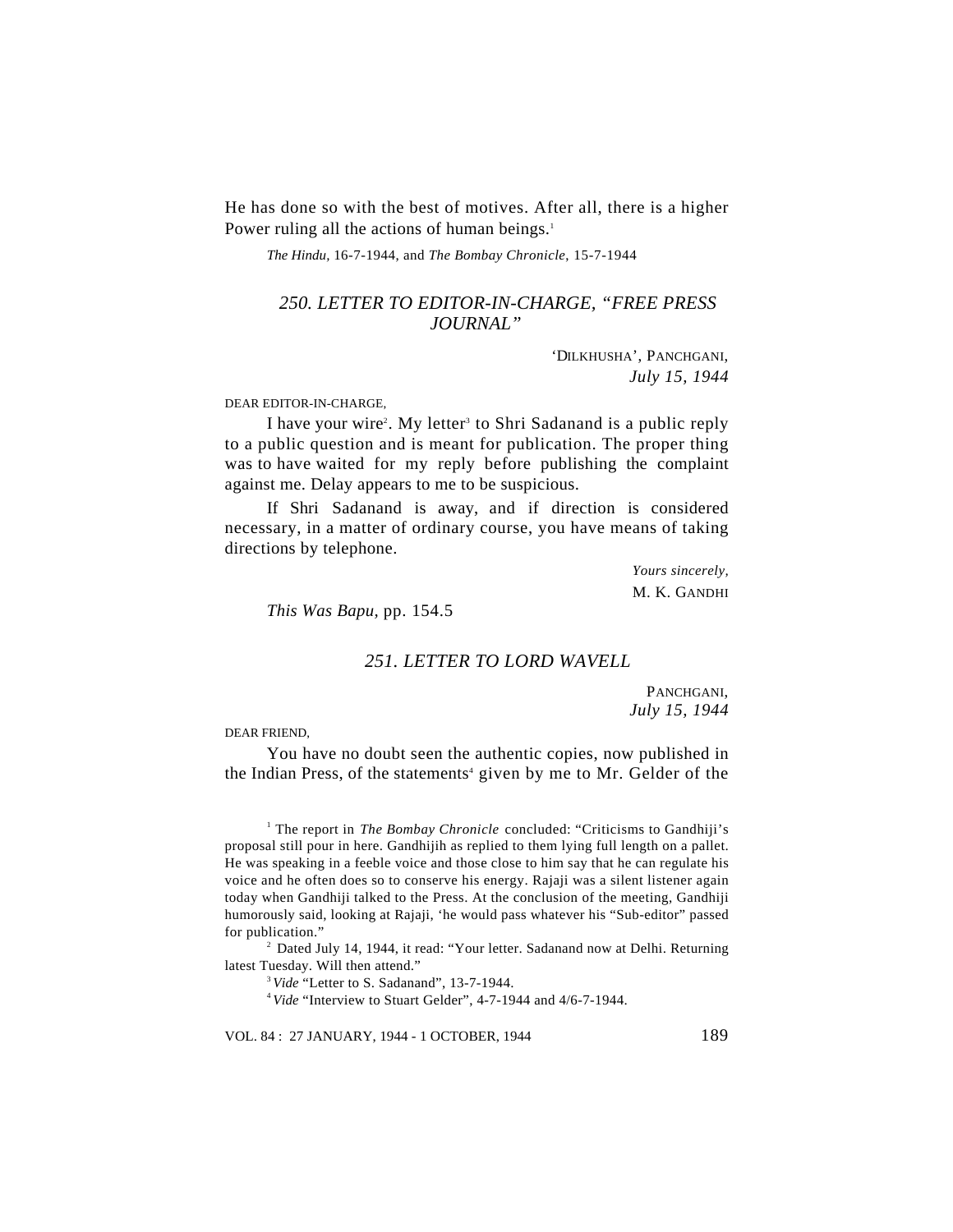He has done so with the best of motives. After all, there is a higher Power ruling all the actions of human beings.[1]

*The Hindu*, 16-7-1944, and *The Bombay Chronicle*, 15-7-1944

### *250. LETTER TO EDITOR-IN-CHARGE, "FREE PRESS JOURNAL"*

'DILKHUSHA', PANCHGANI,
*July 15, 1944*

DEAR EDITOR-IN-CHARGE,

I have your wire[2]. My letter[3] to Shri Sadanand is a public reply to a public question and is meant for publication. The proper thing was to have waited for my reply before publishing the complaint against me. Delay appears to me to be suspicious.

If Shri Sadanand is away, and if direction is considered necessary, in a matter of ordinary course, you have means of taking directions by telephone.

*Yours sincerely,*
M. K. GANDHI

*This Was Bapu*, pp. 154.5

### *251. LETTER TO LORD WAVELL*

PANCHGANI,
*July 15, 1944*

DEAR FRIEND,

You have no doubt seen the authentic copies, now published in the Indian Press, of the statements[4] given by me to Mr. Gelder of the

---

[1] The report in *The Bombay Chronicle* concluded: "Criticisms to Gandhiji's proposal still pour in here. Gandhijih as replied to them lying full length on a pallet. He was speaking in a feeble voice and those close to him say that he can regulate his voice and he often does so to conserve his energy. Rajaji was a silent listener again today when Gandhiji talked to the Press. At the conclusion of the meeting, Gandhiji humorously said, looking at Rajaji, 'he would pass whatever his "Sub-editor" passed for publication."

[2] Dated July 14, 1944, it read: "Your letter. Sadanand now at Delhi. Returning latest Tuesday. Will then attend."

[3] *Vide* "Letter to S. Sadanand", 13-7-1944.

[4] *Vide* "Interview to Stuart Gelder", 4-7-1944 and 4/6-7-1944.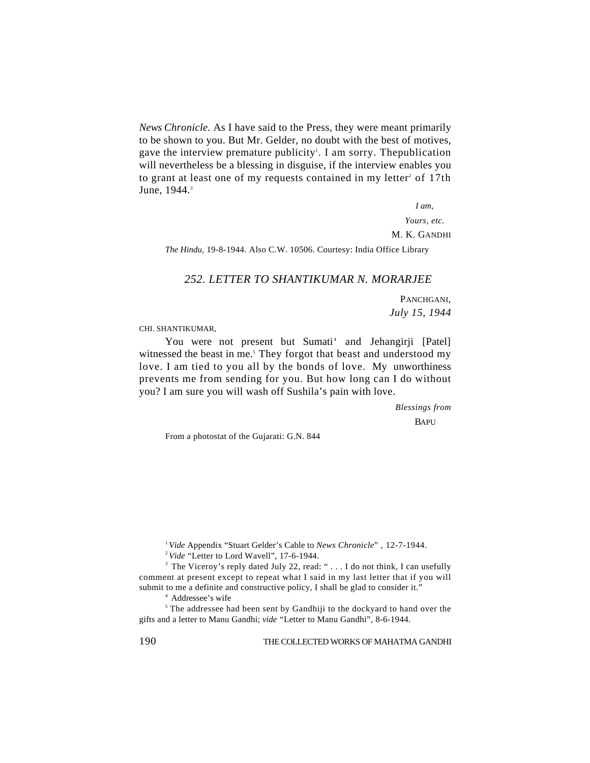*News Chronicle.* As I have said to the Press, they were meant primarily to be shown to you. But Mr. Gelder, no doubt with the best of motives, gave the interview premature publicity[1]. I am sorry. Thepublication will nevertheless be a blessing in disguise, if the interview enables you to grant at least one of my requests contained in my letter[2] of 17th June, 1944.[3]

*I am,*

*Yours, etc.*

M. K. GANDHI

*The Hindu,* 19-8-1944. Also C.W. 10506. Courtesy: India Office Library

## *252. LETTER TO SHANTIKUMAR N. MORARJEE*

PANCHGANI,

*July 15, 1944*

CHI. SHANTIKUMAR,

You were not present but Sumati[4] and Jehangirji [Patel] witnessed the beast in me.[5] They forgot that beast and understood my love. I am tied to you all by the bonds of love. My unworthiness prevents me from sending for you. But how long can I do without you? I am sure you will wash off Sushila's pain with love.

*Blessings from*

BAPU

From a photostat of the Gujarati: G.N. 844

---

[1] *Vide* Appendix "Stuart Gelder's Cable to *News Chronicle*" , 12-7-1944.

[2] *Vide* "Letter to Lord Wavell", 17-6-1944.

[3] The Viceroy's reply dated July 22, read: " . . . I do not think, I can usefully comment at present except to repeat what I said in my last letter that if you will submit to me a definite and constructive policy, I shall be glad to consider it."

[4] Addressee's wife

[5] The addressee had been sent by Gandhiji to the dockyard to hand over the gifts and a letter to Manu Gandhi; *vide* "Letter to Manu Gandhi", 8-6-1944.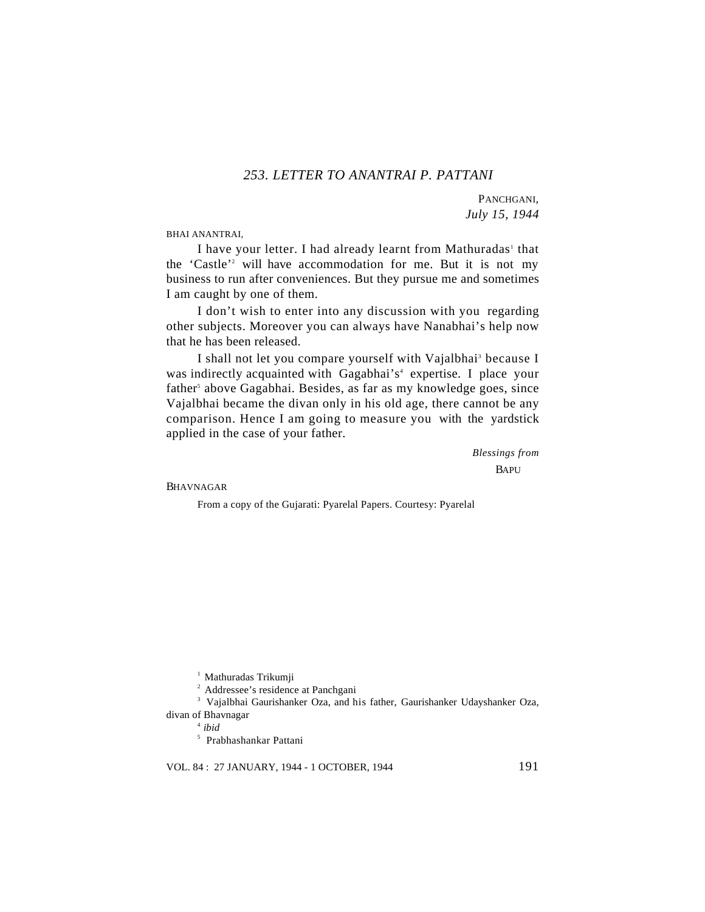## *253. LETTER TO ANANTRAI P. PATTANI*

PANCHGANI,
*July 15, 1944*

BHAI ANANTRAI,

I have your letter. I had already learnt from Mathuradas[1] that the 'Castle'[2] will have accommodation for me. But it is not my business to run after conveniences. But they pursue me and sometimes I am caught by one of them.

I don't wish to enter into any discussion with you regarding other subjects. Moreover you can always have Nanabhai's help now that he has been released.

I shall not let you compare yourself with Vajalbhai[3] because I was indirectly acquainted with Gagabhai's[4] expertise. I place your father[5] above Gagabhai. Besides, as far as my knowledge goes, since Vajalbhai became the divan only in his old age, there cannot be any comparison. Hence I am going to measure you with the yardstick applied in the case of your father.

*Blessings from*
BAPU

BHAVNAGAR

From a copy of the Gujarati: Pyarelal Papers. Courtesy: Pyarelal

---

[1] Mathuradas Trikumji

[2] Addressee's residence at Panchgani

[3] Vajalbhai Gaurishanker Oza, and his father, Gaurishanker Udayshanker Oza, divan of Bhavnagar

[4] *ibid*

[5] Prabhashankar Pattani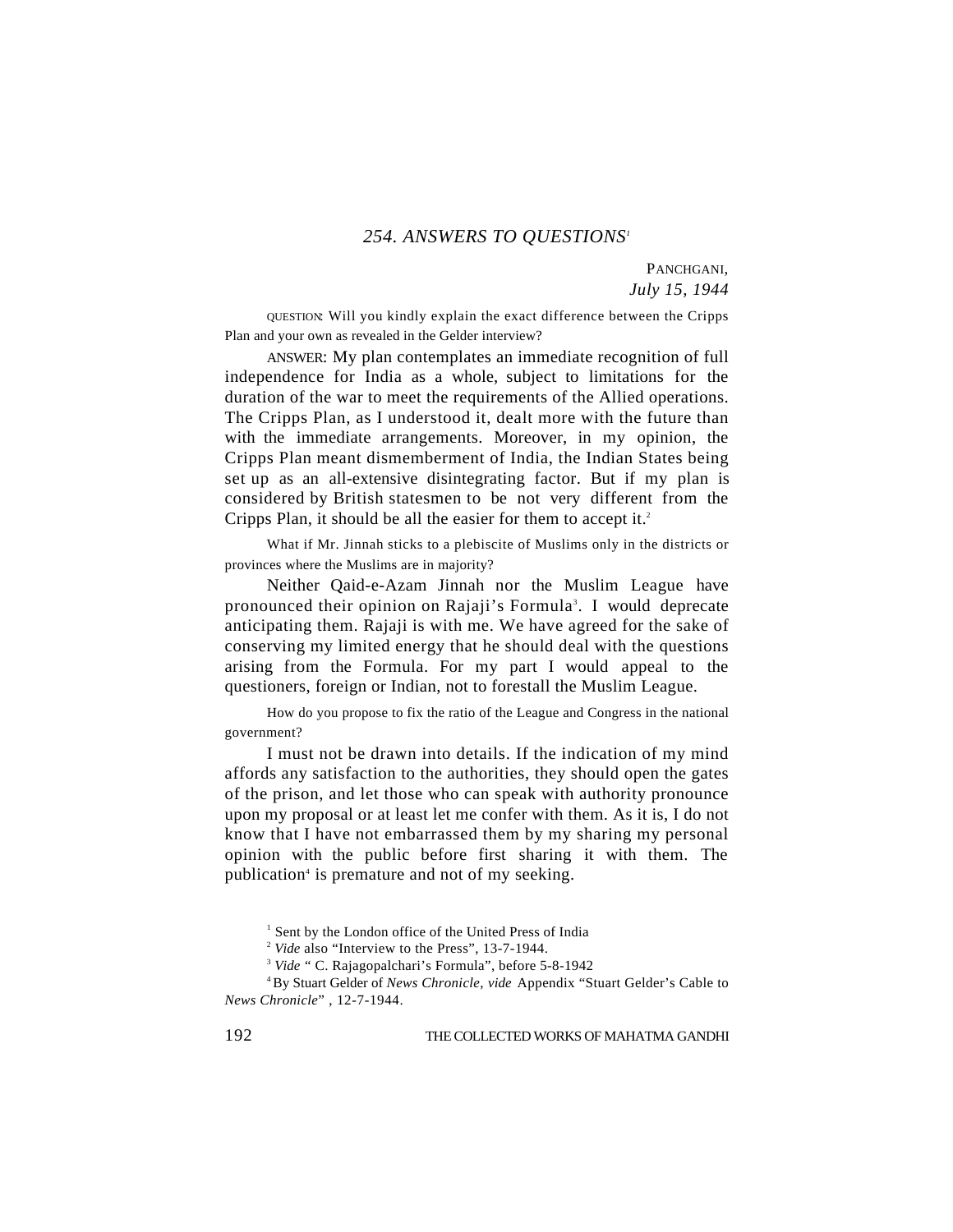## *254. ANSWERS TO QUESTIONS*[1]

PANCHGANI,
*July 15, 1944*

QUESTION: Will you kindly explain the exact difference between the Cripps Plan and your own as revealed in the Gelder interview?

ANSWER: My plan contemplates an immediate recognition of full independence for India as a whole, subject to limitations for the duration of the war to meet the requirements of the Allied operations. The Cripps Plan, as I understood it, dealt more with the future than with the immediate arrangements. Moreover, in my opinion, the Cripps Plan meant dismemberment of India, the Indian States being set up as an all-extensive disintegrating factor. But if my plan is considered by British statesmen to be not very different from the Cripps Plan, it should be all the easier for them to accept it.[2]

What if Mr. Jinnah sticks to a plebiscite of Muslims only in the districts or provinces where the Muslims are in majority?

Neither Qaid-e-Azam Jinnah nor the Muslim League have pronounced their opinion on Rajaji's Formula[3]. I would deprecate anticipating them. Rajaji is with me. We have agreed for the sake of conserving my limited energy that he should deal with the questions arising from the Formula. For my part I would appeal to the questioners, foreign or Indian, not to forestall the Muslim League.

How do you propose to fix the ratio of the League and Congress in the national government?

I must not be drawn into details. If the indication of my mind affords any satisfaction to the authorities, they should open the gates of the prison, and let those who can speak with authority pronounce upon my proposal or at least let me confer with them. As it is, I do not know that I have not embarrassed them by my sharing my personal opinion with the public before first sharing it with them. The publication[4] is premature and not of my seeking.

[1] Sent by the London office of the United Press of India

[2] *Vide* also "Interview to the Press", 13-7-1944.

[3] *Vide* " C. Rajagopalchari's Formula", before 5-8-1942

[4] By Stuart Gelder of *News Chronicle*, *vide* Appendix "Stuart Gelder's Cable to *News Chronicle*" , 12-7-1944.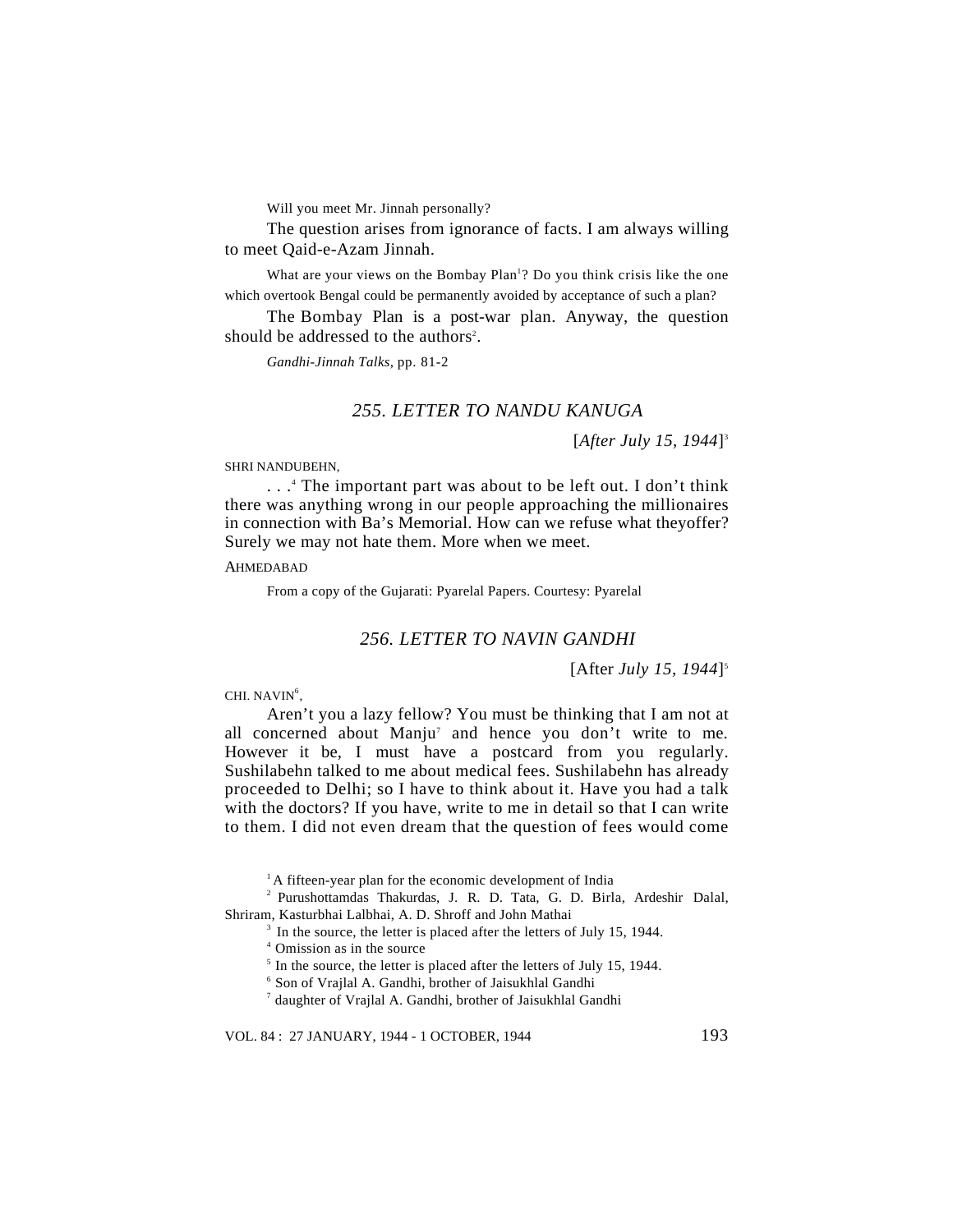Will you meet Mr. Jinnah personally?

The question arises from ignorance of facts. I am always willing to meet Qaid-e-Azam Jinnah.

What are your views on the Bombay Plan[1]? Do you think crisis like the one which overtook Bengal could be permanently avoided by acceptance of such a plan?

The Bombay Plan is a post-war plan. Anyway, the question should be addressed to the authors[2].

*Gandhi-Jinnah Talks*, pp. 81-2

## 255. LETTER TO NANDU KANUGA

[*After July 15, 1944*][3]

SHRI NANDUBEHN,

. . .[4] The important part was about to be left out. I don't think there was anything wrong in our people approaching the millionaires in connection with Ba's Memorial. How can we refuse what theyoffer? Surely we may not hate them. More when we meet.

AHMEDABAD

From a copy of the Gujarati: Pyarelal Papers. Courtesy: Pyarelal

## 256. LETTER TO NAVIN GANDHI

[After *July 15, 1944*][5]

CHI. NAVIN[6],

Aren't you a lazy fellow? You must be thinking that I am not at all concerned about Manju[7] and hence you don't write to me. However it be, I must have a postcard from you regularly. Sushilabehn talked to me about medical fees. Sushilabehn has already proceeded to Delhi; so I have to think about it. Have you had a talk with the doctors? If you have, write to me in detail so that I can write to them. I did not even dream that the question of fees would come

---

[1] A fifteen-year plan for the economic development of India

[2] Purushottamdas Thakurdas, J. R. D. Tata, G. D. Birla, Ardeshir Dalal, Shriram, Kasturbhai Lalbhai, A. D. Shroff and John Mathai

[3] In the source, the letter is placed after the letters of July 15, 1944.

[4] Omission as in the source

[5] In the source, the letter is placed after the letters of July 15, 1944.

[6] Son of Vrajlal A. Gandhi, brother of Jaisukhlal Gandhi

[7] daughter of Vrajlal A. Gandhi, brother of Jaisukhlal Gandhi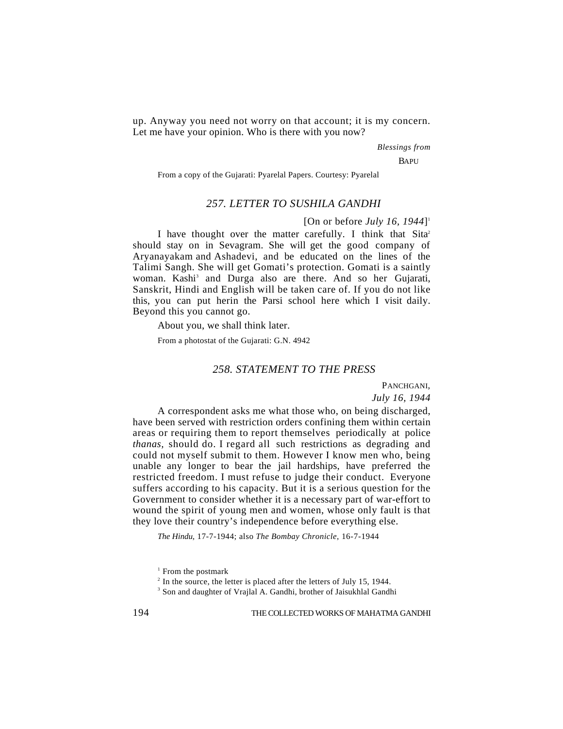up. Anyway you need not worry on that account; it is my concern. Let me have your opinion. Who is there with you now?

*Blessings from*

BAPU

From a copy of the Gujarati: Pyarelal Papers. Courtesy: Pyarelal

### *257. LETTER TO SUSHILA GANDHI*

[On or before *July 16, 1944*][1]

I have thought over the matter carefully. I think that Sita[2] should stay on in Sevagram. She will get the good company of Aryanayakam and Ashadevi, and be educated on the lines of the Talimi Sangh. She will get Gomati's protection. Gomati is a saintly woman. Kashi[3] and Durga also are there. And so her Gujarati, Sanskrit, Hindi and English will be taken care of. If you do not like this, you can put herin the Parsi school here which I visit daily. Beyond this you cannot go.

About you, we shall think later.

From a photostat of the Gujarati: G.N. 4942

### *258. STATEMENT TO THE PRESS*

PANCHGANI,
*July 16, 1944*

A correspondent asks me what those who, on being discharged, have been served with restriction orders confining them within certain areas or requiring them to report themselves periodically at police *thanas*, should do. I regard all such restrictions as degrading and could not myself submit to them. However I know men who, being unable any longer to bear the jail hardships, have preferred the restricted freedom. I must refuse to judge their conduct. Everyone suffers according to his capacity. But it is a serious question for the Government to consider whether it is a necessary part of war-effort to wound the spirit of young men and women, whose only fault is that they love their country's independence before everything else.

*The Hindu*, 17-7-1944; also *The Bombay Chronicle*, 16-7-1944

[1] From the postmark

[2] In the source, the letter is placed after the letters of July 15, 1944.

[3] Son and daughter of Vrajlal A. Gandhi, brother of Jaisukhlal Gandhi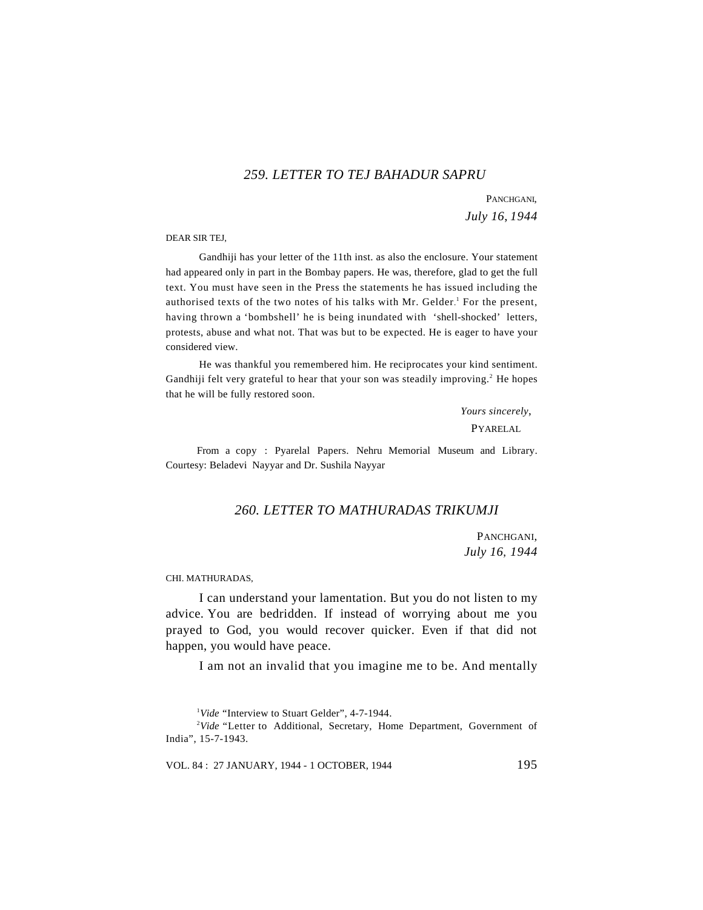## 259. LETTER TO TEJ BAHADUR SAPRU

PANCHGANI,
*July 16, 1944*

DEAR SIR TEJ,

Gandhiji has your letter of the 11th inst. as also the enclosure. Your statement had appeared only in part in the Bombay papers. He was, therefore, glad to get the full text. You must have seen in the Press the statements he has issued including the authorised texts of the two notes of his talks with Mr. Gelder.[1] For the present, having thrown a 'bombshell' he is being inundated with 'shell-shocked' letters, protests, abuse and what not. That was but to be expected. He is eager to have your considered view.

He was thankful you remembered him. He reciprocates your kind sentiment. Gandhiji felt very grateful to hear that your son was steadily improving.[2] He hopes that he will be fully restored soon.

*Yours sincerely*,
PYARELAL

From a copy : Pyarelal Papers. Nehru Memorial Museum and Library. Courtesy: Beladevi Nayyar and Dr. Sushila Nayyar

## 260. LETTER TO MATHURADAS TRIKUMJI

PANCHGANI,
*July 16, 1944*

CHI. MATHURADAS,

I can understand your lamentation. But you do not listen to my advice. You are bedridden. If instead of worrying about me you prayed to God, you would recover quicker. Even if that did not happen, you would have peace.

I am not an invalid that you imagine me to be. And mentally

[1] *Vide* "Interview to Stuart Gelder", 4-7-1944.

[2] *Vide* "Letter to Additional, Secretary, Home Department, Government of India", 15-7-1943.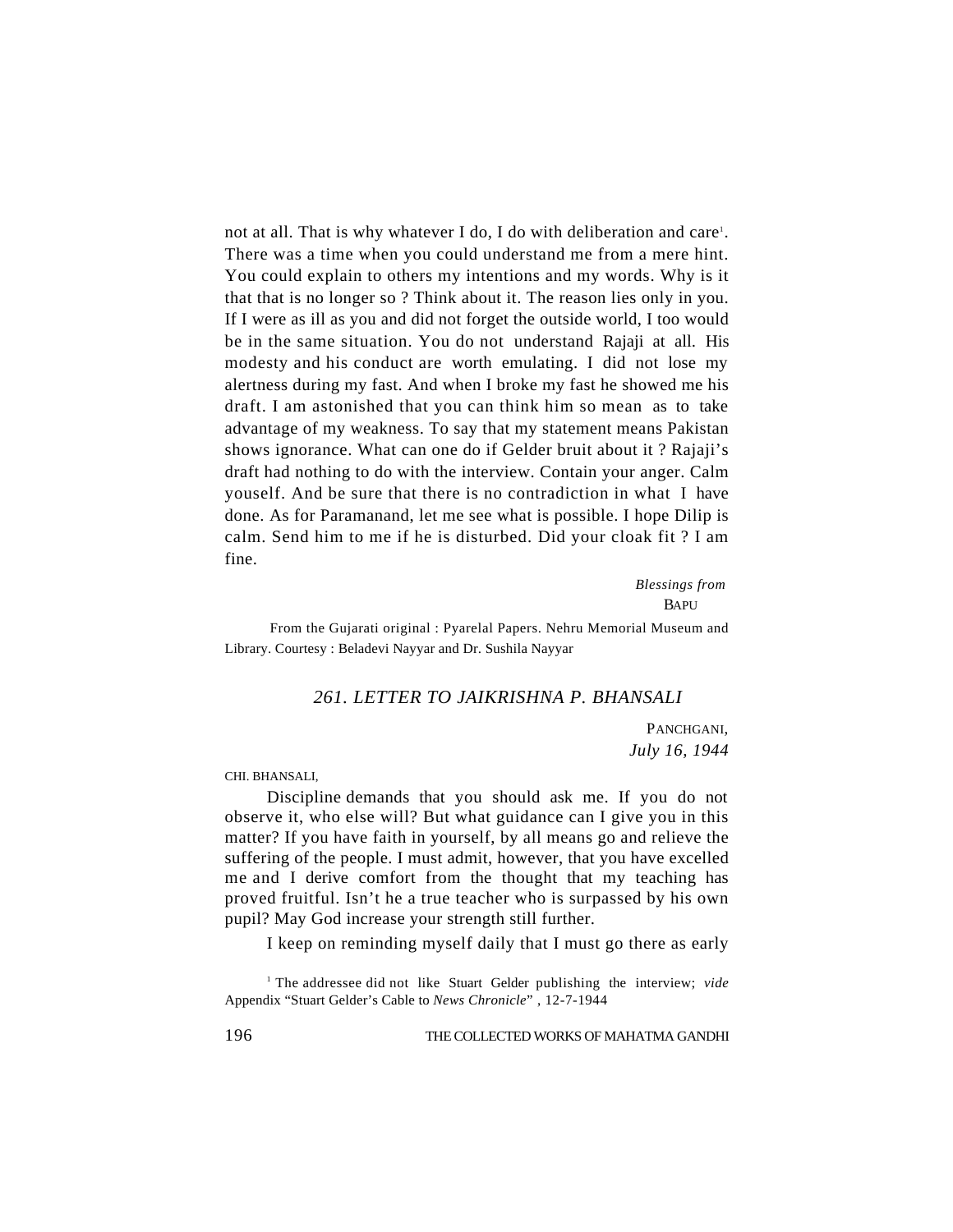not at all. That is why whatever I do, I do with deliberation and care[1]. There was a time when you could understand me from a mere hint. You could explain to others my intentions and my words. Why is it that that is no longer so ? Think about it. The reason lies only in you. If I were as ill as you and did not forget the outside world, I too would be in the same situation. You do not understand Rajaji at all. His modesty and his conduct are worth emulating. I did not lose my alertness during my fast. And when I broke my fast he showed me his draft. I am astonished that you can think him so mean as to take advantage of my weakness. To say that my statement means Pakistan shows ignorance. What can one do if Gelder bruit about it ? Rajaji's draft had nothing to do with the interview. Contain your anger. Calm youself. And be sure that there is no contradiction in what I have done. As for Paramanand, let me see what is possible. I hope Dilip is calm. Send him to me if he is disturbed. Did your cloak fit ? I am fine.

*Blessings from*
BAPU

From the Gujarati original : Pyarelal Papers. Nehru Memorial Museum and Library. Courtesy : Beladevi Nayyar and Dr. Sushila Nayyar

### *261. LETTER TO JAIKRISHNA P. BHANSALI*

PANCHGANI,
*July 16, 1944*

CHI. BHANSALI,

Discipline demands that you should ask me. If you do not observe it, who else will? But what guidance can I give you in this matter? If you have faith in yourself, by all means go and relieve the suffering of the people. I must admit, however, that you have excelled me and I derive comfort from the thought that my teaching has proved fruitful. Isn't he a true teacher who is surpassed by his own pupil? May God increase your strength still further.

I keep on reminding myself daily that I must go there as early

[1] The addressee did not like Stuart Gelder publishing the interview; *vide* Appendix "Stuart Gelder's Cable to *News Chronicle*" , 12-7-1944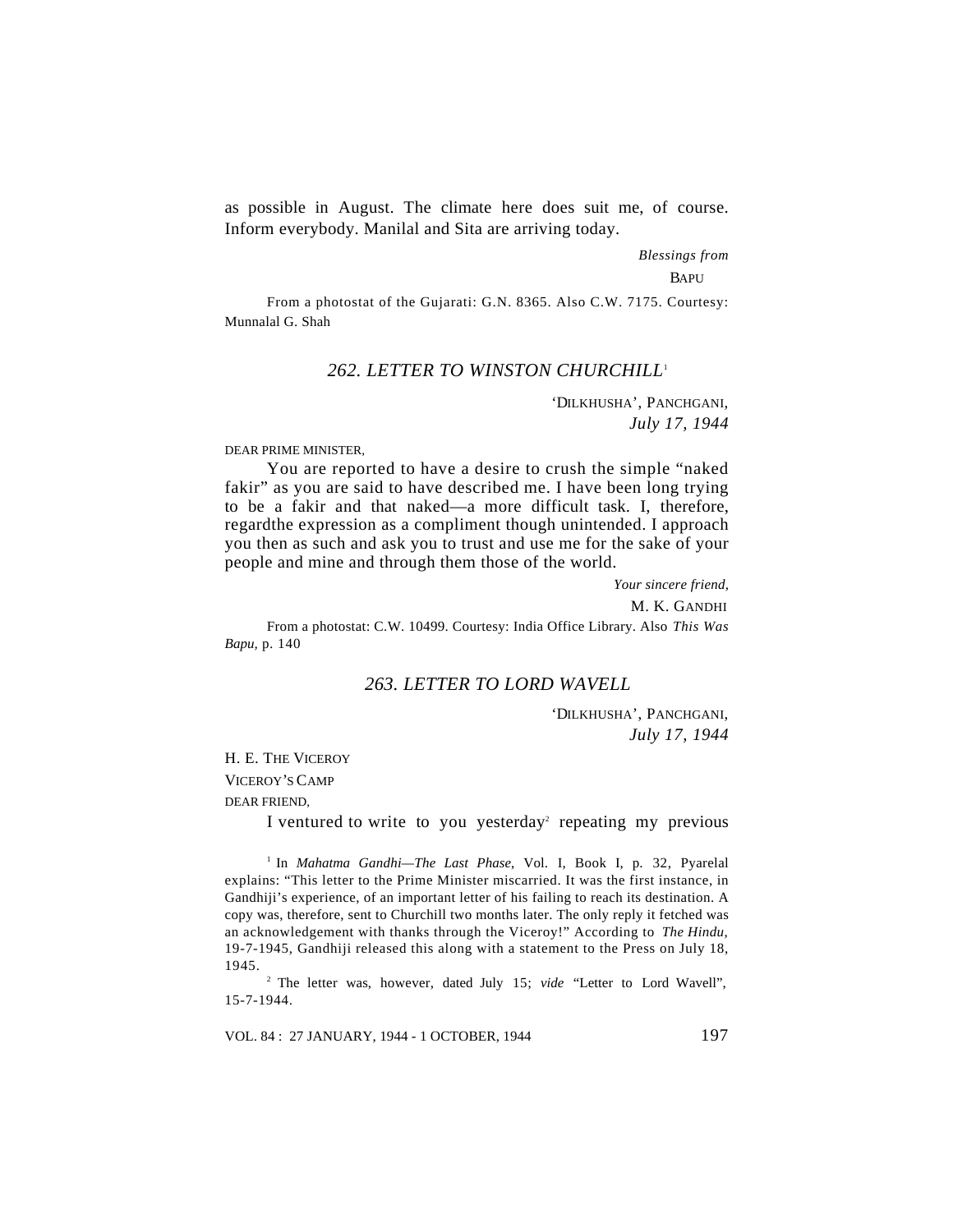as possible in August. The climate here does suit me, of course. Inform everybody. Manilal and Sita are arriving today.

*Blessings from*

BAPU

From a photostat of the Gujarati: G.N. 8365. Also C.W. 7175. Courtesy: Munnalal G. Shah

### *262. LETTER TO WINSTON CHURCHILL*[1]

'DILKHUSHA', PANCHGANI,
*July 17, 1944*

DEAR PRIME MINISTER,

You are reported to have a desire to crush the simple "naked fakir" as you are said to have described me. I have been long trying to be a fakir and that naked—a more difficult task. I, therefore, regardthe expression as a compliment though unintended. I approach you then as such and ask you to trust and use me for the sake of your people and mine and through them those of the world.

*Your sincere friend,*

M. K. GANDHI

From a photostat: C.W. 10499. Courtesy: India Office Library. Also *This Was Bapu*, p. 140

### *263. LETTER TO LORD WAVELL*

'DILKHUSHA', PANCHGANI,
*July 17, 1944*

H. E. THE VICEROY
VICEROY'S CAMP
DEAR FRIEND,

I ventured to write to you yesterday[2] repeating my previous

---

[1] In *Mahatma Gandhi—The Last Phase*, Vol. I, Book I, p. 32, Pyarelal explains: "This letter to the Prime Minister miscarried. It was the first instance, in Gandhiji's experience, of an important letter of his failing to reach its destination. A copy was, therefore, sent to Churchill two months later. The only reply it fetched was an acknowledgement with thanks through the Viceroy!" According to *The Hindu*, 19-7-1945, Gandhiji released this along with a statement to the Press on July 18, 1945.

[2] The letter was, however, dated July 15; *vide* "Letter to Lord Wavell", 15-7-1944.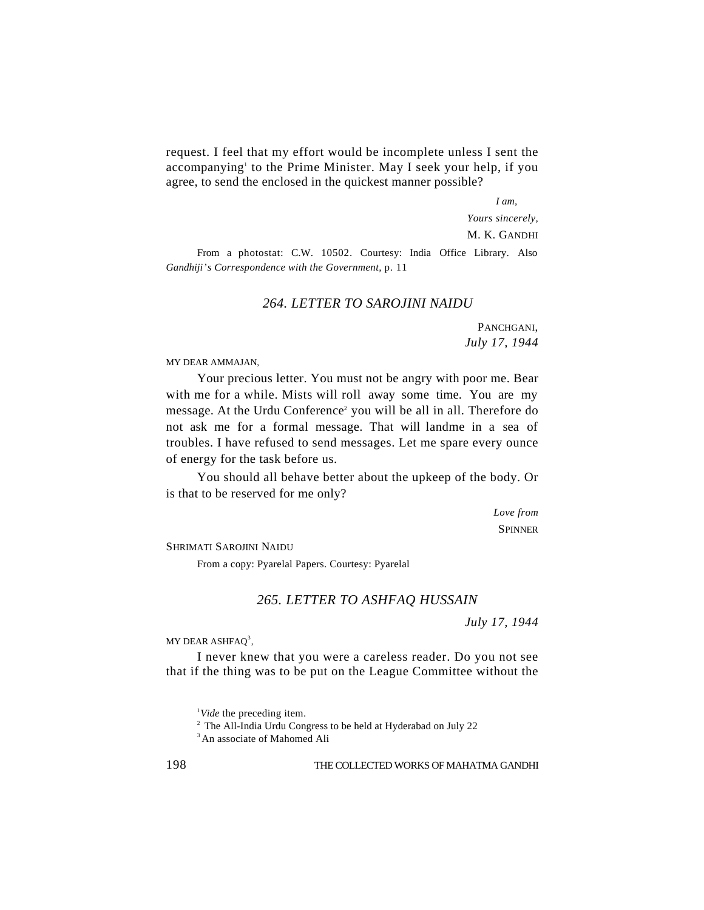request. I feel that my effort would be incomplete unless I sent the accompanying[1] to the Prime Minister. May I seek your help, if you agree, to send the enclosed in the quickest manner possible?

*I am,*

*Yours sincerely,*

M. K. GANDHI

From a photostat: C.W. 10502. Courtesy: India Office Library. Also *Gandhiji's Correspondence with the Government,* p. 11

### *264. LETTER TO SAROJINI NAIDU*

PANCHGANI,
*July 17, 1944*

MY DEAR AMMAJAN,

Your precious letter. You must not be angry with poor me. Bear with me for a while. Mists will roll away some time. You are my message. At the Urdu Conference[2] you will be all in all. Therefore do not ask me for a formal message. That will landme in a sea of troubles. I have refused to send messages. Let me spare every ounce of energy for the task before us.

You should all behave better about the upkeep of the body. Or is that to be reserved for me only?

*Love from*

SPINNER

SHRIMATI SAROJINI NAIDU

From a copy: Pyarelal Papers. Courtesy: Pyarelal

### *265. LETTER TO ASHFAQ HUSSAIN*

*July 17, 1944*

MY DEAR ASHFAQ[3],

I never knew that you were a careless reader. Do you not see that if the thing was to be put on the League Committee without the

[1] *Vide* the preceding item.

[2] The All-India Urdu Congress to be held at Hyderabad on July 22

[3] An associate of Mahomed Ali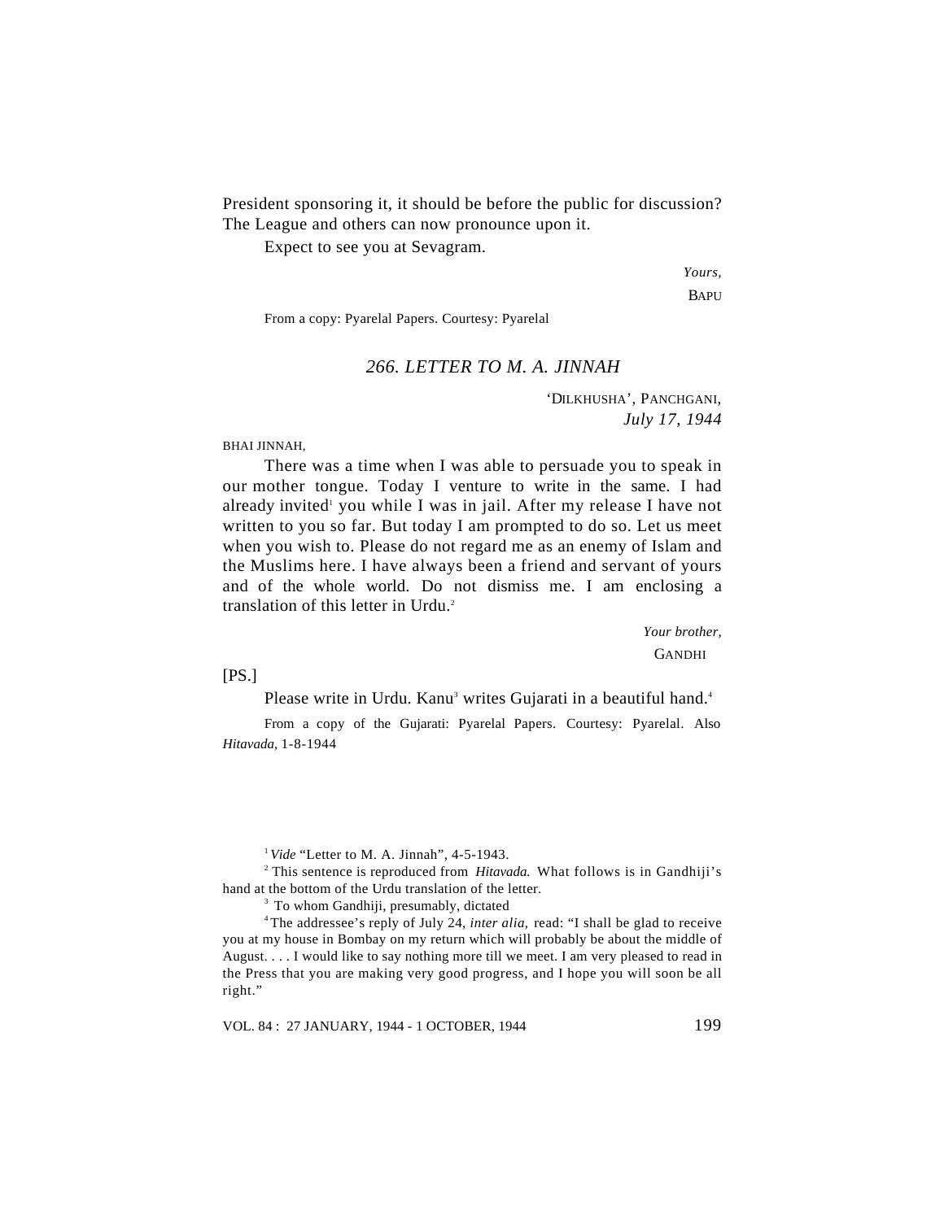President sponsoring it, it should be before the public for discussion? The League and others can now pronounce upon it.

Expect to see you at Sevagram.

*Yours,*

BAPU

From a copy: Pyarelal Papers. Courtesy: Pyarelal

## *266. LETTER TO M. A. JINNAH*

'DILKHUSHA', PANCHGANI,
*July 17, 1944*

BHAI JINNAH,

There was a time when I was able to persuade you to speak in our mother tongue. Today I venture to write in the same. I had already invited[1] you while I was in jail. After my release I have not written to you so far. But today I am prompted to do so. Let us meet when you wish to. Please do not regard me as an enemy of Islam and the Muslims here. I have always been a friend and servant of yours and of the whole world. Do not dismiss me. I am enclosing a translation of this letter in Urdu.[2]

*Your brother,*

GANDHI

[PS.]

Please write in Urdu. Kanu[3] writes Gujarati in a beautiful hand.[4]

From a copy of the Gujarati: Pyarelal Papers. Courtesy: Pyarelal. Also *Hitavada*, 1-8-1944

---

[1] *Vide* "Letter to M. A. Jinnah", 4-5-1943.

[2] This sentence is reproduced from *Hitavada.* What follows is in Gandhiji's hand at the bottom of the Urdu translation of the letter.

[3] To whom Gandhiji, presumably, dictated

[4] The addressee's reply of July 24, *inter alia,* read: "I shall be glad to receive you at my house in Bombay on my return which will probably be about the middle of August. . . . I would like to say nothing more till we meet. I am very pleased to read in the Press that you are making very good progress, and I hope you will soon be all right."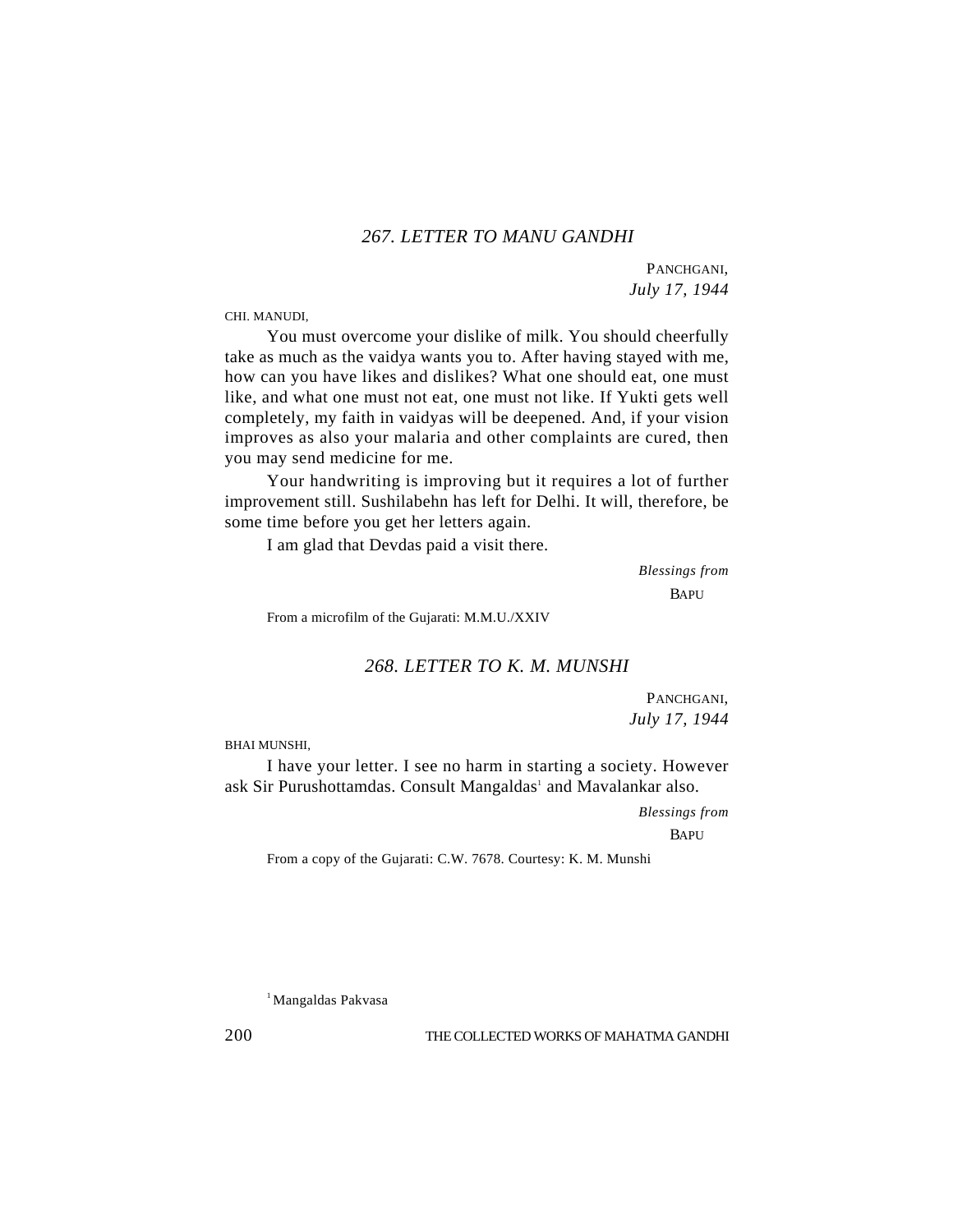## *267. LETTER TO MANU GANDHI*

PANCHGANI,
*July 17, 1944*

CHI. MANUDI,

You must overcome your dislike of milk. You should cheerfully take as much as the vaidya wants you to. After having stayed with me, how can you have likes and dislikes? What one should eat, one must like, and what one must not eat, one must not like. If Yukti gets well completely, my faith in vaidyas will be deepened. And, if your vision improves as also your malaria and other complaints are cured, then you may send medicine for me.

Your handwriting is improving but it requires a lot of further improvement still. Sushilabehn has left for Delhi. It will, therefore, be some time before you get her letters again.

I am glad that Devdas paid a visit there.

*Blessings from*
BAPU

From a microfilm of the Gujarati: M.M.U./XXIV

## *268. LETTER TO K. M. MUNSHI*

PANCHGANI,
*July 17, 1944*

BHAI MUNSHI,

I have your letter. I see no harm in starting a society. However ask Sir Purushottamdas. Consult Mangaldas[1] and Mavalankar also.

*Blessings from*
BAPU

From a copy of the Gujarati: C.W. 7678. Courtesy: K. M. Munshi

[1] Mangaldas Pakvasa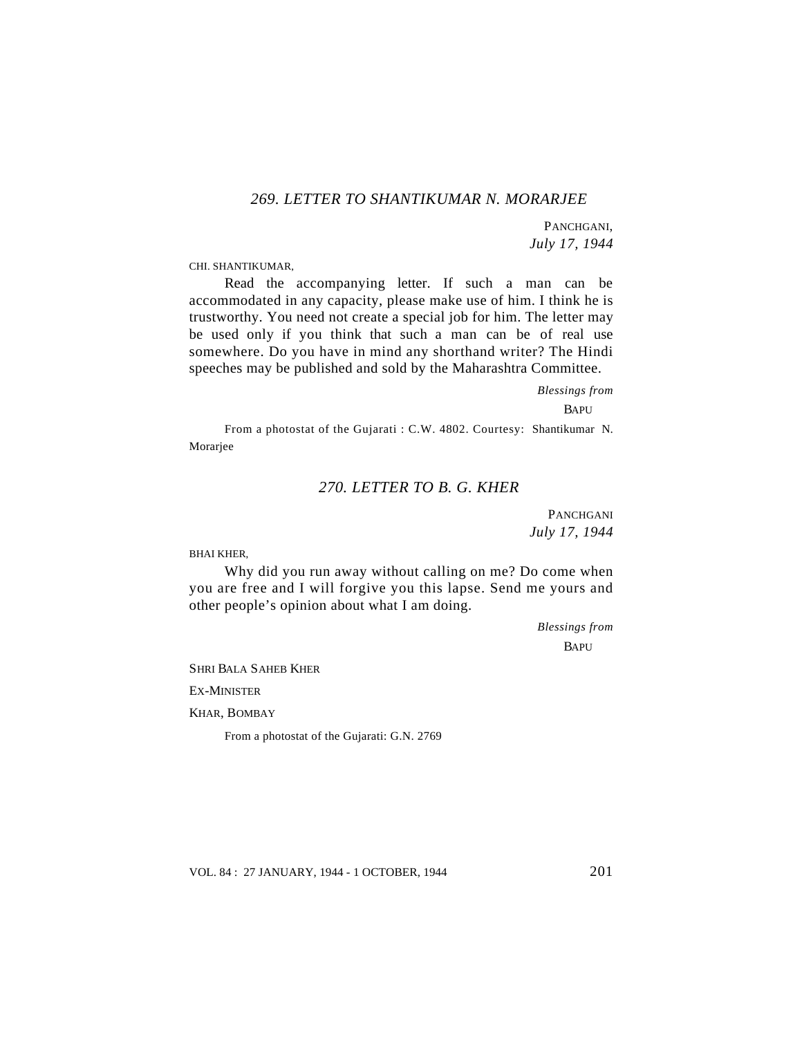## *269. LETTER TO SHANTIKUMAR N. MORARJEE*

PANCHGANI,
*July 17, 1944*

CHI. SHANTIKUMAR,

Read the accompanying letter. If such a man can be accommodated in any capacity, please make use of him. I think he is trustworthy. You need not create a special job for him. The letter may be used only if you think that such a man can be of real use somewhere. Do you have in mind any shorthand writer? The Hindi speeches may be published and sold by the Maharashtra Committee.

*Blessings from*
BAPU

From a photostat of the Gujarati : C.W. 4802. Courtesy: Shantikumar N. Morarjee

## *270. LETTER TO B. G. KHER*

PANCHGANI
*July 17, 1944*

BHAI KHER,

Why did you run away without calling on me? Do come when you are free and I will forgive you this lapse. Send me yours and other people's opinion about what I am doing.

*Blessings from*
BAPU

SHRI BALA SAHEB KHER
EX-MINISTER
KHAR, BOMBAY

From a photostat of the Gujarati: G.N. 2769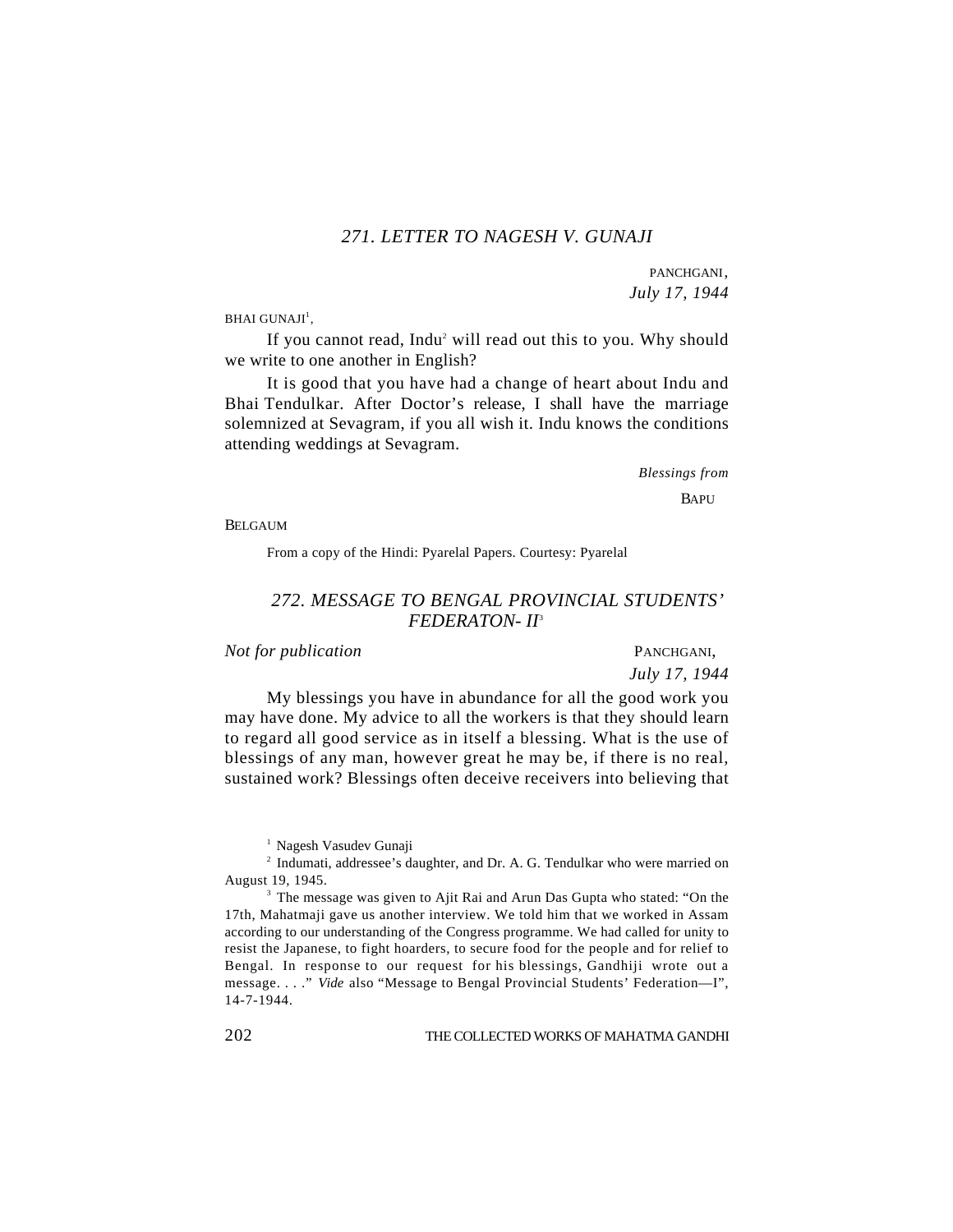## *271. LETTER TO NAGESH V. GUNAJI*

PANCHGANI,
*July 17, 1944*

BHAI GUNAJI[1],

If you cannot read, Indu[2] will read out this to you. Why should we write to one another in English?

It is good that you have had a change of heart about Indu and Bhai Tendulkar. After Doctor's release, I shall have the marriage solemnized at Sevagram, if you all wish it. Indu knows the conditions attending weddings at Sevagram.

*Blessings from*
BAPU

BELGAUM

From a copy of the Hindi: Pyarelal Papers. Courtesy: Pyarelal

## *272. MESSAGE TO BENGAL PROVINCIAL STUDENTS' FEDERATON- II*[3]

*Not for publication*

PANCHGANI,
*July 17, 1944*

My blessings you have in abundance for all the good work you may have done. My advice to all the workers is that they should learn to regard all good service as in itself a blessing. What is the use of blessings of any man, however great he may be, if there is no real, sustained work? Blessings often deceive receivers into believing that

---

[1] Nagesh Vasudev Gunaji

[2] Indumati, addressee's daughter, and Dr. A. G. Tendulkar who were married on August 19, 1945.

[3] The message was given to Ajit Rai and Arun Das Gupta who stated: "On the 17th, Mahatmaji gave us another interview. We told him that we worked in Assam according to our understanding of the Congress programme. We had called for unity to resist the Japanese, to fight hoarders, to secure food for the people and for relief to Bengal. In response to our request for his blessings, Gandhiji wrote out a message. . . ." *Vide* also "Message to Bengal Provincial Students' Federation—I", 14-7-1944.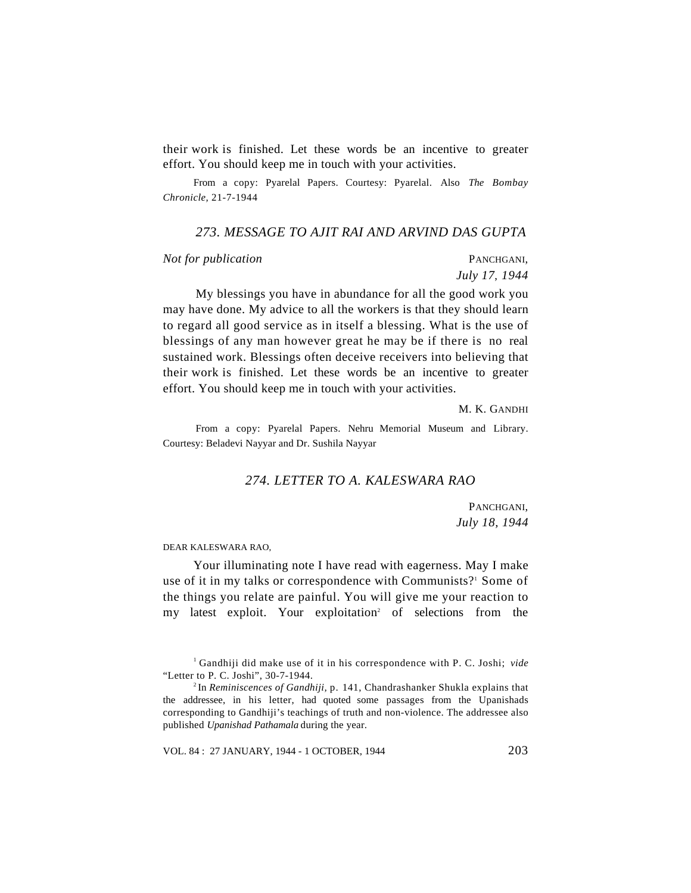their work is finished. Let these words be an incentive to greater effort. You should keep me in touch with your activities.

From a copy: Pyarelal Papers. Courtesy: Pyarelal. Also *The Bombay Chronicle*, 21-7-1944

## *273. MESSAGE TO AJIT RAI AND ARVIND DAS GUPTA*

*Not for publication*

PANCHGANI,
*July 17, 1944*

My blessings you have in abundance for all the good work you may have done. My advice to all the workers is that they should learn to regard all good service as in itself a blessing. What is the use of blessings of any man however great he may be if there is no real sustained work. Blessings often deceive receivers into believing that their work is finished. Let these words be an incentive to greater effort. You should keep me in touch with your activities.

M. K. GANDHI

From a copy: Pyarelal Papers. Nehru Memorial Museum and Library. Courtesy: Beladevi Nayyar and Dr. Sushila Nayyar

## *274. LETTER TO A. KALESWARA RAO*

PANCHGANI,
*July 18, 1944*

DEAR KALESWARA RAO,

Your illuminating note I have read with eagerness. May I make use of it in my talks or correspondence with Communists?[1] Some of the things you relate are painful. You will give me your reaction to my latest exploit. Your exploitation[2] of selections from the

---

[1] Gandhiji did make use of it in his correspondence with P. C. Joshi; *vide* "Letter to P. C. Joshi", 30-7-1944.

[2] In *Reminiscences of Gandhiji*, p. 141, Chandrashanker Shukla explains that the addressee, in his letter, had quoted some passages from the Upanishads corresponding to Gandhiji's teachings of truth and non-violence. The addressee also published *Upanishad Pathamala* during the year.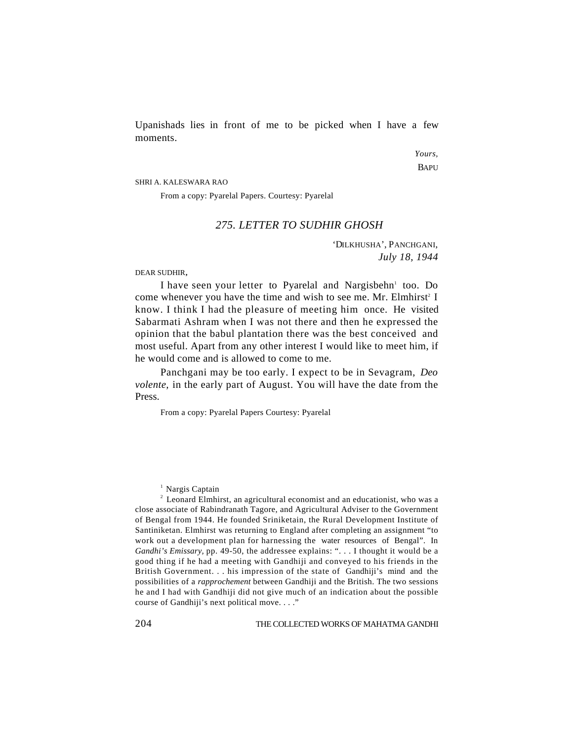Upanishads lies in front of me to be picked when I have a few moments.

*Yours,*

BAPU

SHRI A. KALESWARA RAO

From a copy: Pyarelal Papers. Courtesy: Pyarelal

## *275. LETTER TO SUDHIR GHOSH*

'DILKHUSHA', PANCHGANI,
*July 18, 1944*

DEAR SUDHIR,

I have seen your letter to Pyarelal and Nargisbehn[1] too. Do come whenever you have the time and wish to see me. Mr. Elmhirst[2] I know. I think I had the pleasure of meeting him once. He visited Sabarmati Ashram when I was not there and then he expressed the opinion that the babul plantation there was the best conceived and most useful. Apart from any other interest I would like to meet him, if he would come and is allowed to come to me.

Panchgani may be too early. I expect to be in Sevagram, *Deo volente*, in the early part of August. You will have the date from the Press.

From a copy: Pyarelal Papers Courtesy: Pyarelal

---

[1] Nargis Captain

[2] Leonard Elmhirst, an agricultural economist and an educationist, who was a close associate of Rabindranath Tagore, and Agricultural Adviser to the Government of Bengal from 1944. He founded Sriniketain, the Rural Development Institute of Santiniketan. Elmhirst was returning to England after completing an assignment "to work out a development plan for harnessing the water resources of Bengal". In *Gandhi's Emissary*, pp. 49-50, the addressee explains: ". . . I thought it would be a good thing if he had a meeting with Gandhiji and conveyed to his friends in the British Government. . . his impression of the state of Gandhiji's mind and the possibilities of a *rapprochement* between Gandhiji and the British. The two sessions he and I had with Gandhiji did not give much of an indication about the possible course of Gandhiji's next political move. . . ."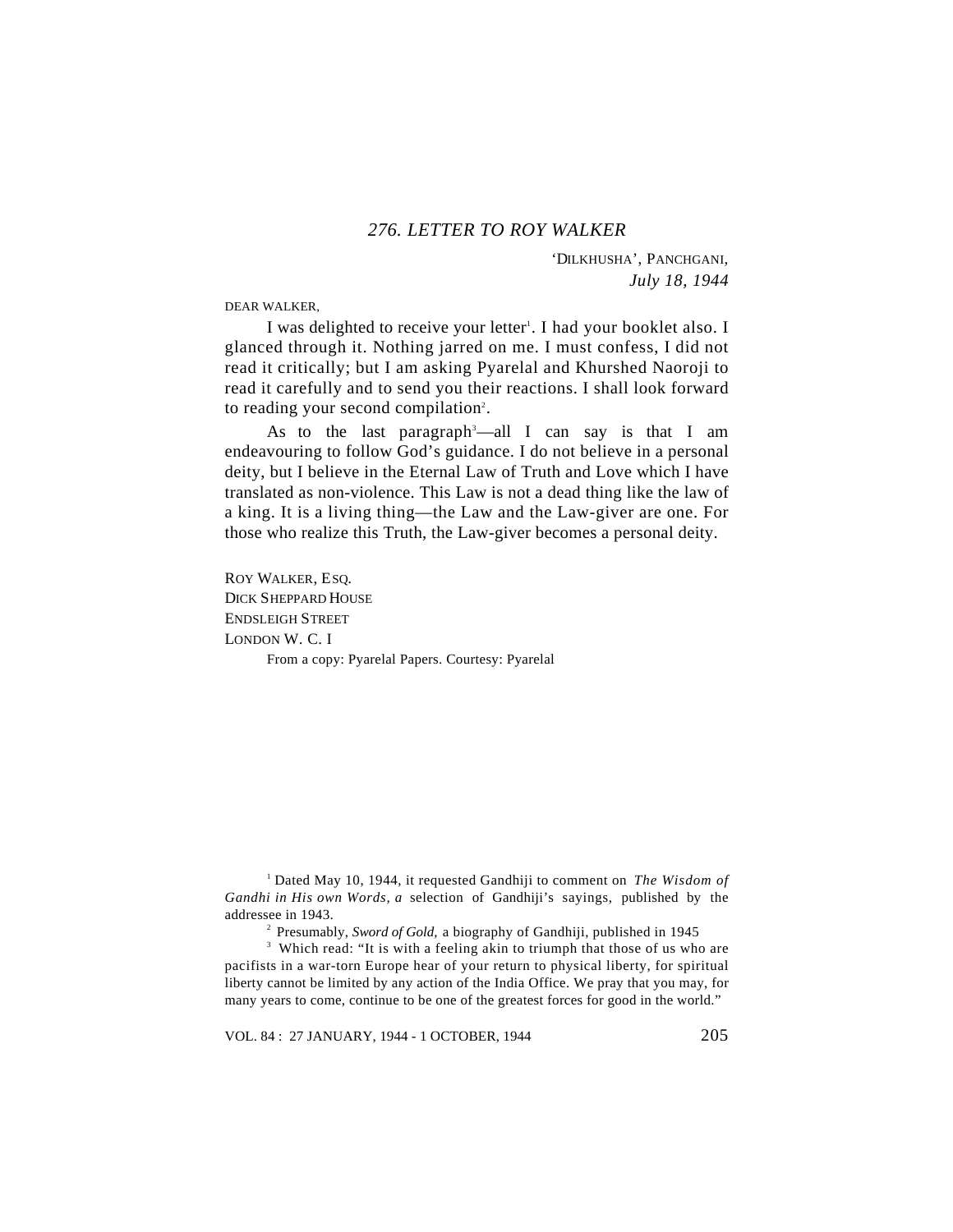## *276. LETTER TO ROY WALKER*

'DILKHUSHA', PANCHGANI,
*July 18, 1944*

DEAR WALKER,

I was delighted to receive your letter[1]. I had your booklet also. I glanced through it. Nothing jarred on me. I must confess, I did not read it critically; but I am asking Pyarelal and Khurshed Naoroji to read it carefully and to send you their reactions. I shall look forward to reading your second compilation[2].

As to the last paragraph[3]—all I can say is that I am endeavouring to follow God's guidance. I do not believe in a personal deity, but I believe in the Eternal Law of Truth and Love which I have translated as non-violence. This Law is not a dead thing like the law of a king. It is a living thing—the Law and the Law-giver are one. For those who realize this Truth, the Law-giver becomes a personal deity.

ROY WALKER, ESQ.
DICK SHEPPARD HOUSE
ENDSLEIGH STREET
LONDON W. C. I

From a copy: Pyarelal Papers. Courtesy: Pyarelal

---

[1] Dated May 10, 1944, it requested Gandhiji to comment on *The Wisdom of Gandhi in His own Words, a* selection of Gandhiji's sayings, published by the addressee in 1943.

[2] Presumably, *Sword of Gold,* a biography of Gandhiji, published in 1945

[3] Which read: "It is with a feeling akin to triumph that those of us who are pacifists in a war-torn Europe hear of your return to physical liberty, for spiritual liberty cannot be limited by any action of the India Office. We pray that you may, for many years to come, continue to be one of the greatest forces for good in the world."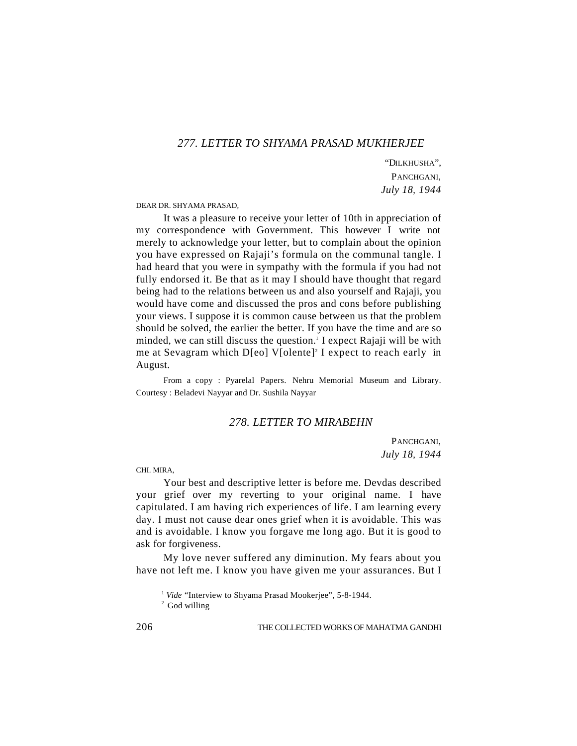### *277. LETTER TO SHYAMA PRASAD MUKHERJEE*

"DILKHUSHA",
PANCHGANI,
*July 18, 1944*

DEAR DR. SHYAMA PRASAD,

It was a pleasure to receive your letter of 10th in appreciation of my correspondence with Government. This however I write not merely to acknowledge your letter, but to complain about the opinion you have expressed on Rajaji's formula on the communal tangle. I had heard that you were in sympathy with the formula if you had not fully endorsed it. Be that as it may I should have thought that regard being had to the relations between us and also yourself and Rajaji, you would have come and discussed the pros and cons before publishing your views. I suppose it is common cause between us that the problem should be solved, the earlier the better. If you have the time and are so minded, we can still discuss the question.[1] I expect Rajaji will be with me at Sevagram which D[eo] V[olente][2] I expect to reach early in August.

From a copy : Pyarelal Papers. Nehru Memorial Museum and Library. Courtesy : Beladevi Nayyar and Dr. Sushila Nayyar

### *278. LETTER TO MIRABEHN*

PANCHGANI,
*July 18, 1944*

CHI. MIRA,

Your best and descriptive letter is before me. Devdas described your grief over my reverting to your original name. I have capitulated. I am having rich experiences of life. I am learning every day. I must not cause dear ones grief when it is avoidable. This was and is avoidable. I know you forgave me long ago. But it is good to ask for forgiveness.

My love never suffered any diminution. My fears about you have not left me. I know you have given me your assurances. But I

[1] *Vide* "Interview to Shyama Prasad Mookerjee", 5-8-1944.

[2] God willing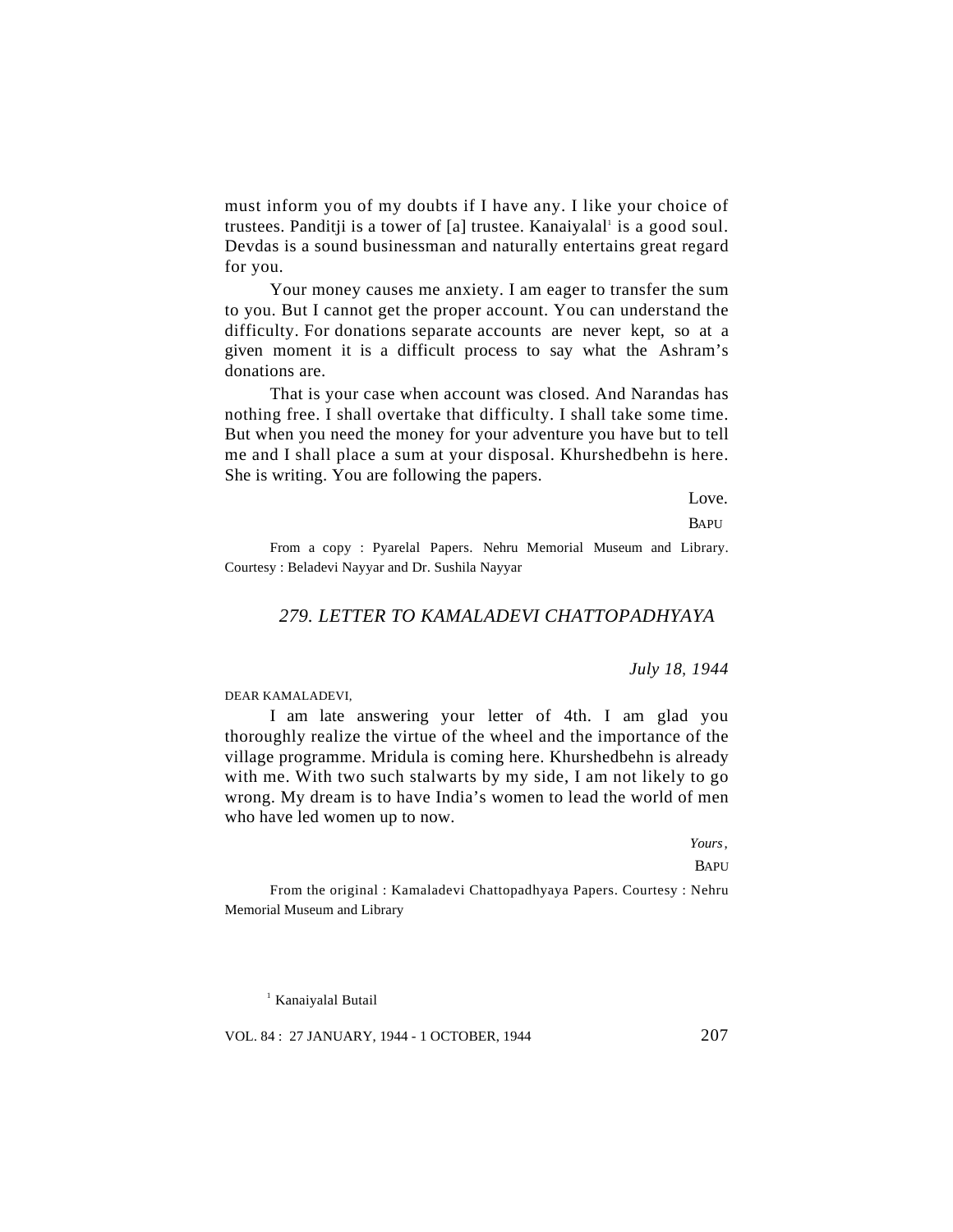must inform you of my doubts if I have any. I like your choice of trustees. Panditji is a tower of [a] trustee. Kanaiyalal[1] is a good soul. Devdas is a sound businessman and naturally entertains great regard for you.

Your money causes me anxiety. I am eager to transfer the sum to you. But I cannot get the proper account. You can understand the difficulty. For donations separate accounts are never kept, so at a given moment it is a difficult process to say what the Ashram's donations are.

That is your case when account was closed. And Narandas has nothing free. I shall overtake that difficulty. I shall take some time. But when you need the money for your adventure you have but to tell me and I shall place a sum at your disposal. Khurshedbehn is here. She is writing. You are following the papers.

Love.

BAPU

From a copy : Pyarelal Papers. Nehru Memorial Museum and Library. Courtesy : Beladevi Nayyar and Dr. Sushila Nayyar

## *279. LETTER TO KAMALADEVI CHATTOPADHYAYA*

*July 18, 1944*

DEAR KAMALADEVI,

I am late answering your letter of 4th. I am glad you thoroughly realize the virtue of the wheel and the importance of the village programme. Mridula is coming here. Khurshedbehn is already with me. With two such stalwarts by my side, I am not likely to go wrong. My dream is to have India's women to lead the world of men who have led women up to now.

*Yours,*

BAPU

From the original : Kamaladevi Chattopadhyaya Papers. Courtesy : Nehru Memorial Museum and Library

[1] Kanaiyalal Butail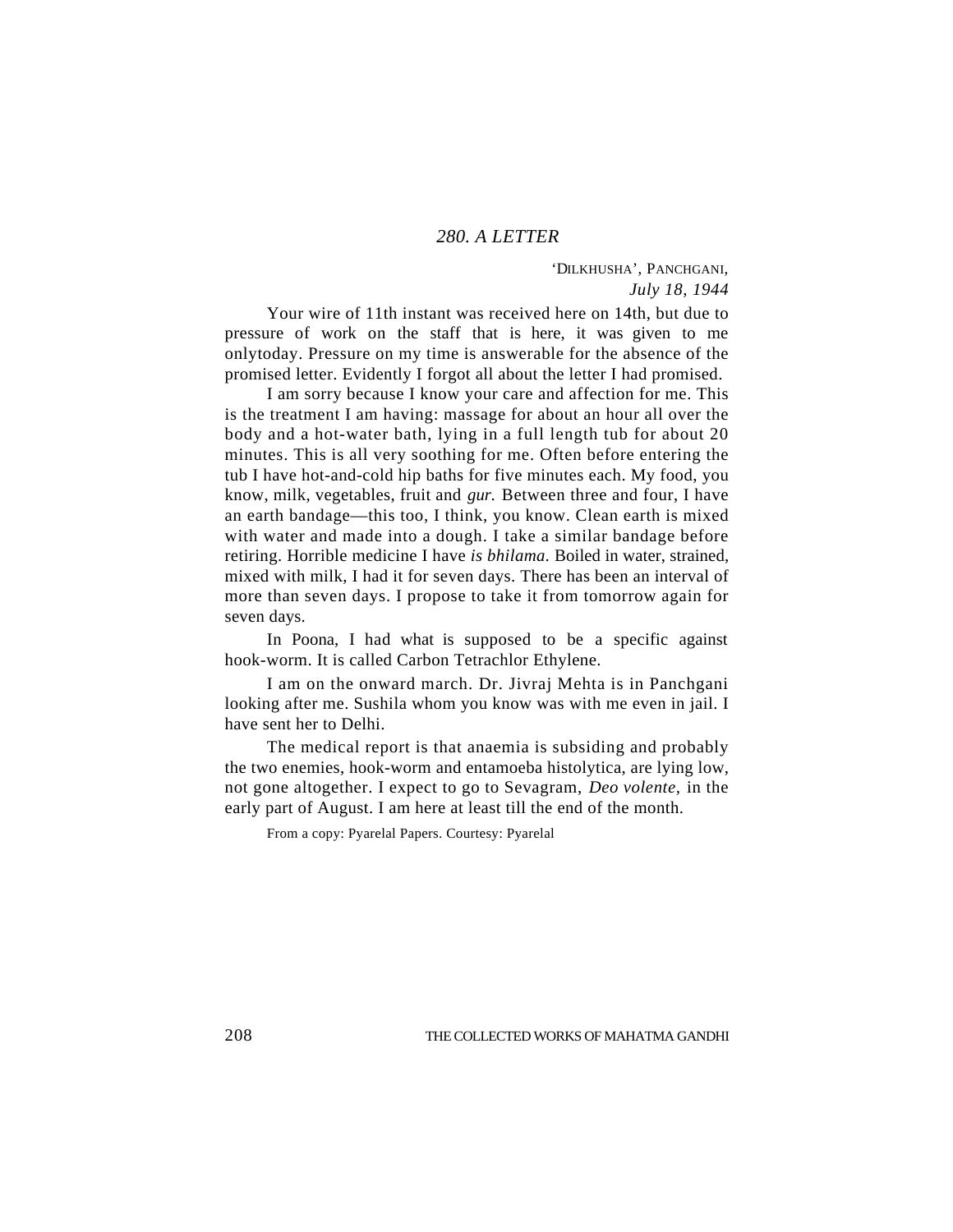## *280. A LETTER*

'DILKHUSHA', PANCHGANI,
*July 18, 1944*

Your wire of 11th instant was received here on 14th, but due to pressure of work on the staff that is here, it was given to me onlytoday. Pressure on my time is answerable for the absence of the promised letter. Evidently I forgot all about the letter I had promised.

I am sorry because I know your care and affection for me. This is the treatment I am having: massage for about an hour all over the body and a hot-water bath, lying in a full length tub for about 20 minutes. This is all very soothing for me. Often before entering the tub I have hot-and-cold hip baths for five minutes each. My food, you know, milk, vegetables, fruit and *gur.* Between three and four, I have an earth bandage—this too, I think, you know. Clean earth is mixed with water and made into a dough. I take a similar bandage before retiring. Horrible medicine I have *is bhilama.* Boiled in water, strained, mixed with milk, I had it for seven days. There has been an interval of more than seven days. I propose to take it from tomorrow again for seven days.

In Poona, I had what is supposed to be a specific against hook-worm. It is called Carbon Tetrachlor Ethylene.

I am on the onward march. Dr. Jivraj Mehta is in Panchgani looking after me. Sushila whom you know was with me even in jail. I have sent her to Delhi.

The medical report is that anaemia is subsiding and probably the two enemies, hook-worm and entamoeba histolytica, are lying low, not gone altogether. I expect to go to Sevagram, *Deo volente,* in the early part of August. I am here at least till the end of the month.

From a copy: Pyarelal Papers. Courtesy: Pyarelal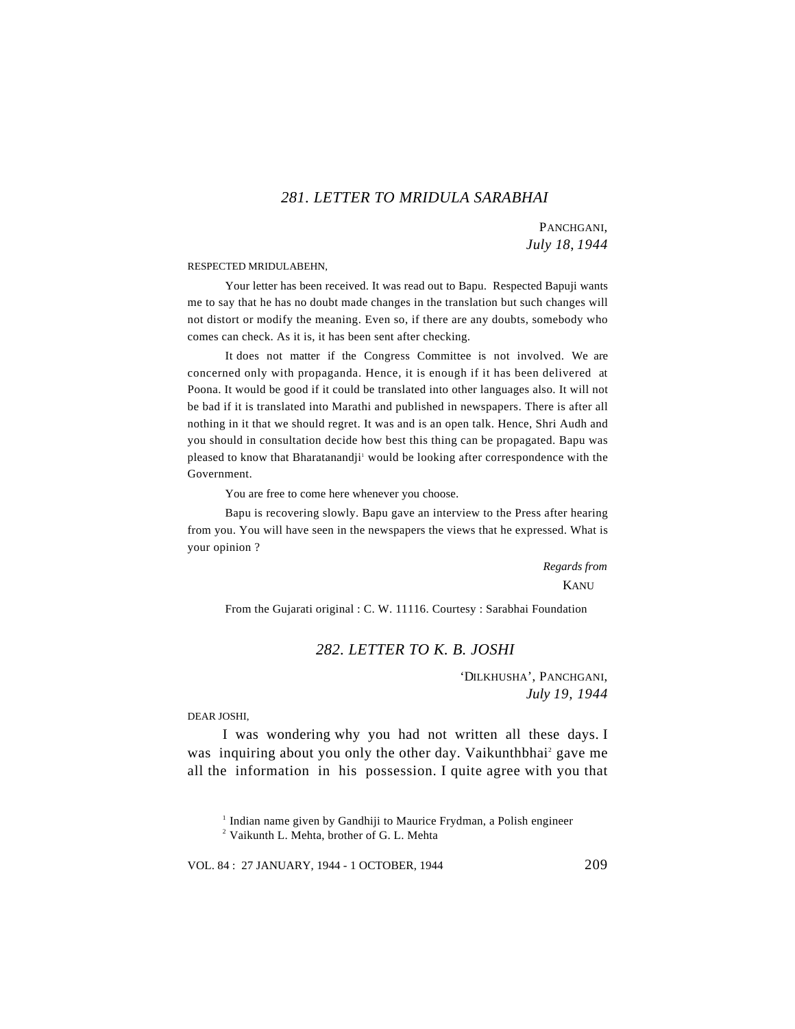## 281. LETTER TO MRIDULA SARABHAI

PANCHGANI,
*July 18, 1944*

RESPECTED MRIDULABEHN,

Your letter has been received. It was read out to Bapu. Respected Bapuji wants me to say that he has no doubt made changes in the translation but such changes will not distort or modify the meaning. Even so, if there are any doubts, somebody who comes can check. As it is, it has been sent after checking.

It does not matter if the Congress Committee is not involved. We are concerned only with propaganda. Hence, it is enough if it has been delivered at Poona. It would be good if it could be translated into other languages also. It will not be bad if it is translated into Marathi and published in newspapers. There is after all nothing in it that we should regret. It was and is an open talk. Hence, Shri Audh and you should in consultation decide how best this thing can be propagated. Bapu was pleased to know that Bharatanandji[1] would be looking after correspondence with the Government.

You are free to come here whenever you choose.

Bapu is recovering slowly. Bapu gave an interview to the Press after hearing from you. You will have seen in the newspapers the views that he expressed. What is your opinion ?

*Regards from*
KANU

From the Gujarati original : C. W. 11116. Courtesy : Sarabhai Foundation

## 282. LETTER TO K. B. JOSHI

'DILKHUSHA', PANCHGANI,
*July 19, 1944*

DEAR JOSHI,

I was wondering why you had not written all these days. I was inquiring about you only the other day. Vaikunthbhai[2] gave me all the information in his possession. I quite agree with you that

---

[1] Indian name given by Gandhiji to Maurice Frydman, a Polish engineer

[2] Vaikunth L. Mehta, brother of G. L. Mehta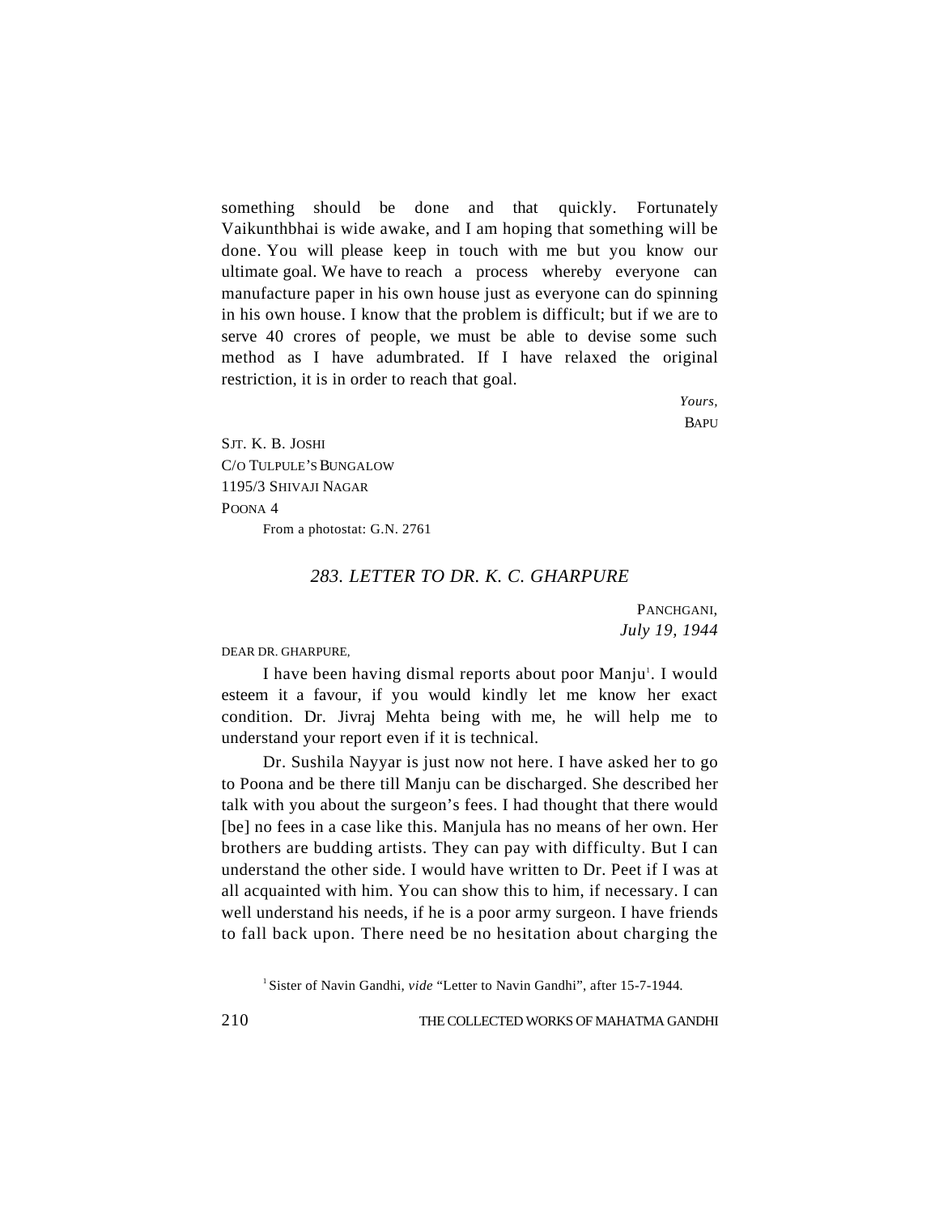something should be done and that quickly. Fortunately Vaikunthbhai is wide awake, and I am hoping that something will be done. You will please keep in touch with me but you know our ultimate goal. We have to reach a process whereby everyone can manufacture paper in his own house just as everyone can do spinning in his own house. I know that the problem is difficult; but if we are to serve 40 crores of people, we must be able to devise some such method as I have adumbrated. If I have relaxed the original restriction, it is in order to reach that goal.

*Yours,*
BAPU

SJT. K. B. JOSHI
C/O TULPULE'S BUNGALOW
1195/3 SHIVAJI NAGAR
POONA 4

From a photostat: G.N. 2761

### *283. LETTER TO DR. K. C. GHARPURE*

PANCHGANI,
*July 19, 1944*

DEAR DR. GHARPURE,

I have been having dismal reports about poor Manju[1]. I would esteem it a favour, if you would kindly let me know her exact condition. Dr. Jivraj Mehta being with me, he will help me to understand your report even if it is technical.

Dr. Sushila Nayyar is just now not here. I have asked her to go to Poona and be there till Manju can be discharged. She described her talk with you about the surgeon's fees. I had thought that there would [be] no fees in a case like this. Manjula has no means of her own. Her brothers are budding artists. They can pay with difficulty. But I can understand the other side. I would have written to Dr. Peet if I was at all acquainted with him. You can show this to him, if necessary. I can well understand his needs, if he is a poor army surgeon. I have friends to fall back upon. There need be no hesitation about charging the

[1] Sister of Navin Gandhi, *vide* "Letter to Navin Gandhi", after 15-7-1944.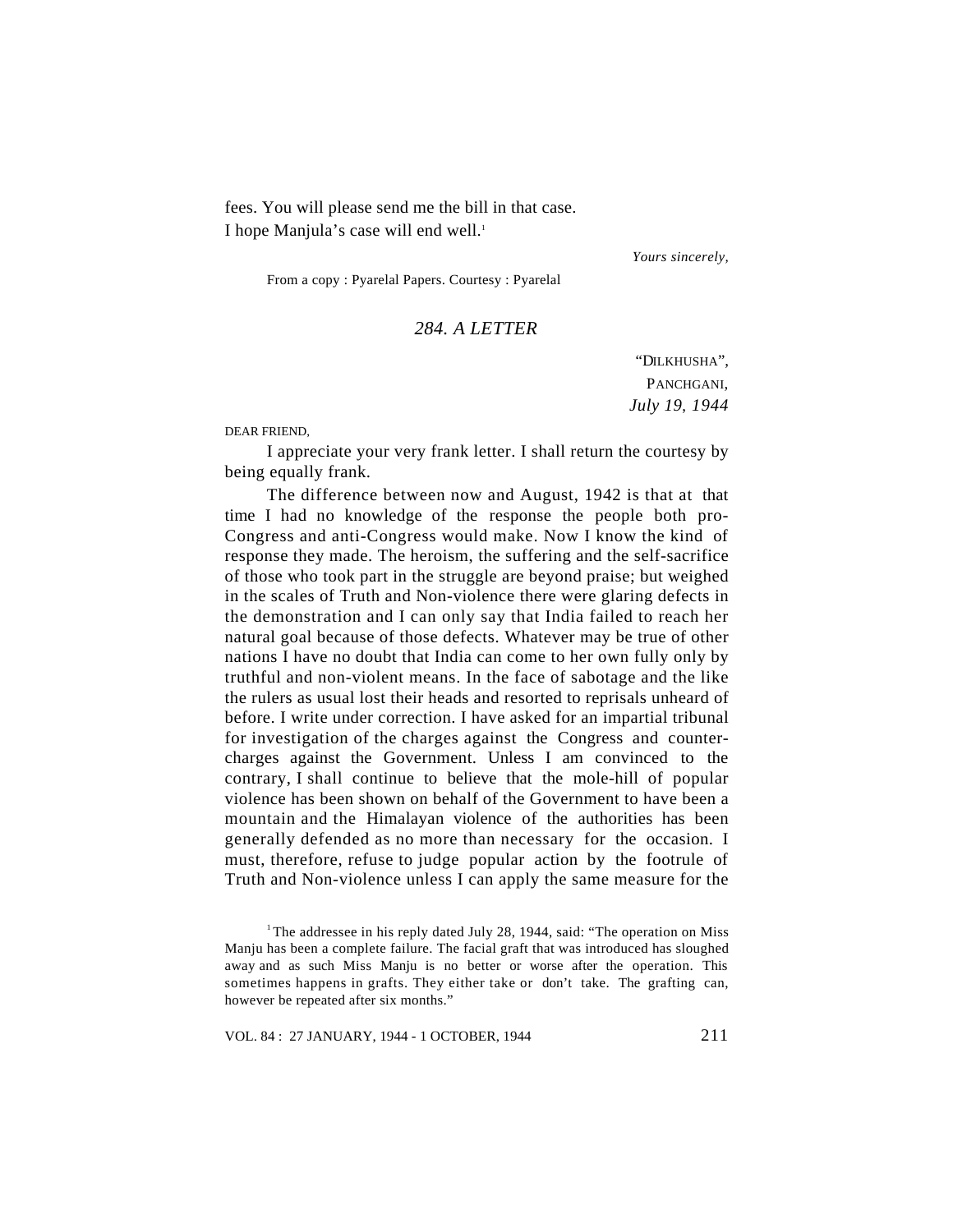fees. You will please send me the bill in that case.

I hope Manjula's case will end well.[1]

*Yours sincerely,*

From a copy : Pyarelal Papers. Courtesy : Pyarelal

### *284. A LETTER*

"DILKHUSHA",
PANCHGANI,
*July 19, 1944*

DEAR FRIEND,

I appreciate your very frank letter. I shall return the courtesy by being equally frank.

The difference between now and August, 1942 is that at that time I had no knowledge of the response the people both pro-Congress and anti-Congress would make. Now I know the kind of response they made. The heroism, the suffering and the self-sacrifice of those who took part in the struggle are beyond praise; but weighed in the scales of Truth and Non-violence there were glaring defects in the demonstration and I can only say that India failed to reach her natural goal because of those defects. Whatever may be true of other nations I have no doubt that India can come to her own fully only by truthful and non-violent means. In the face of sabotage and the like the rulers as usual lost their heads and resorted to reprisals unheard of before. I write under correction. I have asked for an impartial tribunal for investigation of the charges against the Congress and counter-charges against the Government. Unless I am convinced to the contrary, I shall continue to believe that the mole-hill of popular violence has been shown on behalf of the Government to have been a mountain and the Himalayan violence of the authorities has been generally defended as no more than necessary for the occasion. I must, therefore, refuse to judge popular action by the footrule of Truth and Non-violence unless I can apply the same measure for the

[1] The addressee in his reply dated July 28, 1944, said: "The operation on Miss Manju has been a complete failure. The facial graft that was introduced has sloughed away and as such Miss Manju is no better or worse after the operation. This sometimes happens in grafts. They either take or don't take. The grafting can, however be repeated after six months."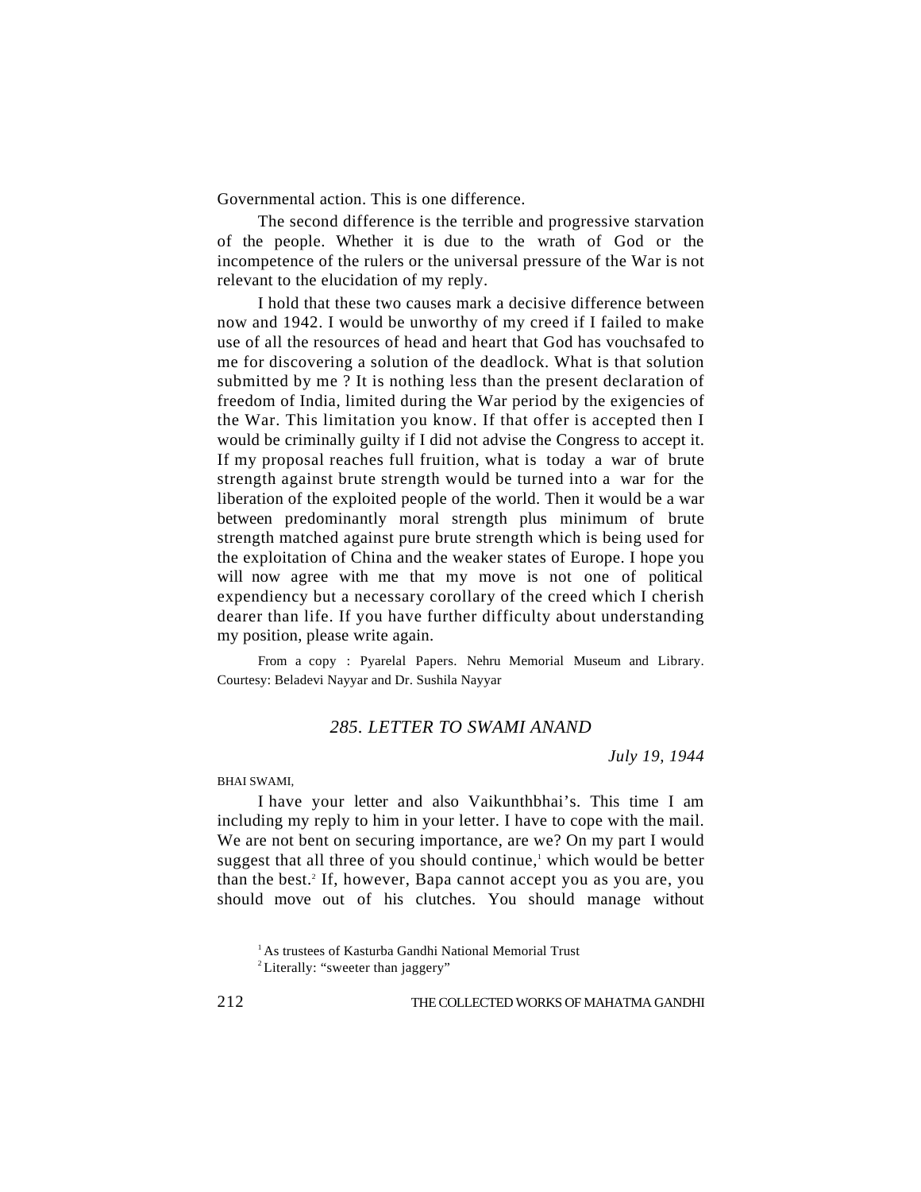Governmental action. This is one difference.

The second difference is the terrible and progressive starvation of the people. Whether it is due to the wrath of God or the incompetence of the rulers or the universal pressure of the War is not relevant to the elucidation of my reply.

I hold that these two causes mark a decisive difference between now and 1942. I would be unworthy of my creed if I failed to make use of all the resources of head and heart that God has vouchsafed to me for discovering a solution of the deadlock. What is that solution submitted by me ? It is nothing less than the present declaration of freedom of India, limited during the War period by the exigencies of the War. This limitation you know. If that offer is accepted then I would be criminally guilty if I did not advise the Congress to accept it. If my proposal reaches full fruition, what is today a war of brute strength against brute strength would be turned into a war for the liberation of the exploited people of the world. Then it would be a war between predominantly moral strength plus minimum of brute strength matched against pure brute strength which is being used for the exploitation of China and the weaker states of Europe. I hope you will now agree with me that my move is not one of political expendiency but a necessary corollary of the creed which I cherish dearer than life. If you have further difficulty about understanding my position, please write again.

From a copy : Pyarelal Papers. Nehru Memorial Museum and Library. Courtesy: Beladevi Nayyar and Dr. Sushila Nayyar

## *285. LETTER TO SWAMI ANAND*

*July 19, 1944*

BHAI SWAMI,

I have your letter and also Vaikunthbhai's. This time I am including my reply to him in your letter. I have to cope with the mail. We are not bent on securing importance, are we? On my part I would suggest that all three of you should continue,[1] which would be better than the best.[2] If, however, Bapa cannot accept you as you are, you should move out of his clutches. You should manage without

[1] As trustees of Kasturba Gandhi National Memorial Trust

[2] Literally: "sweeter than jaggery"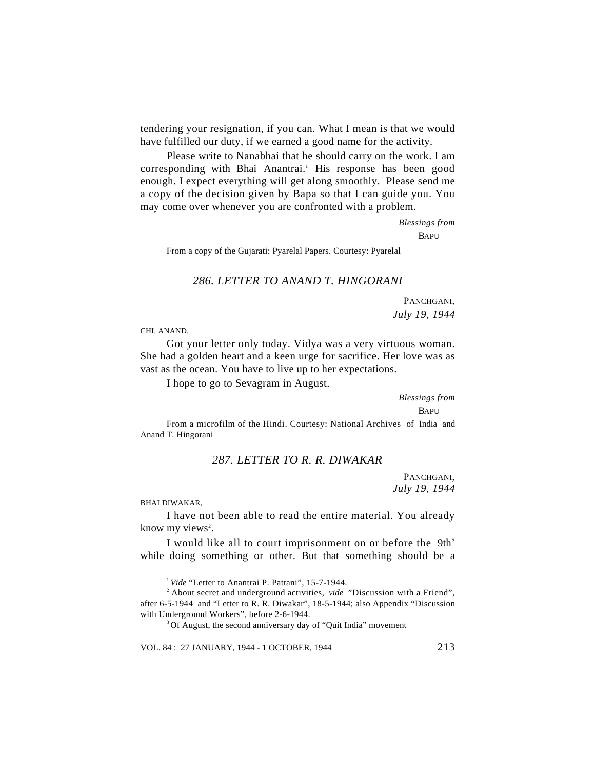tendering your resignation, if you can. What I mean is that we would have fulfilled our duty, if we earned a good name for the activity.

Please write to Nanabhai that he should carry on the work. I am corresponding with Bhai Anantrai.[1] His response has been good enough. I expect everything will get along smoothly. Please send me a copy of the decision given by Bapa so that I can guide you. You may come over whenever you are confronted with a problem.

*Blessings from*
BAPU

From a copy of the Gujarati: Pyarelal Papers. Courtesy: Pyarelal

### 286. LETTER TO ANAND T. HINGORANI

PANCHGANI,
*July 19, 1944*

CHI. ANAND,

Got your letter only today. Vidya was a very virtuous woman. She had a golden heart and a keen urge for sacrifice. Her love was as vast as the ocean. You have to live up to her expectations.

I hope to go to Sevagram in August.

*Blessings from*
BAPU

From a microfilm of the Hindi. Courtesy: National Archives of India and Anand T. Hingorani

### 287. LETTER TO R. R. DIWAKAR

PANCHGANI,
*July 19, 1944*

BHAI DIWAKAR,

I have not been able to read the entire material. You already know my views[2].

I would like all to court imprisonment on or before the 9th[3] while doing something or other. But that something should be a

---

[1] *Vide* "Letter to Anantrai P. Pattani", 15-7-1944.

[2] About secret and underground activities, *vide* "Discussion with a Friend", after 6-5-1944 and "Letter to R. R. Diwakar", 18-5-1944; also Appendix "Discussion with Underground Workers", before 2-6-1944.

[3] Of August, the second anniversary day of "Quit India" movement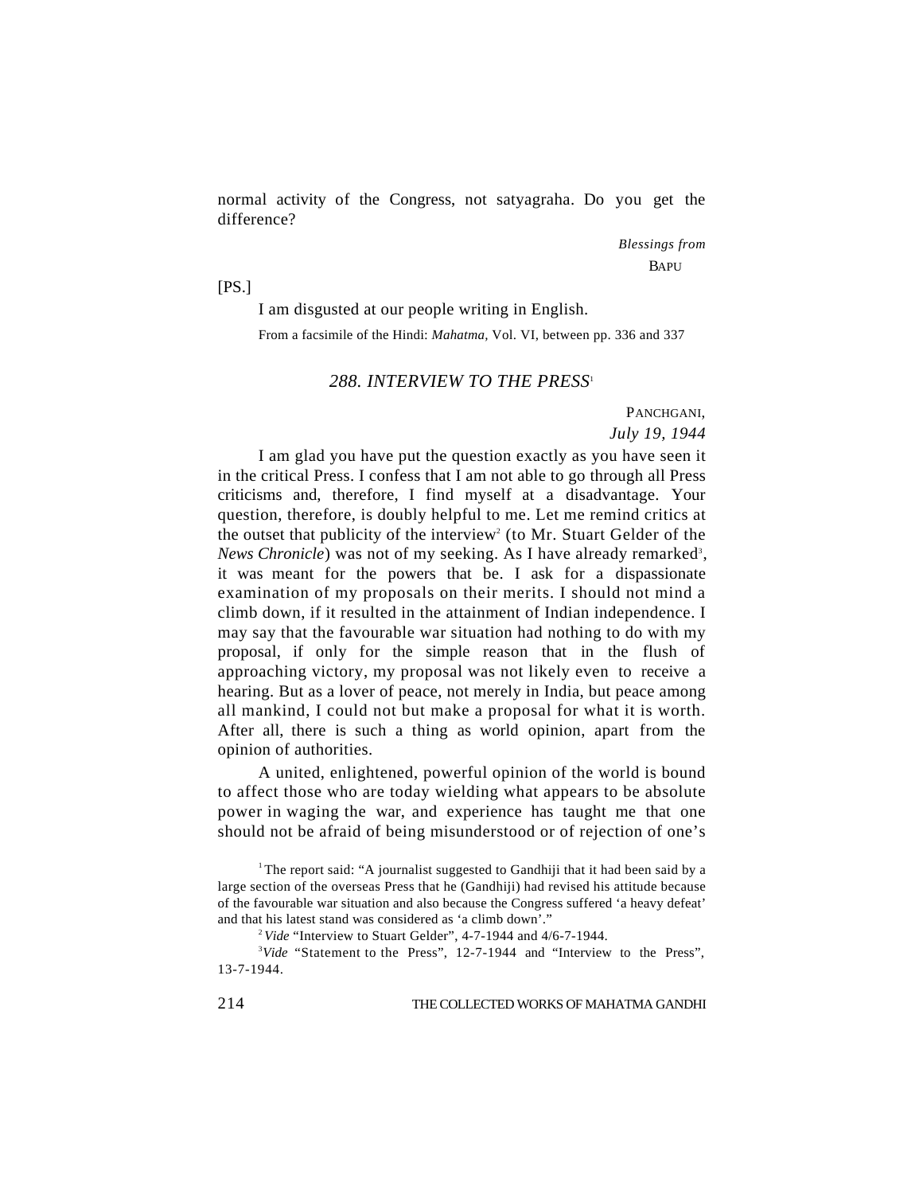normal activity of the Congress, not satyagraha. Do you get the difference?

*Blessings from*
BAPU

[PS.]

I am disgusted at our people writing in English.

From a facsimile of the Hindi: *Mahatma,* Vol. VI, between pp. 336 and 337

## *288. INTERVIEW TO THE PRESS*[1]

PANCHGANI,
*July 19, 1944*

I am glad you have put the question exactly as you have seen it in the critical Press. I confess that I am not able to go through all Press criticisms and, therefore, I find myself at a disadvantage. Your question, therefore, is doubly helpful to me. Let me remind critics at the outset that publicity of the interview[2] (to Mr. Stuart Gelder of the *News Chronicle*) was not of my seeking. As I have already remarked[3], it was meant for the powers that be. I ask for a dispassionate examination of my proposals on their merits. I should not mind a climb down, if it resulted in the attainment of Indian independence. I may say that the favourable war situation had nothing to do with my proposal, if only for the simple reason that in the flush of approaching victory, my proposal was not likely even to receive a hearing. But as a lover of peace, not merely in India, but peace among all mankind, I could not but make a proposal for what it is worth. After all, there is such a thing as world opinion, apart from the opinion of authorities.

A united, enlightened, powerful opinion of the world is bound to affect those who are today wielding what appears to be absolute power in waging the war, and experience has taught me that one should not be afraid of being misunderstood or of rejection of one's

[1] The report said: "A journalist suggested to Gandhiji that it had been said by a large section of the overseas Press that he (Gandhiji) had revised his attitude because of the favourable war situation and also because the Congress suffered 'a heavy defeat' and that his latest stand was considered as 'a climb down'."

[2] *Vide* "Interview to Stuart Gelder", 4-7-1944 and 4/6-7-1944.

[3] *Vide* "Statement to the Press", 12-7-1944 and "Interview to the Press", 13-7-1944.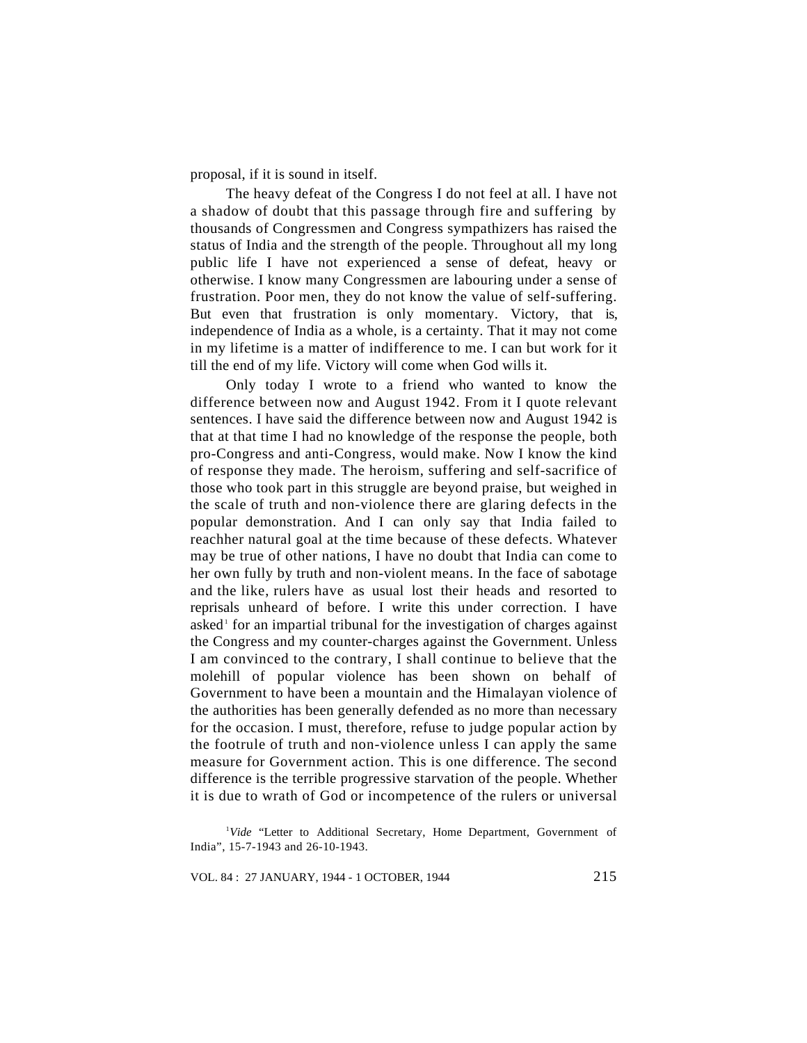proposal, if it is sound in itself.

The heavy defeat of the Congress I do not feel at all. I have not a shadow of doubt that this passage through fire and suffering by thousands of Congressmen and Congress sympathizers has raised the status of India and the strength of the people. Throughout all my long public life I have not experienced a sense of defeat, heavy or otherwise. I know many Congressmen are labouring under a sense of frustration. Poor men, they do not know the value of self-suffering. But even that frustration is only momentary. Victory, that is, independence of India as a whole, is a certainty. That it may not come in my lifetime is a matter of indifference to me. I can but work for it till the end of my life. Victory will come when God wills it.

Only today I wrote to a friend who wanted to know the difference between now and August 1942. From it I quote relevant sentences. I have said the difference between now and August 1942 is that at that time I had no knowledge of the response the people, both pro-Congress and anti-Congress, would make. Now I know the kind of response they made. The heroism, suffering and self-sacrifice of those who took part in this struggle are beyond praise, but weighed in the scale of truth and non-violence there are glaring defects in the popular demonstration. And I can only say that India failed to reachher natural goal at the time because of these defects. Whatever may be true of other nations, I have no doubt that India can come to her own fully by truth and non-violent means. In the face of sabotage and the like, rulers have as usual lost their heads and resorted to reprisals unheard of before. I write this under correction. I have asked[1] for an impartial tribunal for the investigation of charges against the Congress and my counter-charges against the Government. Unless I am convinced to the contrary, I shall continue to believe that the molehill of popular violence has been shown on behalf of Government to have been a mountain and the Himalayan violence of the authorities has been generally defended as no more than necessary for the occasion. I must, therefore, refuse to judge popular action by the footrule of truth and non-violence unless I can apply the same measure for Government action. This is one difference. The second difference is the terrible progressive starvation of the people. Whether it is due to wrath of God or incompetence of the rulers or universal

[1] *Vide* "Letter to Additional Secretary, Home Department, Government of India", 15-7-1943 and 26-10-1943.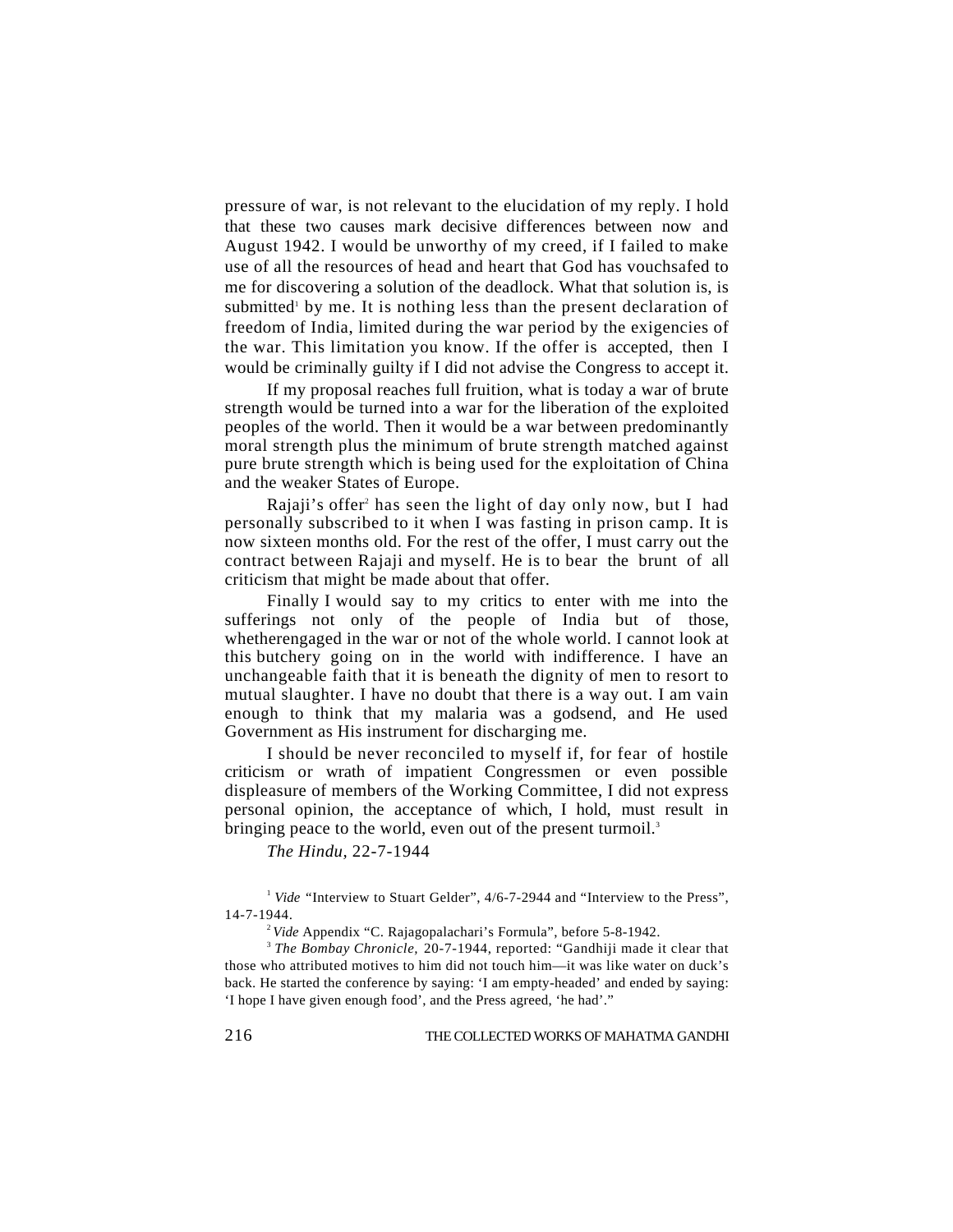pressure of war, is not relevant to the elucidation of my reply. I hold that these two causes mark decisive differences between now and August 1942. I would be unworthy of my creed, if I failed to make use of all the resources of head and heart that God has vouchsafed to me for discovering a solution of the deadlock. What that solution is, is submitted[1] by me. It is nothing less than the present declaration of freedom of India, limited during the war period by the exigencies of the war. This limitation you know. If the offer is accepted, then I would be criminally guilty if I did not advise the Congress to accept it.

If my proposal reaches full fruition, what is today a war of brute strength would be turned into a war for the liberation of the exploited peoples of the world. Then it would be a war between predominantly moral strength plus the minimum of brute strength matched against pure brute strength which is being used for the exploitation of China and the weaker States of Europe.

Rajaji's offer[2] has seen the light of day only now, but I had personally subscribed to it when I was fasting in prison camp. It is now sixteen months old. For the rest of the offer, I must carry out the contract between Rajaji and myself. He is to bear the brunt of all criticism that might be made about that offer.

Finally I would say to my critics to enter with me into the sufferings not only of the people of India but of those, whetherengaged in the war or not of the whole world. I cannot look at this butchery going on in the world with indifference. I have an unchangeable faith that it is beneath the dignity of men to resort to mutual slaughter. I have no doubt that there is a way out. I am vain enough to think that my malaria was a godsend, and He used Government as His instrument for discharging me.

I should be never reconciled to myself if, for fear of hostile criticism or wrath of impatient Congressmen or even possible displeasure of members of the Working Committee, I did not express personal opinion, the acceptance of which, I hold, must result in bringing peace to the world, even out of the present turmoil.[3]

*The Hindu*, 22-7-1944

[1] *Vide* "Interview to Stuart Gelder", 4/6-7-2944 and "Interview to the Press", 14-7-1944.

[2] *Vide* Appendix "C. Rajagopalachari's Formula", before 5-8-1942.

[3] *The Bombay Chronicle,* 20-7-1944, reported: "Gandhiji made it clear that those who attributed motives to him did not touch him—it was like water on duck's back. He started the conference by saying: 'I am empty-headed' and ended by saying: 'I hope I have given enough food', and the Press agreed, 'he had'."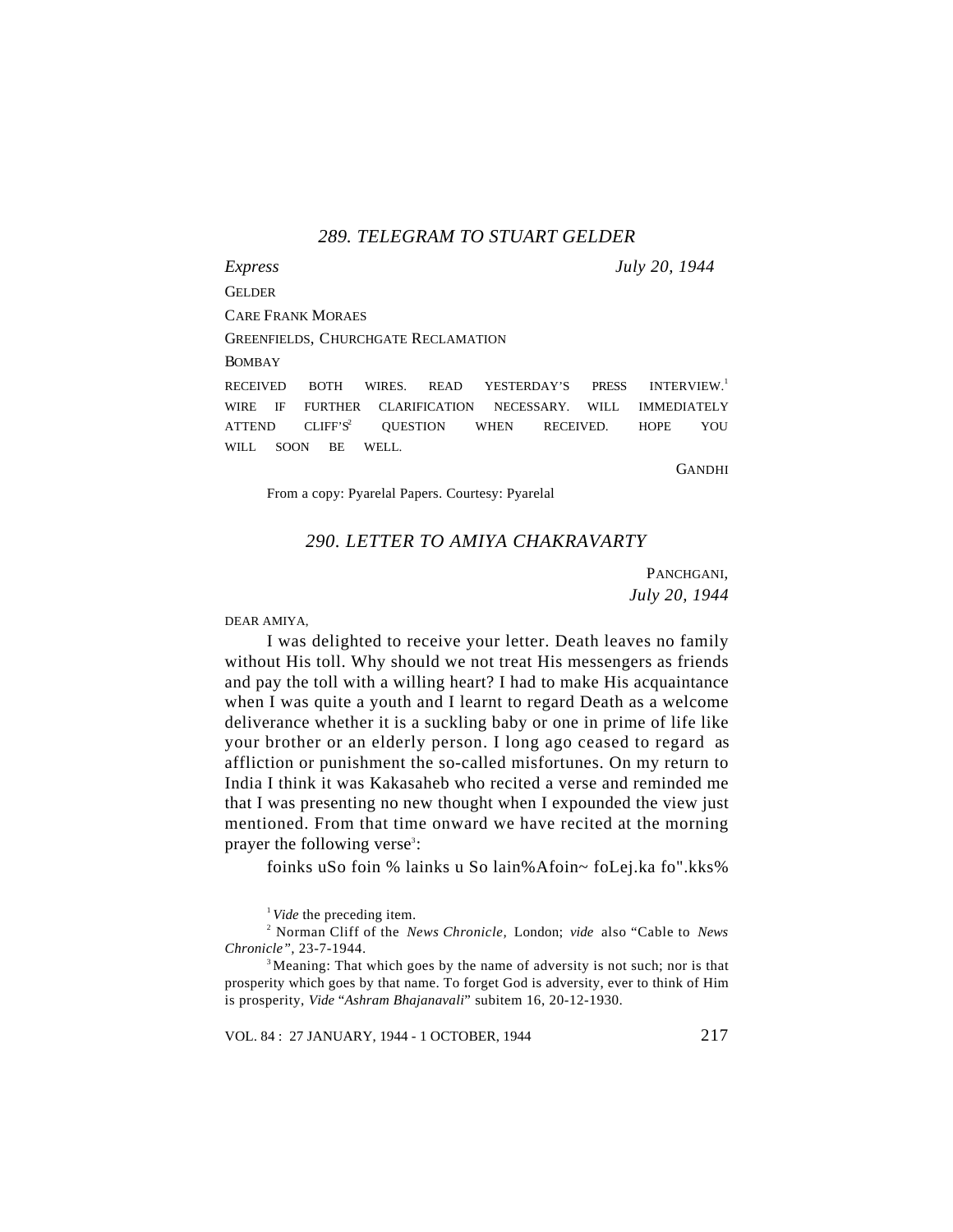## 289. TELEGRAM TO STUART GELDER

*Express* *July 20, 1944*

GELDER

CARE FRANK MORAES

GREENFIELDS, CHURCHGATE RECLAMATION

BOMBAY

RECEIVED BOTH WIRES. READ YESTERDAY'S PRESS INTERVIEW.[1] WIRE IF FURTHER CLARIFICATION NECESSARY. WILL IMMEDIATELY ATTEND CLIFF'S[2] QUESTION WHEN RECEIVED. HOPE YOU WILL SOON BE WELL.

GANDHI

From a copy: Pyarelal Papers. Courtesy: Pyarelal

## 290. LETTER TO AMIYA CHAKRAVARTY

PANCHGANI,
*July 20, 1944*

DEAR AMIYA,

I was delighted to receive your letter. Death leaves no family without His toll. Why should we not treat His messengers as friends and pay the toll with a willing heart? I had to make His acquaintance when I was quite a youth and I learnt to regard Death as a welcome deliverance whether it is a suckling baby or one in prime of life like your brother or an elderly person. I long ago ceased to regard as affliction or punishment the so-called misfortunes. On my return to India I think it was Kakasaheb who recited a verse and reminded me that I was presenting no new thought when I expounded the view just mentioned. From that time onward we have recited at the morning prayer the following verse[3]:

foinks uSo foin % lainks u So lain%Afoin~ foLej.ka fo".kks%

---

[1] *Vide* the preceding item.

[2] Norman Cliff of the *News Chronicle*, London; *vide* also "Cable to *News Chronicle*", 23-7-1944.

[3] Meaning: That which goes by the name of adversity is not such; nor is that prosperity which goes by that name. To forget God is adversity, ever to think of Him is prosperity, *Vide* "*Ashram Bhajanavali*" subitem 16, 20-12-1930.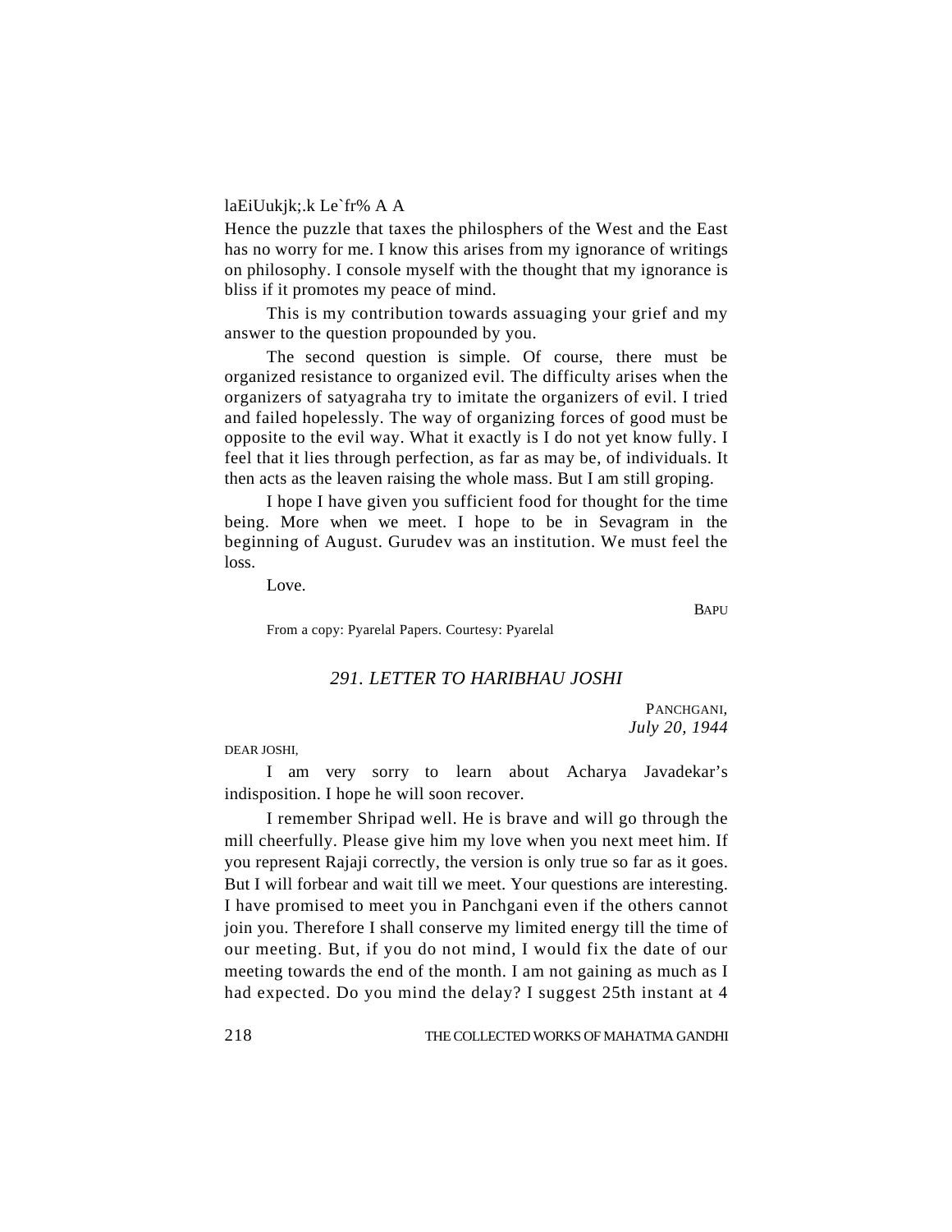laEiUukjk;.k Le`fr% A A

Hence the puzzle that taxes the philosphers of the West and the East has no worry for me. I know this arises from my ignorance of writings on philosophy. I console myself with the thought that my ignorance is bliss if it promotes my peace of mind.

This is my contribution towards assuaging your grief and my answer to the question propounded by you.

The second question is simple. Of course, there must be organized resistance to organized evil. The difficulty arises when the organizers of satyagraha try to imitate the organizers of evil. I tried and failed hopelessly. The way of organizing forces of good must be opposite to the evil way. What it exactly is I do not yet know fully. I feel that it lies through perfection, as far as may be, of individuals. It then acts as the leaven raising the whole mass. But I am still groping.

I hope I have given you sufficient food for thought for the time being. More when we meet. I hope to be in Sevagram in the beginning of August. Gurudev was an institution. We must feel the loss.

Love.

BAPU

From a copy: Pyarelal Papers. Courtesy: Pyarelal

## *291. LETTER TO HARIBHAU JOSHI*

PANCHGANI,
*July 20, 1944*

DEAR JOSHI,

I am very sorry to learn about Acharya Javadekar's indisposition. I hope he will soon recover.

I remember Shripad well. He is brave and will go through the mill cheerfully. Please give him my love when you next meet him. If you represent Rajaji correctly, the version is only true so far as it goes. But I will forbear and wait till we meet. Your questions are interesting. I have promised to meet you in Panchgani even if the others cannot join you. Therefore I shall conserve my limited energy till the time of our meeting. But, if you do not mind, I would fix the date of our meeting towards the end of the month. I am not gaining as much as I had expected. Do you mind the delay? I suggest 25th instant at 4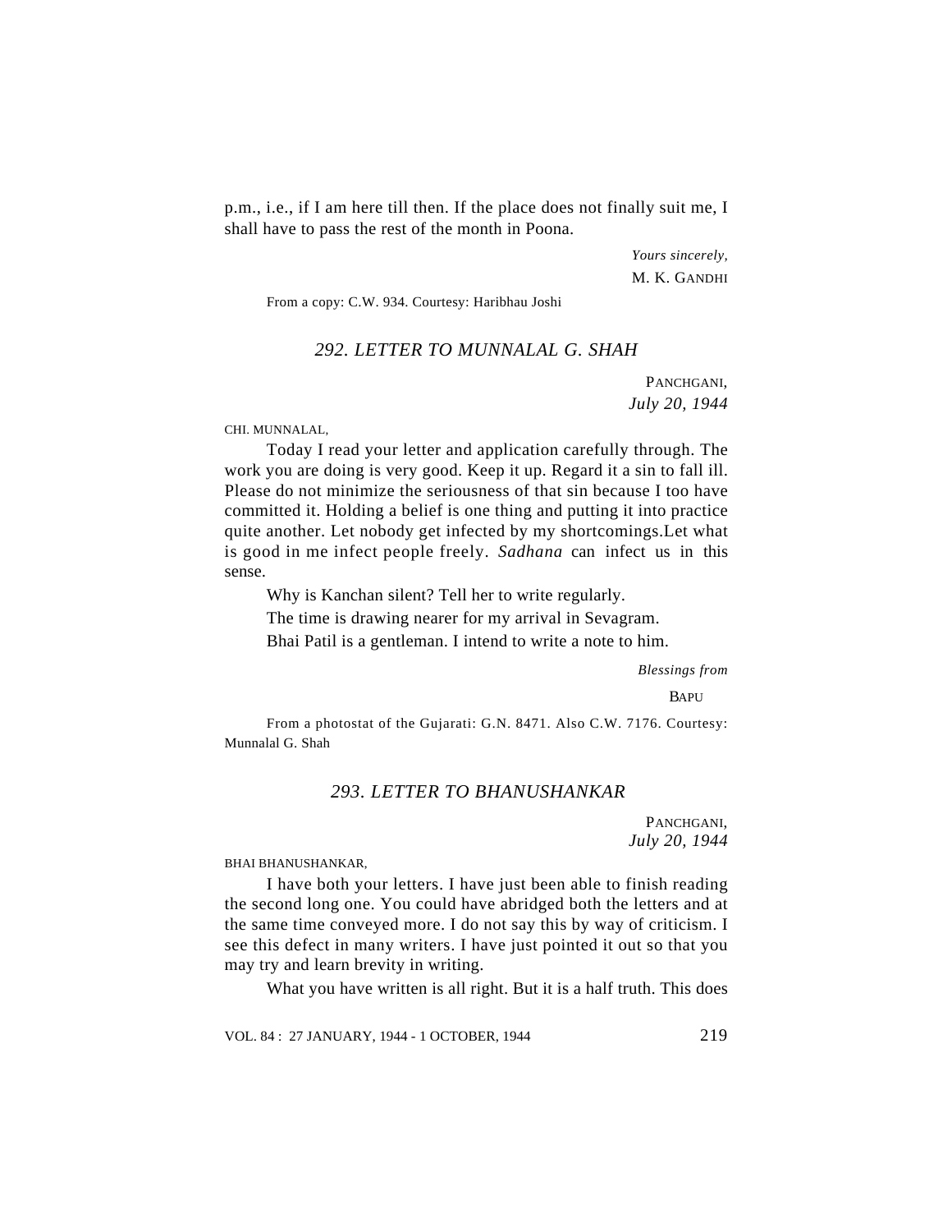p.m., i.e., if I am here till then. If the place does not finally suit me, I shall have to pass the rest of the month in Poona.

*Yours sincerely,*
M. K. GANDHI

From a copy: C.W. 934. Courtesy: Haribhau Joshi

### *292. LETTER TO MUNNALAL G. SHAH*

PANCHGANI,
*July 20, 1944*

CHI. MUNNALAL,

Today I read your letter and application carefully through. The work you are doing is very good. Keep it up. Regard it a sin to fall ill. Please do not minimize the seriousness of that sin because I too have committed it. Holding a belief is one thing and putting it into practice quite another. Let nobody get infected by my shortcomings.Let what is good in me infect people freely. *Sadhana* can infect us in this sense.

Why is Kanchan silent? Tell her to write regularly.

The time is drawing nearer for my arrival in Sevagram.

Bhai Patil is a gentleman. I intend to write a note to him.

*Blessings from*
BAPU

From a photostat of the Gujarati: G.N. 8471. Also C.W. 7176. Courtesy: Munnalal G. Shah

### *293. LETTER TO BHANUSHANKAR*

PANCHGANI,
*July 20, 1944*

BHAI BHANUSHANKAR,

I have both your letters. I have just been able to finish reading the second long one. You could have abridged both the letters and at the same time conveyed more. I do not say this by way of criticism. I see this defect in many writers. I have just pointed it out so that you may try and learn brevity in writing.

What you have written is all right. But it is a half truth. This does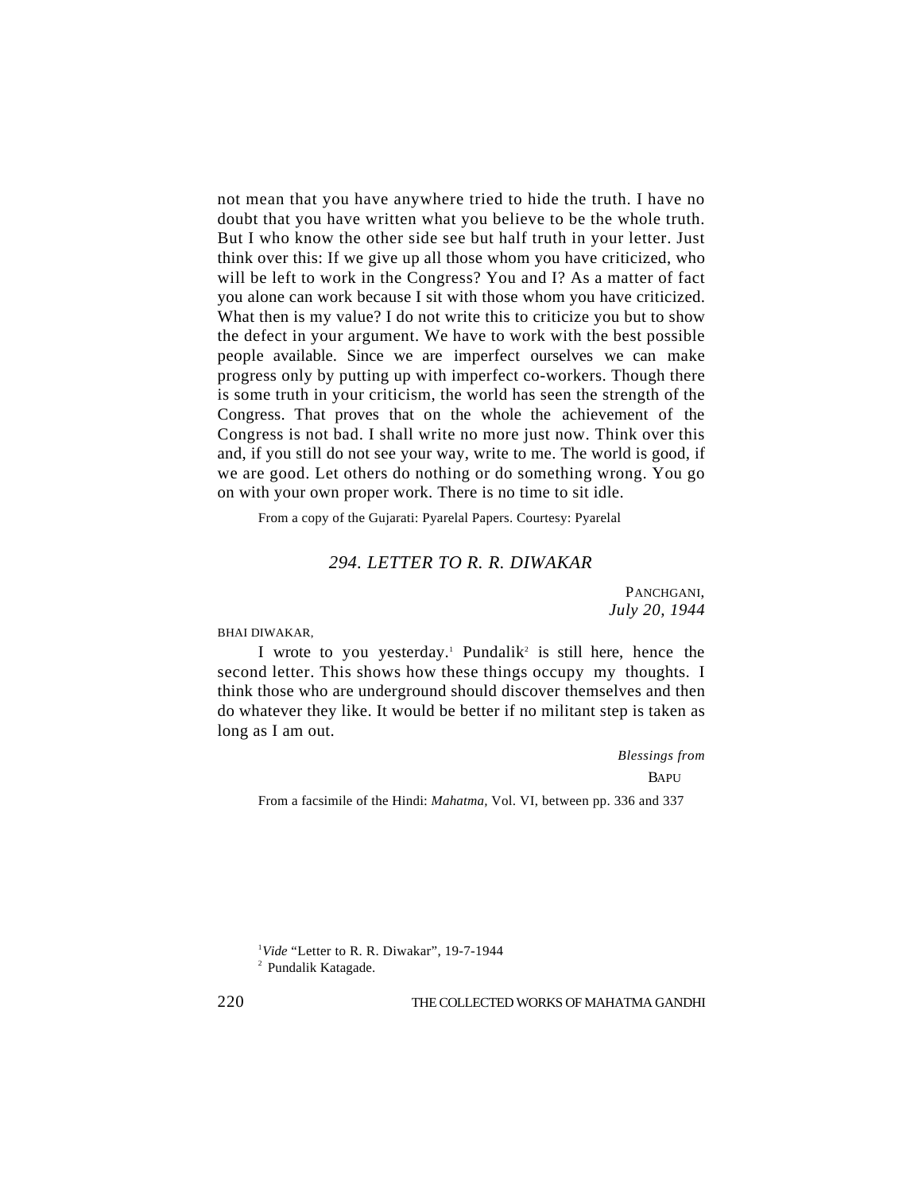not mean that you have anywhere tried to hide the truth. I have no doubt that you have written what you believe to be the whole truth. But I who know the other side see but half truth in your letter. Just think over this: If we give up all those whom you have criticized, who will be left to work in the Congress? You and I? As a matter of fact you alone can work because I sit with those whom you have criticized. What then is my value? I do not write this to criticize you but to show the defect in your argument. We have to work with the best possible people available. Since we are imperfect ourselves we can make progress only by putting up with imperfect co-workers. Though there is some truth in your criticism, the world has seen the strength of the Congress. That proves that on the whole the achievement of the Congress is not bad. I shall write no more just now. Think over this and, if you still do not see your way, write to me. The world is good, if we are good. Let others do nothing or do something wrong. You go on with your own proper work. There is no time to sit idle.

From a copy of the Gujarati: Pyarelal Papers. Courtesy: Pyarelal

## *294. LETTER TO R. R. DIWAKAR*

PANCHGANI,
*July 20, 1944*

BHAI DIWAKAR,

I wrote to you yesterday.[1] Pundalik[2] is still here, hence the second letter. This shows how these things occupy my thoughts. I think those who are underground should discover themselves and then do whatever they like. It would be better if no militant step is taken as long as I am out.

*Blessings from*
BAPU

From a facsimile of the Hindi: *Mahatma*, Vol. VI, between pp. 336 and 337

[1] *Vide* "Letter to R. R. Diwakar", 19-7-1944

[2] Pundalik Katagade.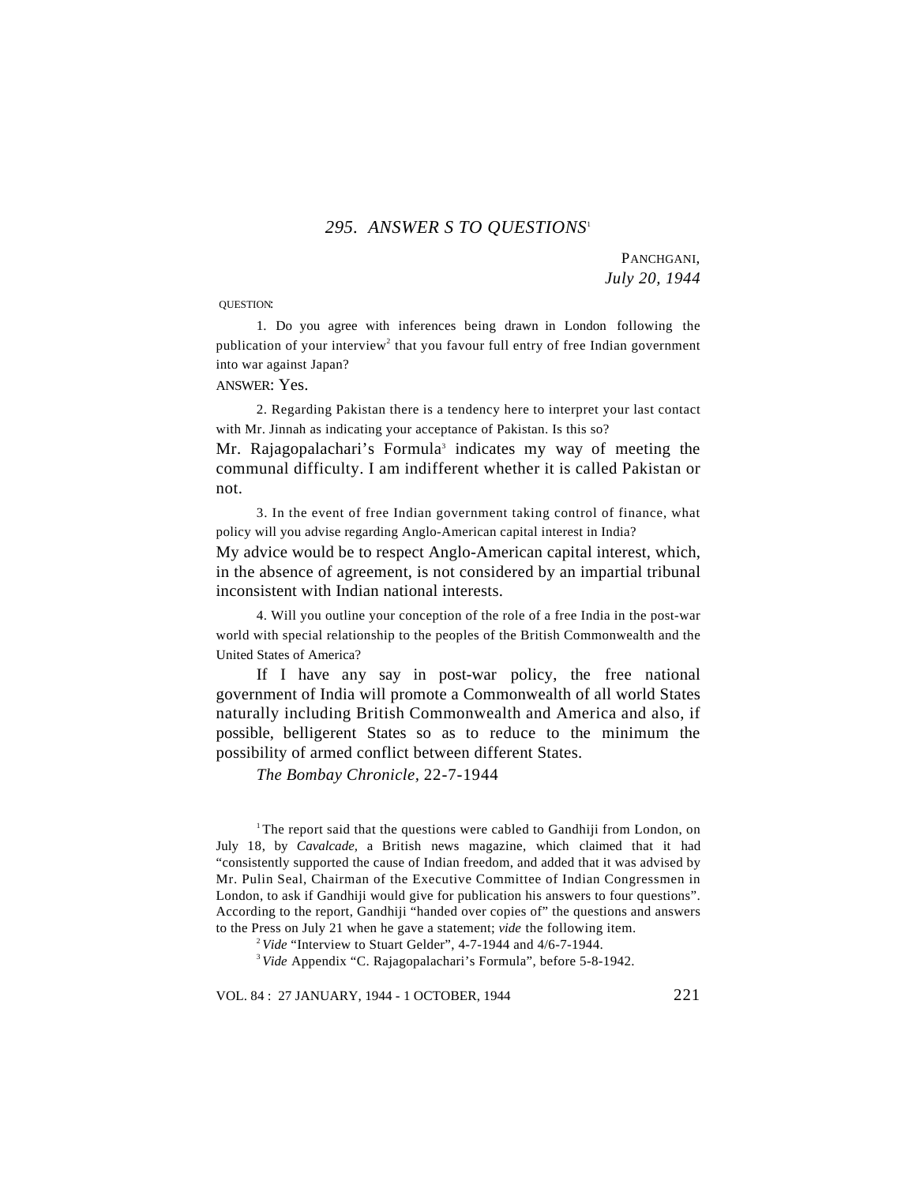## 295. ANSWER S TO QUESTIONS[1]

PANCHGANI,
*July 20, 1944*

QUESTION:

1. Do you agree with inferences being drawn in London following the publication of your interview[2] that you favour full entry of free Indian government into war against Japan?

ANSWER: Yes.

2. Regarding Pakistan there is a tendency here to interpret your last contact with Mr. Jinnah as indicating your acceptance of Pakistan. Is this so?

Mr. Rajagopalachari's Formula[3] indicates my way of meeting the communal difficulty. I am indifferent whether it is called Pakistan or not.

3. In the event of free Indian government taking control of finance, what policy will you advise regarding Anglo-American capital interest in India?

My advice would be to respect Anglo-American capital interest, which, in the absence of agreement, is not considered by an impartial tribunal inconsistent with Indian national interests.

4. Will you outline your conception of the role of a free India in the post-war world with special relationship to the peoples of the British Commonwealth and the United States of America?

If I have any say in post-war policy, the free national government of India will promote a Commonwealth of all world States naturally including British Commonwealth and America and also, if possible, belligerent States so as to reduce to the minimum the possibility of armed conflict between different States.

*The Bombay Chronicle*, 22-7-1944

---

[1] The report said that the questions were cabled to Gandhiji from London, on July 18, by *Cavalcade*, a British news magazine, which claimed that it had "consistently supported the cause of Indian freedom, and added that it was advised by Mr. Pulin Seal, Chairman of the Executive Committee of Indian Congressmen in London, to ask if Gandhiji would give for publication his answers to four questions". According to the report, Gandhiji "handed over copies of" the questions and answers to the Press on July 21 when he gave a statement; *vide* the following item.

[2] *Vide* "Interview to Stuart Gelder", 4-7-1944 and 4/6-7-1944.

[3] *Vide* Appendix "C. Rajagopalachari's Formula", before 5-8-1942.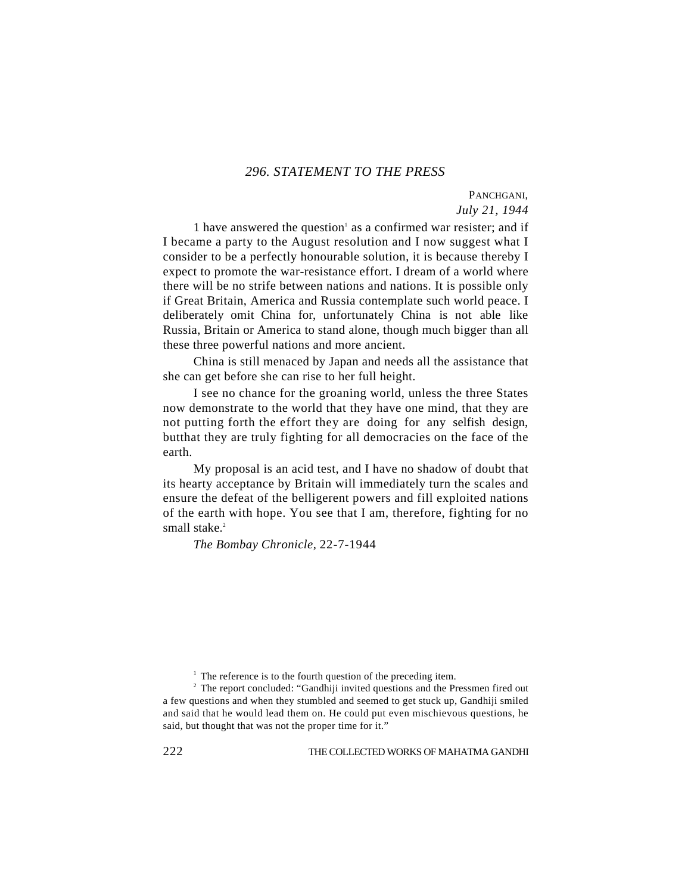### 296. STATEMENT TO THE PRESS

PANCHGANI,
*July 21, 1944*

1 have answered the question[1] as a confirmed war resister; and if I became a party to the August resolution and I now suggest what I consider to be a perfectly honourable solution, it is because thereby I expect to promote the war-resistance effort. I dream of a world where there will be no strife between nations and nations. It is possible only if Great Britain, America and Russia contemplate such world peace. I deliberately omit China for, unfortunately China is not able like Russia, Britain or America to stand alone, though much bigger than all these three powerful nations and more ancient.

China is still menaced by Japan and needs all the assistance that she can get before she can rise to her full height.

I see no chance for the groaning world, unless the three States now demonstrate to the world that they have one mind, that they are not putting forth the effort they are doing for any selfish design, butthat they are truly fighting for all democracies on the face of the earth.

My proposal is an acid test, and I have no shadow of doubt that its hearty acceptance by Britain will immediately turn the scales and ensure the defeat of the belligerent powers and fill exploited nations of the earth with hope. You see that I am, therefore, fighting for no small stake.[2]

*The Bombay Chronicle*, 22-7-1944

---

[1] The reference is to the fourth question of the preceding item.

[2] The report concluded: "Gandhiji invited questions and the Pressmen fired out a few questions and when they stumbled and seemed to get stuck up, Gandhiji smiled and said that he would lead them on. He could put even mischievous questions, he said, but thought that was not the proper time for it."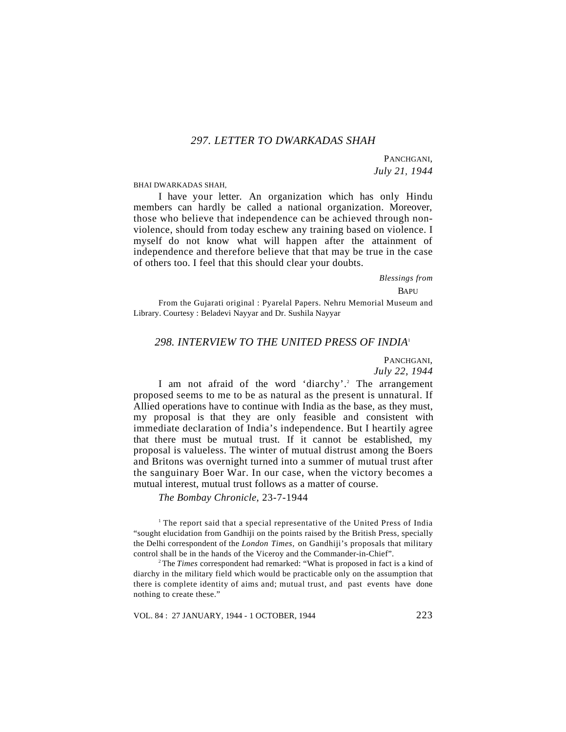## *297. LETTER TO DWARKADAS SHAH*

PANCHGANI,
*July 21, 1944*

BHAI DWARKADAS SHAH,

I have your letter. An organization which has only Hindu members can hardly be called a national organization. Moreover, those who believe that independence can be achieved through non-violence, should from today eschew any training based on violence. I myself do not know what will happen after the attainment of independence and therefore believe that that may be true in the case of others too. I feel that this should clear your doubts.

*Blessings from*
BAPU

From the Gujarati original : Pyarelal Papers. Nehru Memorial Museum and Library. Courtesy : Beladevi Nayyar and Dr. Sushila Nayyar

## *298. INTERVIEW TO THE UNITED PRESS OF INDIA*[1]

PANCHGANI,
*July 22, 1944*

I am not afraid of the word 'diarchy'.[2] The arrangement proposed seems to me to be as natural as the present is unnatural. If Allied operations have to continue with India as the base, as they must, my proposal is that they are only feasible and consistent with immediate declaration of India's independence. But I heartily agree that there must be mutual trust. If it cannot be established, my proposal is valueless. The winter of mutual distrust among the Boers and Britons was overnight turned into a summer of mutual trust after the sanguinary Boer War. In our case, when the victory becomes a mutual interest, mutual trust follows as a matter of course.

*The Bombay Chronicle,* 23-7-1944

[1] The report said that a special representative of the United Press of India "sought elucidation from Gandhiji on the points raised by the British Press, specially the Delhi correspondent of the *London Times*, on Gandhiji's proposals that military control shall be in the hands of the Viceroy and the Commander-in-Chief".

[2] The *Times* correspondent had remarked: "What is proposed in fact is a kind of diarchy in the military field which would be practicable only on the assumption that there is complete identity of aims and; mutual trust, and past events have done nothing to create these."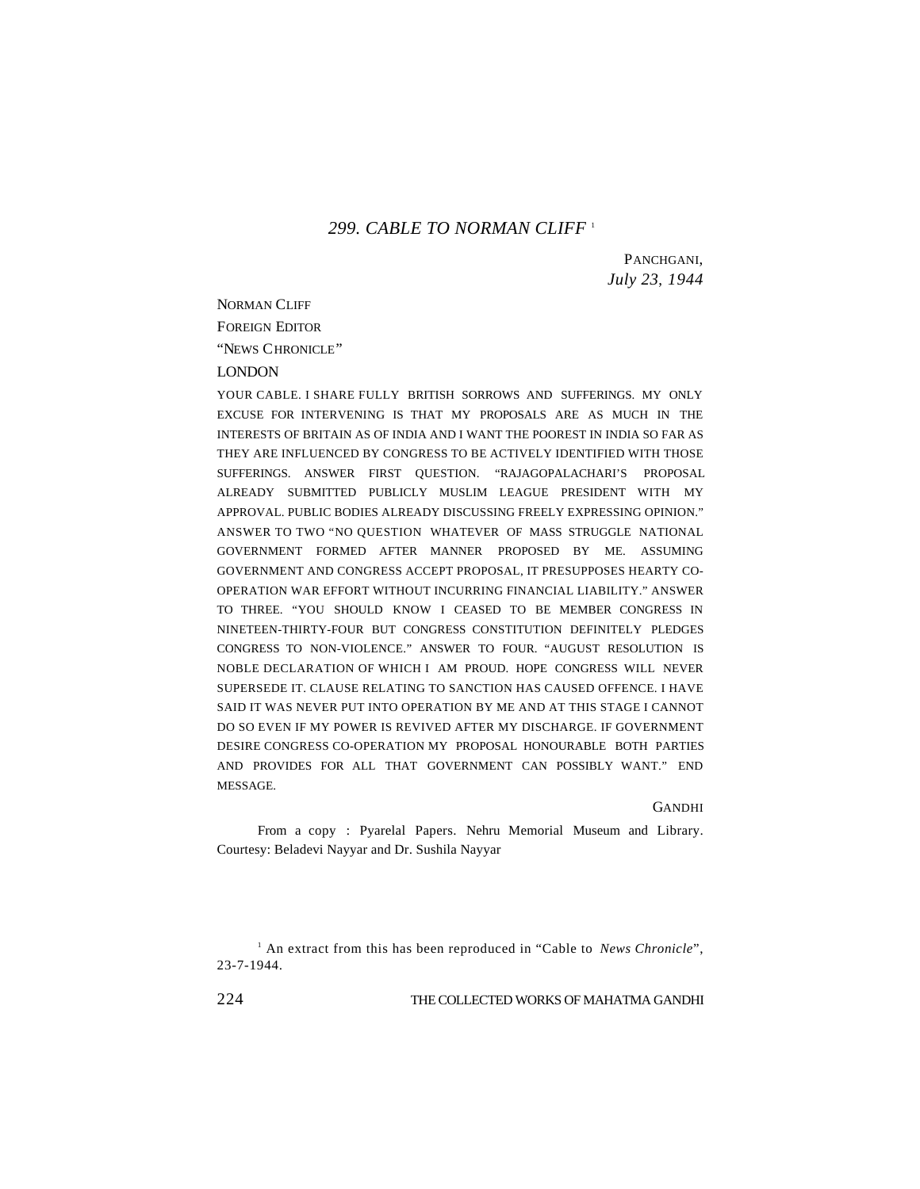## *299. CABLE TO NORMAN CLIFF* [1]

PANCHGANI,
*July 23, 1944*

NORMAN CLIFF
FOREIGN EDITOR
"NEWS CHRONICLE"
LONDON

YOUR CABLE. I SHARE FULLY BRITISH SORROWS AND SUFFERINGS. MY ONLY EXCUSE FOR INTERVENING IS THAT MY PROPOSALS ARE AS MUCH IN THE INTERESTS OF BRITAIN AS OF INDIA AND I WANT THE POOREST IN INDIA SO FAR AS THEY ARE INFLUENCED BY CONGRESS TO BE ACTIVELY IDENTIFIED WITH THOSE SUFFERINGS. ANSWER FIRST QUESTION. "RAJAGOPALACHARI'S PROPOSAL ALREADY SUBMITTED PUBLICLY MUSLIM LEAGUE PRESIDENT WITH MY APPROVAL. PUBLIC BODIES ALREADY DISCUSSING FREELY EXPRESSING OPINION." ANSWER TO TWO "NO QUESTION WHATEVER OF MASS STRUGGLE NATIONAL GOVERNMENT FORMED AFTER MANNER PROPOSED BY ME. ASSUMING GOVERNMENT AND CONGRESS ACCEPT PROPOSAL, IT PRESUPPOSES HEARTY CO-OPERATION WAR EFFORT WITHOUT INCURRING FINANCIAL LIABILITY." ANSWER TO THREE. "YOU SHOULD KNOW I CEASED TO BE MEMBER CONGRESS IN NINETEEN-THIRTY-FOUR BUT CONGRESS CONSTITUTION DEFINITELY PLEDGES CONGRESS TO NON-VIOLENCE." ANSWER TO FOUR. "AUGUST RESOLUTION IS NOBLE DECLARATION OF WHICH I AM PROUD. HOPE CONGRESS WILL NEVER SUPERSEDE IT. CLAUSE RELATING TO SANCTION HAS CAUSED OFFENCE. I HAVE SAID IT WAS NEVER PUT INTO OPERATION BY ME AND AT THIS STAGE I CANNOT DO SO EVEN IF MY POWER IS REVIVED AFTER MY DISCHARGE. IF GOVERNMENT DESIRE CONGRESS CO-OPERATION MY PROPOSAL HONOURABLE BOTH PARTIES AND PROVIDES FOR ALL THAT GOVERNMENT CAN POSSIBLY WANT." END MESSAGE.

GANDHI

From a copy : Pyarelal Papers. Nehru Memorial Museum and Library. Courtesy: Beladevi Nayyar and Dr. Sushila Nayyar

[1] An extract from this has been reproduced in "Cable to *News Chronicle*", 23-7-1944.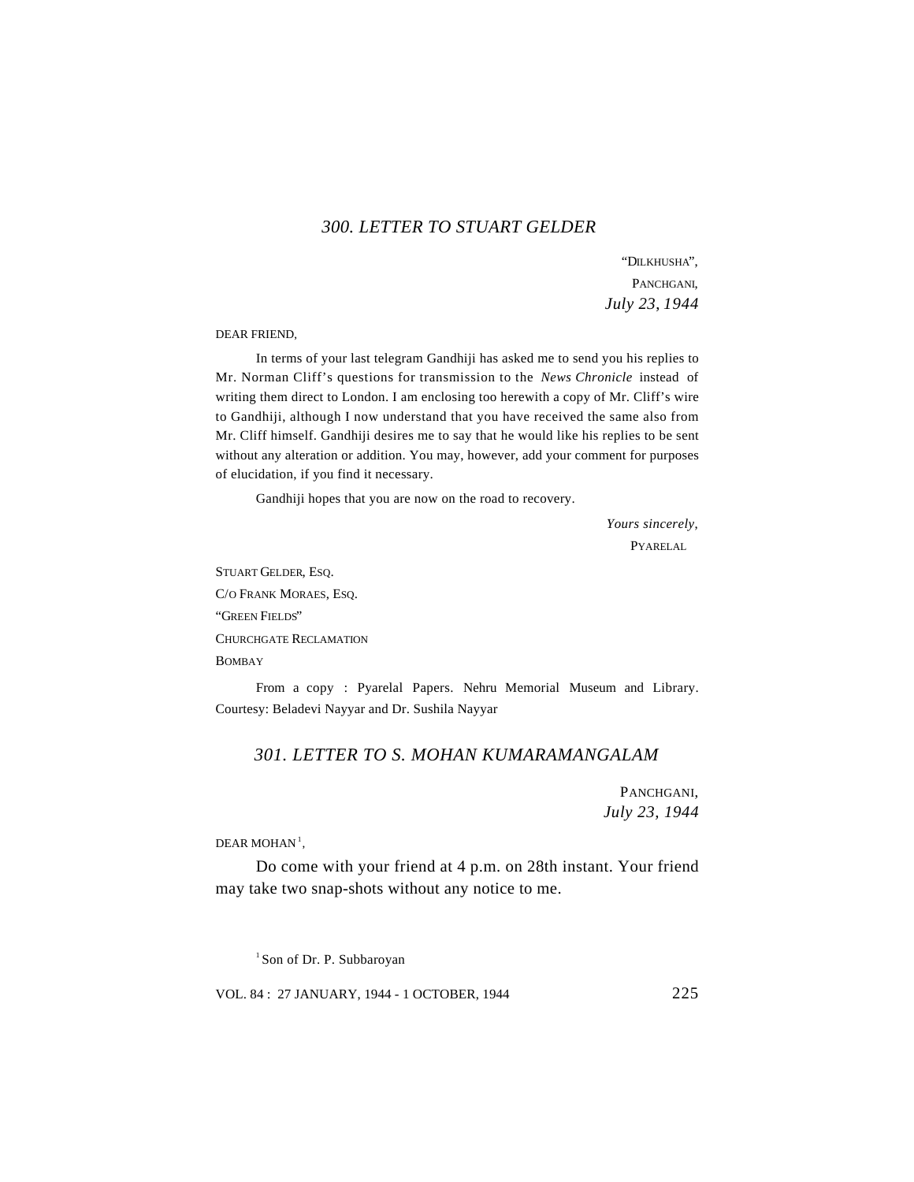## *300. LETTER TO STUART GELDER*

"DILKHUSHA",
PANCHGANI,
*July 23, 1944*

DEAR FRIEND,

In terms of your last telegram Gandhiji has asked me to send you his replies to Mr. Norman Cliff's questions for transmission to the *News Chronicle* instead of writing them direct to London. I am enclosing too herewith a copy of Mr. Cliff's wire to Gandhiji, although I now understand that you have received the same also from Mr. Cliff himself. Gandhiji desires me to say that he would like his replies to be sent without any alteration or addition. You may, however, add your comment for purposes of elucidation, if you find it necessary.

Gandhiji hopes that you are now on the road to recovery.

*Yours sincerely*,
PYARELAL

STUART GELDER, ESQ.
C/O FRANK MORAES, ESQ.
"GREEN FIELDS"
CHURCHGATE RECLAMATION
BOMBAY

From a copy : Pyarelal Papers. Nehru Memorial Museum and Library. Courtesy: Beladevi Nayyar and Dr. Sushila Nayyar

## *301. LETTER TO S. MOHAN KUMARAMANGALAM*

PANCHGANI,
*July 23, 1944*

DEAR MOHAN[1],

Do come with your friend at 4 p.m. on 28th instant. Your friend may take two snap-shots without any notice to me.

[1] Son of Dr. P. Subbaroyan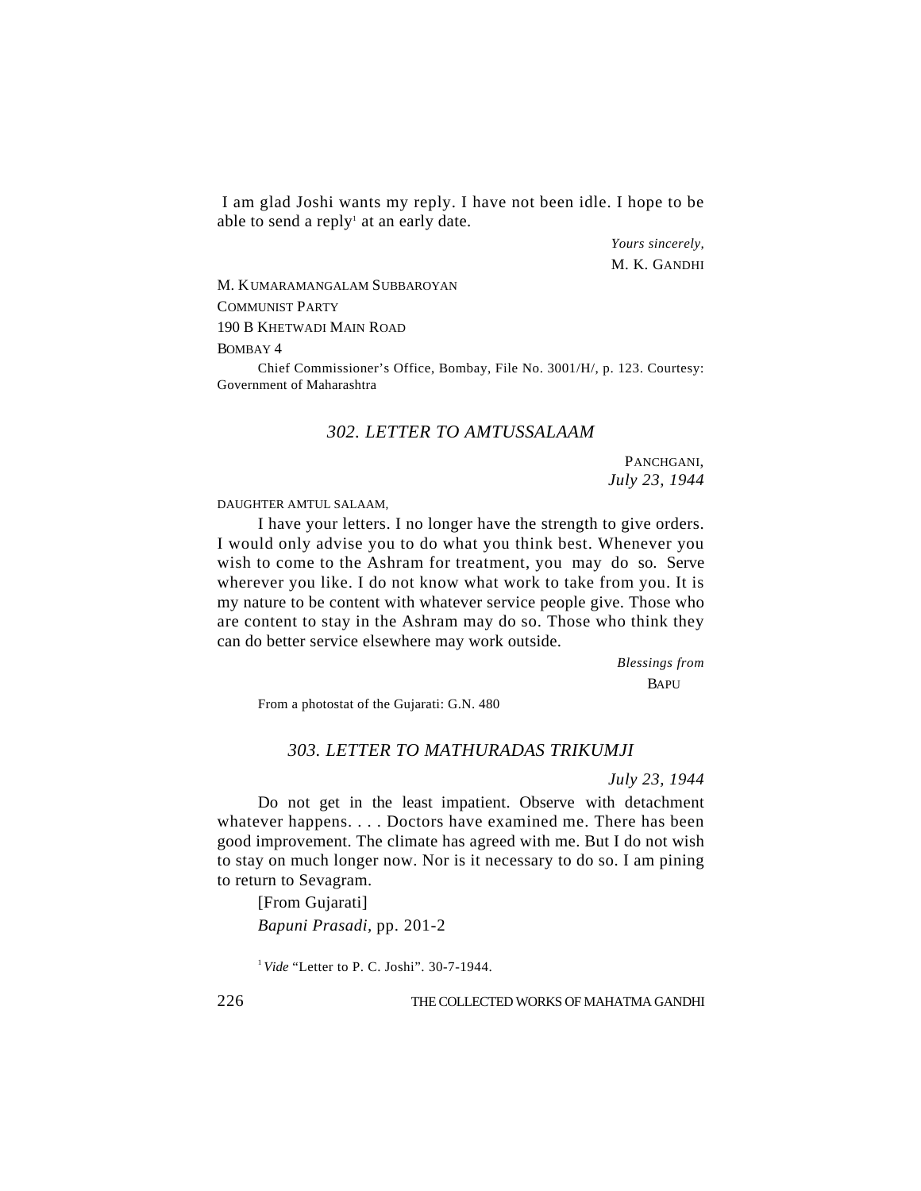I am glad Joshi wants my reply. I have not been idle. I hope to be able to send a reply[1] at an early date.

*Yours sincerely,*
M. K. GANDHI

M. KUMARAMANGALAM SUBBAROYAN
COMMUNIST PARTY
190 B KHETWADI MAIN ROAD
BOMBAY 4

Chief Commissioner's Office, Bombay, File No. 3001/H/, p. 123. Courtesy: Government of Maharashtra

## *302. LETTER TO AMTUSSALAAM*

PANCHGANI,
*July 23, 1944*

DAUGHTER AMTUL SALAAM,

I have your letters. I no longer have the strength to give orders. I would only advise you to do what you think best. Whenever you wish to come to the Ashram for treatment, you may do so. Serve wherever you like. I do not know what work to take from you. It is my nature to be content with whatever service people give. Those who are content to stay in the Ashram may do so. Those who think they can do better service elsewhere may work outside.

*Blessings from*
BAPU

From a photostat of the Gujarati: G.N. 480

## *303. LETTER TO MATHURADAS TRIKUMJI*

*July 23, 1944*

Do not get in the least impatient. Observe with detachment whatever happens. . . . Doctors have examined me. There has been good improvement. The climate has agreed with me. But I do not wish to stay on much longer now. Nor is it necessary to do so. I am pining to return to Sevagram.

[From Gujarati]
*Bapuni Prasadi*, pp. 201-2

[1] *Vide* "Letter to P. C. Joshi". 30-7-1944.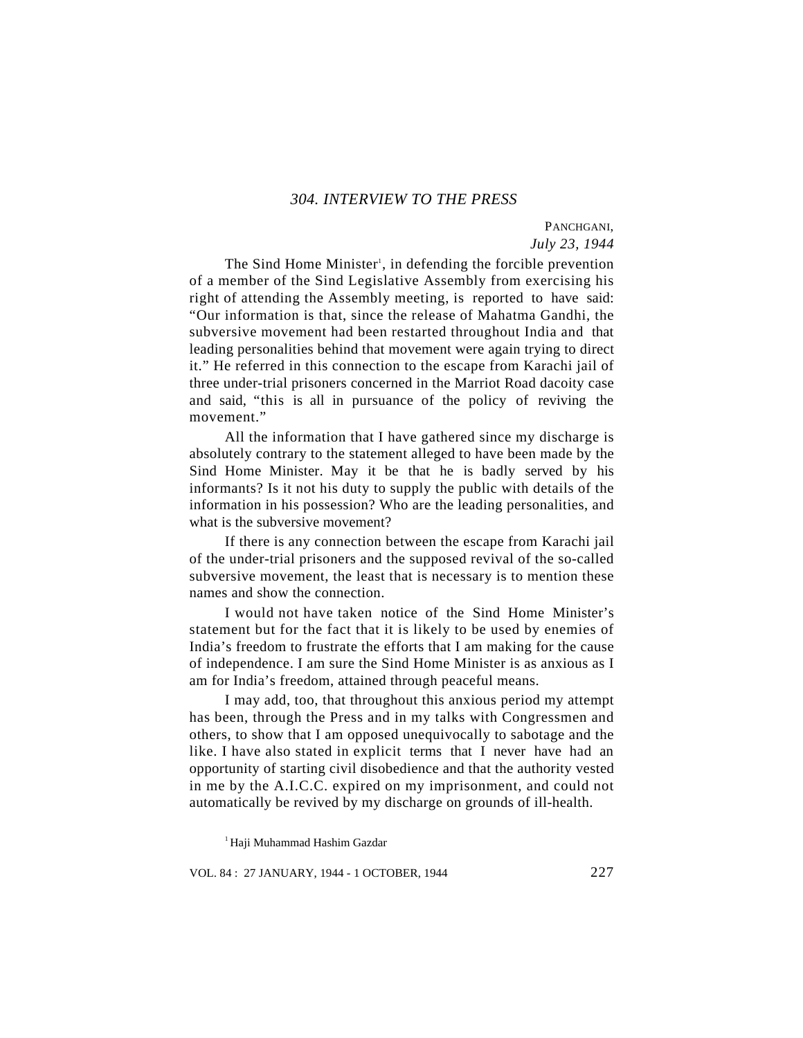## 304. INTERVIEW TO THE PRESS

PANCHGANI,
*July 23, 1944*

The Sind Home Minister[1], in defending the forcible prevention of a member of the Sind Legislative Assembly from exercising his right of attending the Assembly meeting, is reported to have said: "Our information is that, since the release of Mahatma Gandhi, the subversive movement had been restarted throughout India and that leading personalities behind that movement were again trying to direct it." He referred in this connection to the escape from Karachi jail of three under-trial prisoners concerned in the Marriot Road dacoity case and said, "this is all in pursuance of the policy of reviving the movement."

All the information that I have gathered since my discharge is absolutely contrary to the statement alleged to have been made by the Sind Home Minister. May it be that he is badly served by his informants? Is it not his duty to supply the public with details of the information in his possession? Who are the leading personalities, and what is the subversive movement?

If there is any connection between the escape from Karachi jail of the under-trial prisoners and the supposed revival of the so-called subversive movement, the least that is necessary is to mention these names and show the connection.

I would not have taken notice of the Sind Home Minister's statement but for the fact that it is likely to be used by enemies of India's freedom to frustrate the efforts that I am making for the cause of independence. I am sure the Sind Home Minister is as anxious as I am for India's freedom, attained through peaceful means.

I may add, too, that throughout this anxious period my attempt has been, through the Press and in my talks with Congressmen and others, to show that I am opposed unequivocally to sabotage and the like. I have also stated in explicit terms that I never have had an opportunity of starting civil disobedience and that the authority vested in me by the A.I.C.C. expired on my imprisonment, and could not automatically be revived by my discharge on grounds of ill-health.

[1] Haji Muhammad Hashim Gazdar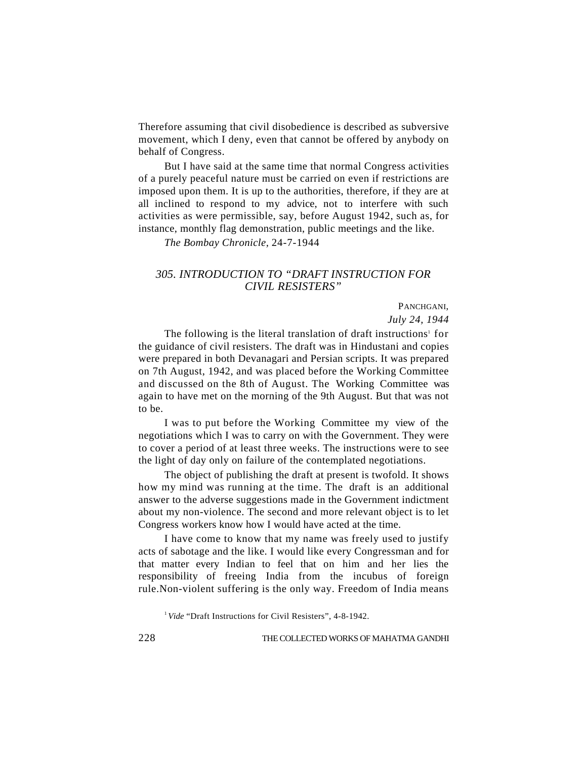Therefore assuming that civil disobedience is described as subversive movement, which I deny, even that cannot be offered by anybody on behalf of Congress.

But I have said at the same time that normal Congress activities of a purely peaceful nature must be carried on even if restrictions are imposed upon them. It is up to the authorities, therefore, if they are at all inclined to respond to my advice, not to interfere with such activities as were permissible, say, before August 1942, such as, for instance, monthly flag demonstration, public meetings and the like.

*The Bombay Chronicle*, 24-7-1944

## *305. INTRODUCTION TO "DRAFT INSTRUCTION FOR CIVIL RESISTERS"*

PANCHGANI,
*July 24, 1944*

The following is the literal translation of draft instructions[1] for the guidance of civil resisters. The draft was in Hindustani and copies were prepared in both Devanagari and Persian scripts. It was prepared on 7th August, 1942, and was placed before the Working Committee and discussed on the 8th of August. The Working Committee was again to have met on the morning of the 9th August. But that was not to be.

I was to put before the Working Committee my view of the negotiations which I was to carry on with the Government. They were to cover a period of at least three weeks. The instructions were to see the light of day only on failure of the contemplated negotiations.

The object of publishing the draft at present is twofold. It shows how my mind was running at the time. The draft is an additional answer to the adverse suggestions made in the Government indictment about my non-violence. The second and more relevant object is to let Congress workers know how I would have acted at the time.

I have come to know that my name was freely used to justify acts of sabotage and the like. I would like every Congressman and for that matter every Indian to feel that on him and her lies the responsibility of freeing India from the incubus of foreign rule.Non-violent suffering is the only way. Freedom of India means

[1] *Vide* "Draft Instructions for Civil Resisters", 4-8-1942.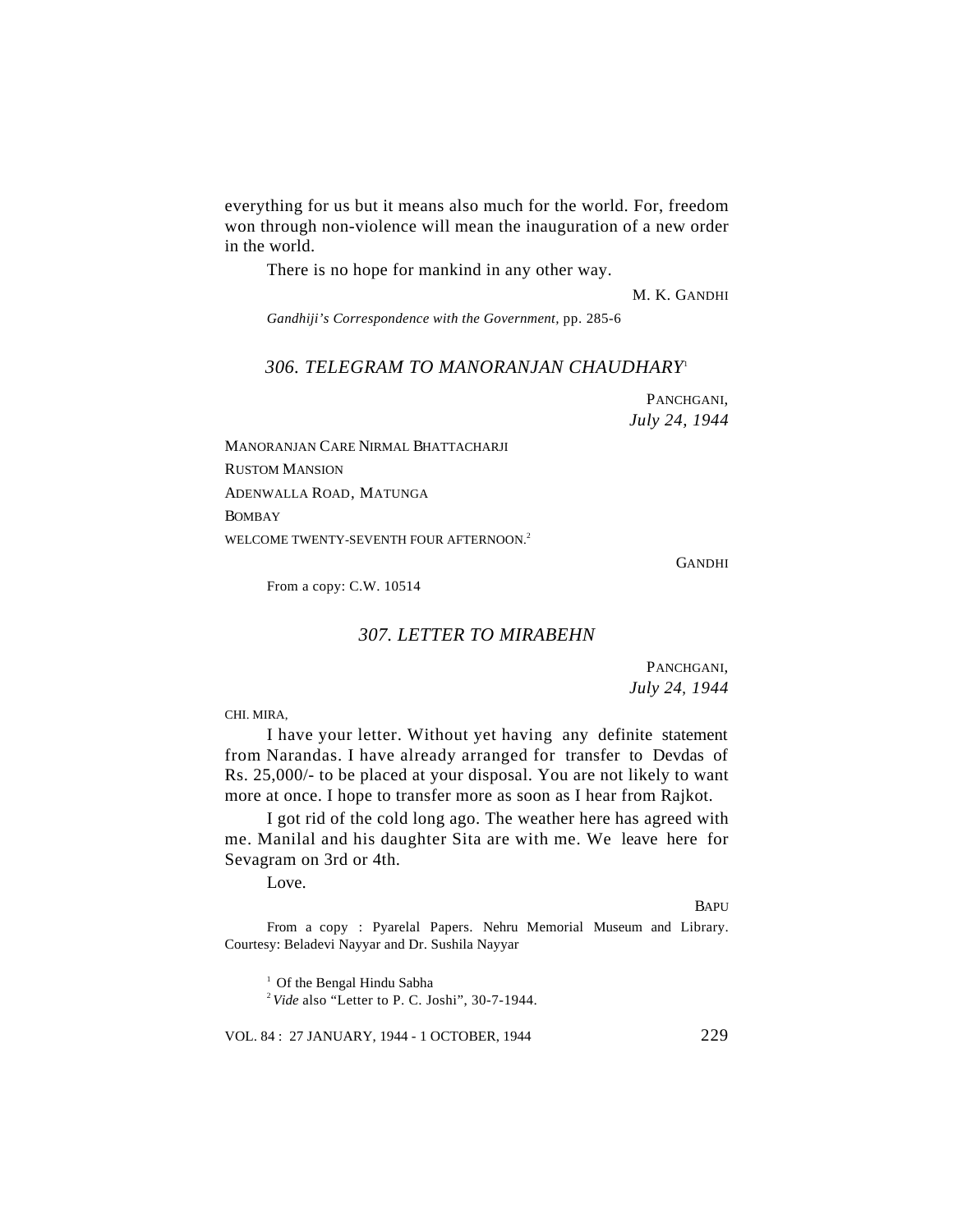everything for us but it means also much for the world. For, freedom won through non-violence will mean the inauguration of a new order in the world.

There is no hope for mankind in any other way.

M. K. GANDHI

*Gandhiji's Correspondence with the Government,* pp. 285-6

### *306. TELEGRAM TO MANORANJAN CHAUDHARY*[1]

PANCHGANI,
*July 24, 1944*

MANORANJAN CARE NIRMAL BHATTACHARJI
RUSTOM MANSION
ADENWALLA ROAD, MATUNGA
BOMBAY

WELCOME TWENTY-SEVENTH FOUR AFTERNOON.[2]

GANDHI

From a copy: C.W. 10514

### *307. LETTER TO MIRABEHN*

PANCHGANI,
*July 24, 1944*

CHI. MIRA,

I have your letter. Without yet having any definite statement from Narandas. I have already arranged for transfer to Devdas of Rs. 25,000/- to be placed at your disposal. You are not likely to want more at once. I hope to transfer more as soon as I hear from Rajkot.

I got rid of the cold long ago. The weather here has agreed with me. Manilal and his daughter Sita are with me. We leave here for Sevagram on 3rd or 4th.

Love.

BAPU

From a copy : Pyarelal Papers. Nehru Memorial Museum and Library. Courtesy: Beladevi Nayyar and Dr. Sushila Nayyar

---

[1] Of the Bengal Hindu Sabha

[2] *Vide* also "Letter to P. C. Joshi", 30-7-1944.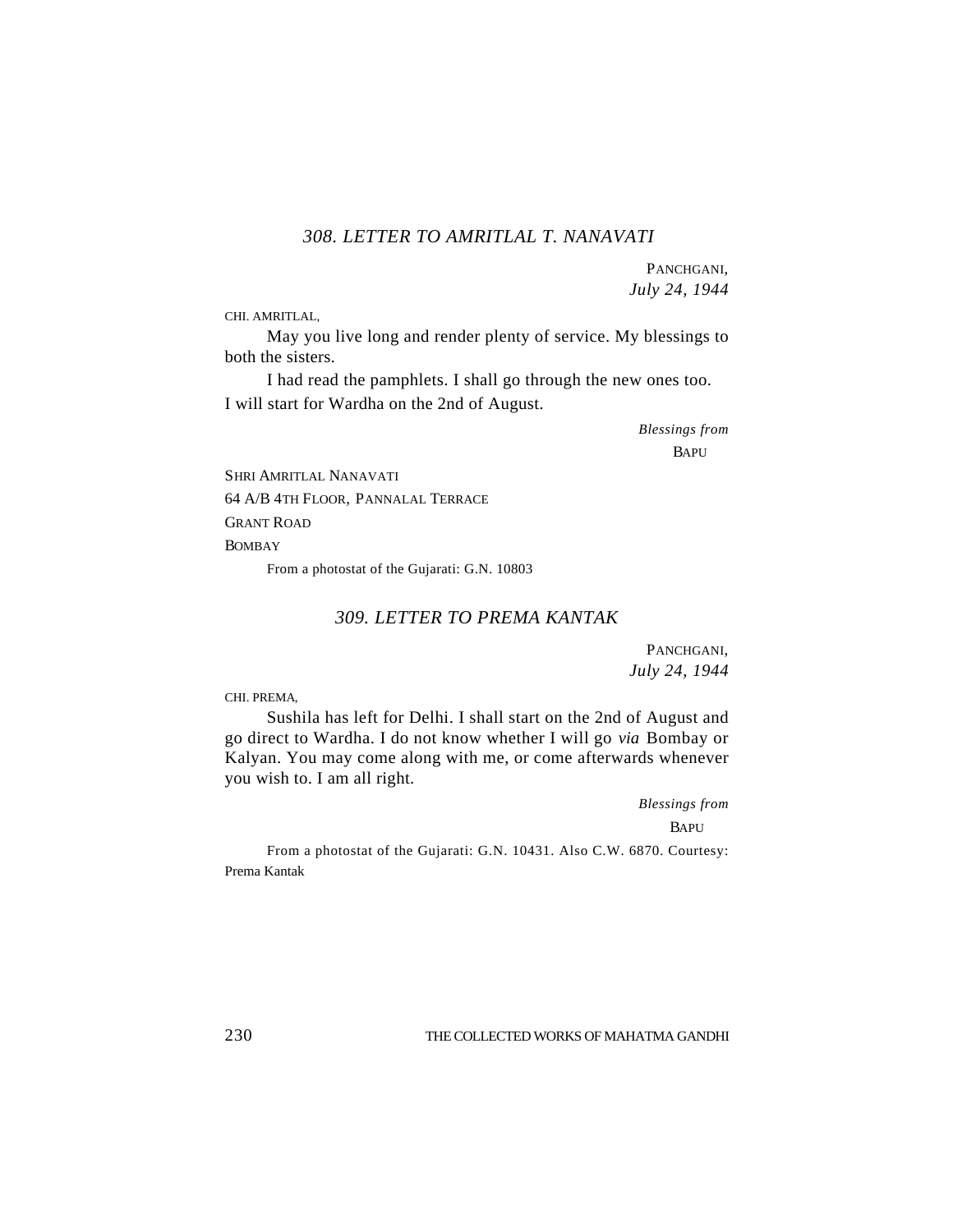### *308. LETTER TO AMRITLAL T. NANAVATI*

PANCHGANI,
*July 24, 1944*

CHI. AMRITLAL,

May you live long and render plenty of service. My blessings to both the sisters.

I had read the pamphlets. I shall go through the new ones too. I will start for Wardha on the 2nd of August.

*Blessings from*
BAPU

SHRI AMRITLAL NANAVATI
64 A/B 4TH FLOOR, PANNALAL TERRACE
GRANT ROAD
BOMBAY

From a photostat of the Gujarati: G.N. 10803

### *309. LETTER TO PREMA KANTAK*

PANCHGANI,
*July 24, 1944*

CHI. PREMA,

Sushila has left for Delhi. I shall start on the 2nd of August and go direct to Wardha. I do not know whether I will go *via* Bombay or Kalyan. You may come along with me, or come afterwards whenever you wish to. I am all right.

*Blessings from*
BAPU

From a photostat of the Gujarati: G.N. 10431. Also C.W. 6870. Courtesy: Prema Kantak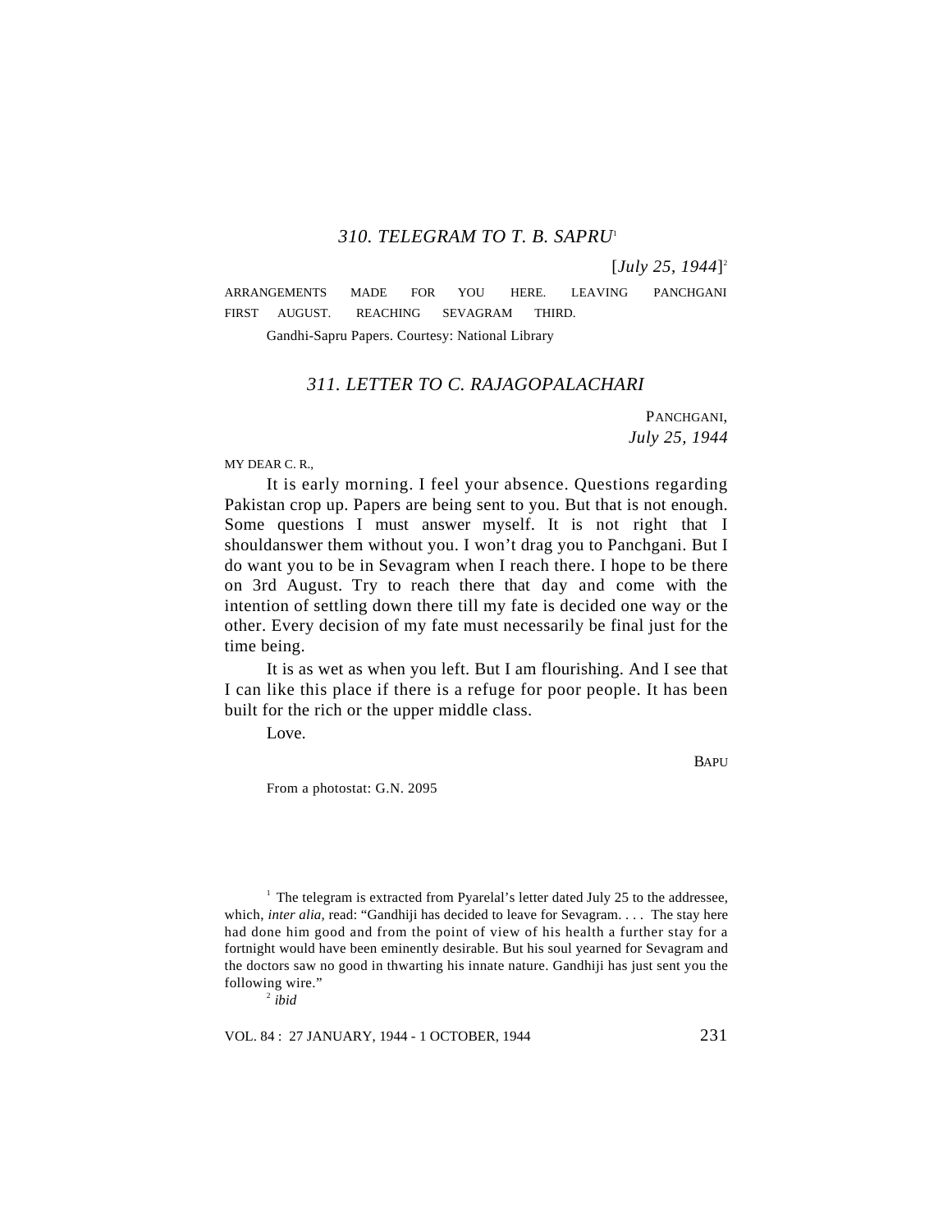### *310. TELEGRAM TO T. B. SAPRU*[1]

[*July 25, 1944*][2]

ARRANGEMENTS MADE FOR YOU HERE. LEAVING PANCHGANI FIRST AUGUST. REACHING SEVAGRAM THIRD.

Gandhi-Sapru Papers. Courtesy: National Library

### *311. LETTER TO C. RAJAGOPALACHARI*

PANCHGANI,
*July 25, 1944*

MY DEAR C. R.,

It is early morning. I feel your absence. Questions regarding Pakistan crop up. Papers are being sent to you. But that is not enough. Some questions I must answer myself. It is not right that I shouldanswer them without you. I won't drag you to Panchgani. But I do want you to be in Sevagram when I reach there. I hope to be there on 3rd August. Try to reach there that day and come with the intention of settling down there till my fate is decided one way or the other. Every decision of my fate must necessarily be final just for the time being.

It is as wet as when you left. But I am flourishing. And I see that I can like this place if there is a refuge for poor people. It has been built for the rich or the upper middle class.

Love.

BAPU

From a photostat: G.N. 2095

---

[1] The telegram is extracted from Pyarelal's letter dated July 25 to the addressee, which, *inter alia*, read: "Gandhiji has decided to leave for Sevagram. . . . The stay here had done him good and from the point of view of his health a further stay for a fortnight would have been eminently desirable. But his soul yearned for Sevagram and the doctors saw no good in thwarting his innate nature. Gandhiji has just sent you the following wire."

[2] *ibid*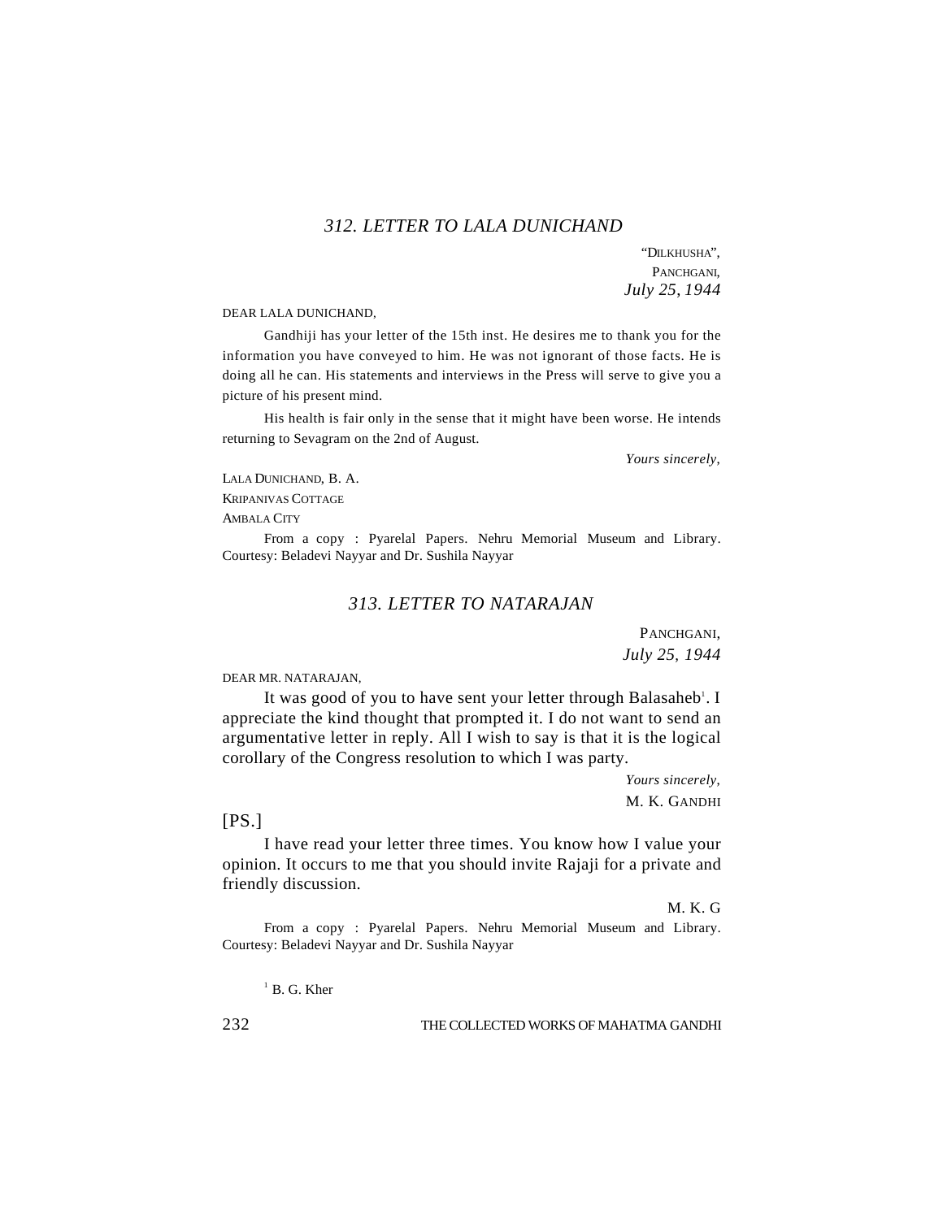## *312. LETTER TO LALA DUNICHAND*

"DILKHUSHA",
PANCHGANI,
*July 25, 1944*

DEAR LALA DUNICHAND,

Gandhiji has your letter of the 15th inst. He desires me to thank you for the information you have conveyed to him. He was not ignorant of those facts. He is doing all he can. His statements and interviews in the Press will serve to give you a picture of his present mind.

His health is fair only in the sense that it might have been worse. He intends returning to Sevagram on the 2nd of August.

*Yours sincerely,*

LALA DUNICHAND, B. A.
KRIPANIVAS COTTAGE
AMBALA CITY

From a copy : Pyarelal Papers. Nehru Memorial Museum and Library. Courtesy: Beladevi Nayyar and Dr. Sushila Nayyar

## *313. LETTER TO NATARAJAN*

PANCHGANI,
*July 25, 1944*

DEAR MR. NATARAJAN,

It was good of you to have sent your letter through Balasaheb[1]. I appreciate the kind thought that prompted it. I do not want to send an argumentative letter in reply. All I wish to say is that it is the logical corollary of the Congress resolution to which I was party.

*Yours sincerely,*
M. K. GANDHI

[PS.]

I have read your letter three times. You know how I value your opinion. It occurs to me that you should invite Rajaji for a private and friendly discussion.

M. K. G

From a copy : Pyarelal Papers. Nehru Memorial Museum and Library. Courtesy: Beladevi Nayyar and Dr. Sushila Nayyar

[1] B. G. Kher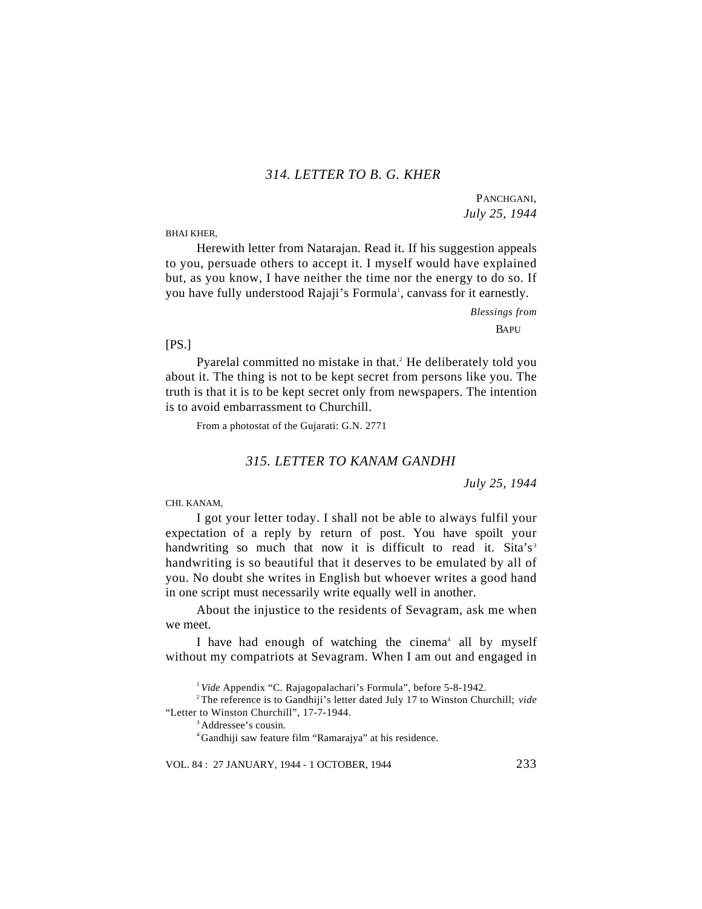## *314. LETTER TO B. G. KHER*

PANCHGANI,
*July 25, 1944*

BHAI KHER,

Herewith letter from Natarajan. Read it. If his suggestion appeals to you, persuade others to accept it. I myself would have explained but, as you know, I have neither the time nor the energy to do so. If you have fully understood Rajaji's Formula[1], canvass for it earnestly.

*Blessings from*
BAPU

[PS.]

Pyarelal committed no mistake in that.[2] He deliberately told you about it. The thing is not to be kept secret from persons like you. The truth is that it is to be kept secret only from newspapers. The intention is to avoid embarrassment to Churchill.

From a photostat of the Gujarati: G.N. 2771

## *315. LETTER TO KANAM GANDHI*

*July 25, 1944*

CHI. KANAM,

I got your letter today. I shall not be able to always fulfil your expectation of a reply by return of post. You have spoilt your handwriting so much that now it is difficult to read it. Sita's[3] handwriting is so beautiful that it deserves to be emulated by all of you. No doubt she writes in English but whoever writes a good hand in one script must necessarily write equally well in another.

About the injustice to the residents of Sevagram, ask me when we meet.

I have had enough of watching the cinema[4] all by myself without my compatriots at Sevagram. When I am out and engaged in

---

[1] *Vide* Appendix "C. Rajagopalachari's Formula", before 5-8-1942.

[2] The reference is to Gandhiji's letter dated July 17 to Winston Churchill; *vide* "Letter to Winston Churchill", 17-7-1944.

[3] Addressee's cousin.

[4] Gandhiji saw feature film "Ramarajya" at his residence.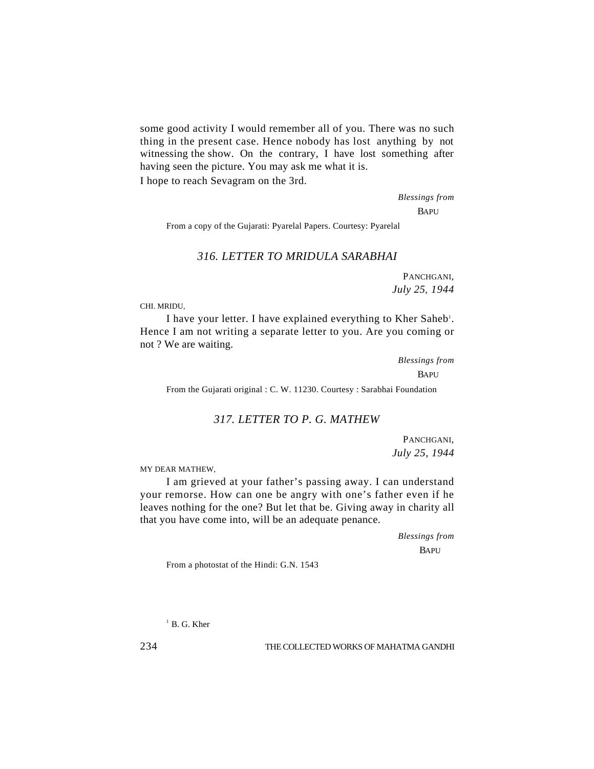some good activity I would remember all of you. There was no such thing in the present case. Hence nobody has lost anything by not witnessing the show. On the contrary, I have lost something after having seen the picture. You may ask me what it is.

I hope to reach Sevagram on the 3rd.

*Blessings from*
BAPU

From a copy of the Gujarati: Pyarelal Papers. Courtesy: Pyarelal

### *316. LETTER TO MRIDULA SARABHAI*

PANCHGANI,
*July 25, 1944*

CHI. MRIDU,

I have your letter. I have explained everything to Kher Saheb[1]. Hence I am not writing a separate letter to you. Are you coming or not ? We are waiting.

*Blessings from*
BAPU

From the Gujarati original : C. W. 11230. Courtesy : Sarabhai Foundation

### *317. LETTER TO P. G. MATHEW*

PANCHGANI,
*July 25, 1944*

MY DEAR MATHEW,

I am grieved at your father's passing away. I can understand your remorse. How can one be angry with one's father even if he leaves nothing for the one? But let that be. Giving away in charity all that you have come into, will be an adequate penance.

*Blessings from*
BAPU

From a photostat of the Hindi: G.N. 1543

[1] B. G. Kher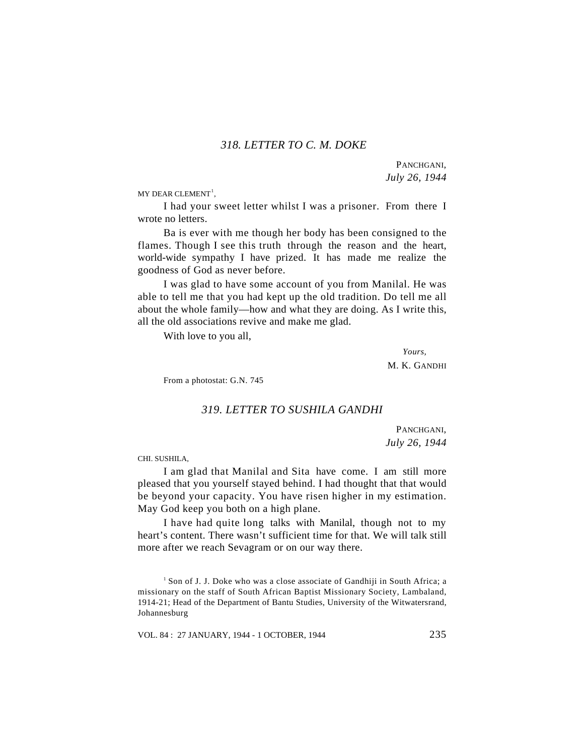### *318. LETTER TO C. M. DOKE*

PANCHGANI,
*July 26, 1944*

MY DEAR CLEMENT[1],

I had your sweet letter whilst I was a prisoner. From there I wrote no letters.

Ba is ever with me though her body has been consigned to the flames. Though I see this truth through the reason and the heart, world-wide sympathy I have prized. It has made me realize the goodness of God as never before.

I was glad to have some account of you from Manilal. He was able to tell me that you had kept up the old tradition. Do tell me all about the whole family—how and what they are doing. As I write this, all the old associations revive and make me glad.

With love to you all,

*Yours,*
M. K. GANDHI

From a photostat: G.N. 745

### *319. LETTER TO SUSHILA GANDHI*

PANCHGANI,
*July 26, 1944*

CHI. SUSHILA,

I am glad that Manilal and Sita have come. I am still more pleased that you yourself stayed behind. I had thought that that would be beyond your capacity. You have risen higher in my estimation. May God keep you both on a high plane.

I have had quite long talks with Manilal, though not to my heart's content. There wasn't sufficient time for that. We will talk still more after we reach Sevagram or on our way there.

[1] Son of J. J. Doke who was a close associate of Gandhiji in South Africa; a missionary on the staff of South African Baptist Missionary Society, Lambaland, 1914-21; Head of the Department of Bantu Studies, University of the Witwatersrand, Johannesburg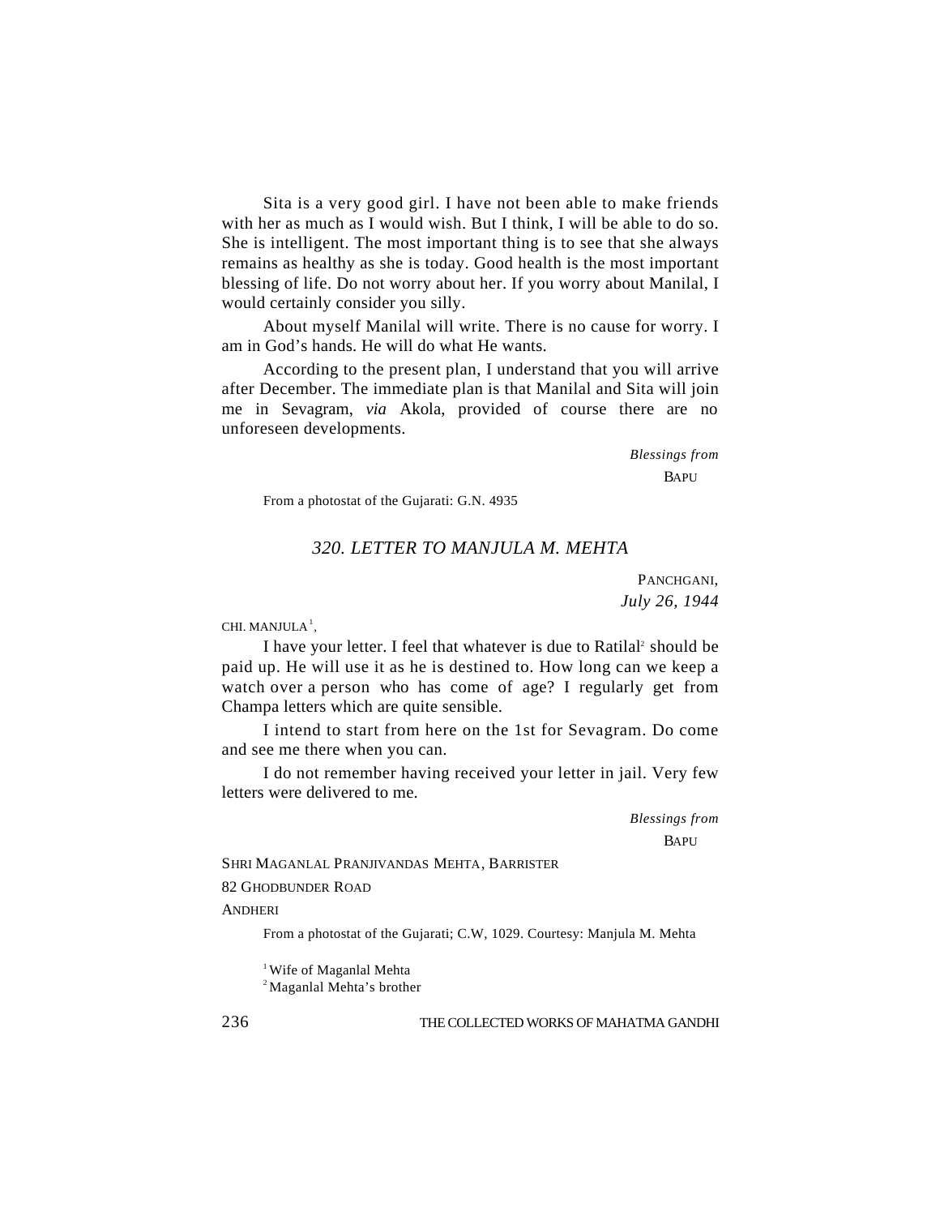Sita is a very good girl. I have not been able to make friends with her as much as I would wish. But I think, I will be able to do so. She is intelligent. The most important thing is to see that she always remains as healthy as she is today. Good health is the most important blessing of life. Do not worry about her. If you worry about Manilal, I would certainly consider you silly.

About myself Manilal will write. There is no cause for worry. I am in God's hands. He will do what He wants.

According to the present plan, I understand that you will arrive after December. The immediate plan is that Manilal and Sita will join me in Sevagram, *via* Akola, provided of course there are no unforeseen developments.

*Blessings from*
BAPU

From a photostat of the Gujarati: G.N. 4935

### *320. LETTER TO MANJULA M. MEHTA*

PANCHGANI,
*July 26, 1944*

CHI. MANJULA[1],

I have your letter. I feel that whatever is due to Ratilal[2] should be paid up. He will use it as he is destined to. How long can we keep a watch over a person who has come of age? I regularly get from Champa letters which are quite sensible.

I intend to start from here on the 1st for Sevagram. Do come and see me there when you can.

I do not remember having received your letter in jail. Very few letters were delivered to me.

*Blessings from*
BAPU

SHRI MAGANLAL PRANJIVANDAS MEHTA, BARRISTER
82 GHODBUNDER ROAD
ANDHERI

From a photostat of the Gujarati; C.W, 1029. Courtesy: Manjula M. Mehta

[1] Wife of Maganlal Mehta
[2] Maganlal Mehta's brother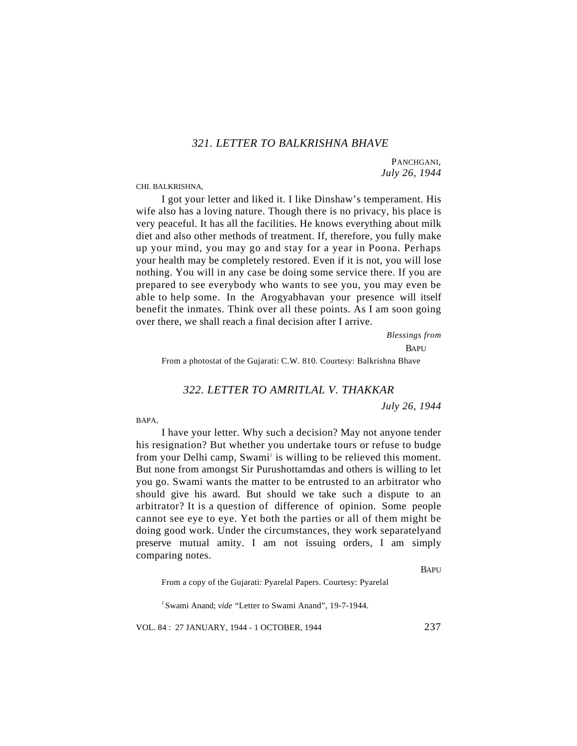### *321. LETTER TO BALKRISHNA BHAVE*

PANCHGANI,
*July 26, 1944*

CHI. BALKRISHNA,

I got your letter and liked it. I like Dinshaw's temperament. His wife also has a loving nature. Though there is no privacy, his place is very peaceful. It has all the facilities. He knows everything about milk diet and also other methods of treatment. If, therefore, you fully make up your mind, you may go and stay for a year in Poona. Perhaps your health may be completely restored. Even if it is not, you will lose nothing. You will in any case be doing some service there. If you are prepared to see everybody who wants to see you, you may even be able to help some. In the Arogyabhavan your presence will itself benefit the inmates. Think over all these points. As I am soon going over there, we shall reach a final decision after I arrive.

*Blessings from*
BAPU

From a photostat of the Gujarati: C.W. 810. Courtesy: Balkrishna Bhave

### *322. LETTER TO AMRITLAL V. THAKKAR*

*July 26, 1944*

BAPA,

I have your letter. Why such a decision? May not anyone tender his resignation? But whether you undertake tours or refuse to budge from your Delhi camp, Swami[1] is willing to be relieved this moment. But none from amongst Sir Purushottamdas and others is willing to let you go. Swami wants the matter to be entrusted to an arbitrator who should give his award. But should we take such a dispute to an arbitrator? It is a question of difference of opinion. Some people cannot see eye to eye. Yet both the parties or all of them might be doing good work. Under the circumstances, they work separatelyand preserve mutual amity. I am not issuing orders, I am simply comparing notes.

BAPU

From a copy of the Gujarati: Pyarelal Papers. Courtesy: Pyarelal

[1] Swami Anand; *vide* "Letter to Swami Anand", 19-7-1944.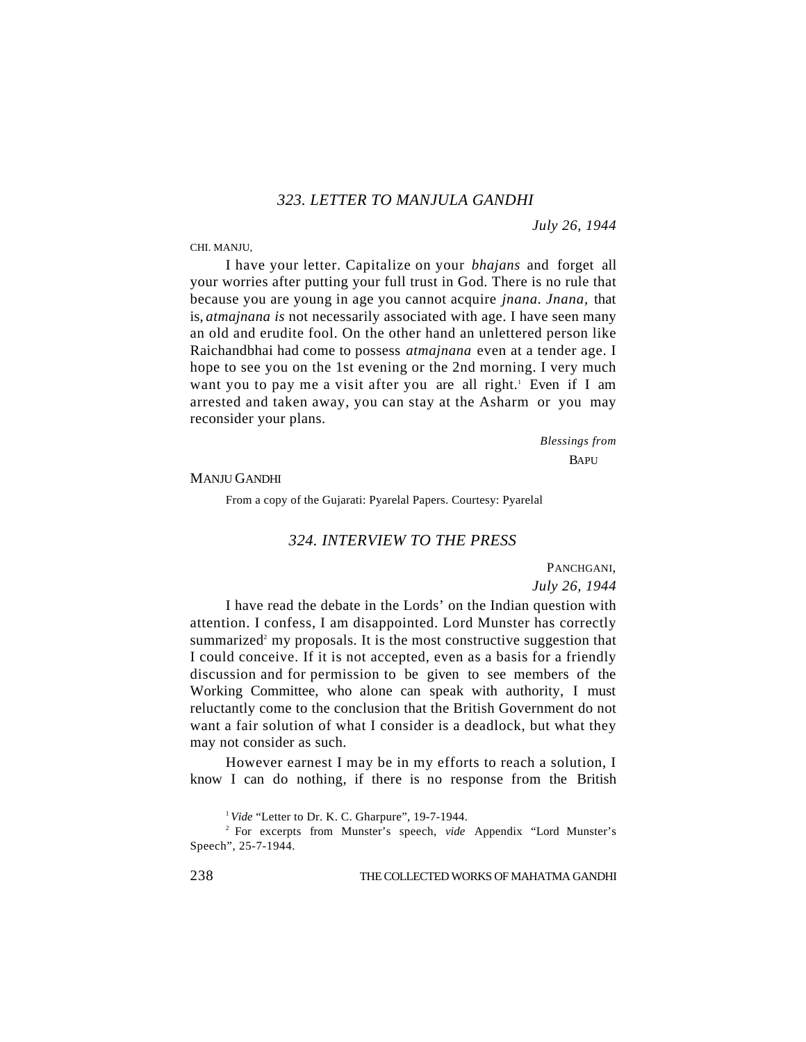## *323. LETTER TO MANJULA GANDHI*

*July 26, 1944*

CHI. MANJU,

I have your letter. Capitalize on your *bhajans* and forget all your worries after putting your full trust in God. There is no rule that because you are young in age you cannot acquire *jnana*. *Jnana,* that is, *atmajnana is* not necessarily associated with age. I have seen many an old and erudite fool. On the other hand an unlettered person like Raichandbhai had come to possess *atmajnana* even at a tender age. I hope to see you on the 1st evening or the 2nd morning. I very much want you to pay me a visit after you are all right.[1] Even if I am arrested and taken away, you can stay at the Asharm or you may reconsider your plans.

*Blessings from*

BAPU

MANJU GANDHI

From a copy of the Gujarati: Pyarelal Papers. Courtesy: Pyarelal

## *324. INTERVIEW TO THE PRESS*

PANCHGANI,

*July 26, 1944*

I have read the debate in the Lords' on the Indian question with attention. I confess, I am disappointed. Lord Munster has correctly summarized[2] my proposals. It is the most constructive suggestion that I could conceive. If it is not accepted, even as a basis for a friendly discussion and for permission to be given to see members of the Working Committee, who alone can speak with authority, I must reluctantly come to the conclusion that the British Government do not want a fair solution of what I consider is a deadlock, but what they may not consider as such.

However earnest I may be in my efforts to reach a solution, I know I can do nothing, if there is no response from the British

---

[1] *Vide* "Letter to Dr. K. C. Gharpure", 19-7-1944.

[2] For excerpts from Munster's speech, *vide* Appendix "Lord Munster's Speech", 25-7-1944.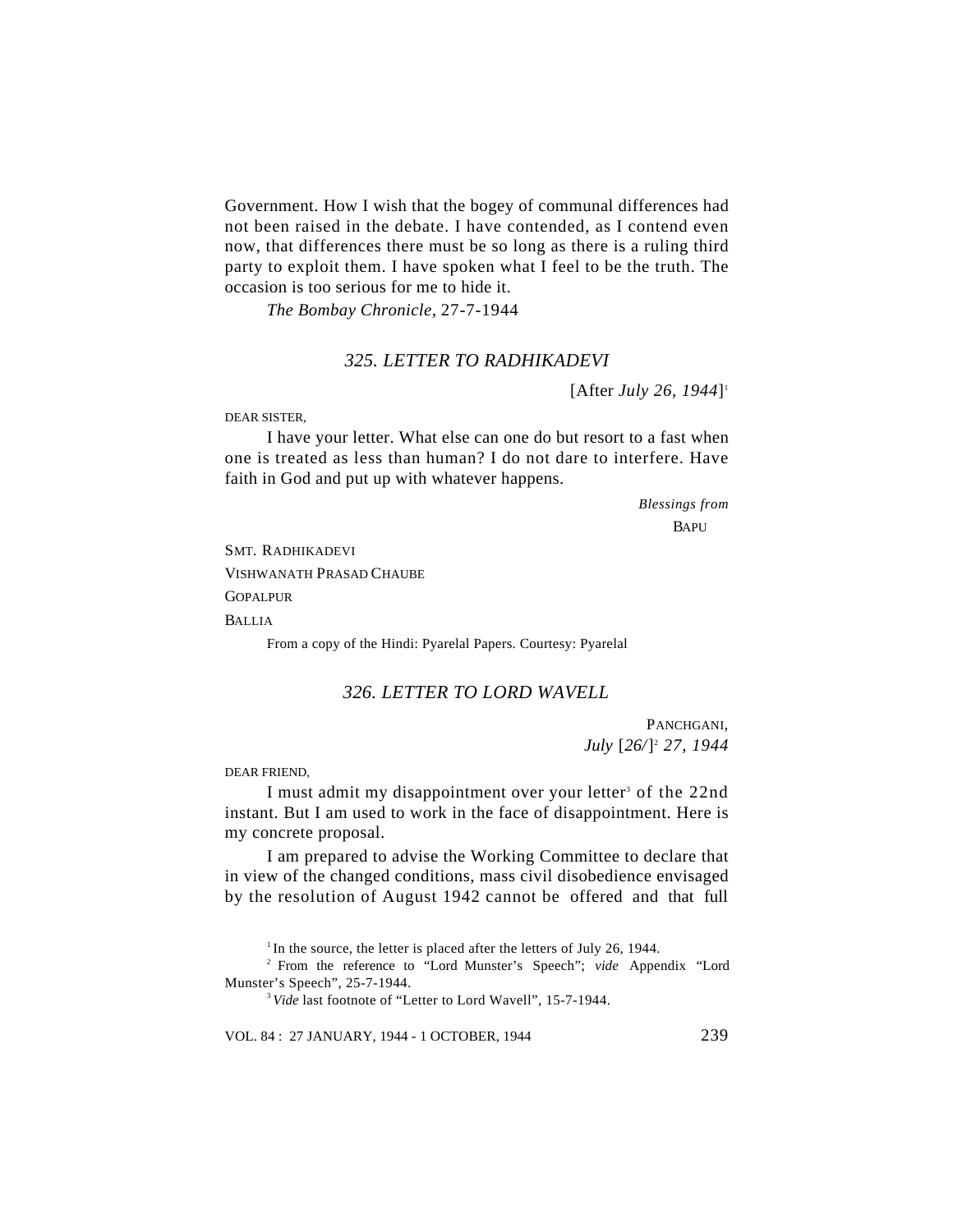Government. How I wish that the bogey of communal differences had not been raised in the debate. I have contended, as I contend even now, that differences there must be so long as there is a ruling third party to exploit them. I have spoken what I feel to be the truth. The occasion is too serious for me to hide it.

*The Bombay Chronicle,* 27-7-1944

### *325. LETTER TO RADHIKADEVI*

[After *July 26, 1944*][1]

DEAR SISTER,

I have your letter. What else can one do but resort to a fast when one is treated as less than human? I do not dare to interfere. Have faith in God and put up with whatever happens.

*Blessings from*
BAPU

SMT. RADHIKADEVI
VISHWANATH PRASAD CHAUBE
GOPALPUR
BALLIA

From a copy of the Hindi: Pyarelal Papers. Courtesy: Pyarelal

### *326. LETTER TO LORD WAVELL*

PANCHGANI,
*July* [*26/*][2] *27, 1944*

DEAR FRIEND,

I must admit my disappointment over your letter[3] of the 22nd instant. But I am used to work in the face of disappointment. Here is my concrete proposal.

I am prepared to advise the Working Committee to declare that in view of the changed conditions, mass civil disobedience envisaged by the resolution of August 1942 cannot be offered and that full

---

[1] In the source, the letter is placed after the letters of July 26, 1944.

[2] From the reference to "Lord Munster's Speech"; *vide* Appendix "Lord Munster's Speech", 25-7-1944.

[3] *Vide* last footnote of "Letter to Lord Wavell", 15-7-1944.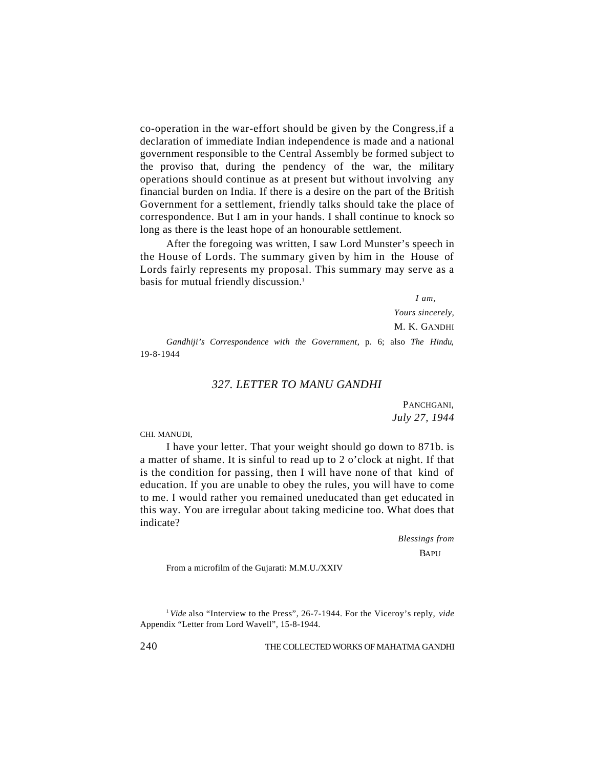co-operation in the war-effort should be given by the Congress,if a declaration of immediate Indian independence is made and a national government responsible to the Central Assembly be formed subject to the proviso that, during the pendency of the war, the military operations should continue as at present but without involving any financial burden on India. If there is a desire on the part of the British Government for a settlement, friendly talks should take the place of correspondence. But I am in your hands. I shall continue to knock so long as there is the least hope of an honourable settlement.

After the foregoing was written, I saw Lord Munster's speech in the House of Lords. The summary given by him in the House of Lords fairly represents my proposal. This summary may serve as a basis for mutual friendly discussion.[1]

*I am,*
*Yours sincerely,*
M. K. GANDHI

*Gandhiji's Correspondence with the Government*, p. 6; also *The Hindu*, 19-8-1944

## 327. LETTER TO MANU GANDHI

PANCHGANI,
*July 27, 1944*

CHI. MANUDI,

I have your letter. That your weight should go down to 871b. is a matter of shame. It is sinful to read up to 2 o'clock at night. If that is the condition for passing, then I will have none of that kind of education. If you are unable to obey the rules, you will have to come to me. I would rather you remained uneducated than get educated in this way. You are irregular about taking medicine too. What does that indicate?

*Blessings from*
BAPU

From a microfilm of the Gujarati: M.M.U./XXIV

---

[1] *Vide* also "Interview to the Press", 26-7-1944. For the Viceroy's reply, *vide* Appendix "Letter from Lord Wavell", 15-8-1944.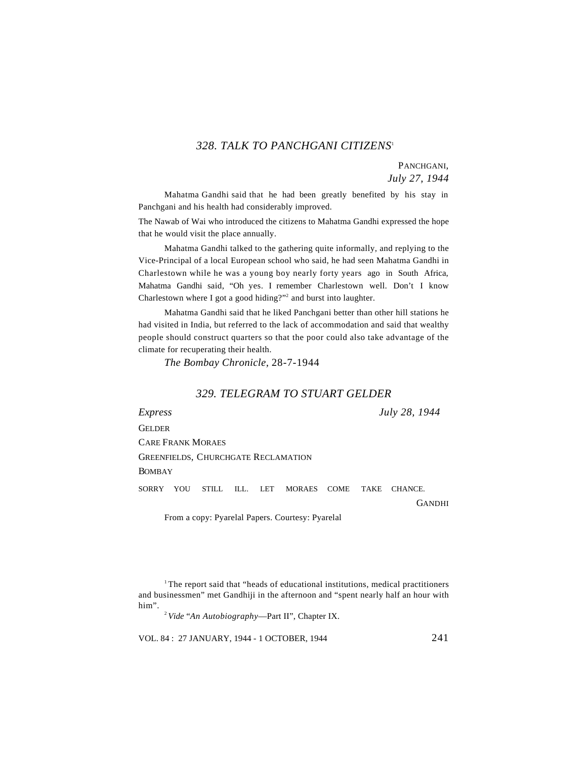## *328. TALK TO PANCHGANI CITIZENS*[1]

PANCHGANI,
*July 27, 1944*

Mahatma Gandhi said that he had been greatly benefited by his stay in Panchgani and his health had considerably improved.

The Nawab of Wai who introduced the citizens to Mahatma Gandhi expressed the hope that he would visit the place annually.

Mahatma Gandhi talked to the gathering quite informally, and replying to the Vice-Principal of a local European school who said, he had seen Mahatma Gandhi in Charlestown while he was a young boy nearly forty years ago in South Africa, Mahatma Gandhi said, "Oh yes. I remember Charlestown well. Don't I know Charlestown where I got a good hiding?"[2] and burst into laughter.

Mahatma Gandhi said that he liked Panchgani better than other hill stations he had visited in India, but referred to the lack of accommodation and said that wealthy people should construct quarters so that the poor could also take advantage of the climate for recuperating their health.

*The Bombay Chronicle*, 28-7-1944

## *329. TELEGRAM TO STUART GELDER*

*Express* *July 28, 1944*

GELDER
CARE FRANK MORAES
GREENFIELDS, CHURCHGATE RECLAMATION
BOMBAY

SORRY YOU STILL ILL. LET MORAES COME TAKE CHANCE.

GANDHI

From a copy: Pyarelal Papers. Courtesy: Pyarelal

---

[1] The report said that "heads of educational institutions, medical practitioners and businessmen" met Gandhiji in the afternoon and "spent nearly half an hour with him".

[2] *Vide* "*An Autobiography*—Part II", Chapter IX.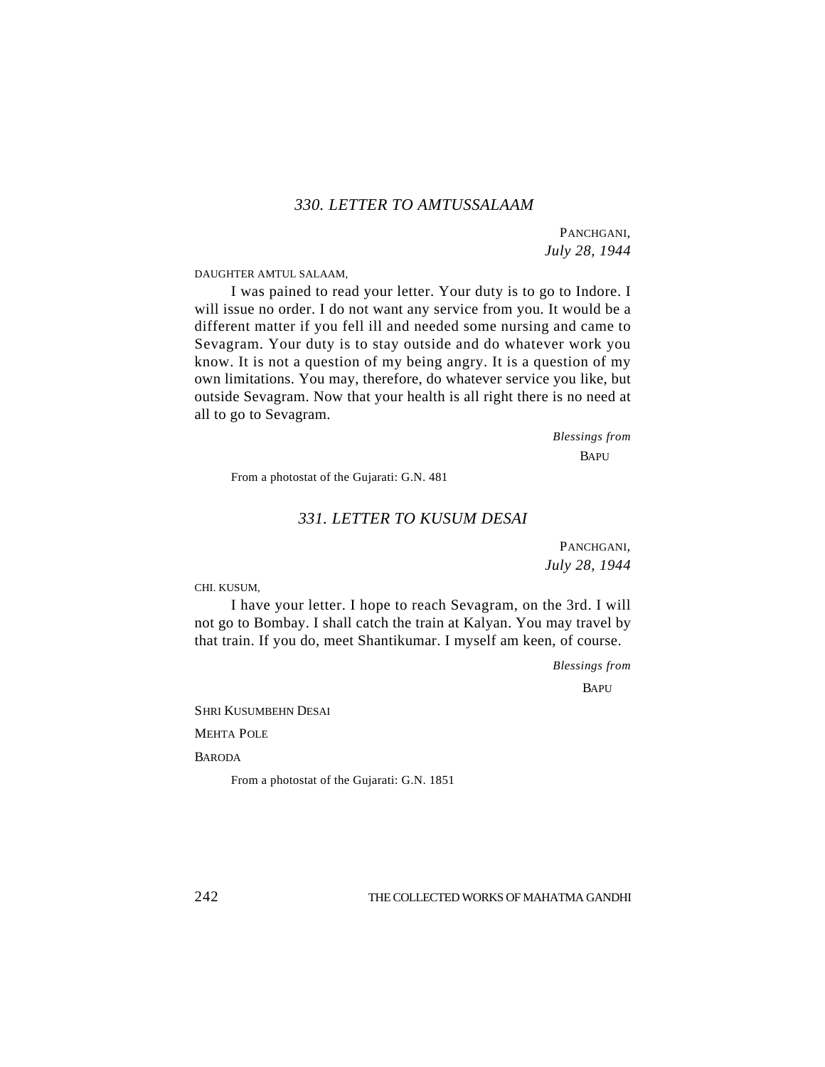### *330. LETTER TO AMTUSSALAAM*

PANCHGANI,
*July 28, 1944*

DAUGHTER AMTUL SALAAM,

I was pained to read your letter. Your duty is to go to Indore. I will issue no order. I do not want any service from you. It would be a different matter if you fell ill and needed some nursing and came to Sevagram. Your duty is to stay outside and do whatever work you know. It is not a question of my being angry. It is a question of my own limitations. You may, therefore, do whatever service you like, but outside Sevagram. Now that your health is all right there is no need at all to go to Sevagram.

*Blessings from*
BAPU

From a photostat of the Gujarati: G.N. 481

### *331. LETTER TO KUSUM DESAI*

PANCHGANI,
*July 28, 1944*

CHI. KUSUM,

I have your letter. I hope to reach Sevagram, on the 3rd. I will not go to Bombay. I shall catch the train at Kalyan. You may travel by that train. If you do, meet Shantikumar. I myself am keen, of course.

*Blessings from*
BAPU

SHRI KUSUMBEHN DESAI
MEHTA POLE
BARODA

From a photostat of the Gujarati: G.N. 1851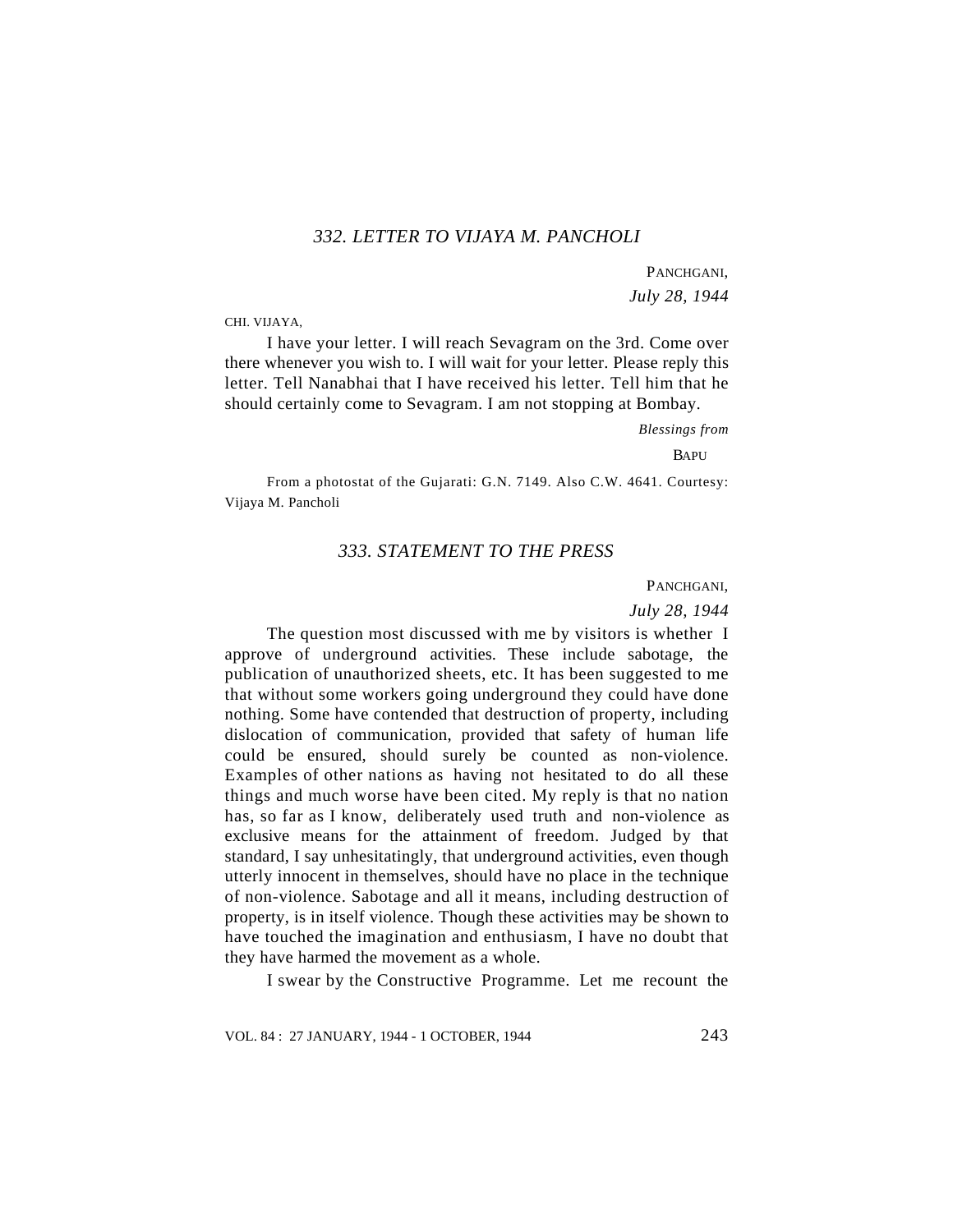## *332. LETTER TO VIJAYA M. PANCHOLI*

PANCHGANI,

*July 28, 1944*

CHI. VIJAYA,

I have your letter. I will reach Sevagram on the 3rd. Come over there whenever you wish to. I will wait for your letter. Please reply this letter. Tell Nanabhai that I have received his letter. Tell him that he should certainly come to Sevagram. I am not stopping at Bombay.

*Blessings from*

BAPU

From a photostat of the Gujarati: G.N. 7149. Also C.W. 4641. Courtesy: Vijaya M. Pancholi

## *333. STATEMENT TO THE PRESS*

PANCHGANI,

*July 28, 1944*

The question most discussed with me by visitors is whether I approve of underground activities. These include sabotage, the publication of unauthorized sheets, etc. It has been suggested to me that without some workers going underground they could have done nothing. Some have contended that destruction of property, including dislocation of communication, provided that safety of human life could be ensured, should surely be counted as non-violence. Examples of other nations as having not hesitated to do all these things and much worse have been cited. My reply is that no nation has, so far as I know, deliberately used truth and non-violence as exclusive means for the attainment of freedom. Judged by that standard, I say unhesitatingly, that underground activities, even though utterly innocent in themselves, should have no place in the technique of non-violence. Sabotage and all it means, including destruction of property, is in itself violence. Though these activities may be shown to have touched the imagination and enthusiasm, I have no doubt that they have harmed the movement as a whole.

I swear by the Constructive Programme. Let me recount the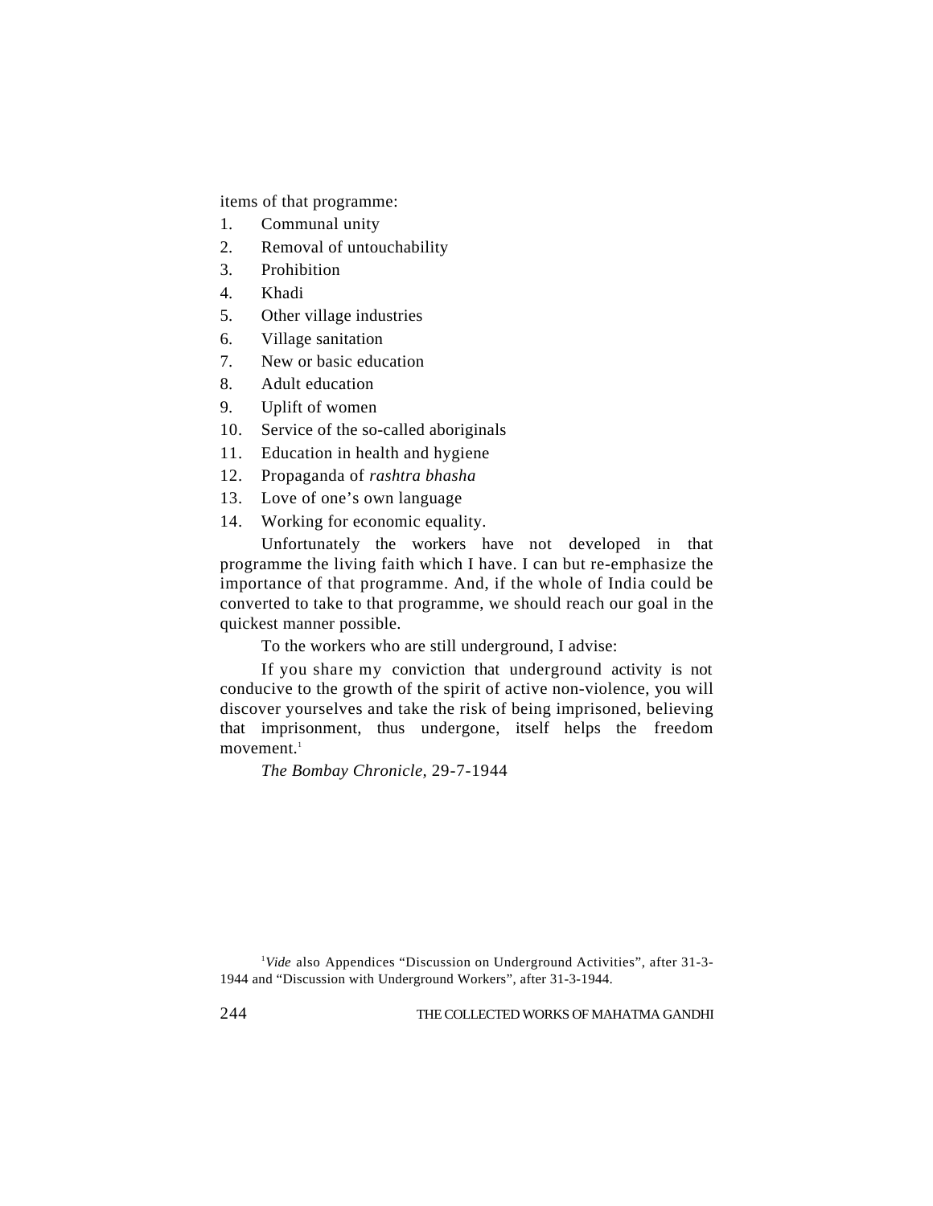items of that programme:

1. Communal unity
2. Removal of untouchability
3. Prohibition
4. Khadi
5. Other village industries
6. Village sanitation
7. New or basic education
8. Adult education
9. Uplift of women
10. Service of the so-called aboriginals
11. Education in health and hygiene
12. Propaganda of *rashtra bhasha*
13. Love of one's own language
14. Working for economic equality.

Unfortunately the workers have not developed in that programme the living faith which I have. I can but re-emphasize the importance of that programme. And, if the whole of India could be converted to take to that programme, we should reach our goal in the quickest manner possible.

To the workers who are still underground, I advise:

If you share my conviction that underground activity is not conducive to the growth of the spirit of active non-violence, you will discover yourselves and take the risk of being imprisoned, believing that imprisonment, thus undergone, itself helps the freedom movement.[1]

*The Bombay Chronicle*, 29-7-1944

[1] *Vide* also Appendices "Discussion on Underground Activities", after 31-3-1944 and "Discussion with Underground Workers", after 31-3-1944.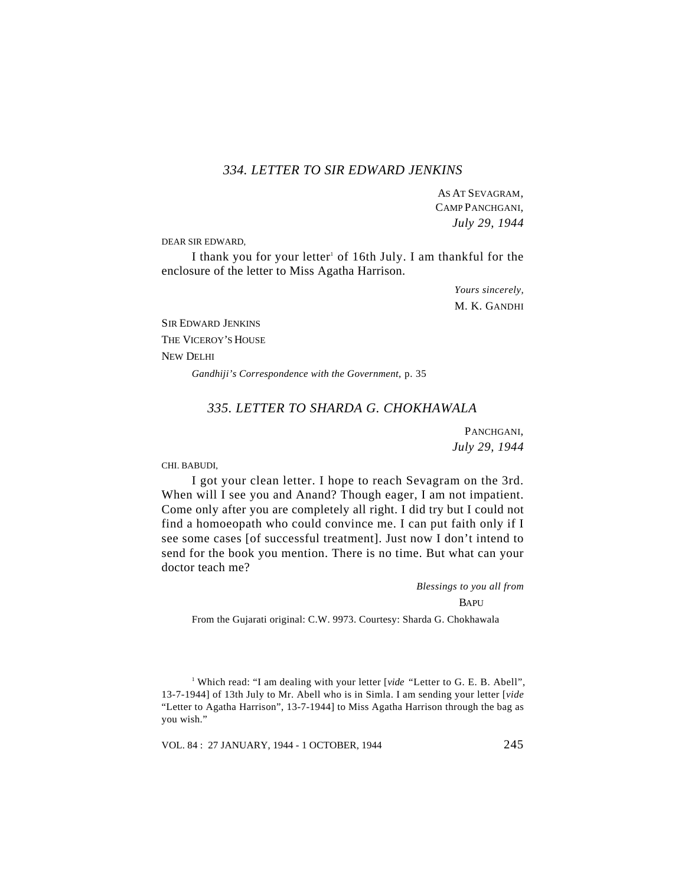### *334. LETTER TO SIR EDWARD JENKINS*

AS AT SEVAGRAM,
CAMP PANCHGANI,
*July 29, 1944*

DEAR SIR EDWARD,

I thank you for your letter[1] of 16th July. I am thankful for the enclosure of the letter to Miss Agatha Harrison.

*Yours sincerely,*
M. K. GANDHI

SIR EDWARD JENKINS
THE VICEROY'S HOUSE
NEW DELHI

*Gandhiji's Correspondence with the Government*, p. 35

### *335. LETTER TO SHARDA G. CHOKHAWALA*

PANCHGANI,
*July 29, 1944*

CHI. BABUDI,

I got your clean letter. I hope to reach Sevagram on the 3rd. When will I see you and Anand? Though eager, I am not impatient. Come only after you are completely all right. I did try but I could not find a homoeopath who could convince me. I can put faith only if I see some cases [of successful treatment]. Just now I don't intend to send for the book you mention. There is no time. But what can your doctor teach me?

*Blessings to you all from*
BAPU

From the Gujarati original: C.W. 9973. Courtesy: Sharda G. Chokhawala

---

[1] Which read: "I am dealing with your letter [*vide* "Letter to G. E. B. Abell", 13-7-1944] of 13th July to Mr. Abell who is in Simla. I am sending your letter [*vide* "Letter to Agatha Harrison", 13-7-1944] to Miss Agatha Harrison through the bag as you wish."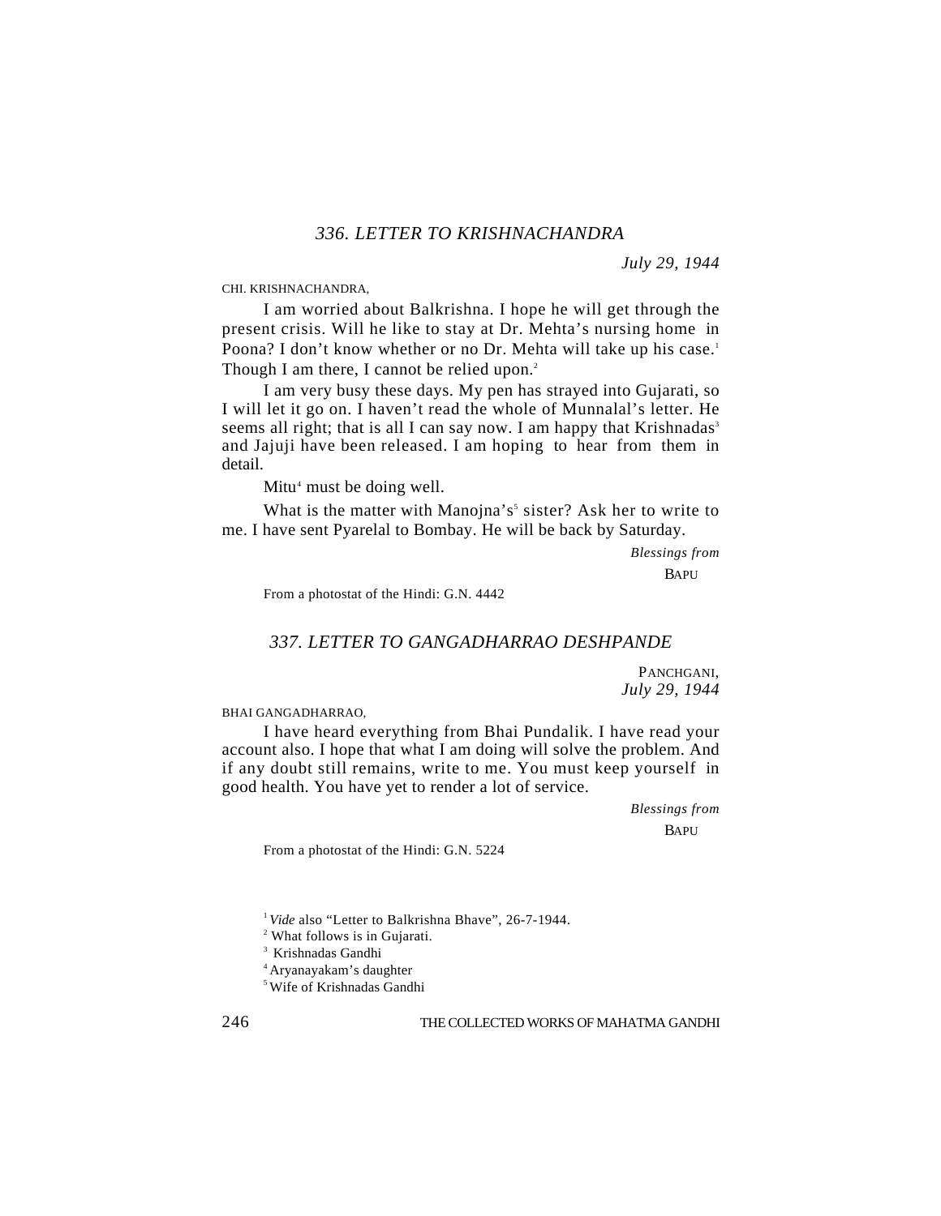### 336. LETTER TO KRISHNACHANDRA

*July 29, 1944*

CHI. KRISHNACHANDRA,

I am worried about Balkrishna. I hope he will get through the present crisis. Will he like to stay at Dr. Mehta's nursing home in Poona? I don't know whether or no Dr. Mehta will take up his case.[1] Though I am there, I cannot be relied upon.[2]

I am very busy these days. My pen has strayed into Gujarati, so I will let it go on. I haven't read the whole of Munnalal's letter. He seems all right; that is all I can say now. I am happy that Krishnadas[3] and Jajuji have been released. I am hoping to hear from them in detail.

Mitu[4] must be doing well.

What is the matter with Manojna's[5] sister? Ask her to write to me. I have sent Pyarelal to Bombay. He will be back by Saturday.

*Blessings from*

BAPU

From a photostat of the Hindi: G.N. 4442

### 337. LETTER TO GANGADHARRAO DESHPANDE

PANCHGANI,
*July 29, 1944*

BHAI GANGADHARRAO,

I have heard everything from Bhai Pundalik. I have read your account also. I hope that what I am doing will solve the problem. And if any doubt still remains, write to me. You must keep yourself in good health. You have yet to render a lot of service.

*Blessings from*

BAPU

From a photostat of the Hindi: G.N. 5224

---

[1] *Vide* also "Letter to Balkrishna Bhave", 26-7-1944.

[2] What follows is in Gujarati.

[3] Krishnadas Gandhi

[4] Aryanayakam's daughter

[5] Wife of Krishnadas Gandhi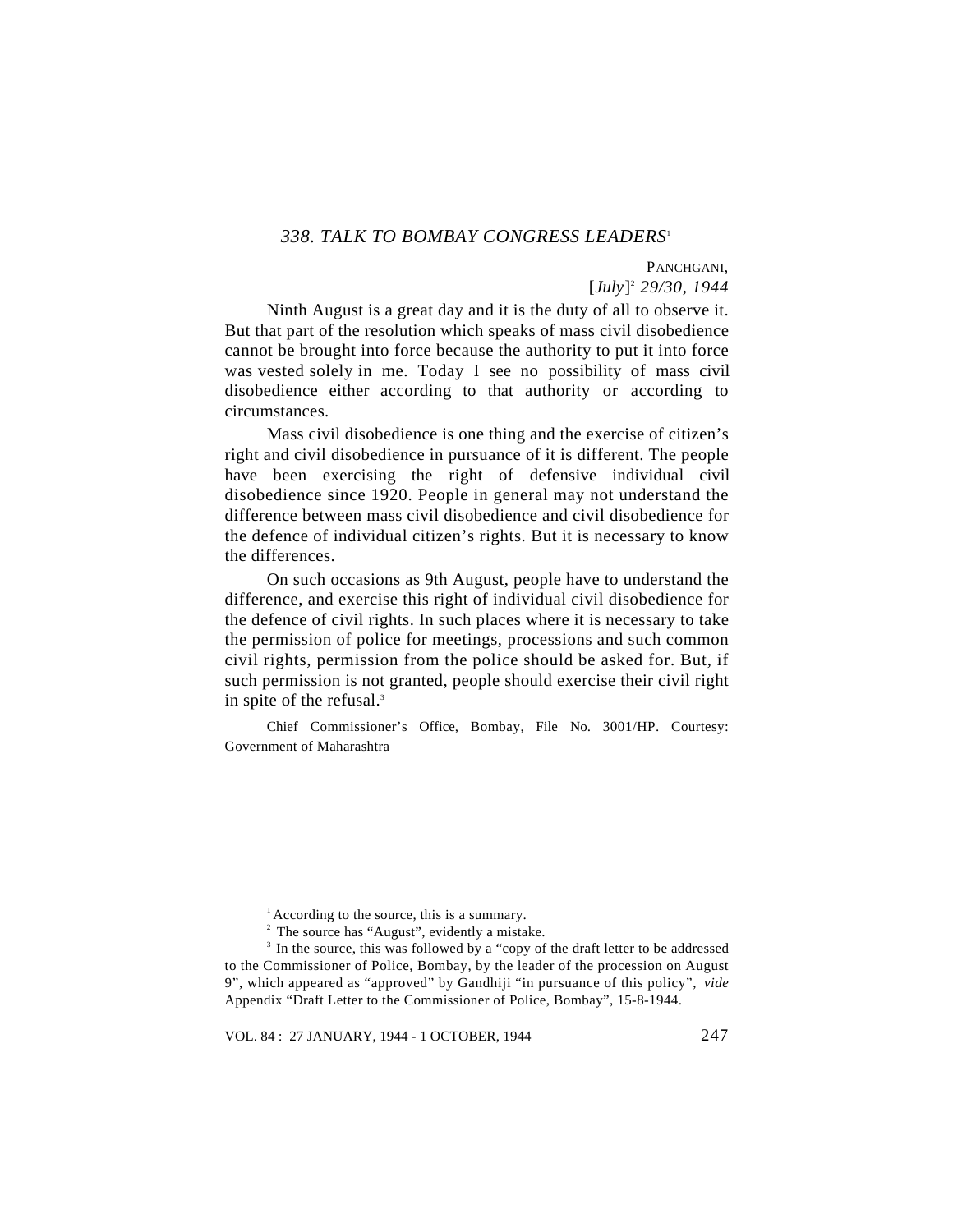### *338. TALK TO BOMBAY CONGRESS LEADERS*[1]

PANCHGANI,
[*July*][2] *29/30, 1944*

Ninth August is a great day and it is the duty of all to observe it. But that part of the resolution which speaks of mass civil disobedience cannot be brought into force because the authority to put it into force was vested solely in me. Today I see no possibility of mass civil disobedience either according to that authority or according to circumstances.

Mass civil disobedience is one thing and the exercise of citizen's right and civil disobedience in pursuance of it is different. The people have been exercising the right of defensive individual civil disobedience since 1920. People in general may not understand the difference between mass civil disobedience and civil disobedience for the defence of individual citizen's rights. But it is necessary to know the differences.

On such occasions as 9th August, people have to understand the difference, and exercise this right of individual civil disobedience for the defence of civil rights. In such places where it is necessary to take the permission of police for meetings, processions and such common civil rights, permission from the police should be asked for. But, if such permission is not granted, people should exercise their civil right in spite of the refusal.[3]

Chief Commissioner's Office, Bombay, File No. 3001/HP. Courtesy: Government of Maharashtra

---

[1] According to the source, this is a summary.

[2] The source has "August", evidently a mistake.

[3] In the source, this was followed by a "copy of the draft letter to be addressed to the Commissioner of Police, Bombay, by the leader of the procession on August 9", which appeared as "approved" by Gandhiji "in pursuance of this policy", *vide* Appendix "Draft Letter to the Commissioner of Police, Bombay", 15-8-1944.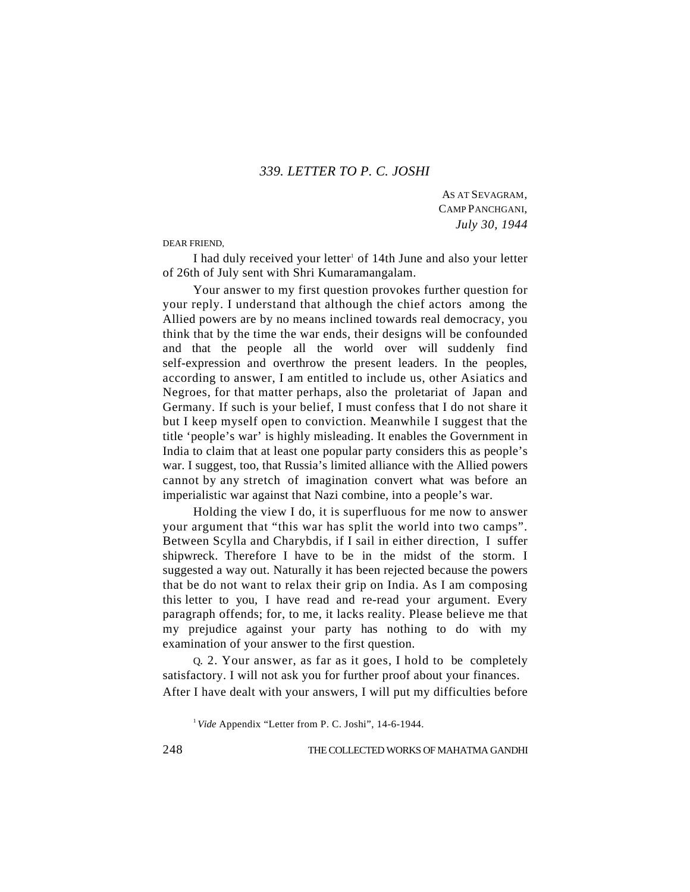### *339. LETTER TO P. C. JOSHI*

AS AT SEVAGRAM,  
CAMP PANCHGANI,  
*July 30, 1944*

DEAR FRIEND,

I had duly received your letter[1] of 14th June and also your letter of 26th of July sent with Shri Kumaramangalam.

Your answer to my first question provokes further question for your reply. I understand that although the chief actors among the Allied powers are by no means inclined towards real democracy, you think that by the time the war ends, their designs will be confounded and that the people all the world over will suddenly find self-expression and overthrow the present leaders. In the peoples, according to answer, I am entitled to include us, other Asiatics and Negroes, for that matter perhaps, also the proletariat of Japan and Germany. If such is your belief, I must confess that I do not share it but I keep myself open to conviction. Meanwhile I suggest that the title 'people's war' is highly misleading. It enables the Government in India to claim that at least one popular party considers this as people's war. I suggest, too, that Russia's limited alliance with the Allied powers cannot by any stretch of imagination convert what was before an imperialistic war against that Nazi combine, into a people's war.

Holding the view I do, it is superfluous for me now to answer your argument that "this war has split the world into two camps". Between Scylla and Charybdis, if I sail in either direction, I suffer shipwreck. Therefore I have to be in the midst of the storm. I suggested a way out. Naturally it has been rejected because the powers that be do not want to relax their grip on India. As I am composing this letter to you, I have read and re-read your argument. Every paragraph offends; for, to me, it lacks reality. Please believe me that my prejudice against your party has nothing to do with my examination of your answer to the first question.

Q. 2. Your answer, as far as it goes, I hold to be completely satisfactory. I will not ask you for further proof about your finances. After I have dealt with your answers, I will put my difficulties before

[1] *Vide* Appendix "Letter from P. C. Joshi", 14-6-1944.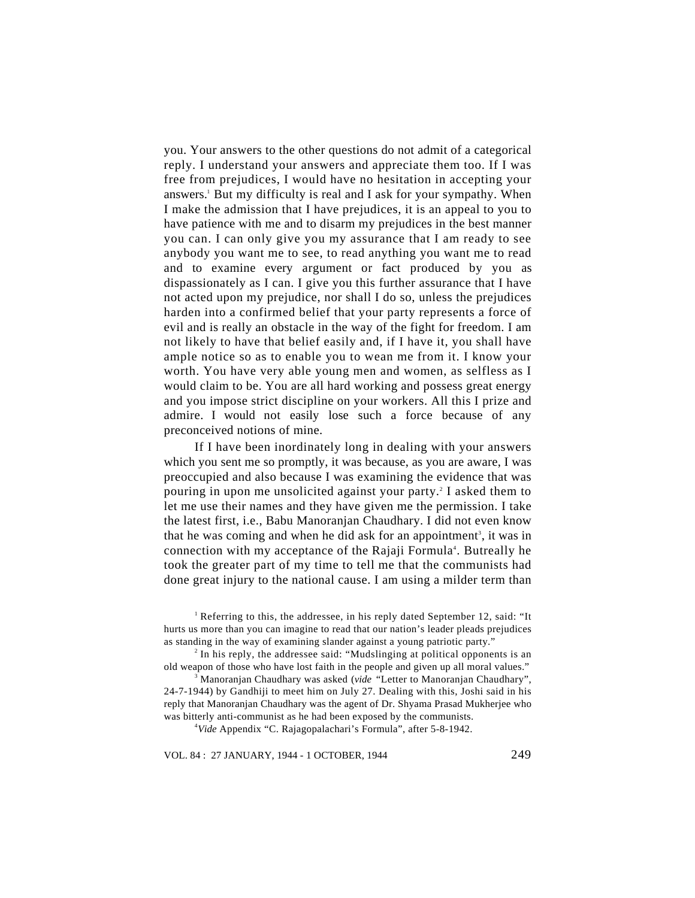you. Your answers to the other questions do not admit of a categorical reply. I understand your answers and appreciate them too. If I was free from prejudices, I would have no hesitation in accepting your answers.[1] But my difficulty is real and I ask for your sympathy. When I make the admission that I have prejudices, it is an appeal to you to have patience with me and to disarm my prejudices in the best manner you can. I can only give you my assurance that I am ready to see anybody you want me to see, to read anything you want me to read and to examine every argument or fact produced by you as dispassionately as I can. I give you this further assurance that I have not acted upon my prejudice, nor shall I do so, unless the prejudices harden into a confirmed belief that your party represents a force of evil and is really an obstacle in the way of the fight for freedom. I am not likely to have that belief easily and, if I have it, you shall have ample notice so as to enable you to wean me from it. I know your worth. You have very able young men and women, as selfless as I would claim to be. You are all hard working and possess great energy and you impose strict discipline on your workers. All this I prize and admire. I would not easily lose such a force because of any preconceived notions of mine.

If I have been inordinately long in dealing with your answers which you sent me so promptly, it was because, as you are aware, I was preoccupied and also because I was examining the evidence that was pouring in upon me unsolicited against your party.[2] I asked them to let me use their names and they have given me the permission. I take the latest first, i.e., Babu Manoranjan Chaudhary. I did not even know that he was coming and when he did ask for an appointment[3], it was in connection with my acceptance of the Rajaji Formula[4]. Butreally he took the greater part of my time to tell me that the communists had done great injury to the national cause. I am using a milder term than

[1] Referring to this, the addressee, in his reply dated September 12, said: "It hurts us more than you can imagine to read that our nation's leader pleads prejudices as standing in the way of examining slander against a young patriotic party."

[2] In his reply, the addressee said: "Mudslinging at political opponents is an old weapon of those who have lost faith in the people and given up all moral values."

[3] Manoranjan Chaudhary was asked (*vide* "Letter to Manoranjan Chaudhary", 24-7-1944) by Gandhiji to meet him on July 27. Dealing with this, Joshi said in his reply that Manoranjan Chaudhary was the agent of Dr. Shyama Prasad Mukherjee who was bitterly anti-communist as he had been exposed by the communists.

[4] *Vide* Appendix "C. Rajagopalachari's Formula", after 5-8-1942.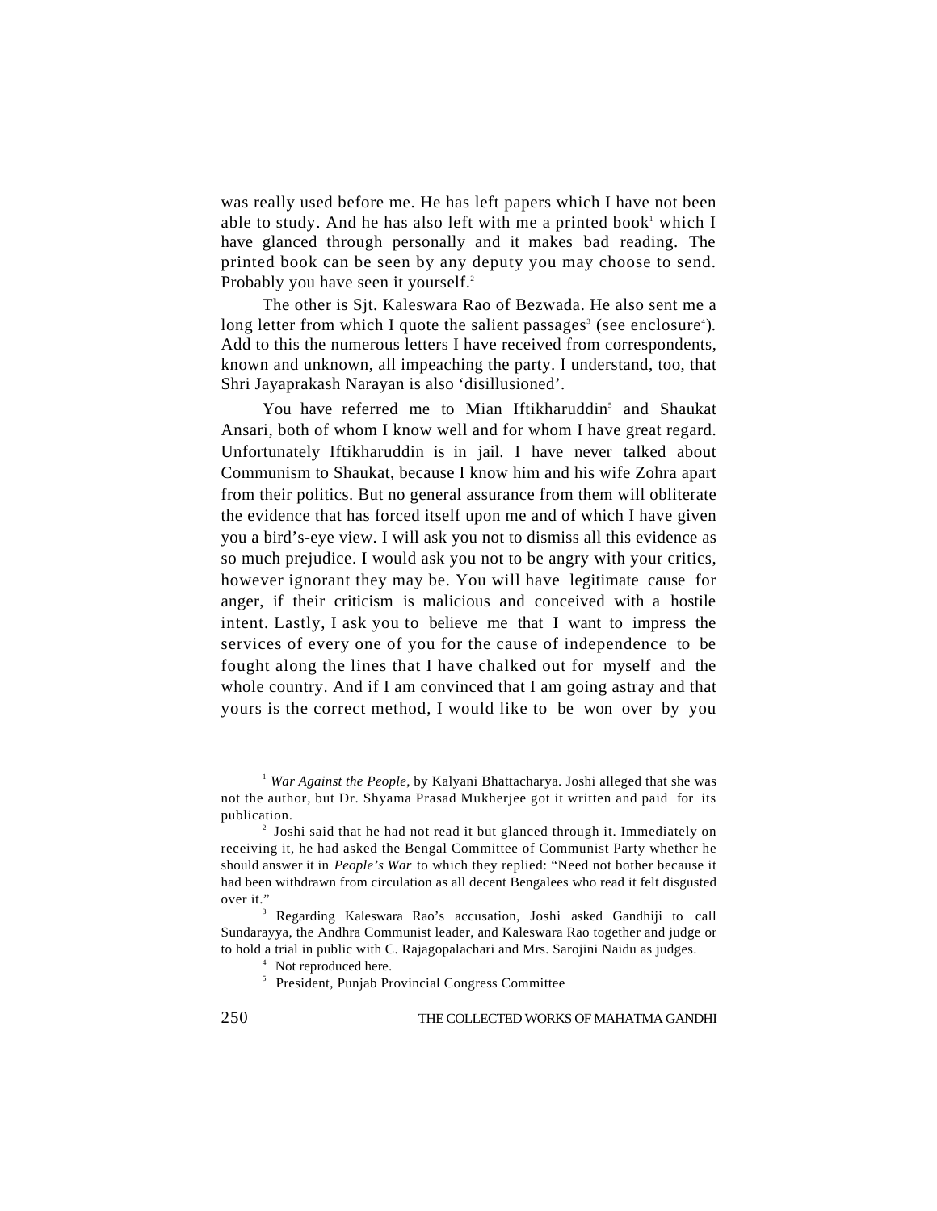was really used before me. He has left papers which I have not been able to study. And he has also left with me a printed book[1] which I have glanced through personally and it makes bad reading. The printed book can be seen by any deputy you may choose to send. Probably you have seen it yourself.[2]

The other is Sjt. Kaleswara Rao of Bezwada. He also sent me a long letter from which I quote the salient passages[3] (see enclosure[4]). Add to this the numerous letters I have received from correspondents, known and unknown, all impeaching the party. I understand, too, that Shri Jayaprakash Narayan is also 'disillusioned'.

You have referred me to Mian Iftikharuddin[5] and Shaukat Ansari, both of whom I know well and for whom I have great regard. Unfortunately Iftikharuddin is in jail. I have never talked about Communism to Shaukat, because I know him and his wife Zohra apart from their politics. But no general assurance from them will obliterate the evidence that has forced itself upon me and of which I have given you a bird's-eye view. I will ask you not to dismiss all this evidence as so much prejudice. I would ask you not to be angry with your critics, however ignorant they may be. You will have legitimate cause for anger, if their criticism is malicious and conceived with a hostile intent. Lastly, I ask you to believe me that I want to impress the services of every one of you for the cause of independence to be fought along the lines that I have chalked out for myself and the whole country. And if I am convinced that I am going astray and that yours is the correct method, I would like to be won over by you

---

[1] *War Against the People*, by Kalyani Bhattacharya. Joshi alleged that she was not the author, but Dr. Shyama Prasad Mukherjee got it written and paid for its publication.

[2] Joshi said that he had not read it but glanced through it. Immediately on receiving it, he had asked the Bengal Committee of Communist Party whether he should answer it in *People's War* to which they replied: "Need not bother because it had been withdrawn from circulation as all decent Bengalees who read it felt disgusted over it."

[3] Regarding Kaleswara Rao's accusation, Joshi asked Gandhiji to call Sundarayya, the Andhra Communist leader, and Kaleswara Rao together and judge or to hold a trial in public with C. Rajagopalachari and Mrs. Sarojini Naidu as judges.

[4] Not reproduced here.

[5] President, Punjab Provincial Congress Committee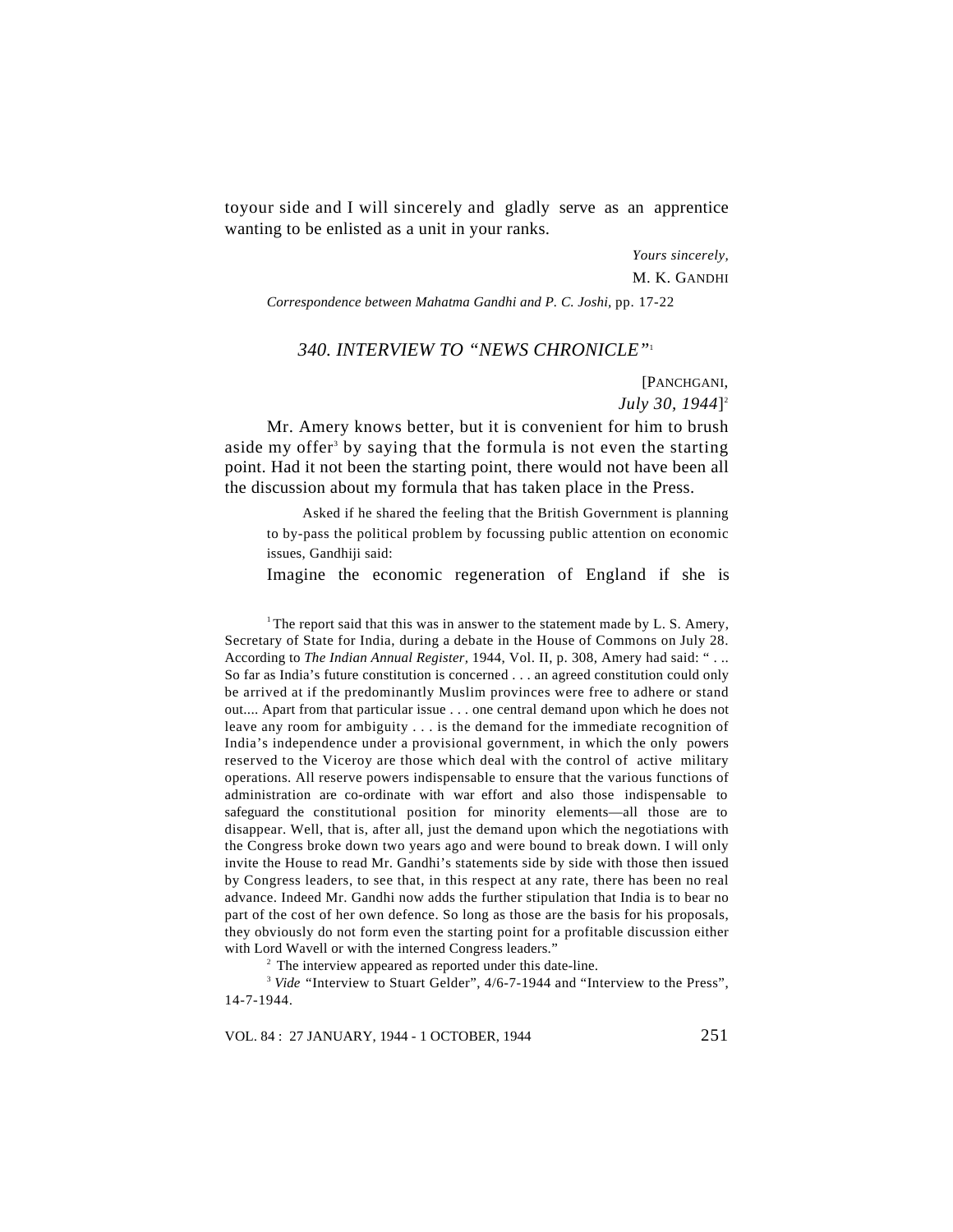toyour side and I will sincerely and gladly serve as an apprentice wanting to be enlisted as a unit in your ranks.

*Yours sincerely,*

M. K. GANDHI

*Correspondence between Mahatma Gandhi and P. C. Joshi*, pp. 17-22

## 340. INTERVIEW TO "NEWS CHRONICLE"[1]

[PANCHGANI,

*July 30, 1944*][2]

Mr. Amery knows better, but it is convenient for him to brush aside my offer[3] by saying that the formula is not even the starting point. Had it not been the starting point, there would not have been all the discussion about my formula that has taken place in the Press.

Asked if he shared the feeling that the British Government is planning to by-pass the political problem by focussing public attention on economic issues, Gandhiji said:

Imagine the economic regeneration of England if she is

---

[1] The report said that this was in answer to the statement made by L. S. Amery, Secretary of State for India, during a debate in the House of Commons on July 28. According to *The Indian Annual Register,* 1944, Vol. II, p. 308, Amery had said: " . .. So far as India's future constitution is concerned . . . an agreed constitution could only be arrived at if the predominantly Muslim provinces were free to adhere or stand out.... Apart from that particular issue . . . one central demand upon which he does not leave any room for ambiguity . . . is the demand for the immediate recognition of India's independence under a provisional government, in which the only powers reserved to the Viceroy are those which deal with the control of active military operations. All reserve powers indispensable to ensure that the various functions of administration are co-ordinate with war effort and also those indispensable to safeguard the constitutional position for minority elements—all those are to disappear. Well, that is, after all, just the demand upon which the negotiations with the Congress broke down two years ago and were bound to break down. I will only invite the House to read Mr. Gandhi's statements side by side with those then issued by Congress leaders, to see that, in this respect at any rate, there has been no real advance. Indeed Mr. Gandhi now adds the further stipulation that India is to bear no part of the cost of her own defence. So long as those are the basis for his proposals, they obviously do not form even the starting point for a profitable discussion either with Lord Wavell or with the interned Congress leaders."

[2] The interview appeared as reported under this date-line.

[3] *Vide* "Interview to Stuart Gelder", 4/6-7-1944 and "Interview to the Press", 14-7-1944.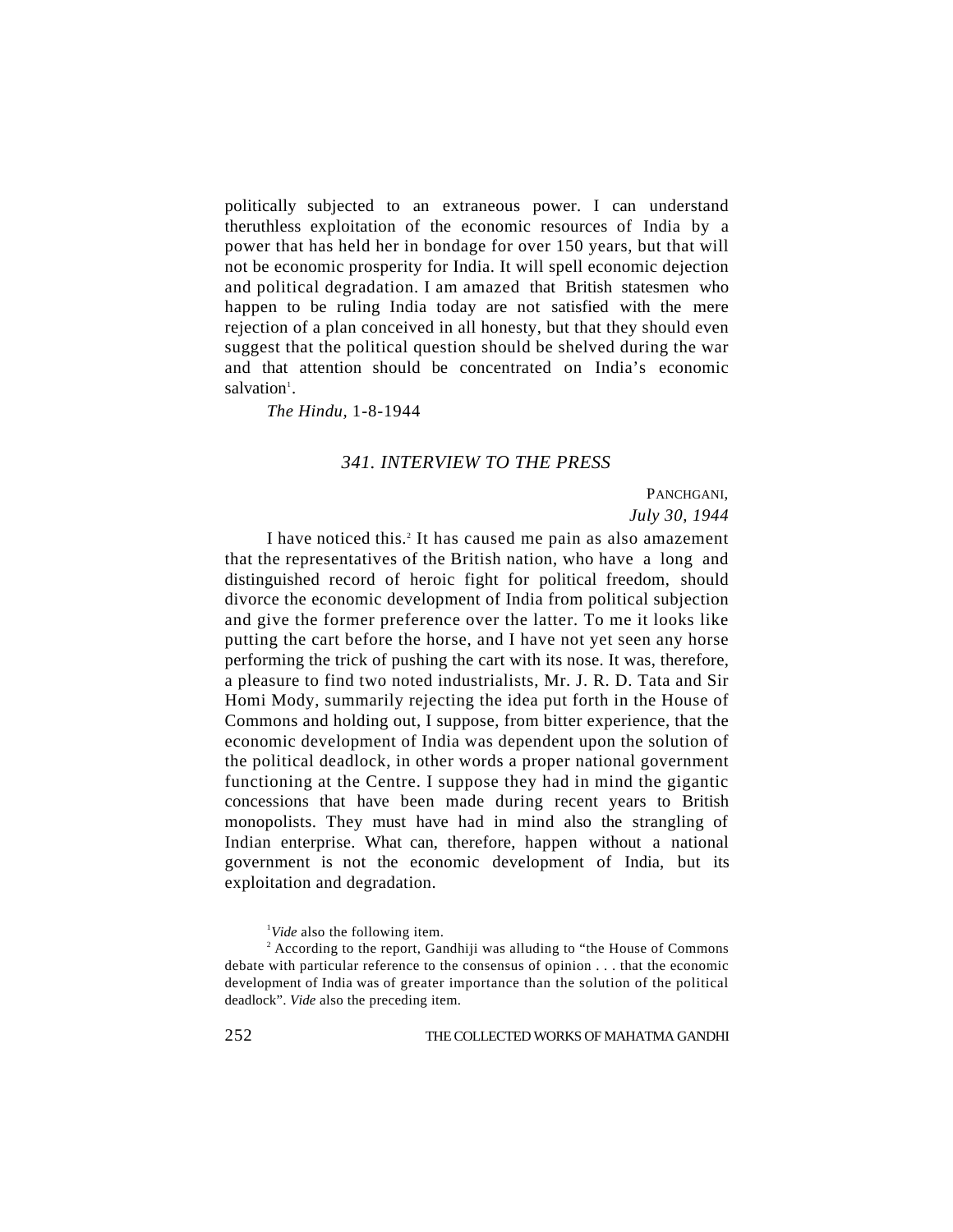politically subjected to an extraneous power. I can understand theruthless exploitation of the economic resources of India by a power that has held her in bondage for over 150 years, but that will not be economic prosperity for India. It will spell economic dejection and political degradation. I am amazed that British statesmen who happen to be ruling India today are not satisfied with the mere rejection of a plan conceived in all honesty, but that they should even suggest that the political question should be shelved during the war and that attention should be concentrated on India's economic salvation[1].

*The Hindu*, 1-8-1944

### *341. INTERVIEW TO THE PRESS*

PANCHGANI,
*July 30, 1944*

I have noticed this.[2] It has caused me pain as also amazement that the representatives of the British nation, who have a long and distinguished record of heroic fight for political freedom, should divorce the economic development of India from political subjection and give the former preference over the latter. To me it looks like putting the cart before the horse, and I have not yet seen any horse performing the trick of pushing the cart with its nose. It was, therefore, a pleasure to find two noted industrialists, Mr. J. R. D. Tata and Sir Homi Mody, summarily rejecting the idea put forth in the House of Commons and holding out, I suppose, from bitter experience, that the economic development of India was dependent upon the solution of the political deadlock, in other words a proper national government functioning at the Centre. I suppose they had in mind the gigantic concessions that have been made during recent years to British monopolists. They must have had in mind also the strangling of Indian enterprise. What can, therefore, happen without a national government is not the economic development of India, but its exploitation and degradation.

[1] *Vide* also the following item.

[2] According to the report, Gandhiji was alluding to "the House of Commons debate with particular reference to the consensus of opinion . . . that the economic development of India was of greater importance than the solution of the political deadlock". *Vide* also the preceding item.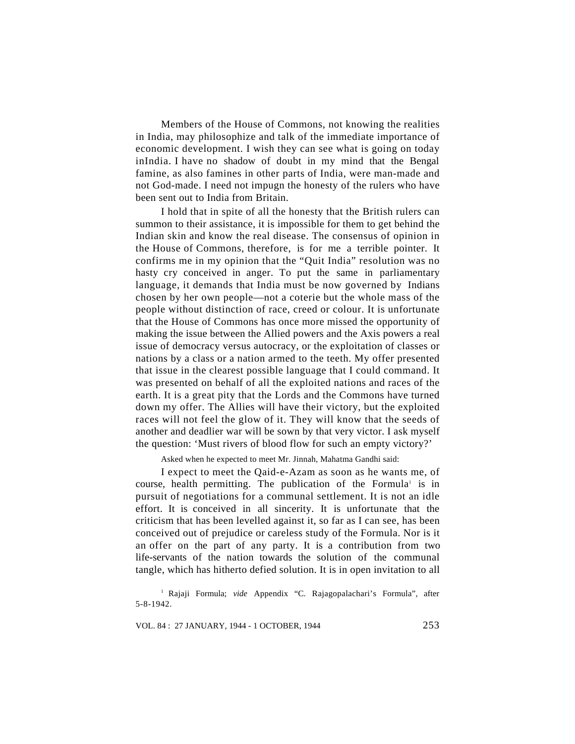Members of the House of Commons, not knowing the realities in India, may philosophize and talk of the immediate importance of economic development. I wish they can see what is going on today inIndia. I have no shadow of doubt in my mind that the Bengal famine, as also famines in other parts of India, were man-made and not God-made. I need not impugn the honesty of the rulers who have been sent out to India from Britain.

I hold that in spite of all the honesty that the British rulers can summon to their assistance, it is impossible for them to get behind the Indian skin and know the real disease. The consensus of opinion in the House of Commons, therefore, is for me a terrible pointer. It confirms me in my opinion that the "Quit India" resolution was no hasty cry conceived in anger. To put the same in parliamentary language, it demands that India must be now governed by Indians chosen by her own people—not a coterie but the whole mass of the people without distinction of race, creed or colour. It is unfortunate that the House of Commons has once more missed the opportunity of making the issue between the Allied powers and the Axis powers a real issue of democracy versus autocracy, or the exploitation of classes or nations by a class or a nation armed to the teeth. My offer presented that issue in the clearest possible language that I could command. It was presented on behalf of all the exploited nations and races of the earth. It is a great pity that the Lords and the Commons have turned down my offer. The Allies will have their victory, but the exploited races will not feel the glow of it. They will know that the seeds of another and deadlier war will be sown by that very victor. I ask myself the question: 'Must rivers of blood flow for such an empty victory?'

Asked when he expected to meet Mr. Jinnah, Mahatma Gandhi said:

I expect to meet the Qaid-e-Azam as soon as he wants me, of course, health permitting. The publication of the Formula[1] is in pursuit of negotiations for a communal settlement. It is not an idle effort. It is conceived in all sincerity. It is unfortunate that the criticism that has been levelled against it, so far as I can see, has been conceived out of prejudice or careless study of the Formula. Nor is it an offer on the part of any party. It is a contribution from two life-servants of the nation towards the solution of the communal tangle, which has hitherto defied solution. It is in open invitation to all

[1] Rajaji Formula; *vide* Appendix "C. Rajagopalachari's Formula", after 5-8-1942.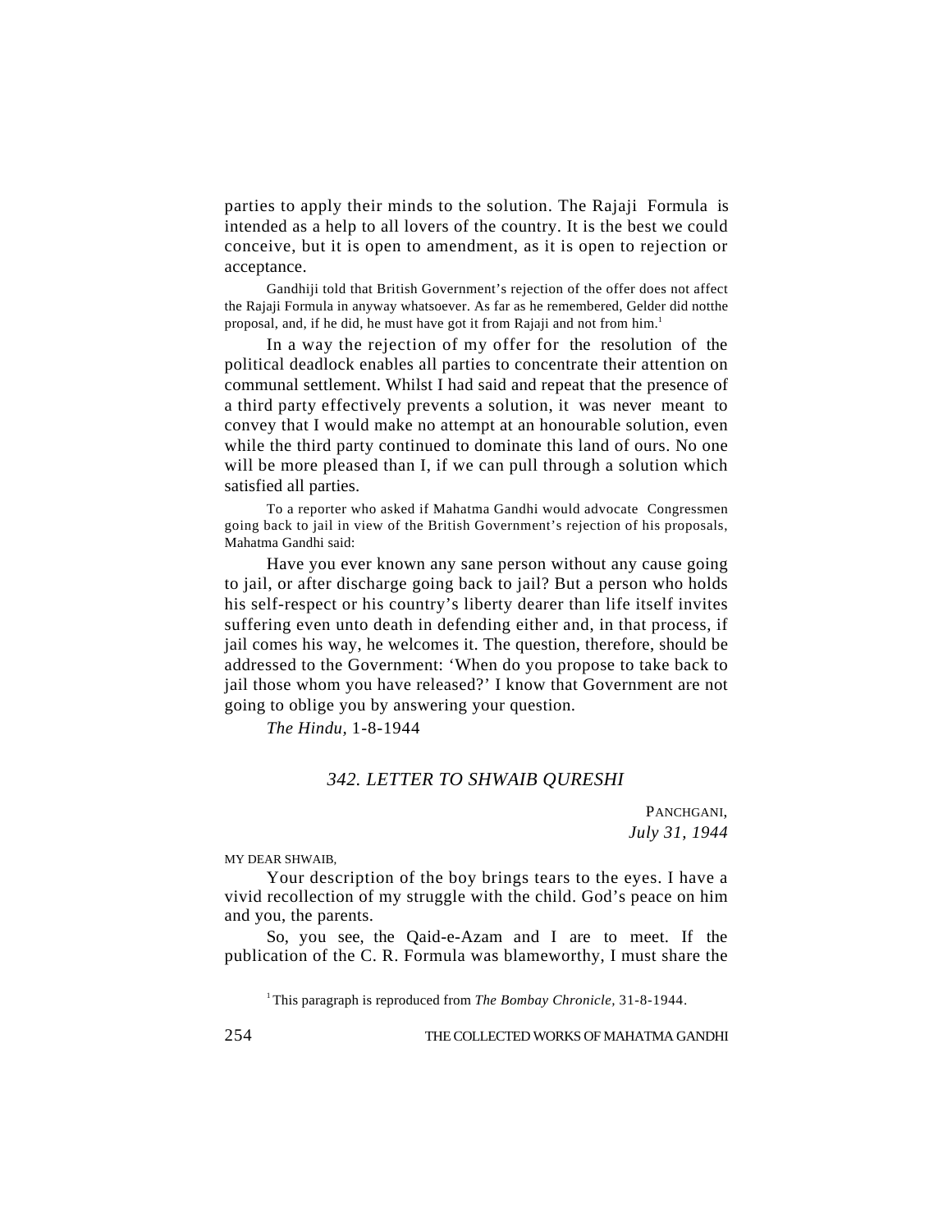parties to apply their minds to the solution. The Rajaji Formula is intended as a help to all lovers of the country. It is the best we could conceive, but it is open to amendment, as it is open to rejection or acceptance.

Gandhiji told that British Government's rejection of the offer does not affect the Rajaji Formula in anyway whatsoever. As far as he remembered, Gelder did notthe proposal, and, if he did, he must have got it from Rajaji and not from him.[1]

In a way the rejection of my offer for the resolution of the political deadlock enables all parties to concentrate their attention on communal settlement. Whilst I had said and repeat that the presence of a third party effectively prevents a solution, it was never meant to convey that I would make no attempt at an honourable solution, even while the third party continued to dominate this land of ours. No one will be more pleased than I, if we can pull through a solution which satisfied all parties.

To a reporter who asked if Mahatma Gandhi would advocate Congressmen going back to jail in view of the British Government's rejection of his proposals, Mahatma Gandhi said:

Have you ever known any sane person without any cause going to jail, or after discharge going back to jail? But a person who holds his self-respect or his country's liberty dearer than life itself invites suffering even unto death in defending either and, in that process, if jail comes his way, he welcomes it. The question, therefore, should be addressed to the Government: 'When do you propose to take back to jail those whom you have released?' I know that Government are not going to oblige you by answering your question.

*The Hindu*, 1-8-1944

## *342. LETTER TO SHWAIB QURESHI*

PANCHGANI,
*July 31, 1944*

MY DEAR SHWAIB,

Your description of the boy brings tears to the eyes. I have a vivid recollection of my struggle with the child. God's peace on him and you, the parents.

So, you see, the Qaid-e-Azam and I are to meet. If the publication of the C. R. Formula was blameworthy, I must share the

[1] This paragraph is reproduced from *The Bombay Chronicle*, 31-8-1944.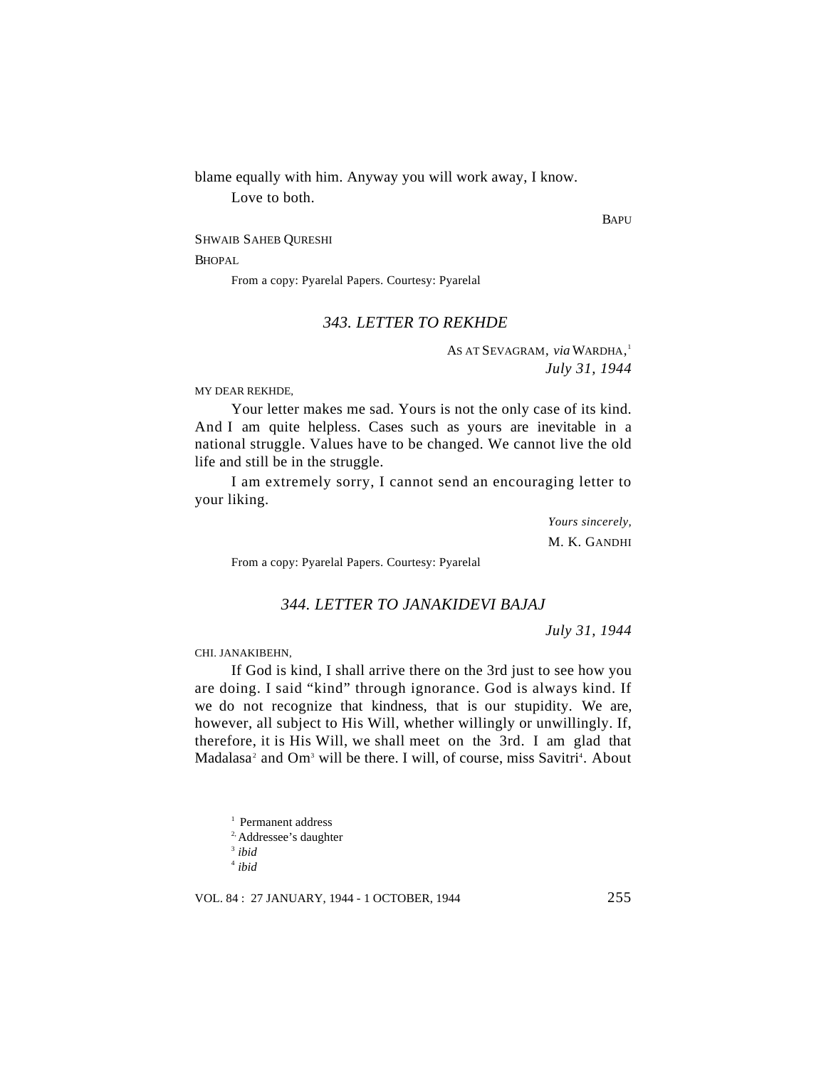blame equally with him. Anyway you will work away, I know.

Love to both.

BAPU

SHWAIB SAHEB QURESHI

BHOPAL

From a copy: Pyarelal Papers. Courtesy: Pyarelal

### *343. LETTER TO REKHDE*

AS AT SEVAGRAM, *via* WARDHA,[1]
*July 31, 1944*

MY DEAR REKHDE,

Your letter makes me sad. Yours is not the only case of its kind. And I am quite helpless. Cases such as yours are inevitable in a national struggle. Values have to be changed. We cannot live the old life and still be in the struggle.

I am extremely sorry, I cannot send an encouraging letter to your liking.

*Yours sincerely,*
M. K. GANDHI

From a copy: Pyarelal Papers. Courtesy: Pyarelal

### *344. LETTER TO JANAKIDEVI BAJAJ*

*July 31, 1944*

CHI. JANAKIBEHN,

If God is kind, I shall arrive there on the 3rd just to see how you are doing. I said "kind" through ignorance. God is always kind. If we do not recognize that kindness, that is our stupidity. We are, however, all subject to His Will, whether willingly or unwillingly. If, therefore, it is His Will, we shall meet on the 3rd. I am glad that Madalasa[2] and Om[3] will be there. I will, of course, miss Savitri[4]. About

---

[1] Permanent address

[2] Addressee's daughter

[3] *ibid*

[4] *ibid*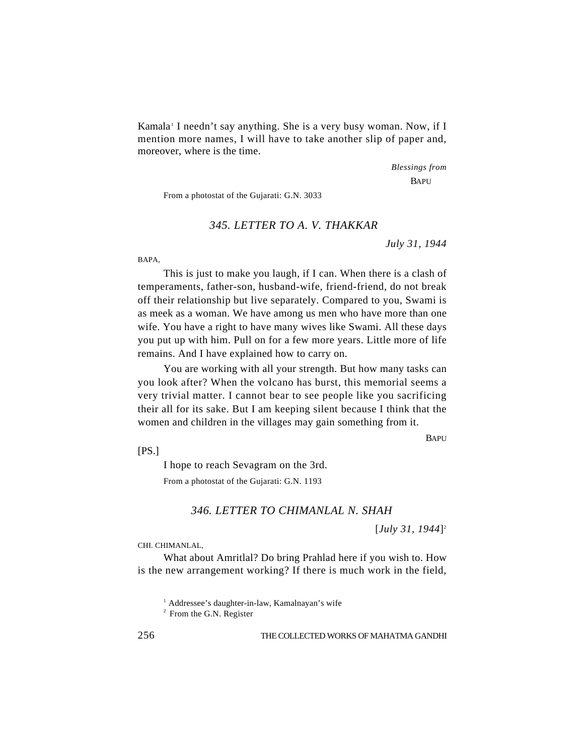Kamala[1] I needn't say anything. She is a very busy woman. Now, if I mention more names, I will have to take another slip of paper and, moreover, where is the time.

*Blessings from*
BAPU

From a photostat of the Gujarati: G.N. 3033

### *345. LETTER TO A. V. THAKKAR*

*July 31, 1944*

BAPA,

This is just to make you laugh, if I can. When there is a clash of temperaments, father-son, husband-wife, friend-friend, do not break off their relationship but live separately. Compared to you, Swami is as meek as a woman. We have among us men who have more than one wife. You have a right to have many wives like Swami. All these days you put up with him. Pull on for a few more years. Little more of life remains. And I have explained how to carry on.

You are working with all your strength. But how many tasks can you look after? When the volcano has burst, this memorial seems a very trivial matter. I cannot bear to see people like you sacrificing their all for its sake. But I am keeping silent because I think that the women and children in the villages may gain something from it.

BAPU

[PS.]

I hope to reach Sevagram on the 3rd.

From a photostat of the Gujarati: G.N. 1193

### *346. LETTER TO CHIMANLAL N. SHAH*

[*July 31, 1944*][2]

CHI. CHIMANLAL,

What about Amritlal? Do bring Prahlad here if you wish to. How is the new arrangement working? If there is much work in the field,

---

[1] Addressee's daughter-in-law, Kamalnayan's wife

[2] From the G.N. Register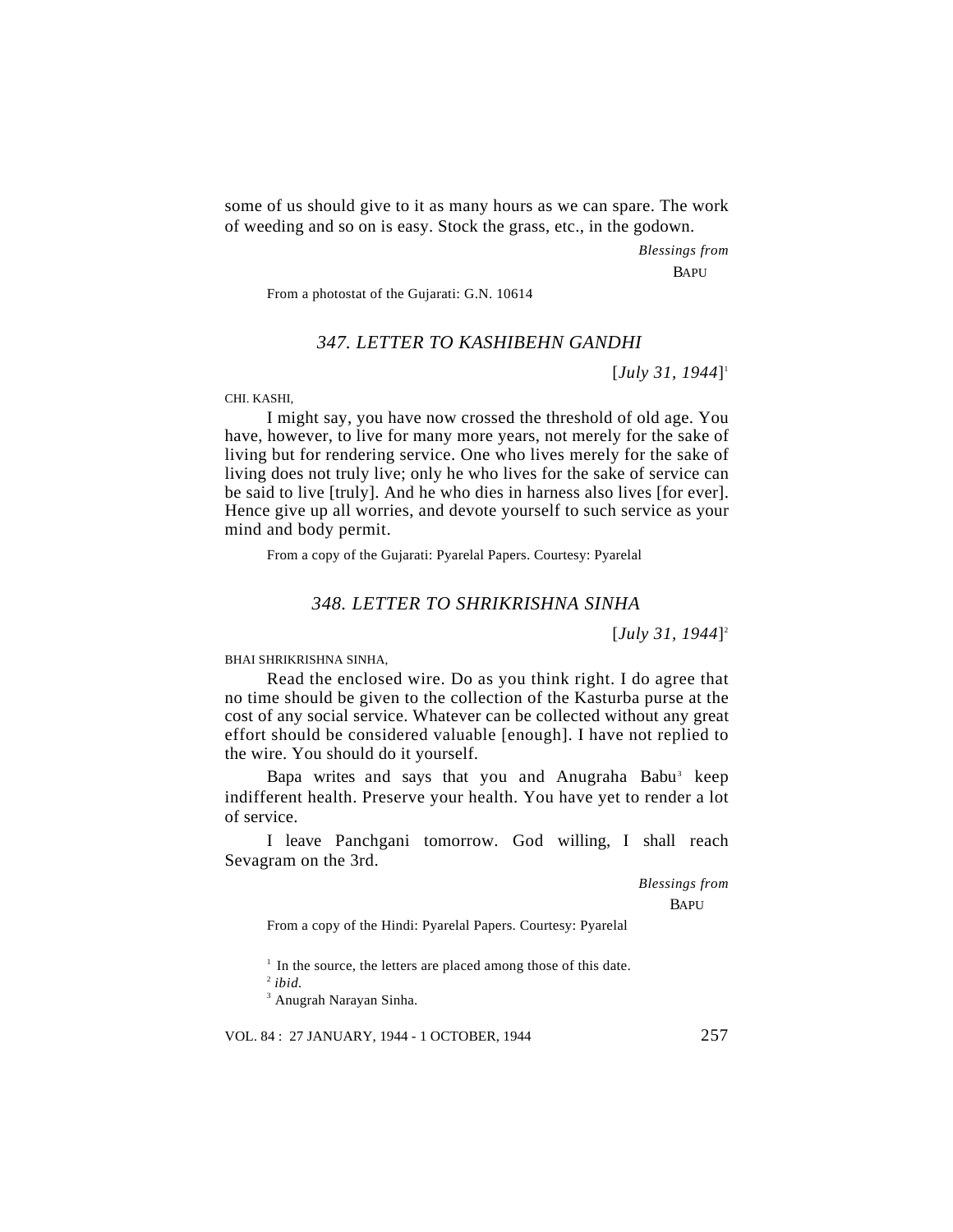some of us should give to it as many hours as we can spare. The work of weeding and so on is easy. Stock the grass, etc., in the godown.

*Blessings from*
BAPU

From a photostat of the Gujarati: G.N. 10614

### *347. LETTER TO KASHIBEHN GANDHI*

[*July 31, 1944*][1]

CHI. KASHI,

I might say, you have now crossed the threshold of old age. You have, however, to live for many more years, not merely for the sake of living but for rendering service. One who lives merely for the sake of living does not truly live; only he who lives for the sake of service can be said to live [truly]. And he who dies in harness also lives [for ever]. Hence give up all worries, and devote yourself to such service as your mind and body permit.

From a copy of the Gujarati: Pyarelal Papers. Courtesy: Pyarelal

### *348. LETTER TO SHRIKRISHNA SINHA*

[*July 31, 1944*][2]

BHAI SHRIKRISHNA SINHA,

Read the enclosed wire. Do as you think right. I do agree that no time should be given to the collection of the Kasturba purse at the cost of any social service. Whatever can be collected without any great effort should be considered valuable [enough]. I have not replied to the wire. You should do it yourself.

Bapa writes and says that you and Anugraha Babu[3] keep indifferent health. Preserve your health. You have yet to render a lot of service.

I leave Panchgani tomorrow. God willing, I shall reach Sevagram on the 3rd.

*Blessings from*
BAPU

From a copy of the Hindi: Pyarelal Papers. Courtesy: Pyarelal

[1] In the source, the letters are placed among those of this date.
[2] *ibid.*
[3] Anugrah Narayan Sinha.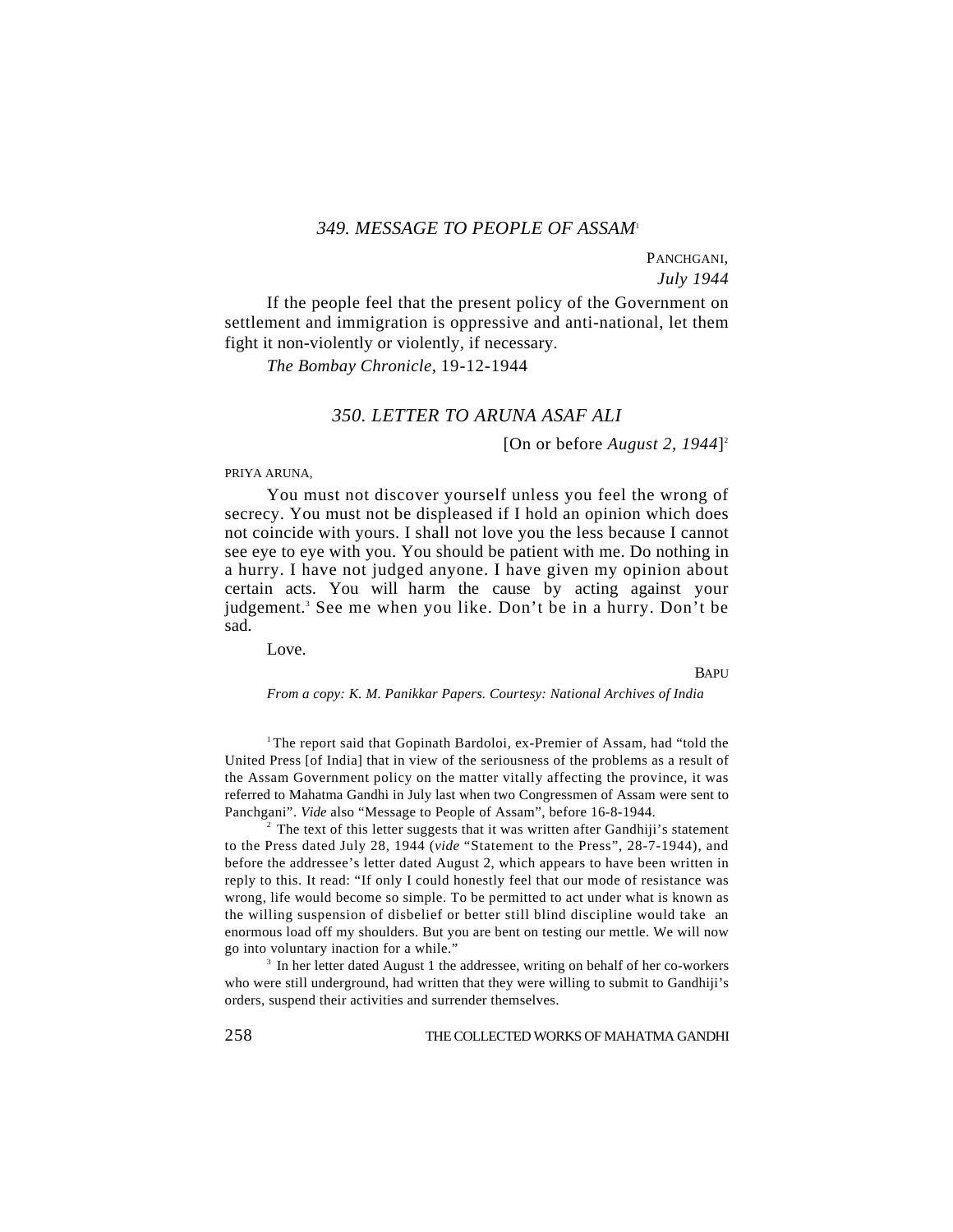## *349. MESSAGE TO PEOPLE OF ASSAM*[1]

PANCHGANI,
*July 1944*

If the people feel that the present policy of the Government on settlement and immigration is oppressive and anti-national, let them fight it non-violently or violently, if necessary.

*The Bombay Chronicle*, 19-12-1944

## *350. LETTER TO ARUNA ASAF ALI*

[On or before *August 2, 1944*][2]

PRIYA ARUNA,

You must not discover yourself unless you feel the wrong of secrecy. You must not be displeased if I hold an opinion which does not coincide with yours. I shall not love you the less because I cannot see eye to eye with you. You should be patient with me. Do nothing in a hurry. I have not judged anyone. I have given my opinion about certain acts. You will harm the cause by acting against your judgement.[3] See me when you like. Don't be in a hurry. Don't be sad.

Love.

BAPU

*From a copy: K. M. Panikkar Papers. Courtesy: National Archives of India*

---

[1] The report said that Gopinath Bardoloi, ex-Premier of Assam, had "told the United Press [of India] that in view of the seriousness of the problems as a result of the Assam Government policy on the matter vitally affecting the province, it was referred to Mahatma Gandhi in July last when two Congressmen of Assam were sent to Panchgani". *Vide* also "Message to People of Assam", before 16-8-1944.

[2] The text of this letter suggests that it was written after Gandhiji's statement to the Press dated July 28, 1944 (*vide* "Statement to the Press", 28-7-1944), and before the addressee's letter dated August 2, which appears to have been written in reply to this. It read: "If only I could honestly feel that our mode of resistance was wrong, life would become so simple. To be permitted to act under what is known as the willing suspension of disbelief or better still blind discipline would take an enormous load off my shoulders. But you are bent on testing our mettle. We will now go into voluntary inaction for a while."

[3] In her letter dated August 1 the addressee, writing on behalf of her co-workers who were still underground, had written that they were willing to submit to Gandhiji's orders, suspend their activities and surrender themselves.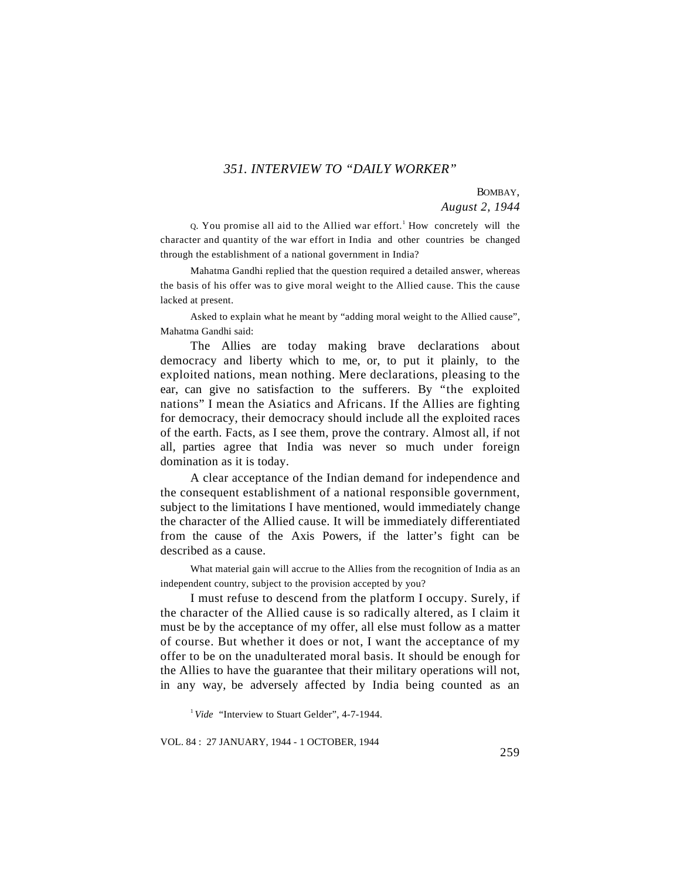## *351. INTERVIEW TO "DAILY WORKER"*

BOMBAY,
*August 2, 1944*

Q. You promise all aid to the Allied war effort.[1] How concretely will the character and quantity of the war effort in India and other countries be changed through the establishment of a national government in India?

Mahatma Gandhi replied that the question required a detailed answer, whereas the basis of his offer was to give moral weight to the Allied cause. This the cause lacked at present.

Asked to explain what he meant by "adding moral weight to the Allied cause", Mahatma Gandhi said:

The Allies are today making brave declarations about democracy and liberty which to me, or, to put it plainly, to the exploited nations, mean nothing. Mere declarations, pleasing to the ear, can give no satisfaction to the sufferers. By "the exploited nations" I mean the Asiatics and Africans. If the Allies are fighting for democracy, their democracy should include all the exploited races of the earth. Facts, as I see them, prove the contrary. Almost all, if not all, parties agree that India was never so much under foreign domination as it is today.

A clear acceptance of the Indian demand for independence and the consequent establishment of a national responsible government, subject to the limitations I have mentioned, would immediately change the character of the Allied cause. It will be immediately differentiated from the cause of the Axis Powers, if the latter's fight can be described as a cause.

What material gain will accrue to the Allies from the recognition of India as an independent country, subject to the provision accepted by you?

I must refuse to descend from the platform I occupy. Surely, if the character of the Allied cause is so radically altered, as I claim it must be by the acceptance of my offer, all else must follow as a matter of course. But whether it does or not, I want the acceptance of my offer to be on the unadulterated moral basis. It should be enough for the Allies to have the guarantee that their military operations will not, in any way, be adversely affected by India being counted as an

[1] *Vide* "Interview to Stuart Gelder", 4-7-1944.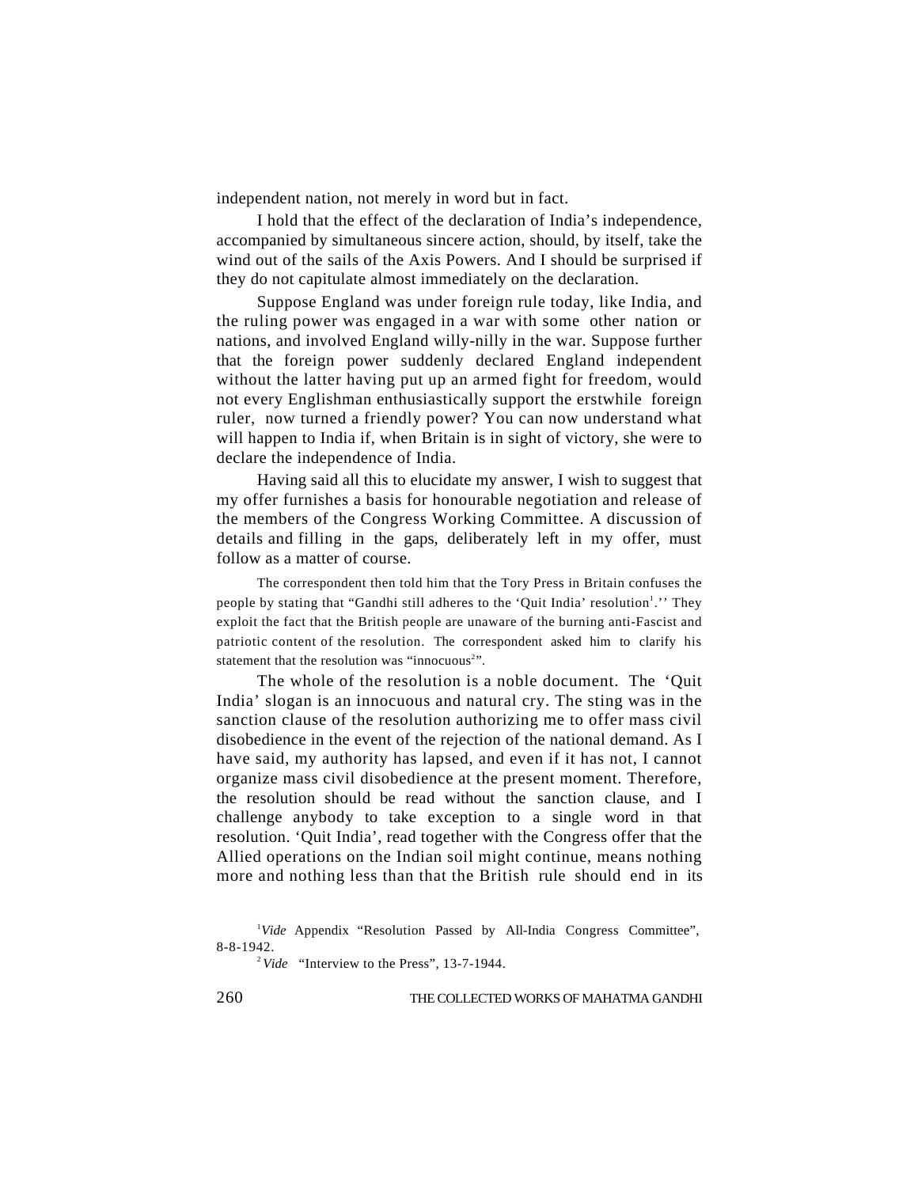independent nation, not merely in word but in fact.

I hold that the effect of the declaration of India's independence, accompanied by simultaneous sincere action, should, by itself, take the wind out of the sails of the Axis Powers. And I should be surprised if they do not capitulate almost immediately on the declaration.

Suppose England was under foreign rule today, like India, and the ruling power was engaged in a war with some other nation or nations, and involved England willy-nilly in the war. Suppose further that the foreign power suddenly declared England independent without the latter having put up an armed fight for freedom, would not every Englishman enthusiastically support the erstwhile foreign ruler, now turned a friendly power? You can now understand what will happen to India if, when Britain is in sight of victory, she were to declare the independence of India.

Having said all this to elucidate my answer, I wish to suggest that my offer furnishes a basis for honourable negotiation and release of the members of the Congress Working Committee. A discussion of details and filling in the gaps, deliberately left in my offer, must follow as a matter of course.

The correspondent then told him that the Tory Press in Britain confuses the people by stating that "Gandhi still adheres to the 'Quit India' resolution[1].'' They exploit the fact that the British people are unaware of the burning anti-Fascist and patriotic content of the resolution. The correspondent asked him to clarify his statement that the resolution was "innocuous[2]".

The whole of the resolution is a noble document. The 'Quit India' slogan is an innocuous and natural cry. The sting was in the sanction clause of the resolution authorizing me to offer mass civil disobedience in the event of the rejection of the national demand. As I have said, my authority has lapsed, and even if it has not, I cannot organize mass civil disobedience at the present moment. Therefore, the resolution should be read without the sanction clause, and I challenge anybody to take exception to a single word in that resolution. 'Quit India', read together with the Congress offer that the Allied operations on the Indian soil might continue, means nothing more and nothing less than that the British rule should end in its

[1] *Vide* Appendix "Resolution Passed by All-India Congress Committee", 8-8-1942.

[2] *Vide* "Interview to the Press", 13-7-1944.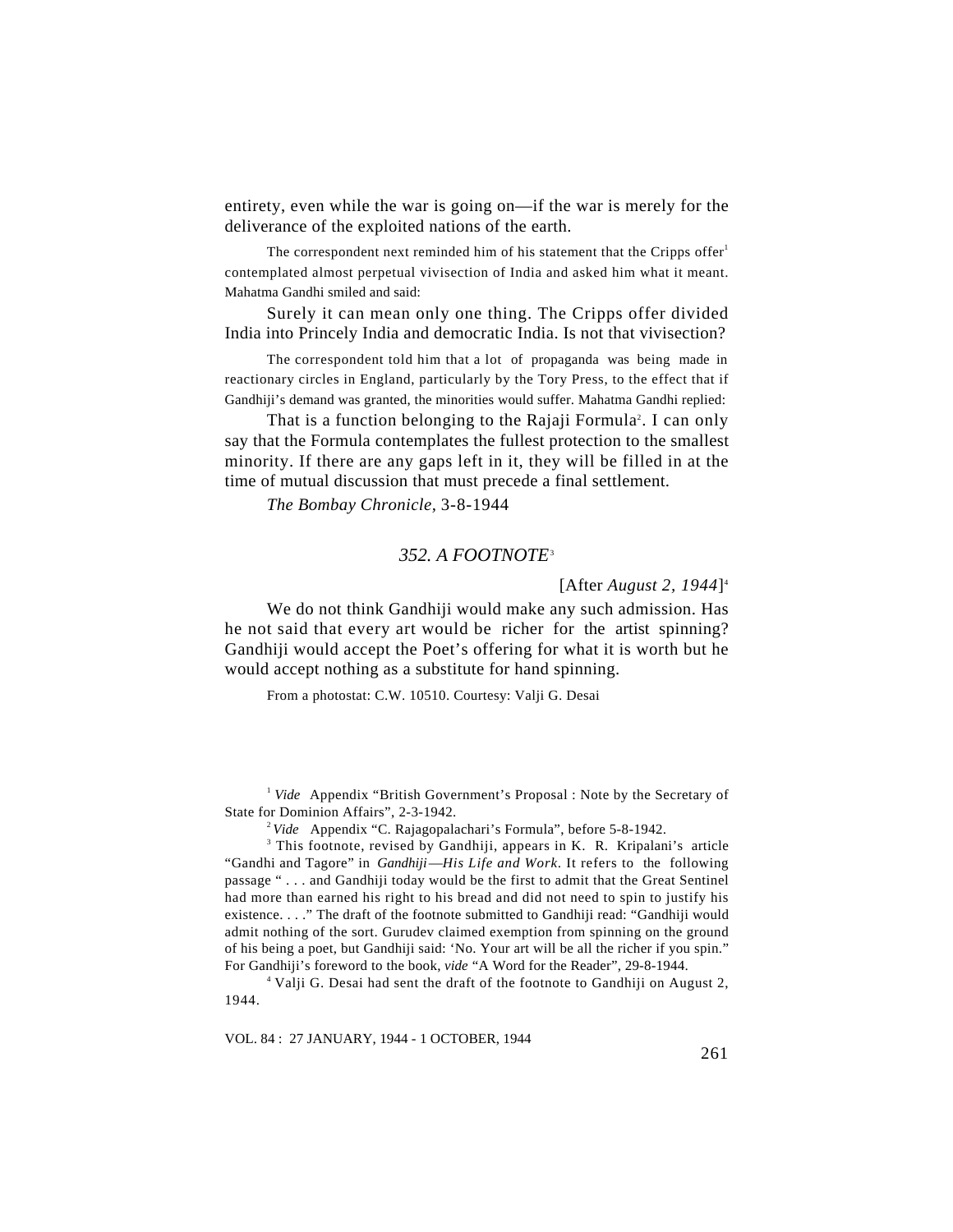entirety, even while the war is going on—if the war is merely for the deliverance of the exploited nations of the earth.

The correspondent next reminded him of his statement that the Cripps offer[1] contemplated almost perpetual vivisection of India and asked him what it meant. Mahatma Gandhi smiled and said:

Surely it can mean only one thing. The Cripps offer divided India into Princely India and democratic India. Is not that vivisection?

The correspondent told him that a lot of propaganda was being made in reactionary circles in England, particularly by the Tory Press, to the effect that if Gandhiji's demand was granted, the minorities would suffer. Mahatma Gandhi replied:

That is a function belonging to the Rajaji Formula[2]. I can only say that the Formula contemplates the fullest protection to the smallest minority. If there are any gaps left in it, they will be filled in at the time of mutual discussion that must precede a final settlement.

*The Bombay Chronicle*, 3-8-1944

## *352. A FOOTNOTE*[3]

[After *August 2, 1944*][4]

We do not think Gandhiji would make any such admission. Has he not said that every art would be richer for the artist spinning? Gandhiji would accept the Poet's offering for what it is worth but he would accept nothing as a substitute for hand spinning.

From a photostat: C.W. 10510. Courtesy: Valji G. Desai

---

[1] *Vide* Appendix "British Government's Proposal : Note by the Secretary of State for Dominion Affairs", 2-3-1942.

[2] *Vide* Appendix "C. Rajagopalachari's Formula", before 5-8-1942.

[3] This footnote, revised by Gandhiji, appears in K. R. Kripalani's article "Gandhi and Tagore" in *Gandhiji—His Life and Work*. It refers to the following passage " . . . and Gandhiji today would be the first to admit that the Great Sentinel had more than earned his right to his bread and did not need to spin to justify his existence. . . ." The draft of the footnote submitted to Gandhiji read: "Gandhiji would admit nothing of the sort. Gurudev claimed exemption from spinning on the ground of his being a poet, but Gandhiji said: 'No. Your art will be all the richer if you spin." For Gandhiji's foreword to the book, *vide* "A Word for the Reader", 29-8-1944.

[4] Valji G. Desai had sent the draft of the footnote to Gandhiji on August 2, 1944.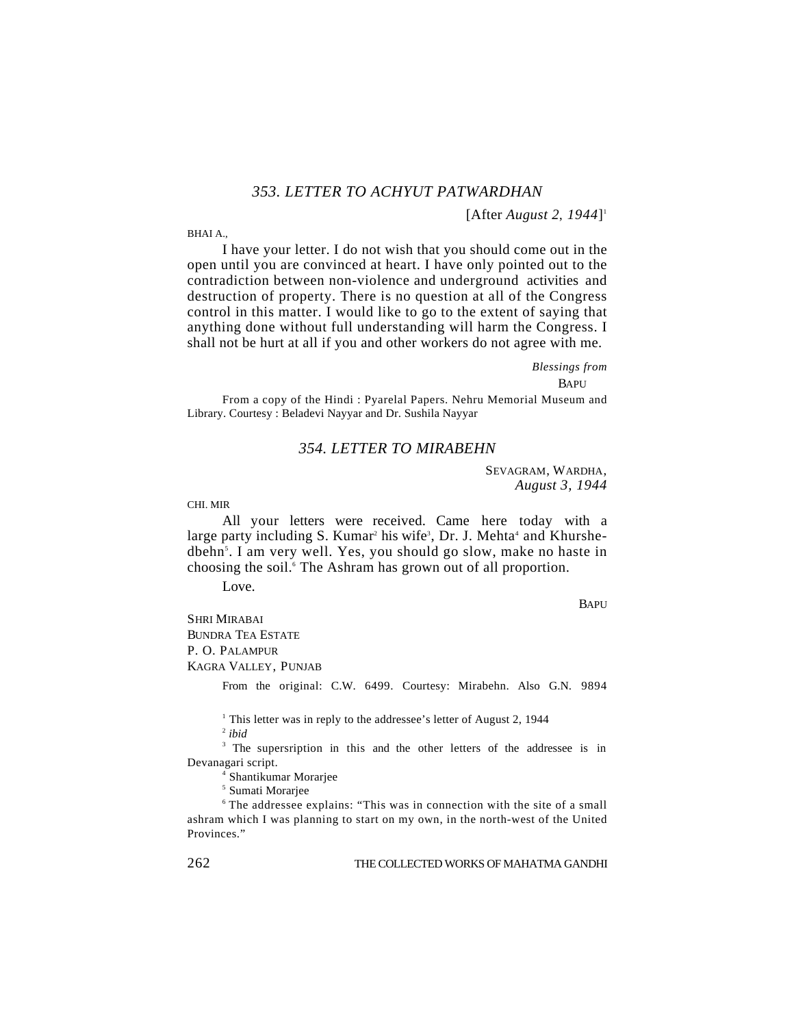### *353. LETTER TO ACHYUT PATWARDHAN*

[After *August 2, 1944*][1]

BHAI A.,

I have your letter. I do not wish that you should come out in the open until you are convinced at heart. I have only pointed out to the contradiction between non-violence and underground activities and destruction of property. There is no question at all of the Congress control in this matter. I would like to go to the extent of saying that anything done without full understanding will harm the Congress. I shall not be hurt at all if you and other workers do not agree with me.

*Blessings from*
BAPU

From a copy of the Hindi : Pyarelal Papers. Nehru Memorial Museum and Library. Courtesy : Beladevi Nayyar and Dr. Sushila Nayyar

### *354. LETTER TO MIRABEHN*

SEVAGRAM, WARDHA,
*August 3, 1944*

CHI. MIR

All your letters were received. Came here today with a large party including S. Kumar[2] his wife[3], Dr. J. Mehta[4] and Khurshedbehn[5]. I am very well. Yes, you should go slow, make no haste in choosing the soil.[6] The Ashram has grown out of all proportion.

Love.

BAPU

SHRI MIRABAI
BUNDRA TEA ESTATE
P. O. PALAMPUR
KAGRA VALLEY, PUNJAB

From the original: C.W. 6499. Courtesy: Mirabehn. Also G.N. 9894

---

[1] This letter was in reply to the addressee's letter of August 2, 1944

[2] *ibid*

[3] The supersription in this and the other letters of the addressee is in Devanagari script.

[4] Shantikumar Morarjee

[5] Sumati Morarjee

[6] The addressee explains: "This was in connection with the site of a small ashram which I was planning to start on my own, in the north-west of the United Provinces."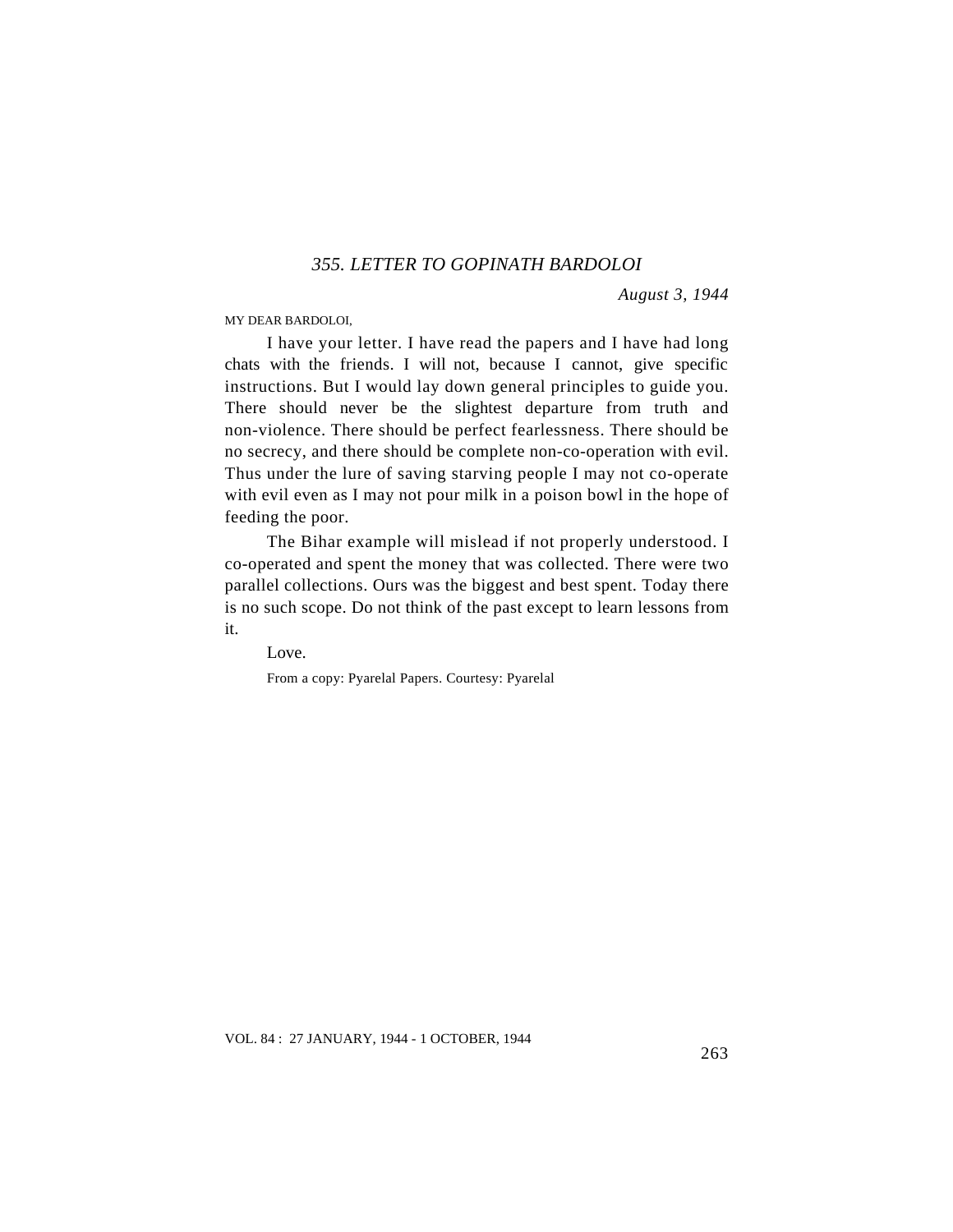### *355. LETTER TO GOPINATH BARDOLOI*

*August 3, 1944*

MY DEAR BARDOLOI,

I have your letter. I have read the papers and I have had long chats with the friends. I will not, because I cannot, give specific instructions. But I would lay down general principles to guide you. There should never be the slightest departure from truth and non-violence. There should be perfect fearlessness. There should be no secrecy, and there should be complete non-co-operation with evil. Thus under the lure of saving starving people I may not co-operate with evil even as I may not pour milk in a poison bowl in the hope of feeding the poor.

The Bihar example will mislead if not properly understood. I co-operated and spent the money that was collected. There were two parallel collections. Ours was the biggest and best spent. Today there is no such scope. Do not think of the past except to learn lessons from it.

Love.

From a copy: Pyarelal Papers. Courtesy: Pyarelal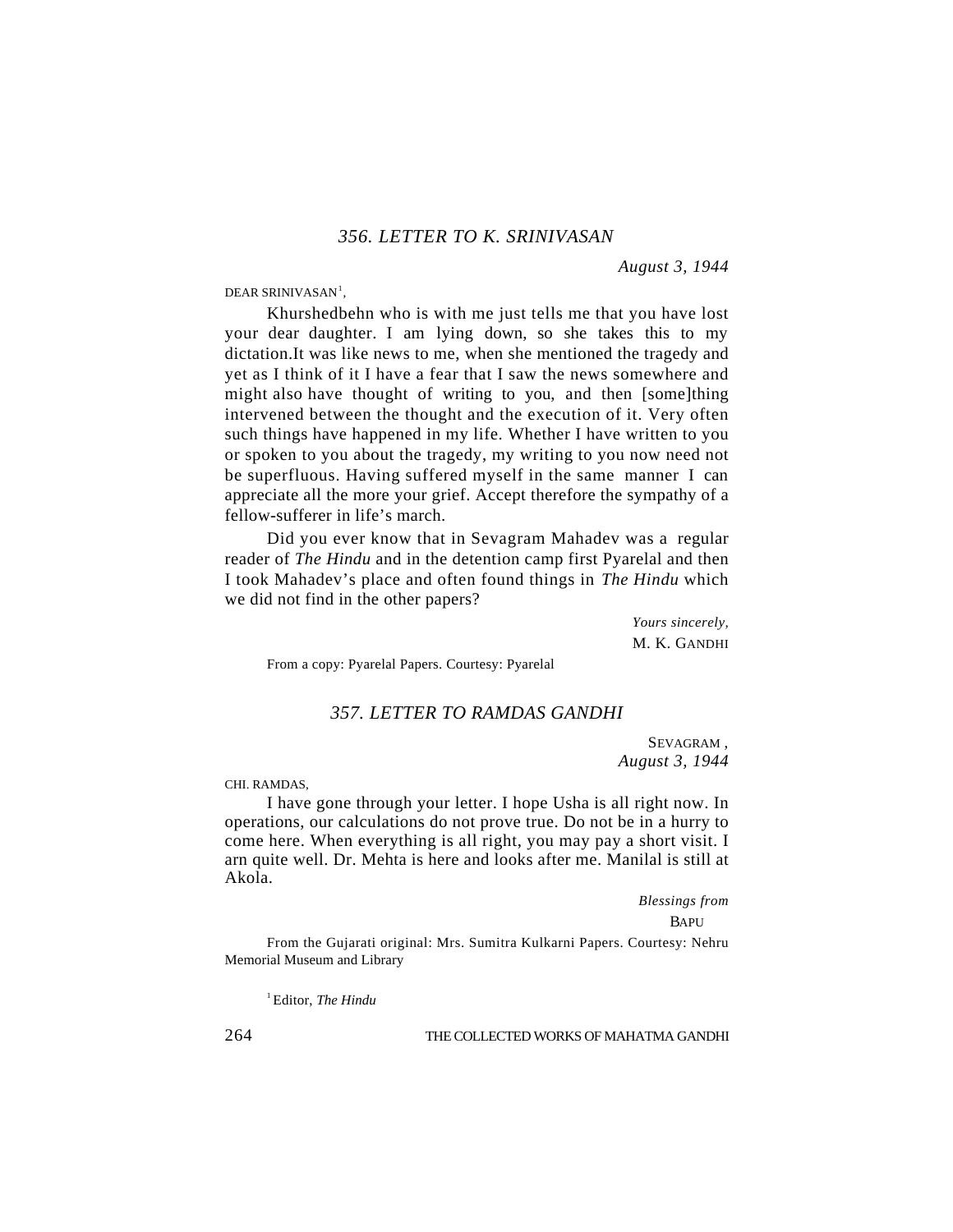### 356. LETTER TO K. SRINIVASAN

*August 3, 1944*

DEAR SRINIVASAN[1],

Khurshedbehn who is with me just tells me that you have lost your dear daughter. I am lying down, so she takes this to my dictation.It was like news to me, when she mentioned the tragedy and yet as I think of it I have a fear that I saw the news somewhere and might also have thought of writing to you, and then [some]thing intervened between the thought and the execution of it. Very often such things have happened in my life. Whether I have written to you or spoken to you about the tragedy, my writing to you now need not be superfluous. Having suffered myself in the same manner I can appreciate all the more your grief. Accept therefore the sympathy of a fellow-sufferer in life's march.

Did you ever know that in Sevagram Mahadev was a regular reader of *The Hindu* and in the detention camp first Pyarelal and then I took Mahadev's place and often found things in *The Hindu* which we did not find in the other papers?

*Yours sincerely,*
M. K. GANDHI

From a copy: Pyarelal Papers. Courtesy: Pyarelal

### 357. LETTER TO RAMDAS GANDHI

SEVAGRAM,
*August 3, 1944*

CHI. RAMDAS,

I have gone through your letter. I hope Usha is all right now. In operations, our calculations do not prove true. Do not be in a hurry to come here. When everything is all right, you may pay a short visit. I arn quite well. Dr. Mehta is here and looks after me. Manilal is still at Akola.

*Blessings from*
BAPU

From the Gujarati original: Mrs. Sumitra Kulkarni Papers. Courtesy: Nehru Memorial Museum and Library

[1] Editor, *The Hindu*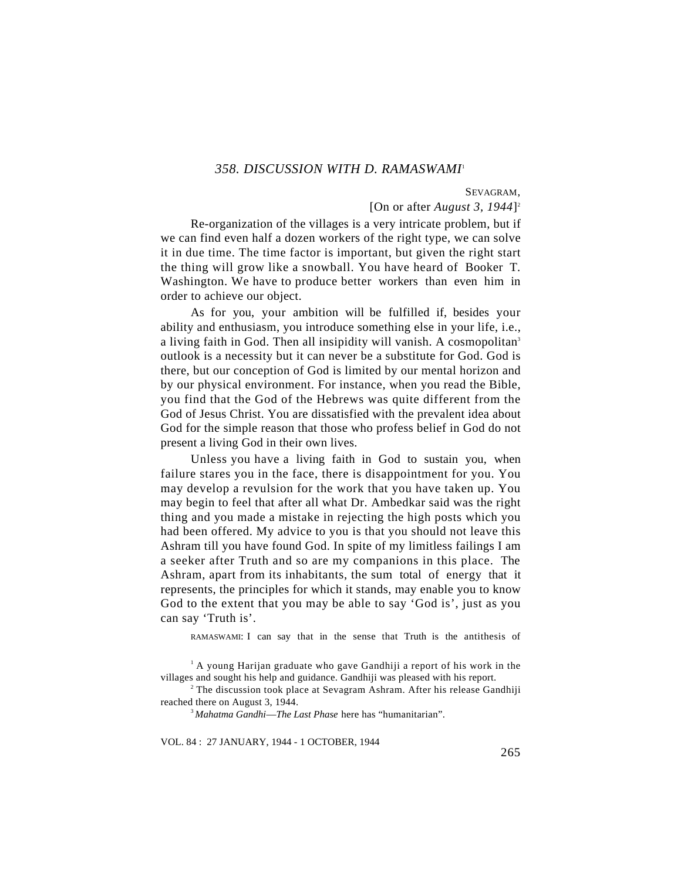### 358. DISCUSSION WITH D. RAMASWAMI[1]

SEVAGRAM,
[On or after *August 3, 1944*][2]

Re-organization of the villages is a very intricate problem, but if we can find even half a dozen workers of the right type, we can solve it in due time. The time factor is important, but given the right start the thing will grow like a snowball. You have heard of Booker T. Washington. We have to produce better workers than even him in order to achieve our object.

As for you, your ambition will be fulfilled if, besides your ability and enthusiasm, you introduce something else in your life, i.e., a living faith in God. Then all insipidity will vanish. A cosmopolitan[3] outlook is a necessity but it can never be a substitute for God. God is there, but our conception of God is limited by our mental horizon and by our physical environment. For instance, when you read the Bible, you find that the God of the Hebrews was quite different from the God of Jesus Christ. You are dissatisfied with the prevalent idea about God for the simple reason that those who profess belief in God do not present a living God in their own lives.

Unless you have a living faith in God to sustain you, when failure stares you in the face, there is disappointment for you. You may develop a revulsion for the work that you have taken up. You may begin to feel that after all what Dr. Ambedkar said was the right thing and you made a mistake in rejecting the high posts which you had been offered. My advice to you is that you should not leave this Ashram till you have found God. In spite of my limitless failings I am a seeker after Truth and so are my companions in this place. The Ashram, apart from its inhabitants, the sum total of energy that it represents, the principles for which it stands, may enable you to know God to the extent that you may be able to say 'God is', just as you can say 'Truth is'.

RAMASWAMI: I can say that in the sense that Truth is the antithesis of

---

[1] A young Harijan graduate who gave Gandhiji a report of his work in the villages and sought his help and guidance. Gandhiji was pleased with his report.

[2] The discussion took place at Sevagram Ashram. After his release Gandhiji reached there on August 3, 1944.

[3] *Mahatma Gandhi—The Last Phase* here has "humanitarian".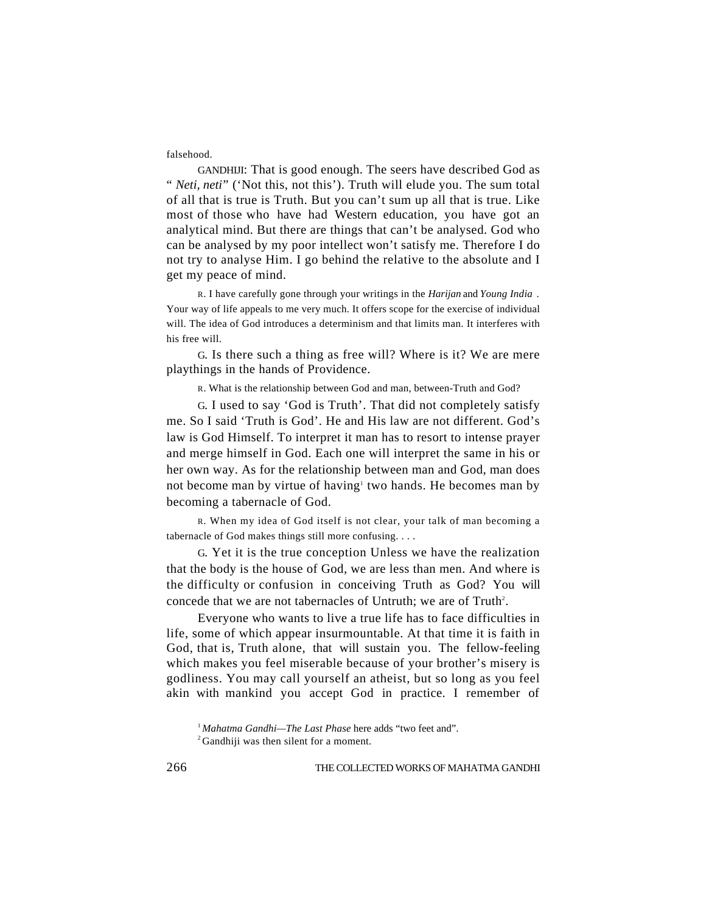falsehood.

GANDHIJI: That is good enough. The seers have described God as "*Neti, neti*" ('Not this, not this'). Truth will elude you. The sum total of all that is true is Truth. But you can't sum up all that is true. Like most of those who have had Western education, you have got an analytical mind. But there are things that can't be analysed. God who can be analysed by my poor intellect won't satisfy me. Therefore I do not try to analyse Him. I go behind the relative to the absolute and I get my peace of mind.

R. I have carefully gone through your writings in the *Harijan* and *Young India*. Your way of life appeals to me very much. It offers scope for the exercise of individual will. The idea of God introduces a determinism and that limits man. It interferes with his free will.

G. Is there such a thing as free will? Where is it? We are mere playthings in the hands of Providence.

R. What is the relationship between God and man, between-Truth and God?

G. I used to say 'God is Truth'. That did not completely satisfy me. So I said 'Truth is God'. He and His law are not different. God's law is God Himself. To interpret it man has to resort to intense prayer and merge himself in God. Each one will interpret the same in his or her own way. As for the relationship between man and God, man does not become man by virtue of having[1] two hands. He becomes man by becoming a tabernacle of God.

R. When my idea of God itself is not clear, your talk of man becoming a tabernacle of God makes things still more confusing. . . .

G. Yet it is the true conception Unless we have the realization that the body is the house of God, we are less than men. And where is the difficulty or confusion in conceiving Truth as God? You will concede that we are not tabernacles of Untruth; we are of Truth[2].

Everyone who wants to live a true life has to face difficulties in life, some of which appear insurmountable. At that time it is faith in God, that is, Truth alone, that will sustain you. The fellow-feeling which makes you feel miserable because of your brother's misery is godliness. You may call yourself an atheist, but so long as you feel akin with mankind you accept God in practice. I remember of

[1] *Mahatma Gandhi—The Last Phase* here adds "two feet and".

[2] Gandhiji was then silent for a moment.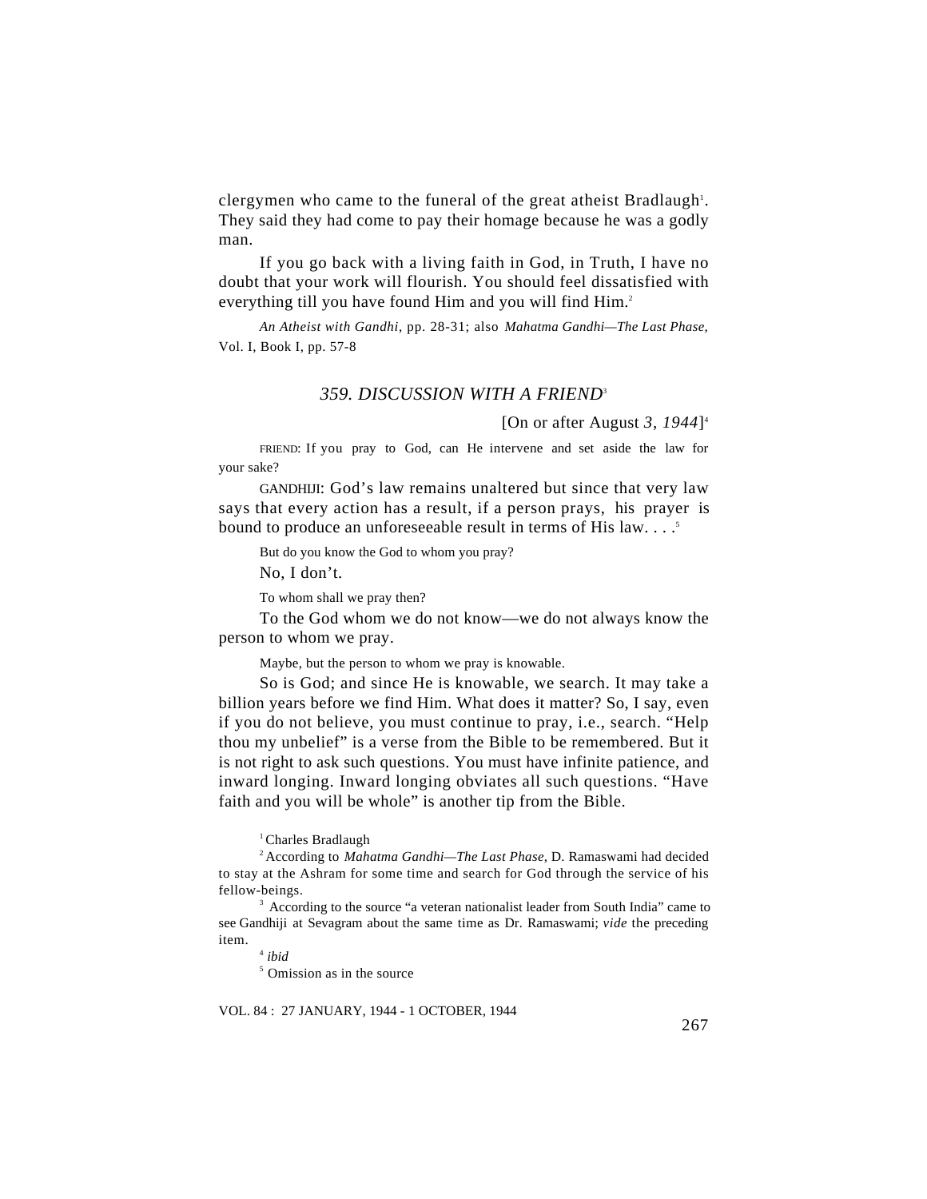clergymen who came to the funeral of the great atheist Bradlaugh[1]. They said they had come to pay their homage because he was a godly man.

If you go back with a living faith in God, in Truth, I have no doubt that your work will flourish. You should feel dissatisfied with everything till you have found Him and you will find Him.[2]

*An Atheist with Gandhi*, pp. 28-31; also *Mahatma Gandhi—The Last Phase*, Vol. I, Book I, pp. 57-8

### *359. DISCUSSION WITH A FRIEND*[3]

[On or after August *3, 1944*][4]

FRIEND: If you pray to God, can He intervene and set aside the law for your sake?

GANDHIJI: God's law remains unaltered but since that very law says that every action has a result, if a person prays, his prayer is bound to produce an unforeseeable result in terms of His law. . . .[5]

But do you know the God to whom you pray?

No, I don't.

To whom shall we pray then?

To the God whom we do not know—we do not always know the person to whom we pray.

Maybe, but the person to whom we pray is knowable.

So is God; and since He is knowable, we search. It may take a billion years before we find Him. What does it matter? So, I say, even if you do not believe, you must continue to pray, i.e., search. "Help thou my unbelief" is a verse from the Bible to be remembered. But it is not right to ask such questions. You must have infinite patience, and inward longing. Inward longing obviates all such questions. "Have faith and you will be whole" is another tip from the Bible.

[1] Charles Bradlaugh

[2] According to *Mahatma Gandhi—The Last Phase*, D. Ramaswami had decided to stay at the Ashram for some time and search for God through the service of his fellow-beings.

[3] According to the source "a veteran nationalist leader from South India" came to see Gandhiji at Sevagram about the same time as Dr. Ramaswami; *vide* the preceding item.

[4] *ibid*

[5] Omission as in the source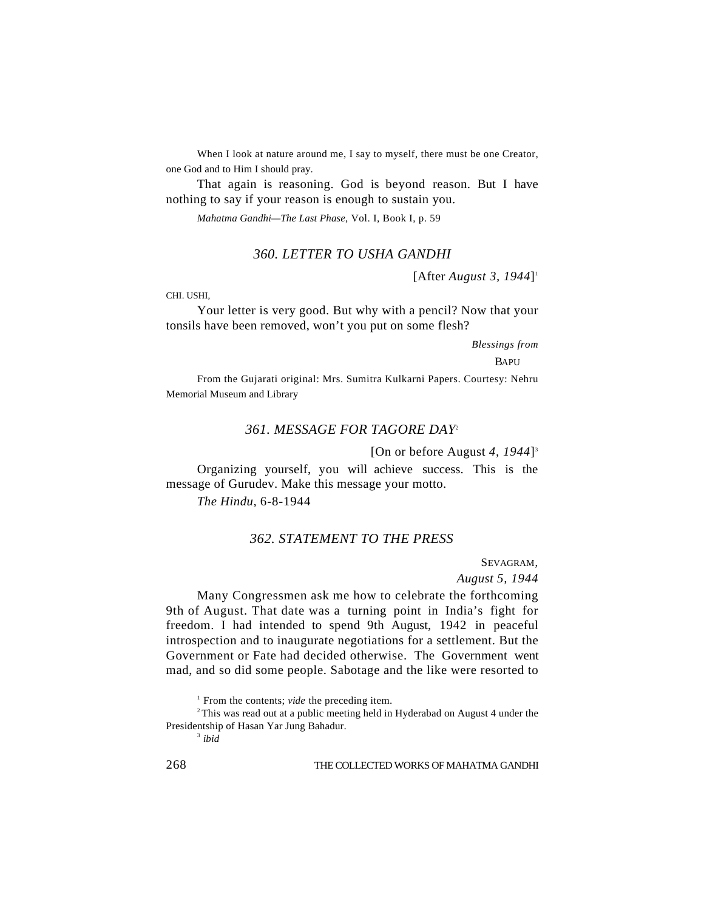When I look at nature around me, I say to myself, there must be one Creator, one God and to Him I should pray.

That again is reasoning. God is beyond reason. But I have nothing to say if your reason is enough to sustain you.

*Mahatma Gandhi—The Last Phase*, Vol. I, Book I, p. 59

### *360. LETTER TO USHA GANDHI*

[After *August 3, 1944*][1]

CHI. USHI,

Your letter is very good. But why with a pencil? Now that your tonsils have been removed, won't you put on some flesh?

*Blessings from*

BAPU

From the Gujarati original: Mrs. Sumitra Kulkarni Papers. Courtesy: Nehru Memorial Museum and Library

### *361. MESSAGE FOR TAGORE DAY*[2]

[On or before August *4, 1944*][3]

Organizing yourself, you will achieve success. This is the message of Gurudev. Make this message your motto.

*The Hindu*, 6-8-1944

### *362. STATEMENT TO THE PRESS*

SEVAGRAM,

*August 5, 1944*

Many Congressmen ask me how to celebrate the forthcoming 9th of August. That date was a turning point in India's fight for freedom. I had intended to spend 9th August, 1942 in peaceful introspection and to inaugurate negotiations for a settlement. But the Government or Fate had decided otherwise. The Government went mad, and so did some people. Sabotage and the like were resorted to

---

[1] From the contents; *vide* the preceding item.

[2] This was read out at a public meeting held in Hyderabad on August 4 under the Presidentship of Hasan Yar Jung Bahadur.

[3] *ibid*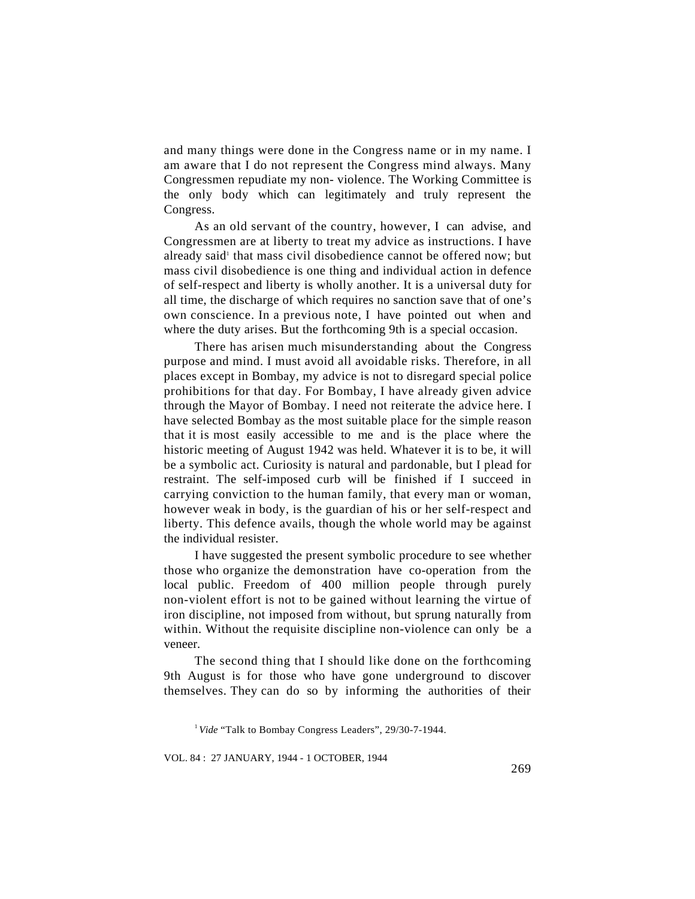and many things were done in the Congress name or in my name. I am aware that I do not represent the Congress mind always. Many Congressmen repudiate my non- violence. The Working Committee is the only body which can legitimately and truly represent the Congress.

As an old servant of the country, however, I can advise, and Congressmen are at liberty to treat my advice as instructions. I have already said[1] that mass civil disobedience cannot be offered now; but mass civil disobedience is one thing and individual action in defence of self-respect and liberty is wholly another. It is a universal duty for all time, the discharge of which requires no sanction save that of one's own conscience. In a previous note, I have pointed out when and where the duty arises. But the forthcoming 9th is a special occasion.

There has arisen much misunderstanding about the Congress purpose and mind. I must avoid all avoidable risks. Therefore, in all places except in Bombay, my advice is not to disregard special police prohibitions for that day. For Bombay, I have already given advice through the Mayor of Bombay. I need not reiterate the advice here. I have selected Bombay as the most suitable place for the simple reason that it is most easily accessible to me and is the place where the historic meeting of August 1942 was held. Whatever it is to be, it will be a symbolic act. Curiosity is natural and pardonable, but I plead for restraint. The self-imposed curb will be finished if I succeed in carrying conviction to the human family, that every man or woman, however weak in body, is the guardian of his or her self-respect and liberty. This defence avails, though the whole world may be against the individual resister.

I have suggested the present symbolic procedure to see whether those who organize the demonstration have co-operation from the local public. Freedom of 400 million people through purely non-violent effort is not to be gained without learning the virtue of iron discipline, not imposed from without, but sprung naturally from within. Without the requisite discipline non-violence can only be a veneer.

The second thing that I should like done on the forthcoming 9th August is for those who have gone underground to discover themselves. They can do so by informing the authorities of their

[1] *Vide* "Talk to Bombay Congress Leaders", 29/30-7-1944.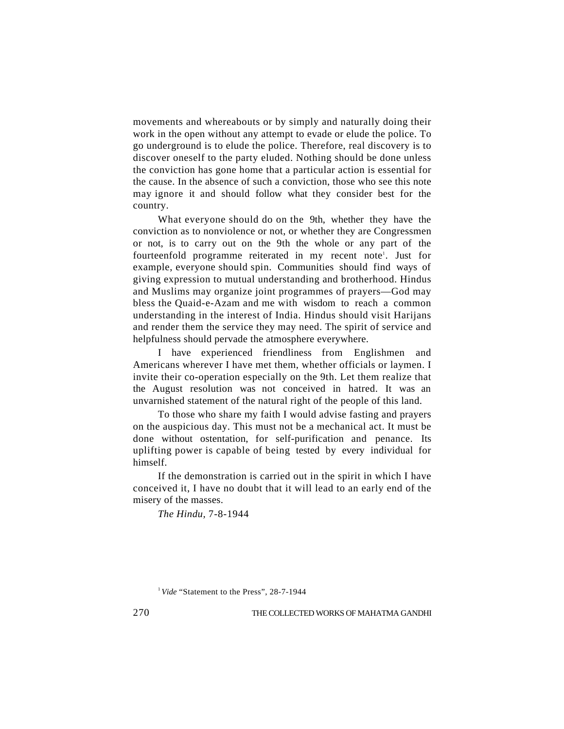movements and whereabouts or by simply and naturally doing their work in the open without any attempt to evade or elude the police. To go underground is to elude the police. Therefore, real discovery is to discover oneself to the party eluded. Nothing should be done unless the conviction has gone home that a particular action is essential for the cause. In the absence of such a conviction, those who see this note may ignore it and should follow what they consider best for the country.

What everyone should do on the 9th, whether they have the conviction as to nonviolence or not, or whether they are Congressmen or not, is to carry out on the 9th the whole or any part of the fourteenfold programme reiterated in my recent note[1]. Just for example, everyone should spin. Communities should find ways of giving expression to mutual understanding and brotherhood. Hindus and Muslims may organize joint programmes of prayers—God may bless the Quaid-e-Azam and me with wisdom to reach a common understanding in the interest of India. Hindus should visit Harijans and render them the service they may need. The spirit of service and helpfulness should pervade the atmosphere everywhere.

I have experienced friendliness from Englishmen and Americans wherever I have met them, whether officials or laymen. I invite their co-operation especially on the 9th. Let them realize that the August resolution was not conceived in hatred. It was an unvarnished statement of the natural right of the people of this land.

To those who share my faith I would advise fasting and prayers on the auspicious day. This must not be a mechanical act. It must be done without ostentation, for self-purification and penance. Its uplifting power is capable of being tested by every individual for himself.

If the demonstration is carried out in the spirit in which I have conceived it, I have no doubt that it will lead to an early end of the misery of the masses.

*The Hindu,* 7-8-1944

[1] *Vide* "Statement to the Press", 28-7-1944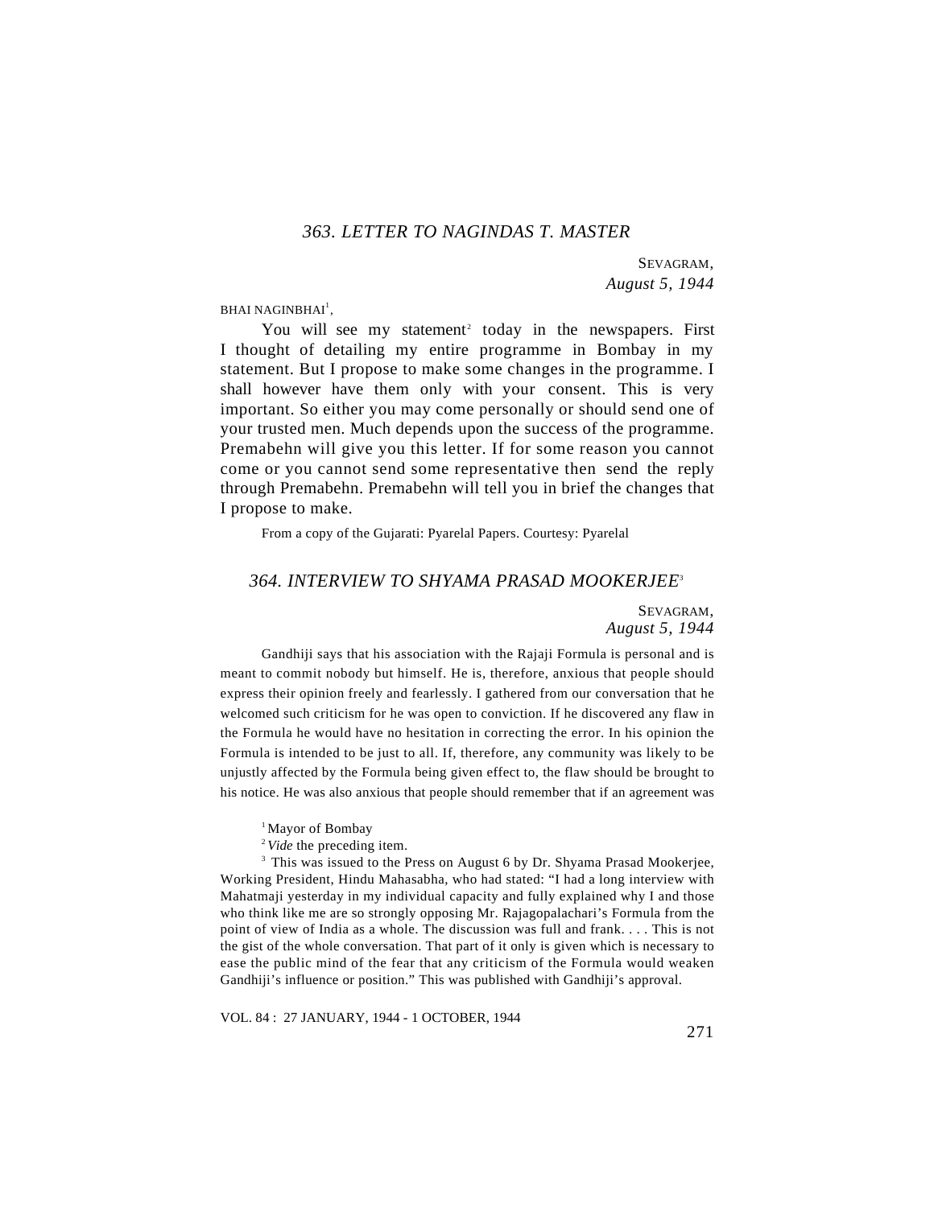## 363. LETTER TO NAGINDAS T. MASTER

SEVAGRAM,
*August 5, 1944*

BHAI NAGINBHAI[1],

You will see my statement[2] today in the newspapers. First I thought of detailing my entire programme in Bombay in my statement. But I propose to make some changes in the programme. I shall however have them only with your consent. This is very important. So either you may come personally or should send one of your trusted men. Much depends upon the success of the programme. Premabehn will give you this letter. If for some reason you cannot come or you cannot send some representative then send the reply through Premabehn. Premabehn will tell you in brief the changes that I propose to make.

From a copy of the Gujarati: Pyarelal Papers. Courtesy: Pyarelal

## 364. INTERVIEW TO SHYAMA PRASAD MOOKERJEE[3]

SEVAGRAM,
*August 5, 1944*

Gandhiji says that his association with the Rajaji Formula is personal and is meant to commit nobody but himself. He is, therefore, anxious that people should express their opinion freely and fearlessly. I gathered from our conversation that he welcomed such criticism for he was open to conviction. If he discovered any flaw in the Formula he would have no hesitation in correcting the error. In his opinion the Formula is intended to be just to all. If, therefore, any community was likely to be unjustly affected by the Formula being given effect to, the flaw should be brought to his notice. He was also anxious that people should remember that if an agreement was

[1] Mayor of Bombay

[2] *Vide* the preceding item.

[3] This was issued to the Press on August 6 by Dr. Shyama Prasad Mookerjee, Working President, Hindu Mahasabha, who had stated: "I had a long interview with Mahatmaji yesterday in my individual capacity and fully explained why I and those who think like me are so strongly opposing Mr. Rajagopalachari's Formula from the point of view of India as a whole. The discussion was full and frank. . . . This is not the gist of the whole conversation. That part of it only is given which is necessary to ease the public mind of the fear that any criticism of the Formula would weaken Gandhiji's influence or position." This was published with Gandhiji's approval.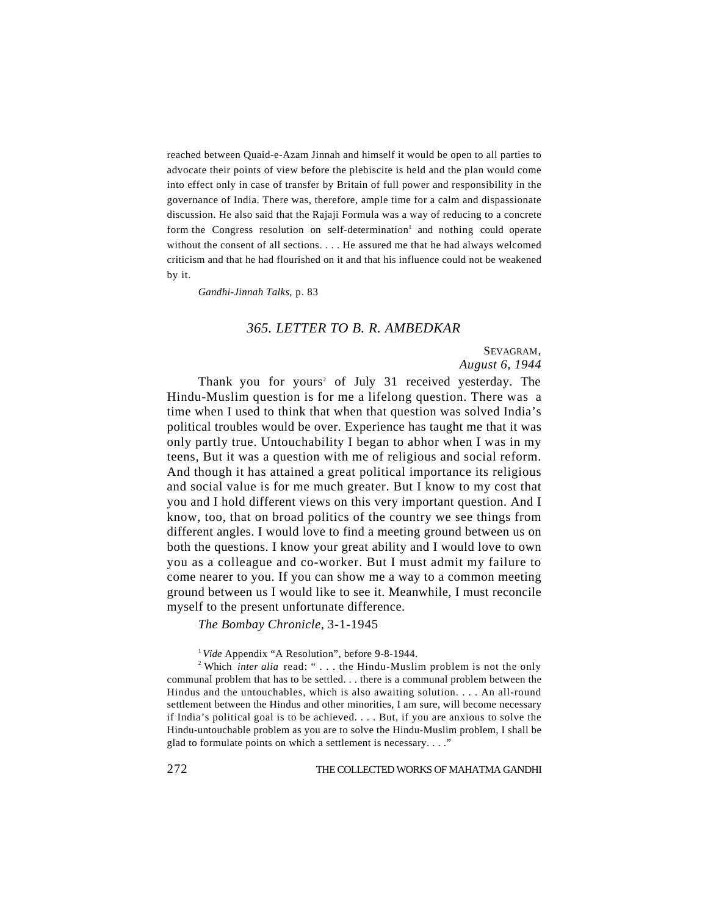reached between Quaid-e-Azam Jinnah and himself it would be open to all parties to advocate their points of view before the plebiscite is held and the plan would come into effect only in case of transfer by Britain of full power and responsibility in the governance of India. There was, therefore, ample time for a calm and dispassionate discussion. He also said that the Rajaji Formula was a way of reducing to a concrete form the Congress resolution on self-determination[1] and nothing could operate without the consent of all sections. . . . He assured me that he had always welcomed criticism and that he had flourished on it and that his influence could not be weakened by it.

*Gandhi-Jinnah Talks*, p. 83

## *365. LETTER TO B. R. AMBEDKAR*

SEVAGRAM,
*August 6, 1944*

Thank you for yours[2] of July 31 received yesterday. The Hindu-Muslim question is for me a lifelong question. There was a time when I used to think that when that question was solved India's political troubles would be over. Experience has taught me that it was only partly true. Untouchability I began to abhor when I was in my teens, But it was a question with me of religious and social reform. And though it has attained a great political importance its religious and social value is for me much greater. But I know to my cost that you and I hold different views on this very important question. And I know, too, that on broad politics of the country we see things from different angles. I would love to find a meeting ground between us on both the questions. I know your great ability and I would love to own you as a colleague and co-worker. But I must admit my failure to come nearer to you. If you can show me a way to a common meeting ground between us I would like to see it. Meanwhile, I must reconcile myself to the present unfortunate difference.

*The Bombay Chronicle*, 3-1-1945

[1] *Vide* Appendix "A Resolution", before 9-8-1944.

[2] Which *inter alia* read: " . . . the Hindu-Muslim problem is not the only communal problem that has to be settled. . . there is a communal problem between the Hindus and the untouchables, which is also awaiting solution. . . . An all-round settlement between the Hindus and other minorities, I am sure, will become necessary if India's political goal is to be achieved. . . . But, if you are anxious to solve the Hindu-untouchable problem as you are to solve the Hindu-Muslim problem, I shall be glad to formulate points on which a settlement is necessary. . . ."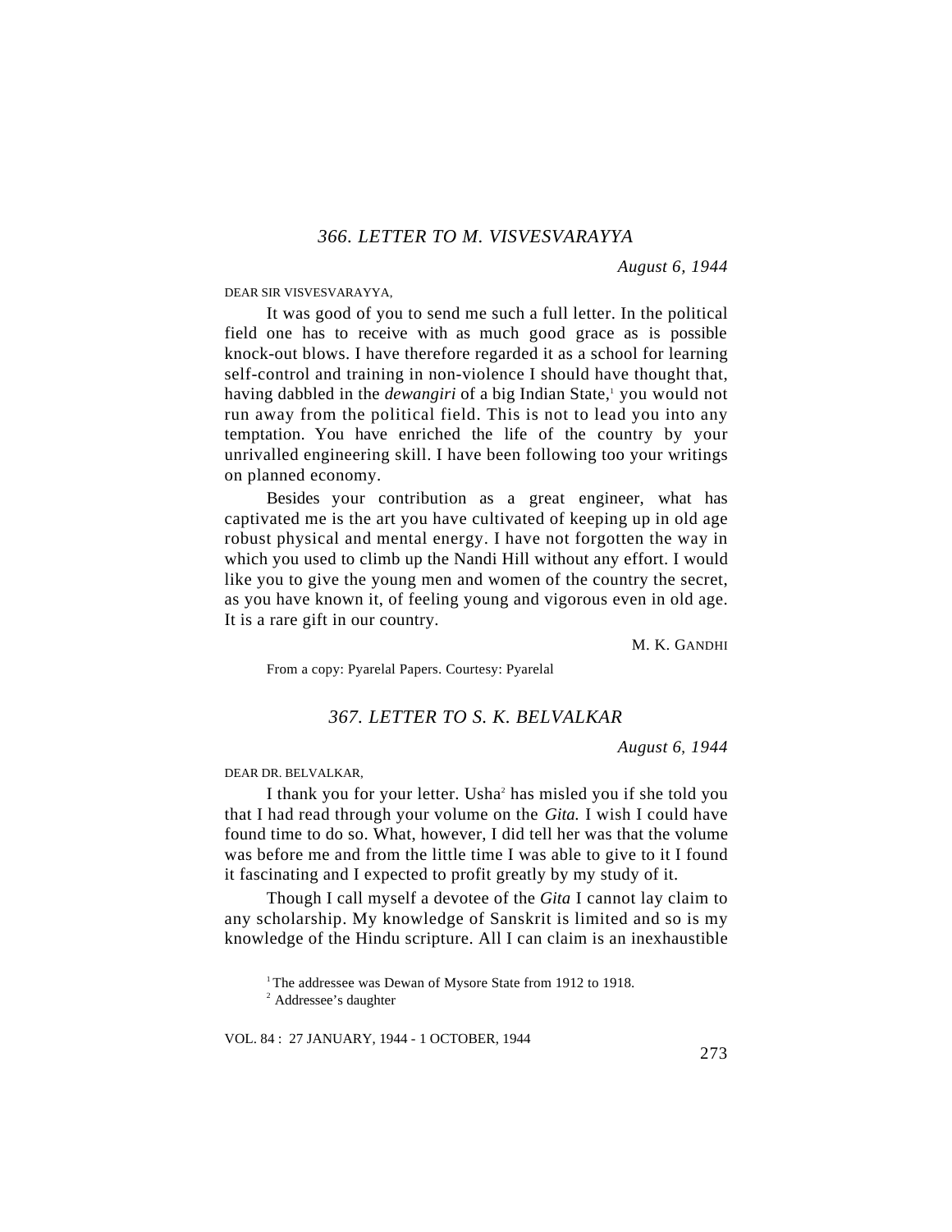### *366. LETTER TO M. VISVESVARAYYA*

*August 6, 1944*

DEAR SIR VISVESVARAYYA,

It was good of you to send me such a full letter. In the political field one has to receive with as much good grace as is possible knock-out blows. I have therefore regarded it as a school for learning self-control and training in non-violence I should have thought that, having dabbled in the *dewangiri* of a big Indian State,[1] you would not run away from the political field. This is not to lead you into any temptation. You have enriched the life of the country by your unrivalled engineering skill. I have been following too your writings on planned economy.

Besides your contribution as a great engineer, what has captivated me is the art you have cultivated of keeping up in old age robust physical and mental energy. I have not forgotten the way in which you used to climb up the Nandi Hill without any effort. I would like you to give the young men and women of the country the secret, as you have known it, of feeling young and vigorous even in old age. It is a rare gift in our country.

M. K. GANDHI

From a copy: Pyarelal Papers. Courtesy: Pyarelal

### *367. LETTER TO S. K. BELVALKAR*

*August 6, 1944*

DEAR DR. BELVALKAR,

I thank you for your letter. Usha[2] has misled you if she told you that I had read through your volume on the *Gita.* I wish I could have found time to do so. What, however, I did tell her was that the volume was before me and from the little time I was able to give to it I found it fascinating and I expected to profit greatly by my study of it.

Though I call myself a devotee of the *Gita* I cannot lay claim to any scholarship. My knowledge of Sanskrit is limited and so is my knowledge of the Hindu scripture. All I can claim is an inexhaustible

[1] The addressee was Dewan of Mysore State from 1912 to 1918.

[2] Addressee's daughter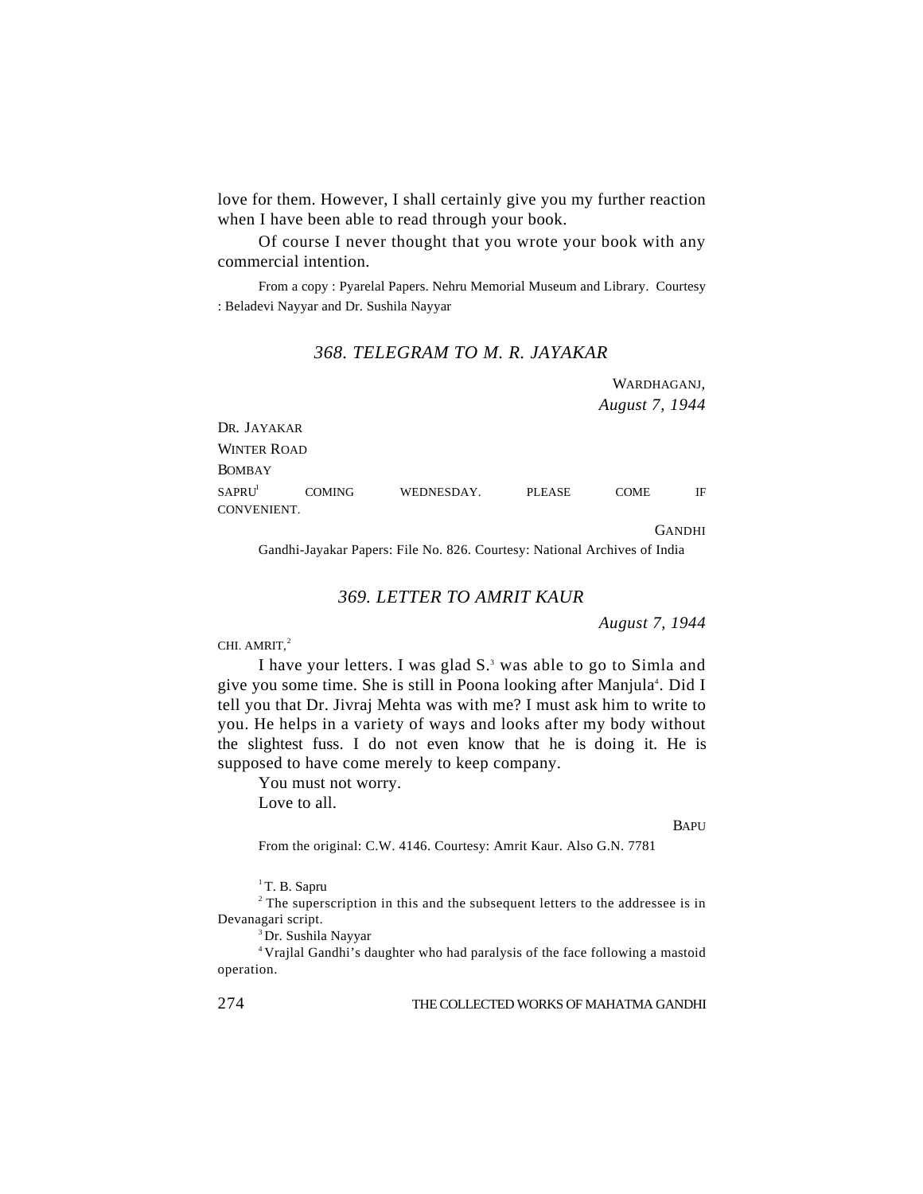love for them. However, I shall certainly give you my further reaction when I have been able to read through your book.

Of course I never thought that you wrote your book with any commercial intention.

From a copy : Pyarelal Papers. Nehru Memorial Museum and Library. Courtesy : Beladevi Nayyar and Dr. Sushila Nayyar

### *368. TELEGRAM TO M. R. JAYAKAR*

WARDHAGANJ,
*August 7, 1944*

DR. JAYAKAR
WINTER ROAD
BOMBAY

SAPRU[1] COMING WEDNESDAY. PLEASE COME IF CONVENIENT.

GANDHI

Gandhi-Jayakar Papers: File No. 826. Courtesy: National Archives of India

### *369. LETTER TO AMRIT KAUR*

*August 7, 1944*

CHI. AMRIT,[2]

I have your letters. I was glad S.[3] was able to go to Simla and give you some time. She is still in Poona looking after Manjula[4]. Did I tell you that Dr. Jivraj Mehta was with me? I must ask him to write to you. He helps in a variety of ways and looks after my body without the slightest fuss. I do not even know that he is doing it. He is supposed to have come merely to keep company.

You must not worry.

Love to all.

BAPU

From the original: C.W. 4146. Courtesy: Amrit Kaur. Also G.N. 7781

---

[1] T. B. Sapru

[2] The superscription in this and the subsequent letters to the addressee is in Devanagari script.

[3] Dr. Sushila Nayyar

[4] Vrajlal Gandhi's daughter who had paralysis of the face following a mastoid operation.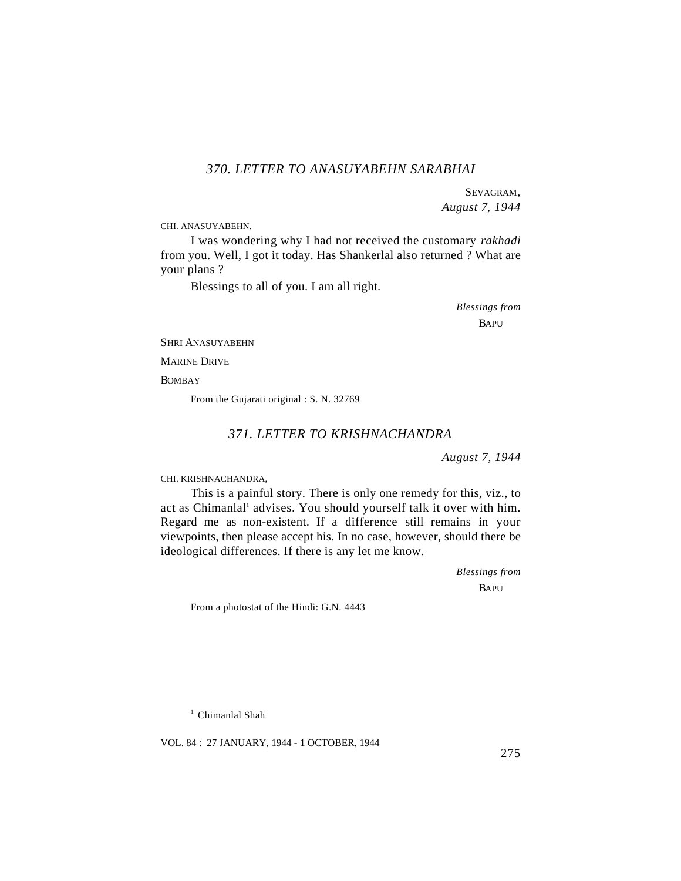### *370. LETTER TO ANASUYABEHN SARABHAI*

SEVAGRAM,
*August 7, 1944*

CHI. ANASUYABEHN,

I was wondering why I had not received the customary *rakhadi* from you. Well, I got it today. Has Shankerlal also returned ? What are your plans ?

Blessings to all of you. I am all right.

*Blessings from*
BAPU

SHRI ANASUYABEHN
MARINE DRIVE
BOMBAY

From the Gujarati original : S. N. 32769

### *371. LETTER TO KRISHNACHANDRA*

*August 7, 1944*

CHI. KRISHNACHANDRA,

This is a painful story. There is only one remedy for this, viz., to act as Chimanlal[1] advises. You should yourself talk it over with him. Regard me as non-existent. If a difference still remains in your viewpoints, then please accept his. In no case, however, should there be ideological differences. If there is any let me know.

*Blessings from*
BAPU

From a photostat of the Hindi: G.N. 4443

[1] Chimanlal Shah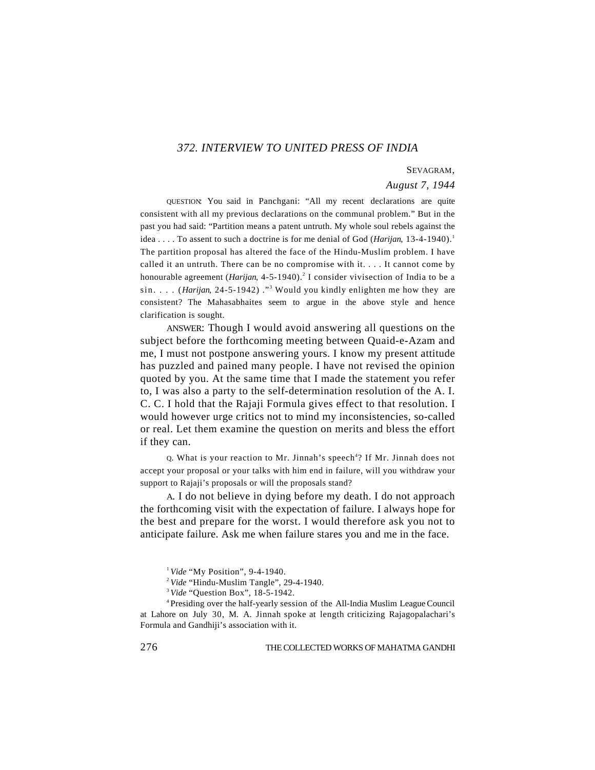## 372. INTERVIEW TO UNITED PRESS OF INDIA

SEVAGRAM,

*August 7, 1944*

QUESTION: You said in Panchgani: "All my recent declarations are quite consistent with all my previous declarations on the communal problem." But in the past you had said: "Partition means a patent untruth. My whole soul rebels against the idea . . . . To assent to such a doctrine is for me denial of God (*Harijan*, 13-4-1940).[1] The partition proposal has altered the face of the Hindu-Muslim problem. I have called it an untruth. There can be no compromise with it. . . . It cannot come by honourable agreement (*Harijan*, 4-5-1940).[2] I consider vivisection of India to be a sin. . . . (*Harijan*, 24-5-1942) ."[3] Would you kindly enlighten me how they are consistent? The Mahasabhaites seem to argue in the above style and hence clarification is sought.

ANSWER: Though I would avoid answering all questions on the subject before the forthcoming meeting between Quaid-e-Azam and me, I must not postpone answering yours. I know my present attitude has puzzled and pained many people. I have not revised the opinion quoted by you. At the same time that I made the statement you refer to, I was also a party to the self-determination resolution of the A. I. C. C. I hold that the Rajaji Formula gives effect to that resolution. I would however urge critics not to mind my inconsistencies, so-called or real. Let them examine the question on merits and bless the effort if they can.

Q. What is your reaction to Mr. Jinnah's speech[4]? If Mr. Jinnah does not accept your proposal or your talks with him end in failure, will you withdraw your support to Rajaji's proposals or will the proposals stand?

A. I do not believe in dying before my death. I do not approach the forthcoming visit with the expectation of failure. I always hope for the best and prepare for the worst. I would therefore ask you not to anticipate failure. Ask me when failure stares you and me in the face.

---

[1] *Vide* "My Position", 9-4-1940.

[2] *Vide* "Hindu-Muslim Tangle", 29-4-1940.

[3] *Vide* "Question Box", 18-5-1942.

[4] Presiding over the half-yearly session of the All-India Muslim League Council at Lahore on July 30, M. A. Jinnah spoke at length criticizing Rajagopalachari's Formula and Gandhiji's association with it.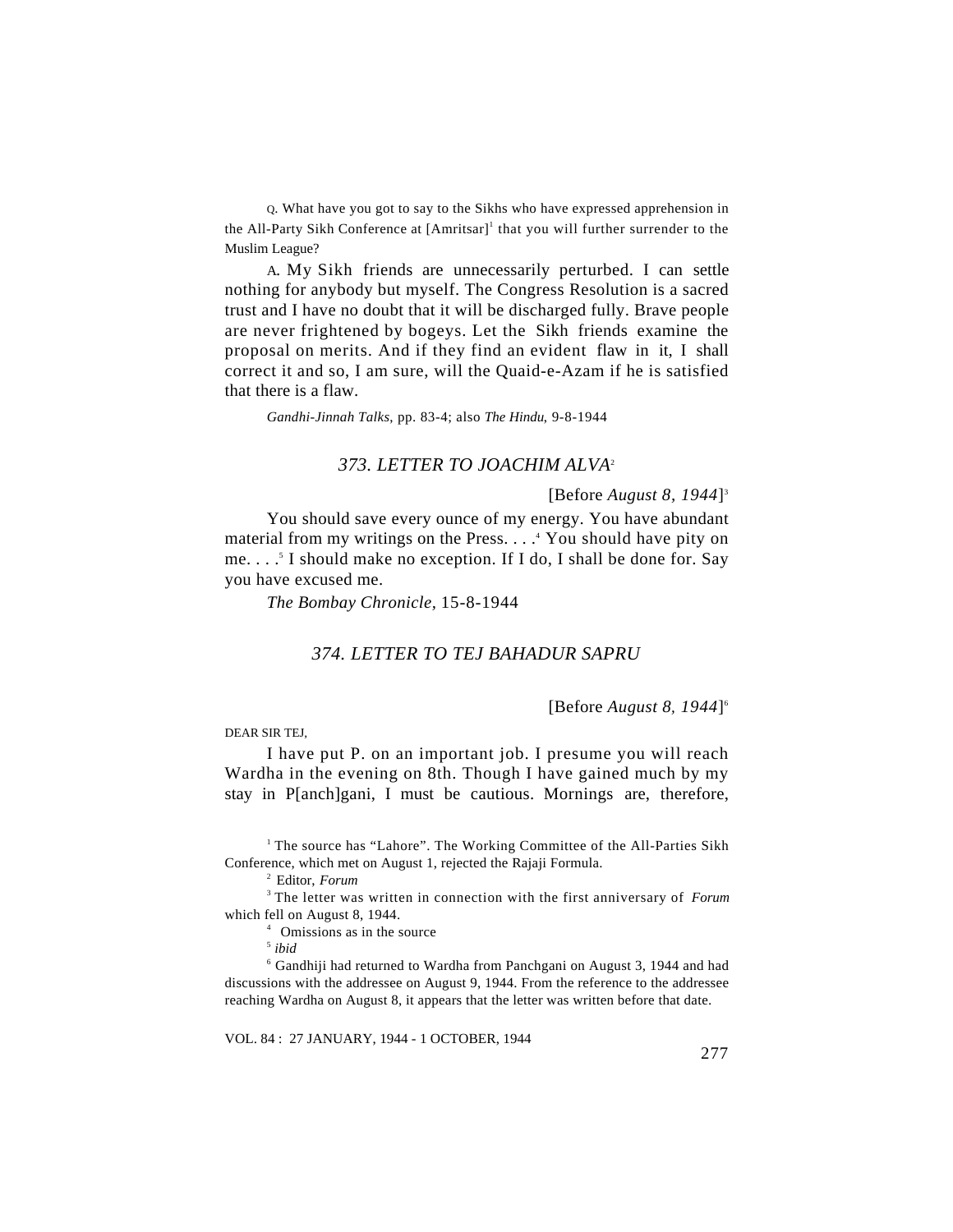Q. What have you got to say to the Sikhs who have expressed apprehension in the All-Party Sikh Conference at [Amritsar][1] that you will further surrender to the Muslim League?

A. My Sikh friends are unnecessarily perturbed. I can settle nothing for anybody but myself. The Congress Resolution is a sacred trust and I have no doubt that it will be discharged fully. Brave people are never frightened by bogeys. Let the Sikh friends examine the proposal on merits. And if they find an evident flaw in it, I shall correct it and so, I am sure, will the Quaid-e-Azam if he is satisfied that there is a flaw.

*Gandhi-Jinnah Talks*, pp. 83-4; also *The Hindu*, 9-8-1944

## *373. LETTER TO JOACHIM ALVA*[2]

[Before *August 8, 1944*][3]

You should save every ounce of my energy. You have abundant material from my writings on the Press. . . .[4] You should have pity on me. . . .[5] I should make no exception. If I do, I shall be done for. Say you have excused me.

*The Bombay Chronicle*, 15-8-1944

## *374. LETTER TO TEJ BAHADUR SAPRU*

[Before *August 8, 1944*][6]

DEAR SIR TEJ,

I have put P. on an important job. I presume you will reach Wardha in the evening on 8th. Though I have gained much by my stay in P[anch]gani, I must be cautious. Mornings are, therefore,

---

[1] The source has "Lahore". The Working Committee of the All-Parties Sikh Conference, which met on August 1, rejected the Rajaji Formula.

[2] Editor, *Forum*

[3] The letter was written in connection with the first anniversary of *Forum* which fell on August 8, 1944.

[4] Omissions as in the source

[5] *ibid*

[6] Gandhiji had returned to Wardha from Panchgani on August 3, 1944 and had discussions with the addressee on August 9, 1944. From the reference to the addressee reaching Wardha on August 8, it appears that the letter was written before that date.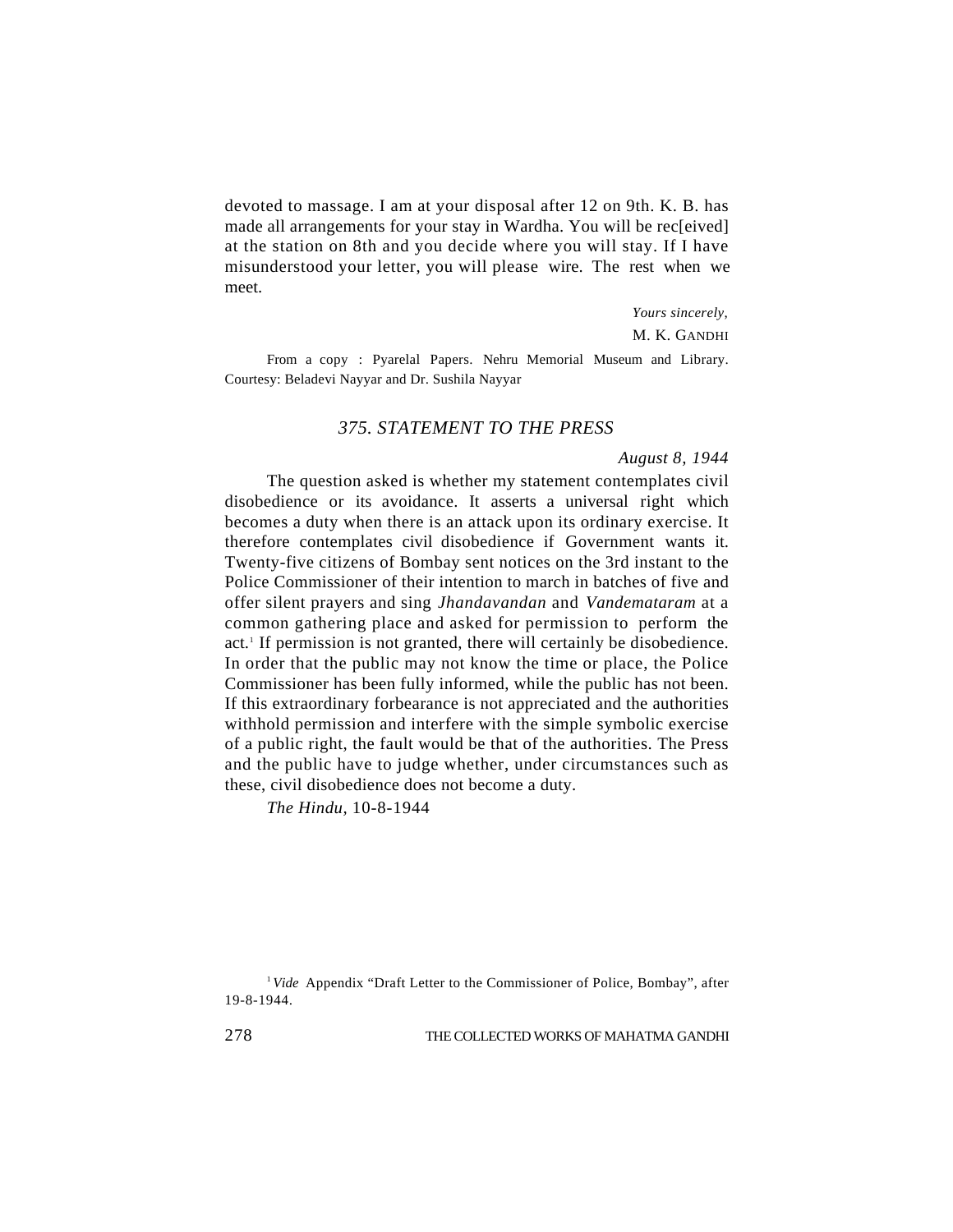devoted to massage. I am at your disposal after 12 on 9th. K. B. has made all arrangements for your stay in Wardha. You will be rec[eived] at the station on 8th and you decide where you will stay. If I have misunderstood your letter, you will please wire. The rest when we meet.

*Yours sincerely,*

M. K. GANDHI

From a copy : Pyarelal Papers. Nehru Memorial Museum and Library. Courtesy: Beladevi Nayyar and Dr. Sushila Nayyar

### *375. STATEMENT TO THE PRESS*

*August 8, 1944*

The question asked is whether my statement contemplates civil disobedience or its avoidance. It asserts a universal right which becomes a duty when there is an attack upon its ordinary exercise. It therefore contemplates civil disobedience if Government wants it. Twenty-five citizens of Bombay sent notices on the 3rd instant to the Police Commissioner of their intention to march in batches of five and offer silent prayers and sing *Jhandavandan* and *Vandemataram* at a common gathering place and asked for permission to perform the act.[1] If permission is not granted, there will certainly be disobedience. In order that the public may not know the time or place, the Police Commissioner has been fully informed, while the public has not been. If this extraordinary forbearance is not appreciated and the authorities withhold permission and interfere with the simple symbolic exercise of a public right, the fault would be that of the authorities. The Press and the public have to judge whether, under circumstances such as these, civil disobedience does not become a duty.

*The Hindu,* 10-8-1944

[1] *Vide* Appendix "Draft Letter to the Commissioner of Police, Bombay", after 19-8-1944.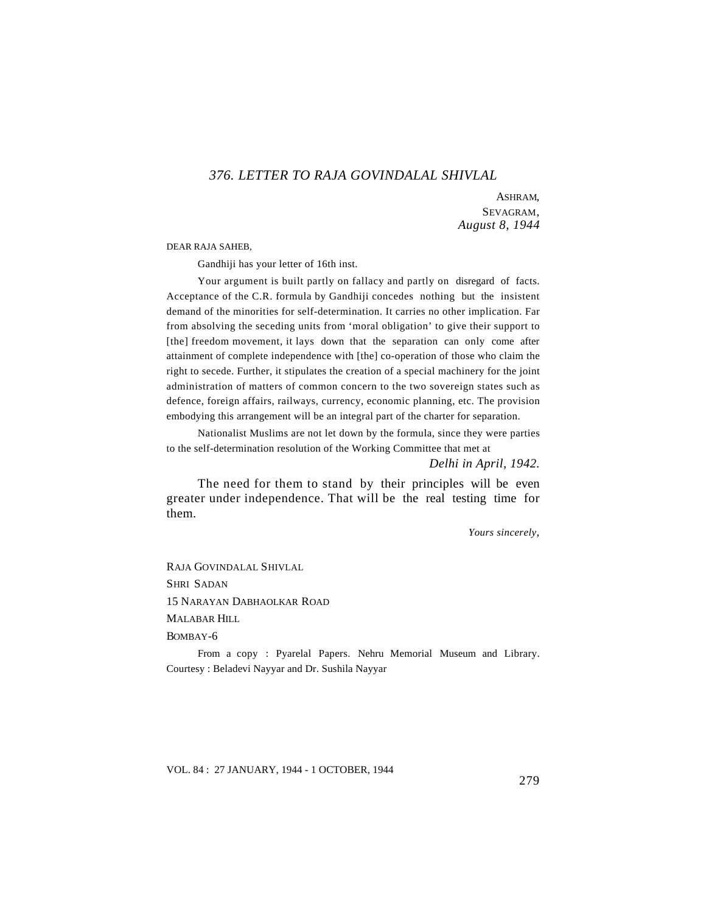## *376. LETTER TO RAJA GOVINDALAL SHIVLAL*

ASHRAM,
SEVAGRAM,
*August 8, 1944*

DEAR RAJA SAHEB,

Gandhiji has your letter of 16th inst.

Your argument is built partly on fallacy and partly on disregard of facts. Acceptance of the C.R. formula by Gandhiji concedes nothing but the insistent demand of the minorities for self-determination. It carries no other implication. Far from absolving the seceding units from 'moral obligation' to give their support to [the] freedom movement, it lays down that the separation can only come after attainment of complete independence with [the] co-operation of those who claim the right to secede. Further, it stipulates the creation of a special machinery for the joint administration of matters of common concern to the two sovereign states such as defence, foreign affairs, railways, currency, economic planning, etc. The provision embodying this arrangement will be an integral part of the charter for separation.

Nationalist Muslims are not let down by the formula, since they were parties to the self-determination resolution of the Working Committee that met at *Delhi in April, 1942.*

The need for them to stand by their principles will be even greater under independence. That will be the real testing time for them.

*Yours sincerely,*

RAJA GOVINDALAL SHIVLAL
SHRI SADAN
15 NARAYAN DABHAOLKAR ROAD
MALABAR HILL
BOMBAY-6

From a copy : Pyarelal Papers. Nehru Memorial Museum and Library. Courtesy : Beladevi Nayyar and Dr. Sushila Nayyar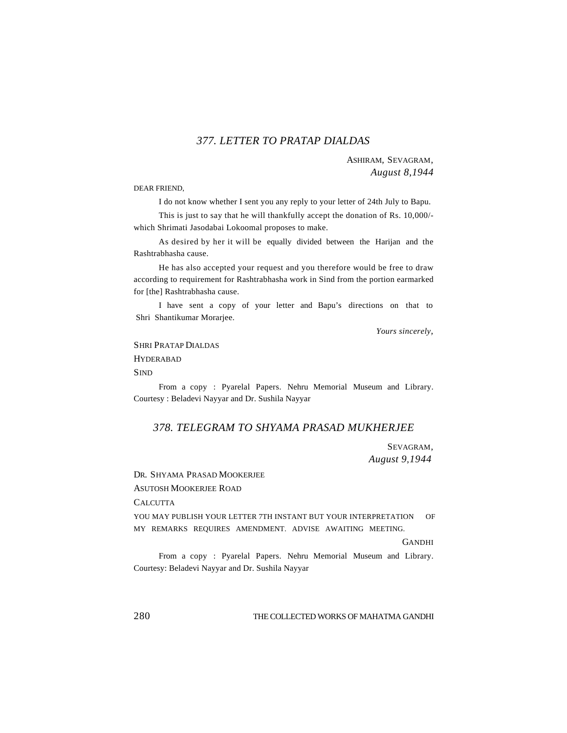## *377. LETTER TO PRATAP DIALDAS*

ASHIRAM, SEVAGRAM,
*August 8,1944*

DEAR FRIEND,

I do not know whether I sent you any reply to your letter of 24th July to Bapu.

This is just to say that he will thankfully accept the donation of Rs. 10,000/- which Shrimati Jasodabai Lokoomal proposes to make.

As desired by her it will be equally divided between the Harijan and the Rashtrabhasha cause.

He has also accepted your request and you therefore would be free to draw according to requirement for Rashtrabhasha work in Sind from the portion earmarked for [the] Rashtrabhasha cause.

I have sent a copy of your letter and Bapu's directions on that to Shri Shantikumar Morarjee.

*Yours sincerely*,

SHRI PRATAP DIALDAS
HYDERABAD
SIND

From a copy : Pyarelal Papers. Nehru Memorial Museum and Library. Courtesy : Beladevi Nayyar and Dr. Sushila Nayyar

## *378. TELEGRAM TO SHYAMA PRASAD MUKHERJEE*

SEVAGRAM,
*August 9,1944*

DR. SHYAMA PRASAD MOOKERJEE
ASUTOSH MOOKERJEE ROAD
CALCUTTA

YOU MAY PUBLISH YOUR LETTER 7TH INSTANT BUT YOUR INTERPRETATION OF MY REMARKS REQUIRES AMENDMENT. ADVISE AWAITING MEETING.

GANDHI

From a copy : Pyarelal Papers. Nehru Memorial Museum and Library. Courtesy: Beladevi Nayyar and Dr. Sushila Nayyar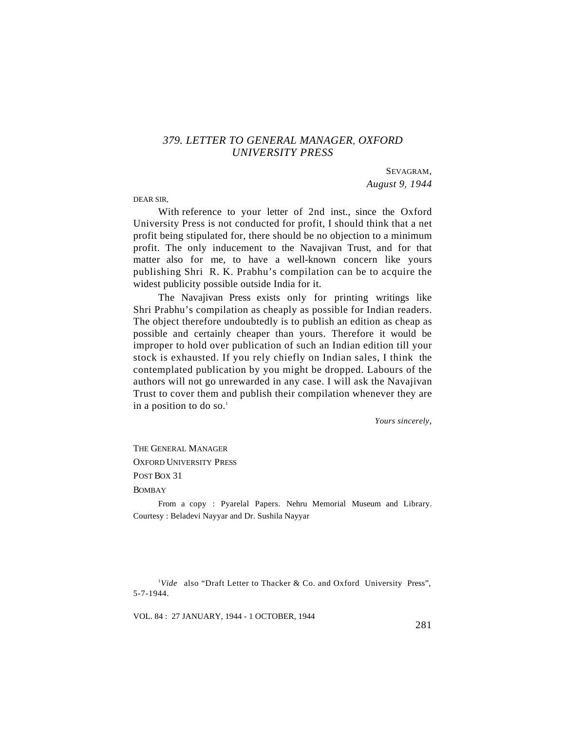## *379. LETTER TO GENERAL MANAGER, OXFORD UNIVERSITY PRESS*

SEVAGRAM,
*August 9, 1944*

DEAR SIR,

With reference to your letter of 2nd inst., since the Oxford University Press is not conducted for profit, I should think that a net profit being stipulated for, there should be no objection to a minimum profit. The only inducement to the Navajivan Trust, and for that matter also for me, to have a well-known concern like yours publishing Shri R. K. Prabhu's compilation can be to acquire the widest publicity possible outside India for it.

The Navajivan Press exists only for printing writings like Shri Prabhu's compilation as cheaply as possible for Indian readers. The object therefore undoubtedly is to publish an edition as cheap as possible and certainly cheaper than yours. Therefore it would be improper to hold over publication of such an Indian edition till your stock is exhausted. If you rely chiefly on Indian sales, I think the contemplated publication by you might be dropped. Labours of the authors will not go unrewarded in any case. I will ask the Navajivan Trust to cover them and publish their compilation whenever they are in a position to do so.[1]

*Yours sincerely,*

THE GENERAL MANAGER
OXFORD UNIVERSITY PRESS
POST BOX 31
BOMBAY

From a copy : Pyarelal Papers. Nehru Memorial Museum and Library. Courtesy : Beladevi Nayyar and Dr. Sushila Nayyar

[1] *Vide* also "Draft Letter to Thacker & Co. and Oxford University Press", 5-7-1944.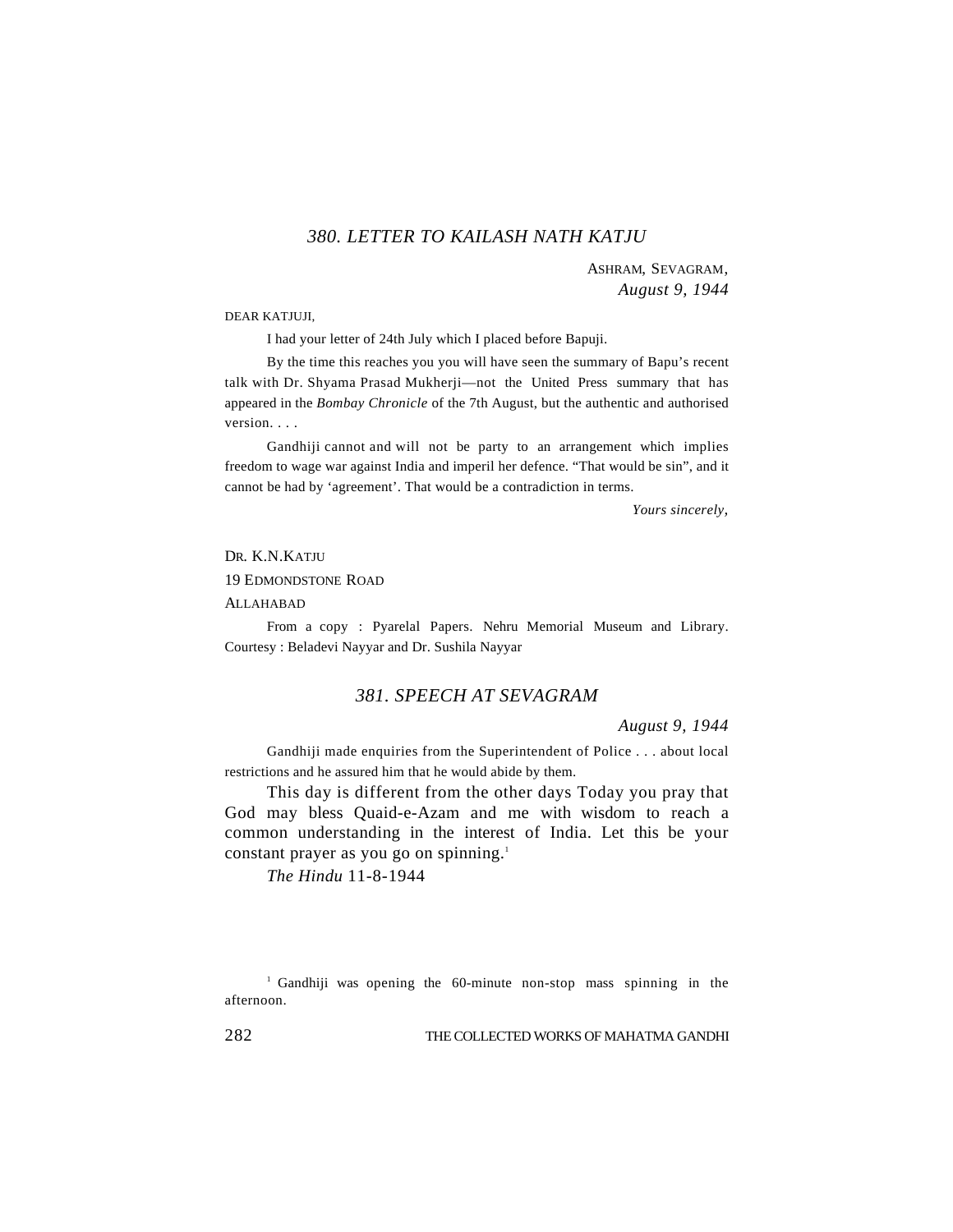## *380. LETTER TO KAILASH NATH KATJU*

ASHRAM, SEVAGRAM,
*August 9, 1944*

DEAR KATJUJI,

I had your letter of 24th July which I placed before Bapuji.

By the time this reaches you you will have seen the summary of Bapu's recent talk with Dr. Shyama Prasad Mukherji—not the United Press summary that has appeared in the *Bombay Chronicle* of the 7th August, but the authentic and authorised version. . . .

Gandhiji cannot and will not be party to an arrangement which implies freedom to wage war against India and imperil her defence. "That would be sin", and it cannot be had by 'agreement'. That would be a contradiction in terms.

*Yours sincerely,*

DR. K.N.KATJU
19 EDMONDSTONE ROAD
ALLAHABAD

From a copy : Pyarelal Papers. Nehru Memorial Museum and Library. Courtesy : Beladevi Nayyar and Dr. Sushila Nayyar

## *381. SPEECH AT SEVAGRAM*

*August 9, 1944*

Gandhiji made enquiries from the Superintendent of Police . . . about local restrictions and he assured him that he would abide by them.

This day is different from the other days Today you pray that God may bless Quaid-e-Azam and me with wisdom to reach a common understanding in the interest of India. Let this be your constant prayer as you go on spinning.[1]

*The Hindu* 11-8-1944

[1] Gandhiji was opening the 60-minute non-stop mass spinning in the afternoon.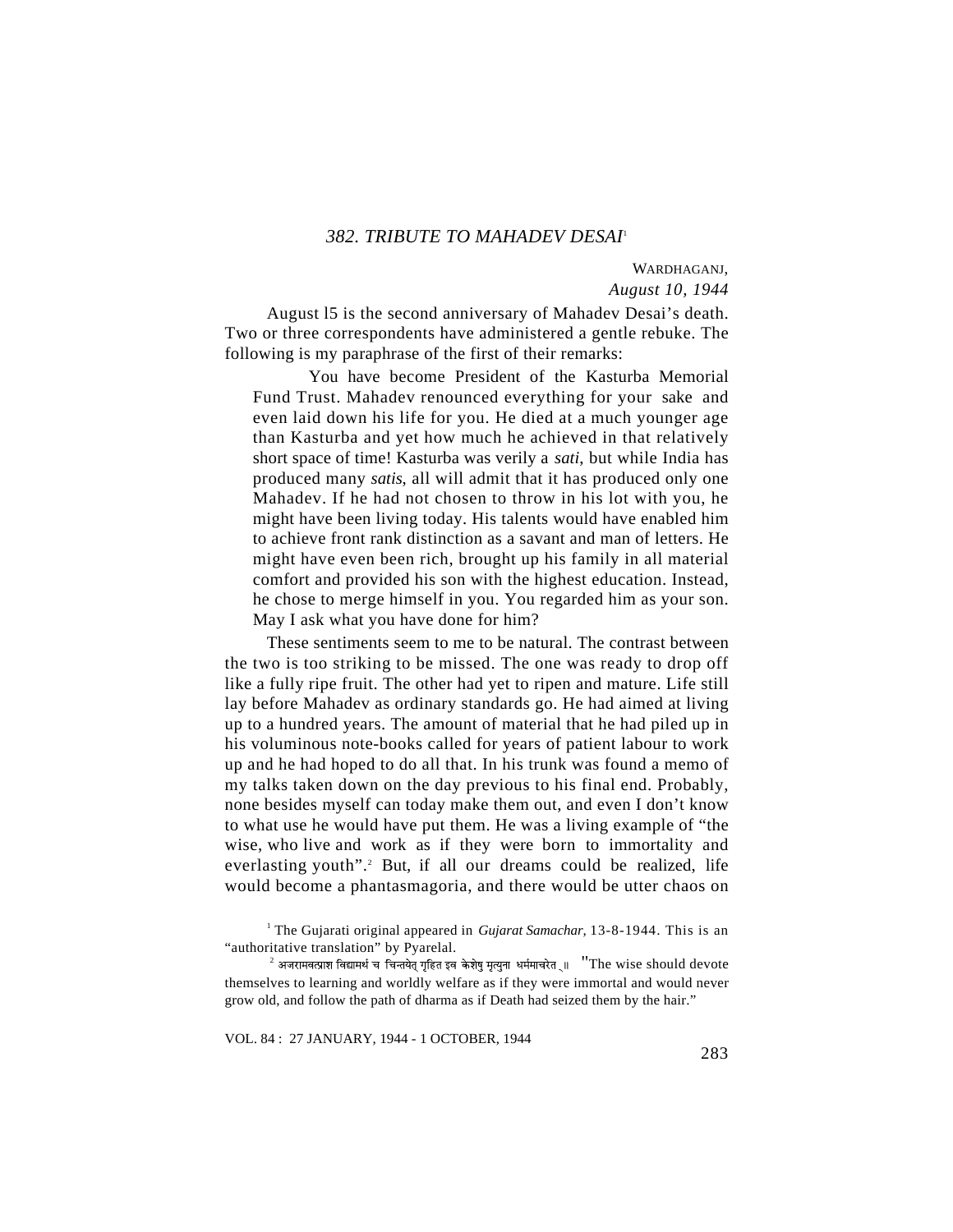### 382. TRIBUTE TO MAHADEV DESAI[1]

WARDHAGANJ,
*August 10, 1944*

August l5 is the second anniversary of Mahadev Desai's death. Two or three correspondents have administered a gentle rebuke. The following is my paraphrase of the first of their remarks:

> You have become President of the Kasturba Memorial Fund Trust. Mahadev renounced everything for your sake and even laid down his life for you. He died at a much younger age than Kasturba and yet how much he achieved in that relatively short space of time! Kasturba was verily a *sati*, but while India has produced many *satis*, all will admit that it has produced only one Mahadev. If he had not chosen to throw in his lot with you, he might have been living today. His talents would have enabled him to achieve front rank distinction as a savant and man of letters. He might have even been rich, brought up his family in all material comfort and provided his son with the highest education. Instead, he chose to merge himself in you. You regarded him as your son. May I ask what you have done for him?

These sentiments seem to me to be natural. The contrast between the two is too striking to be missed. The one was ready to drop off like a fully ripe fruit. The other had yet to ripen and mature. Life still lay before Mahadev as ordinary standards go. He had aimed at living up to a hundred years. The amount of material that he had piled up in his voluminous note-books called for years of patient labour to work up and he had hoped to do all that. In his trunk was found a memo of my talks taken down on the day previous to his final end. Probably, none besides myself can today make them out, and even I don't know to what use he would have put them. He was a living example of "the wise, who live and work as if they were born to immortality and everlasting youth".[2] But, if all our dreams could be realized, life would become a phantasmagoria, and there would be utter chaos on

---

[1] The Gujarati original appeared in *Gujarat Samachar*, 13-8-1944. This is an "authoritative translation" by Pyarelal.

[2] अजरामवत्प्राश विद्यामर्थं च चिन्तयेत् गृहित इव केशेषु मृत्युना धर्ममाचरेत् ॥ "The wise should devote themselves to learning and worldly welfare as if they were immortal and would never grow old, and follow the path of dharma as if Death had seized them by the hair."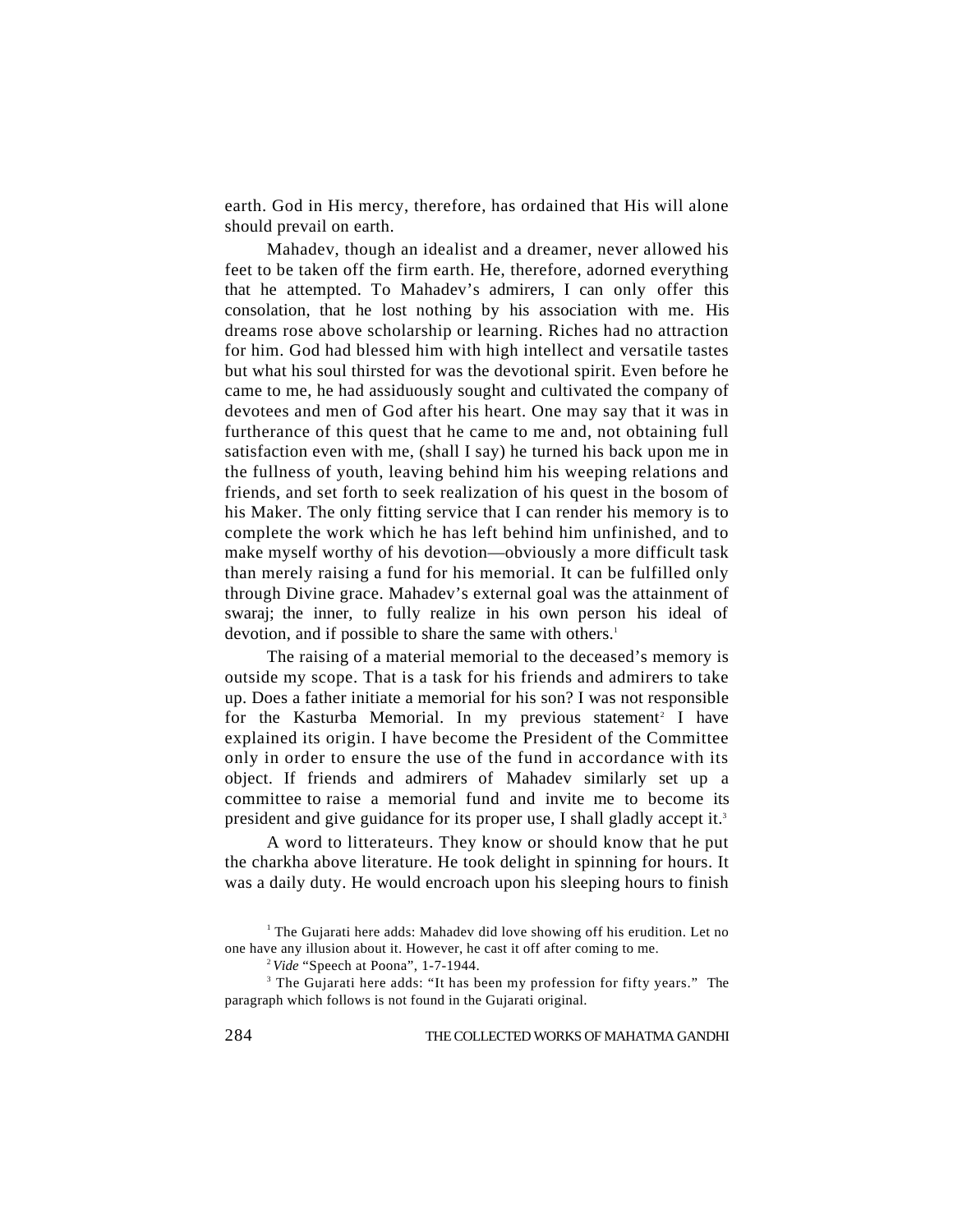earth. God in His mercy, therefore, has ordained that His will alone should prevail on earth.

Mahadev, though an idealist and a dreamer, never allowed his feet to be taken off the firm earth. He, therefore, adorned everything that he attempted. To Mahadev's admirers, I can only offer this consolation, that he lost nothing by his association with me. His dreams rose above scholarship or learning. Riches had no attraction for him. God had blessed him with high intellect and versatile tastes but what his soul thirsted for was the devotional spirit. Even before he came to me, he had assiduously sought and cultivated the company of devotees and men of God after his heart. One may say that it was in furtherance of this quest that he came to me and, not obtaining full satisfaction even with me, (shall I say) he turned his back upon me in the fullness of youth, leaving behind him his weeping relations and friends, and set forth to seek realization of his quest in the bosom of his Maker. The only fitting service that I can render his memory is to complete the work which he has left behind him unfinished, and to make myself worthy of his devotion—obviously a more difficult task than merely raising a fund for his memorial. It can be fulfilled only through Divine grace. Mahadev's external goal was the attainment of swaraj; the inner, to fully realize in his own person his ideal of devotion, and if possible to share the same with others.[1]

The raising of a material memorial to the deceased's memory is outside my scope. That is a task for his friends and admirers to take up. Does a father initiate a memorial for his son? I was not responsible for the Kasturba Memorial. In my previous statement[2] I have explained its origin. I have become the President of the Committee only in order to ensure the use of the fund in accordance with its object. If friends and admirers of Mahadev similarly set up a committee to raise a memorial fund and invite me to become its president and give guidance for its proper use, I shall gladly accept it.[3]

A word to litterateurs. They know or should know that he put the charkha above literature. He took delight in spinning for hours. It was a daily duty. He would encroach upon his sleeping hours to finish

[1] The Gujarati here adds: Mahadev did love showing off his erudition. Let no one have any illusion about it. However, he cast it off after coming to me.

[2] *Vide* "Speech at Poona", 1-7-1944.

[3] The Gujarati here adds: "It has been my profession for fifty years." The paragraph which follows is not found in the Gujarati original.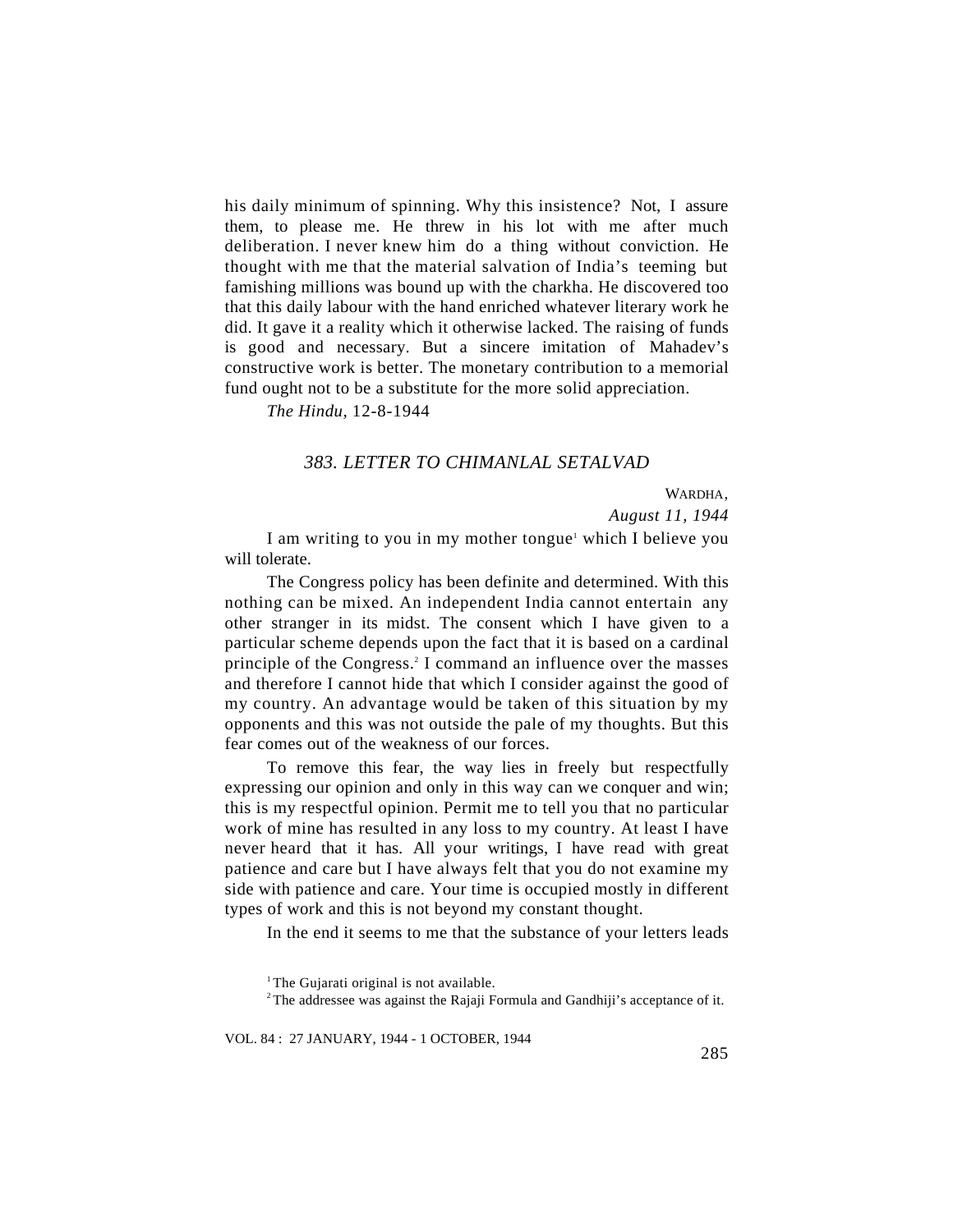his daily minimum of spinning. Why this insistence? Not, I assure them, to please me. He threw in his lot with me after much deliberation. I never knew him do a thing without conviction. He thought with me that the material salvation of India's teeming but famishing millions was bound up with the charkha. He discovered too that this daily labour with the hand enriched whatever literary work he did. It gave it a reality which it otherwise lacked. The raising of funds is good and necessary. But a sincere imitation of Mahadev's constructive work is better. The monetary contribution to a memorial fund ought not to be a substitute for the more solid appreciation.

*The Hindu*, 12-8-1944

### *383. LETTER TO CHIMANLAL SETALVAD*

WARDHA,
*August 11, 1944*

I am writing to you in my mother tongue[1] which I believe you will tolerate.

The Congress policy has been definite and determined. With this nothing can be mixed. An independent India cannot entertain any other stranger in its midst. The consent which I have given to a particular scheme depends upon the fact that it is based on a cardinal principle of the Congress.[2] I command an influence over the masses and therefore I cannot hide that which I consider against the good of my country. An advantage would be taken of this situation by my opponents and this was not outside the pale of my thoughts. But this fear comes out of the weakness of our forces.

To remove this fear, the way lies in freely but respectfully expressing our opinion and only in this way can we conquer and win; this is my respectful opinion. Permit me to tell you that no particular work of mine has resulted in any loss to my country. At least I have never heard that it has. All your writings, I have read with great patience and care but I have always felt that you do not examine my side with patience and care. Your time is occupied mostly in different types of work and this is not beyond my constant thought.

In the end it seems to me that the substance of your letters leads

[1] The Gujarati original is not available.

[2] The addressee was against the Rajaji Formula and Gandhiji's acceptance of it.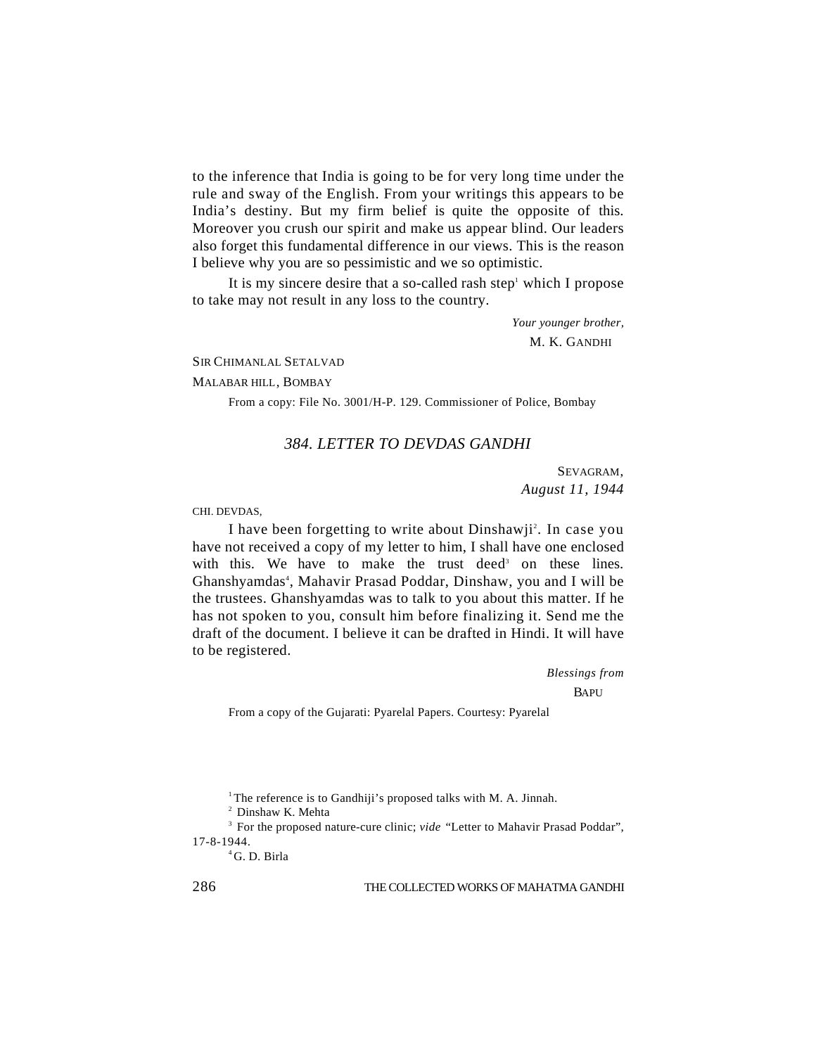to the inference that India is going to be for very long time under the rule and sway of the English. From your writings this appears to be India's destiny. But my firm belief is quite the opposite of this. Moreover you crush our spirit and make us appear blind. Our leaders also forget this fundamental difference in our views. This is the reason I believe why you are so pessimistic and we so optimistic.

It is my sincere desire that a so-called rash step[1] which I propose to take may not result in any loss to the country.

*Your younger brother,*
M. K. GANDHI

SIR CHIMANLAL SETALVAD
MALABAR HILL, BOMBAY

From a copy: File No. 3001/H-P. 129. Commissioner of Police, Bombay

## *384. LETTER TO DEVDAS GANDHI*

SEVAGRAM,
*August 11, 1944*

CHI. DEVDAS,

I have been forgetting to write about Dinshawji[2]. In case you have not received a copy of my letter to him, I shall have one enclosed with this. We have to make the trust deed[3] on these lines. Ghanshyamdas[4], Mahavir Prasad Poddar, Dinshaw, you and I will be the trustees. Ghanshyamdas was to talk to you about this matter. If he has not spoken to you, consult him before finalizing it. Send me the draft of the document. I believe it can be drafted in Hindi. It will have to be registered.

*Blessings from*
BAPU

From a copy of the Gujarati: Pyarelal Papers. Courtesy: Pyarelal

---

[1] The reference is to Gandhiji's proposed talks with M. A. Jinnah.

[2] Dinshaw K. Mehta

[3] For the proposed nature-cure clinic; *vide* "Letter to Mahavir Prasad Poddar", 17-8-1944.

[4] G. D. Birla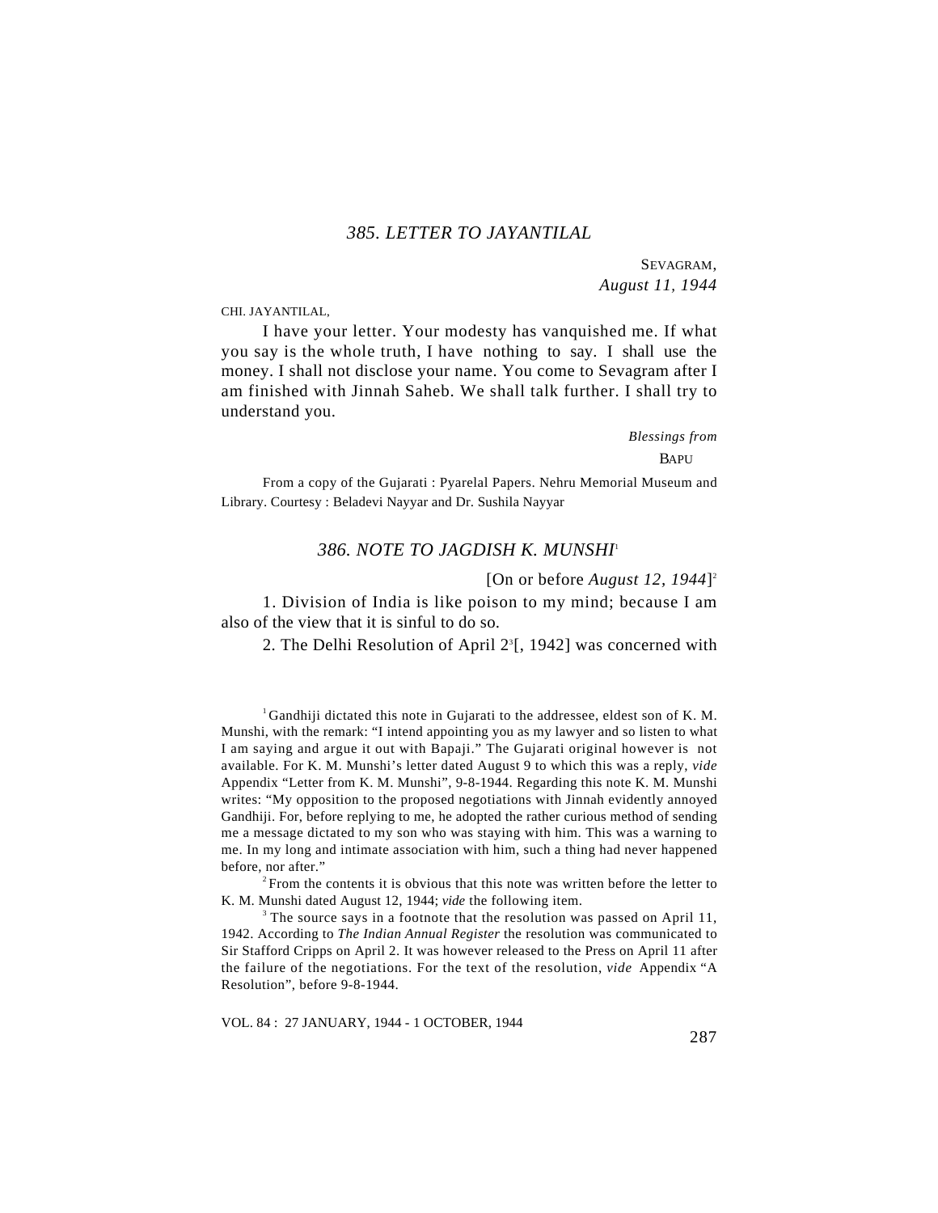## 385. LETTER TO JAYANTILAL

SEVAGRAM,
*August 11, 1944*

CHI. JAYANTILAL,

I have your letter. Your modesty has vanquished me. If what you say is the whole truth, I have nothing to say. I shall use the money. I shall not disclose your name. You come to Sevagram after I am finished with Jinnah Saheb. We shall talk further. I shall try to understand you.

*Blessings from*
BAPU

From a copy of the Gujarati : Pyarelal Papers. Nehru Memorial Museum and Library. Courtesy : Beladevi Nayyar and Dr. Sushila Nayyar

## 386. NOTE TO JAGDISH K. MUNSHI[1]

[On or before *August 12, 1944*][2]

1. Division of India is like poison to my mind; because I am also of the view that it is sinful to do so.

2. The Delhi Resolution of April 2[3][, 1942] was concerned with

---

[1] Gandhiji dictated this note in Gujarati to the addressee, eldest son of K. M. Munshi, with the remark: "I intend appointing you as my lawyer and so listen to what I am saying and argue it out with Bapaji." The Gujarati original however is not available. For K. M. Munshi's letter dated August 9 to which this was a reply, *vide* Appendix "Letter from K. M. Munshi", 9-8-1944. Regarding this note K. M. Munshi writes: "My opposition to the proposed negotiations with Jinnah evidently annoyed Gandhiji. For, before replying to me, he adopted the rather curious method of sending me a message dictated to my son who was staying with him. This was a warning to me. In my long and intimate association with him, such a thing had never happened before, nor after."

[2] From the contents it is obvious that this note was written before the letter to K. M. Munshi dated August 12, 1944; *vide* the following item.

[3] The source says in a footnote that the resolution was passed on April 11, 1942. According to *The Indian Annual Register* the resolution was communicated to Sir Stafford Cripps on April 2. It was however released to the Press on April 11 after the failure of the negotiations. For the text of the resolution, *vide* Appendix "A Resolution", before 9-8-1944.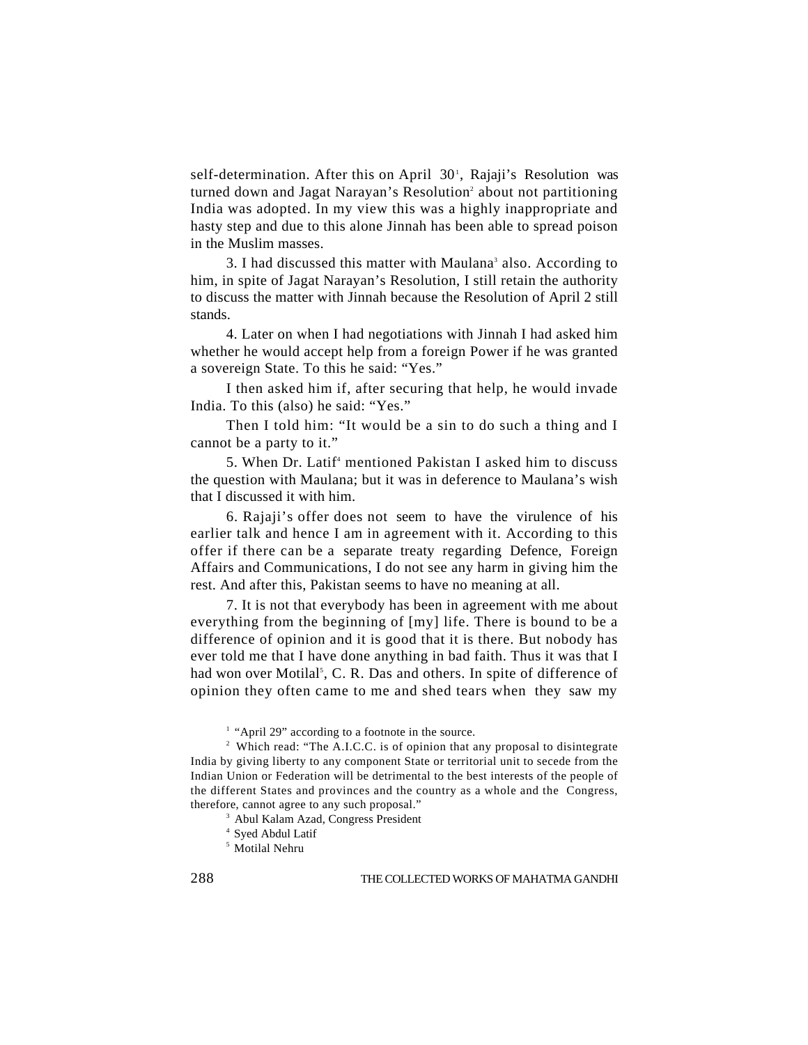self-determination. After this on April 30[1], Rajaji's Resolution was turned down and Jagat Narayan's Resolution[2] about not partitioning India was adopted. In my view this was a highly inappropriate and hasty step and due to this alone Jinnah has been able to spread poison in the Muslim masses.

3. I had discussed this matter with Maulana[3] also. According to him, in spite of Jagat Narayan's Resolution, I still retain the authority to discuss the matter with Jinnah because the Resolution of April 2 still stands.

4. Later on when I had negotiations with Jinnah I had asked him whether he would accept help from a foreign Power if he was granted a sovereign State. To this he said: "Yes."

I then asked him if, after securing that help, he would invade India. To this (also) he said: "Yes."

Then I told him: "It would be a sin to do such a thing and I cannot be a party to it."

5. When Dr. Latif[4] mentioned Pakistan I asked him to discuss the question with Maulana; but it was in deference to Maulana's wish that I discussed it with him.

6. Rajaji's offer does not seem to have the virulence of his earlier talk and hence I am in agreement with it. According to this offer if there can be a separate treaty regarding Defence, Foreign Affairs and Communications, I do not see any harm in giving him the rest. And after this, Pakistan seems to have no meaning at all.

7. It is not that everybody has been in agreement with me about everything from the beginning of [my] life. There is bound to be a difference of opinion and it is good that it is there. But nobody has ever told me that I have done anything in bad faith. Thus it was that I had won over Motilal[5], C. R. Das and others. In spite of difference of opinion they often came to me and shed tears when they saw my

[1] "April 29" according to a footnote in the source.

[2] Which read: "The A.I.C.C. is of opinion that any proposal to disintegrate India by giving liberty to any component State or territorial unit to secede from the Indian Union or Federation will be detrimental to the best interests of the people of the different States and provinces and the country as a whole and the Congress, therefore, cannot agree to any such proposal."

[3] Abul Kalam Azad, Congress President

[4] Syed Abdul Latif

[5] Motilal Nehru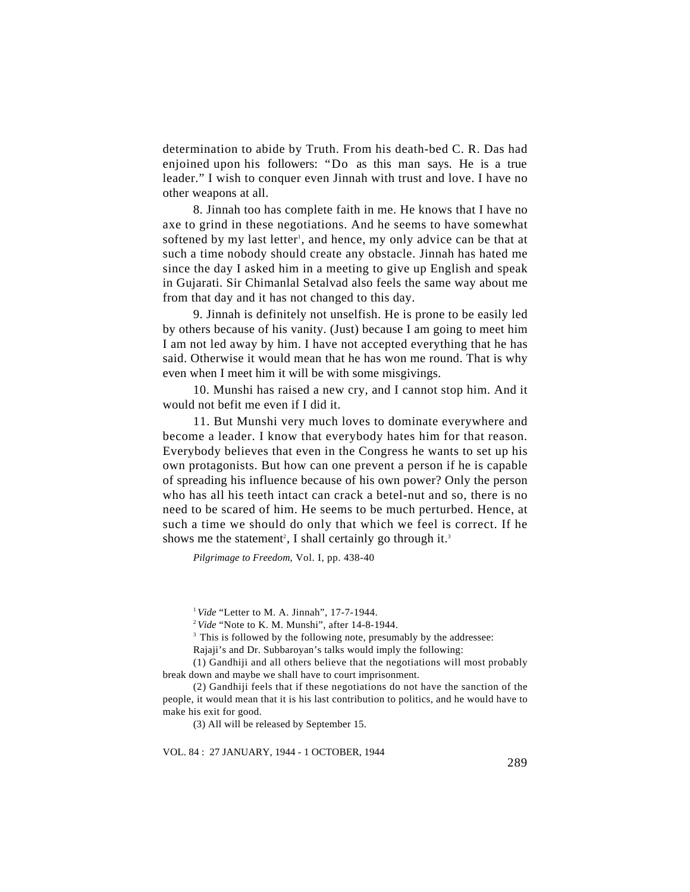determination to abide by Truth. From his death-bed C. R. Das had enjoined upon his followers: "Do as this man says. He is a true leader." I wish to conquer even Jinnah with trust and love. I have no other weapons at all.

8. Jinnah too has complete faith in me. He knows that I have no axe to grind in these negotiations. And he seems to have somewhat softened by my last letter[1], and hence, my only advice can be that at such a time nobody should create any obstacle. Jinnah has hated me since the day I asked him in a meeting to give up English and speak in Gujarati. Sir Chimanlal Setalvad also feels the same way about me from that day and it has not changed to this day.

9. Jinnah is definitely not unselfish. He is prone to be easily led by others because of his vanity. (Just) because I am going to meet him I am not led away by him. I have not accepted everything that he has said. Otherwise it would mean that he has won me round. That is why even when I meet him it will be with some misgivings.

10. Munshi has raised a new cry, and I cannot stop him. And it would not befit me even if I did it.

11. But Munshi very much loves to dominate everywhere and become a leader. I know that everybody hates him for that reason. Everybody believes that even in the Congress he wants to set up his own protagonists. But how can one prevent a person if he is capable of spreading his influence because of his own power? Only the person who has all his teeth intact can crack a betel-nut and so, there is no need to be scared of him. He seems to be much perturbed. Hence, at such a time we should do only that which we feel is correct. If he shows me the statement[2], I shall certainly go through it.[3]

*Pilgrimage to Freedom,* Vol. I, pp. 438-40

[1] *Vide* "Letter to M. A. Jinnah", 17-7-1944.

[2] *Vide* "Note to K. M. Munshi", after 14-8-1944.

[3] This is followed by the following note, presumably by the addressee:

Rajaji's and Dr. Subbaroyan's talks would imply the following:

(1) Gandhiji and all others believe that the negotiations will most probably break down and maybe we shall have to court imprisonment.

(2) Gandhiji feels that if these negotiations do not have the sanction of the people, it would mean that it is his last contribution to politics, and he would have to make his exit for good.

(3) All will be released by September 15.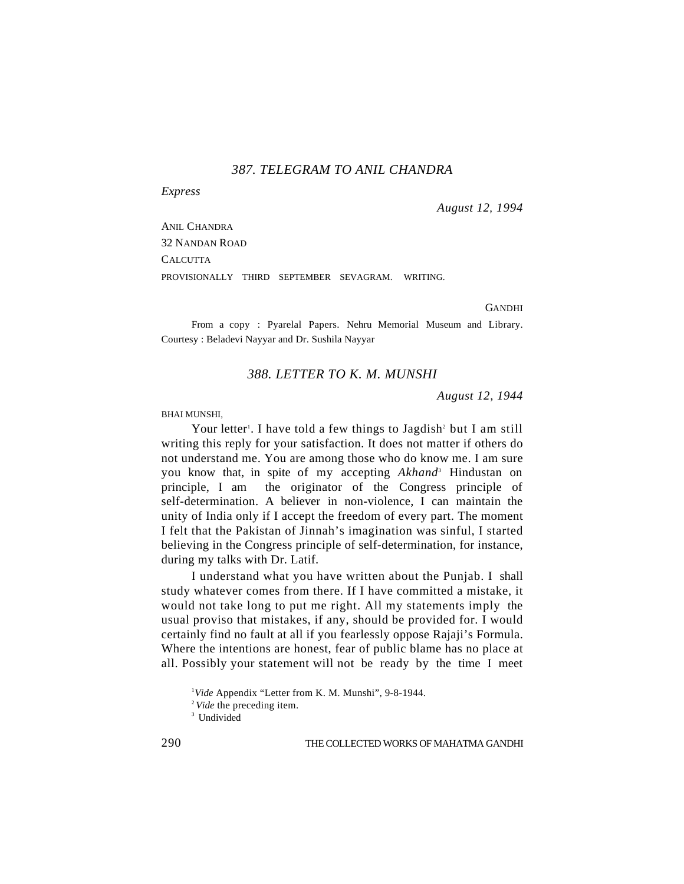### *387. TELEGRAM TO ANIL CHANDRA*

*Express*

*August 12, 1994*

ANIL CHANDRA
32 NANDAN ROAD
CALCUTTA
PROVISIONALLY THIRD SEPTEMBER SEVAGRAM. WRITING.

GANDHI

From a copy : Pyarelal Papers. Nehru Memorial Museum and Library. Courtesy : Beladevi Nayyar and Dr. Sushila Nayyar

### *388. LETTER TO K. M. MUNSHI*

*August 12, 1944*

BHAI MUNSHI,

Your letter[1]. I have told a few things to Jagdish[2] but I am still writing this reply for your satisfaction. It does not matter if others do not understand me. You are among those who do know me. I am sure you know that, in spite of my accepting *Akhand*[3] Hindustan on principle, I am the originator of the Congress principle of self-determination. A believer in non-violence, I can maintain the unity of India only if I accept the freedom of every part. The moment I felt that the Pakistan of Jinnah's imagination was sinful, I started believing in the Congress principle of self-determination, for instance, during my talks with Dr. Latif.

I understand what you have written about the Punjab. I shall study whatever comes from there. If I have committed a mistake, it would not take long to put me right. All my statements imply the usual proviso that mistakes, if any, should be provided for. I would certainly find no fault at all if you fearlessly oppose Rajaji's Formula. Where the intentions are honest, fear of public blame has no place at all. Possibly your statement will not be ready by the time I meet

[1] *Vide* Appendix "Letter from K. M. Munshi", 9-8-1944.

[2] *Vide* the preceding item.

[3] Undivided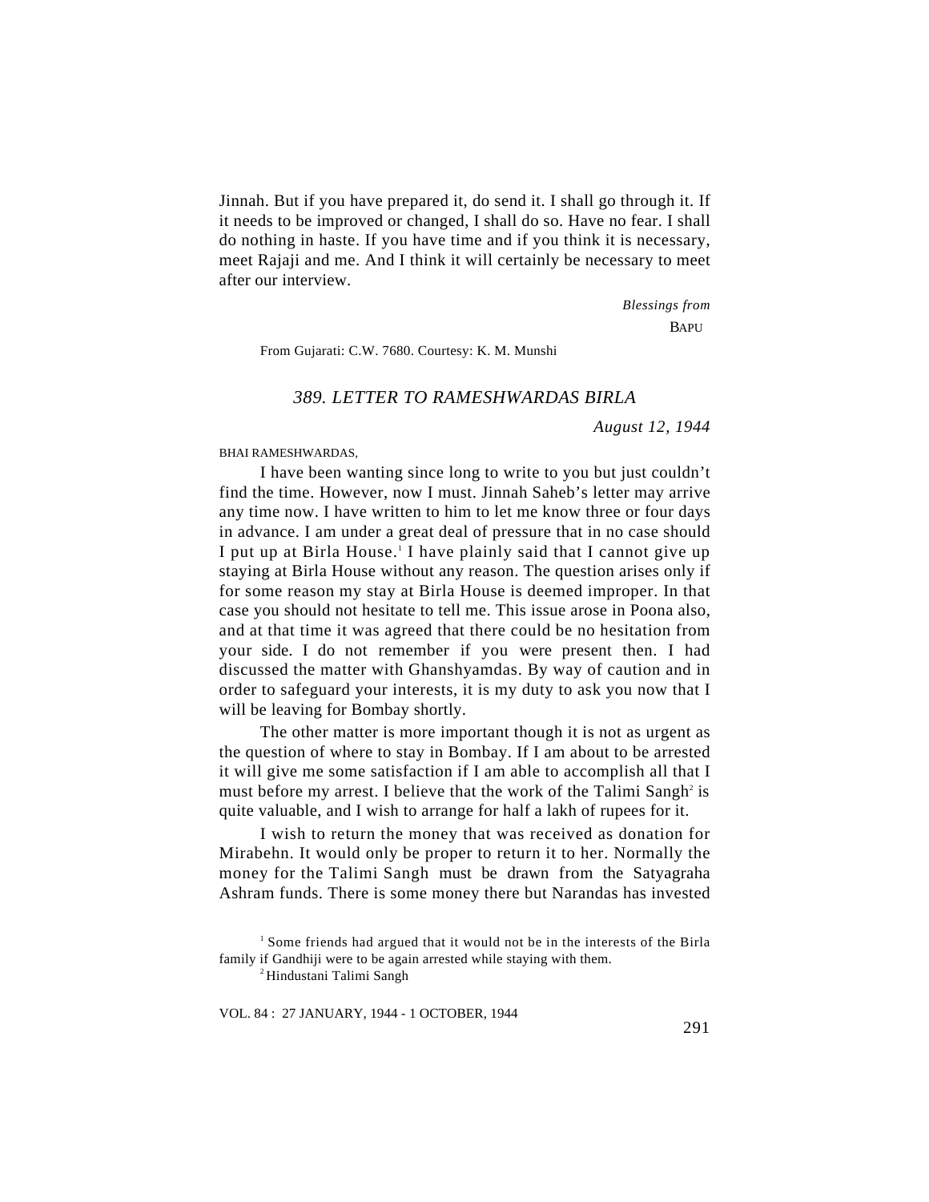Jinnah. But if you have prepared it, do send it. I shall go through it. If it needs to be improved or changed, I shall do so. Have no fear. I shall do nothing in haste. If you have time and if you think it is necessary, meet Rajaji and me. And I think it will certainly be necessary to meet after our interview.

*Blessings from*

BAPU

From Gujarati: C.W. 7680. Courtesy: K. M. Munshi

## *389. LETTER TO RAMESHWARDAS BIRLA*

*August 12, 1944*

BHAI RAMESHWARDAS,

I have been wanting since long to write to you but just couldn't find the time. However, now I must. Jinnah Saheb's letter may arrive any time now. I have written to him to let me know three or four days in advance. I am under a great deal of pressure that in no case should I put up at Birla House.[1] I have plainly said that I cannot give up staying at Birla House without any reason. The question arises only if for some reason my stay at Birla House is deemed improper. In that case you should not hesitate to tell me. This issue arose in Poona also, and at that time it was agreed that there could be no hesitation from your side. I do not remember if you were present then. I had discussed the matter with Ghanshyamdas. By way of caution and in order to safeguard your interests, it is my duty to ask you now that I will be leaving for Bombay shortly.

The other matter is more important though it is not as urgent as the question of where to stay in Bombay. If I am about to be arrested it will give me some satisfaction if I am able to accomplish all that I must before my arrest. I believe that the work of the Talimi Sangh[2] is quite valuable, and I wish to arrange for half a lakh of rupees for it.

I wish to return the money that was received as donation for Mirabehn. It would only be proper to return it to her. Normally the money for the Talimi Sangh must be drawn from the Satyagraha Ashram funds. There is some money there but Narandas has invested

---

[1] Some friends had argued that it would not be in the interests of the Birla family if Gandhiji were to be again arrested while staying with them.

[2] Hindustani Talimi Sangh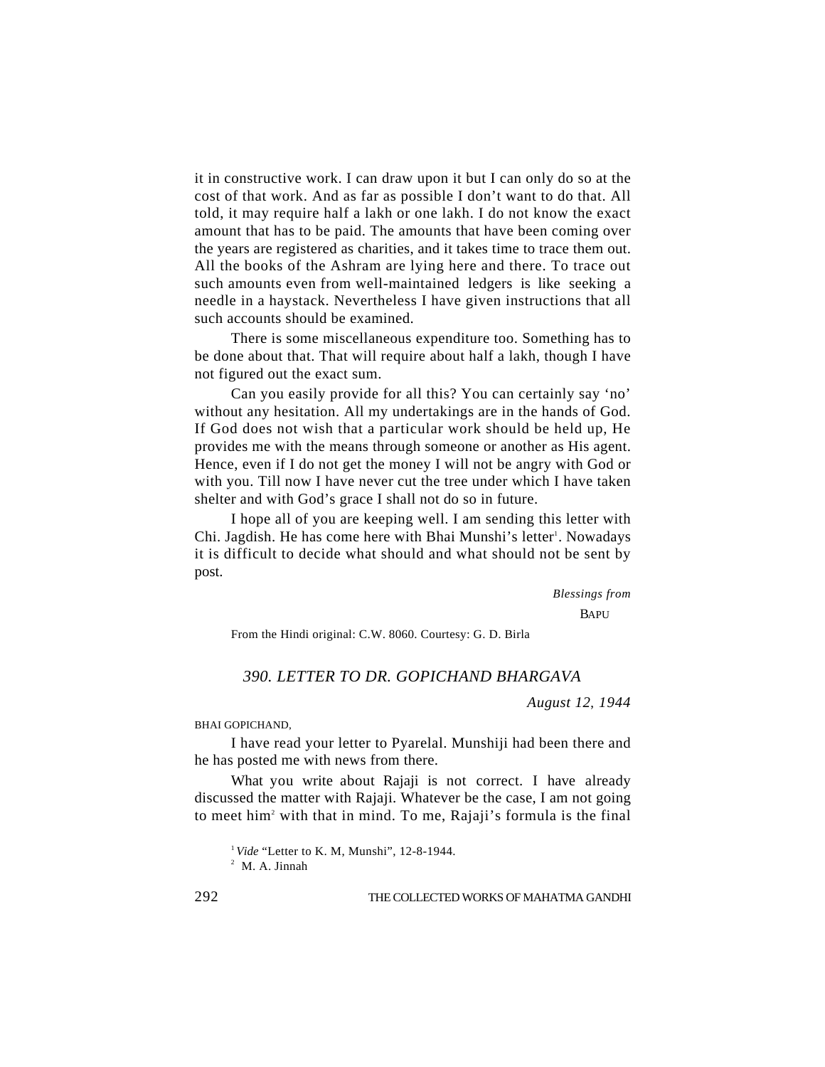it in constructive work. I can draw upon it but I can only do so at the cost of that work. And as far as possible I don't want to do that. All told, it may require half a lakh or one lakh. I do not know the exact amount that has to be paid. The amounts that have been coming over the years are registered as charities, and it takes time to trace them out. All the books of the Ashram are lying here and there. To trace out such amounts even from well-maintained ledgers is like seeking a needle in a haystack. Nevertheless I have given instructions that all such accounts should be examined.

There is some miscellaneous expenditure too. Something has to be done about that. That will require about half a lakh, though I have not figured out the exact sum.

Can you easily provide for all this? You can certainly say 'no' without any hesitation. All my undertakings are in the hands of God. If God does not wish that a particular work should be held up, He provides me with the means through someone or another as His agent. Hence, even if I do not get the money I will not be angry with God or with you. Till now I have never cut the tree under which I have taken shelter and with God's grace I shall not do so in future.

I hope all of you are keeping well. I am sending this letter with Chi. Jagdish. He has come here with Bhai Munshi's letter[1]. Nowadays it is difficult to decide what should and what should not be sent by post.

*Blessings from*

BAPU

From the Hindi original: C.W. 8060. Courtesy: G. D. Birla

### *390. LETTER TO DR. GOPICHAND BHARGAVA*

*August 12, 1944*

BHAI GOPICHAND,

I have read your letter to Pyarelal. Munshiji had been there and he has posted me with news from there.

What you write about Rajaji is not correct. I have already discussed the matter with Rajaji. Whatever be the case, I am not going to meet him[2] with that in mind. To me, Rajaji's formula is the final

[1] *Vide* "Letter to K. M, Munshi", 12-8-1944.

[2] M. A. Jinnah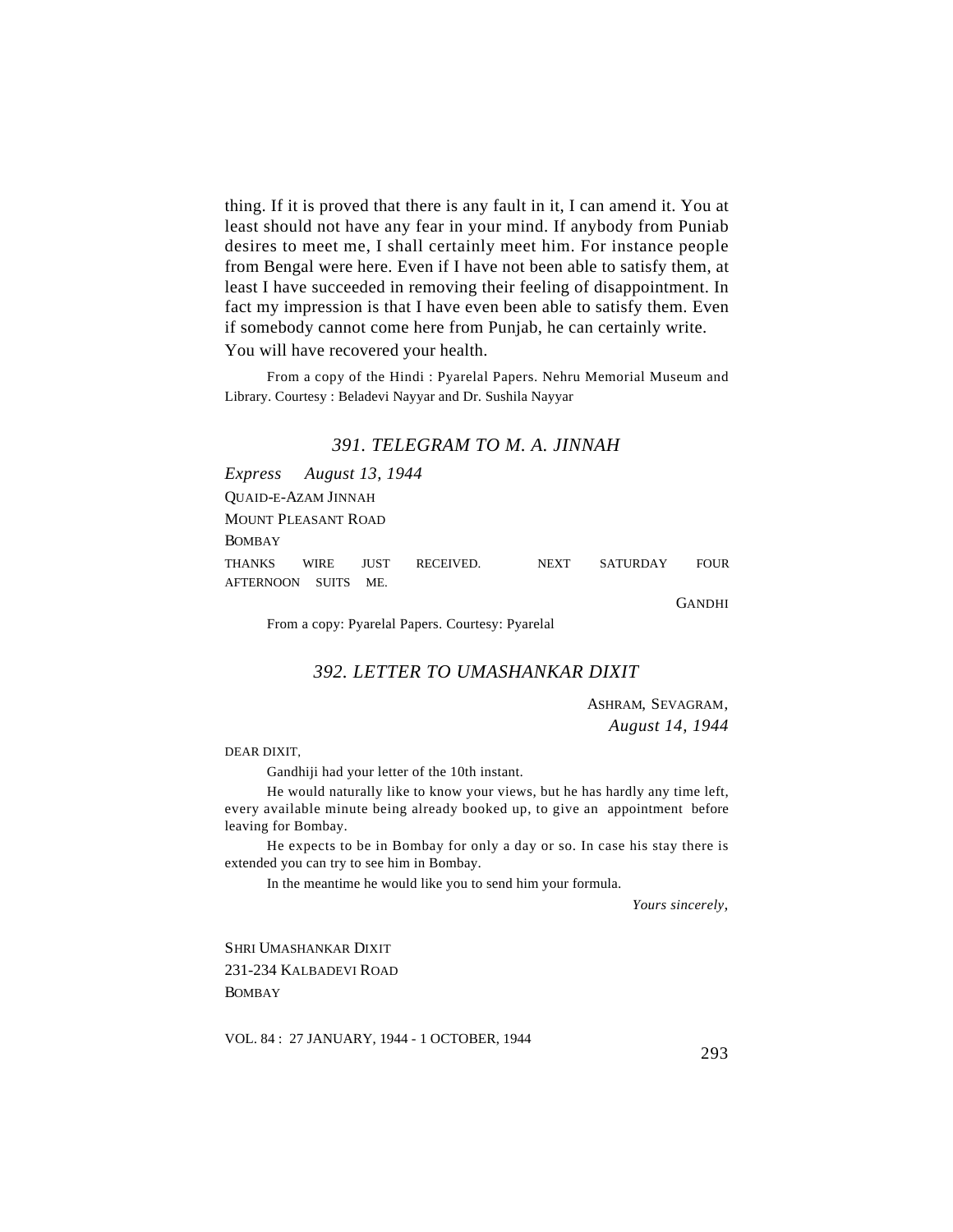thing. If it is proved that there is any fault in it, I can amend it. You at least should not have any fear in your mind. If anybody from Puniab desires to meet me, I shall certainly meet him. For instance people from Bengal were here. Even if I have not been able to satisfy them, at least I have succeeded in removing their feeling of disappointment. In fact my impression is that I have even been able to satisfy them. Even if somebody cannot come here from Punjab, he can certainly write.

You will have recovered your health.

From a copy of the Hindi : Pyarelal Papers. Nehru Memorial Museum and Library. Courtesy : Beladevi Nayyar and Dr. Sushila Nayyar

### *391. TELEGRAM TO M. A. JINNAH*

*Express August 13, 1944*

QUAID-E-AZAM JINNAH
MOUNT PLEASANT ROAD
BOMBAY

THANKS WIRE JUST RECEIVED. NEXT SATURDAY FOUR AFTERNOON SUITS ME.

GANDHI

From a copy: Pyarelal Papers. Courtesy: Pyarelal

### *392. LETTER TO UMASHANKAR DIXIT*

ASHRAM, SEVAGRAM,
*August 14, 1944*

DEAR DIXIT,

Gandhiji had your letter of the 10th instant.

He would naturally like to know your views, but he has hardly any time left, every available minute being already booked up, to give an appointment before leaving for Bombay.

He expects to be in Bombay for only a day or so. In case his stay there is extended you can try to see him in Bombay.

In the meantime he would like you to send him your formula.

*Yours sincerely,*

SHRI UMASHANKAR DIXIT
231-234 KALBADEVI ROAD
BOMBAY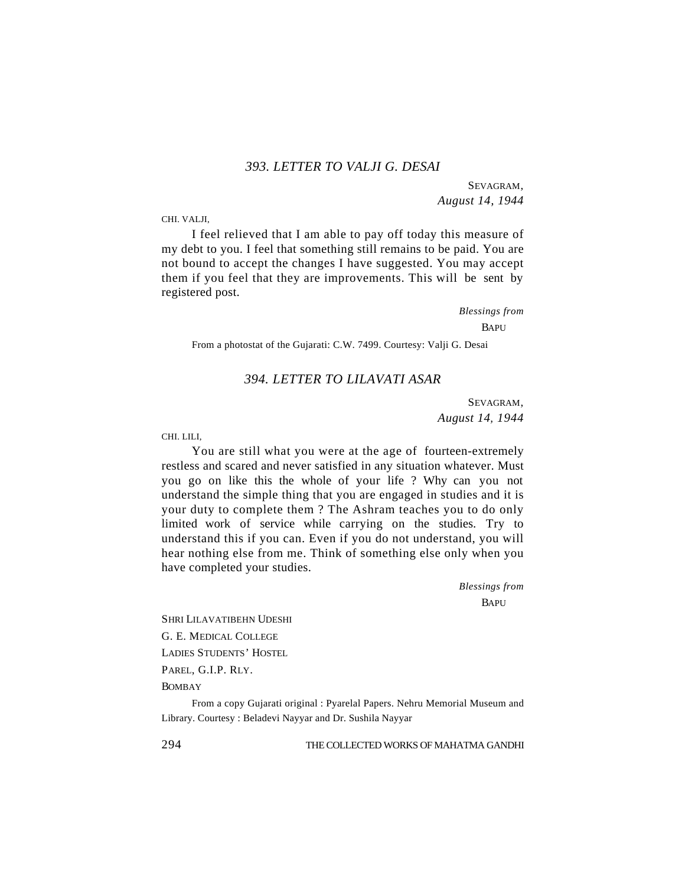## *393. LETTER TO VALJI G. DESAI*

SEVAGRAM,
*August 14, 1944*

CHI. VALJI,

I feel relieved that I am able to pay off today this measure of my debt to you. I feel that something still remains to be paid. You are not bound to accept the changes I have suggested. You may accept them if you feel that they are improvements. This will be sent by registered post.

*Blessings from*
BAPU

From a photostat of the Gujarati: C.W. 7499. Courtesy: Valji G. Desai

## *394. LETTER TO LILAVATI ASAR*

SEVAGRAM,
*August 14, 1944*

CHI. LILI,

You are still what you were at the age of fourteen-extremely restless and scared and never satisfied in any situation whatever. Must you go on like this the whole of your life ? Why can you not understand the simple thing that you are engaged in studies and it is your duty to complete them ? The Ashram teaches you to do only limited work of service while carrying on the studies. Try to understand this if you can. Even if you do not understand, you will hear nothing else from me. Think of something else only when you have completed your studies.

*Blessings from*
BAPU

SHRI LILAVATIBEHN UDESHI
G. E. MEDICAL COLLEGE
LADIES STUDENTS' HOSTEL
PAREL, G.I.P. RLY.
BOMBAY

From a copy Gujarati original : Pyarelal Papers. Nehru Memorial Museum and Library. Courtesy : Beladevi Nayyar and Dr. Sushila Nayyar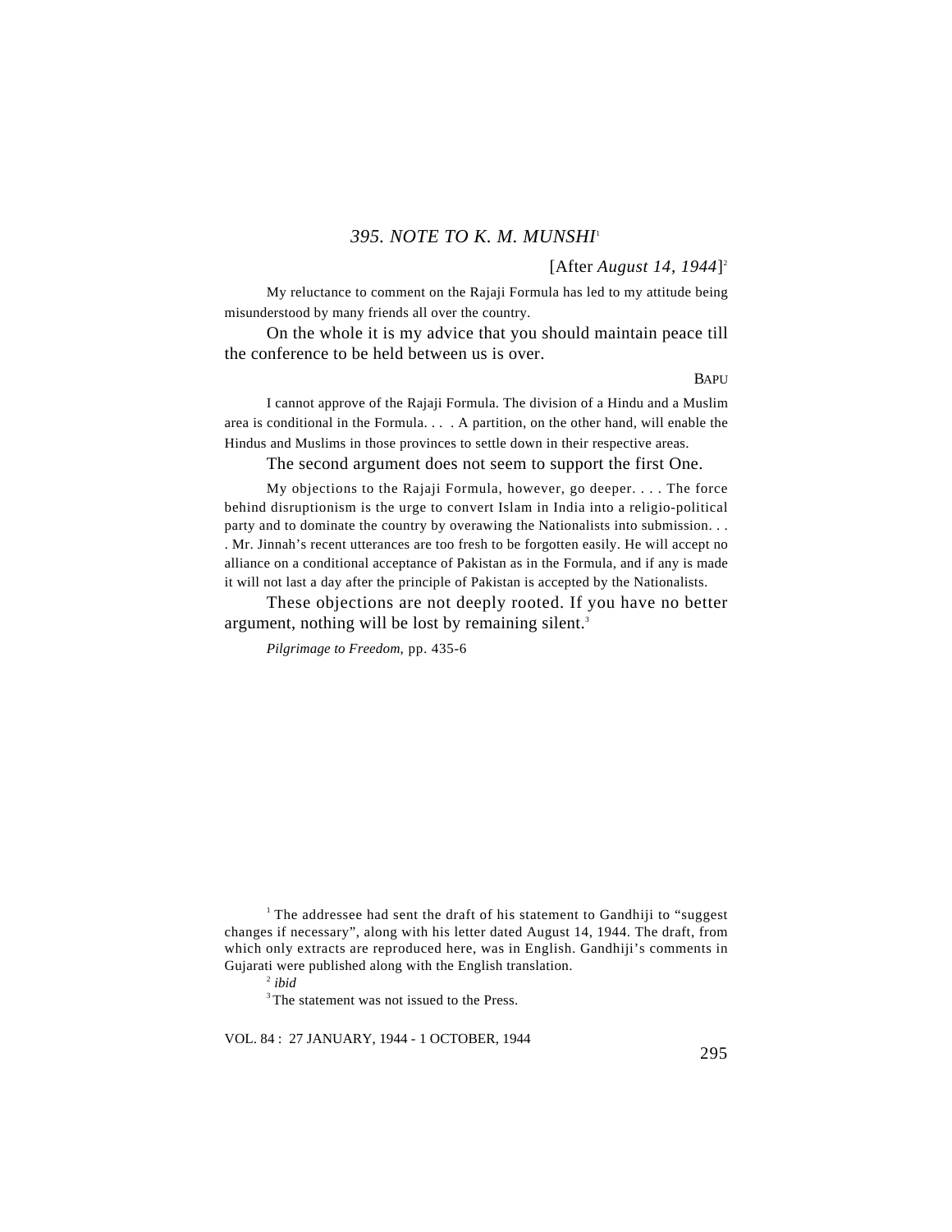## *395. NOTE TO K. M. MUNSHI*[1]

[After *August 14, 1944*][2]

My reluctance to comment on the Rajaji Formula has led to my attitude being misunderstood by many friends all over the country.

On the whole it is my advice that you should maintain peace till the conference to be held between us is over.

BAPU

I cannot approve of the Rajaji Formula. The division of a Hindu and a Muslim area is conditional in the Formula. . . . A partition, on the other hand, will enable the Hindus and Muslims in those provinces to settle down in their respective areas.

The second argument does not seem to support the first One.

My objections to the Rajaji Formula, however, go deeper. . . . The force behind disruptionism is the urge to convert Islam in India into a religio-political party and to dominate the country by overawing the Nationalists into submission. . . . Mr. Jinnah's recent utterances are too fresh to be forgotten easily. He will accept no alliance on a conditional acceptance of Pakistan as in the Formula, and if any is made it will not last a day after the principle of Pakistan is accepted by the Nationalists.

These objections are not deeply rooted. If you have no better argument, nothing will be lost by remaining silent.[3]

*Pilgrimage to Freedom*, pp. 435-6

---

[1] The addressee had sent the draft of his statement to Gandhiji to "suggest changes if necessary", along with his letter dated August 14, 1944. The draft, from which only extracts are reproduced here, was in English. Gandhiji's comments in Gujarati were published along with the English translation.

[2] *ibid*

[3] The statement was not issued to the Press.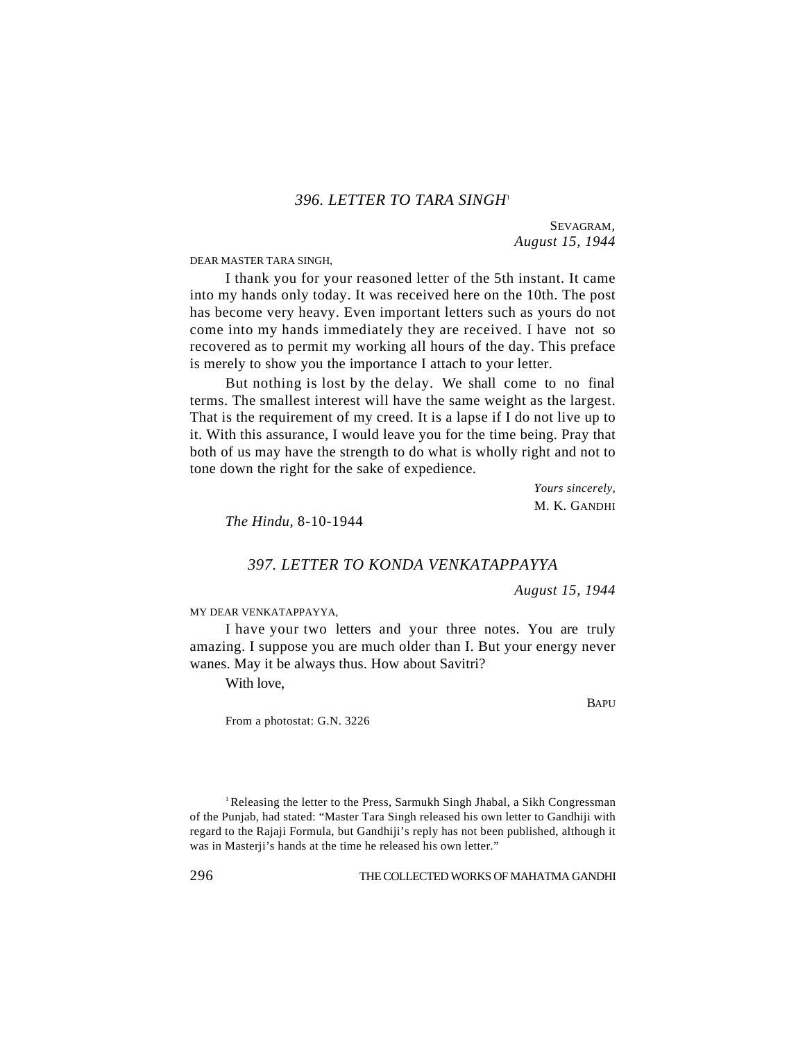## 396. LETTER TO TARA SINGH[1]

SEVAGRAM,
*August 15, 1944*

DEAR MASTER TARA SINGH,

I thank you for your reasoned letter of the 5th instant. It came into my hands only today. It was received here on the 10th. The post has become very heavy. Even important letters such as yours do not come into my hands immediately they are received. I have not so recovered as to permit my working all hours of the day. This preface is merely to show you the importance I attach to your letter.

But nothing is lost by the delay. We shall come to no final terms. The smallest interest will have the same weight as the largest. That is the requirement of my creed. It is a lapse if I do not live up to it. With this assurance, I would leave you for the time being. Pray that both of us may have the strength to do what is wholly right and not to tone down the right for the sake of expedience.

*Yours sincerely,*
M. K. GANDHI

*The Hindu*, 8-10-1944

## 397. LETTER TO KONDA VENKATAPPAYYA

*August 15, 1944*

MY DEAR VENKATAPPAYYA,

I have your two letters and your three notes. You are truly amazing. I suppose you are much older than I. But your energy never wanes. May it be always thus. How about Savitri?

With love,

BAPU

From a photostat: G.N. 3226

---

[1] Releasing the letter to the Press, Sarmukh Singh Jhabal, a Sikh Congressman of the Punjab, had stated: "Master Tara Singh released his own letter to Gandhiji with regard to the Rajaji Formula, but Gandhiji's reply has not been published, although it was in Masterji's hands at the time he released his own letter."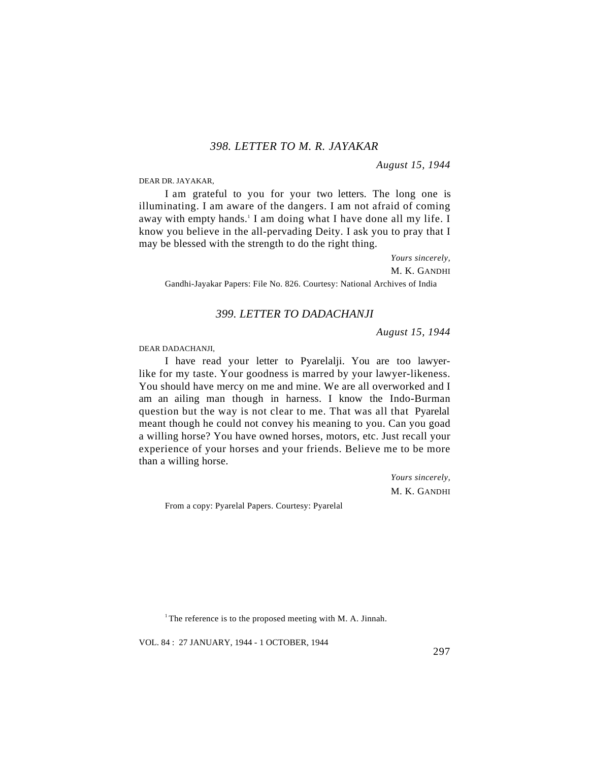### *398. LETTER TO M. R. JAYAKAR*

*August 15, 1944*

DEAR DR. JAYAKAR,

I am grateful to you for your two letters. The long one is illuminating. I am aware of the dangers. I am not afraid of coming away with empty hands.[1] I am doing what I have done all my life. I know you believe in the all-pervading Deity. I ask you to pray that I may be blessed with the strength to do the right thing.

*Yours sincerely,*
M. K. GANDHI

Gandhi-Jayakar Papers: File No. 826. Courtesy: National Archives of India

### *399. LETTER TO DADACHANJI*

*August 15, 1944*

DEAR DADACHANJI,

I have read your letter to Pyarelalji. You are too lawyer-like for my taste. Your goodness is marred by your lawyer-likeness. You should have mercy on me and mine. We are all overworked and I am an ailing man though in harness. I know the Indo-Burman question but the way is not clear to me. That was all that Pyarelal meant though he could not convey his meaning to you. Can you goad a willing horse? You have owned horses, motors, etc. Just recall your experience of your horses and your friends. Believe me to be more than a willing horse.

*Yours sincerely,*
M. K. GANDHI

From a copy: Pyarelal Papers. Courtesy: Pyarelal

[1] The reference is to the proposed meeting with M. A. Jinnah.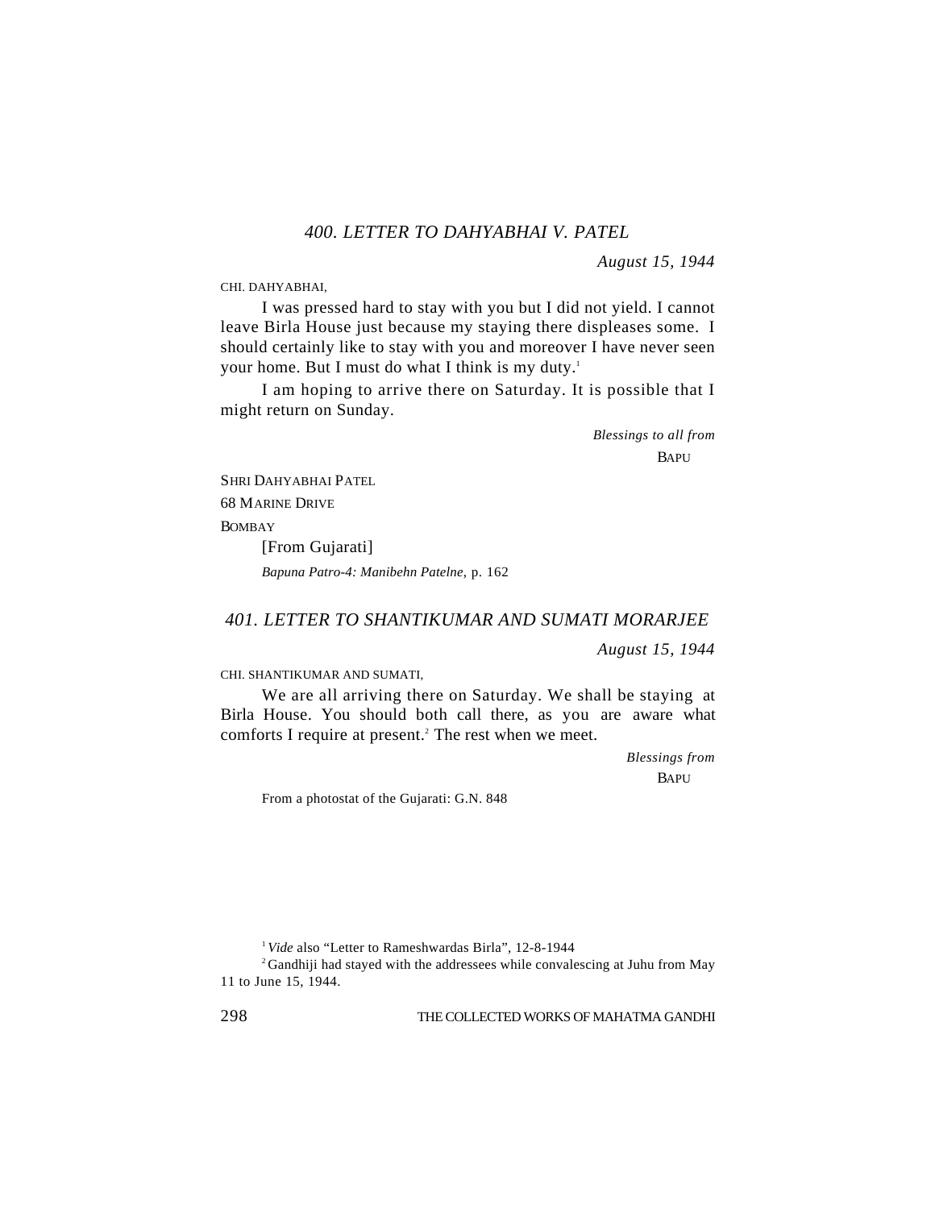### *400. LETTER TO DAHYABHAI V. PATEL*

*August 15, 1944*

CHI. DAHYABHAI,

I was pressed hard to stay with you but I did not yield. I cannot leave Birla House just because my staying there displeases some. I should certainly like to stay with you and moreover I have never seen your home. But I must do what I think is my duty.[1]

I am hoping to arrive there on Saturday. It is possible that I might return on Sunday.

*Blessings to all from*

BAPU

SHRI DAHYABHAI PATEL

68 MARINE DRIVE

BOMBAY

[From Gujarati]

*Bapuna Patro-4: Manibehn Patelne*, p. 162

### *401. LETTER TO SHANTIKUMAR AND SUMATI MORARJEE*

*August 15, 1944*

CHI. SHANTIKUMAR AND SUMATI,

We are all arriving there on Saturday. We shall be staying at Birla House. You should both call there, as you are aware what comforts I require at present.[2] The rest when we meet.

*Blessings from*

BAPU

From a photostat of the Gujarati: G.N. 848

---

[1] *Vide* also "Letter to Rameshwardas Birla", 12-8-1944

[2] Gandhiji had stayed with the addressees while convalescing at Juhu from May 11 to June 15, 1944.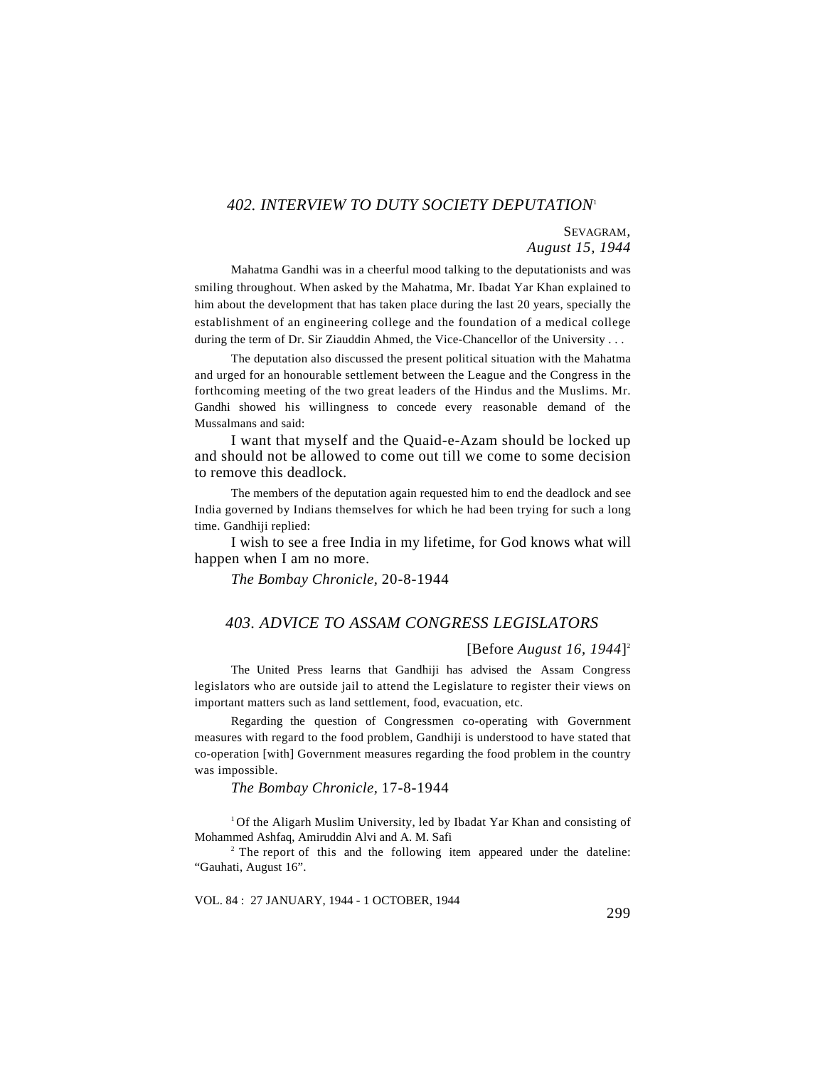## *402. INTERVIEW TO DUTY SOCIETY DEPUTATION*[1]

SEVAGRAM,
*August 15, 1944*

Mahatma Gandhi was in a cheerful mood talking to the deputationists and was smiling throughout. When asked by the Mahatma, Mr. Ibadat Yar Khan explained to him about the development that has taken place during the last 20 years, specially the establishment of an engineering college and the foundation of a medical college during the term of Dr. Sir Ziauddin Ahmed, the Vice-Chancellor of the University . . .

The deputation also discussed the present political situation with the Mahatma and urged for an honourable settlement between the League and the Congress in the forthcoming meeting of the two great leaders of the Hindus and the Muslims. Mr. Gandhi showed his willingness to concede every reasonable demand of the Mussalmans and said:

I want that myself and the Quaid-e-Azam should be locked up and should not be allowed to come out till we come to some decision to remove this deadlock.

The members of the deputation again requested him to end the deadlock and see India governed by Indians themselves for which he had been trying for such a long time. Gandhiji replied:

I wish to see a free India in my lifetime, for God knows what will happen when I am no more.

*The Bombay Chronicle*, 20-8-1944

## *403. ADVICE TO ASSAM CONGRESS LEGISLATORS*

[Before *August 16, 1944*][2]

The United Press learns that Gandhiji has advised the Assam Congress legislators who are outside jail to attend the Legislature to register their views on important matters such as land settlement, food, evacuation, etc.

Regarding the question of Congressmen co-operating with Government measures with regard to the food problem, Gandhiji is understood to have stated that co-operation [with] Government measures regarding the food problem in the country was impossible.

*The Bombay Chronicle*, 17-8-1944

[1] Of the Aligarh Muslim University, led by Ibadat Yar Khan and consisting of Mohammed Ashfaq, Amiruddin Alvi and A. M. Safi

[2] The report of this and the following item appeared under the dateline: "Gauhati, August 16".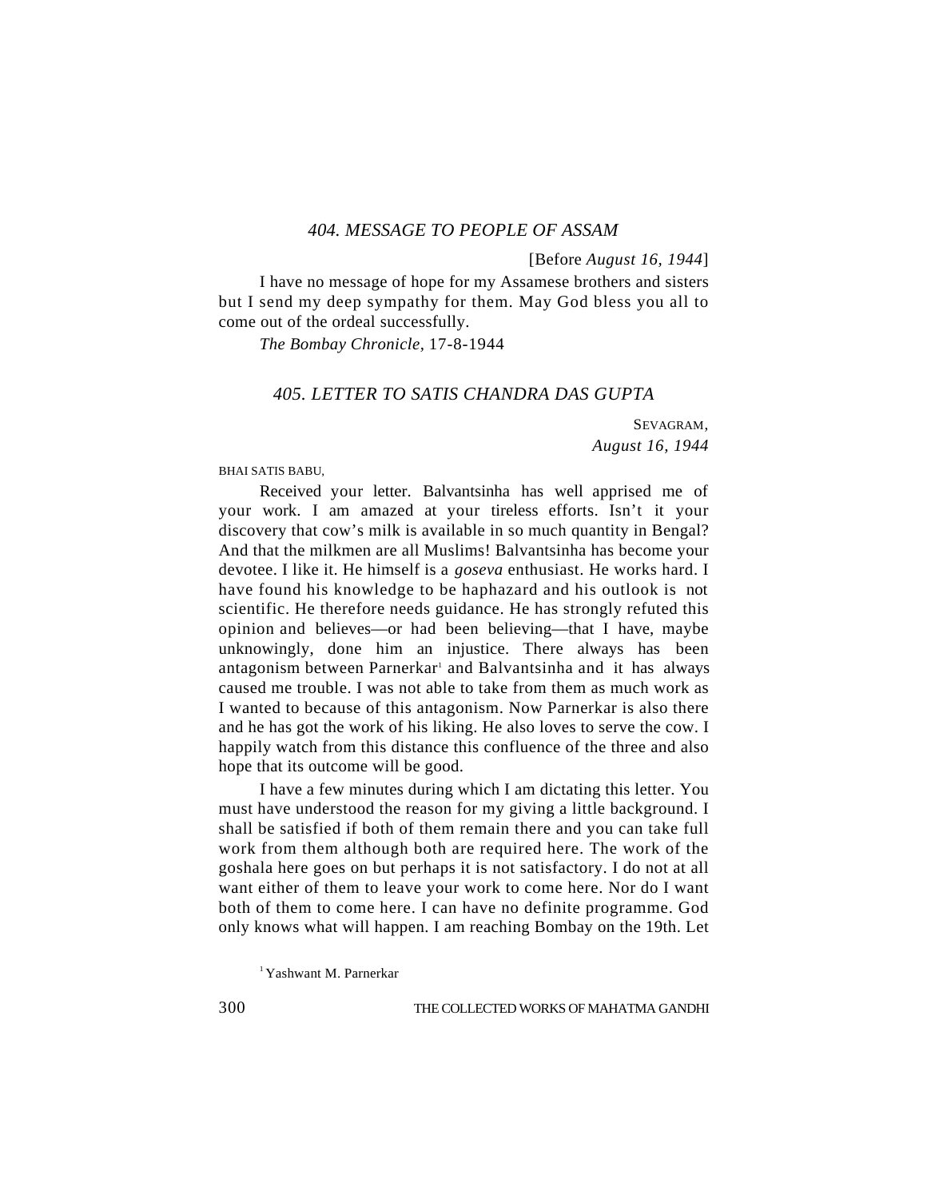## *404. MESSAGE TO PEOPLE OF ASSAM*

[Before *August 16, 1944*]

I have no message of hope for my Assamese brothers and sisters but I send my deep sympathy for them. May God bless you all to come out of the ordeal successfully.

*The Bombay Chronicle*, 17-8-1944

## *405. LETTER TO SATIS CHANDRA DAS GUPTA*

SEVAGRAM,
*August 16, 1944*

BHAI SATIS BABU,

Received your letter. Balvantsinha has well apprised me of your work. I am amazed at your tireless efforts. Isn't it your discovery that cow's milk is available in so much quantity in Bengal? And that the milkmen are all Muslims! Balvantsinha has become your devotee. I like it. He himself is a *goseva* enthusiast. He works hard. I have found his knowledge to be haphazard and his outlook is not scientific. He therefore needs guidance. He has strongly refuted this opinion and believes—or had been believing—that I have, maybe unknowingly, done him an injustice. There always has been antagonism between Parnerkar[1] and Balvantsinha and it has always caused me trouble. I was not able to take from them as much work as I wanted to because of this antagonism. Now Parnerkar is also there and he has got the work of his liking. He also loves to serve the cow. I happily watch from this distance this confluence of the three and also hope that its outcome will be good.

I have a few minutes during which I am dictating this letter. You must have understood the reason for my giving a little background. I shall be satisfied if both of them remain there and you can take full work from them although both are required here. The work of the goshala here goes on but perhaps it is not satisfactory. I do not at all want either of them to leave your work to come here. Nor do I want both of them to come here. I can have no definite programme. God only knows what will happen. I am reaching Bombay on the 19th. Let

[1] Yashwant M. Parnerkar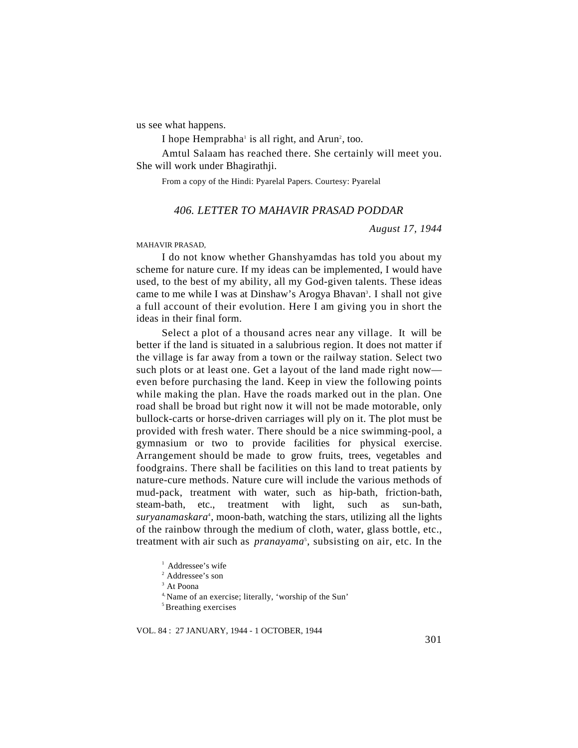us see what happens.

I hope Hemprabha[1] is all right, and Arun[2], too.

Amtul Salaam has reached there. She certainly will meet you. She will work under Bhagirathji.

From a copy of the Hindi: Pyarelal Papers. Courtesy: Pyarelal

## 406. LETTER TO MAHAVIR PRASAD PODDAR

*August 17, 1944*

MAHAVIR PRASAD,

I do not know whether Ghanshyamdas has told you about my scheme for nature cure. If my ideas can be implemented, I would have used, to the best of my ability, all my God-given talents. These ideas came to me while I was at Dinshaw's Arogya Bhavan[3]. I shall not give a full account of their evolution. Here I am giving you in short the ideas in their final form.

Select a plot of a thousand acres near any village. It will be better if the land is situated in a salubrious region. It does not matter if the village is far away from a town or the railway station. Select two such plots or at least one. Get a layout of the land made right now—even before purchasing the land. Keep in view the following points while making the plan. Have the roads marked out in the plan. One road shall be broad but right now it will not be made motorable, only bullock-carts or horse-driven carriages will ply on it. The plot must be provided with fresh water. There should be a nice swimming-pool, a gymnasium or two to provide facilities for physical exercise. Arrangement should be made to grow fruits, trees, vegetables and foodgrains. There shall be facilities on this land to treat patients by nature-cure methods. Nature cure will include the various methods of mud-pack, treatment with water, such as hip-bath, friction-bath, steam-bath, etc., treatment with light, such as sun-bath, *suryanamaskara*[4], moon-bath, watching the stars, utilizing all the lights of the rainbow through the medium of cloth, water, glass bottle, etc., treatment with air such as *pranayama*[5], subsisting on air, etc. In the

[1] Addressee's wife
[2] Addressee's son
[3] At Poona
[4] Name of an exercise; literally, 'worship of the Sun'
[5] Breathing exercises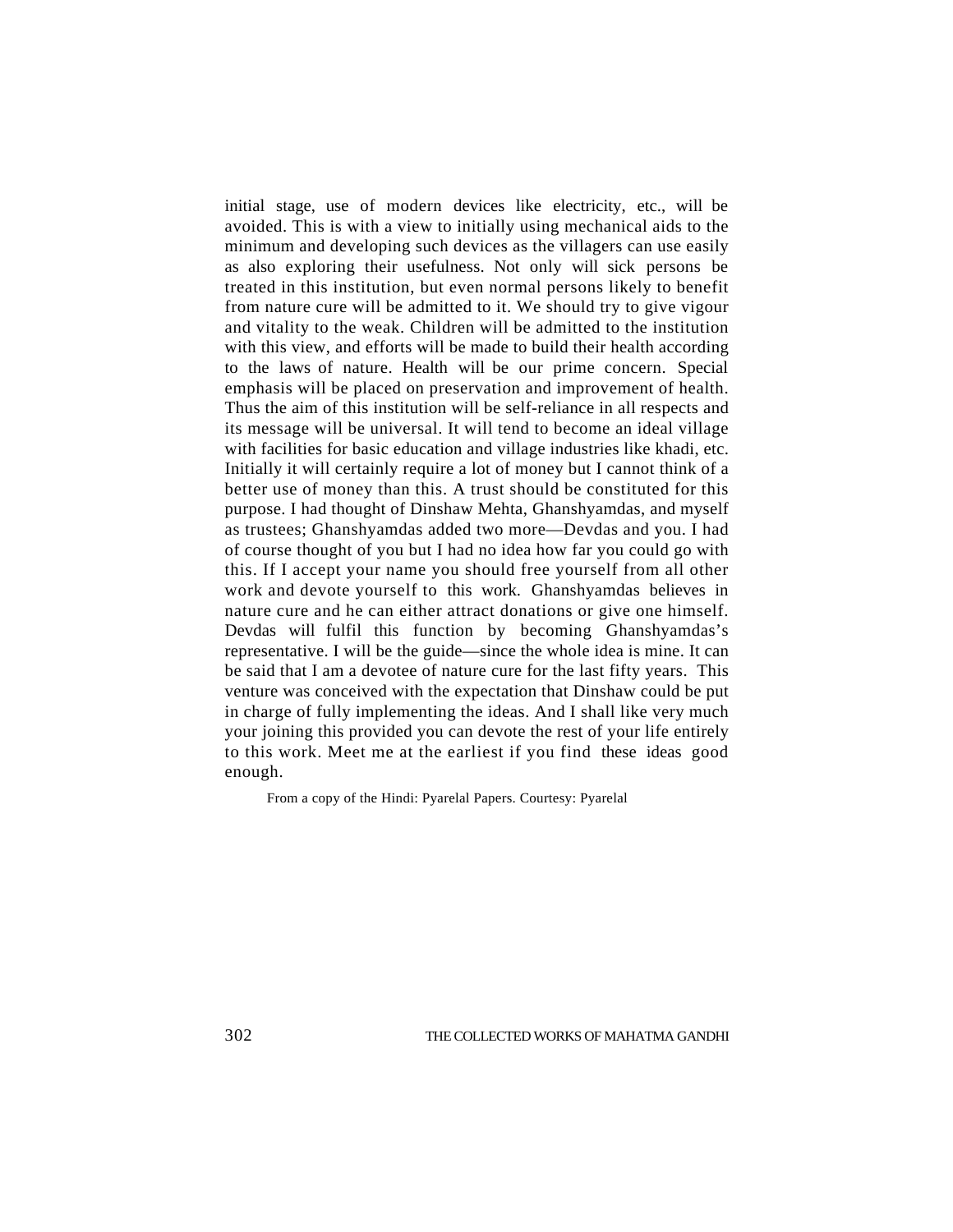initial stage, use of modern devices like electricity, etc., will be avoided. This is with a view to initially using mechanical aids to the minimum and developing such devices as the villagers can use easily as also exploring their usefulness. Not only will sick persons be treated in this institution, but even normal persons likely to benefit from nature cure will be admitted to it. We should try to give vigour and vitality to the weak. Children will be admitted to the institution with this view, and efforts will be made to build their health according to the laws of nature. Health will be our prime concern. Special emphasis will be placed on preservation and improvement of health. Thus the aim of this institution will be self-reliance in all respects and its message will be universal. It will tend to become an ideal village with facilities for basic education and village industries like khadi, etc. Initially it will certainly require a lot of money but I cannot think of a better use of money than this. A trust should be constituted for this purpose. I had thought of Dinshaw Mehta, Ghanshyamdas, and myself as trustees; Ghanshyamdas added two more—Devdas and you. I had of course thought of you but I had no idea how far you could go with this. If I accept your name you should free yourself from all other work and devote yourself to this work. Ghanshyamdas believes in nature cure and he can either attract donations or give one himself. Devdas will fulfil this function by becoming Ghanshyamdas's representative. I will be the guide—since the whole idea is mine. It can be said that I am a devotee of nature cure for the last fifty years. This venture was conceived with the expectation that Dinshaw could be put in charge of fully implementing the ideas. And I shall like very much your joining this provided you can devote the rest of your life entirely to this work. Meet me at the earliest if you find these ideas good enough.

From a copy of the Hindi: Pyarelal Papers. Courtesy: Pyarelal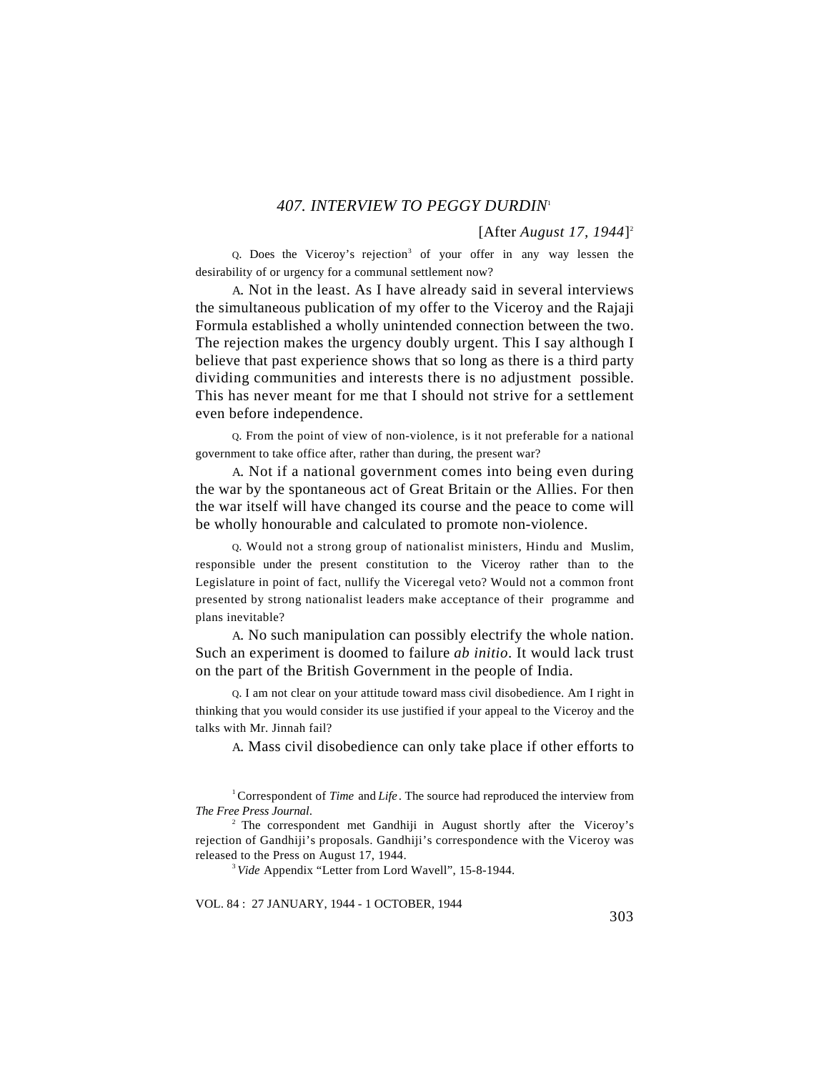### *407. INTERVIEW TO PEGGY DURDIN*[1]

[After *August 17, 1944*][2]

Q. Does the Viceroy's rejection[3] of your offer in any way lessen the desirability of or urgency for a communal settlement now?

A. Not in the least. As I have already said in several interviews the simultaneous publication of my offer to the Viceroy and the Rajaji Formula established a wholly unintended connection between the two. The rejection makes the urgency doubly urgent. This I say although I believe that past experience shows that so long as there is a third party dividing communities and interests there is no adjustment possible. This has never meant for me that I should not strive for a settlement even before independence.

Q. From the point of view of non-violence, is it not preferable for a national government to take office after, rather than during, the present war?

A. Not if a national government comes into being even during the war by the spontaneous act of Great Britain or the Allies. For then the war itself will have changed its course and the peace to come will be wholly honourable and calculated to promote non-violence.

Q. Would not a strong group of nationalist ministers, Hindu and Muslim, responsible under the present constitution to the Viceroy rather than to the Legislature in point of fact, nullify the Viceregal veto? Would not a common front presented by strong nationalist leaders make acceptance of their programme and plans inevitable?

A. No such manipulation can possibly electrify the whole nation. Such an experiment is doomed to failure *ab initio*. It would lack trust on the part of the British Government in the people of India.

Q. I am not clear on your attitude toward mass civil disobedience. Am I right in thinking that you would consider its use justified if your appeal to the Viceroy and the talks with Mr. Jinnah fail?

A. Mass civil disobedience can only take place if other efforts to

---

[1] Correspondent of *Time* and *Life*. The source had reproduced the interview from *The Free Press Journal*.

[2] The correspondent met Gandhiji in August shortly after the Viceroy's rejection of Gandhiji's proposals. Gandhiji's correspondence with the Viceroy was released to the Press on August 17, 1944.

[3] *Vide* Appendix "Letter from Lord Wavell", 15-8-1944.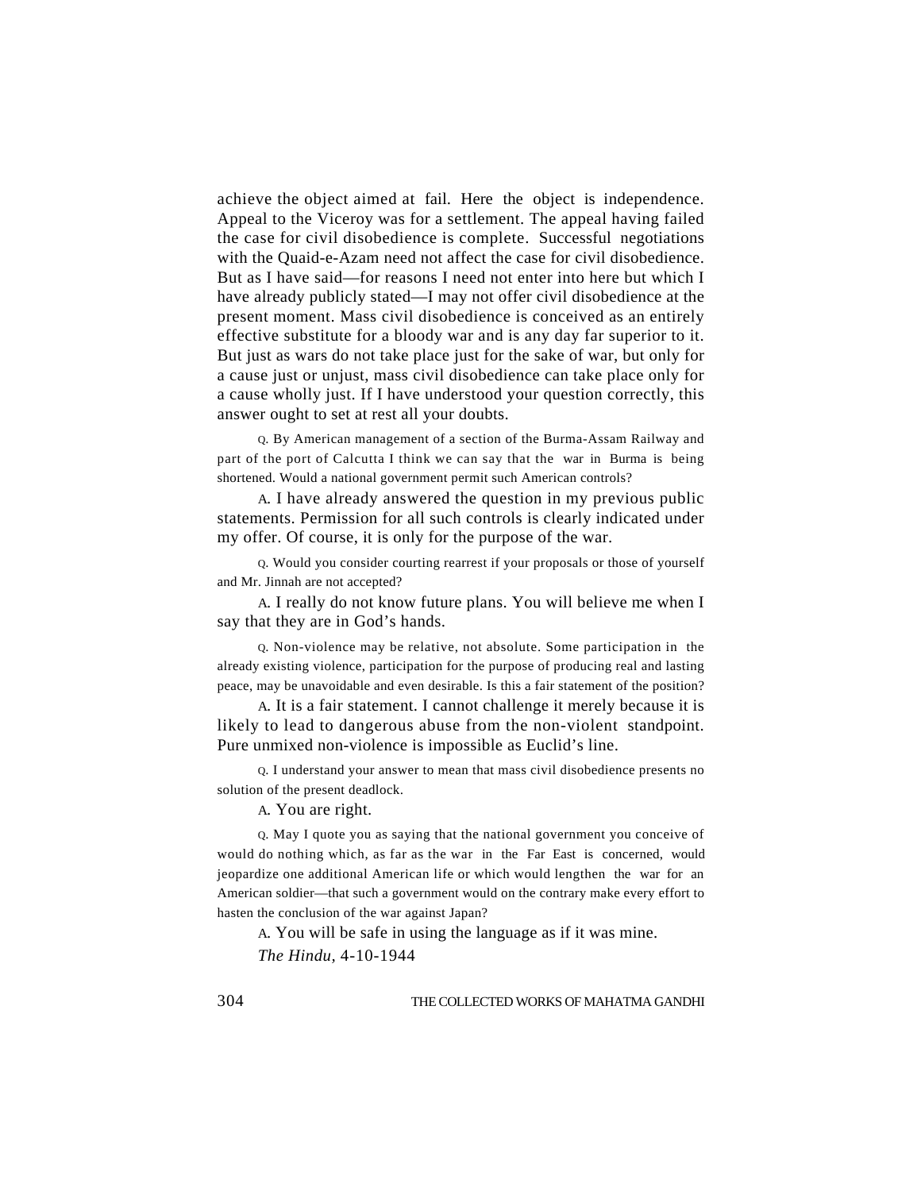achieve the object aimed at fail. Here the object is independence. Appeal to the Viceroy was for a settlement. The appeal having failed the case for civil disobedience is complete. Successful negotiations with the Quaid-e-Azam need not affect the case for civil disobedience. But as I have said—for reasons I need not enter into here but which I have already publicly stated—I may not offer civil disobedience at the present moment. Mass civil disobedience is conceived as an entirely effective substitute for a bloody war and is any day far superior to it. But just as wars do not take place just for the sake of war, but only for a cause just or unjust, mass civil disobedience can take place only for a cause wholly just. If I have understood your question correctly, this answer ought to set at rest all your doubts.

Q. By American management of a section of the Burma-Assam Railway and part of the port of Calcutta I think we can say that the war in Burma is being shortened. Would a national government permit such American controls?

A. I have already answered the question in my previous public statements. Permission for all such controls is clearly indicated under my offer. Of course, it is only for the purpose of the war.

Q. Would you consider courting rearrest if your proposals or those of yourself and Mr. Jinnah are not accepted?

A. I really do not know future plans. You will believe me when I say that they are in God's hands.

Q. Non-violence may be relative, not absolute. Some participation in the already existing violence, participation for the purpose of producing real and lasting peace, may be unavoidable and even desirable. Is this a fair statement of the position?

A. It is a fair statement. I cannot challenge it merely because it is likely to lead to dangerous abuse from the non-violent standpoint. Pure unmixed non-violence is impossible as Euclid's line.

Q. I understand your answer to mean that mass civil disobedience presents no solution of the present deadlock.

A. You are right.

Q. May I quote you as saying that the national government you conceive of would do nothing which, as far as the war in the Far East is concerned, would jeopardize one additional American life or which would lengthen the war for an American soldier—that such a government would on the contrary make every effort to hasten the conclusion of the war against Japan?

A. You will be safe in using the language as if it was mine.

*The Hindu*, 4-10-1944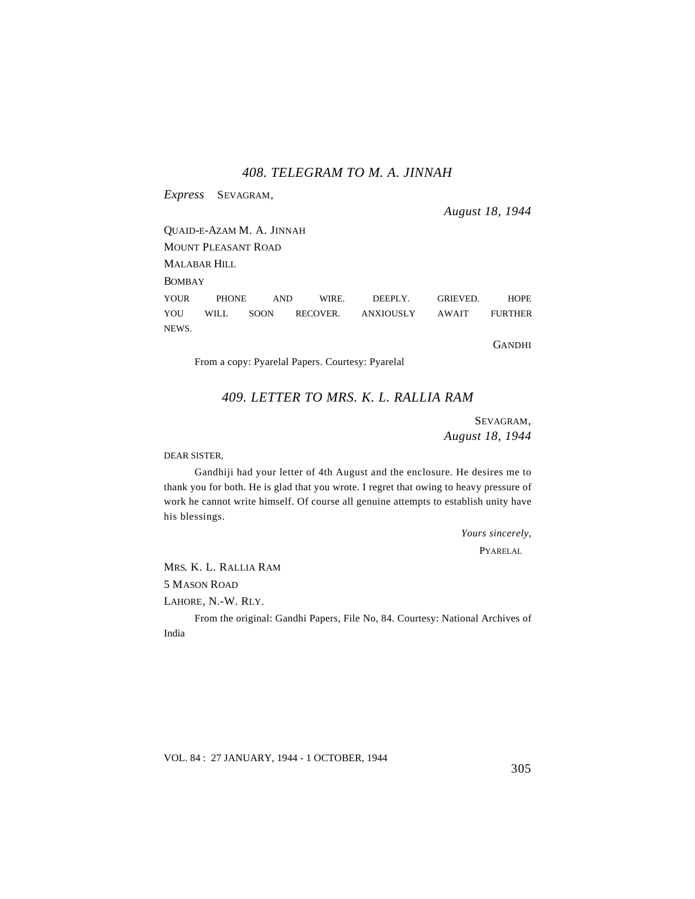### *408. TELEGRAM TO M. A. JINNAH*

*Express* SEVAGRAM,

*August 18, 1944*

QUAID-E-AZAM M. A. JINNAH

MOUNT PLEASANT ROAD

MALABAR HILL

BOMBAY

YOUR PHONE AND WIRE. DEEPLY. GRIEVED. HOPE YOU WILL SOON RECOVER. ANXIOUSLY AWAIT FURTHER NEWS.

GANDHI

From a copy: Pyarelal Papers. Courtesy: Pyarelal

### *409. LETTER TO MRS. K. L. RALLIA RAM*

SEVAGRAM,
*August 18, 1944*

DEAR SISTER,

Gandhiji had your letter of 4th August and the enclosure. He desires me to thank you for both. He is glad that you wrote. I regret that owing to heavy pressure of work he cannot write himself. Of course all genuine attempts to establish unity have his blessings.

*Yours sincerely,*

PYARELAL

MRS. K. L. RALLIA RAM

5 MASON ROAD

LAHORE, N.-W. RLY.

From the original: Gandhi Papers, File No, 84. Courtesy: National Archives of India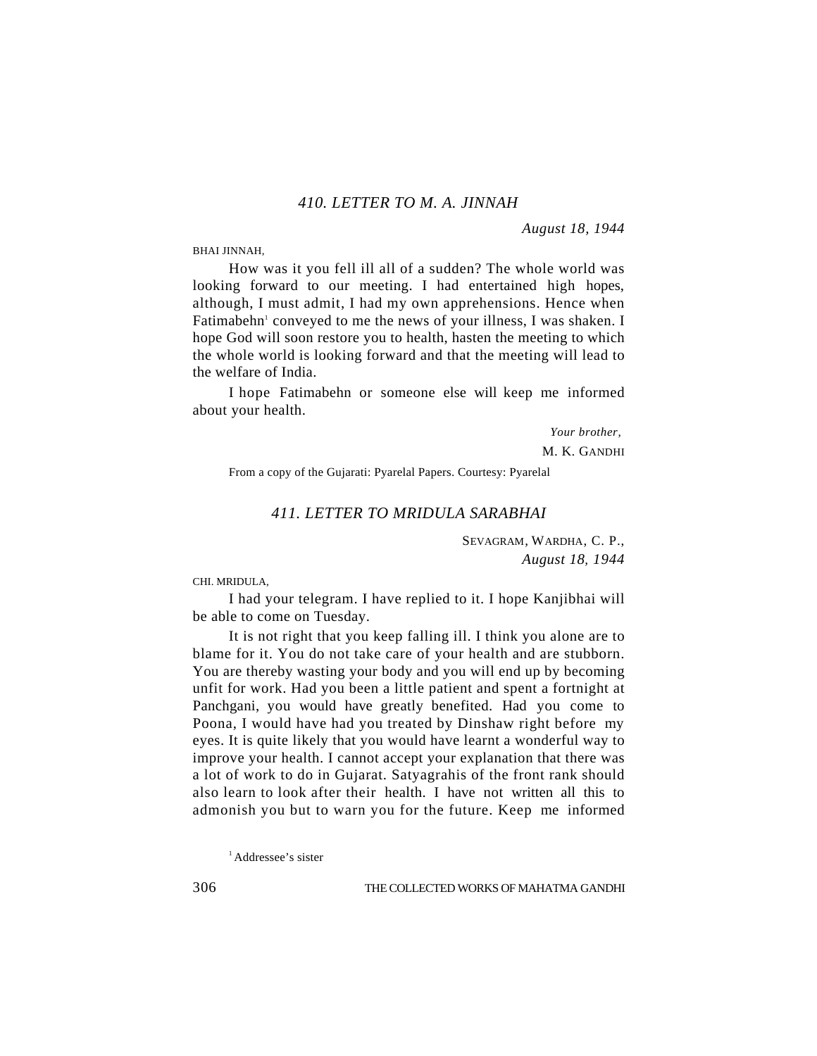## 410. LETTER TO M. A. JINNAH

*August 18, 1944*

BHAI JINNAH,

How was it you fell ill all of a sudden? The whole world was looking forward to our meeting. I had entertained high hopes, although, I must admit, I had my own apprehensions. Hence when Fatimabehn[1] conveyed to me the news of your illness, I was shaken. I hope God will soon restore you to health, hasten the meeting to which the whole world is looking forward and that the meeting will lead to the welfare of India.

I hope Fatimabehn or someone else will keep me informed about your health.

*Your brother,*
M. K. GANDHI

From a copy of the Gujarati: Pyarelal Papers. Courtesy: Pyarelal

## 411. LETTER TO MRIDULA SARABHAI

SEVAGRAM, WARDHA, C. P.,
*August 18, 1944*

CHI. MRIDULA,

I had your telegram. I have replied to it. I hope Kanjibhai will be able to come on Tuesday.

It is not right that you keep falling ill. I think you alone are to blame for it. You do not take care of your health and are stubborn. You are thereby wasting your body and you will end up by becoming unfit for work. Had you been a little patient and spent a fortnight at Panchgani, you would have greatly benefited. Had you come to Poona, I would have had you treated by Dinshaw right before my eyes. It is quite likely that you would have learnt a wonderful way to improve your health. I cannot accept your explanation that there was a lot of work to do in Gujarat. Satyagrahis of the front rank should also learn to look after their health. I have not written all this to admonish you but to warn you for the future. Keep me informed

[1] Addressee's sister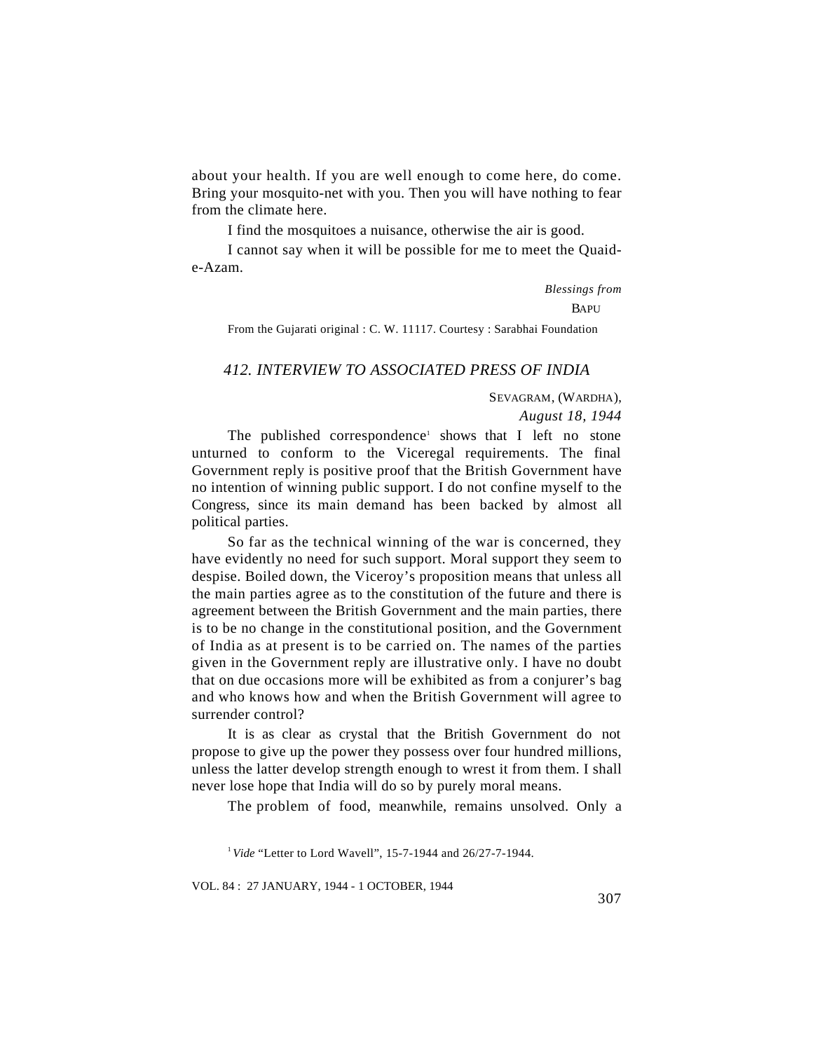about your health. If you are well enough to come here, do come. Bring your mosquito-net with you. Then you will have nothing to fear from the climate here.

I find the mosquitoes a nuisance, otherwise the air is good.

I cannot say when it will be possible for me to meet the Quaid-e-Azam.

*Blessings from*

BAPU

From the Gujarati original : C. W. 11117. Courtesy : Sarabhai Foundation

## *412. INTERVIEW TO ASSOCIATED PRESS OF INDIA*

SEVAGRAM, (WARDHA),

*August 18, 1944*

The published correspondence[1] shows that I left no stone unturned to conform to the Viceregal requirements. The final Government reply is positive proof that the British Government have no intention of winning public support. I do not confine myself to the Congress, since its main demand has been backed by almost all political parties.

So far as the technical winning of the war is concerned, they have evidently no need for such support. Moral support they seem to despise. Boiled down, the Viceroy's proposition means that unless all the main parties agree as to the constitution of the future and there is agreement between the British Government and the main parties, there is to be no change in the constitutional position, and the Government of India as at present is to be carried on. The names of the parties given in the Government reply are illustrative only. I have no doubt that on due occasions more will be exhibited as from a conjurer's bag and who knows how and when the British Government will agree to surrender control?

It is as clear as crystal that the British Government do not propose to give up the power they possess over four hundred millions, unless the latter develop strength enough to wrest it from them. I shall never lose hope that India will do so by purely moral means.

The problem of food, meanwhile, remains unsolved. Only a

[1] *Vide* "Letter to Lord Wavell", 15-7-1944 and 26/27-7-1944.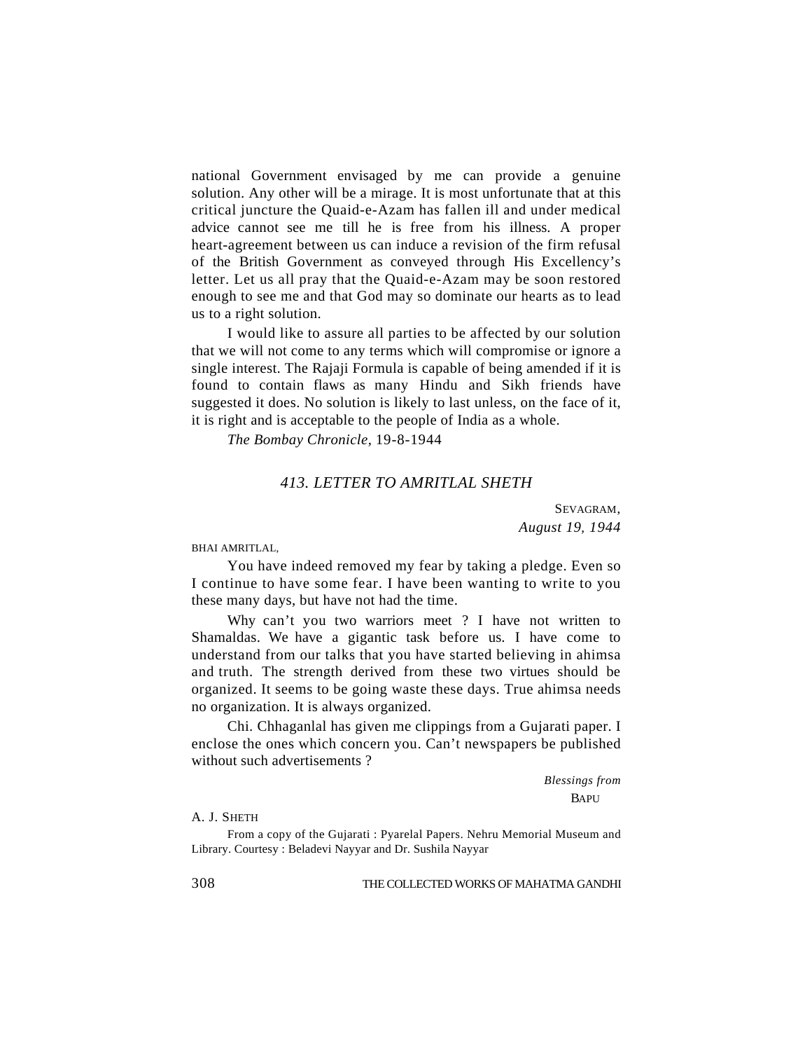national Government envisaged by me can provide a genuine solution. Any other will be a mirage. It is most unfortunate that at this critical juncture the Quaid-e-Azam has fallen ill and under medical advice cannot see me till he is free from his illness. A proper heart-agreement between us can induce a revision of the firm refusal of the British Government as conveyed through His Excellency's letter. Let us all pray that the Quaid-e-Azam may be soon restored enough to see me and that God may so dominate our hearts as to lead us to a right solution.

I would like to assure all parties to be affected by our solution that we will not come to any terms which will compromise or ignore a single interest. The Rajaji Formula is capable of being amended if it is found to contain flaws as many Hindu and Sikh friends have suggested it does. No solution is likely to last unless, on the face of it, it is right and is acceptable to the people of India as a whole.

*The Bombay Chronicle*, 19-8-1944

## *413. LETTER TO AMRITLAL SHETH*

SEVAGRAM,
*August 19, 1944*

BHAI AMRITLAL,

You have indeed removed my fear by taking a pledge. Even so I continue to have some fear. I have been wanting to write to you these many days, but have not had the time.

Why can't you two warriors meet ? I have not written to Shamaldas. We have a gigantic task before us. I have come to understand from our talks that you have started believing in ahimsa and truth. The strength derived from these two virtues should be organized. It seems to be going waste these days. True ahimsa needs no organization. It is always organized.

Chi. Chhaganlal has given me clippings from a Gujarati paper. I enclose the ones which concern you. Can't newspapers be published without such advertisements ?

*Blessings from*
BAPU

A. J. SHETH

From a copy of the Gujarati : Pyarelal Papers. Nehru Memorial Museum and Library. Courtesy : Beladevi Nayyar and Dr. Sushila Nayyar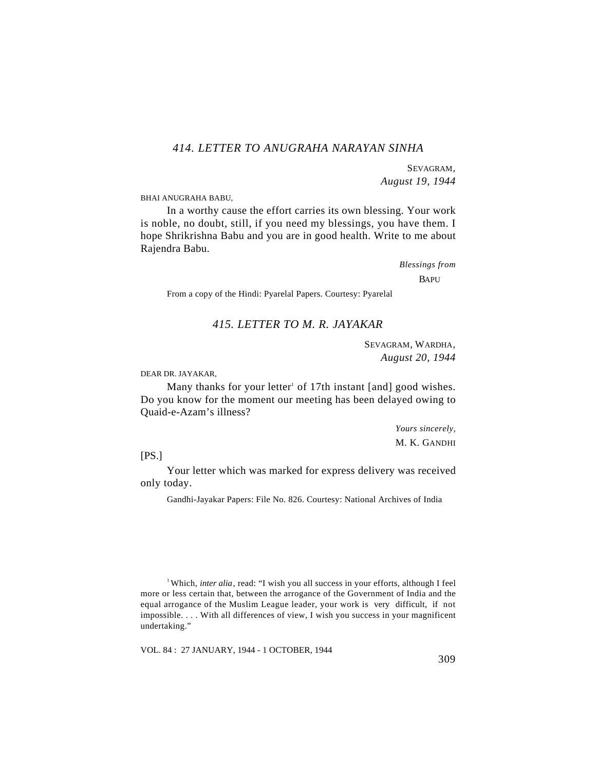## *414. LETTER TO ANUGRAHA NARAYAN SINHA*

SEVAGRAM,
*August 19, 1944*

BHAI ANUGRAHA BABU,

In a worthy cause the effort carries its own blessing. Your work is noble, no doubt, still, if you need my blessings, you have them. I hope Shrikrishna Babu and you are in good health. Write to me about Rajendra Babu.

*Blessings from*
BAPU

From a copy of the Hindi: Pyarelal Papers. Courtesy: Pyarelal

## *415. LETTER TO M. R. JAYAKAR*

SEVAGRAM, WARDHA,
*August 20, 1944*

DEAR DR. JAYAKAR,

Many thanks for your letter[1] of 17th instant [and] good wishes. Do you know for the moment our meeting has been delayed owing to Quaid-e-Azam's illness?

*Yours sincerely,*
M. K. GANDHI

[PS.]

Your letter which was marked for express delivery was received only today.

Gandhi-Jayakar Papers: File No. 826. Courtesy: National Archives of India

---

[1] Which, *inter alia*, read: "I wish you all success in your efforts, although I feel more or less certain that, between the arrogance of the Government of India and the equal arrogance of the Muslim League leader, your work is very difficult, if not impossible. . . . With all differences of view, I wish you success in your magnificent undertaking."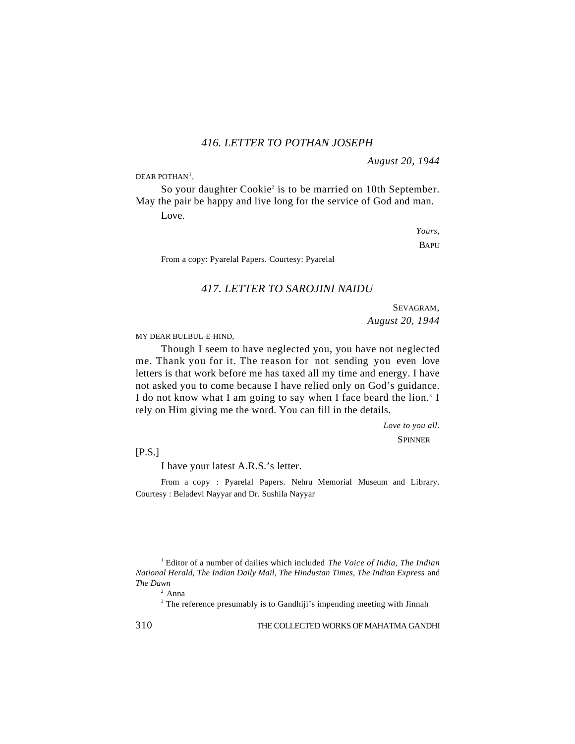### *416. LETTER TO POTHAN JOSEPH*

*August 20, 1944*

DEAR POTHAN[1],

So your daughter Cookie[2] is to be married on 10th September. May the pair be happy and live long for the service of God and man.

Love.

*Yours,*

BAPU

From a copy: Pyarelal Papers. Courtesy: Pyarelal

### *417. LETTER TO SAROJINI NAIDU*

SEVAGRAM,
*August 20, 1944*

MY DEAR BULBUL-E-HIND,

Though I seem to have neglected you, you have not neglected me. Thank you for it. The reason for not sending you even love letters is that work before me has taxed all my time and energy. I have not asked you to come because I have relied only on God's guidance. I do not know what I am going to say when I face beard the lion.[3] I rely on Him giving me the word. You can fill in the details.

*Love to you all.*

SPINNER

[P.S.]

I have your latest A.R.S.'s letter.

From a copy : Pyarelal Papers. Nehru Memorial Museum and Library. Courtesy : Beladevi Nayyar and Dr. Sushila Nayyar

---

[1] Editor of a number of dailies which included *The Voice of India*, *The Indian National Herald*, *The Indian Daily Mail*, *The Hindustan Times*, *The Indian Express* and *The Dawn*

[2] Anna

[3] The reference presumably is to Gandhiji's impending meeting with Jinnah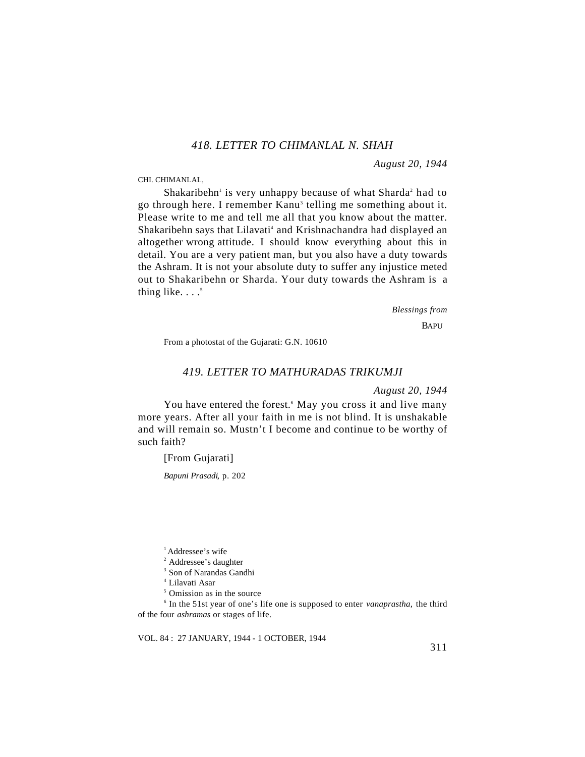## *418. LETTER TO CHIMANLAL N. SHAH*

*August 20, 1944*

CHI. CHIMANLAL,

Shakaribehn[1] is very unhappy because of what Sharda[2] had to go through here. I remember Kanu[3] telling me something about it. Please write to me and tell me all that you know about the matter. Shakaribehn says that Lilavati[4] and Krishnachandra had displayed an altogether wrong attitude. I should know everything about this in detail. You are a very patient man, but you also have a duty towards the Ashram. It is not your absolute duty to suffer any injustice meted out to Shakaribehn or Sharda. Your duty towards the Ashram is a thing like. . . .[5]

*Blessings from*

BAPU

From a photostat of the Gujarati: G.N. 10610

## *419. LETTER TO MATHURADAS TRIKUMJI*

*August 20, 1944*

You have entered the forest.[6] May you cross it and live many more years. After all your faith in me is not blind. It is unshakable and will remain so. Mustn't I become and continue to be worthy of such faith?

[From Gujarati]

*Bapuni Prasadi*, p. 202

---

[1] Addressee's wife

[2] Addressee's daughter

[3] Son of Narandas Gandhi

[4] Lilavati Asar

[5] Omission as in the source

[6] In the 51st year of one's life one is supposed to enter *vanaprastha*, the third of the four *ashramas* or stages of life.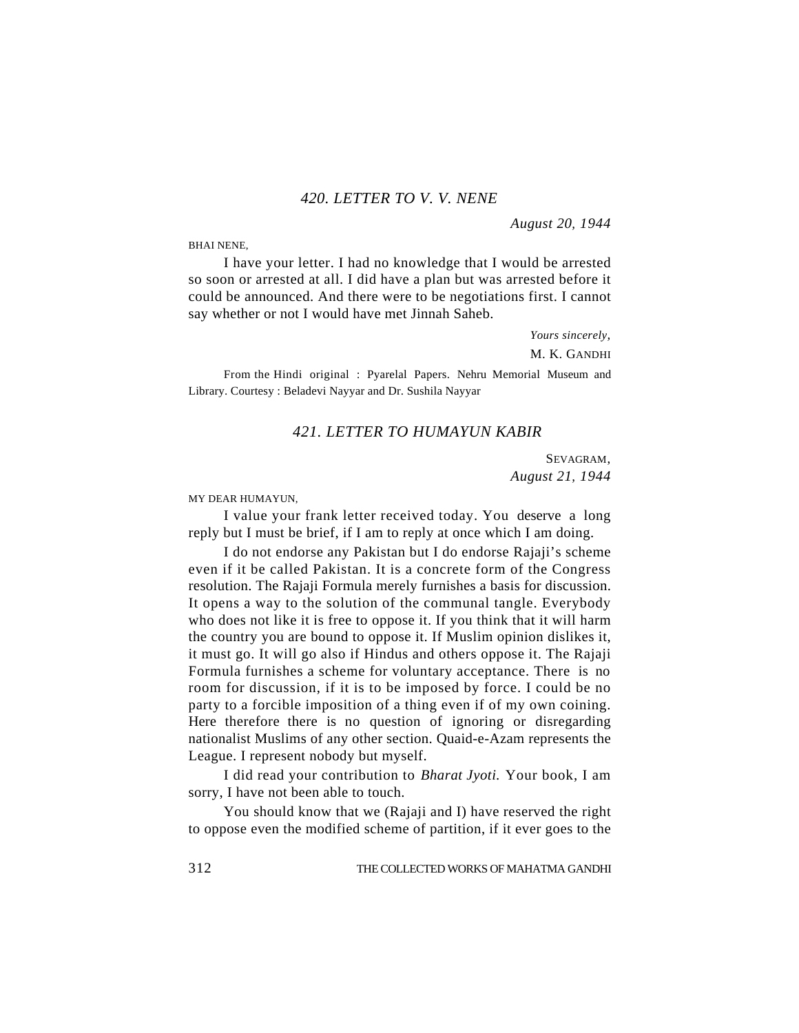### *420. LETTER TO V. V. NENE*

*August 20, 1944*

BHAI NENE,

I have your letter. I had no knowledge that I would be arrested so soon or arrested at all. I did have a plan but was arrested before it could be announced. And there were to be negotiations first. I cannot say whether or not I would have met Jinnah Saheb.

*Yours sincerely,*

M. K. GANDHI

From the Hindi original : Pyarelal Papers. Nehru Memorial Museum and Library. Courtesy : Beladevi Nayyar and Dr. Sushila Nayyar

### *421. LETTER TO HUMAYUN KABIR*

SEVAGRAM,
*August 21, 1944*

MY DEAR HUMAYUN,

I value your frank letter received today. You deserve a long reply but I must be brief, if I am to reply at once which I am doing.

I do not endorse any Pakistan but I do endorse Rajaji's scheme even if it be called Pakistan. It is a concrete form of the Congress resolution. The Rajaji Formula merely furnishes a basis for discussion. It opens a way to the solution of the communal tangle. Everybody who does not like it is free to oppose it. If you think that it will harm the country you are bound to oppose it. If Muslim opinion dislikes it, it must go. It will go also if Hindus and others oppose it. The Rajaji Formula furnishes a scheme for voluntary acceptance. There is no room for discussion, if it is to be imposed by force. I could be no party to a forcible imposition of a thing even if of my own coining. Here therefore there is no question of ignoring or disregarding nationalist Muslims of any other section. Quaid-e-Azam represents the League. I represent nobody but myself.

I did read your contribution to *Bharat Jyoti.* Your book, I am sorry, I have not been able to touch.

You should know that we (Rajaji and I) have reserved the right to oppose even the modified scheme of partition, if it ever goes to the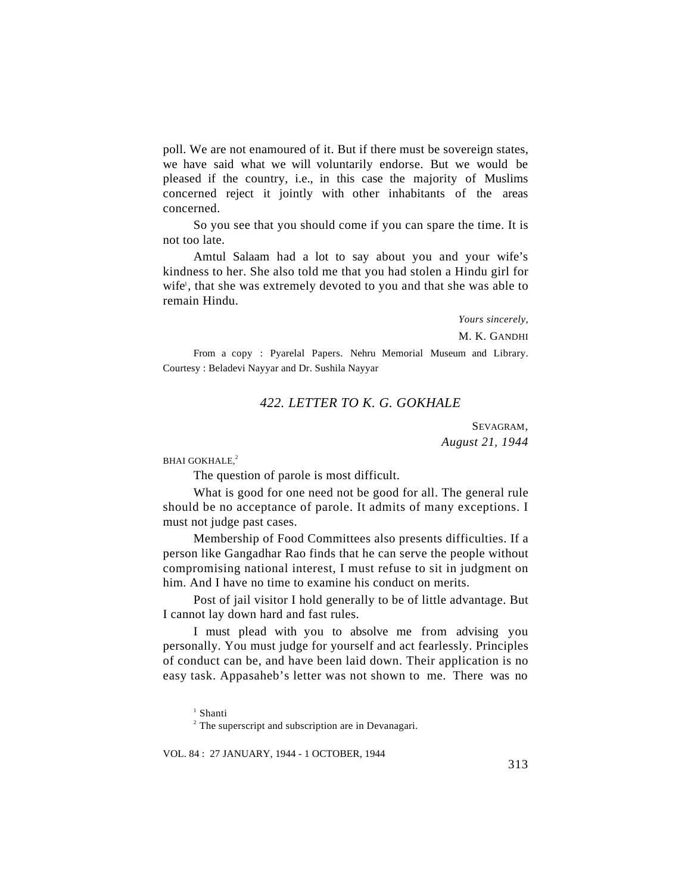poll. We are not enamoured of it. But if there must be sovereign states, we have said what we will voluntarily endorse. But we would be pleased if the country, i.e., in this case the majority of Muslims concerned reject it jointly with other inhabitants of the areas concerned.

So you see that you should come if you can spare the time. It is not too late.

Amtul Salaam had a lot to say about you and your wife's kindness to her. She also told me that you had stolen a Hindu girl for wife[1], that she was extremely devoted to you and that she was able to remain Hindu.

*Yours sincerely,*

M. K. GANDHI

From a copy : Pyarelal Papers. Nehru Memorial Museum and Library. Courtesy : Beladevi Nayyar and Dr. Sushila Nayyar

## *422. LETTER TO K. G. GOKHALE*

SEVAGRAM,
*August 21, 1944*

BHAI GOKHALE,[2]

The question of parole is most difficult.

What is good for one need not be good for all. The general rule should be no acceptance of parole. It admits of many exceptions. I must not judge past cases.

Membership of Food Committees also presents difficulties. If a person like Gangadhar Rao finds that he can serve the people without compromising national interest, I must refuse to sit in judgment on him. And I have no time to examine his conduct on merits.

Post of jail visitor I hold generally to be of little advantage. But I cannot lay down hard and fast rules.

I must plead with you to absolve me from advising you personally. You must judge for yourself and act fearlessly. Principles of conduct can be, and have been laid down. Their application is no easy task. Appasaheb's letter was not shown to me. There was no

[1] Shanti

[2] The superscript and subscription are in Devanagari.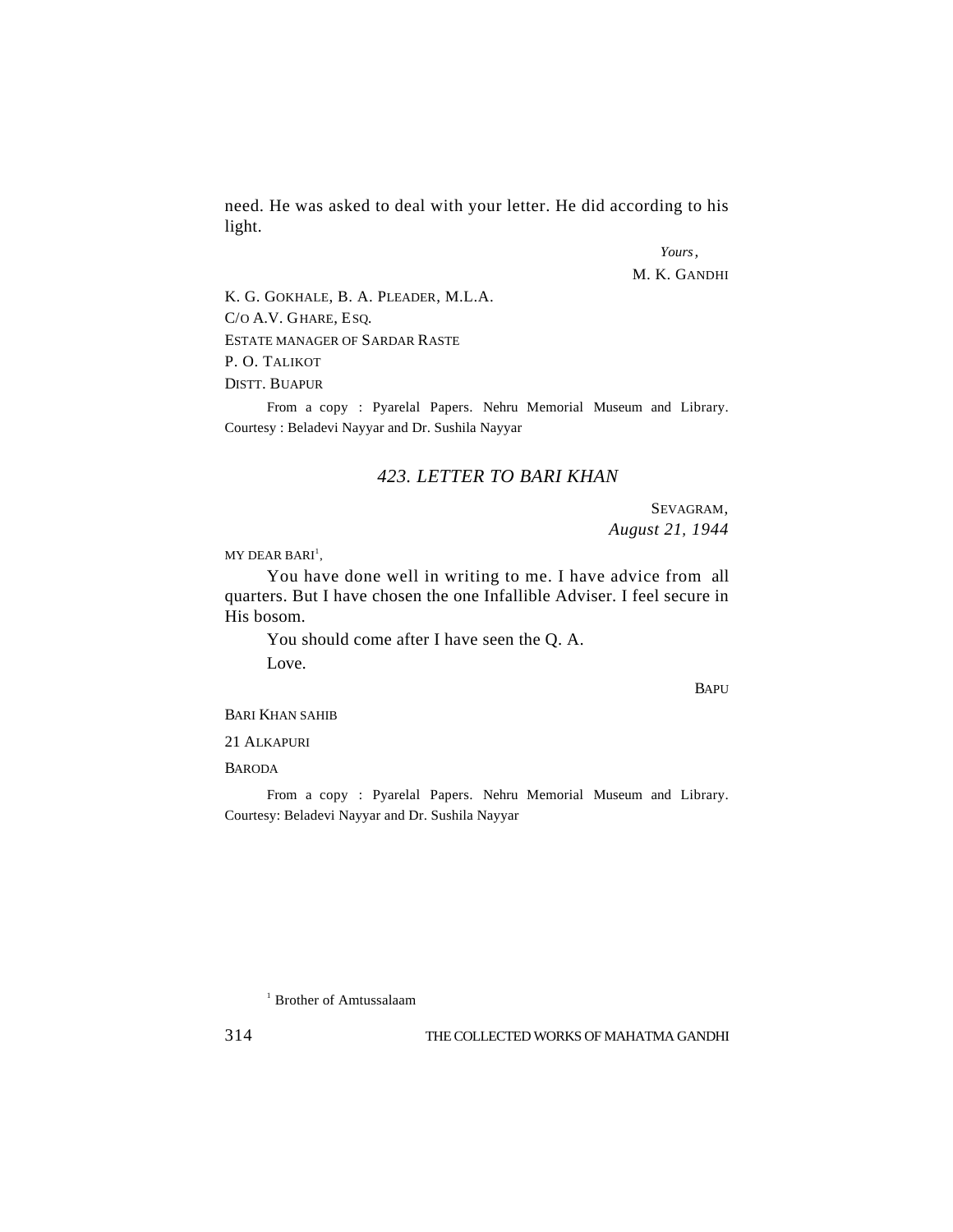need. He was asked to deal with your letter. He did according to his light.

*Yours,*

M. K. GANDHI

K. G. GOKHALE, B. A. PLEADER, M.L.A.

C/O A.V. GHARE, ESQ.

ESTATE MANAGER OF SARDAR RASTE

P. O. TALIKOT

DISTT. BUAPUR

From a copy : Pyarelal Papers. Nehru Memorial Museum and Library. Courtesy : Beladevi Nayyar and Dr. Sushila Nayyar

## *423. LETTER TO BARI KHAN*

SEVAGRAM,
*August 21, 1944*

MY DEAR BARI[1],

You have done well in writing to me. I have advice from all quarters. But I have chosen the one Infallible Adviser. I feel secure in His bosom.

You should come after I have seen the Q. A.

Love.

BAPU

BARI KHAN SAHIB

21 ALKAPURI

BARODA

From a copy : Pyarelal Papers. Nehru Memorial Museum and Library. Courtesy: Beladevi Nayyar and Dr. Sushila Nayyar

[1] Brother of Amtussalaam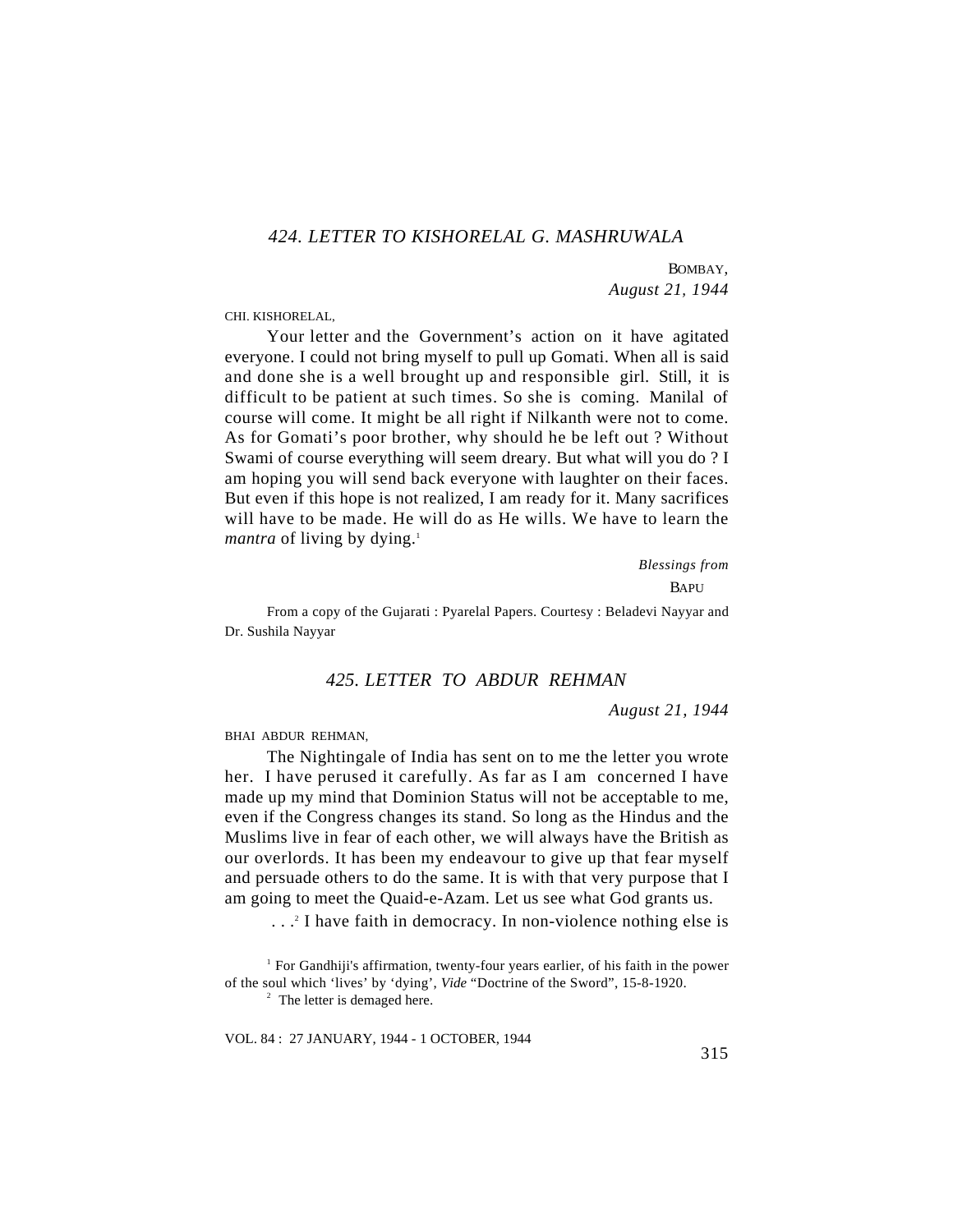## 424. LETTER TO KISHORELAL G. MASHRUWALA

BOMBAY,
*August 21, 1944*

CHI. KISHORELAL,

Your letter and the Government's action on it have agitated everyone. I could not bring myself to pull up Gomati. When all is said and done she is a well brought up and responsible girl. Still, it is difficult to be patient at such times. So she is coming. Manilal of course will come. It might be all right if Nilkanth were not to come. As for Gomati's poor brother, why should he be left out ? Without Swami of course everything will seem dreary. But what will you do ? I am hoping you will send back everyone with laughter on their faces. But even if this hope is not realized, I am ready for it. Many sacrifices will have to be made. He will do as He wills. We have to learn the *mantra* of living by dying.[1]

*Blessings from*
BAPU

From a copy of the Gujarati : Pyarelal Papers. Courtesy : Beladevi Nayyar and Dr. Sushila Nayyar

## 425. LETTER TO ABDUR REHMAN

*August 21, 1944*

BHAI ABDUR REHMAN,

The Nightingale of India has sent on to me the letter you wrote her. I have perused it carefully. As far as I am concerned I have made up my mind that Dominion Status will not be acceptable to me, even if the Congress changes its stand. So long as the Hindus and the Muslims live in fear of each other, we will always have the British as our overlords. It has been my endeavour to give up that fear myself and persuade others to do the same. It is with that very purpose that I am going to meet the Quaid-e-Azam. Let us see what God grants us.

. . .[2] I have faith in democracy. In non-violence nothing else is

[1] For Gandhiji's affirmation, twenty-four years earlier, of his faith in the power of the soul which 'lives' by 'dying', *Vide* "Doctrine of the Sword", 15-8-1920.

[2] The letter is demaged here.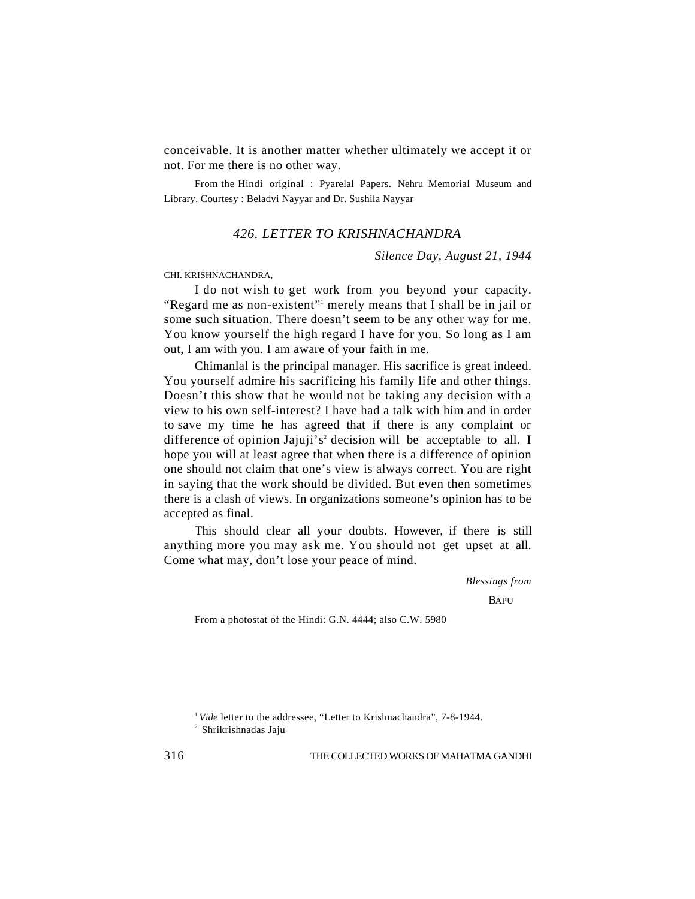conceivable. It is another matter whether ultimately we accept it or not. For me there is no other way.

From the Hindi original : Pyarelal Papers. Nehru Memorial Museum and Library. Courtesy : Beladvi Nayyar and Dr. Sushila Nayyar

## *426. LETTER TO KRISHNACHANDRA*

*Silence Day, August 21, 1944*

CHI. KRISHNACHANDRA,

I do not wish to get work from you beyond your capacity. "Regard me as non-existent"[1] merely means that I shall be in jail or some such situation. There doesn't seem to be any other way for me. You know yourself the high regard I have for you. So long as I am out, I am with you. I am aware of your faith in me.

Chimanlal is the principal manager. His sacrifice is great indeed. You yourself admire his sacrificing his family life and other things. Doesn't this show that he would not be taking any decision with a view to his own self-interest? I have had a talk with him and in order to save my time he has agreed that if there is any complaint or difference of opinion Jajuji's[2] decision will be acceptable to all. I hope you will at least agree that when there is a difference of opinion one should not claim that one's view is always correct. You are right in saying that the work should be divided. But even then sometimes there is a clash of views. In organizations someone's opinion has to be accepted as final.

This should clear all your doubts. However, if there is still anything more you may ask me. You should not get upset at all. Come what may, don't lose your peace of mind.

*Blessings from*

BAPU

From a photostat of the Hindi: G.N. 4444; also C.W. 5980

[1] *Vide* letter to the addressee, "Letter to Krishnachandra", 7-8-1944.

[2] Shrikrishnadas Jaju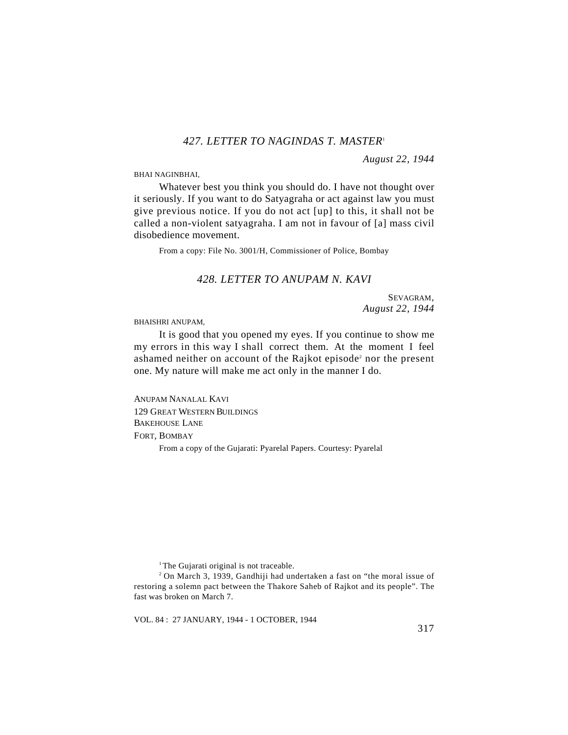### *427. LETTER TO NAGINDAS T. MASTER*[1]

*August 22, 1944*

BHAI NAGINBHAI,

Whatever best you think you should do. I have not thought over it seriously. If you want to do Satyagraha or act against law you must give previous notice. If you do not act [up] to this, it shall not be called a non-violent satyagraha. I am not in favour of [a] mass civil disobedience movement.

From a copy: File No. 3001/H, Commissioner of Police, Bombay

### *428. LETTER TO ANUPAM N. KAVI*

SEVAGRAM,
*August 22, 1944*

BHAISHRI ANUPAM,

It is good that you opened my eyes. If you continue to show me my errors in this way I shall correct them. At the moment I feel ashamed neither on account of the Rajkot episode[2] nor the present one. My nature will make me act only in the manner I do.

ANUPAM NANALAL KAVI
129 GREAT WESTERN BUILDINGS
BAKEHOUSE LANE
FORT, BOMBAY

From a copy of the Gujarati: Pyarelal Papers. Courtesy: Pyarelal

---

[1] The Gujarati original is not traceable.

[2] On March 3, 1939, Gandhiji had undertaken a fast on "the moral issue of restoring a solemn pact between the Thakore Saheb of Rajkot and its people". The fast was broken on March 7.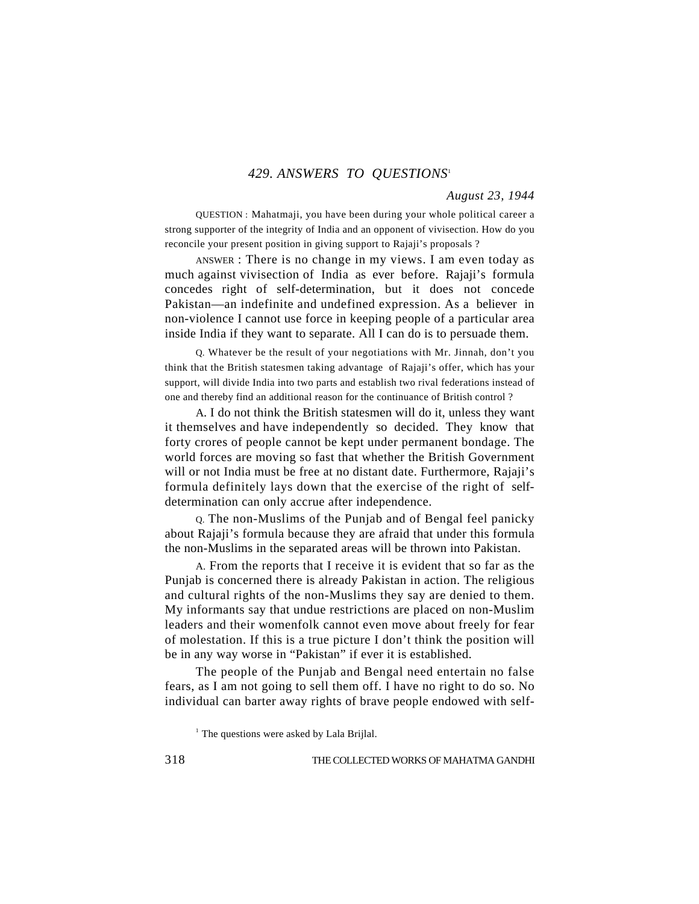## *429. ANSWERS TO QUESTIONS*[1]

*August 23, 1944*

QUESTION : Mahatmaji, you have been during your whole political career a strong supporter of the integrity of India and an opponent of vivisection. How do you reconcile your present position in giving support to Rajaji's proposals ?

ANSWER : There is no change in my views. I am even today as much against vivisection of India as ever before. Rajaji's formula concedes right of self-determination, but it does not concede Pakistan—an indefinite and undefined expression. As a believer in non-violence I cannot use force in keeping people of a particular area inside India if they want to separate. All I can do is to persuade them.

Q. Whatever be the result of your negotiations with Mr. Jinnah, don't you think that the British statesmen taking advantage of Rajaji's offer, which has your support, will divide India into two parts and establish two rival federations instead of one and thereby find an additional reason for the continuance of British control ?

A. I do not think the British statesmen will do it, unless they want it themselves and have independently so decided. They know that forty crores of people cannot be kept under permanent bondage. The world forces are moving so fast that whether the British Government will or not India must be free at no distant date. Furthermore, Rajaji's formula definitely lays down that the exercise of the right of self-determination can only accrue after independence.

Q. The non-Muslims of the Punjab and of Bengal feel panicky about Rajaji's formula because they are afraid that under this formula the non-Muslims in the separated areas will be thrown into Pakistan.

A. From the reports that I receive it is evident that so far as the Punjab is concerned there is already Pakistan in action. The religious and cultural rights of the non-Muslims they say are denied to them. My informants say that undue restrictions are placed on non-Muslim leaders and their womenfolk cannot even move about freely for fear of molestation. If this is a true picture I don't think the position will be in any way worse in "Pakistan" if ever it is established.

The people of the Punjab and Bengal need entertain no false fears, as I am not going to sell them off. I have no right to do so. No individual can barter away rights of brave people endowed with self-

[1] The questions were asked by Lala Brijlal.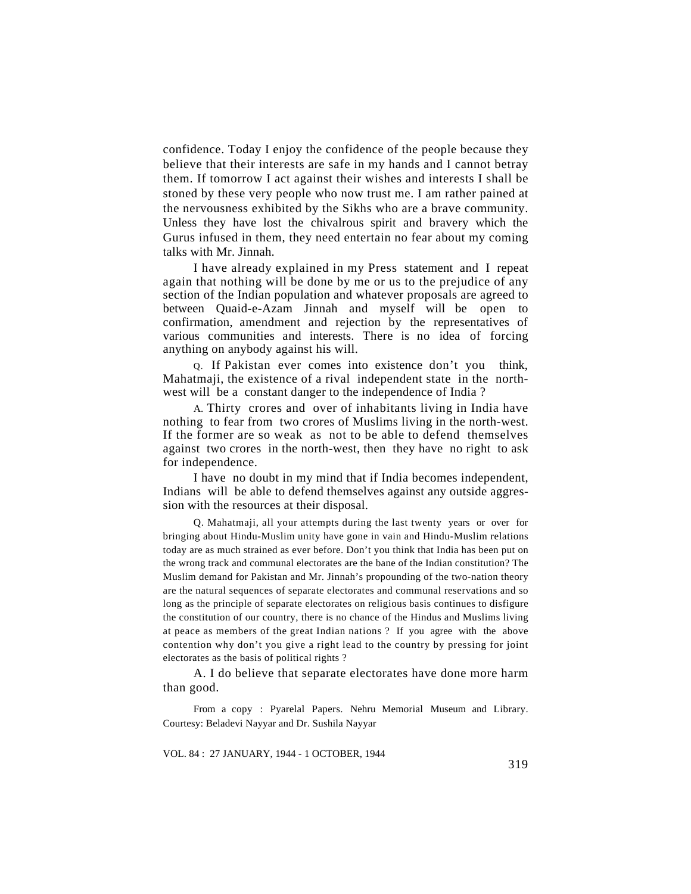confidence. Today I enjoy the confidence of the people because they believe that their interests are safe in my hands and I cannot betray them. If tomorrow I act against their wishes and interests I shall be stoned by these very people who now trust me. I am rather pained at the nervousness exhibited by the Sikhs who are a brave community. Unless they have lost the chivalrous spirit and bravery which the Gurus infused in them, they need entertain no fear about my coming talks with Mr. Jinnah.

I have already explained in my Press statement and I repeat again that nothing will be done by me or us to the prejudice of any section of the Indian population and whatever proposals are agreed to between Quaid-e-Azam Jinnah and myself will be open to confirmation, amendment and rejection by the representatives of various communities and interests. There is no idea of forcing anything on anybody against his will.

Q. If Pakistan ever comes into existence don't you think, Mahatmaji, the existence of a rival independent state in the north-west will be a constant danger to the independence of India ?

A. Thirty crores and over of inhabitants living in India have nothing to fear from two crores of Muslims living in the north-west. If the former are so weak as not to be able to defend themselves against two crores in the north-west, then they have no right to ask for independence.

I have no doubt in my mind that if India becomes independent, Indians will be able to defend themselves against any outside aggression with the resources at their disposal.

Q. Mahatmaji, all your attempts during the last twenty years or over for bringing about Hindu-Muslim unity have gone in vain and Hindu-Muslim relations today are as much strained as ever before. Don't you think that India has been put on the wrong track and communal electorates are the bane of the Indian constitution? The Muslim demand for Pakistan and Mr. Jinnah's propounding of the two-nation theory are the natural sequences of separate electorates and communal reservations and so long as the principle of separate electorates on religious basis continues to disfigure the constitution of our country, there is no chance of the Hindus and Muslims living at peace as members of the great Indian nations ? If you agree with the above contention why don't you give a right lead to the country by pressing for joint electorates as the basis of political rights ?

A. I do believe that separate electorates have done more harm than good.

From a copy : Pyarelal Papers. Nehru Memorial Museum and Library. Courtesy: Beladevi Nayyar and Dr. Sushila Nayyar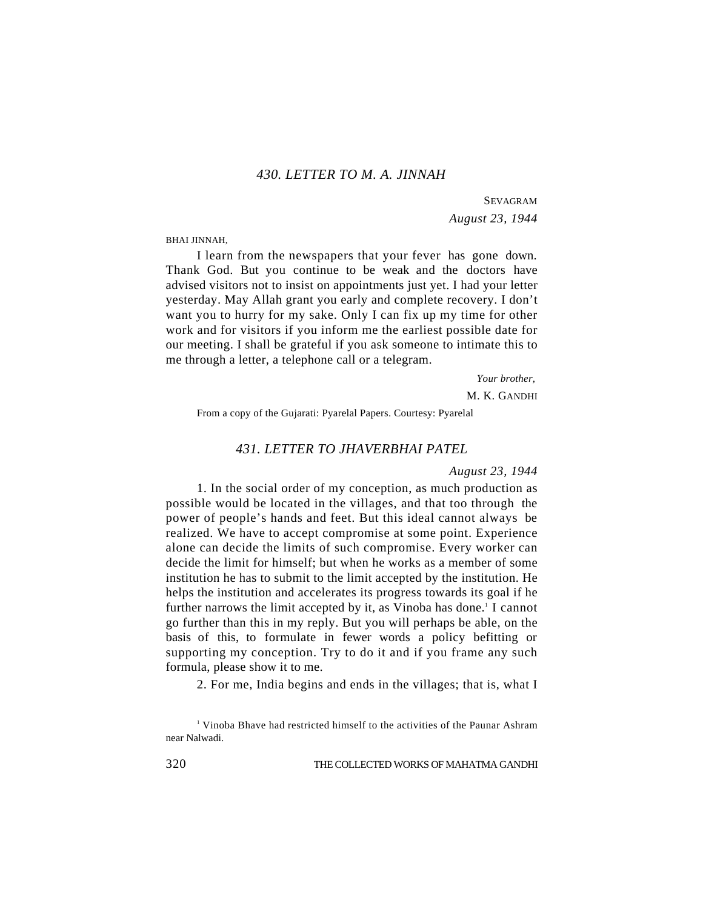## *430. LETTER TO M. A. JINNAH*

SEVAGRAM
*August 23, 1944*

BHAI JINNAH,

I learn from the newspapers that your fever has gone down. Thank God. But you continue to be weak and the doctors have advised visitors not to insist on appointments just yet. I had your letter yesterday. May Allah grant you early and complete recovery. I don't want you to hurry for my sake. Only I can fix up my time for other work and for visitors if you inform me the earliest possible date for our meeting. I shall be grateful if you ask someone to intimate this to me through a letter, a telephone call or a telegram.

*Your brother,*
M. K. GANDHI

From a copy of the Gujarati: Pyarelal Papers. Courtesy: Pyarelal

## *431. LETTER TO JHAVERBHAI PATEL*

*August 23, 1944*

1. In the social order of my conception, as much production as possible would be located in the villages, and that too through the power of people's hands and feet. But this ideal cannot always be realized. We have to accept compromise at some point. Experience alone can decide the limits of such compromise. Every worker can decide the limit for himself; but when he works as a member of some institution he has to submit to the limit accepted by the institution. He helps the institution and accelerates its progress towards its goal if he further narrows the limit accepted by it, as Vinoba has done.[1] I cannot go further than this in my reply. But you will perhaps be able, on the basis of this, to formulate in fewer words a policy befitting or supporting my conception. Try to do it and if you frame any such formula, please show it to me.

2. For me, India begins and ends in the villages; that is, what I

[1] Vinoba Bhave had restricted himself to the activities of the Paunar Ashram near Nalwadi.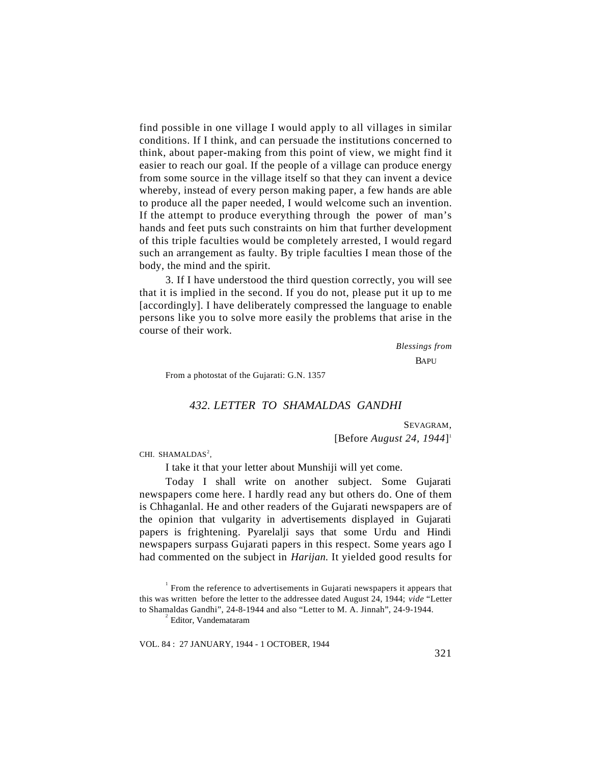find possible in one village I would apply to all villages in similar conditions. If I think, and can persuade the institutions concerned to think, about paper-making from this point of view, we might find it easier to reach our goal. If the people of a village can produce energy from some source in the village itself so that they can invent a device whereby, instead of every person making paper, a few hands are able to produce all the paper needed, I would welcome such an invention. If the attempt to produce everything through the power of man's hands and feet puts such constraints on him that further development of this triple faculties would be completely arrested, I would regard such an arrangement as faulty. By triple faculties I mean those of the body, the mind and the spirit.

3. If I have understood the third question correctly, you will see that it is implied in the second. If you do not, please put it up to me [accordingly]. I have deliberately compressed the language to enable persons like you to solve more easily the problems that arise in the course of their work.

*Blessings from*

BAPU

From a photostat of the Gujarati: G.N. 1357

## *432. LETTER TO SHAMALDAS GANDHI*

SEVAGRAM,
[Before *August 24, 1944*][1]

CHI. SHAMALDAS[2],

I take it that your letter about Munshiji will yet come.

Today I shall write on another subject. Some Gujarati newspapers come here. I hardly read any but others do. One of them is Chhaganlal. He and other readers of the Gujarati newspapers are of the opinion that vulgarity in advertisements displayed in Gujarati papers is frightening. Pyarelalji says that some Urdu and Hindi newspapers surpass Gujarati papers in this respect. Some years ago I had commented on the subject in *Harijan.* It yielded good results for

---

[1] From the reference to advertisements in Gujarati newspapers it appears that this was written before the letter to the addressee dated August 24, 1944; *vide* "Letter to Shamaldas Gandhi", 24-8-1944 and also "Letter to M. A. Jinnah", 24-9-1944.

[2] Editor, Vandemataram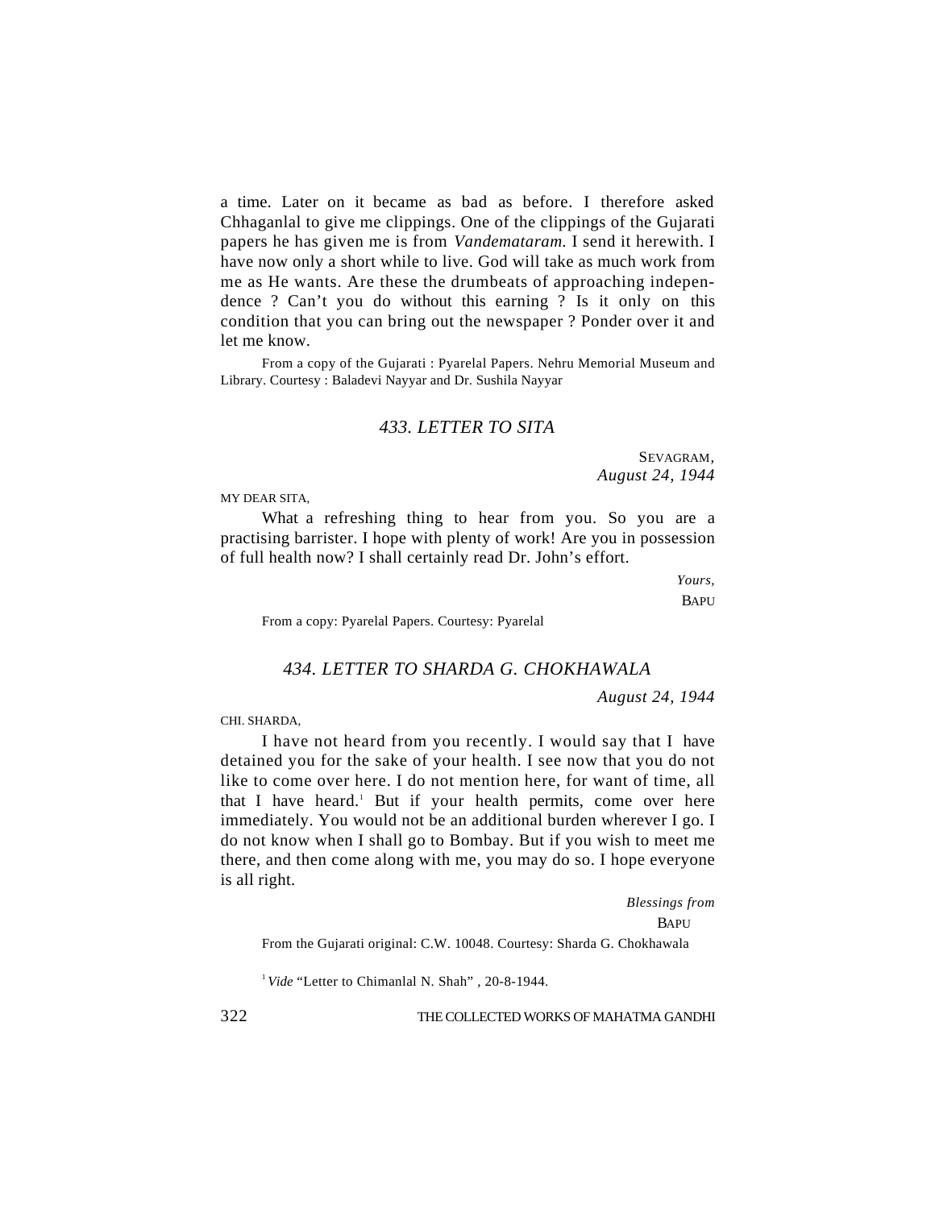a time. Later on it became as bad as before. I therefore asked Chhaganlal to give me clippings. One of the clippings of the Gujarati papers he has given me is from *Vandemataram.* I send it herewith. I have now only a short while to live. God will take as much work from me as He wants. Are these the drumbeats of approaching independence ? Can't you do without this earning ? Is it only on this condition that you can bring out the newspaper ? Ponder over it and let me know.

From a copy of the Gujarati : Pyarelal Papers. Nehru Memorial Museum and Library. Courtesy : Baladevi Nayyar and Dr. Sushila Nayyar

## *433. LETTER TO SITA*

SEVAGRAM,
*August 24, 1944*

MY DEAR SITA,

What a refreshing thing to hear from you. So you are a practising barrister. I hope with plenty of work! Are you in possession of full health now? I shall certainly read Dr. John's effort.

*Yours,*
BAPU

From a copy: Pyarelal Papers. Courtesy: Pyarelal

## *434. LETTER TO SHARDA G. CHOKHAWALA*

*August 24, 1944*

CHI. SHARDA,

I have not heard from you recently. I would say that I have detained you for the sake of your health. I see now that you do not like to come over here. I do not mention here, for want of time, all that I have heard.[1] But if your health permits, come over here immediately. You would not be an additional burden wherever I go. I do not know when I shall go to Bombay. But if you wish to meet me there, and then come along with me, you may do so. I hope everyone is all right.

*Blessings from*
BAPU

From the Gujarati original: C.W. 10048. Courtesy: Sharda G. Chokhawala

[1] *Vide* "Letter to Chimanlal N. Shah" , 20-8-1944.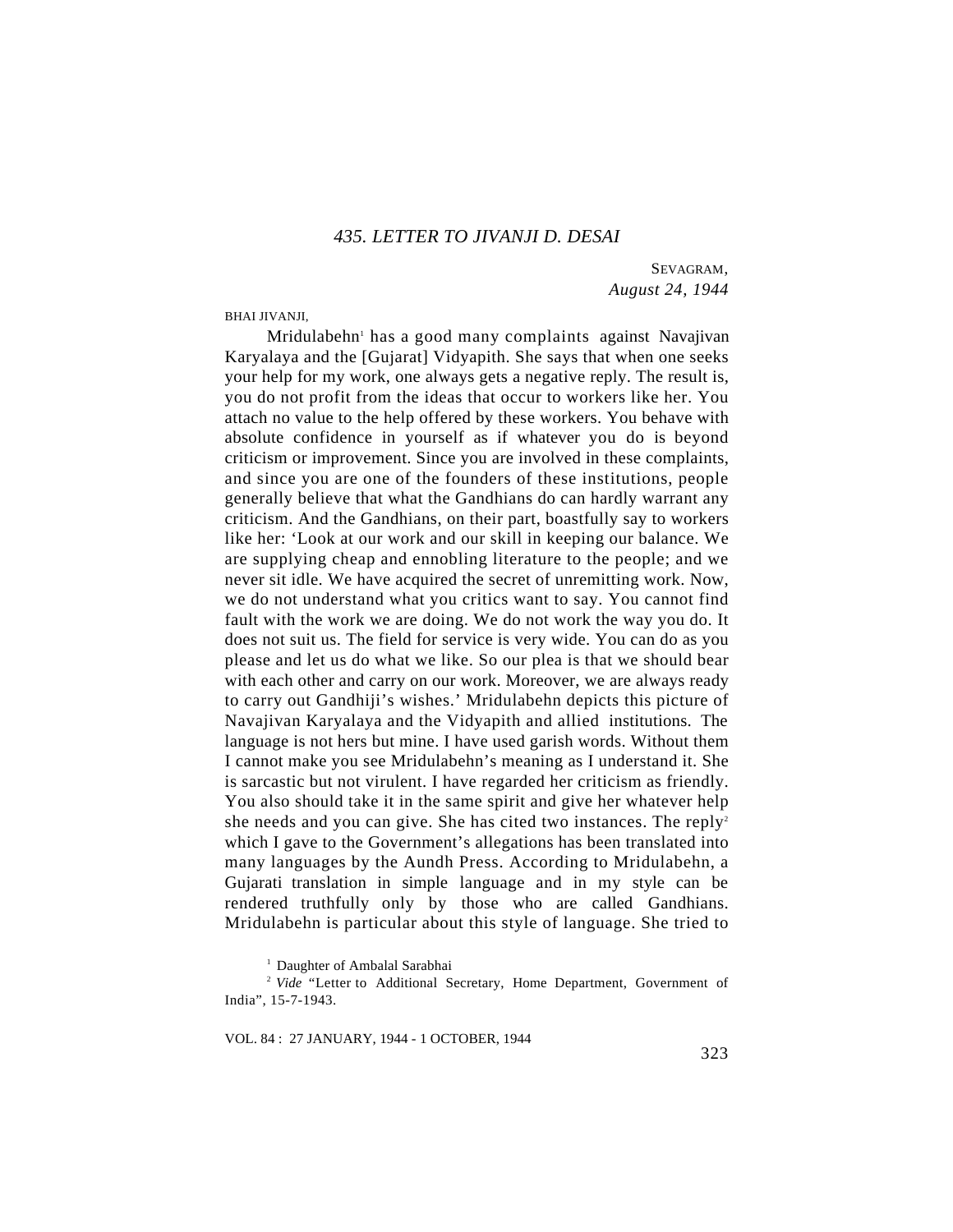## 435. LETTER TO JIVANJI D. DESAI

SEVAGRAM,
*August 24, 1944*

BHAI JIVANJI,

Mridulabehn[1] has a good many complaints against Navajivan Karyalaya and the [Gujarat] Vidyapith. She says that when one seeks your help for my work, one always gets a negative reply. The result is, you do not profit from the ideas that occur to workers like her. You attach no value to the help offered by these workers. You behave with absolute confidence in yourself as if whatever you do is beyond criticism or improvement. Since you are involved in these complaints, and since you are one of the founders of these institutions, people generally believe that what the Gandhians do can hardly warrant any criticism. And the Gandhians, on their part, boastfully say to workers like her: 'Look at our work and our skill in keeping our balance. We are supplying cheap and ennobling literature to the people; and we never sit idle. We have acquired the secret of unremitting work. Now, we do not understand what you critics want to say. You cannot find fault with the work we are doing. We do not work the way you do. It does not suit us. The field for service is very wide. You can do as you please and let us do what we like. So our plea is that we should bear with each other and carry on our work. Moreover, we are always ready to carry out Gandhiji's wishes.' Mridulabehn depicts this picture of Navajivan Karyalaya and the Vidyapith and allied institutions. The language is not hers but mine. I have used garish words. Without them I cannot make you see Mridulabehn's meaning as I understand it. She is sarcastic but not virulent. I have regarded her criticism as friendly. You also should take it in the same spirit and give her whatever help she needs and you can give. She has cited two instances. The reply[2] which I gave to the Government's allegations has been translated into many languages by the Aundh Press. According to Mridulabehn, a Gujarati translation in simple language and in my style can be rendered truthfully only by those who are called Gandhians. Mridulabehn is particular about this style of language. She tried to

---

[1] Daughter of Ambalal Sarabhai

[2] *Vide* "Letter to Additional Secretary, Home Department, Government of India", 15-7-1943.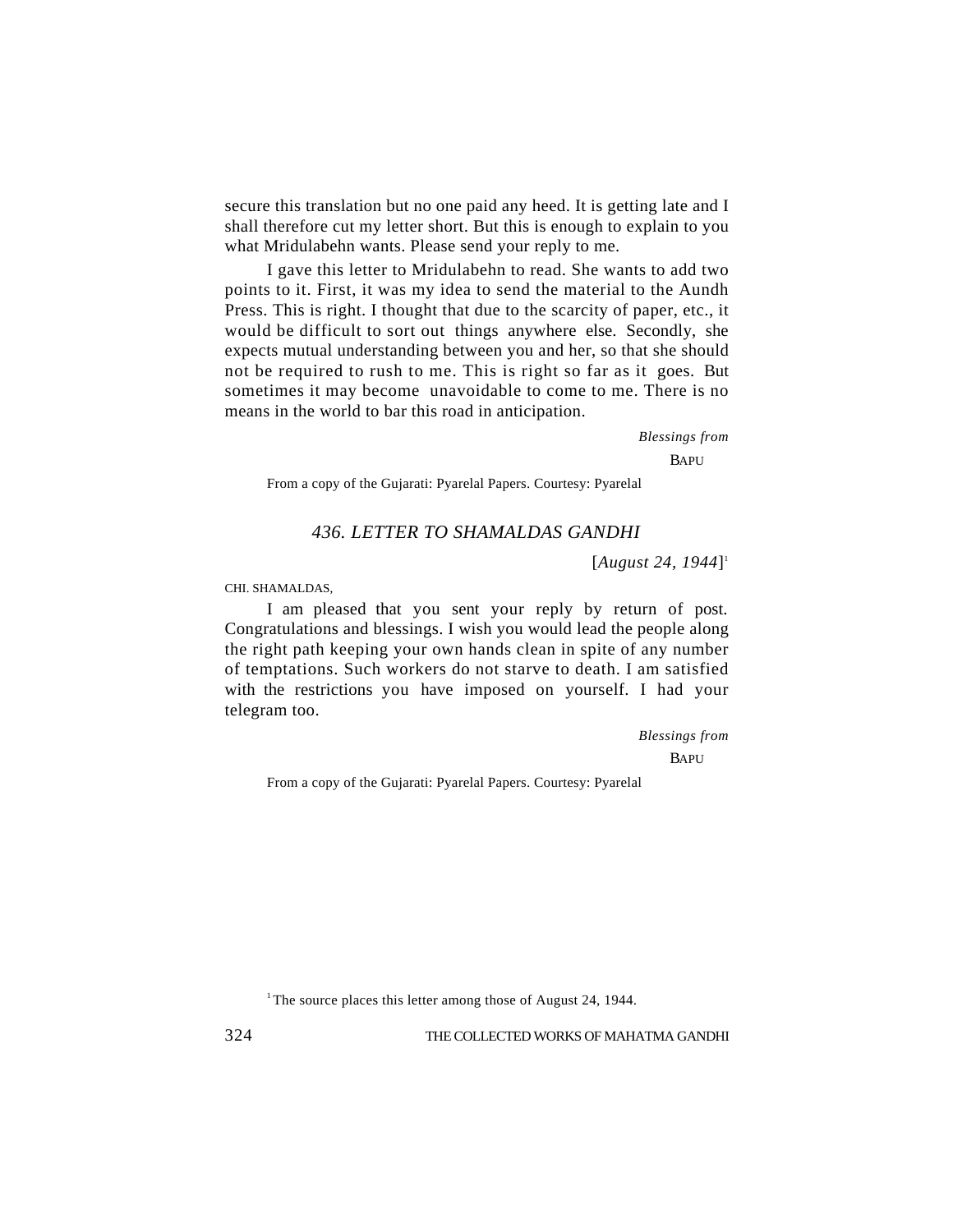secure this translation but no one paid any heed. It is getting late and I shall therefore cut my letter short. But this is enough to explain to you what Mridulabehn wants. Please send your reply to me.

I gave this letter to Mridulabehn to read. She wants to add two points to it. First, it was my idea to send the material to the Aundh Press. This is right. I thought that due to the scarcity of paper, etc., it would be difficult to sort out things anywhere else. Secondly, she expects mutual understanding between you and her, so that she should not be required to rush to me. This is right so far as it goes. But sometimes it may become unavoidable to come to me. There is no means in the world to bar this road in anticipation.

*Blessings from*

BAPU

From a copy of the Gujarati: Pyarelal Papers. Courtesy: Pyarelal

## *436. LETTER TO SHAMALDAS GANDHI*

[*August 24, 1944*][1]

CHI. SHAMALDAS,

I am pleased that you sent your reply by return of post. Congratulations and blessings. I wish you would lead the people along the right path keeping your own hands clean in spite of any number of temptations. Such workers do not starve to death. I am satisfied with the restrictions you have imposed on yourself. I had your telegram too.

*Blessings from*

BAPU

From a copy of the Gujarati: Pyarelal Papers. Courtesy: Pyarelal

[1] The source places this letter among those of August 24, 1944.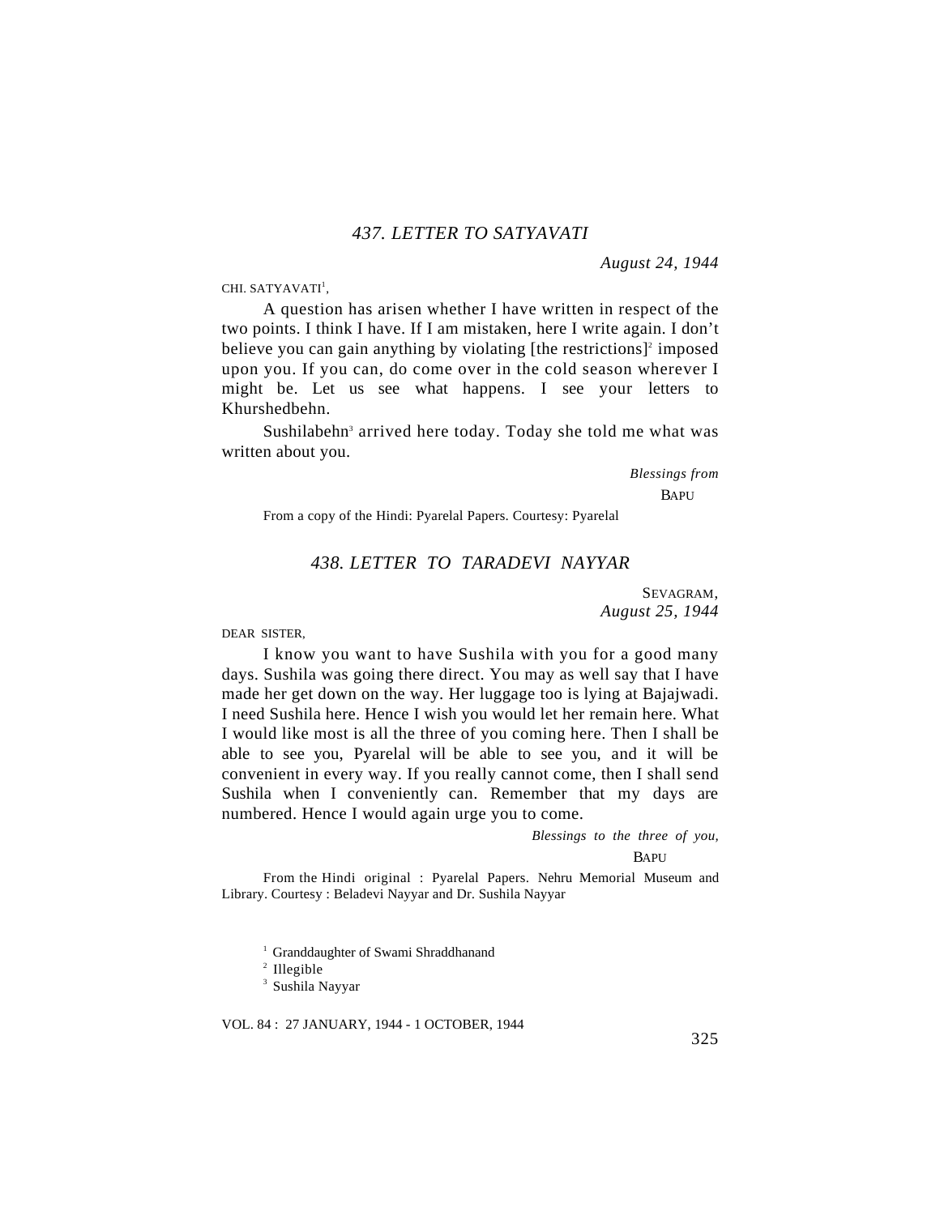## 437. LETTER TO SATYAVATI

*August 24, 1944*

CHI. SATYAVATI[1],

A question has arisen whether I have written in respect of the two points. I think I have. If I am mistaken, here I write again. I don't believe you can gain anything by violating [the restrictions][2] imposed upon you. If you can, do come over in the cold season wherever I might be. Let us see what happens. I see your letters to Khurshedbehn.

Sushilabehn[3] arrived here today. Today she told me what was written about you.

*Blessings from*
BAPU

From a copy of the Hindi: Pyarelal Papers. Courtesy: Pyarelal

## 438. LETTER TO TARADEVI NAYYAR

SEVAGRAM,
*August 25, 1944*

DEAR SISTER,

I know you want to have Sushila with you for a good many days. Sushila was going there direct. You may as well say that I have made her get down on the way. Her luggage too is lying at Bajajwadi. I need Sushila here. Hence I wish you would let her remain here. What I would like most is all the three of you coming here. Then I shall be able to see you, Pyarelal will be able to see you, and it will be convenient in every way. If you really cannot come, then I shall send Sushila when I conveniently can. Remember that my days are numbered. Hence I would again urge you to come.

*Blessings to the three of you,*
BAPU

From the Hindi original : Pyarelal Papers. Nehru Memorial Museum and Library. Courtesy : Beladevi Nayyar and Dr. Sushila Nayyar

---

[1] Granddaughter of Swami Shraddhanand

[2] Illegible

[3] Sushila Nayyar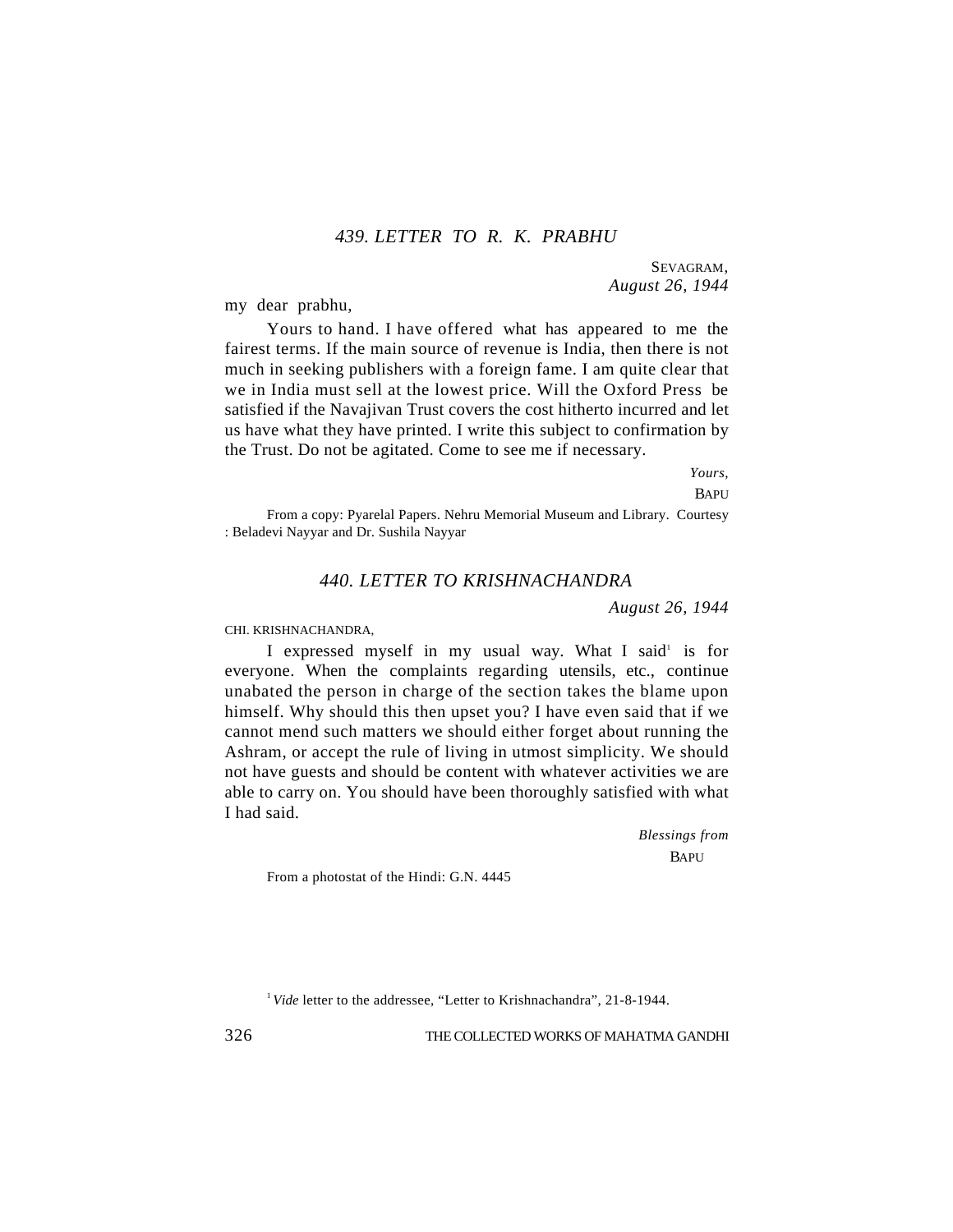## *439. LETTER TO R. K. PRABHU*

SEVAGRAM,
*August 26, 1944*

MY DEAR PRABHU,

Yours to hand. I have offered what has appeared to me the fairest terms. If the main source of revenue is India, then there is not much in seeking publishers with a foreign fame. I am quite clear that we in India must sell at the lowest price. Will the Oxford Press be satisfied if the Navajivan Trust covers the cost hitherto incurred and let us have what they have printed. I write this subject to confirmation by the Trust. Do not be agitated. Come to see me if necessary.

*Yours,*
BAPU

From a copy: Pyarelal Papers. Nehru Memorial Museum and Library. Courtesy : Beladevi Nayyar and Dr. Sushila Nayyar

## *440. LETTER TO KRISHNACHANDRA*

*August 26, 1944*

CHI. KRISHNACHANDRA,

I expressed myself in my usual way. What I said[1] is for everyone. When the complaints regarding utensils, etc., continue unabated the person in charge of the section takes the blame upon himself. Why should this then upset you? I have even said that if we cannot mend such matters we should either forget about running the Ashram, or accept the rule of living in utmost simplicity. We should not have guests and should be content with whatever activities we are able to carry on. You should have been thoroughly satisfied with what I had said.

*Blessings from*
BAPU

From a photostat of the Hindi: G.N. 4445

[1] *Vide* letter to the addressee, "Letter to Krishnachandra", 21-8-1944.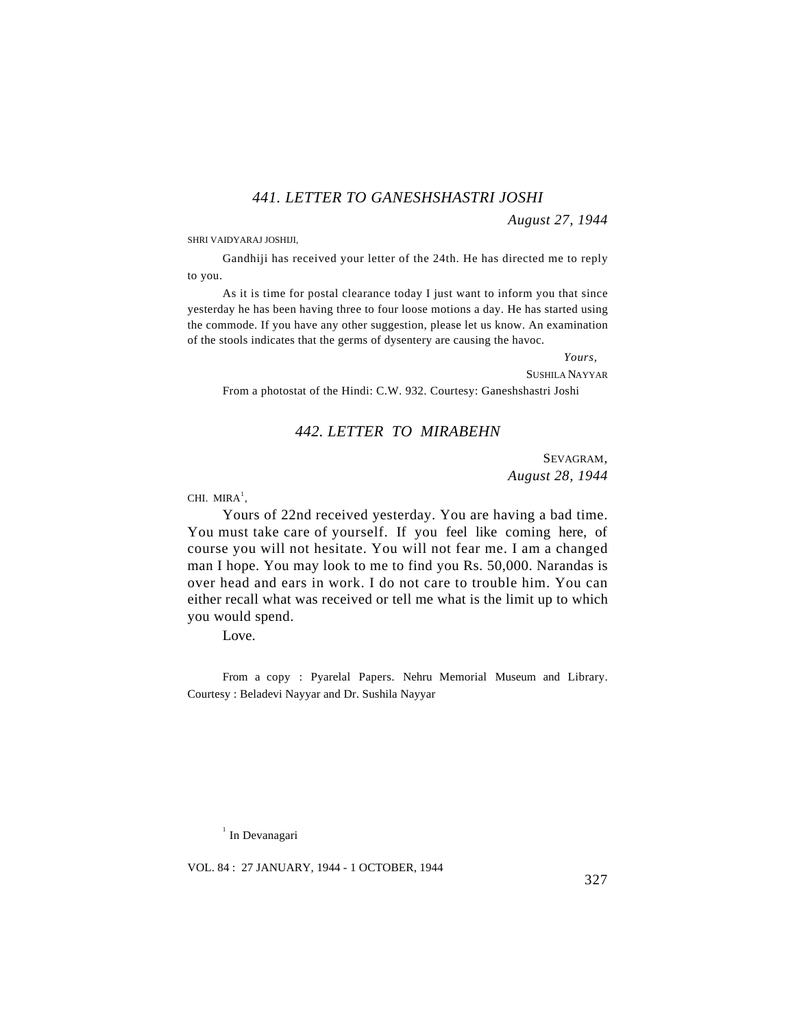### *441. LETTER TO GANESHSHASTRI JOSHI*

*August 27, 1944*

SHRI VAIDYARAJ JOSHIJI,

Gandhiji has received your letter of the 24th. He has directed me to reply to you.

As it is time for postal clearance today I just want to inform you that since yesterday he has been having three to four loose motions a day. He has started using the commode. If you have any other suggestion, please let us know. An examination of the stools indicates that the germs of dysentery are causing the havoc.

*Yours,*
SUSHILA NAYYAR

From a photostat of the Hindi: C.W. 932. Courtesy: Ganeshshastri Joshi

### *442. LETTER TO MIRABEHN*

SEVAGRAM,
*August 28, 1944*

CHI. MIRA[1],

Yours of 22nd received yesterday. You are having a bad time. You must take care of yourself. If you feel like coming here, of course you will not hesitate. You will not fear me. I am a changed man I hope. You may look to me to find you Rs. 50,000. Narandas is over head and ears in work. I do not care to trouble him. You can either recall what was received or tell me what is the limit up to which you would spend.

Love.

From a copy : Pyarelal Papers. Nehru Memorial Museum and Library. Courtesy : Beladevi Nayyar and Dr. Sushila Nayyar

[1] In Devanagari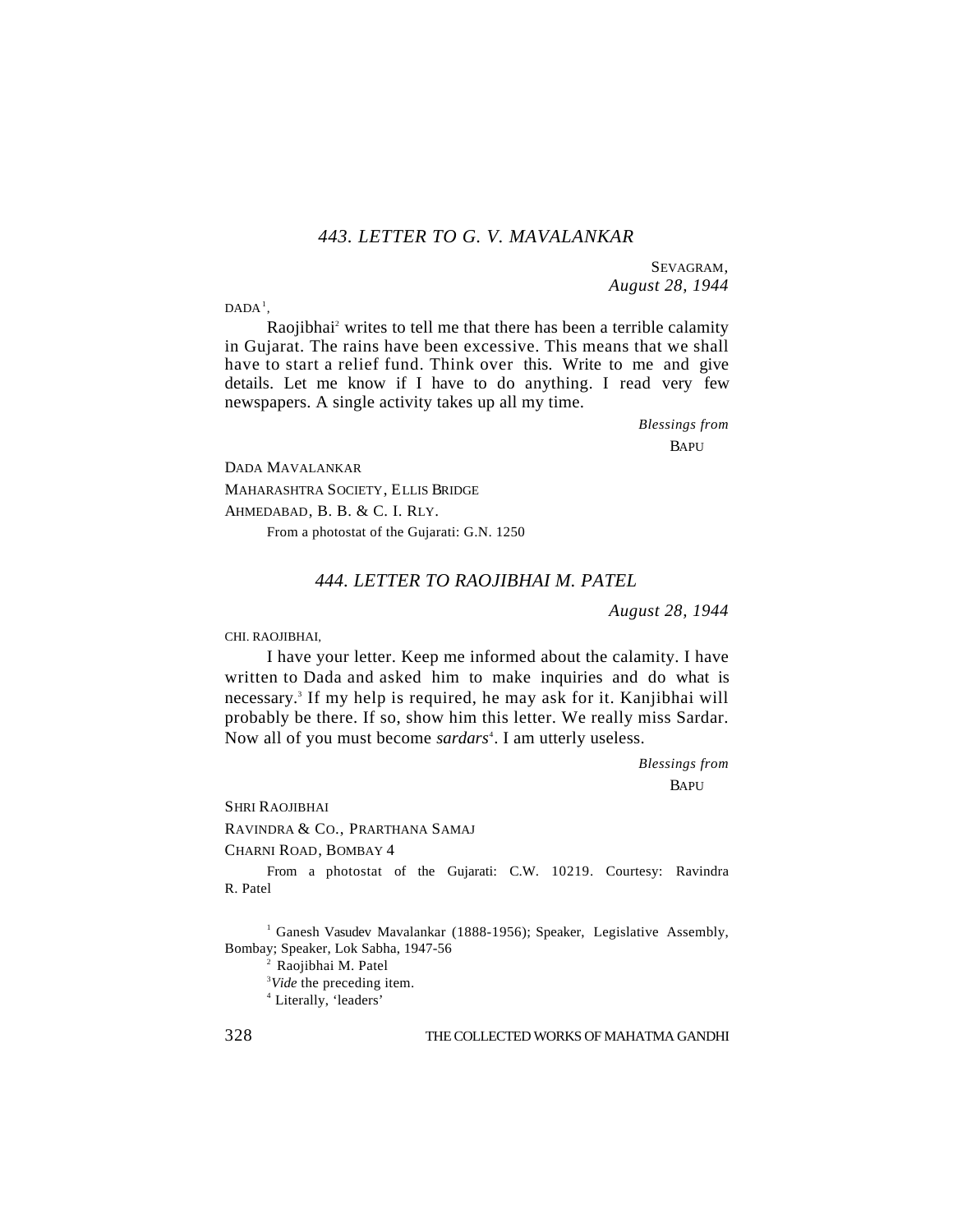## *443. LETTER TO G. V. MAVALANKAR*

SEVAGRAM,
*August 28, 1944*

DADA[1],

Raojibhai[2] writes to tell me that there has been a terrible calamity in Gujarat. The rains have been excessive. This means that we shall have to start a relief fund. Think over this. Write to me and give details. Let me know if I have to do anything. I read very few newspapers. A single activity takes up all my time.

*Blessings from*
BAPU

DADA MAVALANKAR
MAHARASHTRA SOCIETY, ELLIS BRIDGE
AHMEDABAD, B. B. & C. I. RLY.

From a photostat of the Gujarati: G.N. 1250

## *444. LETTER TO RAOJIBHAI M. PATEL*

*August 28, 1944*

CHI. RAOJIBHAI,

I have your letter. Keep me informed about the calamity. I have written to Dada and asked him to make inquiries and do what is necessary.[3] If my help is required, he may ask for it. Kanjibhai will probably be there. If so, show him this letter. We really miss Sardar. Now all of you must become *sardars*[4]. I am utterly useless.

*Blessings from*
BAPU

SHRI RAOJIBHAI
RAVINDRA & CO., PRARTHANA SAMAJ
CHARNI ROAD, BOMBAY 4

From a photostat of the Gujarati: C.W. 10219. Courtesy: Ravindra R. Patel

---

[1] Ganesh Vasudev Mavalankar (1888-1956); Speaker, Legislative Assembly, Bombay; Speaker, Lok Sabha, 1947-56

[2] Raojibhai M. Patel

[3] *Vide* the preceding item.

[4] Literally, 'leaders'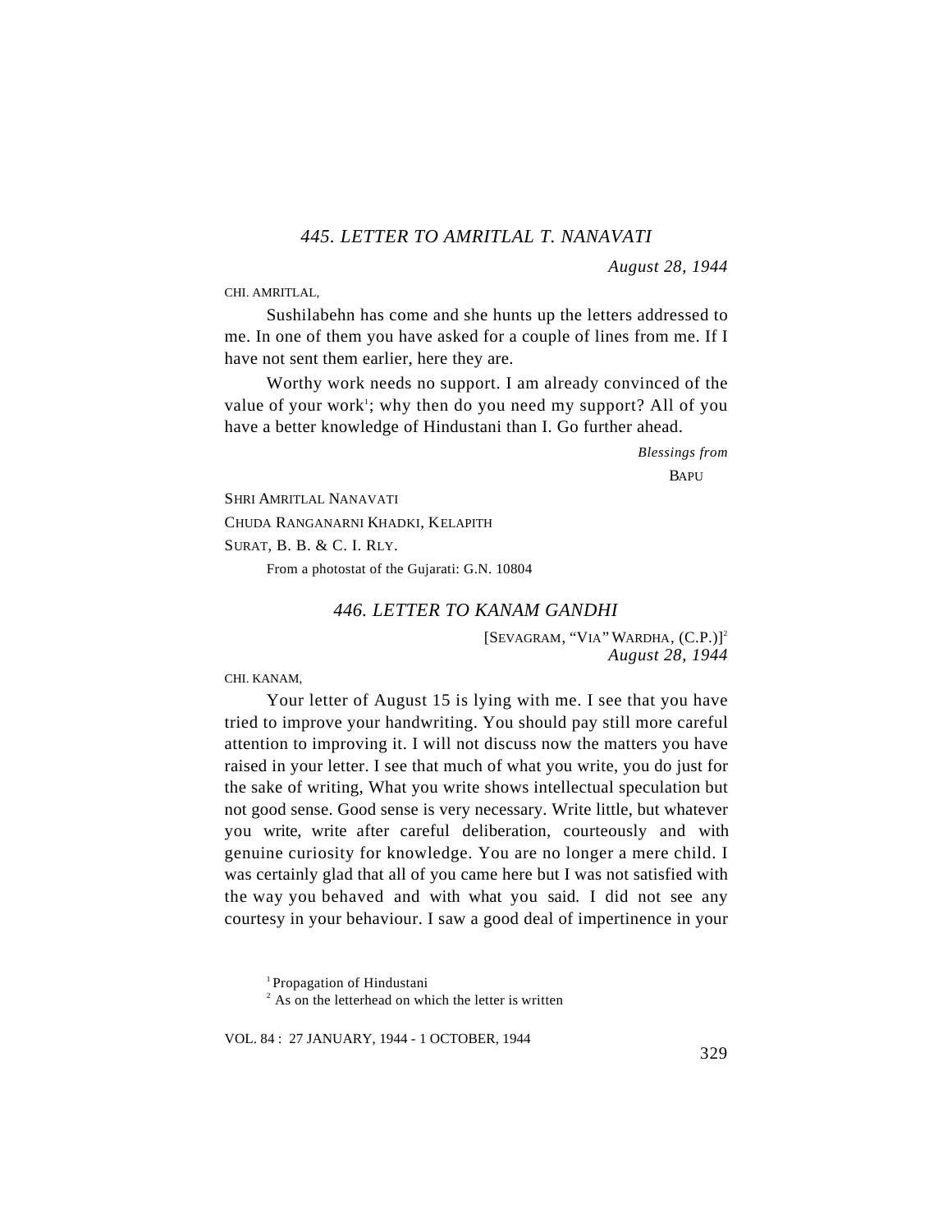### *445. LETTER TO AMRITLAL T. NANAVATI*

*August 28, 1944*

CHI. AMRITLAL,

Sushilabehn has come and she hunts up the letters addressed to me. In one of them you have asked for a couple of lines from me. If I have not sent them earlier, here they are.

Worthy work needs no support. I am already convinced of the value of your work[1]; why then do you need my support? All of you have a better knowledge of Hindustani than I. Go further ahead.

*Blessings from*

BAPU

SHRI AMRITLAL NANAVATI

CHUDA RANGANARNI KHADKI, KELAPITH

SURAT, B. B. & C. I. RLY.

From a photostat of the Gujarati: G.N. 10804

### *446. LETTER TO KANAM GANDHI*

[SEVAGRAM, "VIA" WARDHA, (C.P.)][2]

*August 28, 1944*

CHI. KANAM,

Your letter of August 15 is lying with me. I see that you have tried to improve your handwriting. You should pay still more careful attention to improving it. I will not discuss now the matters you have raised in your letter. I see that much of what you write, you do just for the sake of writing, What you write shows intellectual speculation but not good sense. Good sense is very necessary. Write little, but whatever you write, write after careful deliberation, courteously and with genuine curiosity for knowledge. You are no longer a mere child. I was certainly glad that all of you came here but I was not satisfied with the way you behaved and with what you said. I did not see any courtesy in your behaviour. I saw a good deal of impertinence in your

[1] Propagation of Hindustani

[2] As on the letterhead on which the letter is written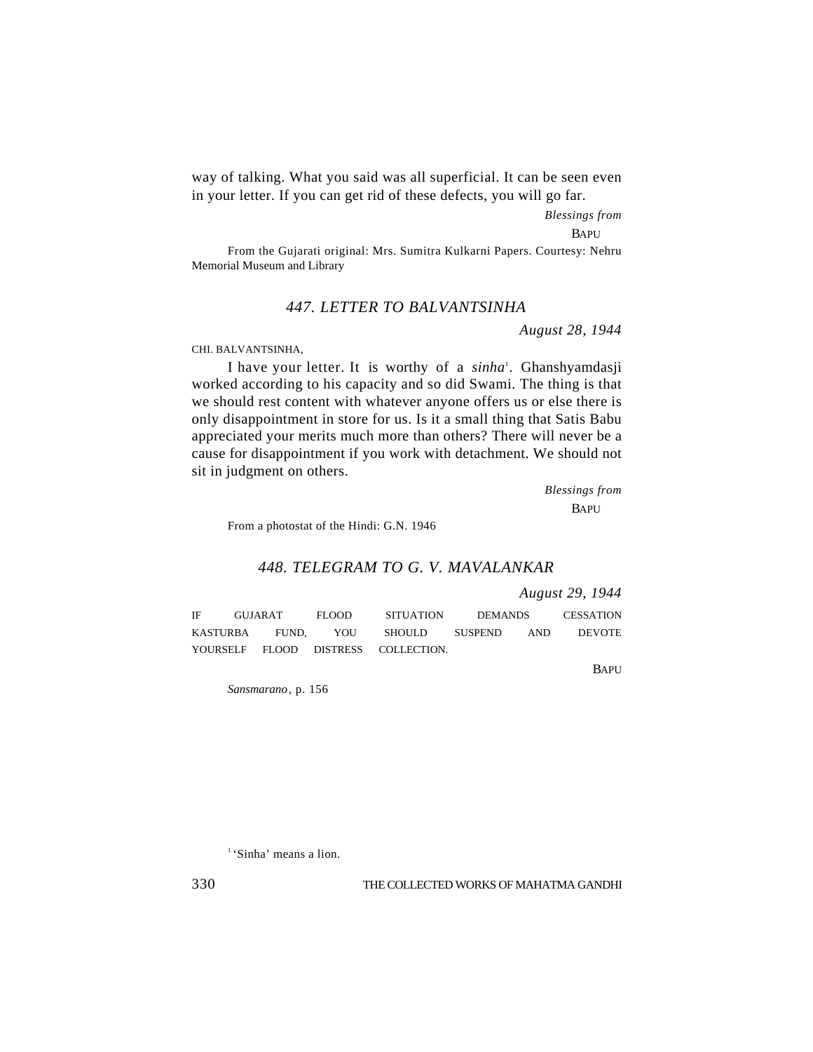way of talking. What you said was all superficial. It can be seen even in your letter. If you can get rid of these defects, you will go far.

*Blessings from*

BAPU

From the Gujarati original: Mrs. Sumitra Kulkarni Papers. Courtesy: Nehru Memorial Museum and Library

## *447. LETTER TO BALVANTSINHA*

*August 28, 1944*

CHI. BALVANTSINHA,

I have your letter. It is worthy of a *sinha*[1]. Ghanshyamdasji worked according to his capacity and so did Swami. The thing is that we should rest content with whatever anyone offers us or else there is only disappointment in store for us. Is it a small thing that Satis Babu appreciated your merits much more than others? There will never be a cause for disappointment if you work with detachment. We should not sit in judgment on others.

*Blessings from*

BAPU

From a photostat of the Hindi: G.N. 1946

## *448. TELEGRAM TO G. V. MAVALANKAR*

*August 29, 1944*

IF GUJARAT FLOOD SITUATION DEMANDS CESSATION KASTURBA FUND, YOU SHOULD SUSPEND AND DEVOTE YOURSELF FLOOD DISTRESS COLLECTION.

BAPU

*Sansmarano*, p. 156

[1] 'Sinha' means a lion.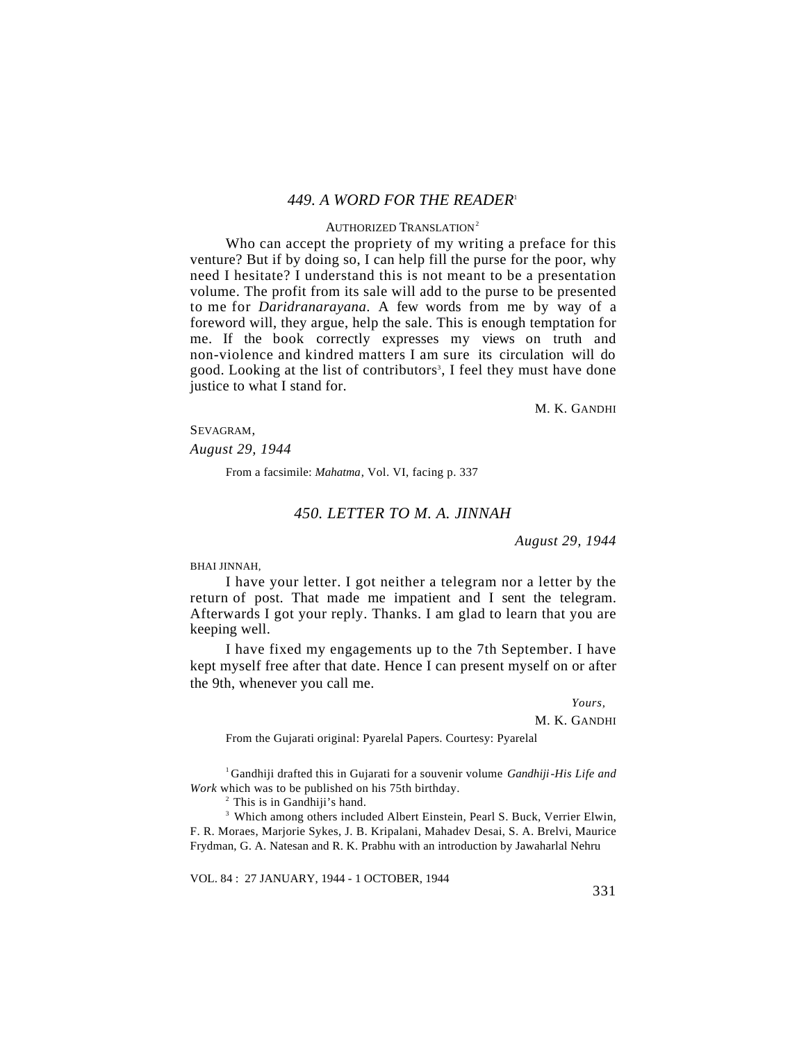## *449. A WORD FOR THE READER*[1]

AUTHORIZED TRANSLATION[2]

Who can accept the propriety of my writing a preface for this venture? But if by doing so, I can help fill the purse for the poor, why need I hesitate? I understand this is not meant to be a presentation volume. The profit from its sale will add to the purse to be presented to me for *Daridranarayana*. A few words from me by way of a foreword will, they argue, help the sale. This is enough temptation for me. If the book correctly expresses my views on truth and non-violence and kindred matters I am sure its circulation will do good. Looking at the list of contributors[3], I feel they must have done justice to what I stand for.

M. K. GANDHI

SEVAGRAM,
*August 29, 1944*

From a facsimile: *Mahatma*, Vol. VI, facing p. 337

## *450. LETTER TO M. A. JINNAH*

*August 29, 1944*

BHAI JINNAH,

I have your letter. I got neither a telegram nor a letter by the return of post. That made me impatient and I sent the telegram. Afterwards I got your reply. Thanks. I am glad to learn that you are keeping well.

I have fixed my engagements up to the 7th September. I have kept myself free after that date. Hence I can present myself on or after the 9th, whenever you call me.

*Yours,*
M. K. GANDHI

From the Gujarati original: Pyarelal Papers. Courtesy: Pyarelal

---

[1] Gandhiji drafted this in Gujarati for a souvenir volume *Gandhiji-His Life and Work* which was to be published on his 75th birthday.

[2] This is in Gandhiji's hand.

[3] Which among others included Albert Einstein, Pearl S. Buck, Verrier Elwin, F. R. Moraes, Marjorie Sykes, J. B. Kripalani, Mahadev Desai, S. A. Brelvi, Maurice Frydman, G. A. Natesan and R. K. Prabhu with an introduction by Jawaharlal Nehru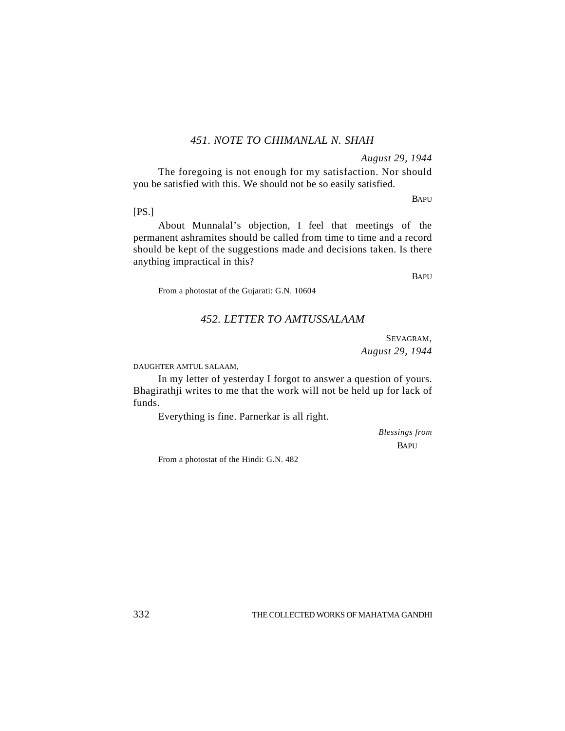## *451. NOTE TO CHIMANLAL N. SHAH*

*August 29, 1944*

The foregoing is not enough for my satisfaction. Nor should you be satisfied with this. We should not be so easily satisfied.

BAPU

[PS.]

About Munnalal's objection, I feel that meetings of the permanent ashramites should be called from time to time and a record should be kept of the suggestions made and decisions taken. Is there anything impractical in this?

BAPU

From a photostat of the Gujarati: G.N. 10604

## *452. LETTER TO AMTUSSALAAM*

SEVAGRAM,
*August 29, 1944*

DAUGHTER AMTUL SALAAM,

In my letter of yesterday I forgot to answer a question of yours. Bhagirathji writes to me that the work will not be held up for lack of funds.

Everything is fine. Parnerkar is all right.

*Blessings from*
BAPU

From a photostat of the Hindi: G.N. 482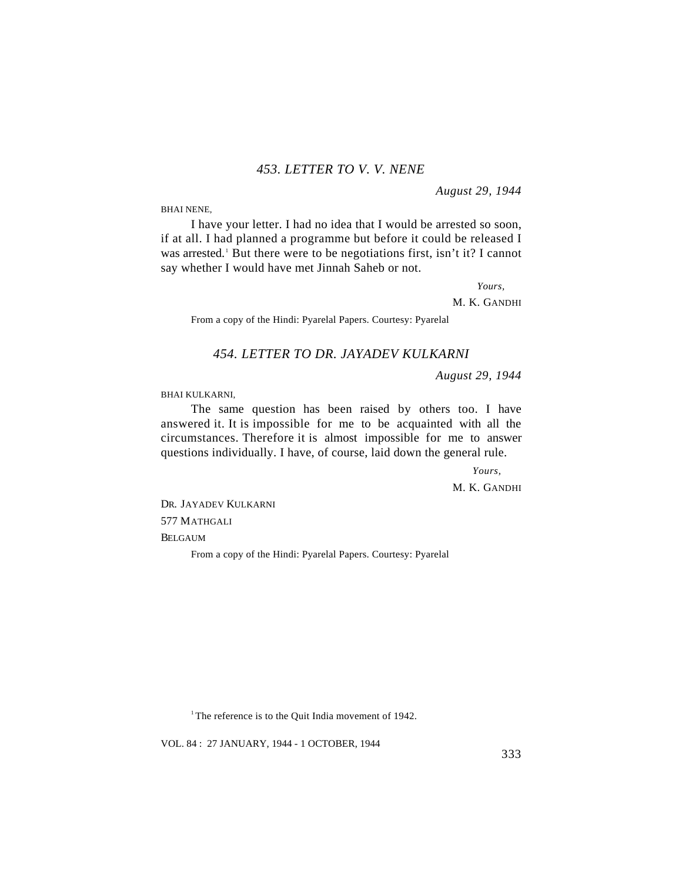## *453. LETTER TO V. V. NENE*

*August 29, 1944*

BHAI NENE,

I have your letter. I had no idea that I would be arrested so soon, if at all. I had planned a programme but before it could be released I was arrested.[1] But there were to be negotiations first, isn't it? I cannot say whether I would have met Jinnah Saheb or not.

*Yours,*

M. K. GANDHI

From a copy of the Hindi: Pyarelal Papers. Courtesy: Pyarelal

## *454. LETTER TO DR. JAYADEV KULKARNI*

*August 29, 1944*

BHAI KULKARNI,

The same question has been raised by others too. I have answered it. It is impossible for me to be acquainted with all the circumstances. Therefore it is almost impossible for me to answer questions individually. I have, of course, laid down the general rule.

*Yours,*

M. K. GANDHI

DR. JAYADEV KULKARNI
577 MATHGALI
BELGAUM

From a copy of the Hindi: Pyarelal Papers. Courtesy: Pyarelal

[1] The reference is to the Quit India movement of 1942.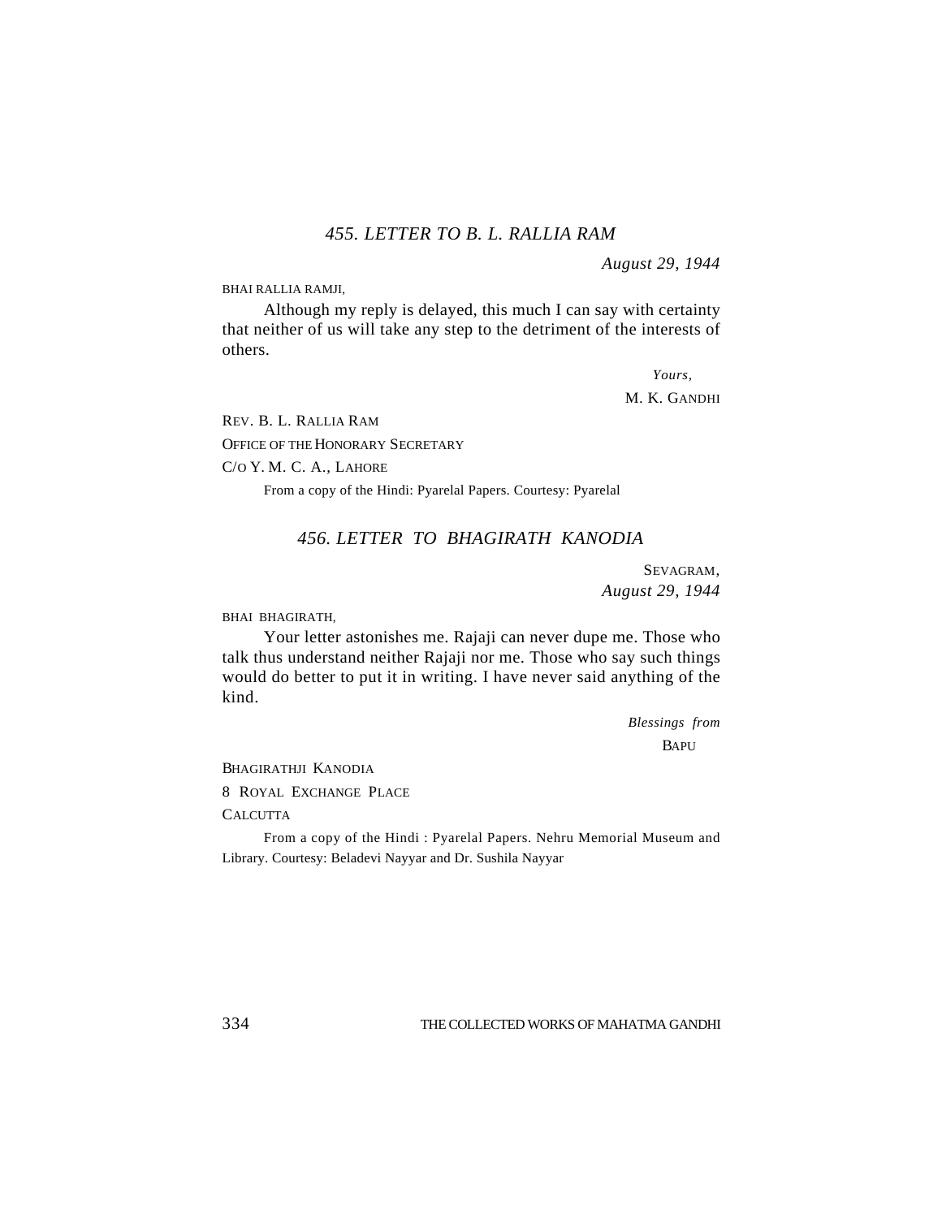## *455. LETTER TO B. L. RALLIA RAM*

*August 29, 1944*

BHAI RALLIA RAMJI,

Although my reply is delayed, this much I can say with certainty that neither of us will take any step to the detriment of the interests of others.

*Yours,*
M. K. GANDHI

REV. B. L. RALLIA RAM
OFFICE OF THE HONORARY SECRETARY
C/O Y. M. C. A., LAHORE

From a copy of the Hindi: Pyarelal Papers. Courtesy: Pyarelal

## *456. LETTER TO BHAGIRATH KANODIA*

SEVAGRAM,
*August 29, 1944*

BHAI BHAGIRATH,

Your letter astonishes me. Rajaji can never dupe me. Those who talk thus understand neither Rajaji nor me. Those who say such things would do better to put it in writing. I have never said anything of the kind.

*Blessings from*
BAPU

BHAGIRATHJI KANODIA
8 ROYAL EXCHANGE PLACE
CALCUTTA

From a copy of the Hindi : Pyarelal Papers. Nehru Memorial Museum and Library. Courtesy: Beladevi Nayyar and Dr. Sushila Nayyar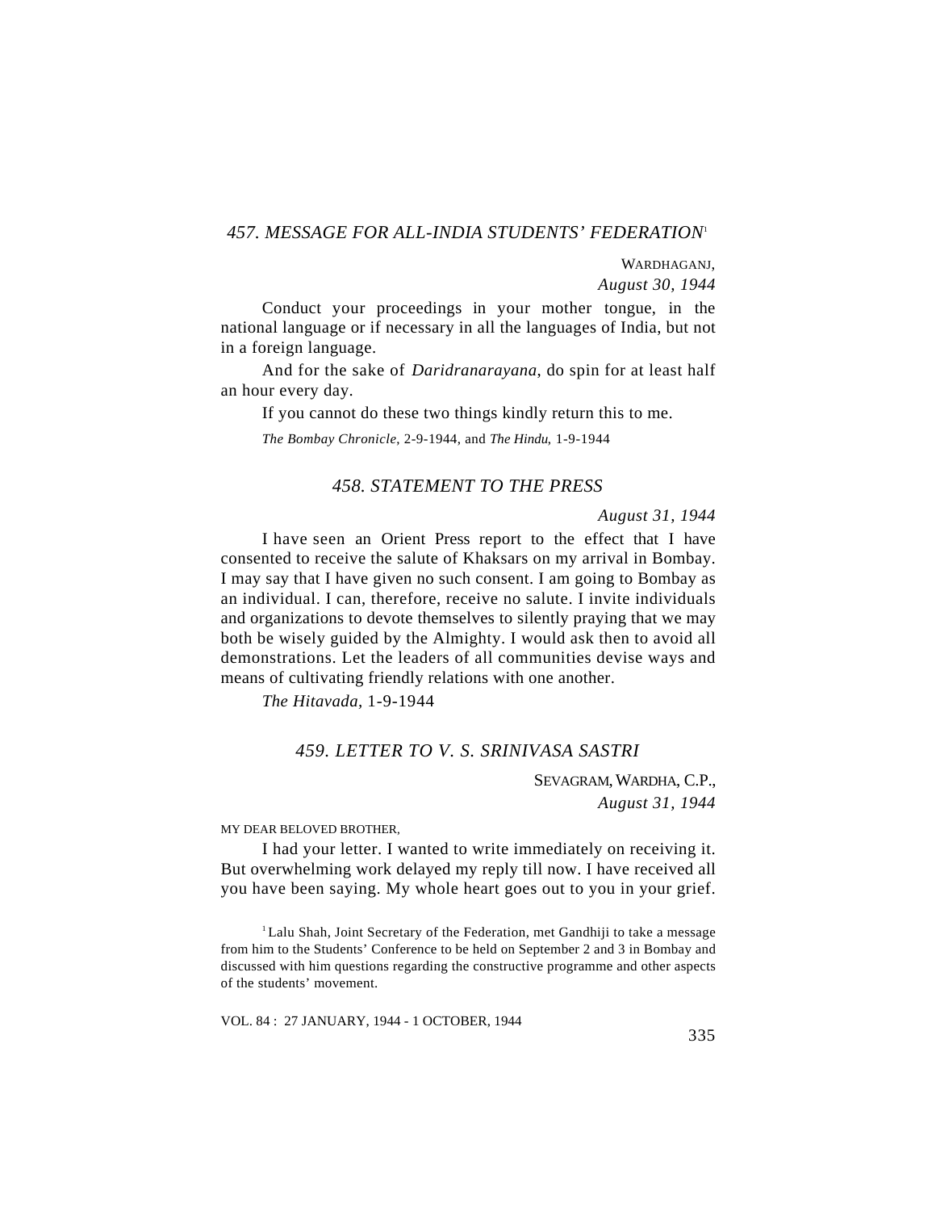## 457. MESSAGE FOR ALL-INDIA STUDENTS' FEDERATION[1]

WARDHAGANJ,
*August 30, 1944*

Conduct your proceedings in your mother tongue, in the national language or if necessary in all the languages of India, but not in a foreign language.

And for the sake of *Daridranarayana*, do spin for at least half an hour every day.

If you cannot do these two things kindly return this to me.

*The Bombay Chronicle*, 2-9-1944, and *The Hindu*, 1-9-1944

## 458. STATEMENT TO THE PRESS

*August 31, 1944*

I have seen an Orient Press report to the effect that I have consented to receive the salute of Khaksars on my arrival in Bombay. I may say that I have given no such consent. I am going to Bombay as an individual. I can, therefore, receive no salute. I invite individuals and organizations to devote themselves to silently praying that we may both be wisely guided by the Almighty. I would ask then to avoid all demonstrations. Let the leaders of all communities devise ways and means of cultivating friendly relations with one another.

*The Hitavada*, 1-9-1944

## 459. LETTER TO V. S. SRINIVASA SASTRI

SEVAGRAM, WARDHA, C.P.,
*August 31, 1944*

MY DEAR BELOVED BROTHER,

I had your letter. I wanted to write immediately on receiving it. But overwhelming work delayed my reply till now. I have received all you have been saying. My whole heart goes out to you in your grief.

---

[1] Lalu Shah, Joint Secretary of the Federation, met Gandhiji to take a message from him to the Students' Conference to be held on September 2 and 3 in Bombay and discussed with him questions regarding the constructive programme and other aspects of the students' movement.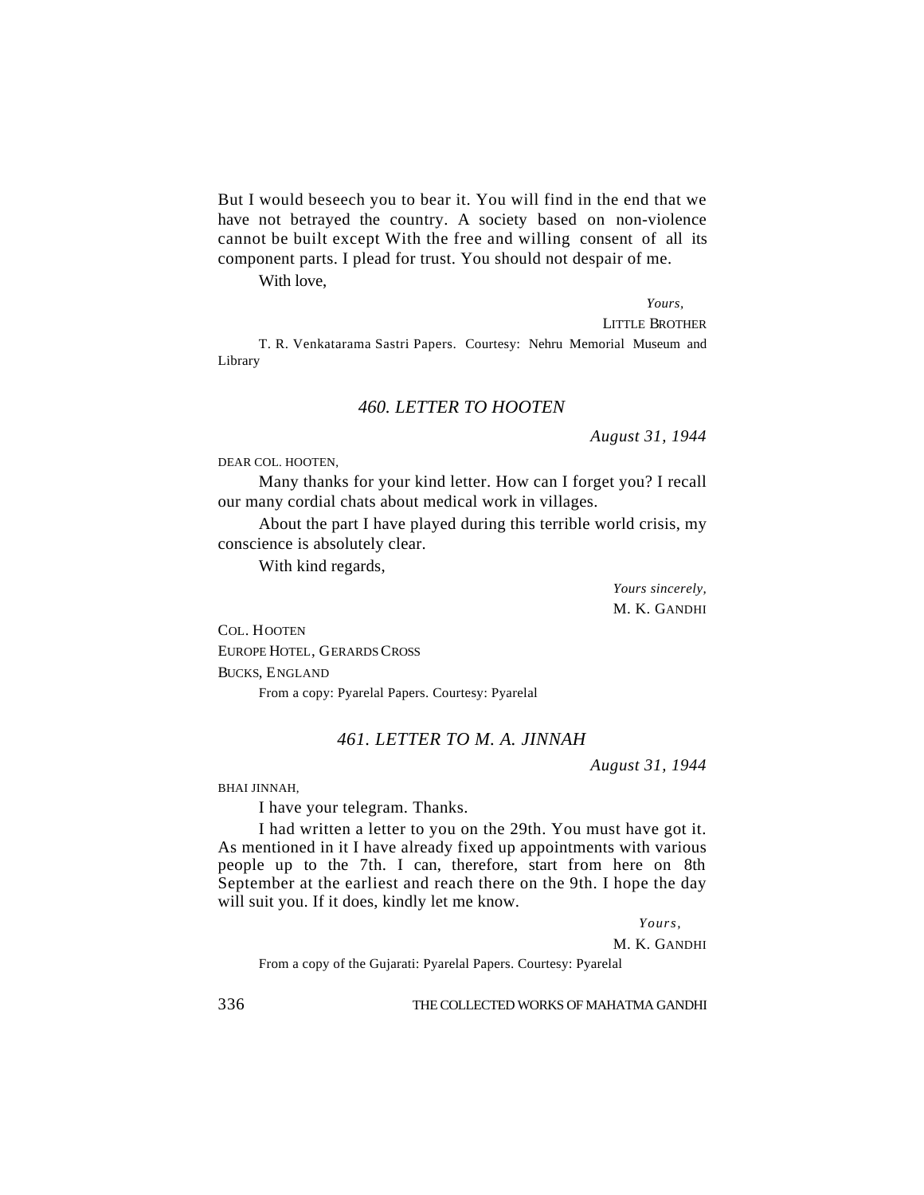But I would beseech you to bear it. You will find in the end that we have not betrayed the country. A society based on non-violence cannot be built except With the free and willing consent of all its component parts. I plead for trust. You should not despair of me.

With love,

*Yours,*

LITTLE BROTHER

T. R. Venkatarama Sastri Papers. Courtesy: Nehru Memorial Museum and Library

### *460. LETTER TO HOOTEN*

*August 31, 1944*

DEAR COL. HOOTEN,

Many thanks for your kind letter. How can I forget you? I recall our many cordial chats about medical work in villages.

About the part I have played during this terrible world crisis, my conscience is absolutely clear.

With kind regards,

*Yours sincerely,*

M. K. GANDHI

COL. HOOTEN
EUROPE HOTEL, GERARDS CROSS
BUCKS, ENGLAND

From a copy: Pyarelal Papers. Courtesy: Pyarelal

### *461. LETTER TO M. A. JINNAH*

*August 31, 1944*

BHAI JINNAH,

I have your telegram. Thanks.

I had written a letter to you on the 29th. You must have got it. As mentioned in it I have already fixed up appointments with various people up to the 7th. I can, therefore, start from here on 8th September at the earliest and reach there on the 9th. I hope the day will suit you. If it does, kindly let me know.

*Yours,*

M. K. GANDHI

From a copy of the Gujarati: Pyarelal Papers. Courtesy: Pyarelal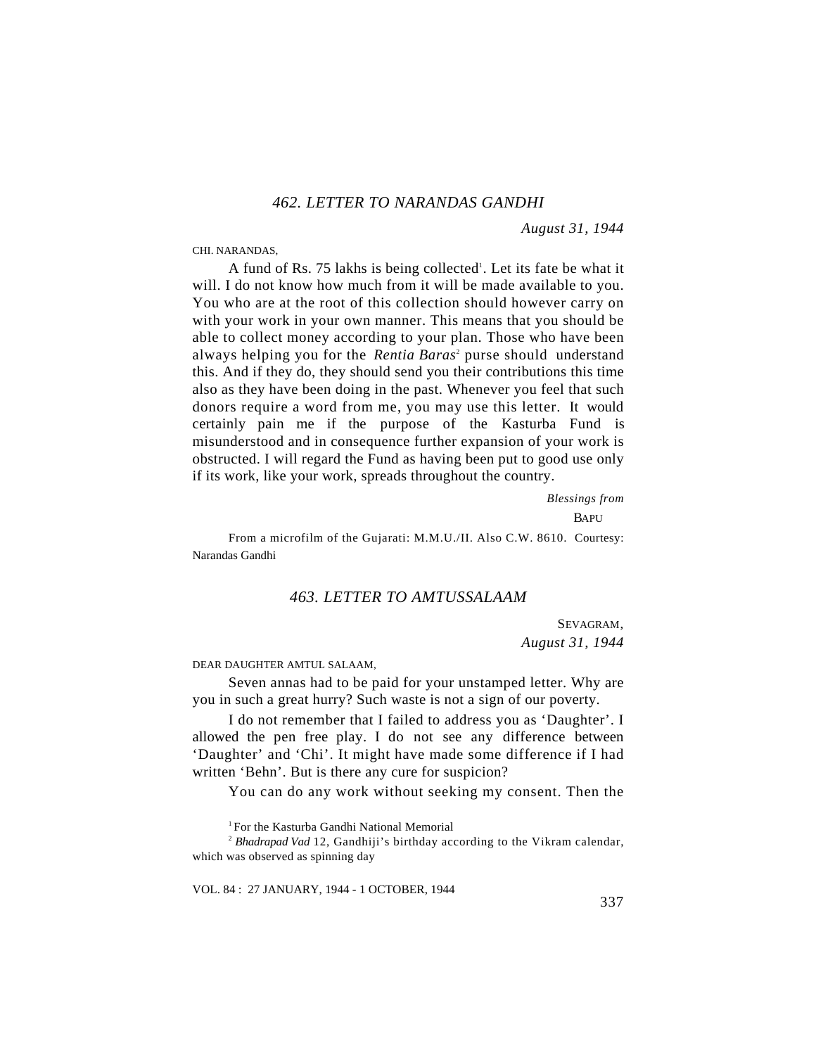## *462. LETTER TO NARANDAS GANDHI*

*August 31, 1944*

CHI. NARANDAS,

A fund of Rs. 75 lakhs is being collected[1]. Let its fate be what it will. I do not know how much from it will be made available to you. You who are at the root of this collection should however carry on with your work in your own manner. This means that you should be able to collect money according to your plan. Those who have been always helping you for the *Rentia Baras*[2] purse should understand this. And if they do, they should send you their contributions this time also as they have been doing in the past. Whenever you feel that such donors require a word from me, you may use this letter. It would certainly pain me if the purpose of the Kasturba Fund is misunderstood and in consequence further expansion of your work is obstructed. I will regard the Fund as having been put to good use only if its work, like your work, spreads throughout the country.

*Blessings from*

BAPU

From a microfilm of the Gujarati: M.M.U./II. Also C.W. 8610. Courtesy: Narandas Gandhi

## *463. LETTER TO AMTUSSALAAM*

SEVAGRAM,
*August 31, 1944*

DEAR DAUGHTER AMTUL SALAAM,

Seven annas had to be paid for your unstamped letter. Why are you in such a great hurry? Such waste is not a sign of our poverty.

I do not remember that I failed to address you as 'Daughter'. I allowed the pen free play. I do not see any difference between 'Daughter' and 'Chi'. It might have made some difference if I had written 'Behn'. But is there any cure for suspicion?

You can do any work without seeking my consent. Then the

[1] For the Kasturba Gandhi National Memorial

[2] *Bhadrapad Vad* 12, Gandhiji's birthday according to the Vikram calendar, which was observed as spinning day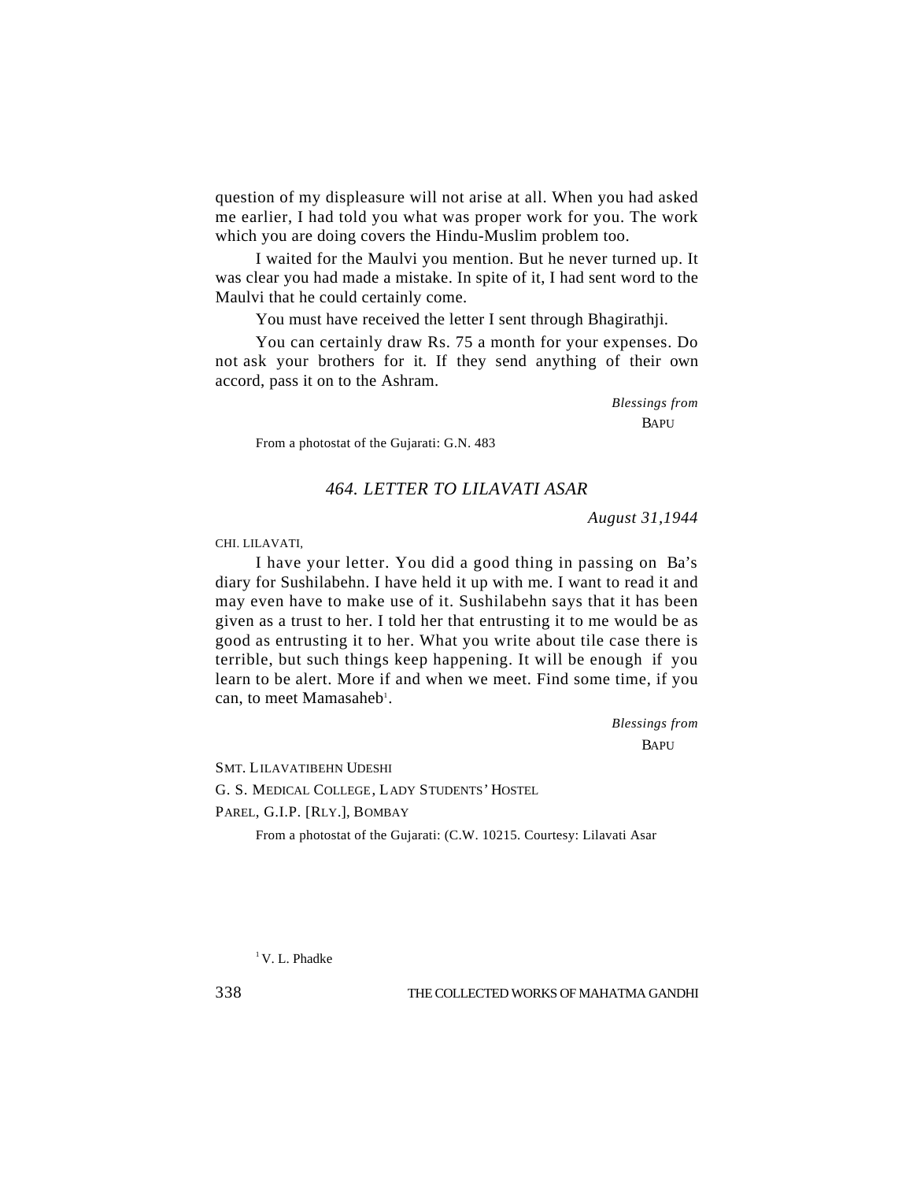question of my displeasure will not arise at all. When you had asked me earlier, I had told you what was proper work for you. The work which you are doing covers the Hindu-Muslim problem too.

I waited for the Maulvi you mention. But he never turned up. It was clear you had made a mistake. In spite of it, I had sent word to the Maulvi that he could certainly come.

You must have received the letter I sent through Bhagirathji.

You can certainly draw Rs. 75 a month for your expenses. Do not ask your brothers for it. If they send anything of their own accord, pass it on to the Ashram.

*Blessings from*

BAPU

From a photostat of the Gujarati: G.N. 483

## *464. LETTER TO LILAVATI ASAR*

*August 31,1944*

CHI. LILAVATI,

I have your letter. You did a good thing in passing on Ba's diary for Sushilabehn. I have held it up with me. I want to read it and may even have to make use of it. Sushilabehn says that it has been given as a trust to her. I told her that entrusting it to me would be as good as entrusting it to her. What you write about tile case there is terrible, but such things keep happening. It will be enough if you learn to be alert. More if and when we meet. Find some time, if you can, to meet Mamasaheb[1].

*Blessings from*

BAPU

SMT. LILAVATIBEHN UDESHI

G. S. MEDICAL COLLEGE, LADY STUDENTS' HOSTEL

PAREL, G.I.P. [RLY.], BOMBAY

From a photostat of the Gujarati: (C.W. 10215. Courtesy: Lilavati Asar

[1] V. L. Phadke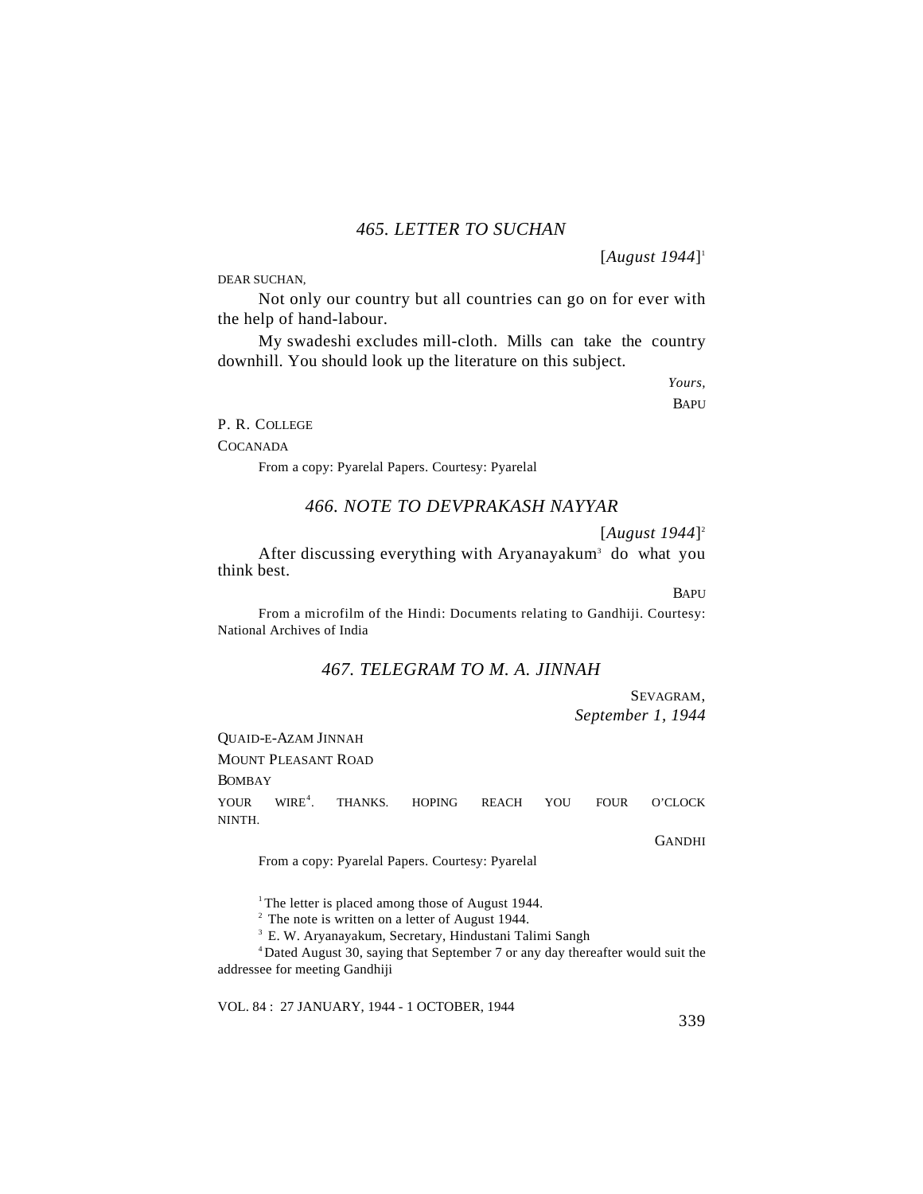## *465. LETTER TO SUCHAN*

[*August 1944*][1]

DEAR SUCHAN,

Not only our country but all countries can go on for ever with the help of hand-labour.

My swadeshi excludes mill-cloth. Mills can take the country downhill. You should look up the literature on this subject.

*Yours,*

BAPU

P. R. COLLEGE

COCANADA

From a copy: Pyarelal Papers. Courtesy: Pyarelal

## *466. NOTE TO DEVPRAKASH NAYYAR*

[*August 1944*][2]

After discussing everything with Aryanayakum[3] do what you think best.

BAPU

From a microfilm of the Hindi: Documents relating to Gandhiji. Courtesy: National Archives of India

## *467. TELEGRAM TO M. A. JINNAH*

SEVAGRAM,
*September 1, 1944*

QUAID-E-AZAM JINNAH

MOUNT PLEASANT ROAD

BOMBAY

YOUR WIRE[4]. THANKS. HOPING REACH YOU FOUR O'CLOCK NINTH.

GANDHI

From a copy: Pyarelal Papers. Courtesy: Pyarelal

---

[1] The letter is placed among those of August 1944.

[2] The note is written on a letter of August 1944.

[3] E. W. Aryanayakum, Secretary, Hindustani Talimi Sangh

[4] Dated August 30, saying that September 7 or any day thereafter would suit the addressee for meeting Gandhiji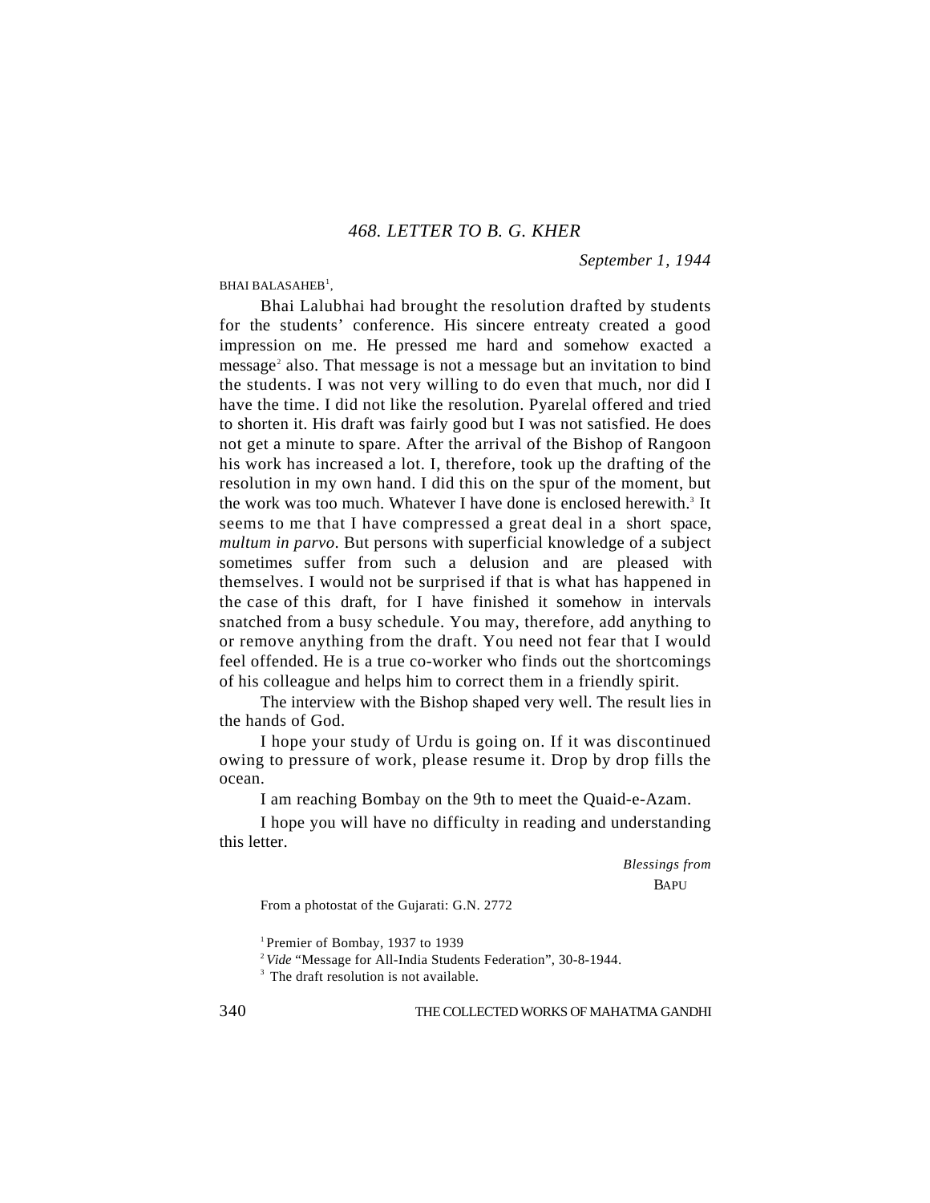## *468. LETTER TO B. G. KHER*

*September 1, 1944*

BHAI BALASAHEB[1],

Bhai Lalubhai had brought the resolution drafted by students for the students' conference. His sincere entreaty created a good impression on me. He pressed me hard and somehow exacted a message[2] also. That message is not a message but an invitation to bind the students. I was not very willing to do even that much, nor did I have the time. I did not like the resolution. Pyarelal offered and tried to shorten it. His draft was fairly good but I was not satisfied. He does not get a minute to spare. After the arrival of the Bishop of Rangoon his work has increased a lot. I, therefore, took up the drafting of the resolution in my own hand. I did this on the spur of the moment, but the work was too much. Whatever I have done is enclosed herewith.[3] It seems to me that I have compressed a great deal in a short space, *multum in parvo*. But persons with superficial knowledge of a subject sometimes suffer from such a delusion and are pleased with themselves. I would not be surprised if that is what has happened in the case of this draft, for I have finished it somehow in intervals snatched from a busy schedule. You may, therefore, add anything to or remove anything from the draft. You need not fear that I would feel offended. He is a true co-worker who finds out the shortcomings of his colleague and helps him to correct them in a friendly spirit.

The interview with the Bishop shaped very well. The result lies in the hands of God.

I hope your study of Urdu is going on. If it was discontinued owing to pressure of work, please resume it. Drop by drop fills the ocean.

I am reaching Bombay on the 9th to meet the Quaid-e-Azam.

I hope you will have no difficulty in reading and understanding this letter.

*Blessings from*

BAPU

From a photostat of the Gujarati: G.N. 2772

[1] Premier of Bombay, 1937 to 1939

[2] *Vide* "Message for All-India Students Federation", 30-8-1944.

[3] The draft resolution is not available.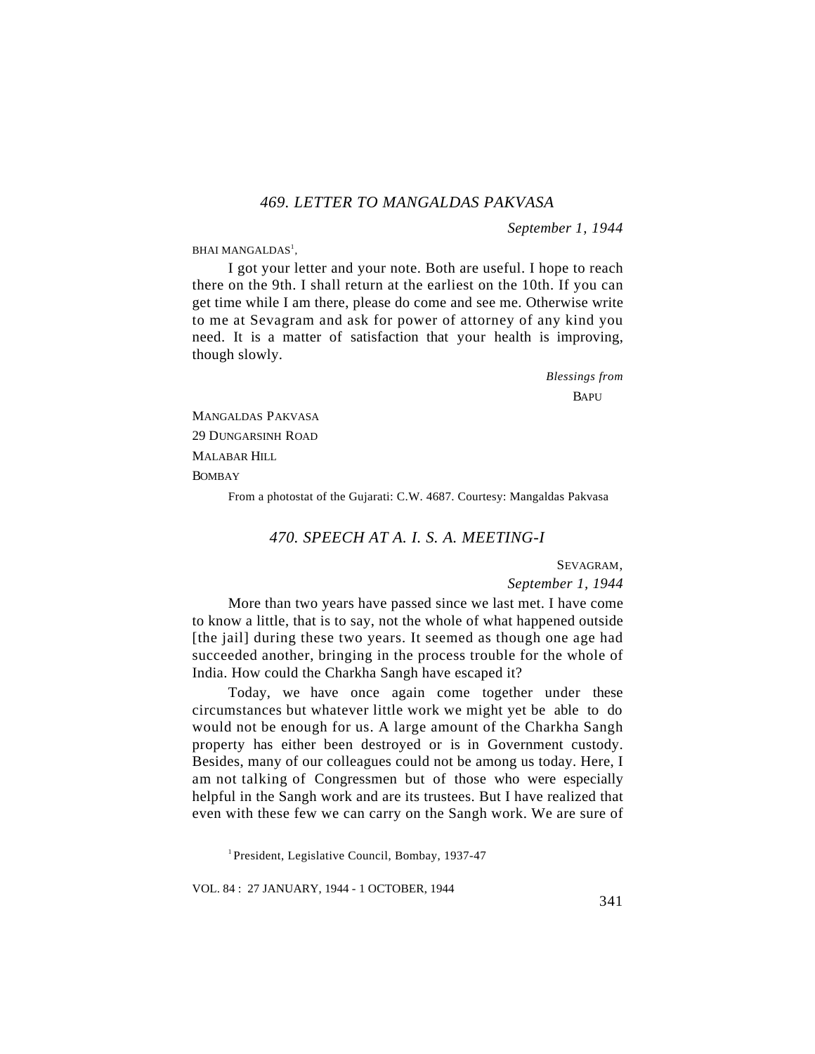## *469. LETTER TO MANGALDAS PAKVASA*

*September 1, 1944*

BHAI MANGALDAS[1],

I got your letter and your note. Both are useful. I hope to reach there on the 9th. I shall return at the earliest on the 10th. If you can get time while I am there, please do come and see me. Otherwise write to me at Sevagram and ask for power of attorney of any kind you need. It is a matter of satisfaction that your health is improving, though slowly.

*Blessings from*
BAPU

MANGALDAS PAKVASA
29 DUNGARSINH ROAD
MALABAR HILL
BOMBAY

From a photostat of the Gujarati: C.W. 4687. Courtesy: Mangaldas Pakvasa

## *470. SPEECH AT A. I. S. A. MEETING-I*

SEVAGRAM,
*September 1, 1944*

More than two years have passed since we last met. I have come to know a little, that is to say, not the whole of what happened outside [the jail] during these two years. It seemed as though one age had succeeded another, bringing in the process trouble for the whole of India. How could the Charkha Sangh have escaped it?

Today, we have once again come together under these circumstances but whatever little work we might yet be able to do would not be enough for us. A large amount of the Charkha Sangh property has either been destroyed or is in Government custody. Besides, many of our colleagues could not be among us today. Here, I am not talking of Congressmen but of those who were especially helpful in the Sangh work and are its trustees. But I have realized that even with these few we can carry on the Sangh work. We are sure of

[1] President, Legislative Council, Bombay, 1937-47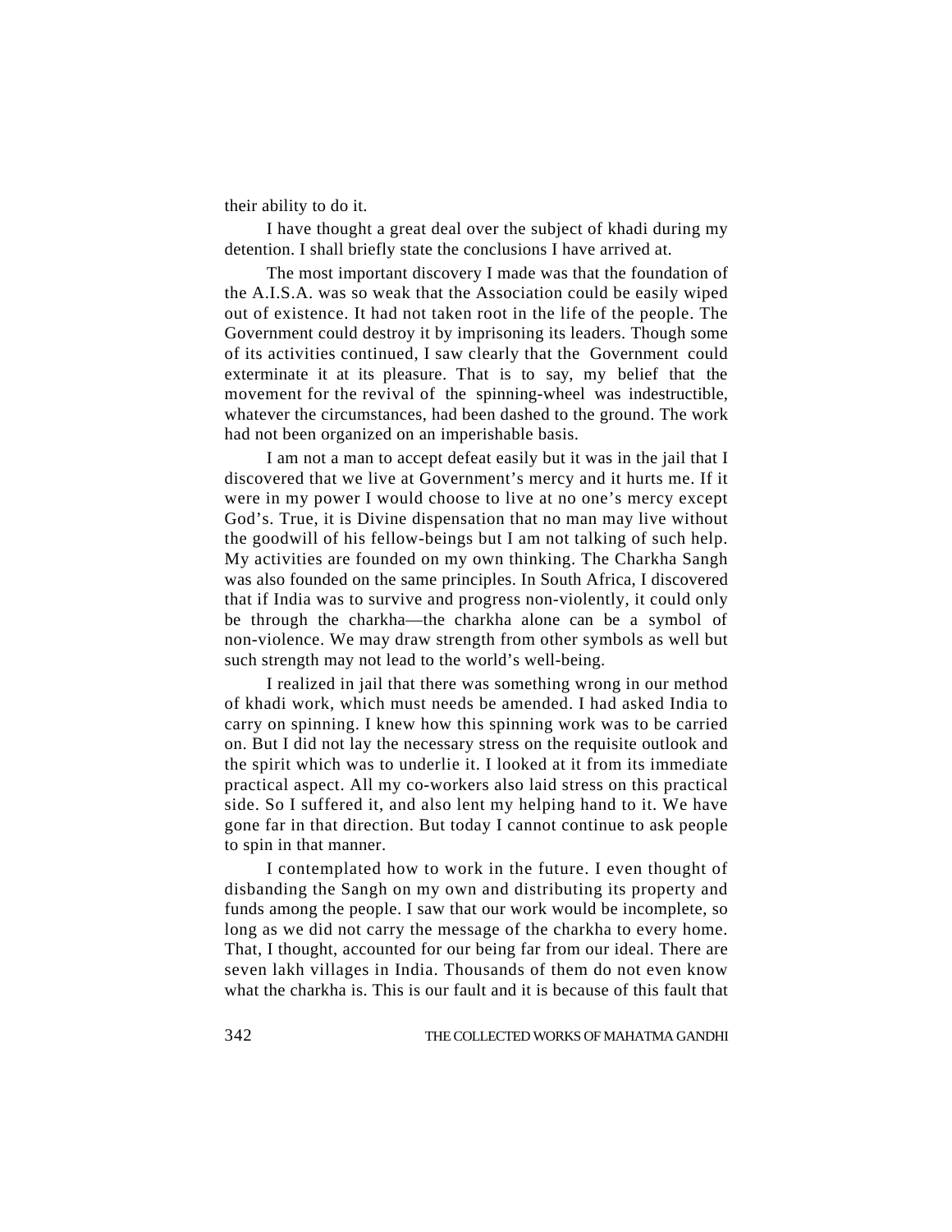their ability to do it.

I have thought a great deal over the subject of khadi during my detention. I shall briefly state the conclusions I have arrived at.

The most important discovery I made was that the foundation of the A.I.S.A. was so weak that the Association could be easily wiped out of existence. It had not taken root in the life of the people. The Government could destroy it by imprisoning its leaders. Though some of its activities continued, I saw clearly that the Government could exterminate it at its pleasure. That is to say, my belief that the movement for the revival of the spinning-wheel was indestructible, whatever the circumstances, had been dashed to the ground. The work had not been organized on an imperishable basis.

I am not a man to accept defeat easily but it was in the jail that I discovered that we live at Government's mercy and it hurts me. If it were in my power I would choose to live at no one's mercy except God's. True, it is Divine dispensation that no man may live without the goodwill of his fellow-beings but I am not talking of such help. My activities are founded on my own thinking. The Charkha Sangh was also founded on the same principles. In South Africa, I discovered that if India was to survive and progress non-violently, it could only be through the charkha—the charkha alone can be a symbol of non-violence. We may draw strength from other symbols as well but such strength may not lead to the world's well-being.

I realized in jail that there was something wrong in our method of khadi work, which must needs be amended. I had asked India to carry on spinning. I knew how this spinning work was to be carried on. But I did not lay the necessary stress on the requisite outlook and the spirit which was to underlie it. I looked at it from its immediate practical aspect. All my co-workers also laid stress on this practical side. So I suffered it, and also lent my helping hand to it. We have gone far in that direction. But today I cannot continue to ask people to spin in that manner.

I contemplated how to work in the future. I even thought of disbanding the Sangh on my own and distributing its property and funds among the people. I saw that our work would be incomplete, so long as we did not carry the message of the charkha to every home. That, I thought, accounted for our being far from our ideal. There are seven lakh villages in India. Thousands of them do not even know what the charkha is. This is our fault and it is because of this fault that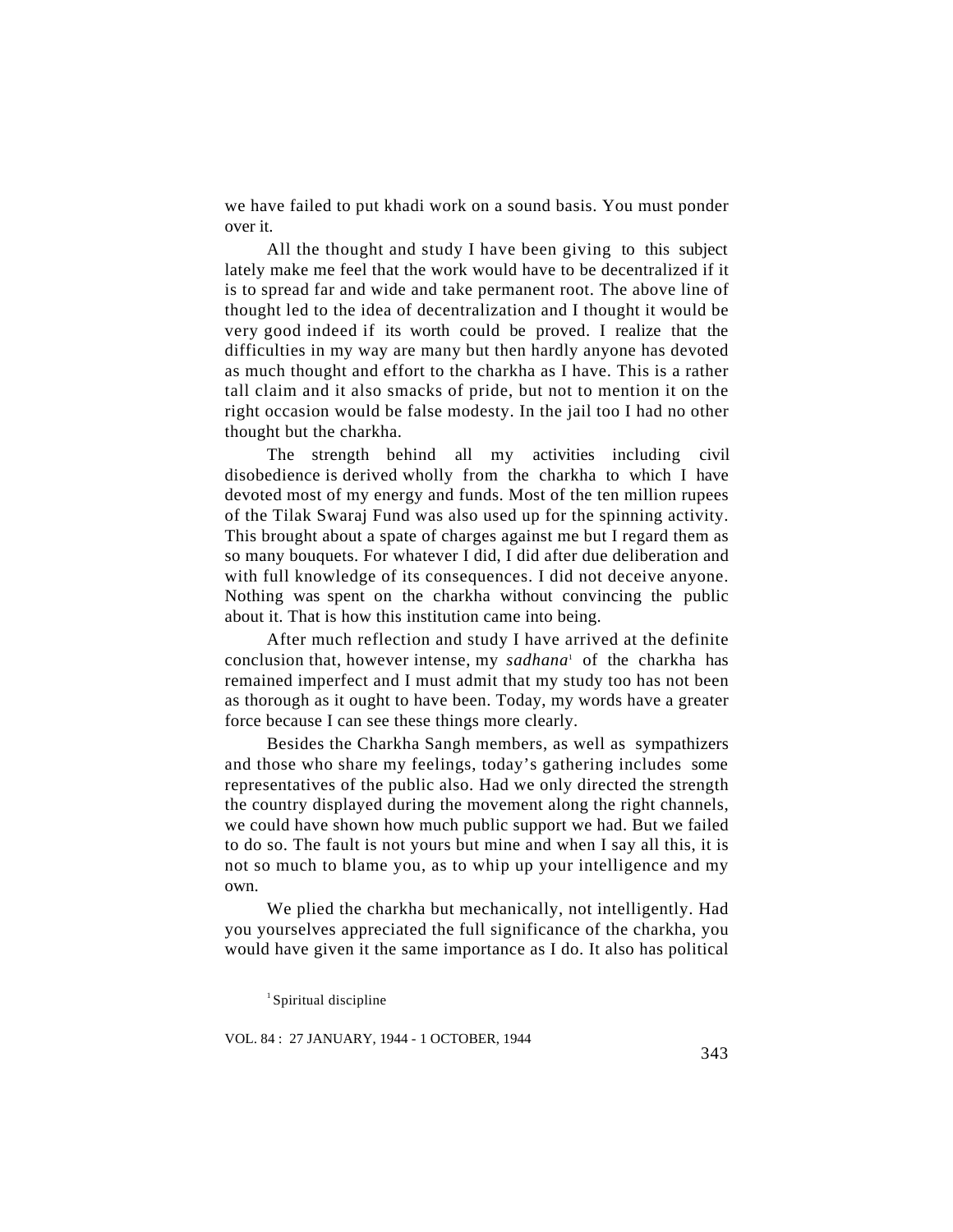we have failed to put khadi work on a sound basis. You must ponder over it.

All the thought and study I have been giving to this subject lately make me feel that the work would have to be decentralized if it is to spread far and wide and take permanent root. The above line of thought led to the idea of decentralization and I thought it would be very good indeed if its worth could be proved. I realize that the difficulties in my way are many but then hardly anyone has devoted as much thought and effort to the charkha as I have. This is a rather tall claim and it also smacks of pride, but not to mention it on the right occasion would be false modesty. In the jail too I had no other thought but the charkha.

The strength behind all my activities including civil disobedience is derived wholly from the charkha to which I have devoted most of my energy and funds. Most of the ten million rupees of the Tilak Swaraj Fund was also used up for the spinning activity. This brought about a spate of charges against me but I regard them as so many bouquets. For whatever I did, I did after due deliberation and with full knowledge of its consequences. I did not deceive anyone. Nothing was spent on the charkha without convincing the public about it. That is how this institution came into being.

After much reflection and study I have arrived at the definite conclusion that, however intense, my *sadhana*[1] of the charkha has remained imperfect and I must admit that my study too has not been as thorough as it ought to have been. Today, my words have a greater force because I can see these things more clearly.

Besides the Charkha Sangh members, as well as sympathizers and those who share my feelings, today's gathering includes some representatives of the public also. Had we only directed the strength the country displayed during the movement along the right channels, we could have shown how much public support we had. But we failed to do so. The fault is not yours but mine and when I say all this, it is not so much to blame you, as to whip up your intelligence and my own.

We plied the charkha but mechanically, not intelligently. Had you yourselves appreciated the full significance of the charkha, you would have given it the same importance as I do. It also has political

[1] Spiritual discipline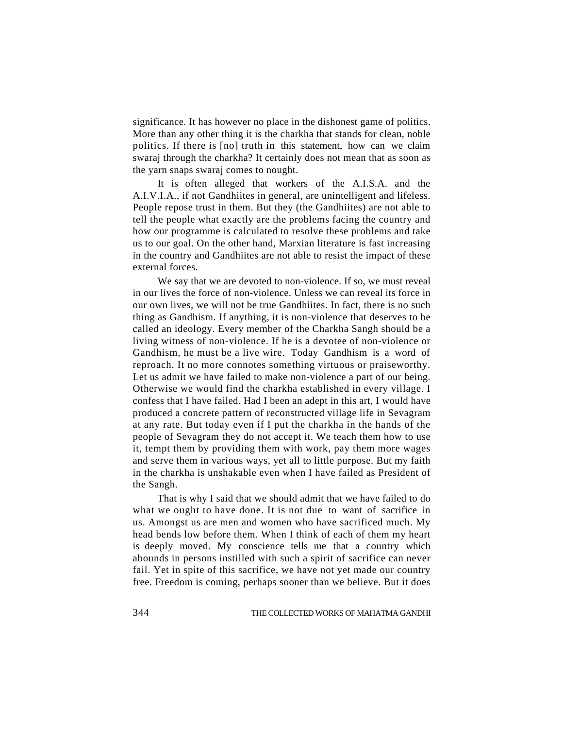significance. It has however no place in the dishonest game of politics. More than any other thing it is the charkha that stands for clean, noble politics. If there is [no] truth in this statement, how can we claim swaraj through the charkha? It certainly does not mean that as soon as the yarn snaps swaraj comes to nought.

It is often alleged that workers of the A.I.S.A. and the A.I.V.I.A., if not Gandhiites in general, are unintelligent and lifeless. People repose trust in them. But they (the Gandhiites) are not able to tell the people what exactly are the problems facing the country and how our programme is calculated to resolve these problems and take us to our goal. On the other hand, Marxian literature is fast increasing in the country and Gandhiites are not able to resist the impact of these external forces.

We say that we are devoted to non-violence. If so, we must reveal in our lives the force of non-violence. Unless we can reveal its force in our own lives, we will not be true Gandhiites. In fact, there is no such thing as Gandhism. If anything, it is non-violence that deserves to be called an ideology. Every member of the Charkha Sangh should be a living witness of non-violence. If he is a devotee of non-violence or Gandhism, he must be a live wire. Today Gandhism is a word of reproach. It no more connotes something virtuous or praiseworthy. Let us admit we have failed to make non-violence a part of our being. Otherwise we would find the charkha established in every village. I confess that I have failed. Had I been an adept in this art, I would have produced a concrete pattern of reconstructed village life in Sevagram at any rate. But today even if I put the charkha in the hands of the people of Sevagram they do not accept it. We teach them how to use it, tempt them by providing them with work, pay them more wages and serve them in various ways, yet all to little purpose. But my faith in the charkha is unshakable even when I have failed as President of the Sangh.

That is why I said that we should admit that we have failed to do what we ought to have done. It is not due to want of sacrifice in us. Amongst us are men and women who have sacrificed much. My head bends low before them. When I think of each of them my heart is deeply moved. My conscience tells me that a country which abounds in persons instilled with such a spirit of sacrifice can never fail. Yet in spite of this sacrifice, we have not yet made our country free. Freedom is coming, perhaps sooner than we believe. But it does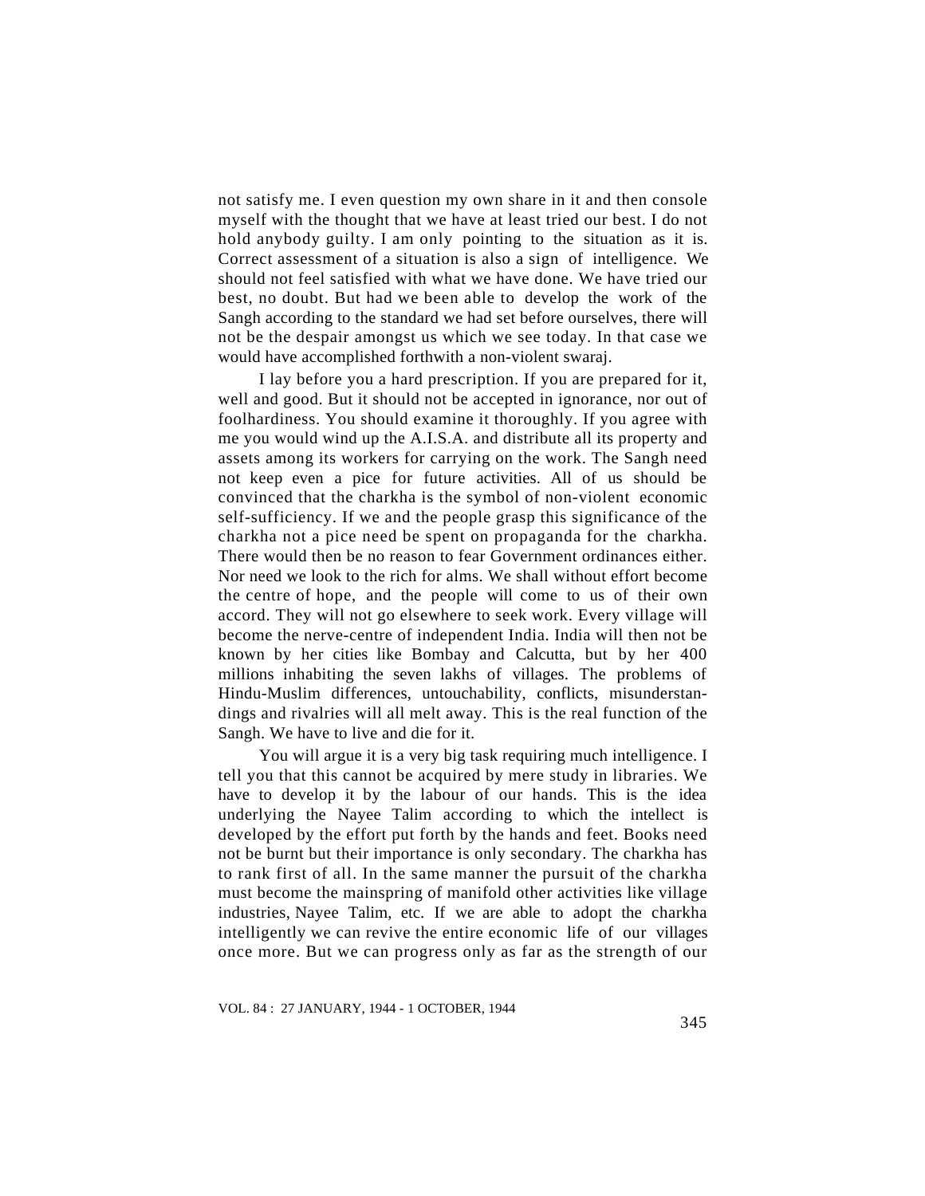not satisfy me. I even question my own share in it and then console myself with the thought that we have at least tried our best. I do not hold anybody guilty. I am only pointing to the situation as it is. Correct assessment of a situation is also a sign of intelligence. We should not feel satisfied with what we have done. We have tried our best, no doubt. But had we been able to develop the work of the Sangh according to the standard we had set before ourselves, there will not be the despair amongst us which we see today. In that case we would have accomplished forthwith a non-violent swaraj.

I lay before you a hard prescription. If you are prepared for it, well and good. But it should not be accepted in ignorance, nor out of foolhardiness. You should examine it thoroughly. If you agree with me you would wind up the A.I.S.A. and distribute all its property and assets among its workers for carrying on the work. The Sangh need not keep even a pice for future activities. All of us should be convinced that the charkha is the symbol of non-violent economic self-sufficiency. If we and the people grasp this significance of the charkha not a pice need be spent on propaganda for the charkha. There would then be no reason to fear Government ordinances either. Nor need we look to the rich for alms. We shall without effort become the centre of hope, and the people will come to us of their own accord. They will not go elsewhere to seek work. Every village will become the nerve-centre of independent India. India will then not be known by her cities like Bombay and Calcutta, but by her 400 millions inhabiting the seven lakhs of villages. The problems of Hindu-Muslim differences, untouchability, conflicts, misunderstandings and rivalries will all melt away. This is the real function of the Sangh. We have to live and die for it.

You will argue it is a very big task requiring much intelligence. I tell you that this cannot be acquired by mere study in libraries. We have to develop it by the labour of our hands. This is the idea underlying the Nayee Talim according to which the intellect is developed by the effort put forth by the hands and feet. Books need not be burnt but their importance is only secondary. The charkha has to rank first of all. In the same manner the pursuit of the charkha must become the mainspring of manifold other activities like village industries, Nayee Talim, etc. If we are able to adopt the charkha intelligently we can revive the entire economic life of our villages once more. But we can progress only as far as the strength of our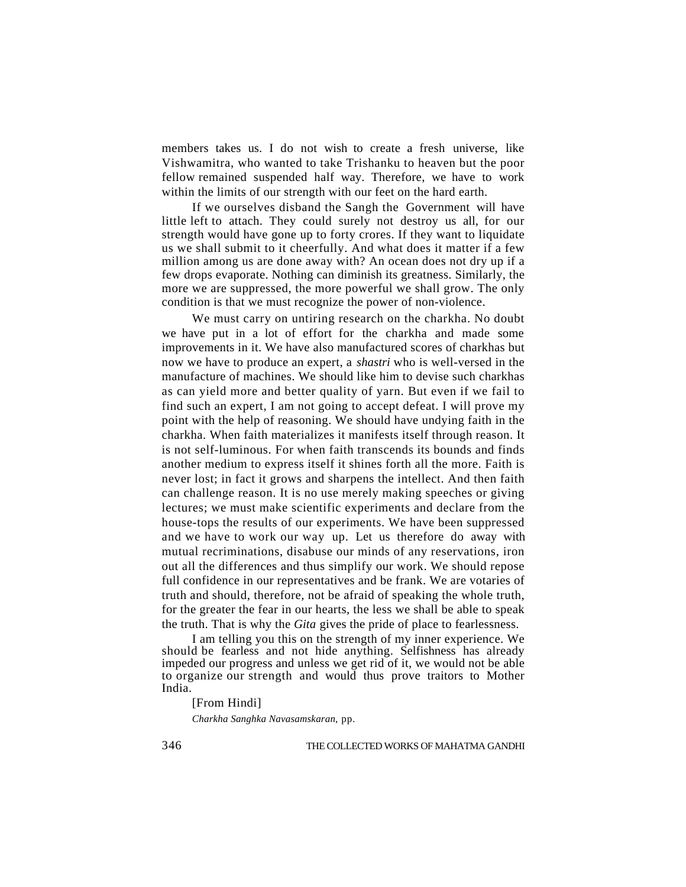members takes us. I do not wish to create a fresh universe, like Vishwamitra, who wanted to take Trishanku to heaven but the poor fellow remained suspended half way. Therefore, we have to work within the limits of our strength with our feet on the hard earth.

If we ourselves disband the Sangh the Government will have little left to attach. They could surely not destroy us all, for our strength would have gone up to forty crores. If they want to liquidate us we shall submit to it cheerfully. And what does it matter if a few million among us are done away with? An ocean does not dry up if a few drops evaporate. Nothing can diminish its greatness. Similarly, the more we are suppressed, the more powerful we shall grow. The only condition is that we must recognize the power of non-violence.

We must carry on untiring research on the charkha. No doubt we have put in a lot of effort for the charkha and made some improvements in it. We have also manufactured scores of charkhas but now we have to produce an expert, a *shastri* who is well-versed in the manufacture of machines. We should like him to devise such charkhas as can yield more and better quality of yarn. But even if we fail to find such an expert, I am not going to accept defeat. I will prove my point with the help of reasoning. We should have undying faith in the charkha. When faith materializes it manifests itself through reason. It is not self-luminous. For when faith transcends its bounds and finds another medium to express itself it shines forth all the more. Faith is never lost; in fact it grows and sharpens the intellect. And then faith can challenge reason. It is no use merely making speeches or giving lectures; we must make scientific experiments and declare from the house-tops the results of our experiments. We have been suppressed and we have to work our way up. Let us therefore do away with mutual recriminations, disabuse our minds of any reservations, iron out all the differences and thus simplify our work. We should repose full confidence in our representatives and be frank. We are votaries of truth and should, therefore, not be afraid of speaking the whole truth, for the greater the fear in our hearts, the less we shall be able to speak the truth. That is why the *Gita* gives the pride of place to fearlessness.

I am telling you this on the strength of my inner experience. We should be fearless and not hide anything. Selfishness has already impeded our progress and unless we get rid of it, we would not be able to organize our strength and would thus prove traitors to Mother India.

[From Hindi]

*Charkha Sanghka Navasamskaran*, pp.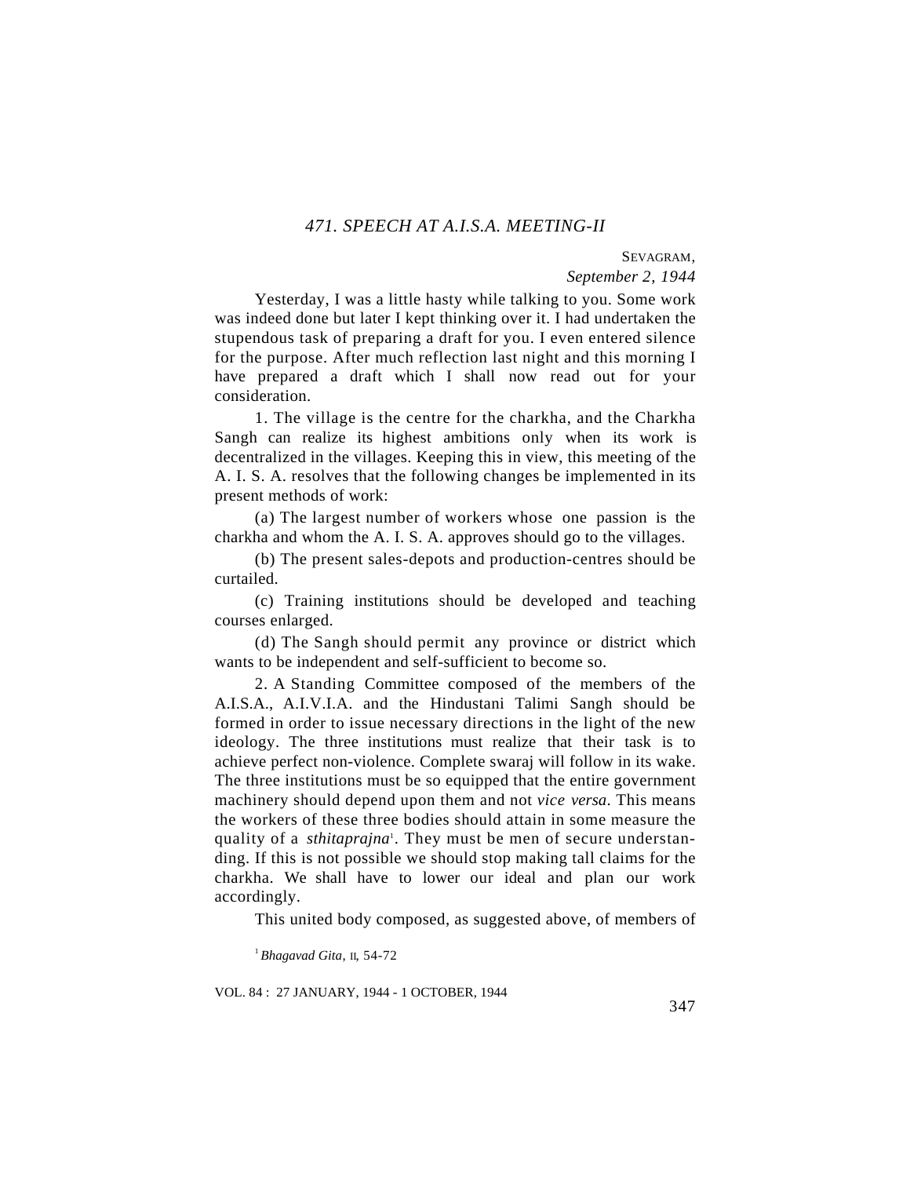## *471. SPEECH AT A.I.S.A. MEETING-II*

SEVAGRAM,
*September 2, 1944*

Yesterday, I was a little hasty while talking to you. Some work was indeed done but later I kept thinking over it. I had undertaken the stupendous task of preparing a draft for you. I even entered silence for the purpose. After much reflection last night and this morning I have prepared a draft which I shall now read out for your consideration.

1. The village is the centre for the charkha, and the Charkha Sangh can realize its highest ambitions only when its work is decentralized in the villages. Keeping this in view, this meeting of the A. I. S. A. resolves that the following changes be implemented in its present methods of work:

(a) The largest number of workers whose one passion is the charkha and whom the A. I. S. A. approves should go to the villages.

(b) The present sales-depots and production-centres should be curtailed.

(c) Training institutions should be developed and teaching courses enlarged.

(d) The Sangh should permit any province or district which wants to be independent and self-sufficient to become so.

2. A Standing Committee composed of the members of the A.I.S.A., A.I.V.I.A. and the Hindustani Talimi Sangh should be formed in order to issue necessary directions in the light of the new ideology. The three institutions must realize that their task is to achieve perfect non-violence. Complete swaraj will follow in its wake. The three institutions must be so equipped that the entire government machinery should depend upon them and not *vice versa*. This means the workers of these three bodies should attain in some measure the quality of a *sthitaprajna*[1]. They must be men of secure understanding. If this is not possible we should stop making tall claims for the charkha. We shall have to lower our ideal and plan our work accordingly.

This united body composed, as suggested above, of members of

[1] *Bhagavad Gita*, II, 54-72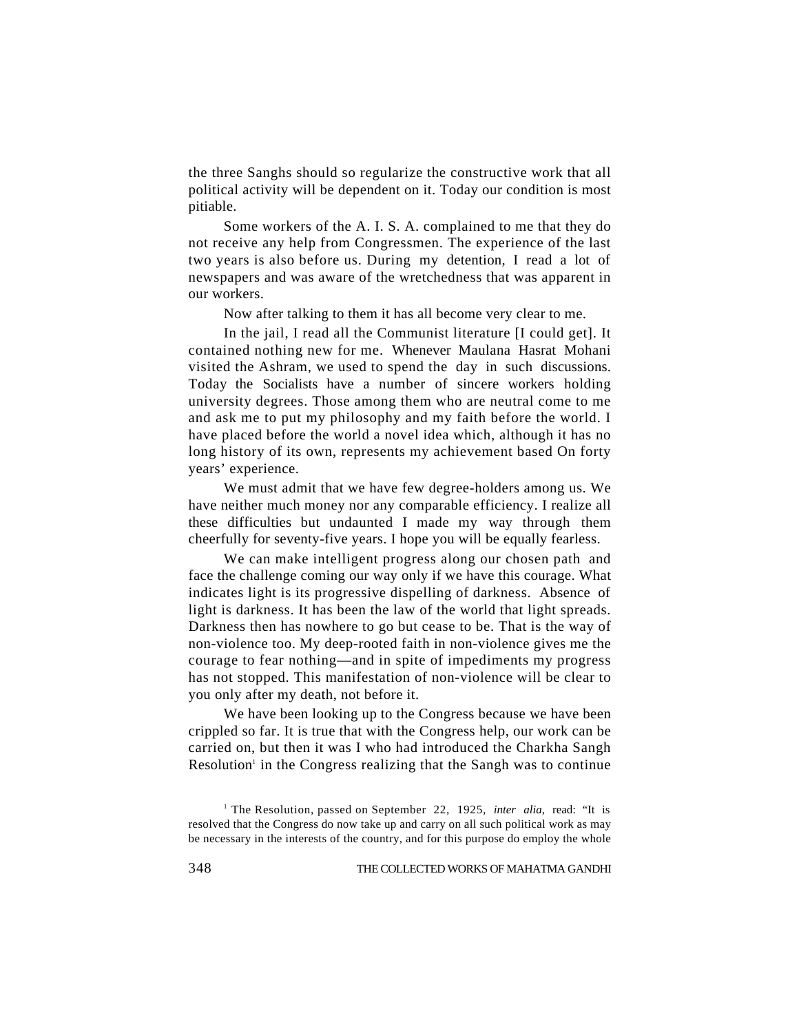the three Sanghs should so regularize the constructive work that all political activity will be dependent on it. Today our condition is most pitiable.

Some workers of the A. I. S. A. complained to me that they do not receive any help from Congressmen. The experience of the last two years is also before us. During my detention, I read a lot of newspapers and was aware of the wretchedness that was apparent in our workers.

Now after talking to them it has all become very clear to me.

In the jail, I read all the Communist literature [I could get]. It contained nothing new for me. Whenever Maulana Hasrat Mohani visited the Ashram, we used to spend the day in such discussions. Today the Socialists have a number of sincere workers holding university degrees. Those among them who are neutral come to me and ask me to put my philosophy and my faith before the world. I have placed before the world a novel idea which, although it has no long history of its own, represents my achievement based On forty years' experience.

We must admit that we have few degree-holders among us. We have neither much money nor any comparable efficiency. I realize all these difficulties but undaunted I made my way through them cheerfully for seventy-five years. I hope you will be equally fearless.

We can make intelligent progress along our chosen path and face the challenge coming our way only if we have this courage. What indicates light is its progressive dispelling of darkness. Absence of light is darkness. It has been the law of the world that light spreads. Darkness then has nowhere to go but cease to be. That is the way of non-violence too. My deep-rooted faith in non-violence gives me the courage to fear nothing—and in spite of impediments my progress has not stopped. This manifestation of non-violence will be clear to you only after my death, not before it.

We have been looking up to the Congress because we have been crippled so far. It is true that with the Congress help, our work can be carried on, but then it was I who had introduced the Charkha Sangh Resolution[1] in the Congress realizing that the Sangh was to continue

[1] The Resolution, passed on September 22, 1925, *inter alia,* read: "It is resolved that the Congress do now take up and carry on all such political work as may be necessary in the interests of the country, and for this purpose do employ the whole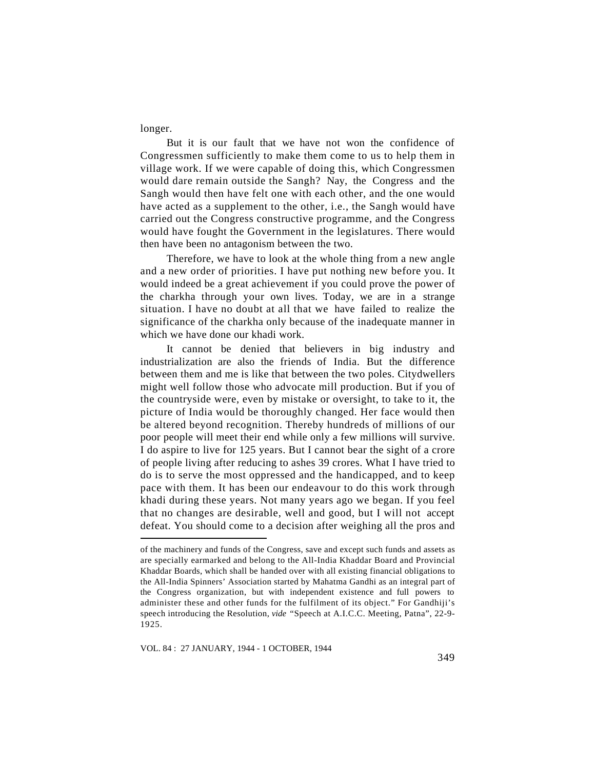longer.

But it is our fault that we have not won the confidence of Congressmen sufficiently to make them come to us to help them in village work. If we were capable of doing this, which Congressmen would dare remain outside the Sangh? Nay, the Congress and the Sangh would then have felt one with each other, and the one would have acted as a supplement to the other, i.e., the Sangh would have carried out the Congress constructive programme, and the Congress would have fought the Government in the legislatures. There would then have been no antagonism between the two.

Therefore, we have to look at the whole thing from a new angle and a new order of priorities. I have put nothing new before you. It would indeed be a great achievement if you could prove the power of the charkha through your own lives. Today, we are in a strange situation. I have no doubt at all that we have failed to realize the significance of the charkha only because of the inadequate manner in which we have done our khadi work.

It cannot be denied that believers in big industry and industrialization are also the friends of India. But the difference between them and me is like that between the two poles. Citydwellers might well follow those who advocate mill production. But if you of the countryside were, even by mistake or oversight, to take to it, the picture of India would be thoroughly changed. Her face would then be altered beyond recognition. Thereby hundreds of millions of our poor people will meet their end while only a few millions will survive. I do aspire to live for 125 years. But I cannot bear the sight of a crore of people living after reducing to ashes 39 crores. What I have tried to do is to serve the most oppressed and the handicapped, and to keep pace with them. It has been our endeavour to do this work through khadi during these years. Not many years ago we began. If you feel that no changes are desirable, well and good, but I will not accept defeat. You should come to a decision after weighing all the pros and

---

of the machinery and funds of the Congress, save and except such funds and assets as are specially earmarked and belong to the All-India Khaddar Board and Provincial Khaddar Boards, which shall be handed over with all existing financial obligations to the All-India Spinners' Association started by Mahatma Gandhi as an integral part of the Congress organization, but with independent existence and full powers to administer these and other funds for the fulfilment of its object." For Gandhiji's speech introducing the Resolution, *vide* "Speech at A.I.C.C. Meeting, Patna", 22-9-1925.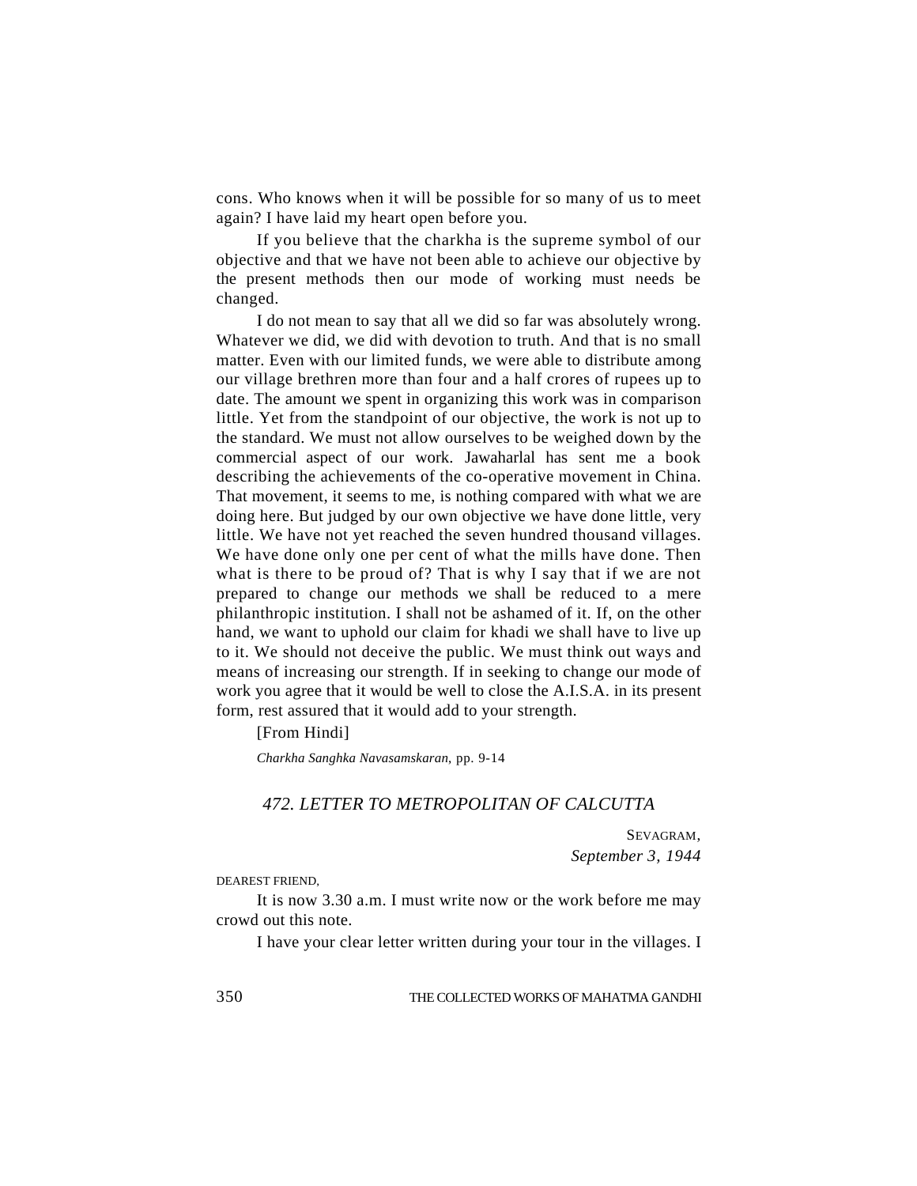cons. Who knows when it will be possible for so many of us to meet again? I have laid my heart open before you.

If you believe that the charkha is the supreme symbol of our objective and that we have not been able to achieve our objective by the present methods then our mode of working must needs be changed.

I do not mean to say that all we did so far was absolutely wrong. Whatever we did, we did with devotion to truth. And that is no small matter. Even with our limited funds, we were able to distribute among our village brethren more than four and a half crores of rupees up to date. The amount we spent in organizing this work was in comparison little. Yet from the standpoint of our objective, the work is not up to the standard. We must not allow ourselves to be weighed down by the commercial aspect of our work. Jawaharlal has sent me a book describing the achievements of the co-operative movement in China. That movement, it seems to me, is nothing compared with what we are doing here. But judged by our own objective we have done little, very little. We have not yet reached the seven hundred thousand villages. We have done only one per cent of what the mills have done. Then what is there to be proud of? That is why I say that if we are not prepared to change our methods we shall be reduced to a mere philanthropic institution. I shall not be ashamed of it. If, on the other hand, we want to uphold our claim for khadi we shall have to live up to it. We should not deceive the public. We must think out ways and means of increasing our strength. If in seeking to change our mode of work you agree that it would be well to close the A.I.S.A. in its present form, rest assured that it would add to your strength.

[From Hindi]

*Charkha Sanghka Navasamskaran*, pp. 9-14

## *472. LETTER TO METROPOLITAN OF CALCUTTA*

SEVAGRAM,
*September 3, 1944*

DEAREST FRIEND,

It is now 3.30 a.m. I must write now or the work before me may crowd out this note.

I have your clear letter written during your tour in the villages. I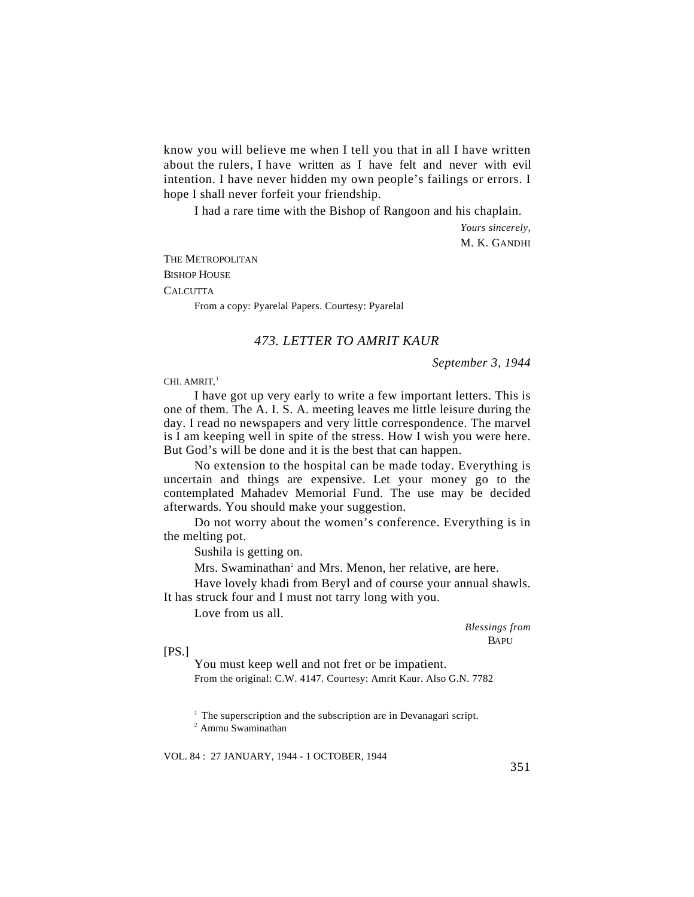know you will believe me when I tell you that in all I have written about the rulers, I have written as I have felt and never with evil intention. I have never hidden my own people's failings or errors. I hope I shall never forfeit your friendship.

I had a rare time with the Bishop of Rangoon and his chaplain.

*Yours sincerely,*
M. K. GANDHI

THE METROPOLITAN
BISHOP HOUSE
CALCUTTA

From a copy: Pyarelal Papers. Courtesy: Pyarelal

## *473. LETTER TO AMRIT KAUR*

*September 3, 1944*

CHI. AMRIT,[1]

I have got up very early to write a few important letters. This is one of them. The A. I. S. A. meeting leaves me little leisure during the day. I read no newspapers and very little correspondence. The marvel is I am keeping well in spite of the stress. How I wish you were here. But God's will be done and it is the best that can happen.

No extension to the hospital can be made today. Everything is uncertain and things are expensive. Let your money go to the contemplated Mahadev Memorial Fund. The use may be decided afterwards. You should make your suggestion.

Do not worry about the women's conference. Everything is in the melting pot.

Sushila is getting on.

Mrs. Swaminathan[2] and Mrs. Menon, her relative, are here.

Have lovely khadi from Beryl and of course your annual shawls. It has struck four and I must not tarry long with you.

Love from us all.

*Blessings from*
BAPU

[PS.]

You must keep well and not fret or be impatient.

From the original: C.W. 4147. Courtesy: Amrit Kaur. Also G.N. 7782

[1] The superscription and the subscription are in Devanagari script.

[2] Ammu Swaminathan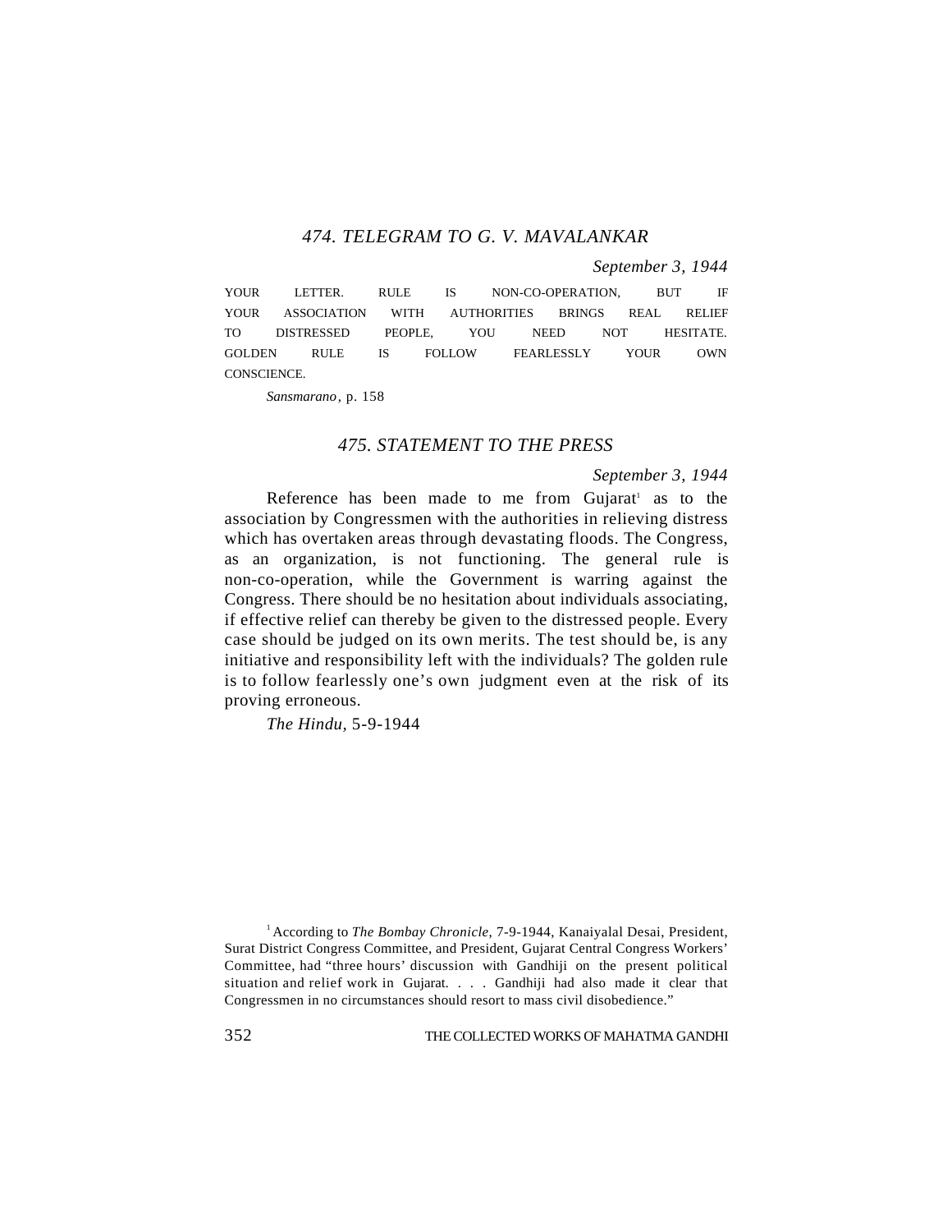## *474. TELEGRAM TO G. V. MAVALANKAR*

*September 3, 1944*

YOUR LETTER. RULE IS NON-CO-OPERATION, BUT IF YOUR ASSOCIATION WITH AUTHORITIES BRINGS REAL RELIEF TO DISTRESSED PEOPLE, YOU NEED NOT HESITATE. GOLDEN RULE IS FOLLOW FEARLESSLY YOUR OWN CONSCIENCE.

*Sansmarano*, p. 158

## *475. STATEMENT TO THE PRESS*

*September 3, 1944*

Reference has been made to me from Gujarat[1] as to the association by Congressmen with the authorities in relieving distress which has overtaken areas through devastating floods. The Congress, as an organization, is not functioning. The general rule is non-co-operation, while the Government is warring against the Congress. There should be no hesitation about individuals associating, if effective relief can thereby be given to the distressed people. Every case should be judged on its own merits. The test should be, is any initiative and responsibility left with the individuals? The golden rule is to follow fearlessly one's own judgment even at the risk of its proving erroneous.

*The Hindu,* 5-9-1944

---

[1] According to *The Bombay Chronicle*, 7-9-1944, Kanaiyalal Desai, President, Surat District Congress Committee, and President, Gujarat Central Congress Workers' Committee, had "three hours' discussion with Gandhiji on the present political situation and relief work in Gujarat. . . . Gandhiji had also made it clear that Congressmen in no circumstances should resort to mass civil disobedience."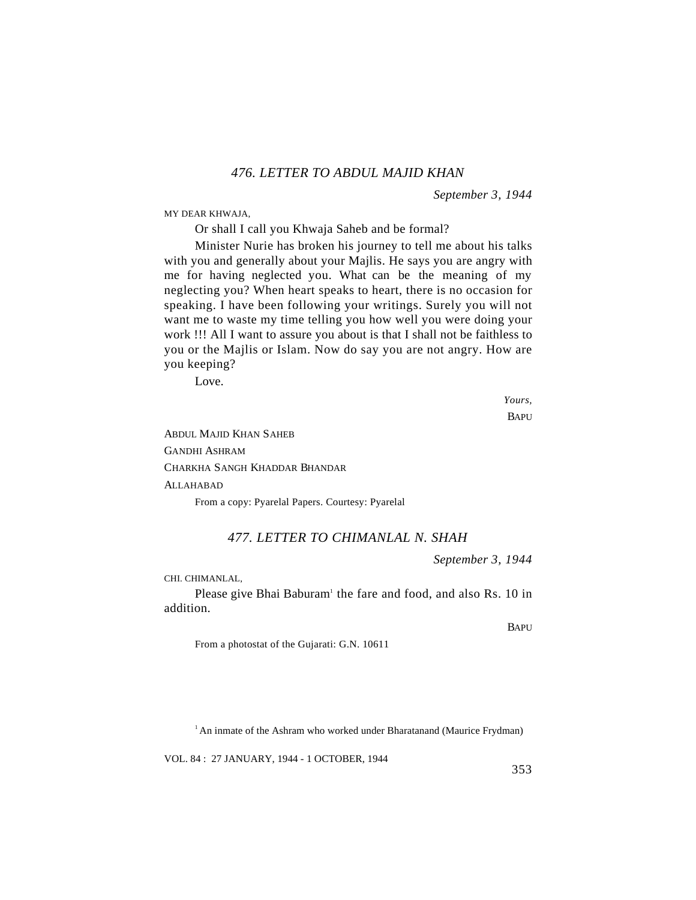## *476. LETTER TO ABDUL MAJID KHAN*

*September 3, 1944*

MY DEAR KHWAJA,

Or shall I call you Khwaja Saheb and be formal?

Minister Nurie has broken his journey to tell me about his talks with you and generally about your Majlis. He says you are angry with me for having neglected you. What can be the meaning of my neglecting you? When heart speaks to heart, there is no occasion for speaking. I have been following your writings. Surely you will not want me to waste my time telling you how well you were doing your work !!! All I want to assure you about is that I shall not be faithless to you or the Majlis or Islam. Now do say you are not angry. How are you keeping?

Love.

*Yours,*
BAPU

ABDUL MAJID KHAN SAHEB
GANDHI ASHRAM
CHARKHA SANGH KHADDAR BHANDAR
ALLAHABAD

From a copy: Pyarelal Papers. Courtesy: Pyarelal

## *477. LETTER TO CHIMANLAL N. SHAH*

*September 3, 1944*

CHI. CHIMANLAL,

Please give Bhai Baburam[1] the fare and food, and also Rs. 10 in addition.

BAPU

From a photostat of the Gujarati: G.N. 10611

[1] An inmate of the Ashram who worked under Bharatanand (Maurice Frydman)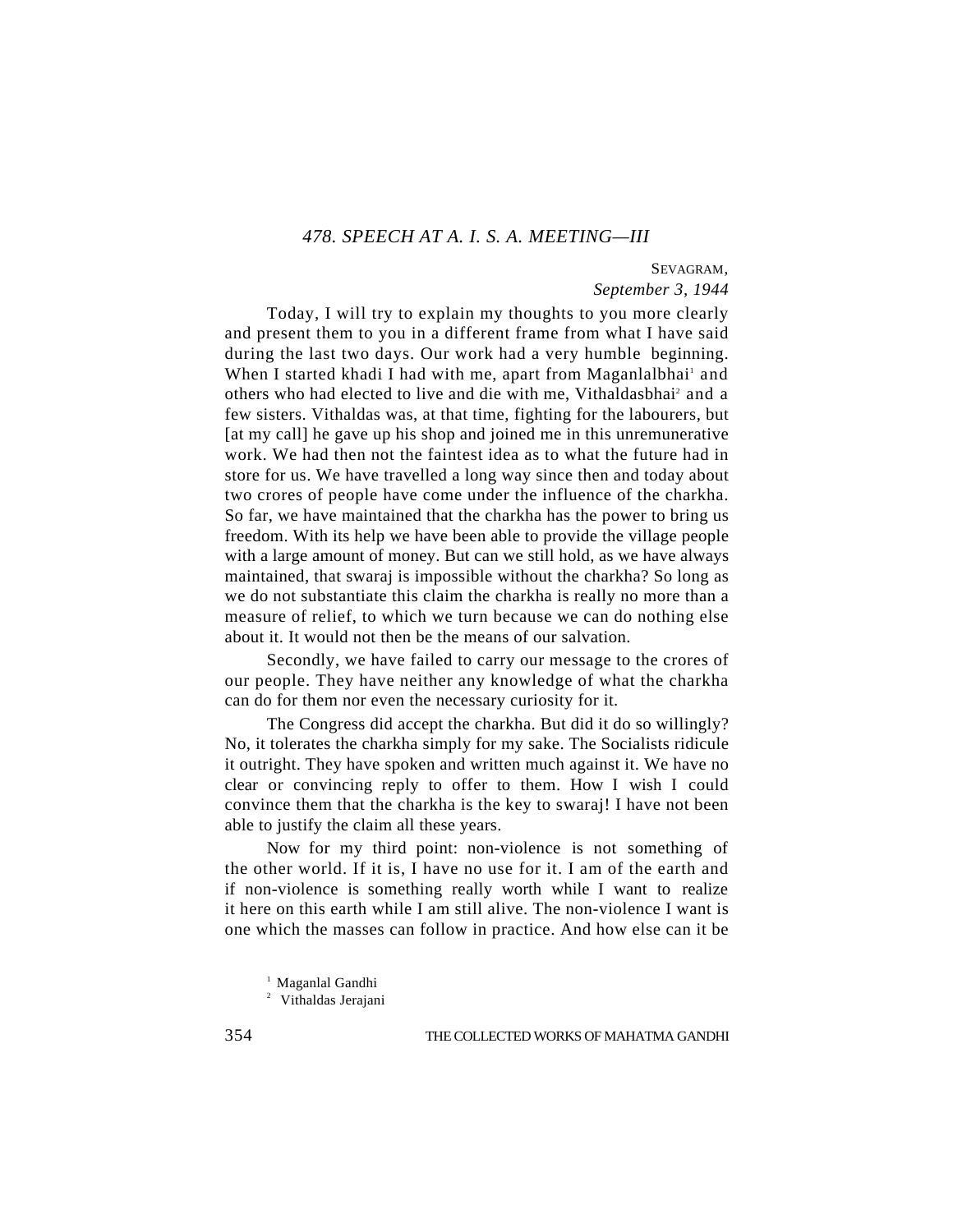## *478. SPEECH AT A. I. S. A. MEETING—III*

SEVAGRAM,
*September 3, 1944*

Today, I will try to explain my thoughts to you more clearly and present them to you in a different frame from what I have said during the last two days. Our work had a very humble beginning. When I started khadi I had with me, apart from Maganlalbhai[1] and others who had elected to live and die with me, Vithaldasbhai[2] and a few sisters. Vithaldas was, at that time, fighting for the labourers, but [at my call] he gave up his shop and joined me in this unremunerative work. We had then not the faintest idea as to what the future had in store for us. We have travelled a long way since then and today about two crores of people have come under the influence of the charkha. So far, we have maintained that the charkha has the power to bring us freedom. With its help we have been able to provide the village people with a large amount of money. But can we still hold, as we have always maintained, that swaraj is impossible without the charkha? So long as we do not substantiate this claim the charkha is really no more than a measure of relief, to which we turn because we can do nothing else about it. It would not then be the means of our salvation.

Secondly, we have failed to carry our message to the crores of our people. They have neither any knowledge of what the charkha can do for them nor even the necessary curiosity for it.

The Congress did accept the charkha. But did it do so willingly? No, it tolerates the charkha simply for my sake. The Socialists ridicule it outright. They have spoken and written much against it. We have no clear or convincing reply to offer to them. How I wish I could convince them that the charkha is the key to swaraj! I have not been able to justify the claim all these years.

Now for my third point: non-violence is not something of the other world. If it is, I have no use for it. I am of the earth and if non-violence is something really worth while I want to realize it here on this earth while I am still alive. The non-violence I want is one which the masses can follow in practice. And how else can it be

[1] Maganlal Gandhi

[2] Vithaldas Jerajani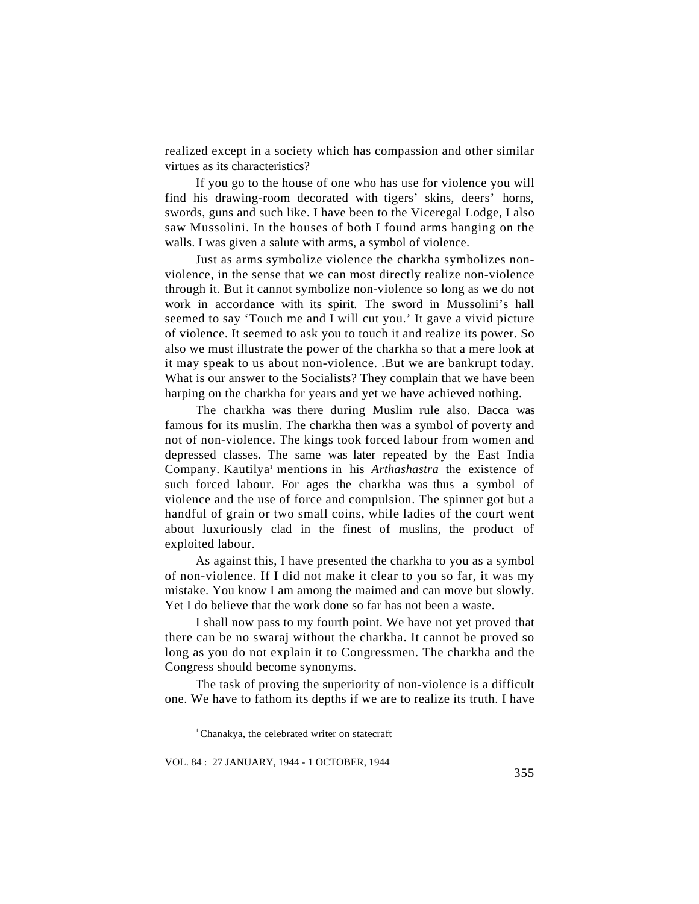realized except in a society which has compassion and other similar virtues as its characteristics?

If you go to the house of one who has use for violence you will find his drawing-room decorated with tigers' skins, deers' horns, swords, guns and such like. I have been to the Viceregal Lodge, I also saw Mussolini. In the houses of both I found arms hanging on the walls. I was given a salute with arms, a symbol of violence.

Just as arms symbolize violence the charkha symbolizes non-violence, in the sense that we can most directly realize non-violence through it. But it cannot symbolize non-violence so long as we do not work in accordance with its spirit. The sword in Mussolini's hall seemed to say 'Touch me and I will cut you.' It gave a vivid picture of violence. It seemed to ask you to touch it and realize its power. So also we must illustrate the power of the charkha so that a mere look at it may speak to us about non-violence. .But we are bankrupt today. What is our answer to the Socialists? They complain that we have been harping on the charkha for years and yet we have achieved nothing.

The charkha was there during Muslim rule also. Dacca was famous for its muslin. The charkha then was a symbol of poverty and not of non-violence. The kings took forced labour from women and depressed classes. The same was later repeated by the East India Company. Kautilya[1] mentions in his *Arthashastra* the existence of such forced labour. For ages the charkha was thus a symbol of violence and the use of force and compulsion. The spinner got but a handful of grain or two small coins, while ladies of the court went about luxuriously clad in the finest of muslins, the product of exploited labour.

As against this, I have presented the charkha to you as a symbol of non-violence. If I did not make it clear to you so far, it was my mistake. You know I am among the maimed and can move but slowly. Yet I do believe that the work done so far has not been a waste.

I shall now pass to my fourth point. We have not yet proved that there can be no swaraj without the charkha. It cannot be proved so long as you do not explain it to Congressmen. The charkha and the Congress should become synonyms.

The task of proving the superiority of non-violence is a difficult one. We have to fathom its depths if we are to realize its truth. I have

[1] Chanakya, the celebrated writer on statecraft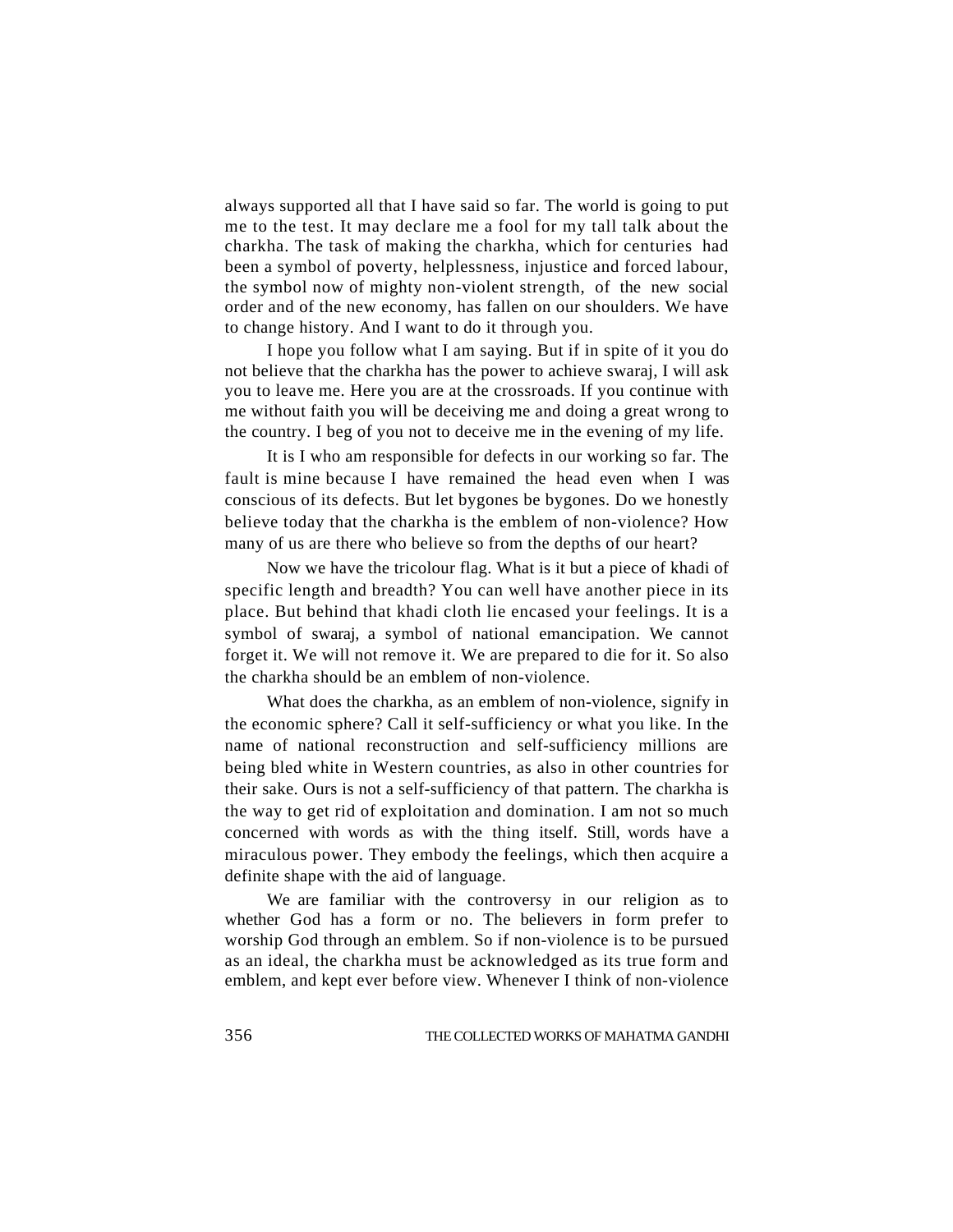always supported all that I have said so far. The world is going to put me to the test. It may declare me a fool for my tall talk about the charkha. The task of making the charkha, which for centuries had been a symbol of poverty, helplessness, injustice and forced labour, the symbol now of mighty non-violent strength, of the new social order and of the new economy, has fallen on our shoulders. We have to change history. And I want to do it through you.

I hope you follow what I am saying. But if in spite of it you do not believe that the charkha has the power to achieve swaraj, I will ask you to leave me. Here you are at the crossroads. If you continue with me without faith you will be deceiving me and doing a great wrong to the country. I beg of you not to deceive me in the evening of my life.

It is I who am responsible for defects in our working so far. The fault is mine because I have remained the head even when I was conscious of its defects. But let bygones be bygones. Do we honestly believe today that the charkha is the emblem of non-violence? How many of us are there who believe so from the depths of our heart?

Now we have the tricolour flag. What is it but a piece of khadi of specific length and breadth? You can well have another piece in its place. But behind that khadi cloth lie encased your feelings. It is a symbol of swaraj, a symbol of national emancipation. We cannot forget it. We will not remove it. We are prepared to die for it. So also the charkha should be an emblem of non-violence.

What does the charkha, as an emblem of non-violence, signify in the economic sphere? Call it self-sufficiency or what you like. In the name of national reconstruction and self-sufficiency millions are being bled white in Western countries, as also in other countries for their sake. Ours is not a self-sufficiency of that pattern. The charkha is the way to get rid of exploitation and domination. I am not so much concerned with words as with the thing itself. Still, words have a miraculous power. They embody the feelings, which then acquire a definite shape with the aid of language.

We are familiar with the controversy in our religion as to whether God has a form or no. The believers in form prefer to worship God through an emblem. So if non-violence is to be pursued as an ideal, the charkha must be acknowledged as its true form and emblem, and kept ever before view. Whenever I think of non-violence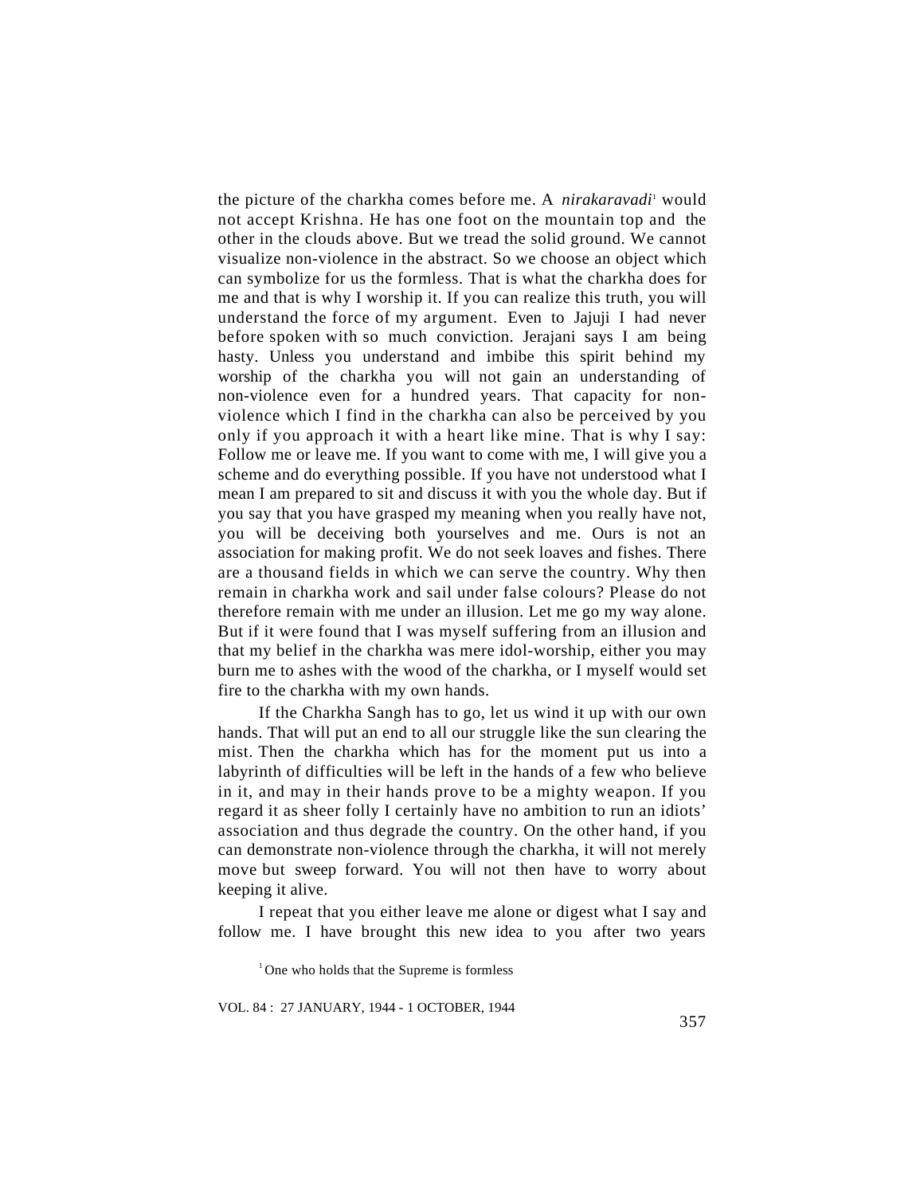the picture of the charkha comes before me. A *nirakaravadi*[1] would not accept Krishna. He has one foot on the mountain top and the other in the clouds above. But we tread the solid ground. We cannot visualize non-violence in the abstract. So we choose an object which can symbolize for us the formless. That is what the charkha does for me and that is why I worship it. If you can realize this truth, you will understand the force of my argument. Even to Jajuji I had never before spoken with so much conviction. Jerajani says I am being hasty. Unless you understand and imbibe this spirit behind my worship of the charkha you will not gain an understanding of non-violence even for a hundred years. That capacity for non-violence which I find in the charkha can also be perceived by you only if you approach it with a heart like mine. That is why I say: Follow me or leave me. If you want to come with me, I will give you a scheme and do everything possible. If you have not understood what I mean I am prepared to sit and discuss it with you the whole day. But if you say that you have grasped my meaning when you really have not, you will be deceiving both yourselves and me. Ours is not an association for making profit. We do not seek loaves and fishes. There are a thousand fields in which we can serve the country. Why then remain in charkha work and sail under false colours? Please do not therefore remain with me under an illusion. Let me go my way alone. But if it were found that I was myself suffering from an illusion and that my belief in the charkha was mere idol-worship, either you may burn me to ashes with the wood of the charkha, or I myself would set fire to the charkha with my own hands.

If the Charkha Sangh has to go, let us wind it up with our own hands. That will put an end to all our struggle like the sun clearing the mist. Then the charkha which has for the moment put us into a labyrinth of difficulties will be left in the hands of a few who believe in it, and may in their hands prove to be a mighty weapon. If you regard it as sheer folly I certainly have no ambition to run an idiots' association and thus degrade the country. On the other hand, if you can demonstrate non-violence through the charkha, it will not merely move but sweep forward. You will not then have to worry about keeping it alive.

I repeat that you either leave me alone or digest what I say and follow me. I have brought this new idea to you after two years

[1] One who holds that the Supreme is formless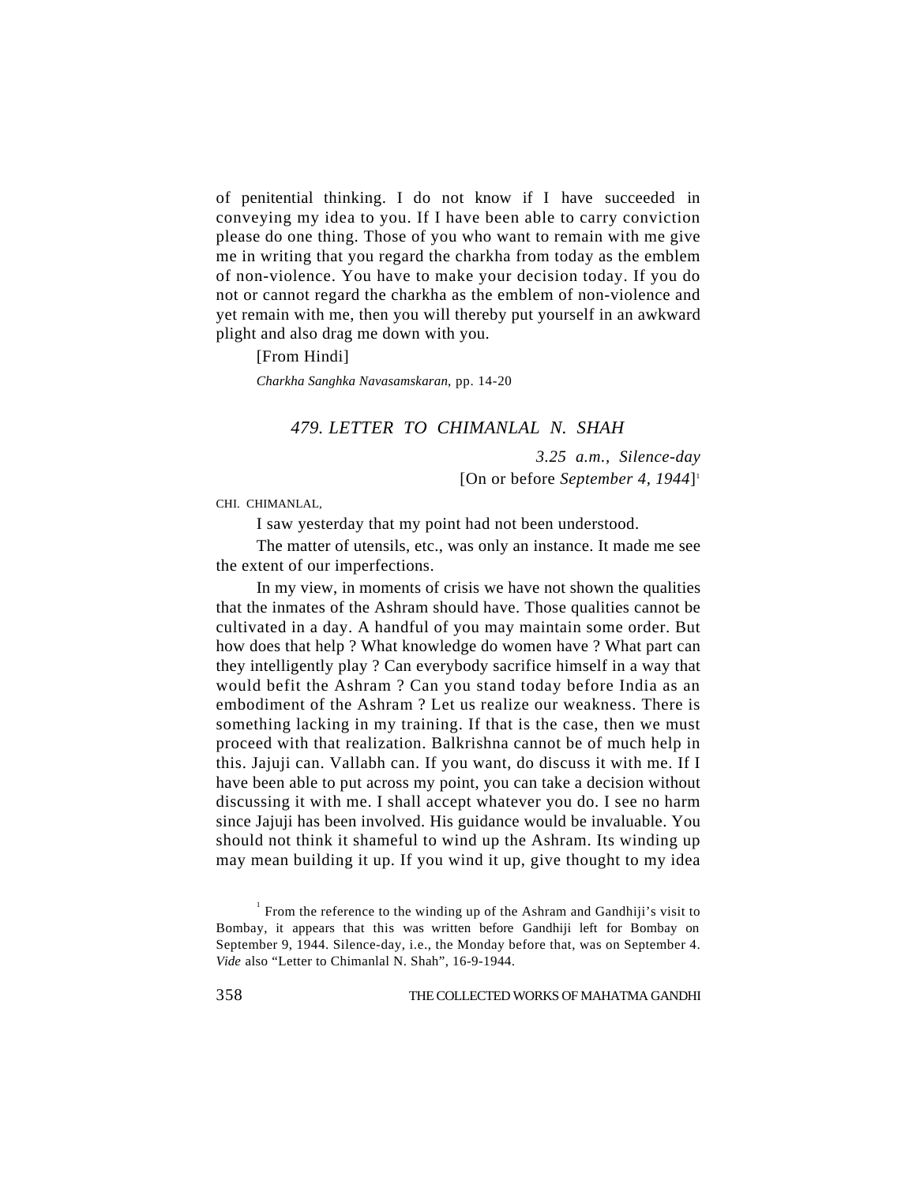of penitential thinking. I do not know if I have succeeded in conveying my idea to you. If I have been able to carry conviction please do one thing. Those of you who want to remain with me give me in writing that you regard the charkha from today as the emblem of non-violence. You have to make your decision today. If you do not or cannot regard the charkha as the emblem of non-violence and yet remain with me, then you will thereby put yourself in an awkward plight and also drag me down with you.

[From Hindi]

*Charkha Sanghka Navasamskaran*, pp. 14-20

## *479. LETTER TO CHIMANLAL N. SHAH*

*3.25 a.m., Silence-day*
[On or before *September 4, 1944*][1]

CHI. CHIMANLAL,

I saw yesterday that my point had not been understood.

The matter of utensils, etc., was only an instance. It made me see the extent of our imperfections.

In my view, in moments of crisis we have not shown the qualities that the inmates of the Ashram should have. Those qualities cannot be cultivated in a day. A handful of you may maintain some order. But how does that help ? What knowledge do women have ? What part can they intelligently play ? Can everybody sacrifice himself in a way that would befit the Ashram ? Can you stand today before India as an embodiment of the Ashram ? Let us realize our weakness. There is something lacking in my training. If that is the case, then we must proceed with that realization. Balkrishna cannot be of much help in this. Jajuji can. Vallabh can. If you want, do discuss it with me. If I have been able to put across my point, you can take a decision without discussing it with me. I shall accept whatever you do. I see no harm since Jajuji has been involved. His guidance would be invaluable. You should not think it shameful to wind up the Ashram. Its winding up may mean building it up. If you wind it up, give thought to my idea

---

[1] From the reference to the winding up of the Ashram and Gandhiji's visit to Bombay, it appears that this was written before Gandhiji left for Bombay on September 9, 1944. Silence-day, i.e., the Monday before that, was on September 4. *Vide* also "Letter to Chimanlal N. Shah", 16-9-1944.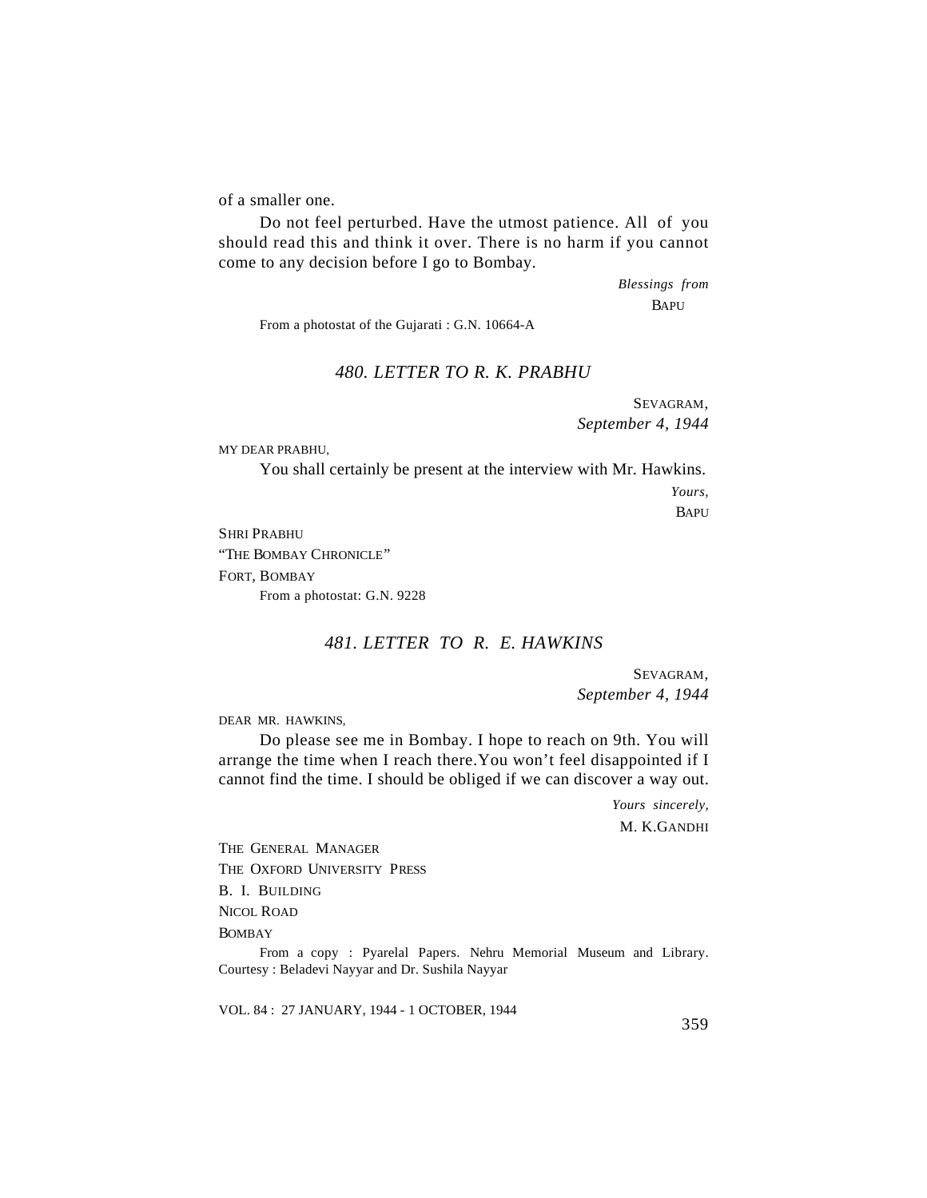of a smaller one.

Do not feel perturbed. Have the utmost patience. All of you should read this and think it over. There is no harm if you cannot come to any decision before I go to Bombay.

*Blessings from*

BAPU

From a photostat of the Gujarati : G.N. 10664-A

### *480. LETTER TO R. K. PRABHU*

SEVAGRAM,
*September 4, 1944*

MY DEAR PRABHU,

You shall certainly be present at the interview with Mr. Hawkins.

*Yours,*

BAPU

SHRI PRABHU
"THE BOMBAY CHRONICLE"
FORT, BOMBAY

From a photostat: G.N. 9228

### *481. LETTER TO R. E. HAWKINS*

SEVAGRAM,
*September 4, 1944*

DEAR MR. HAWKINS,

Do please see me in Bombay. I hope to reach on 9th. You will arrange the time when I reach there.You won't feel disappointed if I cannot find the time. I should be obliged if we can discover a way out.

*Yours sincerely,*

M. K.GANDHI

THE GENERAL MANAGER
THE OXFORD UNIVERSITY PRESS
B. I. BUILDING
NICOL ROAD
BOMBAY

From a copy : Pyarelal Papers. Nehru Memorial Museum and Library. Courtesy : Beladevi Nayyar and Dr. Sushila Nayyar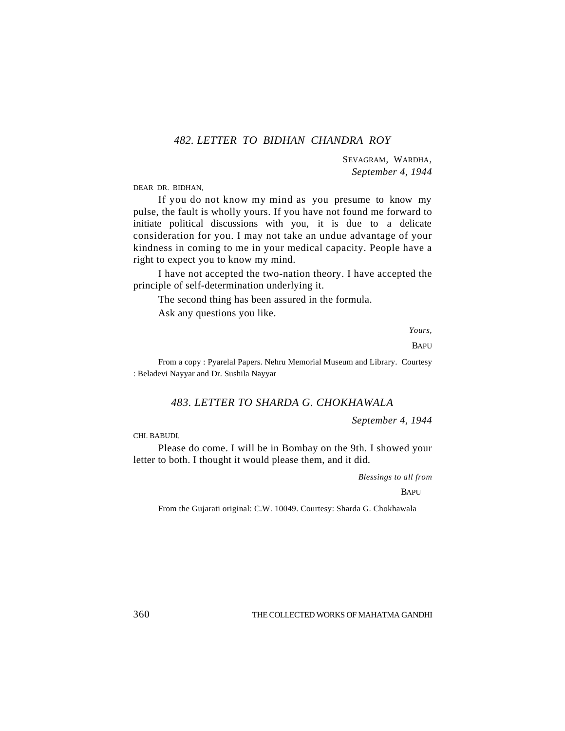## *482. LETTER TO BIDHAN CHANDRA ROY*

SEVAGRAM, WARDHA,
*September 4, 1944*

DEAR DR. BIDHAN,

If you do not know my mind as you presume to know my pulse, the fault is wholly yours. If you have not found me forward to initiate political discussions with you, it is due to a delicate consideration for you. I may not take an undue advantage of your kindness in coming to me in your medical capacity. People have a right to expect you to know my mind.

I have not accepted the two-nation theory. I have accepted the principle of self-determination underlying it.

The second thing has been assured in the formula.

Ask any questions you like.

*Yours,*

BAPU

From a copy : Pyarelal Papers. Nehru Memorial Museum and Library. Courtesy : Beladevi Nayyar and Dr. Sushila Nayyar

## *483. LETTER TO SHARDA G. CHOKHAWALA*

*September 4, 1944*

CHI. BABUDI,

Please do come. I will be in Bombay on the 9th. I showed your letter to both. I thought it would please them, and it did.

*Blessings to all from*

BAPU

From the Gujarati original: C.W. 10049. Courtesy: Sharda G. Chokhawala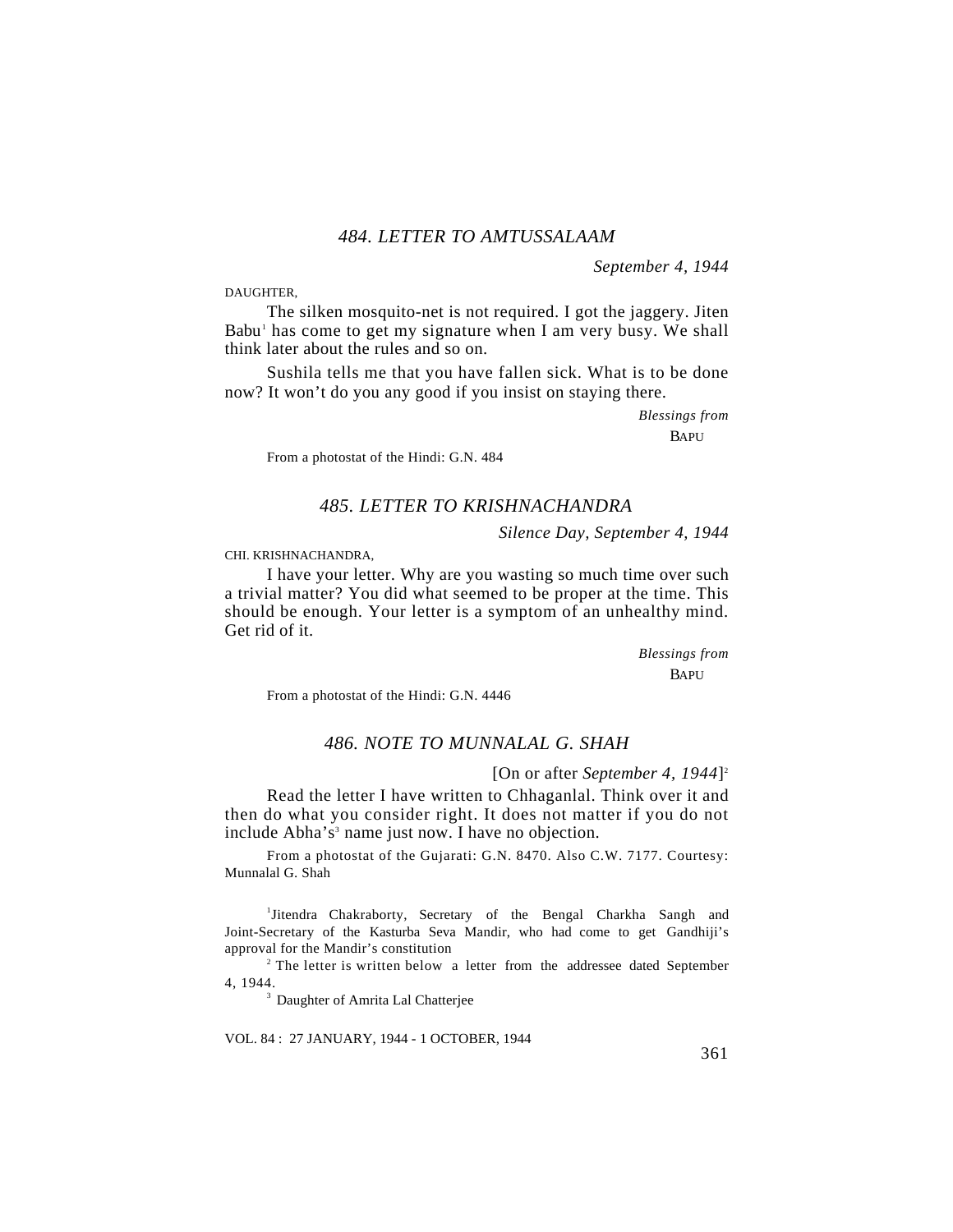## *484. LETTER TO AMTUSSALAAM*

*September 4, 1944*

DAUGHTER,

The silken mosquito-net is not required. I got the jaggery. Jiten Babu[1] has come to get my signature when I am very busy. We shall think later about the rules and so on.

Sushila tells me that you have fallen sick. What is to be done now? It won't do you any good if you insist on staying there.

*Blessings from*
BAPU

From a photostat of the Hindi: G.N. 484

## *485. LETTER TO KRISHNACHANDRA*

*Silence Day, September 4, 1944*

CHI. KRISHNACHANDRA,

I have your letter. Why are you wasting so much time over such a trivial matter? You did what seemed to be proper at the time. This should be enough. Your letter is a symptom of an unhealthy mind. Get rid of it.

*Blessings from*
BAPU

From a photostat of the Hindi: G.N. 4446

## *486. NOTE TO MUNNALAL G. SHAH*

[On or after *September 4, 1944*][2]

Read the letter I have written to Chhaganlal. Think over it and then do what you consider right. It does not matter if you do not include Abha's[3] name just now. I have no objection.

From a photostat of the Gujarati: G.N. 8470. Also C.W. 7177. Courtesy: Munnalal G. Shah

---

[1] Jitendra Chakraborty, Secretary of the Bengal Charkha Sangh and Joint-Secretary of the Kasturba Seva Mandir, who had come to get Gandhiji's approval for the Mandir's constitution

[2] The letter is written below a letter from the addressee dated September 4, 1944.

[3] Daughter of Amrita Lal Chatterjee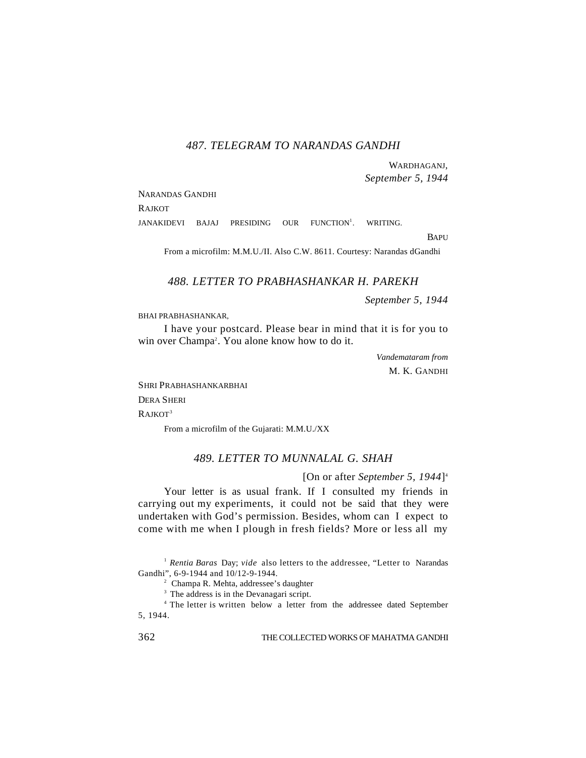### 487. TELEGRAM TO NARANDAS GANDHI

WARDHAGANJ,
*September 5, 1944*

NARANDAS GANDHI
RAJKOT

JANAKIDEVI BAJAJ PRESIDING OUR FUNCTION[1]. WRITING.

BAPU

From a microfilm: M.M.U./II. Also C.W. 8611. Courtesy: Narandas dGandhi

### 488. LETTER TO PRABHASHANKAR H. PAREKH

*September 5, 1944*

BHAI PRABHASHANKAR,

I have your postcard. Please bear in mind that it is for you to win over Champa[2]. You alone know how to do it.

*Vandemataram from*
M. K. GANDHI

SHRI PRABHASHANKARBHAI
DERA SHERI
RAJKOT[3]

From a microfilm of the Gujarati: M.M.U./XX

### 489. LETTER TO MUNNALAL G. SHAH

[On or after *September 5, 1944*][4]

Your letter is as usual frank. If I consulted my friends in carrying out my experiments, it could not be said that they were undertaken with God's permission. Besides, whom can I expect to come with me when I plough in fresh fields? More or less all my

---

[1] *Rentia Baras* Day; *vide* also letters to the addressee, "Letter to Narandas Gandhi", 6-9-1944 and 10/12-9-1944.

[2] Champa R. Mehta, addressee's daughter

[3] The address is in the Devanagari script.

[4] The letter is written below a letter from the addressee dated September 5, 1944.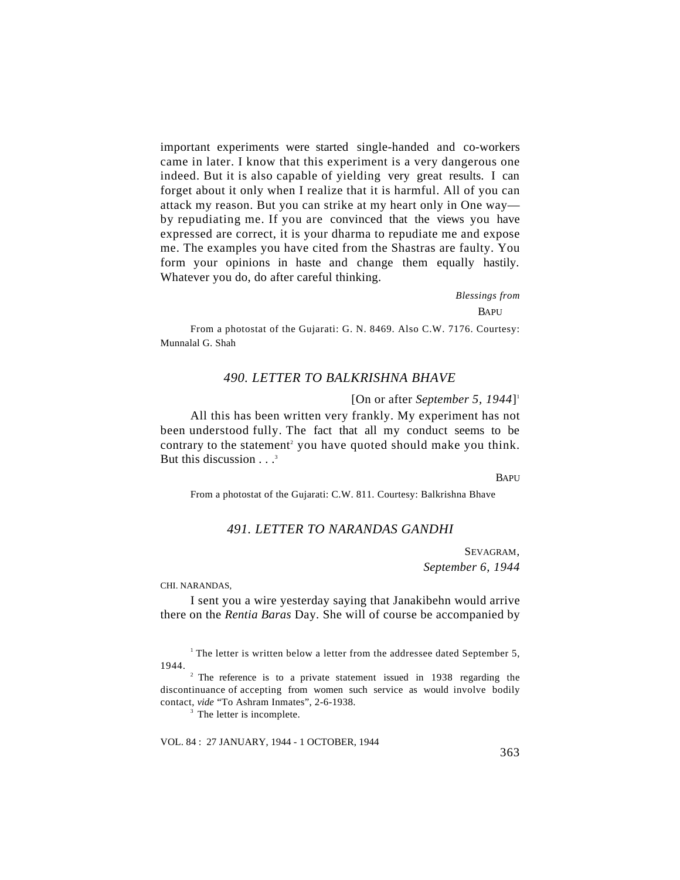important experiments were started single-handed and co-workers came in later. I know that this experiment is a very dangerous one indeed. But it is also capable of yielding very great results. I can forget about it only when I realize that it is harmful. All of you can attack my reason. But you can strike at my heart only in One way— by repudiating me. If you are convinced that the views you have expressed are correct, it is your dharma to repudiate me and expose me. The examples you have cited from the Shastras are faulty. You form your opinions in haste and change them equally hastily. Whatever you do, do after careful thinking.

*Blessings from*

BAPU

From a photostat of the Gujarati: G. N. 8469. Also C.W. 7176. Courtesy: Munnalal G. Shah

## *490. LETTER TO BALKRISHNA BHAVE*

[On or after *September 5, 1944*][1]

All this has been written very frankly. My experiment has not been understood fully. The fact that all my conduct seems to be contrary to the statement[2] you have quoted should make you think. But this discussion . . .[3]

BAPU

From a photostat of the Gujarati: C.W. 811. Courtesy: Balkrishna Bhave

## *491. LETTER TO NARANDAS GANDHI*

SEVAGRAM,
*September 6, 1944*

CHI. NARANDAS,

I sent you a wire yesterday saying that Janakibehn would arrive there on the *Rentia Baras* Day. She will of course be accompanied by

---

[1] The letter is written below a letter from the addressee dated September 5, 1944.

[2] The reference is to a private statement issued in 1938 regarding the discontinuance of accepting from women such service as would involve bodily contact, *vide* "To Ashram Inmates", 2-6-1938.

[3] The letter is incomplete.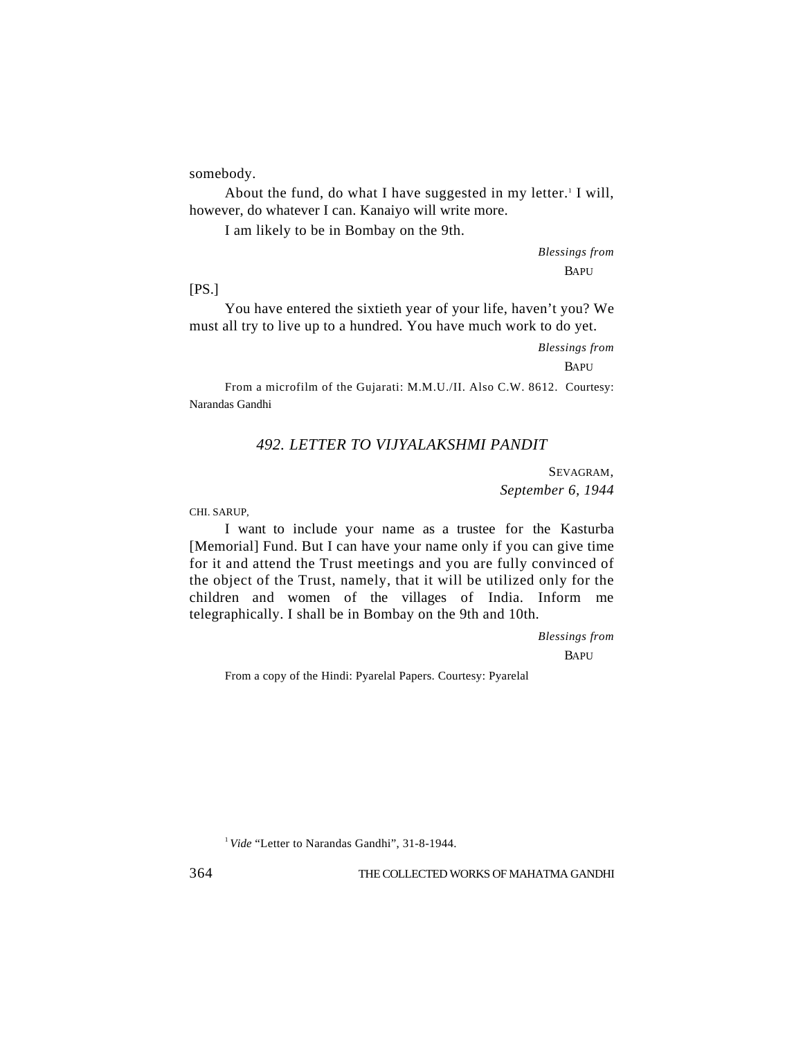somebody.

About the fund, do what I have suggested in my letter.[1] I will, however, do whatever I can. Kanaiyo will write more.

I am likely to be in Bombay on the 9th.

*Blessings from*
BAPU

[PS.]

You have entered the sixtieth year of your life, haven't you? We must all try to live up to a hundred. You have much work to do yet.

*Blessings from*
BAPU

From a microfilm of the Gujarati: M.M.U./II. Also C.W. 8612. Courtesy: Narandas Gandhi

## *492. LETTER TO VIJYALAKSHMI PANDIT*

SEVAGRAM,
*September 6, 1944*

CHI. SARUP,

I want to include your name as a trustee for the Kasturba [Memorial] Fund. But I can have your name only if you can give time for it and attend the Trust meetings and you are fully convinced of the object of the Trust, namely, that it will be utilized only for the children and women of the villages of India. Inform me telegraphically. I shall be in Bombay on the 9th and 10th.

*Blessings from*
BAPU

From a copy of the Hindi: Pyarelal Papers. Courtesy: Pyarelal

[1] *Vide* "Letter to Narandas Gandhi", 31-8-1944.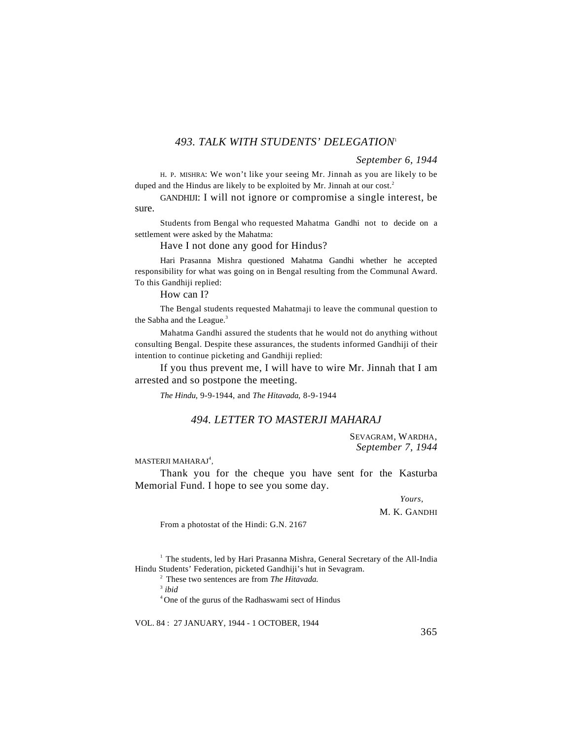## *493. TALK WITH STUDENTS' DELEGATION*[1]

*September 6, 1944*

H. P. MISHRA: We won't like your seeing Mr. Jinnah as you are likely to be duped and the Hindus are likely to be exploited by Mr. Jinnah at our cost.[2]

GANDHIJI: I will not ignore or compromise a single interest, be sure.

Students from Bengal who requested Mahatma Gandhi not to decide on a settlement were asked by the Mahatma:

Have I not done any good for Hindus?

Hari Prasanna Mishra questioned Mahatma Gandhi whether he accepted responsibility for what was going on in Bengal resulting from the Communal Award. To this Gandhiji replied:

How can I?

The Bengal students requested Mahatmaji to leave the communal question to the Sabha and the League.[3]

Mahatma Gandhi assured the students that he would not do anything without consulting Bengal. Despite these assurances, the students informed Gandhiji of their intention to continue picketing and Gandhiji replied:

If you thus prevent me, I will have to wire Mr. Jinnah that I am arrested and so postpone the meeting.

*The Hindu,* 9-9-1944, and *The Hitavada,* 8-9-1944

## *494. LETTER TO MASTERJI MAHARAJ*

SEVAGRAM, WARDHA,
*September 7, 1944*

MASTERJI MAHARAJ[4],

Thank you for the cheque you have sent for the Kasturba Memorial Fund. I hope to see you some day.

*Yours,*
M. K. GANDHI

From a photostat of the Hindi: G.N. 2167

---

[1] The students, led by Hari Prasanna Mishra, General Secretary of the All-India Hindu Students' Federation, picketed Gandhiji's hut in Sevagram.

[2] These two sentences are from *The Hitavada.*

[3] *ibid*

[4] One of the gurus of the Radhaswami sect of Hindus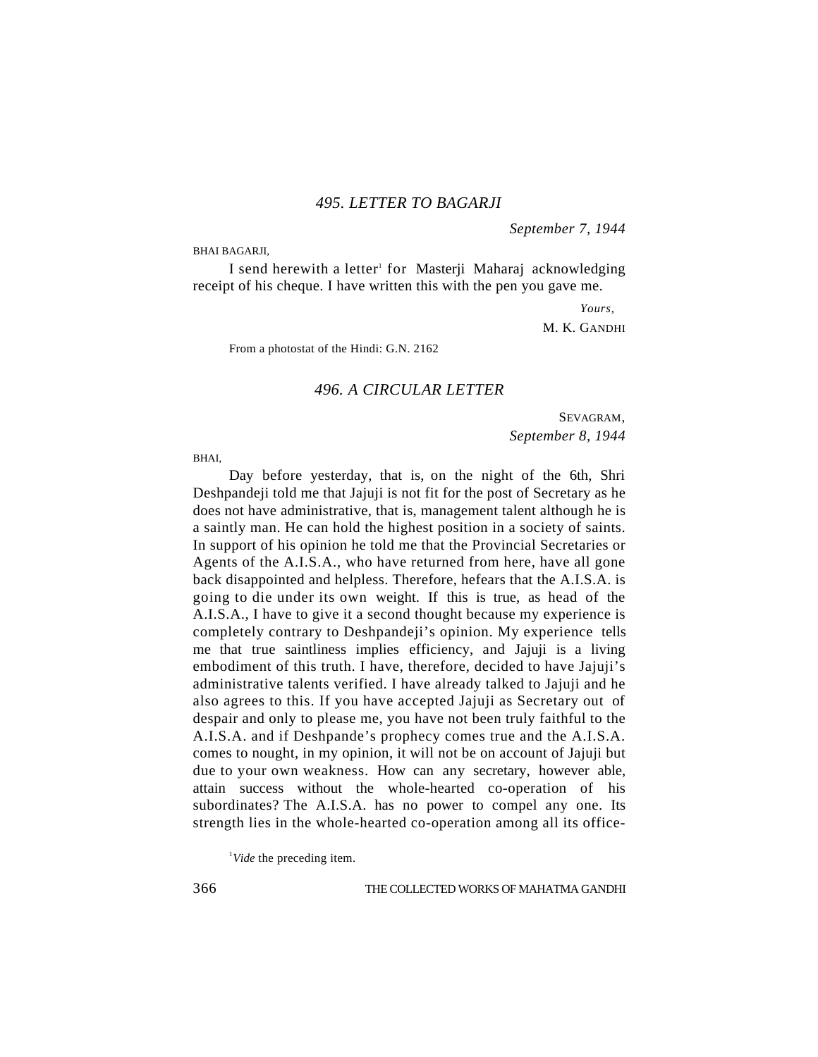## 495. LETTER TO BAGARJI

*September 7, 1944*

BHAI BAGARJI,

I send herewith a letter[1] for Masterji Maharaj acknowledging receipt of his cheque. I have written this with the pen you gave me.

*Yours,*

M. K. GANDHI

From a photostat of the Hindi: G.N. 2162

## 496. A CIRCULAR LETTER

SEVAGRAM,
*September 8, 1944*

BHAI,

Day before yesterday, that is, on the night of the 6th, Shri Deshpandeji told me that Jajuji is not fit for the post of Secretary as he does not have administrative, that is, management talent although he is a saintly man. He can hold the highest position in a society of saints. In support of his opinion he told me that the Provincial Secretaries or Agents of the A.I.S.A., who have returned from here, have all gone back disappointed and helpless. Therefore, hefears that the A.I.S.A. is going to die under its own weight. If this is true, as head of the A.I.S.A., I have to give it a second thought because my experience is completely contrary to Deshpandeji's opinion. My experience tells me that true saintliness implies efficiency, and Jajuji is a living embodiment of this truth. I have, therefore, decided to have Jajuji's administrative talents verified. I have already talked to Jajuji and he also agrees to this. If you have accepted Jajuji as Secretary out of despair and only to please me, you have not been truly faithful to the A.I.S.A. and if Deshpande's prophecy comes true and the A.I.S.A. comes to nought, in my opinion, it will not be on account of Jajuji but due to your own weakness. How can any secretary, however able, attain success without the whole-hearted co-operation of his subordinates? The A.I.S.A. has no power to compel any one. Its strength lies in the whole-hearted co-operation among all its office-

[1] *Vide* the preceding item.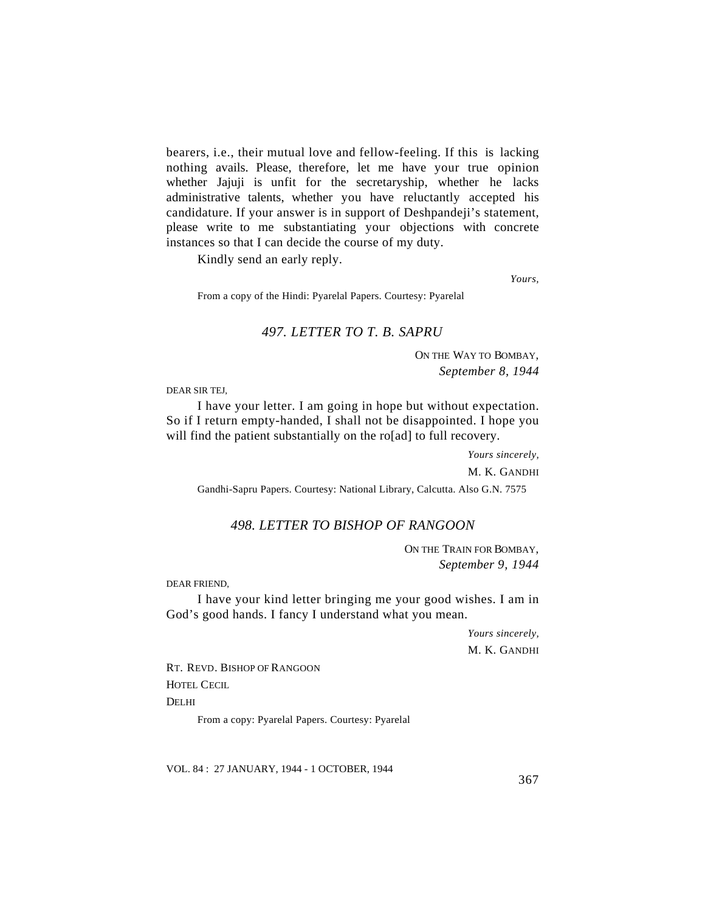bearers, i.e., their mutual love and fellow-feeling. If this is lacking nothing avails. Please, therefore, let me have your true opinion whether Jajuji is unfit for the secretaryship, whether he lacks administrative talents, whether you have reluctantly accepted his candidature. If your answer is in support of Deshpandeji's statement, please write to me substantiating your objections with concrete instances so that I can decide the course of my duty.

Kindly send an early reply.

*Yours,*

From a copy of the Hindi: Pyarelal Papers. Courtesy: Pyarelal

## *497. LETTER TO T. B. SAPRU*

ON THE WAY TO BOMBAY,
*September 8, 1944*

DEAR SIR TEJ,

I have your letter. I am going in hope but without expectation. So if I return empty-handed, I shall not be disappointed. I hope you will find the patient substantially on the ro[ad] to full recovery.

*Yours sincerely,*
M. K. GANDHI

Gandhi-Sapru Papers. Courtesy: National Library, Calcutta. Also G.N. 7575

## *498. LETTER TO BISHOP OF RANGOON*

ON THE TRAIN FOR BOMBAY,
*September 9, 1944*

DEAR FRIEND,

I have your kind letter bringing me your good wishes. I am in God's good hands. I fancy I understand what you mean.

*Yours sincerely,*
M. K. GANDHI

RT. REVD. BISHOP OF RANGOON
HOTEL CECIL
DELHI

From a copy: Pyarelal Papers. Courtesy: Pyarelal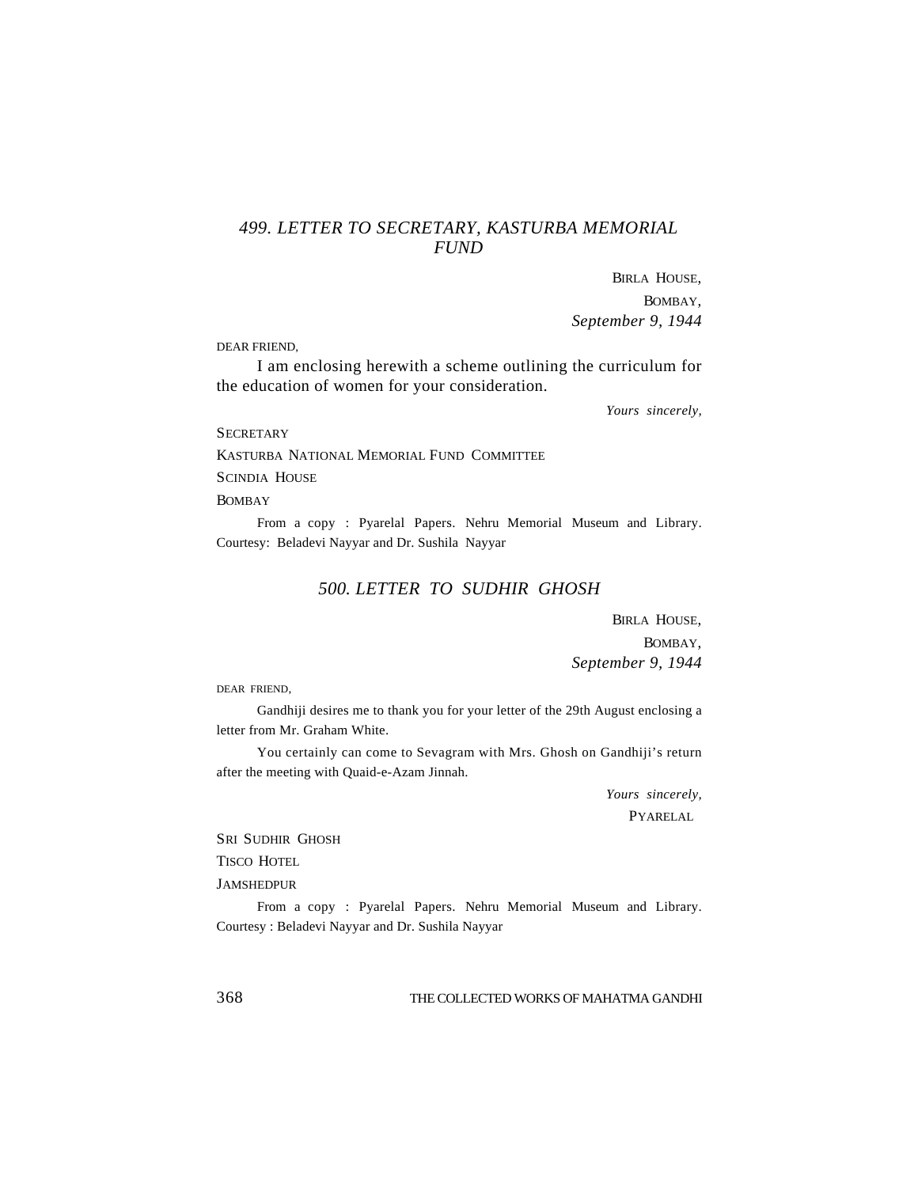## *499. LETTER TO SECRETARY, KASTURBA MEMORIAL FUND*

BIRLA HOUSE,
BOMBAY,
*September 9, 1944*

DEAR FRIEND,

I am enclosing herewith a scheme outlining the curriculum for the education of women for your consideration.

*Yours sincerely,*

SECRETARY
KASTURBA NATIONAL MEMORIAL FUND COMMITTEE
SCINDIA HOUSE
BOMBAY

From a copy : Pyarelal Papers. Nehru Memorial Museum and Library. Courtesy: Beladevi Nayyar and Dr. Sushila Nayyar

## *500. LETTER TO SUDHIR GHOSH*

BIRLA HOUSE,
BOMBAY,
*September 9, 1944*

DEAR FRIEND,

Gandhiji desires me to thank you for your letter of the 29th August enclosing a letter from Mr. Graham White.

You certainly can come to Sevagram with Mrs. Ghosh on Gandhiji's return after the meeting with Quaid-e-Azam Jinnah.

*Yours sincerely,*
PYARELAL

SRI SUDHIR GHOSH
TISCO HOTEL
JAMSHEDPUR

From a copy : Pyarelal Papers. Nehru Memorial Museum and Library. Courtesy : Beladevi Nayyar and Dr. Sushila Nayyar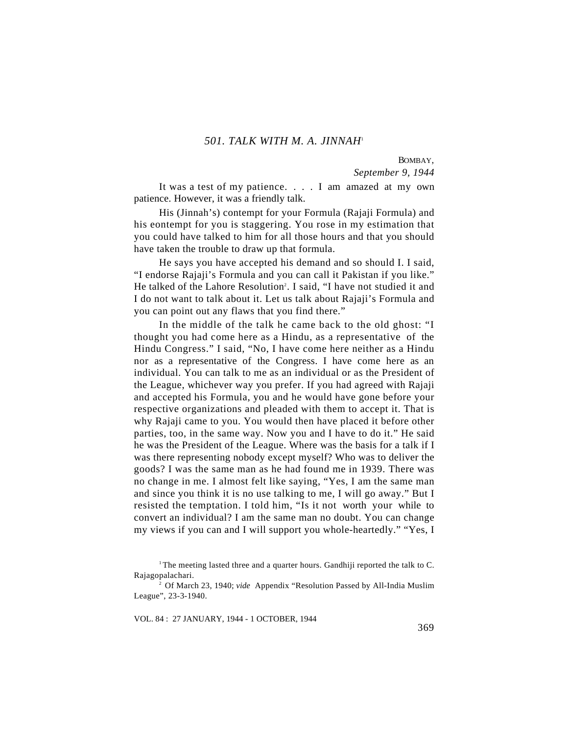## *501. TALK WITH M. A. JINNAH*[1]

BOMBAY,
*September 9, 1944*

It was a test of my patience. . . . I am amazed at my own patience. However, it was a friendly talk.

His (Jinnah's) contempt for your Formula (Rajaji Formula) and his eontempt for you is staggering. You rose in my estimation that you could have talked to him for all those hours and that you should have taken the trouble to draw up that formula.

He says you have accepted his demand and so should I. I said, "I endorse Rajaji's Formula and you can call it Pakistan if you like." He talked of the Lahore Resolution[2]. I said, "I have not studied it and I do not want to talk about it. Let us talk about Rajaji's Formula and you can point out any flaws that you find there."

In the middle of the talk he came back to the old ghost: "I thought you had come here as a Hindu, as a representative of the Hindu Congress." I said, "No, I have come here neither as a Hindu nor as a representative of the Congress. I have come here as an individual. You can talk to me as an individual or as the President of the League, whichever way you prefer. If you had agreed with Rajaji and accepted his Formula, you and he would have gone before your respective organizations and pleaded with them to accept it. That is why Rajaji came to you. You would then have placed it before other parties, too, in the same way. Now you and I have to do it." He said he was the President of the League. Where was the basis for a talk if I was there representing nobody except myself? Who was to deliver the goods? I was the same man as he had found me in 1939. There was no change in me. I almost felt like saying, "Yes, I am the same man and since you think it is no use talking to me, I will go away." But I resisted the temptation. I told him, "Is it not worth your while to convert an individual? I am the same man no doubt. You can change my views if you can and I will support you whole-heartedly." "Yes, I

---

[1] The meeting lasted three and a quarter hours. Gandhiji reported the talk to C. Rajagopalachari.

[2] Of March 23, 1940; *vide* Appendix "Resolution Passed by All-India Muslim League", 23-3-1940.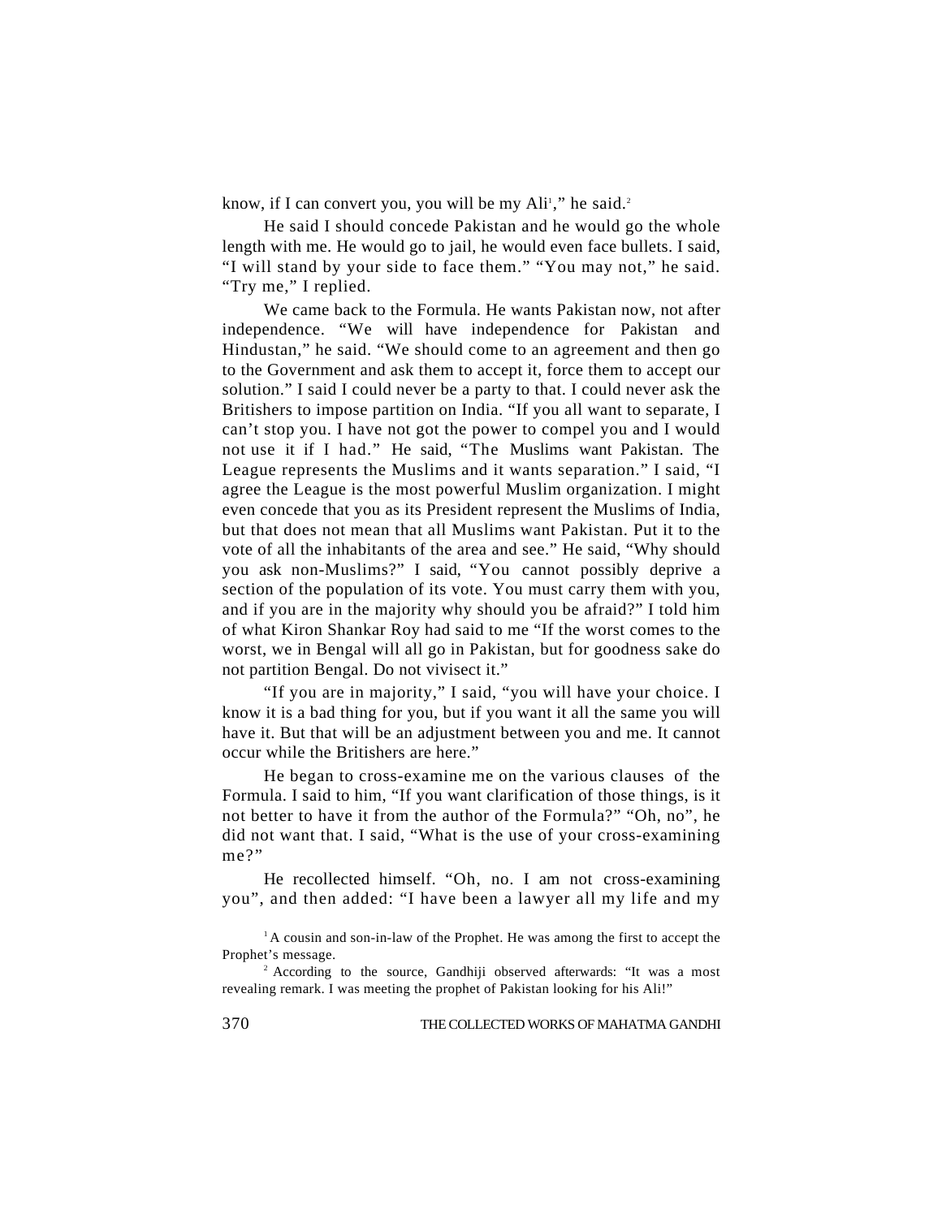know, if I can convert you, you will be my Ali[1]," he said.[2]

He said I should concede Pakistan and he would go the whole length with me. He would go to jail, he would even face bullets. I said, "I will stand by your side to face them." "You may not," he said. "Try me," I replied.

We came back to the Formula. He wants Pakistan now, not after independence. "We will have independence for Pakistan and Hindustan," he said. "We should come to an agreement and then go to the Government and ask them to accept it, force them to accept our solution." I said I could never be a party to that. I could never ask the Britishers to impose partition on India. "If you all want to separate, I can't stop you. I have not got the power to compel you and I would not use it if I had." He said, "The Muslims want Pakistan. The League represents the Muslims and it wants separation." I said, "I agree the League is the most powerful Muslim organization. I might even concede that you as its President represent the Muslims of India, but that does not mean that all Muslims want Pakistan. Put it to the vote of all the inhabitants of the area and see." He said, "Why should you ask non-Muslims?" I said, "You cannot possibly deprive a section of the population of its vote. You must carry them with you, and if you are in the majority why should you be afraid?" I told him of what Kiron Shankar Roy had said to me "If the worst comes to the worst, we in Bengal will all go in Pakistan, but for goodness sake do not partition Bengal. Do not vivisect it."

"If you are in majority," I said, "you will have your choice. I know it is a bad thing for you, but if you want it all the same you will have it. But that will be an adjustment between you and me. It cannot occur while the Britishers are here."

He began to cross-examine me on the various clauses of the Formula. I said to him, "If you want clarification of those things, is it not better to have it from the author of the Formula?" "Oh, no", he did not want that. I said, "What is the use of your cross-examining me?"

He recollected himself. "Oh, no. I am not cross-examining you", and then added: "I have been a lawyer all my life and my

---

[1] A cousin and son-in-law of the Prophet. He was among the first to accept the Prophet's message.

[2] According to the source, Gandhiji observed afterwards: "It was a most revealing remark. I was meeting the prophet of Pakistan looking for his Ali!"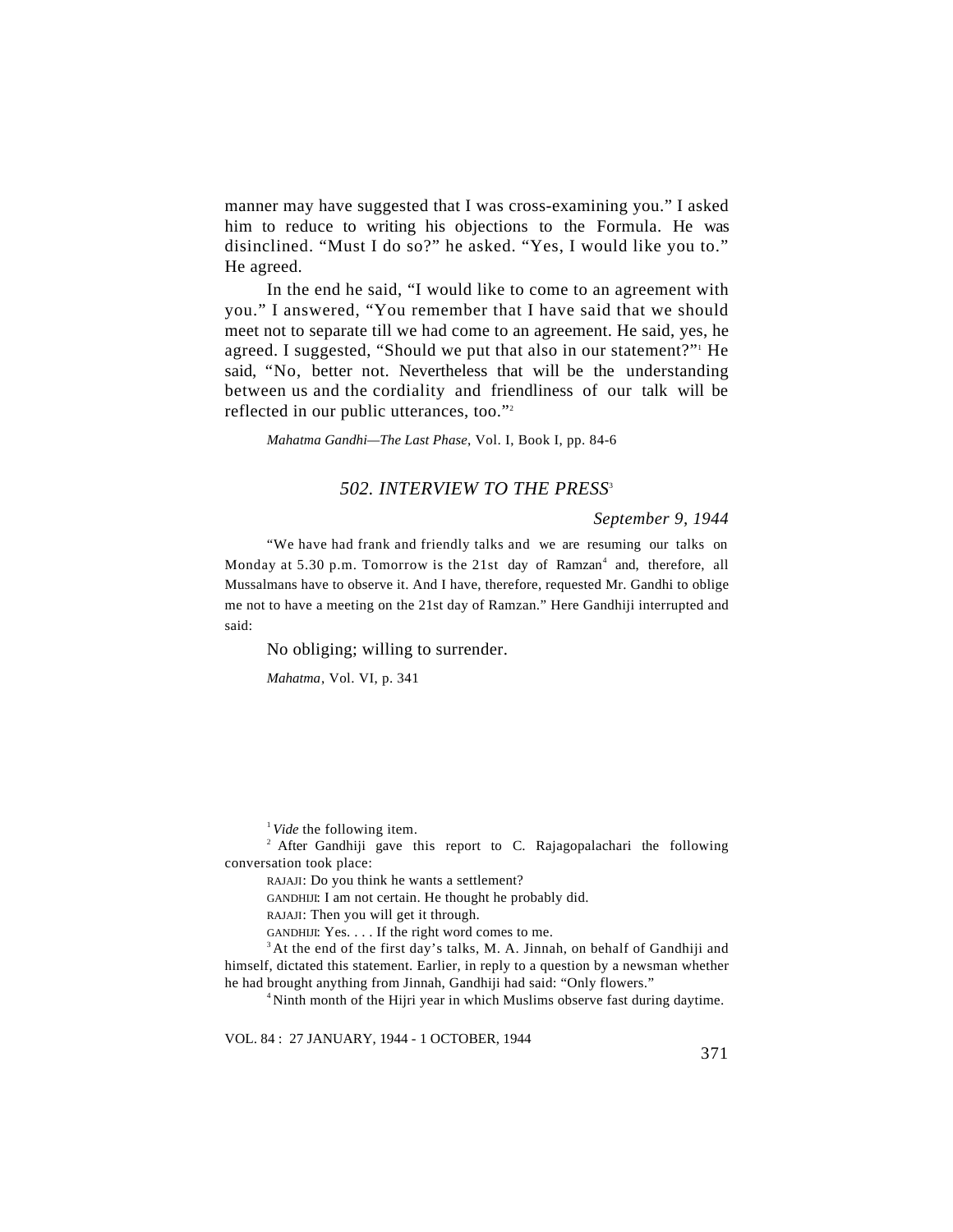manner may have suggested that I was cross-examining you." I asked him to reduce to writing his objections to the Formula. He was disinclined. "Must I do so?" he asked. "Yes, I would like you to." He agreed.

In the end he said, "I would like to come to an agreement with you." I answered, "You remember that I have said that we should meet not to separate till we had come to an agreement. He said, yes, he agreed. I suggested, "Should we put that also in our statement?"[1] He said, "No, better not. Nevertheless that will be the understanding between us and the cordiality and friendliness of our talk will be reflected in our public utterances, too."[2]

*Mahatma Gandhi—The Last Phase*, Vol. I, Book I, pp. 84-6

## *502. INTERVIEW TO THE PRESS*[3]

*September 9, 1944*

"We have had frank and friendly talks and we are resuming our talks on Monday at 5.30 p.m. Tomorrow is the 21st day of Ramzan[4] and, therefore, all Mussalmans have to observe it. And I have, therefore, requested Mr. Gandhi to oblige me not to have a meeting on the 21st day of Ramzan." Here Gandhiji interrupted and said:

No obliging; willing to surrender.

*Mahatma*, Vol. VI, p. 341

---

[1] *Vide* the following item.

[2] After Gandhiji gave this report to C. Rajagopalachari the following conversation took place:

RAJAJI: Do you think he wants a settlement?

GANDHIJI: I am not certain. He thought he probably did.

RAJAJI: Then you will get it through.

GANDHIJI: Yes. . . . If the right word comes to me.

[3] At the end of the first day's talks, M. A. Jinnah, on behalf of Gandhiji and himself, dictated this statement. Earlier, in reply to a question by a newsman whether he had brought anything from Jinnah, Gandhiji had said: "Only flowers."

[4] Ninth month of the Hijri year in which Muslims observe fast during daytime.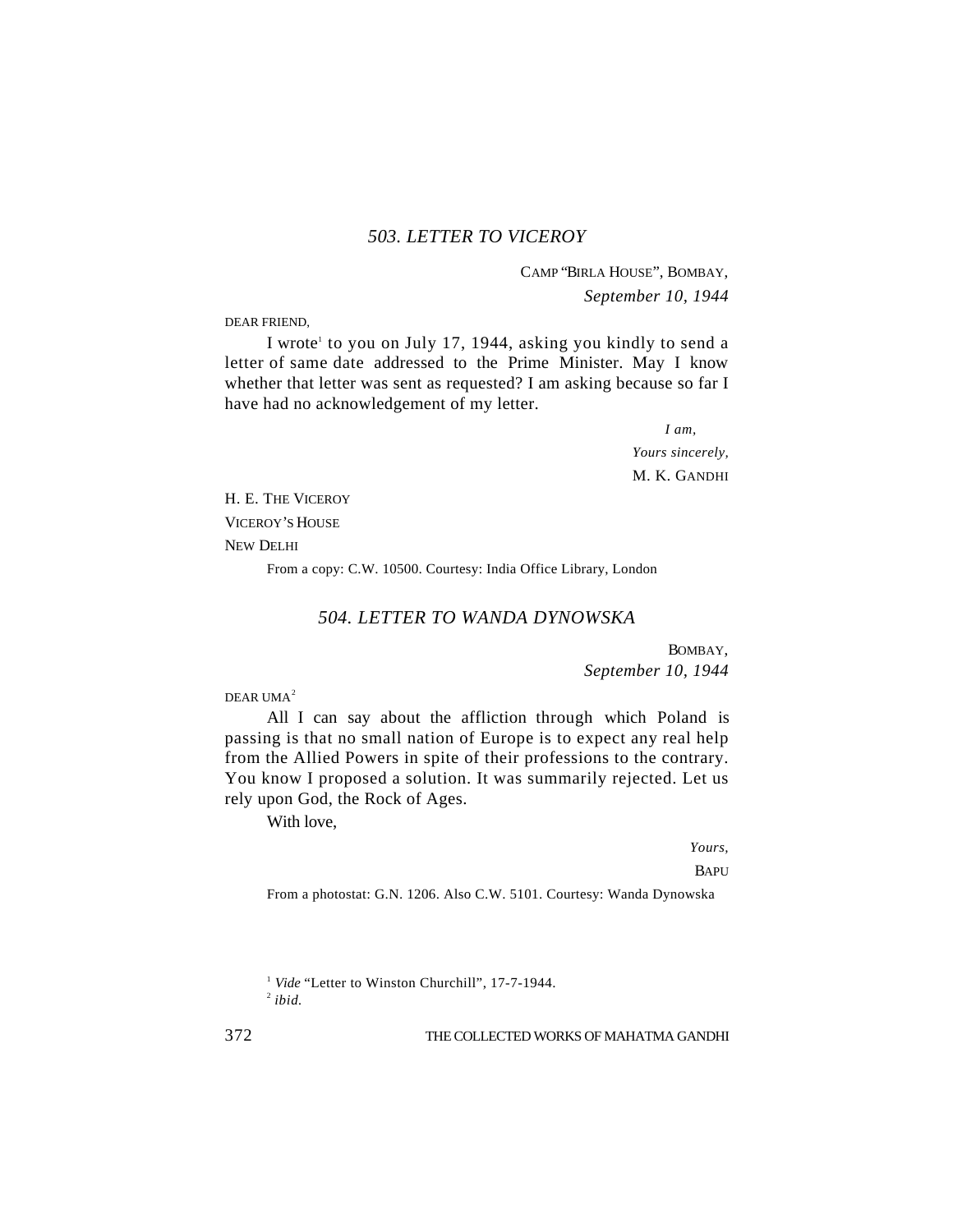## *503. LETTER TO VICEROY*

CAMP "BIRLA HOUSE", BOMBAY,
*September 10, 1944*

DEAR FRIEND,

I wrote[1] to you on July 17, 1944, asking you kindly to send a letter of same date addressed to the Prime Minister. May I know whether that letter was sent as requested? I am asking because so far I have had no acknowledgement of my letter.

*I am,*
*Yours sincerely,*
M. K. GANDHI

H. E. THE VICEROY
VICEROY'S HOUSE
NEW DELHI

From a copy: C.W. 10500. Courtesy: India Office Library, London

## *504. LETTER TO WANDA DYNOWSKA*

BOMBAY,
*September 10, 1944*

DEAR UMA[2]

All I can say about the affliction through which Poland is passing is that no small nation of Europe is to expect any real help from the Allied Powers in spite of their professions to the contrary. You know I proposed a solution. It was summarily rejected. Let us rely upon God, the Rock of Ages.

With love,

*Yours,*
BAPU

From a photostat: G.N. 1206. Also C.W. 5101. Courtesy: Wanda Dynowska

---

[1] *Vide* "Letter to Winston Churchill", 17-7-1944.
[2] *ibid.*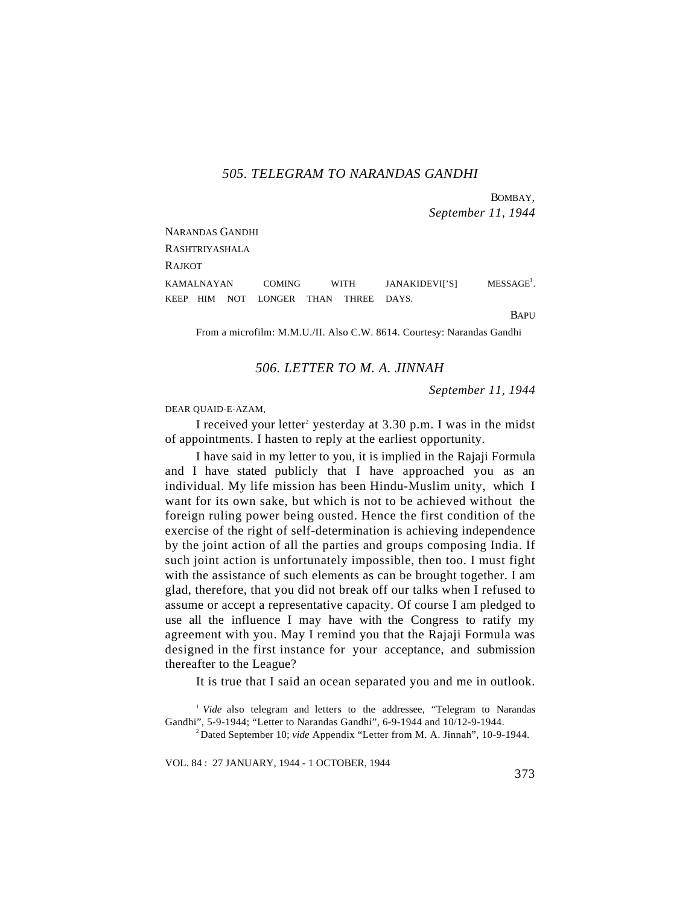## *505. TELEGRAM TO NARANDAS GANDHI*

BOMBAY,
*September 11, 1944*

NARANDAS GANDHI
RASHTRIYASHALA
RAJKOT

KAMALNAYAN COMING WITH JANAKIDEVI[’S] MESSAGE[1]. KEEP HIM NOT LONGER THAN THREE DAYS.

BAPU

From a microfilm: M.M.U./II. Also C.W. 8614. Courtesy: Narandas Gandhi

## *506. LETTER TO M. A. JINNAH*

*September 11, 1944*

DEAR QUAID-E-AZAM,

I received your letter[2] yesterday at 3.30 p.m. I was in the midst of appointments. I hasten to reply at the earliest opportunity.

I have said in my letter to you, it is implied in the Rajaji Formula and I have stated publicly that I have approached you as an individual. My life mission has been Hindu-Muslim unity, which I want for its own sake, but which is not to be achieved without the foreign ruling power being ousted. Hence the first condition of the exercise of the right of self-determination is achieving independence by the joint action of all the parties and groups composing India. If such joint action is unfortunately impossible, then too. I must fight with the assistance of such elements as can be brought together. I am glad, therefore, that you did not break off our talks when I refused to assume or accept a representative capacity. Of course I am pledged to use all the influence I may have with the Congress to ratify my agreement with you. May I remind you that the Rajaji Formula was designed in the first instance for your acceptance, and submission thereafter to the League?

It is true that I said an ocean separated you and me in outlook.

[1] *Vide* also telegram and letters to the addressee, “Telegram to Narandas Gandhi”, 5-9-1944; “Letter to Narandas Gandhi”, 6-9-1944 and 10/12-9-1944.

[2] Dated September 10; *vide* Appendix “Letter from M. A. Jinnah”, 10-9-1944.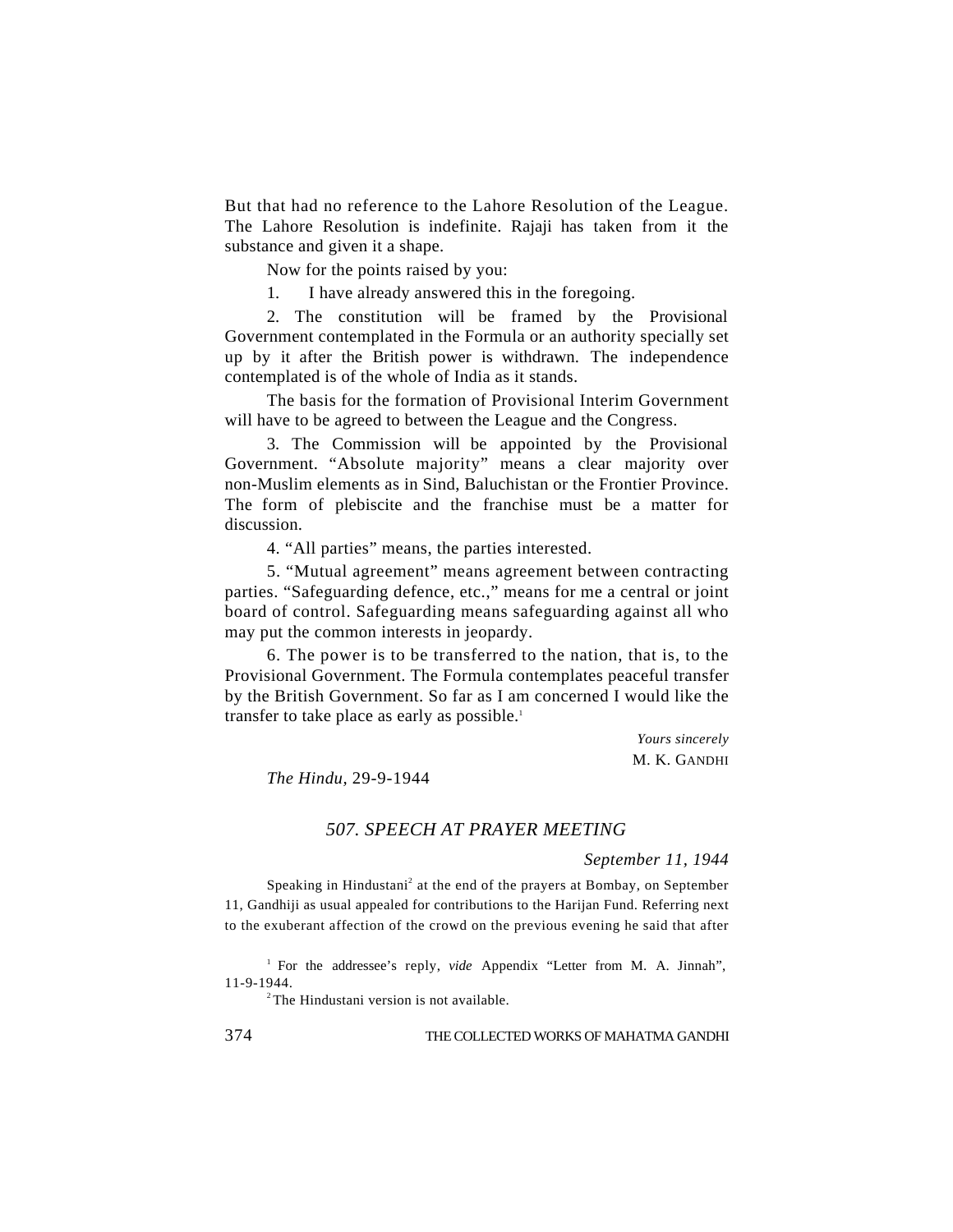But that had no reference to the Lahore Resolution of the League. The Lahore Resolution is indefinite. Rajaji has taken from it the substance and given it a shape.

Now for the points raised by you:

1. I have already answered this in the foregoing.

2. The constitution will be framed by the Provisional Government contemplated in the Formula or an authority specially set up by it after the British power is withdrawn. The independence contemplated is of the whole of India as it stands.

The basis for the formation of Provisional Interim Government will have to be agreed to between the League and the Congress.

3. The Commission will be appointed by the Provisional Government. "Absolute majority" means a clear majority over non-Muslim elements as in Sind, Baluchistan or the Frontier Province. The form of plebiscite and the franchise must be a matter for discussion.

4. "All parties" means, the parties interested.

5. "Mutual agreement" means agreement between contracting parties. "Safeguarding defence, etc.," means for me a central or joint board of control. Safeguarding means safeguarding against all who may put the common interests in jeopardy.

6. The power is to be transferred to the nation, that is, to the Provisional Government. The Formula contemplates peaceful transfer by the British Government. So far as I am concerned I would like the transfer to take place as early as possible.[1]

*Yours sincerely*
M. K. GANDHI

*The Hindu*, 29-9-1944

## *507. SPEECH AT PRAYER MEETING*

*September 11, 1944*

Speaking in Hindustani[2] at the end of the prayers at Bombay, on September 11, Gandhiji as usual appealed for contributions to the Harijan Fund. Referring next to the exuberant affection of the crowd on the previous evening he said that after

[1] For the addressee's reply, *vide* Appendix "Letter from M. A. Jinnah", 11-9-1944.

[2] The Hindustani version is not available.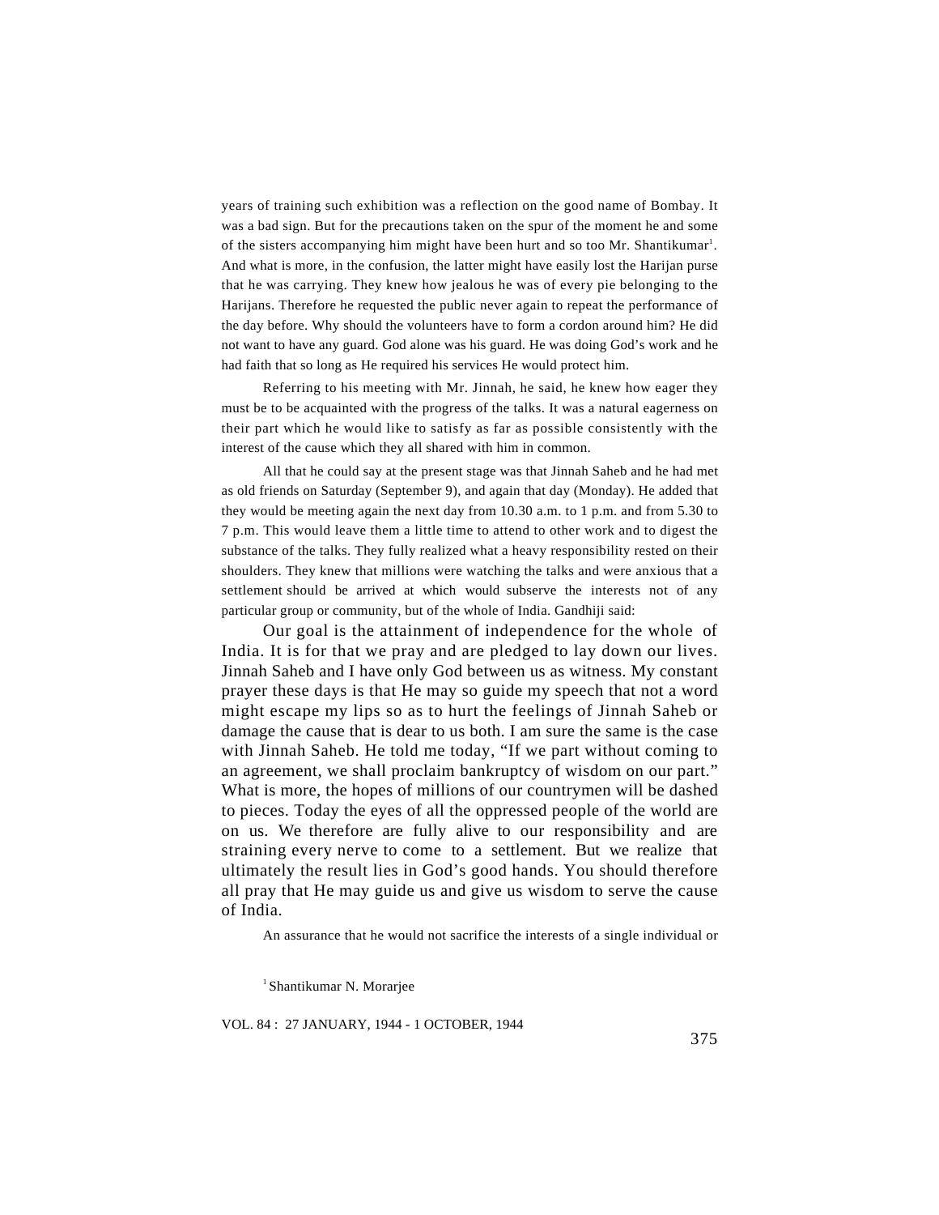years of training such exhibition was a reflection on the good name of Bombay. It was a bad sign. But for the precautions taken on the spur of the moment he and some of the sisters accompanying him might have been hurt and so too Mr. Shantikumar[1]. And what is more, in the confusion, the latter might have easily lost the Harijan purse that he was carrying. They knew how jealous he was of every pie belonging to the Harijans. Therefore he requested the public never again to repeat the performance of the day before. Why should the volunteers have to form a cordon around him? He did not want to have any guard. God alone was his guard. He was doing God's work and he had faith that so long as He required his services He would protect him.

Referring to his meeting with Mr. Jinnah, he said, he knew how eager they must be to be acquainted with the progress of the talks. It was a natural eagerness on their part which he would like to satisfy as far as possible consistently with the interest of the cause which they all shared with him in common.

All that he could say at the present stage was that Jinnah Saheb and he had met as old friends on Saturday (September 9), and again that day (Monday). He added that they would be meeting again the next day from 10.30 a.m. to 1 p.m. and from 5.30 to 7 p.m. This would leave them a little time to attend to other work and to digest the substance of the talks. They fully realized what a heavy responsibility rested on their shoulders. They knew that millions were watching the talks and were anxious that a settlement should be arrived at which would subserve the interests not of any particular group or community, but of the whole of India. Gandhiji said:

Our goal is the attainment of independence for the whole of India. It is for that we pray and are pledged to lay down our lives. Jinnah Saheb and I have only God between us as witness. My constant prayer these days is that He may so guide my speech that not a word might escape my lips so as to hurt the feelings of Jinnah Saheb or damage the cause that is dear to us both. I am sure the same is the case with Jinnah Saheb. He told me today, "If we part without coming to an agreement, we shall proclaim bankruptcy of wisdom on our part." What is more, the hopes of millions of our countrymen will be dashed to pieces. Today the eyes of all the oppressed people of the world are on us. We therefore are fully alive to our responsibility and are straining every nerve to come to a settlement. But we realize that ultimately the result lies in God's good hands. You should therefore all pray that He may guide us and give us wisdom to serve the cause of India.

An assurance that he would not sacrifice the interests of a single individual or

[1] Shantikumar N. Morarjee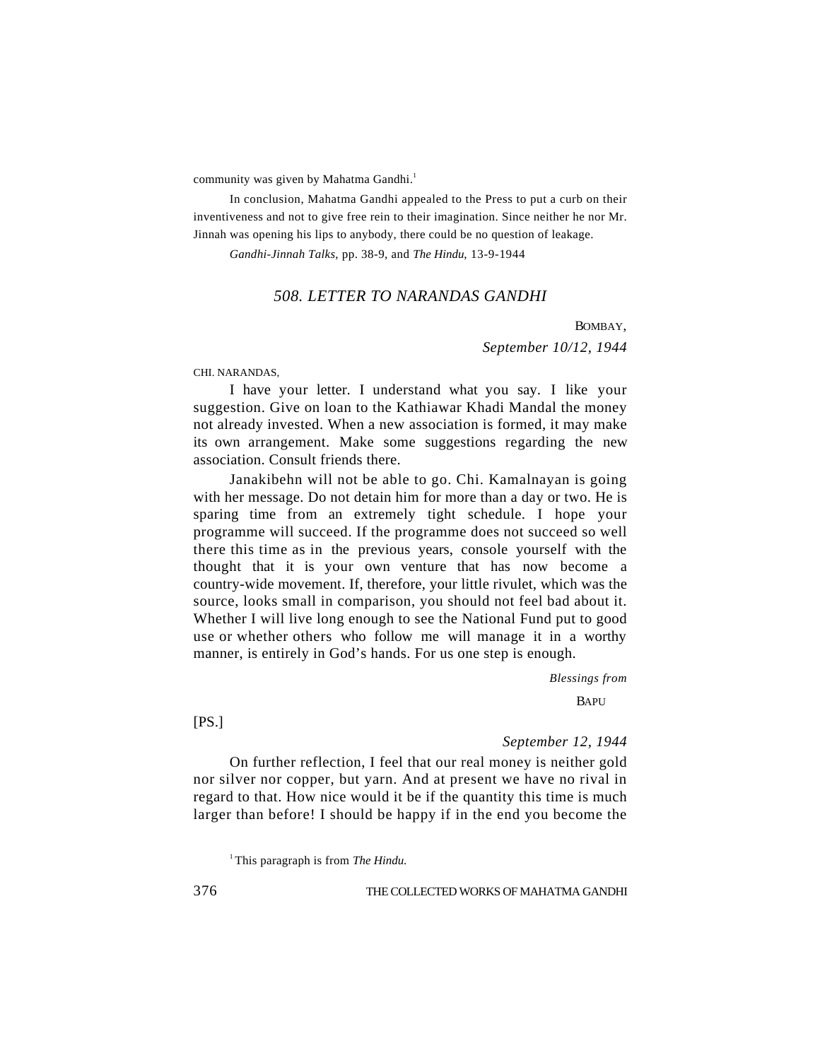community was given by Mahatma Gandhi.[1]

In conclusion, Mahatma Gandhi appealed to the Press to put a curb on their inventiveness and not to give free rein to their imagination. Since neither he nor Mr. Jinnah was opening his lips to anybody, there could be no question of leakage.

*Gandhi-Jinnah Talks*, pp. 38-9, and *The Hindu*, 13-9-1944

## *508. LETTER TO NARANDAS GANDHI*

BOMBAY,
*September 10/12, 1944*

CHI. NARANDAS,

I have your letter. I understand what you say. I like your suggestion. Give on loan to the Kathiawar Khadi Mandal the money not already invested. When a new association is formed, it may make its own arrangement. Make some suggestions regarding the new association. Consult friends there.

Janakibehn will not be able to go. Chi. Kamalnayan is going with her message. Do not detain him for more than a day or two. He is sparing time from an extremely tight schedule. I hope your programme will succeed. If the programme does not succeed so well there this time as in the previous years, console yourself with the thought that it is your own venture that has now become a country-wide movement. If, therefore, your little rivulet, which was the source, looks small in comparison, you should not feel bad about it. Whether I will live long enough to see the National Fund put to good use or whether others who follow me will manage it in a worthy manner, is entirely in God's hands. For us one step is enough.

*Blessings from*
BAPU

[PS.]

*September 12, 1944*

On further reflection, I feel that our real money is neither gold nor silver nor copper, but yarn. And at present we have no rival in regard to that. How nice would it be if the quantity this time is much larger than before! I should be happy if in the end you become the

[1] This paragraph is from *The Hindu.*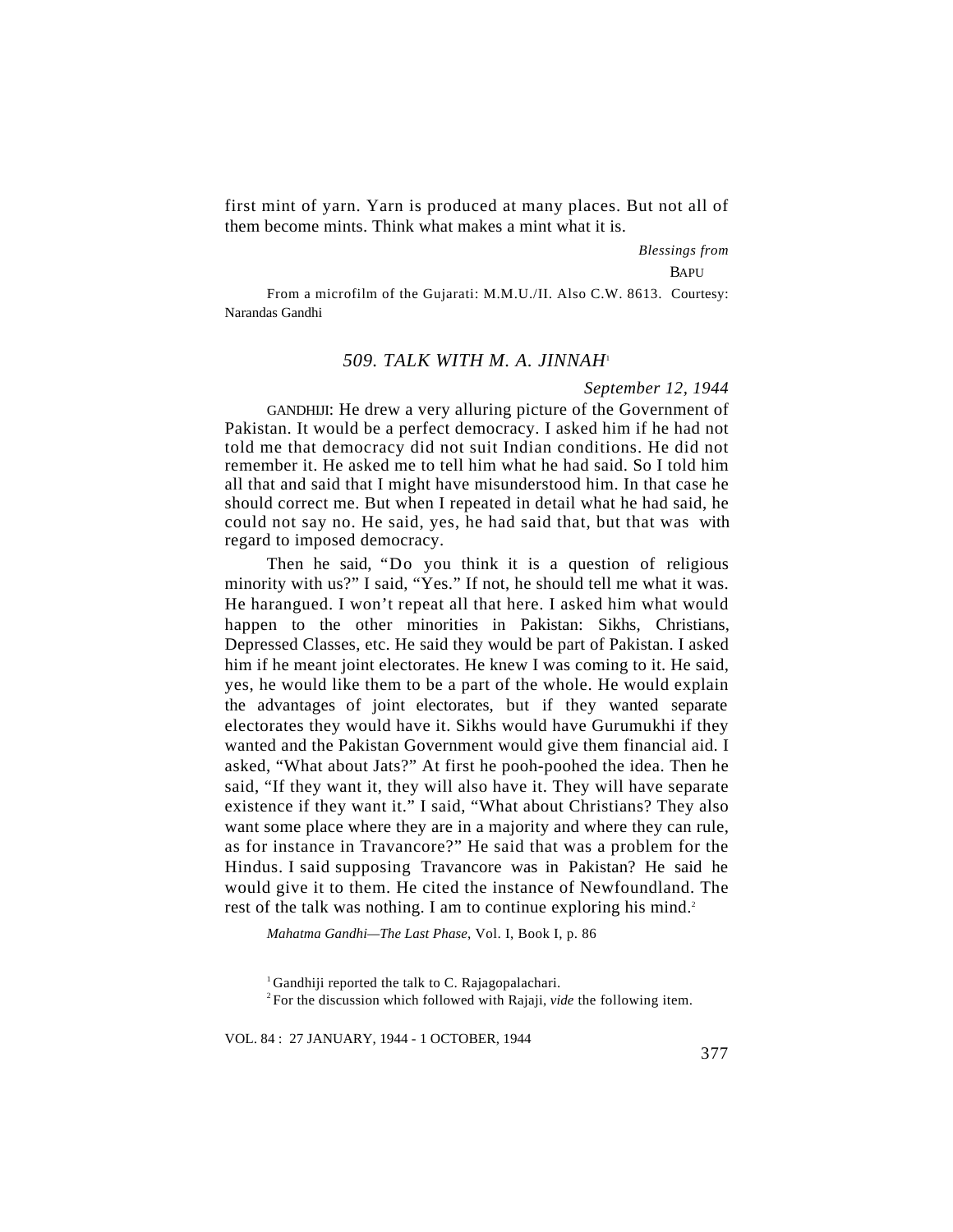first mint of yarn. Yarn is produced at many places. But not all of them become mints. Think what makes a mint what it is.

*Blessings from*

BAPU

From a microfilm of the Gujarati: M.M.U./II. Also C.W. 8613. Courtesy: Narandas Gandhi

## *509. TALK WITH M. A. JINNAH*[1]

*September 12, 1944*

GANDHIJI: He drew a very alluring picture of the Government of Pakistan. It would be a perfect democracy. I asked him if he had not told me that democracy did not suit Indian conditions. He did not remember it. He asked me to tell him what he had said. So I told him all that and said that I might have misunderstood him. In that case he should correct me. But when I repeated in detail what he had said, he could not say no. He said, yes, he had said that, but that was with regard to imposed democracy.

Then he said, "Do you think it is a question of religious minority with us?" I said, "Yes." If not, he should tell me what it was. He harangued. I won't repeat all that here. I asked him what would happen to the other minorities in Pakistan: Sikhs, Christians, Depressed Classes, etc. He said they would be part of Pakistan. I asked him if he meant joint electorates. He knew I was coming to it. He said, yes, he would like them to be a part of the whole. He would explain the advantages of joint electorates, but if they wanted separate electorates they would have it. Sikhs would have Gurumukhi if they wanted and the Pakistan Government would give them financial aid. I asked, "What about Jats?" At first he pooh-poohed the idea. Then he said, "If they want it, they will also have it. They will have separate existence if they want it." I said, "What about Christians? They also want some place where they are in a majority and where they can rule, as for instance in Travancore?" He said that was a problem for the Hindus. I said supposing Travancore was in Pakistan? He said he would give it to them. He cited the instance of Newfoundland. The rest of the talk was nothing. I am to continue exploring his mind.[2]

*Mahatma Gandhi—The Last Phase*, Vol. I, Book I, p. 86

[1] Gandhiji reported the talk to C. Rajagopalachari.

[2] For the discussion which followed with Rajaji, *vide* the following item.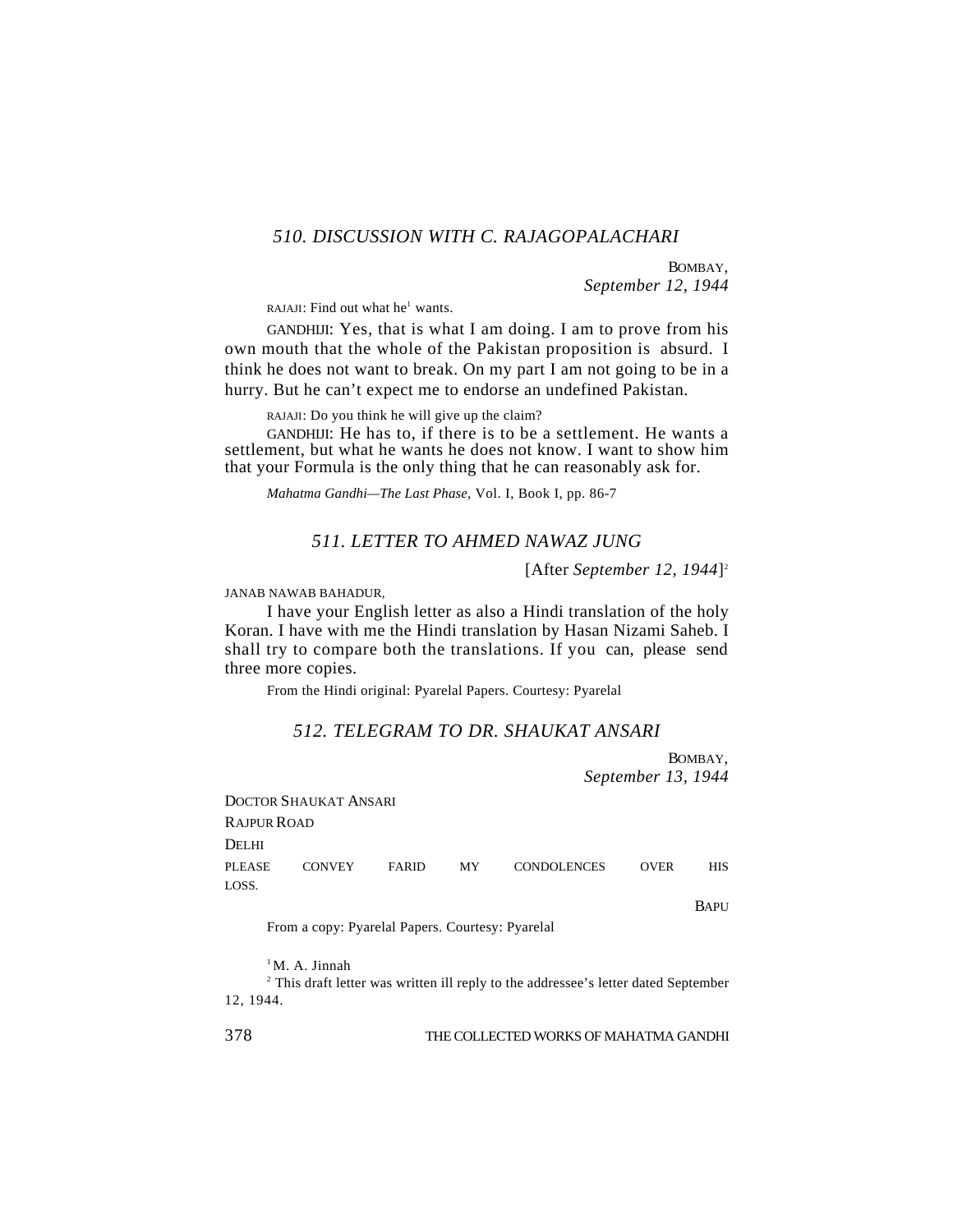## *510. DISCUSSION WITH C. RAJAGOPALACHARI*

BOMBAY,
*September 12, 1944*

RAJAJI: Find out what he[1] wants.

GANDHIJI: Yes, that is what I am doing. I am to prove from his own mouth that the whole of the Pakistan proposition is absurd. I think he does not want to break. On my part I am not going to be in a hurry. But he can't expect me to endorse an undefined Pakistan.

RAJAJI: Do you think he will give up the claim?

GANDHIJI: He has to, if there is to be a settlement. He wants a settlement, but what he wants he does not know. I want to show him that your Formula is the only thing that he can reasonably ask for.

*Mahatma Gandhi—The Last Phase*, Vol. I, Book I, pp. 86-7

## *511. LETTER TO AHMED NAWAZ JUNG*

[After *September 12, 1944*][2]

JANAB NAWAB BAHADUR,

I have your English letter as also a Hindi translation of the holy Koran. I have with me the Hindi translation by Hasan Nizami Saheb. I shall try to compare both the translations. If you can, please send three more copies.

From the Hindi original: Pyarelal Papers. Courtesy: Pyarelal

## *512. TELEGRAM TO DR. SHAUKAT ANSARI*

BOMBAY,
*September 13, 1944*

DOCTOR SHAUKAT ANSARI
RAJPUR ROAD
DELHI

PLEASE CONVEY FARID MY CONDOLENCES OVER HIS LOSS.

BAPU

From a copy: Pyarelal Papers. Courtesy: Pyarelal

[1] M. A. Jinnah

[2] This draft letter was written ill reply to the addressee's letter dated September 12, 1944.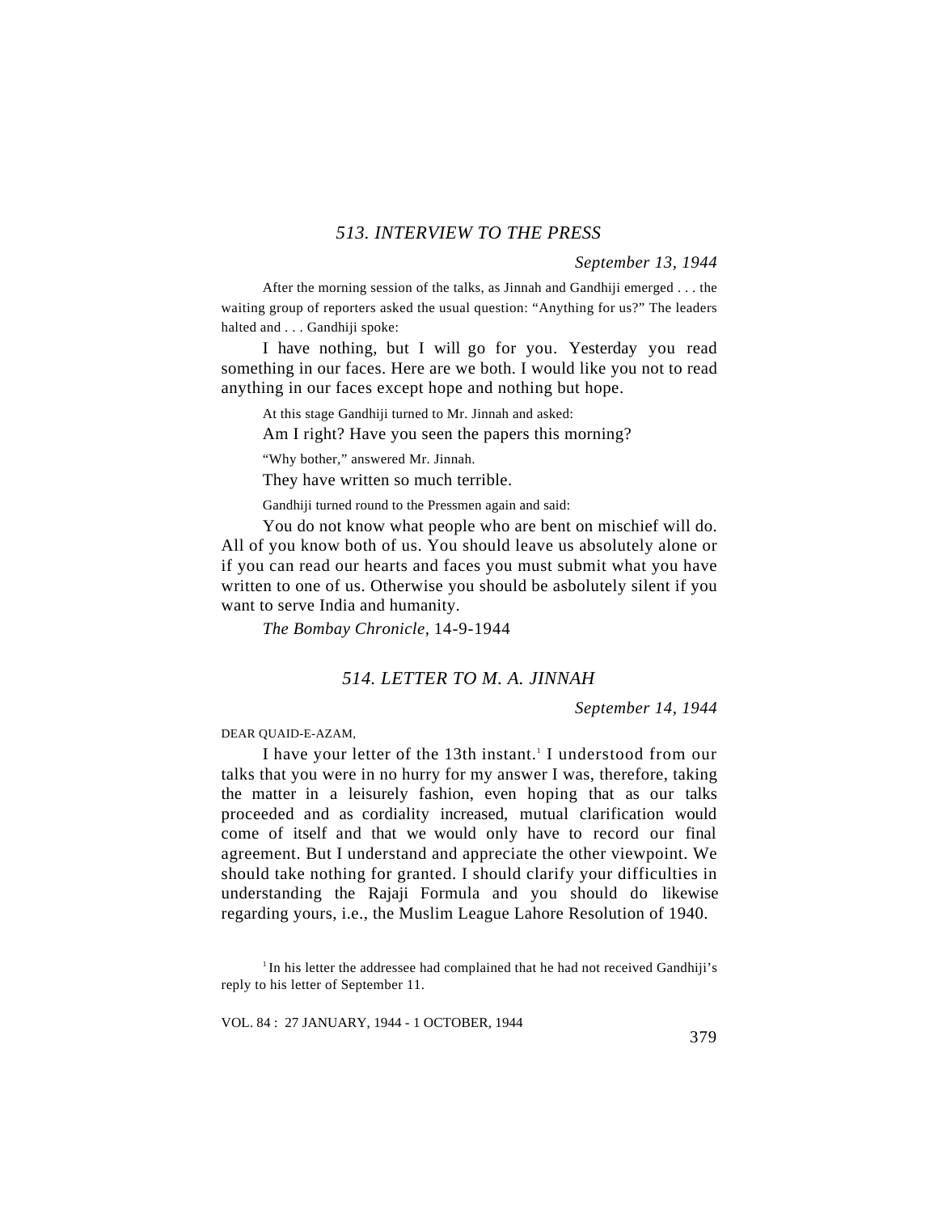## *513. INTERVIEW TO THE PRESS*

*September 13, 1944*

After the morning session of the talks, as Jinnah and Gandhiji emerged . . . the waiting group of reporters asked the usual question: "Anything for us?" The leaders halted and . . . Gandhiji spoke:

I have nothing, but I will go for you. Yesterday you read something in our faces. Here are we both. I would like you not to read anything in our faces except hope and nothing but hope.

At this stage Gandhiji turned to Mr. Jinnah and asked:

Am I right? Have you seen the papers this morning?

"Why bother," answered Mr. Jinnah.

They have written so much terrible.

Gandhiji turned round to the Pressmen again and said:

You do not know what people who are bent on mischief will do. All of you know both of us. You should leave us absolutely alone or if you can read our hearts and faces you must submit what you have written to one of us. Otherwise you should be asbolutely silent if you want to serve India and humanity.

*The Bombay Chronicle*, 14-9-1944

## *514. LETTER TO M. A. JINNAH*

*September 14, 1944*

DEAR QUAID-E-AZAM,

I have your letter of the 13th instant.[1] I understood from our talks that you were in no hurry for my answer I was, therefore, taking the matter in a leisurely fashion, even hoping that as our talks proceeded and as cordiality increased, mutual clarification would come of itself and that we would only have to record our final agreement. But I understand and appreciate the other viewpoint. We should take nothing for granted. I should clarify your difficulties in understanding the Rajaji Formula and you should do likewise regarding yours, i.e., the Muslim League Lahore Resolution of 1940.

[1] In his letter the addressee had complained that he had not received Gandhiji's reply to his letter of September 11.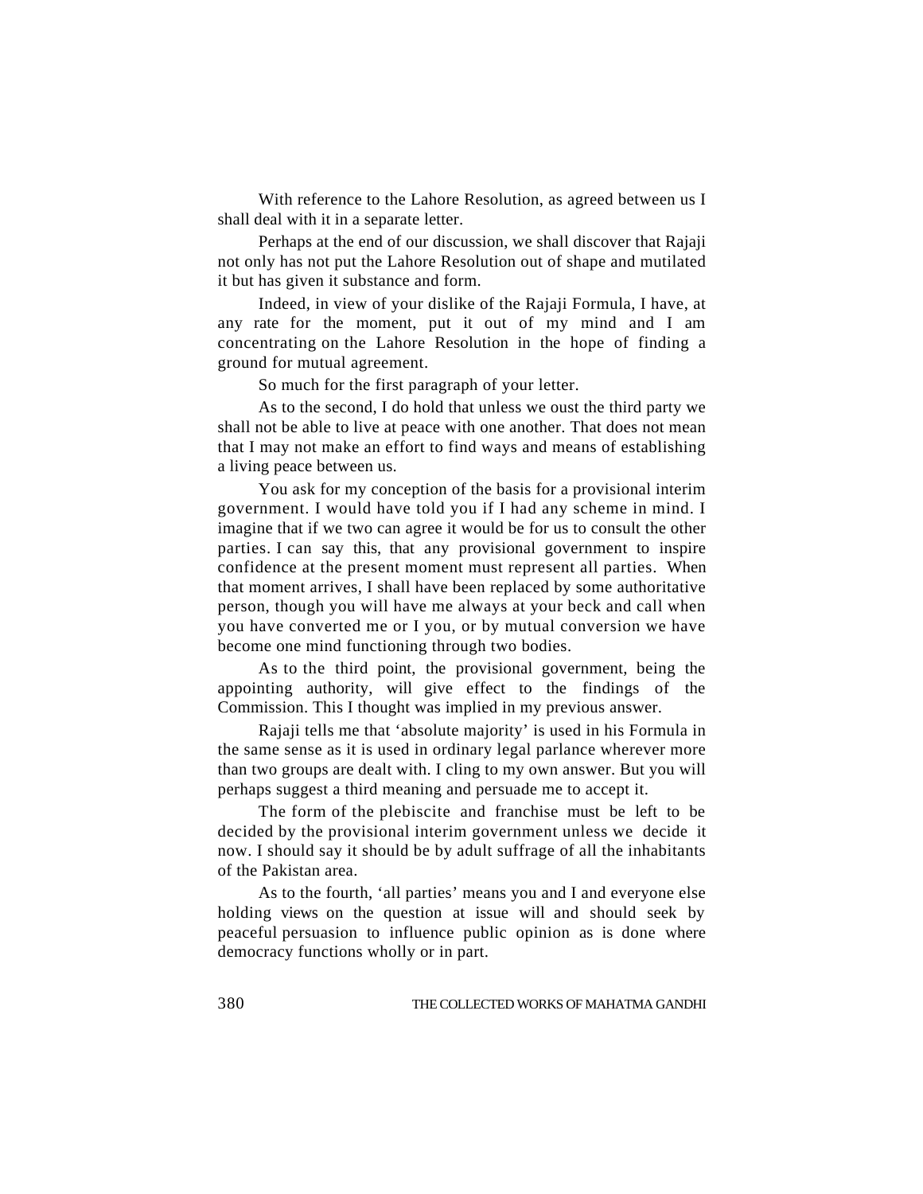With reference to the Lahore Resolution, as agreed between us I shall deal with it in a separate letter.

Perhaps at the end of our discussion, we shall discover that Rajaji not only has not put the Lahore Resolution out of shape and mutilated it but has given it substance and form.

Indeed, in view of your dislike of the Rajaji Formula, I have, at any rate for the moment, put it out of my mind and I am concentrating on the Lahore Resolution in the hope of finding a ground for mutual agreement.

So much for the first paragraph of your letter.

As to the second, I do hold that unless we oust the third party we shall not be able to live at peace with one another. That does not mean that I may not make an effort to find ways and means of establishing a living peace between us.

You ask for my conception of the basis for a provisional interim government. I would have told you if I had any scheme in mind. I imagine that if we two can agree it would be for us to consult the other parties. I can say this, that any provisional government to inspire confidence at the present moment must represent all parties. When that moment arrives, I shall have been replaced by some authoritative person, though you will have me always at your beck and call when you have converted me or I you, or by mutual conversion we have become one mind functioning through two bodies.

As to the third point, the provisional government, being the appointing authority, will give effect to the findings of the Commission. This I thought was implied in my previous answer.

Rajaji tells me that 'absolute majority' is used in his Formula in the same sense as it is used in ordinary legal parlance wherever more than two groups are dealt with. I cling to my own answer. But you will perhaps suggest a third meaning and persuade me to accept it.

The form of the plebiscite and franchise must be left to be decided by the provisional interim government unless we decide it now. I should say it should be by adult suffrage of all the inhabitants of the Pakistan area.

As to the fourth, 'all parties' means you and I and everyone else holding views on the question at issue will and should seek by peaceful persuasion to influence public opinion as is done where democracy functions wholly or in part.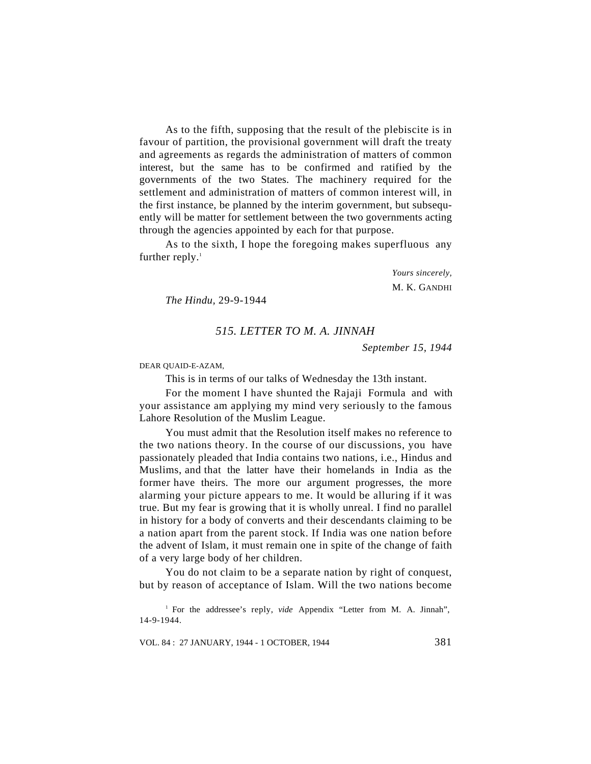As to the fifth, supposing that the result of the plebiscite is in favour of partition, the provisional government will draft the treaty and agreements as regards the administration of matters of common interest, but the same has to be confirmed and ratified by the governments of the two States. The machinery required for the settlement and administration of matters of common interest will, in the first instance, be planned by the interim government, but subsequently will be matter for settlement between the two governments acting through the agencies appointed by each for that purpose.

As to the sixth, I hope the foregoing makes superfluous any further reply.[1]

*Yours sincerely,*
M. K. GANDHI

*The Hindu*, 29-9-1944

## *515. LETTER TO M. A. JINNAH*

*September 15, 1944*

DEAR QUAID-E-AZAM,

This is in terms of our talks of Wednesday the 13th instant.

For the moment I have shunted the Rajaji Formula and with your assistance am applying my mind very seriously to the famous Lahore Resolution of the Muslim League.

You must admit that the Resolution itself makes no reference to the two nations theory. In the course of our discussions, you have passionately pleaded that India contains two nations, i.e., Hindus and Muslims, and that the latter have their homelands in India as the former have theirs. The more our argument progresses, the more alarming your picture appears to me. It would be alluring if it was true. But my fear is growing that it is wholly unreal. I find no parallel in history for a body of converts and their descendants claiming to be a nation apart from the parent stock. If India was one nation before the advent of Islam, it must remain one in spite of the change of faith of a very large body of her children.

You do not claim to be a separate nation by right of conquest, but by reason of acceptance of Islam. Will the two nations become

[1] For the addressee's reply, *vide* Appendix "Letter from M. A. Jinnah", 14-9-1944.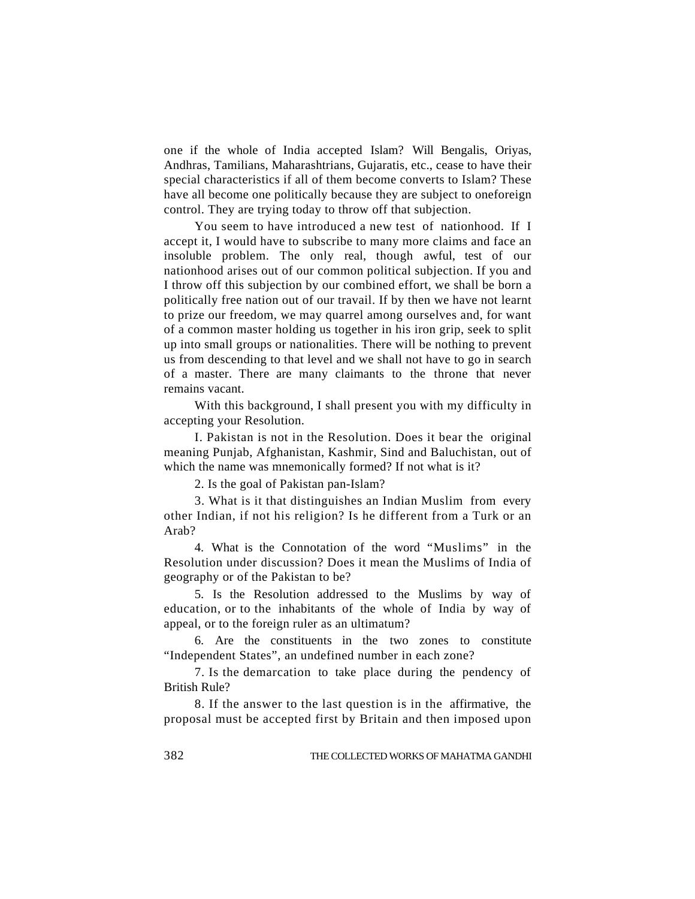one if the whole of India accepted Islam? Will Bengalis, Oriyas, Andhras, Tamilians, Maharashtrians, Gujaratis, etc., cease to have their special characteristics if all of them become converts to Islam? These have all become one politically because they are subject to oneforeign control. They are trying today to throw off that subjection.

You seem to have introduced a new test of nationhood. If I accept it, I would have to subscribe to many more claims and face an insoluble problem. The only real, though awful, test of our nationhood arises out of our common political subjection. If you and I throw off this subjection by our combined effort, we shall be born a politically free nation out of our travail. If by then we have not learnt to prize our freedom, we may quarrel among ourselves and, for want of a common master holding us together in his iron grip, seek to split up into small groups or nationalities. There will be nothing to prevent us from descending to that level and we shall not have to go in search of a master. There are many claimants to the throne that never remains vacant.

With this background, I shall present you with my difficulty in accepting your Resolution.

I. Pakistan is not in the Resolution. Does it bear the original meaning Punjab, Afghanistan, Kashmir, Sind and Baluchistan, out of which the name was mnemonically formed? If not what is it?

2. Is the goal of Pakistan pan-Islam?

3. What is it that distinguishes an Indian Muslim from every other Indian, if not his religion? Is he different from a Turk or an Arab?

4. What is the Connotation of the word "Muslims" in the Resolution under discussion? Does it mean the Muslims of India of geography or of the Pakistan to be?

5. Is the Resolution addressed to the Muslims by way of education, or to the inhabitants of the whole of India by way of appeal, or to the foreign ruler as an ultimatum?

6. Are the constituents in the two zones to constitute "Independent States", an undefined number in each zone?

7. Is the demarcation to take place during the pendency of British Rule?

8. If the answer to the last question is in the affirmative, the proposal must be accepted first by Britain and then imposed upon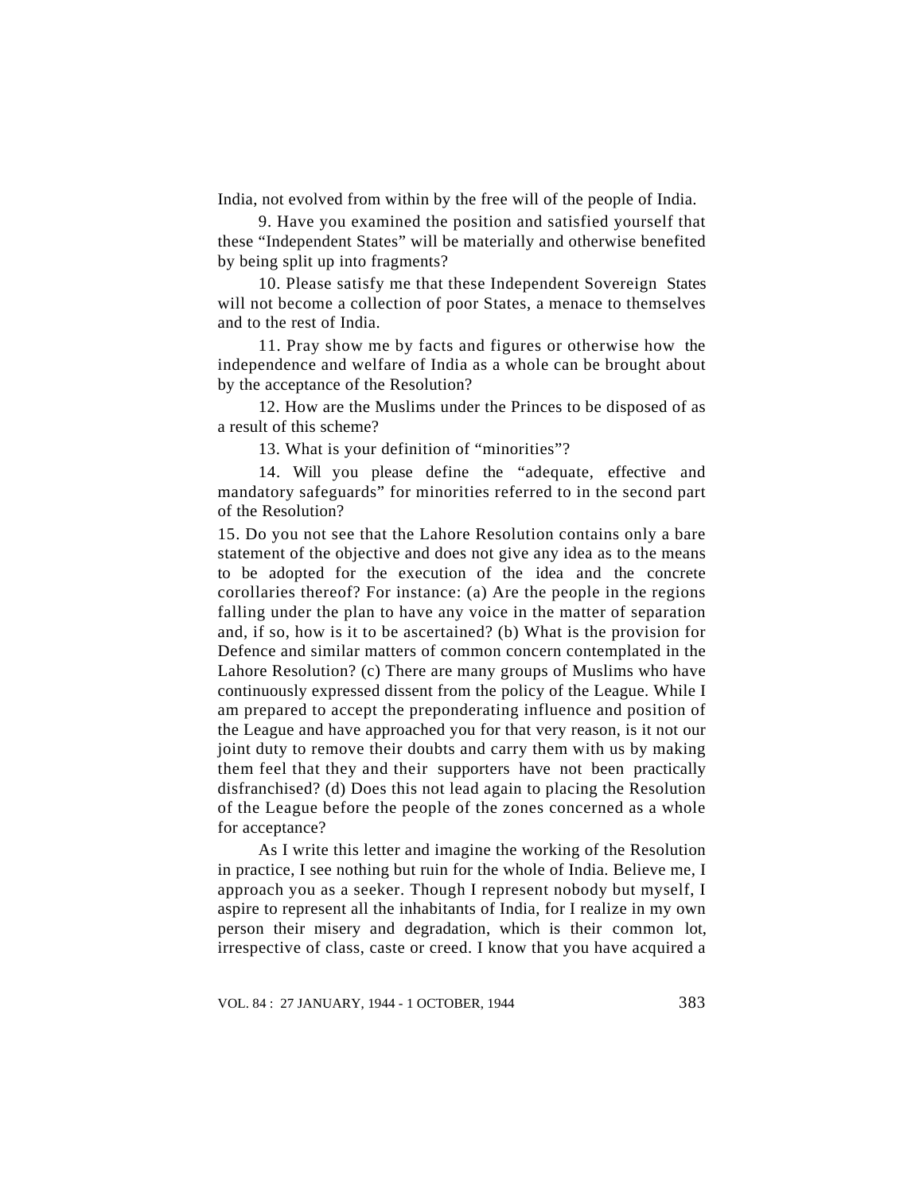India, not evolved from within by the free will of the people of India.

9. Have you examined the position and satisfied yourself that these "Independent States" will be materially and otherwise benefited by being split up into fragments?

10. Please satisfy me that these Independent Sovereign States will not become a collection of poor States, a menace to themselves and to the rest of India.

11. Pray show me by facts and figures or otherwise how the independence and welfare of India as a whole can be brought about by the acceptance of the Resolution?

12. How are the Muslims under the Princes to be disposed of as a result of this scheme?

13. What is your definition of "minorities"?

14. Will you please define the "adequate, effective and mandatory safeguards" for minorities referred to in the second part of the Resolution?

15. Do you not see that the Lahore Resolution contains only a bare statement of the objective and does not give any idea as to the means to be adopted for the execution of the idea and the concrete corollaries thereof? For instance: (a) Are the people in the regions falling under the plan to have any voice in the matter of separation and, if so, how is it to be ascertained? (b) What is the provision for Defence and similar matters of common concern contemplated in the Lahore Resolution? (c) There are many groups of Muslims who have continuously expressed dissent from the policy of the League. While I am prepared to accept the preponderating influence and position of the League and have approached you for that very reason, is it not our joint duty to remove their doubts and carry them with us by making them feel that they and their supporters have not been practically disfranchised? (d) Does this not lead again to placing the Resolution of the League before the people of the zones concerned as a whole for acceptance?

As I write this letter and imagine the working of the Resolution in practice, I see nothing but ruin for the whole of India. Believe me, I approach you as a seeker. Though I represent nobody but myself, I aspire to represent all the inhabitants of India, for I realize in my own person their misery and degradation, which is their common lot, irrespective of class, caste or creed. I know that you have acquired a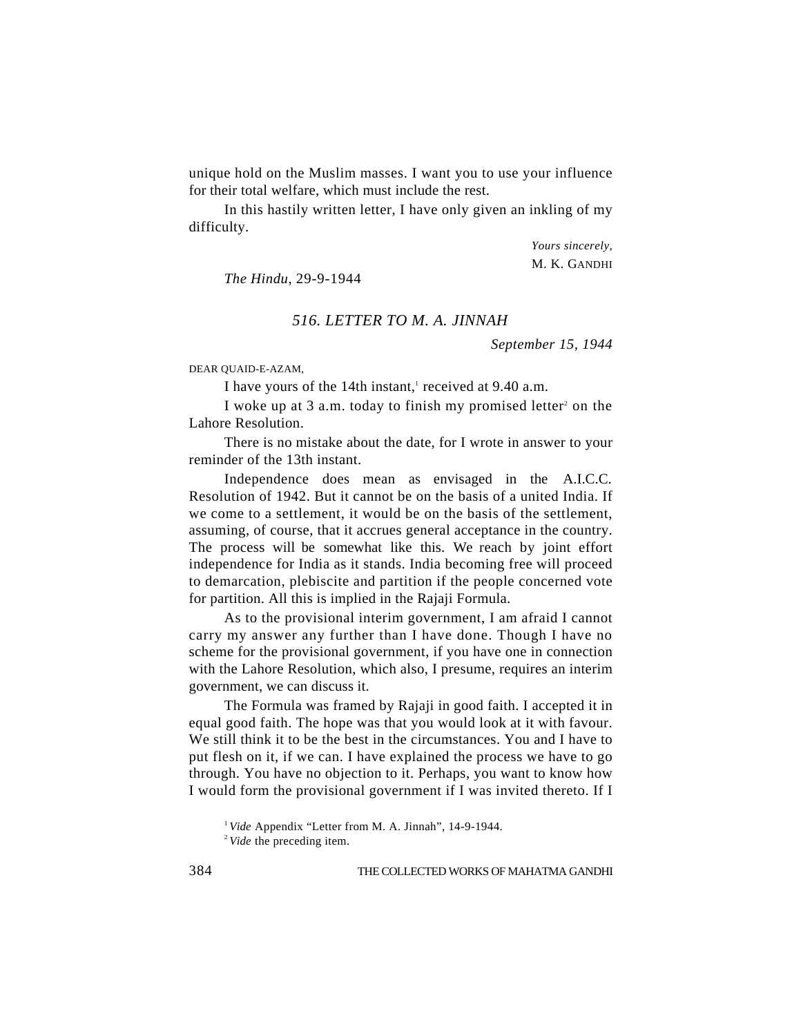unique hold on the Muslim masses. I want you to use your influence for their total welfare, which must include the rest.

In this hastily written letter, I have only given an inkling of my difficulty.

*Yours sincerely,*
M. K. GANDHI

*The Hindu*, 29-9-1944

### *516. LETTER TO M. A. JINNAH*

*September 15, 1944*

DEAR QUAID-E-AZAM,

I have yours of the 14th instant,[1] received at 9.40 a.m.

I woke up at 3 a.m. today to finish my promised letter[2] on the Lahore Resolution.

There is no mistake about the date, for I wrote in answer to your reminder of the 13th instant.

Independence does mean as envisaged in the A.I.C.C. Resolution of 1942. But it cannot be on the basis of a united India. If we come to a settlement, it would be on the basis of the settlement, assuming, of course, that it accrues general acceptance in the country. The process will be somewhat like this. We reach by joint effort independence for India as it stands. India becoming free will proceed to demarcation, plebiscite and partition if the people concerned vote for partition. All this is implied in the Rajaji Formula.

As to the provisional interim government, I am afraid I cannot carry my answer any further than I have done. Though I have no scheme for the provisional government, if you have one in connection with the Lahore Resolution, which also, I presume, requires an interim government, we can discuss it.

The Formula was framed by Rajaji in good faith. I accepted it in equal good faith. The hope was that you would look at it with favour. We still think it to be the best in the circumstances. You and I have to put flesh on it, if we can. I have explained the process we have to go through. You have no objection to it. Perhaps, you want to know how I would form the provisional government if I was invited thereto. If I

[1] *Vide* Appendix "Letter from M. A. Jinnah", 14-9-1944.

[2] *Vide* the preceding item.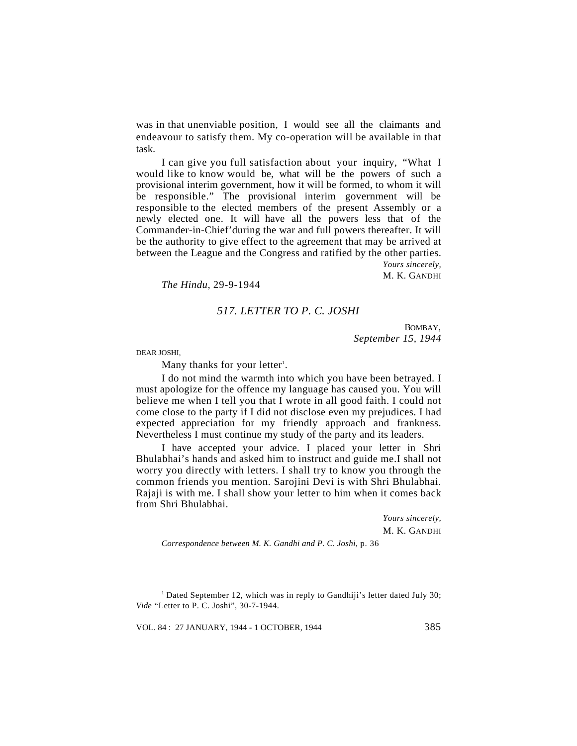was in that unenviable position, I would see all the claimants and endeavour to satisfy them. My co-operation will be available in that task.

I can give you full satisfaction about your inquiry, "What I would like to know would be, what will be the powers of such a provisional interim government, how it will be formed, to whom it will be responsible." The provisional interim government will be responsible to the elected members of the present Assembly or a newly elected one. It will have all the powers less that of the Commander-in-Chief'during the war and full powers thereafter. It will be the authority to give effect to the agreement that may be arrived at between the League and the Congress and ratified by the other parties.

*Yours sincerely,*
M. K. GANDHI

*The Hindu,* 29-9-1944

## *517. LETTER TO P. C. JOSHI*

BOMBAY,
*September 15, 1944*

DEAR JOSHI,

Many thanks for your letter[1].

I do not mind the warmth into which you have been betrayed. I must apologize for the offence my language has caused you. You will believe me when I tell you that I wrote in all good faith. I could not come close to the party if I did not disclose even my prejudices. I had expected appreciation for my friendly approach and frankness. Nevertheless I must continue my study of the party and its leaders.

I have accepted your advice. I placed your letter in Shri Bhulabhai's hands and asked him to instruct and guide me.I shall not worry you directly with letters. I shall try to know you through the common friends you mention. Sarojini Devi is with Shri Bhulabhai. Rajaji is with me. I shall show your letter to him when it comes back from Shri Bhulabhai.

*Yours sincerely,*
M. K. GANDHI

*Correspondence between M. K. Gandhi and P. C. Joshi,* p. 36

[1] Dated September 12, which was in reply to Gandhiji's letter dated July 30; *Vide* "Letter to P. C. Joshi", 30-7-1944.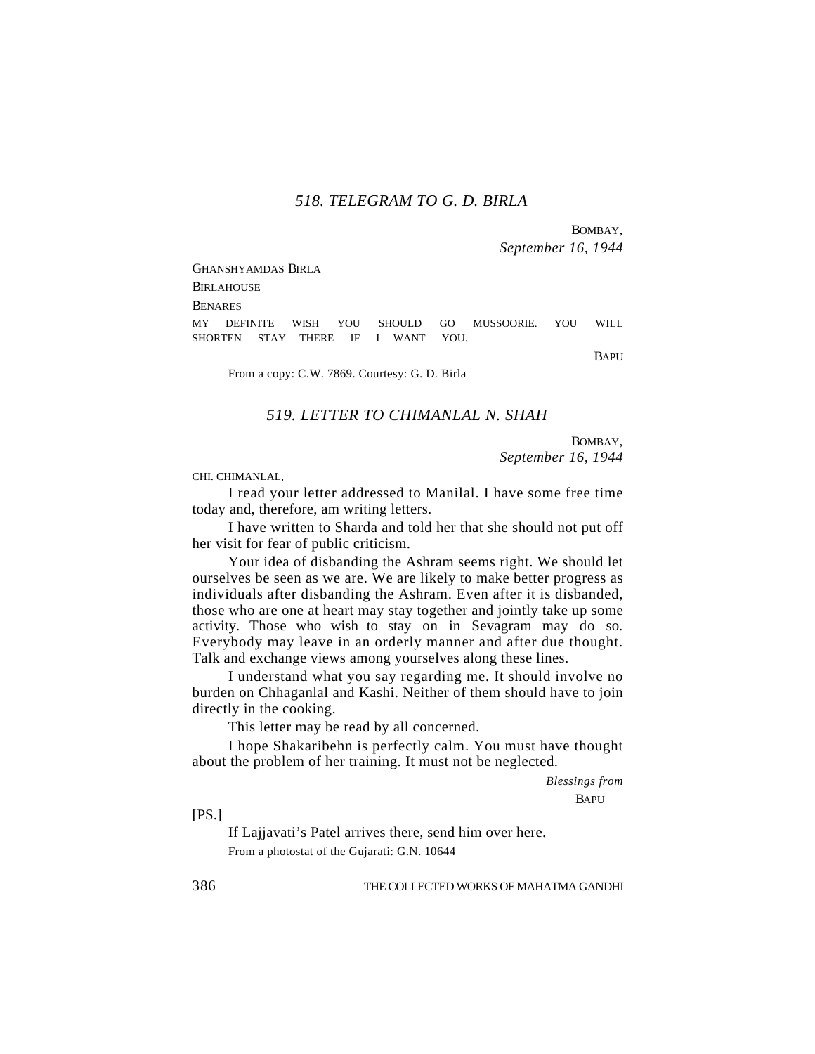## *518. TELEGRAM TO G. D. BIRLA*

BOMBAY,
*September 16, 1944*

GHANSHYAMDAS BIRLA
BIRLAHOUSE
BENARES

MY DEFINITE WISH YOU SHOULD GO MUSSOORIE. YOU WILL SHORTEN STAY THERE IF I WANT YOU.

BAPU

From a copy: C.W. 7869. Courtesy: G. D. Birla

## *519. LETTER TO CHIMANLAL N. SHAH*

BOMBAY,
*September 16, 1944*

CHI. CHIMANLAL,

I read your letter addressed to Manilal. I have some free time today and, therefore, am writing letters.

I have written to Sharda and told her that she should not put off her visit for fear of public criticism.

Your idea of disbanding the Ashram seems right. We should let ourselves be seen as we are. We are likely to make better progress as individuals after disbanding the Ashram. Even after it is disbanded, those who are one at heart may stay together and jointly take up some activity. Those who wish to stay on in Sevagram may do so. Everybody may leave in an orderly manner and after due thought. Talk and exchange views among yourselves along these lines.

I understand what you say regarding me. It should involve no burden on Chhaganlal and Kashi. Neither of them should have to join directly in the cooking.

This letter may be read by all concerned.

I hope Shakaribehn is perfectly calm. You must have thought about the problem of her training. It must not be neglected.

*Blessings from*
BAPU

[PS.]

If Lajjavati's Patel arrives there, send him over here.

From a photostat of the Gujarati: G.N. 10644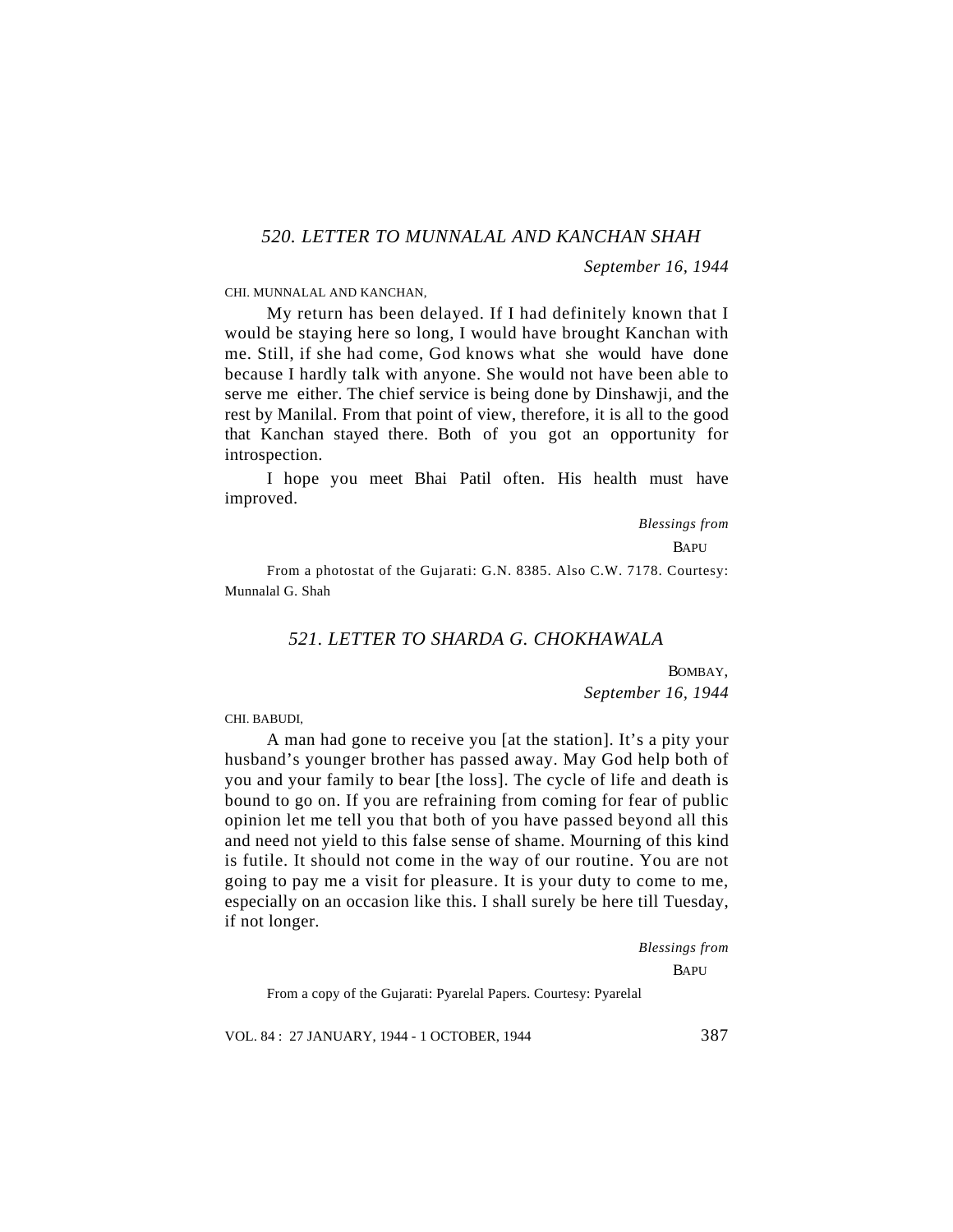### *520. LETTER TO MUNNALAL AND KANCHAN SHAH*

*September 16, 1944*

CHI. MUNNALAL AND KANCHAN,

My return has been delayed. If I had definitely known that I would be staying here so long, I would have brought Kanchan with me. Still, if she had come, God knows what she would have done because I hardly talk with anyone. She would not have been able to serve me either. The chief service is being done by Dinshawji, and the rest by Manilal. From that point of view, therefore, it is all to the good that Kanchan stayed there. Both of you got an opportunity for introspection.

I hope you meet Bhai Patil often. His health must have improved.

*Blessings from*

BAPU

From a photostat of the Gujarati: G.N. 8385. Also C.W. 7178. Courtesy: Munnalal G. Shah

### *521. LETTER TO SHARDA G. CHOKHAWALA*

BOMBAY,
*September 16, 1944*

CHI. BABUDI,

A man had gone to receive you [at the station]. It's a pity your husband's younger brother has passed away. May God help both of you and your family to bear [the loss]. The cycle of life and death is bound to go on. If you are refraining from coming for fear of public opinion let me tell you that both of you have passed beyond all this and need not yield to this false sense of shame. Mourning of this kind is futile. It should not come in the way of our routine. You are not going to pay me a visit for pleasure. It is your duty to come to me, especially on an occasion like this. I shall surely be here till Tuesday, if not longer.

*Blessings from*

BAPU

From a copy of the Gujarati: Pyarelal Papers. Courtesy: Pyarelal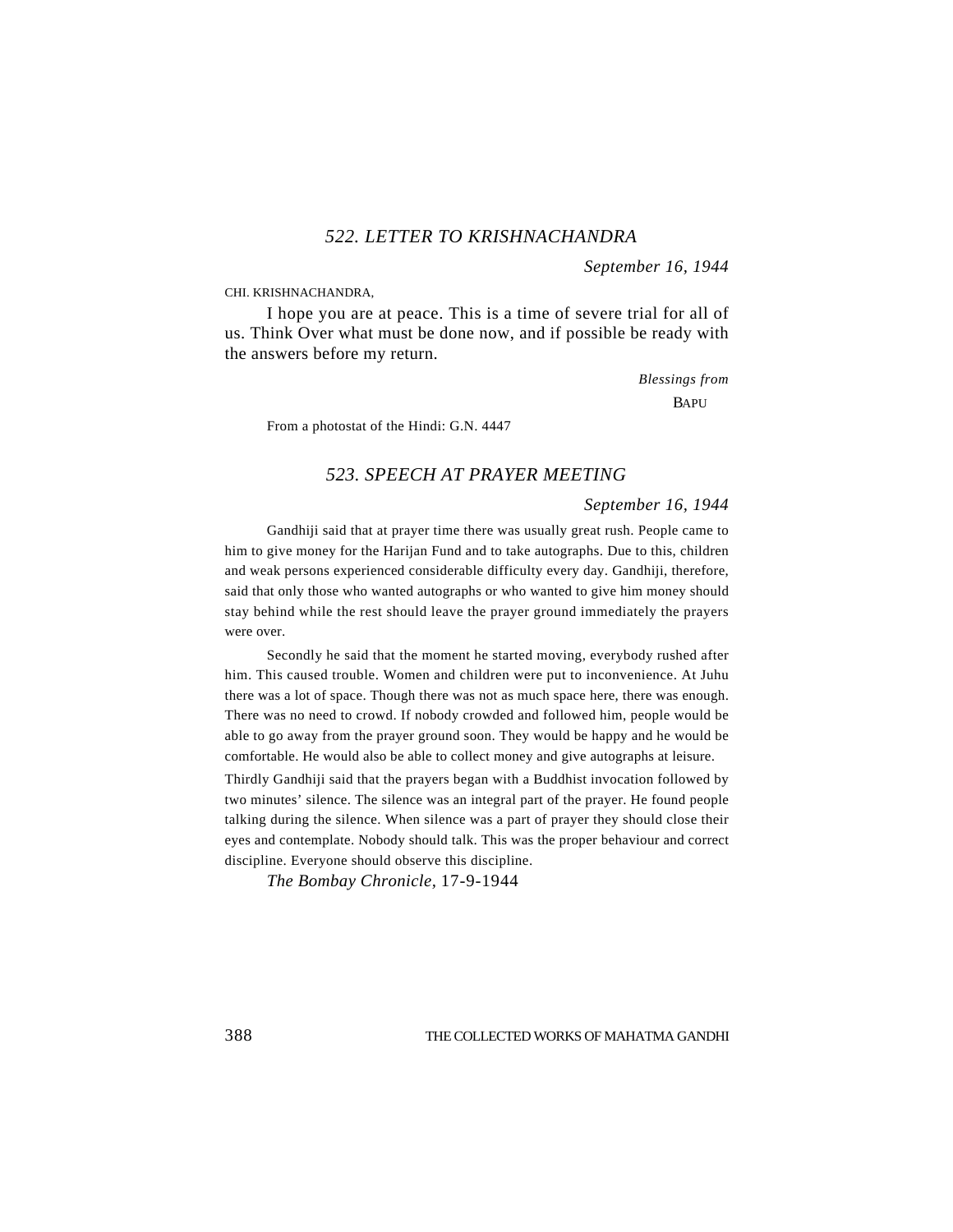## *522. LETTER TO KRISHNACHANDRA*

*September 16, 1944*

CHI. KRISHNACHANDRA,

I hope you are at peace. This is a time of severe trial for all of us. Think Over what must be done now, and if possible be ready with the answers before my return.

*Blessings from*

BAPU

From a photostat of the Hindi: G.N. 4447

## *523. SPEECH AT PRAYER MEETING*

*September 16, 1944*

Gandhiji said that at prayer time there was usually great rush. People came to him to give money for the Harijan Fund and to take autographs. Due to this, children and weak persons experienced considerable difficulty every day. Gandhiji, therefore, said that only those who wanted autographs or who wanted to give him money should stay behind while the rest should leave the prayer ground immediately the prayers were over.

Secondly he said that the moment he started moving, everybody rushed after him. This caused trouble. Women and children were put to inconvenience. At Juhu there was a lot of space. Though there was not as much space here, there was enough. There was no need to crowd. If nobody crowded and followed him, people would be able to go away from the prayer ground soon. They would be happy and he would be comfortable. He would also be able to collect money and give autographs at leisure.

Thirdly Gandhiji said that the prayers began with a Buddhist invocation followed by two minutes' silence. The silence was an integral part of the prayer. He found people talking during the silence. When silence was a part of prayer they should close their eyes and contemplate. Nobody should talk. This was the proper behaviour and correct discipline. Everyone should observe this discipline.

*The Bombay Chronicle*, 17-9-1944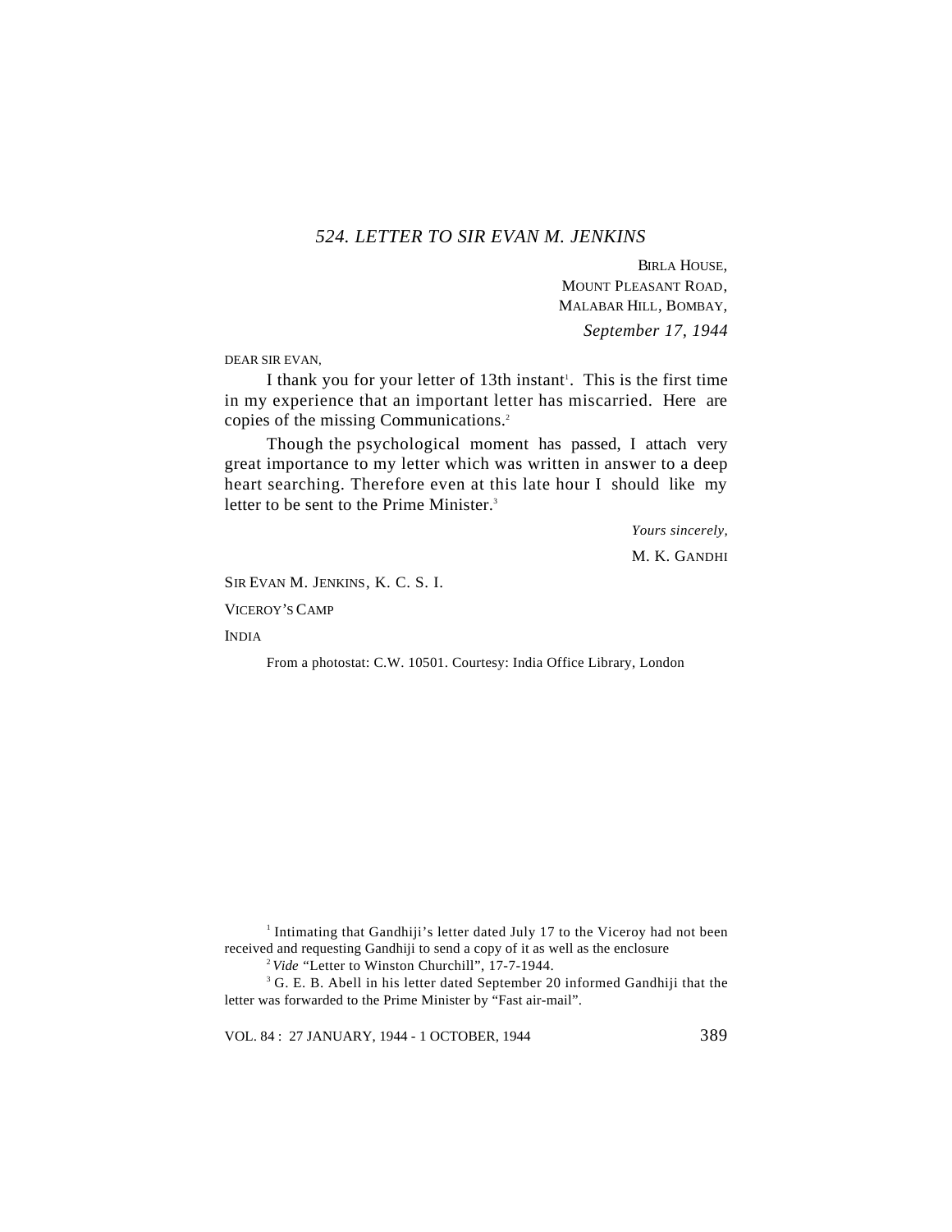## *524. LETTER TO SIR EVAN M. JENKINS*

BIRLA HOUSE,
MOUNT PLEASANT ROAD,
MALABAR HILL, BOMBAY,
*September 17, 1944*

DEAR SIR EVAN,

I thank you for your letter of 13th instant[1]. This is the first time in my experience that an important letter has miscarried. Here are copies of the missing Communications.[2]

Though the psychological moment has passed, I attach very great importance to my letter which was written in answer to a deep heart searching. Therefore even at this late hour I should like my letter to be sent to the Prime Minister.[3]

*Yours sincerely,*

M. K. GANDHI

SIR EVAN M. JENKINS, K. C. S. I.

VICEROY'S CAMP

INDIA

From a photostat: C.W. 10501. Courtesy: India Office Library, London

---

[1] Intimating that Gandhiji's letter dated July 17 to the Viceroy had not been received and requesting Gandhiji to send a copy of it as well as the enclosure

[2] *Vide* "Letter to Winston Churchill", 17-7-1944.

[3] G. E. B. Abell in his letter dated September 20 informed Gandhiji that the letter was forwarded to the Prime Minister by "Fast air-mail".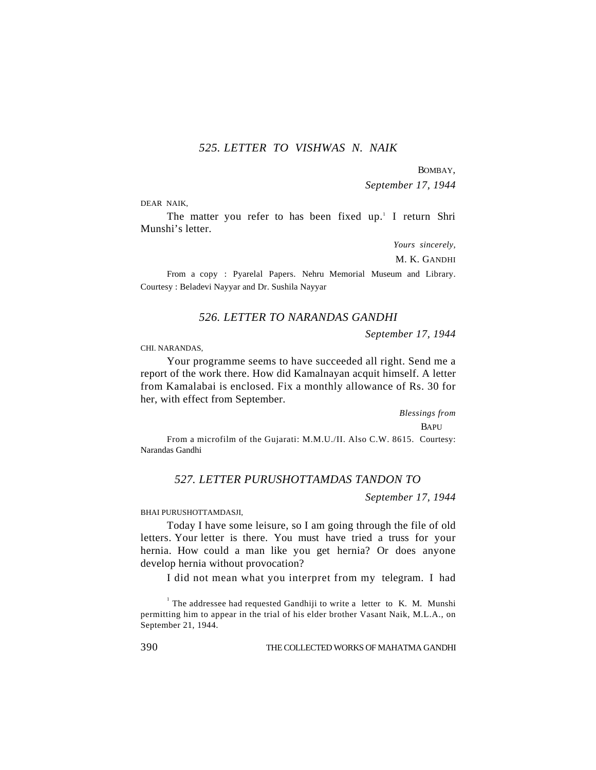### 525. LETTER TO VISHWAS N. NAIK

BOMBAY,

*September 17, 1944*

DEAR NAIK,

The matter you refer to has been fixed up.[1] I return Shri Munshi's letter.

*Yours sincerely,*

M. K. GANDHI

From a copy : Pyarelal Papers. Nehru Memorial Museum and Library. Courtesy : Beladevi Nayyar and Dr. Sushila Nayyar

### 526. LETTER TO NARANDAS GANDHI

*September 17, 1944*

CHI. NARANDAS,

Your programme seems to have succeeded all right. Send me a report of the work there. How did Kamalnayan acquit himself. A letter from Kamalabai is enclosed. Fix a monthly allowance of Rs. 30 for her, with effect from September.

*Blessings from*

BAPU

From a microfilm of the Gujarati: M.M.U./II. Also C.W. 8615. Courtesy: Narandas Gandhi

### 527. LETTER PURUSHOTTAMDAS TANDON TO

*September 17, 1944*

BHAI PURUSHOTTAMDASJI,

Today I have some leisure, so I am going through the file of old letters. Your letter is there. You must have tried a truss for your hernia. How could a man like you get hernia? Or does anyone develop hernia without provocation?

I did not mean what you interpret from my telegram. I had

---

[1] The addressee had requested Gandhiji to write a letter to K. M. Munshi permitting him to appear in the trial of his elder brother Vasant Naik, M.L.A., on September 21, 1944.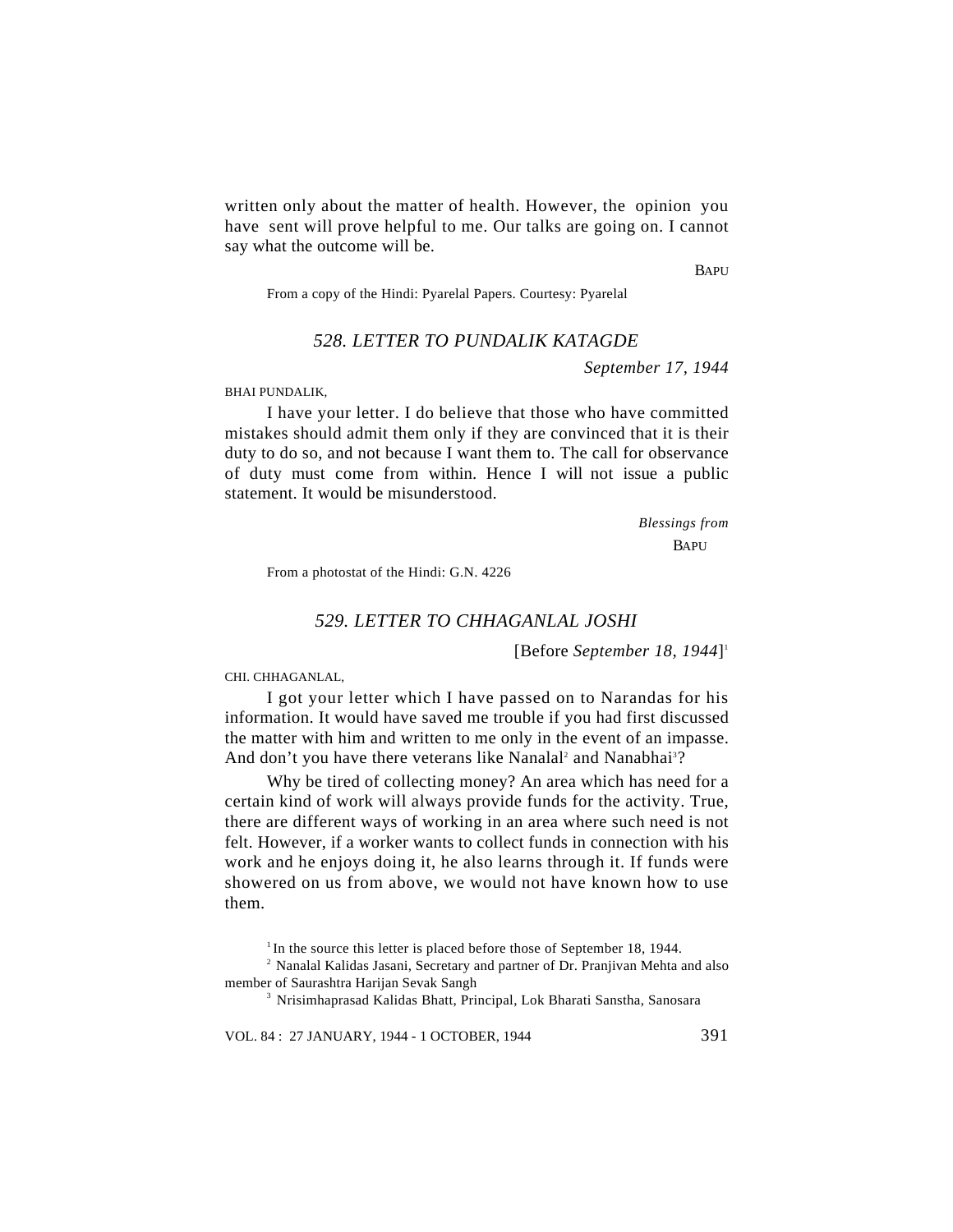written only about the matter of health. However, the opinion you have sent will prove helpful to me. Our talks are going on. I cannot say what the outcome will be.

BAPU

From a copy of the Hindi: Pyarelal Papers. Courtesy: Pyarelal

## *528. LETTER TO PUNDALIK KATAGDE*

*September 17, 1944*

BHAI PUNDALIK,

I have your letter. I do believe that those who have committed mistakes should admit them only if they are convinced that it is their duty to do so, and not because I want them to. The call for observance of duty must come from within. Hence I will not issue a public statement. It would be misunderstood.

*Blessings from*
BAPU

From a photostat of the Hindi: G.N. 4226

## *529. LETTER TO CHHAGANLAL JOSHI*

[Before *September 18, 1944*][1]

CHI. CHHAGANLAL,

I got your letter which I have passed on to Narandas for his information. It would have saved me trouble if you had first discussed the matter with him and written to me only in the event of an impasse. And don't you have there veterans like Nanalal[2] and Nanabhai[3]?

Why be tired of collecting money? An area which has need for a certain kind of work will always provide funds for the activity. True, there are different ways of working in an area where such need is not felt. However, if a worker wants to collect funds in connection with his work and he enjoys doing it, he also learns through it. If funds were showered on us from above, we would not have known how to use them.

[1] In the source this letter is placed before those of September 18, 1944.

[2] Nanalal Kalidas Jasani, Secretary and partner of Dr. Pranjivan Mehta and also member of Saurashtra Harijan Sevak Sangh

[3] Nrisimhaprasad Kalidas Bhatt, Principal, Lok Bharati Sanstha, Sanosara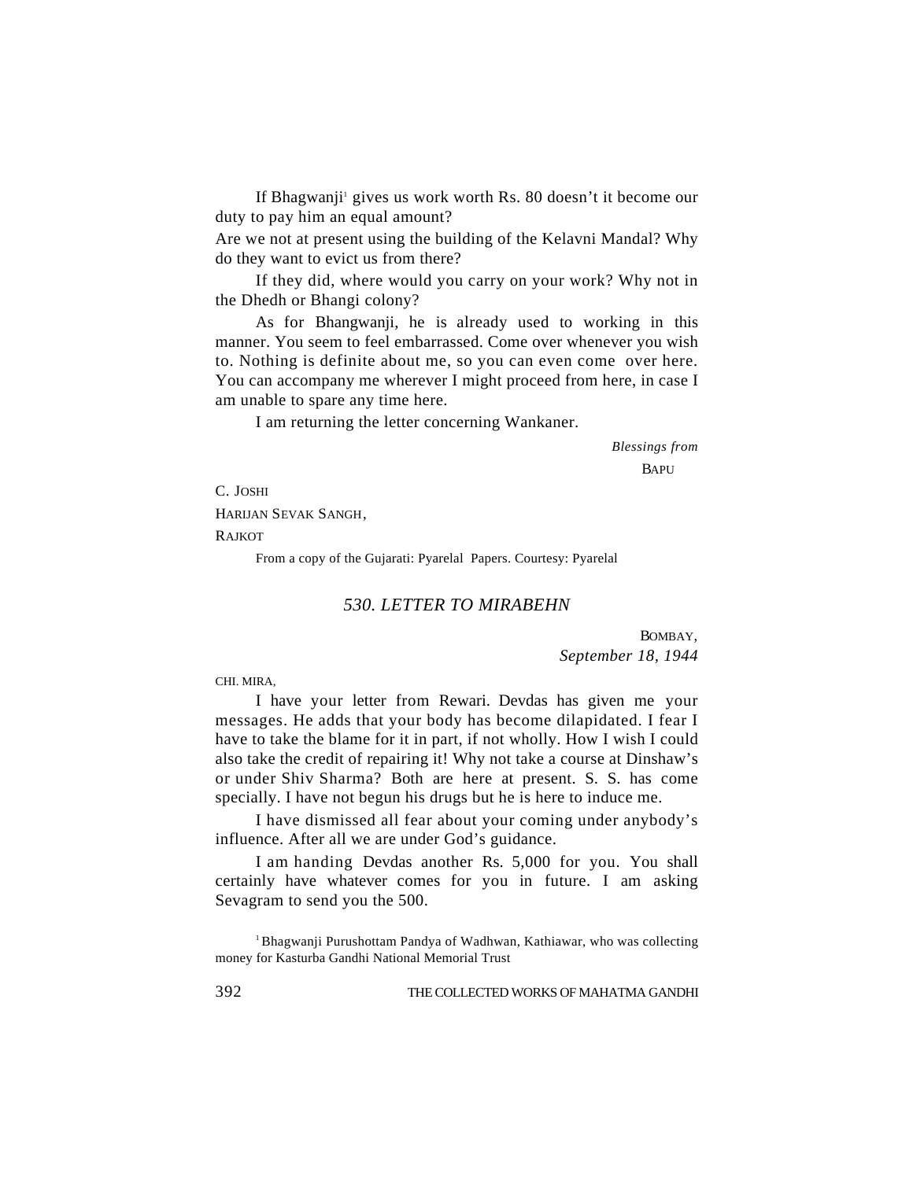If Bhagwanji[1] gives us work worth Rs. 80 doesn't it become our duty to pay him an equal amount?

Are we not at present using the building of the Kelavni Mandal? Why do they want to evict us from there?

If they did, where would you carry on your work? Why not in the Dhedh or Bhangi colony?

As for Bhangwanji, he is already used to working in this manner. You seem to feel embarrassed. Come over whenever you wish to. Nothing is definite about me, so you can even come over here. You can accompany me wherever I might proceed from here, in case I am unable to spare any time here.

I am returning the letter concerning Wankaner.

*Blessings from*

BAPU

C. JOSHI

HARIJAN SEVAK SANGH,

RAJKOT

From a copy of the Gujarati: Pyarelal Papers. Courtesy: Pyarelal

## *530. LETTER TO MIRABEHN*

BOMBAY,

*September 18, 1944*

CHI. MIRA,

I have your letter from Rewari. Devdas has given me your messages. He adds that your body has become dilapidated. I fear I have to take the blame for it in part, if not wholly. How I wish I could also take the credit of repairing it! Why not take a course at Dinshaw's or under Shiv Sharma? Both are here at present. S. S. has come specially. I have not begun his drugs but he is here to induce me.

I have dismissed all fear about your coming under anybody's influence. After all we are under God's guidance.

I am handing Devdas another Rs. 5,000 for you. You shall certainly have whatever comes for you in future. I am asking Sevagram to send you the 500.

[1] Bhagwanji Purushottam Pandya of Wadhwan, Kathiawar, who was collecting money for Kasturba Gandhi National Memorial Trust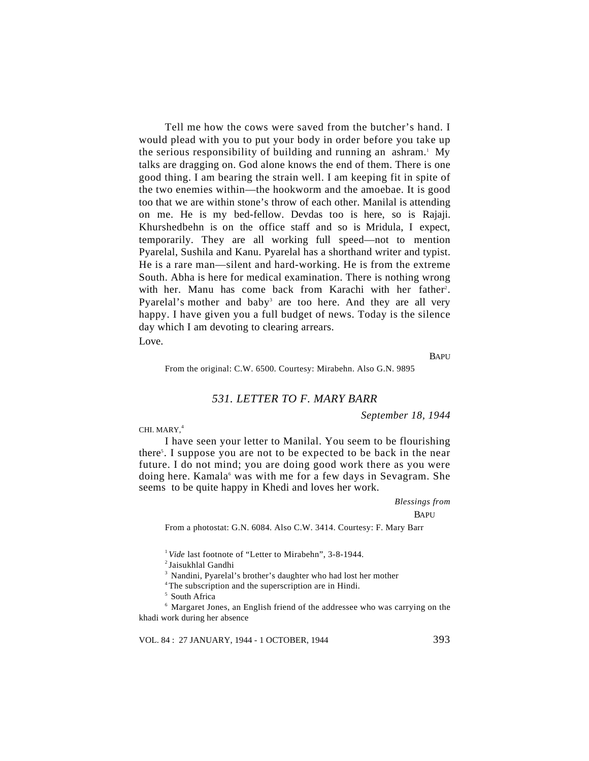Tell me how the cows were saved from the butcher's hand. I would plead with you to put your body in order before you take up the serious responsibility of building and running an ashram.[1] My talks are dragging on. God alone knows the end of them. There is one good thing. I am bearing the strain well. I am keeping fit in spite of the two enemies within—the hookworm and the amoebae. It is good too that we are within stone's throw of each other. Manilal is attending on me. He is my bed-fellow. Devdas too is here, so is Rajaji. Khurshedbehn is on the office staff and so is Mridula, I expect, temporarily. They are all working full speed—not to mention Pyarelal, Sushila and Kanu. Pyarelal has a shorthand writer and typist. He is a rare man—silent and hard-working. He is from the extreme South. Abha is here for medical examination. There is nothing wrong with her. Manu has come back from Karachi with her father[2]. Pyarelal's mother and baby[3] are too here. And they are all very happy. I have given you a full budget of news. Today is the silence day which I am devoting to clearing arrears.

Love.

BAPU

From the original: C.W. 6500. Courtesy: Mirabehn. Also G.N. 9895

## *531. LETTER TO F. MARY BARR*

*September 18, 1944*

CHI. MARY,[4]

I have seen your letter to Manilal. You seem to be flourishing there[5]. I suppose you are not to be expected to be back in the near future. I do not mind; you are doing good work there as you were doing here. Kamala[6] was with me for a few days in Sevagram. She seems to be quite happy in Khedi and loves her work.

*Blessings from*

BAPU

From a photostat: G.N. 6084. Also C.W. 3414. Courtesy: F. Mary Barr

---

[1] *Vide* last footnote of "Letter to Mirabehn", 3-8-1944.

[2] Jaisukhlal Gandhi

[3] Nandini, Pyarelal's brother's daughter who had lost her mother

[4] The subscription and the superscription are in Hindi.

[5] South Africa

[6] Margaret Jones, an English friend of the addressee who was carrying on the khadi work during her absence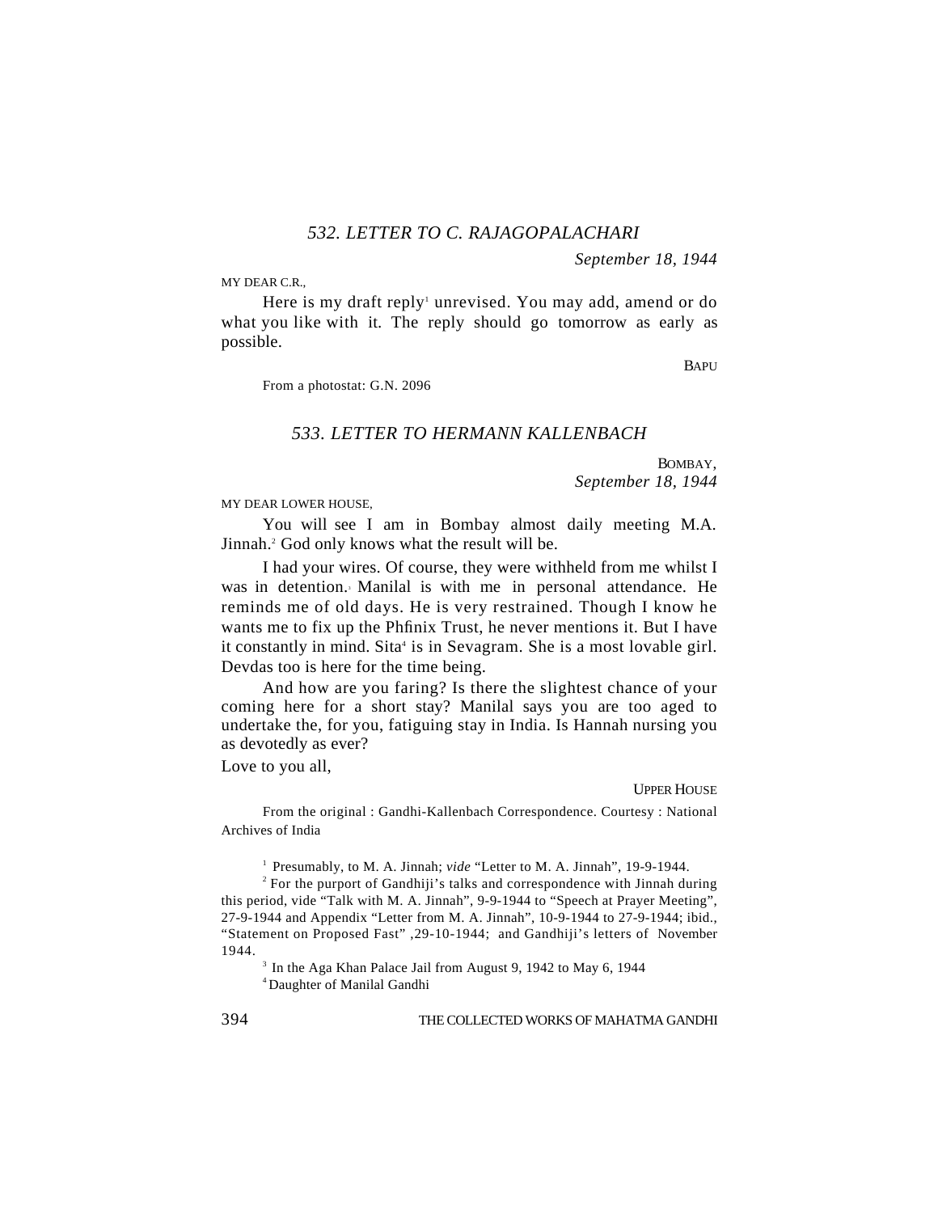## *532. LETTER TO C. RAJAGOPALACHARI*

*September 18, 1944*

MY DEAR C.R.,

Here is my draft reply[1] unrevised. You may add, amend or do what you like with it. The reply should go tomorrow as early as possible.

BAPU

From a photostat: G.N. 2096

## *533. LETTER TO HERMANN KALLENBACH*

BOMBAY,
*September 18, 1944*

MY DEAR LOWER HOUSE,

You will see I am in Bombay almost daily meeting M.A. Jinnah.[2] God only knows what the result will be.

I had your wires. Of course, they were withheld from me whilst I was in detention.[3] Manilal is with me in personal attendance. He reminds me of old days. He is very restrained. Though I know he wants me to fix up the Phfinix Trust, he never mentions it. But I have it constantly in mind. Sita[4] is in Sevagram. She is a most lovable girl. Devdas too is here for the time being.

And how are you faring? Is there the slightest chance of your coming here for a short stay? Manilal says you are too aged to undertake the, for you, fatiguing stay in India. Is Hannah nursing you as devotedly as ever?

Love to you all,

UPPER HOUSE

From the original : Gandhi-Kallenbach Correspondence. Courtesy : National Archives of India

---

[1] Presumably, to M. A. Jinnah; *vide* "Letter to M. A. Jinnah", 19-9-1944.

[2] For the purport of Gandhiji's talks and correspondence with Jinnah during this period, vide "Talk with M. A. Jinnah", 9-9-1944 to "Speech at Prayer Meeting", 27-9-1944 and Appendix "Letter from M. A. Jinnah", 10-9-1944 to 27-9-1944; ibid., "Statement on Proposed Fast" ,29-10-1944; and Gandhiji's letters of November 1944.

[3] In the Aga Khan Palace Jail from August 9, 1942 to May 6, 1944

[4] Daughter of Manilal Gandhi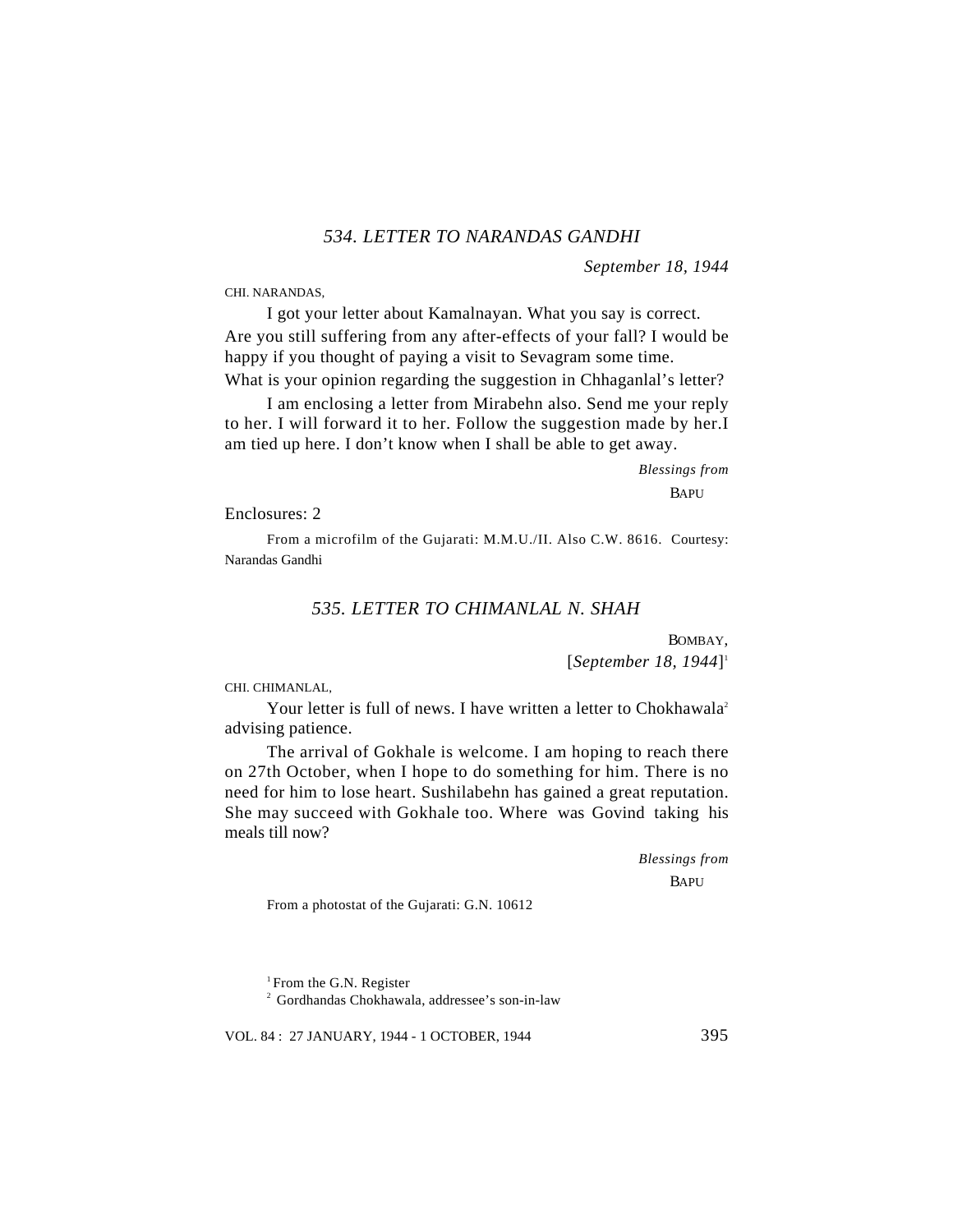### *534. LETTER TO NARANDAS GANDHI*

*September 18, 1944*

CHI. NARANDAS,

I got your letter about Kamalnayan. What you say is correct. Are you still suffering from any after-effects of your fall? I would be happy if you thought of paying a visit to Sevagram some time. What is your opinion regarding the suggestion in Chhaganlal's letter?

I am enclosing a letter from Mirabehn also. Send me your reply to her. I will forward it to her. Follow the suggestion made by her.I am tied up here. I don't know when I shall be able to get away.

*Blessings from*

BAPU

Enclosures: 2

From a microfilm of the Gujarati: M.M.U./II. Also C.W. 8616. Courtesy: Narandas Gandhi

### *535. LETTER TO CHIMANLAL N. SHAH*

BOMBAY,

[*September 18, 1944*][1]

CHI. CHIMANLAL,

Your letter is full of news. I have written a letter to Chokhawala[2] advising patience.

The arrival of Gokhale is welcome. I am hoping to reach there on 27th October, when I hope to do something for him. There is no need for him to lose heart. Sushilabehn has gained a great reputation. She may succeed with Gokhale too. Where was Govind taking his meals till now?

*Blessings from*

BAPU

From a photostat of the Gujarati: G.N. 10612

[1] From the G.N. Register

[2] Gordhandas Chokhawala, addressee's son-in-law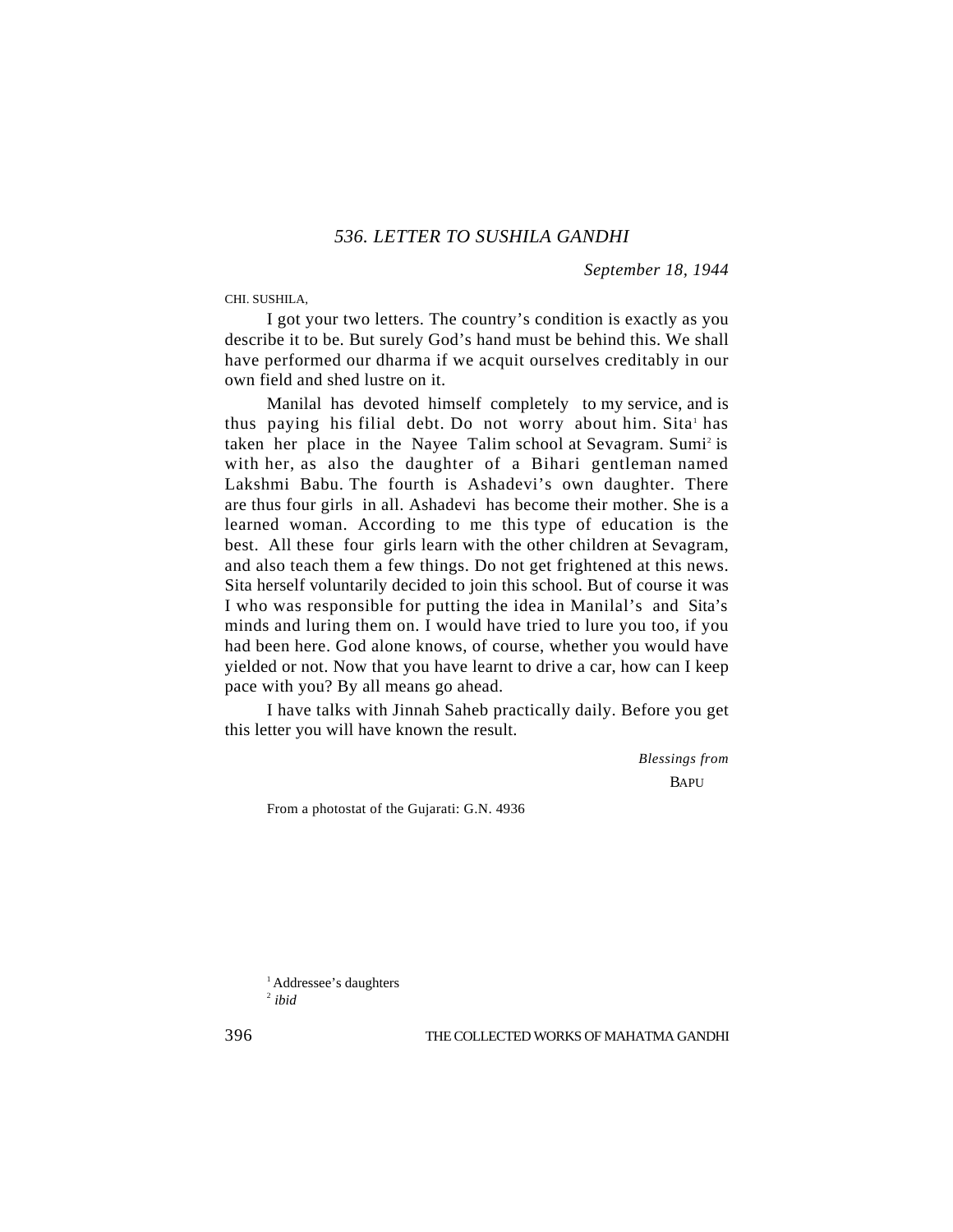## *536. LETTER TO SUSHILA GANDHI*

*September 18, 1944*

CHI. SUSHILA,

I got your two letters. The country's condition is exactly as you describe it to be. But surely God's hand must be behind this. We shall have performed our dharma if we acquit ourselves creditably in our own field and shed lustre on it.

Manilal has devoted himself completely to my service, and is thus paying his filial debt. Do not worry about him. Sita[1] has taken her place in the Nayee Talim school at Sevagram. Sumi[2] is with her, as also the daughter of a Bihari gentleman named Lakshmi Babu. The fourth is Ashadevi's own daughter. There are thus four girls in all. Ashadevi has become their mother. She is a learned woman. According to me this type of education is the best. All these four girls learn with the other children at Sevagram, and also teach them a few things. Do not get frightened at this news. Sita herself voluntarily decided to join this school. But of course it was I who was responsible for putting the idea in Manilal's and Sita's minds and luring them on. I would have tried to lure you too, if you had been here. God alone knows, of course, whether you would have yielded or not. Now that you have learnt to drive a car, how can I keep pace with you? By all means go ahead.

I have talks with Jinnah Saheb practically daily. Before you get this letter you will have known the result.

*Blessings from*

BAPU

From a photostat of the Gujarati: G.N. 4936

[1] Addressee's daughters

[2] *ibid*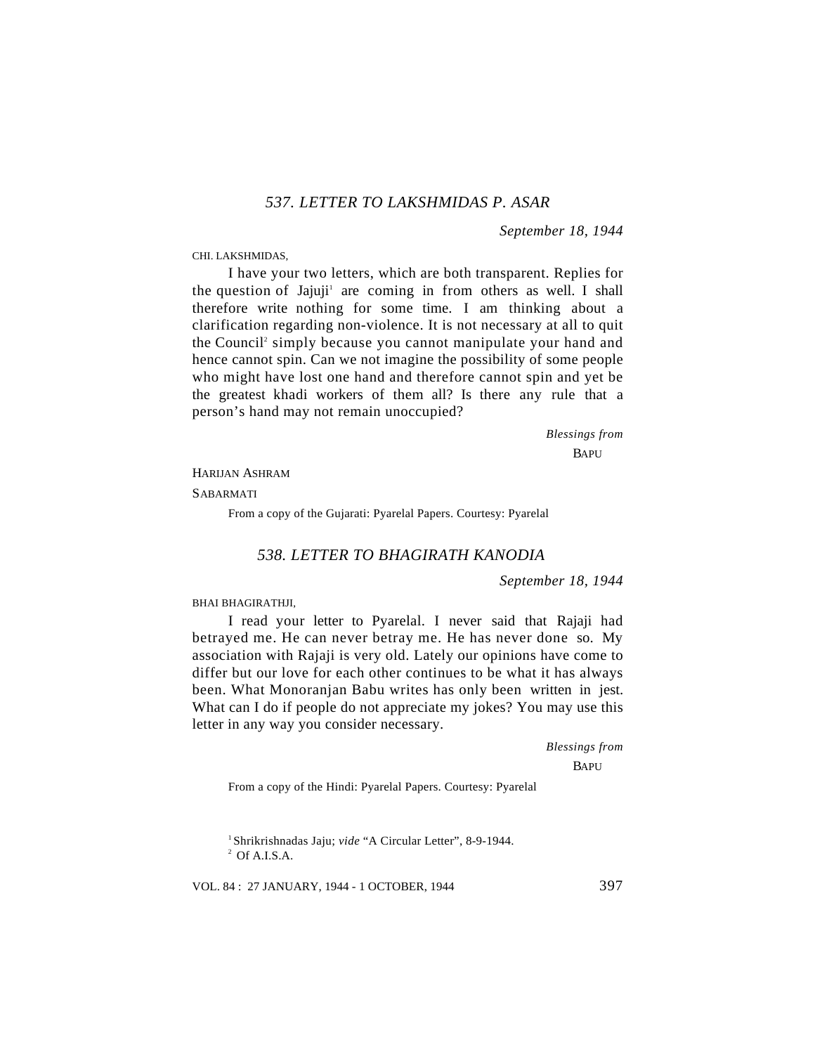## *537. LETTER TO LAKSHMIDAS P. ASAR*

*September 18, 1944*

CHI. LAKSHMIDAS,

I have your two letters, which are both transparent. Replies for the question of Jajuji[1] are coming in from others as well. I shall therefore write nothing for some time. I am thinking about a clarification regarding non-violence. It is not necessary at all to quit the Council[2] simply because you cannot manipulate your hand and hence cannot spin. Can we not imagine the possibility of some people who might have lost one hand and therefore cannot spin and yet be the greatest khadi workers of them all? Is there any rule that a person's hand may not remain unoccupied?

*Blessings from*

BAPU

HARIJAN ASHRAM

SABARMATI

From a copy of the Gujarati: Pyarelal Papers. Courtesy: Pyarelal

## *538. LETTER TO BHAGIRATH KANODIA*

*September 18, 1944*

BHAI BHAGIRATHJI,

I read your letter to Pyarelal. I never said that Rajaji had betrayed me. He can never betray me. He has never done so. My association with Rajaji is very old. Lately our opinions have come to differ but our love for each other continues to be what it has always been. What Monoranjan Babu writes has only been written in jest. What can I do if people do not appreciate my jokes? You may use this letter in any way you consider necessary.

*Blessings from*

BAPU

From a copy of the Hindi: Pyarelal Papers. Courtesy: Pyarelal

[1] Shrikrishnadas Jaju; *vide* "A Circular Letter", 8-9-1944.

[2] Of A.I.S.A.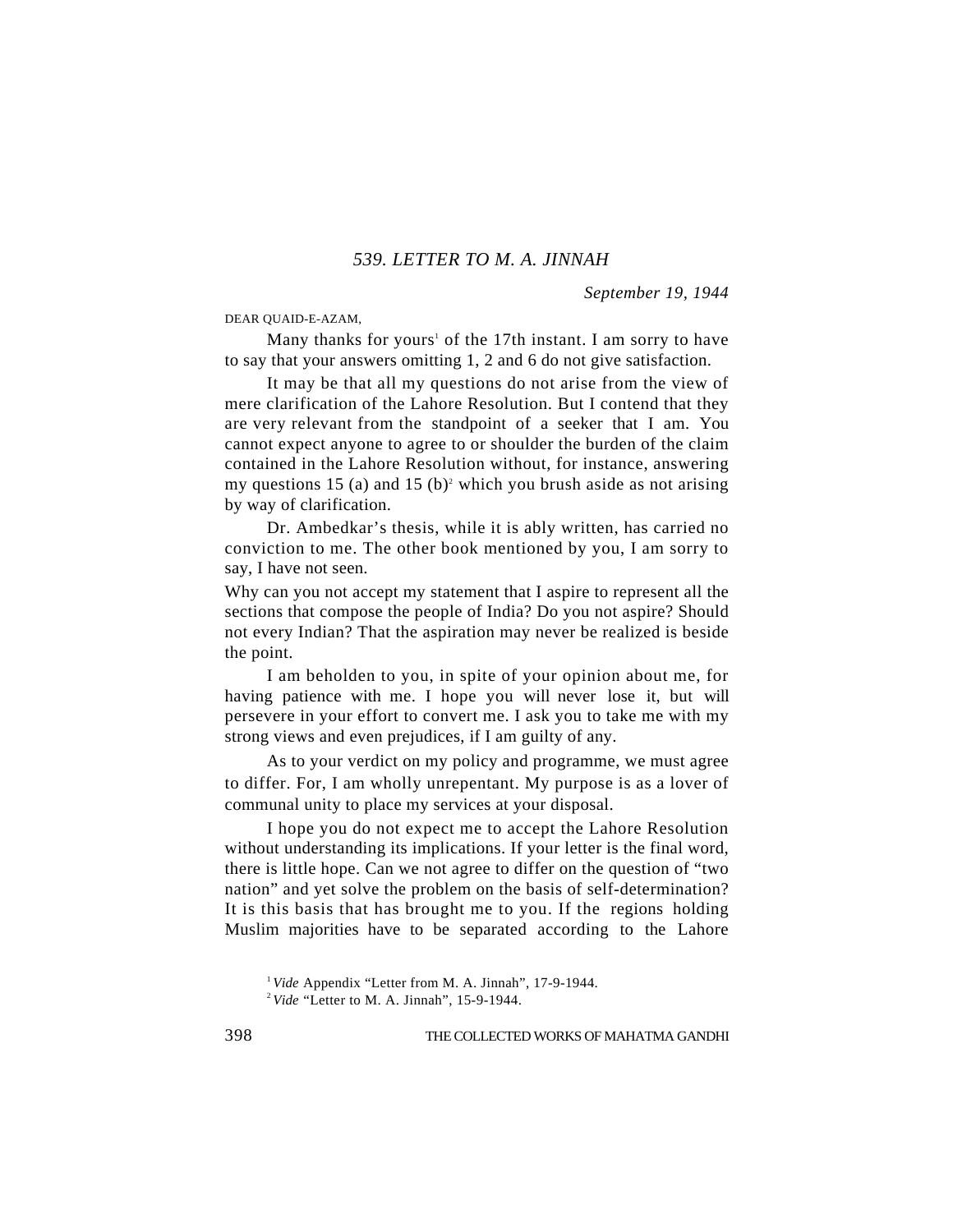## *539. LETTER TO M. A. JINNAH*

*September 19, 1944*

DEAR QUAID-E-AZAM,

Many thanks for yours[1] of the 17th instant. I am sorry to have to say that your answers omitting 1, 2 and 6 do not give satisfaction.

It may be that all my questions do not arise from the view of mere clarification of the Lahore Resolution. But I contend that they are very relevant from the standpoint of a seeker that I am. You cannot expect anyone to agree to or shoulder the burden of the claim contained in the Lahore Resolution without, for instance, answering my questions 15 (a) and 15 (b)[2] which you brush aside as not arising by way of clarification.

Dr. Ambedkar's thesis, while it is ably written, has carried no conviction to me. The other book mentioned by you, I am sorry to say, I have not seen.

Why can you not accept my statement that I aspire to represent all the sections that compose the people of India? Do you not aspire? Should not every Indian? That the aspiration may never be realized is beside the point.

I am beholden to you, in spite of your opinion about me, for having patience with me. I hope you will never lose it, but will persevere in your effort to convert me. I ask you to take me with my strong views and even prejudices, if I am guilty of any.

As to your verdict on my policy and programme, we must agree to differ. For, I am wholly unrepentant. My purpose is as a lover of communal unity to place my services at your disposal.

I hope you do not expect me to accept the Lahore Resolution without understanding its implications. If your letter is the final word, there is little hope. Can we not agree to differ on the question of "two nation" and yet solve the problem on the basis of self-determination? It is this basis that has brought me to you. If the regions holding Muslim majorities have to be separated according to the Lahore

[1] *Vide* Appendix "Letter from M. A. Jinnah", 17-9-1944.

[2] *Vide* "Letter to M. A. Jinnah", 15-9-1944.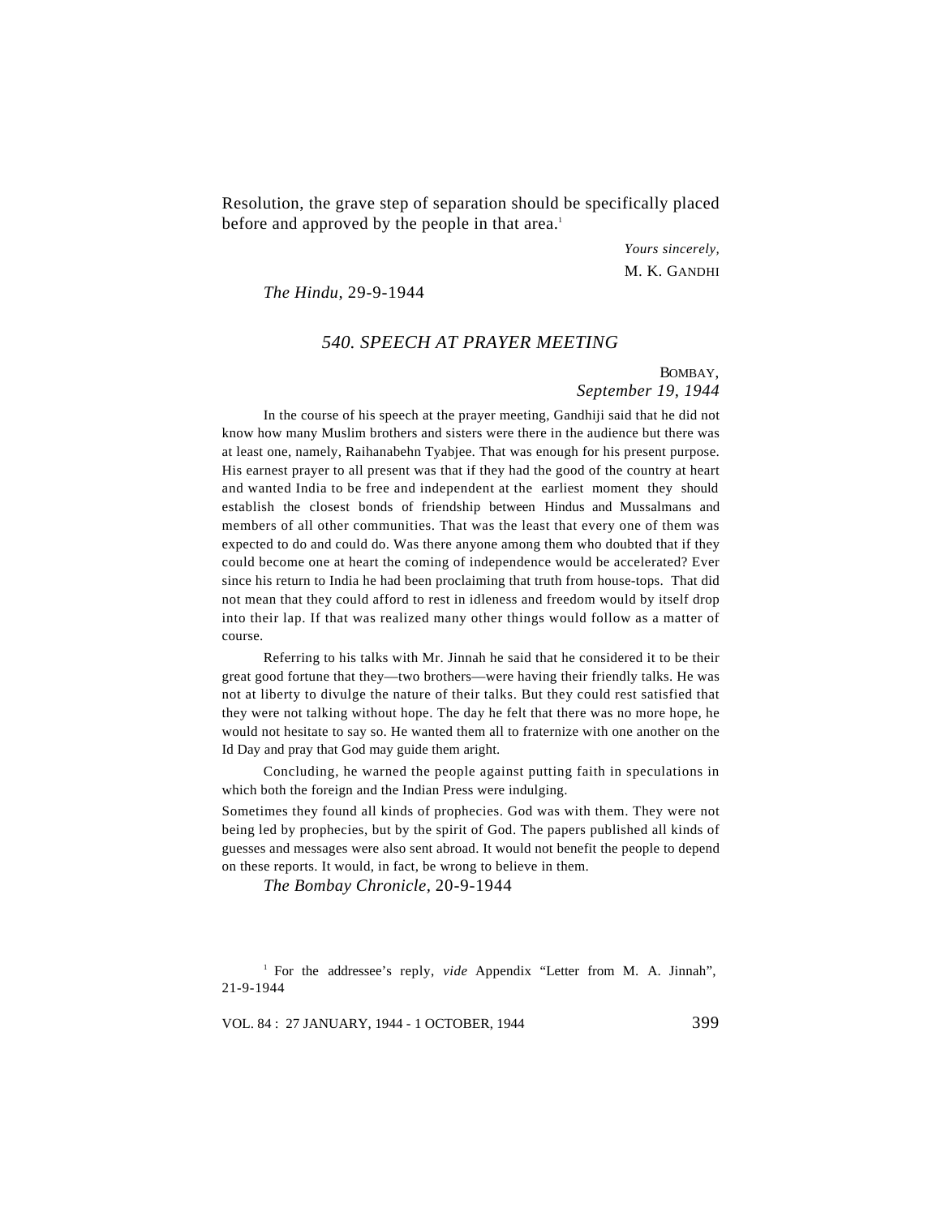Resolution, the grave step of separation should be specifically placed before and approved by the people in that area.[1]

*Yours sincerely,*
M. K. GANDHI

*The Hindu*, 29-9-1944

## *540. SPEECH AT PRAYER MEETING*

BOMBAY,
*September 19, 1944*

In the course of his speech at the prayer meeting, Gandhiji said that he did not know how many Muslim brothers and sisters were there in the audience but there was at least one, namely, Raihanabehn Tyabjee. That was enough for his present purpose. His earnest prayer to all present was that if they had the good of the country at heart and wanted India to be free and independent at the earliest moment they should establish the closest bonds of friendship between Hindus and Mussalmans and members of all other communities. That was the least that every one of them was expected to do and could do. Was there anyone among them who doubted that if they could become one at heart the coming of independence would be accelerated? Ever since his return to India he had been proclaiming that truth from house-tops. That did not mean that they could afford to rest in idleness and freedom would by itself drop into their lap. If that was realized many other things would follow as a matter of course.

Referring to his talks with Mr. Jinnah he said that he considered it to be their great good fortune that they—two brothers—were having their friendly talks. He was not at liberty to divulge the nature of their talks. But they could rest satisfied that they were not talking without hope. The day he felt that there was no more hope, he would not hesitate to say so. He wanted them all to fraternize with one another on the Id Day and pray that God may guide them aright.

Concluding, he warned the people against putting faith in speculations in which both the foreign and the Indian Press were indulging.

Sometimes they found all kinds of prophecies. God was with them. They were not being led by prophecies, but by the spirit of God. The papers published all kinds of guesses and messages were also sent abroad. It would not benefit the people to depend on these reports. It would, in fact, be wrong to believe in them.

*The Bombay Chronicle*, 20-9-1944

[1] For the addressee's reply, *vide* Appendix "Letter from M. A. Jinnah", 21-9-1944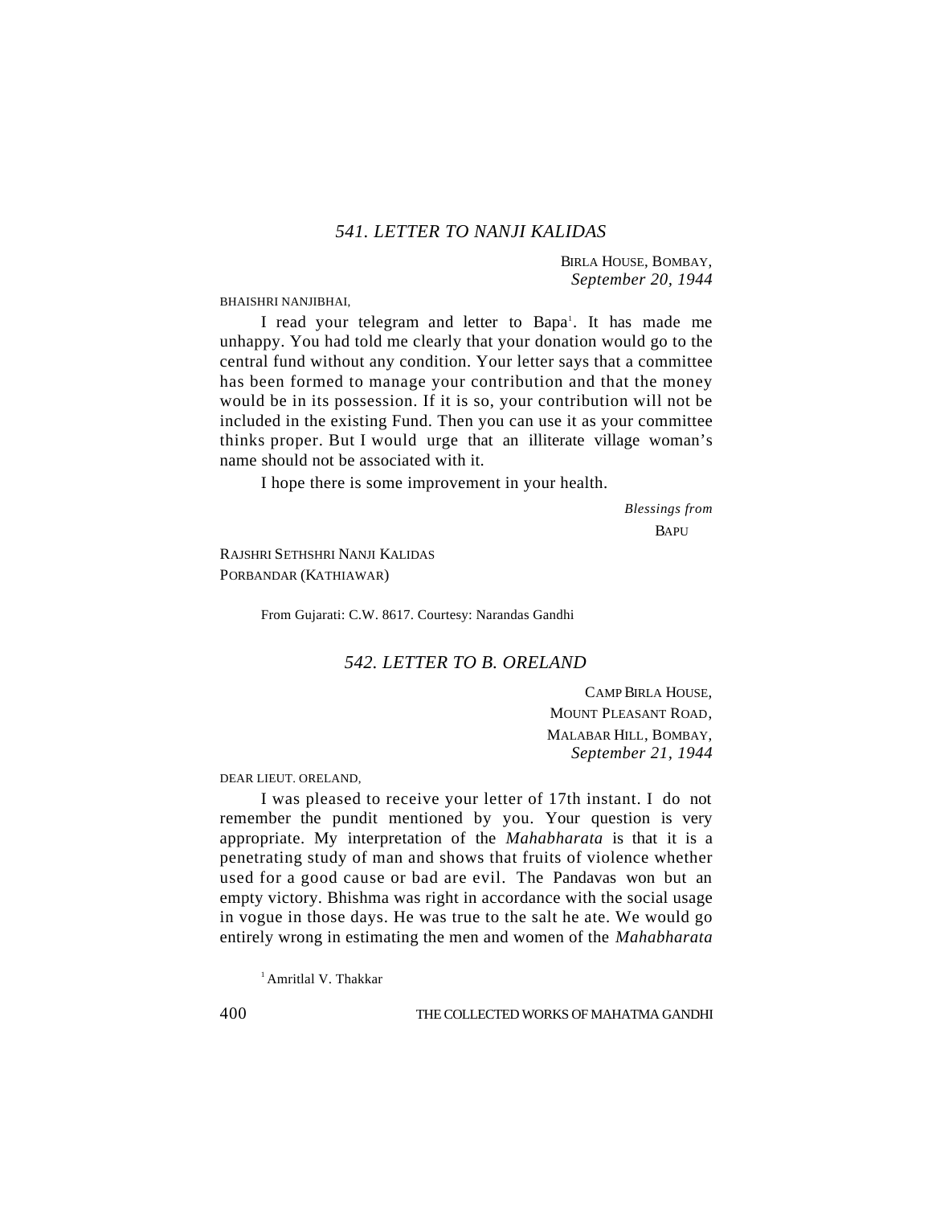### *541. LETTER TO NANJI KALIDAS*

BIRLA HOUSE, BOMBAY,
*September 20, 1944*

BHAISHRI NANJIBHAI,

I read your telegram and letter to Bapa[1]. It has made me unhappy. You had told me clearly that your donation would go to the central fund without any condition. Your letter says that a committee has been formed to manage your contribution and that the money would be in its possession. If it is so, your contribution will not be included in the existing Fund. Then you can use it as your committee thinks proper. But I would urge that an illiterate village woman's name should not be associated with it.

I hope there is some improvement in your health.

*Blessings from*
BAPU

RAJSHRI SETHSHRI NANJI KALIDAS
PORBANDAR (KATHIAWAR)

From Gujarati: C.W. 8617. Courtesy: Narandas Gandhi

### *542. LETTER TO B. ORELAND*

CAMP BIRLA HOUSE,
MOUNT PLEASANT ROAD,
MALABAR HILL, BOMBAY,
*September 21, 1944*

DEAR LIEUT. ORELAND,

I was pleased to receive your letter of 17th instant. I do not remember the pundit mentioned by you. Your question is very appropriate. My interpretation of the *Mahabharata* is that it is a penetrating study of man and shows that fruits of violence whether used for a good cause or bad are evil. The Pandavas won but an empty victory. Bhishma was right in accordance with the social usage in vogue in those days. He was true to the salt he ate. We would go entirely wrong in estimating the men and women of the *Mahabharata*

[1] Amritlal V. Thakkar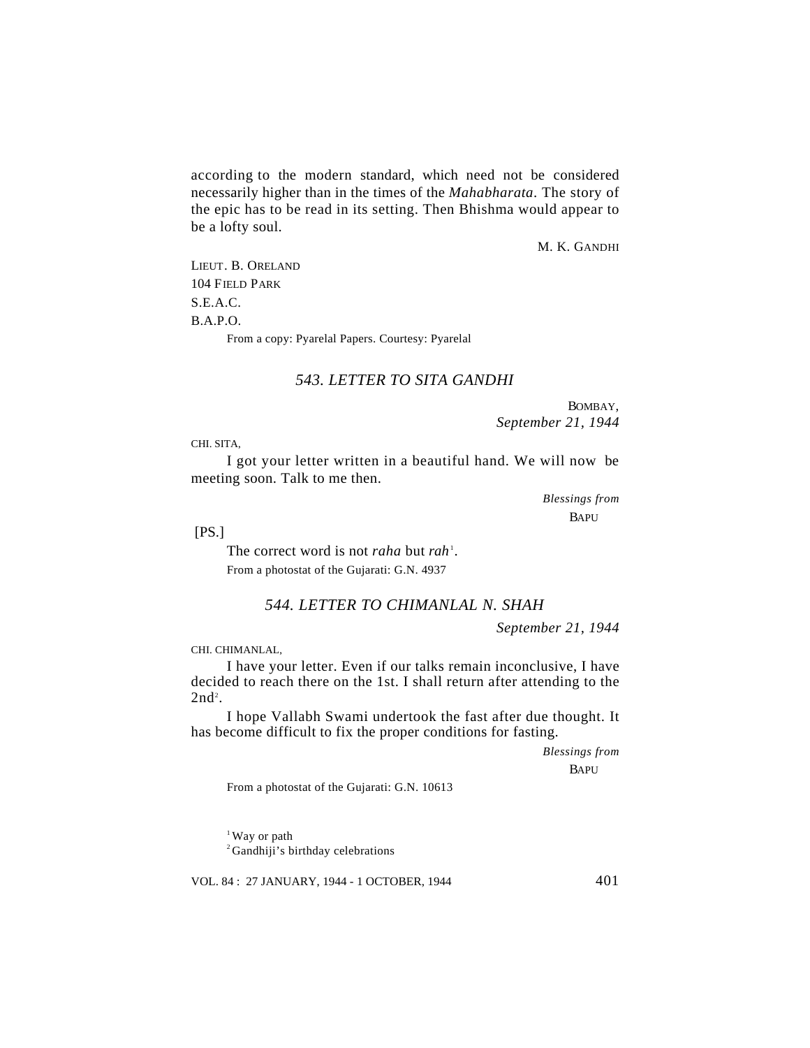according to the modern standard, which need not be considered necessarily higher than in the times of the *Mahabharata*. The story of the epic has to be read in its setting. Then Bhishma would appear to be a lofty soul.

M. K. GANDHI

LIEUT. B. ORELAND
104 FIELD PARK
S.E.A.C.
B.A.P.O.

From a copy: Pyarelal Papers. Courtesy: Pyarelal

### *543. LETTER TO SITA GANDHI*

BOMBAY,
*September 21, 1944*

CHI. SITA,

I got your letter written in a beautiful hand. We will now be meeting soon. Talk to me then.

*Blessings from*
BAPU

[PS.]

The correct word is not *raha* but *rah*[1].

From a photostat of the Gujarati: G.N. 4937

### *544. LETTER TO CHIMANLAL N. SHAH*

*September 21, 1944*

CHI. CHIMANLAL,

I have your letter. Even if our talks remain inconclusive, I have decided to reach there on the 1st. I shall return after attending to the 2nd[2].

I hope Vallabh Swami undertook the fast after due thought. It has become difficult to fix the proper conditions for fasting.

*Blessings from*
BAPU

From a photostat of the Gujarati: G.N. 10613

[1] Way or path
[2] Gandhiji's birthday celebrations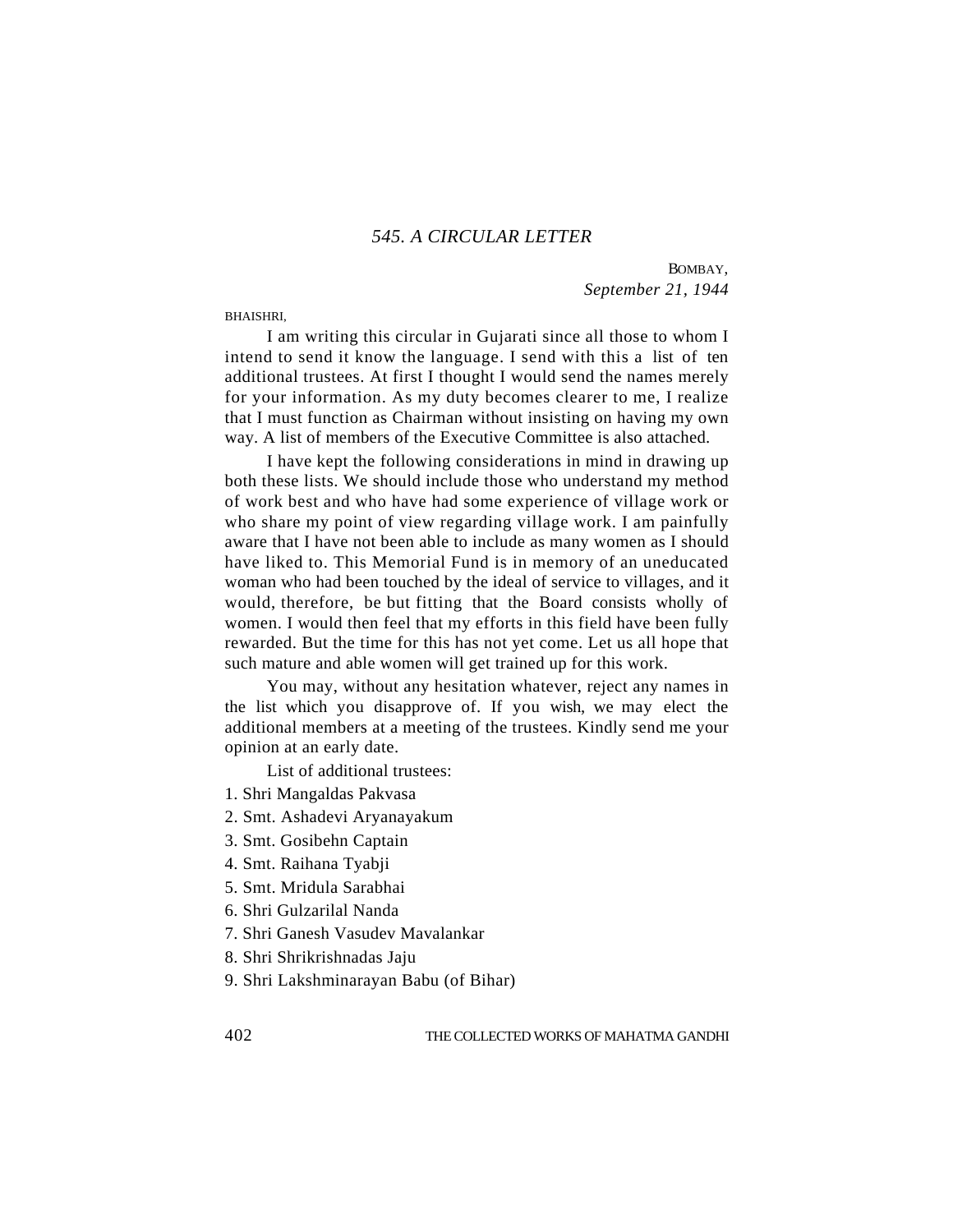## 545. A CIRCULAR LETTER

BOMBAY,
*September 21, 1944*

BHAISHRI,

I am writing this circular in Gujarati since all those to whom I intend to send it know the language. I send with this a list of ten additional trustees. At first I thought I would send the names merely for your information. As my duty becomes clearer to me, I realize that I must function as Chairman without insisting on having my own way. A list of members of the Executive Committee is also attached.

I have kept the following considerations in mind in drawing up both these lists. We should include those who understand my method of work best and who have had some experience of village work or who share my point of view regarding village work. I am painfully aware that I have not been able to include as many women as I should have liked to. This Memorial Fund is in memory of an uneducated woman who had been touched by the ideal of service to villages, and it would, therefore, be but fitting that the Board consists wholly of women. I would then feel that my efforts in this field have been fully rewarded. But the time for this has not yet come. Let us all hope that such mature and able women will get trained up for this work.

You may, without any hesitation whatever, reject any names in the list which you disapprove of. If you wish, we may elect the additional members at a meeting of the trustees. Kindly send me your opinion at an early date.

List of additional trustees:

1. Shri Mangaldas Pakvasa
2. Smt. Ashadevi Aryanayakum
3. Smt. Gosibehn Captain
4. Smt. Raihana Tyabji
5. Smt. Mridula Sarabhai
6. Shri Gulzarilal Nanda
7. Shri Ganesh Vasudev Mavalankar
8. Shri Shrikrishnadas Jaju
9. Shri Lakshminarayan Babu (of Bihar)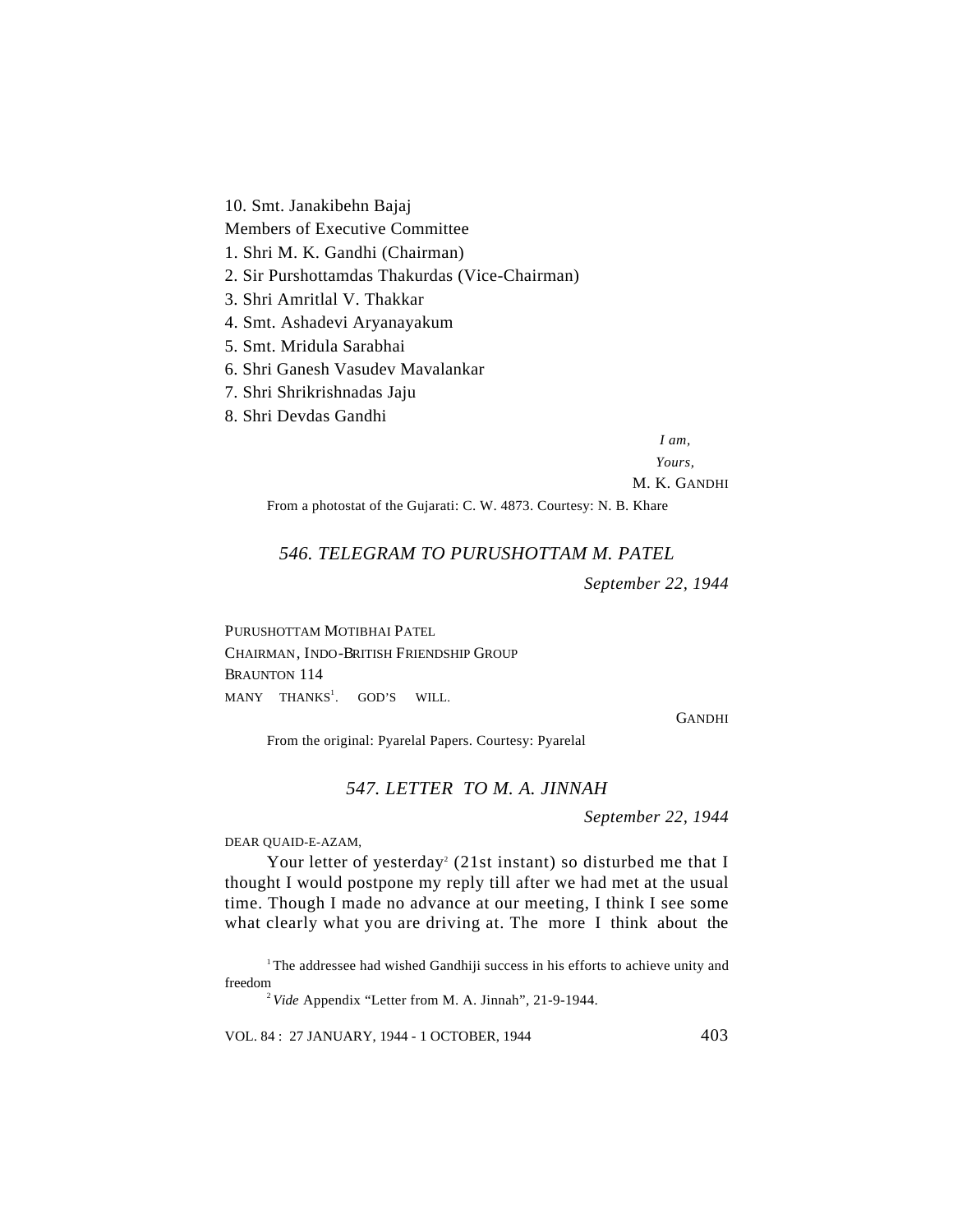10. Smt. Janakibehn Bajaj

Members of Executive Committee

1. Shri M. K. Gandhi (Chairman)
2. Sir Purshottamdas Thakurdas (Vice-Chairman)
3. Shri Amritlal V. Thakkar
4. Smt. Ashadevi Aryanayakum
5. Smt. Mridula Sarabhai
6. Shri Ganesh Vasudev Mavalankar
7. Shri Shrikrishnadas Jaju
8. Shri Devdas Gandhi

*I am,*
*Yours,*
M. K. GANDHI

From a photostat of the Gujarati: C. W. 4873. Courtesy: N. B. Khare

## *546. TELEGRAM TO PURUSHOTTAM M. PATEL*

*September 22, 1944*

PURUSHOTTAM MOTIBHAI PATEL
CHAIRMAN, INDO-BRITISH FRIENDSHIP GROUP
BRAUNTON 114

MANY THANKS[1]. GOD'S WILL.

GANDHI

From the original: Pyarelal Papers. Courtesy: Pyarelal

## *547. LETTER TO M. A. JINNAH*

*September 22, 1944*

DEAR QUAID-E-AZAM,

Your letter of yesterday[2] (21st instant) so disturbed me that I thought I would postpone my reply till after we had met at the usual time. Though I made no advance at our meeting, I think I see some what clearly what you are driving at. The more I think about the

[1] The addressee had wished Gandhiji success in his efforts to achieve unity and freedom

[2] *Vide* Appendix "Letter from M. A. Jinnah", 21-9-1944.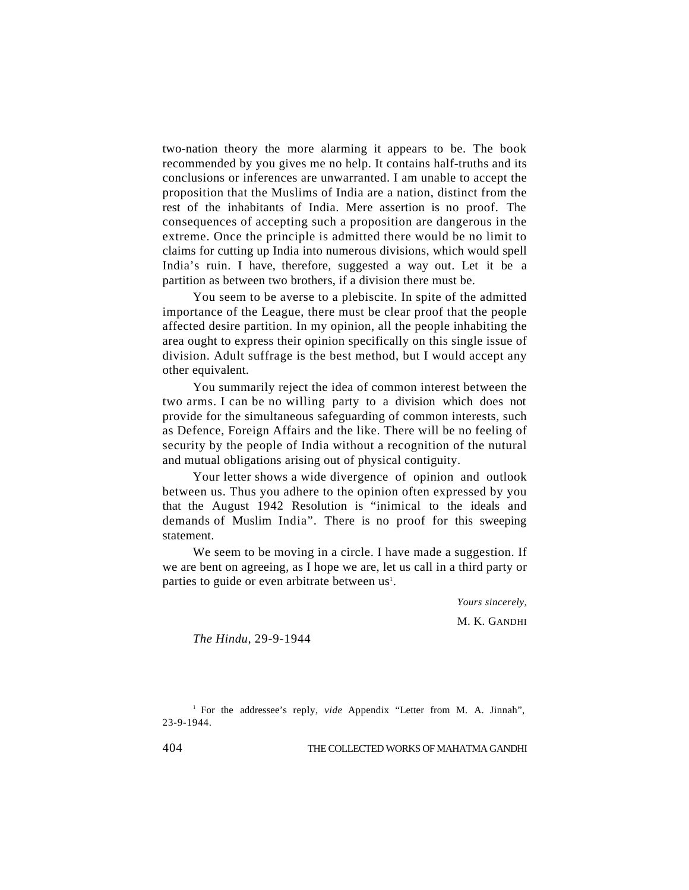two-nation theory the more alarming it appears to be. The book recommended by you gives me no help. It contains half-truths and its conclusions or inferences are unwarranted. I am unable to accept the proposition that the Muslims of India are a nation, distinct from the rest of the inhabitants of India. Mere assertion is no proof. The consequences of accepting such a proposition are dangerous in the extreme. Once the principle is admitted there would be no limit to claims for cutting up India into numerous divisions, which would spell India's ruin. I have, therefore, suggested a way out. Let it be a partition as between two brothers, if a division there must be.

You seem to be averse to a plebiscite. In spite of the admitted importance of the League, there must be clear proof that the people affected desire partition. In my opinion, all the people inhabiting the area ought to express their opinion specifically on this single issue of division. Adult suffrage is the best method, but I would accept any other equivalent.

You summarily reject the idea of common interest between the two arms. I can be no willing party to a division which does not provide for the simultaneous safeguarding of common interests, such as Defence, Foreign Affairs and the like. There will be no feeling of security by the people of India without a recognition of the nutural and mutual obligations arising out of physical contiguity.

Your letter shows a wide divergence of opinion and outlook between us. Thus you adhere to the opinion often expressed by you that the August 1942 Resolution is "inimical to the ideals and demands of Muslim India". There is no proof for this sweeping statement.

We seem to be moving in a circle. I have made a suggestion. If we are bent on agreeing, as I hope we are, let us call in a third party or parties to guide or even arbitrate between us[1].

*Yours sincerely,*

M. K. GANDHI

*The Hindu*, 29-9-1944

---

[1] For the addressee's reply, *vide* Appendix "Letter from M. A. Jinnah", 23-9-1944.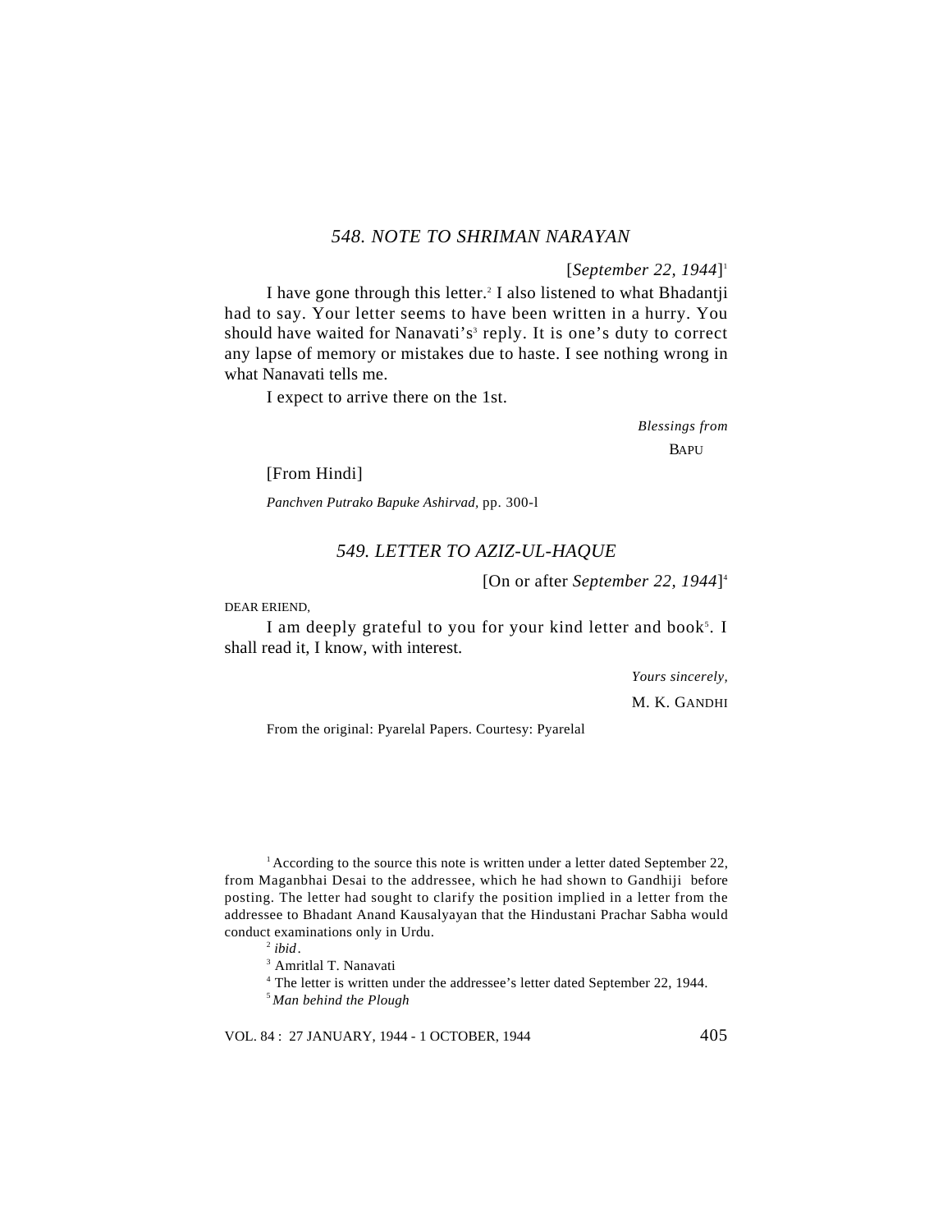### *548. NOTE TO SHRIMAN NARAYAN*

[*September 22, 1944*][1]

I have gone through this letter.[2] I also listened to what Bhadantji had to say. Your letter seems to have been written in a hurry. You should have waited for Nanavati's[3] reply. It is one's duty to correct any lapse of memory or mistakes due to haste. I see nothing wrong in what Nanavati tells me.

I expect to arrive there on the 1st.

*Blessings from*

BAPU

[From Hindi]

*Panchven Putrako Bapuke Ashirvad*, pp. 300-l

### *549. LETTER TO AZIZ-UL-HAQUE*

[On or after *September 22, 1944*][4]

DEAR ERIEND,

I am deeply grateful to you for your kind letter and book[5]. I shall read it, I know, with interest.

*Yours sincerely,*

M. K. GANDHI

From the original: Pyarelal Papers. Courtesy: Pyarelal

---

[1] According to the source this note is written under a letter dated September 22, from Maganbhai Desai to the addressee, which he had shown to Gandhiji before posting. The letter had sought to clarify the position implied in a letter from the addressee to Bhadant Anand Kausalyayan that the Hindustani Prachar Sabha would conduct examinations only in Urdu.

[2] *ibid*.

[3] Amritlal T. Nanavati

[4] The letter is written under the addressee's letter dated September 22, 1944.

[5] *Man behind the Plough*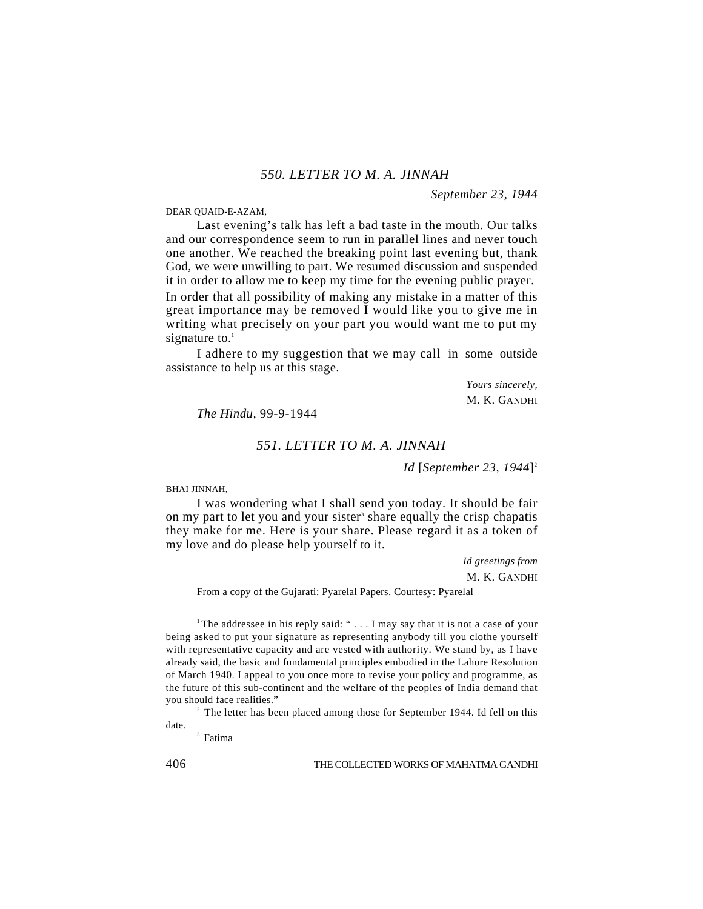## *550. LETTER TO M. A. JINNAH*

*September 23, 1944*

DEAR QUAID-E-AZAM,

Last evening's talk has left a bad taste in the mouth. Our talks and our correspondence seem to run in parallel lines and never touch one another. We reached the breaking point last evening but, thank God, we were unwilling to part. We resumed discussion and suspended it in order to allow me to keep my time for the evening public prayer. In order that all possibility of making any mistake in a matter of this great importance may be removed I would like you to give me in writing what precisely on your part you would want me to put my signature to.[1]

I adhere to my suggestion that we may call in some outside assistance to help us at this stage.

*Yours sincerely,*
M. K. GANDHI

*The Hindu*, 99-9-1944

## *551. LETTER TO M. A. JINNAH*

*Id* [*September 23, 1944*][2]

BHAI JINNAH,

I was wondering what I shall send you today. It should be fair on my part to let you and your sister[3] share equally the crisp chapatis they make for me. Here is your share. Please regard it as a token of my love and do please help yourself to it.

*Id greetings from*
M. K. GANDHI

From a copy of the Gujarati: Pyarelal Papers. Courtesy: Pyarelal

---

[1] The addressee in his reply said: " . . . I may say that it is not a case of your being asked to put your signature as representing anybody till you clothe yourself with representative capacity and are vested with authority. We stand by, as I have already said, the basic and fundamental principles embodied in the Lahore Resolution of March 1940. I appeal to you once more to revise your policy and programme, as the future of this sub-continent and the welfare of the peoples of India demand that you should face realities."

[2] The letter has been placed among those for September 1944. Id fell on this date.

[3] Fatima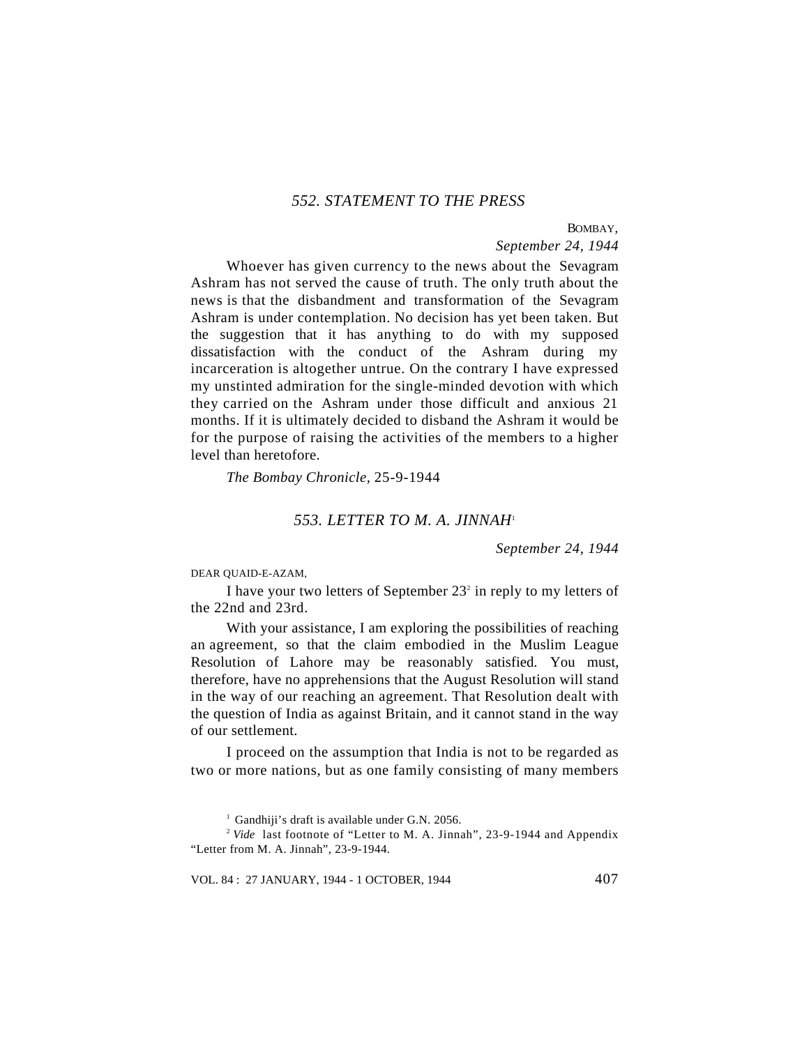## 552. STATEMENT TO THE PRESS

BOMBAY,
*September 24, 1944*

Whoever has given currency to the news about the Sevagram Ashram has not served the cause of truth. The only truth about the news is that the disbandment and transformation of the Sevagram Ashram is under contemplation. No decision has yet been taken. But the suggestion that it has anything to do with my supposed dissatisfaction with the conduct of the Ashram during my incarceration is altogether untrue. On the contrary I have expressed my unstinted admiration for the single-minded devotion with which they carried on the Ashram under those difficult and anxious 21 months. If it is ultimately decided to disband the Ashram it would be for the purpose of raising the activities of the members to a higher level than heretofore.

*The Bombay Chronicle,* 25-9-1944

## 553. LETTER TO M. A. JINNAH[1]

*September 24, 1944*

DEAR QUAID-E-AZAM,

I have your two letters of September 23[2] in reply to my letters of the 22nd and 23rd.

With your assistance, I am exploring the possibilities of reaching an agreement, so that the claim embodied in the Muslim League Resolution of Lahore may be reasonably satisfied. You must, therefore, have no apprehensions that the August Resolution will stand in the way of our reaching an agreement. That Resolution dealt with the question of India as against Britain, and it cannot stand in the way of our settlement.

I proceed on the assumption that India is not to be regarded as two or more nations, but as one family consisting of many members

[1] Gandhiji's draft is available under G.N. 2056.

[2] *Vide* last footnote of "Letter to M. A. Jinnah", 23-9-1944 and Appendix "Letter from M. A. Jinnah", 23-9-1944.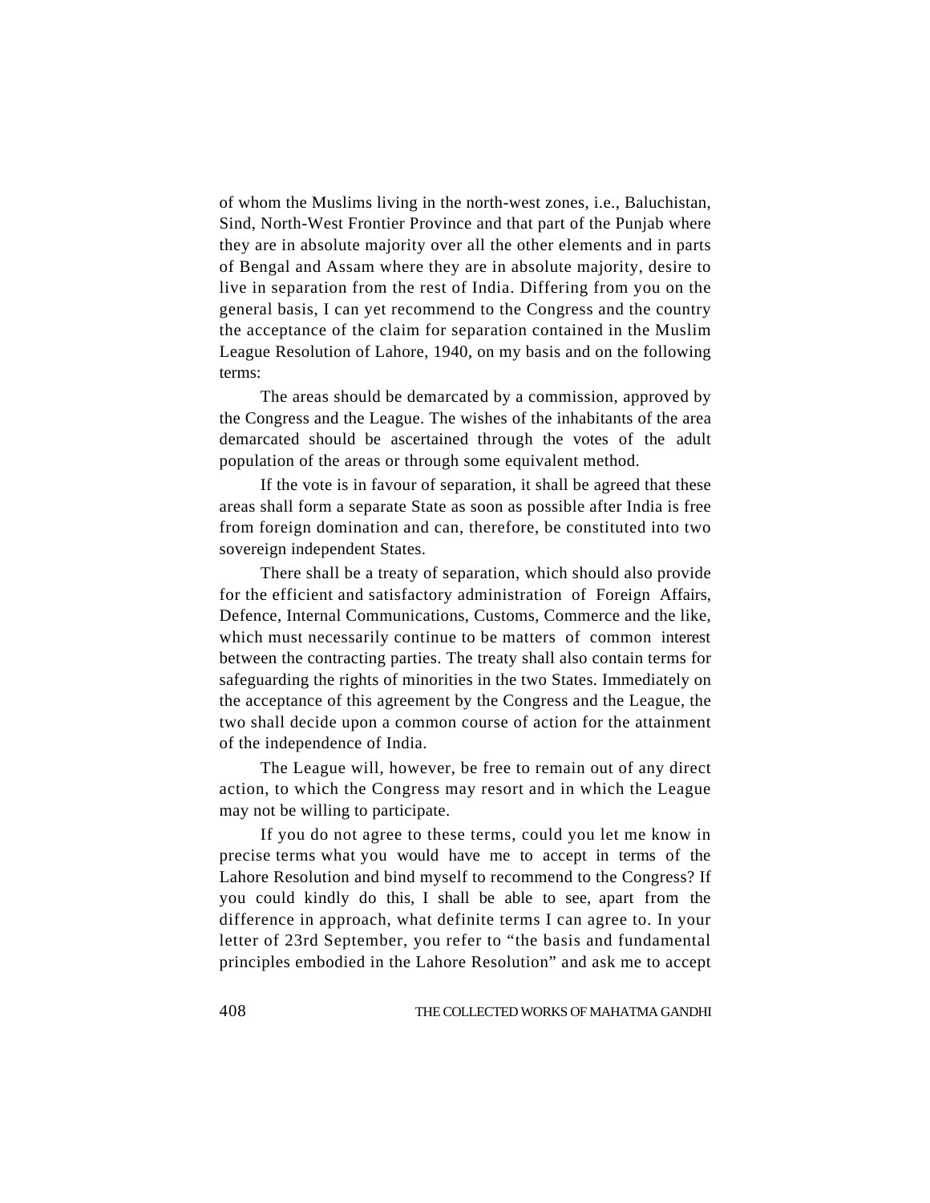of whom the Muslims living in the north-west zones, i.e., Baluchistan, Sind, North-West Frontier Province and that part of the Punjab where they are in absolute majority over all the other elements and in parts of Bengal and Assam where they are in absolute majority, desire to live in separation from the rest of India. Differing from you on the general basis, I can yet recommend to the Congress and the country the acceptance of the claim for separation contained in the Muslim League Resolution of Lahore, 1940, on my basis and on the following terms:

The areas should be demarcated by a commission, approved by the Congress and the League. The wishes of the inhabitants of the area demarcated should be ascertained through the votes of the adult population of the areas or through some equivalent method.

If the vote is in favour of separation, it shall be agreed that these areas shall form a separate State as soon as possible after India is free from foreign domination and can, therefore, be constituted into two sovereign independent States.

There shall be a treaty of separation, which should also provide for the efficient and satisfactory administration of Foreign Affairs, Defence, Internal Communications, Customs, Commerce and the like, which must necessarily continue to be matters of common interest between the contracting parties. The treaty shall also contain terms for safeguarding the rights of minorities in the two States. Immediately on the acceptance of this agreement by the Congress and the League, the two shall decide upon a common course of action for the attainment of the independence of India.

The League will, however, be free to remain out of any direct action, to which the Congress may resort and in which the League may not be willing to participate.

If you do not agree to these terms, could you let me know in precise terms what you would have me to accept in terms of the Lahore Resolution and bind myself to recommend to the Congress? If you could kindly do this, I shall be able to see, apart from the difference in approach, what definite terms I can agree to. In your letter of 23rd September, you refer to "the basis and fundamental principles embodied in the Lahore Resolution" and ask me to accept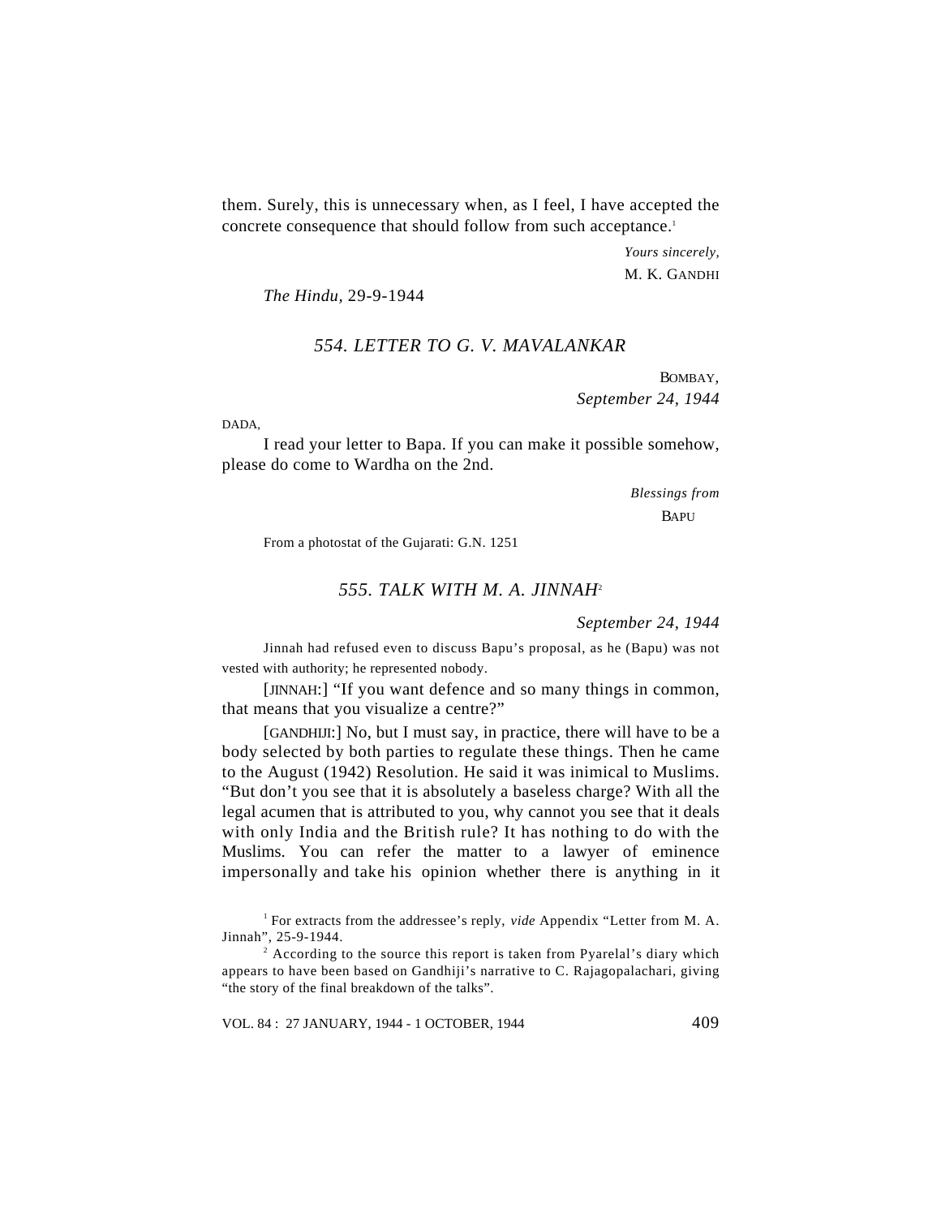them. Surely, this is unnecessary when, as I feel, I have accepted the concrete consequence that should follow from such acceptance.[1]

*Yours sincerely,*
M. K. GANDHI

*The Hindu*, 29-9-1944

### *554. LETTER TO G. V. MAVALANKAR*

BOMBAY,
*September 24, 1944*

DADA,

I read your letter to Bapa. If you can make it possible somehow, please do come to Wardha on the 2nd.

*Blessings from*
BAPU

From a photostat of the Gujarati: G.N. 1251

### *555. TALK WITH M. A. JINNAH*[2]

*September 24, 1944*

Jinnah had refused even to discuss Bapu's proposal, as he (Bapu) was not vested with authority; he represented nobody.

[JINNAH:] "If you want defence and so many things in common, that means that you visualize a centre?"

[GANDHIJI:] No, but I must say, in practice, there will have to be a body selected by both parties to regulate these things. Then he came to the August (1942) Resolution. He said it was inimical to Muslims. "But don't you see that it is absolutely a baseless charge? With all the legal acumen that is attributed to you, why cannot you see that it deals with only India and the British rule? It has nothing to do with the Muslims. You can refer the matter to a lawyer of eminence impersonally and take his opinion whether there is anything in it

---

[1] For extracts from the addressee's reply, *vide* Appendix "Letter from M. A. Jinnah", 25-9-1944.

[2] According to the source this report is taken from Pyarelal's diary which appears to have been based on Gandhiji's narrative to C. Rajagopalachari, giving "the story of the final breakdown of the talks".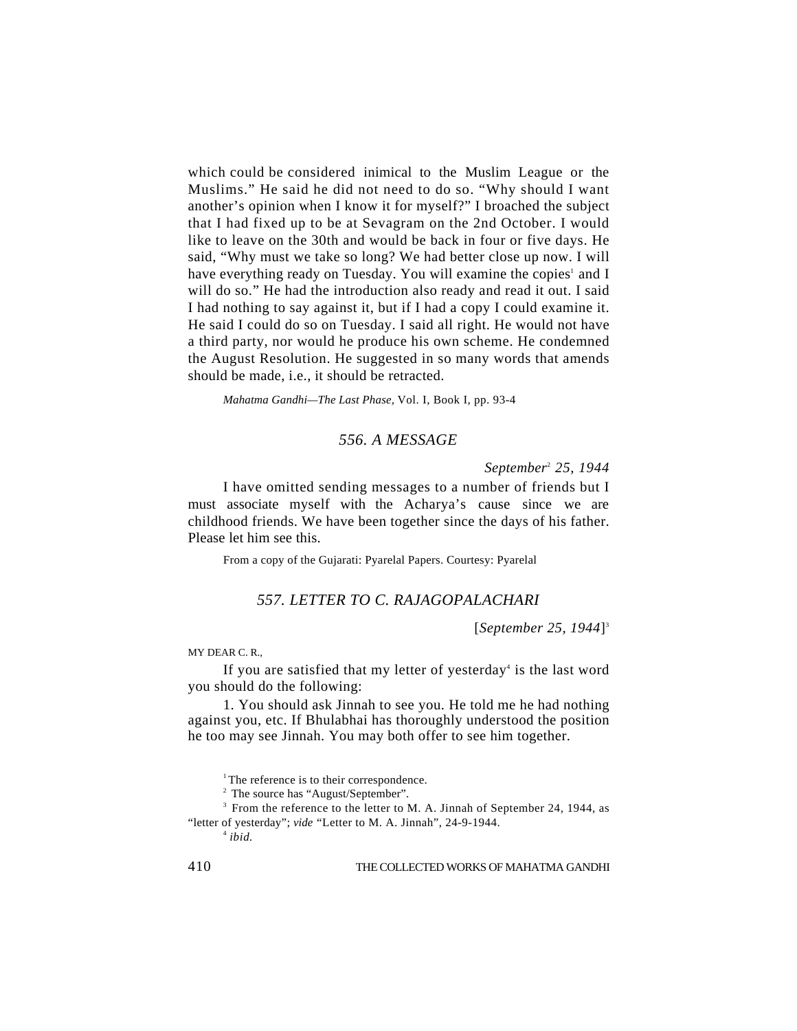which could be considered inimical to the Muslim League or the Muslims." He said he did not need to do so. "Why should I want another's opinion when I know it for myself?" I broached the subject that I had fixed up to be at Sevagram on the 2nd October. I would like to leave on the 30th and would be back in four or five days. He said, "Why must we take so long? We had better close up now. I will have everything ready on Tuesday. You will examine the copies[1] and I will do so." He had the introduction also ready and read it out. I said I had nothing to say against it, but if I had a copy I could examine it. He said I could do so on Tuesday. I said all right. He would not have a third party, nor would he produce his own scheme. He condemned the August Resolution. He suggested in so many words that amends should be made, i.e., it should be retracted.

*Mahatma Gandhi—The Last Phase*, Vol. I, Book I, pp. 93-4

## 556. A MESSAGE

*September[2] 25, 1944*

I have omitted sending messages to a number of friends but I must associate myself with the Acharya's cause since we are childhood friends. We have been together since the days of his father. Please let him see this.

From a copy of the Gujarati: Pyarelal Papers. Courtesy: Pyarelal

## 557. LETTER TO C. RAJAGOPALACHARI

[*September 25, 1944*][3]

MY DEAR C. R.,

If you are satisfied that my letter of yesterday[4] is the last word you should do the following:

1. You should ask Jinnah to see you. He told me he had nothing against you, etc. If Bhulabhai has thoroughly understood the position he too may see Jinnah. You may both offer to see him together.

---

[1] The reference is to their correspondence.

[2] The source has "August/September".

[3] From the reference to the letter to M. A. Jinnah of September 24, 1944, as "letter of yesterday"; *vide* "Letter to M. A. Jinnah", 24-9-1944.

[4] *ibid.*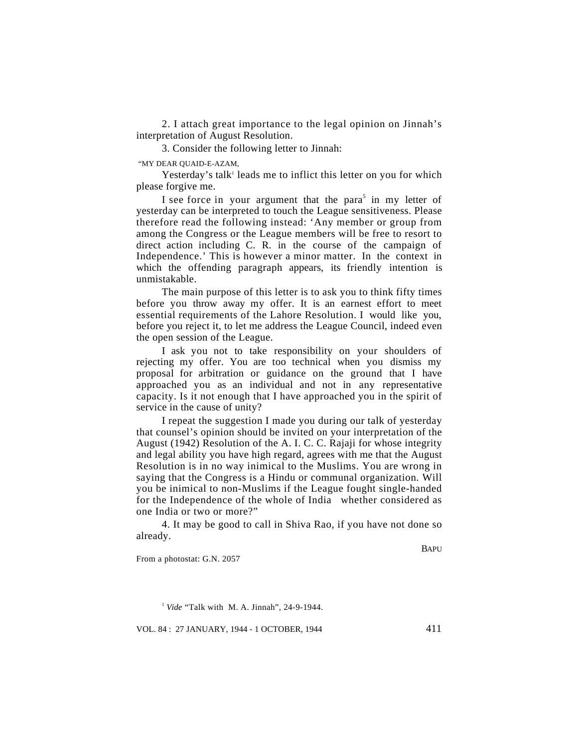2. I attach great importance to the legal opinion on Jinnah's interpretation of August Resolution.

3. Consider the following letter to Jinnah:

"MY DEAR QUAID-E-AZAM,

Yesterday's talk[1] leads me to inflict this letter on you for which please forgive me.

I see force in your argument that the para[5] in my letter of yesterday can be interpreted to touch the League sensitiveness. Please therefore read the following instead: 'Any member or group from among the Congress or the League members will be free to resort to direct action including C. R. in the course of the campaign of Independence.' This is however a minor matter. In the context in which the offending paragraph appears, its friendly intention is unmistakable.

The main purpose of this letter is to ask you to think fifty times before you throw away my offer. It is an earnest effort to meet essential requirements of the Lahore Resolution. I would like you, before you reject it, to let me address the League Council, indeed even the open session of the League.

I ask you not to take responsibility on your shoulders of rejecting my offer. You are too technical when you dismiss my proposal for arbitration or guidance on the ground that I have approached you as an individual and not in any representative capacity. Is it not enough that I have approached you in the spirit of service in the cause of unity?

I repeat the suggestion I made you during our talk of yesterday that counsel's opinion should be invited on your interpretation of the August (1942) Resolution of the A. I. C. C. Rajaji for whose integrity and legal ability you have high regard, agrees with me that the August Resolution is in no way inimical to the Muslims. You are wrong in saying that the Congress is a Hindu or communal organization. Will you be inimical to non-Muslims if the League fought single-handed for the Independence of the whole of India whether considered as one India or two or more?"

4. It may be good to call in Shiva Rao, if you have not done so already.

BAPU

From a photostat: G.N. 2057

[1] *Vide* "Talk with M. A. Jinnah", 24-9-1944.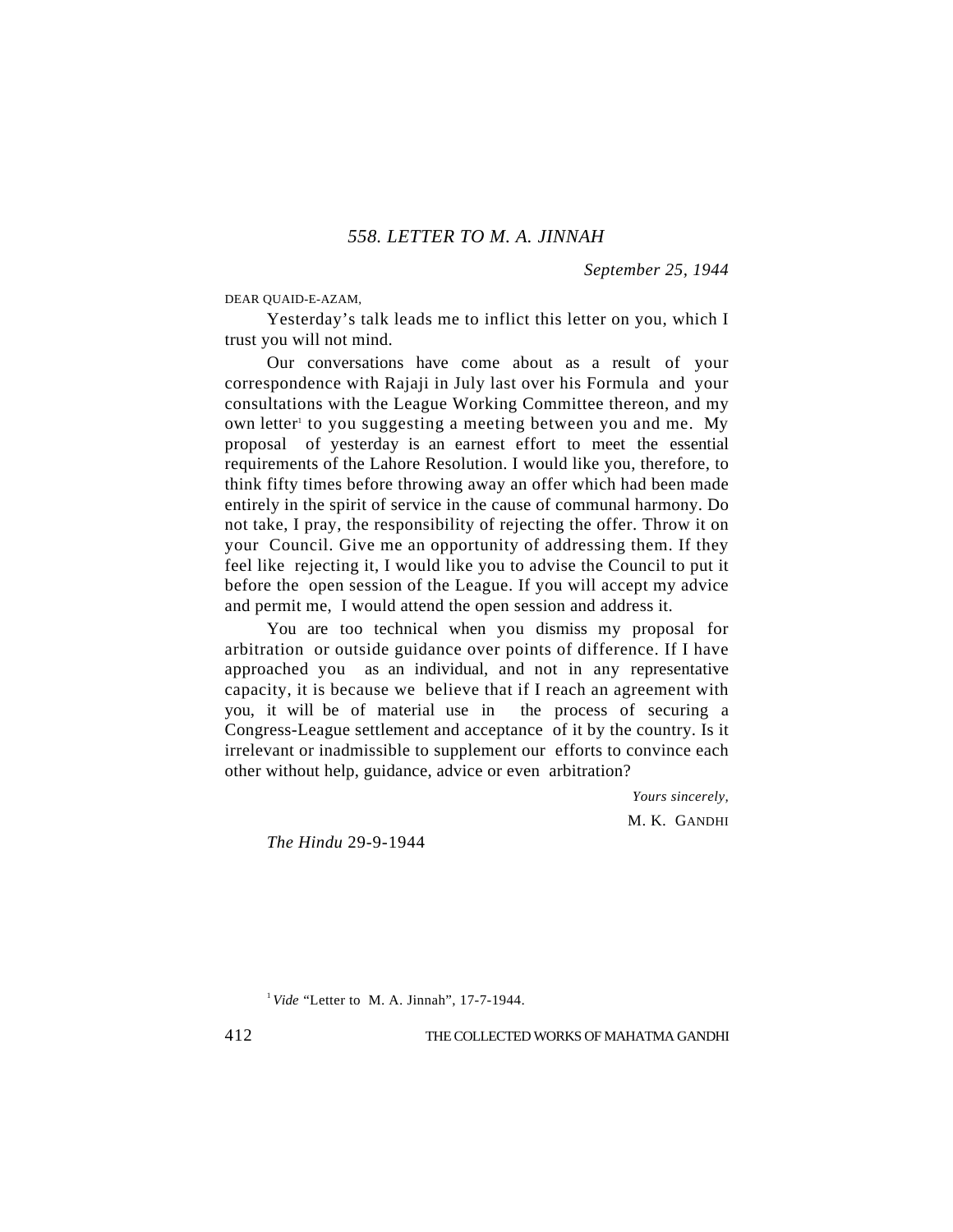## 558. LETTER TO M. A. JINNAH

*September 25, 1944*

DEAR QUAID-E-AZAM,

Yesterday's talk leads me to inflict this letter on you, which I trust you will not mind.

Our conversations have come about as a result of your correspondence with Rajaji in July last over his Formula and your consultations with the League Working Committee thereon, and my own letter[1] to you suggesting a meeting between you and me. My proposal of yesterday is an earnest effort to meet the essential requirements of the Lahore Resolution. I would like you, therefore, to think fifty times before throwing away an offer which had been made entirely in the spirit of service in the cause of communal harmony. Do not take, I pray, the responsibility of rejecting the offer. Throw it on your Council. Give me an opportunity of addressing them. If they feel like rejecting it, I would like you to advise the Council to put it before the open session of the League. If you will accept my advice and permit me, I would attend the open session and address it.

You are too technical when you dismiss my proposal for arbitration or outside guidance over points of difference. If I have approached you as an individual, and not in any representative capacity, it is because we believe that if I reach an agreement with you, it will be of material use in the process of securing a Congress-League settlement and acceptance of it by the country. Is it irrelevant or inadmissible to supplement our efforts to convince each other without help, guidance, advice or even arbitration?

*Yours sincerely,*

M. K. GANDHI

*The Hindu* 29-9-1944

[1] *Vide* "Letter to M. A. Jinnah", 17-7-1944.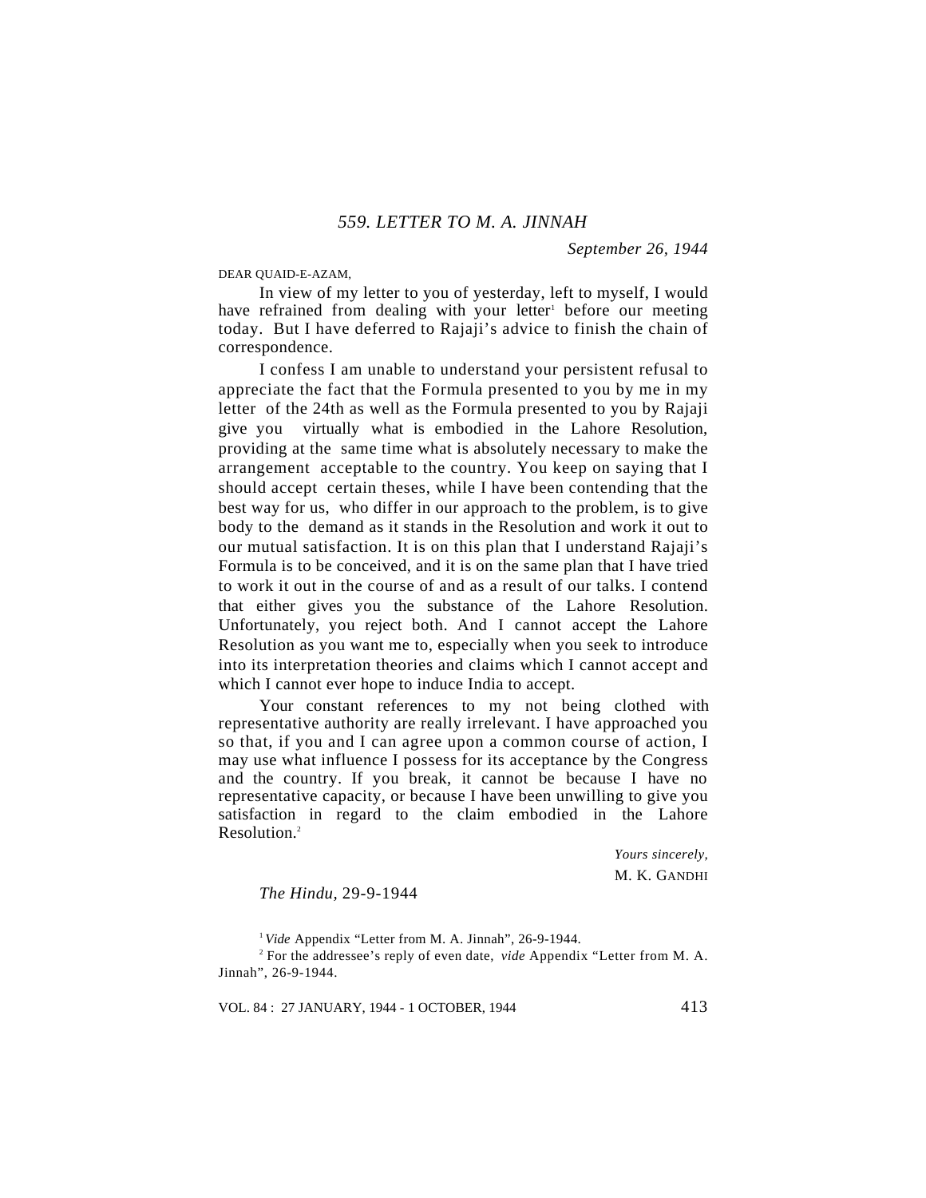## *559. LETTER TO M. A. JINNAH*

*September 26, 1944*

DEAR QUAID-E-AZAM,

In view of my letter to you of yesterday, left to myself, I would have refrained from dealing with your letter[1] before our meeting today. But I have deferred to Rajaji's advice to finish the chain of correspondence.

I confess I am unable to understand your persistent refusal to appreciate the fact that the Formula presented to you by me in my letter of the 24th as well as the Formula presented to you by Rajaji give you virtually what is embodied in the Lahore Resolution, providing at the same time what is absolutely necessary to make the arrangement acceptable to the country. You keep on saying that I should accept certain theses, while I have been contending that the best way for us, who differ in our approach to the problem, is to give body to the demand as it stands in the Resolution and work it out to our mutual satisfaction. It is on this plan that I understand Rajaji's Formula is to be conceived, and it is on the same plan that I have tried to work it out in the course of and as a result of our talks. I contend that either gives you the substance of the Lahore Resolution. Unfortunately, you reject both. And I cannot accept the Lahore Resolution as you want me to, especially when you seek to introduce into its interpretation theories and claims which I cannot accept and which I cannot ever hope to induce India to accept.

Your constant references to my not being clothed with representative authority are really irrelevant. I have approached you so that, if you and I can agree upon a common course of action, I may use what influence I possess for its acceptance by the Congress and the country. If you break, it cannot be because I have no representative capacity, or because I have been unwilling to give you satisfaction in regard to the claim embodied in the Lahore Resolution.[2]

*Yours sincerely,*
M. K. GANDHI

*The Hindu*, 29-9-1944

[1] *Vide* Appendix "Letter from M. A. Jinnah", 26-9-1944.

[2] For the addressee's reply of even date, *vide* Appendix "Letter from M. A. Jinnah", 26-9-1944.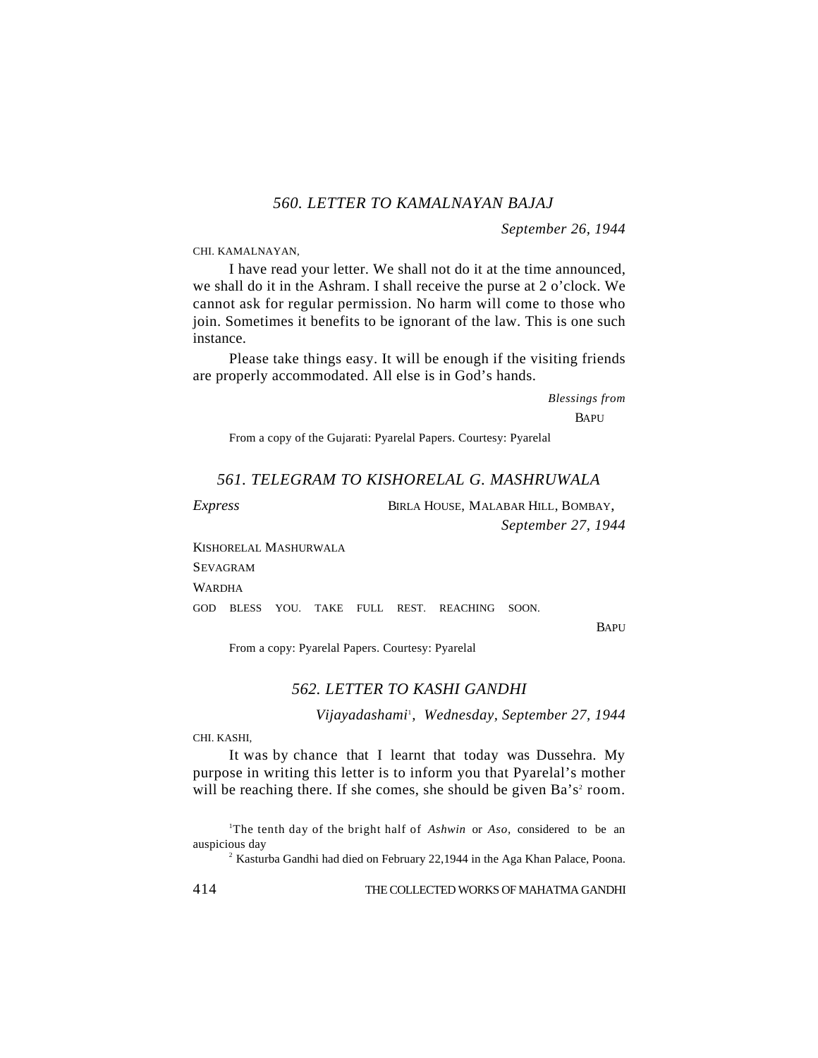## 560. LETTER TO KAMALNAYAN BAJAJ

*September 26, 1944*

CHI. KAMALNAYAN,

I have read your letter. We shall not do it at the time announced, we shall do it in the Ashram. I shall receive the purse at 2 o'clock. We cannot ask for regular permission. No harm will come to those who join. Sometimes it benefits to be ignorant of the law. This is one such instance.

Please take things easy. It will be enough if the visiting friends are properly accommodated. All else is in God's hands.

*Blessings from*

BAPU

From a copy of the Gujarati: Pyarelal Papers. Courtesy: Pyarelal

## 561. TELEGRAM TO KISHORELAL G. MASHRUWALA

*Express*

BIRLA HOUSE, MALABAR HILL, BOMBAY,
*September 27, 1944*

KISHORELAL MASHURWALA
SEVAGRAM
WARDHA

GOD BLESS YOU. TAKE FULL REST. REACHING SOON.

BAPU

From a copy: Pyarelal Papers. Courtesy: Pyarelal

## 562. LETTER TO KASHI GANDHI

*Vijayadashami*[1], *Wednesday, September 27, 1944*

CHI. KASHI,

It was by chance that I learnt that today was Dussehra. My purpose in writing this letter is to inform you that Pyarelal's mother will be reaching there. If she comes, she should be given Ba's[2] room.

[1] The tenth day of the bright half of *Ashwin* or *Aso*, considered to be an auspicious day

[2] Kasturba Gandhi had died on February 22,1944 in the Aga Khan Palace, Poona.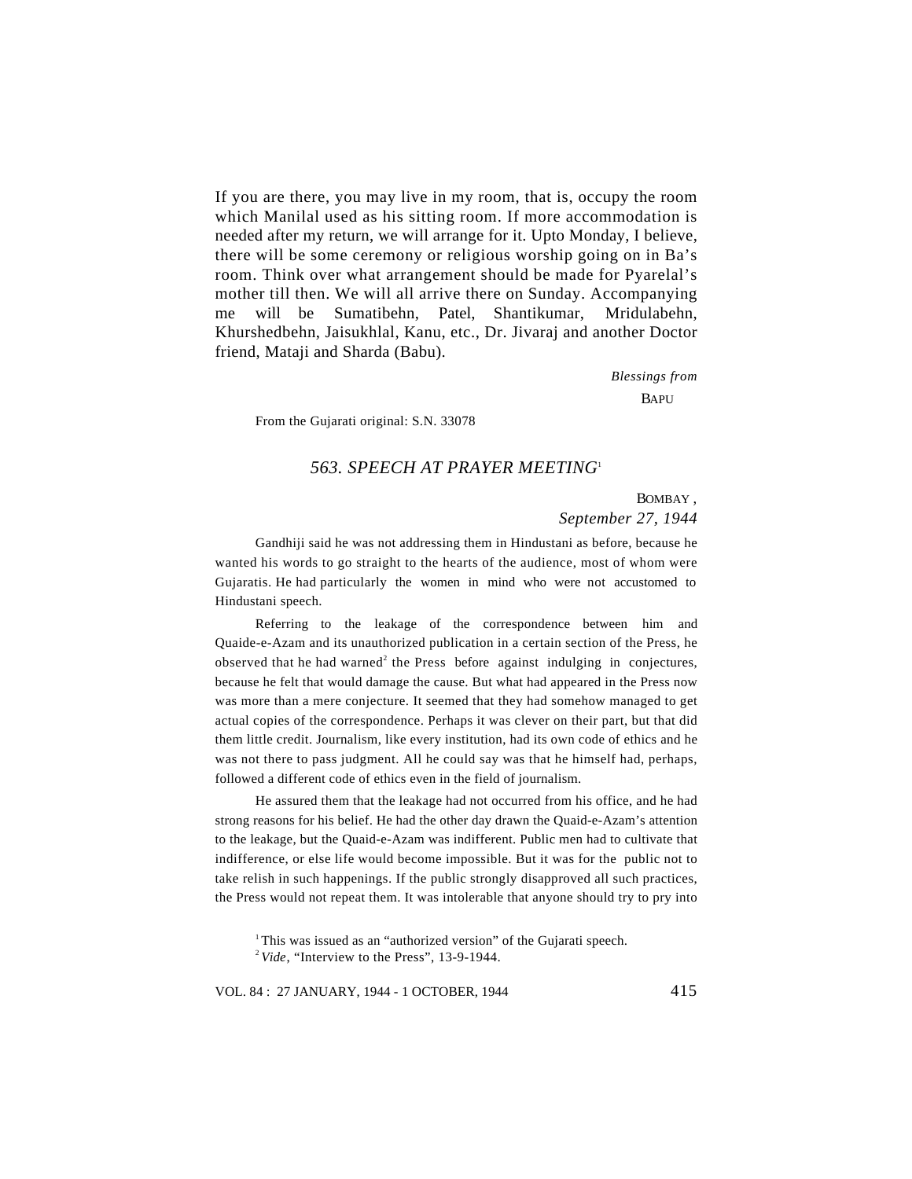If you are there, you may live in my room, that is, occupy the room which Manilal used as his sitting room. If more accommodation is needed after my return, we will arrange for it. Upto Monday, I believe, there will be some ceremony or religious worship going on in Ba's room. Think over what arrangement should be made for Pyarelal's mother till then. We will all arrive there on Sunday. Accompanying me will be Sumatibehn, Patel, Shantikumar, Mridulabehn, Khurshedbehn, Jaisukhlal, Kanu, etc., Dr. Jivaraj and another Doctor friend, Mataji and Sharda (Babu).

*Blessings from*

BAPU

From the Gujarati original: S.N. 33078

## *563. SPEECH AT PRAYER MEETING*[1]

BOMBAY ,
*September 27, 1944*

Gandhiji said he was not addressing them in Hindustani as before, because he wanted his words to go straight to the hearts of the audience, most of whom were Gujaratis. He had particularly the women in mind who were not accustomed to Hindustani speech.

Referring to the leakage of the correspondence between him and Quaide-e-Azam and its unauthorized publication in a certain section of the Press, he observed that he had warned[2] the Press before against indulging in conjectures, because he felt that would damage the cause. But what had appeared in the Press now was more than a mere conjecture. It seemed that they had somehow managed to get actual copies of the correspondence. Perhaps it was clever on their part, but that did them little credit. Journalism, like every institution, had its own code of ethics and he was not there to pass judgment. All he could say was that he himself had, perhaps, followed a different code of ethics even in the field of journalism.

He assured them that the leakage had not occurred from his office, and he had strong reasons for his belief. He had the other day drawn the Quaid-e-Azam's attention to the leakage, but the Quaid-e-Azam was indifferent. Public men had to cultivate that indifference, or else life would become impossible. But it was for the public not to take relish in such happenings. If the public strongly disapproved all such practices, the Press would not repeat them. It was intolerable that anyone should try to pry into

[1] This was issued as an "authorized version" of the Gujarati speech.

[2] *Vide*, "Interview to the Press", 13-9-1944.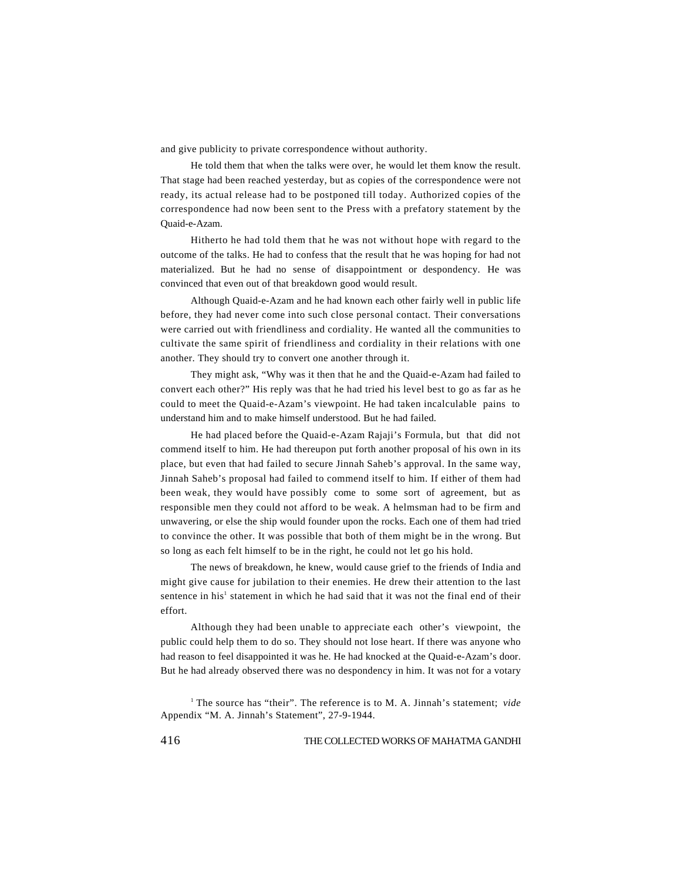and give publicity to private correspondence without authority.

He told them that when the talks were over, he would let them know the result. That stage had been reached yesterday, but as copies of the correspondence were not ready, its actual release had to be postponed till today. Authorized copies of the correspondence had now been sent to the Press with a prefatory statement by the Quaid-e-Azam.

Hitherto he had told them that he was not without hope with regard to the outcome of the talks. He had to confess that the result that he was hoping for had not materialized. But he had no sense of disappointment or despondency. He was convinced that even out of that breakdown good would result.

Although Quaid-e-Azam and he had known each other fairly well in public life before, they had never come into such close personal contact. Their conversations were carried out with friendliness and cordiality. He wanted all the communities to cultivate the same spirit of friendliness and cordiality in their relations with one another. They should try to convert one another through it.

They might ask, "Why was it then that he and the Quaid-e-Azam had failed to convert each other?" His reply was that he had tried his level best to go as far as he could to meet the Quaid-e-Azam's viewpoint. He had taken incalculable pains to understand him and to make himself understood. But he had failed.

He had placed before the Quaid-e-Azam Rajaji's Formula, but that did not commend itself to him. He had thereupon put forth another proposal of his own in its place, but even that had failed to secure Jinnah Saheb's approval. In the same way, Jinnah Saheb's proposal had failed to commend itself to him. If either of them had been weak, they would have possibly come to some sort of agreement, but as responsible men they could not afford to be weak. A helmsman had to be firm and unwavering, or else the ship would founder upon the rocks. Each one of them had tried to convince the other. It was possible that both of them might be in the wrong. But so long as each felt himself to be in the right, he could not let go his hold.

The news of breakdown, he knew, would cause grief to the friends of India and might give cause for jubilation to their enemies. He drew their attention to the last sentence in his[1] statement in which he had said that it was not the final end of their effort.

Although they had been unable to appreciate each other's viewpoint, the public could help them to do so. They should not lose heart. If there was anyone who had reason to feel disappointed it was he. He had knocked at the Quaid-e-Azam's door. But he had already observed there was no despondency in him. It was not for a votary

[1] The source has "their". The reference is to M. A. Jinnah's statement; *vide* Appendix "M. A. Jinnah's Statement", 27-9-1944.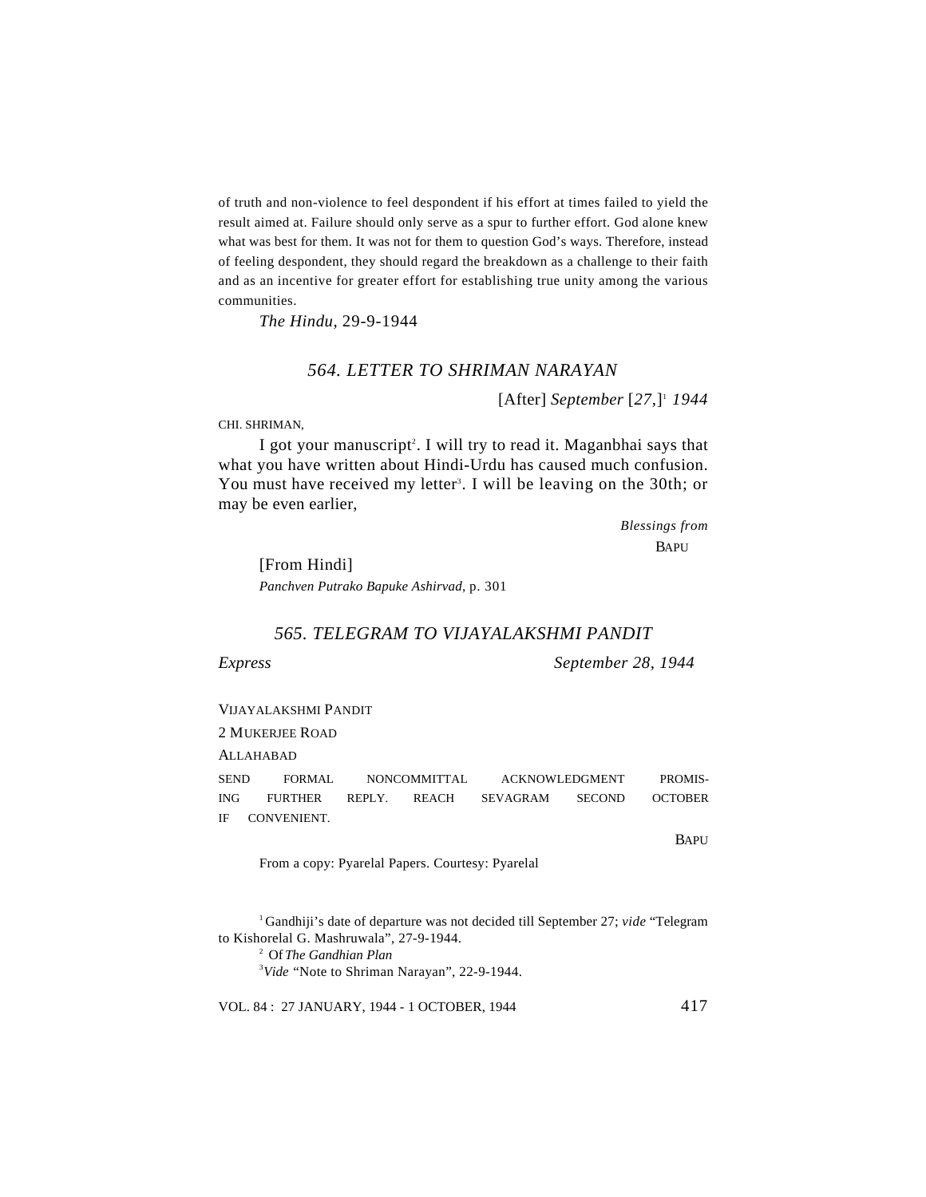of truth and non-violence to feel despondent if his effort at times failed to yield the result aimed at. Failure should only serve as a spur to further effort. God alone knew what was best for them. It was not for them to question God's ways. Therefore, instead of feeling despondent, they should regard the breakdown as a challenge to their faith and as an incentive for greater effort for establishing true unity among the various communities.

*The Hindu*, 29-9-1944

## 564. LETTER TO SHRIMAN NARAYAN

[After] *September* [*27,*][1] *1944*

CHI. SHRIMAN,

I got your manuscript[2]. I will try to read it. Maganbhai says that what you have written about Hindi-Urdu has caused much confusion. You must have received my letter[3]. I will be leaving on the 30th; or may be even earlier,

*Blessings from*
BAPU

[From Hindi]
*Panchven Putrako Bapuke Ashirvad,* p. 301

## 565. TELEGRAM TO VIJAYALAKSHMI PANDIT

*Express* *September 28, 1944*

VIJAYALAKSHMI PANDIT
2 MUKERJEE ROAD
ALLAHABAD

SEND FORMAL NONCOMMITTAL ACKNOWLEDGMENT PROMISING FURTHER REPLY. REACH SEVAGRAM SECOND OCTOBER IF CONVENIENT.

BAPU

From a copy: Pyarelal Papers. Courtesy: Pyarelal

[1] Gandhiji's date of departure was not decided till September 27; *vide* "Telegram to Kishorelal G. Mashruwala", 27-9-1944.

[2] Of *The Gandhian Plan*

[3] *Vide* "Note to Shriman Narayan", 22-9-1944.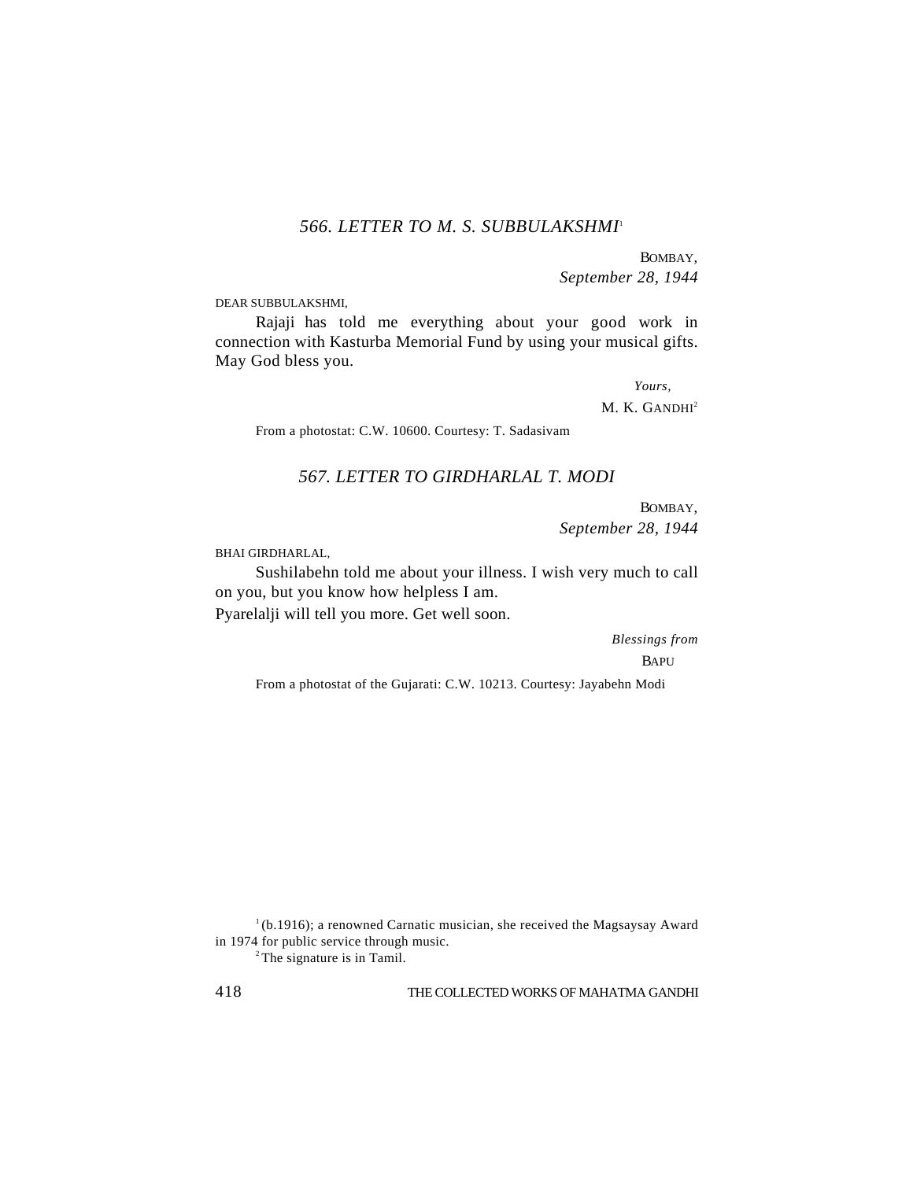## *566. LETTER TO M. S. SUBBULAKSHMI*[1]

BOMBAY,
*September 28, 1944*

DEAR SUBBULAKSHMI,

Rajaji has told me everything about your good work in connection with Kasturba Memorial Fund by using your musical gifts. May God bless you.

*Yours,*
M. K. GANDHI[2]

From a photostat: C.W. 10600. Courtesy: T. Sadasivam

## *567. LETTER TO GIRDHARLAL T. MODI*

BOMBAY,
*September 28, 1944*

BHAI GIRDHARLAL,

Sushilabehn told me about your illness. I wish very much to call on you, but you know how helpless I am.

Pyarelalji will tell you more. Get well soon.

*Blessings from*
BAPU

From a photostat of the Gujarati: C.W. 10213. Courtesy: Jayabehn Modi

---

[1] (b.1916); a renowned Carnatic musician, she received the Magsaysay Award in 1974 for public service through music.

[2] The signature is in Tamil.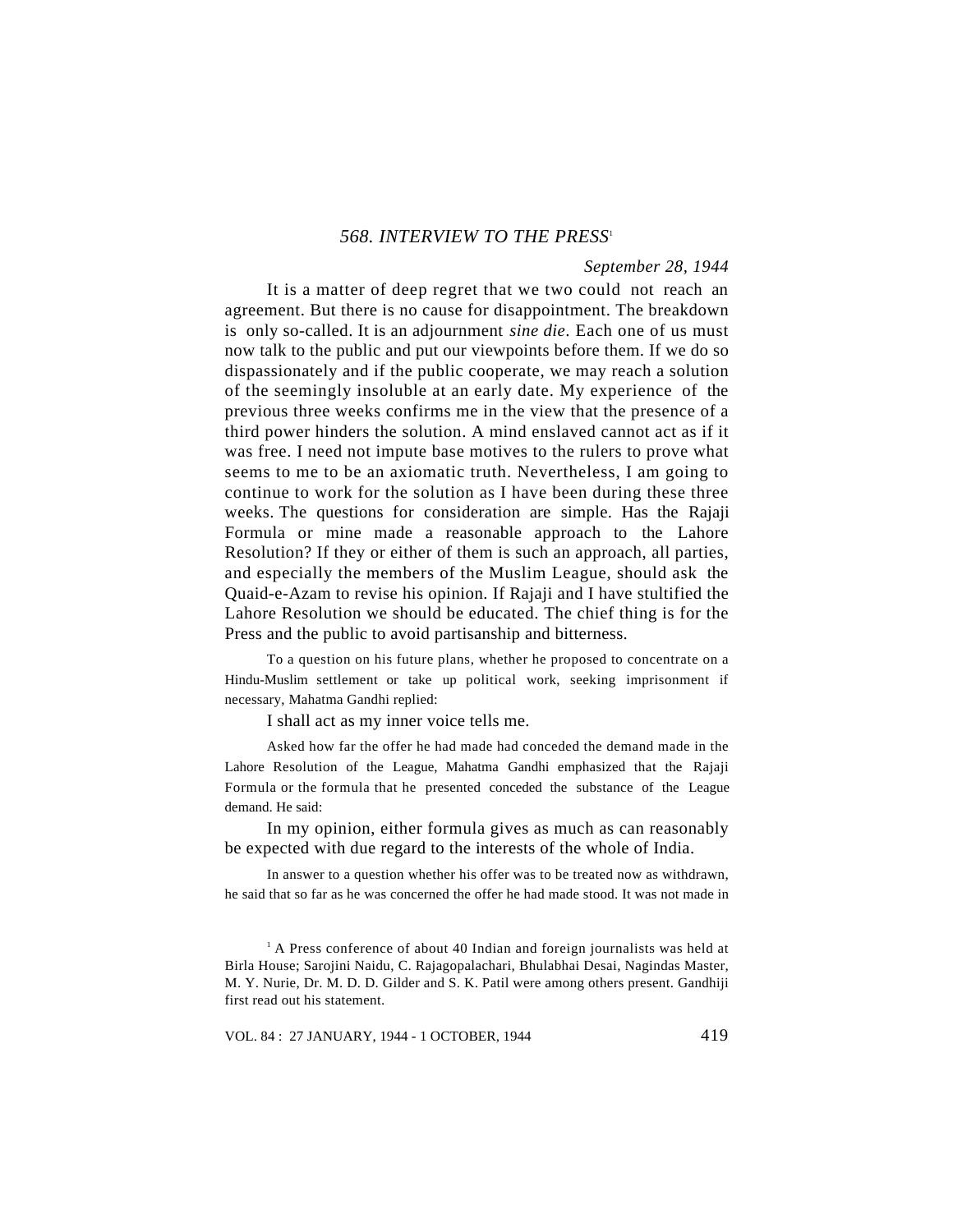### 568. INTERVIEW TO THE PRESS[1]

*September 28, 1944*

It is a matter of deep regret that we two could not reach an agreement. But there is no cause for disappointment. The breakdown is only so-called. It is an adjournment *sine die*. Each one of us must now talk to the public and put our viewpoints before them. If we do so dispassionately and if the public cooperate, we may reach a solution of the seemingly insoluble at an early date. My experience of the previous three weeks confirms me in the view that the presence of a third power hinders the solution. A mind enslaved cannot act as if it was free. I need not impute base motives to the rulers to prove what seems to me to be an axiomatic truth. Nevertheless, I am going to continue to work for the solution as I have been during these three weeks. The questions for consideration are simple. Has the Rajaji Formula or mine made a reasonable approach to the Lahore Resolution? If they or either of them is such an approach, all parties, and especially the members of the Muslim League, should ask the Quaid-e-Azam to revise his opinion. If Rajaji and I have stultified the Lahore Resolution we should be educated. The chief thing is for the Press and the public to avoid partisanship and bitterness.

To a question on his future plans, whether he proposed to concentrate on a Hindu-Muslim settlement or take up political work, seeking imprisonment if necessary, Mahatma Gandhi replied:

I shall act as my inner voice tells me.

Asked how far the offer he had made had conceded the demand made in the Lahore Resolution of the League, Mahatma Gandhi emphasized that the Rajaji Formula or the formula that he presented conceded the substance of the League demand. He said:

In my opinion, either formula gives as much as can reasonably be expected with due regard to the interests of the whole of India.

In answer to a question whether his offer was to be treated now as withdrawn, he said that so far as he was concerned the offer he had made stood. It was not made in

[1] A Press conference of about 40 Indian and foreign journalists was held at Birla House; Sarojini Naidu, C. Rajagopalachari, Bhulabhai Desai, Nagindas Master, M. Y. Nurie, Dr. M. D. D. Gilder and S. K. Patil were among others present. Gandhiji first read out his statement.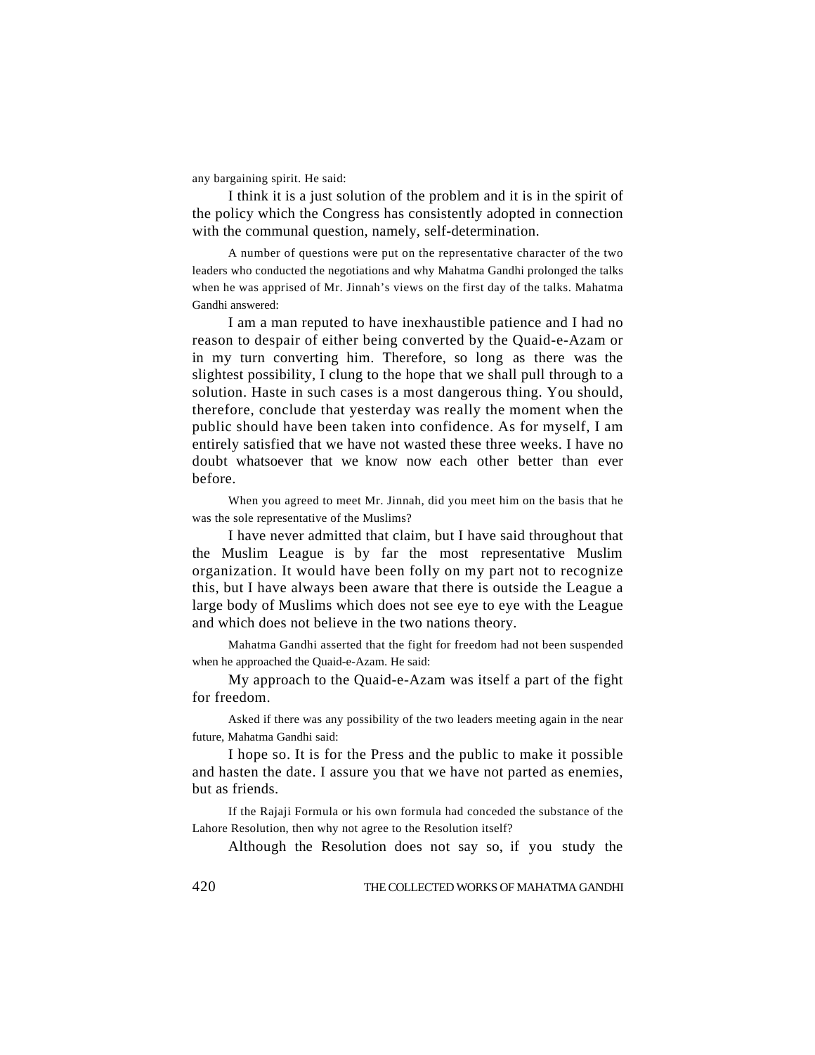any bargaining spirit. He said:

I think it is a just solution of the problem and it is in the spirit of the policy which the Congress has consistently adopted in connection with the communal question, namely, self-determination.

A number of questions were put on the representative character of the two leaders who conducted the negotiations and why Mahatma Gandhi prolonged the talks when he was apprised of Mr. Jinnah's views on the first day of the talks. Mahatma Gandhi answered:

I am a man reputed to have inexhaustible patience and I had no reason to despair of either being converted by the Quaid-e-Azam or in my turn converting him. Therefore, so long as there was the slightest possibility, I clung to the hope that we shall pull through to a solution. Haste in such cases is a most dangerous thing. You should, therefore, conclude that yesterday was really the moment when the public should have been taken into confidence. As for myself, I am entirely satisfied that we have not wasted these three weeks. I have no doubt whatsoever that we know now each other better than ever before.

When you agreed to meet Mr. Jinnah, did you meet him on the basis that he was the sole representative of the Muslims?

I have never admitted that claim, but I have said throughout that the Muslim League is by far the most representative Muslim organization. It would have been folly on my part not to recognize this, but I have always been aware that there is outside the League a large body of Muslims which does not see eye to eye with the League and which does not believe in the two nations theory.

Mahatma Gandhi asserted that the fight for freedom had not been suspended when he approached the Quaid-e-Azam. He said:

My approach to the Quaid-e-Azam was itself a part of the fight for freedom.

Asked if there was any possibility of the two leaders meeting again in the near future, Mahatma Gandhi said:

I hope so. It is for the Press and the public to make it possible and hasten the date. I assure you that we have not parted as enemies, but as friends.

If the Rajaji Formula or his own formula had conceded the substance of the Lahore Resolution, then why not agree to the Resolution itself?

Although the Resolution does not say so, if you study the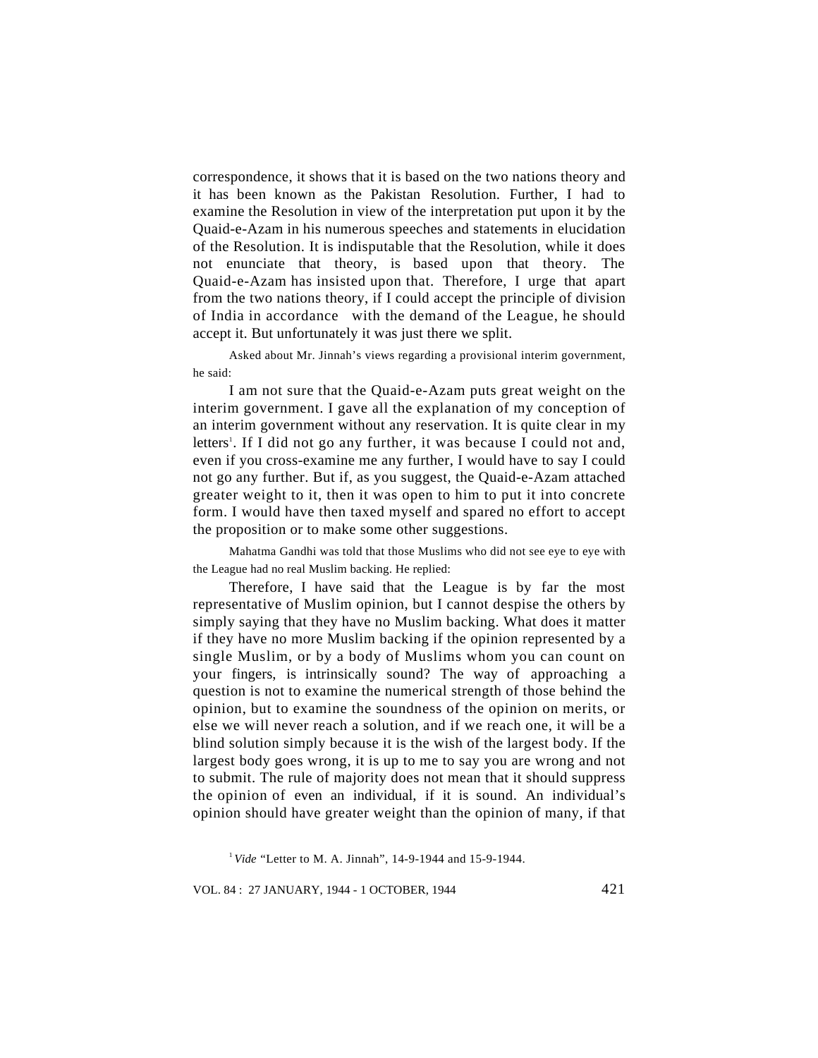correspondence, it shows that it is based on the two nations theory and it has been known as the Pakistan Resolution. Further, I had to examine the Resolution in view of the interpretation put upon it by the Quaid-e-Azam in his numerous speeches and statements in elucidation of the Resolution. It is indisputable that the Resolution, while it does not enunciate that theory, is based upon that theory. The Quaid-e-Azam has insisted upon that. Therefore, I urge that apart from the two nations theory, if I could accept the principle of division of India in accordance with the demand of the League, he should accept it. But unfortunately it was just there we split.

Asked about Mr. Jinnah's views regarding a provisional interim government, he said:

I am not sure that the Quaid-e-Azam puts great weight on the interim government. I gave all the explanation of my conception of an interim government without any reservation. It is quite clear in my letters[1]. If I did not go any further, it was because I could not and, even if you cross-examine me any further, I would have to say I could not go any further. But if, as you suggest, the Quaid-e-Azam attached greater weight to it, then it was open to him to put it into concrete form. I would have then taxed myself and spared no effort to accept the proposition or to make some other suggestions.

Mahatma Gandhi was told that those Muslims who did not see eye to eye with the League had no real Muslim backing. He replied:

Therefore, I have said that the League is by far the most representative of Muslim opinion, but I cannot despise the others by simply saying that they have no Muslim backing. What does it matter if they have no more Muslim backing if the opinion represented by a single Muslim, or by a body of Muslims whom you can count on your fingers, is intrinsically sound? The way of approaching a question is not to examine the numerical strength of those behind the opinion, but to examine the soundness of the opinion on merits, or else we will never reach a solution, and if we reach one, it will be a blind solution simply because it is the wish of the largest body. If the largest body goes wrong, it is up to me to say you are wrong and not to submit. The rule of majority does not mean that it should suppress the opinion of even an individual, if it is sound. An individual's opinion should have greater weight than the opinion of many, if that

[1] *Vide* "Letter to M. A. Jinnah", 14-9-1944 and 15-9-1944.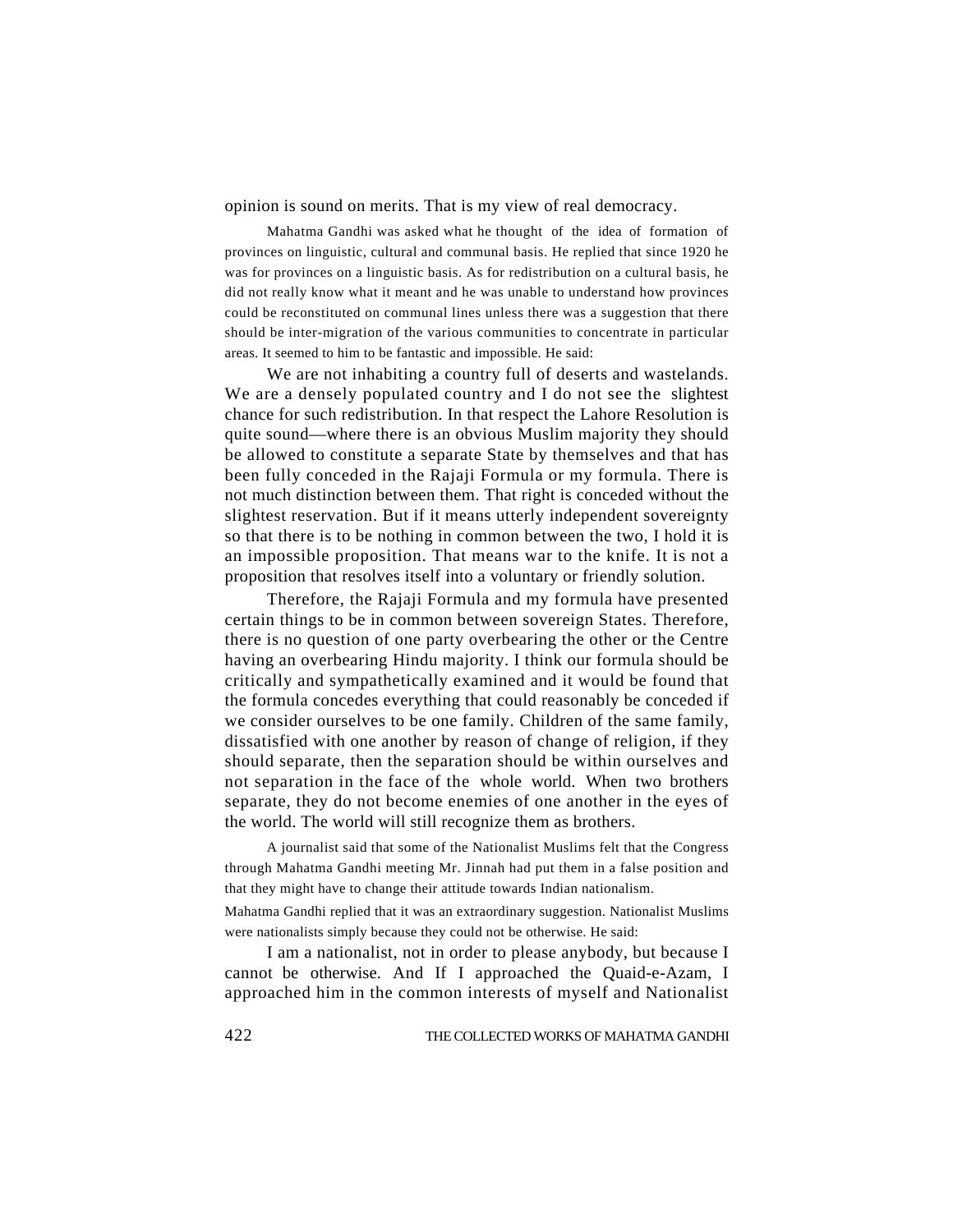opinion is sound on merits. That is my view of real democracy.

Mahatma Gandhi was asked what he thought of the idea of formation of provinces on linguistic, cultural and communal basis. He replied that since 1920 he was for provinces on a linguistic basis. As for redistribution on a cultural basis, he did not really know what it meant and he was unable to understand how provinces could be reconstituted on communal lines unless there was a suggestion that there should be inter-migration of the various communities to concentrate in particular areas. It seemed to him to be fantastic and impossible. He said:

We are not inhabiting a country full of deserts and wastelands. We are a densely populated country and I do not see the slightest chance for such redistribution. In that respect the Lahore Resolution is quite sound—where there is an obvious Muslim majority they should be allowed to constitute a separate State by themselves and that has been fully conceded in the Rajaji Formula or my formula. There is not much distinction between them. That right is conceded without the slightest reservation. But if it means utterly independent sovereignty so that there is to be nothing in common between the two, I hold it is an impossible proposition. That means war to the knife. It is not a proposition that resolves itself into a voluntary or friendly solution.

Therefore, the Rajaji Formula and my formula have presented certain things to be in common between sovereign States. Therefore, there is no question of one party overbearing the other or the Centre having an overbearing Hindu majority. I think our formula should be critically and sympathetically examined and it would be found that the formula concedes everything that could reasonably be conceded if we consider ourselves to be one family. Children of the same family, dissatisfied with one another by reason of change of religion, if they should separate, then the separation should be within ourselves and not separation in the face of the whole world. When two brothers separate, they do not become enemies of one another in the eyes of the world. The world will still recognize them as brothers.

A journalist said that some of the Nationalist Muslims felt that the Congress through Mahatma Gandhi meeting Mr. Jinnah had put them in a false position and that they might have to change their attitude towards Indian nationalism.

Mahatma Gandhi replied that it was an extraordinary suggestion. Nationalist Muslims were nationalists simply because they could not be otherwise. He said:

I am a nationalist, not in order to please anybody, but because I cannot be otherwise. And If I approached the Quaid-e-Azam, I approached him in the common interests of myself and Nationalist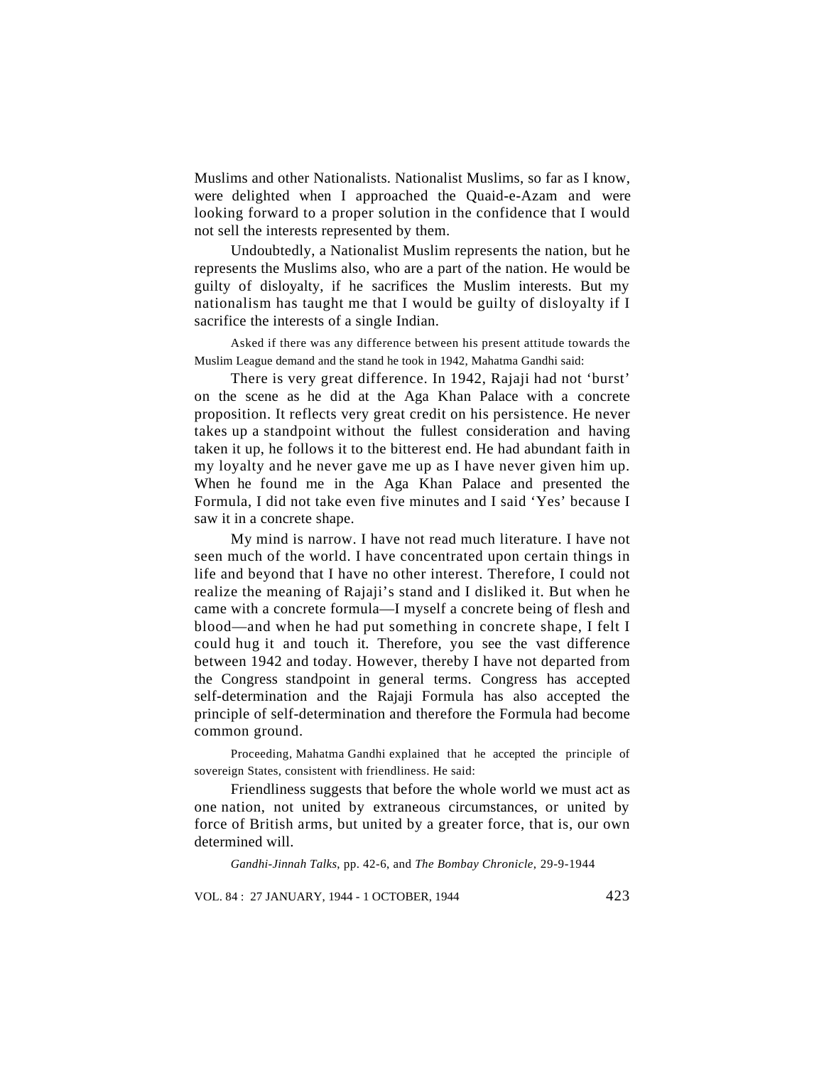Muslims and other Nationalists. Nationalist Muslims, so far as I know, were delighted when I approached the Quaid-e-Azam and were looking forward to a proper solution in the confidence that I would not sell the interests represented by them.

Undoubtedly, a Nationalist Muslim represents the nation, but he represents the Muslims also, who are a part of the nation. He would be guilty of disloyalty, if he sacrifices the Muslim interests. But my nationalism has taught me that I would be guilty of disloyalty if I sacrifice the interests of a single Indian.

Asked if there was any difference between his present attitude towards the Muslim League demand and the stand he took in 1942, Mahatma Gandhi said:

There is very great difference. In 1942, Rajaji had not 'burst' on the scene as he did at the Aga Khan Palace with a concrete proposition. It reflects very great credit on his persistence. He never takes up a standpoint without the fullest consideration and having taken it up, he follows it to the bitterest end. He had abundant faith in my loyalty and he never gave me up as I have never given him up. When he found me in the Aga Khan Palace and presented the Formula, I did not take even five minutes and I said 'Yes' because I saw it in a concrete shape.

My mind is narrow. I have not read much literature. I have not seen much of the world. I have concentrated upon certain things in life and beyond that I have no other interest. Therefore, I could not realize the meaning of Rajaji's stand and I disliked it. But when he came with a concrete formula—I myself a concrete being of flesh and blood—and when he had put something in concrete shape, I felt I could hug it and touch it. Therefore, you see the vast difference between 1942 and today. However, thereby I have not departed from the Congress standpoint in general terms. Congress has accepted self-determination and the Rajaji Formula has also accepted the principle of self-determination and therefore the Formula had become common ground.

Proceeding, Mahatma Gandhi explained that he accepted the principle of sovereign States, consistent with friendliness. He said:

Friendliness suggests that before the whole world we must act as one nation, not united by extraneous circumstances, or united by force of British arms, but united by a greater force, that is, our own determined will.

*Gandhi-Jinnah Talks*, pp. 42-6, and *The Bombay Chronicle*, 29-9-1944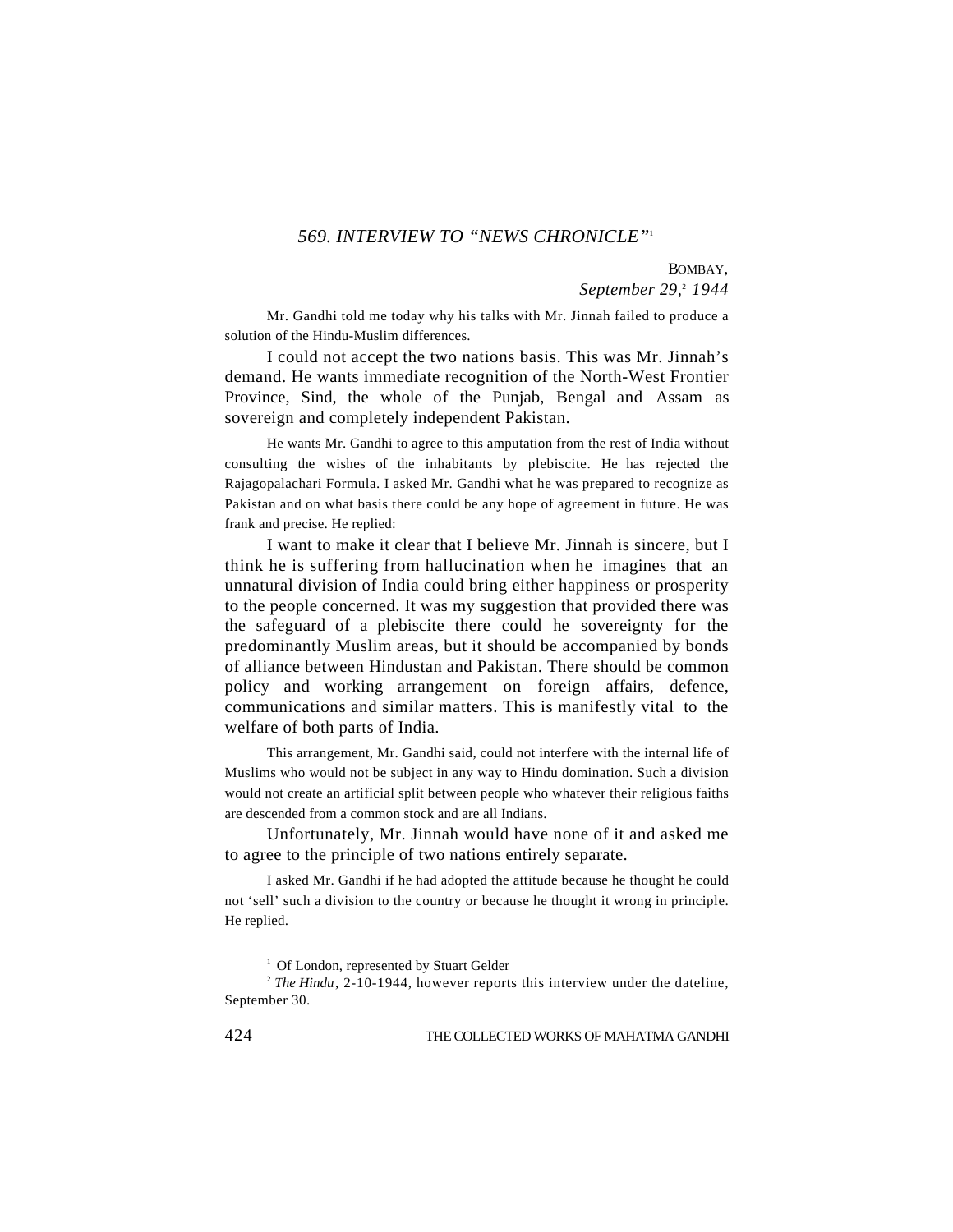## *569. INTERVIEW TO "NEWS CHRONICLE"*[1]

BOMBAY,
*September 29,*[2] *1944*

Mr. Gandhi told me today why his talks with Mr. Jinnah failed to produce a solution of the Hindu-Muslim differences.

I could not accept the two nations basis. This was Mr. Jinnah's demand. He wants immediate recognition of the North-West Frontier Province, Sind, the whole of the Punjab, Bengal and Assam as sovereign and completely independent Pakistan.

He wants Mr. Gandhi to agree to this amputation from the rest of India without consulting the wishes of the inhabitants by plebiscite. He has rejected the Rajagopalachari Formula. I asked Mr. Gandhi what he was prepared to recognize as Pakistan and on what basis there could be any hope of agreement in future. He was frank and precise. He replied:

I want to make it clear that I believe Mr. Jinnah is sincere, but I think he is suffering from hallucination when he imagines that an unnatural division of India could bring either happiness or prosperity to the people concerned. It was my suggestion that provided there was the safeguard of a plebiscite there could he sovereignty for the predominantly Muslim areas, but it should be accompanied by bonds of alliance between Hindustan and Pakistan. There should be common policy and working arrangement on foreign affairs, defence, communications and similar matters. This is manifestly vital to the welfare of both parts of India.

This arrangement, Mr. Gandhi said, could not interfere with the internal life of Muslims who would not be subject in any way to Hindu domination. Such a division would not create an artificial split between people who whatever their religious faiths are descended from a common stock and are all Indians.

Unfortunately, Mr. Jinnah would have none of it and asked me to agree to the principle of two nations entirely separate.

I asked Mr. Gandhi if he had adopted the attitude because he thought he could not 'sell' such a division to the country or because he thought it wrong in principle. He replied.

---

[1] Of London, represented by Stuart Gelder

[2] *The Hindu*, 2-10-1944, however reports this interview under the dateline, September 30.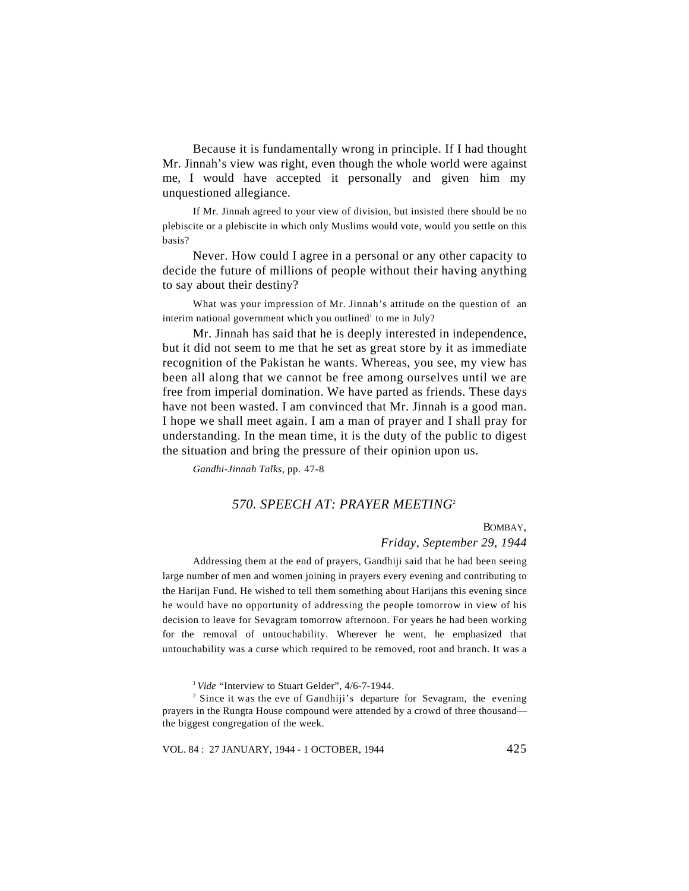Because it is fundamentally wrong in principle. If I had thought Mr. Jinnah's view was right, even though the whole world were against me, I would have accepted it personally and given him my unquestioned allegiance.

If Mr. Jinnah agreed to your view of division, but insisted there should be no plebiscite or a plebiscite in which only Muslims would vote, would you settle on this basis?

Never. How could I agree in a personal or any other capacity to decide the future of millions of people without their having anything to say about their destiny?

What was your impression of Mr. Jinnah's attitude on the question of an interim national government which you outlined[1] to me in July?

Mr. Jinnah has said that he is deeply interested in independence, but it did not seem to me that he set as great store by it as immediate recognition of the Pakistan he wants. Whereas, you see, my view has been all along that we cannot be free among ourselves until we are free from imperial domination. We have parted as friends. These days have not been wasted. I am convinced that Mr. Jinnah is a good man. I hope we shall meet again. I am a man of prayer and I shall pray for understanding. In the mean time, it is the duty of the public to digest the situation and bring the pressure of their opinion upon us.

*Gandhi-Jinnah Talks*, pp. 47-8

## 570. SPEECH AT: PRAYER MEETING[2]

BOMBAY,
*Friday, September 29, 1944*

Addressing them at the end of prayers, Gandhiji said that he had been seeing large number of men and women joining in prayers every evening and contributing to the Harijan Fund. He wished to tell them something about Harijans this evening since he would have no opportunity of addressing the people tomorrow in view of his decision to leave for Sevagram tomorrow afternoon. For years he had been working for the removal of untouchability. Wherever he went, he emphasized that untouchability was a curse which required to be removed, root and branch. It was a

[1] *Vide* "Interview to Stuart Gelder", 4/6-7-1944.

[2] Since it was the eve of Gandhiji's departure for Sevagram, the evening prayers in the Rungta House compound were attended by a crowd of three thousand—the biggest congregation of the week.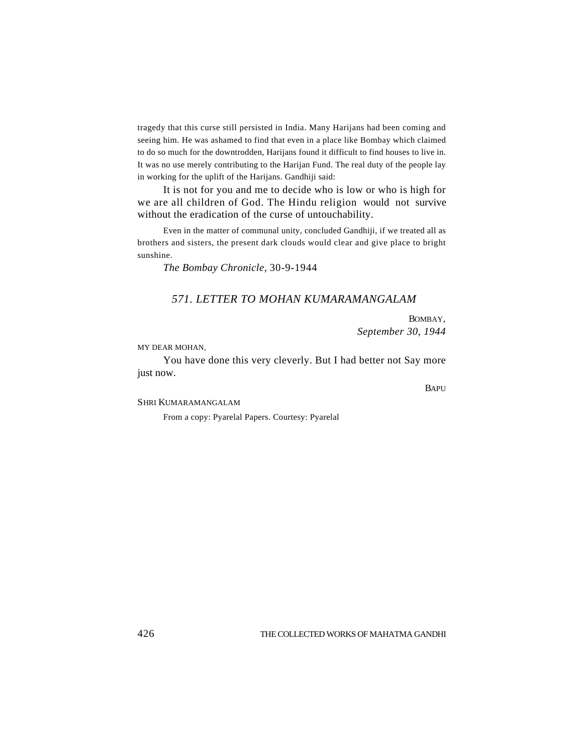tragedy that this curse still persisted in India. Many Harijans had been coming and seeing him. He was ashamed to find that even in a place like Bombay which claimed to do so much for the downtrodden, Harijans found it difficult to find houses to live in. It was no use merely contributing to the Harijan Fund. The real duty of the people lay in working for the uplift of the Harijans. Gandhiji said:

It is not for you and me to decide who is low or who is high for we are all children of God. The Hindu religion would not survive without the eradication of the curse of untouchability.

Even in the matter of communal unity, concluded Gandhiji, if we treated all as brothers and sisters, the present dark clouds would clear and give place to bright sunshine.

*The Bombay Chronicle*, 30-9-1944

## *571. LETTER TO MOHAN KUMARAMANGALAM*

BOMBAY,
*September 30, 1944*

MY DEAR MOHAN,

You have done this very cleverly. But I had better not Say more just now.

BAPU

SHRI KUMARAMANGALAM

From a copy: Pyarelal Papers. Courtesy: Pyarelal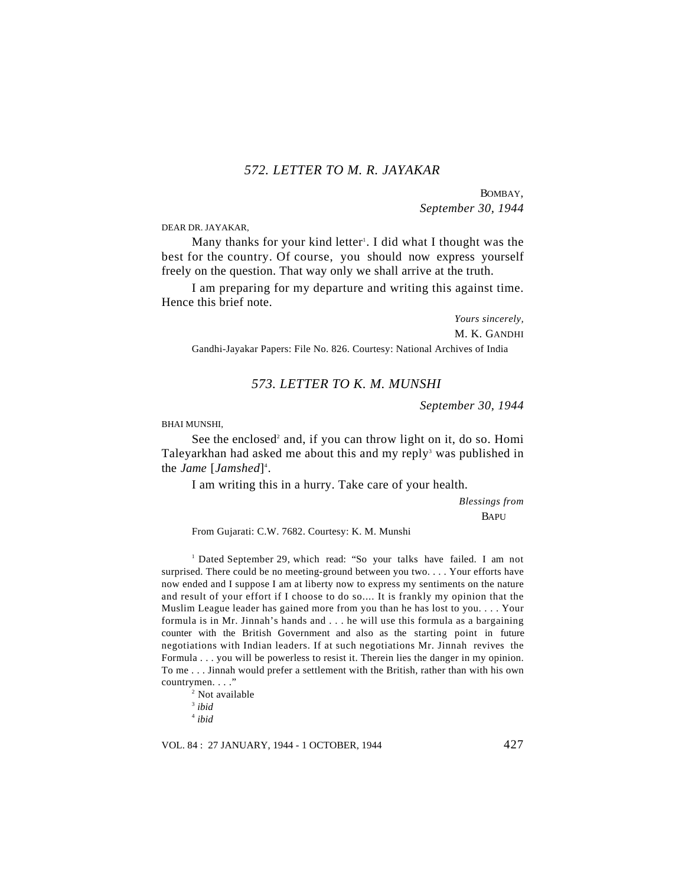### *572. LETTER TO M. R. JAYAKAR*

BOMBAY,
*September 30, 1944*

DEAR DR. JAYAKAR,

Many thanks for your kind letter[1]. I did what I thought was the best for the country. Of course, you should now express yourself freely on the question. That way only we shall arrive at the truth.

I am preparing for my departure and writing this against time. Hence this brief note.

*Yours sincerely,*
M. K. GANDHI

Gandhi-Jayakar Papers: File No. 826. Courtesy: National Archives of India

### *573. LETTER TO K. M. MUNSHI*

*September 30, 1944*

BHAI MUNSHI,

See the enclosed[2] and, if you can throw light on it, do so. Homi Taleyarkhan had asked me about this and my reply[3] was published in the *Jame* [*Jamshed*][4].

I am writing this in a hurry. Take care of your health.

*Blessings from*
BAPU

From Gujarati: C.W. 7682. Courtesy: K. M. Munshi

[1] Dated September 29, which read: "So your talks have failed. I am not surprised. There could be no meeting-ground between you two. . . . Your efforts have now ended and I suppose I am at liberty now to express my sentiments on the nature and result of your effort if I choose to do so.... It is frankly my opinion that the Muslim League leader has gained more from you than he has lost to you. . . . Your formula is in Mr. Jinnah's hands and . . . he will use this formula as a bargaining counter with the British Government and also as the starting point in future negotiations with Indian leaders. If at such negotiations Mr. Jinnah revives the Formula . . . you will be powerless to resist it. Therein lies the danger in my opinion. To me . . . Jinnah would prefer a settlement with the British, rather than with his own countrymen. . . ."

[2] Not available

[3] *ibid*

[4] *ibid*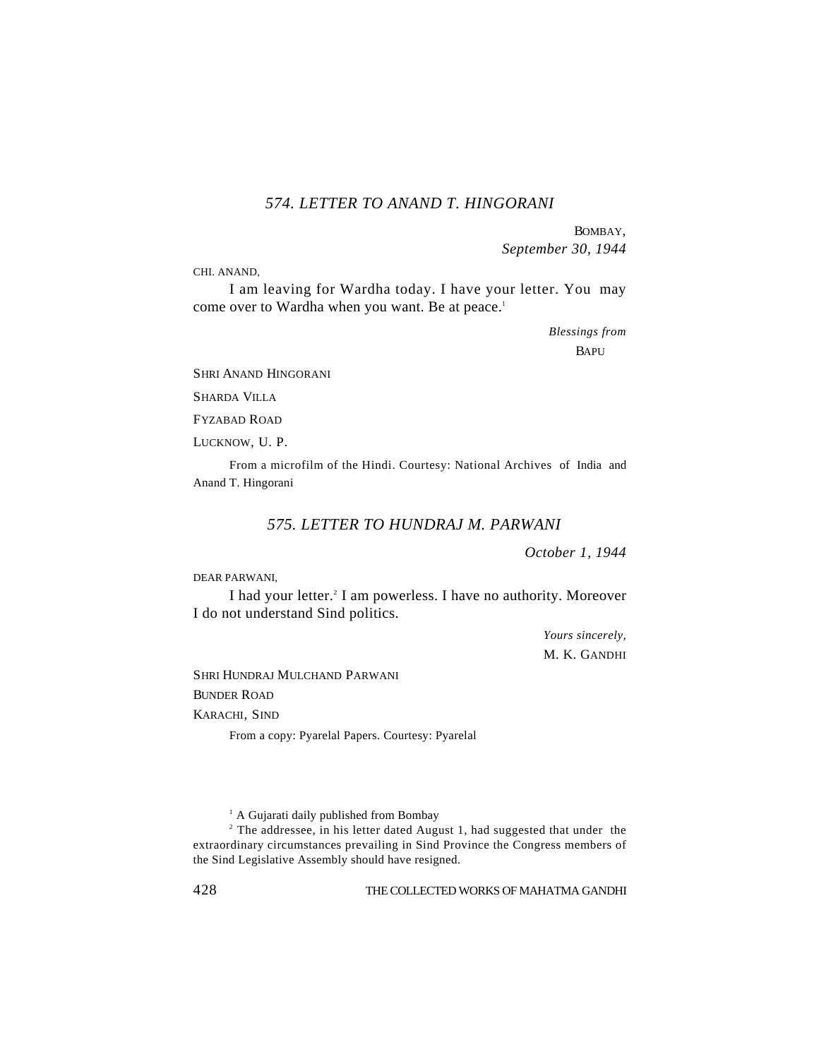## *574. LETTER TO ANAND T. HINGORANI*

BOMBAY,
*September 30, 1944*

CHI. ANAND,

I am leaving for Wardha today. I have your letter. You may come over to Wardha when you want. Be at peace.[1]

*Blessings from*
BAPU

SHRI ANAND HINGORANI
SHARDA VILLA
FYZABAD ROAD
LUCKNOW, U. P.

From a microfilm of the Hindi. Courtesy: National Archives of India and Anand T. Hingorani

## *575. LETTER TO HUNDRAJ M. PARWANI*

*October 1, 1944*

DEAR PARWANI,

I had your letter.[2] I am powerless. I have no authority. Moreover I do not understand Sind politics.

*Yours sincerely,*
M. K. GANDHI

SHRI HUNDRAJ MULCHAND PARWANI
BUNDER ROAD
KARACHI, SIND

From a copy: Pyarelal Papers. Courtesy: Pyarelal

---

[1] A Gujarati daily published from Bombay

[2] The addressee, in his letter dated August 1, had suggested that under the extraordinary circumstances prevailing in Sind Province the Congress members of the Sind Legislative Assembly should have resigned.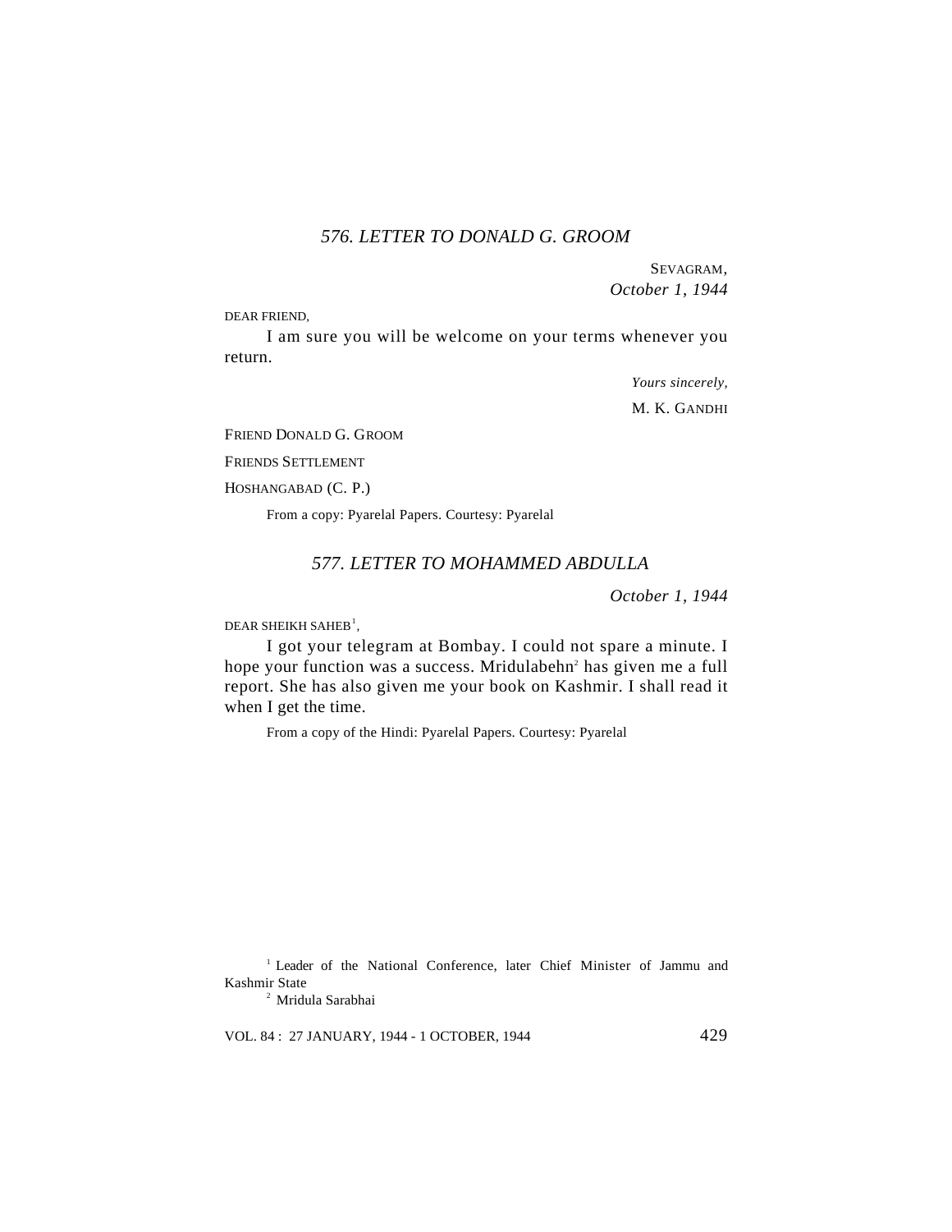## 576. LETTER TO DONALD G. GROOM

SEVAGRAM,
*October 1, 1944*

DEAR FRIEND,

I am sure you will be welcome on your terms whenever you return.

*Yours sincerely,*
M. K. GANDHI

FRIEND DONALD G. GROOM
FRIENDS SETTLEMENT
HOSHANGABAD (C. P.)

From a copy: Pyarelal Papers. Courtesy: Pyarelal

## 577. LETTER TO MOHAMMED ABDULLA

*October 1, 1944*

DEAR SHEIKH SAHEB[1],

I got your telegram at Bombay. I could not spare a minute. I hope your function was a success. Mridulabehn[2] has given me a full report. She has also given me your book on Kashmir. I shall read it when I get the time.

From a copy of the Hindi: Pyarelal Papers. Courtesy: Pyarelal

---

[1] Leader of the National Conference, later Chief Minister of Jammu and Kashmir State

[2] Mridula Sarabhai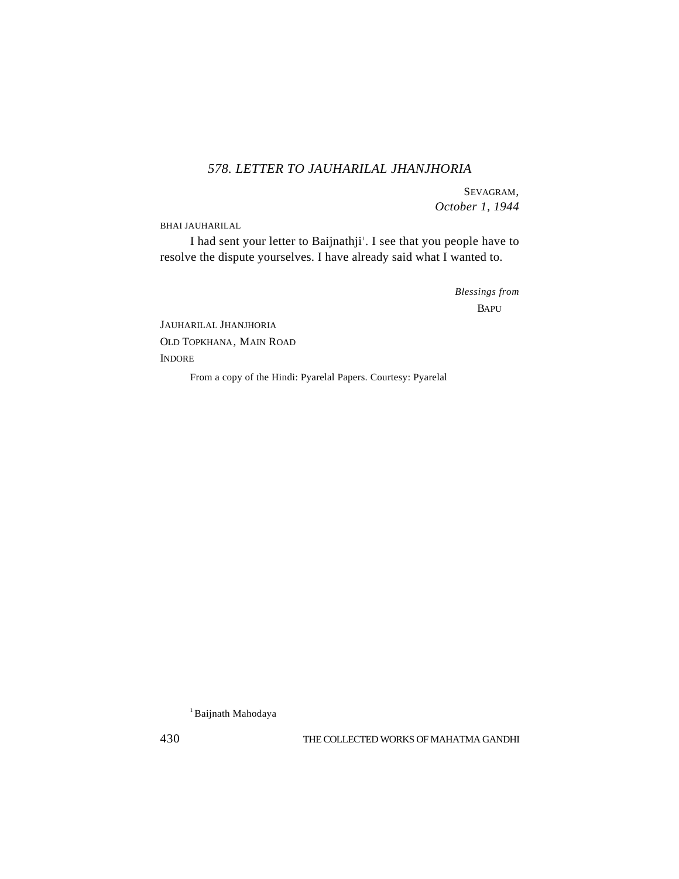### *578. LETTER TO JAUHARILAL JHANJHORIA*

SEVAGRAM,
*October 1, 1944*

BHAI JAUHARILAL

I had sent your letter to Baijnathji[1]. I see that you people have to resolve the dispute yourselves. I have already said what I wanted to.

*Blessings from*
BAPU

JAUHARILAL JHANJHORIA
OLD TOPKHANA, MAIN ROAD
INDORE

From a copy of the Hindi: Pyarelal Papers. Courtesy: Pyarelal

[1] Baijnath Mahodaya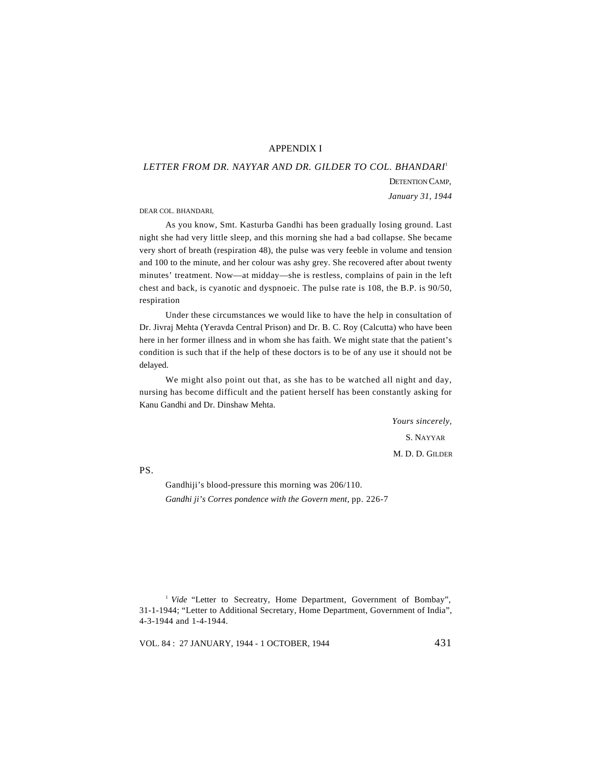## APPENDIX I

### *LETTER FROM DR. NAYYAR AND DR. GILDER TO COL. BHANDARI*[1]

DETENTION CAMP,

*January 31, 1944*

DEAR COL. BHANDARI,

As you know, Smt. Kasturba Gandhi has been gradually losing ground. Last night she had very little sleep, and this morning she had a bad collapse. She became very short of breath (respiration 48), the pulse was very feeble in volume and tension and 100 to the minute, and her colour was ashy grey. She recovered after about twenty minutes' treatment. Now—at midday—she is restless, complains of pain in the left chest and back, is cyanotic and dyspnoeic. The pulse rate is 108, the B.P. is 90/50, respiration

Under these circumstances we would like to have the help in consultation of Dr. Jivraj Mehta (Yeravda Central Prison) and Dr. B. C. Roy (Calcutta) who have been here in her former illness and in whom she has faith. We might state that the patient's condition is such that if the help of these doctors is to be of any use it should not be delayed.

We might also point out that, as she has to be watched all night and day, nursing has become difficult and the patient herself has been constantly asking for Kanu Gandhi and Dr. Dinshaw Mehta.

*Yours sincerely,*

S. NAYYAR

M. D. D. GILDER

PS.

Gandhiji's blood-pressure this morning was 206/110.

*Gandhi ji's Corres pondence with the Govern ment,* pp. 226-7

---

[1] *Vide* "Letter to Secreatry, Home Department, Government of Bombay", 31-1-1944; "Letter to Additional Secretary, Home Department, Government of India", 4-3-1944 and 1-4-1944.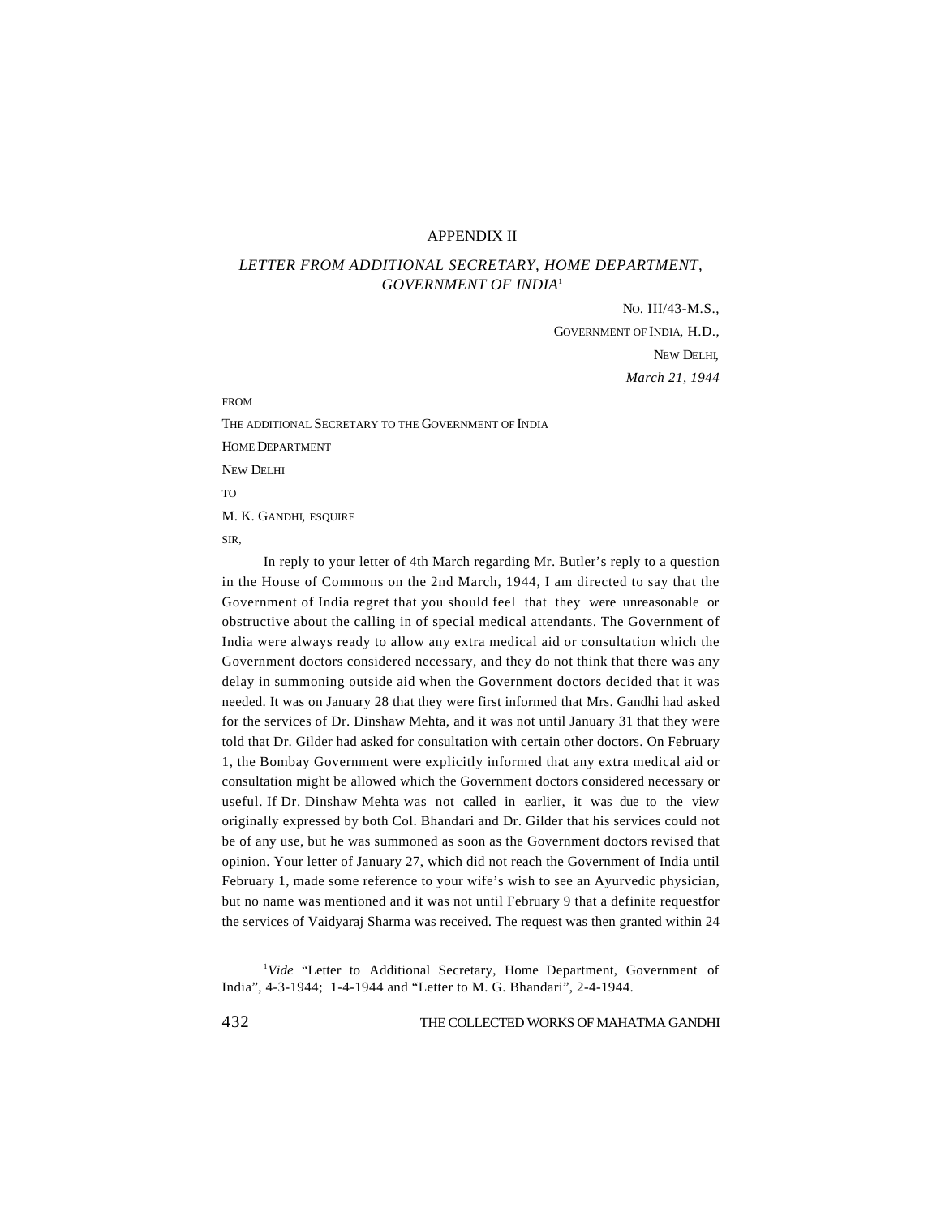# APPENDIX II

## *LETTER FROM ADDITIONAL SECRETARY, HOME DEPARTMENT, GOVERNMENT OF INDIA*[1]

NO. III/43-M.S.,

GOVERNMENT OF INDIA, H.D.,

NEW DELHI,

*March 21, 1944*

FROM

THE ADDITIONAL SECRETARY TO THE GOVERNMENT OF INDIA

HOME DEPARTMENT

NEW DELHI

TO

M. K. GANDHI, ESQUIRE

SIR,

In reply to your letter of 4th March regarding Mr. Butler's reply to a question in the House of Commons on the 2nd March, 1944, I am directed to say that the Government of India regret that you should feel that they were unreasonable or obstructive about the calling in of special medical attendants. The Government of India were always ready to allow any extra medical aid or consultation which the Government doctors considered necessary, and they do not think that there was any delay in summoning outside aid when the Government doctors decided that it was needed. It was on January 28 that they were first informed that Mrs. Gandhi had asked for the services of Dr. Dinshaw Mehta, and it was not until January 31 that they were told that Dr. Gilder had asked for consultation with certain other doctors. On February 1, the Bombay Government were explicitly informed that any extra medical aid or consultation might be allowed which the Government doctors considered necessary or useful. If Dr. Dinshaw Mehta was not called in earlier, it was due to the view originally expressed by both Col. Bhandari and Dr. Gilder that his services could not be of any use, but he was summoned as soon as the Government doctors revised that opinion. Your letter of January 27, which did not reach the Government of India until February 1, made some reference to your wife's wish to see an Ayurvedic physician, but no name was mentioned and it was not until February 9 that a definite requestfor the services of Vaidyaraj Sharma was received. The request was then granted within 24

[1] *Vide* "Letter to Additional Secretary, Home Department, Government of India", 4-3-1944; 1-4-1944 and "Letter to M. G. Bhandari", 2-4-1944.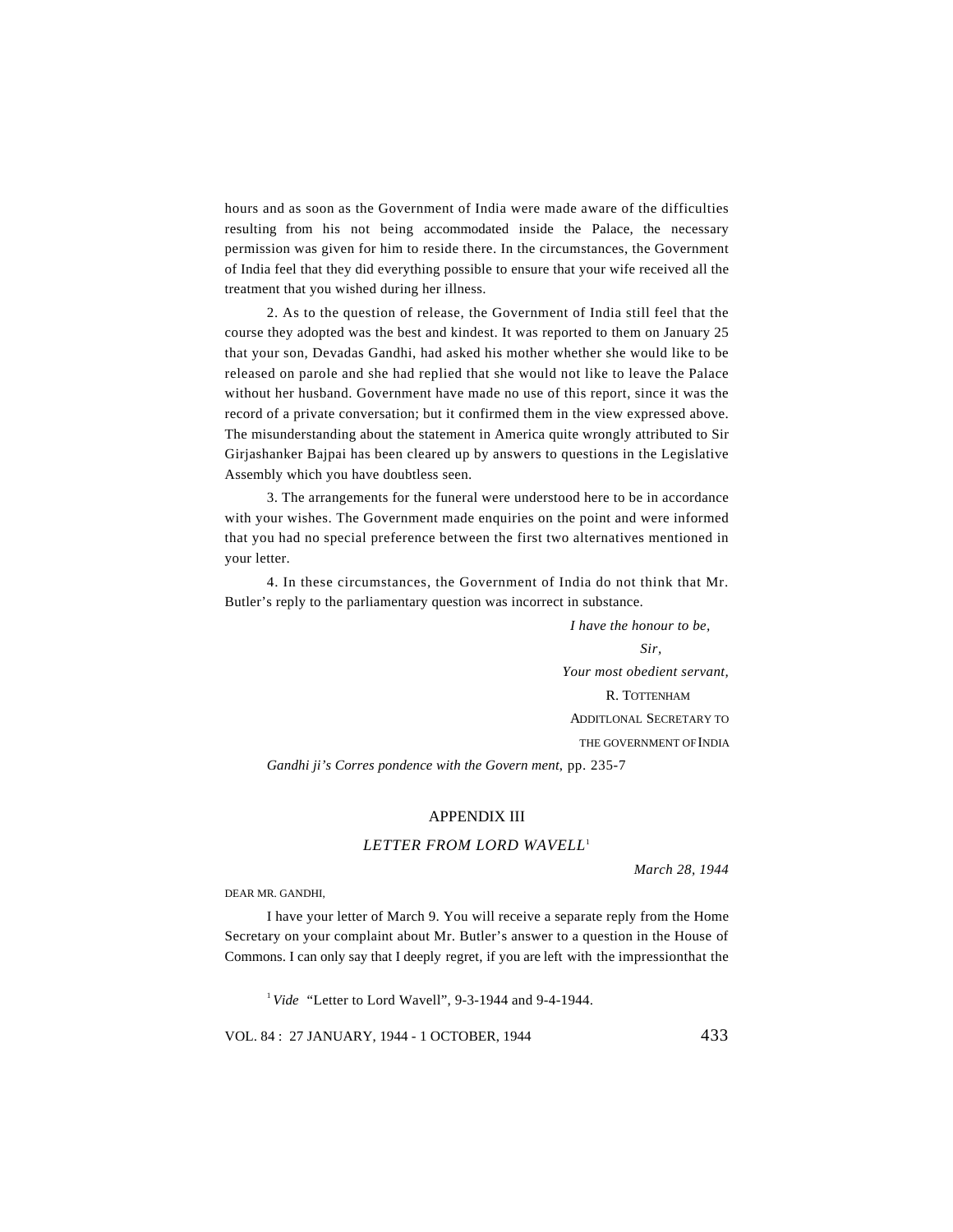hours and as soon as the Government of India were made aware of the difficulties resulting from his not being accommodated inside the Palace, the necessary permission was given for him to reside there. In the circumstances, the Government of India feel that they did everything possible to ensure that your wife received all the treatment that you wished during her illness.

2. As to the question of release, the Government of India still feel that the course they adopted was the best and kindest. It was reported to them on January 25 that your son, Devadas Gandhi, had asked his mother whether she would like to be released on parole and she had replied that she would not like to leave the Palace without her husband. Government have made no use of this report, since it was the record of a private conversation; but it confirmed them in the view expressed above. The misunderstanding about the statement in America quite wrongly attributed to Sir Girjashanker Bajpai has been cleared up by answers to questions in the Legislative Assembly which you have doubtless seen.

3. The arrangements for the funeral were understood here to be in accordance with your wishes. The Government made enquiries on the point and were informed that you had no special preference between the first two alternatives mentioned in your letter.

4. In these circumstances, the Government of India do not think that Mr. Butler's reply to the parliamentary question was incorrect in substance.

*I have the honour to be,*

*Sir,*

*Your most obedient servant,*

R. TOTTENHAM

ADDITLONAL SECRETARY TO

THE GOVERNMENT OF INDIA

*Gandhi ji's Corres pondence with the Govern ment*, pp. 235-7

## APPENDIX III

### *LETTER FROM LORD WAVELL*[1]

*March 28, 1944*

DEAR MR. GANDHI,

I have your letter of March 9. You will receive a separate reply from the Home Secretary on your complaint about Mr. Butler's answer to a question in the House of Commons. I can only say that I deeply regret, if you are left with the impressionthat the

[1] *Vide* "Letter to Lord Wavell", 9-3-1944 and 9-4-1944.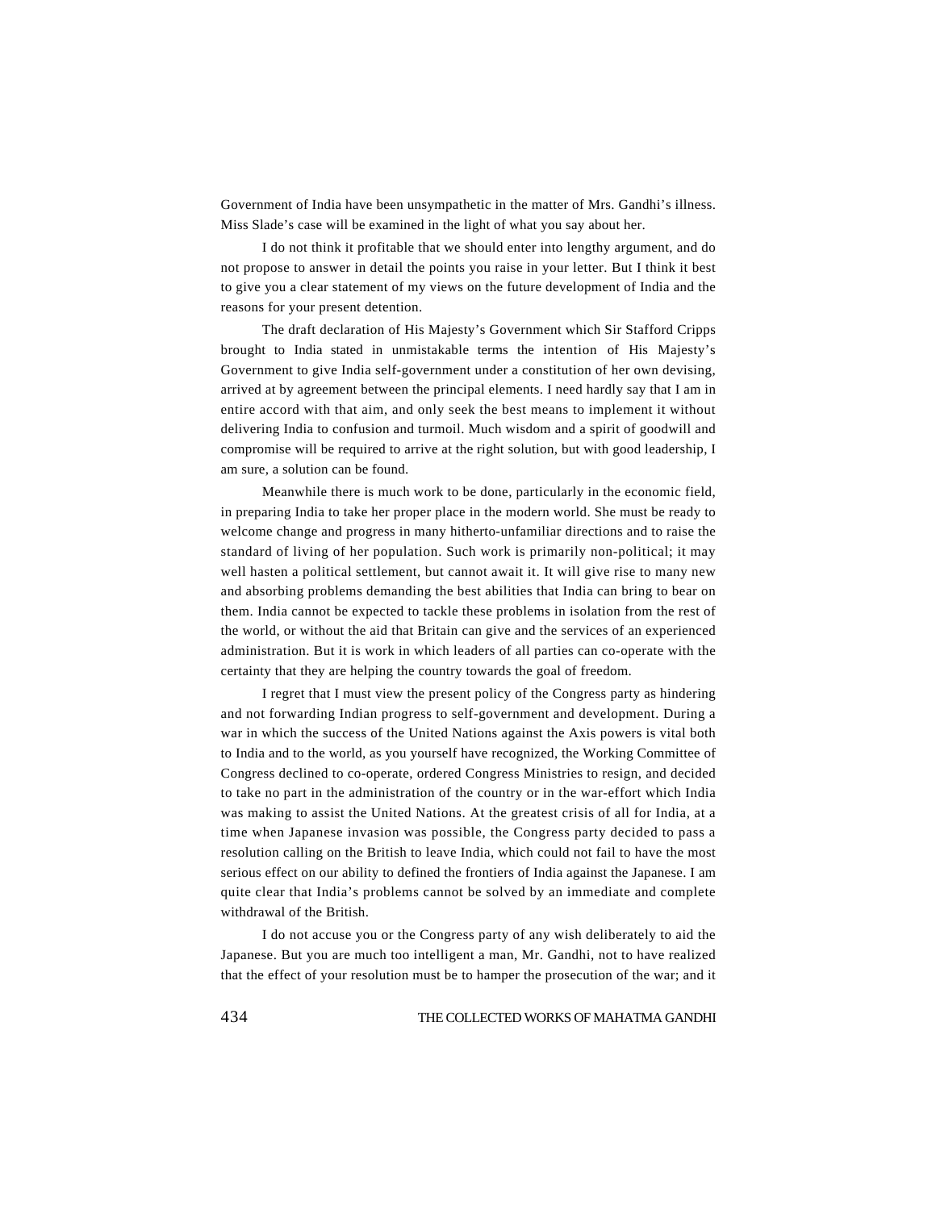Government of India have been unsympathetic in the matter of Mrs. Gandhi's illness. Miss Slade's case will be examined in the light of what you say about her.

I do not think it profitable that we should enter into lengthy argument, and do not propose to answer in detail the points you raise in your letter. But I think it best to give you a clear statement of my views on the future development of India and the reasons for your present detention.

The draft declaration of His Majesty's Government which Sir Stafford Cripps brought to India stated in unmistakable terms the intention of His Majesty's Government to give India self-government under a constitution of her own devising, arrived at by agreement between the principal elements. I need hardly say that I am in entire accord with that aim, and only seek the best means to implement it without delivering India to confusion and turmoil. Much wisdom and a spirit of goodwill and compromise will be required to arrive at the right solution, but with good leadership, I am sure, a solution can be found.

Meanwhile there is much work to be done, particularly in the economic field, in preparing India to take her proper place in the modern world. She must be ready to welcome change and progress in many hitherto-unfamiliar directions and to raise the standard of living of her population. Such work is primarily non-political; it may well hasten a political settlement, but cannot await it. It will give rise to many new and absorbing problems demanding the best abilities that India can bring to bear on them. India cannot be expected to tackle these problems in isolation from the rest of the world, or without the aid that Britain can give and the services of an experienced administration. But it is work in which leaders of all parties can co-operate with the certainty that they are helping the country towards the goal of freedom.

I regret that I must view the present policy of the Congress party as hindering and not forwarding Indian progress to self-government and development. During a war in which the success of the United Nations against the Axis powers is vital both to India and to the world, as you yourself have recognized, the Working Committee of Congress declined to co-operate, ordered Congress Ministries to resign, and decided to take no part in the administration of the country or in the war-effort which India was making to assist the United Nations. At the greatest crisis of all for India, at a time when Japanese invasion was possible, the Congress party decided to pass a resolution calling on the British to leave India, which could not fail to have the most serious effect on our ability to defined the frontiers of India against the Japanese. I am quite clear that India's problems cannot be solved by an immediate and complete withdrawal of the British.

I do not accuse you or the Congress party of any wish deliberately to aid the Japanese. But you are much too intelligent a man, Mr. Gandhi, not to have realized that the effect of your resolution must be to hamper the prosecution of the war; and it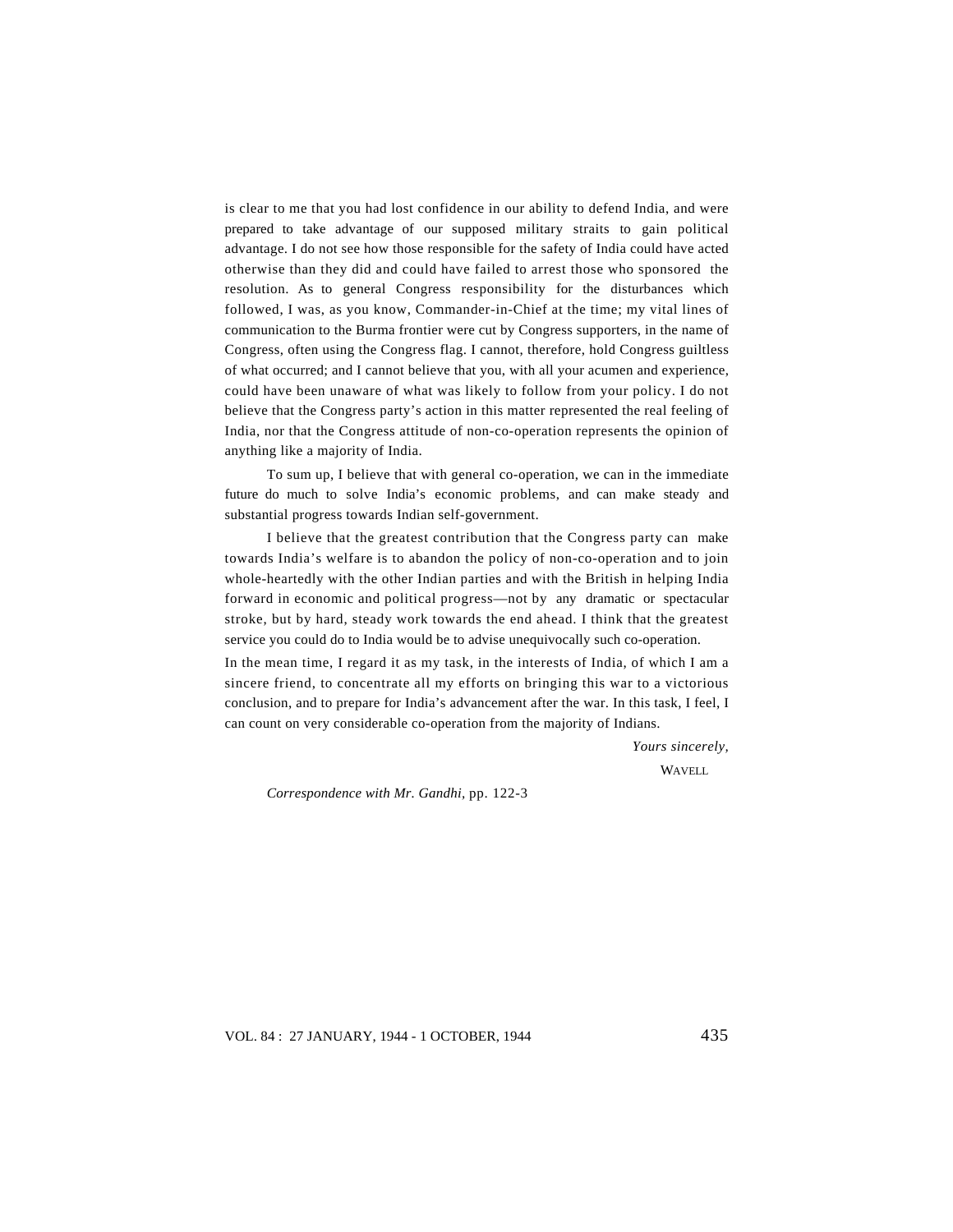is clear to me that you had lost confidence in our ability to defend India, and were prepared to take advantage of our supposed military straits to gain political advantage. I do not see how those responsible for the safety of India could have acted otherwise than they did and could have failed to arrest those who sponsored the resolution. As to general Congress responsibility for the disturbances which followed, I was, as you know, Commander-in-Chief at the time; my vital lines of communication to the Burma frontier were cut by Congress supporters, in the name of Congress, often using the Congress flag. I cannot, therefore, hold Congress guiltless of what occurred; and I cannot believe that you, with all your acumen and experience, could have been unaware of what was likely to follow from your policy. I do not believe that the Congress party's action in this matter represented the real feeling of India, nor that the Congress attitude of non-co-operation represents the opinion of anything like a majority of India.

To sum up, I believe that with general co-operation, we can in the immediate future do much to solve India's economic problems, and can make steady and substantial progress towards Indian self-government.

I believe that the greatest contribution that the Congress party can make towards India's welfare is to abandon the policy of non-co-operation and to join whole-heartedly with the other Indian parties and with the British in helping India forward in economic and political progress—not by any dramatic or spectacular stroke, but by hard, steady work towards the end ahead. I think that the greatest service you could do to India would be to advise unequivocally such co-operation.

In the mean time, I regard it as my task, in the interests of India, of which I am a sincere friend, to concentrate all my efforts on bringing this war to a victorious conclusion, and to prepare for India's advancement after the war. In this task, I feel, I can count on very considerable co-operation from the majority of Indians.

*Yours sincerely,*

WAVELL

*Correspondence with Mr. Gandhi*, pp. 122-3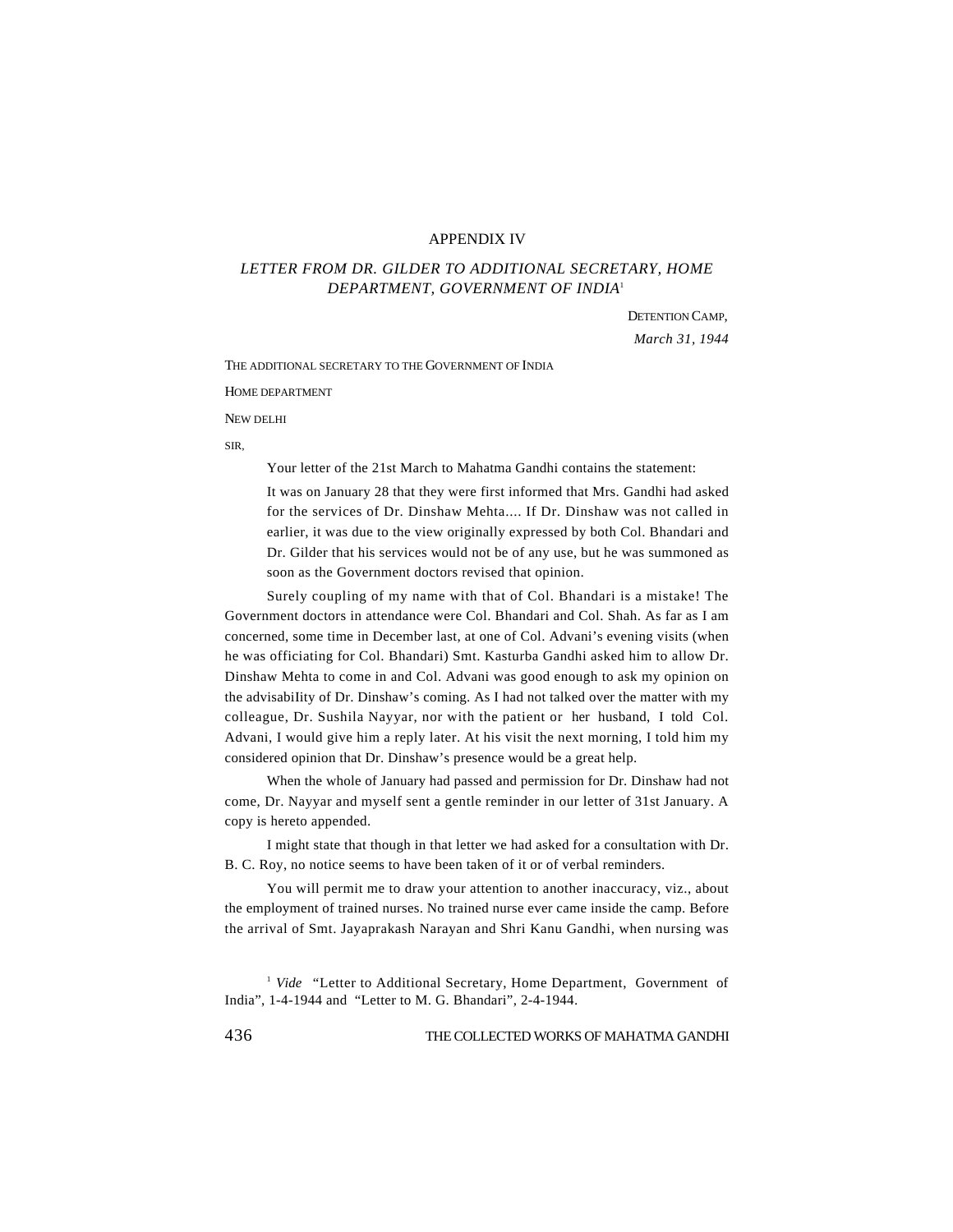## APPENDIX IV

### *LETTER FROM DR. GILDER TO ADDITIONAL SECRETARY, HOME DEPARTMENT, GOVERNMENT OF INDIA*[1]

DETENTION CAMP,
*March 31, 1944*

THE ADDITIONAL SECRETARY TO THE GOVERNMENT OF INDIA

HOME DEPARTMENT

NEW DELHI

SIR,

Your letter of the 21st March to Mahatma Gandhi contains the statement:

> It was on January 28 that they were first informed that Mrs. Gandhi had asked for the services of Dr. Dinshaw Mehta.... If Dr. Dinshaw was not called in earlier, it was due to the view originally expressed by both Col. Bhandari and Dr. Gilder that his services would not be of any use, but he was summoned as soon as the Government doctors revised that opinion.

Surely coupling of my name with that of Col. Bhandari is a mistake! The Government doctors in attendance were Col. Bhandari and Col. Shah. As far as I am concerned, some time in December last, at one of Col. Advani's evening visits (when he was officiating for Col. Bhandari) Smt. Kasturba Gandhi asked him to allow Dr. Dinshaw Mehta to come in and Col. Advani was good enough to ask my opinion on the advisabiIity of Dr. Dinshaw's coming. As I had not talked over the matter with my colleague, Dr. Sushila Nayyar, nor with the patient or her husband, I told Col. Advani, I would give him a reply later. At his visit the next morning, I told him my considered opinion that Dr. Dinshaw's presence would be a great help.

When the whole of January had passed and permission for Dr. Dinshaw had not come, Dr. Nayyar and myself sent a gentle reminder in our letter of 31st January. A copy is hereto appended.

I might state that though in that letter we had asked for a consultation with Dr. B. C. Roy, no notice seems to have been taken of it or of verbal reminders.

You will permit me to draw your attention to another inaccuracy, viz., about the employment of trained nurses. No trained nurse ever came inside the camp. Before the arrival of Smt. Jayaprakash Narayan and Shri Kanu Gandhi, when nursing was

---

[1] *Vide* "Letter to Additional Secretary, Home Department, Government of India", 1-4-1944 and "Letter to M. G. Bhandari", 2-4-1944.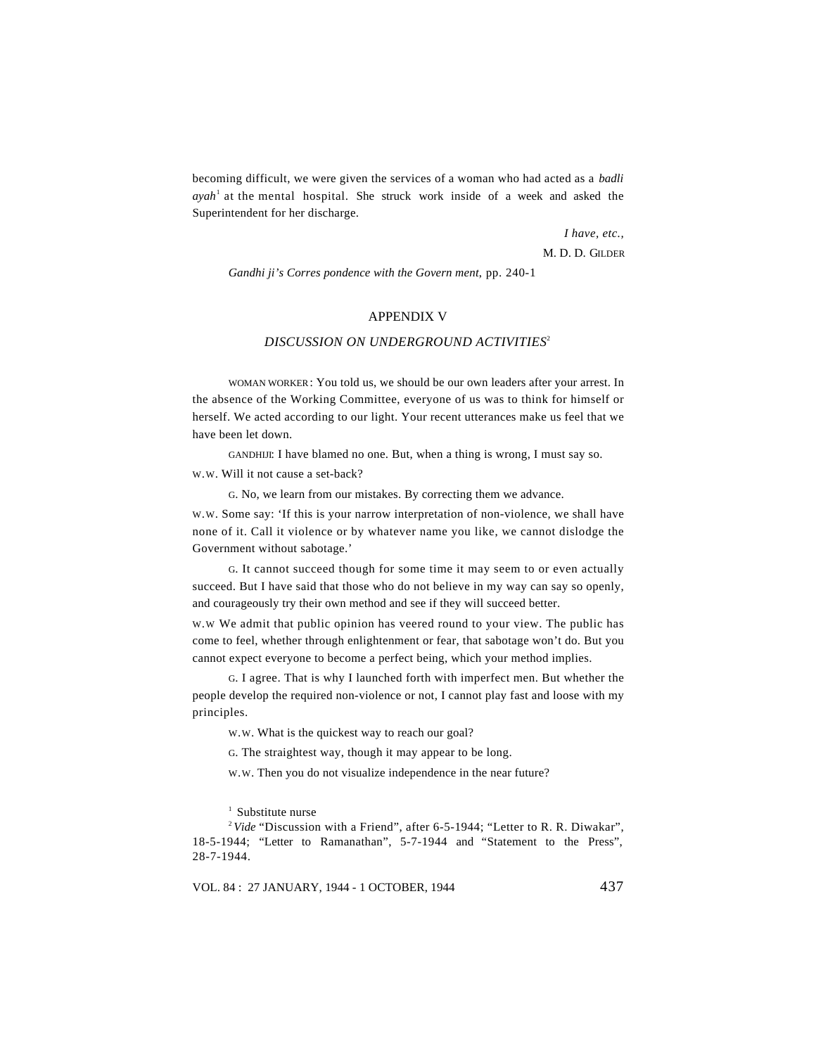becoming difficult, we were given the services of a woman who had acted as a *badli ayah*[1] at the mental hospital. She struck work inside of a week and asked the Superintendent for her discharge.

*I have, etc.,*

M. D. D. GILDER

*Gandhi ji's Corres pondence with the Govern ment*, pp. 240-1

## APPENDIX V

### *DISCUSSION ON UNDERGROUND ACTIVITIES*[2]

WOMAN WORKER: You told us, we should be our own leaders after your arrest. In the absence of the Working Committee, everyone of us was to think for himself or herself. We acted according to our light. Your recent utterances make us feel that we have been let down.

GANDHIJI: I have blamed no one. But, when a thing is wrong, I must say so.

W.W. Will it not cause a set-back?

G. No, we learn from our mistakes. By correcting them we advance.

W.W. Some say: 'If this is your narrow interpretation of non-violence, we shall have none of it. Call it violence or by whatever name you like, we cannot dislodge the Government without sabotage.'

G. It cannot succeed though for some time it may seem to or even actually succeed. But I have said that those who do not believe in my way can say so openly, and courageously try their own method and see if they will succeed better.

W.W We admit that public opinion has veered round to your view. The public has come to feel, whether through enlightenment or fear, that sabotage won't do. But you cannot expect everyone to become a perfect being, which your method implies.

G. I agree. That is why I launched forth with imperfect men. But whether the people develop the required non-violence or not, I cannot play fast and loose with my principles.

W.W. What is the quickest way to reach our goal?

G. The straightest way, though it may appear to be long.

W.W. Then you do not visualize independence in the near future?

---

[1] Substitute nurse

[2] *Vide* "Discussion with a Friend", after 6-5-1944; "Letter to R. R. Diwakar", 18-5-1944; "Letter to Ramanathan", 5-7-1944 and "Statement to the Press", 28-7-1944.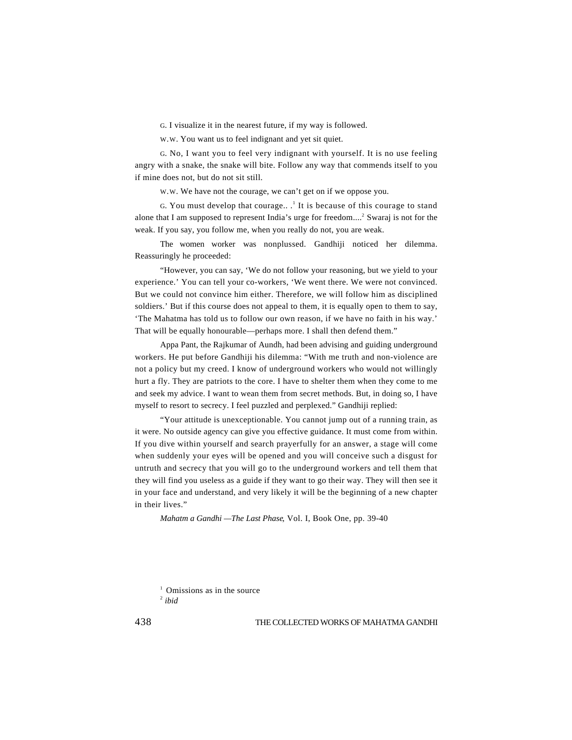G. I visualize it in the nearest future, if my way is followed.

W.W. You want us to feel indignant and yet sit quiet.

G. No, I want you to feel very indignant with yourself. It is no use feeling angry with a snake, the snake will bite. Follow any way that commends itself to you if mine does not, but do not sit still.

W.W. We have not the courage, we can't get on if we oppose you.

G. You must develop that courage.. .[1] It is because of this courage to stand alone that I am supposed to represent India's urge for freedom....[2] Swaraj is not for the weak. If you say, you follow me, when you really do not, you are weak.

The women worker was nonplussed. Gandhiji noticed her dilemma. Reassuringly he proceeded:

"However, you can say, 'We do not follow your reasoning, but we yield to your experience.' You can tell your co-workers, 'We went there. We were not convinced. But we could not convince him either. Therefore, we will follow him as disciplined soldiers.' But if this course does not appeal to them, it is equally open to them to say, 'The Mahatma has told us to follow our own reason, if we have no faith in his way.' That will be equally honourable—perhaps more. I shall then defend them."

Appa Pant, the Rajkumar of Aundh, had been advising and guiding underground workers. He put before Gandhiji his dilemma: "With me truth and non-violence are not a policy but my creed. I know of underground workers who would not willingly hurt a fly. They are patriots to the core. I have to shelter them when they come to me and seek my advice. I want to wean them from secret methods. But, in doing so, I have myself to resort to secrecy. I feel puzzled and perplexed." Gandhiji replied:

"Your attitude is unexceptionable. You cannot jump out of a running train, as it were. No outside agency can give you effective guidance. It must come from within. If you dive within yourself and search prayerfully for an answer, a stage will come when suddenly your eyes will be opened and you will conceive such a disgust for untruth and secrecy that you will go to the underground workers and tell them that they will find you useless as a guide if they want to go their way. They will then see it in your face and understand, and very likely it will be the beginning of a new chapter in their lives."

*Mahatm a Gandhi —The Last Phase*, Vol. I, Book One, pp. 39-40

[1] Omissions as in the source

[2] *ibid*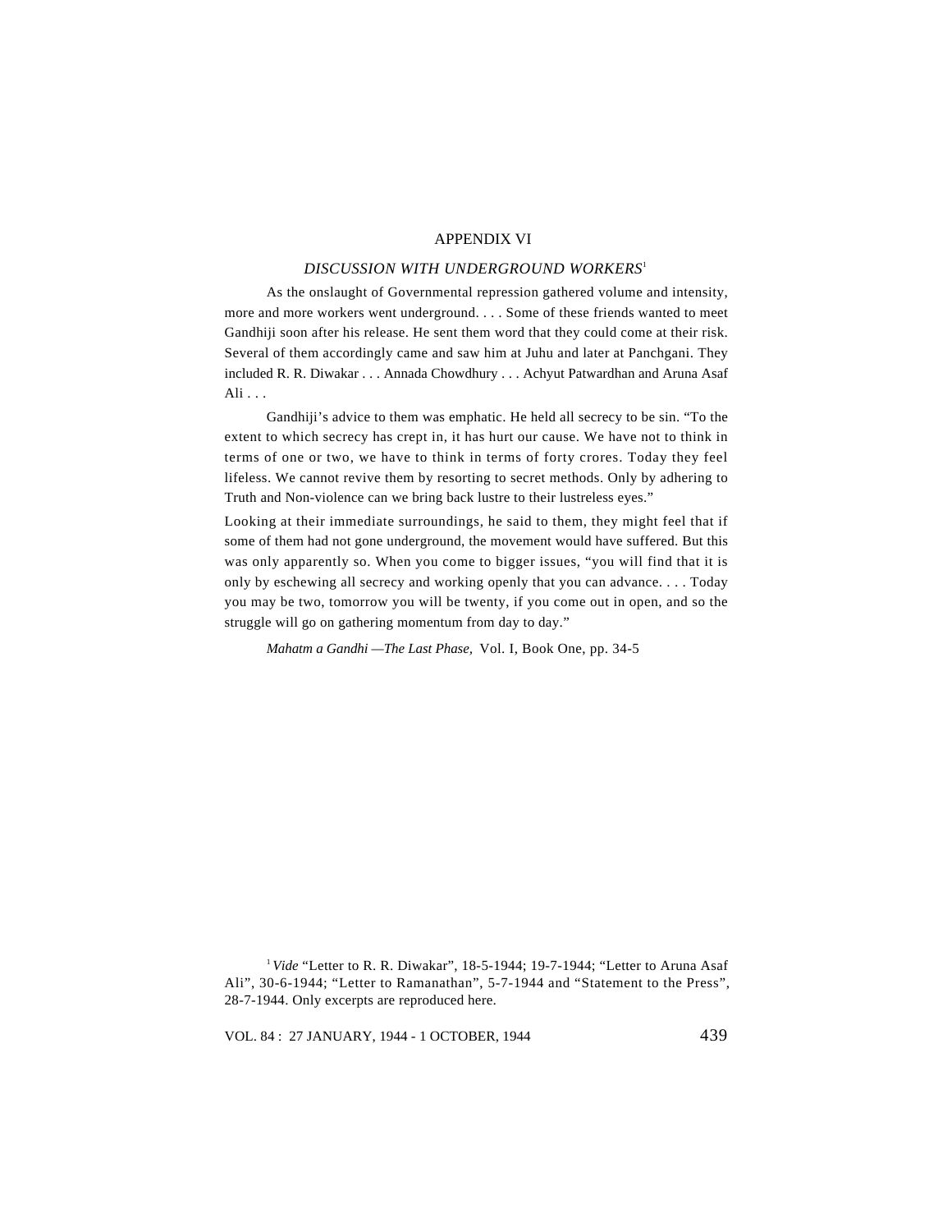## APPENDIX VI

### *DISCUSSION WITH UNDERGROUND WORKERS*[1]

As the onslaught of Governmental repression gathered volume and intensity, more and more workers went underground. . . . Some of these friends wanted to meet Gandhiji soon after his release. He sent them word that they could come at their risk. Several of them accordingly came and saw him at Juhu and later at Panchgani. They included R. R. Diwakar . . . Annada Chowdhury . . . Achyut Patwardhan and Aruna Asaf Ali . . .

Gandhiji's advice to them was emphatic. He held all secrecy to be sin. "To the extent to which secrecy has crept in, it has hurt our cause. We have not to think in terms of one or two, we have to think in terms of forty crores. Today they feel lifeless. We cannot revive them by resorting to secret methods. Only by adhering to Truth and Non-violence can we bring back lustre to their lustreless eyes."

Looking at their immediate surroundings, he said to them, they might feel that if some of them had not gone underground, the movement would have suffered. But this was only apparently so. When you come to bigger issues, "you will find that it is only by eschewing all secrecy and working openly that you can advance. . . . Today you may be two, tomorrow you will be twenty, if you come out in open, and so the struggle will go on gathering momentum from day to day."

*Mahatm a Gandhi —The Last Phase,* Vol. I, Book One, pp. 34-5

---

[1] *Vide* "Letter to R. R. Diwakar", 18-5-1944; 19-7-1944; "Letter to Aruna Asaf Ali", 30-6-1944; "Letter to Ramanathan", 5-7-1944 and "Statement to the Press", 28-7-1944. Only excerpts are reproduced here.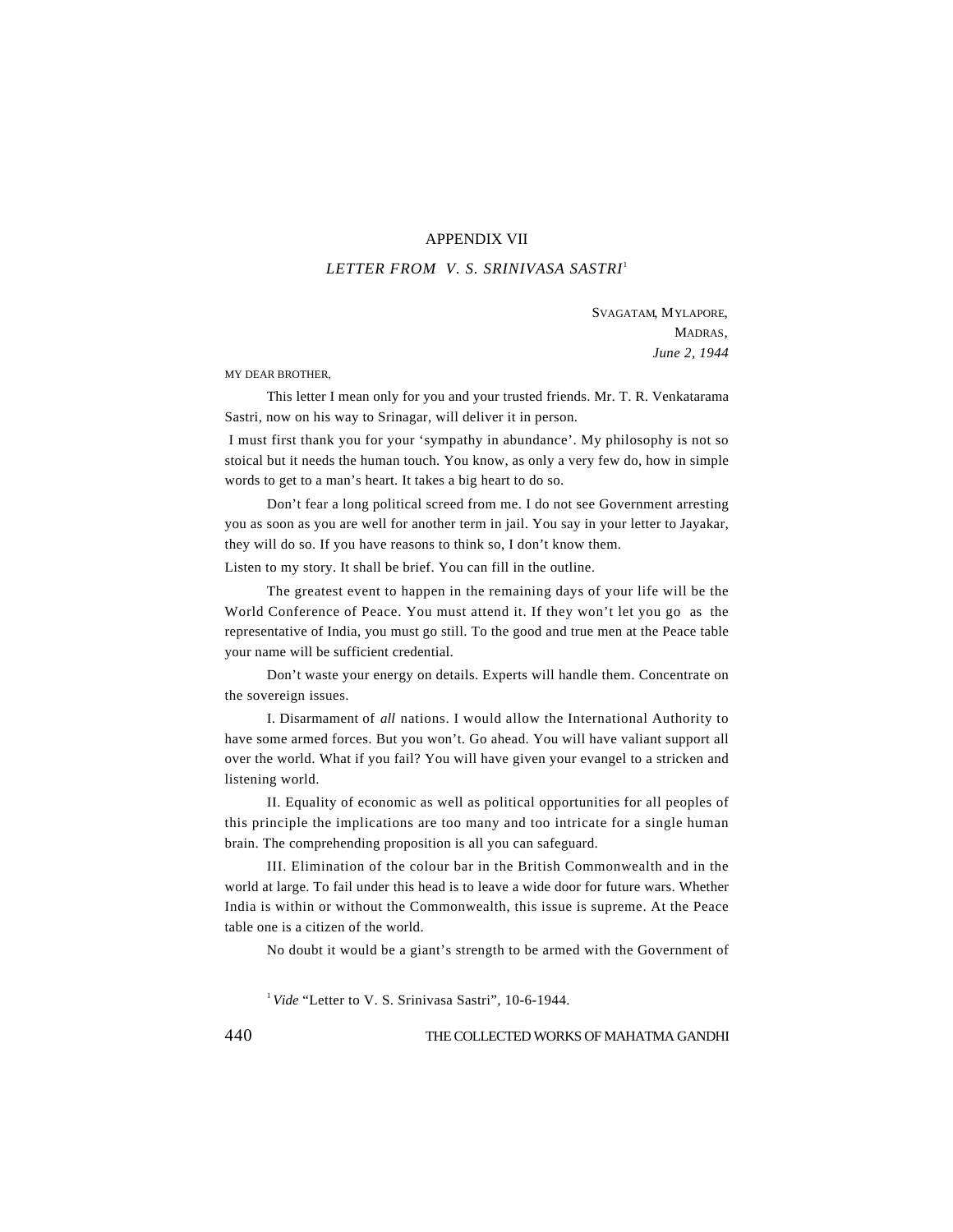## APPENDIX VII

### *LETTER FROM V. S. SRINIVASA SASTRI*[1]

SVAGATAM, MYLAPORE,
MADRAS,
*June 2, 1944*

MY DEAR BROTHER,

This letter I mean only for you and your trusted friends. Mr. T. R. Venkatarama Sastri, now on his way to Srinagar, will deliver it in person.

I must first thank you for your 'sympathy in abundance'. My philosophy is not so stoical but it needs the human touch. You know, as only a very few do, how in simple words to get to a man's heart. It takes a big heart to do so.

Don't fear a long political screed from me. I do not see Government arresting you as soon as you are well for another term in jail. You say in your letter to Jayakar, they will do so. If you have reasons to think so, I don't know them.

Listen to my story. It shall be brief. You can fill in the outline.

The greatest event to happen in the remaining days of your life will be the World Conference of Peace. You must attend it. If they won't let you go as the representative of India, you must go still. To the good and true men at the Peace table your name will be sufficient credential.

Don't waste your energy on details. Experts will handle them. Concentrate on the sovereign issues.

I. Disarmament of *all* nations. I would allow the International Authority to have some armed forces. But you won't. Go ahead. You will have valiant support all over the world. What if you fail? You will have given your evangel to a stricken and listening world.

II. Equality of economic as well as political opportunities for all peoples of this principle the implications are too many and too intricate for a single human brain. The comprehending proposition is all you can safeguard.

III. Elimination of the colour bar in the British Commonwealth and in the world at large. To fail under this head is to leave a wide door for future wars. Whether India is within or without the Commonwealth, this issue is supreme. At the Peace table one is a citizen of the world.

No doubt it would be a giant's strength to be armed with the Government of

[1] *Vide* "Letter to V. S. Srinivasa Sastri", 10-6-1944.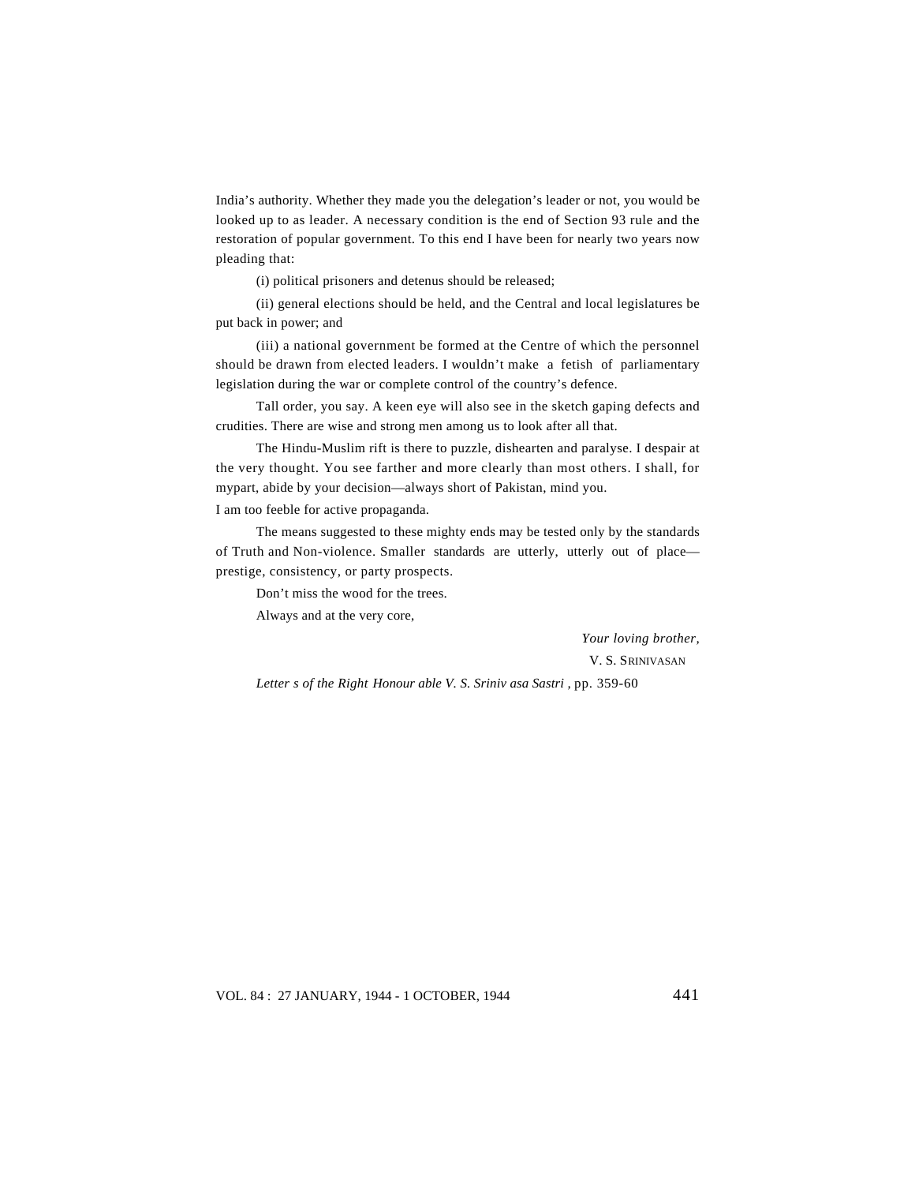India's authority. Whether they made you the delegation's leader or not, you would be looked up to as leader. A necessary condition is the end of Section 93 rule and the restoration of popular government. To this end I have been for nearly two years now pleading that:

(i) political prisoners and detenus should be released;

(ii) general elections should be held, and the Central and local legislatures be put back in power; and

(iii) a national government be formed at the Centre of which the personnel should be drawn from elected leaders. I wouldn't make a fetish of parliamentary legislation during the war or complete control of the country's defence.

Tall order, you say. A keen eye will also see in the sketch gaping defects and crudities. There are wise and strong men among us to look after all that.

The Hindu-Muslim rift is there to puzzle, dishearten and paralyse. I despair at the very thought. You see farther and more clearly than most others. I shall, for mypart, abide by your decision—always short of Pakistan, mind you.

I am too feeble for active propaganda.

The means suggested to these mighty ends may be tested only by the standards of Truth and Non-violence. Smaller standards are utterly, utterly out of place—prestige, consistency, or party prospects.

Don't miss the wood for the trees.

Always and at the very core,

*Your loving brother,*
V. S. SRINIVASAN

*Letters of the Right Honourable V. S. Srinivasa Sastri*, pp. 359-60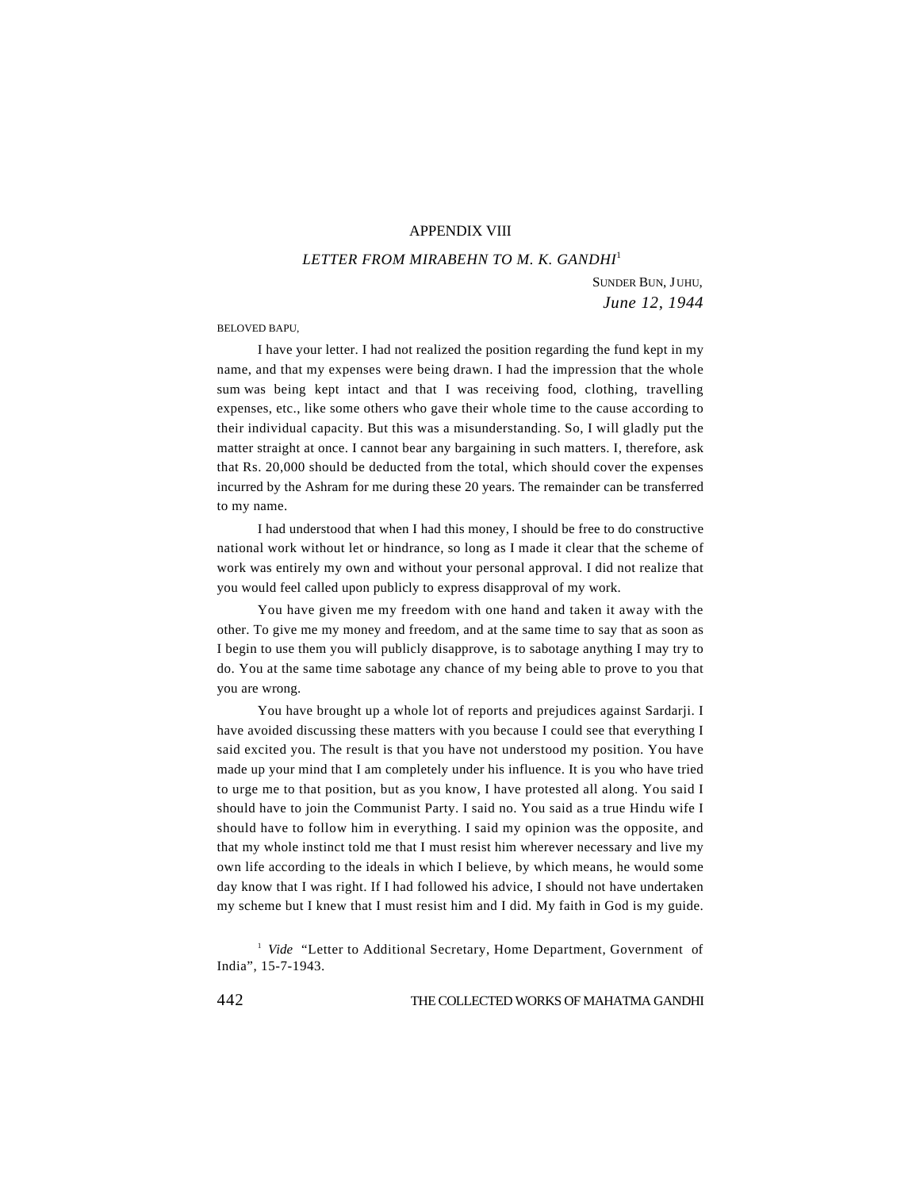## APPENDIX VIII

### *LETTER FROM MIRABEHN TO M. K. GANDHI*[1]

SUNDER BUN, JUHU,
*June 12, 1944*

BELOVED BAPU,

I have your letter. I had not realized the position regarding the fund kept in my name, and that my expenses were being drawn. I had the impression that the whole sum was being kept intact and that I was receiving food, clothing, travelling expenses, etc., like some others who gave their whole time to the cause according to their individual capacity. But this was a misunderstanding. So, I will gladly put the matter straight at once. I cannot bear any bargaining in such matters. I, therefore, ask that Rs. 20,000 should be deducted from the total, which should cover the expenses incurred by the Ashram for me during these 20 years. The remainder can be transferred to my name.

I had understood that when I had this money, I should be free to do constructive national work without let or hindrance, so long as I made it clear that the scheme of work was entirely my own and without your personal approval. I did not realize that you would feel called upon publicly to express disapproval of my work.

You have given me my freedom with one hand and taken it away with the other. To give me my money and freedom, and at the same time to say that as soon as I begin to use them you will publicly disapprove, is to sabotage anything I may try to do. You at the same time sabotage any chance of my being able to prove to you that you are wrong.

You have brought up a whole lot of reports and prejudices against Sardarji. I have avoided discussing these matters with you because I could see that everything I said excited you. The result is that you have not understood my position. You have made up your mind that I am completely under his influence. It is you who have tried to urge me to that position, but as you know, I have protested all along. You said I should have to join the Communist Party. I said no. You said as a true Hindu wife I should have to follow him in everything. I said my opinion was the opposite, and that my whole instinct told me that I must resist him wherever necessary and live my own life according to the ideals in which I believe, by which means, he would some day know that I was right. If I had followed his advice, I should not have undertaken my scheme but I knew that I must resist him and I did. My faith in God is my guide.

[1] *Vide* "Letter to Additional Secretary, Home Department, Government of India", 15-7-1943.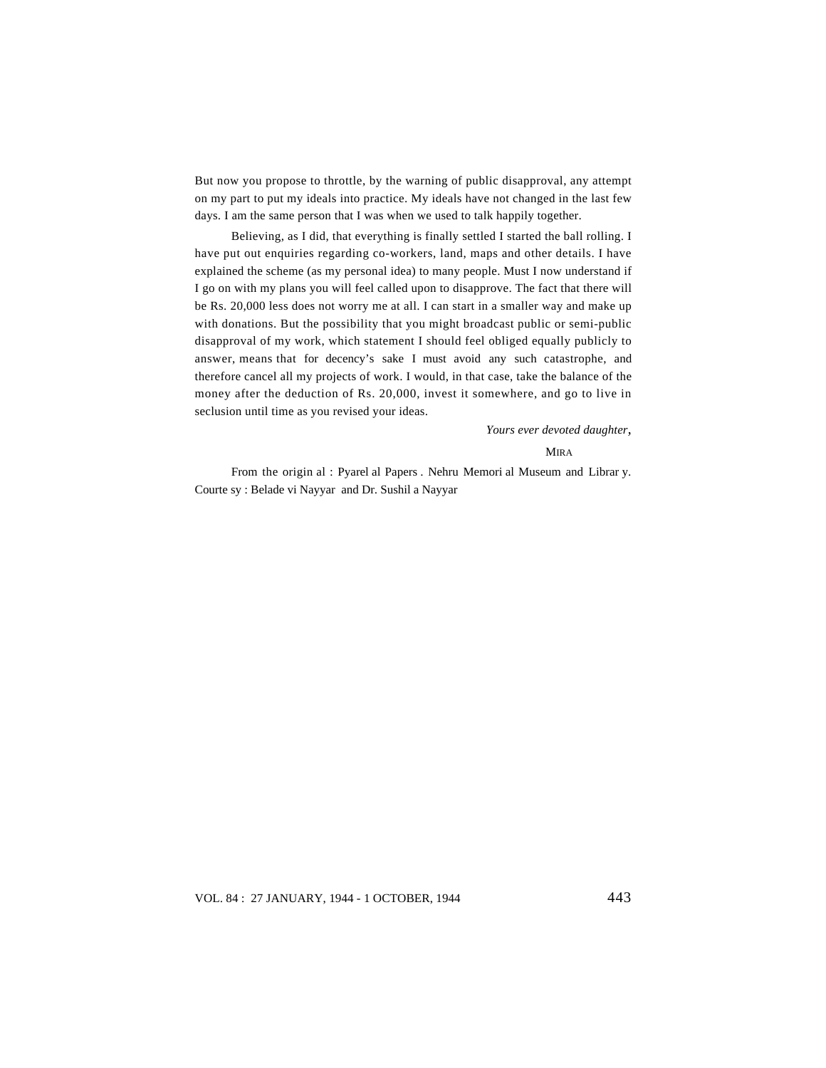But now you propose to throttle, by the warning of public disapproval, any attempt on my part to put my ideals into practice. My ideals have not changed in the last few days. I am the same person that I was when we used to talk happily together.

Believing, as I did, that everything is finally settled I started the ball rolling. I have put out enquiries regarding co-workers, land, maps and other details. I have explained the scheme (as my personal idea) to many people. Must I now understand if I go on with my plans you will feel called upon to disapprove. The fact that there will be Rs. 20,000 less does not worry me at all. I can start in a smaller way and make up with donations. But the possibility that you might broadcast public or semi-public disapproval of my work, which statement I should feel obliged equally publicly to answer, means that for decency's sake I must avoid any such catastrophe, and therefore cancel all my projects of work. I would, in that case, take the balance of the money after the deduction of Rs. 20,000, invest it somewhere, and go to live in seclusion until time as you revised your ideas.

*Yours ever devoted daughter*,

MIRA

From the original : Pyarelal Papers. Nehru Memorial Museum and Library. Courtesy : Beladevi Nayyar and Dr. Sushila Nayyar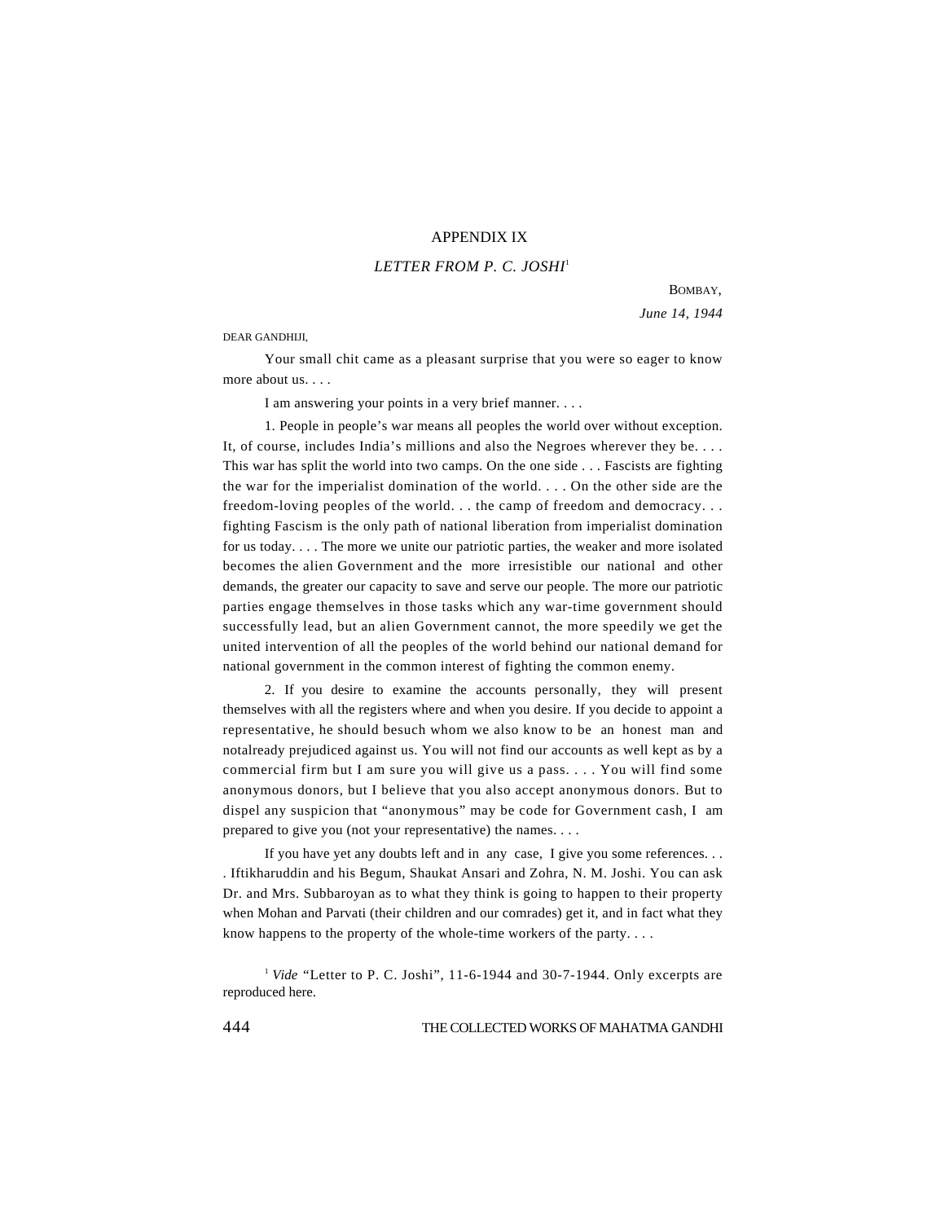## APPENDIX IX

### *LETTER FROM P. C. JOSHI*[1]

BOMBAY,
*June 14, 1944*

DEAR GANDHIJI,

Your small chit came as a pleasant surprise that you were so eager to know more about us. . . .

I am answering your points in a very brief manner. . . .

1. People in people's war means all peoples the world over without exception. It, of course, includes India's millions and also the Negroes wherever they be. . . . This war has split the world into two camps. On the one side . . . Fascists are fighting the war for the imperialist domination of the world. . . . On the other side are the freedom-loving peoples of the world. . . the camp of freedom and democracy. . . fighting Fascism is the only path of national liberation from imperialist domination for us today. . . . The more we unite our patriotic parties, the weaker and more isolated becomes the alien Government and the more irresistible our national and other demands, the greater our capacity to save and serve our people. The more our patriotic parties engage themselves in those tasks which any war-time government should successfully lead, but an alien Government cannot, the more speedily we get the united intervention of all the peoples of the world behind our national demand for national government in the common interest of fighting the common enemy.

2. If you desire to examine the accounts personally, they will present themselves with all the registers where and when you desire. If you decide to appoint a representative, he should besuch whom we also know to be an honest man and notalready prejudiced against us. You will not find our accounts as well kept as by a commercial firm but I am sure you will give us a pass. . . . You will find some anonymous donors, but I believe that you also accept anonymous donors. But to dispel any suspicion that "anonymous" may be code for Government cash, I am prepared to give you (not your representative) the names. . . .

If you have yet any doubts left and in any case, I give you some references. . . . Iftikharuddin and his Begum, Shaukat Ansari and Zohra, N. M. Joshi. You can ask Dr. and Mrs. Subbaroyan as to what they think is going to happen to their property when Mohan and Parvati (their children and our comrades) get it, and in fact what they know happens to the property of the whole-time workers of the party. . . .

[1] *Vide* "Letter to P. C. Joshi", 11-6-1944 and 30-7-1944. Only excerpts are reproduced here.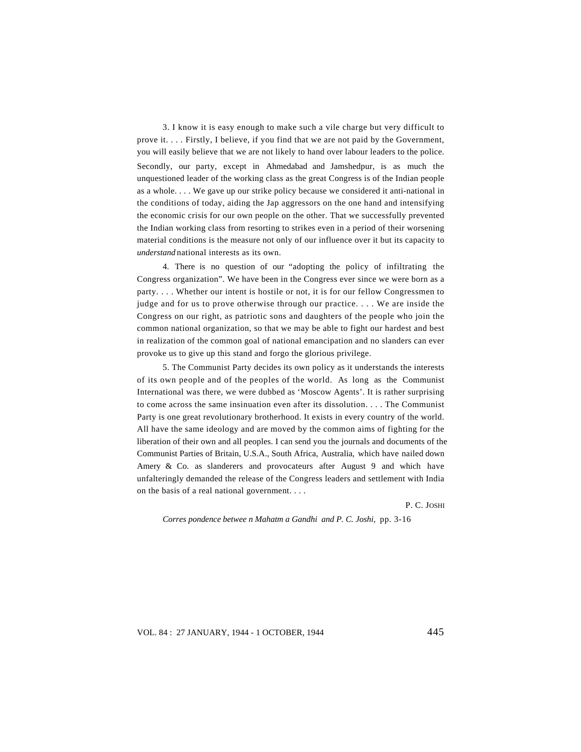3. I know it is easy enough to make such a vile charge but very difficult to prove it. . . . Firstly, I believe, if you find that we are not paid by the Government, you will easily believe that we are not likely to hand over labour leaders to the police. Secondly, our party, except in Ahmedabad and Jamshedpur, is as much the unquestioned leader of the working class as the great Congress is of the Indian people as a whole. . . . We gave up our strike policy because we considered it anti-national in the conditions of today, aiding the Jap aggressors on the one hand and intensifying the economic crisis for our own people on the other. That we successfully prevented the Indian working class from resorting to strikes even in a period of their worsening material conditions is the measure not only of our influence over it but its capacity to *understand* national interests as its own.

4. There is no question of our "adopting the policy of infiltrating the Congress organization". We have been in the Congress ever since we were born as a party. . . . Whether our intent is hostile or not, it is for our fellow Congressmen to judge and for us to prove otherwise through our practice. . . . We are inside the Congress on our right, as patriotic sons and daughters of the people who join the common national organization, so that we may be able to fight our hardest and best in realization of the common goal of national emancipation and no slanders can ever provoke us to give up this stand and forgo the glorious privilege.

5. The Communist Party decides its own policy as it understands the interests of its own people and of the peoples of the world. As long as the Communist International was there, we were dubbed as 'Moscow Agents'. It is rather surprising to come across the same insinuation even after its dissolution. . . . The Communist Party is one great revolutionary brotherhood. It exists in every country of the world. All have the same ideology and are moved by the common aims of fighting for the liberation of their own and all peoples. I can send you the journals and documents of the Communist Parties of Britain, U.S.A., South Africa, Australia, which have nailed down Amery & Co. as slanderers and provocateurs after August 9 and which have unfalteringly demanded the release of the Congress leaders and settlement with India on the basis of a real national government. . . .

P. C. JOSHI

*Correspondence between Mahatma Gandhi and P. C. Joshi,* pp. 3-16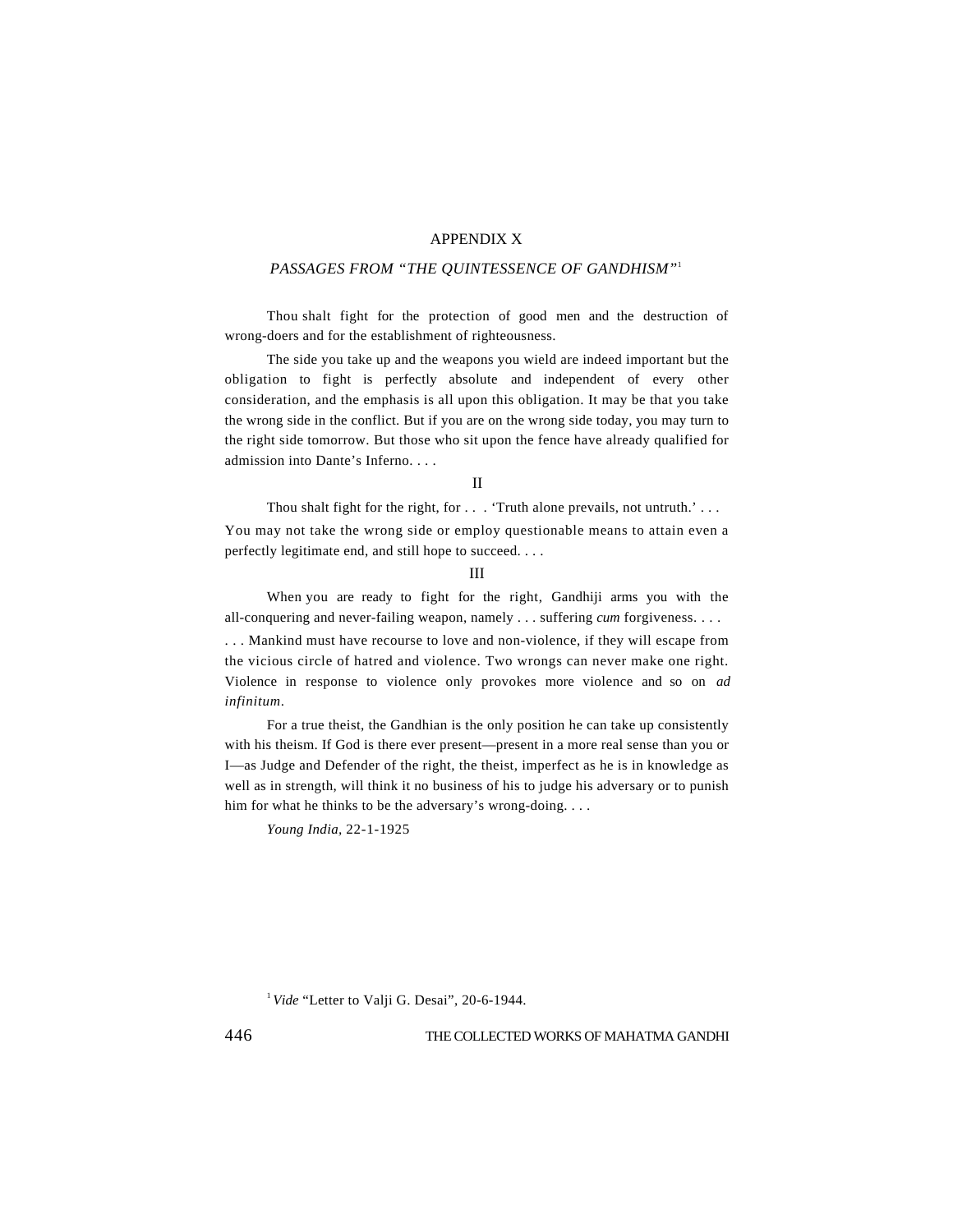# APPENDIX X

## *PASSAGES FROM "THE QUINTESSENCE OF GANDHISM"*[1]

Thou shalt fight for the protection of good men and the destruction of wrong-doers and for the establishment of righteousness.

The side you take up and the weapons you wield are indeed important but the obligation to fight is perfectly absolute and independent of every other consideration, and the emphasis is all upon this obligation. It may be that you take the wrong side in the conflict. But if you are on the wrong side today, you may turn to the right side tomorrow. But those who sit upon the fence have already qualified for admission into Dante's Inferno. . . .

II

Thou shalt fight for the right, for . . . 'Truth alone prevails, not untruth.' . . . You may not take the wrong side or employ questionable means to attain even a perfectly legitimate end, and still hope to succeed. . . .

III

When you are ready to fight for the right, Gandhiji arms you with the all-conquering and never-failing weapon, namely . . . suffering *cum* forgiveness. . . . . . . Mankind must have recourse to love and non-violence, if they will escape from the vicious circle of hatred and violence. Two wrongs can never make one right. Violence in response to violence only provokes more violence and so on *ad infinitum*.

For a true theist, the Gandhian is the only position he can take up consistently with his theism. If God is there ever present—present in a more real sense than you or I—as Judge and Defender of the right, the theist, imperfect as he is in knowledge as well as in strength, will think it no business of his to judge his adversary or to punish him for what he thinks to be the adversary's wrong-doing. . . .

*Young India,* 22-1-1925

[1] *Vide* "Letter to Valji G. Desai", 20-6-1944.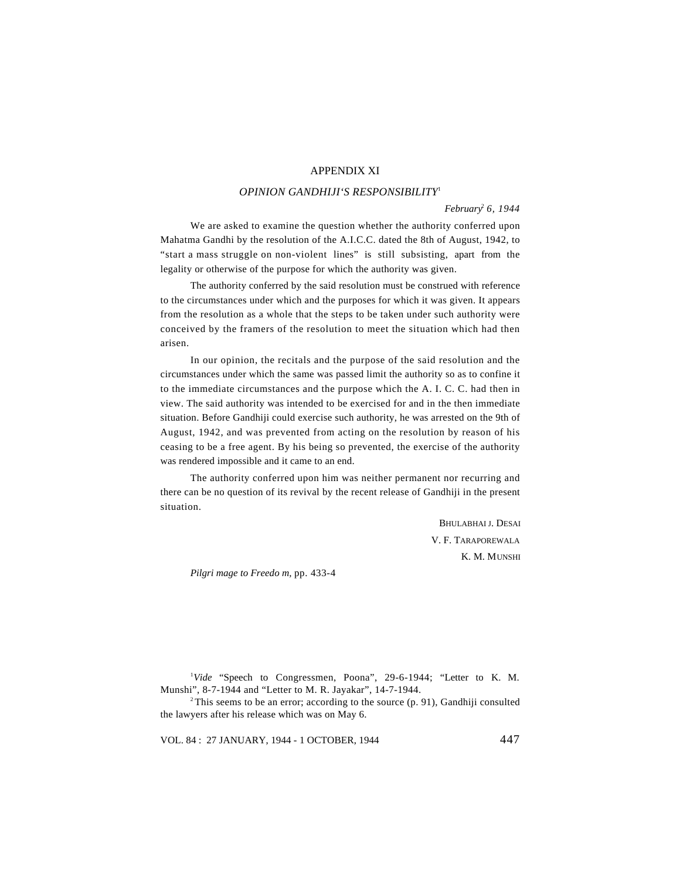## APPENDIX XI

### *OPINION GANDHIJI'S RESPONSIBILITY*[1]

*February*[2] *6, 1944*

We are asked to examine the question whether the authority conferred upon Mahatma Gandhi by the resolution of the A.I.C.C. dated the 8th of August, 1942, to "start a mass struggle on non-violent lines" is still subsisting, apart from the legality or otherwise of the purpose for which the authority was given.

The authority conferred by the said resolution must be construed with reference to the circumstances under which and the purposes for which it was given. It appears from the resolution as a whole that the steps to be taken under such authority were conceived by the framers of the resolution to meet the situation which had then arisen.

In our opinion, the recitals and the purpose of the said resolution and the circumstances under which the same was passed limit the authority so as to confine it to the immediate circumstances and the purpose which the A. I. C. C. had then in view. The said authority was intended to be exercised for and in the then immediate situation. Before Gandhiji could exercise such authority, he was arrested on the 9th of August, 1942, and was prevented from acting on the resolution by reason of his ceasing to be a free agent. By his being so prevented, the exercise of the authority was rendered impossible and it came to an end.

The authority conferred upon him was neither permanent nor recurring and there can be no question of its revival by the recent release of Gandhiji in the present situation.

BHULABHAI J. DESAI
V. F. TARAPOREWALA
K. M. MUNSHI

*Pilgri mage to Freedo m*, pp. 433-4

[1] *Vide* "Speech to Congressmen, Poona", 29-6-1944; "Letter to K. M. Munshi", 8-7-1944 and "Letter to M. R. Jayakar", 14-7-1944.

[2] This seems to be an error; according to the source (p. 91), Gandhiji consulted the lawyers after his release which was on May 6.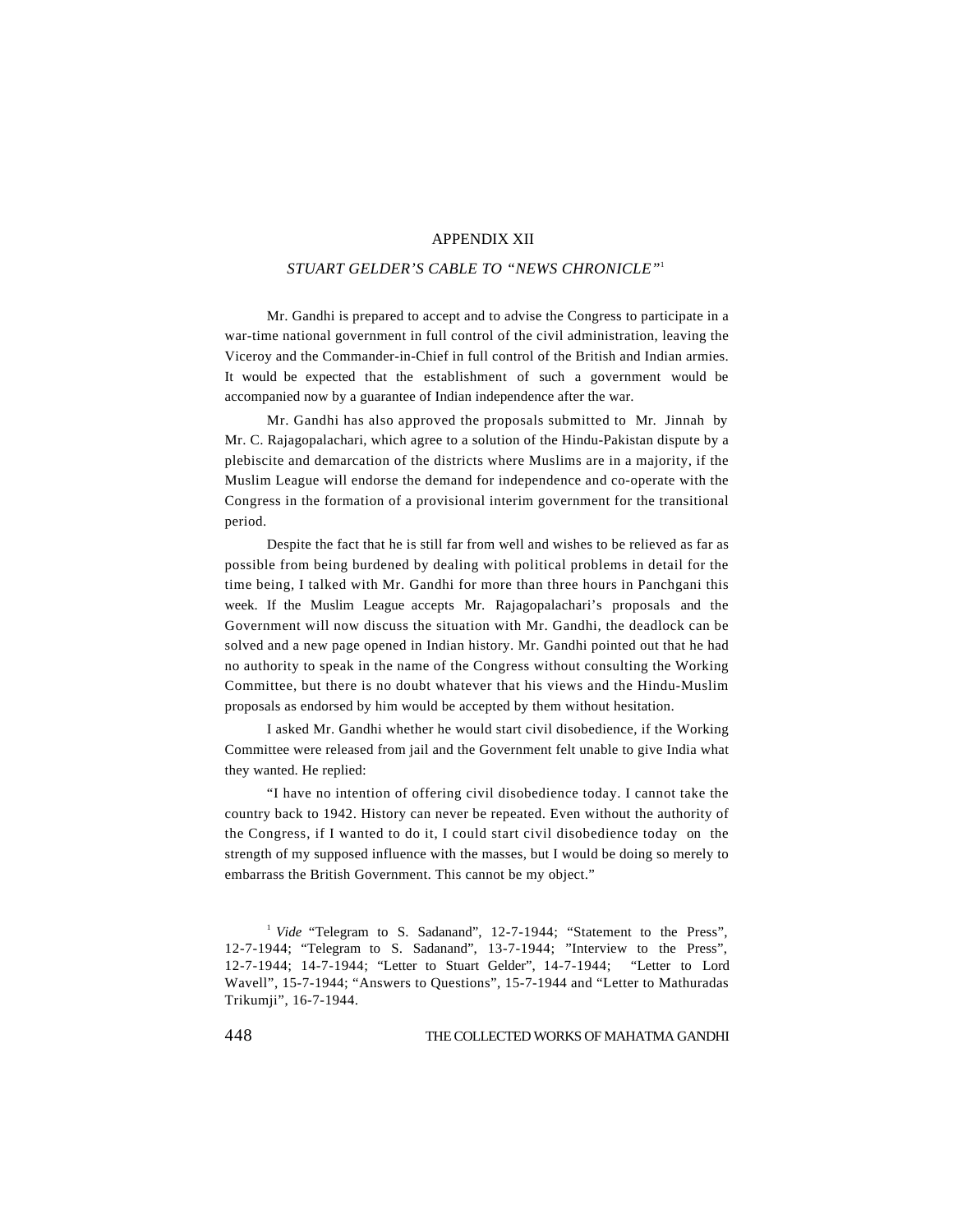## APPENDIX XII

### *STUART GELDER'S CABLE TO "NEWS CHRONICLE"*[1]

Mr. Gandhi is prepared to accept and to advise the Congress to participate in a war-time national government in full control of the civil administration, leaving the Viceroy and the Commander-in-Chief in full control of the British and Indian armies. It would be expected that the establishment of such a government would be accompanied now by a guarantee of Indian independence after the war.

Mr. Gandhi has also approved the proposals submitted to Mr. Jinnah by Mr. C. Rajagopalachari, which agree to a solution of the Hindu-Pakistan dispute by a plebiscite and demarcation of the districts where Muslims are in a majority, if the Muslim League will endorse the demand for independence and co-operate with the Congress in the formation of a provisional interim government for the transitional period.

Despite the fact that he is still far from well and wishes to be relieved as far as possible from being burdened by dealing with political problems in detail for the time being, I talked with Mr. Gandhi for more than three hours in Panchgani this week. If the Muslim League accepts Mr. Rajagopalachari's proposals and the Government will now discuss the situation with Mr. Gandhi, the deadlock can be solved and a new page opened in Indian history. Mr. Gandhi pointed out that he had no authority to speak in the name of the Congress without consulting the Working Committee, but there is no doubt whatever that his views and the Hindu-Muslim proposals as endorsed by him would be accepted by them without hesitation.

I asked Mr. Gandhi whether he would start civil disobedience, if the Working Committee were released from jail and the Government felt unable to give India what they wanted. He replied:

"I have no intention of offering civil disobedience today. I cannot take the country back to 1942. History can never be repeated. Even without the authority of the Congress, if I wanted to do it, I could start civil disobedience today on the strength of my supposed influence with the masses, but I would be doing so merely to embarrass the British Government. This cannot be my object."

---

[1] *Vide* "Telegram to S. Sadanand", 12-7-1944; "Statement to the Press", 12-7-1944; "Telegram to S. Sadanand", 13-7-1944; "Interview to the Press", 12-7-1944; 14-7-1944; "Letter to Stuart Gelder", 14-7-1944; "Letter to Lord Wavell", 15-7-1944; "Answers to Questions", 15-7-1944 and "Letter to Mathuradas Trikumji", 16-7-1944.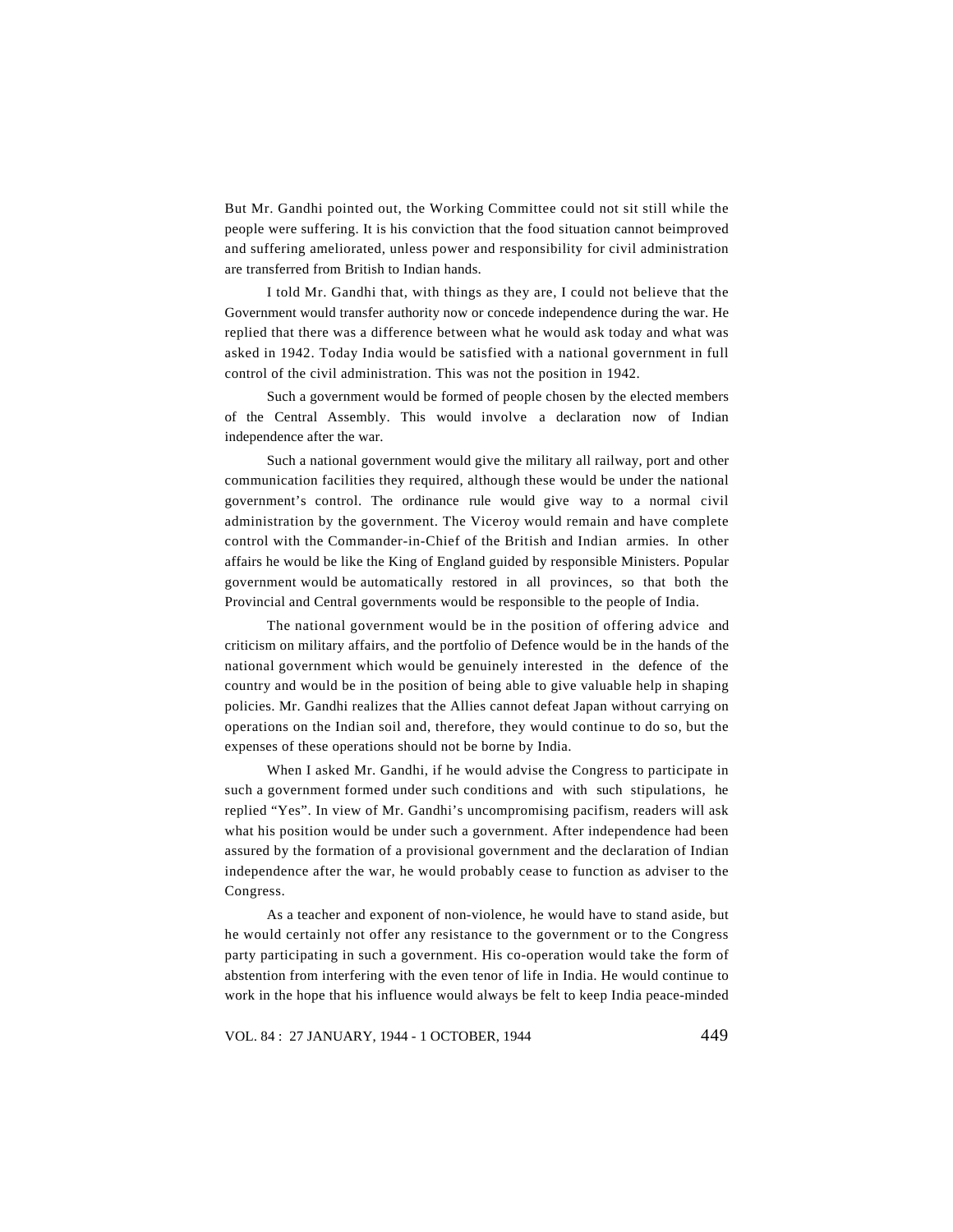But Mr. Gandhi pointed out, the Working Committee could not sit still while the people were suffering. It is his conviction that the food situation cannot beimproved and suffering ameliorated, unless power and responsibility for civil administration are transferred from British to Indian hands.

I told Mr. Gandhi that, with things as they are, I could not believe that the Government would transfer authority now or concede independence during the war. He replied that there was a difference between what he would ask today and what was asked in 1942. Today India would be satisfied with a national government in full control of the civil administration. This was not the position in 1942.

Such a government would be formed of people chosen by the elected members of the Central Assembly. This would involve a declaration now of Indian independence after the war.

Such a national government would give the military all railway, port and other communication facilities they required, although these would be under the national government's control. The ordinance rule would give way to a normal civil administration by the government. The Viceroy would remain and have complete control with the Commander-in-Chief of the British and Indian armies. In other affairs he would be like the King of England guided by responsible Ministers. Popular government would be automatically restored in all provinces, so that both the Provincial and Central governments would be responsible to the people of India.

The national government would be in the position of offering advice and criticism on military affairs, and the portfolio of Defence would be in the hands of the national government which would be genuinely interested in the defence of the country and would be in the position of being able to give valuable help in shaping policies. Mr. Gandhi realizes that the Allies cannot defeat Japan without carrying on operations on the Indian soil and, therefore, they would continue to do so, but the expenses of these operations should not be borne by India.

When I asked Mr. Gandhi, if he would advise the Congress to participate in such a government formed under such conditions and with such stipulations, he replied "Yes". In view of Mr. Gandhi's uncompromising pacifism, readers will ask what his position would be under such a government. After independence had been assured by the formation of a provisional government and the declaration of Indian independence after the war, he would probably cease to function as adviser to the Congress.

As a teacher and exponent of non-violence, he would have to stand aside, but he would certainly not offer any resistance to the government or to the Congress party participating in such a government. His co-operation would take the form of abstention from interfering with the even tenor of life in India. He would continue to work in the hope that his influence would always be felt to keep India peace-minded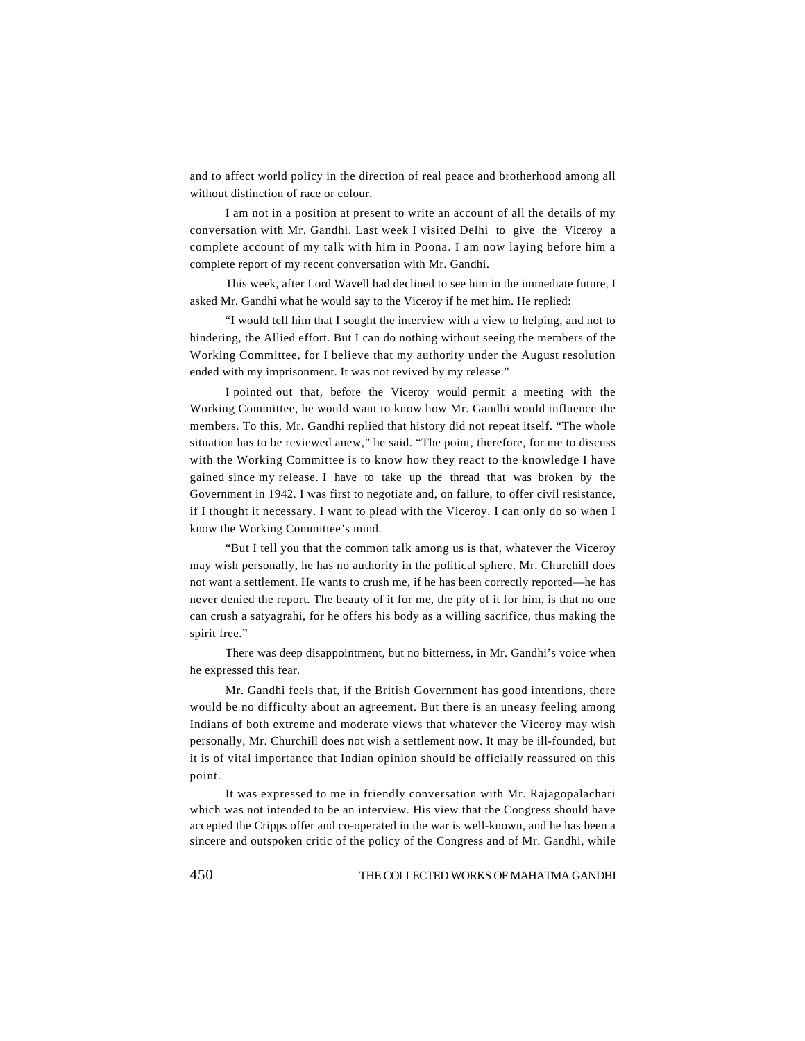and to affect world policy in the direction of real peace and brotherhood among all without distinction of race or colour.

I am not in a position at present to write an account of all the details of my conversation with Mr. Gandhi. Last week I visited Delhi to give the Viceroy a complete account of my talk with him in Poona. I am now laying before him a complete report of my recent conversation with Mr. Gandhi.

This week, after Lord Wavell had declined to see him in the immediate future, I asked Mr. Gandhi what he would say to the Viceroy if he met him. He replied:

"I would tell him that I sought the interview with a view to helping, and not to hindering, the Allied effort. But I can do nothing without seeing the members of the Working Committee, for I believe that my authority under the August resolution ended with my imprisonment. It was not revived by my release."

I pointed out that, before the Viceroy would permit a meeting with the Working Committee, he would want to know how Mr. Gandhi would influence the members. To this, Mr. Gandhi replied that history did not repeat itself. "The whole situation has to be reviewed anew," he said. "The point, therefore, for me to discuss with the Working Committee is to know how they react to the knowledge I have gained since my release. I have to take up the thread that was broken by the Government in 1942. I was first to negotiate and, on failure, to offer civil resistance, if I thought it necessary. I want to plead with the Viceroy. I can only do so when I know the Working Committee's mind.

"But I tell you that the common talk among us is that, whatever the Viceroy may wish personally, he has no authority in the political sphere. Mr. Churchill does not want a settlement. He wants to crush me, if he has been correctly reported—he has never denied the report. The beauty of it for me, the pity of it for him, is that no one can crush a satyagrahi, for he offers his body as a willing sacrifice, thus making the spirit free."

There was deep disappointment, but no bitterness, in Mr. Gandhi's voice when he expressed this fear.

Mr. Gandhi feels that, if the British Government has good intentions, there would be no difficulty about an agreement. But there is an uneasy feeling among Indians of both extreme and moderate views that whatever the Viceroy may wish personally, Mr. Churchill does not wish a settlement now. It may be ill-founded, but it is of vital importance that Indian opinion should be officially reassured on this point.

It was expressed to me in friendly conversation with Mr. Rajagopalachari which was not intended to be an interview. His view that the Congress should have accepted the Cripps offer and co-operated in the war is well-known, and he has been a sincere and outspoken critic of the policy of the Congress and of Mr. Gandhi, while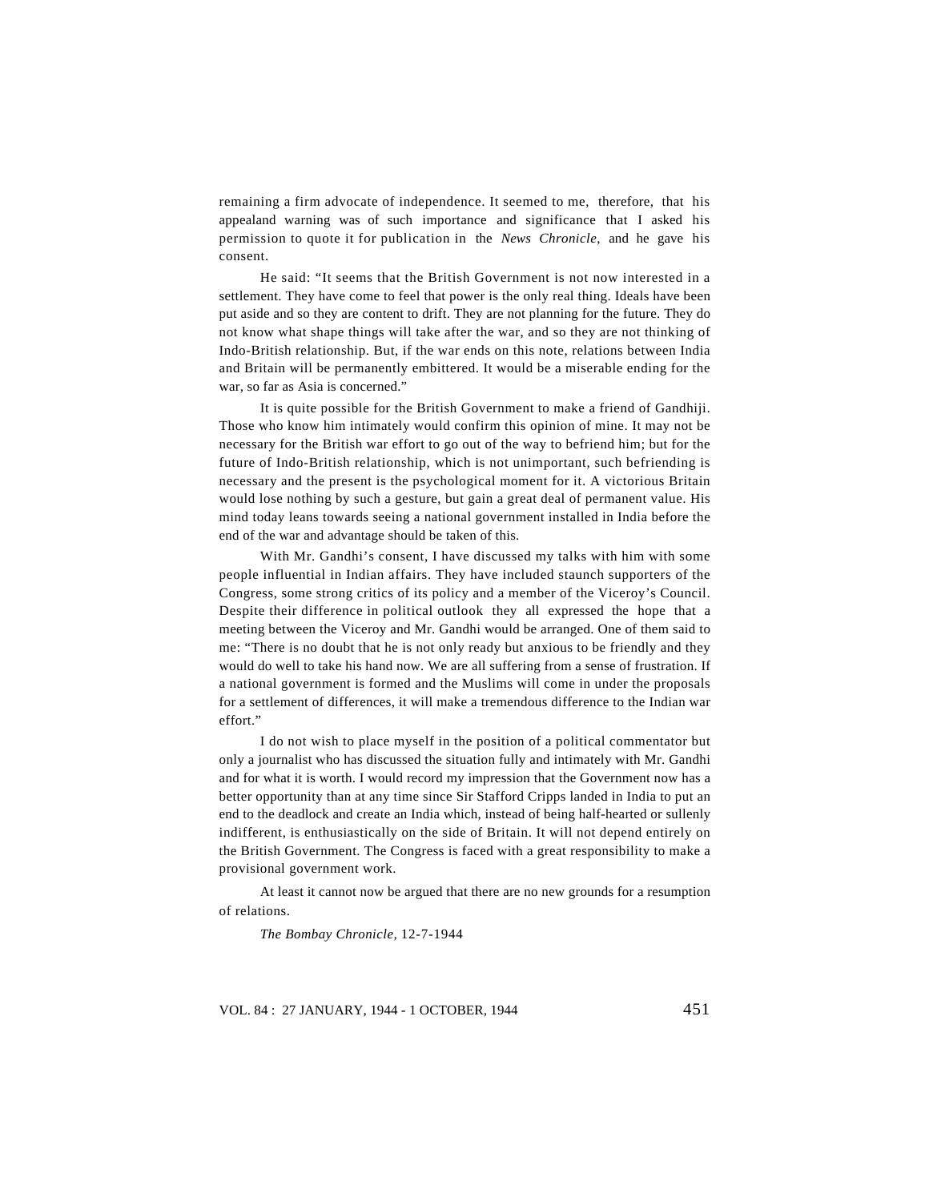remaining a firm advocate of independence. It seemed to me, therefore, that his appealand warning was of such importance and significance that I asked his permission to quote it for publication in the *News Chronicle*, and he gave his consent.

He said: "It seems that the British Government is not now interested in a settlement. They have come to feel that power is the only real thing. Ideals have been put aside and so they are content to drift. They are not planning for the future. They do not know what shape things will take after the war, and so they are not thinking of Indo-British relationship. But, if the war ends on this note, relations between India and Britain will be permanently embittered. It would be a miserable ending for the war, so far as Asia is concerned."

It is quite possible for the British Government to make a friend of Gandhiji. Those who know him intimately would confirm this opinion of mine. It may not be necessary for the British war effort to go out of the way to befriend him; but for the future of Indo-British relationship, which is not unimportant, such befriending is necessary and the present is the psychological moment for it. A victorious Britain would lose nothing by such a gesture, but gain a great deal of permanent value. His mind today leans towards seeing a national government installed in India before the end of the war and advantage should be taken of this.

With Mr. Gandhi's consent, I have discussed my talks with him with some people influential in Indian affairs. They have included staunch supporters of the Congress, some strong critics of its policy and a member of the Viceroy's Council. Despite their difference in political outlook they all expressed the hope that a meeting between the Viceroy and Mr. Gandhi would be arranged. One of them said to me: "There is no doubt that he is not only ready but anxious to be friendly and they would do well to take his hand now. We are all suffering from a sense of frustration. If a national government is formed and the Muslims will come in under the proposals for a settlement of differences, it will make a tremendous difference to the Indian war effort."

I do not wish to place myself in the position of a political commentator but only a journalist who has discussed the situation fully and intimately with Mr. Gandhi and for what it is worth. I would record my impression that the Government now has a better opportunity than at any time since Sir Stafford Cripps landed in India to put an end to the deadlock and create an India which, instead of being half-hearted or sullenly indifferent, is enthusiastically on the side of Britain. It will not depend entirely on the British Government. The Congress is faced with a great responsibility to make a provisional government work.

At least it cannot now be argued that there are no new grounds for a resumption of relations.

*The Bombay Chronicle*, 12-7-1944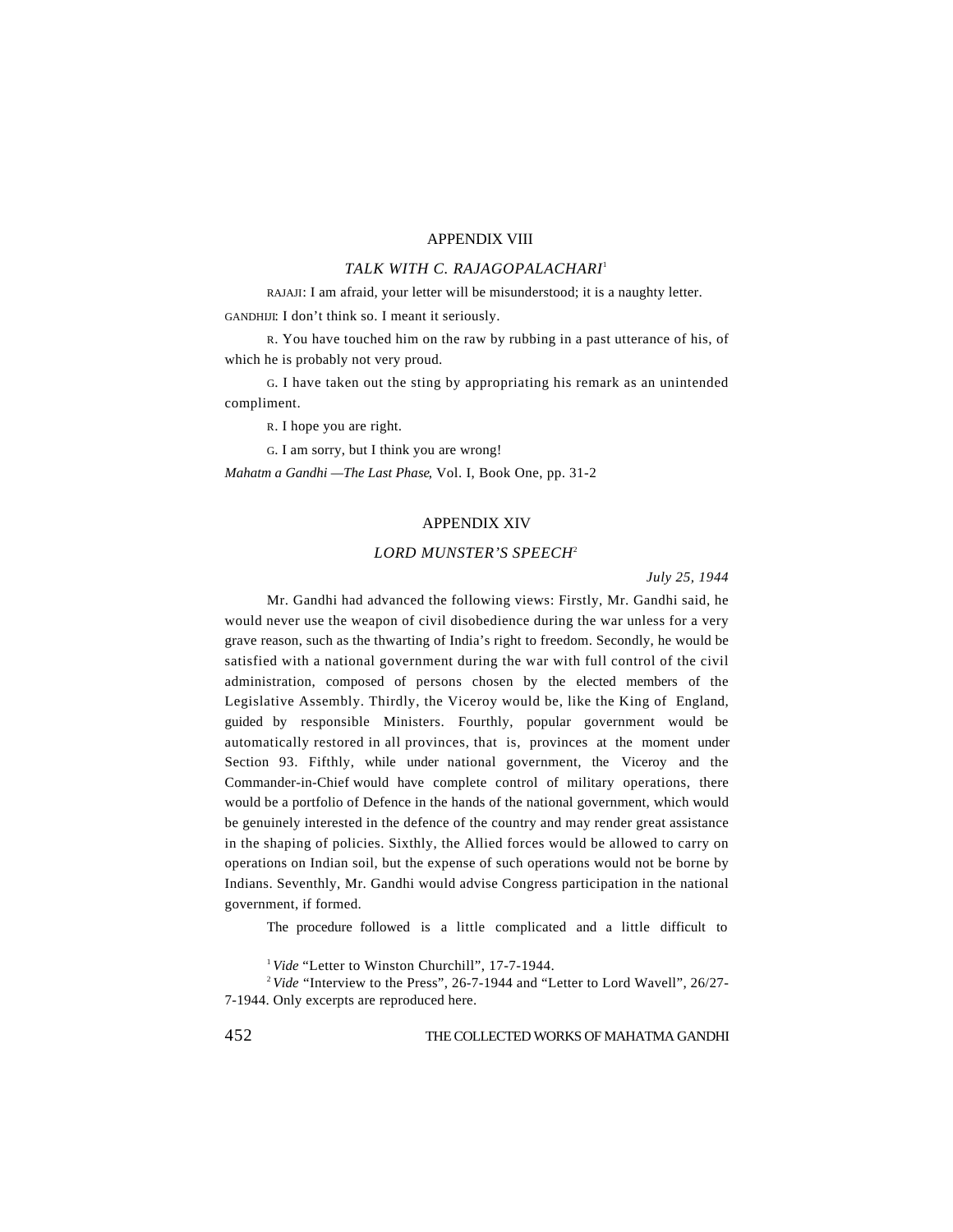## APPENDIX VIII

### *TALK WITH C. RAJAGOPALACHARI*[1]

RAJAJI: I am afraid, your letter will be misunderstood; it is a naughty letter.

GANDHIJI: I don't think so. I meant it seriously.

R. You have touched him on the raw by rubbing in a past utterance of his, of which he is probably not very proud.

G. I have taken out the sting by appropriating his remark as an unintended compliment.

R. I hope you are right.

G. I am sorry, but I think you are wrong!

*Mahatm a Gandhi —The Last Phase*, Vol. I, Book One, pp. 31-2

## APPENDIX XIV

### *LORD MUNSTER'S SPEECH*[2]

*July 25, 1944*

Mr. Gandhi had advanced the following views: Firstly, Mr. Gandhi said, he would never use the weapon of civil disobedience during the war unless for a very grave reason, such as the thwarting of India's right to freedom. Secondly, he would be satisfied with a national government during the war with full control of the civil administration, composed of persons chosen by the elected members of the Legislative Assembly. Thirdly, the Viceroy would be, like the King of England, guided by responsible Ministers. Fourthly, popular government would be automatically restored in all provinces, that is, provinces at the moment under Section 93. Fifthly, while under national government, the Viceroy and the Commander-in-Chief would have complete control of military operations, there would be a portfolio of Defence in the hands of the national government, which would be genuinely interested in the defence of the country and may render great assistance in the shaping of policies. Sixthly, the Allied forces would be allowed to carry on operations on Indian soil, but the expense of such operations would not be borne by Indians. Seventhly, Mr. Gandhi would advise Congress participation in the national government, if formed.

The procedure followed is a little complicated and a little difficult to

---

[1] *Vide* "Letter to Winston Churchill", 17-7-1944.

[2] *Vide* "Interview to the Press", 26-7-1944 and "Letter to Lord Wavell", 26/27-7-1944. Only excerpts are reproduced here.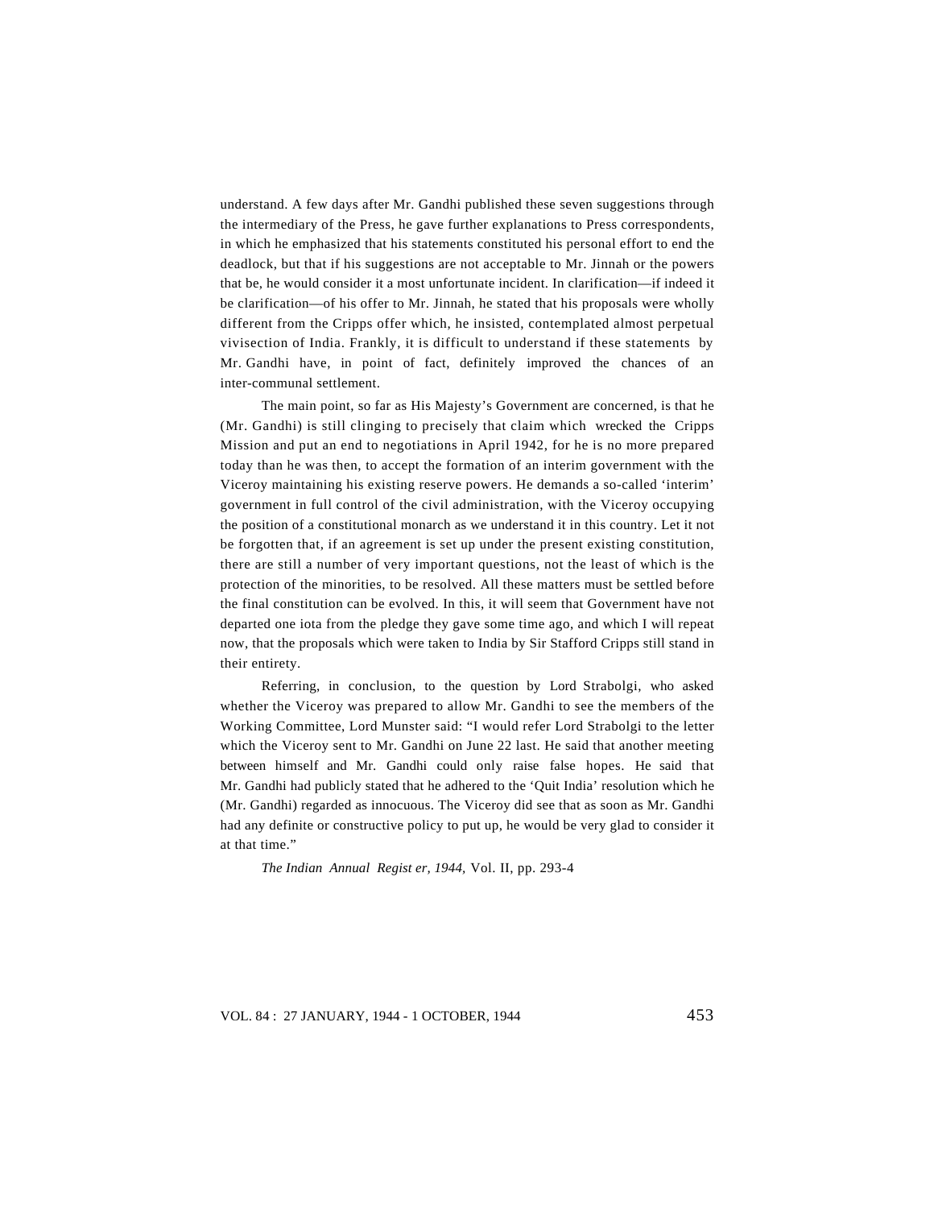understand. A few days after Mr. Gandhi published these seven suggestions through the intermediary of the Press, he gave further explanations to Press correspondents, in which he emphasized that his statements constituted his personal effort to end the deadlock, but that if his suggestions are not acceptable to Mr. Jinnah or the powers that be, he would consider it a most unfortunate incident. In clarification—if indeed it be clarification—of his offer to Mr. Jinnah, he stated that his proposals were wholly different from the Cripps offer which, he insisted, contemplated almost perpetual vivisection of India. Frankly, it is difficult to understand if these statements by Mr. Gandhi have, in point of fact, definitely improved the chances of an inter-communal settlement.

The main point, so far as His Majesty's Government are concerned, is that he (Mr. Gandhi) is still clinging to precisely that claim which wrecked the Cripps Mission and put an end to negotiations in April 1942, for he is no more prepared today than he was then, to accept the formation of an interim government with the Viceroy maintaining his existing reserve powers. He demands a so-called 'interim' government in full control of the civil administration, with the Viceroy occupying the position of a constitutional monarch as we understand it in this country. Let it not be forgotten that, if an agreement is set up under the present existing constitution, there are still a number of very important questions, not the least of which is the protection of the minorities, to be resolved. All these matters must be settled before the final constitution can be evolved. In this, it will seem that Government have not departed one iota from the pledge they gave some time ago, and which I will repeat now, that the proposals which were taken to India by Sir Stafford Cripps still stand in their entirety.

Referring, in conclusion, to the question by Lord Strabolgi, who asked whether the Viceroy was prepared to allow Mr. Gandhi to see the members of the Working Committee, Lord Munster said: "I would refer Lord Strabolgi to the letter which the Viceroy sent to Mr. Gandhi on June 22 last. He said that another meeting between himself and Mr. Gandhi could only raise false hopes. He said that Mr. Gandhi had publicly stated that he adhered to the 'Quit India' resolution which he (Mr. Gandhi) regarded as innocuous. The Viceroy did see that as soon as Mr. Gandhi had any definite or constructive policy to put up, he would be very glad to consider it at that time."

*The Indian Annual Register, 1944,* Vol. II, pp. 293-4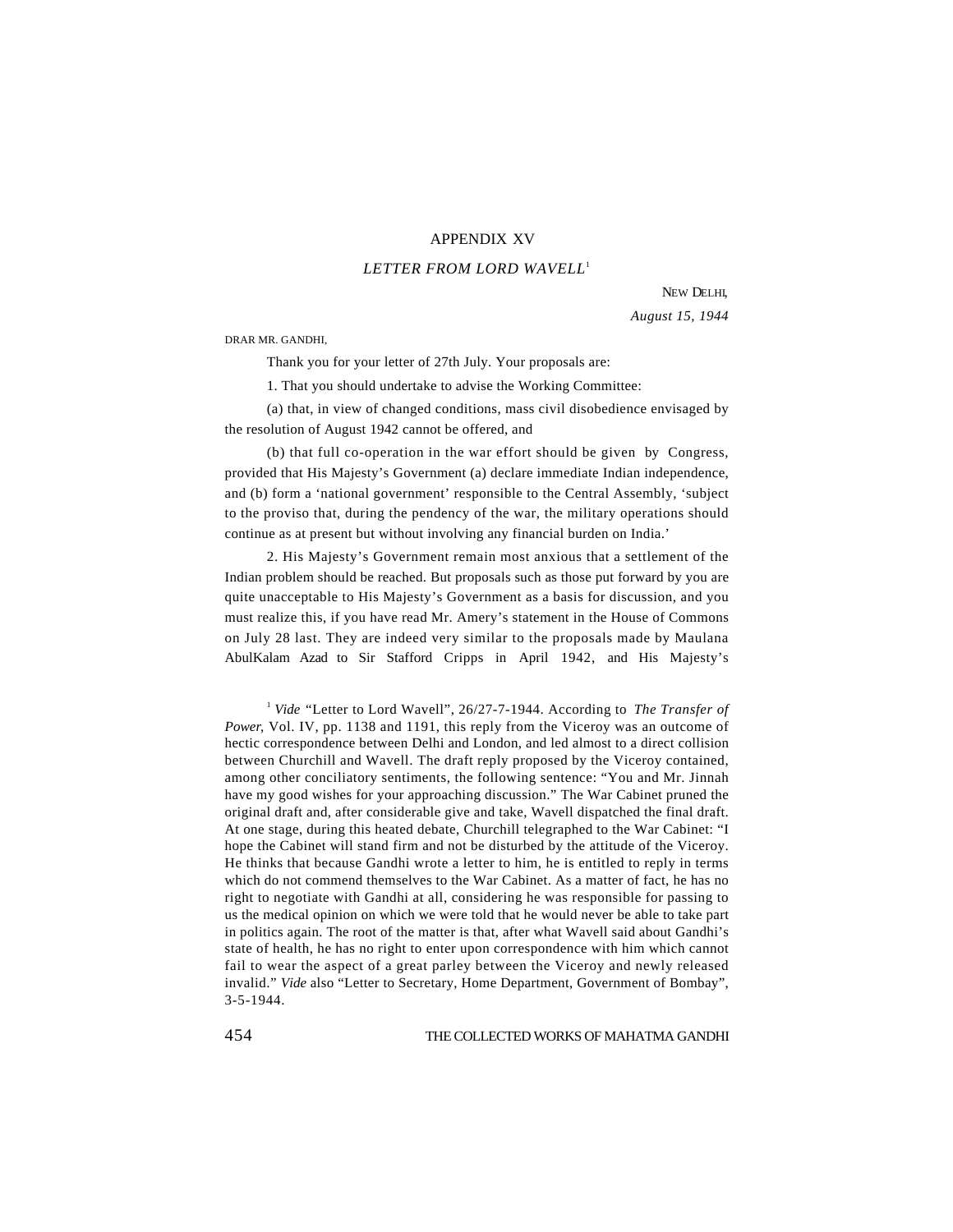## APPENDIX XV

### *LETTER FROM LORD WAVELL*[1]

NEW DELHI,
*August 15, 1944*

DRAR MR. GANDHI,

Thank you for your letter of 27th July. Your proposals are:

1. That you should undertake to advise the Working Committee:

(a) that, in view of changed conditions, mass civil disobedience envisaged by the resolution of August 1942 cannot be offered, and

(b) that full co-operation in the war effort should be given by Congress, provided that His Majesty's Government (a) declare immediate Indian independence, and (b) form a 'national government' responsible to the Central Assembly, 'subject to the proviso that, during the pendency of the war, the military operations should continue as at present but without involving any financial burden on India.'

2. His Majesty's Government remain most anxious that a settlement of the Indian problem should be reached. But proposals such as those put forward by you are quite unacceptable to His Majesty's Government as a basis for discussion, and you must realize this, if you have read Mr. Amery's statement in the House of Commons on July 28 last. They are indeed very similar to the proposals made by Maulana AbulKalam Azad to Sir Stafford Cripps in April 1942, and His Majesty's

---

[1] *Vide* "Letter to Lord Wavell", 26/27-7-1944. According to *The Transfer of Power*, Vol. IV, pp. 1138 and 1191, this reply from the Viceroy was an outcome of hectic correspondence between Delhi and London, and led almost to a direct collision between Churchill and Wavell. The draft reply proposed by the Viceroy contained, among other conciliatory sentiments, the following sentence: "You and Mr. Jinnah have my good wishes for your approaching discussion." The War Cabinet pruned the original draft and, after considerable give and take, Wavell dispatched the final draft. At one stage, during this heated debate, Churchill telegraphed to the War Cabinet: "I hope the Cabinet will stand firm and not be disturbed by the attitude of the Viceroy. He thinks that because Gandhi wrote a letter to him, he is entitled to reply in terms which do not commend themselves to the War Cabinet. As a matter of fact, he has no right to negotiate with Gandhi at all, considering he was responsible for passing to us the medical opinion on which we were told that he would never be able to take part in politics again. The root of the matter is that, after what Wavell said about Gandhi's state of health, he has no right to enter upon correspondence with him which cannot fail to wear the aspect of a great parley between the Viceroy and newly released invalid." *Vide* also "Letter to Secretary, Home Department, Government of Bombay", 3-5-1944.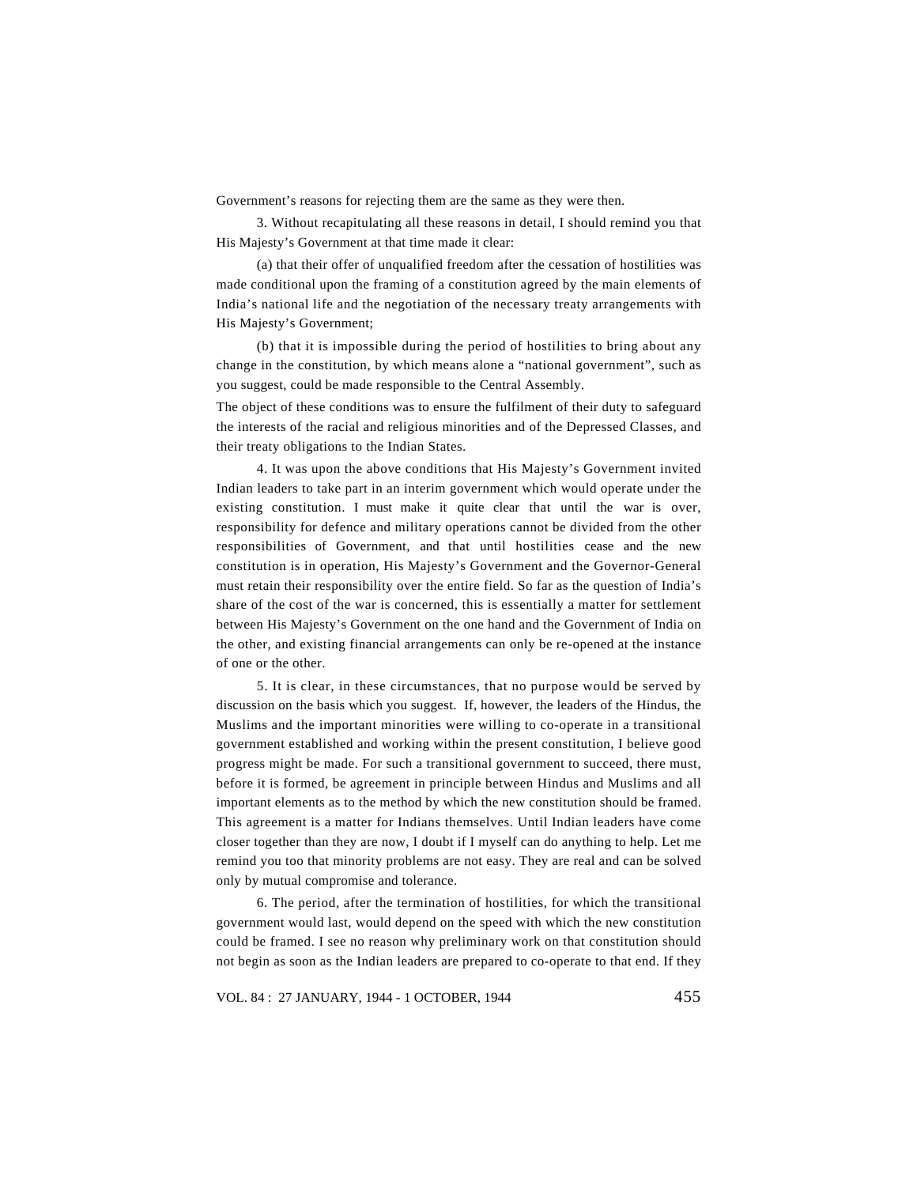Government's reasons for rejecting them are the same as they were then.

3. Without recapitulating all these reasons in detail, I should remind you that His Majesty's Government at that time made it clear:

(a) that their offer of unqualified freedom after the cessation of hostilities was made conditional upon the framing of a constitution agreed by the main elements of India's national life and the negotiation of the necessary treaty arrangements with His Majesty's Government;

(b) that it is impossible during the period of hostilities to bring about any change in the constitution, by which means alone a "national government", such as you suggest, could be made responsible to the Central Assembly.

The object of these conditions was to ensure the fulfilment of their duty to safeguard the interests of the racial and religious minorities and of the Depressed Classes, and their treaty obligations to the Indian States.

4. It was upon the above conditions that His Majesty's Government invited Indian leaders to take part in an interim government which would operate under the existing constitution. I must make it quite clear that until the war is over, responsibility for defence and military operations cannot be divided from the other responsibilities of Government, and that until hostilities cease and the new constitution is in operation, His Majesty's Government and the Governor-General must retain their responsibility over the entire field. So far as the question of India's share of the cost of the war is concerned, this is essentially a matter for settlement between His Majesty's Government on the one hand and the Government of India on the other, and existing financial arrangements can only be re-opened at the instance of one or the other.

5. It is clear, in these circumstances, that no purpose would be served by discussion on the basis which you suggest. If, however, the leaders of the Hindus, the Muslims and the important minorities were willing to co-operate in a transitional government established and working within the present constitution, I believe good progress might be made. For such a transitional government to succeed, there must, before it is formed, be agreement in principle between Hindus and Muslims and all important elements as to the method by which the new constitution should be framed. This agreement is a matter for Indians themselves. Until Indian leaders have come closer together than they are now, I doubt if I myself can do anything to help. Let me remind you too that minority problems are not easy. They are real and can be solved only by mutual compromise and tolerance.

6. The period, after the termination of hostilities, for which the transitional government would last, would depend on the speed with which the new constitution could be framed. I see no reason why preliminary work on that constitution should not begin as soon as the Indian leaders are prepared to co-operate to that end. If they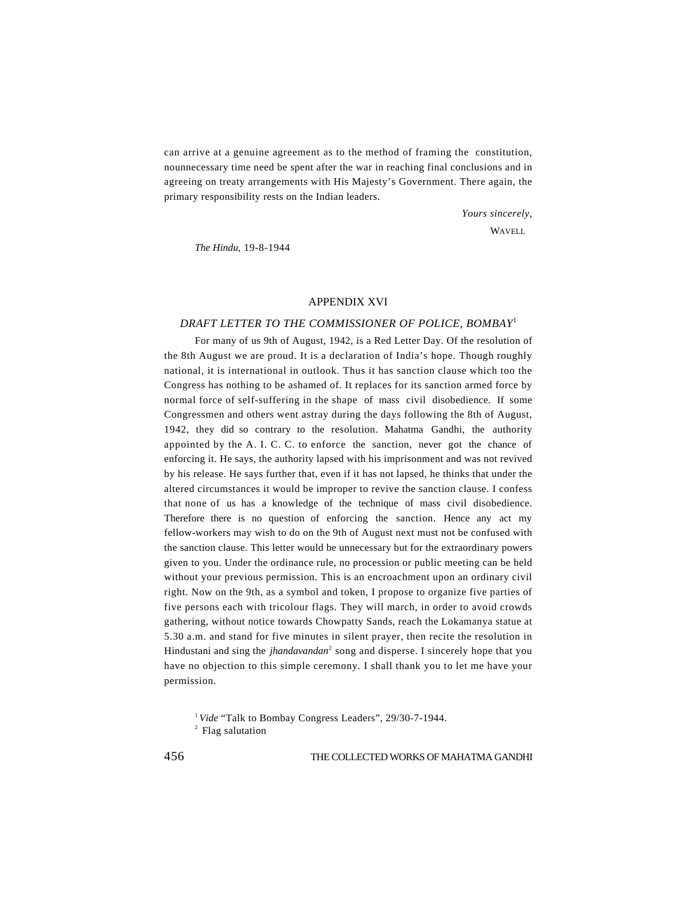can arrive at a genuine agreement as to the method of framing the constitution, nounnecessary time need be spent after the war in reaching final conclusions and in agreeing on treaty arrangements with His Majesty's Government. There again, the primary responsibility rests on the Indian leaders.

*Yours sincerely,*

WAVELL

*The Hindu*, 19-8-1944

## APPENDIX XVI

### *DRAFT LETTER TO THE COMMISSIONER OF POLICE, BOMBAY*[1]

For many of us 9th of August, 1942, is a Red Letter Day. Of the resolution of the 8th August we are proud. It is a declaration of India's hope. Though roughly national, it is international in outlook. Thus it has sanction clause which too the Congress has nothing to be ashamed of. It replaces for its sanction armed force by normal force of self-suffering in the shape of mass civil disobedience. If some Congressmen and others went astray during the days following the 8th of August, 1942, they did so contrary to the resolution. Mahatma Gandhi, the authority appointed by the A. I. C. C. to enforce the sanction, never got the chance of enforcing it. He says, the authority lapsed with his imprisonment and was not revived by his release. He says further that, even if it has not lapsed, he thinks that under the altered circumstances it would be improper to revive the sanction clause. I confess that none of us has a knowledge of the technique of mass civil disobedience. Therefore there is no question of enforcing the sanction. Hence any act my fellow-workers may wish to do on the 9th of August next must not be confused with the sanction clause. This letter would be unnecessary but for the extraordinary powers given to you. Under the ordinance rule, no procession or public meeting can be held without your previous permission. This is an encroachment upon an ordinary civil right. Now on the 9th, as a symbol and token, I propose to organize five parties of five persons each with tricolour flags. They will march, in order to avoid crowds gathering, without notice towards Chowpatty Sands, reach the Lokamanya statue at 5.30 a.m. and stand for five minutes in silent prayer, then recite the resolution in Hindustani and sing the *jhandavandan*[2] song and disperse. I sincerely hope that you have no objection to this simple ceremony. I shall thank you to let me have your permission.

[1] *Vide* "Talk to Bombay Congress Leaders", 29/30-7-1944.

[2] Flag salutation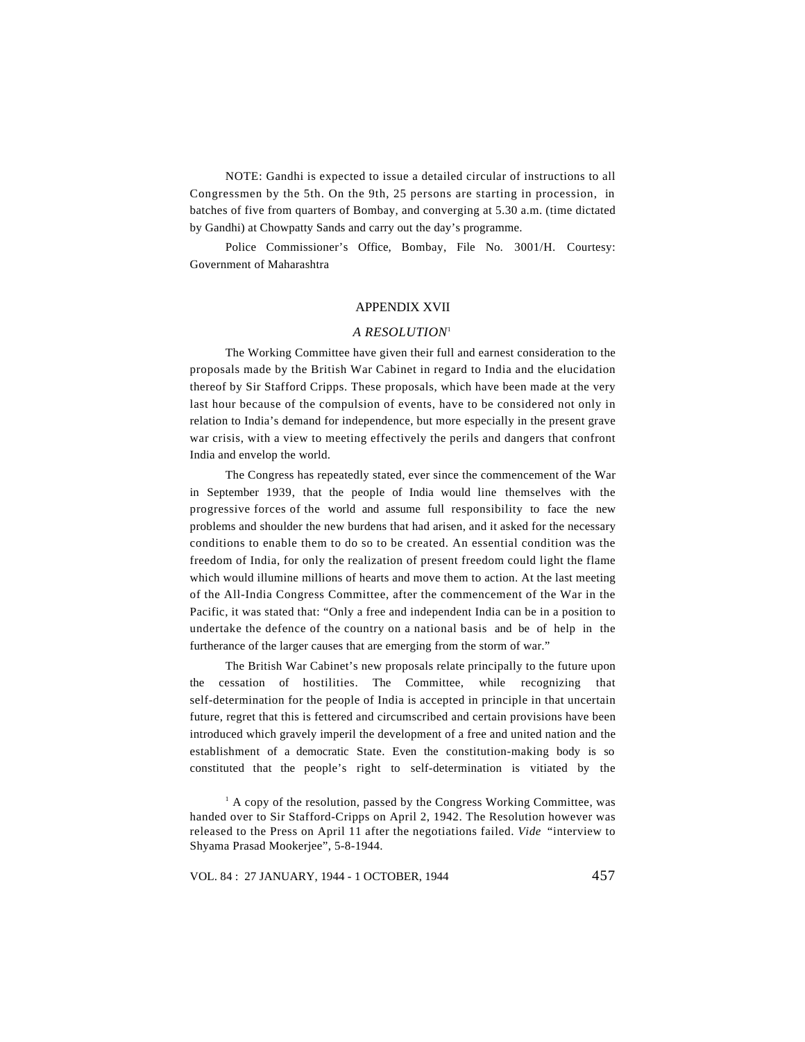NOTE: Gandhi is expected to issue a detailed circular of instructions to all Congressmen by the 5th. On the 9th, 25 persons are starting in procession, in batches of five from quarters of Bombay, and converging at 5.30 a.m. (time dictated by Gandhi) at Chowpatty Sands and carry out the day's programme.

Police Commissioner's Office, Bombay, File No. 3001/H. Courtesy: Government of Maharashtra

## APPENDIX XVII

### *A RESOLUTION*[1]

The Working Committee have given their full and earnest consideration to the proposals made by the British War Cabinet in regard to India and the elucidation thereof by Sir Stafford Cripps. These proposals, which have been made at the very last hour because of the compulsion of events, have to be considered not only in relation to India's demand for independence, but more especially in the present grave war crisis, with a view to meeting effectively the perils and dangers that confront India and envelop the world.

The Congress has repeatedly stated, ever since the commencement of the War in September 1939, that the people of India would line themselves with the progressive forces of the world and assume full responsibility to face the new problems and shoulder the new burdens that had arisen, and it asked for the necessary conditions to enable them to do so to be created. An essential condition was the freedom of India, for only the realization of present freedom could light the flame which would illumine millions of hearts and move them to action. At the last meeting of the All-India Congress Committee, after the commencement of the War in the Pacific, it was stated that: "Only a free and independent India can be in a position to undertake the defence of the country on a national basis and be of help in the furtherance of the larger causes that are emerging from the storm of war."

The British War Cabinet's new proposals relate principally to the future upon the cessation of hostilities. The Committee, while recognizing that self-determination for the people of India is accepted in principle in that uncertain future, regret that this is fettered and circumscribed and certain provisions have been introduced which gravely imperil the development of a free and united nation and the establishment of a democratic State. Even the constitution-making body is so constituted that the people's right to self-determination is vitiated by the

[1] A copy of the resolution, passed by the Congress Working Committee, was handed over to Sir Stafford-Cripps on April 2, 1942. The Resolution however was released to the Press on April 11 after the negotiations failed. *Vide* "interview to Shyama Prasad Mookerjee", 5-8-1944.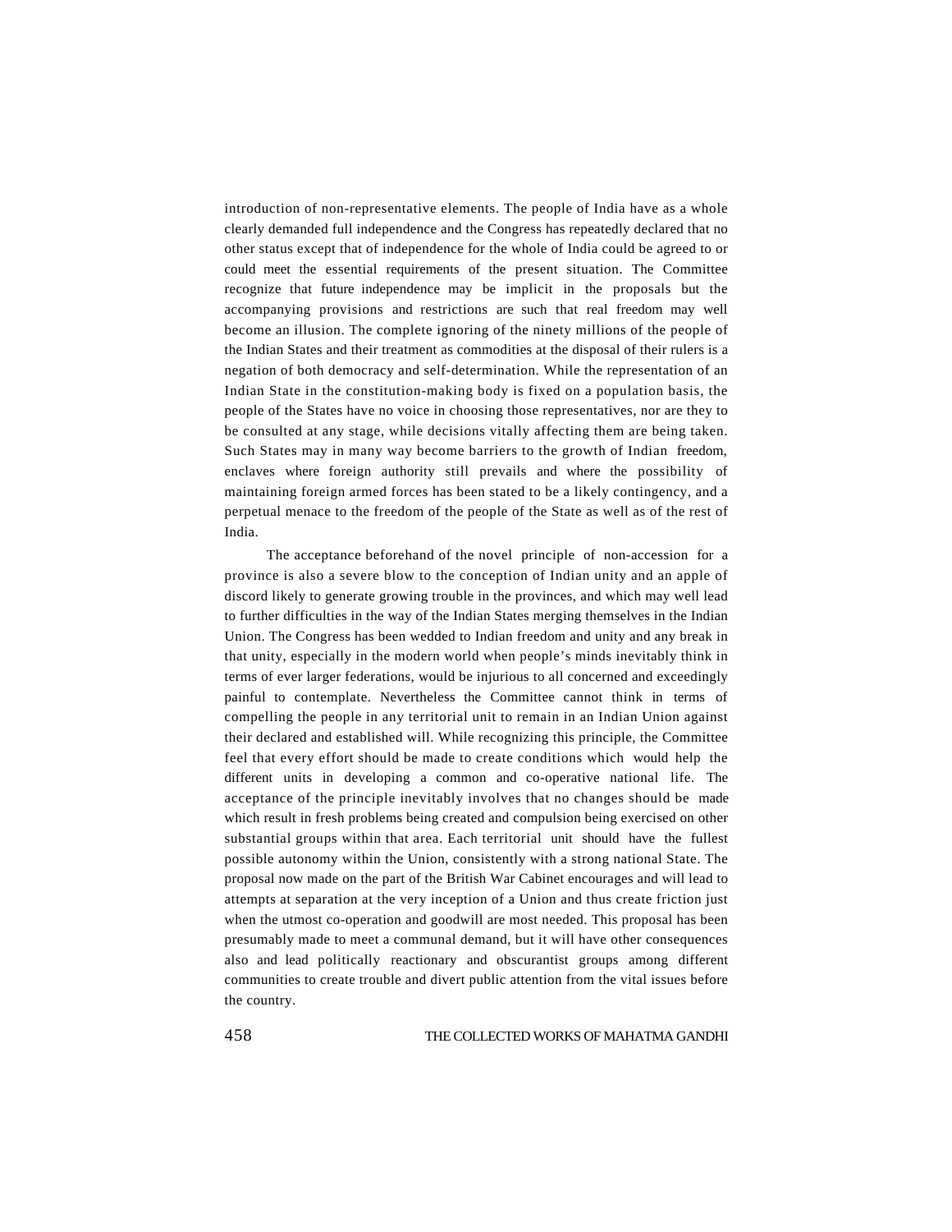introduction of non-representative elements. The people of India have as a whole clearly demanded full independence and the Congress has repeatedly declared that no other status except that of independence for the whole of India could be agreed to or could meet the essential requirements of the present situation. The Committee recognize that future independence may be implicit in the proposals but the accompanying provisions and restrictions are such that real freedom may well become an illusion. The complete ignoring of the ninety millions of the people of the Indian States and their treatment as commodities at the disposal of their rulers is a negation of both democracy and self-determination. While the representation of an Indian State in the constitution-making body is fixed on a population basis, the people of the States have no voice in choosing those representatives, nor are they to be consulted at any stage, while decisions vitally affecting them are being taken. Such States may in many way become barriers to the growth of Indian freedom, enclaves where foreign authority still prevails and where the possibility of maintaining foreign armed forces has been stated to be a likely contingency, and a perpetual menace to the freedom of the people of the State as well as of the rest of India.

The acceptance beforehand of the novel principle of non-accession for a province is also a severe blow to the conception of Indian unity and an apple of discord likely to generate growing trouble in the provinces, and which may well lead to further difficulties in the way of the Indian States merging themselves in the Indian Union. The Congress has been wedded to Indian freedom and unity and any break in that unity, especially in the modern world when people's minds inevitably think in terms of ever larger federations, would be injurious to all concerned and exceedingly painful to contemplate. Nevertheless the Committee cannot think in terms of compelling the people in any territorial unit to remain in an Indian Union against their declared and established will. While recognizing this principle, the Committee feel that every effort should be made to create conditions which would help the different units in developing a common and co-operative national life. The acceptance of the principle inevitably involves that no changes should be made which result in fresh problems being created and compulsion being exercised on other substantial groups within that area. Each territorial unit should have the fullest possible autonomy within the Union, consistently with a strong national State. The proposal now made on the part of the British War Cabinet encourages and will lead to attempts at separation at the very inception of a Union and thus create friction just when the utmost co-operation and goodwill are most needed. This proposal has been presumably made to meet a communal demand, but it will have other consequences also and lead politically reactionary and obscurantist groups among different communities to create trouble and divert public attention from the vital issues before the country.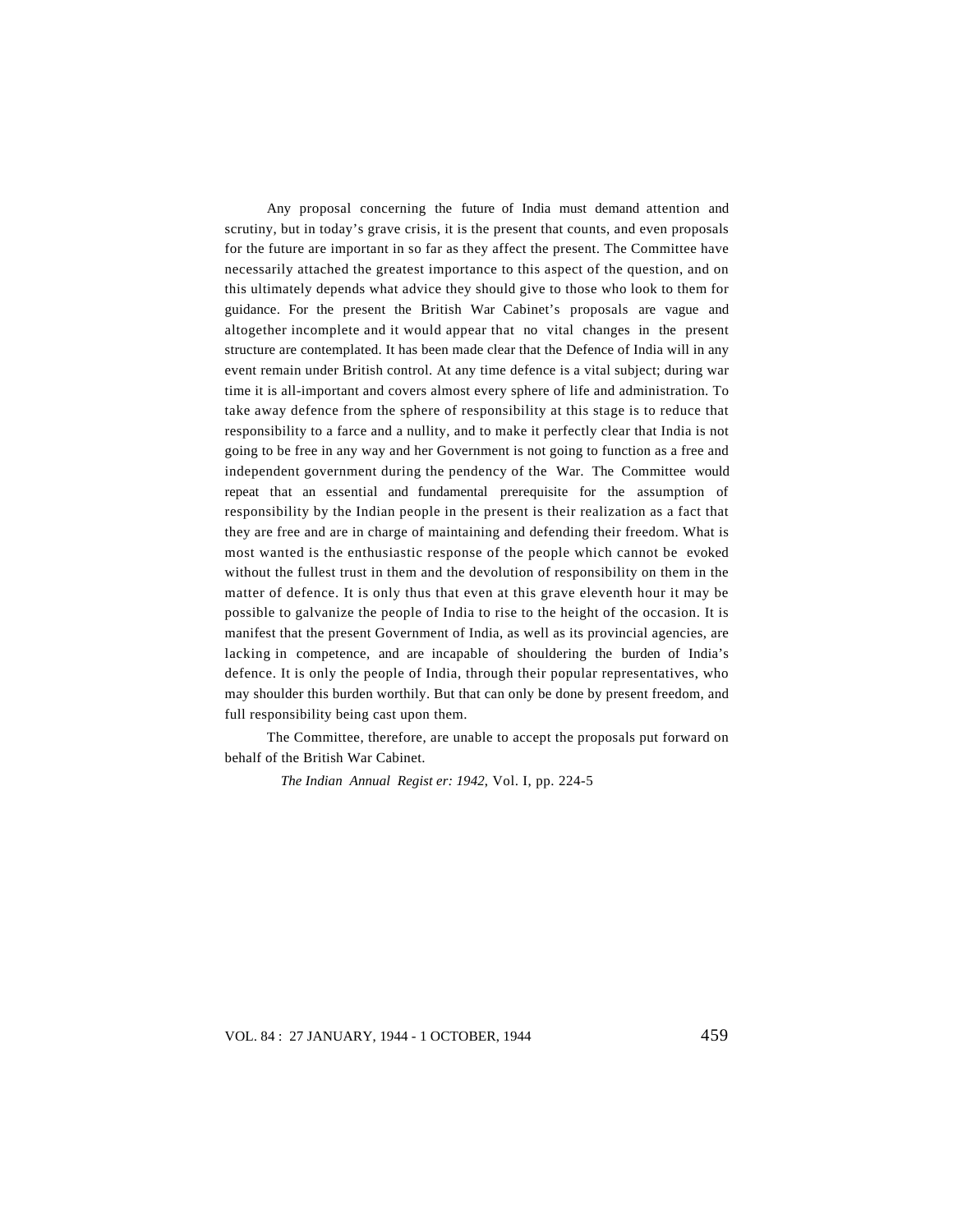Any proposal concerning the future of India must demand attention and scrutiny, but in today's grave crisis, it is the present that counts, and even proposals for the future are important in so far as they affect the present. The Committee have necessarily attached the greatest importance to this aspect of the question, and on this ultimately depends what advice they should give to those who look to them for guidance. For the present the British War Cabinet's proposals are vague and altogether incomplete and it would appear that no vital changes in the present structure are contemplated. It has been made clear that the Defence of India will in any event remain under British control. At any time defence is a vital subject; during war time it is all-important and covers almost every sphere of life and administration. To take away defence from the sphere of responsibility at this stage is to reduce that responsibility to a farce and a nullity, and to make it perfectly clear that India is not going to be free in any way and her Government is not going to function as a free and independent government during the pendency of the War. The Committee would repeat that an essential and fundamental prerequisite for the assumption of responsibility by the Indian people in the present is their realization as a fact that they are free and are in charge of maintaining and defending their freedom. What is most wanted is the enthusiastic response of the people which cannot be evoked without the fullest trust in them and the devolution of responsibility on them in the matter of defence. It is only thus that even at this grave eleventh hour it may be possible to galvanize the people of India to rise to the height of the occasion. It is manifest that the present Government of India, as well as its provincial agencies, are lacking in competence, and are incapable of shouldering the burden of India's defence. It is only the people of India, through their popular representatives, who may shoulder this burden worthily. But that can only be done by present freedom, and full responsibility being cast upon them.

The Committee, therefore, are unable to accept the proposals put forward on behalf of the British War Cabinet.

*The Indian Annual Register: 1942*, Vol. I, pp. 224-5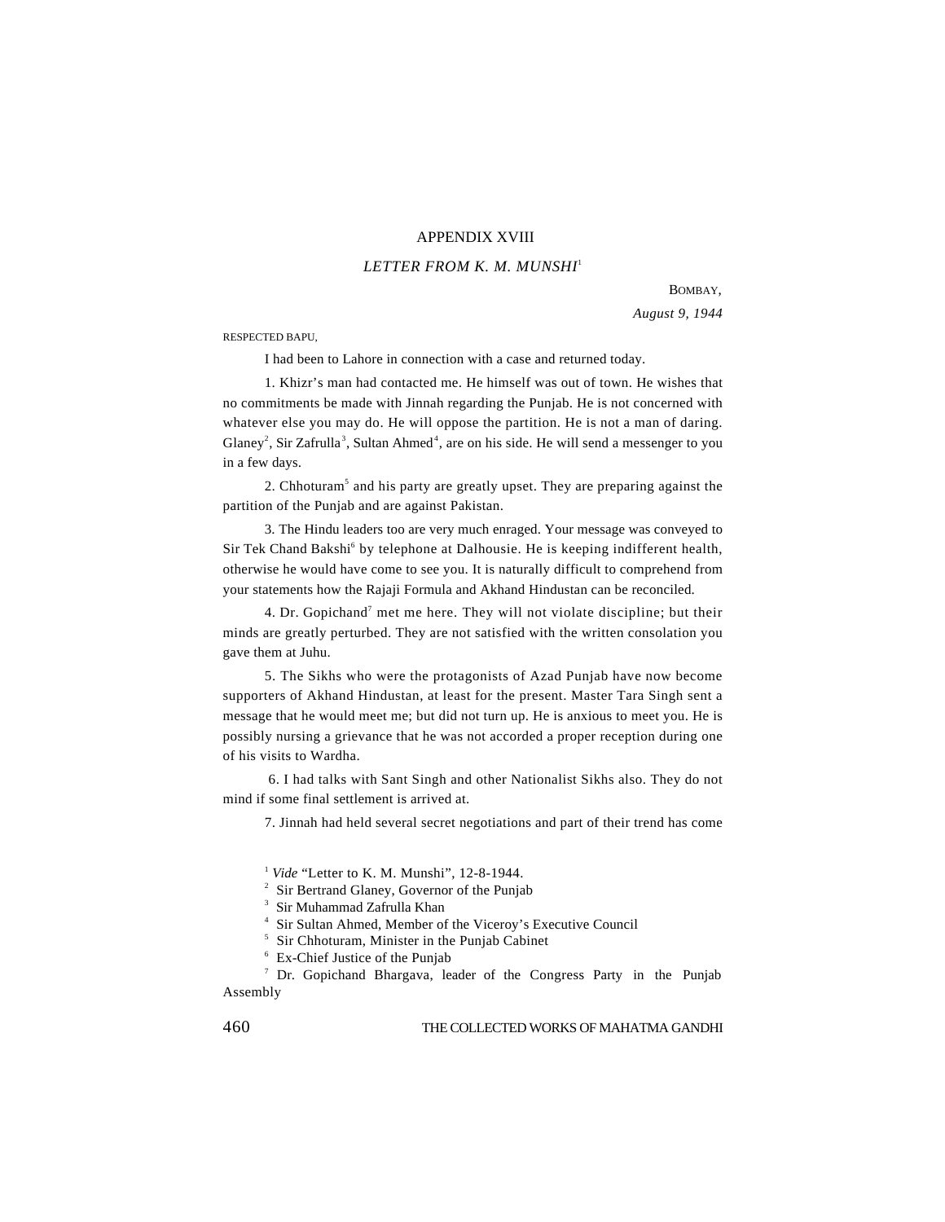## APPENDIX XVIII

### *LETTER FROM K. M. MUNSHI*[1]

BOMBAY,

*August 9, 1944*

RESPECTED BAPU,

I had been to Lahore in connection with a case and returned today.

1. Khizr's man had contacted me. He himself was out of town. He wishes that no commitments be made with Jinnah regarding the Punjab. He is not concerned with whatever else you may do. He will oppose the partition. He is not a man of daring. Glaney[2], Sir Zafrulla[3], Sultan Ahmed[4], are on his side. He will send a messenger to you in a few days.

2. Chhoturam[5] and his party are greatly upset. They are preparing against the partition of the Punjab and are against Pakistan.

3. The Hindu leaders too are very much enraged. Your message was conveyed to Sir Tek Chand Bakshi[6] by telephone at Dalhousie. He is keeping indifferent health, otherwise he would have come to see you. It is naturally difficult to comprehend from your statements how the Rajaji Formula and Akhand Hindustan can be reconciled.

4. Dr. Gopichand[7] met me here. They will not violate discipline; but their minds are greatly perturbed. They are not satisfied with the written consolation you gave them at Juhu.

5. The Sikhs who were the protagonists of Azad Punjab have now become supporters of Akhand Hindustan, at least for the present. Master Tara Singh sent a message that he would meet me; but did not turn up. He is anxious to meet you. He is possibly nursing a grievance that he was not accorded a proper reception during one of his visits to Wardha.

6. I had talks with Sant Singh and other Nationalist Sikhs also. They do not mind if some final settlement is arrived at.

7. Jinnah had held several secret negotiations and part of their trend has come

---

[1] *Vide* "Letter to K. M. Munshi", 12-8-1944.

[2] Sir Bertrand Glaney, Governor of the Punjab

[3] Sir Muhammad Zafrulla Khan

[4] Sir Sultan Ahmed, Member of the Viceroy's Executive Council

[5] Sir Chhoturam, Minister in the Punjab Cabinet

[6] Ex-Chief Justice of the Punjab

[7] Dr. Gopichand Bhargava, leader of the Congress Party in the Punjab Assembly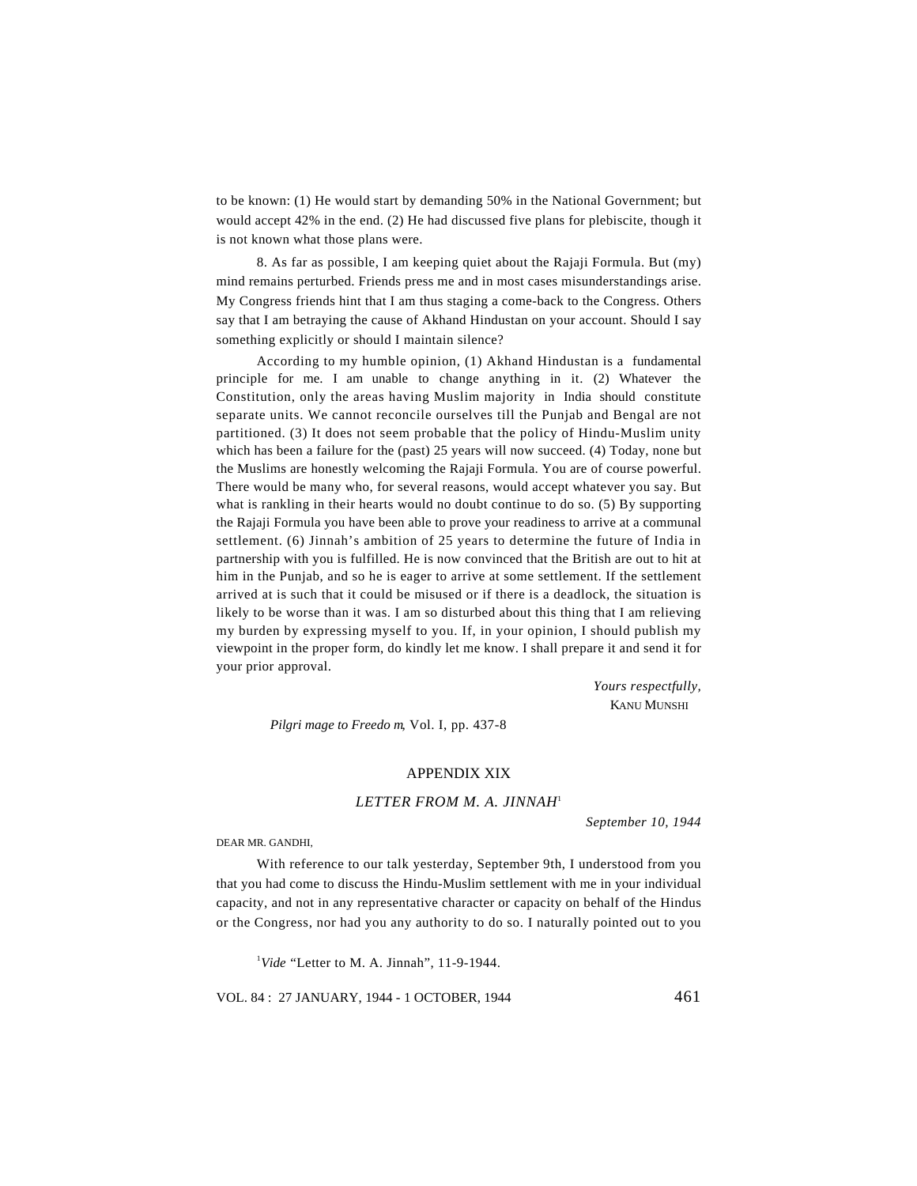to be known: (1) He would start by demanding 50% in the National Government; but would accept 42% in the end. (2) He had discussed five plans for plebiscite, though it is not known what those plans were.

8. As far as possible, I am keeping quiet about the Rajaji Formula. But (my) mind remains perturbed. Friends press me and in most cases misunderstandings arise. My Congress friends hint that I am thus staging a come-back to the Congress. Others say that I am betraying the cause of Akhand Hindustan on your account. Should I say something explicitly or should I maintain silence?

According to my humble opinion, (1) Akhand Hindustan is a fundamental principle for me. I am unable to change anything in it. (2) Whatever the Constitution, only the areas having Muslim majority in India should constitute separate units. We cannot reconcile ourselves till the Punjab and Bengal are not partitioned. (3) It does not seem probable that the policy of Hindu-Muslim unity which has been a failure for the (past) 25 years will now succeed. (4) Today, none but the Muslims are honestly welcoming the Rajaji Formula. You are of course powerful. There would be many who, for several reasons, would accept whatever you say. But what is rankling in their hearts would no doubt continue to do so. (5) By supporting the Rajaji Formula you have been able to prove your readiness to arrive at a communal settlement. (6) Jinnah's ambition of 25 years to determine the future of India in partnership with you is fulfilled. He is now convinced that the British are out to hit at him in the Punjab, and so he is eager to arrive at some settlement. If the settlement arrived at is such that it could be misused or if there is a deadlock, the situation is likely to be worse than it was. I am so disturbed about this thing that I am relieving my burden by expressing myself to you. If, in your opinion, I should publish my viewpoint in the proper form, do kindly let me know. I shall prepare it and send it for your prior approval.

*Yours respectfully,*
KANU MUNSHI

*Pilgrimage to Freedom*, Vol. I, pp. 437-8

## APPENDIX XIX

### *LETTER FROM M. A. JINNAH*[1]

*September 10, 1944*

DEAR MR. GANDHI,

With reference to our talk yesterday, September 9th, I understood from you that you had come to discuss the Hindu-Muslim settlement with me in your individual capacity, and not in any representative character or capacity on behalf of the Hindus or the Congress, nor had you any authority to do so. I naturally pointed out to you

[1] *Vide* "Letter to M. A. Jinnah", 11-9-1944.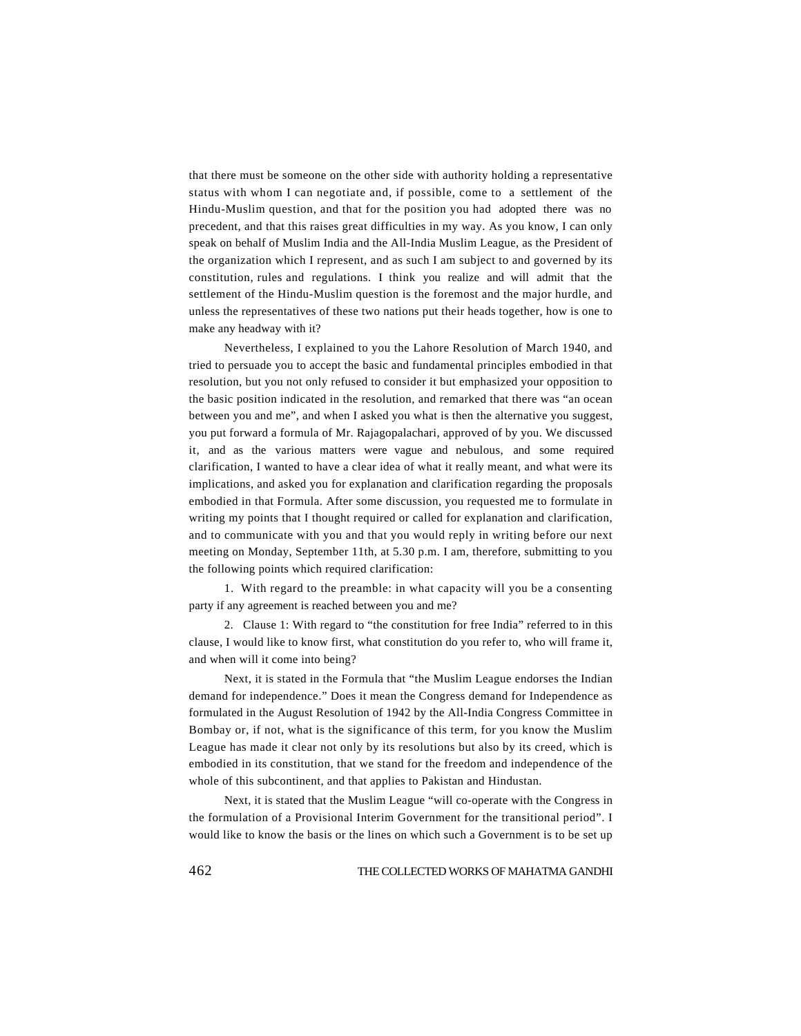that there must be someone on the other side with authority holding a representative status with whom I can negotiate and, if possible, come to a settlement of the Hindu-Muslim question, and that for the position you had adopted there was no precedent, and that this raises great difficulties in my way. As you know, I can only speak on behalf of Muslim India and the All-India Muslim League, as the President of the organization which I represent, and as such I am subject to and governed by its constitution, rules and regulations. I think you realize and will admit that the settlement of the Hindu-Muslim question is the foremost and the major hurdle, and unless the representatives of these two nations put their heads together, how is one to make any headway with it?

Nevertheless, I explained to you the Lahore Resolution of March 1940, and tried to persuade you to accept the basic and fundamental principles embodied in that resolution, but you not only refused to consider it but emphasized your opposition to the basic position indicated in the resolution, and remarked that there was "an ocean between you and me", and when I asked you what is then the alternative you suggest, you put forward a formula of Mr. Rajagopalachari, approved of by you. We discussed it, and as the various matters were vague and nebulous, and some required clarification, I wanted to have a clear idea of what it really meant, and what were its implications, and asked you for explanation and clarification regarding the proposals embodied in that Formula. After some discussion, you requested me to formulate in writing my points that I thought required or called for explanation and clarification, and to communicate with you and that you would reply in writing before our next meeting on Monday, September 11th, at 5.30 p.m. I am, therefore, submitting to you the following points which required clarification:

1. With regard to the preamble: in what capacity will you be a consenting party if any agreement is reached between you and me?

2. Clause 1: With regard to "the constitution for free India" referred to in this clause, I would like to know first, what constitution do you refer to, who will frame it, and when will it come into being?

Next, it is stated in the Formula that "the Muslim League endorses the Indian demand for independence." Does it mean the Congress demand for Independence as formulated in the August Resolution of 1942 by the All-India Congress Committee in Bombay or, if not, what is the significance of this term, for you know the Muslim League has made it clear not only by its resolutions but also by its creed, which is embodied in its constitution, that we stand for the freedom and independence of the whole of this subcontinent, and that applies to Pakistan and Hindustan.

Next, it is stated that the Muslim League "will co-operate with the Congress in the formulation of a Provisional Interim Government for the transitional period". I would like to know the basis or the lines on which such a Government is to be set up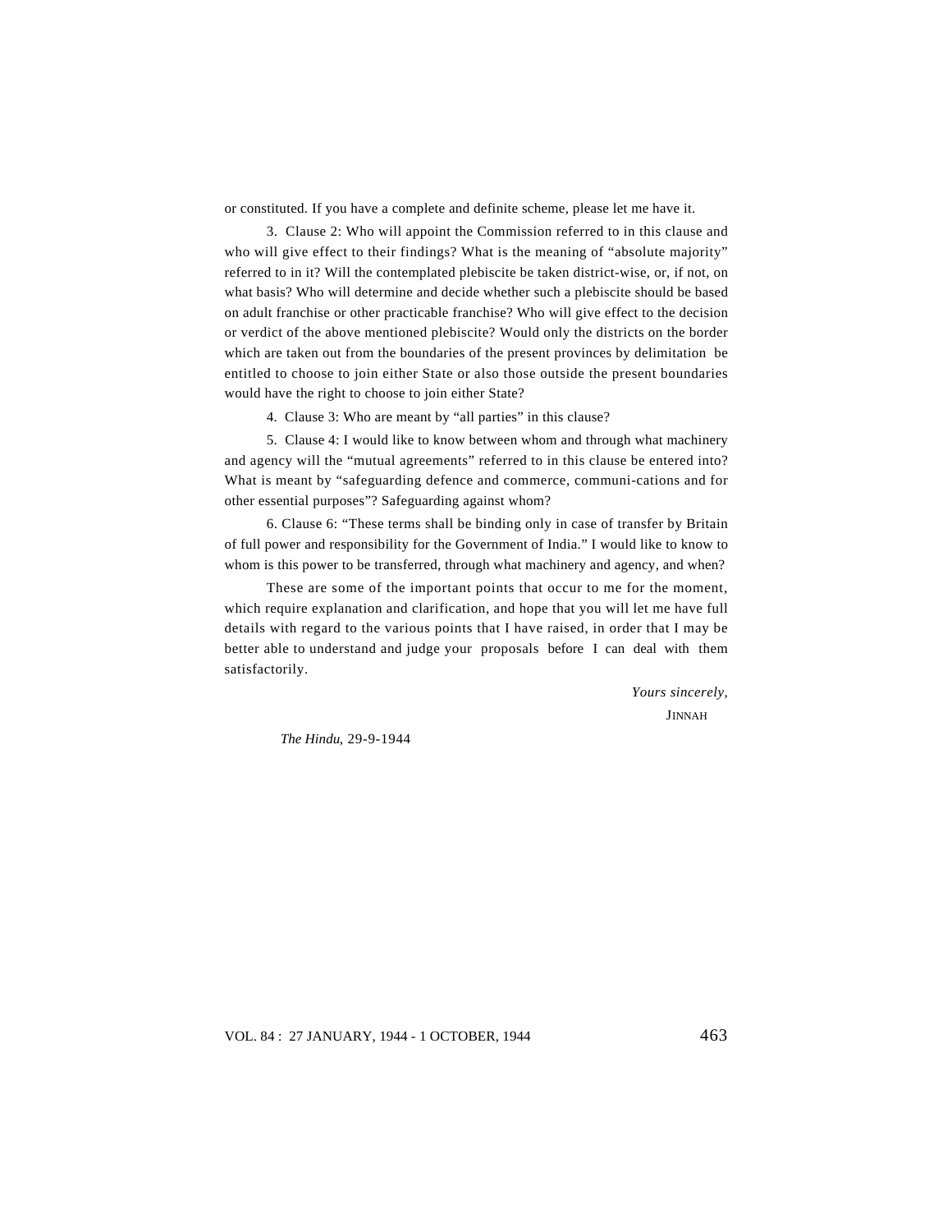or constituted. If you have a complete and definite scheme, please let me have it.

3. Clause 2: Who will appoint the Commission referred to in this clause and who will give effect to their findings? What is the meaning of "absolute majority" referred to in it? Will the contemplated plebiscite be taken district-wise, or, if not, on what basis? Who will determine and decide whether such a plebiscite should be based on adult franchise or other practicable franchise? Who will give effect to the decision or verdict of the above mentioned plebiscite? Would only the districts on the border which are taken out from the boundaries of the present provinces by delimitation be entitled to choose to join either State or also those outside the present boundaries would have the right to choose to join either State?

4. Clause 3: Who are meant by "all parties" in this clause?

5. Clause 4: I would like to know between whom and through what machinery and agency will the "mutual agreements" referred to in this clause be entered into? What is meant by "safeguarding defence and commerce, communi-cations and for other essential purposes"? Safeguarding against whom?

6. Clause 6: "These terms shall be binding only in case of transfer by Britain of full power and responsibility for the Government of India." I would like to know to whom is this power to be transferred, through what machinery and agency, and when?

These are some of the important points that occur to me for the moment, which require explanation and clarification, and hope that you will let me have full details with regard to the various points that I have raised, in order that I may be better able to understand and judge your proposals before I can deal with them satisfactorily.

*Yours sincerely,*

JINNAH

*The Hindu,* 29-9-1944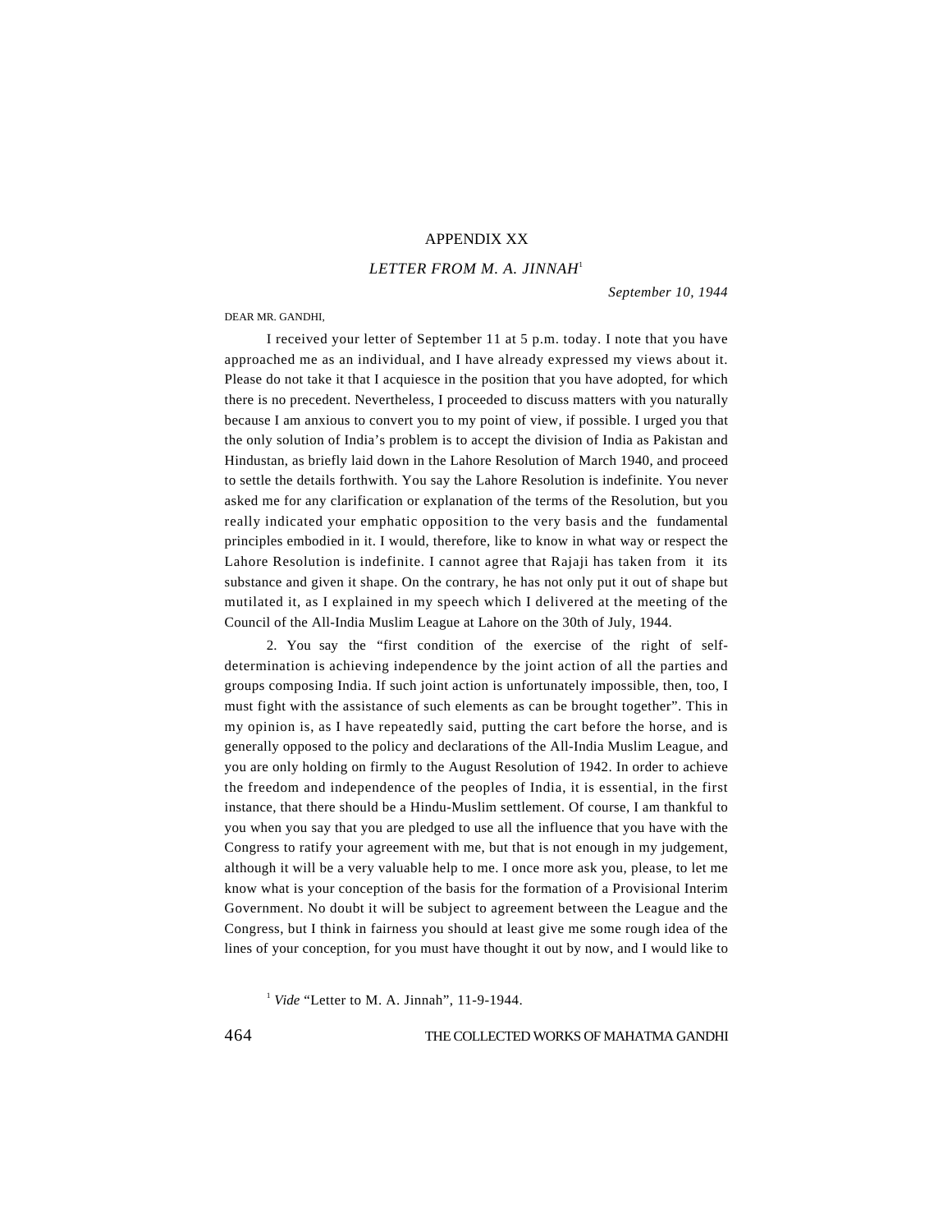# APPENDIX XX

## *LETTER FROM M. A. JINNAH*[1]

*September 10, 1944*

DEAR MR. GANDHI,

I received your letter of September 11 at 5 p.m. today. I note that you have approached me as an individual, and I have already expressed my views about it. Please do not take it that I acquiesce in the position that you have adopted, for which there is no precedent. Nevertheless, I proceeded to discuss matters with you naturally because I am anxious to convert you to my point of view, if possible. I urged you that the only solution of India's problem is to accept the division of India as Pakistan and Hindustan, as briefly laid down in the Lahore Resolution of March 1940, and proceed to settle the details forthwith. You say the Lahore Resolution is indefinite. You never asked me for any clarification or explanation of the terms of the Resolution, but you really indicated your emphatic opposition to the very basis and the fundamental principles embodied in it. I would, therefore, like to know in what way or respect the Lahore Resolution is indefinite. I cannot agree that Rajaji has taken from it its substance and given it shape. On the contrary, he has not only put it out of shape but mutilated it, as I explained in my speech which I delivered at the meeting of the Council of the All-India Muslim League at Lahore on the 30th of July, 1944.

2. You say the "first condition of the exercise of the right of self-determination is achieving independence by the joint action of all the parties and groups composing India. If such joint action is unfortunately impossible, then, too, I must fight with the assistance of such elements as can be brought together". This in my opinion is, as I have repeatedly said, putting the cart before the horse, and is generally opposed to the policy and declarations of the All-India Muslim League, and you are only holding on firmly to the August Resolution of 1942. In order to achieve the freedom and independence of the peoples of India, it is essential, in the first instance, that there should be a Hindu-Muslim settlement. Of course, I am thankful to you when you say that you are pledged to use all the influence that you have with the Congress to ratify your agreement with me, but that is not enough in my judgement, although it will be a very valuable help to me. I once more ask you, please, to let me know what is your conception of the basis for the formation of a Provisional Interim Government. No doubt it will be subject to agreement between the League and the Congress, but I think in fairness you should at least give me some rough idea of the lines of your conception, for you must have thought it out by now, and I would like to

[1] *Vide* "Letter to M. A. Jinnah", 11-9-1944.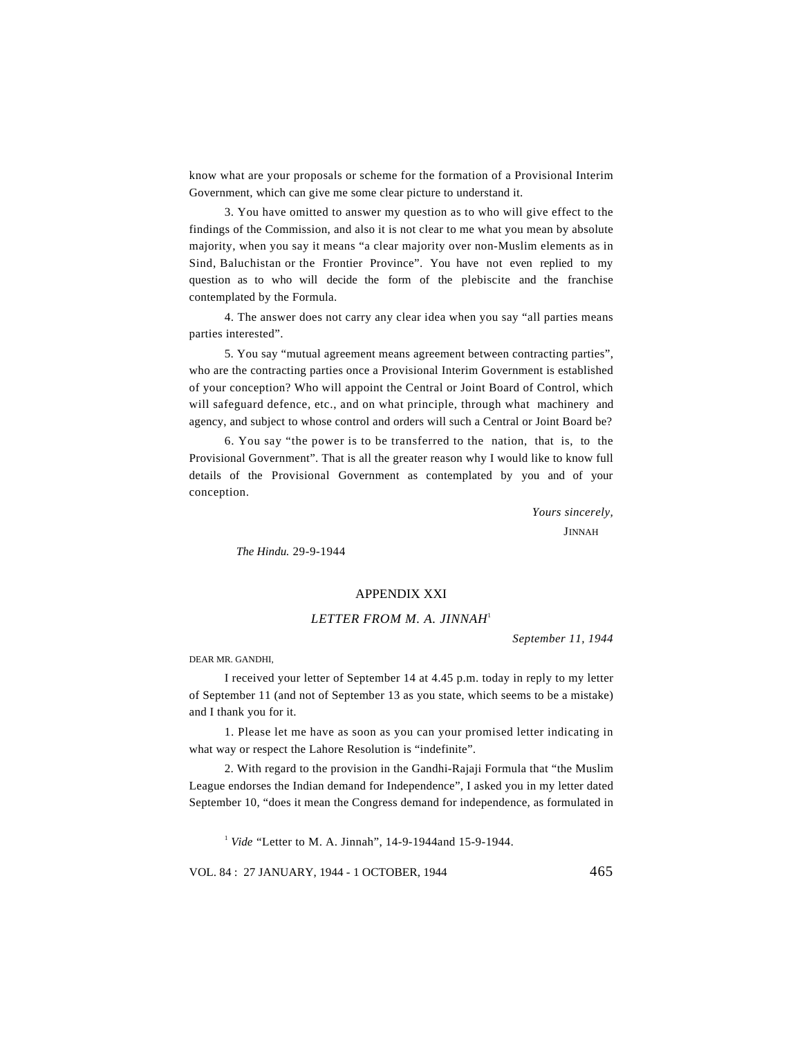know what are your proposals or scheme for the formation of a Provisional Interim Government, which can give me some clear picture to understand it.

3. You have omitted to answer my question as to who will give effect to the findings of the Commission, and also it is not clear to me what you mean by absolute majority, when you say it means "a clear majority over non-Muslim elements as in Sind, Baluchistan or the Frontier Province". You have not even replied to my question as to who will decide the form of the plebiscite and the franchise contemplated by the Formula.

4. The answer does not carry any clear idea when you say "all parties means parties interested".

5. You say "mutual agreement means agreement between contracting parties", who are the contracting parties once a Provisional Interim Government is established of your conception? Who will appoint the Central or Joint Board of Control, which will safeguard defence, etc., and on what principle, through what machinery and agency, and subject to whose control and orders will such a Central or Joint Board be?

6. You say "the power is to be transferred to the nation, that is, to the Provisional Government". That is all the greater reason why I would like to know full details of the Provisional Government as contemplated by you and of your conception.

*Yours sincerely,*

JINNAH

*The Hindu.* 29-9-1944

## APPENDIX XXI

### *LETTER FROM M. A. JINNAH*[1]

*September 11, 1944*

DEAR MR. GANDHI,

I received your letter of September 14 at 4.45 p.m. today in reply to my letter of September 11 (and not of September 13 as you state, which seems to be a mistake) and I thank you for it.

1. Please let me have as soon as you can your promised letter indicating in what way or respect the Lahore Resolution is "indefinite".

2. With regard to the provision in the Gandhi-Rajaji Formula that "the Muslim League endorses the Indian demand for Independence", I asked you in my letter dated September 10, "does it mean the Congress demand for independence, as formulated in

[1] *Vide* "Letter to M. A. Jinnah", 14-9-1944and 15-9-1944.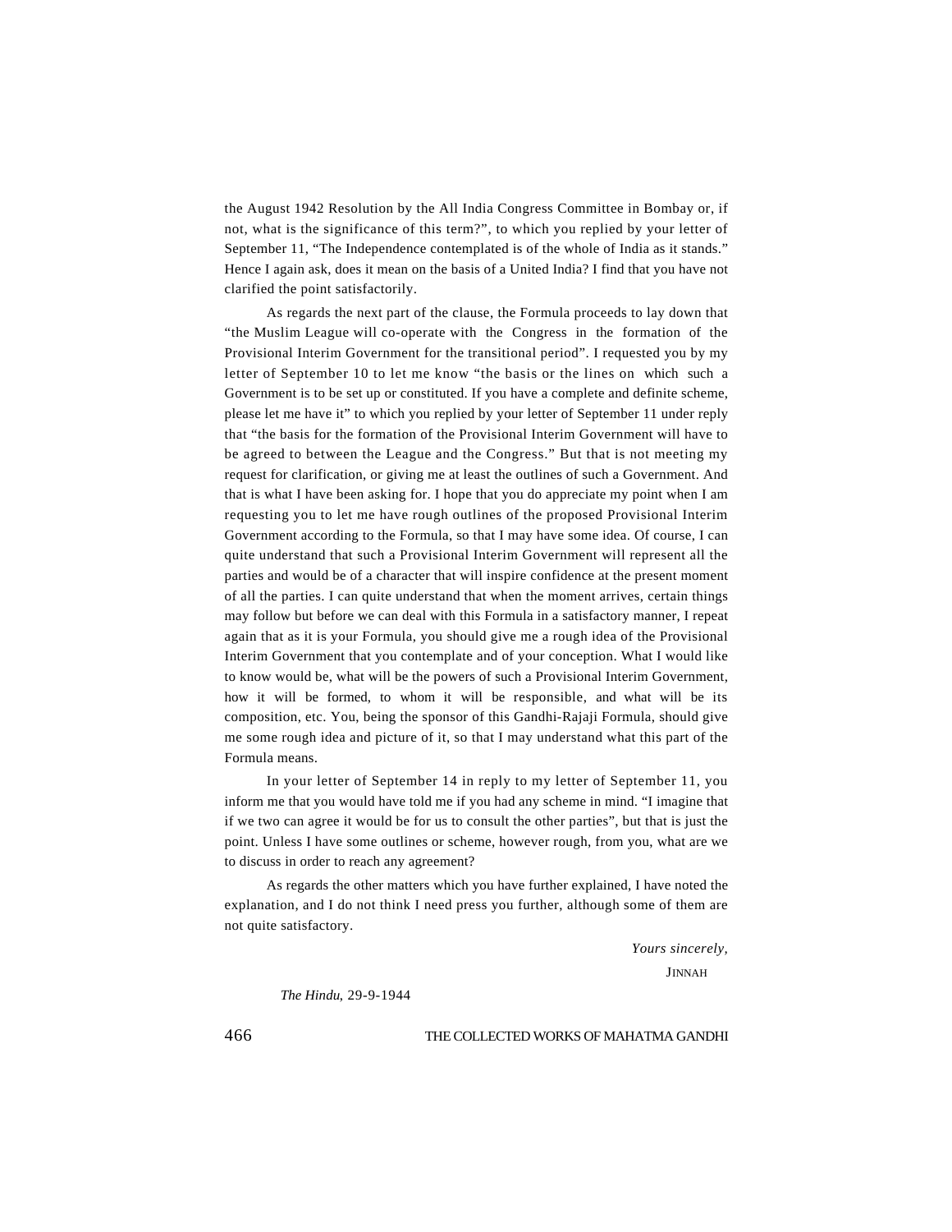the August 1942 Resolution by the All India Congress Committee in Bombay or, if not, what is the significance of this term?", to which you replied by your letter of September 11, "The Independence contemplated is of the whole of India as it stands." Hence I again ask, does it mean on the basis of a United India? I find that you have not clarified the point satisfactorily.

As regards the next part of the clause, the Formula proceeds to lay down that "the Muslim League will co-operate with the Congress in the formation of the Provisional Interim Government for the transitional period". I requested you by my letter of September 10 to let me know "the basis or the lines on which such a Government is to be set up or constituted. If you have a complete and definite scheme, please let me have it" to which you replied by your letter of September 11 under reply that "the basis for the formation of the Provisional Interim Government will have to be agreed to between the League and the Congress." But that is not meeting my request for clarification, or giving me at least the outlines of such a Government. And that is what I have been asking for. I hope that you do appreciate my point when I am requesting you to let me have rough outlines of the proposed Provisional Interim Government according to the Formula, so that I may have some idea. Of course, I can quite understand that such a Provisional Interim Government will represent all the parties and would be of a character that will inspire confidence at the present moment of all the parties. I can quite understand that when the moment arrives, certain things may follow but before we can deal with this Formula in a satisfactory manner, I repeat again that as it is your Formula, you should give me a rough idea of the Provisional Interim Government that you contemplate and of your conception. What I would like to know would be, what will be the powers of such a Provisional Interim Government, how it will be formed, to whom it will be responsible, and what will be its composition, etc. You, being the sponsor of this Gandhi-Rajaji Formula, should give me some rough idea and picture of it, so that I may understand what this part of the Formula means.

In your letter of September 14 in reply to my letter of September 11, you inform me that you would have told me if you had any scheme in mind. "I imagine that if we two can agree it would be for us to consult the other parties", but that is just the point. Unless I have some outlines or scheme, however rough, from you, what are we to discuss in order to reach any agreement?

As regards the other matters which you have further explained, I have noted the explanation, and I do not think I need press you further, although some of them are not quite satisfactory.

*Yours sincerely,*

JINNAH

*The Hindu,* 29-9-1944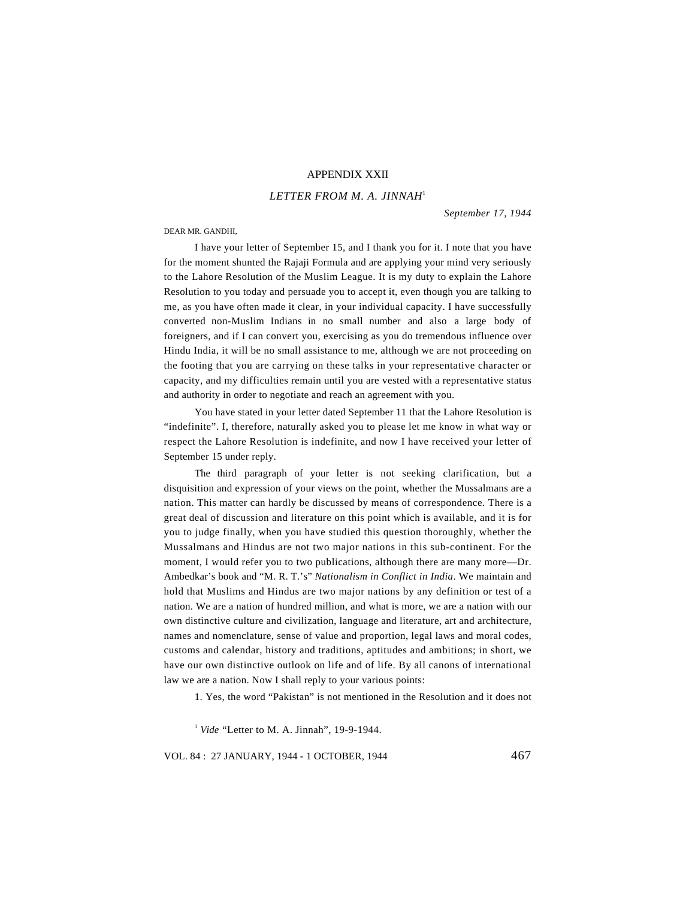# APPENDIX XXII

## *LETTER FROM M. A. JINNAH*[1]

*September 17, 1944*

DEAR MR. GANDHI,

I have your letter of September 15, and I thank you for it. I note that you have for the moment shunted the Rajaji Formula and are applying your mind very seriously to the Lahore Resolution of the Muslim League. It is my duty to explain the Lahore Resolution to you today and persuade you to accept it, even though you are talking to me, as you have often made it clear, in your individual capacity. I have successfully converted non-Muslim Indians in no small number and also a large body of foreigners, and if I can convert you, exercising as you do tremendous influence over Hindu India, it will be no small assistance to me, although we are not proceeding on the footing that you are carrying on these talks in your representative character or capacity, and my difficulties remain until you are vested with a representative status and authority in order to negotiate and reach an agreement with you.

You have stated in your letter dated September 11 that the Lahore Resolution is "indefinite". I, therefore, naturally asked you to please let me know in what way or respect the Lahore Resolution is indefinite, and now I have received your letter of September 15 under reply.

The third paragraph of your letter is not seeking clarification, but a disquisition and expression of your views on the point, whether the Mussalmans are a nation. This matter can hardly be discussed by means of correspondence. There is a great deal of discussion and literature on this point which is available, and it is for you to judge finally, when you have studied this question thoroughly, whether the Mussalmans and Hindus are not two major nations in this sub-continent. For the moment, I would refer you to two publications, although there are many more—Dr. Ambedkar's book and "M. R. T.'s" *Nationalism in Conflict in India*. We maintain and hold that Muslims and Hindus are two major nations by any definition or test of a nation. We are a nation of hundred million, and what is more, we are a nation with our own distinctive culture and civilization, language and literature, art and architecture, names and nomenclature, sense of value and proportion, legal laws and moral codes, customs and calendar, history and traditions, aptitudes and ambitions; in short, we have our own distinctive outlook on life and of life. By all canons of international law we are a nation. Now I shall reply to your various points:

1. Yes, the word "Pakistan" is not mentioned in the Resolution and it does not

[1] *Vide* "Letter to M. A. Jinnah", 19-9-1944.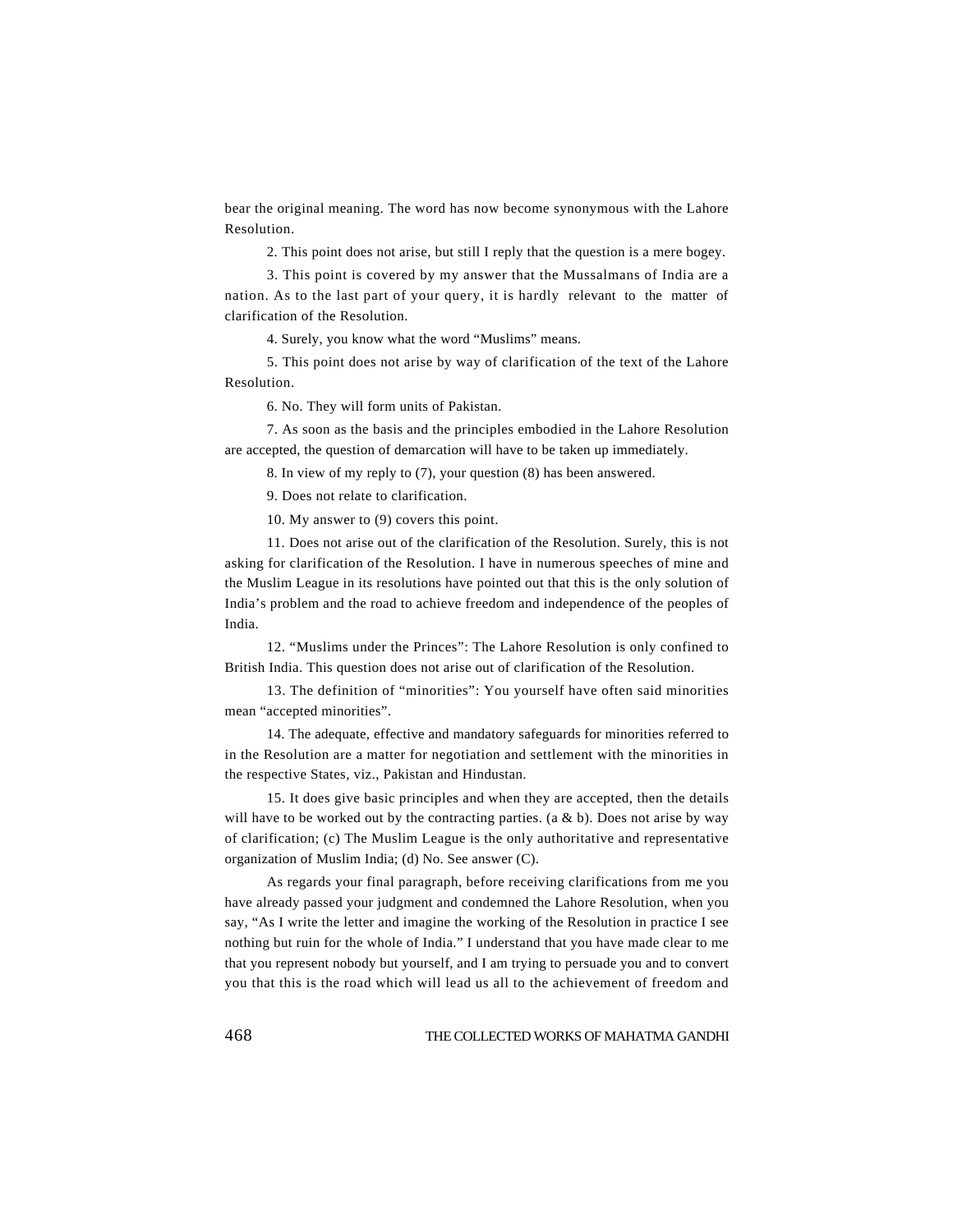bear the original meaning. The word has now become synonymous with the Lahore Resolution.

2. This point does not arise, but still I reply that the question is a mere bogey.

3. This point is covered by my answer that the Mussalmans of India are a nation. As to the last part of your query, it is hardly relevant to the matter of clarification of the Resolution.

4. Surely, you know what the word "Muslims" means.

5. This point does not arise by way of clarification of the text of the Lahore Resolution.

6. No. They will form units of Pakistan.

7. As soon as the basis and the principles embodied in the Lahore Resolution are accepted, the question of demarcation will have to be taken up immediately.

8. In view of my reply to (7), your question (8) has been answered.

9. Does not relate to clarification.

10. My answer to (9) covers this point.

11. Does not arise out of the clarification of the Resolution. Surely, this is not asking for clarification of the Resolution. I have in numerous speeches of mine and the Muslim League in its resolutions have pointed out that this is the only solution of India's problem and the road to achieve freedom and independence of the peoples of India.

12. "Muslims under the Princes": The Lahore Resolution is only confined to British India. This question does not arise out of clarification of the Resolution.

13. The definition of "minorities": You yourself have often said minorities mean "accepted minorities".

14. The adequate, effective and mandatory safeguards for minorities referred to in the Resolution are a matter for negotiation and settlement with the minorities in the respective States, viz., Pakistan and Hindustan.

15. It does give basic principles and when they are accepted, then the details will have to be worked out by the contracting parties. (a & b). Does not arise by way of clarification; (c) The Muslim League is the only authoritative and representative organization of Muslim India; (d) No. See answer (C).

As regards your final paragraph, before receiving clarifications from me you have already passed your judgment and condemned the Lahore Resolution, when you say, "As I write the letter and imagine the working of the Resolution in practice I see nothing but ruin for the whole of India." I understand that you have made clear to me that you represent nobody but yourself, and I am trying to persuade you and to convert you that this is the road which will lead us all to the achievement of freedom and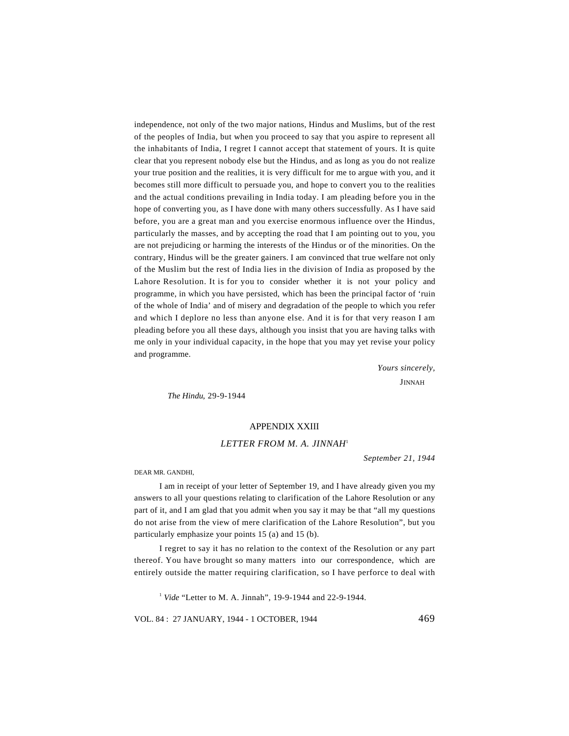independence, not only of the two major nations, Hindus and Muslims, but of the rest of the peoples of India, but when you proceed to say that you aspire to represent all the inhabitants of India, I regret I cannot accept that statement of yours. It is quite clear that you represent nobody else but the Hindus, and as long as you do not realize your true position and the realities, it is very difficult for me to argue with you, and it becomes still more difficult to persuade you, and hope to convert you to the realities and the actual conditions prevailing in India today. I am pleading before you in the hope of converting you, as I have done with many others successfully. As I have said before, you are a great man and you exercise enormous influence over the Hindus, particularly the masses, and by accepting the road that I am pointing out to you, you are not prejudicing or harming the interests of the Hindus or of the minorities. On the contrary, Hindus will be the greater gainers. I am convinced that true welfare not only of the Muslim but the rest of India lies in the division of India as proposed by the Lahore Resolution. It is for you to consider whether it is not your policy and programme, in which you have persisted, which has been the principal factor of 'ruin of the whole of India' and of misery and degradation of the people to which you refer and which I deplore no less than anyone else. And it is for that very reason I am pleading before you all these days, although you insist that you are having talks with me only in your individual capacity, in the hope that you may yet revise your policy and programme.

*Yours sincerely,*

JINNAH

*The Hindu,* 29-9-1944

## APPENDIX XXIII

### *LETTER FROM M. A. JINNAH*[1]

*September 21, 1944*

DEAR MR. GANDHI,

I am in receipt of your letter of September 19, and I have already given you my answers to all your questions relating to clarification of the Lahore Resolution or any part of it, and I am glad that you admit when you say it may be that "all my questions do not arise from the view of mere clarification of the Lahore Resolution", but you particularly emphasize your points 15 (a) and 15 (b).

I regret to say it has no relation to the context of the Resolution or any part thereof. You have brought so many matters into our correspondence, which are entirely outside the matter requiring clarification, so I have perforce to deal with

[1] *Vide* "Letter to M. A. Jinnah", 19-9-1944 and 22-9-1944.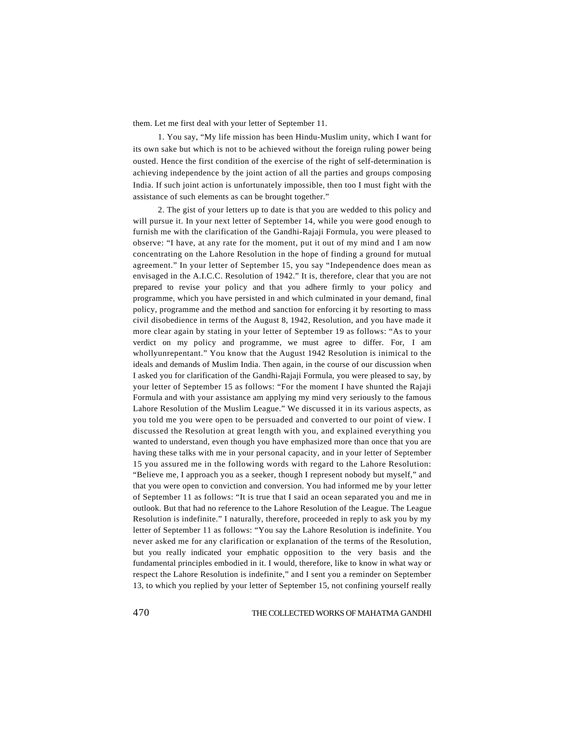them. Let me first deal with your letter of September 11.

1. You say, "My life mission has been Hindu-Muslim unity, which I want for its own sake but which is not to be achieved without the foreign ruling power being ousted. Hence the first condition of the exercise of the right of self-determination is achieving independence by the joint action of all the parties and groups composing India. If such joint action is unfortunately impossible, then too I must fight with the assistance of such elements as can be brought together."

2. The gist of your letters up to date is that you are wedded to this policy and will pursue it. In your next letter of September 14, while you were good enough to furnish me with the clarification of the Gandhi-Rajaji Formula, you were pleased to observe: "I have, at any rate for the moment, put it out of my mind and I am now concentrating on the Lahore Resolution in the hope of finding a ground for mutual agreement." In your letter of September 15, you say "Independence does mean as envisaged in the A.I.C.C. Resolution of 1942." It is, therefore, clear that you are not prepared to revise your policy and that you adhere firmly to your policy and programme, which you have persisted in and which culminated in your demand, final policy, programme and the method and sanction for enforcing it by resorting to mass civil disobedience in terms of the August 8, 1942, Resolution, and you have made it more clear again by stating in your letter of September 19 as follows: "As to your verdict on my policy and programme, we must agree to differ. For, I am whollyunrepentant." You know that the August 1942 Resolution is inimical to the ideals and demands of Muslim India. Then again, in the course of our discussion when I asked you for clarification of the Gandhi-Rajaji Formula, you were pleased to say, by your letter of September 15 as follows: "For the moment I have shunted the Rajaji Formula and with your assistance am applying my mind very seriously to the famous Lahore Resolution of the Muslim League." We discussed it in its various aspects, as you told me you were open to be persuaded and converted to our point of view. I discussed the Resolution at great length with you, and explained everything you wanted to understand, even though you have emphasized more than once that you are having these talks with me in your personal capacity, and in your letter of September 15 you assured me in the following words with regard to the Lahore Resolution: "Believe me, I approach you as a seeker, though I represent nobody but myself," and that you were open to conviction and conversion. You had informed me by your letter of September 11 as follows: "It is true that I said an ocean separated you and me in outlook. But that had no reference to the Lahore Resolution of the League. The League Resolution is indefinite." I naturally, therefore, proceeded in reply to ask you by my letter of September 11 as follows: "You say the Lahore Resolution is indefinite. You never asked me for any clarification or explanation of the terms of the Resolution, but you really indicated your emphatic opposition to the very basis and the fundamental principles embodied in it. I would, therefore, like to know in what way or respect the Lahore Resolution is indefinite," and I sent you a reminder on September 13, to which you replied by your letter of September 15, not confining yourself really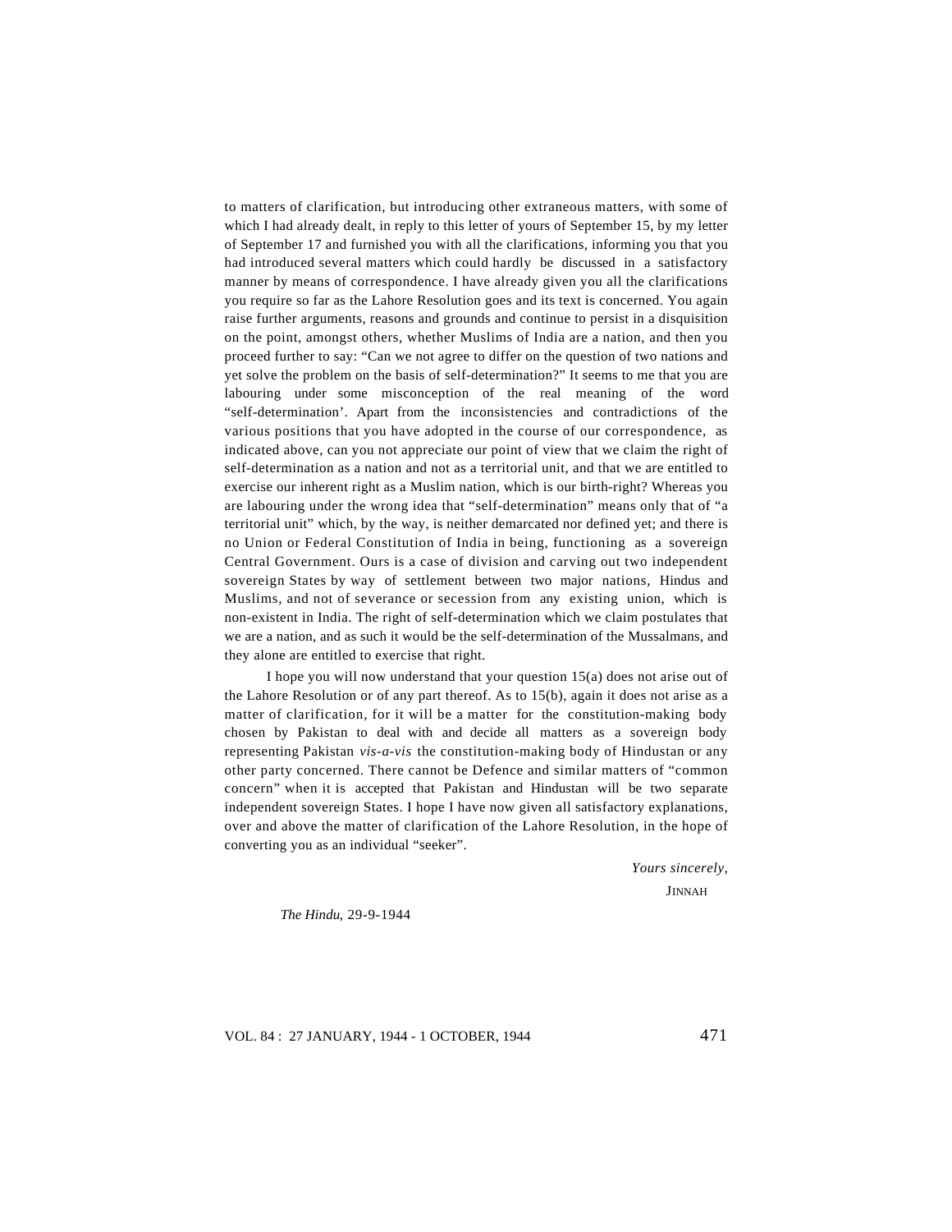to matters of clarification, but introducing other extraneous matters, with some of which I had already dealt, in reply to this letter of yours of September 15, by my letter of September 17 and furnished you with all the clarifications, informing you that you had introduced several matters which could hardly be discussed in a satisfactory manner by means of correspondence. I have already given you all the clarifications you require so far as the Lahore Resolution goes and its text is concerned. You again raise further arguments, reasons and grounds and continue to persist in a disquisition on the point, amongst others, whether Muslims of India are a nation, and then you proceed further to say: "Can we not agree to differ on the question of two nations and yet solve the problem on the basis of self-determination?" It seems to me that you are labouring under some misconception of the real meaning of the word "self-determination'. Apart from the inconsistencies and contradictions of the various positions that you have adopted in the course of our correspondence, as indicated above, can you not appreciate our point of view that we claim the right of self-determination as a nation and not as a territorial unit, and that we are entitled to exercise our inherent right as a Muslim nation, which is our birth-right? Whereas you are labouring under the wrong idea that "self-determination" means only that of "a territorial unit" which, by the way, is neither demarcated nor defined yet; and there is no Union or Federal Constitution of India in being, functioning as a sovereign Central Government. Ours is a case of division and carving out two independent sovereign States by way of settlement between two major nations, Hindus and Muslims, and not of severance or secession from any existing union, which is non-existent in India. The right of self-determination which we claim postulates that we are a nation, and as such it would be the self-determination of the Mussalmans, and they alone are entitled to exercise that right.

I hope you will now understand that your question 15(a) does not arise out of the Lahore Resolution or of any part thereof. As to 15(b), again it does not arise as a matter of clarification, for it will be a matter for the constitution-making body chosen by Pakistan to deal with and decide all matters as a sovereign body representing Pakistan *vis-a-vis* the constitution-making body of Hindustan or any other party concerned. There cannot be Defence and similar matters of "common concern" when it is accepted that Pakistan and Hindustan will be two separate independent sovereign States. I hope I have now given all satisfactory explanations, over and above the matter of clarification of the Lahore Resolution, in the hope of converting you as an individual "seeker".

*Yours sincerely,*

JINNAH

*The Hindu*, 29-9-1944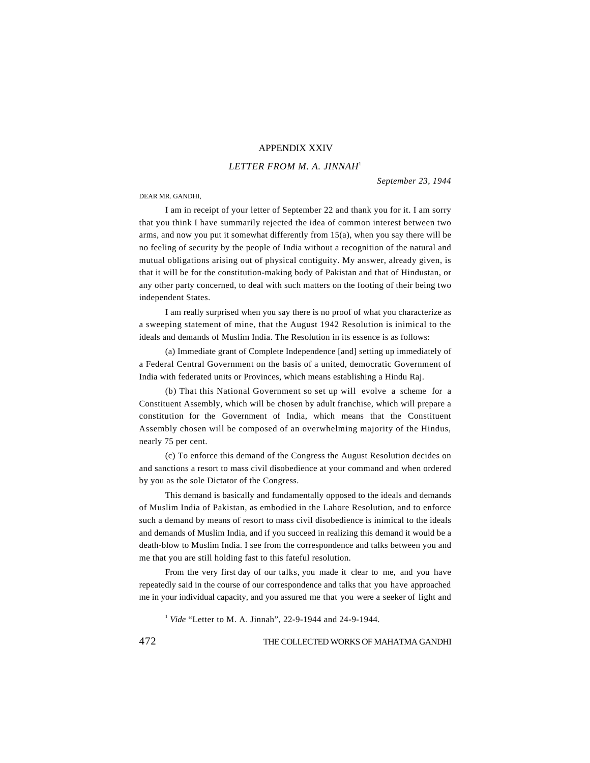## APPENDIX XXIV

### *LETTER FROM M. A. JINNAH*[1]

*September 23, 1944*

DEAR MR. GANDHI,

I am in receipt of your letter of September 22 and thank you for it. I am sorry that you think I have summarily rejected the idea of common interest between two arms, and now you put it somewhat differently from 15(a), when you say there will be no feeling of security by the people of India without a recognition of the natural and mutual obligations arising out of physical contiguity. My answer, already given, is that it will be for the constitution-making body of Pakistan and that of Hindustan, or any other party concerned, to deal with such matters on the footing of their being two independent States.

I am really surprised when you say there is no proof of what you characterize as a sweeping statement of mine, that the August 1942 Resolution is inimical to the ideals and demands of Muslim India. The Resolution in its essence is as follows:

(a) Immediate grant of Complete Independence [and] setting up immediately of a Federal Central Government on the basis of a united, democratic Government of India with federated units or Provinces, which means establishing a Hindu Raj.

(b) That this National Government so set up will evolve a scheme for a Constituent Assembly, which will be chosen by adult franchise, which will prepare a constitution for the Government of India, which means that the Constituent Assembly chosen will be composed of an overwhelming majority of the Hindus, nearly 75 per cent.

(c) To enforce this demand of the Congress the August Resolution decides on and sanctions a resort to mass civil disobedience at your command and when ordered by you as the sole Dictator of the Congress.

This demand is basically and fundamentally opposed to the ideals and demands of Muslim India of Pakistan, as embodied in the Lahore Resolution, and to enforce such a demand by means of resort to mass civil disobedience is inimical to the ideals and demands of Muslim India, and if you succeed in realizing this demand it would be a death-blow to Muslim India. I see from the correspondence and talks between you and me that you are still holding fast to this fateful resolution.

From the very first day of our talks, you made it clear to me, and you have repeatedly said in the course of our correspondence and talks that you have approached me in your individual capacity, and you assured me that you were a seeker of light and

[1] *Vide* "Letter to M. A. Jinnah", 22-9-1944 and 24-9-1944.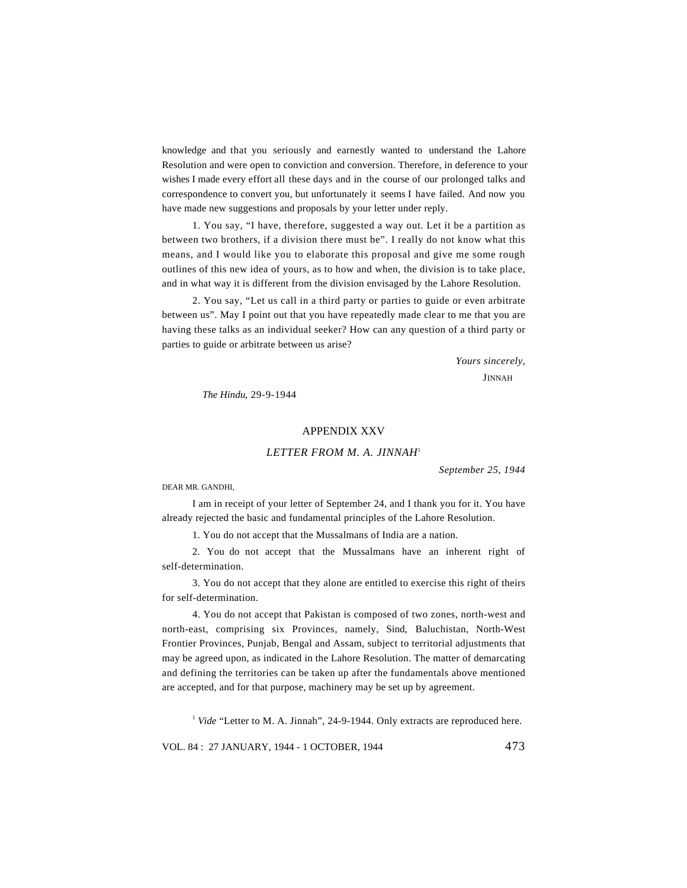knowledge and that you seriously and earnestly wanted to understand the Lahore Resolution and were open to conviction and conversion. Therefore, in deference to your wishes I made every effort all these days and in the course of our prolonged talks and correspondence to convert you, but unfortunately it seems I have failed. And now you have made new suggestions and proposals by your letter under reply.

1. You say, "I have, therefore, suggested a way out. Let it be a partition as between two brothers, if a division there must be". I really do not know what this means, and I would like you to elaborate this proposal and give me some rough outlines of this new idea of yours, as to how and when, the division is to take place, and in what way it is different from the division envisaged by the Lahore Resolution.

2. You say, "Let us call in a third party or parties to guide or even arbitrate between us". May I point out that you have repeatedly made clear to me that you are having these talks as an individual seeker? How can any question of a third party or parties to guide or arbitrate between us arise?

*Yours sincerely,*

JINNAH

*The Hindu,* 29-9-1944

## APPENDIX XXV

### *LETTER FROM M. A. JINNAH*[1]

*September 25, 1944*

DEAR MR. GANDHI,

I am in receipt of your letter of September 24, and I thank you for it. You have already rejected the basic and fundamental principles of the Lahore Resolution.

1. You do not accept that the Mussalmans of India are a nation.

2. You do not accept that the Mussalmans have an inherent right of self-determination.

3. You do not accept that they alone are entitled to exercise this right of theirs for self-determination.

4. You do not accept that Pakistan is composed of two zones, north-west and north-east, comprising six Provinces, namely, Sind, Baluchistan, North-West Frontier Provinces, Punjab, Bengal and Assam, subject to territorial adjustments that may be agreed upon, as indicated in the Lahore Resolution. The matter of demarcating and defining the territories can be taken up after the fundamentals above mentioned are accepted, and for that purpose, machinery may be set up by agreement.

[1] *Vide* "Letter to M. A. Jinnah", 24-9-1944. Only extracts are reproduced here.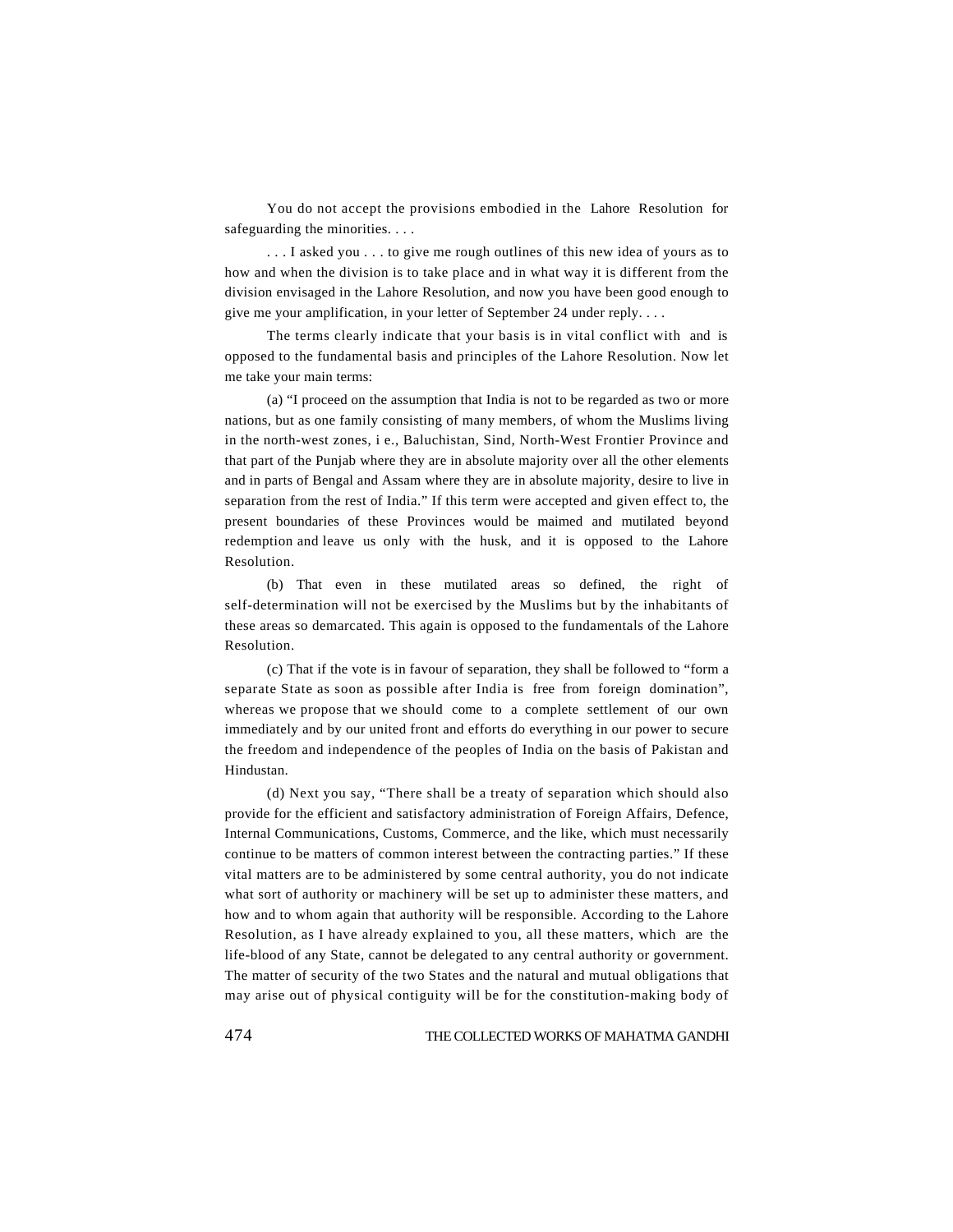You do not accept the provisions embodied in the Lahore Resolution for safeguarding the minorities. . . .

. . . I asked you . . . to give me rough outlines of this new idea of yours as to how and when the division is to take place and in what way it is different from the division envisaged in the Lahore Resolution, and now you have been good enough to give me your amplification, in your letter of September 24 under reply. . . .

The terms clearly indicate that your basis is in vital conflict with and is opposed to the fundamental basis and principles of the Lahore Resolution. Now let me take your main terms:

(a) "I proceed on the assumption that India is not to be regarded as two or more nations, but as one family consisting of many members, of whom the Muslims living in the north-west zones, i e., Baluchistan, Sind, North-West Frontier Province and that part of the Punjab where they are in absolute majority over all the other elements and in parts of Bengal and Assam where they are in absolute majority, desire to live in separation from the rest of India." If this term were accepted and given effect to, the present boundaries of these Provinces would be maimed and mutilated beyond redemption and leave us only with the husk, and it is opposed to the Lahore Resolution.

(b) That even in these mutilated areas so defined, the right of self-determination will not be exercised by the Muslims but by the inhabitants of these areas so demarcated. This again is opposed to the fundamentals of the Lahore Resolution.

(c) That if the vote is in favour of separation, they shall be followed to "form a separate State as soon as possible after India is free from foreign domination", whereas we propose that we should come to a complete settlement of our own immediately and by our united front and efforts do everything in our power to secure the freedom and independence of the peoples of India on the basis of Pakistan and Hindustan.

(d) Next you say, "There shall be a treaty of separation which should also provide for the efficient and satisfactory administration of Foreign Affairs, Defence, Internal Communications, Customs, Commerce, and the like, which must necessarily continue to be matters of common interest between the contracting parties." If these vital matters are to be administered by some central authority, you do not indicate what sort of authority or machinery will be set up to administer these matters, and how and to whom again that authority will be responsible. According to the Lahore Resolution, as I have already explained to you, all these matters, which are the life-blood of any State, cannot be delegated to any central authority or government. The matter of security of the two States and the natural and mutual obligations that may arise out of physical contiguity will be for the constitution-making body of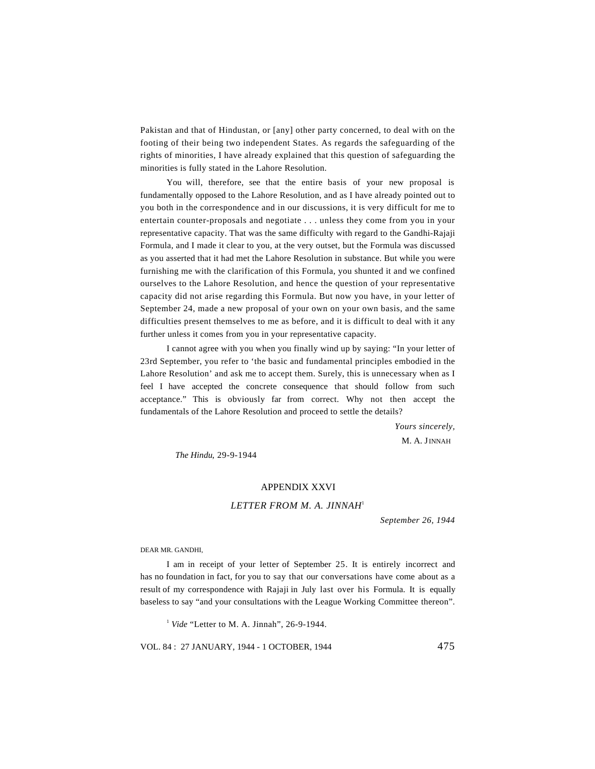Pakistan and that of Hindustan, or [any] other party concerned, to deal with on the footing of their being two independent States. As regards the safeguarding of the rights of minorities, I have already explained that this question of safeguarding the minorities is fully stated in the Lahore Resolution.

You will, therefore, see that the entire basis of your new proposal is fundamentally opposed to the Lahore Resolution, and as I have already pointed out to you both in the correspondence and in our discussions, it is very difficult for me to entertain counter-proposals and negotiate . . . unless they come from you in your representative capacity. That was the same difficulty with regard to the Gandhi-Rajaji Formula, and I made it clear to you, at the very outset, but the Formula was discussed as you asserted that it had met the Lahore Resolution in substance. But while you were furnishing me with the clarification of this Formula, you shunted it and we confined ourselves to the Lahore Resolution, and hence the question of your representative capacity did not arise regarding this Formula. But now you have, in your letter of September 24, made a new proposal of your own on your own basis, and the same difficulties present themselves to me as before, and it is difficult to deal with it any further unless it comes from you in your representative capacity.

I cannot agree with you when you finally wind up by saying: "In your letter of 23rd September, you refer to 'the basic and fundamental principles embodied in the Lahore Resolution' and ask me to accept them. Surely, this is unnecessary when as I feel I have accepted the concrete consequence that should follow from such acceptance." This is obviously far from correct. Why not then accept the fundamentals of the Lahore Resolution and proceed to settle the details?

*Yours sincerely,*

M. A. JINNAH

*The Hindu*, 29-9-1944

## APPENDIX XXVI

### *LETTER FROM M. A. JINNAH*[1]

*September 26, 1944*

DEAR MR. GANDHI,

I am in receipt of your letter of September 25. It is entirely incorrect and has no foundation in fact, for you to say that our conversations have come about as a result of my correspondence with Rajaji in July last over his Formula. It is equally baseless to say "and your consultations with the League Working Committee thereon".

[1] *Vide* "Letter to M. A. Jinnah", 26-9-1944.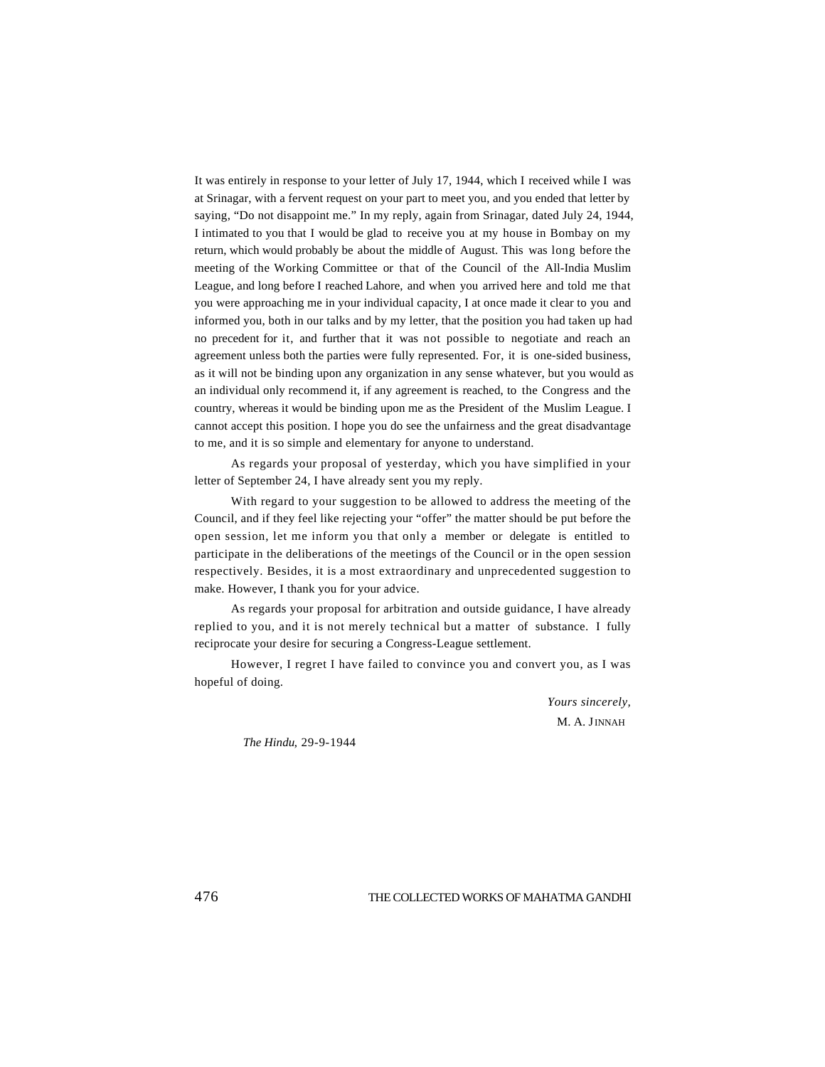It was entirely in response to your letter of July 17, 1944, which I received while I was at Srinagar, with a fervent request on your part to meet you, and you ended that letter by saying, “Do not disappoint me.” In my reply, again from Srinagar, dated July 24, 1944, I intimated to you that I would be glad to receive you at my house in Bombay on my return, which would probably be about the middle of August. This was long before the meeting of the Working Committee or that of the Council of the All-India Muslim League, and long before I reached Lahore, and when you arrived here and told me that you were approaching me in your individual capacity, I at once made it clear to you and informed you, both in our talks and by my letter, that the position you had taken up had no precedent for it, and further that it was not possible to negotiate and reach an agreement unless both the parties were fully represented. For, it is one-sided business, as it will not be binding upon any organization in any sense whatever, but you would as an individual only recommend it, if any agreement is reached, to the Congress and the country, whereas it would be binding upon me as the President of the Muslim League. I cannot accept this position. I hope you do see the unfairness and the great disadvantage to me, and it is so simple and elementary for anyone to understand.

As regards your proposal of yesterday, which you have simplified in your letter of September 24, I have already sent you my reply.

With regard to your suggestion to be allowed to address the meeting of the Council, and if they feel like rejecting your “offer” the matter should be put before the open session, let me inform you that only a member or delegate is entitled to participate in the deliberations of the meetings of the Council or in the open session respectively. Besides, it is a most extraordinary and unprecedented suggestion to make. However, I thank you for your advice.

As regards your proposal for arbitration and outside guidance, I have already replied to you, and it is not merely technical but a matter of substance. I fully reciprocate your desire for securing a Congress-League settlement.

However, I regret I have failed to convince you and convert you, as I was hopeful of doing.

*Yours sincerely,*

M. A. JINNAH

*The Hindu,* 29-9-1944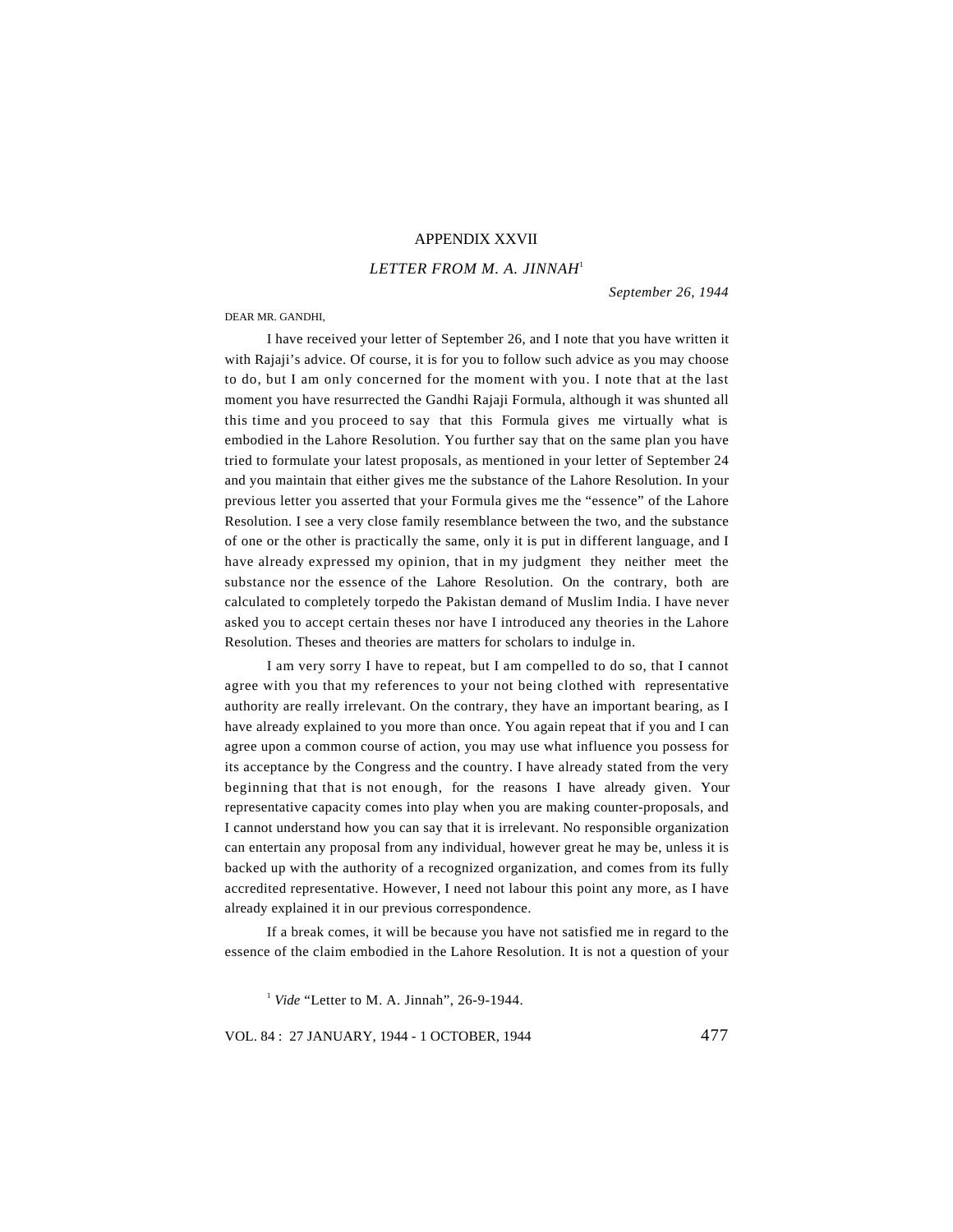## APPENDIX XXVII

### *LETTER FROM M. A. JINNAH*[1]

*September 26, 1944*

DEAR MR. GANDHI,

I have received your letter of September 26, and I note that you have written it with Rajaji's advice. Of course, it is for you to follow such advice as you may choose to do, but I am only concerned for the moment with you. I note that at the last moment you have resurrected the Gandhi Rajaji Formula, although it was shunted all this time and you proceed to say that this Formula gives me virtually what is embodied in the Lahore Resolution. You further say that on the same plan you have tried to formulate your latest proposals, as mentioned in your letter of September 24 and you maintain that either gives me the substance of the Lahore Resolution. In your previous letter you asserted that your Formula gives me the "essence" of the Lahore Resolution. I see a very close family resemblance between the two, and the substance of one or the other is practically the same, only it is put in different language, and I have already expressed my opinion, that in my judgment they neither meet the substance nor the essence of the Lahore Resolution. On the contrary, both are calculated to completely torpedo the Pakistan demand of Muslim India. I have never asked you to accept certain theses nor have I introduced any theories in the Lahore Resolution. Theses and theories are matters for scholars to indulge in.

I am very sorry I have to repeat, but I am compelled to do so, that I cannot agree with you that my references to your not being clothed with representative authority are really irrelevant. On the contrary, they have an important bearing, as I have already explained to you more than once. You again repeat that if you and I can agree upon a common course of action, you may use what influence you possess for its acceptance by the Congress and the country. I have already stated from the very beginning that that is not enough, for the reasons I have already given. Your representative capacity comes into play when you are making counter-proposals, and I cannot understand how you can say that it is irrelevant. No responsible organization can entertain any proposal from any individual, however great he may be, unless it is backed up with the authority of a recognized organization, and comes from its fully accredited representative. However, I need not labour this point any more, as I have already explained it in our previous correspondence.

If a break comes, it will be because you have not satisfied me in regard to the essence of the claim embodied in the Lahore Resolution. It is not a question of your

[1] *Vide* "Letter to M. A. Jinnah", 26-9-1944.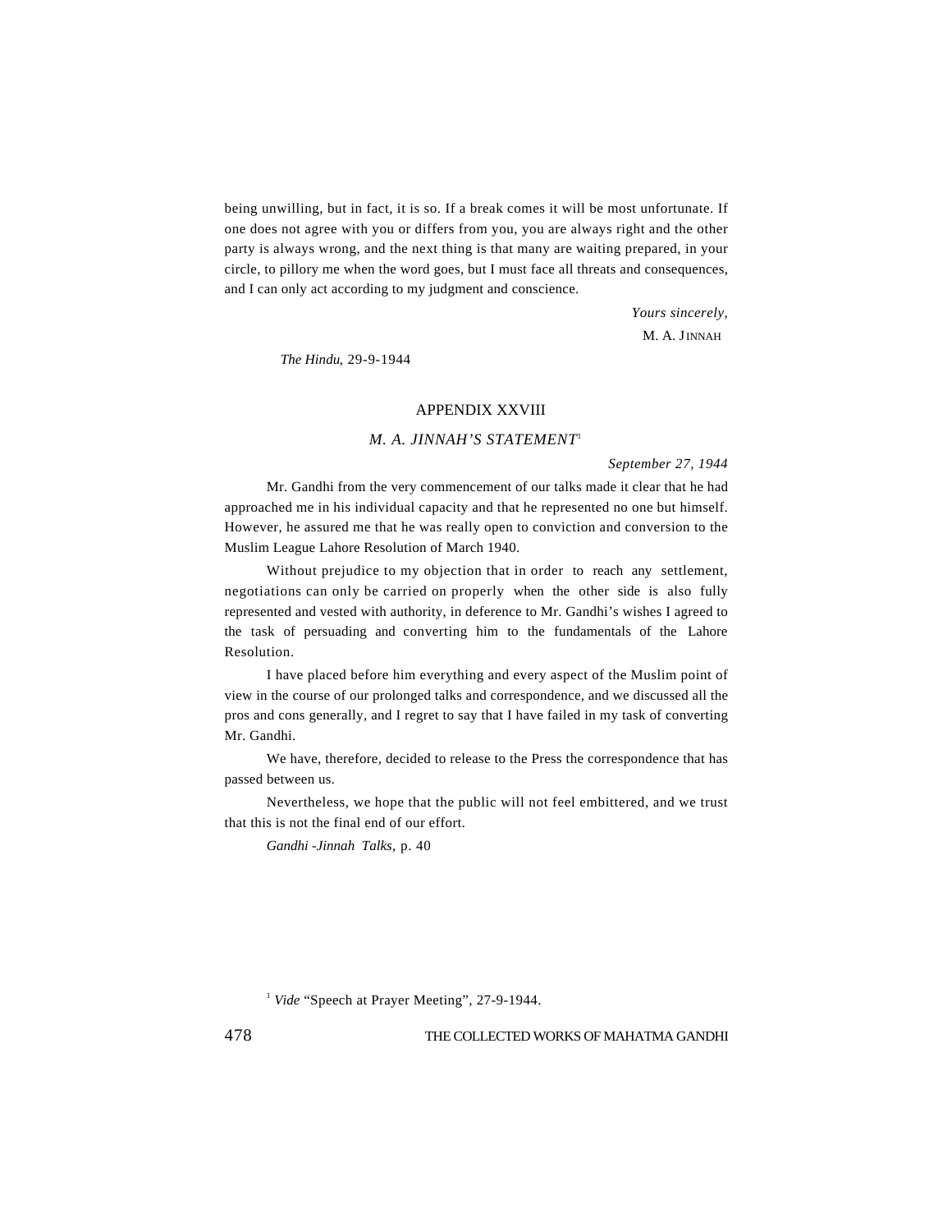being unwilling, but in fact, it is so. If a break comes it will be most unfortunate. If one does not agree with you or differs from you, you are always right and the other party is always wrong, and the next thing is that many are waiting prepared, in your circle, to pillory me when the word goes, but I must face all threats and consequences, and I can only act according to my judgment and conscience.

*Yours sincerely,*

M. A. JINNAH

*The Hindu,* 29-9-1944

## APPENDIX XXVIII

### *M. A. JINNAH'S STATEMENT*[1]

*September 27, 1944*

Mr. Gandhi from the very commencement of our talks made it clear that he had approached me in his individual capacity and that he represented no one but himself. However, he assured me that he was really open to conviction and conversion to the Muslim League Lahore Resolution of March 1940.

Without prejudice to my objection that in order to reach any settlement, negotiations can only be carried on properly when the other side is also fully represented and vested with authority, in deference to Mr. Gandhi's wishes I agreed to the task of persuading and converting him to the fundamentals of the Lahore Resolution.

I have placed before him everything and every aspect of the Muslim point of view in the course of our prolonged talks and correspondence, and we discussed all the pros and cons generally, and I regret to say that I have failed in my task of converting Mr. Gandhi.

We have, therefore, decided to release to the Press the correspondence that has passed between us.

Nevertheless, we hope that the public will not feel embittered, and we trust that this is not the final end of our effort.

*Gandhi -Jinnah Talks*, p. 40

[1] *Vide* "Speech at Prayer Meeting", 27-9-1944.